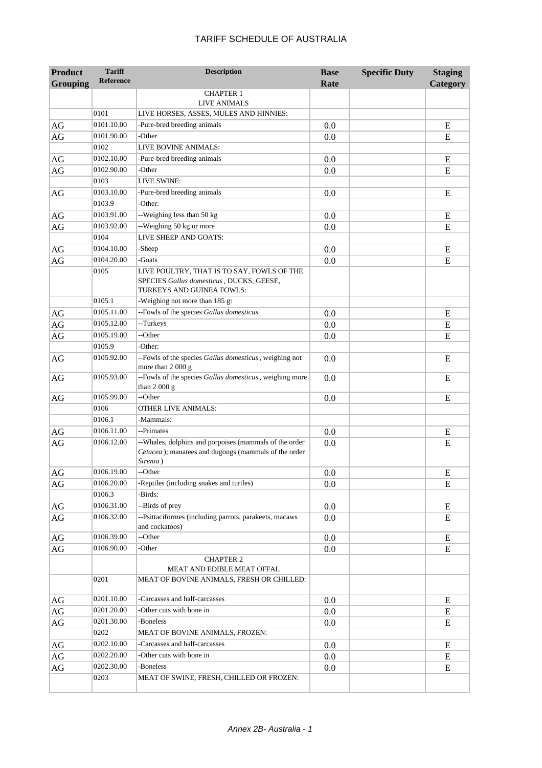# TARIFF SCHEDULE OF AUSTRALIA

| Product Grouping | Tariff Reference | Description | Base Rate | Specific Duty | Staging Category |
|---|---|---|---|---|---|
| | | CHAPTER 1<br>LIVE ANIMALS | | | |
| | 0101 | LIVE HORSES, ASSES, MULES AND HINNIES: | | | |
| AG | 0101.10.00 | -Pure-bred breeding animals | 0.0 | | E |
| AG | 0101.90.00 | -Other | 0.0 | | E |
| | 0102 | LIVE BOVINE ANIMALS: | | | |
| AG | 0102.10.00 | -Pure-bred breeding animals | 0.0 | | E |
| AG | 0102.90.00 | -Other | 0.0 | | E |
| | 0103 | LIVE SWINE: | | | |
| AG | 0103.10.00 | -Pure-bred breeding animals | 0.0 | | E |
| | 0103.9 | -Other: | | | |
| AG | 0103.91.00 | --Weighing less than 50 kg | 0.0 | | E |
| AG | 0103.92.00 | --Weighing 50 kg or more | 0.0 | | E |
| | 0104 | LIVE SHEEP AND GOATS: | | | |
| AG | 0104.10.00 | -Sheep | 0.0 | | E |
| AG | 0104.20.00 | -Goats | 0.0 | | E |
| | 0105 | LIVE POULTRY, THAT IS TO SAY, FOWLS OF THE SPECIES *Gallus domesticus*, DUCKS, GEESE, TURKEYS AND GUINEA FOWLS: | | | |
| | 0105.1 | -Weighing not more than 185 g: | | | |
| AG | 0105.11.00 | --Fowls of the species *Gallus domesticus* | 0.0 | | E |
| AG | 0105.12.00 | --Turkeys | 0.0 | | E |
| AG | 0105.19.00 | --Other | 0.0 | | E |
| | 0105.9 | -Other: | | | |
| AG | 0105.92.00 | --Fowls of the species *Gallus domesticus*, weighing not more than 2 000 g | 0.0 | | E |
| AG | 0105.93.00 | --Fowls of the species *Gallus domesticus*, weighing more than 2 000 g | 0.0 | | E |
| AG | 0105.99.00 | --Other | 0.0 | | E |
| | 0106 | OTHER LIVE ANIMALS: | | | |
| | 0106.1 | -Mammals: | | | |
| AG | 0106.11.00 | --Primates | 0.0 | | E |
| AG | 0106.12.00 | --Whales, dolphins and porpoises (mammals of the order *Cetacea*); manatees and dugongs (mammals of the order *Sirenia*) | 0.0 | | E |
| AG | 0106.19.00 | --Other | 0.0 | | E |
| AG | 0106.20.00 | -Reptiles (including snakes and turtles) | 0.0 | | E |
| | 0106.3 | -Birds: | | | |
| AG | 0106.31.00 | --Birds of prey | 0.0 | | E |
| AG | 0106.32.00 | --Psittaciformes (including parrots, parakeets, macaws and cockatoos) | 0.0 | | E |
| AG | 0106.39.00 | --Other | 0.0 | | E |
| AG | 0106.90.00 | -Other | 0.0 | | E |
| | | CHAPTER 2<br>MEAT AND EDIBLE MEAT OFFAL | | | |
| | 0201 | MEAT OF BOVINE ANIMALS, FRESH OR CHILLED: | | | |
| AG | 0201.10.00 | -Carcasses and half-carcasses | 0.0 | | E |
| AG | 0201.20.00 | -Other cuts with bone in | 0.0 | | E |
| AG | 0201.30.00 | -Boneless | 0.0 | | E |
| | 0202 | MEAT OF BOVINE ANIMALS, FROZEN: | | | |
| AG | 0202.10.00 | -Carcasses and half-carcasses | 0.0 | | E |
| AG | 0202.20.00 | -Other cuts with bone in | 0.0 | | E |
| AG | 0202.30.00 | -Boneless | 0.0 | | E |
| | 0203 | MEAT OF SWINE, FRESH, CHILLED OR FROZEN: | | | |

Annex 2B- Australia - 1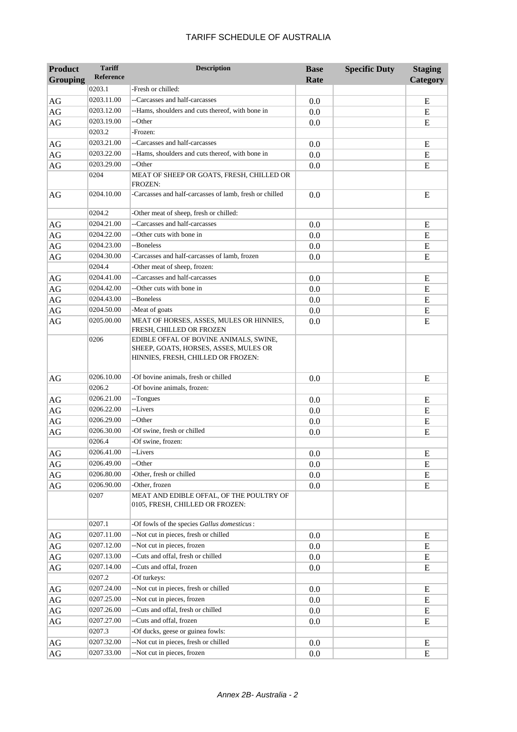# TARIFF SCHEDULE OF AUSTRALIA

| Product Grouping | Tariff Reference | Description | Base Rate | Specific Duty | Staging Category |
|---|---|---|---|---|---|
| | 0203.1 | -Fresh or chilled: | | | |
| AG | 0203.11.00 | --Carcasses and half-carcasses | 0.0 | | E |
| AG | 0203.12.00 | --Hams, shoulders and cuts thereof, with bone in | 0.0 | | E |
| AG | 0203.19.00 | --Other | 0.0 | | E |
| | 0203.2 | -Frozen: | | | |
| AG | 0203.21.00 | --Carcasses and half-carcasses | 0.0 | | E |
| AG | 0203.22.00 | --Hams, shoulders and cuts thereof, with bone in | 0.0 | | E |
| AG | 0203.29.00 | --Other | 0.0 | | E |
| | 0204 | MEAT OF SHEEP OR GOATS, FRESH, CHILLED OR FROZEN: | | | |
| AG | 0204.10.00 | -Carcasses and half-carcasses of lamb, fresh or chilled | 0.0 | | E |
| | 0204.2 | -Other meat of sheep, fresh or chilled: | | | |
| AG | 0204.21.00 | --Carcasses and half-carcasses | 0.0 | | E |
| AG | 0204.22.00 | --Other cuts with bone in | 0.0 | | E |
| AG | 0204.23.00 | --Boneless | 0.0 | | E |
| AG | 0204.30.00 | -Carcasses and half-carcasses of lamb, frozen | 0.0 | | E |
| | 0204.4 | -Other meat of sheep, frozen: | | | |
| AG | 0204.41.00 | --Carcasses and half-carcasses | 0.0 | | E |
| AG | 0204.42.00 | --Other cuts with bone in | 0.0 | | E |
| AG | 0204.43.00 | --Boneless | 0.0 | | E |
| AG | 0204.50.00 | -Meat of goats | 0.0 | | E |
| AG | 0205.00.00 | MEAT OF HORSES, ASSES, MULES OR HINNIES, FRESH, CHILLED OR FROZEN | 0.0 | | E |
| | 0206 | EDIBLE OFFAL OF BOVINE ANIMALS, SWINE, SHEEP, GOATS, HORSES, ASSES, MULES OR HINNIES, FRESH, CHILLED OR FROZEN: | | | |
| AG | 0206.10.00 | -Of bovine animals, fresh or chilled | 0.0 | | E |
| | 0206.2 | -Of bovine animals, frozen: | | | |
| AG | 0206.21.00 | --Tongues | 0.0 | | E |
| AG | 0206.22.00 | --Livers | 0.0 | | E |
| AG | 0206.29.00 | --Other | 0.0 | | E |
| AG | 0206.30.00 | -Of swine, fresh or chilled | 0.0 | | E |
| | 0206.4 | -Of swine, frozen: | | | |
| AG | 0206.41.00 | --Livers | 0.0 | | E |
| AG | 0206.49.00 | --Other | 0.0 | | E |
| AG | 0206.80.00 | -Other, fresh or chilled | 0.0 | | E |
| AG | 0206.90.00 | -Other, frozen | 0.0 | | E |
| | 0207 | MEAT AND EDIBLE OFFAL, OF THE POULTRY OF 0105, FRESH, CHILLED OR FROZEN: | | | |
| | 0207.1 | -Of fowls of the species *Gallus domesticus*: | | | |
| AG | 0207.11.00 | --Not cut in pieces, fresh or chilled | 0.0 | | E |
| AG | 0207.12.00 | --Not cut in pieces, frozen | 0.0 | | E |
| AG | 0207.13.00 | --Cuts and offal, fresh or chilled | 0.0 | | E |
| AG | 0207.14.00 | --Cuts and offal, frozen | 0.0 | | E |
| | 0207.2 | -Of turkeys: | | | |
| AG | 0207.24.00 | --Not cut in pieces, fresh or chilled | 0.0 | | E |
| AG | 0207.25.00 | --Not cut in pieces, frozen | 0.0 | | E |
| AG | 0207.26.00 | --Cuts and offal, fresh or chilled | 0.0 | | E |
| AG | 0207.27.00 | --Cuts and offal, frozen | 0.0 | | E |
| | 0207.3 | -Of ducks, geese or guinea fowls: | | | |
| AG | 0207.32.00 | --Not cut in pieces, fresh or chilled | 0.0 | | E |
| AG | 0207.33.00 | --Not cut in pieces, frozen | 0.0 | | E |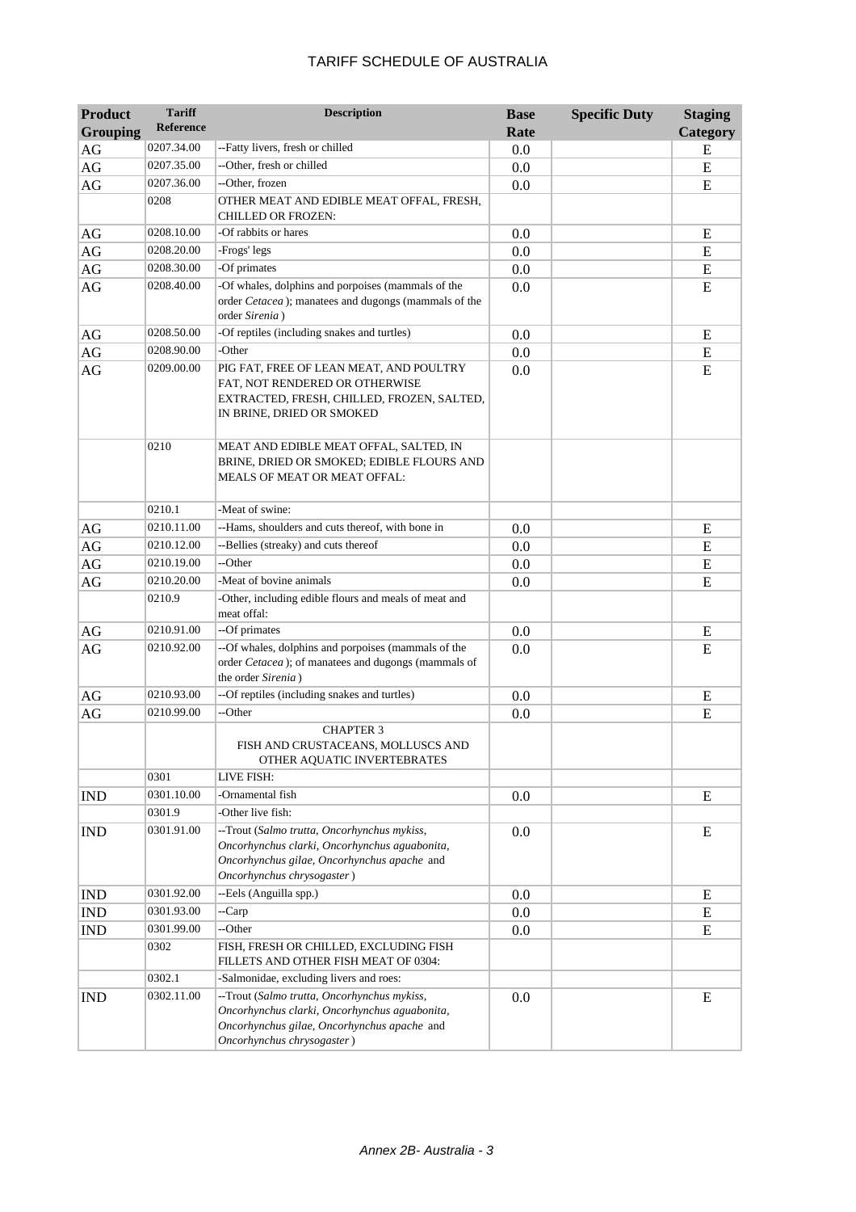# TARIFF SCHEDULE OF AUSTRALIA

| Product Grouping | Tariff Reference | Description | Base Rate | Specific Duty | Staging Category |
|---|---|---|---|---|---|
| AG | 0207.34.00 | --Fatty livers, fresh or chilled | 0.0 | | E |
| AG | 0207.35.00 | --Other, fresh or chilled | 0.0 | | E |
| AG | 0207.36.00 | --Other, frozen | 0.0 | | E |
| | 0208 | OTHER MEAT AND EDIBLE MEAT OFFAL, FRESH, CHILLED OR FROZEN: | | | |
| AG | 0208.10.00 | -Of rabbits or hares | 0.0 | | E |
| AG | 0208.20.00 | -Frogs' legs | 0.0 | | E |
| AG | 0208.30.00 | -Of primates | 0.0 | | E |
| AG | 0208.40.00 | -Of whales, dolphins and porpoises (mammals of the order *Cetacea* ); manatees and dugongs (mammals of the order *Sirenia* ) | 0.0 | | E |
| AG | 0208.50.00 | -Of reptiles (including snakes and turtles) | 0.0 | | E |
| AG | 0208.90.00 | -Other | 0.0 | | E |
| AG | 0209.00.00 | PIG FAT, FREE OF LEAN MEAT, AND POULTRY FAT, NOT RENDERED OR OTHERWISE EXTRACTED, FRESH, CHILLED, FROZEN, SALTED, IN BRINE, DRIED OR SMOKED | 0.0 | | E |
| | 0210 | MEAT AND EDIBLE MEAT OFFAL, SALTED, IN BRINE, DRIED OR SMOKED; EDIBLE FLOURS AND MEALS OF MEAT OR MEAT OFFAL: | | | |
| | 0210.1 | -Meat of swine: | | | |
| AG | 0210.11.00 | --Hams, shoulders and cuts thereof, with bone in | 0.0 | | E |
| AG | 0210.12.00 | --Bellies (streaky) and cuts thereof | 0.0 | | E |
| AG | 0210.19.00 | --Other | 0.0 | | E |
| AG | 0210.20.00 | -Meat of bovine animals | 0.0 | | E |
| | 0210.9 | -Other, including edible flours and meals of meat and meat offal: | | | |
| AG | 0210.91.00 | --Of primates | 0.0 | | E |
| AG | 0210.92.00 | --Of whales, dolphins and porpoises (mammals of the order *Cetacea* ); of manatees and dugongs (mammals of the order *Sirenia* ) | 0.0 | | E |
| AG | 0210.93.00 | --Of reptiles (including snakes and turtles) | 0.0 | | E |
| AG | 0210.99.00 | --Other | 0.0 | | E |
| | | CHAPTER 3 FISH AND CRUSTACEANS, MOLLUSCS AND OTHER AQUATIC INVERTEBRATES | | | |
| | 0301 | LIVE FISH: | | | |
| IND | 0301.10.00 | -Ornamental fish | 0.0 | | E |
| | 0301.9 | -Other live fish: | | | |
| IND | 0301.91.00 | --Trout (*Salmo trutta, Oncorhynchus mykiss, Oncorhynchus clarki, Oncorhynchus aguabonita, Oncorhynchus gilae, Oncorhynchus apache* and *Oncorhynchus chrysogaster* ) | 0.0 | | E |
| IND | 0301.92.00 | --Eels (Anguilla spp.) | 0.0 | | E |
| IND | 0301.93.00 | --Carp | 0.0 | | E |
| IND | 0301.99.00 | --Other | 0.0 | | E |
| | 0302 | FISH, FRESH OR CHILLED, EXCLUDING FISH FILLETS AND OTHER FISH MEAT OF 0304: | | | |
| | 0302.1 | -Salmonidae, excluding livers and roes: | | | |
| IND | 0302.11.00 | --Trout (*Salmo trutta, Oncorhynchus mykiss, Oncorhynchus clarki, Oncorhynchus aguabonita, Oncorhynchus gilae, Oncorhynchus apache* and *Oncorhynchus chrysogaster* ) | 0.0 | | E |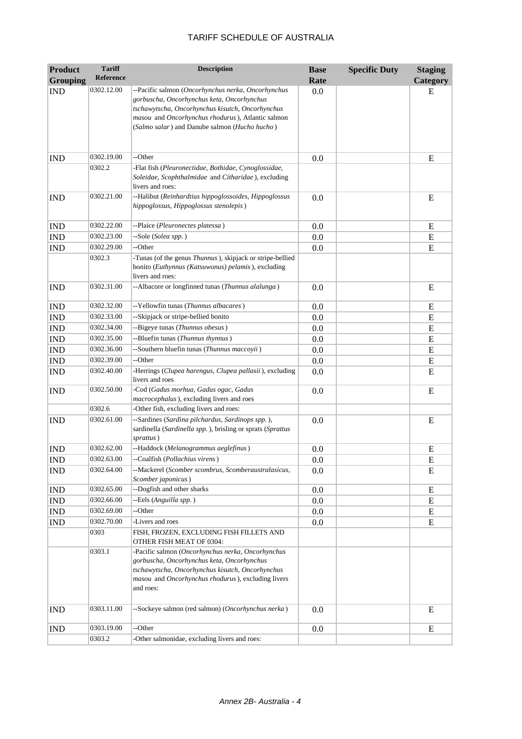| Product Grouping | Tariff Reference | Description | Base Rate | Specific Duty | Staging Category |
|---|---|---|---|---|---|
| IND | 0302.12.00 | --Pacific salmon (*Oncorhynchus nerka, Oncorhynchus gorbuscha, Oncorhynchus keta, Oncorhynchus tschawytscha, Oncorhynchus kisutch, Oncorhynchus masou* and *Oncorhynchus rhodurus*), Atlantic salmon (*Salmo salar*) and Danube salmon (*Hucho hucho*) | 0.0 | | E |
| IND | 0302.19.00 | --Other | 0.0 | | E |
| | 0302.2 | -Flat fish (*Pleuronectidae, Bothidae, Cynoglossidae, Soleidae, Scophthalmidae* and *Citharidae*), excluding livers and roes: | | | |
| IND | 0302.21.00 | --Halibut (*Reinhardtius hippoglossoides, Hippoglossus hippoglossus, Hippoglossus stenolepis*) | 0.0 | | E |
| IND | 0302.22.00 | --Plaice (*Pleuronectes platessa*) | 0.0 | | E |
| IND | 0302.23.00 | --Sole (*Solea spp.*) | 0.0 | | E |
| IND | 0302.29.00 | --Other | 0.0 | | E |
| | 0302.3 | -Tunas (of the genus *Thunnus*), skipjack or stripe-bellied bonito (*Euthynnus (Katsuwonus) pelamis*), excluding livers and roes: | | | |
| IND | 0302.31.00 | --Albacore or longfinned tunas (*Thunnus alalunga*) | 0.0 | | E |
| IND | 0302.32.00 | --Yellowfin tunas (*Thunnus albacares*) | 0.0 | | E |
| IND | 0302.33.00 | --Skipjack or stripe-bellied bonito | 0.0 | | E |
| IND | 0302.34.00 | --Bigeye tunas (*Thunnus obesus*) | 0.0 | | E |
| IND | 0302.35.00 | --Bluefin tunas (*Thunnus thynnus*) | 0.0 | | E |
| IND | 0302.36.00 | --Southern bluefin tunas (*Thunnus maccoyii*) | 0.0 | | E |
| IND | 0302.39.00 | --Other | 0.0 | | E |
| IND | 0302.40.00 | -Herrings (*Clupea harengus, Clupea pallasii*), excluding livers and roes | 0.0 | | E |
| IND | 0302.50.00 | -Cod (*Gadus morhua, Gadus ogac, Gadus macrocephalus*), excluding livers and roes | 0.0 | | E |
| | 0302.6 | -Other fish, excluding livers and roes: | | | |
| IND | 0302.61.00 | --Sardines (*Sardina pilchardus, Sardinops spp.*), sardinella (*Sardinella spp.*), brisling or sprats (*Sprattus sprattus*) | 0.0 | | E |
| IND | 0302.62.00 | --Haddock (*Melanogrammus aeglefinus*) | 0.0 | | E |
| IND | 0302.63.00 | --Coalfish (*Pollachius virens*) | 0.0 | | E |
| IND | 0302.64.00 | --Mackerel (*Scomber scombrus, Scomberaustralasicus, Scomber japonicus*) | 0.0 | | E |
| IND | 0302.65.00 | --Dogfish and other sharks | 0.0 | | E |
| IND | 0302.66.00 | --Eels (*Anguilla spp.*) | 0.0 | | E |
| IND | 0302.69.00 | --Other | 0.0 | | E |
| IND | 0302.70.00 | -Livers and roes | 0.0 | | E |
| | 0303 | FISH, FROZEN, EXCLUDING FISH FILLETS AND OTHER FISH MEAT OF 0304: | | | |
| | 0303.1 | -Pacific salmon (*Oncorhynchus nerka, Oncorhynchus gorbuscha, Oncorhynchus keta, Oncorhynchus tschawytscha, Oncorhynchus kisutch, Oncorhynchus masou* and *Oncorhynchus rhodurus*), excluding livers and roes: | | | |
| IND | 0303.11.00 | --Sockeye salmon (red salmon) (*Oncorhynchus nerka*) | 0.0 | | E |
| IND | 0303.19.00 | --Other | 0.0 | | E |
| | 0303.2 | -Other salmonidae, excluding livers and roes: | | | |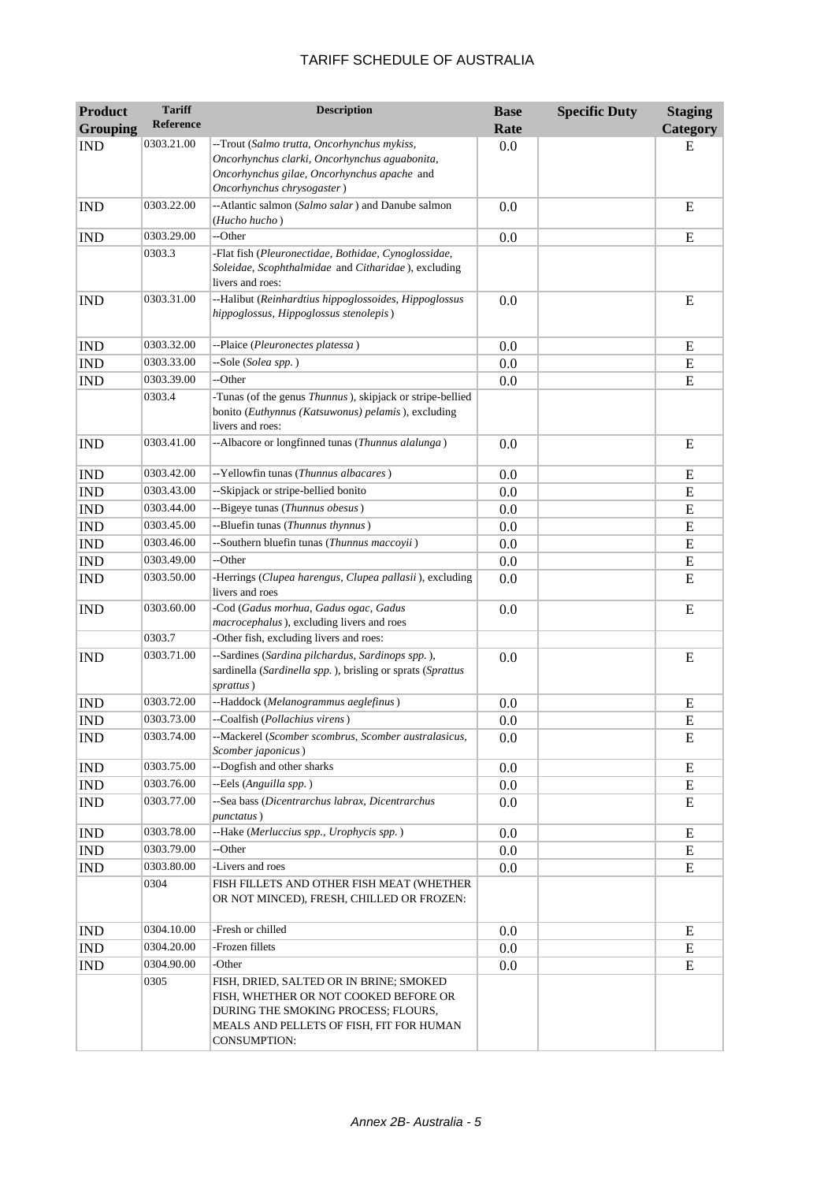# TARIFF SCHEDULE OF AUSTRALIA

| Product Grouping | Tariff Reference | Description | Base Rate | Specific Duty | Staging Category |
|---|---|---|---|---|---|
| IND | 0303.21.00 | --Trout (*Salmo trutta, Oncorhynchus mykiss, Oncorhynchus clarki, Oncorhynchus aguabonita, Oncorhynchus gilae, Oncorhynchus apache* and *Oncorhynchus chrysogaster*) | 0.0 | | E |
| IND | 0303.22.00 | --Atlantic salmon (*Salmo salar*) and Danube salmon (*Hucho hucho*) | 0.0 | | E |
| IND | 0303.29.00 | --Other | 0.0 | | E |
| | 0303.3 | -Flat fish (*Pleuronectidae, Bothidae, Cynoglossidae, Soleidae, Scophthalmidae* and *Citharidae*), excluding livers and roes: | | | |
| IND | 0303.31.00 | --Halibut (*Reinhardtius hippoglossoides, Hippoglossus hippoglossus, Hippoglossus stenolepis*) | 0.0 | | E |
| IND | 0303.32.00 | --Plaice (*Pleuronectes platessa*) | 0.0 | | E |
| IND | 0303.33.00 | --Sole (*Solea spp.*) | 0.0 | | E |
| IND | 0303.39.00 | --Other | 0.0 | | E |
| | 0303.4 | -Tunas (of the genus *Thunnus*), skipjack or stripe-bellied bonito (*Euthynnus (Katsuwonus) pelamis*), excluding livers and roes: | | | |
| IND | 0303.41.00 | --Albacore or longfinned tunas (*Thunnus alalunga*) | 0.0 | | E |
| IND | 0303.42.00 | --Yellowfin tunas (*Thunnus albacares*) | 0.0 | | E |
| IND | 0303.43.00 | --Skipjack or stripe-bellied bonito | 0.0 | | E |
| IND | 0303.44.00 | --Bigeye tunas (*Thunnus obesus*) | 0.0 | | E |
| IND | 0303.45.00 | --Bluefin tunas (*Thunnus thynnus*) | 0.0 | | E |
| IND | 0303.46.00 | --Southern bluefin tunas (*Thunnus maccoyii*) | 0.0 | | E |
| IND | 0303.49.00 | --Other | 0.0 | | E |
| IND | 0303.50.00 | -Herrings (*Clupea harengus, Clupea pallasii*), excluding livers and roes | 0.0 | | E |
| IND | 0303.60.00 | -Cod (*Gadus morhua, Gadus ogac, Gadus macrocephalus*), excluding livers and roes | 0.0 | | E |
| | 0303.7 | -Other fish, excluding livers and roes: | | | |
| IND | 0303.71.00 | --Sardines (*Sardina pilchardus, Sardinops spp.*), sardinella (*Sardinella spp.*), brisling or sprats (*Sprattus sprattus*) | 0.0 | | E |
| IND | 0303.72.00 | --Haddock (*Melanogrammus aeglefinus*) | 0.0 | | E |
| IND | 0303.73.00 | --Coalfish (*Pollachius virens*) | 0.0 | | E |
| IND | 0303.74.00 | --Mackerel (*Scomber scombrus, Scomber australasicus, Scomber japonicus*) | 0.0 | | E |
| IND | 0303.75.00 | --Dogfish and other sharks | 0.0 | | E |
| IND | 0303.76.00 | --Eels (*Anguilla spp.*) | 0.0 | | E |
| IND | 0303.77.00 | --Sea bass (*Dicentrarchus labrax, Dicentrarchus punctatus*) | 0.0 | | E |
| IND | 0303.78.00 | --Hake (*Merluccius spp., Urophycis spp.*) | 0.0 | | E |
| IND | 0303.79.00 | --Other | 0.0 | | E |
| IND | 0303.80.00 | -Livers and roes | 0.0 | | E |
| | 0304 | FISH FILLETS AND OTHER FISH MEAT (WHETHER OR NOT MINCED), FRESH, CHILLED OR FROZEN: | | | |
| IND | 0304.10.00 | -Fresh or chilled | 0.0 | | E |
| IND | 0304.20.00 | -Frozen fillets | 0.0 | | E |
| IND | 0304.90.00 | -Other | 0.0 | | E |
| | 0305 | FISH, DRIED, SALTED OR IN BRINE; SMOKED FISH, WHETHER OR NOT COOKED BEFORE OR DURING THE SMOKING PROCESS; FLOURS, MEALS AND PELLETS OF FISH, FIT FOR HUMAN CONSUMPTION: | | | |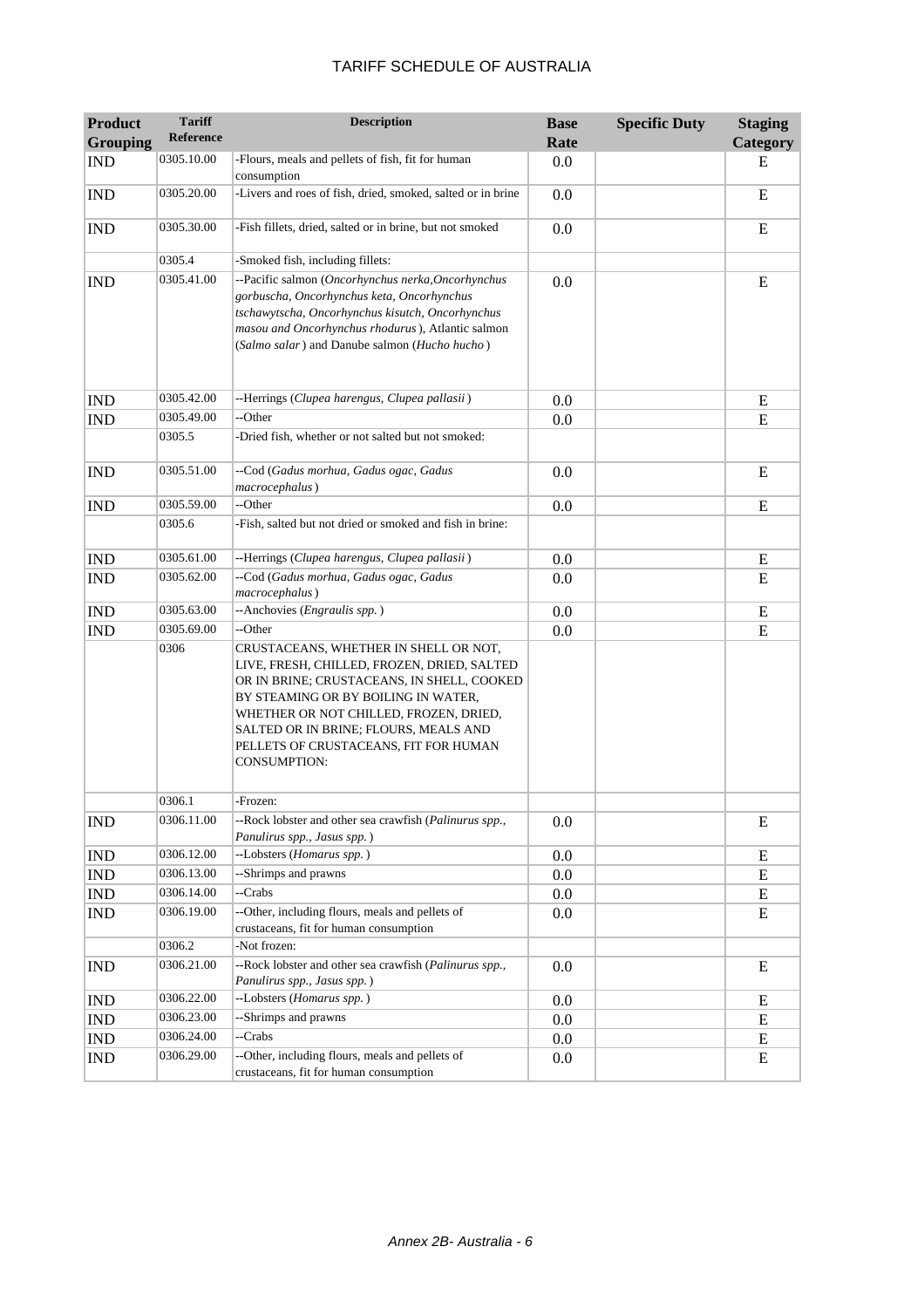# TARIFF SCHEDULE OF AUSTRALIA

| Product Grouping | Tariff Reference | Description | Base Rate | Specific Duty | Staging Category |
|---|---|---|---|---|---|
| IND | 0305.10.00 | -Flours, meals and pellets of fish, fit for human consumption | 0.0 | | E |
| IND | 0305.20.00 | -Livers and roes of fish, dried, smoked, salted or in brine | 0.0 | | E |
| IND | 0305.30.00 | -Fish fillets, dried, salted or in brine, but not smoked | 0.0 | | E |
| | 0305.4 | -Smoked fish, including fillets: | | | |
| IND | 0305.41.00 | --Pacific salmon (*Oncorhynchus nerka,Oncorhynchus gorbuscha, Oncorhynchus keta, Oncorhynchus tschawytscha, Oncorhynchus kisutch, Oncorhynchus masou and Oncorhynchus rhodurus*), Atlantic salmon (*Salmo salar*) and Danube salmon (*Hucho hucho*) | 0.0 | | E |
| IND | 0305.42.00 | --Herrings (*Clupea harengus, Clupea pallasii*) | 0.0 | | E |
| IND | 0305.49.00 | --Other | 0.0 | | E |
| | 0305.5 | -Dried fish, whether or not salted but not smoked: | | | |
| IND | 0305.51.00 | --Cod (*Gadus morhua, Gadus ogac, Gadus macrocephalus*) | 0.0 | | E |
| IND | 0305.59.00 | --Other | 0.0 | | E |
| | 0305.6 | -Fish, salted but not dried or smoked and fish in brine: | | | |
| IND | 0305.61.00 | --Herrings (*Clupea harengus, Clupea pallasii*) | 0.0 | | E |
| IND | 0305.62.00 | --Cod (*Gadus morhua, Gadus ogac, Gadus macrocephalus*) | 0.0 | | E |
| IND | 0305.63.00 | --Anchovies (*Engraulis spp.*) | 0.0 | | E |
| IND | 0305.69.00 | --Other | 0.0 | | E |
| | 0306 | CRUSTACEANS, WHETHER IN SHELL OR NOT, LIVE, FRESH, CHILLED, FROZEN, DRIED, SALTED OR IN BRINE; CRUSTACEANS, IN SHELL, COOKED BY STEAMING OR BY BOILING IN WATER, WHETHER OR NOT CHILLED, FROZEN, DRIED, SALTED OR IN BRINE; FLOURS, MEALS AND PELLETS OF CRUSTACEANS, FIT FOR HUMAN CONSUMPTION: | | | |
| | 0306.1 | -Frozen: | | | |
| IND | 0306.11.00 | --Rock lobster and other sea crawfish (*Palinurus spp., Panulirus spp., Jasus spp.*) | 0.0 | | E |
| IND | 0306.12.00 | --Lobsters (*Homarus spp.*) | 0.0 | | E |
| IND | 0306.13.00 | --Shrimps and prawns | 0.0 | | E |
| IND | 0306.14.00 | --Crabs | 0.0 | | E |
| IND | 0306.19.00 | --Other, including flours, meals and pellets of crustaceans, fit for human consumption | 0.0 | | E |
| | 0306.2 | -Not frozen: | | | |
| IND | 0306.21.00 | --Rock lobster and other sea crawfish (*Palinurus spp., Panulirus spp., Jasus spp.*) | 0.0 | | E |
| IND | 0306.22.00 | --Lobsters (*Homarus spp.*) | 0.0 | | E |
| IND | 0306.23.00 | --Shrimps and prawns | 0.0 | | E |
| IND | 0306.24.00 | --Crabs | 0.0 | | E |
| IND | 0306.29.00 | --Other, including flours, meals and pellets of crustaceans, fit for human consumption | 0.0 | | E |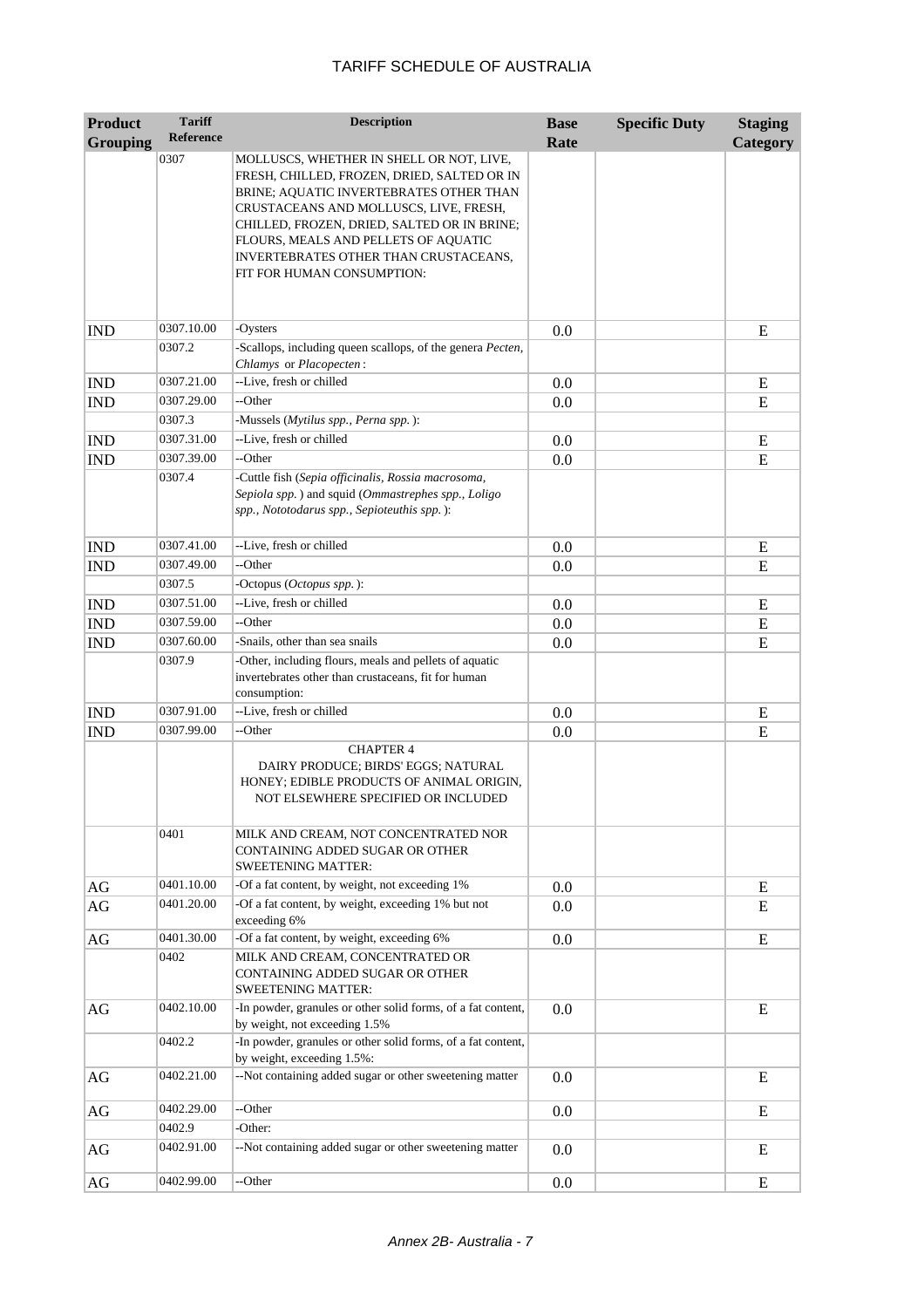| Product Grouping | Tariff Reference | Description | Base Rate | Specific Duty | Staging Category |
|---|---|---|---|---|---|
| | 0307 | MOLLUSCS, WHETHER IN SHELL OR NOT, LIVE, FRESH, CHILLED, FROZEN, DRIED, SALTED OR IN BRINE; AQUATIC INVERTEBRATES OTHER THAN CRUSTACEANS AND MOLLUSCS, LIVE, FRESH, CHILLED, FROZEN, DRIED, SALTED OR IN BRINE; FLOURS, MEALS AND PELLETS OF AQUATIC INVERTEBRATES OTHER THAN CRUSTACEANS, FIT FOR HUMAN CONSUMPTION: | | | |
| IND | 0307.10.00 | -Oysters | 0.0 | | E |
| | 0307.2 | -Scallops, including queen scallops, of the genera *Pecten, Chlamys* or *Placopecten* : | | | |
| IND | 0307.21.00 | --Live, fresh or chilled | 0.0 | | E |
| IND | 0307.29.00 | --Other | 0.0 | | E |
| | 0307.3 | -Mussels (*Mytilus spp., Perna spp.* ): | | | |
| IND | 0307.31.00 | --Live, fresh or chilled | 0.0 | | E |
| IND | 0307.39.00 | --Other | 0.0 | | E |
| | 0307.4 | -Cuttle fish (*Sepia officinalis, Rossia macrosoma, Sepiola spp.* ) and squid (*Ommastrephes spp., Loligo spp., Nototodarus spp., Sepioteuthis spp.* ): | | | |
| IND | 0307.41.00 | --Live, fresh or chilled | 0.0 | | E |
| IND | 0307.49.00 | --Other | 0.0 | | E |
| | 0307.5 | -Octopus (*Octopus spp.* ): | | | |
| IND | 0307.51.00 | --Live, fresh or chilled | 0.0 | | E |
| IND | 0307.59.00 | --Other | 0.0 | | E |
| IND | 0307.60.00 | -Snails, other than sea snails | 0.0 | | E |
| | 0307.9 | -Other, including flours, meals and pellets of aquatic invertebrates other than crustaceans, fit for human consumption: | | | |
| IND | 0307.91.00 | --Live, fresh or chilled | 0.0 | | E |
| IND | 0307.99.00 | --Other | 0.0 | | E |
| | | CHAPTER 4 DAIRY PRODUCE; BIRDS' EGGS; NATURAL HONEY; EDIBLE PRODUCTS OF ANIMAL ORIGIN, NOT ELSEWHERE SPECIFIED OR INCLUDED | | | |
| | 0401 | MILK AND CREAM, NOT CONCENTRATED NOR CONTAINING ADDED SUGAR OR OTHER SWEETENING MATTER: | | | |
| AG | 0401.10.00 | -Of a fat content, by weight, not exceeding 1% | 0.0 | | E |
| AG | 0401.20.00 | -Of a fat content, by weight, exceeding 1% but not exceeding 6% | 0.0 | | E |
| AG | 0401.30.00 | -Of a fat content, by weight, exceeding 6% | 0.0 | | E |
| | 0402 | MILK AND CREAM, CONCENTRATED OR CONTAINING ADDED SUGAR OR OTHER SWEETENING MATTER: | | | |
| AG | 0402.10.00 | -In powder, granules or other solid forms, of a fat content, by weight, not exceeding 1.5% | 0.0 | | E |
| | 0402.2 | -In powder, granules or other solid forms, of a fat content, by weight, exceeding 1.5%: | | | |
| AG | 0402.21.00 | --Not containing added sugar or other sweetening matter | 0.0 | | E |
| AG | 0402.29.00 | --Other | 0.0 | | E |
| | 0402.9 | -Other: | | | |
| AG | 0402.91.00 | --Not containing added sugar or other sweetening matter | 0.0 | | E |
| AG | 0402.99.00 | --Other | 0.0 | | E |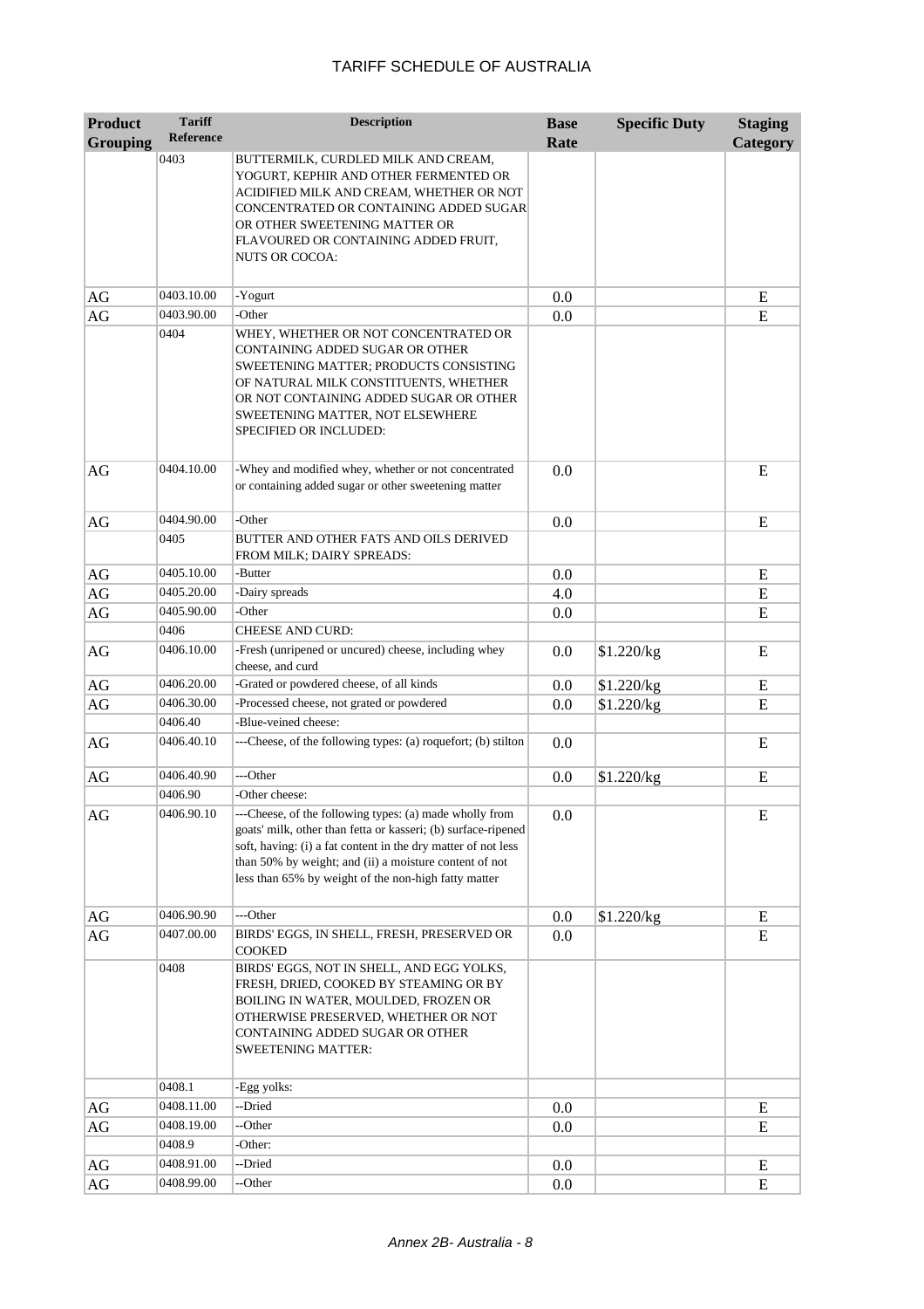| Product Grouping | Tariff Reference | Description | Base Rate | Specific Duty | Staging Category |
|---|---|---|---|---|---|
| | 0403 | BUTTERMILK, CURDLED MILK AND CREAM, YOGURT, KEPHIR AND OTHER FERMENTED OR ACIDIFIED MILK AND CREAM, WHETHER OR NOT CONCENTRATED OR CONTAINING ADDED SUGAR OR OTHER SWEETENING MATTER OR FLAVOURED OR CONTAINING ADDED FRUIT, NUTS OR COCOA: | | | |
| AG | 0403.10.00 | -Yogurt | 0.0 | | E |
| AG | 0403.90.00 | -Other | 0.0 | | E |
| | 0404 | WHEY, WHETHER OR NOT CONCENTRATED OR CONTAINING ADDED SUGAR OR OTHER SWEETENING MATTER; PRODUCTS CONSISTING OF NATURAL MILK CONSTITUENTS, WHETHER OR NOT CONTAINING ADDED SUGAR OR OTHER SWEETENING MATTER, NOT ELSEWHERE SPECIFIED OR INCLUDED: | | | |
| AG | 0404.10.00 | -Whey and modified whey, whether or not concentrated or containing added sugar or other sweetening matter | 0.0 | | E |
| AG | 0404.90.00 | -Other | 0.0 | | E |
| | 0405 | BUTTER AND OTHER FATS AND OILS DERIVED FROM MILK; DAIRY SPREADS: | | | |
| AG | 0405.10.00 | -Butter | 0.0 | | E |
| AG | 0405.20.00 | -Dairy spreads | 4.0 | | E |
| AG | 0405.90.00 | -Other | 0.0 | | E |
| | 0406 | CHEESE AND CURD: | | | |
| AG | 0406.10.00 | -Fresh (unripened or uncured) cheese, including whey cheese, and curd | 0.0 | $1.220/kg | E |
| AG | 0406.20.00 | -Grated or powdered cheese, of all kinds | 0.0 | $1.220/kg | E |
| AG | 0406.30.00 | -Processed cheese, not grated or powdered | 0.0 | $1.220/kg | E |
| | 0406.40 | -Blue-veined cheese: | | | |
| AG | 0406.40.10 | ---Cheese, of the following types: (a) roquefort; (b) stilton | 0.0 | | E |
| AG | 0406.40.90 | ---Other | 0.0 | $1.220/kg | E |
| | 0406.90 | -Other cheese: | | | |
| AG | 0406.90.10 | ---Cheese, of the following types: (a) made wholly from goats' milk, other than fetta or kasseri; (b) surface-ripened soft, having: (i) a fat content in the dry matter of not less than 50% by weight; and (ii) a moisture content of not less than 65% by weight of the non-high fatty matter | 0.0 | | E |
| AG | 0406.90.90 | ---Other | 0.0 | $1.220/kg | E |
| AG | 0407.00.00 | BIRDS' EGGS, IN SHELL, FRESH, PRESERVED OR COOKED | 0.0 | | E |
| | 0408 | BIRDS' EGGS, NOT IN SHELL, AND EGG YOLKS, FRESH, DRIED, COOKED BY STEAMING OR BY BOILING IN WATER, MOULDED, FROZEN OR OTHERWISE PRESERVED, WHETHER OR NOT CONTAINING ADDED SUGAR OR OTHER SWEETENING MATTER: | | | |
| | 0408.1 | -Egg yolks: | | | |
| AG | 0408.11.00 | --Dried | 0.0 | | E |
| AG | 0408.19.00 | --Other | 0.0 | | E |
| | 0408.9 | -Other: | | | |
| AG | 0408.91.00 | --Dried | 0.0 | | E |
| AG | 0408.99.00 | --Other | 0.0 | | E |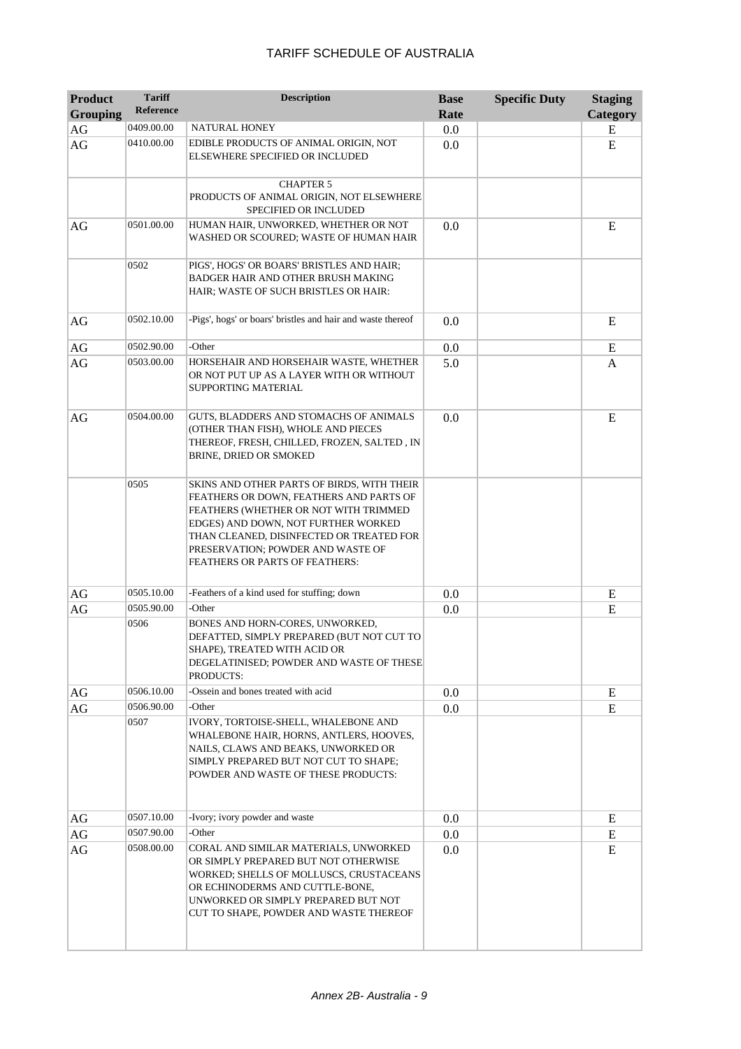# TARIFF SCHEDULE OF AUSTRALIA

| Product Grouping | Tariff Reference | Description | Base Rate | Specific Duty | Staging Category |
|---|---|---|---|---|---|
| AG | 0409.00.00 | NATURAL HONEY | 0.0 | | E |
| AG | 0410.00.00 | EDIBLE PRODUCTS OF ANIMAL ORIGIN, NOT ELSEWHERE SPECIFIED OR INCLUDED | 0.0 | | E |
| | | CHAPTER 5 PRODUCTS OF ANIMAL ORIGIN, NOT ELSEWHERE SPECIFIED OR INCLUDED | | | |
| AG | 0501.00.00 | HUMAN HAIR, UNWORKED, WHETHER OR NOT WASHED OR SCOURED; WASTE OF HUMAN HAIR | 0.0 | | E |
| | 0502 | PIGS', HOGS' OR BOARS' BRISTLES AND HAIR; BADGER HAIR AND OTHER BRUSH MAKING HAIR; WASTE OF SUCH BRISTLES OR HAIR: | | | |
| AG | 0502.10.00 | -Pigs', hogs' or boars' bristles and hair and waste thereof | 0.0 | | E |
| AG | 0502.90.00 | -Other | 0.0 | | E |
| AG | 0503.00.00 | HORSEHAIR AND HORSEHAIR WASTE, WHETHER OR NOT PUT UP AS A LAYER WITH OR WITHOUT SUPPORTING MATERIAL | 5.0 | | A |
| AG | 0504.00.00 | GUTS, BLADDERS AND STOMACHS OF ANIMALS (OTHER THAN FISH), WHOLE AND PIECES THEREOF, FRESH, CHILLED, FROZEN, SALTED , IN BRINE, DRIED OR SMOKED | 0.0 | | E |
| | 0505 | SKINS AND OTHER PARTS OF BIRDS, WITH THEIR FEATHERS OR DOWN, FEATHERS AND PARTS OF FEATHERS (WHETHER OR NOT WITH TRIMMED EDGES) AND DOWN, NOT FURTHER WORKED THAN CLEANED, DISINFECTED OR TREATED FOR PRESERVATION; POWDER AND WASTE OF FEATHERS OR PARTS OF FEATHERS: | | | |
| AG | 0505.10.00 | -Feathers of a kind used for stuffing; down | 0.0 | | E |
| AG | 0505.90.00 | -Other | 0.0 | | E |
| | 0506 | BONES AND HORN-CORES, UNWORKED, DEFATTED, SIMPLY PREPARED (BUT NOT CUT TO SHAPE), TREATED WITH ACID OR DEGELATINISED; POWDER AND WASTE OF THESE PRODUCTS: | | | |
| AG | 0506.10.00 | -Ossein and bones treated with acid | 0.0 | | E |
| AG | 0506.90.00 | -Other | 0.0 | | E |
| | 0507 | IVORY, TORTOISE-SHELL, WHALEBONE AND WHALEBONE HAIR, HORNS, ANTLERS, HOOVES, NAILS, CLAWS AND BEAKS, UNWORKED OR SIMPLY PREPARED BUT NOT CUT TO SHAPE; POWDER AND WASTE OF THESE PRODUCTS: | | | |
| AG | 0507.10.00 | -Ivory; ivory powder and waste | 0.0 | | E |
| AG | 0507.90.00 | -Other | 0.0 | | E |
| AG | 0508.00.00 | CORAL AND SIMILAR MATERIALS, UNWORKED OR SIMPLY PREPARED BUT NOT OTHERWISE WORKED; SHELLS OF MOLLUSCS, CRUSTACEANS OR ECHINODERMS AND CUTTLE-BONE, UNWORKED OR SIMPLY PREPARED BUT NOT CUT TO SHAPE, POWDER AND WASTE THEREOF | 0.0 | | E |

*Annex 2B- Australia - 9*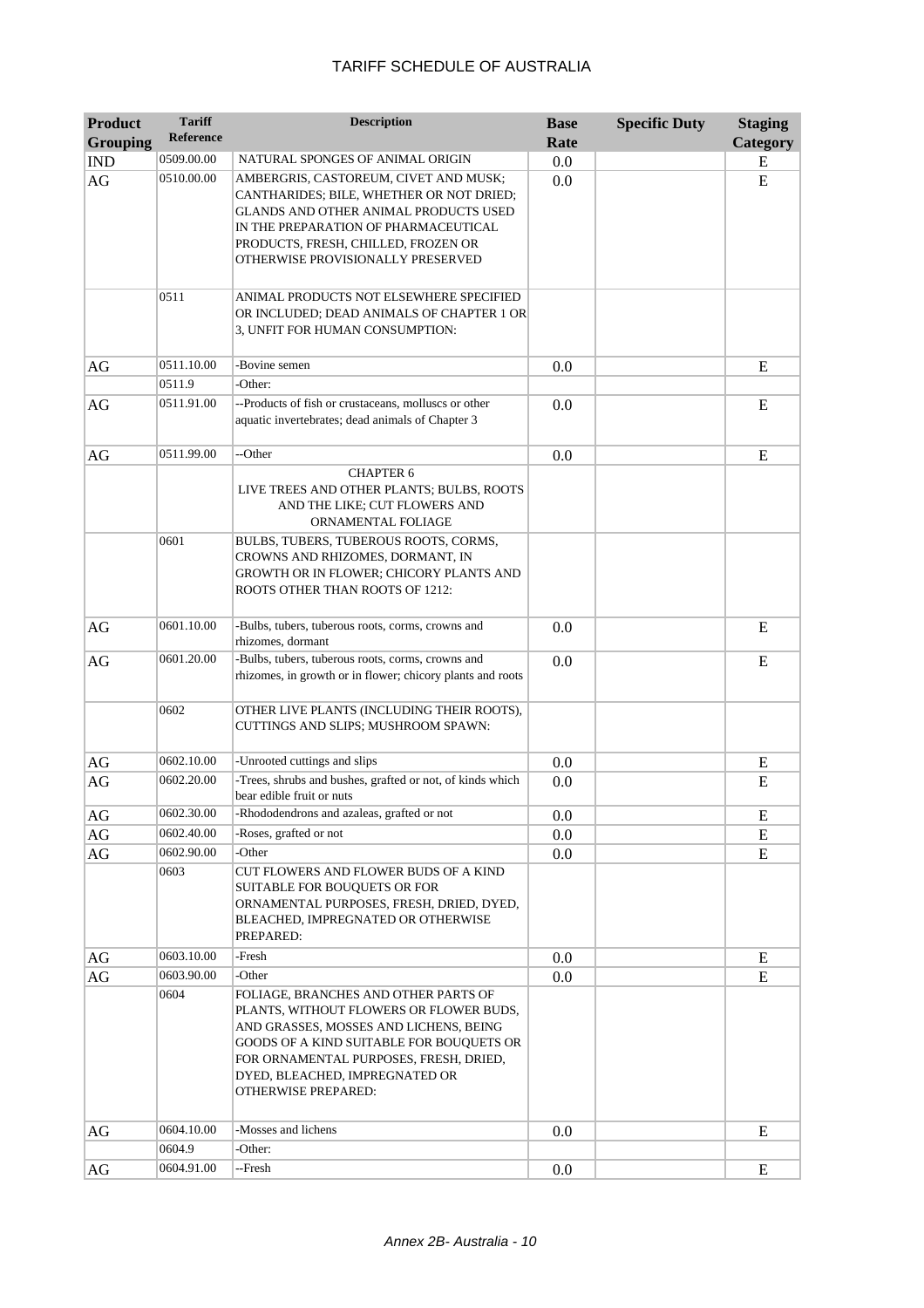| Product Grouping | Tariff Reference | Description | Base Rate | Specific Duty | Staging Category |
|---|---|---|---|---|---|
| IND | 0509.00.00 | NATURAL SPONGES OF ANIMAL ORIGIN | 0.0 | | E |
| AG | 0510.00.00 | AMBERGRIS, CASTOREUM, CIVET AND MUSK; CANTHARIDES; BILE, WHETHER OR NOT DRIED; GLANDS AND OTHER ANIMAL PRODUCTS USED IN THE PREPARATION OF PHARMACEUTICAL PRODUCTS, FRESH, CHILLED, FROZEN OR OTHERWISE PROVISIONALLY PRESERVED | 0.0 | | E |
| | 0511 | ANIMAL PRODUCTS NOT ELSEWHERE SPECIFIED OR INCLUDED; DEAD ANIMALS OF CHAPTER 1 OR 3, UNFIT FOR HUMAN CONSUMPTION: | | | |
| AG | 0511.10.00 | -Bovine semen | 0.0 | | E |
| | 0511.9 | -Other: | | | |
| AG | 0511.91.00 | --Products of fish or crustaceans, molluscs or other aquatic invertebrates; dead animals of Chapter 3 | 0.0 | | E |
| AG | 0511.99.00 | --Other | 0.0 | | E |
| | | CHAPTER 6 LIVE TREES AND OTHER PLANTS; BULBS, ROOTS AND THE LIKE; CUT FLOWERS AND ORNAMENTAL FOLIAGE | | | |
| | 0601 | BULBS, TUBERS, TUBEROUS ROOTS, CORMS, CROWNS AND RHIZOMES, DORMANT, IN GROWTH OR IN FLOWER; CHICORY PLANTS AND ROOTS OTHER THAN ROOTS OF 1212: | | | |
| AG | 0601.10.00 | -Bulbs, tubers, tuberous roots, corms, crowns and rhizomes, dormant | 0.0 | | E |
| AG | 0601.20.00 | -Bulbs, tubers, tuberous roots, corms, crowns and rhizomes, in growth or in flower; chicory plants and roots | 0.0 | | E |
| | 0602 | OTHER LIVE PLANTS (INCLUDING THEIR ROOTS), CUTTINGS AND SLIPS; MUSHROOM SPAWN: | | | |
| AG | 0602.10.00 | -Unrooted cuttings and slips | 0.0 | | E |
| AG | 0602.20.00 | -Trees, shrubs and bushes, grafted or not, of kinds which bear edible fruit or nuts | 0.0 | | E |
| AG | 0602.30.00 | -Rhododendrons and azaleas, grafted or not | 0.0 | | E |
| AG | 0602.40.00 | -Roses, grafted or not | 0.0 | | E |
| AG | 0602.90.00 | -Other | 0.0 | | E |
| | 0603 | CUT FLOWERS AND FLOWER BUDS OF A KIND SUITABLE FOR BOUQUETS OR FOR ORNAMENTAL PURPOSES, FRESH, DRIED, DYED, BLEACHED, IMPREGNATED OR OTHERWISE PREPARED: | | | |
| AG | 0603.10.00 | -Fresh | 0.0 | | E |
| AG | 0603.90.00 | -Other | 0.0 | | E |
| | 0604 | FOLIAGE, BRANCHES AND OTHER PARTS OF PLANTS, WITHOUT FLOWERS OR FLOWER BUDS, AND GRASSES, MOSSES AND LICHENS, BEING GOODS OF A KIND SUITABLE FOR BOUQUETS OR FOR ORNAMENTAL PURPOSES, FRESH, DRIED, DYED, BLEACHED, IMPREGNATED OR OTHERWISE PREPARED: | | | |
| AG | 0604.10.00 | -Mosses and lichens | 0.0 | | E |
| | 0604.9 | -Other: | | | |
| AG | 0604.91.00 | --Fresh | 0.0 | | E |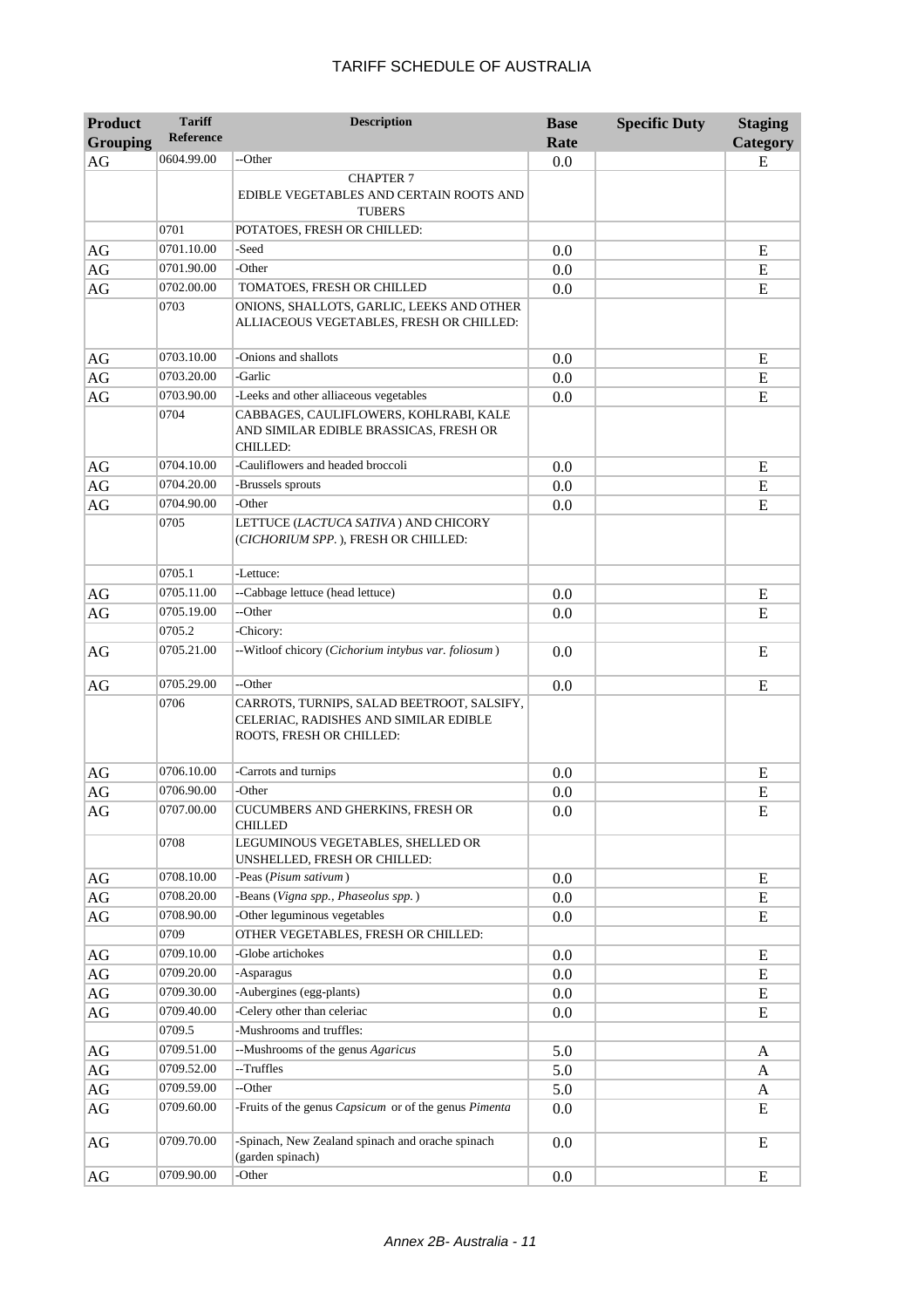# TARIFF SCHEDULE OF AUSTRALIA

| Product Grouping | Tariff Reference | Description | Base Rate | Specific Duty | Staging Category |
|---|---|---|---|---|---|
| AG | 0604.99.00 | --Other | 0.0 | | E |
| | | CHAPTER 7<br>EDIBLE VEGETABLES AND CERTAIN ROOTS AND TUBERS | | | |
| | 0701 | POTATOES, FRESH OR CHILLED: | | | |
| AG | 0701.10.00 | -Seed | 0.0 | | E |
| AG | 0701.90.00 | -Other | 0.0 | | E |
| AG | 0702.00.00 | TOMATOES, FRESH OR CHILLED | 0.0 | | E |
| | 0703 | ONIONS, SHALLOTS, GARLIC, LEEKS AND OTHER ALLIACEOUS VEGETABLES, FRESH OR CHILLED: | | | |
| AG | 0703.10.00 | -Onions and shallots | 0.0 | | E |
| AG | 0703.20.00 | -Garlic | 0.0 | | E |
| AG | 0703.90.00 | -Leeks and other alliaceous vegetables | 0.0 | | E |
| | 0704 | CABBAGES, CAULIFLOWERS, KOHLRABI, KALE AND SIMILAR EDIBLE BRASSICAS, FRESH OR CHILLED: | | | |
| AG | 0704.10.00 | -Cauliflowers and headed broccoli | 0.0 | | E |
| AG | 0704.20.00 | -Brussels sprouts | 0.0 | | E |
| AG | 0704.90.00 | -Other | 0.0 | | E |
| | 0705 | LETTUCE (*LACTUCA SATIVA*) AND CHICORY (*CICHORIUM SPP.*), FRESH OR CHILLED: | | | |
| | 0705.1 | -Lettuce: | | | |
| AG | 0705.11.00 | --Cabbage lettuce (head lettuce) | 0.0 | | E |
| AG | 0705.19.00 | --Other | 0.0 | | E |
| | 0705.2 | -Chicory: | | | |
| AG | 0705.21.00 | --Witloof chicory (*Cichorium intybus var. foliosum*) | 0.0 | | E |
| AG | 0705.29.00 | --Other | 0.0 | | E |
| | 0706 | CARROTS, TURNIPS, SALAD BEETROOT, SALSIFY, CELERIAC, RADISHES AND SIMILAR EDIBLE ROOTS, FRESH OR CHILLED: | | | |
| AG | 0706.10.00 | -Carrots and turnips | 0.0 | | E |
| AG | 0706.90.00 | -Other | 0.0 | | E |
| AG | 0707.00.00 | CUCUMBERS AND GHERKINS, FRESH OR CHILLED | 0.0 | | E |
| | 0708 | LEGUMINOUS VEGETABLES, SHELLED OR UNSHELLED, FRESH OR CHILLED: | | | |
| AG | 0708.10.00 | -Peas (*Pisum sativum*) | 0.0 | | E |
| AG | 0708.20.00 | -Beans (*Vigna spp., Phaseolus spp.*) | 0.0 | | E |
| AG | 0708.90.00 | -Other leguminous vegetables | 0.0 | | E |
| | 0709 | OTHER VEGETABLES, FRESH OR CHILLED: | | | |
| AG | 0709.10.00 | -Globe artichokes | 0.0 | | E |
| AG | 0709.20.00 | -Asparagus | 0.0 | | E |
| AG | 0709.30.00 | -Aubergines (egg-plants) | 0.0 | | E |
| AG | 0709.40.00 | -Celery other than celeriac | 0.0 | | E |
| | 0709.5 | -Mushrooms and truffles: | | | |
| AG | 0709.51.00 | --Mushrooms of the genus *Agaricus* | 5.0 | | A |
| AG | 0709.52.00 | --Truffles | 5.0 | | A |
| AG | 0709.59.00 | --Other | 5.0 | | A |
| AG | 0709.60.00 | -Fruits of the genus *Capsicum* or of the genus *Pimenta* | 0.0 | | E |
| AG | 0709.70.00 | -Spinach, New Zealand spinach and orache spinach (garden spinach) | 0.0 | | E |
| AG | 0709.90.00 | -Other | 0.0 | | E |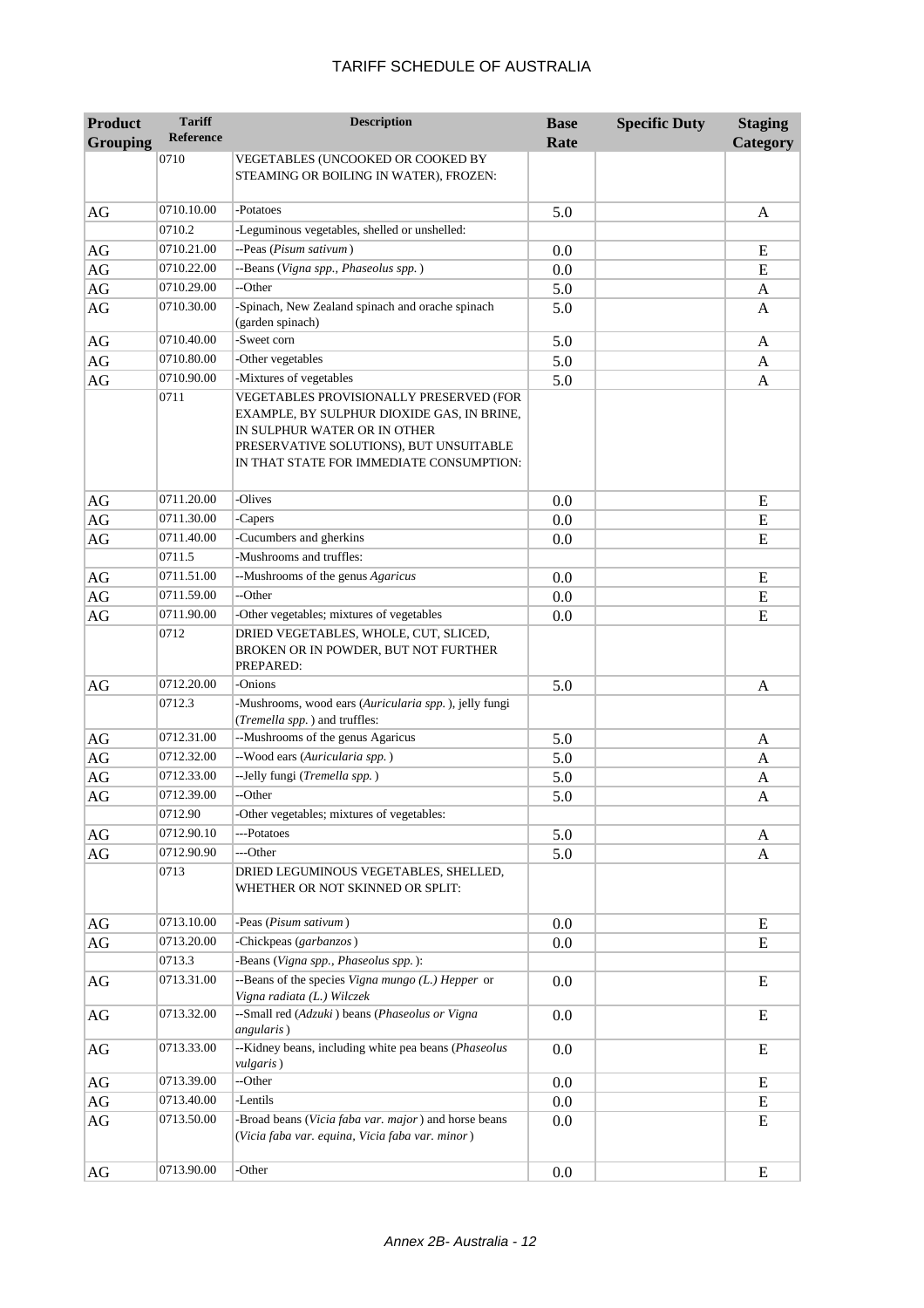# TARIFF SCHEDULE OF AUSTRALIA

| Product Grouping | Tariff Reference | Description | Base Rate | Specific Duty | Staging Category |
|---|---|---|---|---|---|
| | 0710 | VEGETABLES (UNCOOKED OR COOKED BY STEAMING OR BOILING IN WATER), FROZEN: | | | |
| AG | 0710.10.00 | -Potatoes | 5.0 | | A |
| | 0710.2 | -Leguminous vegetables, shelled or unshelled: | | | |
| AG | 0710.21.00 | --Peas (*Pisum sativum*) | 0.0 | | E |
| AG | 0710.22.00 | --Beans (*Vigna spp., Phaseolus spp.*) | 0.0 | | E |
| AG | 0710.29.00 | --Other | 5.0 | | A |
| AG | 0710.30.00 | -Spinach, New Zealand spinach and orache spinach (garden spinach) | 5.0 | | A |
| AG | 0710.40.00 | -Sweet corn | 5.0 | | A |
| AG | 0710.80.00 | -Other vegetables | 5.0 | | A |
| AG | 0710.90.00 | -Mixtures of vegetables | 5.0 | | A |
| | 0711 | VEGETABLES PROVISIONALLY PRESERVED (FOR EXAMPLE, BY SULPHUR DIOXIDE GAS, IN BRINE, IN SULPHUR WATER OR IN OTHER PRESERVATIVE SOLUTIONS), BUT UNSUITABLE IN THAT STATE FOR IMMEDIATE CONSUMPTION: | | | |
| AG | 0711.20.00 | -Olives | 0.0 | | E |
| AG | 0711.30.00 | -Capers | 0.0 | | E |
| AG | 0711.40.00 | -Cucumbers and gherkins | 0.0 | | E |
| | 0711.5 | -Mushrooms and truffles: | | | |
| AG | 0711.51.00 | --Mushrooms of the genus *Agaricus* | 0.0 | | E |
| AG | 0711.59.00 | --Other | 0.0 | | E |
| AG | 0711.90.00 | -Other vegetables; mixtures of vegetables | 0.0 | | E |
| | 0712 | DRIED VEGETABLES, WHOLE, CUT, SLICED, BROKEN OR IN POWDER, BUT NOT FURTHER PREPARED: | | | |
| AG | 0712.20.00 | -Onions | 5.0 | | A |
| | 0712.3 | -Mushrooms, wood ears (*Auricularia spp.*), jelly fungi (*Tremella spp.*) and truffles: | | | |
| AG | 0712.31.00 | --Mushrooms of the genus Agaricus | 5.0 | | A |
| AG | 0712.32.00 | --Wood ears (*Auricularia spp.*) | 5.0 | | A |
| AG | 0712.33.00 | --Jelly fungi (*Tremella spp.*) | 5.0 | | A |
| AG | 0712.39.00 | --Other | 5.0 | | A |
| | 0712.90 | -Other vegetables; mixtures of vegetables: | | | |
| AG | 0712.90.10 | ---Potatoes | 5.0 | | A |
| AG | 0712.90.90 | ---Other | 5.0 | | A |
| | 0713 | DRIED LEGUMINOUS VEGETABLES, SHELLED, WHETHER OR NOT SKINNED OR SPLIT: | | | |
| AG | 0713.10.00 | -Peas (*Pisum sativum*) | 0.0 | | E |
| AG | 0713.20.00 | -Chickpeas (*garbanzos*) | 0.0 | | E |
| | 0713.3 | -Beans (*Vigna spp., Phaseolus spp.*): | | | |
| AG | 0713.31.00 | --Beans of the species *Vigna mungo (L.) Hepper* or *Vigna radiata (L.) Wilczek* | 0.0 | | E |
| AG | 0713.32.00 | --Small red (*Adzuki*) beans (*Phaseolus or Vigna angularis*) | 0.0 | | E |
| AG | 0713.33.00 | --Kidney beans, including white pea beans (*Phaseolus vulgaris*) | 0.0 | | E |
| AG | 0713.39.00 | --Other | 0.0 | | E |
| AG | 0713.40.00 | -Lentils | 0.0 | | E |
| AG | 0713.50.00 | -Broad beans (*Vicia faba var. major*) and horse beans (*Vicia faba var. equina, Vicia faba var. minor*) | 0.0 | | E |
| AG | 0713.90.00 | -Other | 0.0 | | E |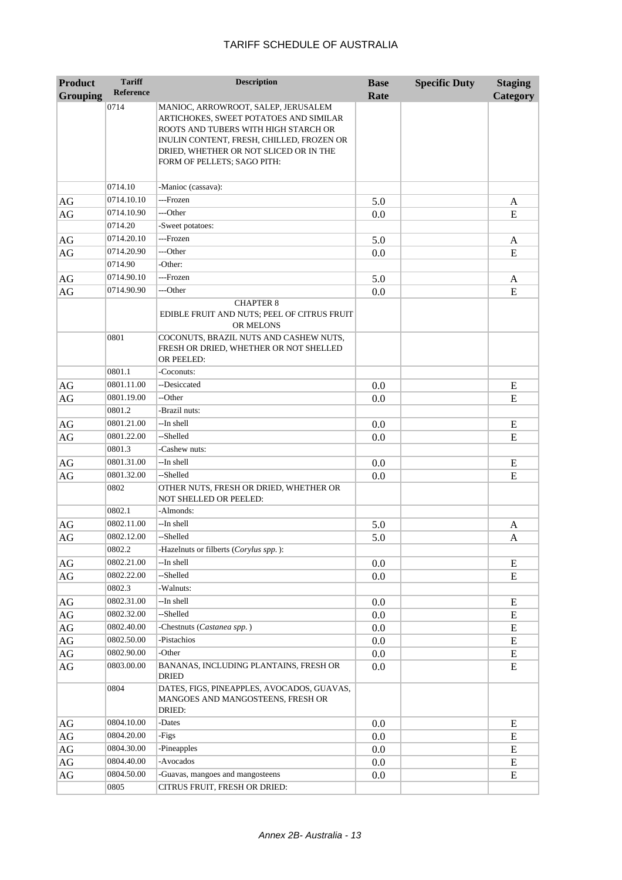# TARIFF SCHEDULE OF AUSTRALIA

| Product Grouping | Tariff Reference | Description | Base Rate | Specific Duty | Staging Category |
|---|---|---|---|---|---|
| | 0714 | MANIOC, ARROWROOT, SALEP, JERUSALEM ARTICHOKES, SWEET POTATOES AND SIMILAR ROOTS AND TUBERS WITH HIGH STARCH OR INULIN CONTENT, FRESH, CHILLED, FROZEN OR DRIED, WHETHER OR NOT SLICED OR IN THE FORM OF PELLETS; SAGO PITH: | | | |
| | 0714.10 | -Manioc (cassava): | | | |
| AG | 0714.10.10 | ---Frozen | 5.0 | | A |
| AG | 0714.10.90 | ---Other | 0.0 | | E |
| | 0714.20 | -Sweet potatoes: | | | |
| AG | 0714.20.10 | ---Frozen | 5.0 | | A |
| AG | 0714.20.90 | ---Other | 0.0 | | E |
| | 0714.90 | -Other: | | | |
| AG | 0714.90.10 | ---Frozen | 5.0 | | A |
| AG | 0714.90.90 | ---Other | 0.0 | | E |
| | | CHAPTER 8 EDIBLE FRUIT AND NUTS; PEEL OF CITRUS FRUIT OR MELONS | | | |
| | 0801 | COCONUTS, BRAZIL NUTS AND CASHEW NUTS, FRESH OR DRIED, WHETHER OR NOT SHELLED OR PEELED: | | | |
| | 0801.1 | -Coconuts: | | | |
| AG | 0801.11.00 | --Desiccated | 0.0 | | E |
| AG | 0801.19.00 | --Other | 0.0 | | E |
| | 0801.2 | -Brazil nuts: | | | |
| AG | 0801.21.00 | --In shell | 0.0 | | E |
| AG | 0801.22.00 | --Shelled | 0.0 | | E |
| | 0801.3 | -Cashew nuts: | | | |
| AG | 0801.31.00 | --In shell | 0.0 | | E |
| AG | 0801.32.00 | --Shelled | 0.0 | | E |
| | 0802 | OTHER NUTS, FRESH OR DRIED, WHETHER OR NOT SHELLED OR PEELED: | | | |
| | 0802.1 | -Almonds: | | | |
| AG | 0802.11.00 | --In shell | 5.0 | | A |
| AG | 0802.12.00 | --Shelled | 5.0 | | A |
| | 0802.2 | -Hazelnuts or filberts (*Corylus spp.*): | | | |
| AG | 0802.21.00 | --In shell | 0.0 | | E |
| AG | 0802.22.00 | --Shelled | 0.0 | | E |
| | 0802.3 | -Walnuts: | | | |
| AG | 0802.31.00 | --In shell | 0.0 | | E |
| AG | 0802.32.00 | --Shelled | 0.0 | | E |
| AG | 0802.40.00 | -Chestnuts (*Castanea spp.*) | 0.0 | | E |
| AG | 0802.50.00 | -Pistachios | 0.0 | | E |
| AG | 0802.90.00 | -Other | 0.0 | | E |
| AG | 0803.00.00 | BANANAS, INCLUDING PLANTAINS, FRESH OR DRIED | 0.0 | | E |
| | 0804 | DATES, FIGS, PINEAPPLES, AVOCADOS, GUAVAS, MANGOES AND MANGOSTEENS, FRESH OR DRIED: | | | |
| AG | 0804.10.00 | -Dates | 0.0 | | E |
| AG | 0804.20.00 | -Figs | 0.0 | | E |
| AG | 0804.30.00 | -Pineapples | 0.0 | | E |
| AG | 0804.40.00 | -Avocados | 0.0 | | E |
| AG | 0804.50.00 | -Guavas, mangoes and mangosteens | 0.0 | | E |
| | 0805 | CITRUS FRUIT, FRESH OR DRIED: | | | |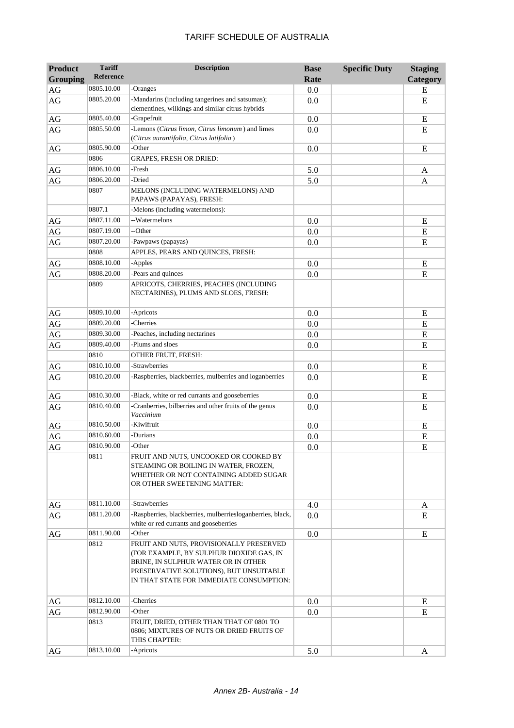| Product Grouping | Tariff Reference | Description | Base Rate | Specific Duty | Staging Category |
|---|---|---|---|---|---|
| AG | 0805.10.00 | -Oranges | 0.0 | | E |
| AG | 0805.20.00 | -Mandarins (including tangerines and satsumas); clementines, wilkings and similar citrus hybrids | 0.0 | | E |
| AG | 0805.40.00 | -Grapefruit | 0.0 | | E |
| AG | 0805.50.00 | -Lemons (*Citrus limon, Citrus limonum*) and limes (*Citrus aurantifolia, Citrus latifolia*) | 0.0 | | E |
| AG | 0805.90.00 | -Other | 0.0 | | E |
| | 0806 | GRAPES, FRESH OR DRIED: | | | |
| AG | 0806.10.00 | -Fresh | 5.0 | | A |
| AG | 0806.20.00 | -Dried | 5.0 | | A |
| | 0807 | MELONS (INCLUDING WATERMELONS) AND PAPAWS (PAPAYAS), FRESH: | | | |
| | 0807.1 | -Melons (including watermelons): | | | |
| AG | 0807.11.00 | --Watermelons | 0.0 | | E |
| AG | 0807.19.00 | --Other | 0.0 | | E |
| AG | 0807.20.00 | -Pawpaws (papayas) | 0.0 | | E |
| | 0808 | APPLES, PEARS AND QUINCES, FRESH: | | | |
| AG | 0808.10.00 | -Apples | 0.0 | | E |
| AG | 0808.20.00 | -Pears and quinces | 0.0 | | E |
| | 0809 | APRICOTS, CHERRIES, PEACHES (INCLUDING NECTARINES), PLUMS AND SLOES, FRESH: | | | |
| AG | 0809.10.00 | -Apricots | 0.0 | | E |
| AG | 0809.20.00 | -Cherries | 0.0 | | E |
| AG | 0809.30.00 | -Peaches, including nectarines | 0.0 | | E |
| AG | 0809.40.00 | -Plums and sloes | 0.0 | | E |
| | 0810 | OTHER FRUIT, FRESH: | | | |
| AG | 0810.10.00 | -Strawberries | 0.0 | | E |
| AG | 0810.20.00 | -Raspberries, blackberries, mulberries and loganberries | 0.0 | | E |
| AG | 0810.30.00 | -Black, white or red currants and gooseberries | 0.0 | | E |
| AG | 0810.40.00 | -Cranberries, bilberries and other fruits of the genus *Vaccinium* | 0.0 | | E |
| AG | 0810.50.00 | -Kiwifruit | 0.0 | | E |
| AG | 0810.60.00 | -Durians | 0.0 | | E |
| AG | 0810.90.00 | -Other | 0.0 | | E |
| | 0811 | FRUIT AND NUTS, UNCOOKED OR COOKED BY STEAMING OR BOILING IN WATER, FROZEN, WHETHER OR NOT CONTAINING ADDED SUGAR OR OTHER SWEETENING MATTER: | | | |
| AG | 0811.10.00 | -Strawberries | 4.0 | | A |
| AG | 0811.20.00 | -Raspberries, blackberries, mulberriesloganberries, black, white or red currants and gooseberries | 0.0 | | E |
| AG | 0811.90.00 | -Other | 0.0 | | E |
| | 0812 | FRUIT AND NUTS, PROVISIONALLY PRESERVED (FOR EXAMPLE, BY SULPHUR DIOXIDE GAS, IN BRINE, IN SULPHUR WATER OR IN OTHER PRESERVATIVE SOLUTIONS), BUT UNSUITABLE IN THAT STATE FOR IMMEDIATE CONSUMPTION: | | | |
| AG | 0812.10.00 | -Cherries | 0.0 | | E |
| AG | 0812.90.00 | -Other | 0.0 | | E |
| | 0813 | FRUIT, DRIED, OTHER THAN THAT OF 0801 TO 0806; MIXTURES OF NUTS OR DRIED FRUITS OF THIS CHAPTER: | | | |
| AG | 0813.10.00 | -Apricots | 5.0 | | A |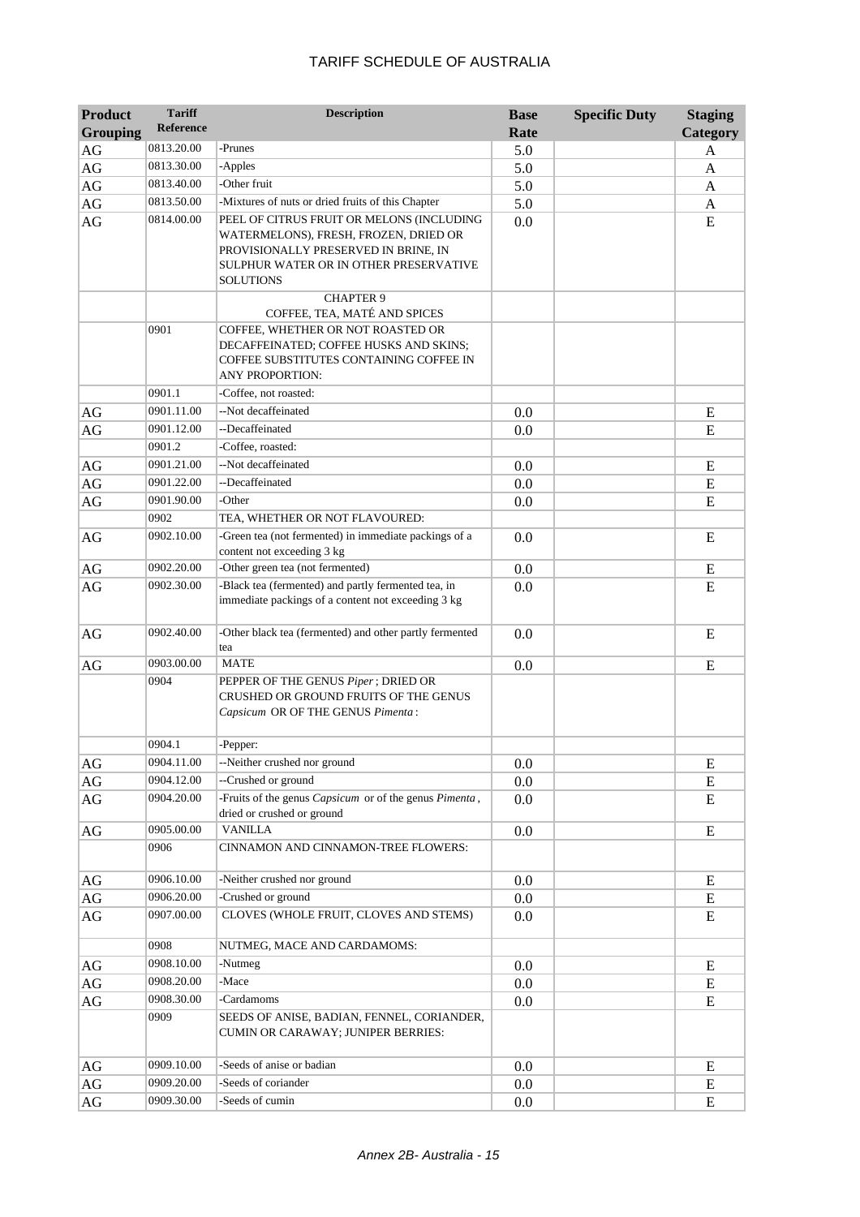# TARIFF SCHEDULE OF AUSTRALIA

| Product Grouping | Tariff Reference | Description | Base Rate | Specific Duty | Staging Category |
|---|---|---|---|---|---|
| AG | 0813.20.00 | -Prunes | 5.0 | | A |
| AG | 0813.30.00 | -Apples | 5.0 | | A |
| AG | 0813.40.00 | -Other fruit | 5.0 | | A |
| AG | 0813.50.00 | -Mixtures of nuts or dried fruits of this Chapter | 5.0 | | A |
| AG | 0814.00.00 | PEEL OF CITRUS FRUIT OR MELONS (INCLUDING WATERMELONS), FRESH, FROZEN, DRIED OR PROVISIONALLY PRESERVED IN BRINE, IN SULPHUR WATER OR IN OTHER PRESERVATIVE SOLUTIONS | 0.0 | | E |
| | | CHAPTER 9 COFFEE, TEA, MATÉ AND SPICES | | | |
| | 0901 | COFFEE, WHETHER OR NOT ROASTED OR DECAFFEINATED; COFFEE HUSKS AND SKINS; COFFEE SUBSTITUTES CONTAINING COFFEE IN ANY PROPORTION: | | | |
| | 0901.1 | -Coffee, not roasted: | | | |
| AG | 0901.11.00 | --Not decaffeinated | 0.0 | | E |
| AG | 0901.12.00 | --Decaffeinated | 0.0 | | E |
| | 0901.2 | -Coffee, roasted: | | | |
| AG | 0901.21.00 | --Not decaffeinated | 0.0 | | E |
| AG | 0901.22.00 | --Decaffeinated | 0.0 | | E |
| AG | 0901.90.00 | -Other | 0.0 | | E |
| | 0902 | TEA, WHETHER OR NOT FLAVOURED: | | | |
| AG | 0902.10.00 | -Green tea (not fermented) in immediate packings of a content not exceeding 3 kg | 0.0 | | E |
| AG | 0902.20.00 | -Other green tea (not fermented) | 0.0 | | E |
| AG | 0902.30.00 | -Black tea (fermented) and partly fermented tea, in immediate packings of a content not exceeding 3 kg | 0.0 | | E |
| AG | 0902.40.00 | -Other black tea (fermented) and other partly fermented tea | 0.0 | | E |
| AG | 0903.00.00 | MATE | 0.0 | | E |
| | 0904 | PEPPER OF THE GENUS *Piper*; DRIED OR CRUSHED OR GROUND FRUITS OF THE GENUS *Capsicum* OR OF THE GENUS *Pimenta*: | | | |
| | 0904.1 | -Pepper: | | | |
| AG | 0904.11.00 | --Neither crushed nor ground | 0.0 | | E |
| AG | 0904.12.00 | --Crushed or ground | 0.0 | | E |
| AG | 0904.20.00 | -Fruits of the genus *Capsicum* or of the genus *Pimenta*, dried or crushed or ground | 0.0 | | E |
| AG | 0905.00.00 | VANILLA | 0.0 | | E |
| | 0906 | CINNAMON AND CINNAMON-TREE FLOWERS: | | | |
| AG | 0906.10.00 | -Neither crushed nor ground | 0.0 | | E |
| AG | 0906.20.00 | -Crushed or ground | 0.0 | | E |
| AG | 0907.00.00 | CLOVES (WHOLE FRUIT, CLOVES AND STEMS) | 0.0 | | E |
| | 0908 | NUTMEG, MACE AND CARDAMOMS: | | | |
| AG | 0908.10.00 | -Nutmeg | 0.0 | | E |
| AG | 0908.20.00 | -Mace | 0.0 | | E |
| AG | 0908.30.00 | -Cardamoms | 0.0 | | E |
| | 0909 | SEEDS OF ANISE, BADIAN, FENNEL, CORIANDER, CUMIN OR CARAWAY; JUNIPER BERRIES: | | | |
| AG | 0909.10.00 | -Seeds of anise or badian | 0.0 | | E |
| AG | 0909.20.00 | -Seeds of coriander | 0.0 | | E |
| AG | 0909.30.00 | -Seeds of cumin | 0.0 | | E |

*Annex 2B- Australia - 15*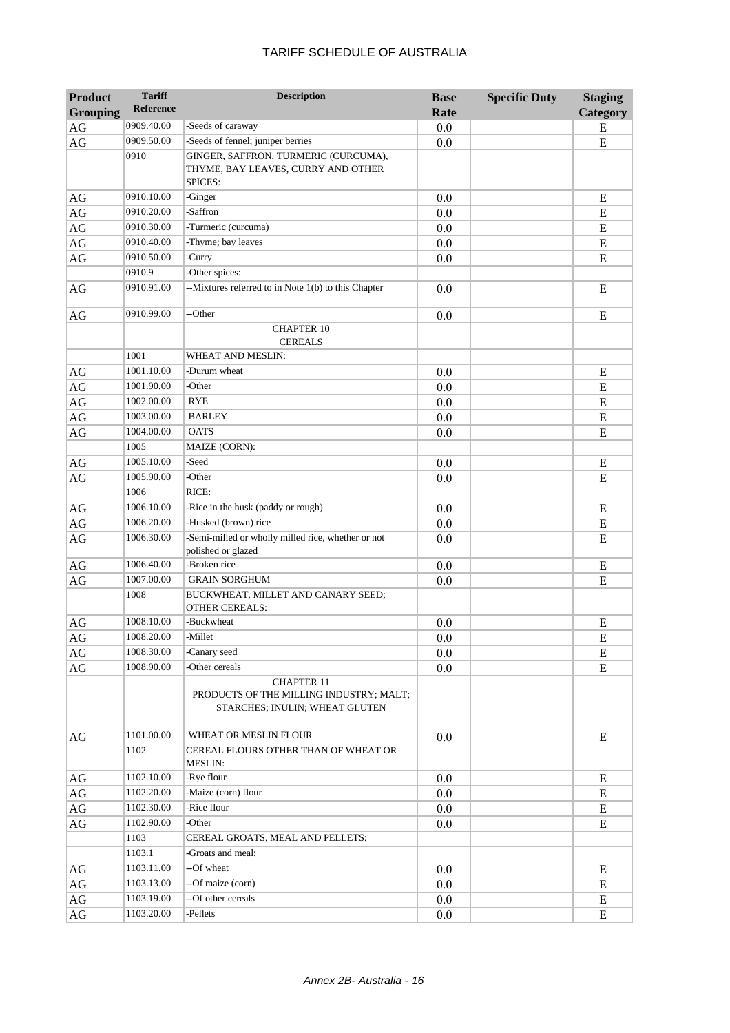# TARIFF SCHEDULE OF AUSTRALIA

| Product Grouping | Tariff Reference | Description | Base Rate | Specific Duty | Staging Category |
|---|---|---|---|---|---|
| AG | 0909.40.00 | -Seeds of caraway | 0.0 | | E |
| AG | 0909.50.00 | -Seeds of fennel; juniper berries | 0.0 | | E |
| | 0910 | GINGER, SAFFRON, TURMERIC (CURCUMA), THYME, BAY LEAVES, CURRY AND OTHER SPICES: | | | |
| AG | 0910.10.00 | -Ginger | 0.0 | | E |
| AG | 0910.20.00 | -Saffron | 0.0 | | E |
| AG | 0910.30.00 | -Turmeric (curcuma) | 0.0 | | E |
| AG | 0910.40.00 | -Thyme; bay leaves | 0.0 | | E |
| AG | 0910.50.00 | -Curry | 0.0 | | E |
| | 0910.9 | -Other spices: | | | |
| AG | 0910.91.00 | --Mixtures referred to in Note 1(b) to this Chapter | 0.0 | | E |
| AG | 0910.99.00 | --Other | 0.0 | | E |
| | | CHAPTER 10 CEREALS | | | |
| | 1001 | WHEAT AND MESLIN: | | | |
| AG | 1001.10.00 | -Durum wheat | 0.0 | | E |
| AG | 1001.90.00 | -Other | 0.0 | | E |
| AG | 1002.00.00 | RYE | 0.0 | | E |
| AG | 1003.00.00 | BARLEY | 0.0 | | E |
| AG | 1004.00.00 | OATS | 0.0 | | E |
| | 1005 | MAIZE (CORN): | | | |
| AG | 1005.10.00 | -Seed | 0.0 | | E |
| AG | 1005.90.00 | -Other | 0.0 | | E |
| | 1006 | RICE: | | | |
| AG | 1006.10.00 | -Rice in the husk (paddy or rough) | 0.0 | | E |
| AG | 1006.20.00 | -Husked (brown) rice | 0.0 | | E |
| AG | 1006.30.00 | -Semi-milled or wholly milled rice, whether or not polished or glazed | 0.0 | | E |
| AG | 1006.40.00 | -Broken rice | 0.0 | | E |
| AG | 1007.00.00 | GRAIN SORGHUM | 0.0 | | E |
| | 1008 | BUCKWHEAT, MILLET AND CANARY SEED; OTHER CEREALS: | | | |
| AG | 1008.10.00 | -Buckwheat | 0.0 | | E |
| AG | 1008.20.00 | -Millet | 0.0 | | E |
| AG | 1008.30.00 | -Canary seed | 0.0 | | E |
| AG | 1008.90.00 | -Other cereals | 0.0 | | E |
| | | CHAPTER 11 PRODUCTS OF THE MILLING INDUSTRY; MALT; STARCHES; INULIN; WHEAT GLUTEN | | | |
| AG | 1101.00.00 | WHEAT OR MESLIN FLOUR | 0.0 | | E |
| | 1102 | CEREAL FLOURS OTHER THAN OF WHEAT OR MESLIN: | | | |
| AG | 1102.10.00 | -Rye flour | 0.0 | | E |
| AG | 1102.20.00 | -Maize (corn) flour | 0.0 | | E |
| AG | 1102.30.00 | -Rice flour | 0.0 | | E |
| AG | 1102.90.00 | -Other | 0.0 | | E |
| | 1103 | CEREAL GROATS, MEAL AND PELLETS: | | | |
| | 1103.1 | -Groats and meal: | | | |
| AG | 1103.11.00 | --Of wheat | 0.0 | | E |
| AG | 1103.13.00 | --Of maize (corn) | 0.0 | | E |
| AG | 1103.19.00 | --Of other cereals | 0.0 | | E |
| AG | 1103.20.00 | -Pellets | 0.0 | | E |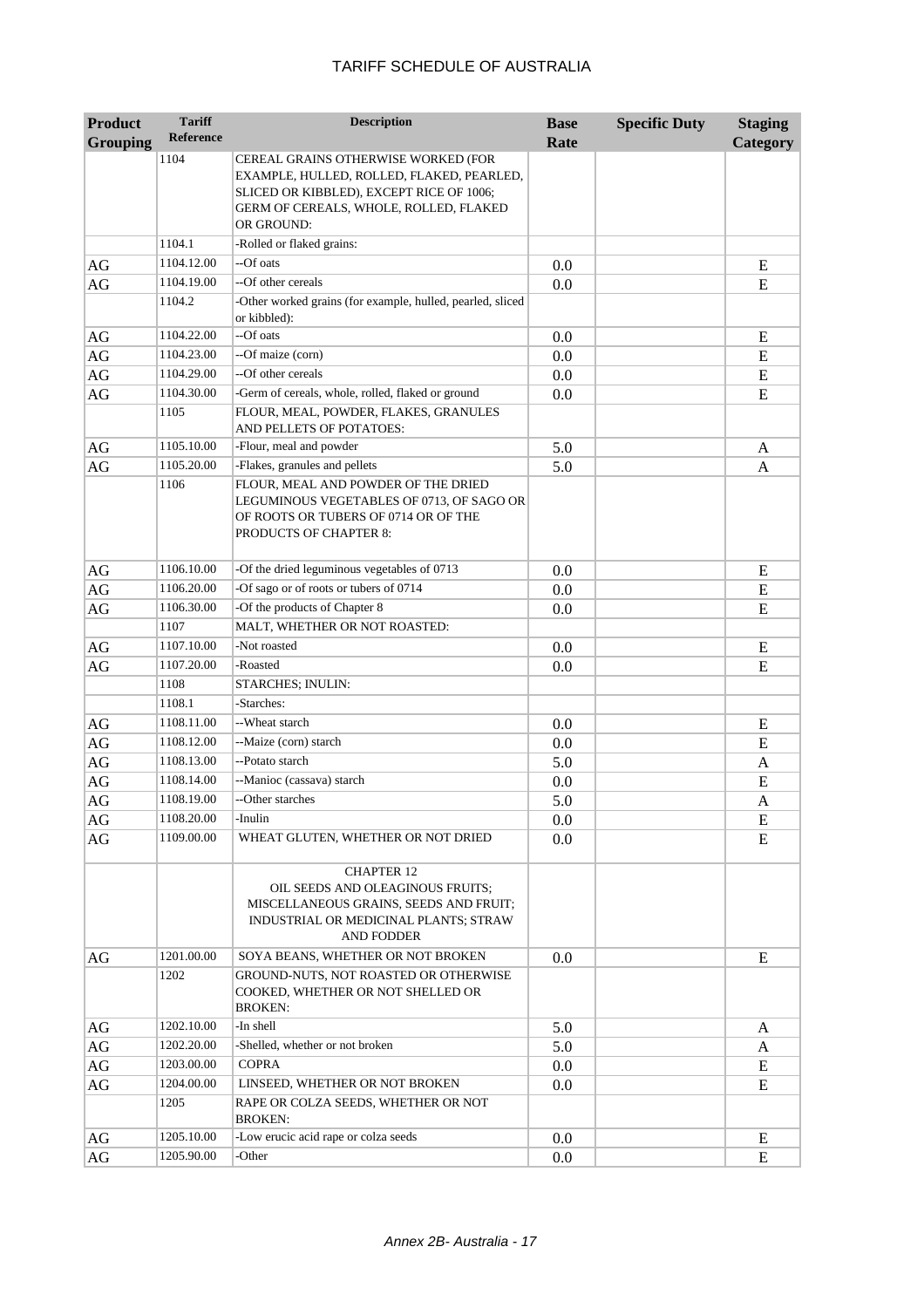# TARIFF SCHEDULE OF AUSTRALIA

| Product Grouping | Tariff Reference | Description | Base Rate | Specific Duty | Staging Category |
|---|---|---|---|---|---|
| | 1104 | CEREAL GRAINS OTHERWISE WORKED (FOR EXAMPLE, HULLED, ROLLED, FLAKED, PEARLED, SLICED OR KIBBLED), EXCEPT RICE OF 1006; GERM OF CEREALS, WHOLE, ROLLED, FLAKED OR GROUND: | | | |
| | 1104.1 | -Rolled or flaked grains: | | | |
| AG | 1104.12.00 | --Of oats | 0.0 | | E |
| AG | 1104.19.00 | --Of other cereals | 0.0 | | E |
| | 1104.2 | -Other worked grains (for example, hulled, pearled, sliced or kibbled): | | | |
| AG | 1104.22.00 | --Of oats | 0.0 | | E |
| AG | 1104.23.00 | --Of maize (corn) | 0.0 | | E |
| AG | 1104.29.00 | --Of other cereals | 0.0 | | E |
| AG | 1104.30.00 | -Germ of cereals, whole, rolled, flaked or ground | 0.0 | | E |
| | 1105 | FLOUR, MEAL, POWDER, FLAKES, GRANULES AND PELLETS OF POTATOES: | | | |
| AG | 1105.10.00 | -Flour, meal and powder | 5.0 | | A |
| AG | 1105.20.00 | -Flakes, granules and pellets | 5.0 | | A |
| | 1106 | FLOUR, MEAL AND POWDER OF THE DRIED LEGUMINOUS VEGETABLES OF 0713, OF SAGO OR OF ROOTS OR TUBERS OF 0714 OR OF THE PRODUCTS OF CHAPTER 8: | | | |
| AG | 1106.10.00 | -Of the dried leguminous vegetables of 0713 | 0.0 | | E |
| AG | 1106.20.00 | -Of sago or of roots or tubers of 0714 | 0.0 | | E |
| AG | 1106.30.00 | -Of the products of Chapter 8 | 0.0 | | E |
| | 1107 | MALT, WHETHER OR NOT ROASTED: | | | |
| AG | 1107.10.00 | -Not roasted | 0.0 | | E |
| AG | 1107.20.00 | -Roasted | 0.0 | | E |
| | 1108 | STARCHES; INULIN: | | | |
| | 1108.1 | -Starches: | | | |
| AG | 1108.11.00 | --Wheat starch | 0.0 | | E |
| AG | 1108.12.00 | --Maize (corn) starch | 0.0 | | E |
| AG | 1108.13.00 | --Potato starch | 5.0 | | A |
| AG | 1108.14.00 | --Manioc (cassava) starch | 0.0 | | E |
| AG | 1108.19.00 | --Other starches | 5.0 | | A |
| AG | 1108.20.00 | -Inulin | 0.0 | | E |
| AG | 1109.00.00 | WHEAT GLUTEN, WHETHER OR NOT DRIED | 0.0 | | E |
| | | CHAPTER 12 OIL SEEDS AND OLEAGINOUS FRUITS; MISCELLANEOUS GRAINS, SEEDS AND FRUIT; INDUSTRIAL OR MEDICINAL PLANTS; STRAW AND FODDER | | | |
| AG | 1201.00.00 | SOYA BEANS, WHETHER OR NOT BROKEN | 0.0 | | E |
| | 1202 | GROUND-NUTS, NOT ROASTED OR OTHERWISE COOKED, WHETHER OR NOT SHELLED OR BROKEN: | | | |
| AG | 1202.10.00 | -In shell | 5.0 | | A |
| AG | 1202.20.00 | -Shelled, whether or not broken | 5.0 | | A |
| AG | 1203.00.00 | COPRA | 0.0 | | E |
| AG | 1204.00.00 | LINSEED, WHETHER OR NOT BROKEN | 0.0 | | E |
| | 1205 | RAPE OR COLZA SEEDS, WHETHER OR NOT BROKEN: | | | |
| AG | 1205.10.00 | -Low erucic acid rape or colza seeds | 0.0 | | E |
| AG | 1205.90.00 | -Other | 0.0 | | E |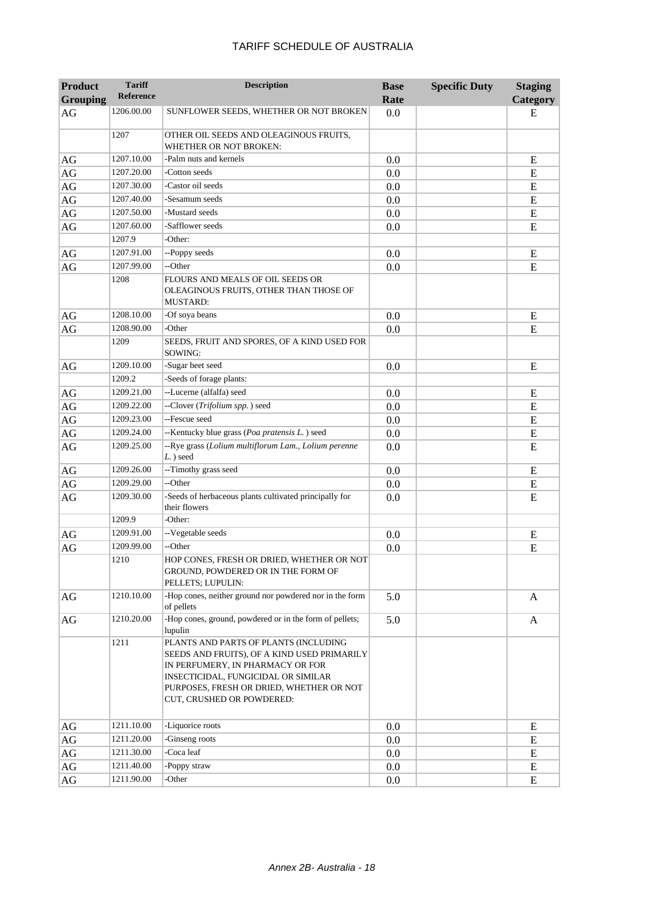# TARIFF SCHEDULE OF AUSTRALIA

| Product Grouping | Tariff Reference | Description | Base Rate | Specific Duty | Staging Category |
|---|---|---|---|---|---|
| AG | 1206.00.00 | SUNFLOWER SEEDS, WHETHER OR NOT BROKEN | 0.0 | | E |
| | 1207 | OTHER OIL SEEDS AND OLEAGINOUS FRUITS, WHETHER OR NOT BROKEN: | | | |
| AG | 1207.10.00 | -Palm nuts and kernels | 0.0 | | E |
| AG | 1207.20.00 | -Cotton seeds | 0.0 | | E |
| AG | 1207.30.00 | -Castor oil seeds | 0.0 | | E |
| AG | 1207.40.00 | -Sesamum seeds | 0.0 | | E |
| AG | 1207.50.00 | -Mustard seeds | 0.0 | | E |
| AG | 1207.60.00 | -Safflower seeds | 0.0 | | E |
| | 1207.9 | -Other: | | | |
| AG | 1207.91.00 | --Poppy seeds | 0.0 | | E |
| AG | 1207.99.00 | --Other | 0.0 | | E |
| | 1208 | FLOURS AND MEALS OF OIL SEEDS OR OLEAGINOUS FRUITS, OTHER THAN THOSE OF MUSTARD: | | | |
| AG | 1208.10.00 | -Of soya beans | 0.0 | | E |
| AG | 1208.90.00 | -Other | 0.0 | | E |
| | 1209 | SEEDS, FRUIT AND SPORES, OF A KIND USED FOR SOWING: | | | |
| AG | 1209.10.00 | -Sugar beet seed | 0.0 | | E |
| | 1209.2 | -Seeds of forage plants: | | | |
| AG | 1209.21.00 | --Lucerne (alfalfa) seed | 0.0 | | E |
| AG | 1209.22.00 | --Clover (*Trifolium spp.* ) seed | 0.0 | | E |
| AG | 1209.23.00 | --Fescue seed | 0.0 | | E |
| AG | 1209.24.00 | --Kentucky blue grass (*Poa pratensis L.* ) seed | 0.0 | | E |
| AG | 1209.25.00 | --Rye grass (*Lolium multiflorum Lam., Lolium perenne L.* ) seed | 0.0 | | E |
| AG | 1209.26.00 | --Timothy grass seed | 0.0 | | E |
| AG | 1209.29.00 | --Other | 0.0 | | E |
| AG | 1209.30.00 | -Seeds of herbaceous plants cultivated principally for their flowers | 0.0 | | E |
| | 1209.9 | -Other: | | | |
| AG | 1209.91.00 | --Vegetable seeds | 0.0 | | E |
| AG | 1209.99.00 | --Other | 0.0 | | E |
| | 1210 | HOP CONES, FRESH OR DRIED, WHETHER OR NOT GROUND, POWDERED OR IN THE FORM OF PELLETS; LUPULIN: | | | |
| AG | 1210.10.00 | -Hop cones, neither ground nor powdered nor in the form of pellets | 5.0 | | A |
| AG | 1210.20.00 | -Hop cones, ground, powdered or in the form of pellets; lupulin | 5.0 | | A |
| | 1211 | PLANTS AND PARTS OF PLANTS (INCLUDING SEEDS AND FRUITS), OF A KIND USED PRIMARILY IN PERFUMERY, IN PHARMACY OR FOR INSECTICIDAL, FUNGICIDAL OR SIMILAR PURPOSES, FRESH OR DRIED, WHETHER OR NOT CUT, CRUSHED OR POWDERED: | | | |
| AG | 1211.10.00 | -Liquorice roots | 0.0 | | E |
| AG | 1211.20.00 | -Ginseng roots | 0.0 | | E |
| AG | 1211.30.00 | -Coca leaf | 0.0 | | E |
| AG | 1211.40.00 | -Poppy straw | 0.0 | | E |
| AG | 1211.90.00 | -Other | 0.0 | | E |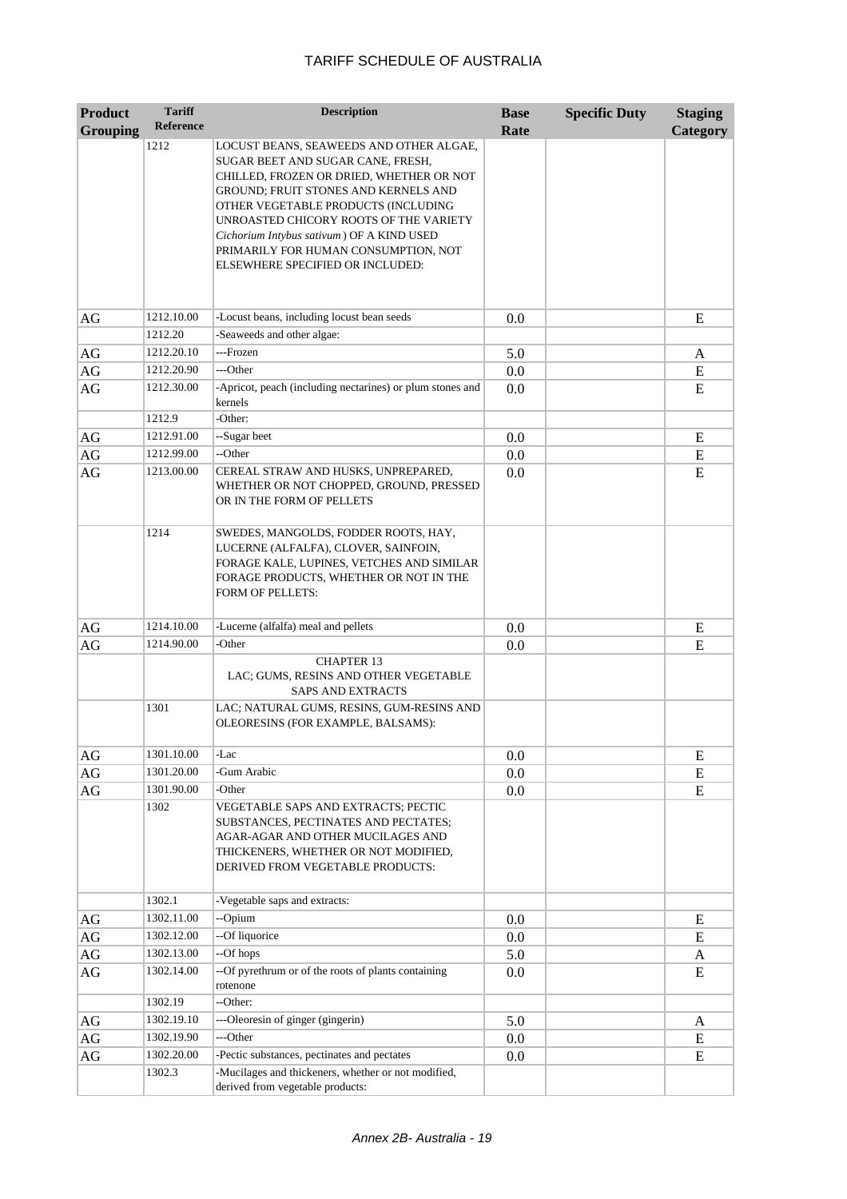| Product Grouping | Tariff Reference | Description | Base Rate | Specific Duty | Staging Category |
|---|---|---|---|---|---|
| | 1212 | LOCUST BEANS, SEAWEEDS AND OTHER ALGAE, SUGAR BEET AND SUGAR CANE, FRESH, CHILLED, FROZEN OR DRIED, WHETHER OR NOT GROUND; FRUIT STONES AND KERNELS AND OTHER VEGETABLE PRODUCTS (INCLUDING UNROASTED CHICORY ROOTS OF THE VARIETY *Cichorium Intybus sativum* ) OF A KIND USED PRIMARILY FOR HUMAN CONSUMPTION, NOT ELSEWHERE SPECIFIED OR INCLUDED: | | | |
| AG | 1212.10.00 | -Locust beans, including locust bean seeds | 0.0 | | E |
| | 1212.20 | -Seaweeds and other algae: | | | |
| AG | 1212.20.10 | ---Frozen | 5.0 | | A |
| AG | 1212.20.90 | ---Other | 0.0 | | E |
| AG | 1212.30.00 | -Apricot, peach (including nectarines) or plum stones and kernels | 0.0 | | E |
| | 1212.9 | -Other: | | | |
| AG | 1212.91.00 | --Sugar beet | 0.0 | | E |
| AG | 1212.99.00 | --Other | 0.0 | | E |
| AG | 1213.00.00 | CEREAL STRAW AND HUSKS, UNPREPARED, WHETHER OR NOT CHOPPED, GROUND, PRESSED OR IN THE FORM OF PELLETS | 0.0 | | E |
| | 1214 | SWEDES, MANGOLDS, FODDER ROOTS, HAY, LUCERNE (ALFALFA), CLOVER, SAINFOIN, FORAGE KALE, LUPINES, VETCHES AND SIMILAR FORAGE PRODUCTS, WHETHER OR NOT IN THE FORM OF PELLETS: | | | |
| AG | 1214.10.00 | -Lucerne (alfalfa) meal and pellets | 0.0 | | E |
| AG | 1214.90.00 | -Other | 0.0 | | E |
| | | CHAPTER 13<br>LAC; GUMS, RESINS AND OTHER VEGETABLE SAPS AND EXTRACTS | | | |
| | 1301 | LAC; NATURAL GUMS, RESINS, GUM-RESINS AND OLEORESINS (FOR EXAMPLE, BALSAMS): | | | |
| AG | 1301.10.00 | -Lac | 0.0 | | E |
| AG | 1301.20.00 | -Gum Arabic | 0.0 | | E |
| AG | 1301.90.00 | -Other | 0.0 | | E |
| | 1302 | VEGETABLE SAPS AND EXTRACTS; PECTIC SUBSTANCES, PECTINATES AND PECTATES; AGAR-AGAR AND OTHER MUCILAGES AND THICKENERS, WHETHER OR NOT MODIFIED, DERIVED FROM VEGETABLE PRODUCTS: | | | |
| | 1302.1 | -Vegetable saps and extracts: | | | |
| AG | 1302.11.00 | --Opium | 0.0 | | E |
| AG | 1302.12.00 | --Of liquorice | 0.0 | | E |
| AG | 1302.13.00 | --Of hops | 5.0 | | A |
| AG | 1302.14.00 | --Of pyrethrum or of the roots of plants containing rotenone | 0.0 | | E |
| | 1302.19 | --Other: | | | |
| AG | 1302.19.10 | ---Oleoresin of ginger (gingerin) | 5.0 | | A |
| AG | 1302.19.90 | ---Other | 0.0 | | E |
| AG | 1302.20.00 | -Pectic substances, pectinates and pectates | 0.0 | | E |
| | 1302.3 | -Mucilages and thickeners, whether or not modified, derived from vegetable products: | | | |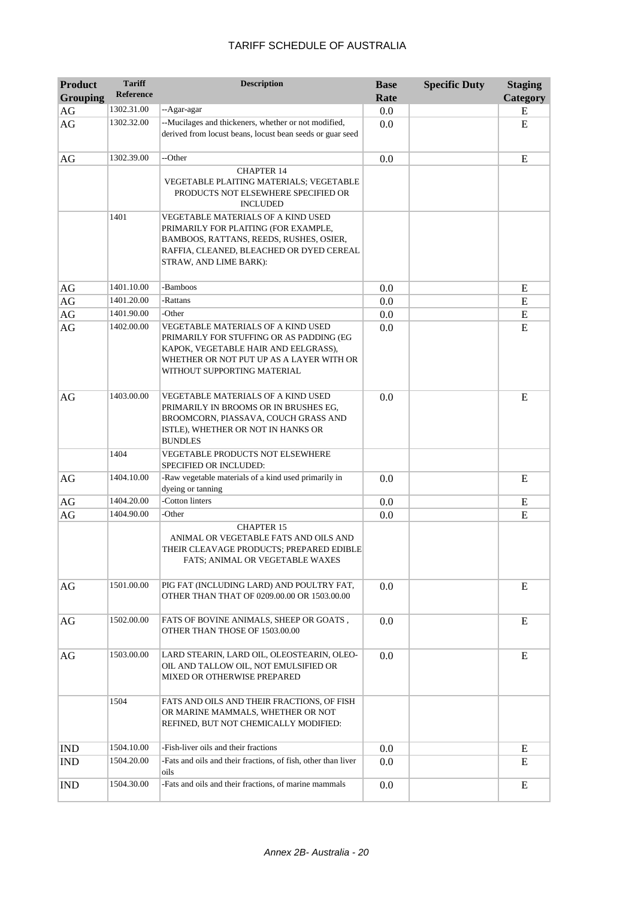| Product Grouping | Tariff Reference | Description | Base Rate | Specific Duty | Staging Category |
|---|---|---|---|---|---|
| AG | 1302.31.00 | --Agar-agar | 0.0 | | E |
| AG | 1302.32.00 | --Mucilages and thickeners, whether or not modified, derived from locust beans, locust bean seeds or guar seed | 0.0 | | E |
| AG | 1302.39.00 | --Other | 0.0 | | E |
| | | CHAPTER 14 VEGETABLE PLAITING MATERIALS; VEGETABLE PRODUCTS NOT ELSEWHERE SPECIFIED OR INCLUDED | | | |
| | 1401 | VEGETABLE MATERIALS OF A KIND USED PRIMARILY FOR PLAITING (FOR EXAMPLE, BAMBOOS, RATTANS, REEDS, RUSHES, OSIER, RAFFIA, CLEANED, BLEACHED OR DYED CEREAL STRAW, AND LIME BARK): | | | |
| AG | 1401.10.00 | -Bamboos | 0.0 | | E |
| AG | 1401.20.00 | -Rattans | 0.0 | | E |
| AG | 1401.90.00 | -Other | 0.0 | | E |
| AG | 1402.00.00 | VEGETABLE MATERIALS OF A KIND USED PRIMARILY FOR STUFFING OR AS PADDING (EG KAPOK, VEGETABLE HAIR AND EELGRASS), WHETHER OR NOT PUT UP AS A LAYER WITH OR WITHOUT SUPPORTING MATERIAL | 0.0 | | E |
| AG | 1403.00.00 | VEGETABLE MATERIALS OF A KIND USED PRIMARILY IN BROOMS OR IN BRUSHES EG, BROOMCORN, PIASSAVA, COUCH GRASS AND ISTLE), WHETHER OR NOT IN HANKS OR BUNDLES | 0.0 | | E |
| | 1404 | VEGETABLE PRODUCTS NOT ELSEWHERE SPECIFIED OR INCLUDED: | | | |
| AG | 1404.10.00 | -Raw vegetable materials of a kind used primarily in dyeing or tanning | 0.0 | | E |
| AG | 1404.20.00 | -Cotton linters | 0.0 | | E |
| AG | 1404.90.00 | -Other | 0.0 | | E |
| | | CHAPTER 15 ANIMAL OR VEGETABLE FATS AND OILS AND THEIR CLEAVAGE PRODUCTS; PREPARED EDIBLE FATS; ANIMAL OR VEGETABLE WAXES | | | |
| AG | 1501.00.00 | PIG FAT (INCLUDING LARD) AND POULTRY FAT, OTHER THAN THAT OF 0209.00.00 OR 1503.00.00 | 0.0 | | E |
| AG | 1502.00.00 | FATS OF BOVINE ANIMALS, SHEEP OR GOATS , OTHER THAN THOSE OF 1503.00.00 | 0.0 | | E |
| AG | 1503.00.00 | LARD STEARIN, LARD OIL, OLEOSTEARIN, OLEO-OIL AND TALLOW OIL, NOT EMULSIFIED OR MIXED OR OTHERWISE PREPARED | 0.0 | | E |
| | 1504 | FATS AND OILS AND THEIR FRACTIONS, OF FISH OR MARINE MAMMALS, WHETHER OR NOT REFINED, BUT NOT CHEMICALLY MODIFIED: | | | |
| IND | 1504.10.00 | -Fish-liver oils and their fractions | 0.0 | | E |
| IND | 1504.20.00 | -Fats and oils and their fractions, of fish, other than liver oils | 0.0 | | E |
| IND | 1504.30.00 | -Fats and oils and their fractions, of marine mammals | 0.0 | | E |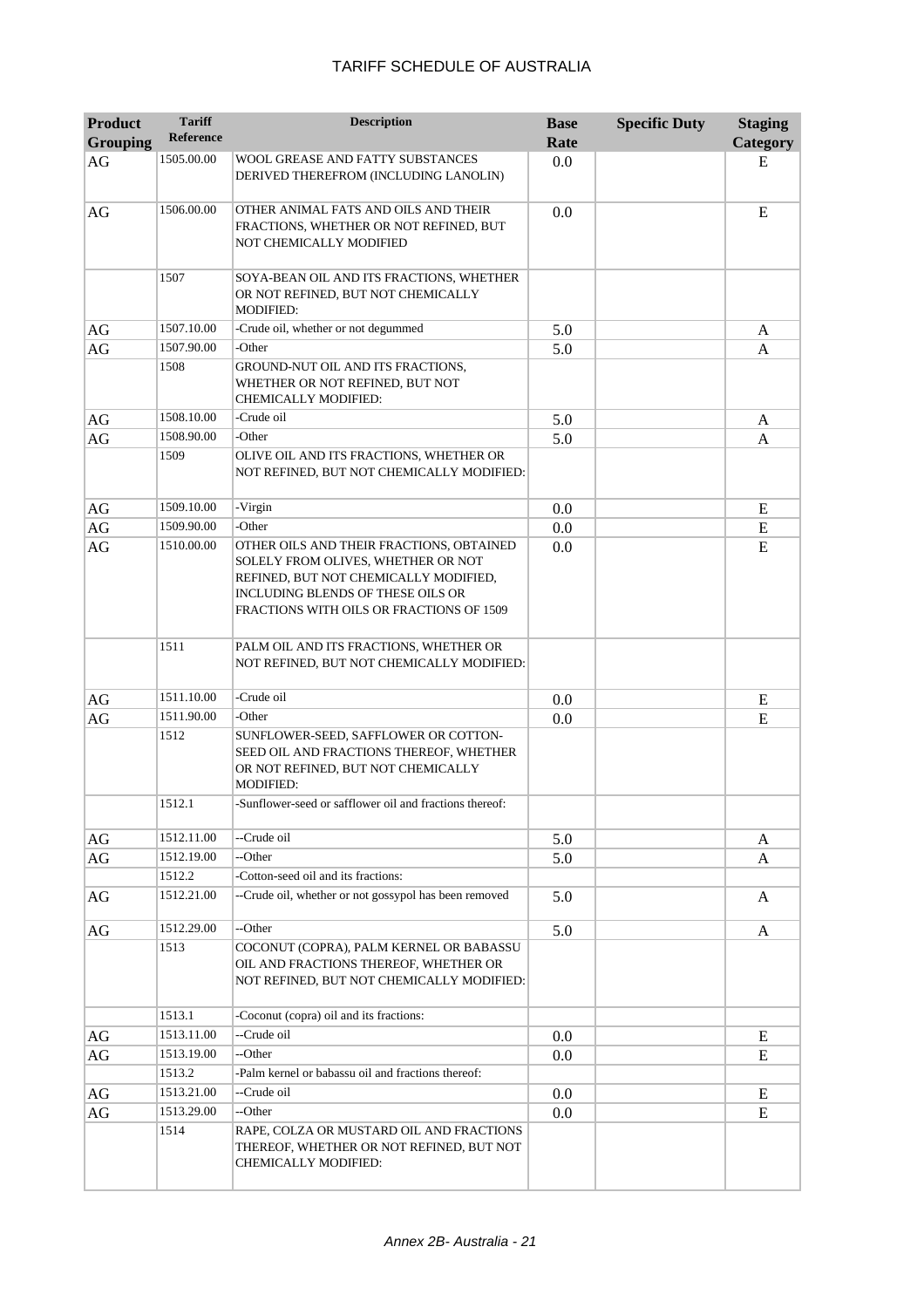| Product Grouping | Tariff Reference | Description | Base Rate | Specific Duty | Staging Category |
|---|---|---|---|---|---|
| AG | 1505.00.00 | WOOL GREASE AND FATTY SUBSTANCES DERIVED THEREFROM (INCLUDING LANOLIN) | 0.0 | | E |
| AG | 1506.00.00 | OTHER ANIMAL FATS AND OILS AND THEIR FRACTIONS, WHETHER OR NOT REFINED, BUT NOT CHEMICALLY MODIFIED | 0.0 | | E |
| | 1507 | SOYA-BEAN OIL AND ITS FRACTIONS, WHETHER OR NOT REFINED, BUT NOT CHEMICALLY MODIFIED: | | | |
| AG | 1507.10.00 | -Crude oil, whether or not degummed | 5.0 | | A |
| AG | 1507.90.00 | -Other | 5.0 | | A |
| | 1508 | GROUND-NUT OIL AND ITS FRACTIONS, WHETHER OR NOT REFINED, BUT NOT CHEMICALLY MODIFIED: | | | |
| AG | 1508.10.00 | -Crude oil | 5.0 | | A |
| AG | 1508.90.00 | -Other | 5.0 | | A |
| | 1509 | OLIVE OIL AND ITS FRACTIONS, WHETHER OR NOT REFINED, BUT NOT CHEMICALLY MODIFIED: | | | |
| AG | 1509.10.00 | -Virgin | 0.0 | | E |
| AG | 1509.90.00 | -Other | 0.0 | | E |
| AG | 1510.00.00 | OTHER OILS AND THEIR FRACTIONS, OBTAINED SOLELY FROM OLIVES, WHETHER OR NOT REFINED, BUT NOT CHEMICALLY MODIFIED, INCLUDING BLENDS OF THESE OILS OR FRACTIONS WITH OILS OR FRACTIONS OF 1509 | 0.0 | | E |
| | 1511 | PALM OIL AND ITS FRACTIONS, WHETHER OR NOT REFINED, BUT NOT CHEMICALLY MODIFIED: | | | |
| AG | 1511.10.00 | -Crude oil | 0.0 | | E |
| AG | 1511.90.00 | -Other | 0.0 | | E |
| | 1512 | SUNFLOWER-SEED, SAFFLOWER OR COTTON-SEED OIL AND FRACTIONS THEREOF, WHETHER OR NOT REFINED, BUT NOT CHEMICALLY MODIFIED: | | | |
| | 1512.1 | -Sunflower-seed or safflower oil and fractions thereof: | | | |
| AG | 1512.11.00 | --Crude oil | 5.0 | | A |
| AG | 1512.19.00 | --Other | 5.0 | | A |
| | 1512.2 | -Cotton-seed oil and its fractions: | | | |
| AG | 1512.21.00 | --Crude oil, whether or not gossypol has been removed | 5.0 | | A |
| AG | 1512.29.00 | --Other | 5.0 | | A |
| | 1513 | COCONUT (COPRA), PALM KERNEL OR BABASSU OIL AND FRACTIONS THEREOF, WHETHER OR NOT REFINED, BUT NOT CHEMICALLY MODIFIED: | | | |
| | 1513.1 | -Coconut (copra) oil and its fractions: | | | |
| AG | 1513.11.00 | --Crude oil | 0.0 | | E |
| AG | 1513.19.00 | --Other | 0.0 | | E |
| | 1513.2 | -Palm kernel or babassu oil and fractions thereof: | | | |
| AG | 1513.21.00 | --Crude oil | 0.0 | | E |
| AG | 1513.29.00 | --Other | 0.0 | | E |
| | 1514 | RAPE, COLZA OR MUSTARD OIL AND FRACTIONS THEREOF, WHETHER OR NOT REFINED, BUT NOT CHEMICALLY MODIFIED: | | | |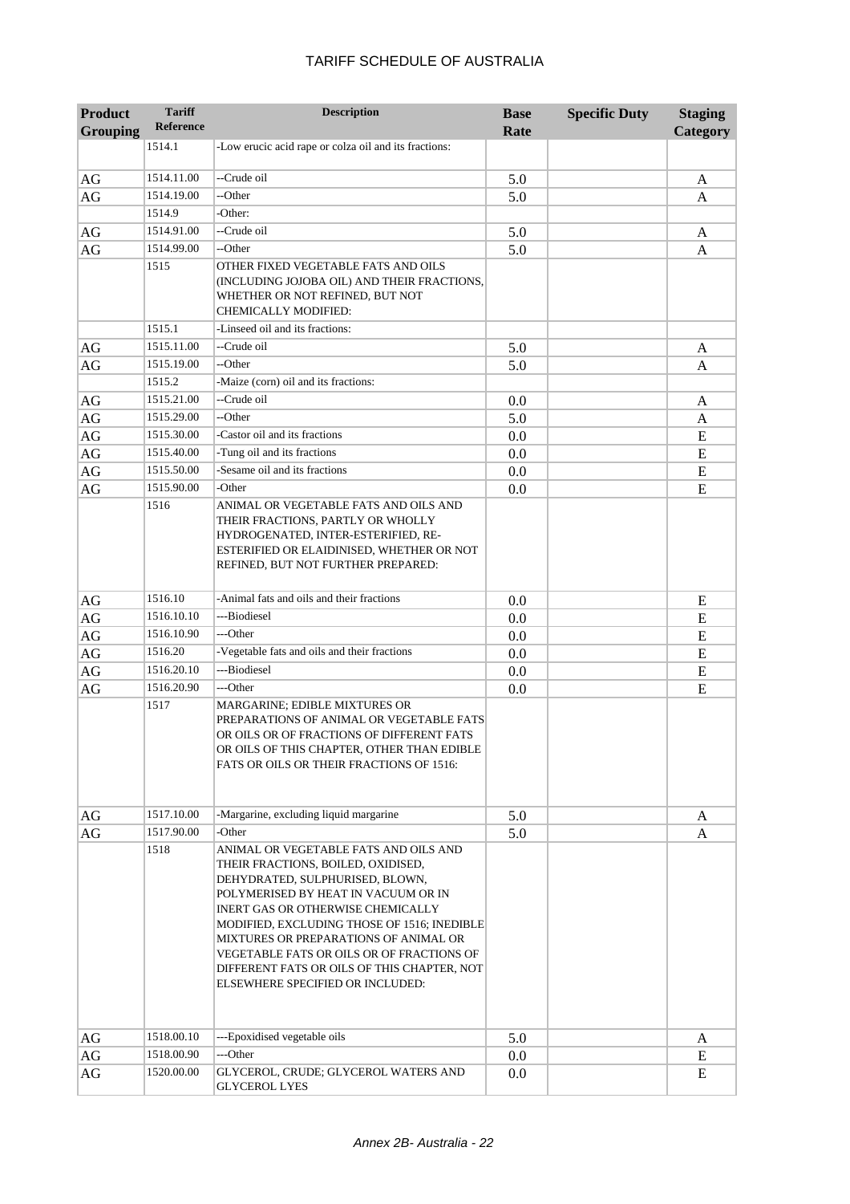| Product Grouping | Tariff Reference | Description | Base Rate | Specific Duty | Staging Category |
|---|---|---|---|---|---|
| | 1514.1 | -Low erucic acid rape or colza oil and its fractions: | | | |
| AG | 1514.11.00 | --Crude oil | 5.0 | | A |
| AG | 1514.19.00 | --Other | 5.0 | | A |
| | 1514.9 | -Other: | | | |
| AG | 1514.91.00 | --Crude oil | 5.0 | | A |
| AG | 1514.99.00 | --Other | 5.0 | | A |
| | 1515 | OTHER FIXED VEGETABLE FATS AND OILS (INCLUDING JOJOBA OIL) AND THEIR FRACTIONS, WHETHER OR NOT REFINED, BUT NOT CHEMICALLY MODIFIED: | | | |
| | 1515.1 | -Linseed oil and its fractions: | | | |
| AG | 1515.11.00 | --Crude oil | 5.0 | | A |
| AG | 1515.19.00 | --Other | 5.0 | | A |
| | 1515.2 | -Maize (corn) oil and its fractions: | | | |
| AG | 1515.21.00 | --Crude oil | 0.0 | | A |
| AG | 1515.29.00 | --Other | 5.0 | | A |
| AG | 1515.30.00 | -Castor oil and its fractions | 0.0 | | E |
| AG | 1515.40.00 | -Tung oil and its fractions | 0.0 | | E |
| AG | 1515.50.00 | -Sesame oil and its fractions | 0.0 | | E |
| AG | 1515.90.00 | -Other | 0.0 | | E |
| | 1516 | ANIMAL OR VEGETABLE FATS AND OILS AND THEIR FRACTIONS, PARTLY OR WHOLLY HYDROGENATED, INTER-ESTERIFIED, RE-ESTERIFIED OR ELAIDINISED, WHETHER OR NOT REFINED, BUT NOT FURTHER PREPARED: | | | |
| AG | 1516.10 | -Animal fats and oils and their fractions | 0.0 | | E |
| AG | 1516.10.10 | ---Biodiesel | 0.0 | | E |
| AG | 1516.10.90 | ---Other | 0.0 | | E |
| AG | 1516.20 | -Vegetable fats and oils and their fractions | 0.0 | | E |
| AG | 1516.20.10 | ---Biodiesel | 0.0 | | E |
| AG | 1516.20.90 | ---Other | 0.0 | | E |
| | 1517 | MARGARINE; EDIBLE MIXTURES OR PREPARATIONS OF ANIMAL OR VEGETABLE FATS OR OILS OR OF FRACTIONS OF DIFFERENT FATS OR OILS OF THIS CHAPTER, OTHER THAN EDIBLE FATS OR OILS OR THEIR FRACTIONS OF 1516: | | | |
| AG | 1517.10.00 | -Margarine, excluding liquid margarine | 5.0 | | A |
| AG | 1517.90.00 | -Other | 5.0 | | A |
| | 1518 | ANIMAL OR VEGETABLE FATS AND OILS AND THEIR FRACTIONS, BOILED, OXIDISED, DEHYDRATED, SULPHURISED, BLOWN, POLYMERISED BY HEAT IN VACUUM OR IN INERT GAS OR OTHERWISE CHEMICALLY MODIFIED, EXCLUDING THOSE OF 1516; INEDIBLE MIXTURES OR PREPARATIONS OF ANIMAL OR VEGETABLE FATS OR OILS OR OF FRACTIONS OF DIFFERENT FATS OR OILS OF THIS CHAPTER, NOT ELSEWHERE SPECIFIED OR INCLUDED: | | | |
| AG | 1518.00.10 | ---Epoxidised vegetable oils | 5.0 | | A |
| AG | 1518.00.90 | ---Other | 0.0 | | E |
| AG | 1520.00.00 | GLYCEROL, CRUDE; GLYCEROL WATERS AND GLYCEROL LYES | 0.0 | | E |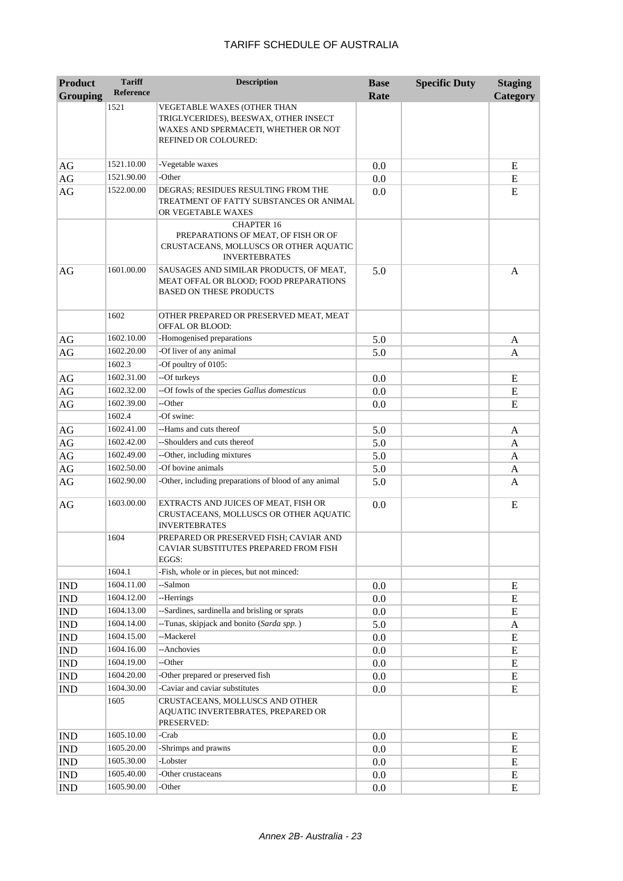| Product Grouping | Tariff Reference | Description | Base Rate | Specific Duty | Staging Category |
|---|---|---|---|---|---|
| | 1521 | VEGETABLE WAXES (OTHER THAN TRIGLYCERIDES), BEESWAX, OTHER INSECT WAXES AND SPERMACETI, WHETHER OR NOT REFINED OR COLOURED: | | | |
| AG | 1521.10.00 | -Vegetable waxes | 0.0 | | E |
| AG | 1521.90.00 | -Other | 0.0 | | E |
| AG | 1522.00.00 | DEGRAS; RESIDUES RESULTING FROM THE TREATMENT OF FATTY SUBSTANCES OR ANIMAL OR VEGETABLE WAXES | 0.0 | | E |
| | | CHAPTER 16 PREPARATIONS OF MEAT, OF FISH OR OF CRUSTACEANS, MOLLUSCS OR OTHER AQUATIC INVERTEBRATES | | | |
| AG | 1601.00.00 | SAUSAGES AND SIMILAR PRODUCTS, OF MEAT, MEAT OFFAL OR BLOOD; FOOD PREPARATIONS BASED ON THESE PRODUCTS | 5.0 | | A |
| | 1602 | OTHER PREPARED OR PRESERVED MEAT, MEAT OFFAL OR BLOOD: | | | |
| AG | 1602.10.00 | -Homogenised preparations | 5.0 | | A |
| AG | 1602.20.00 | -Of liver of any animal | 5.0 | | A |
| | 1602.3 | -Of poultry of 0105: | | | |
| AG | 1602.31.00 | --Of turkeys | 0.0 | | E |
| AG | 1602.32.00 | --Of fowls of the species *Gallus domesticus* | 0.0 | | E |
| AG | 1602.39.00 | --Other | 0.0 | | E |
| | 1602.4 | -Of swine: | | | |
| AG | 1602.41.00 | --Hams and cuts thereof | 5.0 | | A |
| AG | 1602.42.00 | --Shoulders and cuts thereof | 5.0 | | A |
| AG | 1602.49.00 | --Other, including mixtures | 5.0 | | A |
| AG | 1602.50.00 | -Of bovine animals | 5.0 | | A |
| AG | 1602.90.00 | -Other, including preparations of blood of any animal | 5.0 | | A |
| AG | 1603.00.00 | EXTRACTS AND JUICES OF MEAT, FISH OR CRUSTACEANS, MOLLUSCS OR OTHER AQUATIC INVERTEBRATES | 0.0 | | E |
| | 1604 | PREPARED OR PRESERVED FISH; CAVIAR AND CAVIAR SUBSTITUTES PREPARED FROM FISH EGGS: | | | |
| | 1604.1 | -Fish, whole or in pieces, but not minced: | | | |
| IND | 1604.11.00 | --Salmon | 0.0 | | E |
| IND | 1604.12.00 | --Herrings | 0.0 | | E |
| IND | 1604.13.00 | --Sardines, sardinella and brisling or sprats | 0.0 | | E |
| IND | 1604.14.00 | --Tunas, skipjack and bonito (*Sarda spp.*) | 5.0 | | A |
| IND | 1604.15.00 | --Mackerel | 0.0 | | E |
| IND | 1604.16.00 | --Anchovies | 0.0 | | E |
| IND | 1604.19.00 | --Other | 0.0 | | E |
| IND | 1604.20.00 | -Other prepared or preserved fish | 0.0 | | E |
| IND | 1604.30.00 | -Caviar and caviar substitutes | 0.0 | | E |
| | 1605 | CRUSTACEANS, MOLLUSCS AND OTHER AQUATIC INVERTEBRATES, PREPARED OR PRESERVED: | | | |
| IND | 1605.10.00 | -Crab | 0.0 | | E |
| IND | 1605.20.00 | -Shrimps and prawns | 0.0 | | E |
| IND | 1605.30.00 | -Lobster | 0.0 | | E |
| IND | 1605.40.00 | -Other crustaceans | 0.0 | | E |
| IND | 1605.90.00 | -Other | 0.0 | | E |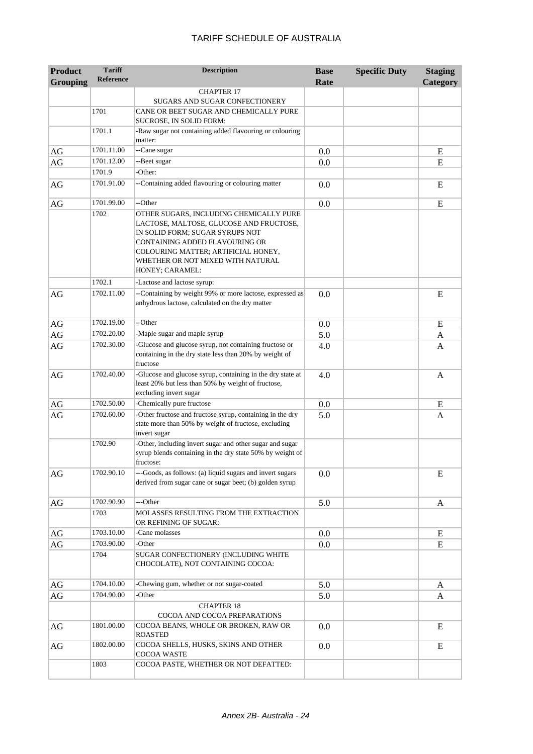# TARIFF SCHEDULE OF AUSTRALIA

| Product Grouping | Tariff Reference | Description | Base Rate | Specific Duty | Staging Category |
|---|---|---|---|---|---|
| | | CHAPTER 17<br>SUGARS AND SUGAR CONFECTIONERY | | | |
| | 1701 | CANE OR BEET SUGAR AND CHEMICALLY PURE SUCROSE, IN SOLID FORM: | | | |
| | 1701.1 | -Raw sugar not containing added flavouring or colouring matter: | | | |
| AG | 1701.11.00 | --Cane sugar | 0.0 | | E |
| AG | 1701.12.00 | --Beet sugar | 0.0 | | E |
| | 1701.9 | -Other: | | | |
| AG | 1701.91.00 | --Containing added flavouring or colouring matter | 0.0 | | E |
| AG | 1701.99.00 | --Other | 0.0 | | E |
| | 1702 | OTHER SUGARS, INCLUDING CHEMICALLY PURE LACTOSE, MALTOSE, GLUCOSE AND FRUCTOSE, IN SOLID FORM; SUGAR SYRUPS NOT CONTAINING ADDED FLAVOURING OR COLOURING MATTER; ARTIFICIAL HONEY, WHETHER OR NOT MIXED WITH NATURAL HONEY; CARAMEL: | | | |
| | 1702.1 | -Lactose and lactose syrup: | | | |
| AG | 1702.11.00 | --Containing by weight 99% or more lactose, expressed as anhydrous lactose, calculated on the dry matter | 0.0 | | E |
| AG | 1702.19.00 | --Other | 0.0 | | E |
| AG | 1702.20.00 | -Maple sugar and maple syrup | 5.0 | | A |
| AG | 1702.30.00 | -Glucose and glucose syrup, not containing fructose or containing in the dry state less than 20% by weight of fructose | 4.0 | | A |
| AG | 1702.40.00 | -Glucose and glucose syrup, containing in the dry state at least 20% but less than 50% by weight of fructose, excluding invert sugar | 4.0 | | A |
| AG | 1702.50.00 | -Chemically pure fructose | 0.0 | | E |
| AG | 1702.60.00 | -Other fructose and fructose syrup, containing in the dry state more than 50% by weight of fructose, excluding invert sugar | 5.0 | | A |
| | 1702.90 | -Other, including invert sugar and other sugar and sugar syrup blends containing in the dry state 50% by weight of fructose: | | | |
| AG | 1702.90.10 | ---Goods, as follows: (a) liquid sugars and invert sugars derived from sugar cane or sugar beet; (b) golden syrup | 0.0 | | E |
| AG | 1702.90.90 | ---Other | 5.0 | | A |
| | 1703 | MOLASSES RESULTING FROM THE EXTRACTION OR REFINING OF SUGAR: | | | |
| AG | 1703.10.00 | -Cane molasses | 0.0 | | E |
| AG | 1703.90.00 | -Other | 0.0 | | E |
| | 1704 | SUGAR CONFECTIONERY (INCLUDING WHITE CHOCOLATE), NOT CONTAINING COCOA: | | | |
| AG | 1704.10.00 | -Chewing gum, whether or not sugar-coated | 5.0 | | A |
| AG | 1704.90.00 | -Other | 5.0 | | A |
| | | CHAPTER 18<br>COCOA AND COCOA PREPARATIONS | | | |
| AG | 1801.00.00 | COCOA BEANS, WHOLE OR BROKEN, RAW OR ROASTED | 0.0 | | E |
| AG | 1802.00.00 | COCOA SHELLS, HUSKS, SKINS AND OTHER COCOA WASTE | 0.0 | | E |
| | 1803 | COCOA PASTE, WHETHER OR NOT DEFATTED: | | | |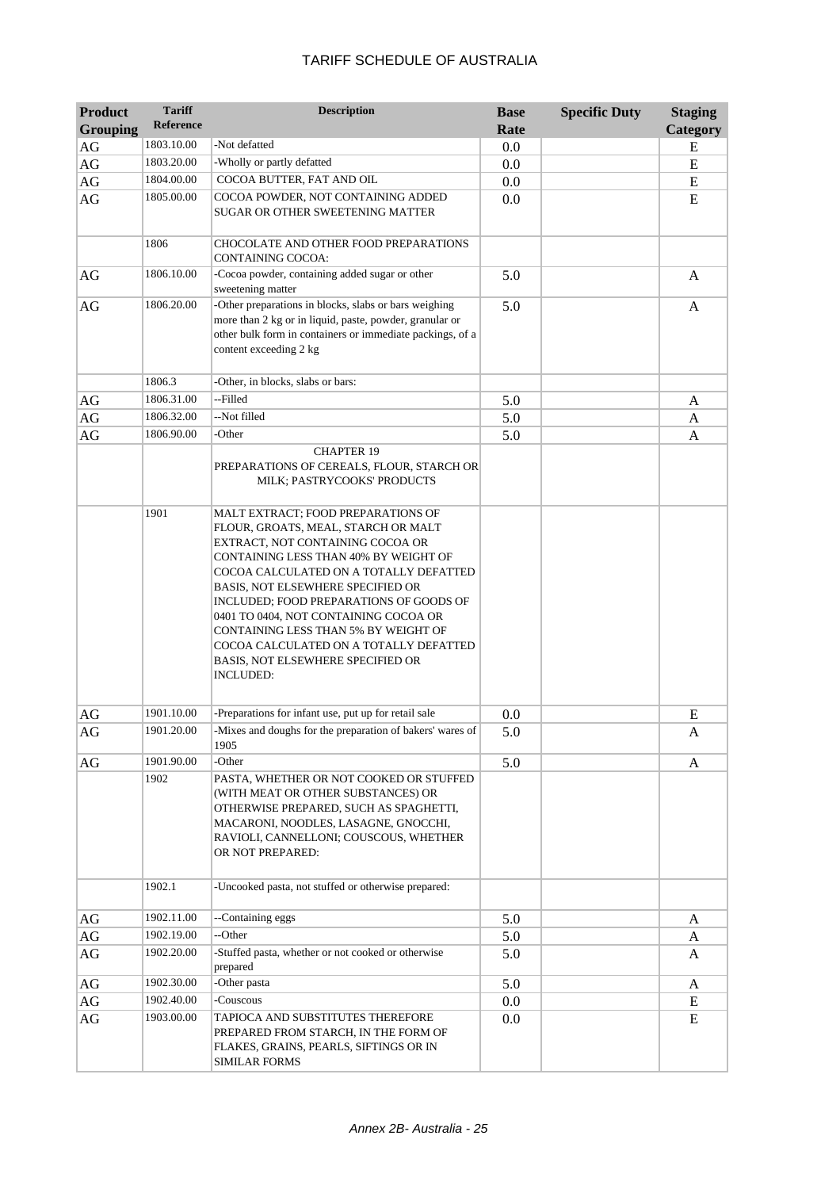# TARIFF SCHEDULE OF AUSTRALIA

| Product Grouping | Tariff Reference | Description | Base Rate | Specific Duty | Staging Category |
|---|---|---|---|---|---|
| AG | 1803.10.00 | -Not defatted | 0.0 | | E |
| AG | 1803.20.00 | -Wholly or partly defatted | 0.0 | | E |
| AG | 1804.00.00 | COCOA BUTTER, FAT AND OIL | 0.0 | | E |
| AG | 1805.00.00 | COCOA POWDER, NOT CONTAINING ADDED SUGAR OR OTHER SWEETENING MATTER | 0.0 | | E |
| | 1806 | CHOCOLATE AND OTHER FOOD PREPARATIONS CONTAINING COCOA: | | | |
| AG | 1806.10.00 | -Cocoa powder, containing added sugar or other sweetening matter | 5.0 | | A |
| AG | 1806.20.00 | -Other preparations in blocks, slabs or bars weighing more than 2 kg or in liquid, paste, powder, granular or other bulk form in containers or immediate packings, of a content exceeding 2 kg | 5.0 | | A |
| | 1806.3 | -Other, in blocks, slabs or bars: | | | |
| AG | 1806.31.00 | --Filled | 5.0 | | A |
| AG | 1806.32.00 | --Not filled | 5.0 | | A |
| AG | 1806.90.00 | -Other | 5.0 | | A |
| | | CHAPTER 19<br>PREPARATIONS OF CEREALS, FLOUR, STARCH OR MILK; PASTRYCOOKS' PRODUCTS | | | |
| | 1901 | MALT EXTRACT; FOOD PREPARATIONS OF FLOUR, GROATS, MEAL, STARCH OR MALT EXTRACT, NOT CONTAINING COCOA OR CONTAINING LESS THAN 40% BY WEIGHT OF COCOA CALCULATED ON A TOTALLY DEFATTED BASIS, NOT ELSEWHERE SPECIFIED OR INCLUDED; FOOD PREPARATIONS OF GOODS OF 0401 TO 0404, NOT CONTAINING COCOA OR CONTAINING LESS THAN 5% BY WEIGHT OF COCOA CALCULATED ON A TOTALLY DEFATTED BASIS, NOT ELSEWHERE SPECIFIED OR INCLUDED: | | | |
| AG | 1901.10.00 | -Preparations for infant use, put up for retail sale | 0.0 | | E |
| AG | 1901.20.00 | -Mixes and doughs for the preparation of bakers' wares of 1905 | 5.0 | | A |
| AG | 1901.90.00 | -Other | 5.0 | | A |
| | 1902 | PASTA, WHETHER OR NOT COOKED OR STUFFED (WITH MEAT OR OTHER SUBSTANCES) OR OTHERWISE PREPARED, SUCH AS SPAGHETTI, MACARONI, NOODLES, LASAGNE, GNOCCHI, RAVIOLI, CANNELLONI; COUSCOUS, WHETHER OR NOT PREPARED: | | | |
| | 1902.1 | -Uncooked pasta, not stuffed or otherwise prepared: | | | |
| AG | 1902.11.00 | --Containing eggs | 5.0 | | A |
| AG | 1902.19.00 | --Other | 5.0 | | A |
| AG | 1902.20.00 | -Stuffed pasta, whether or not cooked or otherwise prepared | 5.0 | | A |
| AG | 1902.30.00 | -Other pasta | 5.0 | | A |
| AG | 1902.40.00 | -Couscous | 0.0 | | E |
| AG | 1903.00.00 | TAPIOCA AND SUBSTITUTES THEREFORE PREPARED FROM STARCH, IN THE FORM OF FLAKES, GRAINS, PEARLS, SIFTINGS OR IN SIMILAR FORMS | 0.0 | | E |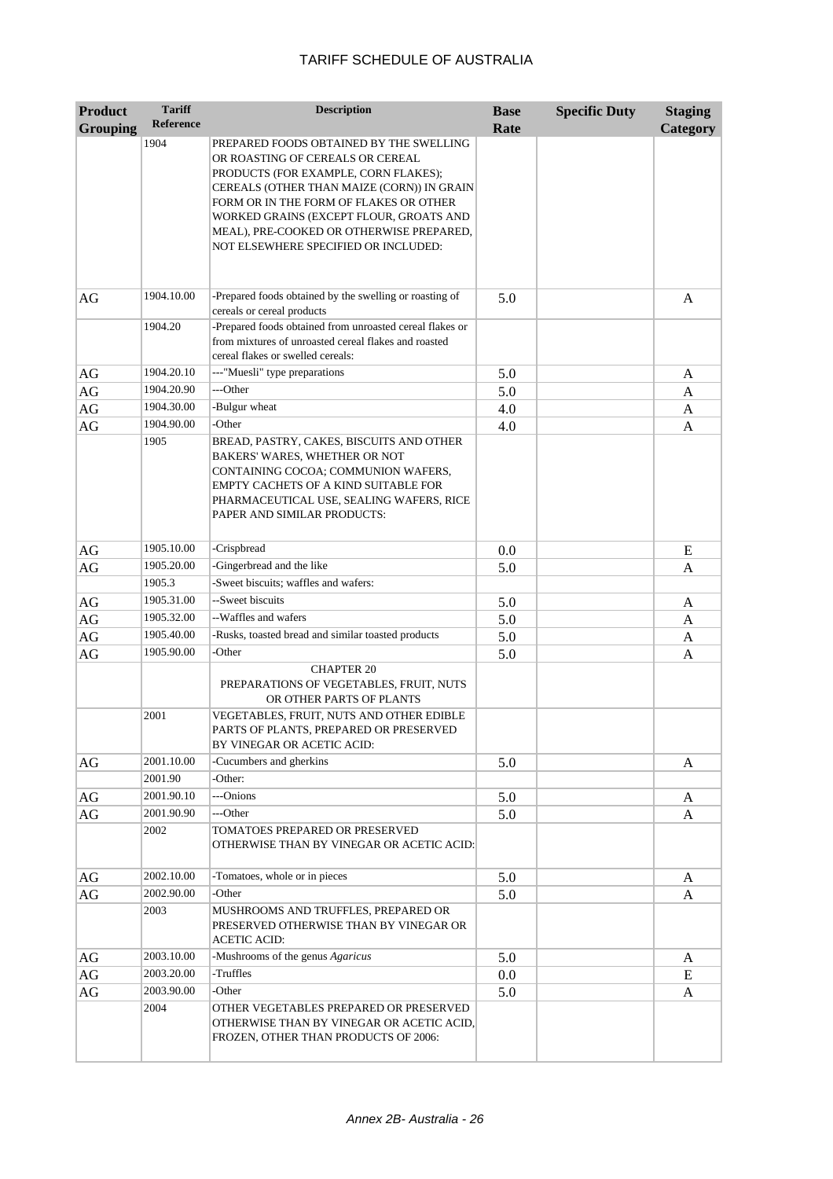# TARIFF SCHEDULE OF AUSTRALIA

| Product Grouping | Tariff Reference | Description | Base Rate | Specific Duty | Staging Category |
|---|---|---|---|---|---|
| | 1904 | PREPARED FOODS OBTAINED BY THE SWELLING OR ROASTING OF CEREALS OR CEREAL PRODUCTS (FOR EXAMPLE, CORN FLAKES); CEREALS (OTHER THAN MAIZE (CORN)) IN GRAIN FORM OR IN THE FORM OF FLAKES OR OTHER WORKED GRAINS (EXCEPT FLOUR, GROATS AND MEAL), PRE-COOKED OR OTHERWISE PREPARED, NOT ELSEWHERE SPECIFIED OR INCLUDED: | | | |
| AG | 1904.10.00 | -Prepared foods obtained by the swelling or roasting of cereals or cereal products | 5.0 | | A |
| | 1904.20 | -Prepared foods obtained from unroasted cereal flakes or from mixtures of unroasted cereal flakes and roasted cereal flakes or swelled cereals: | | | |
| AG | 1904.20.10 | ---"Muesli" type preparations | 5.0 | | A |
| AG | 1904.20.90 | ---Other | 5.0 | | A |
| AG | 1904.30.00 | -Bulgur wheat | 4.0 | | A |
| AG | 1904.90.00 | -Other | 4.0 | | A |
| | 1905 | BREAD, PASTRY, CAKES, BISCUITS AND OTHER BAKERS' WARES, WHETHER OR NOT CONTAINING COCOA; COMMUNION WAFERS, EMPTY CACHETS OF A KIND SUITABLE FOR PHARMACEUTICAL USE, SEALING WAFERS, RICE PAPER AND SIMILAR PRODUCTS: | | | |
| AG | 1905.10.00 | -Crispbread | 0.0 | | E |
| AG | 1905.20.00 | -Gingerbread and the like | 5.0 | | A |
| | 1905.3 | -Sweet biscuits; waffles and wafers: | | | |
| AG | 1905.31.00 | --Sweet biscuits | 5.0 | | A |
| AG | 1905.32.00 | --Waffles and wafers | 5.0 | | A |
| AG | 1905.40.00 | -Rusks, toasted bread and similar toasted products | 5.0 | | A |
| AG | 1905.90.00 | -Other | 5.0 | | A |
| | | CHAPTER 20 PREPARATIONS OF VEGETABLES, FRUIT, NUTS OR OTHER PARTS OF PLANTS | | | |
| | 2001 | VEGETABLES, FRUIT, NUTS AND OTHER EDIBLE PARTS OF PLANTS, PREPARED OR PRESERVED BY VINEGAR OR ACETIC ACID: | | | |
| AG | 2001.10.00 | -Cucumbers and gherkins | 5.0 | | A |
| | 2001.90 | -Other: | | | |
| AG | 2001.90.10 | ---Onions | 5.0 | | A |
| AG | 2001.90.90 | ---Other | 5.0 | | A |
| | 2002 | TOMATOES PREPARED OR PRESERVED OTHERWISE THAN BY VINEGAR OR ACETIC ACID: | | | |
| AG | 2002.10.00 | -Tomatoes, whole or in pieces | 5.0 | | A |
| AG | 2002.90.00 | -Other | 5.0 | | A |
| | 2003 | MUSHROOMS AND TRUFFLES, PREPARED OR PRESERVED OTHERWISE THAN BY VINEGAR OR ACETIC ACID: | | | |
| AG | 2003.10.00 | -Mushrooms of the genus *Agaricus* | 5.0 | | A |
| AG | 2003.20.00 | -Truffles | 0.0 | | E |
| AG | 2003.90.00 | -Other | 5.0 | | A |
| | 2004 | OTHER VEGETABLES PREPARED OR PRESERVED OTHERWISE THAN BY VINEGAR OR ACETIC ACID, FROZEN, OTHER THAN PRODUCTS OF 2006: | | | |

*Annex 2B- Australia - 26*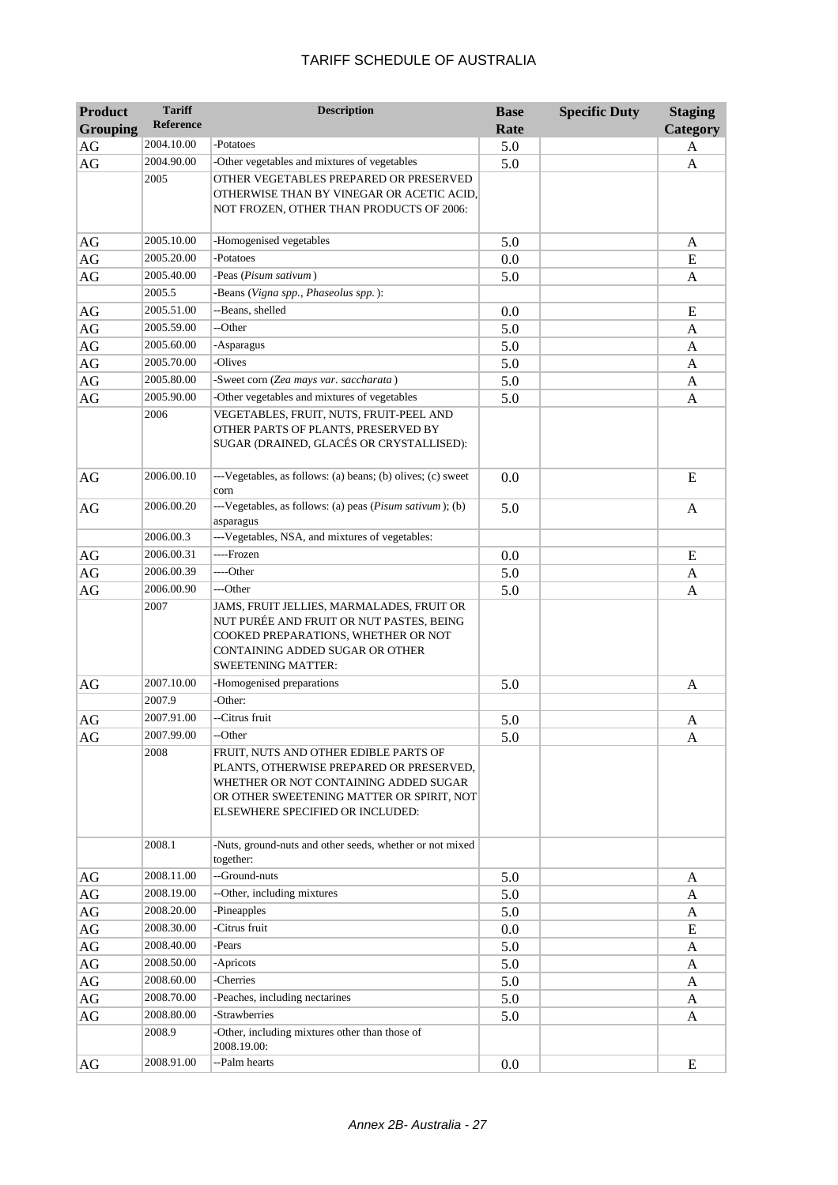# TARIFF SCHEDULE OF AUSTRALIA

| Product Grouping | Tariff Reference | Description | Base Rate | Specific Duty | Staging Category |
|---|---|---|---|---|---|
| AG | 2004.10.00 | -Potatoes | 5.0 | | A |
| AG | 2004.90.00 | -Other vegetables and mixtures of vegetables | 5.0 | | A |
| | 2005 | OTHER VEGETABLES PREPARED OR PRESERVED OTHERWISE THAN BY VINEGAR OR ACETIC ACID, NOT FROZEN, OTHER THAN PRODUCTS OF 2006: | | | |
| AG | 2005.10.00 | -Homogenised vegetables | 5.0 | | A |
| AG | 2005.20.00 | -Potatoes | 0.0 | | E |
| AG | 2005.40.00 | -Peas (*Pisum sativum*) | 5.0 | | A |
| | 2005.5 | -Beans (*Vigna spp., Phaseolus spp.*): | | | |
| AG | 2005.51.00 | --Beans, shelled | 0.0 | | E |
| AG | 2005.59.00 | --Other | 5.0 | | A |
| AG | 2005.60.00 | -Asparagus | 5.0 | | A |
| AG | 2005.70.00 | -Olives | 5.0 | | A |
| AG | 2005.80.00 | -Sweet corn (*Zea mays var. saccharata*) | 5.0 | | A |
| AG | 2005.90.00 | -Other vegetables and mixtures of vegetables | 5.0 | | A |
| | 2006 | VEGETABLES, FRUIT, NUTS, FRUIT-PEEL AND OTHER PARTS OF PLANTS, PRESERVED BY SUGAR (DRAINED, GLACÉS OR CRYSTALLISED): | | | |
| AG | 2006.00.10 | ---Vegetables, as follows: (a) beans; (b) olives; (c) sweet corn | 0.0 | | E |
| AG | 2006.00.20 | ---Vegetables, as follows: (a) peas (*Pisum sativum*); (b) asparagus | 5.0 | | A |
| | 2006.00.3 | ---Vegetables, NSA, and mixtures of vegetables: | | | |
| AG | 2006.00.31 | ----Frozen | 0.0 | | E |
| AG | 2006.00.39 | ----Other | 5.0 | | A |
| AG | 2006.00.90 | ---Other | 5.0 | | A |
| | 2007 | JAMS, FRUIT JELLIES, MARMALADES, FRUIT OR NUT PURÉE AND FRUIT OR NUT PASTES, BEING COOKED PREPARATIONS, WHETHER OR NOT CONTAINING ADDED SUGAR OR OTHER SWEETENING MATTER: | | | |
| AG | 2007.10.00 | -Homogenised preparations | 5.0 | | A |
| | 2007.9 | -Other: | | | |
| AG | 2007.91.00 | --Citrus fruit | 5.0 | | A |
| AG | 2007.99.00 | --Other | 5.0 | | A |
| | 2008 | FRUIT, NUTS AND OTHER EDIBLE PARTS OF PLANTS, OTHERWISE PREPARED OR PRESERVED, WHETHER OR NOT CONTAINING ADDED SUGAR OR OTHER SWEETENING MATTER OR SPIRIT, NOT ELSEWHERE SPECIFIED OR INCLUDED: | | | |
| | 2008.1 | -Nuts, ground-nuts and other seeds, whether or not mixed together: | | | |
| AG | 2008.11.00 | --Ground-nuts | 5.0 | | A |
| AG | 2008.19.00 | --Other, including mixtures | 5.0 | | A |
| AG | 2008.20.00 | -Pineapples | 5.0 | | A |
| AG | 2008.30.00 | -Citrus fruit | 0.0 | | E |
| AG | 2008.40.00 | -Pears | 5.0 | | A |
| AG | 2008.50.00 | -Apricots | 5.0 | | A |
| AG | 2008.60.00 | -Cherries | 5.0 | | A |
| AG | 2008.70.00 | -Peaches, including nectarines | 5.0 | | A |
| AG | 2008.80.00 | -Strawberries | 5.0 | | A |
| | 2008.9 | -Other, including mixtures other than those of 2008.19.00: | | | |
| AG | 2008.91.00 | --Palm hearts | 0.0 | | E |

Annex 2B- Australia - 27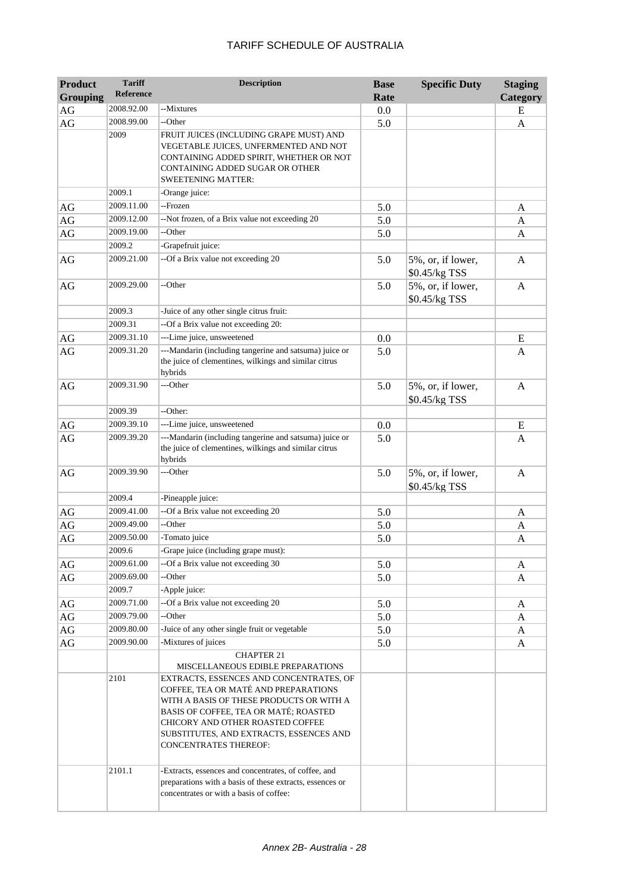# TARIFF SCHEDULE OF AUSTRALIA

| Product Grouping | Tariff Reference | Description | Base Rate | Specific Duty | Staging Category |
|---|---|---|---|---|---|
| AG | 2008.92.00 | --Mixtures | 0.0 | | E |
| AG | 2008.99.00 | --Other | 5.0 | | A |
| | 2009 | FRUIT JUICES (INCLUDING GRAPE MUST) AND VEGETABLE JUICES, UNFERMENTED AND NOT CONTAINING ADDED SPIRIT, WHETHER OR NOT CONTAINING ADDED SUGAR OR OTHER SWEETENING MATTER: | | | |
| | 2009.1 | -Orange juice: | | | |
| AG | 2009.11.00 | --Frozen | 5.0 | | A |
| AG | 2009.12.00 | --Not frozen, of a Brix value not exceeding 20 | 5.0 | | A |
| AG | 2009.19.00 | --Other | 5.0 | | A |
| | 2009.2 | -Grapefruit juice: | | | |
| AG | 2009.21.00 | --Of a Brix value not exceeding 20 | 5.0 | 5%, or, if lower, $0.45/kg TSS | A |
| AG | 2009.29.00 | --Other | 5.0 | 5%, or, if lower, $0.45/kg TSS | A |
| | 2009.3 | -Juice of any other single citrus fruit: | | | |
| | 2009.31 | --Of a Brix value not exceeding 20: | | | |
| AG | 2009.31.10 | ---Lime juice, unsweetened | 0.0 | | E |
| AG | 2009.31.20 | ---Mandarin (including tangerine and satsuma) juice or the juice of clementines, wilkings and similar citrus hybrids | 5.0 | | A |
| AG | 2009.31.90 | ---Other | 5.0 | 5%, or, if lower, $0.45/kg TSS | A |
| | 2009.39 | --Other: | | | |
| AG | 2009.39.10 | ---Lime juice, unsweetened | 0.0 | | E |
| AG | 2009.39.20 | ---Mandarin (including tangerine and satsuma) juice or the juice of clementines, wilkings and similar citrus hybrids | 5.0 | | A |
| AG | 2009.39.90 | ---Other | 5.0 | 5%, or, if lower, $0.45/kg TSS | A |
| | 2009.4 | -Pineapple juice: | | | |
| AG | 2009.41.00 | --Of a Brix value not exceeding 20 | 5.0 | | A |
| AG | 2009.49.00 | --Other | 5.0 | | A |
| AG | 2009.50.00 | -Tomato juice | 5.0 | | A |
| | 2009.6 | -Grape juice (including grape must): | | | |
| AG | 2009.61.00 | --Of a Brix value not exceeding 30 | 5.0 | | A |
| AG | 2009.69.00 | --Other | 5.0 | | A |
| | 2009.7 | -Apple juice: | | | |
| AG | 2009.71.00 | --Of a Brix value not exceeding 20 | 5.0 | | A |
| AG | 2009.79.00 | --Other | 5.0 | | A |
| AG | 2009.80.00 | -Juice of any other single fruit or vegetable | 5.0 | | A |
| AG | 2009.90.00 | -Mixtures of juices | 5.0 | | A |
| | | CHAPTER 21 MISCELLANEOUS EDIBLE PREPARATIONS | | | |
| | 2101 | EXTRACTS, ESSENCES AND CONCENTRATES, OF COFFEE, TEA OR MATÉ AND PREPARATIONS WITH A BASIS OF THESE PRODUCTS OR WITH A BASIS OF COFFEE, TEA OR MATÉ; ROASTED CHICORY AND OTHER ROASTED COFFEE SUBSTITUTES, AND EXTRACTS, ESSENCES AND CONCENTRATES THEREOF: | | | |
| | 2101.1 | -Extracts, essences and concentrates, of coffee, and preparations with a basis of these extracts, essences or concentrates or with a basis of coffee: | | | |

Annex 2B- Australia - 28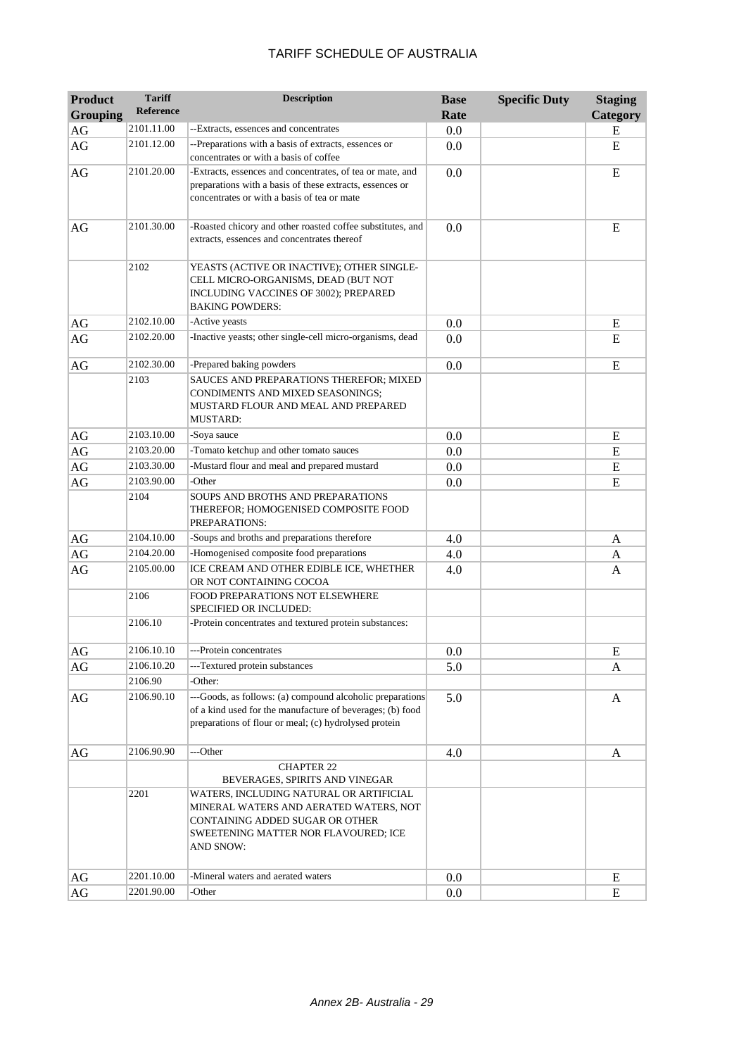# TARIFF SCHEDULE OF AUSTRALIA

| Product Grouping | Tariff Reference | Description | Base Rate | Specific Duty | Staging Category |
|---|---|---|---|---|---|
| AG | 2101.11.00 | --Extracts, essences and concentrates | 0.0 | | E |
| AG | 2101.12.00 | --Preparations with a basis of extracts, essences or concentrates or with a basis of coffee | 0.0 | | E |
| AG | 2101.20.00 | -Extracts, essences and concentrates, of tea or mate, and preparations with a basis of these extracts, essences or concentrates or with a basis of tea or mate | 0.0 | | E |
| AG | 2101.30.00 | -Roasted chicory and other roasted coffee substitutes, and extracts, essences and concentrates thereof | 0.0 | | E |
| | 2102 | YEASTS (ACTIVE OR INACTIVE); OTHER SINGLE-CELL MICRO-ORGANISMS, DEAD (BUT NOT INCLUDING VACCINES OF 3002); PREPARED BAKING POWDERS: | | | |
| AG | 2102.10.00 | -Active yeasts | 0.0 | | E |
| AG | 2102.20.00 | -Inactive yeasts; other single-cell micro-organisms, dead | 0.0 | | E |
| AG | 2102.30.00 | -Prepared baking powders | 0.0 | | E |
| | 2103 | SAUCES AND PREPARATIONS THEREFOR; MIXED CONDIMENTS AND MIXED SEASONINGS; MUSTARD FLOUR AND MEAL AND PREPARED MUSTARD: | | | |
| AG | 2103.10.00 | -Soya sauce | 0.0 | | E |
| AG | 2103.20.00 | -Tomato ketchup and other tomato sauces | 0.0 | | E |
| AG | 2103.30.00 | -Mustard flour and meal and prepared mustard | 0.0 | | E |
| AG | 2103.90.00 | -Other | 0.0 | | E |
| | 2104 | SOUPS AND BROTHS AND PREPARATIONS THEREFOR; HOMOGENISED COMPOSITE FOOD PREPARATIONS: | | | |
| AG | 2104.10.00 | -Soups and broths and preparations therefore | 4.0 | | A |
| AG | 2104.20.00 | -Homogenised composite food preparations | 4.0 | | A |
| AG | 2105.00.00 | ICE CREAM AND OTHER EDIBLE ICE, WHETHER OR NOT CONTAINING COCOA | 4.0 | | A |
| | 2106 | FOOD PREPARATIONS NOT ELSEWHERE SPECIFIED OR INCLUDED: | | | |
| | 2106.10 | -Protein concentrates and textured protein substances: | | | |
| AG | 2106.10.10 | ---Protein concentrates | 0.0 | | E |
| AG | 2106.10.20 | ---Textured protein substances | 5.0 | | A |
| | 2106.90 | -Other: | | | |
| AG | 2106.90.10 | ---Goods, as follows: (a) compound alcoholic preparations of a kind used for the manufacture of beverages; (b) food preparations of flour or meal; (c) hydrolysed protein | 5.0 | | A |
| AG | 2106.90.90 | ---Other | 4.0 | | A |
| | | CHAPTER 22 BEVERAGES, SPIRITS AND VINEGAR | | | |
| | 2201 | WATERS, INCLUDING NATURAL OR ARTIFICIAL MINERAL WATERS AND AERATED WATERS, NOT CONTAINING ADDED SUGAR OR OTHER SWEETENING MATTER NOR FLAVOURED; ICE AND SNOW: | | | |
| AG | 2201.10.00 | -Mineral waters and aerated waters | 0.0 | | E |
| AG | 2201.90.00 | -Other | 0.0 | | E |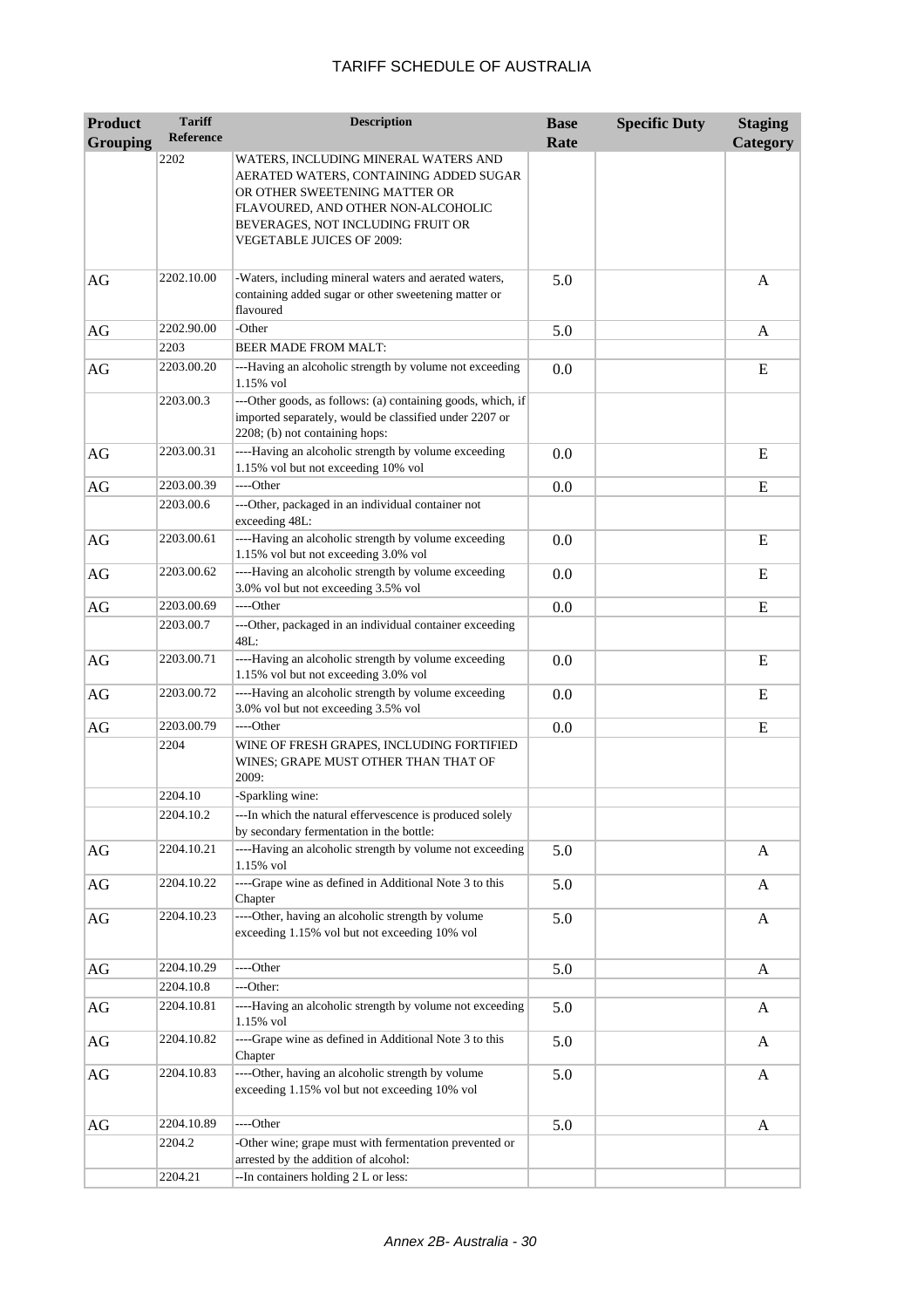# TARIFF SCHEDULE OF AUSTRALIA

| Product Grouping | Tariff Reference | Description | Base Rate | Specific Duty | Staging Category |
|---|---|---|---|---|---|
| | 2202 | WATERS, INCLUDING MINERAL WATERS AND AERATED WATERS, CONTAINING ADDED SUGAR OR OTHER SWEETENING MATTER OR FLAVOURED, AND OTHER NON-ALCOHOLIC BEVERAGES, NOT INCLUDING FRUIT OR VEGETABLE JUICES OF 2009: | | | |
| AG | 2202.10.00 | -Waters, including mineral waters and aerated waters, containing added sugar or other sweetening matter or flavoured | 5.0 | | A |
| AG | 2202.90.00 | -Other | 5.0 | | A |
| | 2203 | BEER MADE FROM MALT: | | | |
| AG | 2203.00.20 | ---Having an alcoholic strength by volume not exceeding 1.15% vol | 0.0 | | E |
| | 2203.00.3 | ---Other goods, as follows: (a) containing goods, which, if imported separately, would be classified under 2207 or 2208; (b) not containing hops: | | | |
| AG | 2203.00.31 | ----Having an alcoholic strength by volume exceeding 1.15% vol but not exceeding 10% vol | 0.0 | | E |
| AG | 2203.00.39 | ----Other | 0.0 | | E |
| | 2203.00.6 | ---Other, packaged in an individual container not exceeding 48L: | | | |
| AG | 2203.00.61 | ----Having an alcoholic strength by volume exceeding 1.15% vol but not exceeding 3.0% vol | 0.0 | | E |
| AG | 2203.00.62 | ----Having an alcoholic strength by volume exceeding 3.0% vol but not exceeding 3.5% vol | 0.0 | | E |
| AG | 2203.00.69 | ----Other | 0.0 | | E |
| | 2203.00.7 | ---Other, packaged in an individual container exceeding 48L: | | | |
| AG | 2203.00.71 | ----Having an alcoholic strength by volume exceeding 1.15% vol but not exceeding 3.0% vol | 0.0 | | E |
| AG | 2203.00.72 | ----Having an alcoholic strength by volume exceeding 3.0% vol but not exceeding 3.5% vol | 0.0 | | E |
| AG | 2203.00.79 | ----Other | 0.0 | | E |
| | 2204 | WINE OF FRESH GRAPES, INCLUDING FORTIFIED WINES; GRAPE MUST OTHER THAN THAT OF 2009: | | | |
| | 2204.10 | -Sparkling wine: | | | |
| | 2204.10.2 | ---In which the natural effervescence is produced solely by secondary fermentation in the bottle: | | | |
| AG | 2204.10.21 | ----Having an alcoholic strength by volume not exceeding 1.15% vol | 5.0 | | A |
| AG | 2204.10.22 | ----Grape wine as defined in Additional Note 3 to this Chapter | 5.0 | | A |
| AG | 2204.10.23 | ----Other, having an alcoholic strength by volume exceeding 1.15% vol but not exceeding 10% vol | 5.0 | | A |
| AG | 2204.10.29 | ----Other | 5.0 | | A |
| | 2204.10.8 | ---Other: | | | |
| AG | 2204.10.81 | ----Having an alcoholic strength by volume not exceeding 1.15% vol | 5.0 | | A |
| AG | 2204.10.82 | ----Grape wine as defined in Additional Note 3 to this Chapter | 5.0 | | A |
| AG | 2204.10.83 | ----Other, having an alcoholic strength by volume exceeding 1.15% vol but not exceeding 10% vol | 5.0 | | A |
| AG | 2204.10.89 | ----Other | 5.0 | | A |
| | 2204.2 | -Other wine; grape must with fermentation prevented or arrested by the addition of alcohol: | | | |
| | 2204.21 | --In containers holding 2 L or less: | | | |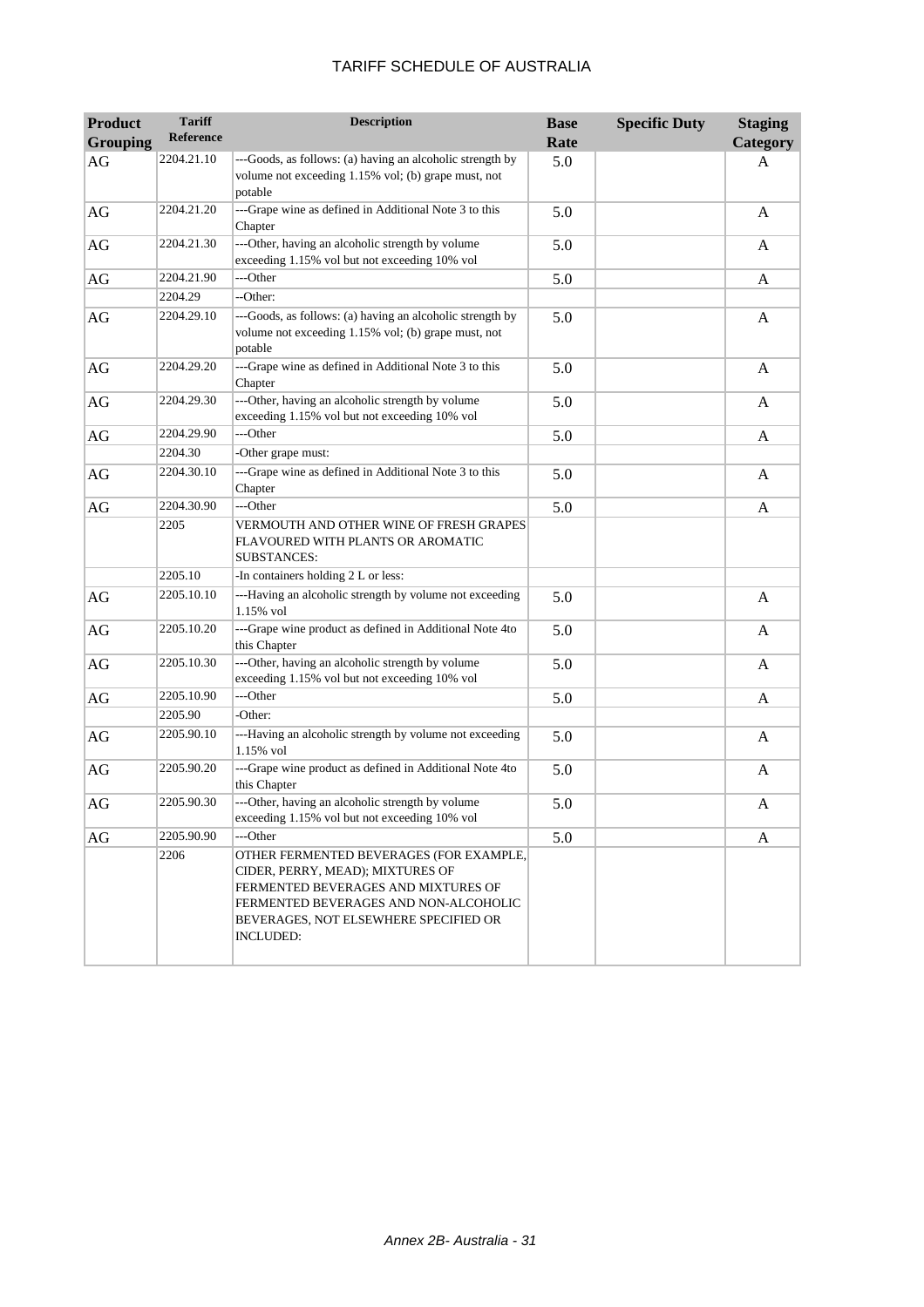# TARIFF SCHEDULE OF AUSTRALIA

| Product Grouping | Tariff Reference | Description | Base Rate | Specific Duty | Staging Category |
|---|---|---|---|---|---|
| AG | 2204.21.10 | ---Goods, as follows: (a) having an alcoholic strength by volume not exceeding 1.15% vol; (b) grape must, not potable | 5.0 | | A |
| AG | 2204.21.20 | ---Grape wine as defined in Additional Note 3 to this Chapter | 5.0 | | A |
| AG | 2204.21.30 | ---Other, having an alcoholic strength by volume exceeding 1.15% vol but not exceeding 10% vol | 5.0 | | A |
| AG | 2204.21.90 | ---Other | 5.0 | | A |
| | 2204.29 | --Other: | | | |
| AG | 2204.29.10 | ---Goods, as follows: (a) having an alcoholic strength by volume not exceeding 1.15% vol; (b) grape must, not potable | 5.0 | | A |
| AG | 2204.29.20 | ---Grape wine as defined in Additional Note 3 to this Chapter | 5.0 | | A |
| AG | 2204.29.30 | ---Other, having an alcoholic strength by volume exceeding 1.15% vol but not exceeding 10% vol | 5.0 | | A |
| AG | 2204.29.90 | ---Other | 5.0 | | A |
| | 2204.30 | -Other grape must: | | | |
| AG | 2204.30.10 | ---Grape wine as defined in Additional Note 3 to this Chapter | 5.0 | | A |
| AG | 2204.30.90 | ---Other | 5.0 | | A |
| | 2205 | VERMOUTH AND OTHER WINE OF FRESH GRAPES FLAVOURED WITH PLANTS OR AROMATIC SUBSTANCES: | | | |
| | 2205.10 | -In containers holding 2 L or less: | | | |
| AG | 2205.10.10 | ---Having an alcoholic strength by volume not exceeding 1.15% vol | 5.0 | | A |
| AG | 2205.10.20 | ---Grape wine product as defined in Additional Note 4to this Chapter | 5.0 | | A |
| AG | 2205.10.30 | ---Other, having an alcoholic strength by volume exceeding 1.15% vol but not exceeding 10% vol | 5.0 | | A |
| AG | 2205.10.90 | ---Other | 5.0 | | A |
| | 2205.90 | -Other: | | | |
| AG | 2205.90.10 | ---Having an alcoholic strength by volume not exceeding 1.15% vol | 5.0 | | A |
| AG | 2205.90.20 | ---Grape wine product as defined in Additional Note 4to this Chapter | 5.0 | | A |
| AG | 2205.90.30 | ---Other, having an alcoholic strength by volume exceeding 1.15% vol but not exceeding 10% vol | 5.0 | | A |
| AG | 2205.90.90 | ---Other | 5.0 | | A |
| | 2206 | OTHER FERMENTED BEVERAGES (FOR EXAMPLE, CIDER, PERRY, MEAD); MIXTURES OF FERMENTED BEVERAGES AND MIXTURES OF FERMENTED BEVERAGES AND NON-ALCOHOLIC BEVERAGES, NOT ELSEWHERE SPECIFIED OR INCLUDED: | | | |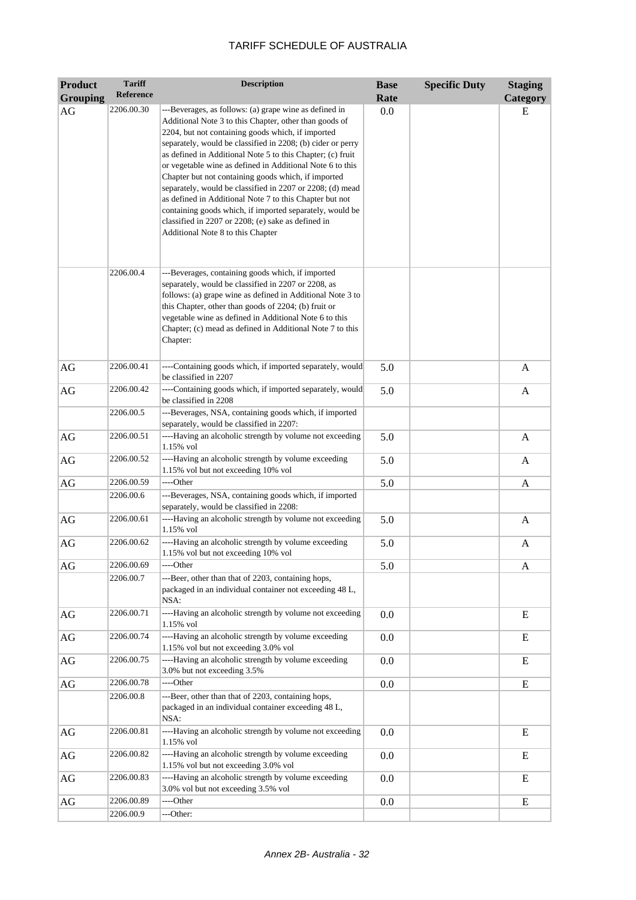| Product Grouping | Tariff Reference | Description | Base Rate | Specific Duty | Staging Category |
|---|---|---|---|---|---|
| AG | 2206.00.30 | ---Beverages, as follows: (a) grape wine as defined in Additional Note 3 to this Chapter, other than goods of 2204, but not containing goods which, if imported separately, would be classified in 2208; (b) cider or perry as defined in Additional Note 5 to this Chapter; (c) fruit or vegetable wine as defined in Additional Note 6 to this Chapter but not containing goods which, if imported separately, would be classified in 2207 or 2208; (d) mead as defined in Additional Note 7 to this Chapter but not containing goods which, if imported separately, would be classified in 2207 or 2208; (e) sake as defined in Additional Note 8 to this Chapter | 0.0 | | E |
| | 2206.00.4 | ---Beverages, containing goods which, if imported separately, would be classified in 2207 or 2208, as follows: (a) grape wine as defined in Additional Note 3 to this Chapter, other than goods of 2204; (b) fruit or vegetable wine as defined in Additional Note 6 to this Chapter; (c) mead as defined in Additional Note 7 to this Chapter: | | | |
| AG | 2206.00.41 | ----Containing goods which, if imported separately, would be classified in 2207 | 5.0 | | A |
| AG | 2206.00.42 | ----Containing goods which, if imported separately, would be classified in 2208 | 5.0 | | A |
| | 2206.00.5 | ---Beverages, NSA, containing goods which, if imported separately, would be classified in 2207: | | | |
| AG | 2206.00.51 | ----Having an alcoholic strength by volume not exceeding 1.15% vol | 5.0 | | A |
| AG | 2206.00.52 | ----Having an alcoholic strength by volume exceeding 1.15% vol but not exceeding 10% vol | 5.0 | | A |
| AG | 2206.00.59 | ----Other | 5.0 | | A |
| | 2206.00.6 | ---Beverages, NSA, containing goods which, if imported separately, would be classified in 2208: | | | |
| AG | 2206.00.61 | ----Having an alcoholic strength by volume not exceeding 1.15% vol | 5.0 | | A |
| AG | 2206.00.62 | ----Having an alcoholic strength by volume exceeding 1.15% vol but not exceeding 10% vol | 5.0 | | A |
| AG | 2206.00.69 | ----Other | 5.0 | | A |
| | 2206.00.7 | ---Beer, other than that of 2203, containing hops, packaged in an individual container not exceeding 48 L, NSA: | | | |
| AG | 2206.00.71 | ----Having an alcoholic strength by volume not exceeding 1.15% vol | 0.0 | | E |
| AG | 2206.00.74 | ----Having an alcoholic strength by volume exceeding 1.15% vol but not exceeding 3.0% vol | 0.0 | | E |
| AG | 2206.00.75 | ----Having an alcoholic strength by volume exceeding 3.0% but not exceeding 3.5% | 0.0 | | E |
| AG | 2206.00.78 | ----Other | 0.0 | | E |
| | 2206.00.8 | ---Beer, other than that of 2203, containing hops, packaged in an individual container exceeding 48 L, NSA: | | | |
| AG | 2206.00.81 | ----Having an alcoholic strength by volume not exceeding 1.15% vol | 0.0 | | E |
| AG | 2206.00.82 | ----Having an alcoholic strength by volume exceeding 1.15% vol but not exceeding 3.0% vol | 0.0 | | E |
| AG | 2206.00.83 | ----Having an alcoholic strength by volume exceeding 3.0% vol but not exceeding 3.5% vol | 0.0 | | E |
| AG | 2206.00.89 | ----Other | 0.0 | | E |
| | 2206.00.9 | ---Other: | | | |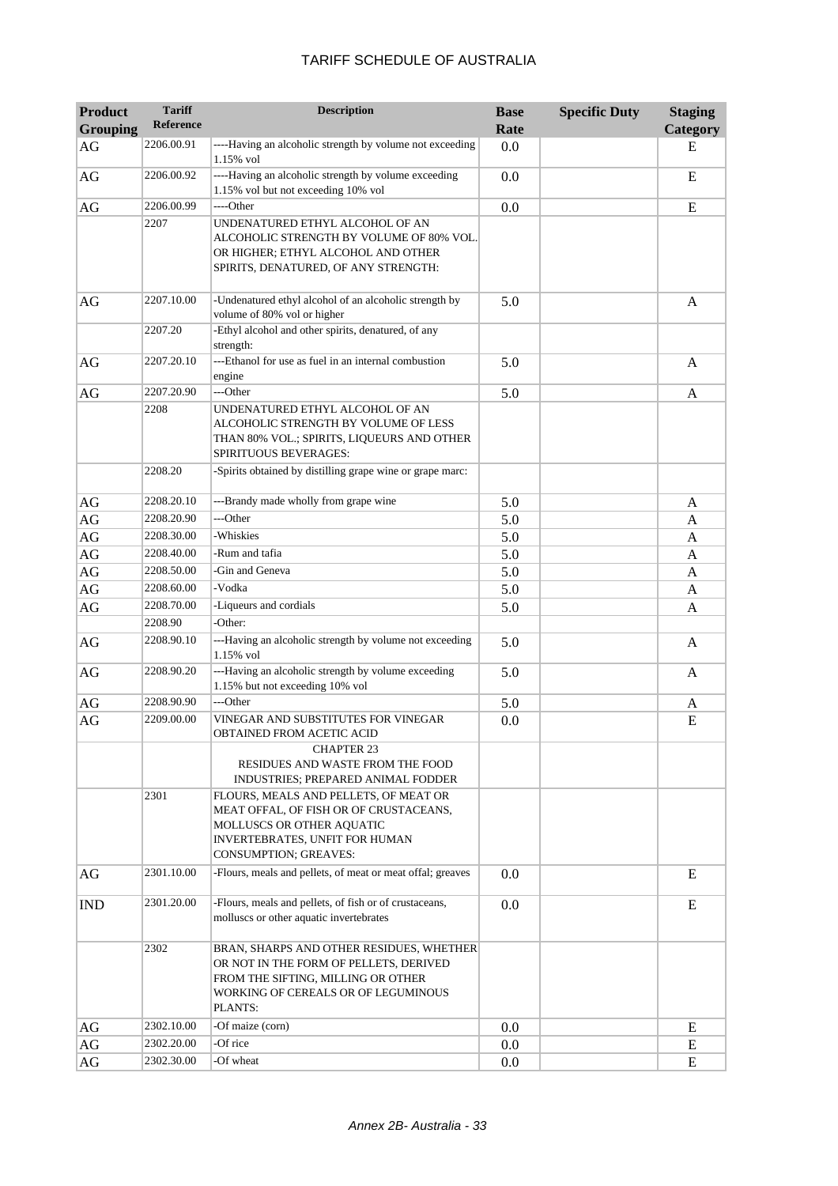# TARIFF SCHEDULE OF AUSTRALIA

| Product Grouping | Tariff Reference | Description | Base Rate | Specific Duty | Staging Category |
|---|---|---|---|---|---|
| AG | 2206.00.91 | ----Having an alcoholic strength by volume not exceeding 1.15% vol | 0.0 | | E |
| AG | 2206.00.92 | ----Having an alcoholic strength by volume exceeding 1.15% vol but not exceeding 10% vol | 0.0 | | E |
| AG | 2206.00.99 | ----Other | 0.0 | | E |
| | 2207 | UNDENATURED ETHYL ALCOHOL OF AN ALCOHOLIC STRENGTH BY VOLUME OF 80% VOL. OR HIGHER; ETHYL ALCOHOL AND OTHER SPIRITS, DENATURED, OF ANY STRENGTH: | | | |
| AG | 2207.10.00 | -Undenatured ethyl alcohol of an alcoholic strength by volume of 80% vol or higher | 5.0 | | A |
| | 2207.20 | -Ethyl alcohol and other spirits, denatured, of any strength: | | | |
| AG | 2207.20.10 | ---Ethanol for use as fuel in an internal combustion engine | 5.0 | | A |
| AG | 2207.20.90 | ---Other | 5.0 | | A |
| | 2208 | UNDENATURED ETHYL ALCOHOL OF AN ALCOHOLIC STRENGTH BY VOLUME OF LESS THAN 80% VOL.; SPIRITS, LIQUEURS AND OTHER SPIRITUOUS BEVERAGES: | | | |
| | 2208.20 | -Spirits obtained by distilling grape wine or grape marc: | | | |
| AG | 2208.20.10 | ---Brandy made wholly from grape wine | 5.0 | | A |
| AG | 2208.20.90 | ---Other | 5.0 | | A |
| AG | 2208.30.00 | -Whiskies | 5.0 | | A |
| AG | 2208.40.00 | -Rum and tafia | 5.0 | | A |
| AG | 2208.50.00 | -Gin and Geneva | 5.0 | | A |
| AG | 2208.60.00 | -Vodka | 5.0 | | A |
| AG | 2208.70.00 | -Liqueurs and cordials | 5.0 | | A |
| | 2208.90 | -Other: | | | |
| AG | 2208.90.10 | ---Having an alcoholic strength by volume not exceeding 1.15% vol | 5.0 | | A |
| AG | 2208.90.20 | ---Having an alcoholic strength by volume exceeding 1.15% but not exceeding 10% vol | 5.0 | | A |
| AG | 2208.90.90 | ---Other | 5.0 | | A |
| AG | 2209.00.00 | VINEGAR AND SUBSTITUTES FOR VINEGAR OBTAINED FROM ACETIC ACID | 0.0 | | E |
| | | CHAPTER 23<br>RESIDUES AND WASTE FROM THE FOOD INDUSTRIES; PREPARED ANIMAL FODDER | | | |
| | 2301 | FLOURS, MEALS AND PELLETS, OF MEAT OR MEAT OFFAL, OF FISH OR OF CRUSTACEANS, MOLLUSCS OR OTHER AQUATIC INVERTEBRATES, UNFIT FOR HUMAN CONSUMPTION; GREAVES: | | | |
| AG | 2301.10.00 | -Flours, meals and pellets, of meat or meat offal; greaves | 0.0 | | E |
| IND | 2301.20.00 | -Flours, meals and pellets, of fish or of crustaceans, molluscs or other aquatic invertebrates | 0.0 | | E |
| | 2302 | BRAN, SHARPS AND OTHER RESIDUES, WHETHER OR NOT IN THE FORM OF PELLETS, DERIVED FROM THE SIFTING, MILLING OR OTHER WORKING OF CEREALS OR OF LEGUMINOUS PLANTS: | | | |
| AG | 2302.10.00 | -Of maize (corn) | 0.0 | | E |
| AG | 2302.20.00 | -Of rice | 0.0 | | E |
| AG | 2302.30.00 | -Of wheat | 0.0 | | E |

*Annex 2B- Australia - 33*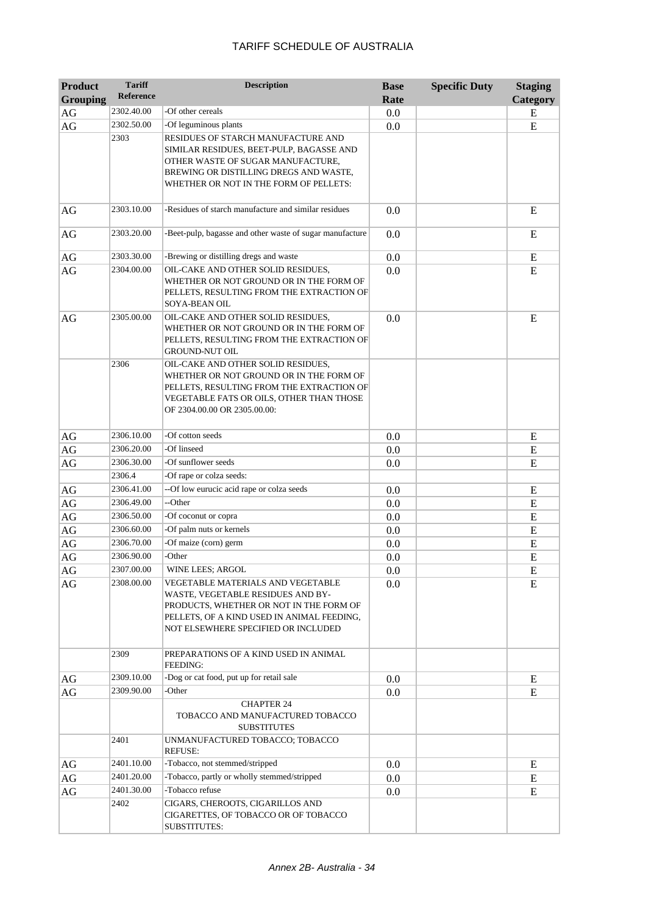| Product Grouping | Tariff Reference | Description | Base Rate | Specific Duty | Staging Category |
|---|---|---|---|---|---|
| AG | 2302.40.00 | -Of other cereals | 0.0 | | E |
| AG | 2302.50.00 | -Of leguminous plants | 0.0 | | E |
| | 2303 | RESIDUES OF STARCH MANUFACTURE AND SIMILAR RESIDUES, BEET-PULP, BAGASSE AND OTHER WASTE OF SUGAR MANUFACTURE, BREWING OR DISTILLING DREGS AND WASTE, WHETHER OR NOT IN THE FORM OF PELLETS: | | | |
| AG | 2303.10.00 | -Residues of starch manufacture and similar residues | 0.0 | | E |
| AG | 2303.20.00 | -Beet-pulp, bagasse and other waste of sugar manufacture | 0.0 | | E |
| AG | 2303.30.00 | -Brewing or distilling dregs and waste | 0.0 | | E |
| AG | 2304.00.00 | OIL-CAKE AND OTHER SOLID RESIDUES, WHETHER OR NOT GROUND OR IN THE FORM OF PELLETS, RESULTING FROM THE EXTRACTION OF SOYA-BEAN OIL | 0.0 | | E |
| AG | 2305.00.00 | OIL-CAKE AND OTHER SOLID RESIDUES, WHETHER OR NOT GROUND OR IN THE FORM OF PELLETS, RESULTING FROM THE EXTRACTION OF GROUND-NUT OIL | 0.0 | | E |
| | 2306 | OIL-CAKE AND OTHER SOLID RESIDUES, WHETHER OR NOT GROUND OR IN THE FORM OF PELLETS, RESULTING FROM THE EXTRACTION OF VEGETABLE FATS OR OILS, OTHER THAN THOSE OF 2304.00.00 OR 2305.00.00: | | | |
| AG | 2306.10.00 | -Of cotton seeds | 0.0 | | E |
| AG | 2306.20.00 | -Of linseed | 0.0 | | E |
| AG | 2306.30.00 | -Of sunflower seeds | 0.0 | | E |
| | 2306.4 | -Of rape or colza seeds: | | | |
| AG | 2306.41.00 | --Of low eurucic acid rape or colza seeds | 0.0 | | E |
| AG | 2306.49.00 | --Other | 0.0 | | E |
| AG | 2306.50.00 | -Of coconut or copra | 0.0 | | E |
| AG | 2306.60.00 | -Of palm nuts or kernels | 0.0 | | E |
| AG | 2306.70.00 | -Of maize (corn) germ | 0.0 | | E |
| AG | 2306.90.00 | -Other | 0.0 | | E |
| AG | 2307.00.00 | WINE LEES; ARGOL | 0.0 | | E |
| AG | 2308.00.00 | VEGETABLE MATERIALS AND VEGETABLE WASTE, VEGETABLE RESIDUES AND BY-PRODUCTS, WHETHER OR NOT IN THE FORM OF PELLETS, OF A KIND USED IN ANIMAL FEEDING, NOT ELSEWHERE SPECIFIED OR INCLUDED | 0.0 | | E |
| | 2309 | PREPARATIONS OF A KIND USED IN ANIMAL FEEDING: | | | |
| AG | 2309.10.00 | -Dog or cat food, put up for retail sale | 0.0 | | E |
| AG | 2309.90.00 | -Other | 0.0 | | E |
| | | CHAPTER 24 TOBACCO AND MANUFACTURED TOBACCO SUBSTITUTES | | | |
| | 2401 | UNMANUFACTURED TOBACCO; TOBACCO REFUSE: | | | |
| AG | 2401.10.00 | -Tobacco, not stemmed/stripped | 0.0 | | E |
| AG | 2401.20.00 | -Tobacco, partly or wholly stemmed/stripped | 0.0 | | E |
| AG | 2401.30.00 | -Tobacco refuse | 0.0 | | E |
| | 2402 | CIGARS, CHEROOTS, CIGARILLOS AND CIGARETTES, OF TOBACCO OR OF TOBACCO SUBSTITUTES: | | | |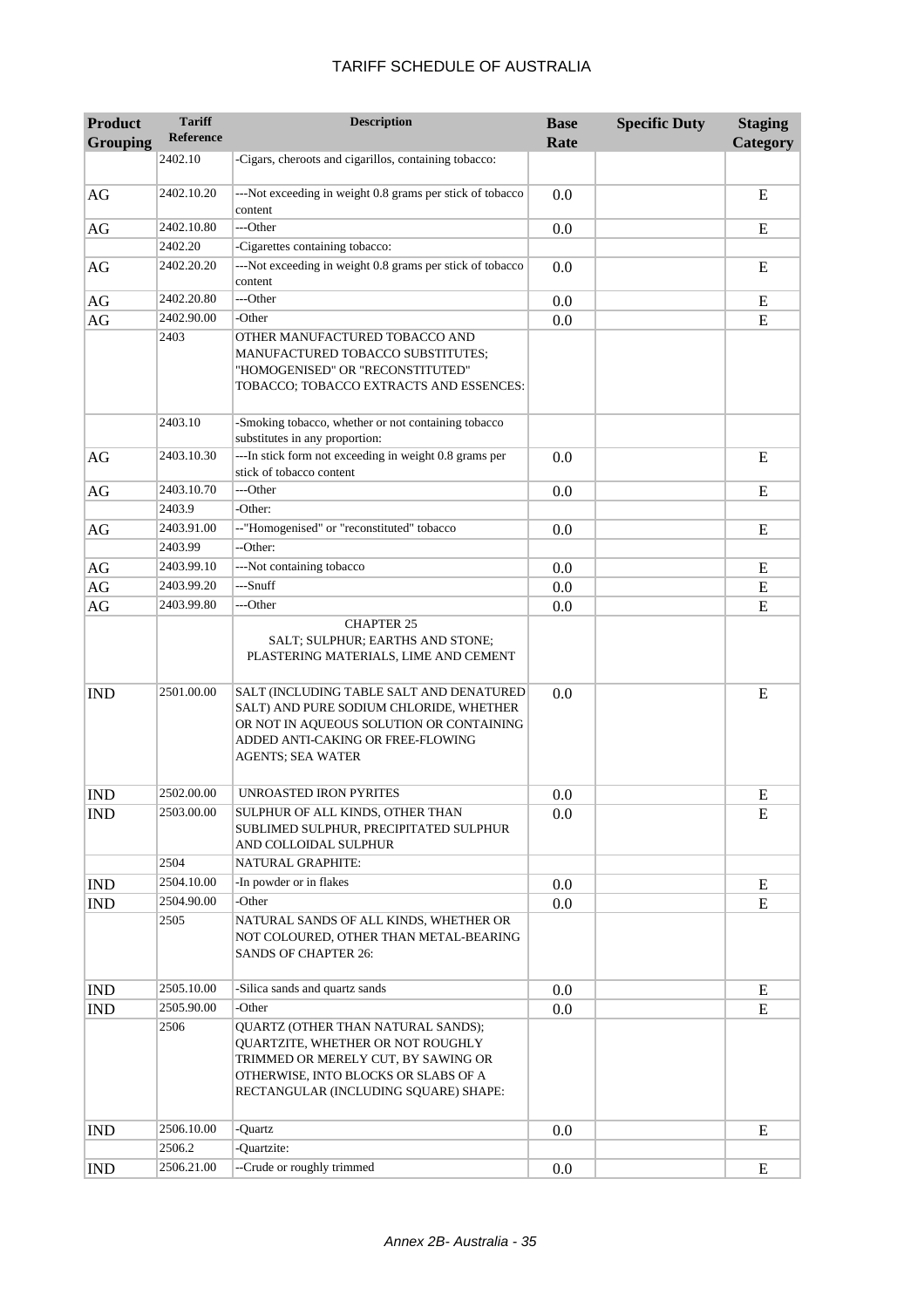| Product Grouping | Tariff Reference | Description | Base Rate | Specific Duty | Staging Category |
|---|---|---|---|---|---|
| | 2402.10 | -Cigars, cheroots and cigarillos, containing tobacco: | | | |
| AG | 2402.10.20 | ---Not exceeding in weight 0.8 grams per stick of tobacco content | 0.0 | | E |
| AG | 2402.10.80 | ---Other | 0.0 | | E |
| | 2402.20 | -Cigarettes containing tobacco: | | | |
| AG | 2402.20.20 | ---Not exceeding in weight 0.8 grams per stick of tobacco content | 0.0 | | E |
| AG | 2402.20.80 | ---Other | 0.0 | | E |
| AG | 2402.90.00 | -Other | 0.0 | | E |
| | 2403 | OTHER MANUFACTURED TOBACCO AND MANUFACTURED TOBACCO SUBSTITUTES; "HOMOGENISED" OR "RECONSTITUTED" TOBACCO; TOBACCO EXTRACTS AND ESSENCES: | | | |
| | 2403.10 | -Smoking tobacco, whether or not containing tobacco substitutes in any proportion: | | | |
| AG | 2403.10.30 | ---In stick form not exceeding in weight 0.8 grams per stick of tobacco content | 0.0 | | E |
| AG | 2403.10.70 | ---Other | 0.0 | | E |
| | 2403.9 | -Other: | | | |
| AG | 2403.91.00 | --"Homogenised" or "reconstituted" tobacco | 0.0 | | E |
| | 2403.99 | --Other: | | | |
| AG | 2403.99.10 | ---Not containing tobacco | 0.0 | | E |
| AG | 2403.99.20 | ---Snuff | 0.0 | | E |
| AG | 2403.99.80 | ---Other | 0.0 | | E |
| | | CHAPTER 25 SALT; SULPHUR; EARTHS AND STONE; PLASTERING MATERIALS, LIME AND CEMENT | | | |
| IND | 2501.00.00 | SALT (INCLUDING TABLE SALT AND DENATURED SALT) AND PURE SODIUM CHLORIDE, WHETHER OR NOT IN AQUEOUS SOLUTION OR CONTAINING ADDED ANTI-CAKING OR FREE-FLOWING AGENTS; SEA WATER | 0.0 | | E |
| IND | 2502.00.00 | UNROASTED IRON PYRITES | 0.0 | | E |
| IND | 2503.00.00 | SULPHUR OF ALL KINDS, OTHER THAN SUBLIMED SULPHUR, PRECIPITATED SULPHUR AND COLLOIDAL SULPHUR | 0.0 | | E |
| | 2504 | NATURAL GRAPHITE: | | | |
| IND | 2504.10.00 | -In powder or in flakes | 0.0 | | E |
| IND | 2504.90.00 | -Other | 0.0 | | E |
| | 2505 | NATURAL SANDS OF ALL KINDS, WHETHER OR NOT COLOURED, OTHER THAN METAL-BEARING SANDS OF CHAPTER 26: | | | |
| IND | 2505.10.00 | -Silica sands and quartz sands | 0.0 | | E |
| IND | 2505.90.00 | -Other | 0.0 | | E |
| | 2506 | QUARTZ (OTHER THAN NATURAL SANDS); QUARTZITE, WHETHER OR NOT ROUGHLY TRIMMED OR MERELY CUT, BY SAWING OR OTHERWISE, INTO BLOCKS OR SLABS OF A RECTANGULAR (INCLUDING SQUARE) SHAPE: | | | |
| IND | 2506.10.00 | -Quartz | 0.0 | | E |
| | 2506.2 | -Quartzite: | | | |
| IND | 2506.21.00 | --Crude or roughly trimmed | 0.0 | | E |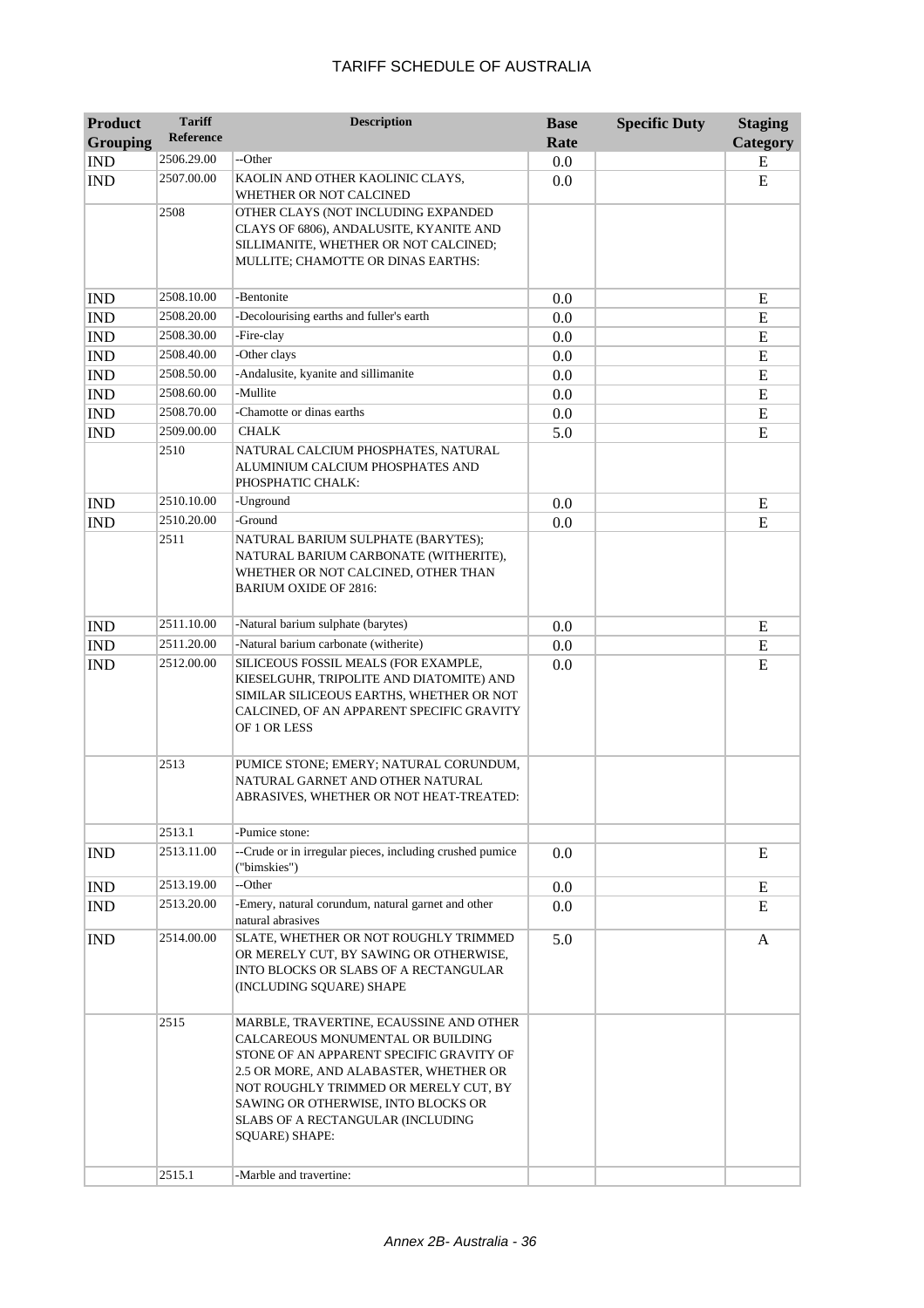TARIFF SCHEDULE OF AUSTRALIA

| Product Grouping | Tariff Reference | Description | Base Rate | Specific Duty | Staging Category |
|---|---|---|---|---|---|
| IND | 2506.29.00 | --Other | 0.0 | | E |
| IND | 2507.00.00 | KAOLIN AND OTHER KAOLINIC CLAYS, WHETHER OR NOT CALCINED | 0.0 | | E |
| | 2508 | OTHER CLAYS (NOT INCLUDING EXPANDED CLAYS OF 6806), ANDALUSITE, KYANITE AND SILLIMANITE, WHETHER OR NOT CALCINED; MULLITE; CHAMOTTE OR DINAS EARTHS: | | | |
| IND | 2508.10.00 | -Bentonite | 0.0 | | E |
| IND | 2508.20.00 | -Decolourising earths and fuller's earth | 0.0 | | E |
| IND | 2508.30.00 | -Fire-clay | 0.0 | | E |
| IND | 2508.40.00 | -Other clays | 0.0 | | E |
| IND | 2508.50.00 | -Andalusite, kyanite and sillimanite | 0.0 | | E |
| IND | 2508.60.00 | -Mullite | 0.0 | | E |
| IND | 2508.70.00 | -Chamotte or dinas earths | 0.0 | | E |
| IND | 2509.00.00 | CHALK | 5.0 | | E |
| | 2510 | NATURAL CALCIUM PHOSPHATES, NATURAL ALUMINIUM CALCIUM PHOSPHATES AND PHOSPHATIC CHALK: | | | |
| IND | 2510.10.00 | -Unground | 0.0 | | E |
| IND | 2510.20.00 | -Ground | 0.0 | | E |
| | 2511 | NATURAL BARIUM SULPHATE (BARYTES); NATURAL BARIUM CARBONATE (WITHERITE), WHETHER OR NOT CALCINED, OTHER THAN BARIUM OXIDE OF 2816: | | | |
| IND | 2511.10.00 | -Natural barium sulphate (barytes) | 0.0 | | E |
| IND | 2511.20.00 | -Natural barium carbonate (witherite) | 0.0 | | E |
| IND | 2512.00.00 | SILICEOUS FOSSIL MEALS (FOR EXAMPLE, KIESELGUHR, TRIPOLITE AND DIATOMITE) AND SIMILAR SILICEOUS EARTHS, WHETHER OR NOT CALCINED, OF AN APPARENT SPECIFIC GRAVITY OF 1 OR LESS | 0.0 | | E |
| | 2513 | PUMICE STONE; EMERY; NATURAL CORUNDUM, NATURAL GARNET AND OTHER NATURAL ABRASIVES, WHETHER OR NOT HEAT-TREATED: | | | |
| | 2513.1 | -Pumice stone: | | | |
| IND | 2513.11.00 | --Crude or in irregular pieces, including crushed pumice ("bimskies") | 0.0 | | E |
| IND | 2513.19.00 | --Other | 0.0 | | E |
| IND | 2513.20.00 | -Emery, natural corundum, natural garnet and other natural abrasives | 0.0 | | E |
| IND | 2514.00.00 | SLATE, WHETHER OR NOT ROUGHLY TRIMMED OR MERELY CUT, BY SAWING OR OTHERWISE, INTO BLOCKS OR SLABS OF A RECTANGULAR (INCLUDING SQUARE) SHAPE | 5.0 | | A |
| | 2515 | MARBLE, TRAVERTINE, ECAUSSINE AND OTHER CALCAREOUS MONUMENTAL OR BUILDING STONE OF AN APPARENT SPECIFIC GRAVITY OF 2.5 OR MORE, AND ALABASTER, WHETHER OR NOT ROUGHLY TRIMMED OR MERELY CUT, BY SAWING OR OTHERWISE, INTO BLOCKS OR SLABS OF A RECTANGULAR (INCLUDING SQUARE) SHAPE: | | | |
| | 2515.1 | -Marble and travertine: | | | |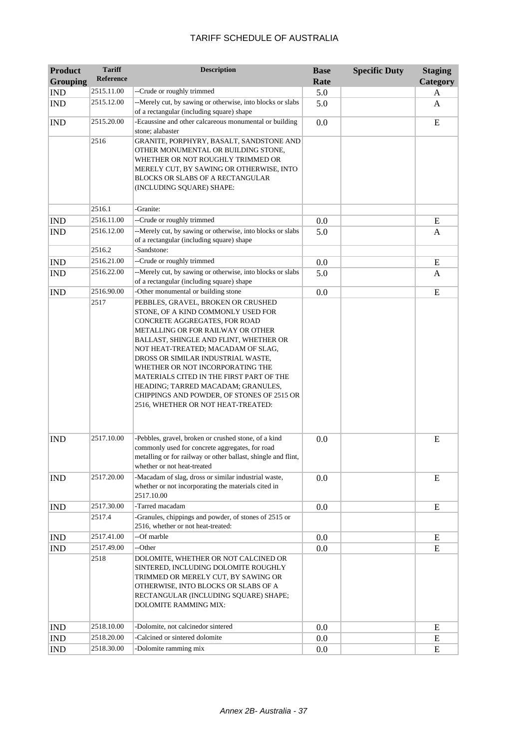# TARIFF SCHEDULE OF AUSTRALIA

| Product Grouping | Tariff Reference | Description | Base Rate | Specific Duty | Staging Category |
|---|---|---|---|---|---|
| IND | 2515.11.00 | --Crude or roughly trimmed | 5.0 | | A |
| IND | 2515.12.00 | --Merely cut, by sawing or otherwise, into blocks or slabs of a rectangular (including square) shape | 5.0 | | A |
| IND | 2515.20.00 | -Ecaussine and other calcareous monumental or building stone; alabaster | 0.0 | | E |
| | 2516 | GRANITE, PORPHYRY, BASALT, SANDSTONE AND OTHER MONUMENTAL OR BUILDING STONE, WHETHER OR NOT ROUGHLY TRIMMED OR MERELY CUT, BY SAWING OR OTHERWISE, INTO BLOCKS OR SLABS OF A RECTANGULAR (INCLUDING SQUARE) SHAPE: | | | |
| | 2516.1 | -Granite: | | | |
| IND | 2516.11.00 | --Crude or roughly trimmed | 0.0 | | E |
| IND | 2516.12.00 | --Merely cut, by sawing or otherwise, into blocks or slabs of a rectangular (including square) shape | 5.0 | | A |
| | 2516.2 | -Sandstone: | | | |
| IND | 2516.21.00 | --Crude or roughly trimmed | 0.0 | | E |
| IND | 2516.22.00 | --Merely cut, by sawing or otherwise, into blocks or slabs of a rectangular (including square) shape | 5.0 | | A |
| IND | 2516.90.00 | -Other monumental or building stone | 0.0 | | E |
| | 2517 | PEBBLES, GRAVEL, BROKEN OR CRUSHED STONE, OF A KIND COMMONLY USED FOR CONCRETE AGGREGATES, FOR ROAD METALLING OR FOR RAILWAY OR OTHER BALLAST, SHINGLE AND FLINT, WHETHER OR NOT HEAT-TREATED; MACADAM OF SLAG, DROSS OR SIMILAR INDUSTRIAL WASTE, WHETHER OR NOT INCORPORATING THE MATERIALS CITED IN THE FIRST PART OF THE HEADING; TARRED MACADAM; GRANULES, CHIPPINGS AND POWDER, OF STONES OF 2515 OR 2516, WHETHER OR NOT HEAT-TREATED: | | | |
| IND | 2517.10.00 | -Pebbles, gravel, broken or crushed stone, of a kind commonly used for concrete aggregates, for road metalling or for railway or other ballast, shingle and flint, whether or not heat-treated | 0.0 | | E |
| IND | 2517.20.00 | -Macadam of slag, dross or similar industrial waste, whether or not incorporating the materials cited in 2517.10.00 | 0.0 | | E |
| IND | 2517.30.00 | -Tarred macadam | 0.0 | | E |
| | 2517.4 | -Granules, chippings and powder, of stones of 2515 or 2516, whether or not heat-treated: | | | |
| IND | 2517.41.00 | --Of marble | 0.0 | | E |
| IND | 2517.49.00 | --Other | 0.0 | | E |
| | 2518 | DOLOMITE, WHETHER OR NOT CALCINED OR SINTERED, INCLUDING DOLOMITE ROUGHLY TRIMMED OR MERELY CUT, BY SAWING OR OTHERWISE, INTO BLOCKS OR SLABS OF A RECTANGULAR (INCLUDING SQUARE) SHAPE; DOLOMITE RAMMING MIX: | | | |
| IND | 2518.10.00 | -Dolomite, not calcinedor sintered | 0.0 | | E |
| IND | 2518.20.00 | -Calcined or sintered dolomite | 0.0 | | E |
| IND | 2518.30.00 | -Dolomite ramming mix | 0.0 | | E |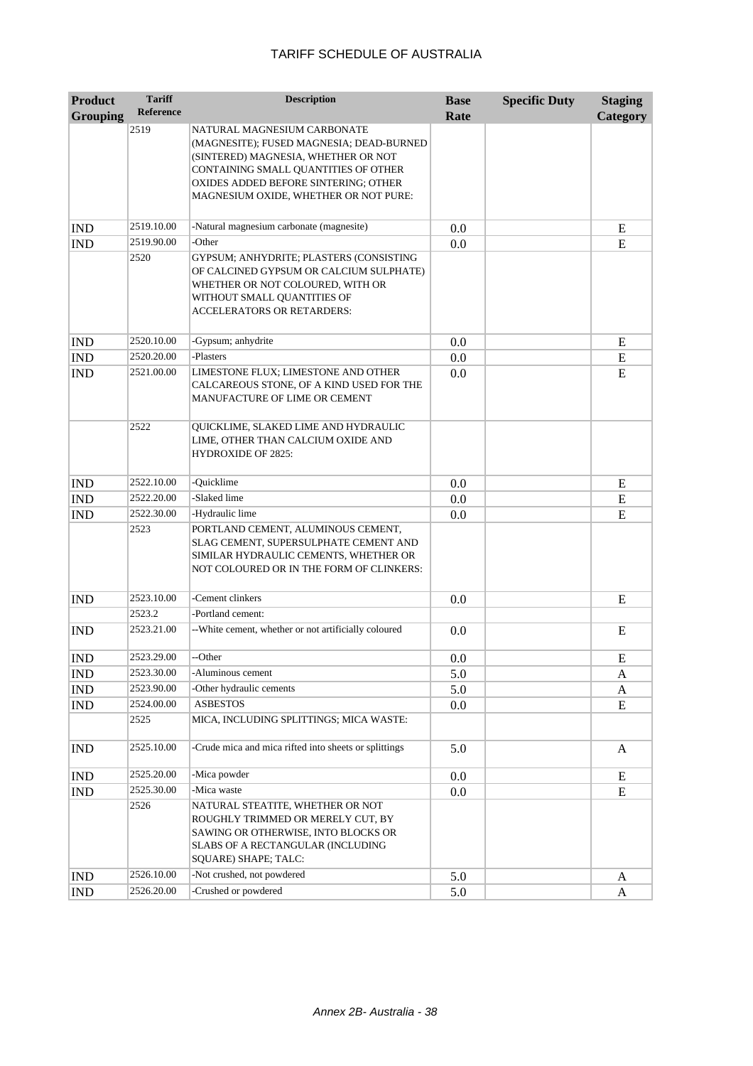# TARIFF SCHEDULE OF AUSTRALIA

| Product Grouping | Tariff Reference | Description | Base Rate | Specific Duty | Staging Category |
|---|---|---|---|---|---|
| | 2519 | NATURAL MAGNESIUM CARBONATE (MAGNESITE); FUSED MAGNESIA; DEAD-BURNED (SINTERED) MAGNESIA, WHETHER OR NOT CONTAINING SMALL QUANTITIES OF OTHER OXIDES ADDED BEFORE SINTERING; OTHER MAGNESIUM OXIDE, WHETHER OR NOT PURE: | | | |
| IND | 2519.10.00 | -Natural magnesium carbonate (magnesite) | 0.0 | | E |
| IND | 2519.90.00 | -Other | 0.0 | | E |
| | 2520 | GYPSUM; ANHYDRITE; PLASTERS (CONSISTING OF CALCINED GYPSUM OR CALCIUM SULPHATE) WHETHER OR NOT COLOURED, WITH OR WITHOUT SMALL QUANTITIES OF ACCELERATORS OR RETARDERS: | | | |
| IND | 2520.10.00 | -Gypsum; anhydrite | 0.0 | | E |
| IND | 2520.20.00 | -Plasters | 0.0 | | E |
| IND | 2521.00.00 | LIMESTONE FLUX; LIMESTONE AND OTHER CALCAREOUS STONE, OF A KIND USED FOR THE MANUFACTURE OF LIME OR CEMENT | 0.0 | | E |
| | 2522 | QUICKLIME, SLAKED LIME AND HYDRAULIC LIME, OTHER THAN CALCIUM OXIDE AND HYDROXIDE OF 2825: | | | |
| IND | 2522.10.00 | -Quicklime | 0.0 | | E |
| IND | 2522.20.00 | -Slaked lime | 0.0 | | E |
| IND | 2522.30.00 | -Hydraulic lime | 0.0 | | E |
| | 2523 | PORTLAND CEMENT, ALUMINOUS CEMENT, SLAG CEMENT, SUPERSULPHATE CEMENT AND SIMILAR HYDRAULIC CEMENTS, WHETHER OR NOT COLOURED OR IN THE FORM OF CLINKERS: | | | |
| IND | 2523.10.00 | -Cement clinkers | 0.0 | | E |
| | 2523.2 | -Portland cement: | | | |
| IND | 2523.21.00 | --White cement, whether or not artificially coloured | 0.0 | | E |
| IND | 2523.29.00 | --Other | 0.0 | | E |
| IND | 2523.30.00 | -Aluminous cement | 5.0 | | A |
| IND | 2523.90.00 | -Other hydraulic cements | 5.0 | | A |
| IND | 2524.00.00 | ASBESTOS | 0.0 | | E |
| | 2525 | MICA, INCLUDING SPLITTINGS; MICA WASTE: | | | |
| IND | 2525.10.00 | -Crude mica and mica rifted into sheets or splittings | 5.0 | | A |
| IND | 2525.20.00 | -Mica powder | 0.0 | | E |
| IND | 2525.30.00 | -Mica waste | 0.0 | | E |
| | 2526 | NATURAL STEATITE, WHETHER OR NOT ROUGHLY TRIMMED OR MERELY CUT, BY SAWING OR OTHERWISE, INTO BLOCKS OR SLABS OF A RECTANGULAR (INCLUDING SQUARE) SHAPE; TALC: | | | |
| IND | 2526.10.00 | -Not crushed, not powdered | 5.0 | | A |
| IND | 2526.20.00 | -Crushed or powdered | 5.0 | | A |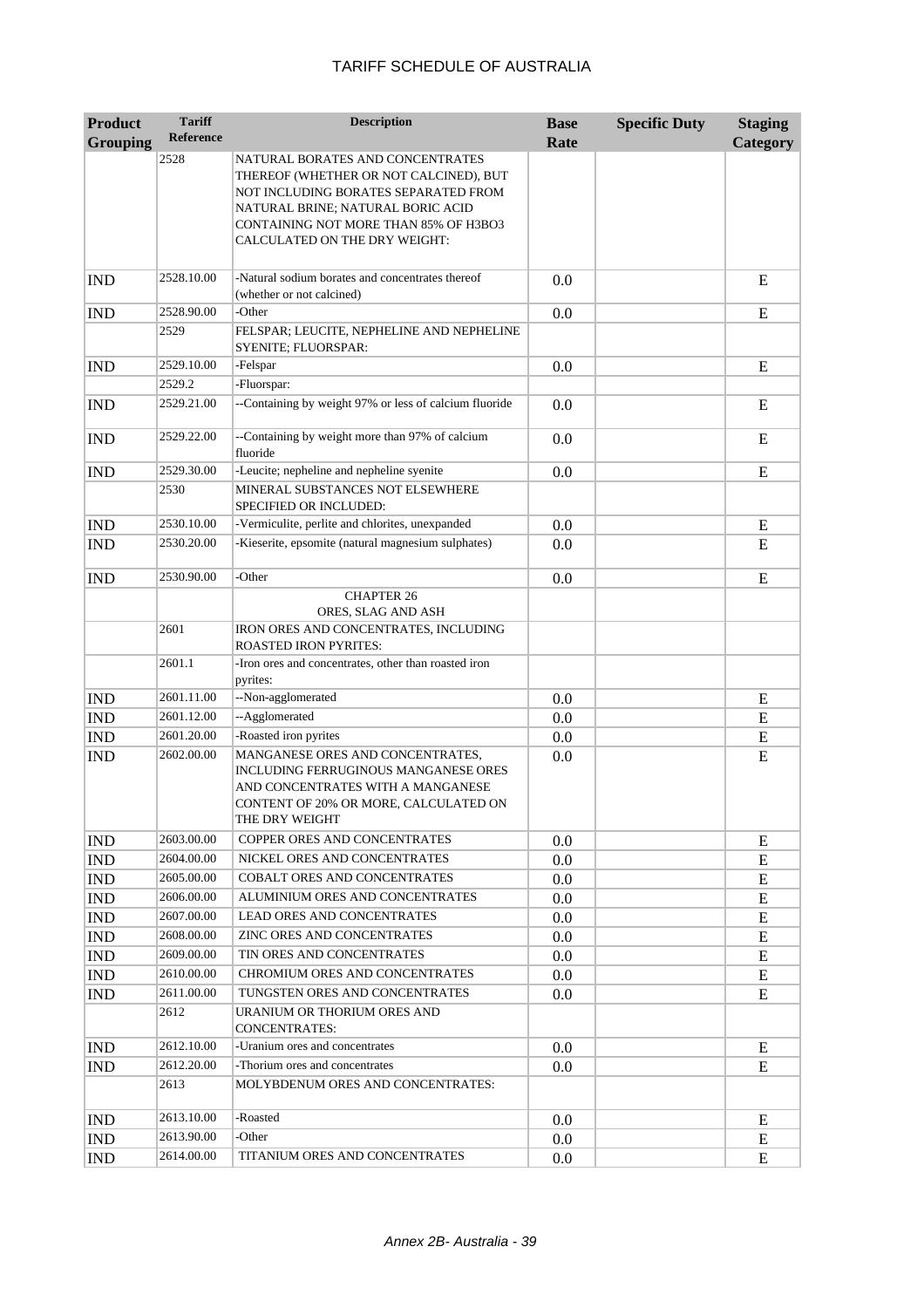# TARIFF SCHEDULE OF AUSTRALIA

| Product Grouping | Tariff Reference | Description | Base Rate | Specific Duty | Staging Category |
|---|---|---|---|---|---|
| | 2528 | NATURAL BORATES AND CONCENTRATES THEREOF (WHETHER OR NOT CALCINED), BUT NOT INCLUDING BORATES SEPARATED FROM NATURAL BRINE; NATURAL BORIC ACID CONTAINING NOT MORE THAN 85% OF H3BO3 CALCULATED ON THE DRY WEIGHT: | | | |
| IND | 2528.10.00 | -Natural sodium borates and concentrates thereof (whether or not calcined) | 0.0 | | E |
| IND | 2528.90.00 | -Other | 0.0 | | E |
| | 2529 | FELSPAR; LEUCITE, NEPHELINE AND NEPHELINE SYENITE; FLUORSPAR: | | | |
| IND | 2529.10.00 | -Felspar | 0.0 | | E |
| | 2529.2 | -Fluorspar: | | | |
| IND | 2529.21.00 | --Containing by weight 97% or less of calcium fluoride | 0.0 | | E |
| IND | 2529.22.00 | --Containing by weight more than 97% of calcium fluoride | 0.0 | | E |
| IND | 2529.30.00 | -Leucite; nepheline and nepheline syenite | 0.0 | | E |
| | 2530 | MINERAL SUBSTANCES NOT ELSEWHERE SPECIFIED OR INCLUDED: | | | |
| IND | 2530.10.00 | -Vermiculite, perlite and chlorites, unexpanded | 0.0 | | E |
| IND | 2530.20.00 | -Kieserite, epsomite (natural magnesium sulphates) | 0.0 | | E |
| IND | 2530.90.00 | -Other | 0.0 | | E |
| | | CHAPTER 26<br>ORES, SLAG AND ASH | | | |
| | 2601 | IRON ORES AND CONCENTRATES, INCLUDING ROASTED IRON PYRITES: | | | |
| | 2601.1 | -Iron ores and concentrates, other than roasted iron pyrites: | | | |
| IND | 2601.11.00 | --Non-agglomerated | 0.0 | | E |
| IND | 2601.12.00 | --Agglomerated | 0.0 | | E |
| IND | 2601.20.00 | -Roasted iron pyrites | 0.0 | | E |
| IND | 2602.00.00 | MANGANESE ORES AND CONCENTRATES, INCLUDING FERRUGINOUS MANGANESE ORES AND CONCENTRATES WITH A MANGANESE CONTENT OF 20% OR MORE, CALCULATED ON THE DRY WEIGHT | 0.0 | | E |
| IND | 2603.00.00 | COPPER ORES AND CONCENTRATES | 0.0 | | E |
| IND | 2604.00.00 | NICKEL ORES AND CONCENTRATES | 0.0 | | E |
| IND | 2605.00.00 | COBALT ORES AND CONCENTRATES | 0.0 | | E |
| IND | 2606.00.00 | ALUMINIUM ORES AND CONCENTRATES | 0.0 | | E |
| IND | 2607.00.00 | LEAD ORES AND CONCENTRATES | 0.0 | | E |
| IND | 2608.00.00 | ZINC ORES AND CONCENTRATES | 0.0 | | E |
| IND | 2609.00.00 | TIN ORES AND CONCENTRATES | 0.0 | | E |
| IND | 2610.00.00 | CHROMIUM ORES AND CONCENTRATES | 0.0 | | E |
| IND | 2611.00.00 | TUNGSTEN ORES AND CONCENTRATES | 0.0 | | E |
| | 2612 | URANIUM OR THORIUM ORES AND CONCENTRATES: | | | |
| IND | 2612.10.00 | -Uranium ores and concentrates | 0.0 | | E |
| IND | 2612.20.00 | -Thorium ores and concentrates | 0.0 | | E |
| | 2613 | MOLYBDENUM ORES AND CONCENTRATES: | | | |
| IND | 2613.10.00 | -Roasted | 0.0 | | E |
| IND | 2613.90.00 | -Other | 0.0 | | E |
| IND | 2614.00.00 | TITANIUM ORES AND CONCENTRATES | 0.0 | | E |

*Annex 2B- Australia - 39*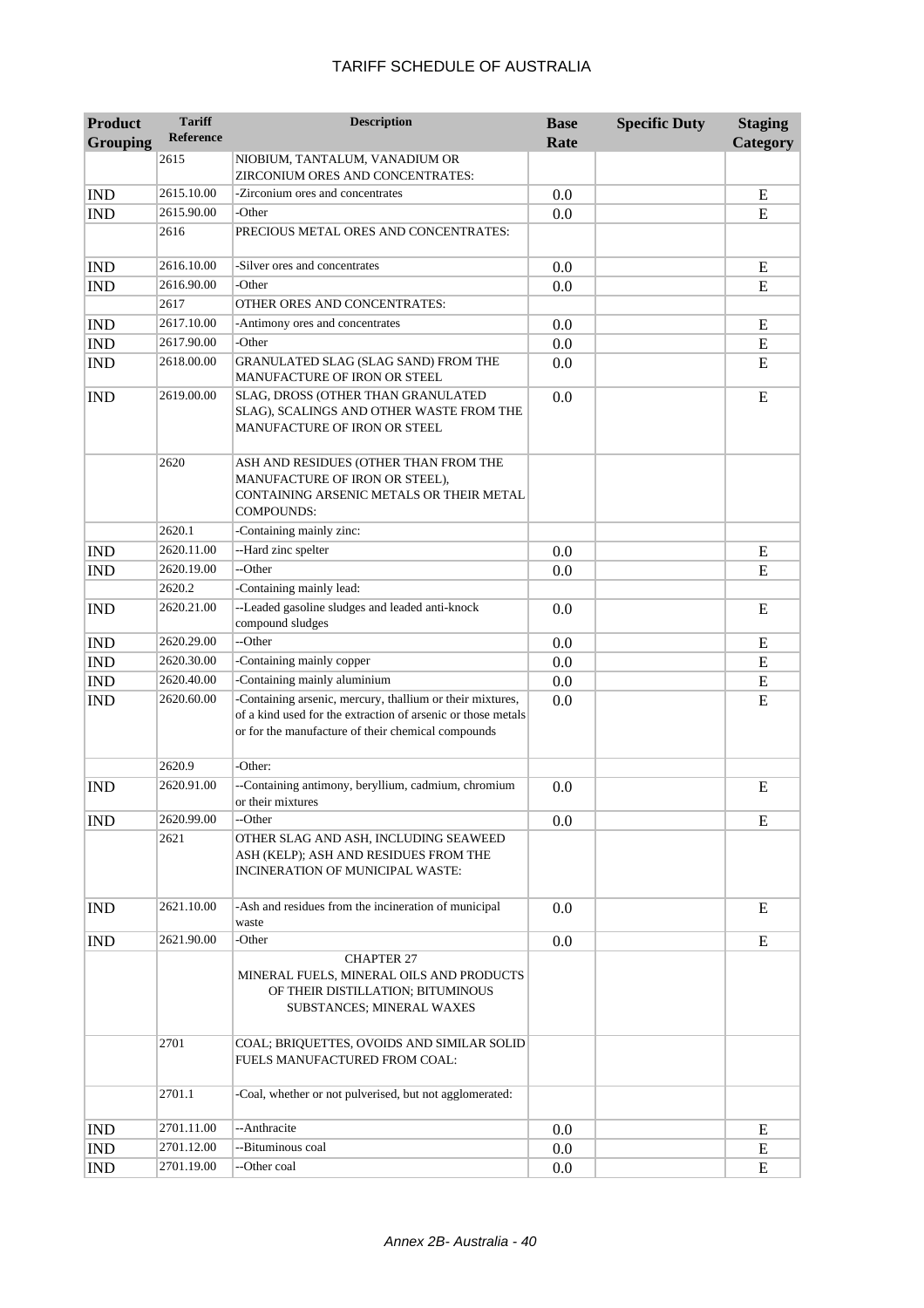| Product Grouping | Tariff Reference | Description | Base Rate | Specific Duty | Staging Category |
|---|---|---|---|---|---|
| | 2615 | NIOBIUM, TANTALUM, VANADIUM OR ZIRCONIUM ORES AND CONCENTRATES: | | | |
| IND | 2615.10.00 | -Zirconium ores and concentrates | 0.0 | | E |
| IND | 2615.90.00 | -Other | 0.0 | | E |
| | 2616 | PRECIOUS METAL ORES AND CONCENTRATES: | | | |
| IND | 2616.10.00 | -Silver ores and concentrates | 0.0 | | E |
| IND | 2616.90.00 | -Other | 0.0 | | E |
| | 2617 | OTHER ORES AND CONCENTRATES: | | | |
| IND | 2617.10.00 | -Antimony ores and concentrates | 0.0 | | E |
| IND | 2617.90.00 | -Other | 0.0 | | E |
| IND | 2618.00.00 | GRANULATED SLAG (SLAG SAND) FROM THE MANUFACTURE OF IRON OR STEEL | 0.0 | | E |
| IND | 2619.00.00 | SLAG, DROSS (OTHER THAN GRANULATED SLAG), SCALINGS AND OTHER WASTE FROM THE MANUFACTURE OF IRON OR STEEL | 0.0 | | E |
| | 2620 | ASH AND RESIDUES (OTHER THAN FROM THE MANUFACTURE OF IRON OR STEEL), CONTAINING ARSENIC METALS OR THEIR METAL COMPOUNDS: | | | |
| | 2620.1 | -Containing mainly zinc: | | | |
| IND | 2620.11.00 | --Hard zinc spelter | 0.0 | | E |
| IND | 2620.19.00 | --Other | 0.0 | | E |
| | 2620.2 | -Containing mainly lead: | | | |
| IND | 2620.21.00 | --Leaded gasoline sludges and leaded anti-knock compound sludges | 0.0 | | E |
| IND | 2620.29.00 | --Other | 0.0 | | E |
| IND | 2620.30.00 | -Containing mainly copper | 0.0 | | E |
| IND | 2620.40.00 | -Containing mainly aluminium | 0.0 | | E |
| IND | 2620.60.00 | -Containing arsenic, mercury, thallium or their mixtures, of a kind used for the extraction of arsenic or those metals or for the manufacture of their chemical compounds | 0.0 | | E |
| | 2620.9 | -Other: | | | |
| IND | 2620.91.00 | --Containing antimony, beryllium, cadmium, chromium or their mixtures | 0.0 | | E |
| IND | 2620.99.00 | --Other | 0.0 | | E |
| | 2621 | OTHER SLAG AND ASH, INCLUDING SEAWEED ASH (KELP); ASH AND RESIDUES FROM THE INCINERATION OF MUNICIPAL WASTE: | | | |
| IND | 2621.10.00 | -Ash and residues from the incineration of municipal waste | 0.0 | | E |
| IND | 2621.90.00 | -Other | 0.0 | | E |
| | | CHAPTER 27 MINERAL FUELS, MINERAL OILS AND PRODUCTS OF THEIR DISTILLATION; BITUMINOUS SUBSTANCES; MINERAL WAXES | | | |
| | 2701 | COAL; BRIQUETTES, OVOIDS AND SIMILAR SOLID FUELS MANUFACTURED FROM COAL: | | | |
| | 2701.1 | -Coal, whether or not pulverised, but not agglomerated: | | | |
| IND | 2701.11.00 | --Anthracite | 0.0 | | E |
| IND | 2701.12.00 | --Bituminous coal | 0.0 | | E |
| IND | 2701.19.00 | --Other coal | 0.0 | | E |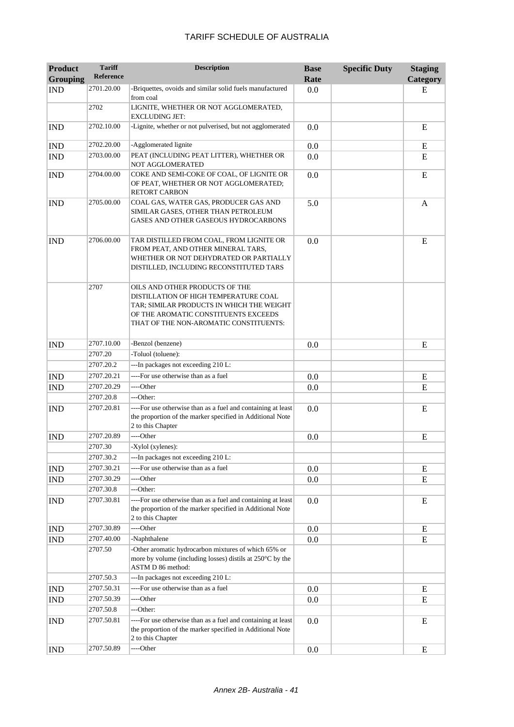| Product Grouping | Tariff Reference | Description | Base Rate | Specific Duty | Staging Category |
|---|---|---|---|---|---|
| IND | 2701.20.00 | -Briquettes, ovoids and similar solid fuels manufactured from coal | 0.0 | | E |
| | 2702 | LIGNITE, WHETHER OR NOT AGGLOMERATED, EXCLUDING JET: | | | |
| IND | 2702.10.00 | -Lignite, whether or not pulverised, but not agglomerated | 0.0 | | E |
| IND | 2702.20.00 | -Agglomerated lignite | 0.0 | | E |
| IND | 2703.00.00 | PEAT (INCLUDING PEAT LITTER), WHETHER OR NOT AGGLOMERATED | 0.0 | | E |
| IND | 2704.00.00 | COKE AND SEMI-COKE OF COAL, OF LIGNITE OR OF PEAT, WHETHER OR NOT AGGLOMERATED; RETORT CARBON | 0.0 | | E |
| IND | 2705.00.00 | COAL GAS, WATER GAS, PRODUCER GAS AND SIMILAR GASES, OTHER THAN PETROLEUM GASES AND OTHER GASEOUS HYDROCARBONS | 5.0 | | A |
| IND | 2706.00.00 | TAR DISTILLED FROM COAL, FROM LIGNITE OR FROM PEAT, AND OTHER MINERAL TARS, WHETHER OR NOT DEHYDRATED OR PARTIALLY DISTILLED, INCLUDING RECONSTITUTED TARS | 0.0 | | E |
| | 2707 | OILS AND OTHER PRODUCTS OF THE DISTILLATION OF HIGH TEMPERATURE COAL TAR; SIMILAR PRODUCTS IN WHICH THE WEIGHT OF THE AROMATIC CONSTITUENTS EXCEEDS THAT OF THE NON-AROMATIC CONSTITUENTS: | | | |
| IND | 2707.10.00 | -Benzol (benzene) | 0.0 | | E |
| | 2707.20 | -Toluol (toluene): | | | |
| | 2707.20.2 | ---In packages not exceeding 210 L: | | | |
| IND | 2707.20.21 | ----For use otherwise than as a fuel | 0.0 | | E |
| IND | 2707.20.29 | ----Other | 0.0 | | E |
| | 2707.20.8 | ---Other: | | | |
| IND | 2707.20.81 | ----For use otherwise than as a fuel and containing at least the proportion of the marker specified in Additional Note 2 to this Chapter | 0.0 | | E |
| IND | 2707.20.89 | ----Other | 0.0 | | E |
| | 2707.30 | -Xylol (xylenes): | | | |
| | 2707.30.2 | ---In packages not exceeding 210 L: | | | |
| IND | 2707.30.21 | ----For use otherwise than as a fuel | 0.0 | | E |
| IND | 2707.30.29 | ----Other | 0.0 | | E |
| | 2707.30.8 | ---Other: | | | |
| IND | 2707.30.81 | ----For use otherwise than as a fuel and containing at least the proportion of the marker specified in Additional Note 2 to this Chapter | 0.0 | | E |
| IND | 2707.30.89 | ----Other | 0.0 | | E |
| IND | 2707.40.00 | -Naphthalene | 0.0 | | E |
| | 2707.50 | -Other aromatic hydrocarbon mixtures of which 65% or more by volume (including losses) distils at 250°C by the ASTM D 86 method: | | | |
| | 2707.50.3 | ---In packages not exceeding 210 L: | | | |
| IND | 2707.50.31 | ----For use otherwise than as a fuel | 0.0 | | E |
| IND | 2707.50.39 | ----Other | 0.0 | | E |
| | 2707.50.8 | ---Other: | | | |
| IND | 2707.50.81 | ----For use otherwise than as a fuel and containing at least the proportion of the marker specified in Additional Note 2 to this Chapter | 0.0 | | E |
| IND | 2707.50.89 | ----Other | 0.0 | | E |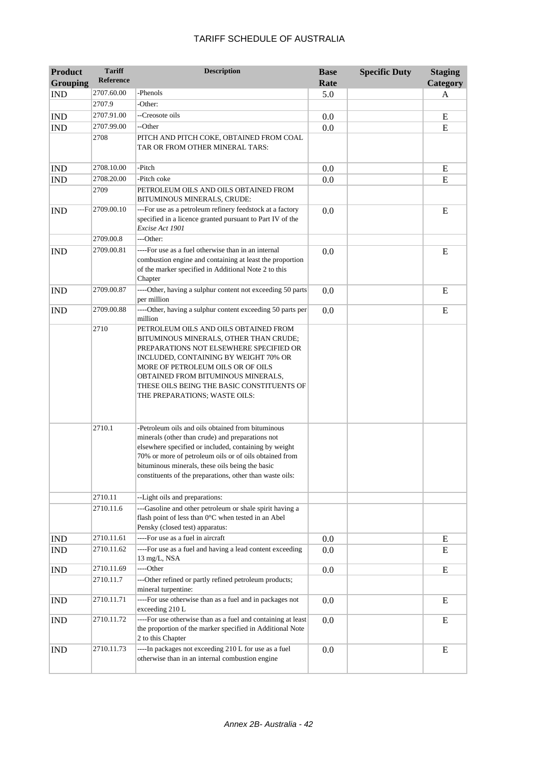# TARIFF SCHEDULE OF AUSTRALIA

| Product Grouping | Tariff Reference | Description | Base Rate | Specific Duty | Staging Category |
|---|---|---|---|---|---|
| IND | 2707.60.00 | -Phenols | 5.0 | | A |
| | 2707.9 | -Other: | | | |
| IND | 2707.91.00 | --Creosote oils | 0.0 | | E |
| IND | 2707.99.00 | --Other | 0.0 | | E |
| | 2708 | PITCH AND PITCH COKE, OBTAINED FROM COAL TAR OR FROM OTHER MINERAL TARS: | | | |
| IND | 2708.10.00 | -Pitch | 0.0 | | E |
| IND | 2708.20.00 | -Pitch coke | 0.0 | | E |
| | 2709 | PETROLEUM OILS AND OILS OBTAINED FROM BITUMINOUS MINERALS, CRUDE: | | | |
| IND | 2709.00.10 | ---For use as a petroleum refinery feedstock at a factory specified in a licence granted pursuant to Part IV of the *Excise Act 1901* | 0.0 | | E |
| | 2709.00.8 | ---Other: | | | |
| IND | 2709.00.81 | ----For use as a fuel otherwise than in an internal combustion engine and containing at least the proportion of the marker specified in Additional Note 2 to this Chapter | 0.0 | | E |
| IND | 2709.00.87 | ----Other, having a sulphur content not exceeding 50 parts per million | 0.0 | | E |
| IND | 2709.00.88 | ----Other, having a sulphur content exceeding 50 parts per million | 0.0 | | E |
| | 2710 | PETROLEUM OILS AND OILS OBTAINED FROM BITUMINOUS MINERALS, OTHER THAN CRUDE; PREPARATIONS NOT ELSEWHERE SPECIFIED OR INCLUDED, CONTAINING BY WEIGHT 70% OR MORE OF PETROLEUM OILS OR OF OILS OBTAINED FROM BITUMINOUS MINERALS, THESE OILS BEING THE BASIC CONSTITUENTS OF THE PREPARATIONS; WASTE OILS: | | | |
| | 2710.1 | -Petroleum oils and oils obtained from bituminous minerals (other than crude) and preparations not elsewhere specified or included, containing by weight 70% or more of petroleum oils or of oils obtained from bituminous minerals, these oils being the basic constituents of the preparations, other than waste oils: | | | |
| | 2710.11 | --Light oils and preparations: | | | |
| | 2710.11.6 | ---Gasoline and other petroleum or shale spirit having a flash point of less than 0°C when tested in an Abel Pensky (closed test) apparatus: | | | |
| IND | 2710.11.61 | ----For use as a fuel in aircraft | 0.0 | | E |
| IND | 2710.11.62 | ----For use as a fuel and having a lead content exceeding 13 mg/L, NSA | 0.0 | | E |
| IND | 2710.11.69 | ----Other | 0.0 | | E |
| | 2710.11.7 | ---Other refined or partly refined petroleum products; mineral turpentine: | | | |
| IND | 2710.11.71 | ----For use otherwise than as a fuel and in packages not exceeding 210 L | 0.0 | | E |
| IND | 2710.11.72 | ----For use otherwise than as a fuel and containing at least the proportion of the marker specified in Additional Note 2 to this Chapter | 0.0 | | E |
| IND | 2710.11.73 | ----In packages not exceeding 210 L for use as a fuel otherwise than in an internal combustion engine | 0.0 | | E |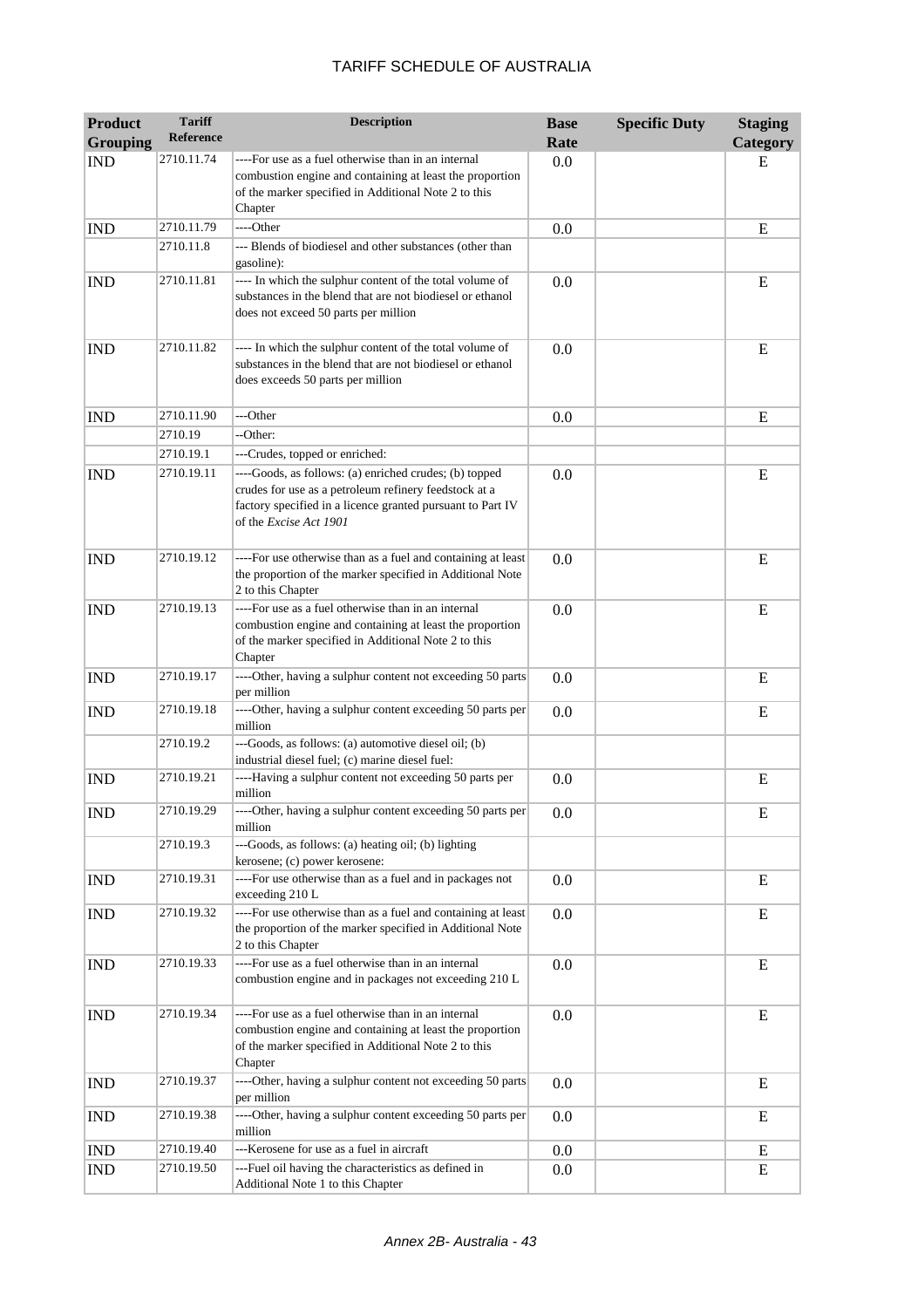| Product Grouping | Tariff Reference | Description | Base Rate | Specific Duty | Staging Category |
|---|---|---|---|---|---|
| IND | 2710.11.74 | ----For use as a fuel otherwise than in an internal combustion engine and containing at least the proportion of the marker specified in Additional Note 2 to this Chapter | 0.0 | | E |
| IND | 2710.11.79 | ----Other | 0.0 | | E |
| | 2710.11.8 | --- Blends of biodiesel and other substances (other than gasoline): | | | |
| IND | 2710.11.81 | ---- In which the sulphur content of the total volume of substances in the blend that are not biodiesel or ethanol does not exceed 50 parts per million | 0.0 | | E |
| IND | 2710.11.82 | ---- In which the sulphur content of the total volume of substances in the blend that are not biodiesel or ethanol does exceeds 50 parts per million | 0.0 | | E |
| IND | 2710.11.90 | ---Other | 0.0 | | E |
| | 2710.19 | --Other: | | | |
| | 2710.19.1 | ---Crudes, topped or enriched: | | | |
| IND | 2710.19.11 | ----Goods, as follows: (a) enriched crudes; (b) topped crudes for use as a petroleum refinery feedstock at a factory specified in a licence granted pursuant to Part IV of the *Excise Act 1901* | 0.0 | | E |
| IND | 2710.19.12 | ----For use otherwise than as a fuel and containing at least the proportion of the marker specified in Additional Note 2 to this Chapter | 0.0 | | E |
| IND | 2710.19.13 | ----For use as a fuel otherwise than in an internal combustion engine and containing at least the proportion of the marker specified in Additional Note 2 to this Chapter | 0.0 | | E |
| IND | 2710.19.17 | ----Other, having a sulphur content not exceeding 50 parts per million | 0.0 | | E |
| IND | 2710.19.18 | ----Other, having a sulphur content exceeding 50 parts per million | 0.0 | | E |
| | 2710.19.2 | ---Goods, as follows: (a) automotive diesel oil; (b) industrial diesel fuel; (c) marine diesel fuel: | | | |
| IND | 2710.19.21 | ----Having a sulphur content not exceeding 50 parts per million | 0.0 | | E |
| IND | 2710.19.29 | ----Other, having a sulphur content exceeding 50 parts per million | 0.0 | | E |
| | 2710.19.3 | ---Goods, as follows: (a) heating oil; (b) lighting kerosene; (c) power kerosene: | | | |
| IND | 2710.19.31 | ----For use otherwise than as a fuel and in packages not exceeding 210 L | 0.0 | | E |
| IND | 2710.19.32 | ----For use otherwise than as a fuel and containing at least the proportion of the marker specified in Additional Note 2 to this Chapter | 0.0 | | E |
| IND | 2710.19.33 | ----For use as a fuel otherwise than in an internal combustion engine and in packages not exceeding 210 L | 0.0 | | E |
| IND | 2710.19.34 | ----For use as a fuel otherwise than in an internal combustion engine and containing at least the proportion of the marker specified in Additional Note 2 to this Chapter | 0.0 | | E |
| IND | 2710.19.37 | ----Other, having a sulphur content not exceeding 50 parts per million | 0.0 | | E |
| IND | 2710.19.38 | ----Other, having a sulphur content exceeding 50 parts per million | 0.0 | | E |
| IND | 2710.19.40 | ---Kerosene for use as a fuel in aircraft | 0.0 | | E |
| IND | 2710.19.50 | ---Fuel oil having the characteristics as defined in Additional Note 1 to this Chapter | 0.0 | | E |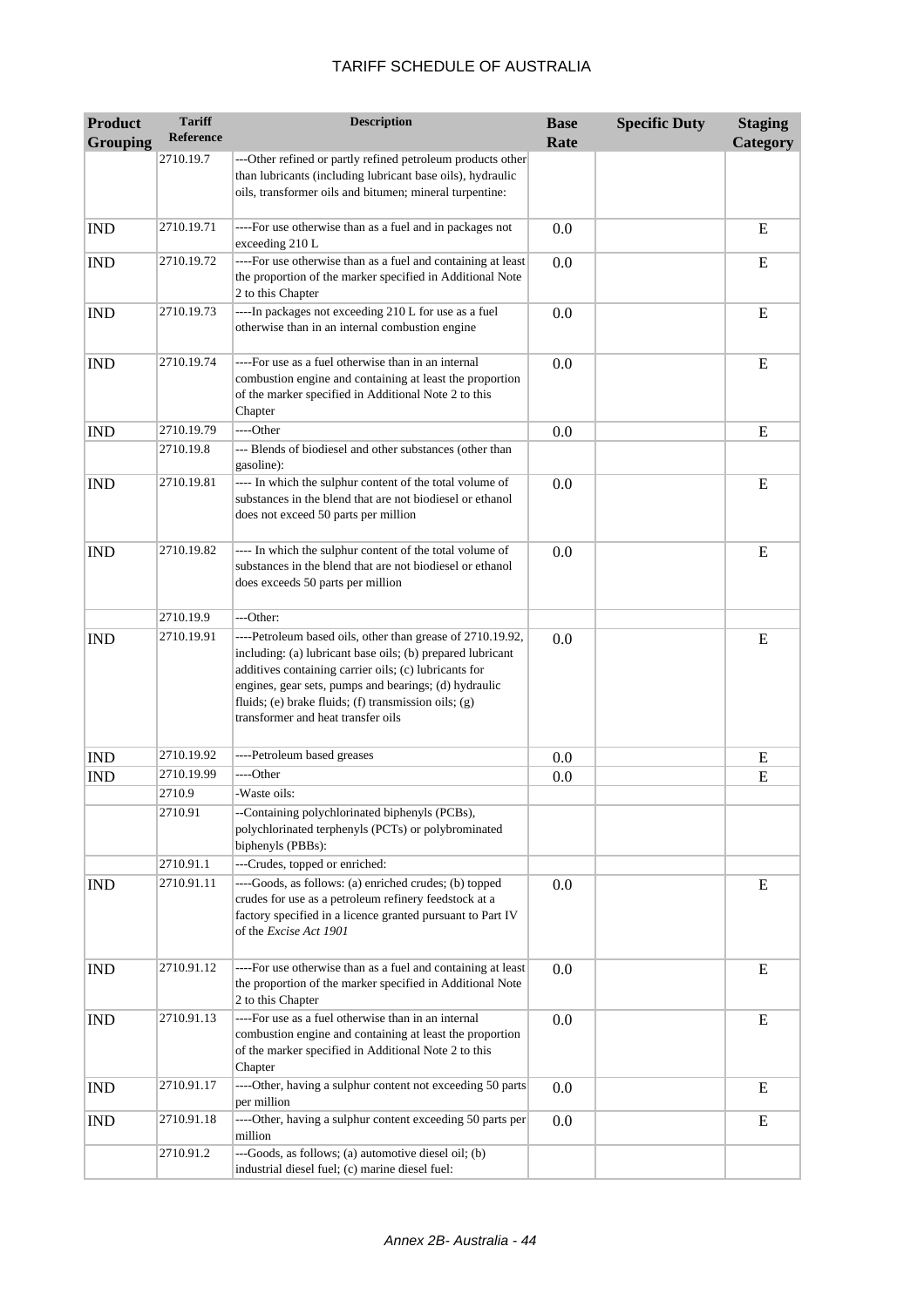# TARIFF SCHEDULE OF AUSTRALIA

| Product Grouping | Tariff Reference | Description | Base Rate | Specific Duty | Staging Category |
|---|---|---|---|---|---|
| | 2710.19.7 | ---Other refined or partly refined petroleum products other than lubricants (including lubricant base oils), hydraulic oils, transformer oils and bitumen; mineral turpentine: | | | |
| IND | 2710.19.71 | ----For use otherwise than as a fuel and in packages not exceeding 210 L | 0.0 | | E |
| IND | 2710.19.72 | ----For use otherwise than as a fuel and containing at least the proportion of the marker specified in Additional Note 2 to this Chapter | 0.0 | | E |
| IND | 2710.19.73 | ----In packages not exceeding 210 L for use as a fuel otherwise than in an internal combustion engine | 0.0 | | E |
| IND | 2710.19.74 | ----For use as a fuel otherwise than in an internal combustion engine and containing at least the proportion of the marker specified in Additional Note 2 to this Chapter | 0.0 | | E |
| IND | 2710.19.79 | ----Other | 0.0 | | E |
| | 2710.19.8 | --- Blends of biodiesel and other substances (other than gasoline): | | | |
| IND | 2710.19.81 | ---- In which the sulphur content of the total volume of substances in the blend that are not biodiesel or ethanol does not exceed 50 parts per million | 0.0 | | E |
| IND | 2710.19.82 | ---- In which the sulphur content of the total volume of substances in the blend that are not biodiesel or ethanol does exceeds 50 parts per million | 0.0 | | E |
| | 2710.19.9 | ---Other: | | | |
| IND | 2710.19.91 | ----Petroleum based oils, other than grease of 2710.19.92, including: (a) lubricant base oils; (b) prepared lubricant additives containing carrier oils; (c) lubricants for engines, gear sets, pumps and bearings; (d) hydraulic fluids; (e) brake fluids; (f) transmission oils; (g) transformer and heat transfer oils | 0.0 | | E |
| IND | 2710.19.92 | ----Petroleum based greases | 0.0 | | E |
| IND | 2710.19.99 | ----Other | 0.0 | | E |
| | 2710.9 | -Waste oils: | | | |
| | 2710.91 | --Containing polychlorinated biphenyls (PCBs), polychlorinated terphenyls (PCTs) or polybrominated biphenyls (PBBs): | | | |
| | 2710.91.1 | ---Crudes, topped or enriched: | | | |
| IND | 2710.91.11 | ----Goods, as follows: (a) enriched crudes; (b) topped crudes for use as a petroleum refinery feedstock at a factory specified in a licence granted pursuant to Part IV of the *Excise Act 1901* | 0.0 | | E |
| IND | 2710.91.12 | ----For use otherwise than as a fuel and containing at least the proportion of the marker specified in Additional Note 2 to this Chapter | 0.0 | | E |
| IND | 2710.91.13 | ----For use as a fuel otherwise than in an internal combustion engine and containing at least the proportion of the marker specified in Additional Note 2 to this Chapter | 0.0 | | E |
| IND | 2710.91.17 | ----Other, having a sulphur content not exceeding 50 parts per million | 0.0 | | E |
| IND | 2710.91.18 | ----Other, having a sulphur content exceeding 50 parts per million | 0.0 | | E |
| | 2710.91.2 | ---Goods, as follows; (a) automotive diesel oil; (b) industrial diesel fuel; (c) marine diesel fuel: | | | |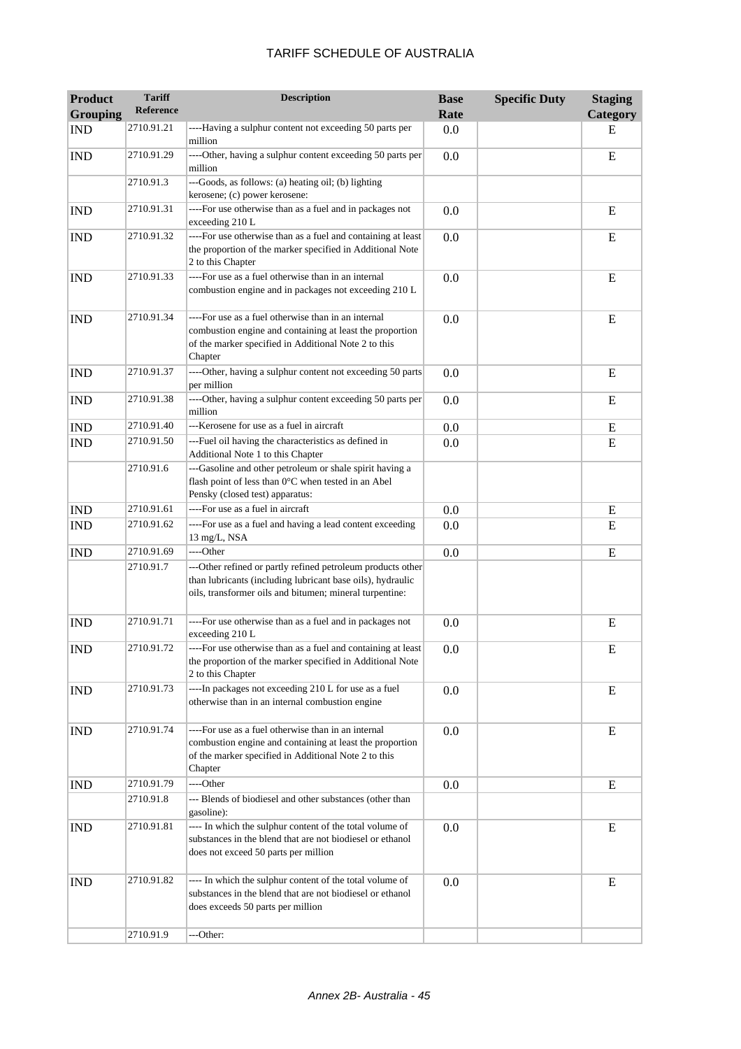| Product Grouping | Tariff Reference | Description | Base Rate | Specific Duty | Staging Category |
|---|---|---|---|---|---|
| IND | 2710.91.21 | ----Having a sulphur content not exceeding 50 parts per million | 0.0 | | E |
| IND | 2710.91.29 | ----Other, having a sulphur content exceeding 50 parts per million | 0.0 | | E |
| | 2710.91.3 | ---Goods, as follows: (a) heating oil; (b) lighting kerosene; (c) power kerosene: | | | |
| IND | 2710.91.31 | ----For use otherwise than as a fuel and in packages not exceeding 210 L | 0.0 | | E |
| IND | 2710.91.32 | ----For use otherwise than as a fuel and containing at least the proportion of the marker specified in Additional Note 2 to this Chapter | 0.0 | | E |
| IND | 2710.91.33 | ----For use as a fuel otherwise than in an internal combustion engine and in packages not exceeding 210 L | 0.0 | | E |
| IND | 2710.91.34 | ----For use as a fuel otherwise than in an internal combustion engine and containing at least the proportion of the marker specified in Additional Note 2 to this Chapter | 0.0 | | E |
| IND | 2710.91.37 | ----Other, having a sulphur content not exceeding 50 parts per million | 0.0 | | E |
| IND | 2710.91.38 | ----Other, having a sulphur content exceeding 50 parts per million | 0.0 | | E |
| IND | 2710.91.40 | ---Kerosene for use as a fuel in aircraft | 0.0 | | E |
| IND | 2710.91.50 | ---Fuel oil having the characteristics as defined in Additional Note 1 to this Chapter | 0.0 | | E |
| | 2710.91.6 | ---Gasoline and other petroleum or shale spirit having a flash point of less than 0°C when tested in an Abel Pensky (closed test) apparatus: | | | |
| IND | 2710.91.61 | ----For use as a fuel in aircraft | 0.0 | | E |
| IND | 2710.91.62 | ----For use as a fuel and having a lead content exceeding 13 mg/L, NSA | 0.0 | | E |
| IND | 2710.91.69 | ----Other | 0.0 | | E |
| | 2710.91.7 | ---Other refined or partly refined petroleum products other than lubricants (including lubricant base oils), hydraulic oils, transformer oils and bitumen; mineral turpentine: | | | |
| IND | 2710.91.71 | ----For use otherwise than as a fuel and in packages not exceeding 210 L | 0.0 | | E |
| IND | 2710.91.72 | ----For use otherwise than as a fuel and containing at least the proportion of the marker specified in Additional Note 2 to this Chapter | 0.0 | | E |
| IND | 2710.91.73 | ----In packages not exceeding 210 L for use as a fuel otherwise than in an internal combustion engine | 0.0 | | E |
| IND | 2710.91.74 | ----For use as a fuel otherwise than in an internal combustion engine and containing at least the proportion of the marker specified in Additional Note 2 to this Chapter | 0.0 | | E |
| IND | 2710.91.79 | ----Other | 0.0 | | E |
| | 2710.91.8 | --- Blends of biodiesel and other substances (other than gasoline): | | | |
| IND | 2710.91.81 | ---- In which the sulphur content of the total volume of substances in the blend that are not biodiesel or ethanol does not exceed 50 parts per million | 0.0 | | E |
| IND | 2710.91.82 | ---- In which the sulphur content of the total volume of substances in the blend that are not biodiesel or ethanol does exceeds 50 parts per million | 0.0 | | E |
| | 2710.91.9 | ---Other: | | | |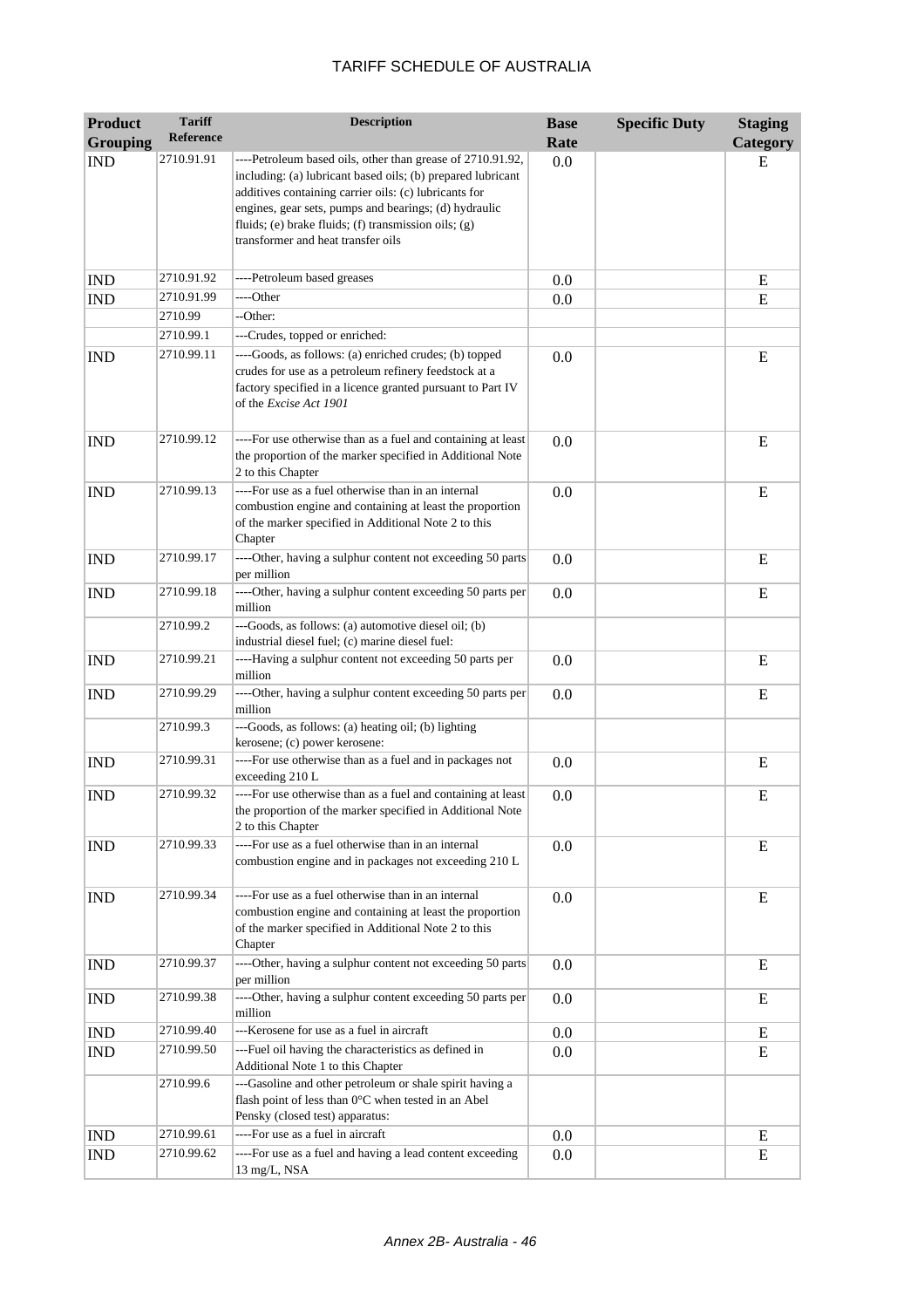# TARIFF SCHEDULE OF AUSTRALIA

| Product Grouping | Tariff Reference | Description | Base Rate | Specific Duty | Staging Category |
|---|---|---|---|---|---|
| IND | 2710.91.91 | ----Petroleum based oils, other than grease of 2710.91.92, including: (a) lubricant based oils; (b) prepared lubricant additives containing carrier oils: (c) lubricants for engines, gear sets, pumps and bearings; (d) hydraulic fluids; (e) brake fluids; (f) transmission oils; (g) transformer and heat transfer oils | 0.0 | | E |
| IND | 2710.91.92 | ----Petroleum based greases | 0.0 | | E |
| IND | 2710.91.99 | ----Other | 0.0 | | E |
| | 2710.99 | --Other: | | | |
| | 2710.99.1 | ---Crudes, topped or enriched: | | | |
| IND | 2710.99.11 | ----Goods, as follows: (a) enriched crudes; (b) topped crudes for use as a petroleum refinery feedstock at a factory specified in a licence granted pursuant to Part IV of the *Excise Act 1901* | 0.0 | | E |
| IND | 2710.99.12 | ----For use otherwise than as a fuel and containing at least the proportion of the marker specified in Additional Note 2 to this Chapter | 0.0 | | E |
| IND | 2710.99.13 | ----For use as a fuel otherwise than in an internal combustion engine and containing at least the proportion of the marker specified in Additional Note 2 to this Chapter | 0.0 | | E |
| IND | 2710.99.17 | ----Other, having a sulphur content not exceeding 50 parts per million | 0.0 | | E |
| IND | 2710.99.18 | ----Other, having a sulphur content exceeding 50 parts per million | 0.0 | | E |
| | 2710.99.2 | ---Goods, as follows: (a) automotive diesel oil; (b) industrial diesel fuel; (c) marine diesel fuel: | | | |
| IND | 2710.99.21 | ----Having a sulphur content not exceeding 50 parts per million | 0.0 | | E |
| IND | 2710.99.29 | ----Other, having a sulphur content exceeding 50 parts per million | 0.0 | | E |
| | 2710.99.3 | ---Goods, as follows: (a) heating oil; (b) lighting kerosene; (c) power kerosene: | | | |
| IND | 2710.99.31 | ----For use otherwise than as a fuel and in packages not exceeding 210 L | 0.0 | | E |
| IND | 2710.99.32 | ----For use otherwise than as a fuel and containing at least the proportion of the marker specified in Additional Note 2 to this Chapter | 0.0 | | E |
| IND | 2710.99.33 | ----For use as a fuel otherwise than in an internal combustion engine and in packages not exceeding 210 L | 0.0 | | E |
| IND | 2710.99.34 | ----For use as a fuel otherwise than in an internal combustion engine and containing at least the proportion of the marker specified in Additional Note 2 to this Chapter | 0.0 | | E |
| IND | 2710.99.37 | ----Other, having a sulphur content not exceeding 50 parts per million | 0.0 | | E |
| IND | 2710.99.38 | ----Other, having a sulphur content exceeding 50 parts per million | 0.0 | | E |
| IND | 2710.99.40 | ---Kerosene for use as a fuel in aircraft | 0.0 | | E |
| IND | 2710.99.50 | ---Fuel oil having the characteristics as defined in Additional Note 1 to this Chapter | 0.0 | | E |
| | 2710.99.6 | ---Gasoline and other petroleum or shale spirit having a flash point of less than 0°C when tested in an Abel Pensky (closed test) apparatus: | | | |
| IND | 2710.99.61 | ----For use as a fuel in aircraft | 0.0 | | E |
| IND | 2710.99.62 | ----For use as a fuel and having a lead content exceeding 13 mg/L, NSA | 0.0 | | E |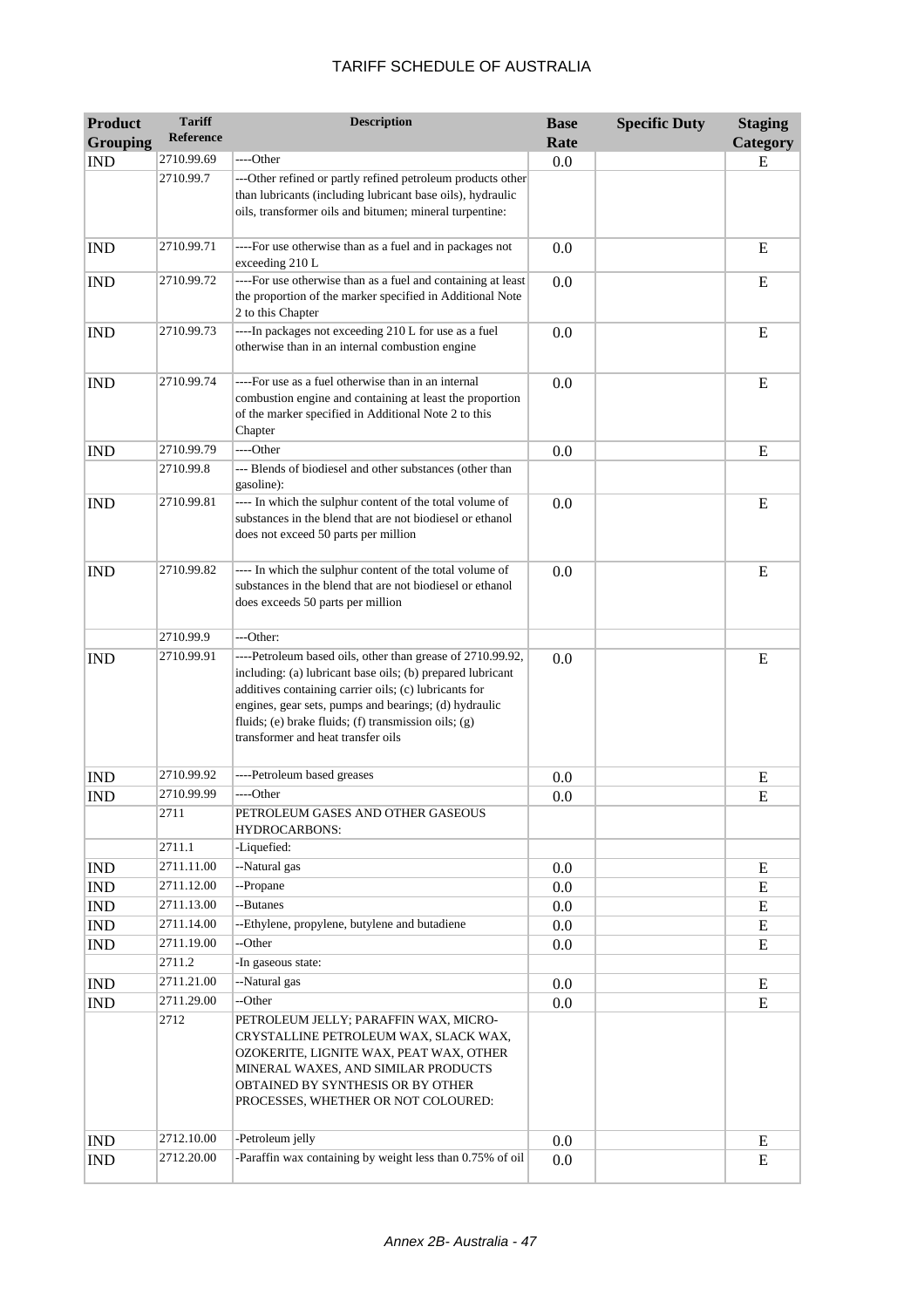| Product Grouping | Tariff Reference | Description | Base Rate | Specific Duty | Staging Category |
|---|---|---|---|---|---|
| IND | 2710.99.69 | ----Other | 0.0 | | E |
| | 2710.99.7 | ---Other refined or partly refined petroleum products other than lubricants (including lubricant base oils), hydraulic oils, transformer oils and bitumen; mineral turpentine: | | | |
| IND | 2710.99.71 | ----For use otherwise than as a fuel and in packages not exceeding 210 L | 0.0 | | E |
| IND | 2710.99.72 | ----For use otherwise than as a fuel and containing at least the proportion of the marker specified in Additional Note 2 to this Chapter | 0.0 | | E |
| IND | 2710.99.73 | ----In packages not exceeding 210 L for use as a fuel otherwise than in an internal combustion engine | 0.0 | | E |
| IND | 2710.99.74 | ----For use as a fuel otherwise than in an internal combustion engine and containing at least the proportion of the marker specified in Additional Note 2 to this Chapter | 0.0 | | E |
| IND | 2710.99.79 | ----Other | 0.0 | | E |
| | 2710.99.8 | --- Blends of biodiesel and other substances (other than gasoline): | | | |
| IND | 2710.99.81 | ---- In which the sulphur content of the total volume of substances in the blend that are not biodiesel or ethanol does not exceed 50 parts per million | 0.0 | | E |
| IND | 2710.99.82 | ---- In which the sulphur content of the total volume of substances in the blend that are not biodiesel or ethanol does exceeds 50 parts per million | 0.0 | | E |
| | 2710.99.9 | ---Other: | | | |
| IND | 2710.99.91 | ----Petroleum based oils, other than grease of 2710.99.92, including: (a) lubricant base oils; (b) prepared lubricant additives containing carrier oils; (c) lubricants for engines, gear sets, pumps and bearings; (d) hydraulic fluids; (e) brake fluids; (f) transmission oils; (g) transformer and heat transfer oils | 0.0 | | E |
| IND | 2710.99.92 | ----Petroleum based greases | 0.0 | | E |
| IND | 2710.99.99 | ----Other | 0.0 | | E |
| | 2711 | PETROLEUM GASES AND OTHER GASEOUS HYDROCARBONS: | | | |
| | 2711.1 | -Liquefied: | | | |
| IND | 2711.11.00 | --Natural gas | 0.0 | | E |
| IND | 2711.12.00 | --Propane | 0.0 | | E |
| IND | 2711.13.00 | --Butanes | 0.0 | | E |
| IND | 2711.14.00 | --Ethylene, propylene, butylene and butadiene | 0.0 | | E |
| IND | 2711.19.00 | --Other | 0.0 | | E |
| | 2711.2 | -In gaseous state: | | | |
| IND | 2711.21.00 | --Natural gas | 0.0 | | E |
| IND | 2711.29.00 | --Other | 0.0 | | E |
| | 2712 | PETROLEUM JELLY; PARAFFIN WAX, MICRO-CRYSTALLINE PETROLEUM WAX, SLACK WAX, OZOKERITE, LIGNITE WAX, PEAT WAX, OTHER MINERAL WAXES, AND SIMILAR PRODUCTS OBTAINED BY SYNTHESIS OR BY OTHER PROCESSES, WHETHER OR NOT COLOURED: | | | |
| IND | 2712.10.00 | -Petroleum jelly | 0.0 | | E |
| IND | 2712.20.00 | -Paraffin wax containing by weight less than 0.75% of oil | 0.0 | | E |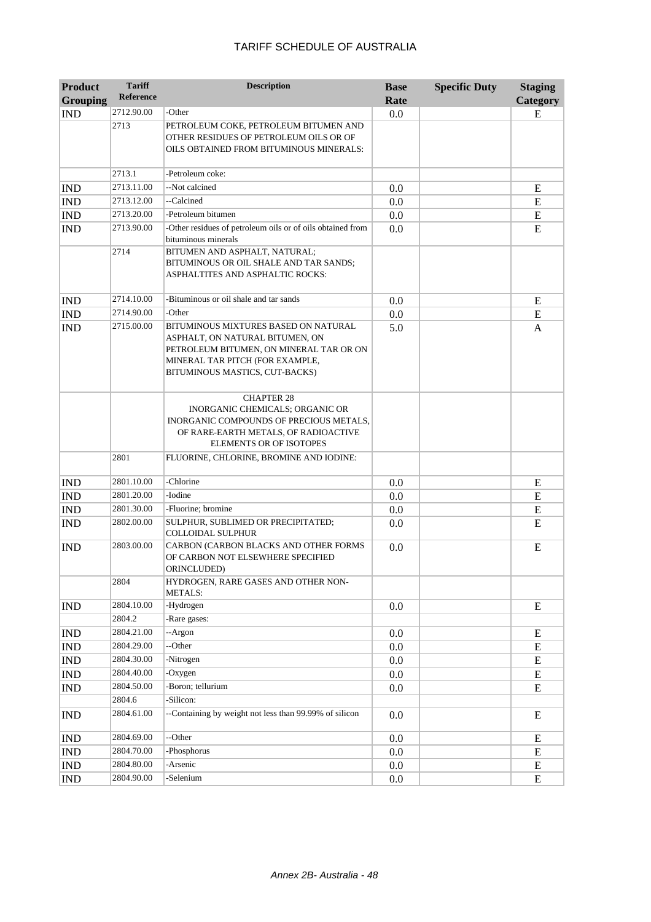# TARIFF SCHEDULE OF AUSTRALIA

| Product Grouping | Tariff Reference | Description | Base Rate | Specific Duty | Staging Category |
|---|---|---|---|---|---|
| IND | 2712.90.00 | -Other | 0.0 | | E |
| | 2713 | PETROLEUM COKE, PETROLEUM BITUMEN AND OTHER RESIDUES OF PETROLEUM OILS OR OF OILS OBTAINED FROM BITUMINOUS MINERALS: | | | |
| | 2713.1 | -Petroleum coke: | | | |
| IND | 2713.11.00 | --Not calcined | 0.0 | | E |
| IND | 2713.12.00 | --Calcined | 0.0 | | E |
| IND | 2713.20.00 | -Petroleum bitumen | 0.0 | | E |
| IND | 2713.90.00 | -Other residues of petroleum oils or of oils obtained from bituminous minerals | 0.0 | | E |
| | 2714 | BITUMEN AND ASPHALT, NATURAL; BITUMINOUS OR OIL SHALE AND TAR SANDS; ASPHALTITES AND ASPHALTIC ROCKS: | | | |
| IND | 2714.10.00 | -Bituminous or oil shale and tar sands | 0.0 | | E |
| IND | 2714.90.00 | -Other | 0.0 | | E |
| IND | 2715.00.00 | BITUMINOUS MIXTURES BASED ON NATURAL ASPHALT, ON NATURAL BITUMEN, ON PETROLEUM BITUMEN, ON MINERAL TAR OR ON MINERAL TAR PITCH (FOR EXAMPLE, BITUMINOUS MASTICS, CUT-BACKS) | 5.0 | | A |
| | | CHAPTER 28 INORGANIC CHEMICALS; ORGANIC OR INORGANIC COMPOUNDS OF PRECIOUS METALS, OF RARE-EARTH METALS, OF RADIOACTIVE ELEMENTS OR OF ISOTOPES | | | |
| | 2801 | FLUORINE, CHLORINE, BROMINE AND IODINE: | | | |
| IND | 2801.10.00 | -Chlorine | 0.0 | | E |
| IND | 2801.20.00 | -Iodine | 0.0 | | E |
| IND | 2801.30.00 | -Fluorine; bromine | 0.0 | | E |
| IND | 2802.00.00 | SULPHUR, SUBLIMED OR PRECIPITATED; COLLOIDAL SULPHUR | 0.0 | | E |
| IND | 2803.00.00 | CARBON (CARBON BLACKS AND OTHER FORMS OF CARBON NOT ELSEWHERE SPECIFIED ORINCLUDED) | 0.0 | | E |
| | 2804 | HYDROGEN, RARE GASES AND OTHER NON-METALS: | | | |
| IND | 2804.10.00 | -Hydrogen | 0.0 | | E |
| | 2804.2 | -Rare gases: | | | |
| IND | 2804.21.00 | --Argon | 0.0 | | E |
| IND | 2804.29.00 | --Other | 0.0 | | E |
| IND | 2804.30.00 | -Nitrogen | 0.0 | | E |
| IND | 2804.40.00 | -Oxygen | 0.0 | | E |
| IND | 2804.50.00 | -Boron; tellurium | 0.0 | | E |
| | 2804.6 | -Silicon: | | | |
| IND | 2804.61.00 | --Containing by weight not less than 99.99% of silicon | 0.0 | | E |
| IND | 2804.69.00 | --Other | 0.0 | | E |
| IND | 2804.70.00 | -Phosphorus | 0.0 | | E |
| IND | 2804.80.00 | -Arsenic | 0.0 | | E |
| IND | 2804.90.00 | -Selenium | 0.0 | | E |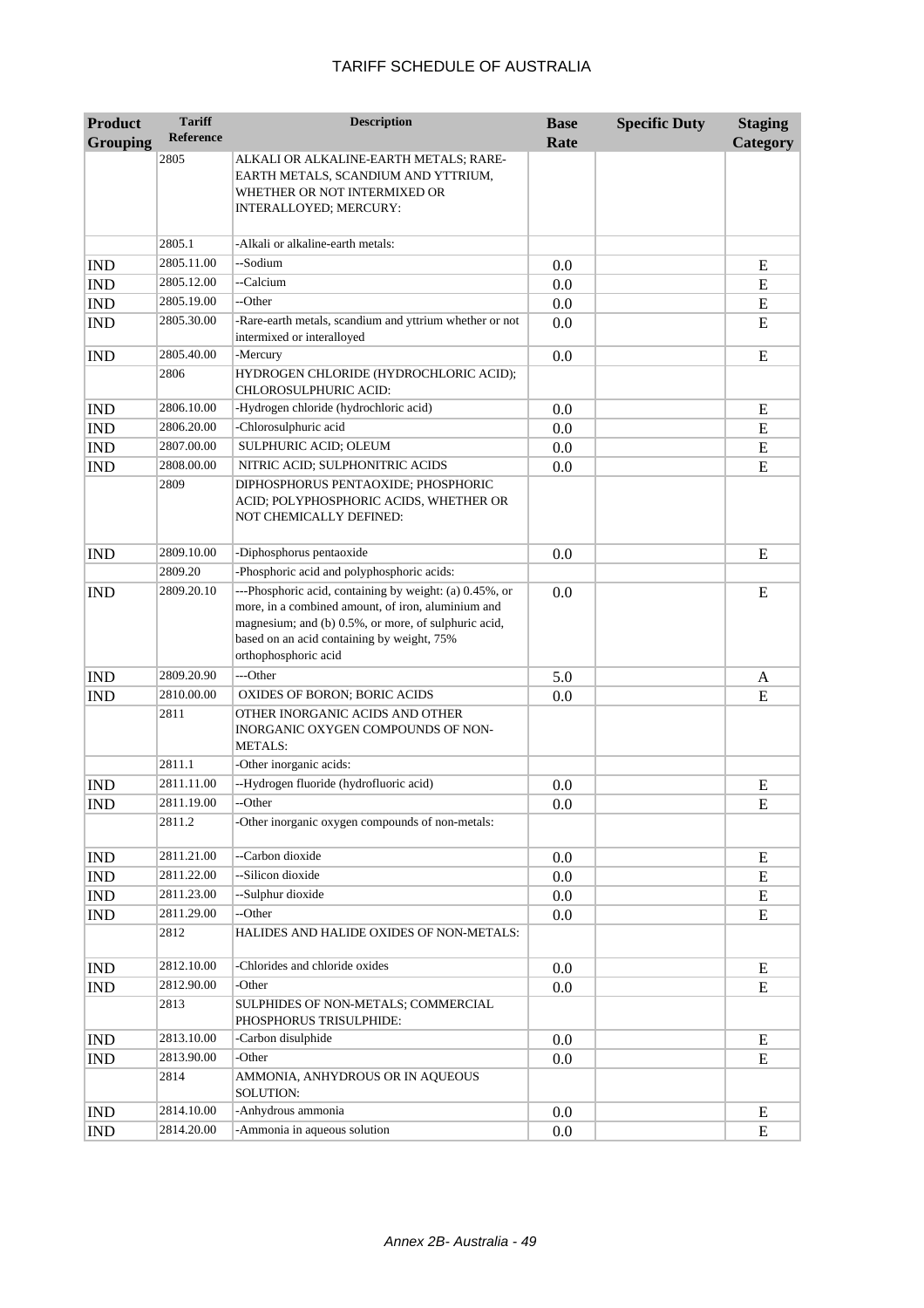# TARIFF SCHEDULE OF AUSTRALIA

| Product Grouping | Tariff Reference | Description | Base Rate | Specific Duty | Staging Category |
|---|---|---|---|---|---|
| | 2805 | ALKALI OR ALKALINE-EARTH METALS; RARE-EARTH METALS, SCANDIUM AND YTTRIUM, WHETHER OR NOT INTERMIXED OR INTERALLOYED; MERCURY: | | | |
| | 2805.1 | -Alkali or alkaline-earth metals: | | | |
| IND | 2805.11.00 | --Sodium | 0.0 | | E |
| IND | 2805.12.00 | --Calcium | 0.0 | | E |
| IND | 2805.19.00 | --Other | 0.0 | | E |
| IND | 2805.30.00 | -Rare-earth metals, scandium and yttrium whether or not intermixed or interalloyed | 0.0 | | E |
| IND | 2805.40.00 | -Mercury | 0.0 | | E |
| | 2806 | HYDROGEN CHLORIDE (HYDROCHLORIC ACID); CHLOROSULPHURIC ACID: | | | |
| IND | 2806.10.00 | -Hydrogen chloride (hydrochloric acid) | 0.0 | | E |
| IND | 2806.20.00 | -Chlorosulphuric acid | 0.0 | | E |
| IND | 2807.00.00 | SULPHURIC ACID; OLEUM | 0.0 | | E |
| IND | 2808.00.00 | NITRIC ACID; SULPHONITRIC ACIDS | 0.0 | | E |
| | 2809 | DIPHOSPHORUS PENTAOXIDE; PHOSPHORIC ACID; POLYPHOSPHORIC ACIDS, WHETHER OR NOT CHEMICALLY DEFINED: | | | |
| IND | 2809.10.00 | -Diphosphorus pentaoxide | 0.0 | | E |
| | 2809.20 | -Phosphoric acid and polyphosphoric acids: | | | |
| IND | 2809.20.10 | ---Phosphoric acid, containing by weight: (a) 0.45%, or more, in a combined amount, of iron, aluminium and magnesium; and (b) 0.5%, or more, of sulphuric acid, based on an acid containing by weight, 75% orthophosphoric acid | 0.0 | | E |
| IND | 2809.20.90 | ---Other | 5.0 | | A |
| IND | 2810.00.00 | OXIDES OF BORON; BORIC ACIDS | 0.0 | | E |
| | 2811 | OTHER INORGANIC ACIDS AND OTHER INORGANIC OXYGEN COMPOUNDS OF NON-METALS: | | | |
| | 2811.1 | -Other inorganic acids: | | | |
| IND | 2811.11.00 | --Hydrogen fluoride (hydrofluoric acid) | 0.0 | | E |
| IND | 2811.19.00 | --Other | 0.0 | | E |
| | 2811.2 | -Other inorganic oxygen compounds of non-metals: | | | |
| IND | 2811.21.00 | --Carbon dioxide | 0.0 | | E |
| IND | 2811.22.00 | --Silicon dioxide | 0.0 | | E |
| IND | 2811.23.00 | --Sulphur dioxide | 0.0 | | E |
| IND | 2811.29.00 | --Other | 0.0 | | E |
| | 2812 | HALIDES AND HALIDE OXIDES OF NON-METALS: | | | |
| IND | 2812.10.00 | -Chlorides and chloride oxides | 0.0 | | E |
| IND | 2812.90.00 | -Other | 0.0 | | E |
| | 2813 | SULPHIDES OF NON-METALS; COMMERCIAL PHOSPHORUS TRISULPHIDE: | | | |
| IND | 2813.10.00 | -Carbon disulphide | 0.0 | | E |
| IND | 2813.90.00 | -Other | 0.0 | | E |
| | 2814 | AMMONIA, ANHYDROUS OR IN AQUEOUS SOLUTION: | | | |
| IND | 2814.10.00 | -Anhydrous ammonia | 0.0 | | E |
| IND | 2814.20.00 | -Ammonia in aqueous solution | 0.0 | | E |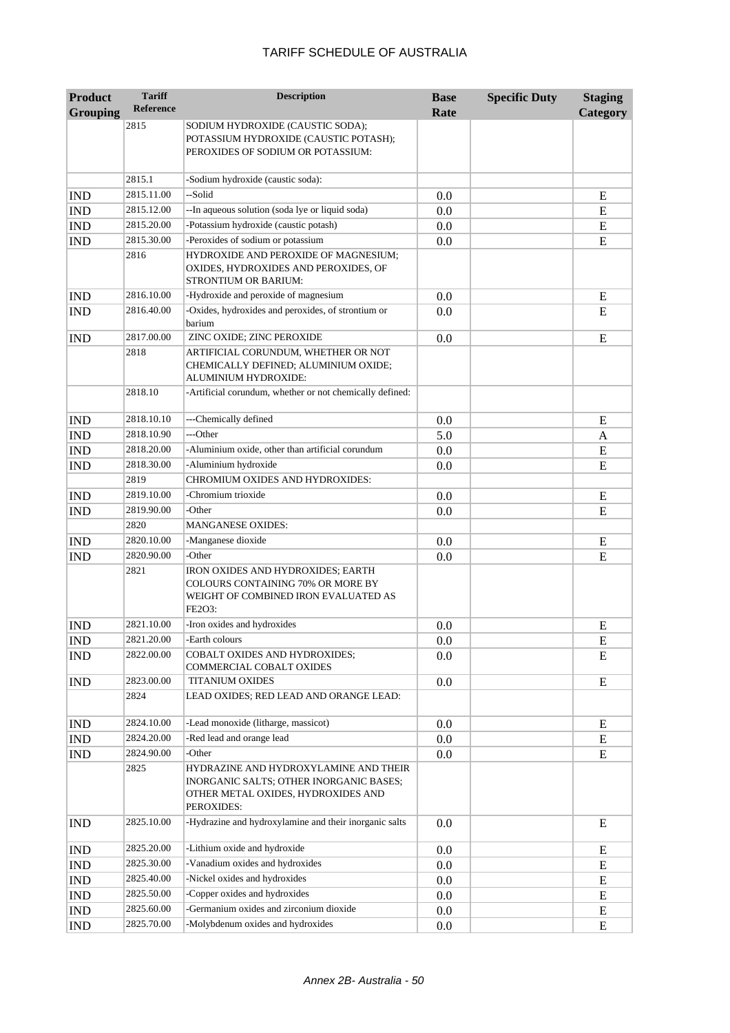| Product Grouping | Tariff Reference | Description | Base Rate | Specific Duty | Staging Category |
|---|---|---|---|---|---|
| | 2815 | SODIUM HYDROXIDE (CAUSTIC SODA); POTASSIUM HYDROXIDE (CAUSTIC POTASH); PEROXIDES OF SODIUM OR POTASSIUM: | | | |
| | 2815.1 | -Sodium hydroxide (caustic soda): | | | |
| IND | 2815.11.00 | --Solid | 0.0 | | E |
| IND | 2815.12.00 | --In aqueous solution (soda lye or liquid soda) | 0.0 | | E |
| IND | 2815.20.00 | -Potassium hydroxide (caustic potash) | 0.0 | | E |
| IND | 2815.30.00 | -Peroxides of sodium or potassium | 0.0 | | E |
| | 2816 | HYDROXIDE AND PEROXIDE OF MAGNESIUM; OXIDES, HYDROXIDES AND PEROXIDES, OF STRONTIUM OR BARIUM: | | | |
| IND | 2816.10.00 | -Hydroxide and peroxide of magnesium | 0.0 | | E |
| IND | 2816.40.00 | -Oxides, hydroxides and peroxides, of strontium or barium | 0.0 | | E |
| IND | 2817.00.00 | ZINC OXIDE; ZINC PEROXIDE | 0.0 | | E |
| | 2818 | ARTIFICIAL CORUNDUM, WHETHER OR NOT CHEMICALLY DEFINED; ALUMINIUM OXIDE; ALUMINIUM HYDROXIDE: | | | |
| | 2818.10 | -Artificial corundum, whether or not chemically defined: | | | |
| IND | 2818.10.10 | ---Chemically defined | 0.0 | | E |
| IND | 2818.10.90 | ---Other | 5.0 | | A |
| IND | 2818.20.00 | -Aluminium oxide, other than artificial corundum | 0.0 | | E |
| IND | 2818.30.00 | -Aluminium hydroxide | 0.0 | | E |
| | 2819 | CHROMIUM OXIDES AND HYDROXIDES: | | | |
| IND | 2819.10.00 | -Chromium trioxide | 0.0 | | E |
| IND | 2819.90.00 | -Other | 0.0 | | E |
| | 2820 | MANGANESE OXIDES: | | | |
| IND | 2820.10.00 | -Manganese dioxide | 0.0 | | E |
| IND | 2820.90.00 | -Other | 0.0 | | E |
| | 2821 | IRON OXIDES AND HYDROXIDES; EARTH COLOURS CONTAINING 70% OR MORE BY WEIGHT OF COMBINED IRON EVALUATED AS FE2O3: | | | |
| IND | 2821.10.00 | -Iron oxides and hydroxides | 0.0 | | E |
| IND | 2821.20.00 | -Earth colours | 0.0 | | E |
| IND | 2822.00.00 | COBALT OXIDES AND HYDROXIDES; COMMERCIAL COBALT OXIDES | 0.0 | | E |
| IND | 2823.00.00 | TITANIUM OXIDES | 0.0 | | E |
| | 2824 | LEAD OXIDES; RED LEAD AND ORANGE LEAD: | | | |
| IND | 2824.10.00 | -Lead monoxide (litharge, massicot) | 0.0 | | E |
| IND | 2824.20.00 | -Red lead and orange lead | 0.0 | | E |
| IND | 2824.90.00 | -Other | 0.0 | | E |
| | 2825 | HYDRAZINE AND HYDROXYLAMINE AND THEIR INORGANIC SALTS; OTHER INORGANIC BASES; OTHER METAL OXIDES, HYDROXIDES AND PEROXIDES: | | | |
| IND | 2825.10.00 | -Hydrazine and hydroxylamine and their inorganic salts | 0.0 | | E |
| IND | 2825.20.00 | -Lithium oxide and hydroxide | 0.0 | | E |
| IND | 2825.30.00 | -Vanadium oxides and hydroxides | 0.0 | | E |
| IND | 2825.40.00 | -Nickel oxides and hydroxides | 0.0 | | E |
| IND | 2825.50.00 | -Copper oxides and hydroxides | 0.0 | | E |
| IND | 2825.60.00 | -Germanium oxides and zirconium dioxide | 0.0 | | E |
| IND | 2825.70.00 | -Molybdenum oxides and hydroxides | 0.0 | | E |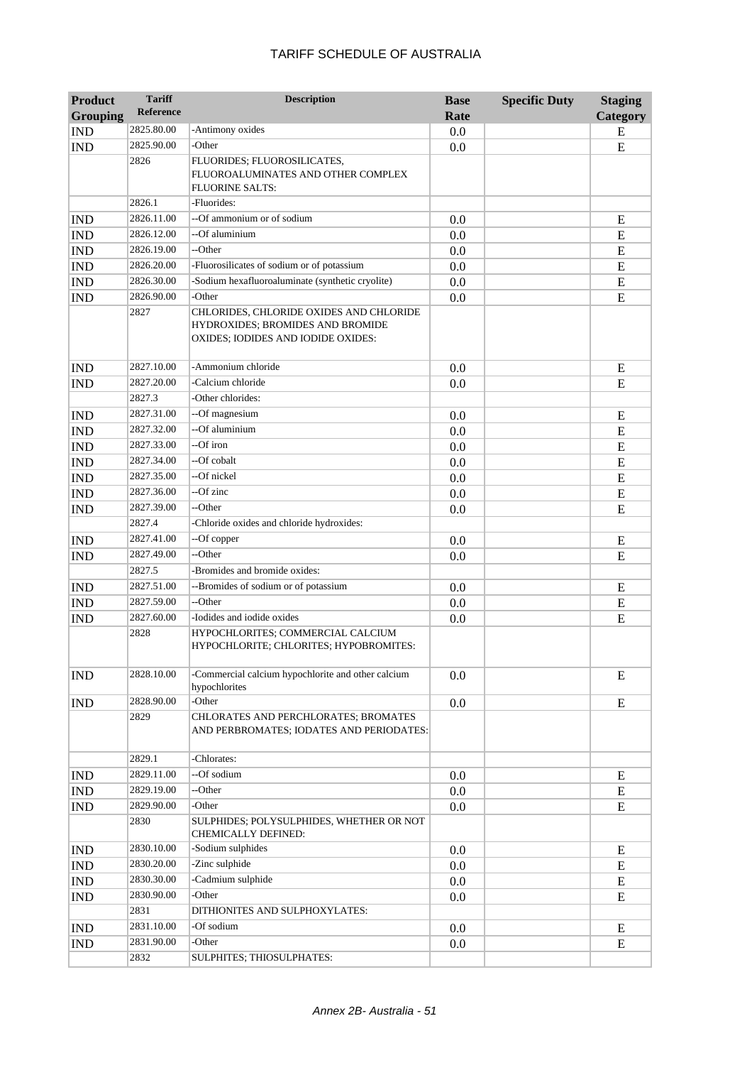| Product Grouping | Tariff Reference | Description | Base Rate | Specific Duty | Staging Category |
|---|---|---|---|---|---|
| IND | 2825.80.00 | -Antimony oxides | 0.0 | | E |
| IND | 2825.90.00 | -Other | 0.0 | | E |
| | 2826 | FLUORIDES; FLUOROSILICATES, FLUOROALUMINATES AND OTHER COMPLEX FLUORINE SALTS: | | | |
| | 2826.1 | -Fluorides: | | | |
| IND | 2826.11.00 | --Of ammonium or of sodium | 0.0 | | E |
| IND | 2826.12.00 | --Of aluminium | 0.0 | | E |
| IND | 2826.19.00 | --Other | 0.0 | | E |
| IND | 2826.20.00 | -Fluorosilicates of sodium or of potassium | 0.0 | | E |
| IND | 2826.30.00 | -Sodium hexafluoroaluminate (synthetic cryolite) | 0.0 | | E |
| IND | 2826.90.00 | -Other | 0.0 | | E |
| | 2827 | CHLORIDES, CHLORIDE OXIDES AND CHLORIDE HYDROXIDES; BROMIDES AND BROMIDE OXIDES; IODIDES AND IODIDE OXIDES: | | | |
| IND | 2827.10.00 | -Ammonium chloride | 0.0 | | E |
| IND | 2827.20.00 | -Calcium chloride | 0.0 | | E |
| | 2827.3 | -Other chlorides: | | | |
| IND | 2827.31.00 | --Of magnesium | 0.0 | | E |
| IND | 2827.32.00 | --Of aluminium | 0.0 | | E |
| IND | 2827.33.00 | --Of iron | 0.0 | | E |
| IND | 2827.34.00 | --Of cobalt | 0.0 | | E |
| IND | 2827.35.00 | --Of nickel | 0.0 | | E |
| IND | 2827.36.00 | --Of zinc | 0.0 | | E |
| IND | 2827.39.00 | --Other | 0.0 | | E |
| | 2827.4 | -Chloride oxides and chloride hydroxides: | | | |
| IND | 2827.41.00 | --Of copper | 0.0 | | E |
| IND | 2827.49.00 | --Other | 0.0 | | E |
| | 2827.5 | -Bromides and bromide oxides: | | | |
| IND | 2827.51.00 | --Bromides of sodium or of potassium | 0.0 | | E |
| IND | 2827.59.00 | --Other | 0.0 | | E |
| IND | 2827.60.00 | -Iodides and iodide oxides | 0.0 | | E |
| | 2828 | HYPOCHLORITES; COMMERCIAL CALCIUM HYPOCHLORITE; CHLORITES; HYPOBROMITES: | | | |
| IND | 2828.10.00 | -Commercial calcium hypochlorite and other calcium hypochlorites | 0.0 | | E |
| IND | 2828.90.00 | -Other | 0.0 | | E |
| | 2829 | CHLORATES AND PERCHLORATES; BROMATES AND PERBROMATES; IODATES AND PERIODATES: | | | |
| | 2829.1 | -Chlorates: | | | |
| IND | 2829.11.00 | --Of sodium | 0.0 | | E |
| IND | 2829.19.00 | --Other | 0.0 | | E |
| IND | 2829.90.00 | -Other | 0.0 | | E |
| | 2830 | SULPHIDES; POLYSULPHIDES, WHETHER OR NOT CHEMICALLY DEFINED: | | | |
| IND | 2830.10.00 | -Sodium sulphides | 0.0 | | E |
| IND | 2830.20.00 | -Zinc sulphide | 0.0 | | E |
| IND | 2830.30.00 | -Cadmium sulphide | 0.0 | | E |
| IND | 2830.90.00 | -Other | 0.0 | | E |
| | 2831 | DITHIONITES AND SULPHOXYLATES: | | | |
| IND | 2831.10.00 | -Of sodium | 0.0 | | E |
| IND | 2831.90.00 | -Other | 0.0 | | E |
| | 2832 | SULPHITES; THIOSULPHATES: | | | |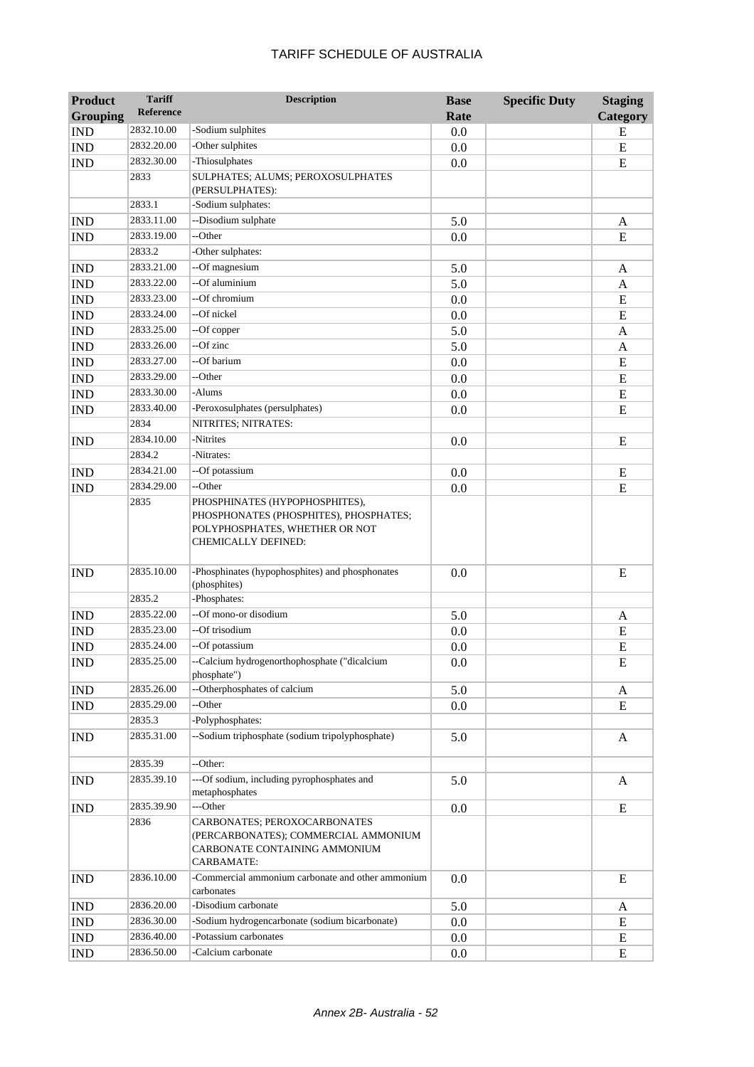# TARIFF SCHEDULE OF AUSTRALIA

| Product Grouping | Tariff Reference | Description | Base Rate | Specific Duty | Staging Category |
|---|---|---|---|---|---|
| IND | 2832.10.00 | -Sodium sulphites | 0.0 | | E |
| IND | 2832.20.00 | -Other sulphites | 0.0 | | E |
| IND | 2832.30.00 | -Thiosulphates | 0.0 | | E |
| | 2833 | SULPHATES; ALUMS; PEROXOSULPHATES (PERSULPHATES): | | | |
| | 2833.1 | -Sodium sulphates: | | | |
| IND | 2833.11.00 | --Disodium sulphate | 5.0 | | A |
| IND | 2833.19.00 | --Other | 0.0 | | E |
| | 2833.2 | -Other sulphates: | | | |
| IND | 2833.21.00 | --Of magnesium | 5.0 | | A |
| IND | 2833.22.00 | --Of aluminium | 5.0 | | A |
| IND | 2833.23.00 | --Of chromium | 0.0 | | E |
| IND | 2833.24.00 | --Of nickel | 0.0 | | E |
| IND | 2833.25.00 | --Of copper | 5.0 | | A |
| IND | 2833.26.00 | --Of zinc | 5.0 | | A |
| IND | 2833.27.00 | --Of barium | 0.0 | | E |
| IND | 2833.29.00 | --Other | 0.0 | | E |
| IND | 2833.30.00 | -Alums | 0.0 | | E |
| IND | 2833.40.00 | -Peroxosulphates (persulphates) | 0.0 | | E |
| | 2834 | NITRITES; NITRATES: | | | |
| IND | 2834.10.00 | -Nitrites | 0.0 | | E |
| | 2834.2 | -Nitrates: | | | |
| IND | 2834.21.00 | --Of potassium | 0.0 | | E |
| IND | 2834.29.00 | --Other | 0.0 | | E |
| | 2835 | PHOSPHINATES (HYPOPHOSPHITES), PHOSPHONATES (PHOSPHITES), PHOSPHATES; POLYPHOSPHATES, WHETHER OR NOT CHEMICALLY DEFINED: | | | |
| IND | 2835.10.00 | -Phosphinates (hypophosphites) and phosphonates (phosphites) | 0.0 | | E |
| | 2835.2 | -Phosphates: | | | |
| IND | 2835.22.00 | --Of mono-or disodium | 5.0 | | A |
| IND | 2835.23.00 | --Of trisodium | 0.0 | | E |
| IND | 2835.24.00 | --Of potassium | 0.0 | | E |
| IND | 2835.25.00 | --Calcium hydrogenorthophosphate ("dicalcium phosphate") | 0.0 | | E |
| IND | 2835.26.00 | --Otherphosphates of calcium | 5.0 | | A |
| IND | 2835.29.00 | --Other | 0.0 | | E |
| | 2835.3 | -Polyphosphates: | | | |
| IND | 2835.31.00 | --Sodium triphosphate (sodium tripolyphosphate) | 5.0 | | A |
| | 2835.39 | --Other: | | | |
| IND | 2835.39.10 | ---Of sodium, including pyrophosphates and metaphosphates | 5.0 | | A |
| IND | 2835.39.90 | ---Other | 0.0 | | E |
| | 2836 | CARBONATES; PEROXOCARBONATES (PERCARBONATES); COMMERCIAL AMMONIUM CARBONATE CONTAINING AMMONIUM CARBAMATE: | | | |
| IND | 2836.10.00 | -Commercial ammonium carbonate and other ammonium carbonates | 0.0 | | E |
| IND | 2836.20.00 | -Disodium carbonate | 5.0 | | A |
| IND | 2836.30.00 | -Sodium hydrogencarbonate (sodium bicarbonate) | 0.0 | | E |
| IND | 2836.40.00 | -Potassium carbonates | 0.0 | | E |
| IND | 2836.50.00 | -Calcium carbonate | 0.0 | | E |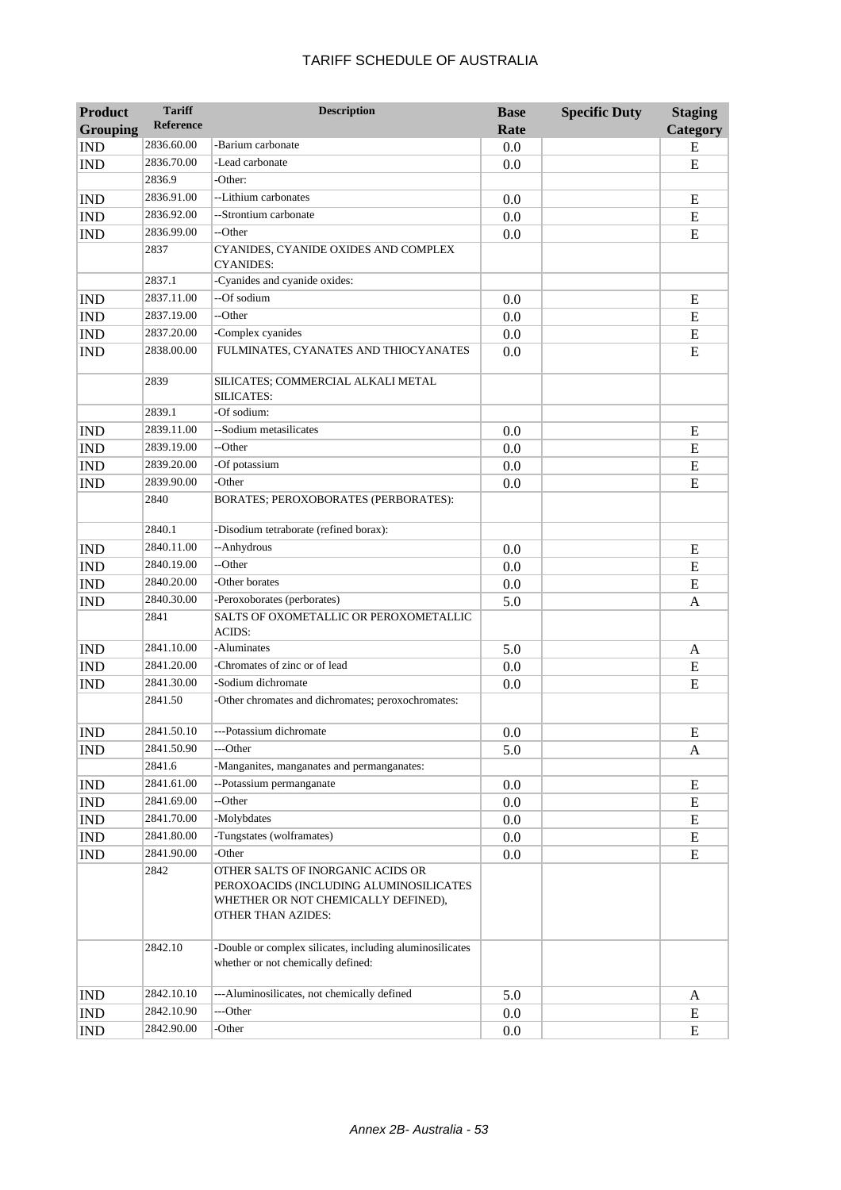# TARIFF SCHEDULE OF AUSTRALIA

| Product Grouping | Tariff Reference | Description | Base Rate | Specific Duty | Staging Category |
|---|---|---|---|---|---|
| IND | 2836.60.00 | -Barium carbonate | 0.0 | | E |
| IND | 2836.70.00 | -Lead carbonate | 0.0 | | E |
| | 2836.9 | -Other: | | | |
| IND | 2836.91.00 | --Lithium carbonates | 0.0 | | E |
| IND | 2836.92.00 | --Strontium carbonate | 0.0 | | E |
| IND | 2836.99.00 | --Other | 0.0 | | E |
| | 2837 | CYANIDES, CYANIDE OXIDES AND COMPLEX CYANIDES: | | | |
| | 2837.1 | -Cyanides and cyanide oxides: | | | |
| IND | 2837.11.00 | --Of sodium | 0.0 | | E |
| IND | 2837.19.00 | --Other | 0.0 | | E |
| IND | 2837.20.00 | -Complex cyanides | 0.0 | | E |
| IND | 2838.00.00 | FULMINATES, CYANATES AND THIOCYANATES | 0.0 | | E |
| | 2839 | SILICATES; COMMERCIAL ALKALI METAL SILICATES: | | | |
| | 2839.1 | -Of sodium: | | | |
| IND | 2839.11.00 | --Sodium metasilicates | 0.0 | | E |
| IND | 2839.19.00 | --Other | 0.0 | | E |
| IND | 2839.20.00 | -Of potassium | 0.0 | | E |
| IND | 2839.90.00 | -Other | 0.0 | | E |
| | 2840 | BORATES; PEROXOBORATES (PERBORATES): | | | |
| | 2840.1 | -Disodium tetraborate (refined borax): | | | |
| IND | 2840.11.00 | --Anhydrous | 0.0 | | E |
| IND | 2840.19.00 | --Other | 0.0 | | E |
| IND | 2840.20.00 | -Other borates | 0.0 | | E |
| IND | 2840.30.00 | -Peroxoborates (perborates) | 5.0 | | A |
| | 2841 | SALTS OF OXOMETALLIC OR PEROXOMETALLIC ACIDS: | | | |
| IND | 2841.10.00 | -Aluminates | 5.0 | | A |
| IND | 2841.20.00 | -Chromates of zinc or of lead | 0.0 | | E |
| IND | 2841.30.00 | -Sodium dichromate | 0.0 | | E |
| | 2841.50 | -Other chromates and dichromates; peroxochromates: | | | |
| IND | 2841.50.10 | ---Potassium dichromate | 0.0 | | E |
| IND | 2841.50.90 | ---Other | 5.0 | | A |
| | 2841.6 | -Manganites, manganates and permanganates: | | | |
| IND | 2841.61.00 | --Potassium permanganate | 0.0 | | E |
| IND | 2841.69.00 | --Other | 0.0 | | E |
| IND | 2841.70.00 | -Molybdates | 0.0 | | E |
| IND | 2841.80.00 | -Tungstates (wolframates) | 0.0 | | E |
| IND | 2841.90.00 | -Other | 0.0 | | E |
| | 2842 | OTHER SALTS OF INORGANIC ACIDS OR PEROXOACIDS (INCLUDING ALUMINOSILICATES WHETHER OR NOT CHEMICALLY DEFINED), OTHER THAN AZIDES: | | | |
| | 2842.10 | -Double or complex silicates, including aluminosilicates whether or not chemically defined: | | | |
| IND | 2842.10.10 | ---Aluminosilicates, not chemically defined | 5.0 | | A |
| IND | 2842.10.90 | ---Other | 0.0 | | E |
| IND | 2842.90.00 | -Other | 0.0 | | E |

*Annex 2B- Australia - 53*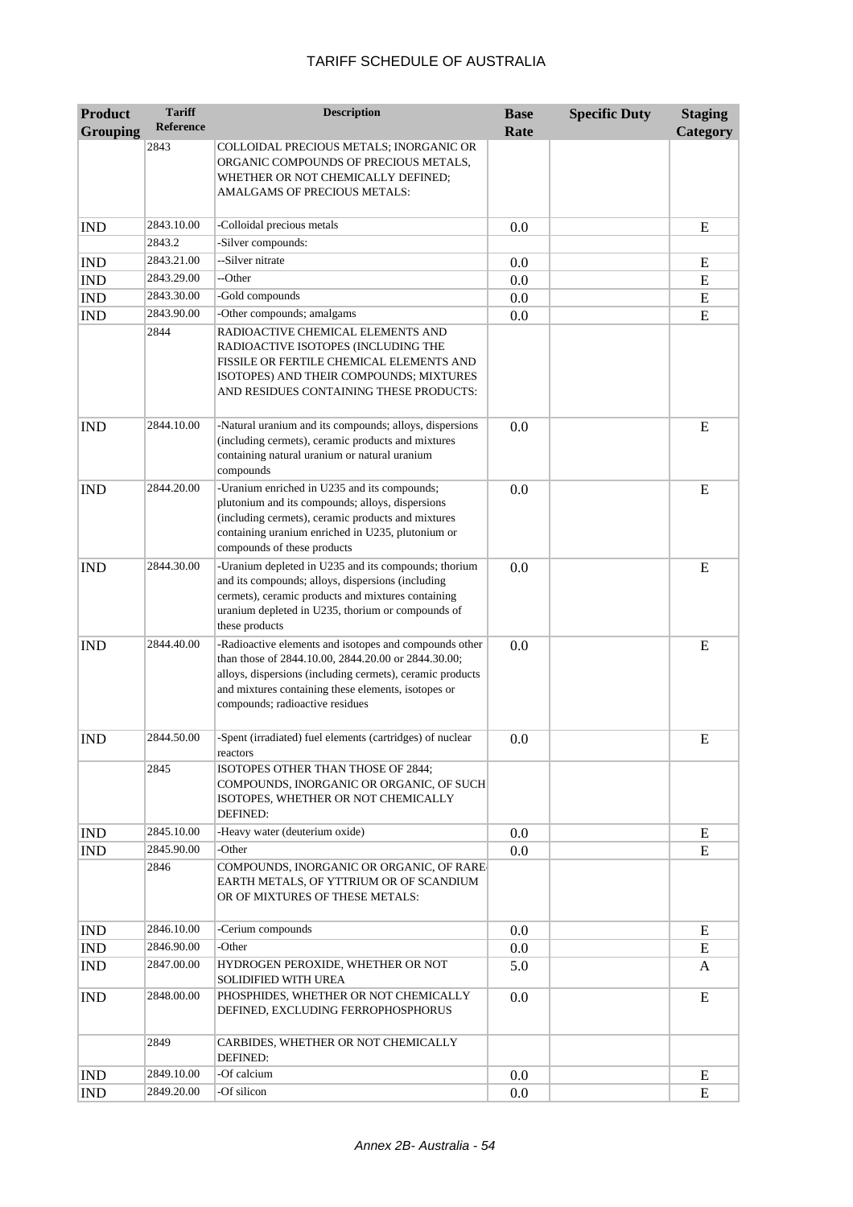| Product Grouping | Tariff Reference | Description | Base Rate | Specific Duty | Staging Category |
|---|---|---|---|---|---|
| | 2843 | COLLOIDAL PRECIOUS METALS; INORGANIC OR ORGANIC COMPOUNDS OF PRECIOUS METALS, WHETHER OR NOT CHEMICALLY DEFINED; AMALGAMS OF PRECIOUS METALS: | | | |
| IND | 2843.10.00 | -Colloidal precious metals | 0.0 | | E |
| | 2843.2 | -Silver compounds: | | | |
| IND | 2843.21.00 | --Silver nitrate | 0.0 | | E |
| IND | 2843.29.00 | --Other | 0.0 | | E |
| IND | 2843.30.00 | -Gold compounds | 0.0 | | E |
| IND | 2843.90.00 | -Other compounds; amalgams | 0.0 | | E |
| | 2844 | RADIOACTIVE CHEMICAL ELEMENTS AND RADIOACTIVE ISOTOPES (INCLUDING THE FISSILE OR FERTILE CHEMICAL ELEMENTS AND ISOTOPES) AND THEIR COMPOUNDS; MIXTURES AND RESIDUES CONTAINING THESE PRODUCTS: | | | |
| IND | 2844.10.00 | -Natural uranium and its compounds; alloys, dispersions (including cermets), ceramic products and mixtures containing natural uranium or natural uranium compounds | 0.0 | | E |
| IND | 2844.20.00 | -Uranium enriched in U235 and its compounds; plutonium and its compounds; alloys, dispersions (including cermets), ceramic products and mixtures containing uranium enriched in U235, plutonium or compounds of these products | 0.0 | | E |
| IND | 2844.30.00 | -Uranium depleted in U235 and its compounds; thorium and its compounds; alloys, dispersions (including cermets), ceramic products and mixtures containing uranium depleted in U235, thorium or compounds of these products | 0.0 | | E |
| IND | 2844.40.00 | -Radioactive elements and isotopes and compounds other than those of 2844.10.00, 2844.20.00 or 2844.30.00; alloys, dispersions (including cermets), ceramic products and mixtures containing these elements, isotopes or compounds; radioactive residues | 0.0 | | E |
| IND | 2844.50.00 | -Spent (irradiated) fuel elements (cartridges) of nuclear reactors | 0.0 | | E |
| | 2845 | ISOTOPES OTHER THAN THOSE OF 2844; COMPOUNDS, INORGANIC OR ORGANIC, OF SUCH ISOTOPES, WHETHER OR NOT CHEMICALLY DEFINED: | | | |
| IND | 2845.10.00 | -Heavy water (deuterium oxide) | 0.0 | | E |
| IND | 2845.90.00 | -Other | 0.0 | | E |
| | 2846 | COMPOUNDS, INORGANIC OR ORGANIC, OF RARE-EARTH METALS, OF YTTRIUM OR OF SCANDIUM OR OF MIXTURES OF THESE METALS: | | | |
| IND | 2846.10.00 | -Cerium compounds | 0.0 | | E |
| IND | 2846.90.00 | -Other | 0.0 | | E |
| IND | 2847.00.00 | HYDROGEN PEROXIDE, WHETHER OR NOT SOLIDIFIED WITH UREA | 5.0 | | A |
| IND | 2848.00.00 | PHOSPHIDES, WHETHER OR NOT CHEMICALLY DEFINED, EXCLUDING FERROPHOSPHORUS | 0.0 | | E |
| | 2849 | CARBIDES, WHETHER OR NOT CHEMICALLY DEFINED: | | | |
| IND | 2849.10.00 | -Of calcium | 0.0 | | E |
| IND | 2849.20.00 | -Of silicon | 0.0 | | E |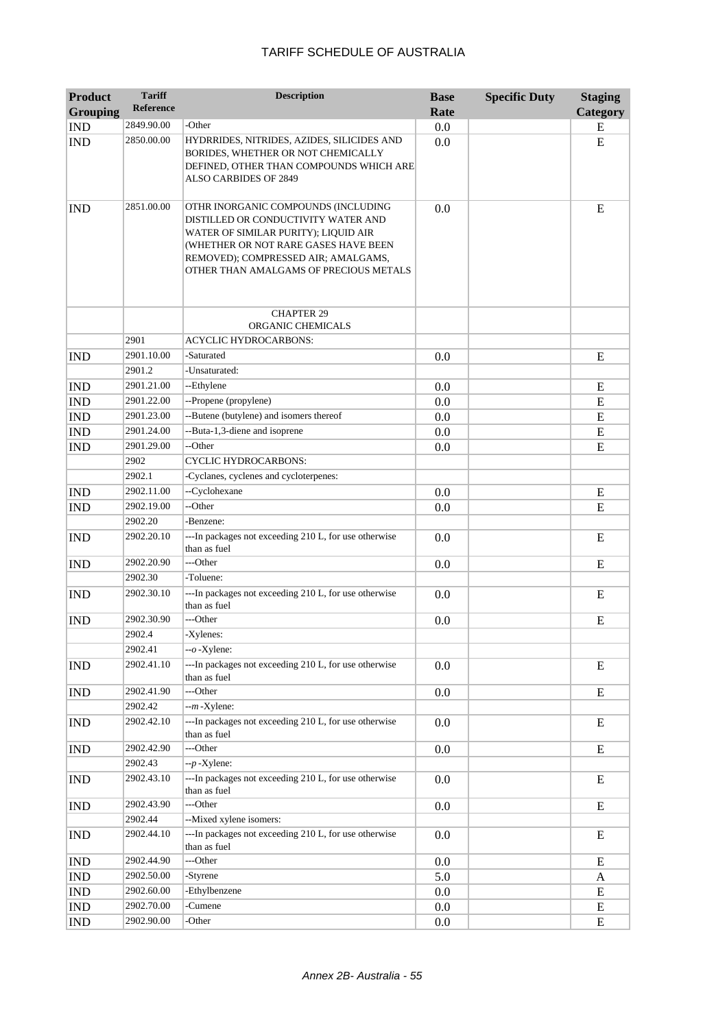| Product Grouping | Tariff Reference | Description | Base Rate | Specific Duty | Staging Category |
|---|---|---|---|---|---|
| IND | 2849.90.00 | -Other | 0.0 | | E |
| IND | 2850.00.00 | HYDRRIDES, NITRIDES, AZIDES, SILICIDES AND BORIDES, WHETHER OR NOT CHEMICALLY DEFINED, OTHER THAN COMPOUNDS WHICH ARE ALSO CARBIDES OF 2849 | 0.0 | | E |
| IND | 2851.00.00 | OTHR INORGANIC COMPOUNDS (INCLUDING DISTILLED OR CONDUCTIVITY WATER AND WATER OF SIMILAR PURITY); LIQUID AIR (WHETHER OR NOT RARE GASES HAVE BEEN REMOVED); COMPRESSED AIR; AMALGAMS, OTHER THAN AMALGAMS OF PRECIOUS METALS | 0.0 | | E |
| | | CHAPTER 29<br>ORGANIC CHEMICALS | | | |
| | 2901 | ACYCLIC HYDROCARBONS: | | | |
| IND | 2901.10.00 | -Saturated | 0.0 | | E |
| | 2901.2 | -Unsaturated: | | | |
| IND | 2901.21.00 | --Ethylene | 0.0 | | E |
| IND | 2901.22.00 | --Propene (propylene) | 0.0 | | E |
| IND | 2901.23.00 | --Butene (butylene) and isomers thereof | 0.0 | | E |
| IND | 2901.24.00 | --Buta-1,3-diene and isoprene | 0.0 | | E |
| IND | 2901.29.00 | --Other | 0.0 | | E |
| | 2902 | CYCLIC HYDROCARBONS: | | | |
| | 2902.1 | -Cyclanes, cyclenes and cycloterpenes: | | | |
| IND | 2902.11.00 | --Cyclohexane | 0.0 | | E |
| IND | 2902.19.00 | --Other | 0.0 | | E |
| | 2902.20 | -Benzene: | | | |
| IND | 2902.20.10 | ---In packages not exceeding 210 L, for use otherwise than as fuel | 0.0 | | E |
| IND | 2902.20.90 | ---Other | 0.0 | | E |
| | 2902.30 | -Toluene: | | | |
| IND | 2902.30.10 | ---In packages not exceeding 210 L, for use otherwise than as fuel | 0.0 | | E |
| IND | 2902.30.90 | ---Other | 0.0 | | E |
| | 2902.4 | -Xylenes: | | | |
| | 2902.41 | --*o*-Xylene: | | | |
| IND | 2902.41.10 | ---In packages not exceeding 210 L, for use otherwise than as fuel | 0.0 | | E |
| IND | 2902.41.90 | ---Other | 0.0 | | E |
| | 2902.42 | --*m*-Xylene: | | | |
| IND | 2902.42.10 | ---In packages not exceeding 210 L, for use otherwise than as fuel | 0.0 | | E |
| IND | 2902.42.90 | ---Other | 0.0 | | E |
| | 2902.43 | --*p*-Xylene: | | | |
| IND | 2902.43.10 | ---In packages not exceeding 210 L, for use otherwise than as fuel | 0.0 | | E |
| IND | 2902.43.90 | ---Other | 0.0 | | E |
| | 2902.44 | --Mixed xylene isomers: | | | |
| IND | 2902.44.10 | ---In packages not exceeding 210 L, for use otherwise than as fuel | 0.0 | | E |
| IND | 2902.44.90 | ---Other | 0.0 | | E |
| IND | 2902.50.00 | -Styrene | 5.0 | | A |
| IND | 2902.60.00 | -Ethylbenzene | 0.0 | | E |
| IND | 2902.70.00 | -Cumene | 0.0 | | E |
| IND | 2902.90.00 | -Other | 0.0 | | E |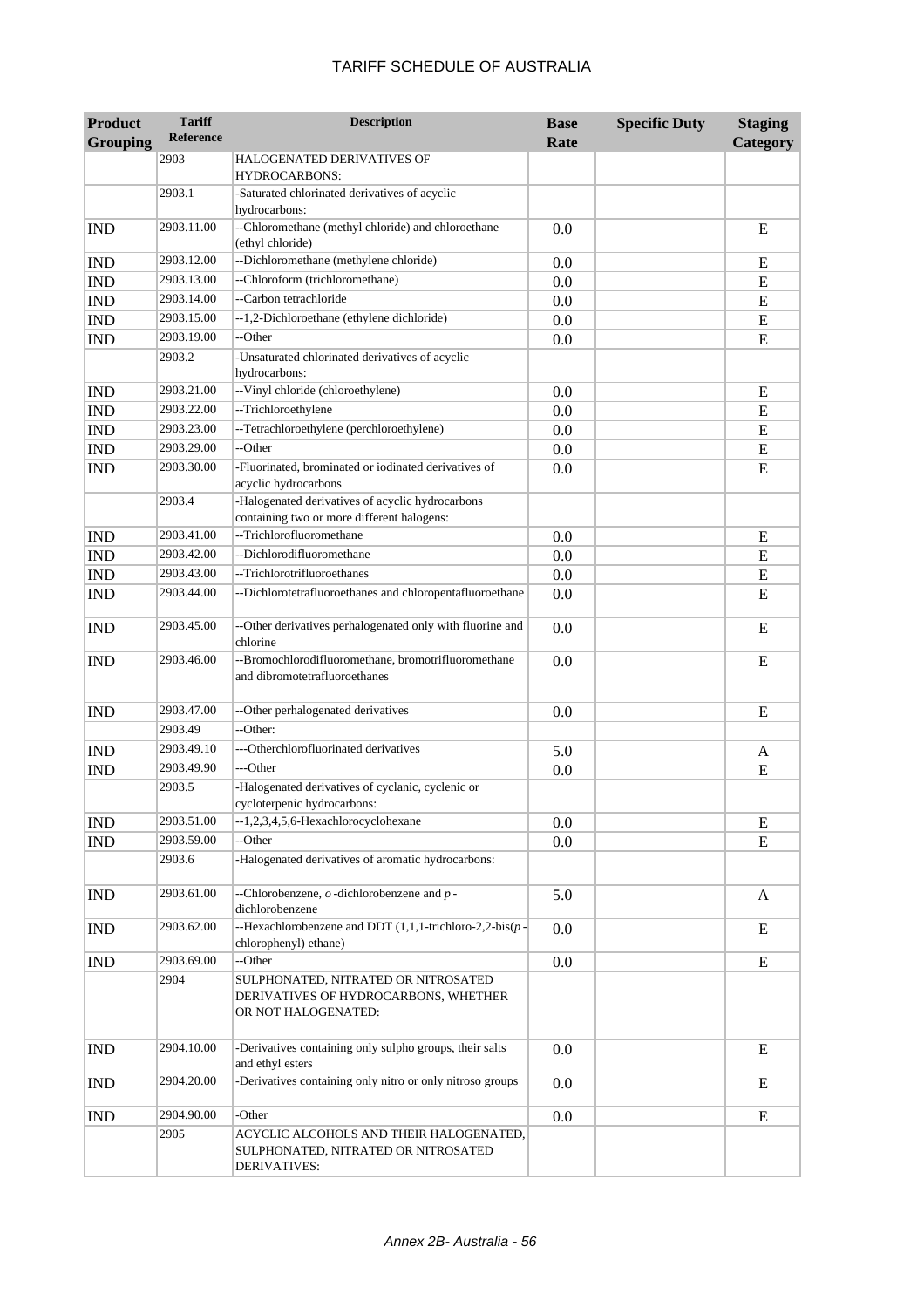| Product Grouping | Tariff Reference | Description | Base Rate | Specific Duty | Staging Category |
|---|---|---|---|---|---|
| | 2903 | HALOGENATED DERIVATIVES OF HYDROCARBONS: | | | |
| | 2903.1 | -Saturated chlorinated derivatives of acyclic hydrocarbons: | | | |
| IND | 2903.11.00 | --Chloromethane (methyl chloride) and chloroethane (ethyl chloride) | 0.0 | | E |
| IND | 2903.12.00 | --Dichloromethane (methylene chloride) | 0.0 | | E |
| IND | 2903.13.00 | --Chloroform (trichloromethane) | 0.0 | | E |
| IND | 2903.14.00 | --Carbon tetrachloride | 0.0 | | E |
| IND | 2903.15.00 | --1,2-Dichloroethane (ethylene dichloride) | 0.0 | | E |
| IND | 2903.19.00 | --Other | 0.0 | | E |
| | 2903.2 | -Unsaturated chlorinated derivatives of acyclic hydrocarbons: | | | |
| IND | 2903.21.00 | --Vinyl chloride (chloroethylene) | 0.0 | | E |
| IND | 2903.22.00 | --Trichloroethylene | 0.0 | | E |
| IND | 2903.23.00 | --Tetrachloroethylene (perchloroethylene) | 0.0 | | E |
| IND | 2903.29.00 | --Other | 0.0 | | E |
| IND | 2903.30.00 | -Fluorinated, brominated or iodinated derivatives of acyclic hydrocarbons | 0.0 | | E |
| | 2903.4 | -Halogenated derivatives of acyclic hydrocarbons containing two or more different halogens: | | | |
| IND | 2903.41.00 | --Trichlorofluoromethane | 0.0 | | E |
| IND | 2903.42.00 | --Dichlorodifluoromethane | 0.0 | | E |
| IND | 2903.43.00 | --Trichlorotrifluoroethanes | 0.0 | | E |
| IND | 2903.44.00 | --Dichlorotetrafluoroethanes and chloropentafluoroethane | 0.0 | | E |
| IND | 2903.45.00 | --Other derivatives perhalogenated only with fluorine and chlorine | 0.0 | | E |
| IND | 2903.46.00 | --Bromochlorodifluoromethane, bromotrifluoromethane and dibromotetrafluoroethanes | 0.0 | | E |
| IND | 2903.47.00 | --Other perhalogenated derivatives | 0.0 | | E |
| | 2903.49 | --Other: | | | |
| IND | 2903.49.10 | ---Otherchlorofluorinated derivatives | 5.0 | | A |
| IND | 2903.49.90 | ---Other | 0.0 | | E |
| | 2903.5 | -Halogenated derivatives of cyclanic, cyclenic or cycloterpenic hydrocarbons: | | | |
| IND | 2903.51.00 | --1,2,3,4,5,6-Hexachlorocyclohexane | 0.0 | | E |
| IND | 2903.59.00 | --Other | 0.0 | | E |
| | 2903.6 | -Halogenated derivatives of aromatic hydrocarbons: | | | |
| IND | 2903.61.00 | --Chlorobenzene, *o*-dichlorobenzene and *p*-dichlorobenzene | 5.0 | | A |
| IND | 2903.62.00 | --Hexachlorobenzene and DDT (1,1,1-trichloro-2,2-bis(*p*-chlorophenyl) ethane) | 0.0 | | E |
| IND | 2903.69.00 | --Other | 0.0 | | E |
| | 2904 | SULPHONATED, NITRATED OR NITROSATED DERIVATIVES OF HYDROCARBONS, WHETHER OR NOT HALOGENATED: | | | |
| IND | 2904.10.00 | -Derivatives containing only sulpho groups, their salts and ethyl esters | 0.0 | | E |
| IND | 2904.20.00 | -Derivatives containing only nitro or only nitroso groups | 0.0 | | E |
| IND | 2904.90.00 | -Other | 0.0 | | E |
| | 2905 | ACYCLIC ALCOHOLS AND THEIR HALOGENATED, SULPHONATED, NITRATED OR NITROSATED DERIVATIVES: | | | |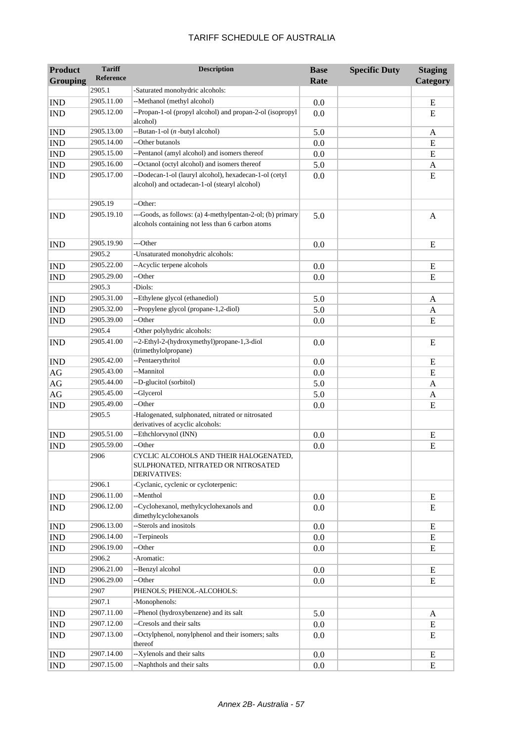| Product Grouping | Tariff Reference | Description | Base Rate | Specific Duty | Staging Category |
|---|---|---|---|---|---|
| | 2905.1 | -Saturated monohydric alcohols: | | | |
| IND | 2905.11.00 | --Methanol (methyl alcohol) | 0.0 | | E |
| IND | 2905.12.00 | --Propan-1-ol (propyl alcohol) and propan-2-ol (isopropyl alcohol) | 0.0 | | E |
| IND | 2905.13.00 | --Butan-1-ol (*n* -butyl alcohol) | 5.0 | | A |
| IND | 2905.14.00 | --Other butanols | 0.0 | | E |
| IND | 2905.15.00 | --Pentanol (amyl alcohol) and isomers thereof | 0.0 | | E |
| IND | 2905.16.00 | --Octanol (octyl alcohol) and isomers thereof | 5.0 | | A |
| IND | 2905.17.00 | --Dodecan-1-ol (lauryl alcohol), hexadecan-1-ol (cetyl alcohol) and octadecan-1-ol (stearyl alcohol) | 0.0 | | E |
| | 2905.19 | --Other: | | | |
| IND | 2905.19.10 | ---Goods, as follows: (a) 4-methylpentan-2-ol; (b) primary alcohols containing not less than 6 carbon atoms | 5.0 | | A |
| IND | 2905.19.90 | ---Other | 0.0 | | E |
| | 2905.2 | -Unsaturated monohydric alcohols: | | | |
| IND | 2905.22.00 | --Acyclic terpene alcohols | 0.0 | | E |
| IND | 2905.29.00 | --Other | 0.0 | | E |
| | 2905.3 | -Diols: | | | |
| IND | 2905.31.00 | --Ethylene glycol (ethanediol) | 5.0 | | A |
| IND | 2905.32.00 | --Propylene glycol (propane-1,2-diol) | 5.0 | | A |
| IND | 2905.39.00 | --Other | 0.0 | | E |
| | 2905.4 | -Other polyhydric alcohols: | | | |
| IND | 2905.41.00 | --2-Ethyl-2-(hydroxymethyl)propane-1,3-diol (trimethylolpropane) | 0.0 | | E |
| IND | 2905.42.00 | --Pentaerythritol | 0.0 | | E |
| AG | 2905.43.00 | --Mannitol | 0.0 | | E |
| AG | 2905.44.00 | --D-glucitol (sorbitol) | 5.0 | | A |
| AG | 2905.45.00 | --Glycerol | 5.0 | | A |
| IND | 2905.49.00 | --Other | 0.0 | | E |
| | 2905.5 | -Halogenated, sulphonated, nitrated or nitrosated derivatives of acyclic alcohols: | | | |
| IND | 2905.51.00 | --Ethchlorvynol (INN) | 0.0 | | E |
| IND | 2905.59.00 | --Other | 0.0 | | E |
| | 2906 | CYCLIC ALCOHOLS AND THEIR HALOGENATED, SULPHONATED, NITRATED OR NITROSATED DERIVATIVES: | | | |
| | 2906.1 | -Cyclanic, cyclenic or cycloterpenic: | | | |
| IND | 2906.11.00 | --Menthol | 0.0 | | E |
| IND | 2906.12.00 | --Cyclohexanol, methylcyclohexanols and dimethylcyclohexanols | 0.0 | | E |
| IND | 2906.13.00 | --Sterols and inositols | 0.0 | | E |
| IND | 2906.14.00 | --Terpineols | 0.0 | | E |
| IND | 2906.19.00 | --Other | 0.0 | | E |
| | 2906.2 | -Aromatic: | | | |
| IND | 2906.21.00 | --Benzyl alcohol | 0.0 | | E |
| IND | 2906.29.00 | --Other | 0.0 | | E |
| | 2907 | PHENOLS; PHENOL-ALCOHOLS: | | | |
| | 2907.1 | -Monophenols: | | | |
| IND | 2907.11.00 | --Phenol (hydroxybenzene) and its salt | 5.0 | | A |
| IND | 2907.12.00 | --Cresols and their salts | 0.0 | | E |
| IND | 2907.13.00 | --Octylphenol, nonylphenol and their isomers; salts thereof | 0.0 | | E |
| IND | 2907.14.00 | --Xylenols and their salts | 0.0 | | E |
| IND | 2907.15.00 | --Naphthols and their salts | 0.0 | | E |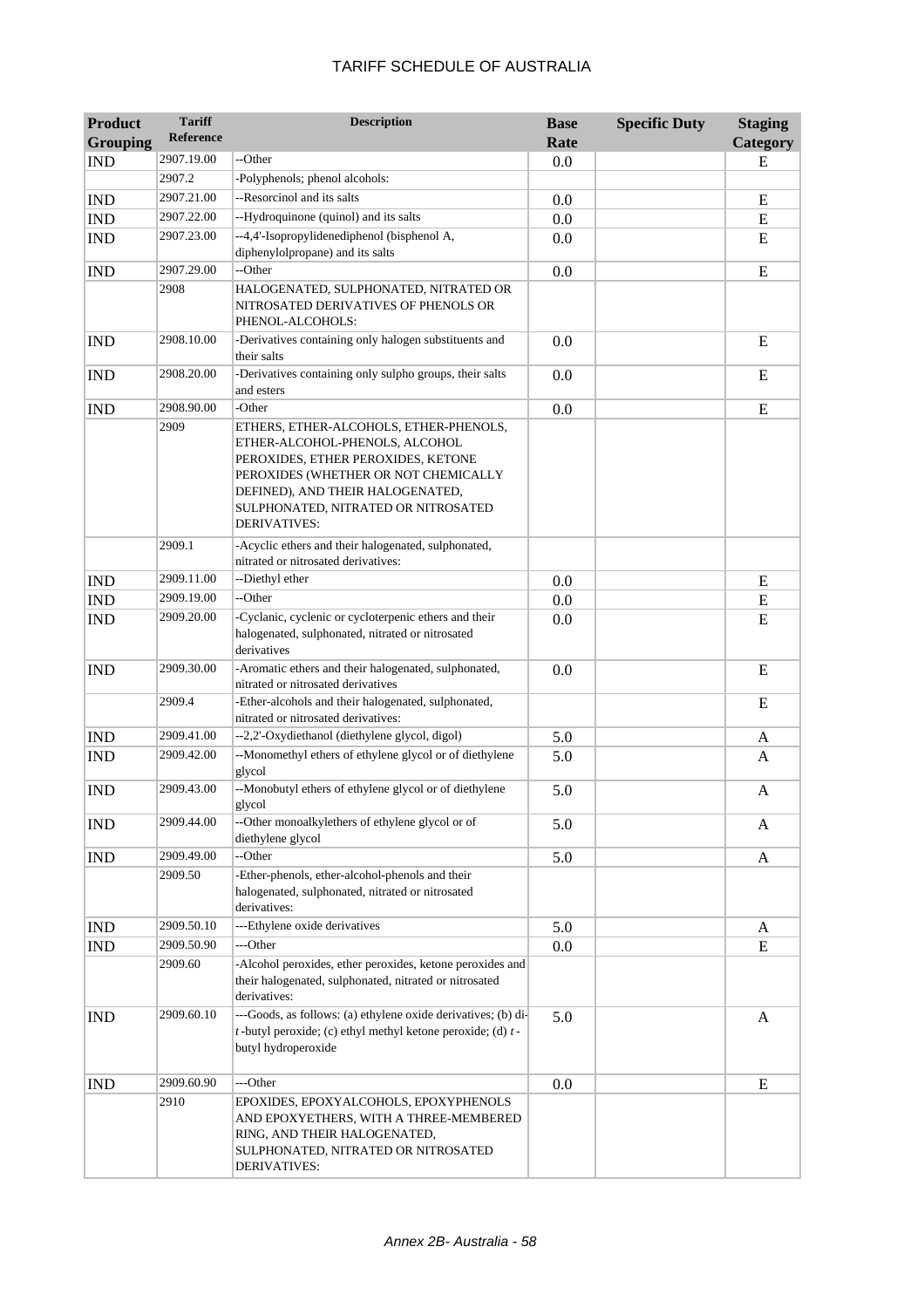| Product Grouping | Tariff Reference | Description | Base Rate | Specific Duty | Staging Category |
|---|---|---|---|---|---|
| IND | 2907.19.00 | --Other | 0.0 | | E |
| | 2907.2 | -Polyphenols; phenol alcohols: | | | |
| IND | 2907.21.00 | --Resorcinol and its salts | 0.0 | | E |
| IND | 2907.22.00 | --Hydroquinone (quinol) and its salts | 0.0 | | E |
| IND | 2907.23.00 | --4,4'-Isopropylidenediphenol (bisphenol A, diphenylolpropane) and its salts | 0.0 | | E |
| IND | 2907.29.00 | --Other | 0.0 | | E |
| | 2908 | HALOGENATED, SULPHONATED, NITRATED OR NITROSATED DERIVATIVES OF PHENOLS OR PHENOL-ALCOHOLS: | | | |
| IND | 2908.10.00 | -Derivatives containing only halogen substituents and their salts | 0.0 | | E |
| IND | 2908.20.00 | -Derivatives containing only sulpho groups, their salts and esters | 0.0 | | E |
| IND | 2908.90.00 | -Other | 0.0 | | E |
| | 2909 | ETHERS, ETHER-ALCOHOLS, ETHER-PHENOLS, ETHER-ALCOHOL-PHENOLS, ALCOHOL PEROXIDES, ETHER PEROXIDES, KETONE PEROXIDES (WHETHER OR NOT CHEMICALLY DEFINED), AND THEIR HALOGENATED, SULPHONATED, NITRATED OR NITROSATED DERIVATIVES: | | | |
| | 2909.1 | -Acyclic ethers and their halogenated, sulphonated, nitrated or nitrosated derivatives: | | | |
| IND | 2909.11.00 | --Diethyl ether | 0.0 | | E |
| IND | 2909.19.00 | --Other | 0.0 | | E |
| IND | 2909.20.00 | -Cyclanic, cyclenic or cycloterpenic ethers and their halogenated, sulphonated, nitrated or nitrosated derivatives | 0.0 | | E |
| IND | 2909.30.00 | -Aromatic ethers and their halogenated, sulphonated, nitrated or nitrosated derivatives | 0.0 | | E |
| | 2909.4 | -Ether-alcohols and their halogenated, sulphonated, nitrated or nitrosated derivatives: | | | E |
| IND | 2909.41.00 | --2,2'-Oxydiethanol (diethylene glycol, digol) | 5.0 | | A |
| IND | 2909.42.00 | --Monomethyl ethers of ethylene glycol or of diethylene glycol | 5.0 | | A |
| IND | 2909.43.00 | --Monobutyl ethers of ethylene glycol or of diethylene glycol | 5.0 | | A |
| IND | 2909.44.00 | --Other monoalkylethers of ethylene glycol or of diethylene glycol | 5.0 | | A |
| IND | 2909.49.00 | --Other | 5.0 | | A |
| | 2909.50 | -Ether-phenols, ether-alcohol-phenols and their halogenated, sulphonated, nitrated or nitrosated derivatives: | | | |
| IND | 2909.50.10 | ---Ethylene oxide derivatives | 5.0 | | A |
| IND | 2909.50.90 | ---Other | 0.0 | | E |
| | 2909.60 | -Alcohol peroxides, ether peroxides, ketone peroxides and their halogenated, sulphonated, nitrated or nitrosated derivatives: | | | |
| IND | 2909.60.10 | ---Goods, as follows: (a) ethylene oxide derivatives; (b) di-*t*-butyl peroxide; (c) ethyl methyl ketone peroxide; (d) *t*-butyl hydroperoxide | 5.0 | | A |
| IND | 2909.60.90 | ---Other | 0.0 | | E |
| | 2910 | EPOXIDES, EPOXYALCOHOLS, EPOXYPHENOLS AND EPOXYETHERS, WITH A THREE-MEMBERED RING, AND THEIR HALOGENATED, SULPHONATED, NITRATED OR NITROSATED DERIVATIVES: | | | |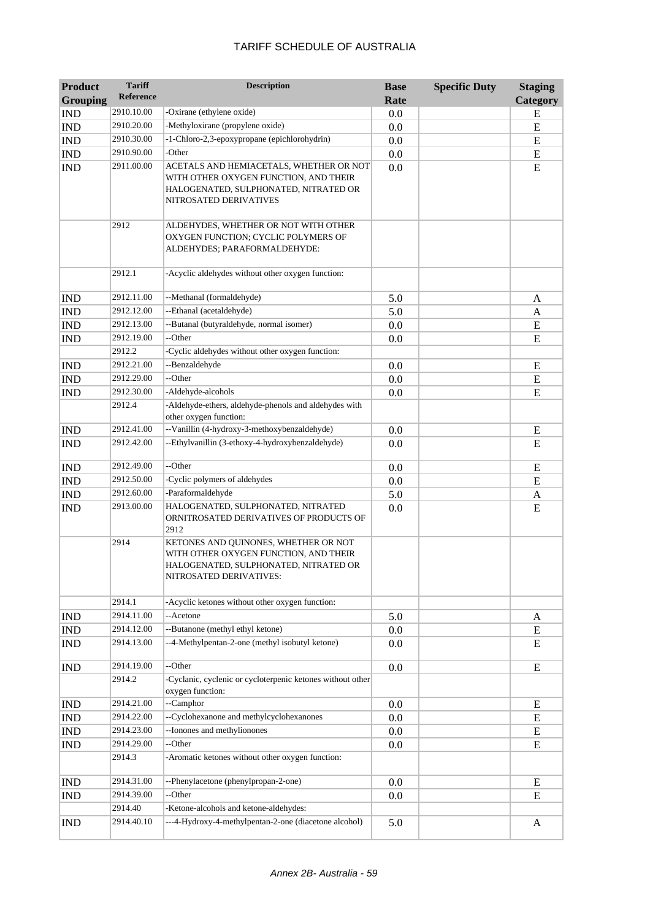| Product Grouping | Tariff Reference | Description | Base Rate | Specific Duty | Staging Category |
|---|---|---|---|---|---|
| IND | 2910.10.00 | -Oxirane (ethylene oxide) | 0.0 | | E |
| IND | 2910.20.00 | -Methyloxirane (propylene oxide) | 0.0 | | E |
| IND | 2910.30.00 | -1-Chloro-2,3-epoxypropane (epichlorohydrin) | 0.0 | | E |
| IND | 2910.90.00 | -Other | 0.0 | | E |
| IND | 2911.00.00 | ACETALS AND HEMIACETALS, WHETHER OR NOT WITH OTHER OXYGEN FUNCTION, AND THEIR HALOGENATED, SULPHONATED, NITRATED OR NITROSATED DERIVATIVES | 0.0 | | E |
| | 2912 | ALDEHYDES, WHETHER OR NOT WITH OTHER OXYGEN FUNCTION; CYCLIC POLYMERS OF ALDEHYDES; PARAFORMALDEHYDE: | | | |
| | 2912.1 | -Acyclic aldehydes without other oxygen function: | | | |
| IND | 2912.11.00 | --Methanal (formaldehyde) | 5.0 | | A |
| IND | 2912.12.00 | --Ethanal (acetaldehyde) | 5.0 | | A |
| IND | 2912.13.00 | --Butanal (butyraldehyde, normal isomer) | 0.0 | | E |
| IND | 2912.19.00 | --Other | 0.0 | | E |
| | 2912.2 | -Cyclic aldehydes without other oxygen function: | | | |
| IND | 2912.21.00 | --Benzaldehyde | 0.0 | | E |
| IND | 2912.29.00 | --Other | 0.0 | | E |
| IND | 2912.30.00 | -Aldehyde-alcohols | 0.0 | | E |
| | 2912.4 | -Aldehyde-ethers, aldehyde-phenols and aldehydes with other oxygen function: | | | |
| IND | 2912.41.00 | --Vanillin (4-hydroxy-3-methoxybenzaldehyde) | 0.0 | | E |
| IND | 2912.42.00 | --Ethylvanillin (3-ethoxy-4-hydroxybenzaldehyde) | 0.0 | | E |
| IND | 2912.49.00 | --Other | 0.0 | | E |
| IND | 2912.50.00 | -Cyclic polymers of aldehydes | 0.0 | | E |
| IND | 2912.60.00 | -Paraformaldehyde | 5.0 | | A |
| IND | 2913.00.00 | HALOGENATED, SULPHONATED, NITRATED ORNITROSATED DERIVATIVES OF PRODUCTS OF 2912 | 0.0 | | E |
| | 2914 | KETONES AND QUINONES, WHETHER OR NOT WITH OTHER OXYGEN FUNCTION, AND THEIR HALOGENATED, SULPHONATED, NITRATED OR NITROSATED DERIVATIVES: | | | |
| | 2914.1 | -Acyclic ketones without other oxygen function: | | | |
| IND | 2914.11.00 | --Acetone | 5.0 | | A |
| IND | 2914.12.00 | --Butanone (methyl ethyl ketone) | 0.0 | | E |
| IND | 2914.13.00 | --4-Methylpentan-2-one (methyl isobutyl ketone) | 0.0 | | E |
| IND | 2914.19.00 | --Other | 0.0 | | E |
| | 2914.2 | -Cyclanic, cyclenic or cycloterpenic ketones without other oxygen function: | | | |
| IND | 2914.21.00 | --Camphor | 0.0 | | E |
| IND | 2914.22.00 | --Cyclohexanone and methylcyclohexanones | 0.0 | | E |
| IND | 2914.23.00 | --Ionones and methylionones | 0.0 | | E |
| IND | 2914.29.00 | --Other | 0.0 | | E |
| | 2914.3 | -Aromatic ketones without other oxygen function: | | | |
| IND | 2914.31.00 | --Phenylacetone (phenylpropan-2-one) | 0.0 | | E |
| IND | 2914.39.00 | --Other | 0.0 | | E |
| | 2914.40 | -Ketone-alcohols and ketone-aldehydes: | | | |
| IND | 2914.40.10 | ---4-Hydroxy-4-methylpentan-2-one (diacetone alcohol) | 5.0 | | A |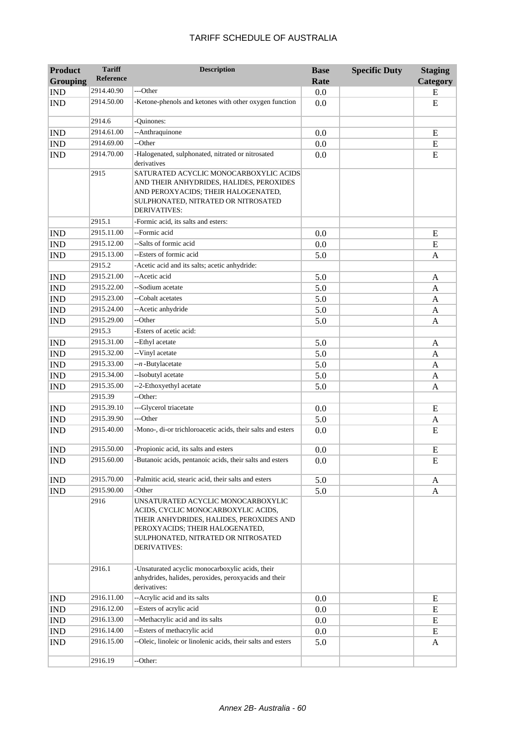# TARIFF SCHEDULE OF AUSTRALIA

| Product Grouping | Tariff Reference | Description | Base Rate | Specific Duty | Staging Category |
|---|---|---|---|---|---|
| IND | 2914.40.90 | ---Other | 0.0 | | E |
| IND | 2914.50.00 | -Ketone-phenols and ketones with other oxygen function | 0.0 | | E |
| | 2914.6 | -Quinones: | | | |
| IND | 2914.61.00 | --Anthraquinone | 0.0 | | E |
| IND | 2914.69.00 | --Other | 0.0 | | E |
| IND | 2914.70.00 | -Halogenated, sulphonated, nitrated or nitrosated derivatives | 0.0 | | E |
| | 2915 | SATURATED ACYCLIC MONOCARBOXYLIC ACIDS AND THEIR ANHYDRIDES, HALIDES, PEROXIDES AND PEROXYACIDS; THEIR HALOGENATED, SULPHONATED, NITRATED OR NITROSATED DERIVATIVES: | | | |
| | 2915.1 | -Formic acid, its salts and esters: | | | |
| IND | 2915.11.00 | --Formic acid | 0.0 | | E |
| IND | 2915.12.00 | --Salts of formic acid | 0.0 | | E |
| IND | 2915.13.00 | --Esters of formic acid | 5.0 | | A |
| | 2915.2 | -Acetic acid and its salts; acetic anhydride: | | | |
| IND | 2915.21.00 | --Acetic acid | 5.0 | | A |
| IND | 2915.22.00 | --Sodium acetate | 5.0 | | A |
| IND | 2915.23.00 | --Cobalt acetates | 5.0 | | A |
| IND | 2915.24.00 | --Acetic anhydride | 5.0 | | A |
| IND | 2915.29.00 | --Other | 5.0 | | A |
| | 2915.3 | -Esters of acetic acid: | | | |
| IND | 2915.31.00 | --Ethyl acetate | 5.0 | | A |
| IND | 2915.32.00 | --Vinyl acetate | 5.0 | | A |
| IND | 2915.33.00 | --*n*-Butylacetate | 5.0 | | A |
| IND | 2915.34.00 | --Isobutyl acetate | 5.0 | | A |
| IND | 2915.35.00 | --2-Ethoxyethyl acetate | 5.0 | | A |
| | 2915.39 | --Other: | | | |
| IND | 2915.39.10 | ---Glycerol triacetate | 0.0 | | E |
| IND | 2915.39.90 | ---Other | 5.0 | | A |
| IND | 2915.40.00 | -Mono-, di-or trichloroacetic acids, their salts and esters | 0.0 | | E |
| IND | 2915.50.00 | -Propionic acid, its salts and esters | 0.0 | | E |
| IND | 2915.60.00 | -Butanoic acids, pentanoic acids, their salts and esters | 0.0 | | E |
| IND | 2915.70.00 | -Palmitic acid, stearic acid, their salts and esters | 5.0 | | A |
| IND | 2915.90.00 | -Other | 5.0 | | A |
| | 2916 | UNSATURATED ACYCLIC MONOCARBOXYLIC ACIDS, CYCLIC MONOCARBOXYLIC ACIDS, THEIR ANHYDRIDES, HALIDES, PEROXIDES AND PEROXYACIDS; THEIR HALOGENATED, SULPHONATED, NITRATED OR NITROSATED DERIVATIVES: | | | |
| | 2916.1 | -Unsaturated acyclic monocarboxylic acids, their anhydrides, halides, peroxides, peroxyacids and their derivatives: | | | |
| IND | 2916.11.00 | --Acrylic acid and its salts | 0.0 | | E |
| IND | 2916.12.00 | --Esters of acrylic acid | 0.0 | | E |
| IND | 2916.13.00 | --Methacrylic acid and its salts | 0.0 | | E |
| IND | 2916.14.00 | --Esters of methacrylic acid | 0.0 | | E |
| IND | 2916.15.00 | --Oleic, linoleic or linolenic acids, their salts and esters | 5.0 | | A |
| | 2916.19 | --Other: | | | |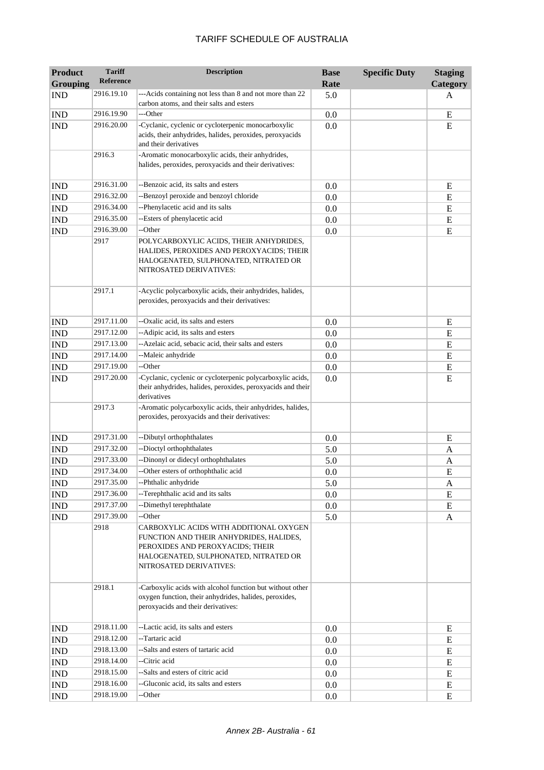| Product Grouping | Tariff Reference | Description | Base Rate | Specific Duty | Staging Category |
|---|---|---|---|---|---|
| IND | 2916.19.10 | ---Acids containing not less than 8 and not more than 22 carbon atoms, and their salts and esters | 5.0 | | A |
| IND | 2916.19.90 | ---Other | 0.0 | | E |
| IND | 2916.20.00 | -Cyclanic, cyclenic or cycloterpenic monocarboxylic acids, their anhydrides, halides, peroxides, peroxyacids and their derivatives | 0.0 | | E |
| | 2916.3 | -Aromatic monocarboxylic acids, their anhydrides, halides, peroxides, peroxyacids and their derivatives: | | | |
| IND | 2916.31.00 | --Benzoic acid, its salts and esters | 0.0 | | E |
| IND | 2916.32.00 | --Benzoyl peroxide and benzoyl chloride | 0.0 | | E |
| IND | 2916.34.00 | --Phenylacetic acid and its salts | 0.0 | | E |
| IND | 2916.35.00 | --Esters of phenylacetic acid | 0.0 | | E |
| IND | 2916.39.00 | --Other | 0.0 | | E |
| | 2917 | POLYCARBOXYLIC ACIDS, THEIR ANHYDRIDES, HALIDES, PEROXIDES AND PEROXYACIDS; THEIR HALOGENATED, SULPHONATED, NITRATED OR NITROSATED DERIVATIVES: | | | |
| | 2917.1 | -Acyclic polycarboxylic acids, their anhydrides, halides, peroxides, peroxyacids and their derivatives: | | | |
| IND | 2917.11.00 | --Oxalic acid, its salts and esters | 0.0 | | E |
| IND | 2917.12.00 | --Adipic acid, its salts and esters | 0.0 | | E |
| IND | 2917.13.00 | --Azelaic acid, sebacic acid, their salts and esters | 0.0 | | E |
| IND | 2917.14.00 | --Maleic anhydride | 0.0 | | E |
| IND | 2917.19.00 | --Other | 0.0 | | E |
| IND | 2917.20.00 | -Cyclanic, cyclenic or cycloterpenic polycarboxylic acids, their anhydrides, halides, peroxides, peroxyacids and their derivatives | 0.0 | | E |
| | 2917.3 | -Aromatic polycarboxylic acids, their anhydrides, halides, peroxides, peroxyacids and their derivatives: | | | |
| IND | 2917.31.00 | --Dibutyl orthophthalates | 0.0 | | E |
| IND | 2917.32.00 | --Dioctyl orthophthalates | 5.0 | | A |
| IND | 2917.33.00 | --Dinonyl or didecyl orthophthalates | 5.0 | | A |
| IND | 2917.34.00 | --Other esters of orthophthalic acid | 0.0 | | E |
| IND | 2917.35.00 | --Phthalic anhydride | 5.0 | | A |
| IND | 2917.36.00 | --Terephthalic acid and its salts | 0.0 | | E |
| IND | 2917.37.00 | --Dimethyl terephthalate | 0.0 | | E |
| IND | 2917.39.00 | --Other | 5.0 | | A |
| | 2918 | CARBOXYLIC ACIDS WITH ADDITIONAL OXYGEN FUNCTION AND THEIR ANHYDRIDES, HALIDES, PEROXIDES AND PEROXYACIDS; THEIR HALOGENATED, SULPHONATED, NITRATED OR NITROSATED DERIVATIVES: | | | |
| | 2918.1 | -Carboxylic acids with alcohol function but without other oxygen function, their anhydrides, halides, peroxides, peroxyacids and their derivatives: | | | |
| IND | 2918.11.00 | --Lactic acid, its salts and esters | 0.0 | | E |
| IND | 2918.12.00 | --Tartaric acid | 0.0 | | E |
| IND | 2918.13.00 | --Salts and esters of tartaric acid | 0.0 | | E |
| IND | 2918.14.00 | --Citric acid | 0.0 | | E |
| IND | 2918.15.00 | --Salts and esters of citric acid | 0.0 | | E |
| IND | 2918.16.00 | --Gluconic acid, its salts and esters | 0.0 | | E |
| IND | 2918.19.00 | --Other | 0.0 | | E |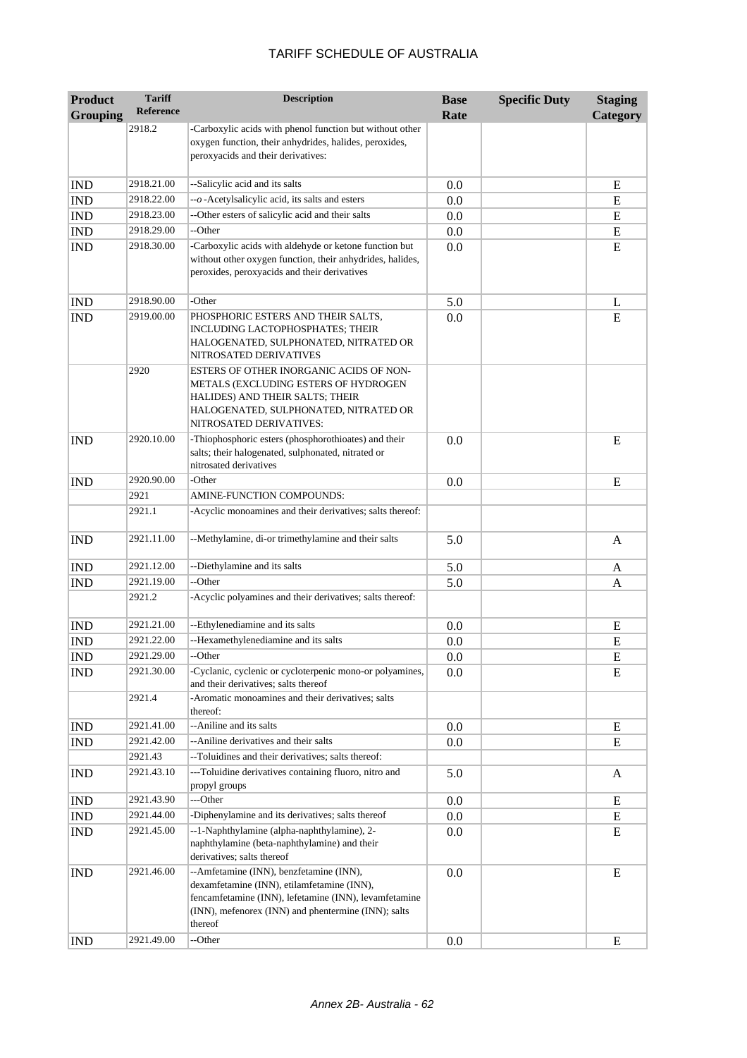# TARIFF SCHEDULE OF AUSTRALIA

| Product Grouping | Tariff Reference | Description | Base Rate | Specific Duty | Staging Category |
|---|---|---|---|---|---|
| | 2918.2 | -Carboxylic acids with phenol function but without other oxygen function, their anhydrides, halides, peroxides, peroxyacids and their derivatives: | | | |
| IND | 2918.21.00 | --Salicylic acid and its salts | 0.0 | | E |
| IND | 2918.22.00 | --*o*-Acetylsalicylic acid, its salts and esters | 0.0 | | E |
| IND | 2918.23.00 | --Other esters of salicylic acid and their salts | 0.0 | | E |
| IND | 2918.29.00 | --Other | 0.0 | | E |
| IND | 2918.30.00 | -Carboxylic acids with aldehyde or ketone function but without other oxygen function, their anhydrides, halides, peroxides, peroxyacids and their derivatives | 0.0 | | E |
| IND | 2918.90.00 | -Other | 5.0 | | L |
| IND | 2919.00.00 | PHOSPHORIC ESTERS AND THEIR SALTS, INCLUDING LACTOPHOSPHATES; THEIR HALOGENATED, SULPHONATED, NITRATED OR NITROSATED DERIVATIVES | 0.0 | | E |
| | 2920 | ESTERS OF OTHER INORGANIC ACIDS OF NON-METALS (EXCLUDING ESTERS OF HYDROGEN HALIDES) AND THEIR SALTS; THEIR HALOGENATED, SULPHONATED, NITRATED OR NITROSATED DERIVATIVES: | | | |
| IND | 2920.10.00 | -Thiophosphoric esters (phosphorothioates) and their salts; their halogenated, sulphonated, nitrated or nitrosated derivatives | 0.0 | | E |
| IND | 2920.90.00 | -Other | 0.0 | | E |
| | 2921 | AMINE-FUNCTION COMPOUNDS: | | | |
| | 2921.1 | -Acyclic monoamines and their derivatives; salts thereof: | | | |
| IND | 2921.11.00 | --Methylamine, di-or trimethylamine and their salts | 5.0 | | A |
| IND | 2921.12.00 | --Diethylamine and its salts | 5.0 | | A |
| IND | 2921.19.00 | --Other | 5.0 | | A |
| | 2921.2 | -Acyclic polyamines and their derivatives; salts thereof: | | | |
| IND | 2921.21.00 | --Ethylenediamine and its salts | 0.0 | | E |
| IND | 2921.22.00 | --Hexamethylenediamine and its salts | 0.0 | | E |
| IND | 2921.29.00 | --Other | 0.0 | | E |
| IND | 2921.30.00 | -Cyclanic, cyclenic or cycloterpenic mono-or polyamines, and their derivatives; salts thereof | 0.0 | | E |
| | 2921.4 | -Aromatic monoamines and their derivatives; salts thereof: | | | |
| IND | 2921.41.00 | --Aniline and its salts | 0.0 | | E |
| IND | 2921.42.00 | --Aniline derivatives and their salts | 0.0 | | E |
| | 2921.43 | --Toluidines and their derivatives; salts thereof: | | | |
| IND | 2921.43.10 | ---Toluidine derivatives containing fluoro, nitro and propyl groups | 5.0 | | A |
| IND | 2921.43.90 | ---Other | 0.0 | | E |
| IND | 2921.44.00 | -Diphenylamine and its derivatives; salts thereof | 0.0 | | E |
| IND | 2921.45.00 | --1-Naphthylamine (alpha-naphthylamine), 2-naphthylamine (beta-naphthylamine) and their derivatives; salts thereof | 0.0 | | E |
| IND | 2921.46.00 | --Amfetamine (INN), benzfetamine (INN), dexamfetamine (INN), etilamfetamine (INN), fencamfetamine (INN), lefetamine (INN), levamfetamine (INN), mefenorex (INN) and phentermine (INN); salts thereof | 0.0 | | E |
| IND | 2921.49.00 | --Other | 0.0 | | E |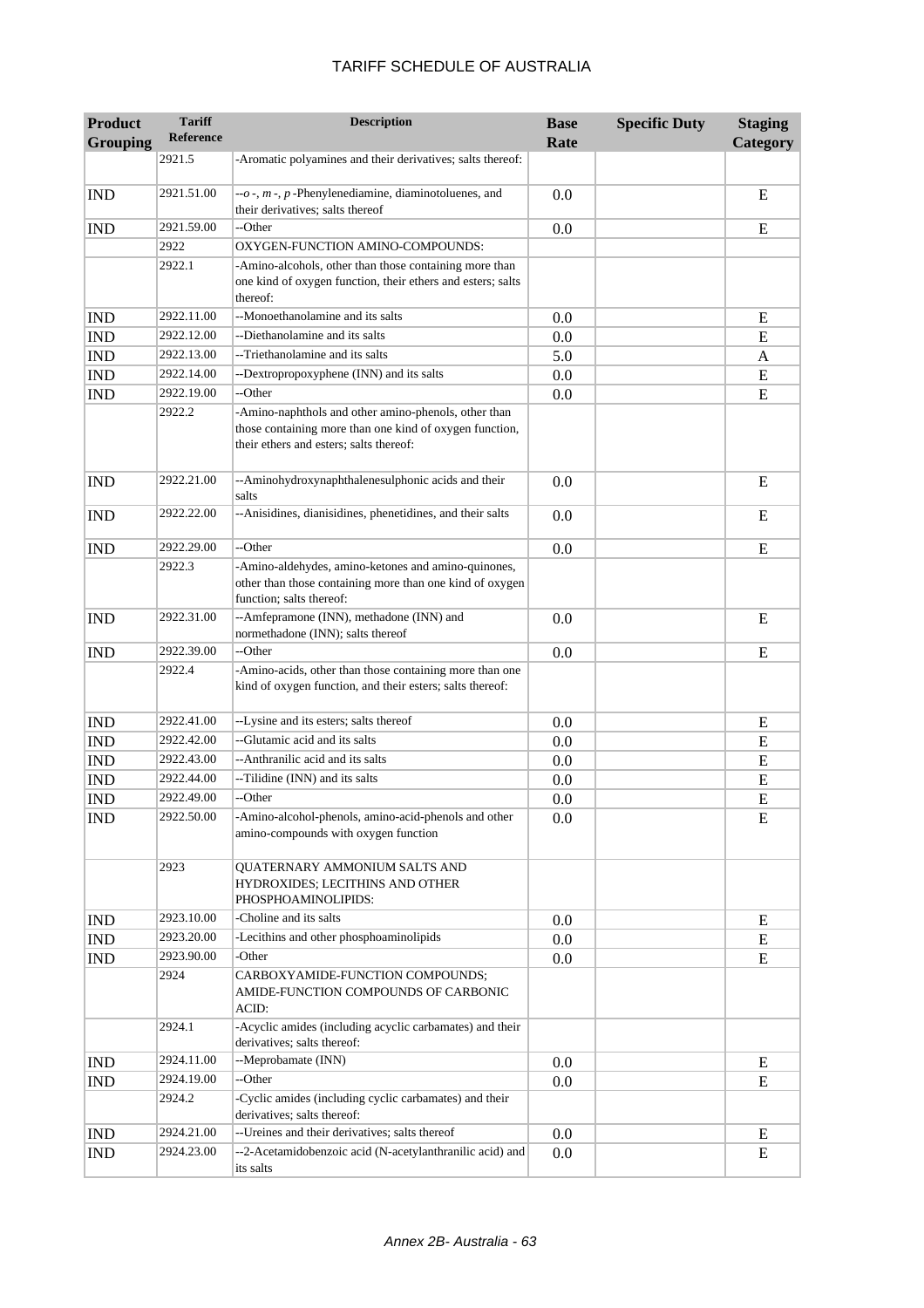# TARIFF SCHEDULE OF AUSTRALIA

| Product Grouping | Tariff Reference | Description | Base Rate | Specific Duty | Staging Category |
|---|---|---|---|---|---|
| | 2921.5 | -Aromatic polyamines and their derivatives; salts thereof: | | | |
| IND | 2921.51.00 | --*o*-, *m*-, *p*-Phenylenediamine, diaminotoluenes, and their derivatives; salts thereof | 0.0 | | E |
| IND | 2921.59.00 | --Other | 0.0 | | E |
| | 2922 | OXYGEN-FUNCTION AMINO-COMPOUNDS: | | | |
| | 2922.1 | -Amino-alcohols, other than those containing more than one kind of oxygen function, their ethers and esters; salts thereof: | | | |
| IND | 2922.11.00 | --Monoethanolamine and its salts | 0.0 | | E |
| IND | 2922.12.00 | --Diethanolamine and its salts | 0.0 | | E |
| IND | 2922.13.00 | --Triethanolamine and its salts | 5.0 | | A |
| IND | 2922.14.00 | --Dextropropoxyphene (INN) and its salts | 0.0 | | E |
| IND | 2922.19.00 | --Other | 0.0 | | E |
| | 2922.2 | -Amino-naphthols and other amino-phenols, other than those containing more than one kind of oxygen function, their ethers and esters; salts thereof: | | | |
| IND | 2922.21.00 | --Aminohydroxynaphthalenesulphonic acids and their salts | 0.0 | | E |
| IND | 2922.22.00 | --Anisidines, dianisidines, phenetidines, and their salts | 0.0 | | E |
| IND | 2922.29.00 | --Other | 0.0 | | E |
| | 2922.3 | -Amino-aldehydes, amino-ketones and amino-quinones, other than those containing more than one kind of oxygen function; salts thereof: | | | |
| IND | 2922.31.00 | --Amfepramone (INN), methadone (INN) and normethadone (INN); salts thereof | 0.0 | | E |
| IND | 2922.39.00 | --Other | 0.0 | | E |
| | 2922.4 | -Amino-acids, other than those containing more than one kind of oxygen function, and their esters; salts thereof: | | | |
| IND | 2922.41.00 | --Lysine and its esters; salts thereof | 0.0 | | E |
| IND | 2922.42.00 | --Glutamic acid and its salts | 0.0 | | E |
| IND | 2922.43.00 | --Anthranilic acid and its salts | 0.0 | | E |
| IND | 2922.44.00 | --Tilidine (INN) and its salts | 0.0 | | E |
| IND | 2922.49.00 | --Other | 0.0 | | E |
| IND | 2922.50.00 | -Amino-alcohol-phenols, amino-acid-phenols and other amino-compounds with oxygen function | 0.0 | | E |
| | 2923 | QUATERNARY AMMONIUM SALTS AND HYDROXIDES; LECITHINS AND OTHER PHOSPHOAMINOLIPIDS: | | | |
| IND | 2923.10.00 | -Choline and its salts | 0.0 | | E |
| IND | 2923.20.00 | -Lecithins and other phosphoaminolipids | 0.0 | | E |
| IND | 2923.90.00 | -Other | 0.0 | | E |
| | 2924 | CARBOXYAMIDE-FUNCTION COMPOUNDS; AMIDE-FUNCTION COMPOUNDS OF CARBONIC ACID: | | | |
| | 2924.1 | -Acyclic amides (including acyclic carbamates) and their derivatives; salts thereof: | | | |
| IND | 2924.11.00 | --Meprobamate (INN) | 0.0 | | E |
| IND | 2924.19.00 | --Other | 0.0 | | E |
| | 2924.2 | -Cyclic amides (including cyclic carbamates) and their derivatives; salts thereof: | | | |
| IND | 2924.21.00 | --Ureines and their derivatives; salts thereof | 0.0 | | E |
| IND | 2924.23.00 | --2-Acetamidobenzoic acid (N-acetylanthranilic acid) and its salts | 0.0 | | E |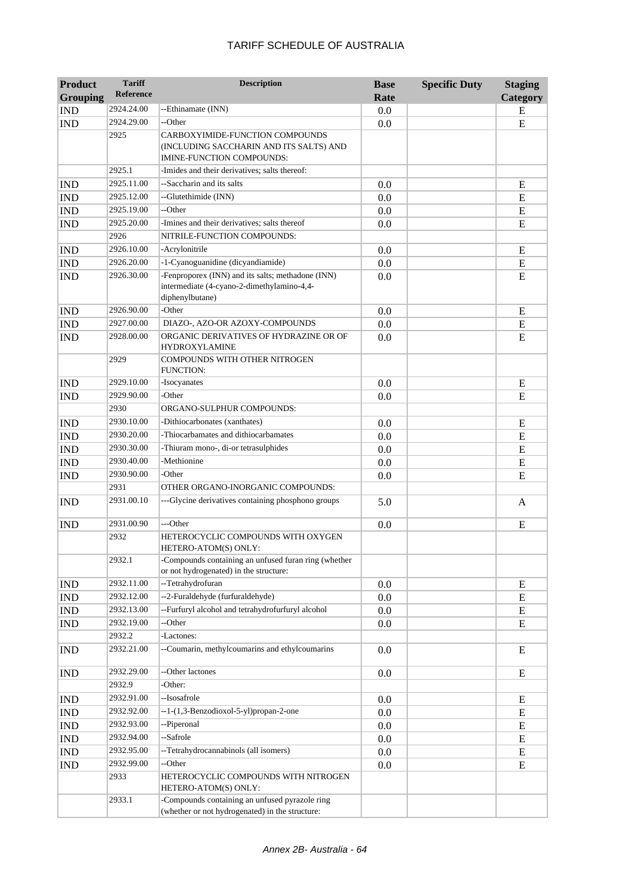| Product Grouping | Tariff Reference | Description | Base Rate | Specific Duty | Staging Category |
|---|---|---|---|---|---|
| IND | 2924.24.00 | --Ethinamate (INN) | 0.0 | | E |
| IND | 2924.29.00 | --Other | 0.0 | | E |
| | 2925 | CARBOXYIMIDE-FUNCTION COMPOUNDS (INCLUDING SACCHARIN AND ITS SALTS) AND IMINE-FUNCTION COMPOUNDS: | | | |
| | 2925.1 | -Imides and their derivatives; salts thereof: | | | |
| IND | 2925.11.00 | --Saccharin and its salts | 0.0 | | E |
| IND | 2925.12.00 | --Glutethimide (INN) | 0.0 | | E |
| IND | 2925.19.00 | --Other | 0.0 | | E |
| IND | 2925.20.00 | -Imines and their derivatives; salts thereof | 0.0 | | E |
| | 2926 | NITRILE-FUNCTION COMPOUNDS: | | | |
| IND | 2926.10.00 | -Acrylonitrile | 0.0 | | E |
| IND | 2926.20.00 | -1-Cyanoguanidine (dicyandiamide) | 0.0 | | E |
| IND | 2926.30.00 | -Fenproporex (INN) and its salts; methadone (INN) intermediate (4-cyano-2-dimethylamino-4,4-diphenylbutane) | 0.0 | | E |
| IND | 2926.90.00 | -Other | 0.0 | | E |
| IND | 2927.00.00 | DIAZO-, AZO-OR AZOXY-COMPOUNDS | 0.0 | | E |
| IND | 2928.00.00 | ORGANIC DERIVATIVES OF HYDRAZINE OR OF HYDROXYLAMINE | 0.0 | | E |
| | 2929 | COMPOUNDS WITH OTHER NITROGEN FUNCTION: | | | |
| IND | 2929.10.00 | -Isocyanates | 0.0 | | E |
| IND | 2929.90.00 | -Other | 0.0 | | E |
| | 2930 | ORGANO-SULPHUR COMPOUNDS: | | | |
| IND | 2930.10.00 | -Dithiocarbonates (xanthates) | 0.0 | | E |
| IND | 2930.20.00 | -Thiocarbamates and dithiocarbamates | 0.0 | | E |
| IND | 2930.30.00 | -Thiuram mono-, di-or tetrasulphides | 0.0 | | E |
| IND | 2930.40.00 | -Methionine | 0.0 | | E |
| IND | 2930.90.00 | -Other | 0.0 | | E |
| | 2931 | OTHER ORGANO-INORGANIC COMPOUNDS: | | | |
| IND | 2931.00.10 | ---Glycine derivatives containing phosphono groups | 5.0 | | A |
| IND | 2931.00.90 | ---Other | 0.0 | | E |
| | 2932 | HETEROCYCLIC COMPOUNDS WITH OXYGEN HETERO-ATOM(S) ONLY: | | | |
| | 2932.1 | -Compounds containing an unfused furan ring (whether or not hydrogenated) in the structure: | | | |
| IND | 2932.11.00 | --Tetrahydrofuran | 0.0 | | E |
| IND | 2932.12.00 | --2-Furaldehyde (furfuraldehyde) | 0.0 | | E |
| IND | 2932.13.00 | --Furfuryl alcohol and tetrahydrofurfuryl alcohol | 0.0 | | E |
| IND | 2932.19.00 | --Other | 0.0 | | E |
| | 2932.2 | -Lactones: | | | |
| IND | 2932.21.00 | --Coumarin, methylcoumarins and ethylcoumarins | 0.0 | | E |
| IND | 2932.29.00 | --Other lactones | 0.0 | | E |
| | 2932.9 | -Other: | | | |
| IND | 2932.91.00 | --Isosafrole | 0.0 | | E |
| IND | 2932.92.00 | --1-(1,3-Benzodioxol-5-yl)propan-2-one | 0.0 | | E |
| IND | 2932.93.00 | --Piperonal | 0.0 | | E |
| IND | 2932.94.00 | --Safrole | 0.0 | | E |
| IND | 2932.95.00 | --Tetrahydrocannabinols (all isomers) | 0.0 | | E |
| IND | 2932.99.00 | --Other | 0.0 | | E |
| | 2933 | HETEROCYCLIC COMPOUNDS WITH NITROGEN HETERO-ATOM(S) ONLY: | | | |
| | 2933.1 | -Compounds containing an unfused pyrazole ring (whether or not hydrogenated) in the structure: | | | |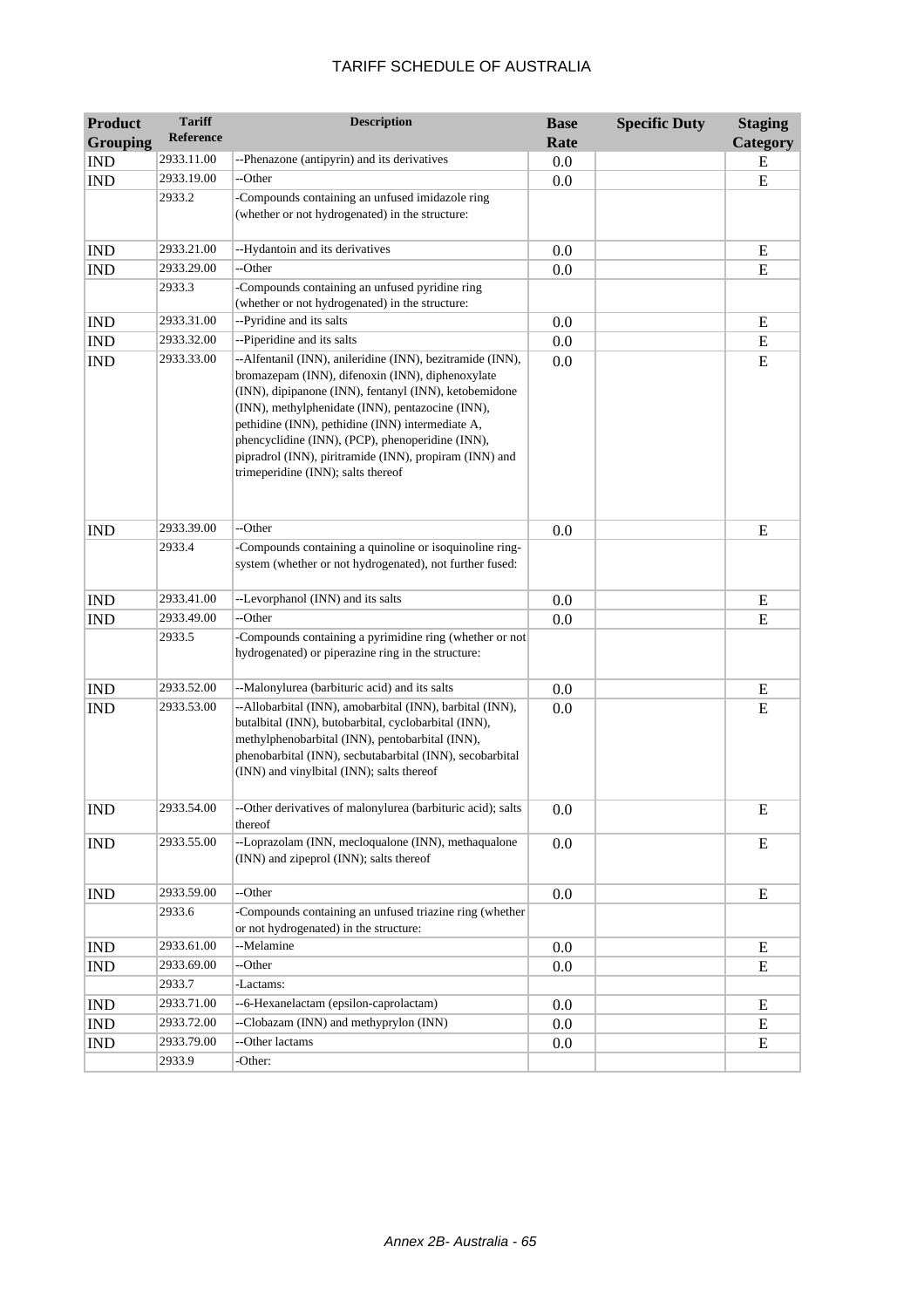# TARIFF SCHEDULE OF AUSTRALIA

| Product Grouping | Tariff Reference | Description | Base Rate | Specific Duty | Staging Category |
|---|---|---|---|---|---|
| IND | 2933.11.00 | --Phenazone (antipyrin) and its derivatives | 0.0 | | E |
| IND | 2933.19.00 | --Other | 0.0 | | E |
| | 2933.2 | -Compounds containing an unfused imidazole ring (whether or not hydrogenated) in the structure: | | | |
| IND | 2933.21.00 | --Hydantoin and its derivatives | 0.0 | | E |
| IND | 2933.29.00 | --Other | 0.0 | | E |
| | 2933.3 | -Compounds containing an unfused pyridine ring (whether or not hydrogenated) in the structure: | | | |
| IND | 2933.31.00 | --Pyridine and its salts | 0.0 | | E |
| IND | 2933.32.00 | --Piperidine and its salts | 0.0 | | E |
| IND | 2933.33.00 | --Alfentanil (INN), anileridine (INN), bezitramide (INN), bromazepam (INN), difenoxin (INN), diphenoxylate (INN), dipipanone (INN), fentanyl (INN), ketobemidone (INN), methylphenidate (INN), pentazocine (INN), pethidine (INN), pethidine (INN) intermediate A, phencyclidine (INN), (PCP), phenoperidine (INN), pipradrol (INN), piritramide (INN), propiram (INN) and trimeperidine (INN); salts thereof | 0.0 | | E |
| IND | 2933.39.00 | --Other | 0.0 | | E |
| | 2933.4 | -Compounds containing a quinoline or isoquinoline ring-system (whether or not hydrogenated), not further fused: | | | |
| IND | 2933.41.00 | --Levorphanol (INN) and its salts | 0.0 | | E |
| IND | 2933.49.00 | --Other | 0.0 | | E |
| | 2933.5 | -Compounds containing a pyrimidine ring (whether or not hydrogenated) or piperazine ring in the structure: | | | |
| IND | 2933.52.00 | --Malonylurea (barbituric acid) and its salts | 0.0 | | E |
| IND | 2933.53.00 | --Allobarbital (INN), amobarbital (INN), barbital (INN), butalbital (INN), butobarbital, cyclobarbital (INN), methylphenobarbital (INN), pentobarbital (INN), phenobarbital (INN), secbutabarbital (INN), secobarbital (INN) and vinylbital (INN); salts thereof | 0.0 | | E |
| IND | 2933.54.00 | --Other derivatives of malonylurea (barbituric acid); salts thereof | 0.0 | | E |
| IND | 2933.55.00 | --Loprazolam (INN, mecloqualone (INN), methaqualone (INN) and zipeprol (INN); salts thereof | 0.0 | | E |
| IND | 2933.59.00 | --Other | 0.0 | | E |
| | 2933.6 | -Compounds containing an unfused triazine ring (whether or not hydrogenated) in the structure: | | | |
| IND | 2933.61.00 | --Melamine | 0.0 | | E |
| IND | 2933.69.00 | --Other | 0.0 | | E |
| | 2933.7 | -Lactams: | | | |
| IND | 2933.71.00 | --6-Hexanelactam (epsilon-caprolactam) | 0.0 | | E |
| IND | 2933.72.00 | --Clobazam (INN) and methyprylon (INN) | 0.0 | | E |
| IND | 2933.79.00 | --Other lactams | 0.0 | | E |
| | 2933.9 | -Other: | | | |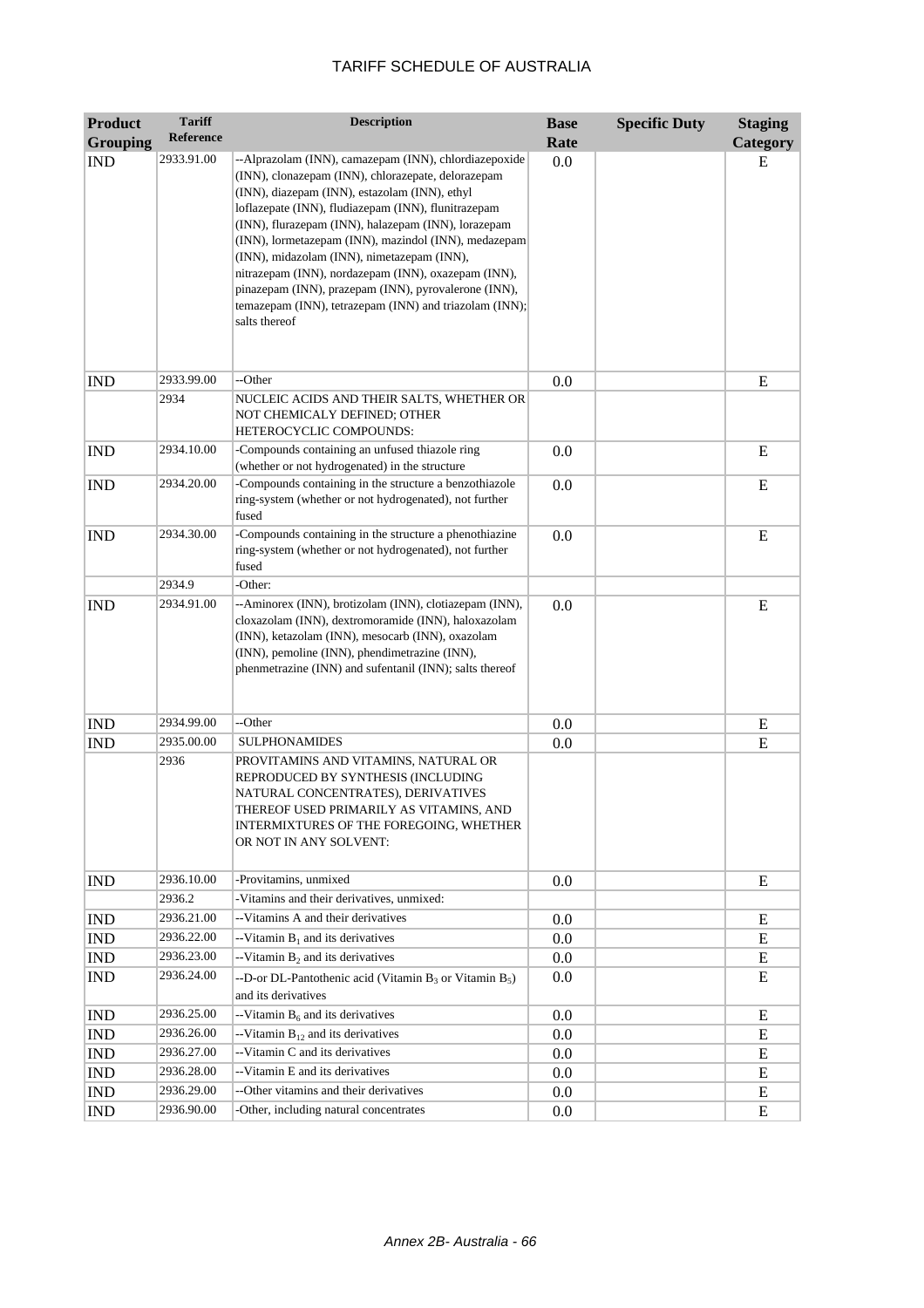# TARIFF SCHEDULE OF AUSTRALIA

| Product Grouping | Tariff Reference | Description | Base Rate | Specific Duty | Staging Category |
|---|---|---|---|---|---|
| IND | 2933.91.00 | --Alprazolam (INN), camazepam (INN), chlordiazepoxide (INN), clonazepam (INN), chlorazepate, delorazepam (INN), diazepam (INN), estazolam (INN), ethyl loflazepate (INN), fludiazepam (INN), flunitrazepam (INN), flurazepam (INN), halazepam (INN), lorazepam (INN), lormetazepam (INN), mazindol (INN), medazepam (INN), midazolam (INN), nimetazepam (INN), nitrazepam (INN), nordazepam (INN), oxazepam (INN), pinazepam (INN), prazepam (INN), pyrovalerone (INN), temazepam (INN), tetrazepam (INN) and triazolam (INN); salts thereof | 0.0 | | E |
| IND | 2933.99.00 | --Other | 0.0 | | E |
| | 2934 | NUCLEIC ACIDS AND THEIR SALTS, WHETHER OR NOT CHEMICALY DEFINED; OTHER HETEROCYCLIC COMPOUNDS: | | | |
| IND | 2934.10.00 | -Compounds containing an unfused thiazole ring (whether or not hydrogenated) in the structure | 0.0 | | E |
| IND | 2934.20.00 | -Compounds containing in the structure a benzothiazole ring-system (whether or not hydrogenated), not further fused | 0.0 | | E |
| IND | 2934.30.00 | -Compounds containing in the structure a phenothiazine ring-system (whether or not hydrogenated), not further fused | 0.0 | | E |
| | 2934.9 | -Other: | | | |
| IND | 2934.91.00 | --Aminorex (INN), brotizolam (INN), clotiazepam (INN), cloxazolam (INN), dextromoramide (INN), haloxazolam (INN), ketazolam (INN), mesocarb (INN), oxazolam (INN), pemoline (INN), phendimetrazine (INN), phenmetrazine (INN) and sufentanil (INN); salts thereof | 0.0 | | E |
| IND | 2934.99.00 | --Other | 0.0 | | E |
| IND | 2935.00.00 | SULPHONAMIDES | 0.0 | | E |
| | 2936 | PROVITAMINS AND VITAMINS, NATURAL OR REPRODUCED BY SYNTHESIS (INCLUDING NATURAL CONCENTRATES), DERIVATIVES THEREOF USED PRIMARILY AS VITAMINS, AND INTERMIXTURES OF THE FOREGOING, WHETHER OR NOT IN ANY SOLVENT: | | | |
| IND | 2936.10.00 | -Provitamins, unmixed | 0.0 | | E |
| | 2936.2 | -Vitamins and their derivatives, unmixed: | | | |
| IND | 2936.21.00 | --Vitamins A and their derivatives | 0.0 | | E |
| IND | 2936.22.00 | --Vitamin $B_1$ and its derivatives | 0.0 | | E |
| IND | 2936.23.00 | --Vitamin $B_2$ and its derivatives | 0.0 | | E |
| IND | 2936.24.00 | --D-or DL-Pantothenic acid (Vitamin $B_3$ or Vitamin $B_5$) and its derivatives | 0.0 | | E |
| IND | 2936.25.00 | --Vitamin $B_6$ and its derivatives | 0.0 | | E |
| IND | 2936.26.00 | --Vitamin $B_{12}$ and its derivatives | 0.0 | | E |
| IND | 2936.27.00 | --Vitamin C and its derivatives | 0.0 | | E |
| IND | 2936.28.00 | --Vitamin E and its derivatives | 0.0 | | E |
| IND | 2936.29.00 | --Other vitamins and their derivatives | 0.0 | | E |
| IND | 2936.90.00 | -Other, including natural concentrates | 0.0 | | E |

*Annex 2B- Australia - 66*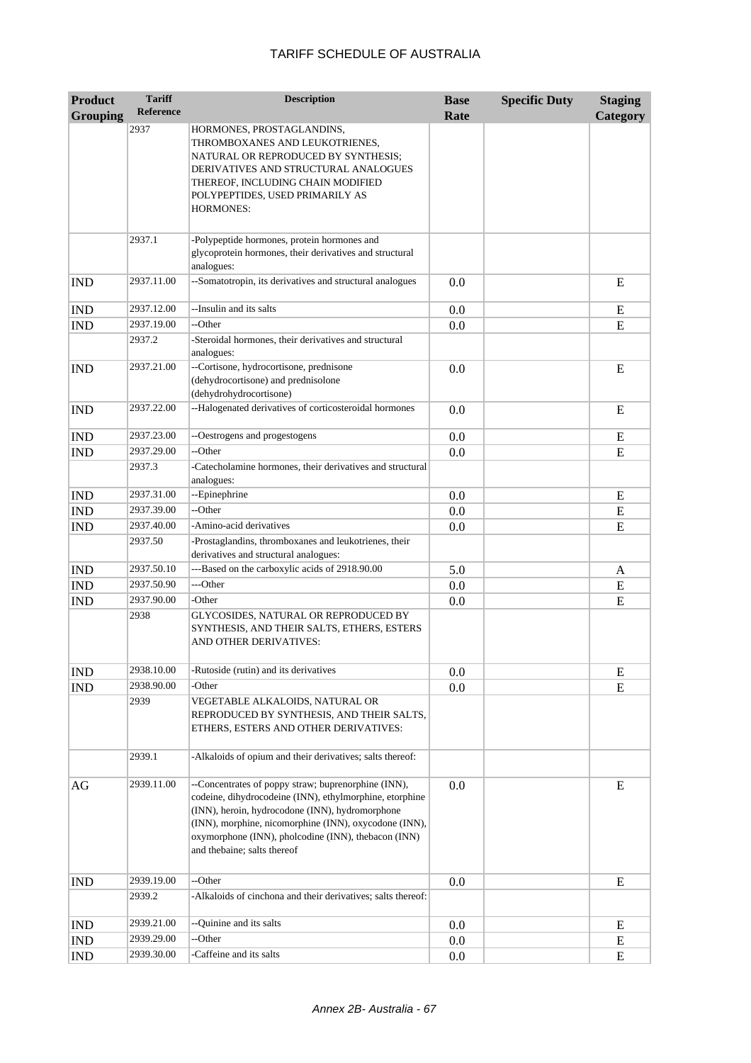| Product Grouping | Tariff Reference | Description | Base Rate | Specific Duty | Staging Category |
|---|---|---|---|---|---|
| | 2937 | HORMONES, PROSTAGLANDINS, THROMBOXANES AND LEUKOTRIENES, NATURAL OR REPRODUCED BY SYNTHESIS; DERIVATIVES AND STRUCTURAL ANALOGUES THEREOF, INCLUDING CHAIN MODIFIED POLYPEPTIDES, USED PRIMARILY AS HORMONES: | | | |
| | 2937.1 | -Polypeptide hormones, protein hormones and glycoprotein hormones, their derivatives and structural analogues: | | | |
| IND | 2937.11.00 | --Somatotropin, its derivatives and structural analogues | 0.0 | | E |
| IND | 2937.12.00 | --Insulin and its salts | 0.0 | | E |
| IND | 2937.19.00 | --Other | 0.0 | | E |
| | 2937.2 | -Steroidal hormones, their derivatives and structural analogues: | | | |
| IND | 2937.21.00 | --Cortisone, hydrocortisone, prednisone (dehydrocortisone) and prednisolone (dehydrohydrocortisone) | 0.0 | | E |
| IND | 2937.22.00 | --Halogenated derivatives of corticosteroidal hormones | 0.0 | | E |
| IND | 2937.23.00 | --Oestrogens and progestogens | 0.0 | | E |
| IND | 2937.29.00 | --Other | 0.0 | | E |
| | 2937.3 | -Catecholamine hormones, their derivatives and structural analogues: | | | |
| IND | 2937.31.00 | --Epinephrine | 0.0 | | E |
| IND | 2937.39.00 | --Other | 0.0 | | E |
| IND | 2937.40.00 | -Amino-acid derivatives | 0.0 | | E |
| | 2937.50 | -Prostaglandins, thromboxanes and leukotrienes, their derivatives and structural analogues: | | | |
| IND | 2937.50.10 | ---Based on the carboxylic acids of 2918.90.00 | 5.0 | | A |
| IND | 2937.50.90 | ---Other | 0.0 | | E |
| IND | 2937.90.00 | -Other | 0.0 | | E |
| | 2938 | GLYCOSIDES, NATURAL OR REPRODUCED BY SYNTHESIS, AND THEIR SALTS, ETHERS, ESTERS AND OTHER DERIVATIVES: | | | |
| IND | 2938.10.00 | -Rutoside (rutin) and its derivatives | 0.0 | | E |
| IND | 2938.90.00 | -Other | 0.0 | | E |
| | 2939 | VEGETABLE ALKALOIDS, NATURAL OR REPRODUCED BY SYNTHESIS, AND THEIR SALTS, ETHERS, ESTERS AND OTHER DERIVATIVES: | | | |
| | 2939.1 | -Alkaloids of opium and their derivatives; salts thereof: | | | |
| AG | 2939.11.00 | --Concentrates of poppy straw; buprenorphine (INN), codeine, dihydrocodeine (INN), ethylmorphine, etorphine (INN), heroin, hydrocodone (INN), hydromorphone (INN), morphine, nicomorphine (INN), oxycodone (INN), oxymorphone (INN), pholcodine (INN), thebacon (INN) and thebaine; salts thereof | 0.0 | | E |
| IND | 2939.19.00 | --Other | 0.0 | | E |
| | 2939.2 | -Alkaloids of cinchona and their derivatives; salts thereof: | | | |
| IND | 2939.21.00 | --Quinine and its salts | 0.0 | | E |
| IND | 2939.29.00 | --Other | 0.0 | | E |
| IND | 2939.30.00 | -Caffeine and its salts | 0.0 | | E |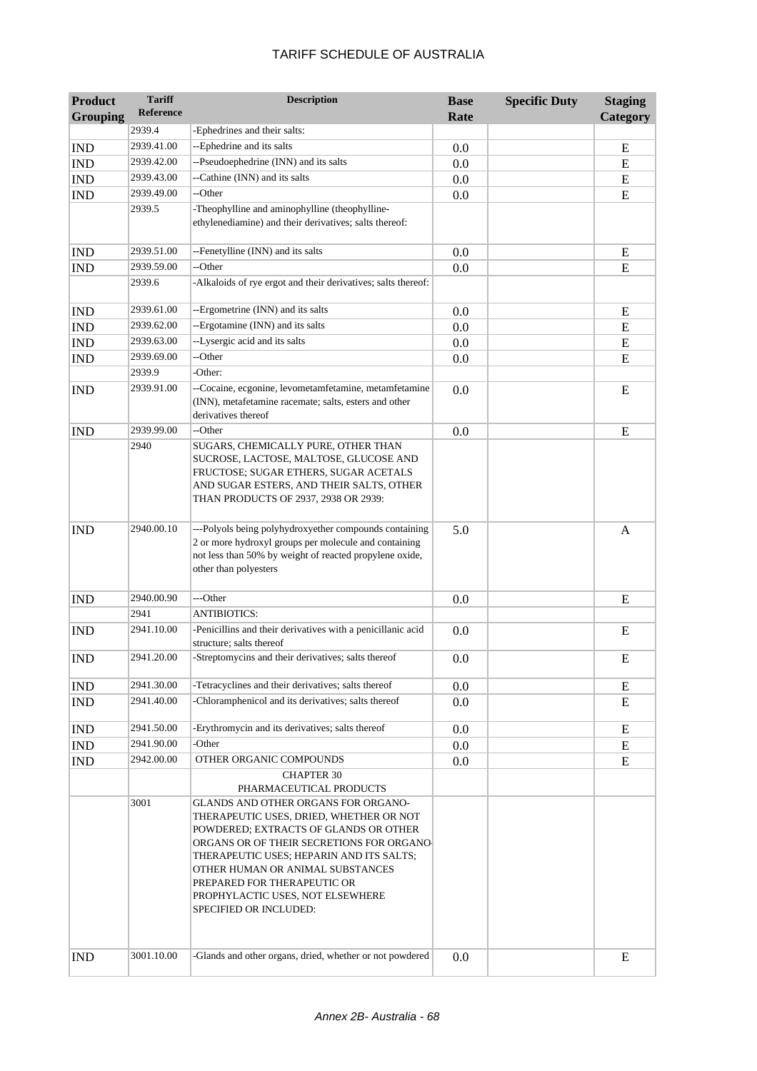| Product Grouping | Tariff Reference | Description | Base Rate | Specific Duty | Staging Category |
|---|---|---|---|---|---|
| | 2939.4 | -Ephedrines and their salts: | | | |
| IND | 2939.41.00 | --Ephedrine and its salts | 0.0 | | E |
| IND | 2939.42.00 | --Pseudoephedrine (INN) and its salts | 0.0 | | E |
| IND | 2939.43.00 | --Cathine (INN) and its salts | 0.0 | | E |
| IND | 2939.49.00 | --Other | 0.0 | | E |
| | 2939.5 | -Theophylline and aminophylline (theophylline-ethylenediamine) and their derivatives; salts thereof: | | | |
| IND | 2939.51.00 | --Fenetylline (INN) and its salts | 0.0 | | E |
| IND | 2939.59.00 | --Other | 0.0 | | E |
| | 2939.6 | -Alkaloids of rye ergot and their derivatives; salts thereof: | | | |
| IND | 2939.61.00 | --Ergometrine (INN) and its salts | 0.0 | | E |
| IND | 2939.62.00 | --Ergotamine (INN) and its salts | 0.0 | | E |
| IND | 2939.63.00 | --Lysergic acid and its salts | 0.0 | | E |
| IND | 2939.69.00 | --Other | 0.0 | | E |
| | 2939.9 | -Other: | | | |
| IND | 2939.91.00 | --Cocaine, ecgonine, levometamfetamine, metamfetamine (INN), metafetamine racemate; salts, esters and other derivatives thereof | 0.0 | | E |
| IND | 2939.99.00 | --Other | 0.0 | | E |
| | 2940 | SUGARS, CHEMICALLY PURE, OTHER THAN SUCROSE, LACTOSE, MALTOSE, GLUCOSE AND FRUCTOSE; SUGAR ETHERS, SUGAR ACETALS AND SUGAR ESTERS, AND THEIR SALTS, OTHER THAN PRODUCTS OF 2937, 2938 OR 2939: | | | |
| IND | 2940.00.10 | ---Polyols being polyhydroxyether compounds containing 2 or more hydroxyl groups per molecule and containing not less than 50% by weight of reacted propylene oxide, other than polyesters | 5.0 | | A |
| IND | 2940.00.90 | ---Other | 0.0 | | E |
| | 2941 | ANTIBIOTICS: | | | |
| IND | 2941.10.00 | -Penicillins and their derivatives with a penicillanic acid structure; salts thereof | 0.0 | | E |
| IND | 2941.20.00 | -Streptomycins and their derivatives; salts thereof | 0.0 | | E |
| IND | 2941.30.00 | -Tetracyclines and their derivatives; salts thereof | 0.0 | | E |
| IND | 2941.40.00 | -Chloramphenicol and its derivatives; salts thereof | 0.0 | | E |
| IND | 2941.50.00 | -Erythromycin and its derivatives; salts thereof | 0.0 | | E |
| IND | 2941.90.00 | -Other | 0.0 | | E |
| IND | 2942.00.00 | OTHER ORGANIC COMPOUNDS | 0.0 | | E |
| | | CHAPTER 30 PHARMACEUTICAL PRODUCTS | | | |
| | 3001 | GLANDS AND OTHER ORGANS FOR ORGANO-THERAPEUTIC USES, DRIED, WHETHER OR NOT POWDERED; EXTRACTS OF GLANDS OR OTHER ORGANS OR OF THEIR SECRETIONS FOR ORGANO-THERAPEUTIC USES; HEPARIN AND ITS SALTS; OTHER HUMAN OR ANIMAL SUBSTANCES PREPARED FOR THERAPEUTIC OR PROPHYLACTIC USES, NOT ELSEWHERE SPECIFIED OR INCLUDED: | | | |
| IND | 3001.10.00 | -Glands and other organs, dried, whether or not powdered | 0.0 | | E |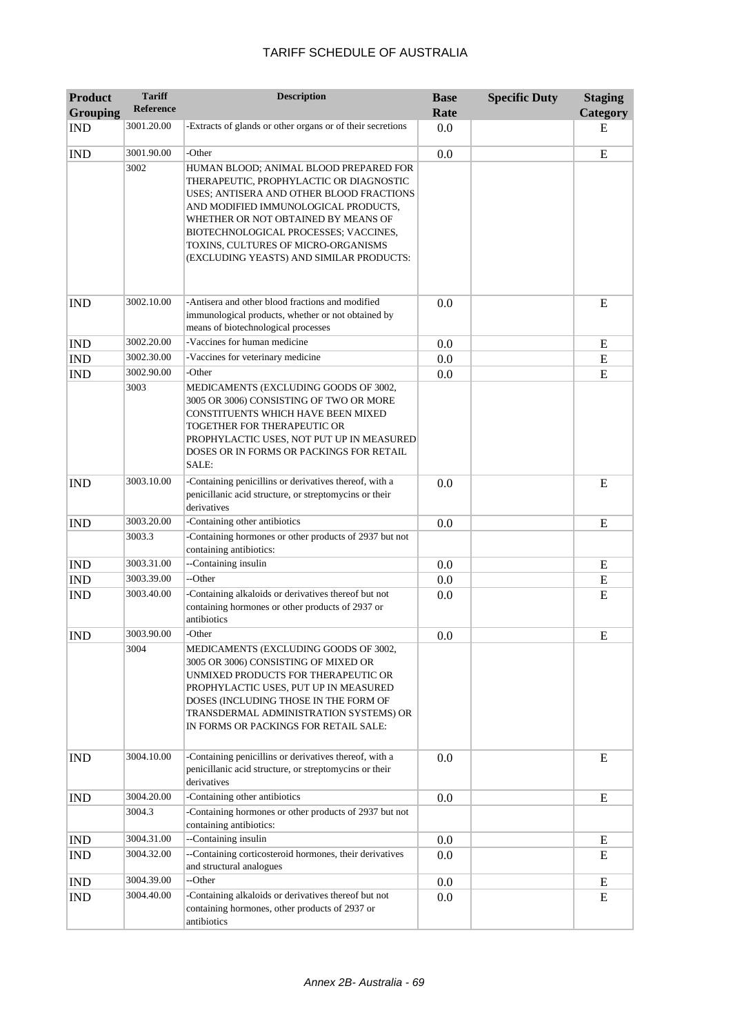| Product Grouping | Tariff Reference | Description | Base Rate | Specific Duty | Staging Category |
|---|---|---|---|---|---|
| IND | 3001.20.00 | -Extracts of glands or other organs or of their secretions | 0.0 | | E |
| IND | 3001.90.00 | -Other | 0.0 | | E |
| | 3002 | HUMAN BLOOD; ANIMAL BLOOD PREPARED FOR THERAPEUTIC, PROPHYLACTIC OR DIAGNOSTIC USES; ANTISERA AND OTHER BLOOD FRACTIONS AND MODIFIED IMMUNOLOGICAL PRODUCTS, WHETHER OR NOT OBTAINED BY MEANS OF BIOTECHNOLOGICAL PROCESSES; VACCINES, TOXINS, CULTURES OF MICRO-ORGANISMS (EXCLUDING YEASTS) AND SIMILAR PRODUCTS: | | | |
| IND | 3002.10.00 | -Antisera and other blood fractions and modified immunological products, whether or not obtained by means of biotechnological processes | 0.0 | | E |
| IND | 3002.20.00 | -Vaccines for human medicine | 0.0 | | E |
| IND | 3002.30.00 | -Vaccines for veterinary medicine | 0.0 | | E |
| IND | 3002.90.00 | -Other | 0.0 | | E |
| | 3003 | MEDICAMENTS (EXCLUDING GOODS OF 3002, 3005 OR 3006) CONSISTING OF TWO OR MORE CONSTITUENTS WHICH HAVE BEEN MIXED TOGETHER FOR THERAPEUTIC OR PROPHYLACTIC USES, NOT PUT UP IN MEASURED DOSES OR IN FORMS OR PACKINGS FOR RETAIL SALE: | | | |
| IND | 3003.10.00 | -Containing penicillins or derivatives thereof, with a penicillanic acid structure, or streptomycins or their derivatives | 0.0 | | E |
| IND | 3003.20.00 | -Containing other antibiotics | 0.0 | | E |
| | 3003.3 | -Containing hormones or other products of 2937 but not containing antibiotics: | | | |
| IND | 3003.31.00 | --Containing insulin | 0.0 | | E |
| IND | 3003.39.00 | --Other | 0.0 | | E |
| IND | 3003.40.00 | -Containing alkaloids or derivatives thereof but not containing hormones or other products of 2937 or antibiotics | 0.0 | | E |
| IND | 3003.90.00 | -Other | 0.0 | | E |
| | 3004 | MEDICAMENTS (EXCLUDING GOODS OF 3002, 3005 OR 3006) CONSISTING OF MIXED OR UNMIXED PRODUCTS FOR THERAPEUTIC OR PROPHYLACTIC USES, PUT UP IN MEASURED DOSES (INCLUDING THOSE IN THE FORM OF TRANSDERMAL ADMINISTRATION SYSTEMS) OR IN FORMS OR PACKINGS FOR RETAIL SALE: | | | |
| IND | 3004.10.00 | -Containing penicillins or derivatives thereof, with a penicillanic acid structure, or streptomycins or their derivatives | 0.0 | | E |
| IND | 3004.20.00 | -Containing other antibiotics | 0.0 | | E |
| | 3004.3 | -Containing hormones or other products of 2937 but not containing antibiotics: | | | |
| IND | 3004.31.00 | --Containing insulin | 0.0 | | E |
| IND | 3004.32.00 | --Containing corticosteroid hormones, their derivatives and structural analogues | 0.0 | | E |
| IND | 3004.39.00 | --Other | 0.0 | | E |
| IND | 3004.40.00 | -Containing alkaloids or derivatives thereof but not containing hormones, other products of 2937 or antibiotics | 0.0 | | E |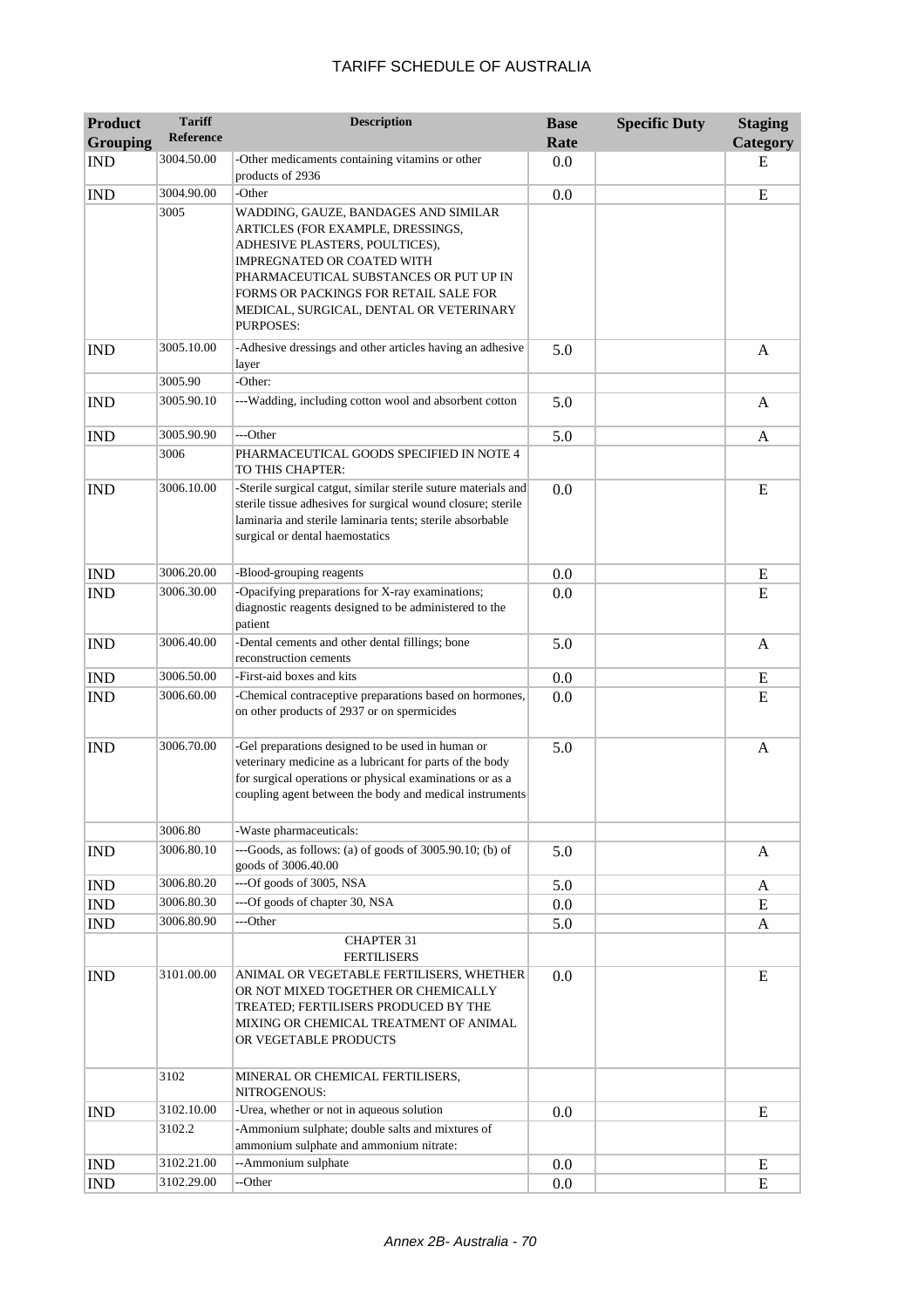| Product Grouping | Tariff Reference | Description | Base Rate | Specific Duty | Staging Category |
|---|---|---|---|---|---|
| IND | 3004.50.00 | -Other medicaments containing vitamins or other products of 2936 | 0.0 | | E |
| IND | 3004.90.00 | -Other | 0.0 | | E |
| | 3005 | WADDING, GAUZE, BANDAGES AND SIMILAR ARTICLES (FOR EXAMPLE, DRESSINGS, ADHESIVE PLASTERS, POULTICES), IMPREGNATED OR COATED WITH PHARMACEUTICAL SUBSTANCES OR PUT UP IN FORMS OR PACKINGS FOR RETAIL SALE FOR MEDICAL, SURGICAL, DENTAL OR VETERINARY PURPOSES: | | | |
| IND | 3005.10.00 | -Adhesive dressings and other articles having an adhesive layer | 5.0 | | A |
| | 3005.90 | -Other: | | | |
| IND | 3005.90.10 | ---Wadding, including cotton wool and absorbent cotton | 5.0 | | A |
| IND | 3005.90.90 | ---Other | 5.0 | | A |
| | 3006 | PHARMACEUTICAL GOODS SPECIFIED IN NOTE 4 TO THIS CHAPTER: | | | |
| IND | 3006.10.00 | -Sterile surgical catgut, similar sterile suture materials and sterile tissue adhesives for surgical wound closure; sterile laminaria and sterile laminaria tents; sterile absorbable surgical or dental haemostatics | 0.0 | | E |
| IND | 3006.20.00 | -Blood-grouping reagents | 0.0 | | E |
| IND | 3006.30.00 | -Opacifying preparations for X-ray examinations; diagnostic reagents designed to be administered to the patient | 0.0 | | E |
| IND | 3006.40.00 | -Dental cements and other dental fillings; bone reconstruction cements | 5.0 | | A |
| IND | 3006.50.00 | -First-aid boxes and kits | 0.0 | | E |
| IND | 3006.60.00 | -Chemical contraceptive preparations based on hormones, on other products of 2937 or on spermicides | 0.0 | | E |
| IND | 3006.70.00 | -Gel preparations designed to be used in human or veterinary medicine as a lubricant for parts of the body for surgical operations or physical examinations or as a coupling agent between the body and medical instruments | 5.0 | | A |
| | 3006.80 | -Waste pharmaceuticals: | | | |
| IND | 3006.80.10 | ---Goods, as follows: (a) of goods of 3005.90.10; (b) of goods of 3006.40.00 | 5.0 | | A |
| IND | 3006.80.20 | ---Of goods of 3005, NSA | 5.0 | | A |
| IND | 3006.80.30 | ---Of goods of chapter 30, NSA | 0.0 | | E |
| IND | 3006.80.90 | ---Other | 5.0 | | A |
| | | CHAPTER 31 FERTILISERS | | | |
| IND | 3101.00.00 | ANIMAL OR VEGETABLE FERTILISERS, WHETHER OR NOT MIXED TOGETHER OR CHEMICALLY TREATED; FERTILISERS PRODUCED BY THE MIXING OR CHEMICAL TREATMENT OF ANIMAL OR VEGETABLE PRODUCTS | 0.0 | | E |
| | 3102 | MINERAL OR CHEMICAL FERTILISERS, NITROGENOUS: | | | |
| IND | 3102.10.00 | -Urea, whether or not in aqueous solution | 0.0 | | E |
| | 3102.2 | -Ammonium sulphate; double salts and mixtures of ammonium sulphate and ammonium nitrate: | | | |
| IND | 3102.21.00 | --Ammonium sulphate | 0.0 | | E |
| IND | 3102.29.00 | --Other | 0.0 | | E |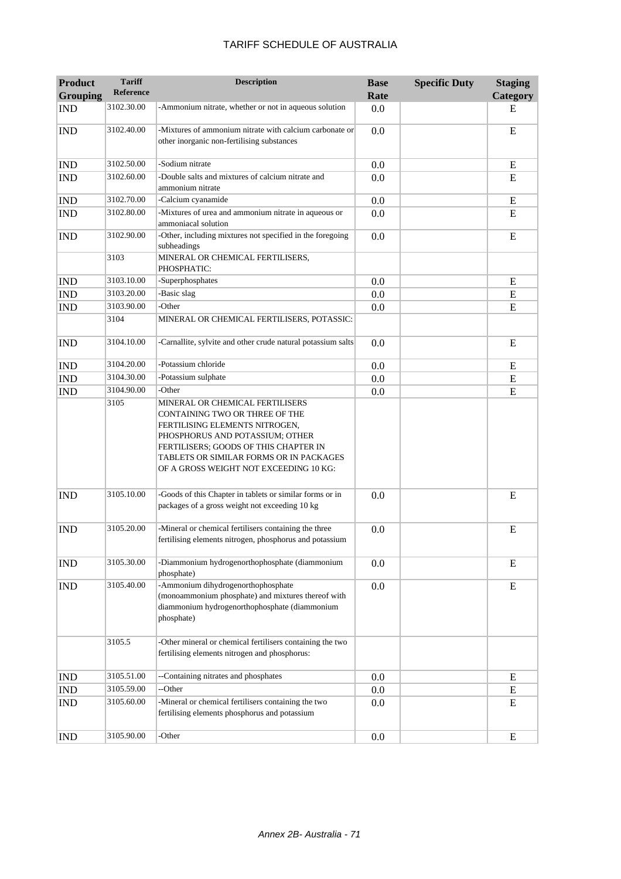# TARIFF SCHEDULE OF AUSTRALIA

| Product Grouping | Tariff Reference | Description | Base Rate | Specific Duty | Staging Category |
|---|---|---|---|---|---|
| IND | 3102.30.00 | -Ammonium nitrate, whether or not in aqueous solution | 0.0 | | E |
| IND | 3102.40.00 | -Mixtures of ammonium nitrate with calcium carbonate or other inorganic non-fertilising substances | 0.0 | | E |
| IND | 3102.50.00 | -Sodium nitrate | 0.0 | | E |
| IND | 3102.60.00 | -Double salts and mixtures of calcium nitrate and ammonium nitrate | 0.0 | | E |
| IND | 3102.70.00 | -Calcium cyanamide | 0.0 | | E |
| IND | 3102.80.00 | -Mixtures of urea and ammonium nitrate in aqueous or ammoniacal solution | 0.0 | | E |
| IND | 3102.90.00 | -Other, including mixtures not specified in the foregoing subheadings | 0.0 | | E |
| | 3103 | MINERAL OR CHEMICAL FERTILISERS, PHOSPHATIC: | | | |
| IND | 3103.10.00 | -Superphosphates | 0.0 | | E |
| IND | 3103.20.00 | -Basic slag | 0.0 | | E |
| IND | 3103.90.00 | -Other | 0.0 | | E |
| | 3104 | MINERAL OR CHEMICAL FERTILISERS, POTASSIC: | | | |
| IND | 3104.10.00 | -Carnallite, sylvite and other crude natural potassium salts | 0.0 | | E |
| IND | 3104.20.00 | -Potassium chloride | 0.0 | | E |
| IND | 3104.30.00 | -Potassium sulphate | 0.0 | | E |
| IND | 3104.90.00 | -Other | 0.0 | | E |
| | 3105 | MINERAL OR CHEMICAL FERTILISERS CONTAINING TWO OR THREE OF THE FERTILISING ELEMENTS NITROGEN, PHOSPHORUS AND POTASSIUM; OTHER FERTILISERS; GOODS OF THIS CHAPTER IN TABLETS OR SIMILAR FORMS OR IN PACKAGES OF A GROSS WEIGHT NOT EXCEEDING 10 KG: | | | |
| IND | 3105.10.00 | -Goods of this Chapter in tablets or similar forms or in packages of a gross weight not exceeding 10 kg | 0.0 | | E |
| IND | 3105.20.00 | -Mineral or chemical fertilisers containing the three fertilising elements nitrogen, phosphorus and potassium | 0.0 | | E |
| IND | 3105.30.00 | -Diammonium hydrogenorthophosphate (diammonium phosphate) | 0.0 | | E |
| IND | 3105.40.00 | -Ammonium dihydrogenorthophosphate (monoammonium phosphate) and mixtures thereof with diammonium hydrogenorthophosphate (diammonium phosphate) | 0.0 | | E |
| | 3105.5 | -Other mineral or chemical fertilisers containing the two fertilising elements nitrogen and phosphorus: | | | |
| IND | 3105.51.00 | --Containing nitrates and phosphates | 0.0 | | E |
| IND | 3105.59.00 | --Other | 0.0 | | E |
| IND | 3105.60.00 | -Mineral or chemical fertilisers containing the two fertilising elements phosphorus and potassium | 0.0 | | E |
| IND | 3105.90.00 | -Other | 0.0 | | E |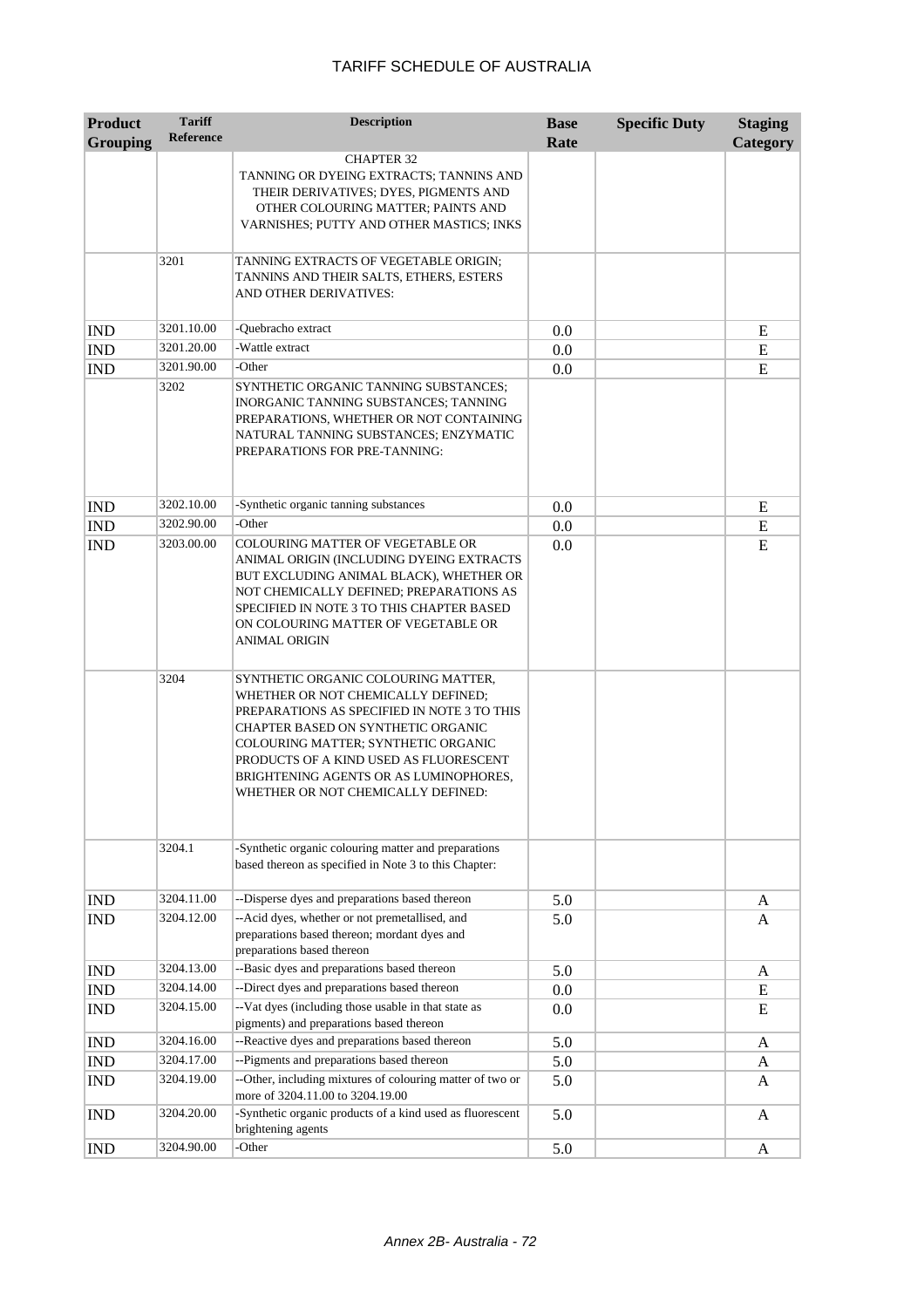# TARIFF SCHEDULE OF AUSTRALIA

| Product Grouping | Tariff Reference | Description | Base Rate | Specific Duty | Staging Category |
|---|---|---|---|---|---|
| | | CHAPTER 32<br>TANNING OR DYEING EXTRACTS; TANNINS AND THEIR DERIVATIVES; DYES, PIGMENTS AND OTHER COLOURING MATTER; PAINTS AND VARNISHES; PUTTY AND OTHER MASTICS; INKS | | | |
| | 3201 | TANNING EXTRACTS OF VEGETABLE ORIGIN; TANNINS AND THEIR SALTS, ETHERS, ESTERS AND OTHER DERIVATIVES: | | | |
| IND | 3201.10.00 | -Quebracho extract | 0.0 | | E |
| IND | 3201.20.00 | -Wattle extract | 0.0 | | E |
| IND | 3201.90.00 | -Other | 0.0 | | E |
| | 3202 | SYNTHETIC ORGANIC TANNING SUBSTANCES; INORGANIC TANNING SUBSTANCES; TANNING PREPARATIONS, WHETHER OR NOT CONTAINING NATURAL TANNING SUBSTANCES; ENZYMATIC PREPARATIONS FOR PRE-TANNING: | | | |
| IND | 3202.10.00 | -Synthetic organic tanning substances | 0.0 | | E |
| IND | 3202.90.00 | -Other | 0.0 | | E |
| IND | 3203.00.00 | COLOURING MATTER OF VEGETABLE OR ANIMAL ORIGIN (INCLUDING DYEING EXTRACTS BUT EXCLUDING ANIMAL BLACK), WHETHER OR NOT CHEMICALLY DEFINED; PREPARATIONS AS SPECIFIED IN NOTE 3 TO THIS CHAPTER BASED ON COLOURING MATTER OF VEGETABLE OR ANIMAL ORIGIN | 0.0 | | E |
| | 3204 | SYNTHETIC ORGANIC COLOURING MATTER, WHETHER OR NOT CHEMICALLY DEFINED; PREPARATIONS AS SPECIFIED IN NOTE 3 TO THIS CHAPTER BASED ON SYNTHETIC ORGANIC COLOURING MATTER; SYNTHETIC ORGANIC PRODUCTS OF A KIND USED AS FLUORESCENT BRIGHTENING AGENTS OR AS LUMINOPHORES, WHETHER OR NOT CHEMICALLY DEFINED: | | | |
| | 3204.1 | -Synthetic organic colouring matter and preparations based thereon as specified in Note 3 to this Chapter: | | | |
| IND | 3204.11.00 | --Disperse dyes and preparations based thereon | 5.0 | | A |
| IND | 3204.12.00 | --Acid dyes, whether or not premetallised, and preparations based thereon; mordant dyes and preparations based thereon | 5.0 | | A |
| IND | 3204.13.00 | --Basic dyes and preparations based thereon | 5.0 | | A |
| IND | 3204.14.00 | --Direct dyes and preparations based thereon | 0.0 | | E |
| IND | 3204.15.00 | --Vat dyes (including those usable in that state as pigments) and preparations based thereon | 0.0 | | E |
| IND | 3204.16.00 | --Reactive dyes and preparations based thereon | 5.0 | | A |
| IND | 3204.17.00 | --Pigments and preparations based thereon | 5.0 | | A |
| IND | 3204.19.00 | --Other, including mixtures of colouring matter of two or more of 3204.11.00 to 3204.19.00 | 5.0 | | A |
| IND | 3204.20.00 | -Synthetic organic products of a kind used as fluorescent brightening agents | 5.0 | | A |
| IND | 3204.90.00 | -Other | 5.0 | | A |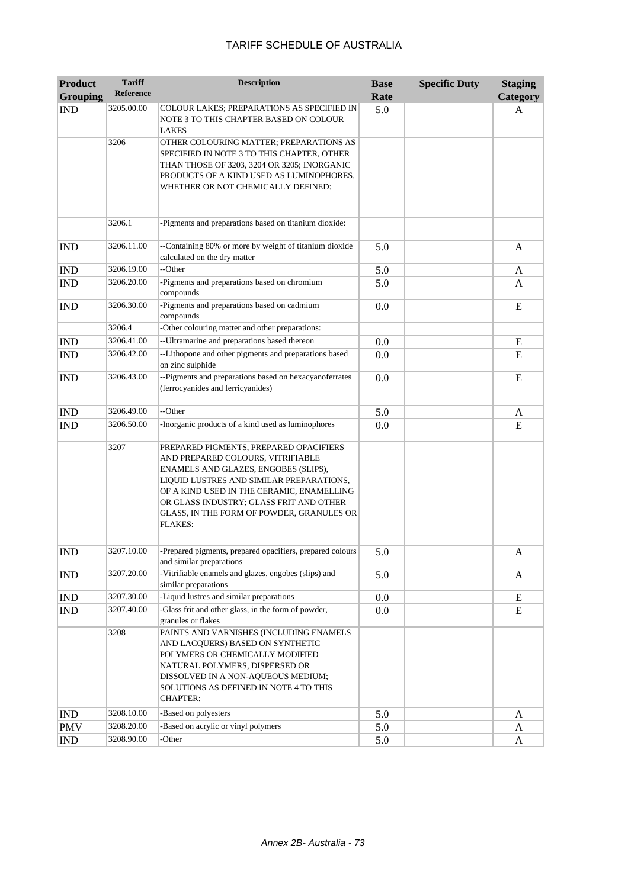# TARIFF SCHEDULE OF AUSTRALIA

| Product Grouping | Tariff Reference | Description | Base Rate | Specific Duty | Staging Category |
|---|---|---|---|---|---|
| IND | 3205.00.00 | COLOUR LAKES; PREPARATIONS AS SPECIFIED IN NOTE 3 TO THIS CHAPTER BASED ON COLOUR LAKES | 5.0 | | A |
| | 3206 | OTHER COLOURING MATTER; PREPARATIONS AS SPECIFIED IN NOTE 3 TO THIS CHAPTER, OTHER THAN THOSE OF 3203, 3204 OR 3205; INORGANIC PRODUCTS OF A KIND USED AS LUMINOPHORES, WHETHER OR NOT CHEMICALLY DEFINED: | | | |
| | 3206.1 | -Pigments and preparations based on titanium dioxide: | | | |
| IND | 3206.11.00 | --Containing 80% or more by weight of titanium dioxide calculated on the dry matter | 5.0 | | A |
| IND | 3206.19.00 | --Other | 5.0 | | A |
| IND | 3206.20.00 | -Pigments and preparations based on chromium compounds | 5.0 | | A |
| IND | 3206.30.00 | -Pigments and preparations based on cadmium compounds | 0.0 | | E |
| | 3206.4 | -Other colouring matter and other preparations: | | | |
| IND | 3206.41.00 | --Ultramarine and preparations based thereon | 0.0 | | E |
| IND | 3206.42.00 | --Lithopone and other pigments and preparations based on zinc sulphide | 0.0 | | E |
| IND | 3206.43.00 | --Pigments and preparations based on hexacyanoferrates (ferrocyanides and ferricyanides) | 0.0 | | E |
| IND | 3206.49.00 | --Other | 5.0 | | A |
| IND | 3206.50.00 | -Inorganic products of a kind used as luminophores | 0.0 | | E |
| | 3207 | PREPARED PIGMENTS, PREPARED OPACIFIERS AND PREPARED COLOURS, VITRIFIABLE ENAMELS AND GLAZES, ENGOBES (SLIPS), LIQUID LUSTRES AND SIMILAR PREPARATIONS, OF A KIND USED IN THE CERAMIC, ENAMELLING OR GLASS INDUSTRY; GLASS FRIT AND OTHER GLASS, IN THE FORM OF POWDER, GRANULES OR FLAKES: | | | |
| IND | 3207.10.00 | -Prepared pigments, prepared opacifiers, prepared colours and similar preparations | 5.0 | | A |
| IND | 3207.20.00 | -Vitrifiable enamels and glazes, engobes (slips) and similar preparations | 5.0 | | A |
| IND | 3207.30.00 | -Liquid lustres and similar preparations | 0.0 | | E |
| IND | 3207.40.00 | -Glass frit and other glass, in the form of powder, granules or flakes | 0.0 | | E |
| | 3208 | PAINTS AND VARNISHES (INCLUDING ENAMELS AND LACQUERS) BASED ON SYNTHETIC POLYMERS OR CHEMICALLY MODIFIED NATURAL POLYMERS, DISPERSED OR DISSOLVED IN A NON-AQUEOUS MEDIUM; SOLUTIONS AS DEFINED IN NOTE 4 TO THIS CHAPTER: | | | |
| IND | 3208.10.00 | -Based on polyesters | 5.0 | | A |
| PMV | 3208.20.00 | -Based on acrylic or vinyl polymers | 5.0 | | A |
| IND | 3208.90.00 | -Other | 5.0 | | A |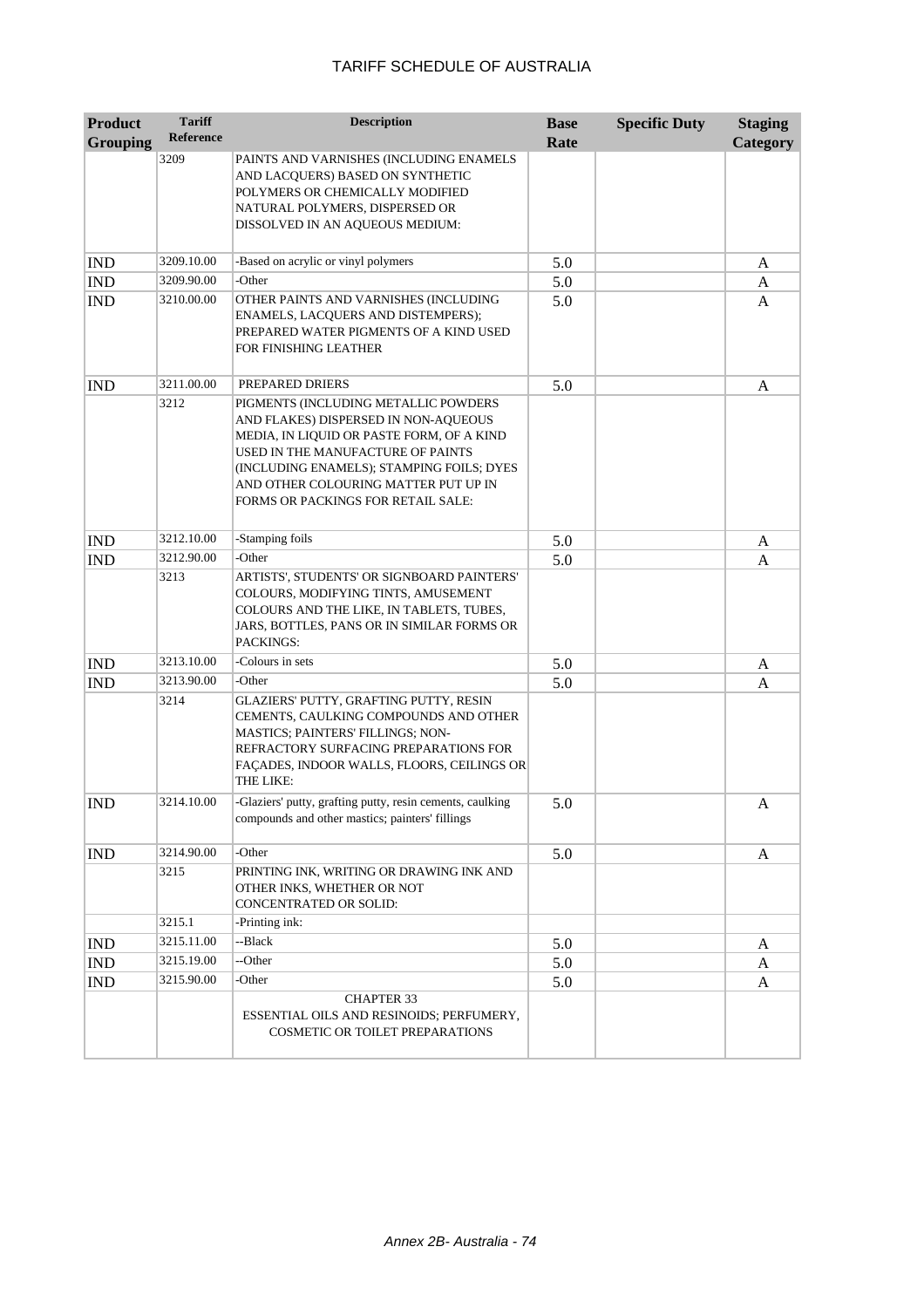| Product Grouping | Tariff Reference | Description | Base Rate | Specific Duty | Staging Category |
|---|---|---|---|---|---|
| | 3209 | PAINTS AND VARNISHES (INCLUDING ENAMELS AND LACQUERS) BASED ON SYNTHETIC POLYMERS OR CHEMICALLY MODIFIED NATURAL POLYMERS, DISPERSED OR DISSOLVED IN AN AQUEOUS MEDIUM: | | | |
| IND | 3209.10.00 | -Based on acrylic or vinyl polymers | 5.0 | | A |
| IND | 3209.90.00 | -Other | 5.0 | | A |
| IND | 3210.00.00 | OTHER PAINTS AND VARNISHES (INCLUDING ENAMELS, LACQUERS AND DISTEMPERS); PREPARED WATER PIGMENTS OF A KIND USED FOR FINISHING LEATHER | 5.0 | | A |
| IND | 3211.00.00 | PREPARED DRIERS | 5.0 | | A |
| | 3212 | PIGMENTS (INCLUDING METALLIC POWDERS AND FLAKES) DISPERSED IN NON-AQUEOUS MEDIA, IN LIQUID OR PASTE FORM, OF A KIND USED IN THE MANUFACTURE OF PAINTS (INCLUDING ENAMELS); STAMPING FOILS; DYES AND OTHER COLOURING MATTER PUT UP IN FORMS OR PACKINGS FOR RETAIL SALE: | | | |
| IND | 3212.10.00 | -Stamping foils | 5.0 | | A |
| IND | 3212.90.00 | -Other | 5.0 | | A |
| | 3213 | ARTISTS', STUDENTS' OR SIGNBOARD PAINTERS' COLOURS, MODIFYING TINTS, AMUSEMENT COLOURS AND THE LIKE, IN TABLETS, TUBES, JARS, BOTTLES, PANS OR IN SIMILAR FORMS OR PACKINGS: | | | |
| IND | 3213.10.00 | -Colours in sets | 5.0 | | A |
| IND | 3213.90.00 | -Other | 5.0 | | A |
| | 3214 | GLAZIERS' PUTTY, GRAFTING PUTTY, RESIN CEMENTS, CAULKING COMPOUNDS AND OTHER MASTICS; PAINTERS' FILLINGS; NON-REFRACTORY SURFACING PREPARATIONS FOR FAÇADES, INDOOR WALLS, FLOORS, CEILINGS OR THE LIKE: | | | |
| IND | 3214.10.00 | -Glaziers' putty, grafting putty, resin cements, caulking compounds and other mastics; painters' fillings | 5.0 | | A |
| IND | 3214.90.00 | -Other | 5.0 | | A |
| | 3215 | PRINTING INK, WRITING OR DRAWING INK AND OTHER INKS, WHETHER OR NOT CONCENTRATED OR SOLID: | | | |
| | 3215.1 | -Printing ink: | | | |
| IND | 3215.11.00 | --Black | 5.0 | | A |
| IND | 3215.19.00 | --Other | 5.0 | | A |
| IND | 3215.90.00 | -Other | 5.0 | | A |
| | | CHAPTER 33 ESSENTIAL OILS AND RESINOIDS; PERFUMERY, COSMETIC OR TOILET PREPARATIONS | | | |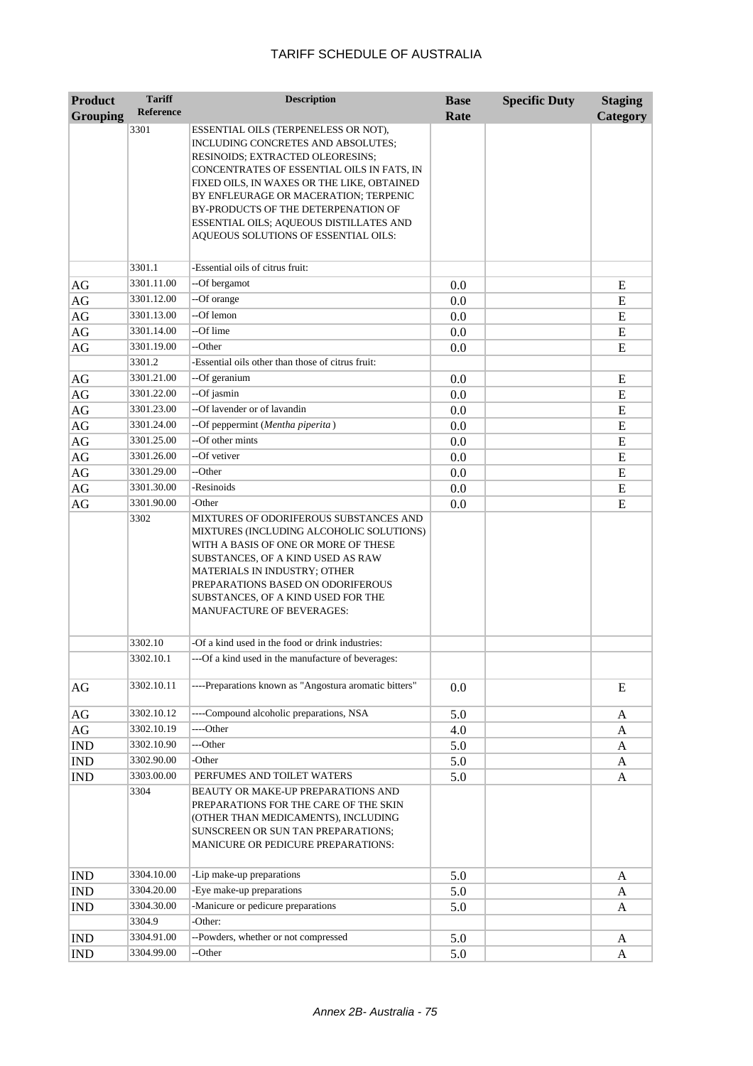# TARIFF SCHEDULE OF AUSTRALIA

| Product Grouping | Tariff Reference | Description | Base Rate | Specific Duty | Staging Category |
|---|---|---|---|---|---|
| | 3301 | ESSENTIAL OILS (TERPENELESS OR NOT), INCLUDING CONCRETES AND ABSOLUTES; RESINOIDS; EXTRACTED OLEORESINS; CONCENTRATES OF ESSENTIAL OILS IN FATS, IN FIXED OILS, IN WAXES OR THE LIKE, OBTAINED BY ENFLEURAGE OR MACERATION; TERPENIC BY-PRODUCTS OF THE DETERPENATION OF ESSENTIAL OILS; AQUEOUS DISTILLATES AND AQUEOUS SOLUTIONS OF ESSENTIAL OILS: | | | |
| | 3301.1 | -Essential oils of citrus fruit: | | | |
| AG | 3301.11.00 | --Of bergamot | 0.0 | | E |
| AG | 3301.12.00 | --Of orange | 0.0 | | E |
| AG | 3301.13.00 | --Of lemon | 0.0 | | E |
| AG | 3301.14.00 | --Of lime | 0.0 | | E |
| AG | 3301.19.00 | --Other | 0.0 | | E |
| | 3301.2 | -Essential oils other than those of citrus fruit: | | | |
| AG | 3301.21.00 | --Of geranium | 0.0 | | E |
| AG | 3301.22.00 | --Of jasmin | 0.0 | | E |
| AG | 3301.23.00 | --Of lavender or of lavandin | 0.0 | | E |
| AG | 3301.24.00 | --Of peppermint (*Mentha piperita*) | 0.0 | | E |
| AG | 3301.25.00 | --Of other mints | 0.0 | | E |
| AG | 3301.26.00 | --Of vetiver | 0.0 | | E |
| AG | 3301.29.00 | --Other | 0.0 | | E |
| AG | 3301.30.00 | -Resinoids | 0.0 | | E |
| AG | 3301.90.00 | -Other | 0.0 | | E |
| | 3302 | MIXTURES OF ODORIFEROUS SUBSTANCES AND MIXTURES (INCLUDING ALCOHOLIC SOLUTIONS) WITH A BASIS OF ONE OR MORE OF THESE SUBSTANCES, OF A KIND USED AS RAW MATERIALS IN INDUSTRY; OTHER PREPARATIONS BASED ON ODORIFEROUS SUBSTANCES, OF A KIND USED FOR THE MANUFACTURE OF BEVERAGES: | | | |
| | 3302.10 | -Of a kind used in the food or drink industries: | | | |
| | 3302.10.1 | ---Of a kind used in the manufacture of beverages: | | | |
| AG | 3302.10.11 | ----Preparations known as "Angostura aromatic bitters" | 0.0 | | E |
| AG | 3302.10.12 | ----Compound alcoholic preparations, NSA | 5.0 | | A |
| AG | 3302.10.19 | ----Other | 4.0 | | A |
| IND | 3302.10.90 | ---Other | 5.0 | | A |
| IND | 3302.90.00 | -Other | 5.0 | | A |
| IND | 3303.00.00 | PERFUMES AND TOILET WATERS | 5.0 | | A |
| | 3304 | BEAUTY OR MAKE-UP PREPARATIONS AND PREPARATIONS FOR THE CARE OF THE SKIN (OTHER THAN MEDICAMENTS), INCLUDING SUNSCREEN OR SUN TAN PREPARATIONS; MANICURE OR PEDICURE PREPARATIONS: | | | |
| IND | 3304.10.00 | -Lip make-up preparations | 5.0 | | A |
| IND | 3304.20.00 | -Eye make-up preparations | 5.0 | | A |
| IND | 3304.30.00 | -Manicure or pedicure preparations | 5.0 | | A |
| | 3304.9 | -Other: | | | |
| IND | 3304.91.00 | --Powders, whether or not compressed | 5.0 | | A |
| IND | 3304.99.00 | --Other | 5.0 | | A |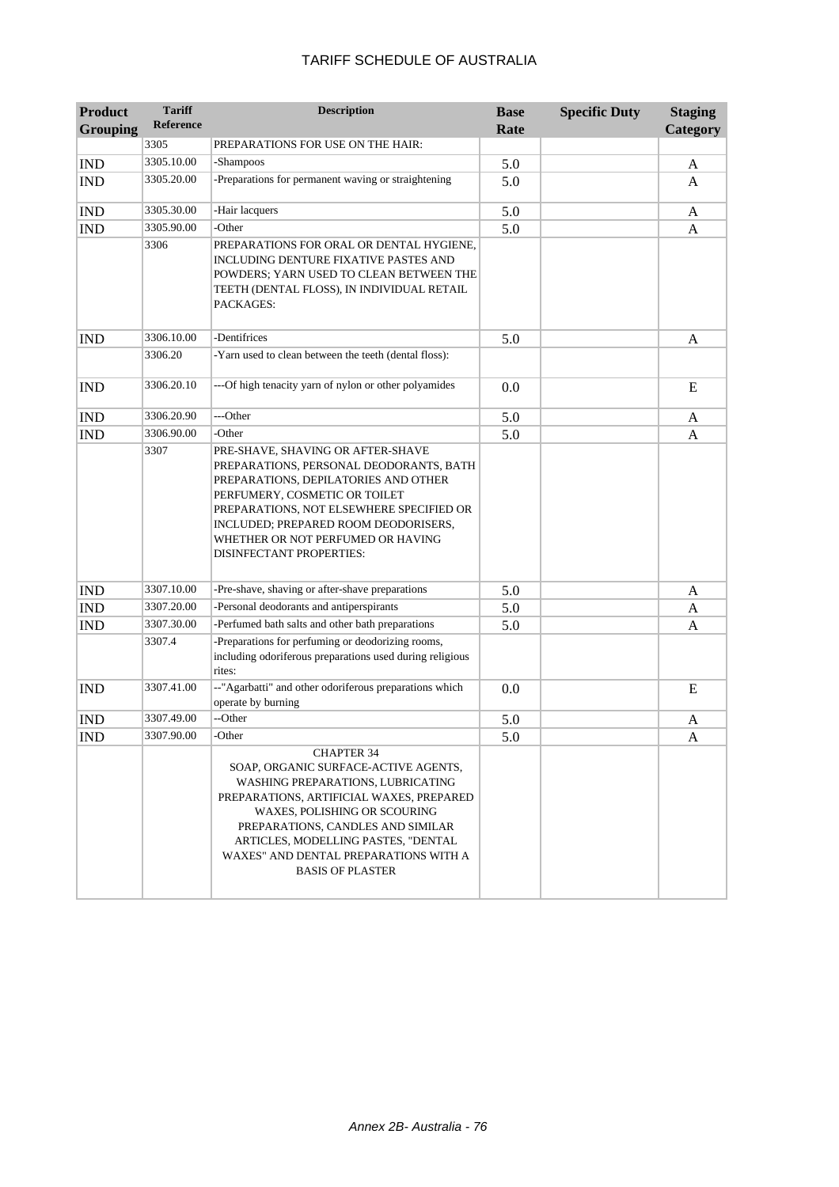# TARIFF SCHEDULE OF AUSTRALIA

| Product Grouping | Tariff Reference | Description | Base Rate | Specific Duty | Staging Category |
|---|---|---|---|---|---|
| | 3305 | PREPARATIONS FOR USE ON THE HAIR: | | | |
| IND | 3305.10.00 | -Shampoos | 5.0 | | A |
| IND | 3305.20.00 | -Preparations for permanent waving or straightening | 5.0 | | A |
| IND | 3305.30.00 | -Hair lacquers | 5.0 | | A |
| IND | 3305.90.00 | -Other | 5.0 | | A |
| | 3306 | PREPARATIONS FOR ORAL OR DENTAL HYGIENE, INCLUDING DENTURE FIXATIVE PASTES AND POWDERS; YARN USED TO CLEAN BETWEEN THE TEETH (DENTAL FLOSS), IN INDIVIDUAL RETAIL PACKAGES: | | | |
| IND | 3306.10.00 | -Dentifrices | 5.0 | | A |
| | 3306.20 | -Yarn used to clean between the teeth (dental floss): | | | |
| IND | 3306.20.10 | ---Of high tenacity yarn of nylon or other polyamides | 0.0 | | E |
| IND | 3306.20.90 | ---Other | 5.0 | | A |
| IND | 3306.90.00 | -Other | 5.0 | | A |
| | 3307 | PRE-SHAVE, SHAVING OR AFTER-SHAVE PREPARATIONS, PERSONAL DEODORANTS, BATH PREPARATIONS, DEPILATORIES AND OTHER PERFUMERY, COSMETIC OR TOILET PREPARATIONS, NOT ELSEWHERE SPECIFIED OR INCLUDED; PREPARED ROOM DEODORISERS, WHETHER OR NOT PERFUMED OR HAVING DISINFECTANT PROPERTIES: | | | |
| IND | 3307.10.00 | -Pre-shave, shaving or after-shave preparations | 5.0 | | A |
| IND | 3307.20.00 | -Personal deodorants and antiperspirants | 5.0 | | A |
| IND | 3307.30.00 | -Perfumed bath salts and other bath preparations | 5.0 | | A |
| | 3307.4 | -Preparations for perfuming or deodorizing rooms, including odoriferous preparations used during religious rites: | | | |
| IND | 3307.41.00 | --"Agarbatti" and other odoriferous preparations which operate by burning | 0.0 | | E |
| IND | 3307.49.00 | --Other | 5.0 | | A |
| IND | 3307.90.00 | -Other | 5.0 | | A |
| | | CHAPTER 34<br>SOAP, ORGANIC SURFACE-ACTIVE AGENTS, WASHING PREPARATIONS, LUBRICATING PREPARATIONS, ARTIFICIAL WAXES, PREPARED WAXES, POLISHING OR SCOURING PREPARATIONS, CANDLES AND SIMILAR ARTICLES, MODELLING PASTES, "DENTAL WAXES" AND DENTAL PREPARATIONS WITH A BASIS OF PLASTER | | | |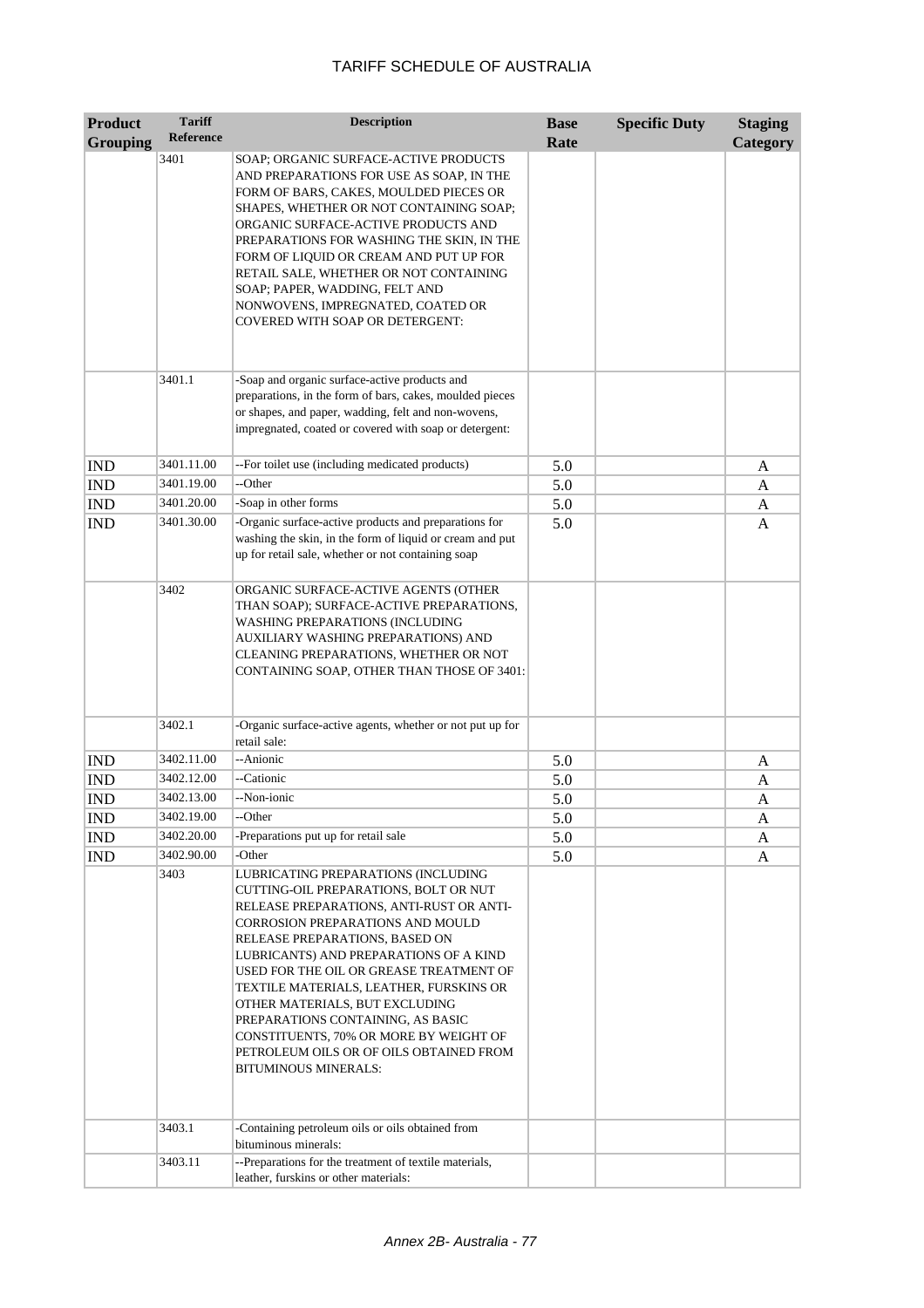| Product Grouping | Tariff Reference | Description | Base Rate | Specific Duty | Staging Category |
|---|---|---|---|---|---|
| | 3401 | SOAP; ORGANIC SURFACE-ACTIVE PRODUCTS AND PREPARATIONS FOR USE AS SOAP, IN THE FORM OF BARS, CAKES, MOULDED PIECES OR SHAPES, WHETHER OR NOT CONTAINING SOAP; ORGANIC SURFACE-ACTIVE PRODUCTS AND PREPARATIONS FOR WASHING THE SKIN, IN THE FORM OF LIQUID OR CREAM AND PUT UP FOR RETAIL SALE, WHETHER OR NOT CONTAINING SOAP; PAPER, WADDING, FELT AND NONWOVENS, IMPREGNATED, COATED OR COVERED WITH SOAP OR DETERGENT: | | | |
| | 3401.1 | -Soap and organic surface-active products and preparations, in the form of bars, cakes, moulded pieces or shapes, and paper, wadding, felt and non-wovens, impregnated, coated or covered with soap or detergent: | | | |
| IND | 3401.11.00 | --For toilet use (including medicated products) | 5.0 | | A |
| IND | 3401.19.00 | --Other | 5.0 | | A |
| IND | 3401.20.00 | -Soap in other forms | 5.0 | | A |
| IND | 3401.30.00 | -Organic surface-active products and preparations for washing the skin, in the form of liquid or cream and put up for retail sale, whether or not containing soap | 5.0 | | A |
| | 3402 | ORGANIC SURFACE-ACTIVE AGENTS (OTHER THAN SOAP); SURFACE-ACTIVE PREPARATIONS, WASHING PREPARATIONS (INCLUDING AUXILIARY WASHING PREPARATIONS) AND CLEANING PREPARATIONS, WHETHER OR NOT CONTAINING SOAP, OTHER THAN THOSE OF 3401: | | | |
| | 3402.1 | -Organic surface-active agents, whether or not put up for retail sale: | | | |
| IND | 3402.11.00 | --Anionic | 5.0 | | A |
| IND | 3402.12.00 | --Cationic | 5.0 | | A |
| IND | 3402.13.00 | --Non-ionic | 5.0 | | A |
| IND | 3402.19.00 | --Other | 5.0 | | A |
| IND | 3402.20.00 | -Preparations put up for retail sale | 5.0 | | A |
| IND | 3402.90.00 | -Other | 5.0 | | A |
| | 3403 | LUBRICATING PREPARATIONS (INCLUDING CUTTING-OIL PREPARATIONS, BOLT OR NUT RELEASE PREPARATIONS, ANTI-RUST OR ANTI-CORROSION PREPARATIONS AND MOULD RELEASE PREPARATIONS, BASED ON LUBRICANTS) AND PREPARATIONS OF A KIND USED FOR THE OIL OR GREASE TREATMENT OF TEXTILE MATERIALS, LEATHER, FURSKINS OR OTHER MATERIALS, BUT EXCLUDING PREPARATIONS CONTAINING, AS BASIC CONSTITUENTS, 70% OR MORE BY WEIGHT OF PETROLEUM OILS OR OF OILS OBTAINED FROM BITUMINOUS MINERALS: | | | |
| | 3403.1 | -Containing petroleum oils or oils obtained from bituminous minerals: | | | |
| | 3403.11 | --Preparations for the treatment of textile materials, leather, furskins or other materials: | | | |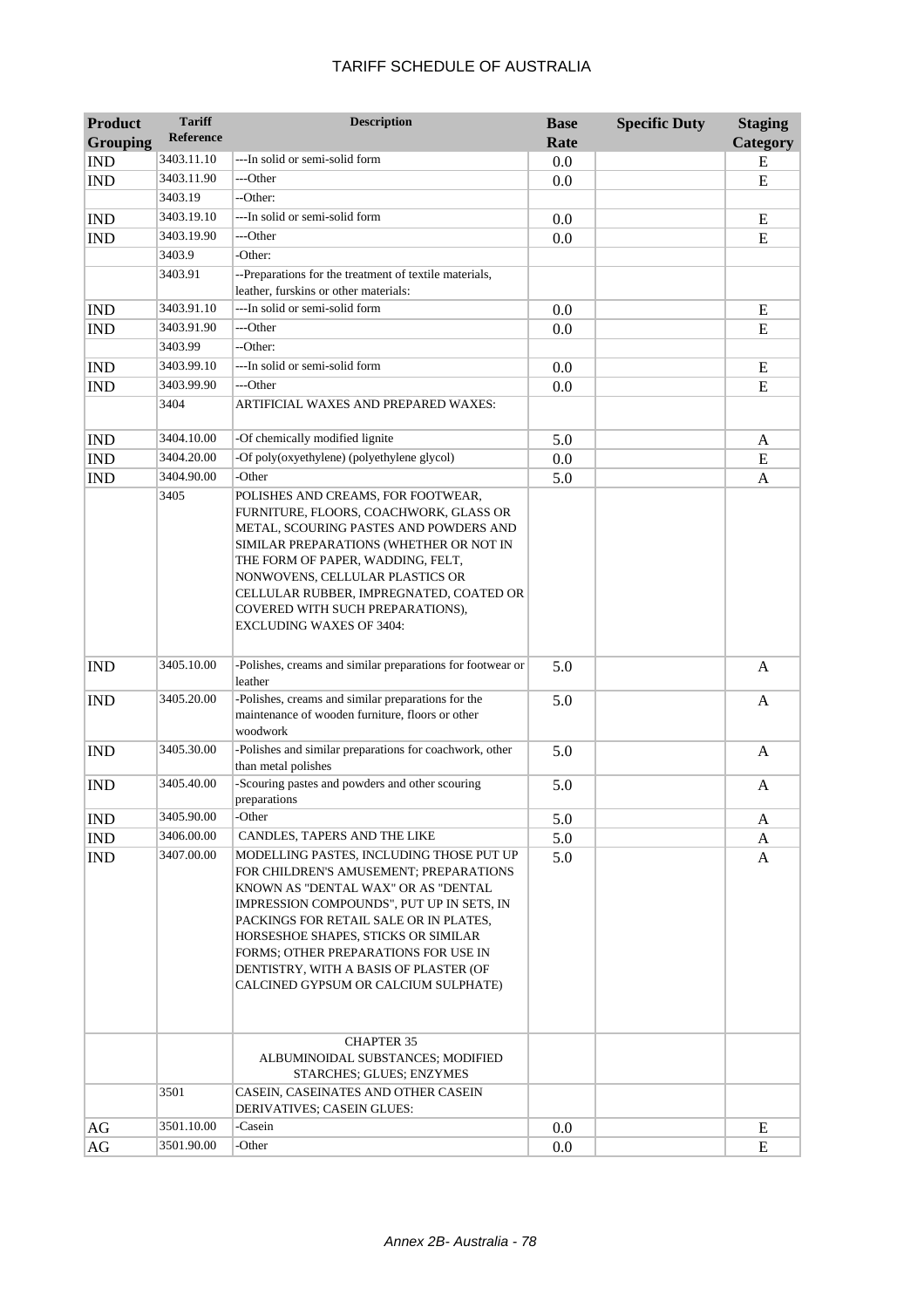| Product Grouping | Tariff Reference | Description | Base Rate | Specific Duty | Staging Category |
|---|---|---|---|---|---|
| IND | 3403.11.10 | ---In solid or semi-solid form | 0.0 | | E |
| IND | 3403.11.90 | ---Other | 0.0 | | E |
| | 3403.19 | --Other: | | | |
| IND | 3403.19.10 | ---In solid or semi-solid form | 0.0 | | E |
| IND | 3403.19.90 | ---Other | 0.0 | | E |
| | 3403.9 | -Other: | | | |
| | 3403.91 | --Preparations for the treatment of textile materials, leather, furskins or other materials: | | | |
| IND | 3403.91.10 | ---In solid or semi-solid form | 0.0 | | E |
| IND | 3403.91.90 | ---Other | 0.0 | | E |
| | 3403.99 | --Other: | | | |
| IND | 3403.99.10 | ---In solid or semi-solid form | 0.0 | | E |
| IND | 3403.99.90 | ---Other | 0.0 | | E |
| | 3404 | ARTIFICIAL WAXES AND PREPARED WAXES: | | | |
| IND | 3404.10.00 | -Of chemically modified lignite | 5.0 | | A |
| IND | 3404.20.00 | -Of poly(oxyethylene) (polyethylene glycol) | 0.0 | | E |
| IND | 3404.90.00 | -Other | 5.0 | | A |
| | 3405 | POLISHES AND CREAMS, FOR FOOTWEAR, FURNITURE, FLOORS, COACHWORK, GLASS OR METAL, SCOURING PASTES AND POWDERS AND SIMILAR PREPARATIONS (WHETHER OR NOT IN THE FORM OF PAPER, WADDING, FELT, NONWOVENS, CELLULAR PLASTICS OR CELLULAR RUBBER, IMPREGNATED, COATED OR COVERED WITH SUCH PREPARATIONS), EXCLUDING WAXES OF 3404: | | | |
| IND | 3405.10.00 | -Polishes, creams and similar preparations for footwear or leather | 5.0 | | A |
| IND | 3405.20.00 | -Polishes, creams and similar preparations for the maintenance of wooden furniture, floors or other woodwork | 5.0 | | A |
| IND | 3405.30.00 | -Polishes and similar preparations for coachwork, other than metal polishes | 5.0 | | A |
| IND | 3405.40.00 | -Scouring pastes and powders and other scouring preparations | 5.0 | | A |
| IND | 3405.90.00 | -Other | 5.0 | | A |
| IND | 3406.00.00 | CANDLES, TAPERS AND THE LIKE | 5.0 | | A |
| IND | 3407.00.00 | MODELLING PASTES, INCLUDING THOSE PUT UP FOR CHILDREN'S AMUSEMENT; PREPARATIONS KNOWN AS "DENTAL WAX" OR AS "DENTAL IMPRESSION COMPOUNDS", PUT UP IN SETS, IN PACKINGS FOR RETAIL SALE OR IN PLATES, HORSESHOE SHAPES, STICKS OR SIMILAR FORMS; OTHER PREPARATIONS FOR USE IN DENTISTRY, WITH A BASIS OF PLASTER (OF CALCINED GYPSUM OR CALCIUM SULPHATE) | 5.0 | | A |
| | | CHAPTER 35 ALBUMINOIDAL SUBSTANCES; MODIFIED STARCHES; GLUES; ENZYMES | | | |
| | 3501 | CASEIN, CASEINATES AND OTHER CASEIN DERIVATIVES; CASEIN GLUES: | | | |
| AG | 3501.10.00 | -Casein | 0.0 | | E |
| AG | 3501.90.00 | -Other | 0.0 | | E |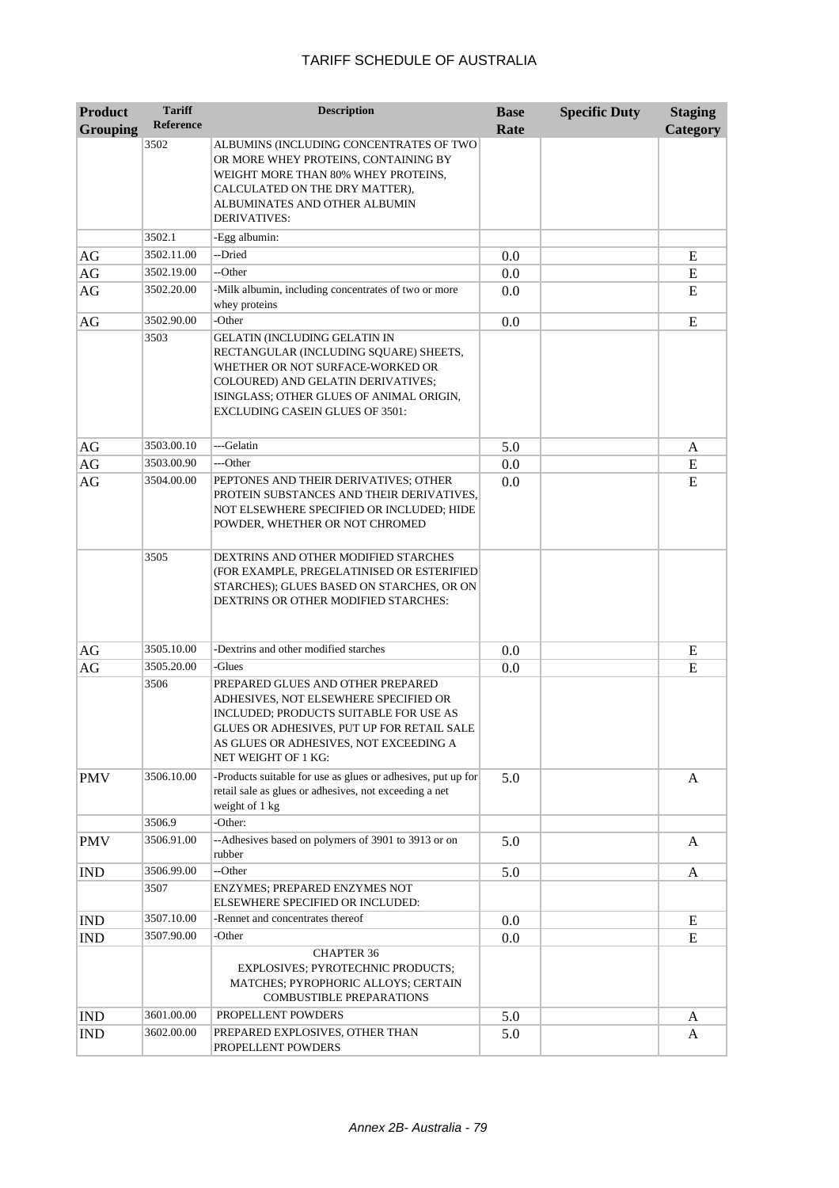# TARIFF SCHEDULE OF AUSTRALIA

| Product Grouping | Tariff Reference | Description | Base Rate | Specific Duty | Staging Category |
|---|---|---|---|---|---|
| | 3502 | ALBUMINS (INCLUDING CONCENTRATES OF TWO OR MORE WHEY PROTEINS, CONTAINING BY WEIGHT MORE THAN 80% WHEY PROTEINS, CALCULATED ON THE DRY MATTER), ALBUMINATES AND OTHER ALBUMIN DERIVATIVES: | | | |
| | 3502.1 | -Egg albumin: | | | |
| AG | 3502.11.00 | --Dried | 0.0 | | E |
| AG | 3502.19.00 | --Other | 0.0 | | E |
| AG | 3502.20.00 | -Milk albumin, including concentrates of two or more whey proteins | 0.0 | | E |
| AG | 3502.90.00 | -Other | 0.0 | | E |
| | 3503 | GELATIN (INCLUDING GELATIN IN RECTANGULAR (INCLUDING SQUARE) SHEETS, WHETHER OR NOT SURFACE-WORKED OR COLOURED) AND GELATIN DERIVATIVES; ISINGLASS; OTHER GLUES OF ANIMAL ORIGIN, EXCLUDING CASEIN GLUES OF 3501: | | | |
| AG | 3503.00.10 | ---Gelatin | 5.0 | | A |
| AG | 3503.00.90 | ---Other | 0.0 | | E |
| AG | 3504.00.00 | PEPTONES AND THEIR DERIVATIVES; OTHER PROTEIN SUBSTANCES AND THEIR DERIVATIVES, NOT ELSEWHERE SPECIFIED OR INCLUDED; HIDE POWDER, WHETHER OR NOT CHROMED | 0.0 | | E |
| | 3505 | DEXTRINS AND OTHER MODIFIED STARCHES (FOR EXAMPLE, PREGELATINISED OR ESTERIFIED STARCHES); GLUES BASED ON STARCHES, OR ON DEXTRINS OR OTHER MODIFIED STARCHES: | | | |
| AG | 3505.10.00 | -Dextrins and other modified starches | 0.0 | | E |
| AG | 3505.20.00 | -Glues | 0.0 | | E |
| | 3506 | PREPARED GLUES AND OTHER PREPARED ADHESIVES, NOT ELSEWHERE SPECIFIED OR INCLUDED; PRODUCTS SUITABLE FOR USE AS GLUES OR ADHESIVES, PUT UP FOR RETAIL SALE AS GLUES OR ADHESIVES, NOT EXCEEDING A NET WEIGHT OF 1 KG: | | | |
| PMV | 3506.10.00 | -Products suitable for use as glues or adhesives, put up for retail sale as glues or adhesives, not exceeding a net weight of 1 kg | 5.0 | | A |
| | 3506.9 | -Other: | | | |
| PMV | 3506.91.00 | --Adhesives based on polymers of 3901 to 3913 or on rubber | 5.0 | | A |
| IND | 3506.99.00 | --Other | 5.0 | | A |
| | 3507 | ENZYMES; PREPARED ENZYMES NOT ELSEWHERE SPECIFIED OR INCLUDED: | | | |
| IND | 3507.10.00 | -Rennet and concentrates thereof | 0.0 | | E |
| IND | 3507.90.00 | -Other | 0.0 | | E |
| | | CHAPTER 36<br>EXPLOSIVES; PYROTECHNIC PRODUCTS; MATCHES; PYROPHORIC ALLOYS; CERTAIN COMBUSTIBLE PREPARATIONS | | | |
| IND | 3601.00.00 | PROPELLENT POWDERS | 5.0 | | A |
| IND | 3602.00.00 | PREPARED EXPLOSIVES, OTHER THAN PROPELLENT POWDERS | 5.0 | | A |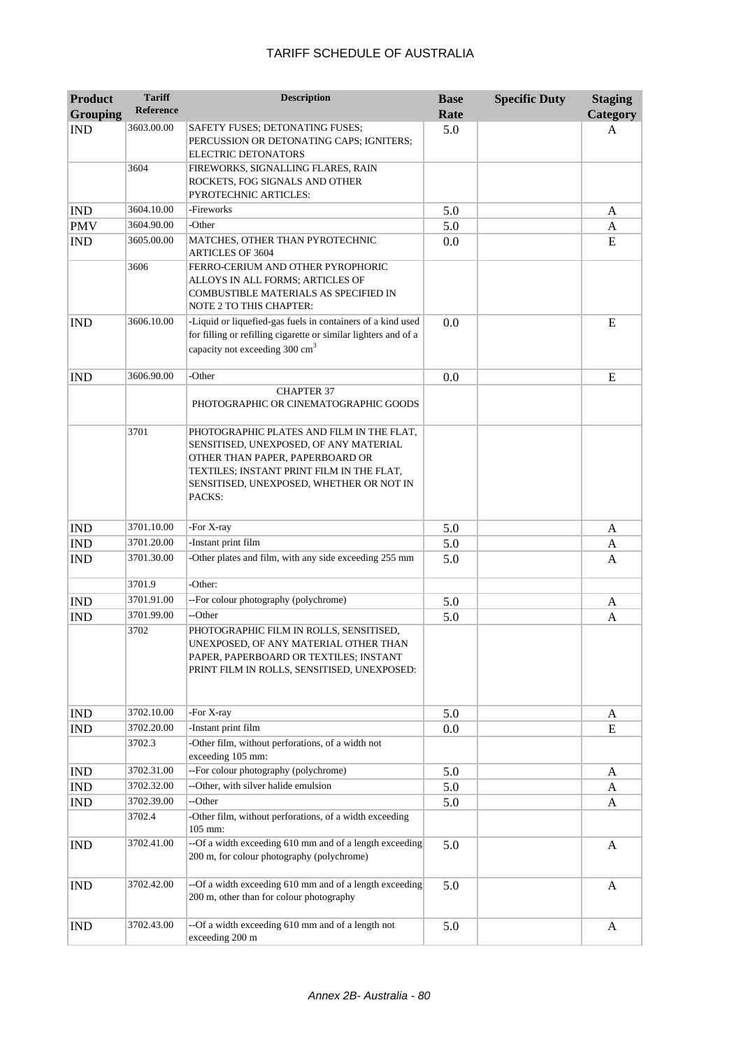| Product Grouping | Tariff Reference | Description | Base Rate | Specific Duty | Staging Category |
|---|---|---|---|---|---|
| IND | 3603.00.00 | SAFETY FUSES; DETONATING FUSES; PERCUSSION OR DETONATING CAPS; IGNITERS; ELECTRIC DETONATORS | 5.0 | | A |
| | 3604 | FIREWORKS, SIGNALLING FLARES, RAIN ROCKETS, FOG SIGNALS AND OTHER PYROTECHNIC ARTICLES: | | | |
| IND | 3604.10.00 | -Fireworks | 5.0 | | A |
| PMV | 3604.90.00 | -Other | 5.0 | | A |
| IND | 3605.00.00 | MATCHES, OTHER THAN PYROTECHNIC ARTICLES OF 3604 | 0.0 | | E |
| | 3606 | FERRO-CERIUM AND OTHER PYROPHORIC ALLOYS IN ALL FORMS; ARTICLES OF COMBUSTIBLE MATERIALS AS SPECIFIED IN NOTE 2 TO THIS CHAPTER: | | | |
| IND | 3606.10.00 | -Liquid or liquefied-gas fuels in containers of a kind used for filling or refilling cigarette or similar lighters and of a capacity not exceeding 300 $cm^3$ | 0.0 | | E |
| IND | 3606.90.00 | -Other | 0.0 | | E |
| | | CHAPTER 37 PHOTOGRAPHIC OR CINEMATOGRAPHIC GOODS | | | |
| | 3701 | PHOTOGRAPHIC PLATES AND FILM IN THE FLAT, SENSITISED, UNEXPOSED, OF ANY MATERIAL OTHER THAN PAPER, PAPERBOARD OR TEXTILES; INSTANT PRINT FILM IN THE FLAT, SENSITISED, UNEXPOSED, WHETHER OR NOT IN PACKS: | | | |
| IND | 3701.10.00 | -For X-ray | 5.0 | | A |
| IND | 3701.20.00 | -Instant print film | 5.0 | | A |
| IND | 3701.30.00 | -Other plates and film, with any side exceeding 255 mm | 5.0 | | A |
| | 3701.9 | -Other: | | | |
| IND | 3701.91.00 | --For colour photography (polychrome) | 5.0 | | A |
| IND | 3701.99.00 | --Other | 5.0 | | A |
| | 3702 | PHOTOGRAPHIC FILM IN ROLLS, SENSITISED, UNEXPOSED, OF ANY MATERIAL OTHER THAN PAPER, PAPERBOARD OR TEXTILES; INSTANT PRINT FILM IN ROLLS, SENSITISED, UNEXPOSED: | | | |
| IND | 3702.10.00 | -For X-ray | 5.0 | | A |
| IND | 3702.20.00 | -Instant print film | 0.0 | | E |
| | 3702.3 | -Other film, without perforations, of a width not exceeding 105 mm: | | | |
| IND | 3702.31.00 | --For colour photography (polychrome) | 5.0 | | A |
| IND | 3702.32.00 | --Other, with silver halide emulsion | 5.0 | | A |
| IND | 3702.39.00 | --Other | 5.0 | | A |
| | 3702.4 | -Other film, without perforations, of a width exceeding 105 mm: | | | |
| IND | 3702.41.00 | --Of a width exceeding 610 mm and of a length exceeding 200 m, for colour photography (polychrome) | 5.0 | | A |
| IND | 3702.42.00 | --Of a width exceeding 610 mm and of a length exceeding 200 m, other than for colour photography | 5.0 | | A |
| IND | 3702.43.00 | --Of a width exceeding 610 mm and of a length not exceeding 200 m | 5.0 | | A |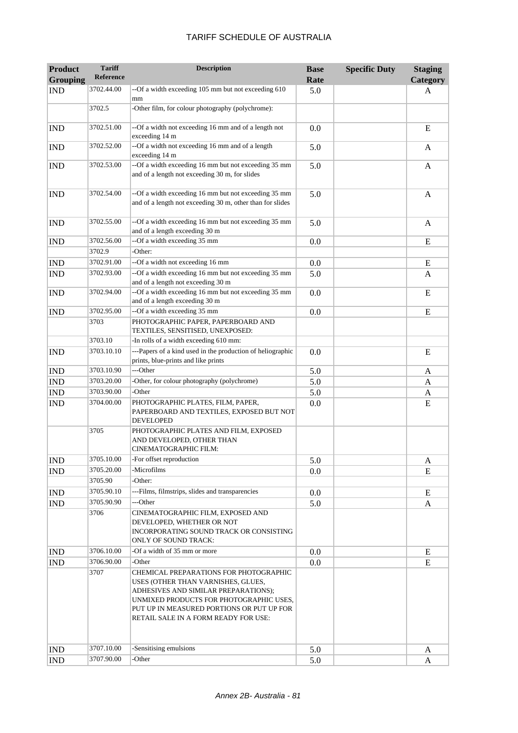# TARIFF SCHEDULE OF AUSTRALIA

| Product Grouping | Tariff Reference | Description | Base Rate | Specific Duty | Staging Category |
|---|---|---|---|---|---|
| IND | 3702.44.00 | --Of a width exceeding 105 mm but not exceeding 610 mm | 5.0 | | A |
| | 3702.5 | -Other film, for colour photography (polychrome): | | | |
| IND | 3702.51.00 | --Of a width not exceeding 16 mm and of a length not exceeding 14 m | 0.0 | | E |
| IND | 3702.52.00 | --Of a width not exceeding 16 mm and of a length exceeding 14 m | 5.0 | | A |
| IND | 3702.53.00 | --Of a width exceeding 16 mm but not exceeding 35 mm and of a length not exceeding 30 m, for slides | 5.0 | | A |
| IND | 3702.54.00 | --Of a width exceeding 16 mm but not exceeding 35 mm and of a length not exceeding 30 m, other than for slides | 5.0 | | A |
| IND | 3702.55.00 | --Of a width exceeding 16 mm but not exceeding 35 mm and of a length exceeding 30 m | 5.0 | | A |
| IND | 3702.56.00 | --Of a width exceeding 35 mm | 0.0 | | E |
| | 3702.9 | -Other: | | | |
| IND | 3702.91.00 | --Of a width not exceeding 16 mm | 0.0 | | E |
| IND | 3702.93.00 | --Of a width exceeding 16 mm but not exceeding 35 mm and of a length not exceeding 30 m | 5.0 | | A |
| IND | 3702.94.00 | --Of a width exceeding 16 mm but not exceeding 35 mm and of a length exceeding 30 m | 0.0 | | E |
| IND | 3702.95.00 | --Of a width exceeding 35 mm | 0.0 | | E |
| | 3703 | PHOTOGRAPHIC PAPER, PAPERBOARD AND TEXTILES, SENSITISED, UNEXPOSED: | | | |
| | 3703.10 | -In rolls of a width exceeding 610 mm: | | | |
| IND | 3703.10.10 | ---Papers of a kind used in the production of heliographic prints, blue-prints and like prints | 0.0 | | E |
| IND | 3703.10.90 | ---Other | 5.0 | | A |
| IND | 3703.20.00 | -Other, for colour photography (polychrome) | 5.0 | | A |
| IND | 3703.90.00 | -Other | 5.0 | | A |
| IND | 3704.00.00 | PHOTOGRAPHIC PLATES, FILM, PAPER, PAPERBOARD AND TEXTILES, EXPOSED BUT NOT DEVELOPED | 0.0 | | E |
| | 3705 | PHOTOGRAPHIC PLATES AND FILM, EXPOSED AND DEVELOPED, OTHER THAN CINEMATOGRAPHIC FILM: | | | |
| IND | 3705.10.00 | -For offset reproduction | 5.0 | | A |
| IND | 3705.20.00 | -Microfilms | 0.0 | | E |
| | 3705.90 | -Other: | | | |
| IND | 3705.90.10 | ---Films, filmstrips, slides and transparencies | 0.0 | | E |
| IND | 3705.90.90 | ---Other | 5.0 | | A |
| | 3706 | CINEMATOGRAPHIC FILM, EXPOSED AND DEVELOPED, WHETHER OR NOT INCORPORATING SOUND TRACK OR CONSISTING ONLY OF SOUND TRACK: | | | |
| IND | 3706.10.00 | -Of a width of 35 mm or more | 0.0 | | E |
| IND | 3706.90.00 | -Other | 0.0 | | E |
| | 3707 | CHEMICAL PREPARATIONS FOR PHOTOGRAPHIC USES (OTHER THAN VARNISHES, GLUES, ADHESIVES AND SIMILAR PREPARATIONS); UNMIXED PRODUCTS FOR PHOTOGRAPHIC USES, PUT UP IN MEASURED PORTIONS OR PUT UP FOR RETAIL SALE IN A FORM READY FOR USE: | | | |
| IND | 3707.10.00 | -Sensitising emulsions | 5.0 | | A |
| IND | 3707.90.00 | -Other | 5.0 | | A |

*Annex 2B- Australia - 81*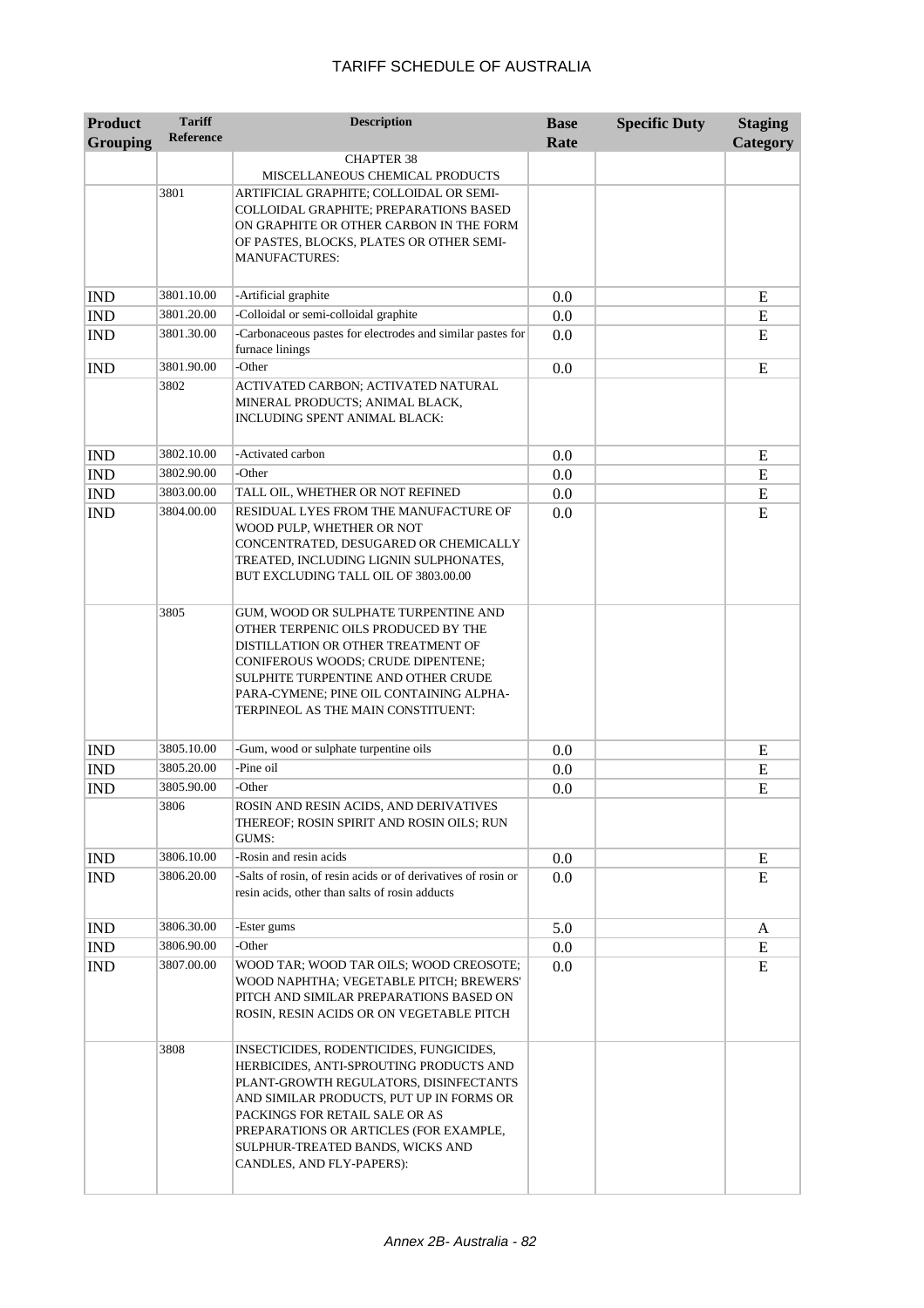# TARIFF SCHEDULE OF AUSTRALIA

| Product Grouping | Tariff Reference | Description | Base Rate | Specific Duty | Staging Category |
|---|---|---|---|---|---|
| | | CHAPTER 38<br>MISCELLANEOUS CHEMICAL PRODUCTS | | | |
| | 3801 | ARTIFICIAL GRAPHITE; COLLOIDAL OR SEMI-COLLOIDAL GRAPHITE; PREPARATIONS BASED ON GRAPHITE OR OTHER CARBON IN THE FORM OF PASTES, BLOCKS, PLATES OR OTHER SEMI-MANUFACTURES: | | | |
| IND | 3801.10.00 | -Artificial graphite | 0.0 | | E |
| IND | 3801.20.00 | -Colloidal or semi-colloidal graphite | 0.0 | | E |
| IND | 3801.30.00 | -Carbonaceous pastes for electrodes and similar pastes for furnace linings | 0.0 | | E |
| IND | 3801.90.00 | -Other | 0.0 | | E |
| | 3802 | ACTIVATED CARBON; ACTIVATED NATURAL MINERAL PRODUCTS; ANIMAL BLACK, INCLUDING SPENT ANIMAL BLACK: | | | |
| IND | 3802.10.00 | -Activated carbon | 0.0 | | E |
| IND | 3802.90.00 | -Other | 0.0 | | E |
| IND | 3803.00.00 | TALL OIL, WHETHER OR NOT REFINED | 0.0 | | E |
| IND | 3804.00.00 | RESIDUAL LYES FROM THE MANUFACTURE OF WOOD PULP, WHETHER OR NOT CONCENTRATED, DESUGARED OR CHEMICALLY TREATED, INCLUDING LIGNIN SULPHONATES, BUT EXCLUDING TALL OIL OF 3803.00.00 | 0.0 | | E |
| | 3805 | GUM, WOOD OR SULPHATE TURPENTINE AND OTHER TERPENIC OILS PRODUCED BY THE DISTILLATION OR OTHER TREATMENT OF CONIFEROUS WOODS; CRUDE DIPENTENE; SULPHITE TURPENTINE AND OTHER CRUDE PARA-CYMENE; PINE OIL CONTAINING ALPHA-TERPINEOL AS THE MAIN CONSTITUENT: | | | |
| IND | 3805.10.00 | -Gum, wood or sulphate turpentine oils | 0.0 | | E |
| IND | 3805.20.00 | -Pine oil | 0.0 | | E |
| IND | 3805.90.00 | -Other | 0.0 | | E |
| | 3806 | ROSIN AND RESIN ACIDS, AND DERIVATIVES THEREOF; ROSIN SPIRIT AND ROSIN OILS; RUN GUMS: | | | |
| IND | 3806.10.00 | -Rosin and resin acids | 0.0 | | E |
| IND | 3806.20.00 | -Salts of rosin, of resin acids or of derivatives of rosin or resin acids, other than salts of rosin adducts | 0.0 | | E |
| IND | 3806.30.00 | -Ester gums | 5.0 | | A |
| IND | 3806.90.00 | -Other | 0.0 | | E |
| IND | 3807.00.00 | WOOD TAR; WOOD TAR OILS; WOOD CREOSOTE; WOOD NAPHTHA; VEGETABLE PITCH; BREWERS' PITCH AND SIMILAR PREPARATIONS BASED ON ROSIN, RESIN ACIDS OR ON VEGETABLE PITCH | 0.0 | | E |
| | 3808 | INSECTICIDES, RODENTICIDES, FUNGICIDES, HERBICIDES, ANTI-SPROUTING PRODUCTS AND PLANT-GROWTH REGULATORS, DISINFECTANTS AND SIMILAR PRODUCTS, PUT UP IN FORMS OR PACKINGS FOR RETAIL SALE OR AS PREPARATIONS OR ARTICLES (FOR EXAMPLE, SULPHUR-TREATED BANDS, WICKS AND CANDLES, AND FLY-PAPERS): | | | |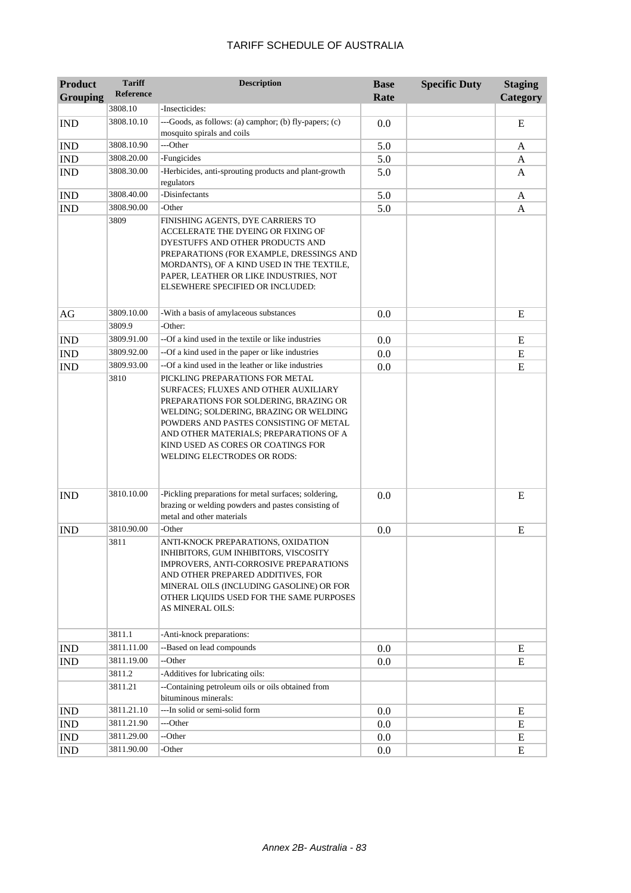# TARIFF SCHEDULE OF AUSTRALIA

| Product Grouping | Tariff Reference | Description | Base Rate | Specific Duty | Staging Category |
|---|---|---|---|---|---|
| | 3808.10 | -Insecticides: | | | |
| IND | 3808.10.10 | ---Goods, as follows: (a) camphor; (b) fly-papers; (c) mosquito spirals and coils | 0.0 | | E |
| IND | 3808.10.90 | ---Other | 5.0 | | A |
| IND | 3808.20.00 | -Fungicides | 5.0 | | A |
| IND | 3808.30.00 | -Herbicides, anti-sprouting products and plant-growth regulators | 5.0 | | A |
| IND | 3808.40.00 | -Disinfectants | 5.0 | | A |
| IND | 3808.90.00 | -Other | 5.0 | | A |
| | 3809 | FINISHING AGENTS, DYE CARRIERS TO ACCELERATE THE DYEING OR FIXING OF DYESTUFFS AND OTHER PRODUCTS AND PREPARATIONS (FOR EXAMPLE, DRESSINGS AND MORDANTS), OF A KIND USED IN THE TEXTILE, PAPER, LEATHER OR LIKE INDUSTRIES, NOT ELSEWHERE SPECIFIED OR INCLUDED: | | | |
| AG | 3809.10.00 | -With a basis of amylaceous substances | 0.0 | | E |
| | 3809.9 | -Other: | | | |
| IND | 3809.91.00 | --Of a kind used in the textile or like industries | 0.0 | | E |
| IND | 3809.92.00 | --Of a kind used in the paper or like industries | 0.0 | | E |
| IND | 3809.93.00 | --Of a kind used in the leather or like industries | 0.0 | | E |
| | 3810 | PICKLING PREPARATIONS FOR METAL SURFACES; FLUXES AND OTHER AUXILIARY PREPARATIONS FOR SOLDERING, BRAZING OR WELDING; SOLDERING, BRAZING OR WELDING POWDERS AND PASTES CONSISTING OF METAL AND OTHER MATERIALS; PREPARATIONS OF A KIND USED AS CORES OR COATINGS FOR WELDING ELECTRODES OR RODS: | | | |
| IND | 3810.10.00 | -Pickling preparations for metal surfaces; soldering, brazing or welding powders and pastes consisting of metal and other materials | 0.0 | | E |
| IND | 3810.90.00 | -Other | 0.0 | | E |
| | 3811 | ANTI-KNOCK PREPARATIONS, OXIDATION INHIBITORS, GUM INHIBITORS, VISCOSITY IMPROVERS, ANTI-CORROSIVE PREPARATIONS AND OTHER PREPARED ADDITIVES, FOR MINERAL OILS (INCLUDING GASOLINE) OR FOR OTHER LIQUIDS USED FOR THE SAME PURPOSES AS MINERAL OILS: | | | |
| | 3811.1 | -Anti-knock preparations: | | | |
| IND | 3811.11.00 | --Based on lead compounds | 0.0 | | E |
| IND | 3811.19.00 | --Other | 0.0 | | E |
| | 3811.2 | -Additives for lubricating oils: | | | |
| | 3811.21 | --Containing petroleum oils or oils obtained from bituminous minerals: | | | |
| IND | 3811.21.10 | ---In solid or semi-solid form | 0.0 | | E |
| IND | 3811.21.90 | ---Other | 0.0 | | E |
| IND | 3811.29.00 | --Other | 0.0 | | E |
| IND | 3811.90.00 | -Other | 0.0 | | E |

*Annex 2B- Australia - 83*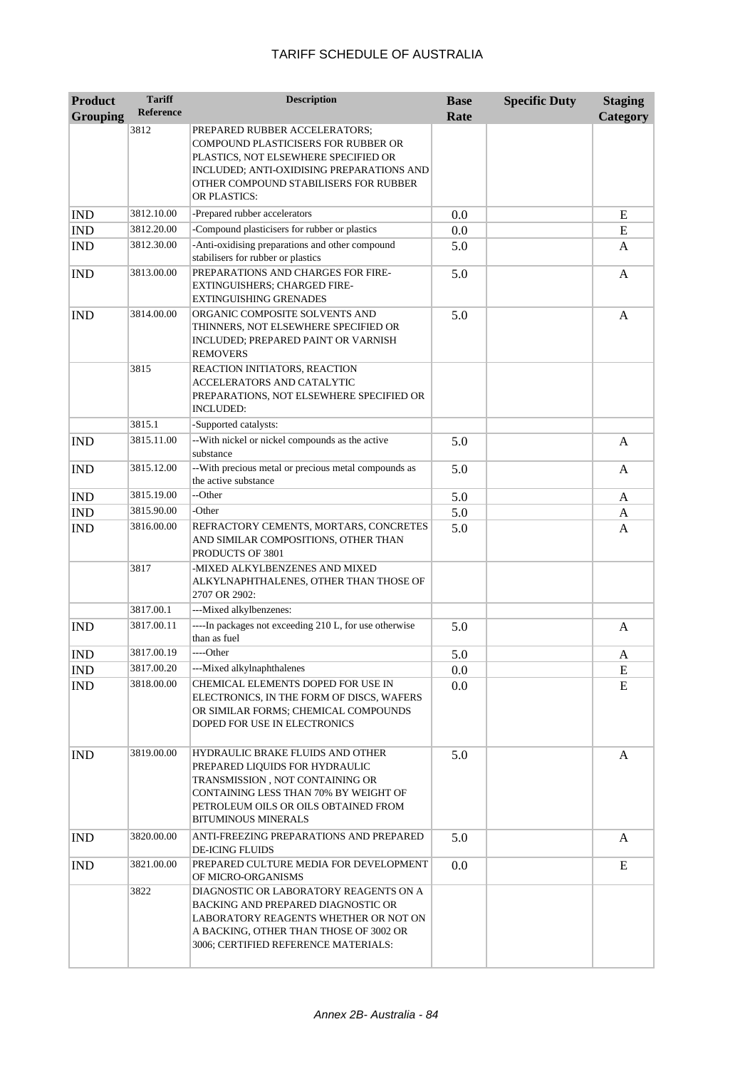| Product Grouping | Tariff Reference | Description | Base Rate | Specific Duty | Staging Category |
|---|---|---|---|---|---|
| | 3812 | PREPARED RUBBER ACCELERATORS; COMPOUND PLASTICISERS FOR RUBBER OR PLASTICS, NOT ELSEWHERE SPECIFIED OR INCLUDED; ANTI-OXIDISING PREPARATIONS AND OTHER COMPOUND STABILISERS FOR RUBBER OR PLASTICS: | | | |
| IND | 3812.10.00 | -Prepared rubber accelerators | 0.0 | | E |
| IND | 3812.20.00 | -Compound plasticisers for rubber or plastics | 0.0 | | E |
| IND | 3812.30.00 | -Anti-oxidising preparations and other compound stabilisers for rubber or plastics | 5.0 | | A |
| IND | 3813.00.00 | PREPARATIONS AND CHARGES FOR FIRE-EXTINGUISHERS; CHARGED FIRE-EXTINGUISHING GRENADES | 5.0 | | A |
| IND | 3814.00.00 | ORGANIC COMPOSITE SOLVENTS AND THINNERS, NOT ELSEWHERE SPECIFIED OR INCLUDED; PREPARED PAINT OR VARNISH REMOVERS | 5.0 | | A |
| | 3815 | REACTION INITIATORS, REACTION ACCELERATORS AND CATALYTIC PREPARATIONS, NOT ELSEWHERE SPECIFIED OR INCLUDED: | | | |
| | 3815.1 | -Supported catalysts: | | | |
| IND | 3815.11.00 | --With nickel or nickel compounds as the active substance | 5.0 | | A |
| IND | 3815.12.00 | --With precious metal or precious metal compounds as the active substance | 5.0 | | A |
| IND | 3815.19.00 | --Other | 5.0 | | A |
| IND | 3815.90.00 | -Other | 5.0 | | A |
| IND | 3816.00.00 | REFRACTORY CEMENTS, MORTARS, CONCRETES AND SIMILAR COMPOSITIONS, OTHER THAN PRODUCTS OF 3801 | 5.0 | | A |
| | 3817 | -MIXED ALKYLBENZENES AND MIXED ALKYLNAPHTHALENES, OTHER THAN THOSE OF 2707 OR 2902: | | | |
| | 3817.00.1 | ---Mixed alkylbenzenes: | | | |
| IND | 3817.00.11 | ----In packages not exceeding 210 L, for use otherwise than as fuel | 5.0 | | A |
| IND | 3817.00.19 | ----Other | 5.0 | | A |
| IND | 3817.00.20 | ---Mixed alkylnaphthalenes | 0.0 | | E |
| IND | 3818.00.00 | CHEMICAL ELEMENTS DOPED FOR USE IN ELECTRONICS, IN THE FORM OF DISCS, WAFERS OR SIMILAR FORMS; CHEMICAL COMPOUNDS DOPED FOR USE IN ELECTRONICS | 0.0 | | E |
| IND | 3819.00.00 | HYDRAULIC BRAKE FLUIDS AND OTHER PREPARED LIQUIDS FOR HYDRAULIC TRANSMISSION , NOT CONTAINING OR CONTAINING LESS THAN 70% BY WEIGHT OF PETROLEUM OILS OR OILS OBTAINED FROM BITUMINOUS MINERALS | 5.0 | | A |
| IND | 3820.00.00 | ANTI-FREEZING PREPARATIONS AND PREPARED DE-ICING FLUIDS | 5.0 | | A |
| IND | 3821.00.00 | PREPARED CULTURE MEDIA FOR DEVELOPMENT OF MICRO-ORGANISMS | 0.0 | | E |
| | 3822 | DIAGNOSTIC OR LABORATORY REAGENTS ON A BACKING AND PREPARED DIAGNOSTIC OR LABORATORY REAGENTS WHETHER OR NOT ON A BACKING, OTHER THAN THOSE OF 3002 OR 3006; CERTIFIED REFERENCE MATERIALS: | | | |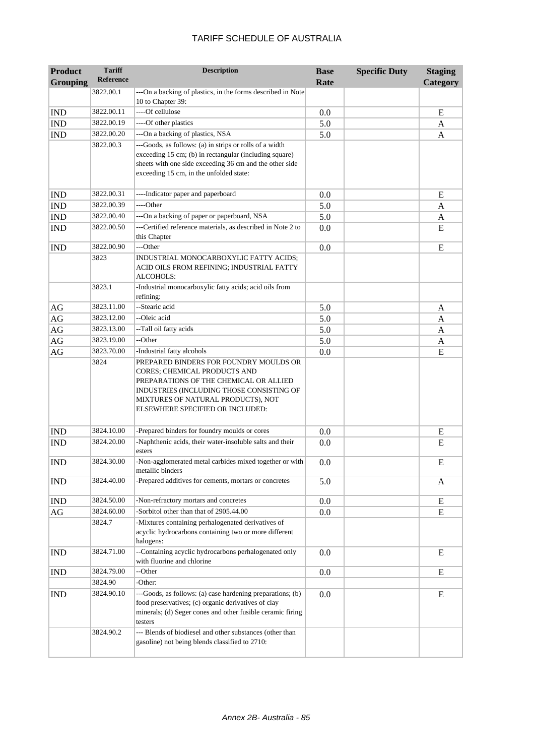| Product Grouping | Tariff Reference | Description | Base Rate | Specific Duty | Staging Category |
|---|---|---|---|---|---|
| | 3822.00.1 | ---On a backing of plastics, in the forms described in Note 10 to Chapter 39: | | | |
| IND | 3822.00.11 | ----Of cellulose | 0.0 | | E |
| IND | 3822.00.19 | ----Of other plastics | 5.0 | | A |
| IND | 3822.00.20 | ---On a backing of plastics, NSA | 5.0 | | A |
| | 3822.00.3 | ---Goods, as follows: (a) in strips or rolls of a width exceeding 15 cm; (b) in rectangular (including square) sheets with one side exceeding 36 cm and the other side exceeding 15 cm, in the unfolded state: | | | |
| IND | 3822.00.31 | ----Indicator paper and paperboard | 0.0 | | E |
| IND | 3822.00.39 | ----Other | 5.0 | | A |
| IND | 3822.00.40 | ---On a backing of paper or paperboard, NSA | 5.0 | | A |
| IND | 3822.00.50 | ---Certified reference materials, as described in Note 2 to this Chapter | 0.0 | | E |
| IND | 3822.00.90 | ---Other | 0.0 | | E |
| | 3823 | INDUSTRIAL MONOCARBOXYLIC FATTY ACIDS; ACID OILS FROM REFINING; INDUSTRIAL FATTY ALCOHOLS: | | | |
| | 3823.1 | -Industrial monocarboxylic fatty acids; acid oils from refining: | | | |
| AG | 3823.11.00 | --Stearic acid | 5.0 | | A |
| AG | 3823.12.00 | --Oleic acid | 5.0 | | A |
| AG | 3823.13.00 | --Tall oil fatty acids | 5.0 | | A |
| AG | 3823.19.00 | --Other | 5.0 | | A |
| AG | 3823.70.00 | -Industrial fatty alcohols | 0.0 | | E |
| | 3824 | PREPARED BINDERS FOR FOUNDRY MOULDS OR CORES; CHEMICAL PRODUCTS AND PREPARATIONS OF THE CHEMICAL OR ALLIED INDUSTRIES (INCLUDING THOSE CONSISTING OF MIXTURES OF NATURAL PRODUCTS), NOT ELSEWHERE SPECIFIED OR INCLUDED: | | | |
| IND | 3824.10.00 | -Prepared binders for foundry moulds or cores | 0.0 | | E |
| IND | 3824.20.00 | -Naphthenic acids, their water-insoluble salts and their esters | 0.0 | | E |
| IND | 3824.30.00 | -Non-agglomerated metal carbides mixed together or with metallic binders | 0.0 | | E |
| IND | 3824.40.00 | -Prepared additives for cements, mortars or concretes | 5.0 | | A |
| IND | 3824.50.00 | -Non-refractory mortars and concretes | 0.0 | | E |
| AG | 3824.60.00 | -Sorbitol other than that of 2905.44.00 | 0.0 | | E |
| | 3824.7 | -Mixtures containing perhalogenated derivatives of acyclic hydrocarbons containing two or more different halogens: | | | |
| IND | 3824.71.00 | --Containing acyclic hydrocarbons perhalogenated only with fluorine and chlorine | 0.0 | | E |
| IND | 3824.79.00 | --Other | 0.0 | | E |
| | 3824.90 | -Other: | | | |
| IND | 3824.90.10 | ---Goods, as follows: (a) case hardening preparations; (b) food preservatives; (c) organic derivatives of clay minerals; (d) Seger cones and other fusible ceramic firing testers | 0.0 | | E |
| | 3824.90.2 | --- Blends of biodiesel and other substances (other than gasoline) not being blends classified to 2710: | | | |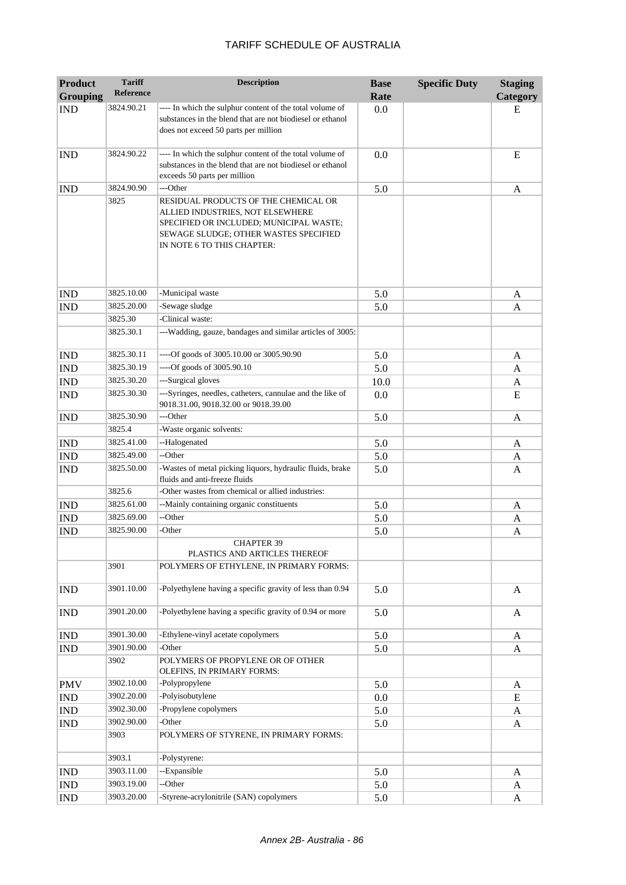| Product Grouping | Tariff Reference | Description | Base Rate | Specific Duty | Staging Category |
|---|---|---|---|---|---|
| IND | 3824.90.21 | ---- In which the sulphur content of the total volume of substances in the blend that are not biodiesel or ethanol does not exceed 50 parts per million | 0.0 | | E |
| IND | 3824.90.22 | ---- In which the sulphur content of the total volume of substances in the blend that are not biodiesel or ethanol exceeds 50 parts per million | 0.0 | | E |
| IND | 3824.90.90 | ---Other | 5.0 | | A |
| | 3825 | RESIDUAL PRODUCTS OF THE CHEMICAL OR ALLIED INDUSTRIES, NOT ELSEWHERE SPECIFIED OR INCLUDED; MUNICIPAL WASTE; SEWAGE SLUDGE; OTHER WASTES SPECIFIED IN NOTE 6 TO THIS CHAPTER: | | | |
| IND | 3825.10.00 | -Municipal waste | 5.0 | | A |
| IND | 3825.20.00 | -Sewage sludge | 5.0 | | A |
| | 3825.30 | -Clinical waste: | | | |
| | 3825.30.1 | ---Wadding, gauze, bandages and similar articles of 3005: | | | |
| IND | 3825.30.11 | ----Of goods of 3005.10.00 or 3005.90.90 | 5.0 | | A |
| IND | 3825.30.19 | ----Of goods of 3005.90.10 | 5.0 | | A |
| IND | 3825.30.20 | ---Surgical gloves | 10.0 | | A |
| IND | 3825.30.30 | ---Syringes, needles, catheters, cannulae and the like of 9018.31.00, 9018.32.00 or 9018.39.00 | 0.0 | | E |
| IND | 3825.30.90 | ---Other | 5.0 | | A |
| | 3825.4 | -Waste organic solvents: | | | |
| IND | 3825.41.00 | --Halogenated | 5.0 | | A |
| IND | 3825.49.00 | --Other | 5.0 | | A |
| IND | 3825.50.00 | -Wastes of metal picking liquors, hydraulic fluids, brake fluids and anti-freeze fluids | 5.0 | | A |
| | 3825.6 | -Other wastes from chemical or allied industries: | | | |
| IND | 3825.61.00 | --Mainly containing organic constituents | 5.0 | | A |
| IND | 3825.69.00 | --Other | 5.0 | | A |
| IND | 3825.90.00 | -Other | 5.0 | | A |
| | | CHAPTER 39<br>PLASTICS AND ARTICLES THEREOF | | | |
| | 3901 | POLYMERS OF ETHYLENE, IN PRIMARY FORMS: | | | |
| IND | 3901.10.00 | -Polyethylene having a specific gravity of less than 0.94 | 5.0 | | A |
| IND | 3901.20.00 | -Polyethylene having a specific gravity of 0.94 or more | 5.0 | | A |
| IND | 3901.30.00 | -Ethylene-vinyl acetate copolymers | 5.0 | | A |
| IND | 3901.90.00 | -Other | 5.0 | | A |
| | 3902 | POLYMERS OF PROPYLENE OR OF OTHER OLEFINS, IN PRIMARY FORMS: | | | |
| PMV | 3902.10.00 | -Polypropylene | 5.0 | | A |
| IND | 3902.20.00 | -Polyisobutylene | 0.0 | | E |
| IND | 3902.30.00 | -Propylene copolymers | 5.0 | | A |
| IND | 3902.90.00 | -Other | 5.0 | | A |
| | 3903 | POLYMERS OF STYRENE, IN PRIMARY FORMS: | | | |
| | 3903.1 | -Polystyrene: | | | |
| IND | 3903.11.00 | --Expansible | 5.0 | | A |
| IND | 3903.19.00 | --Other | 5.0 | | A |
| IND | 3903.20.00 | -Styrene-acrylonitrile (SAN) copolymers | 5.0 | | A |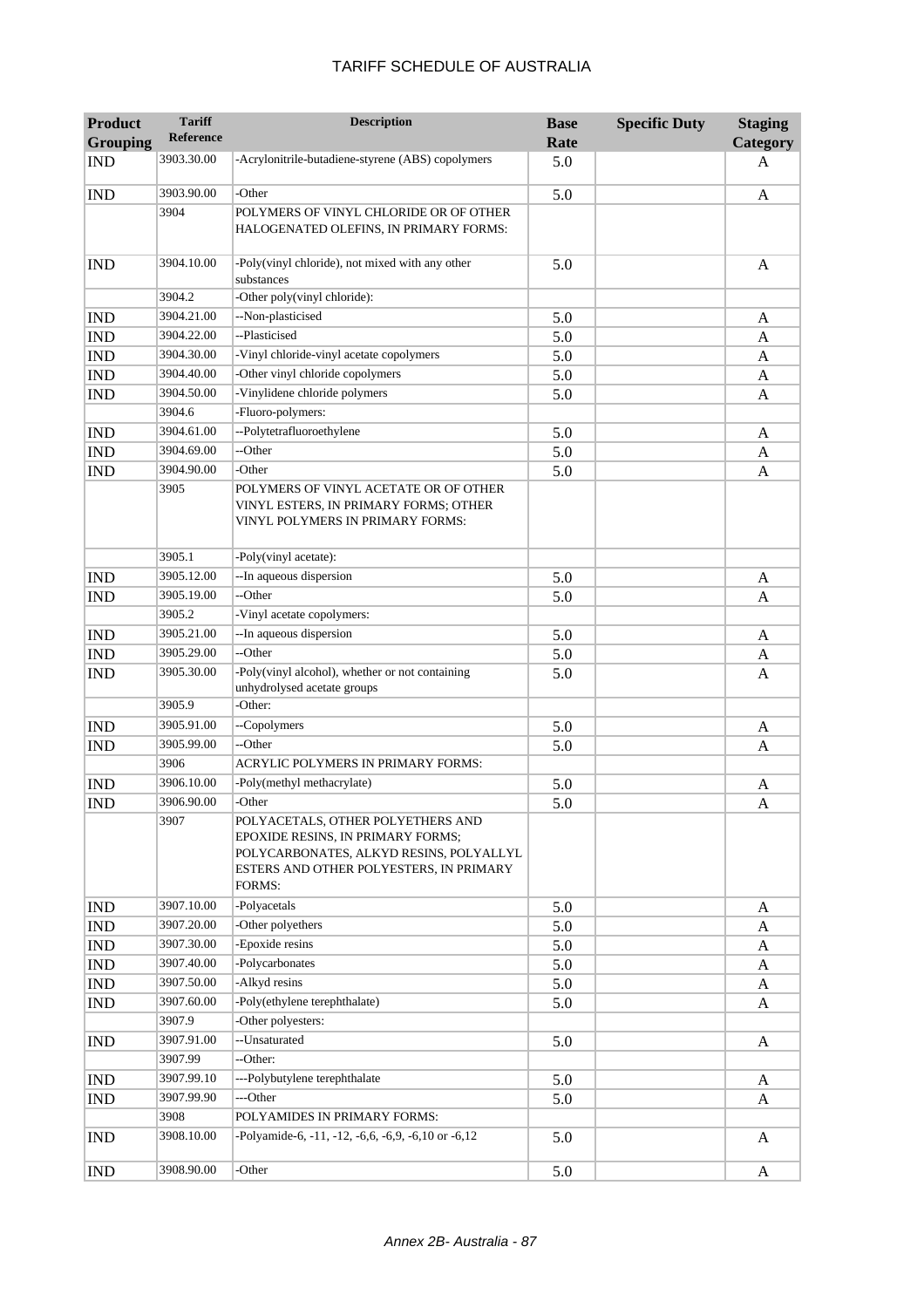| Product Grouping | Tariff Reference | Description | Base Rate | Specific Duty | Staging Category |
|---|---|---|---|---|---|
| IND | 3903.30.00 | -Acrylonitrile-butadiene-styrene (ABS) copolymers | 5.0 | | A |
| IND | 3903.90.00 | -Other | 5.0 | | A |
| | 3904 | POLYMERS OF VINYL CHLORIDE OR OF OTHER HALOGENATED OLEFINS, IN PRIMARY FORMS: | | | |
| IND | 3904.10.00 | -Poly(vinyl chloride), not mixed with any other substances | 5.0 | | A |
| | 3904.2 | -Other poly(vinyl chloride): | | | |
| IND | 3904.21.00 | --Non-plasticised | 5.0 | | A |
| IND | 3904.22.00 | --Plasticised | 5.0 | | A |
| IND | 3904.30.00 | -Vinyl chloride-vinyl acetate copolymers | 5.0 | | A |
| IND | 3904.40.00 | -Other vinyl chloride copolymers | 5.0 | | A |
| IND | 3904.50.00 | -Vinylidene chloride polymers | 5.0 | | A |
| | 3904.6 | -Fluoro-polymers: | | | |
| IND | 3904.61.00 | --Polytetrafluoroethylene | 5.0 | | A |
| IND | 3904.69.00 | --Other | 5.0 | | A |
| IND | 3904.90.00 | -Other | 5.0 | | A |
| | 3905 | POLYMERS OF VINYL ACETATE OR OF OTHER VINYL ESTERS, IN PRIMARY FORMS; OTHER VINYL POLYMERS IN PRIMARY FORMS: | | | |
| | 3905.1 | -Poly(vinyl acetate): | | | |
| IND | 3905.12.00 | --In aqueous dispersion | 5.0 | | A |
| IND | 3905.19.00 | --Other | 5.0 | | A |
| | 3905.2 | -Vinyl acetate copolymers: | | | |
| IND | 3905.21.00 | --In aqueous dispersion | 5.0 | | A |
| IND | 3905.29.00 | --Other | 5.0 | | A |
| IND | 3905.30.00 | -Poly(vinyl alcohol), whether or not containing unhydrolysed acetate groups | 5.0 | | A |
| | 3905.9 | -Other: | | | |
| IND | 3905.91.00 | --Copolymers | 5.0 | | A |
| IND | 3905.99.00 | --Other | 5.0 | | A |
| | 3906 | ACRYLIC POLYMERS IN PRIMARY FORMS: | | | |
| IND | 3906.10.00 | -Poly(methyl methacrylate) | 5.0 | | A |
| IND | 3906.90.00 | -Other | 5.0 | | A |
| | 3907 | POLYACETALS, OTHER POLYETHERS AND EPOXIDE RESINS, IN PRIMARY FORMS; POLYCARBONATES, ALKYD RESINS, POLYALLYL ESTERS AND OTHER POLYESTERS, IN PRIMARY FORMS: | | | |
| IND | 3907.10.00 | -Polyacetals | 5.0 | | A |
| IND | 3907.20.00 | -Other polyethers | 5.0 | | A |
| IND | 3907.30.00 | -Epoxide resins | 5.0 | | A |
| IND | 3907.40.00 | -Polycarbonates | 5.0 | | A |
| IND | 3907.50.00 | -Alkyd resins | 5.0 | | A |
| IND | 3907.60.00 | -Poly(ethylene terephthalate) | 5.0 | | A |
| | 3907.9 | -Other polyesters: | | | |
| IND | 3907.91.00 | --Unsaturated | 5.0 | | A |
| | 3907.99 | --Other: | | | |
| IND | 3907.99.10 | ---Polybutylene terephthalate | 5.0 | | A |
| IND | 3907.99.90 | ---Other | 5.0 | | A |
| | 3908 | POLYAMIDES IN PRIMARY FORMS: | | | |
| IND | 3908.10.00 | -Polyamide-6, -11, -12, -6,6, -6,9, -6,10 or -6,12 | 5.0 | | A |
| IND | 3908.90.00 | -Other | 5.0 | | A |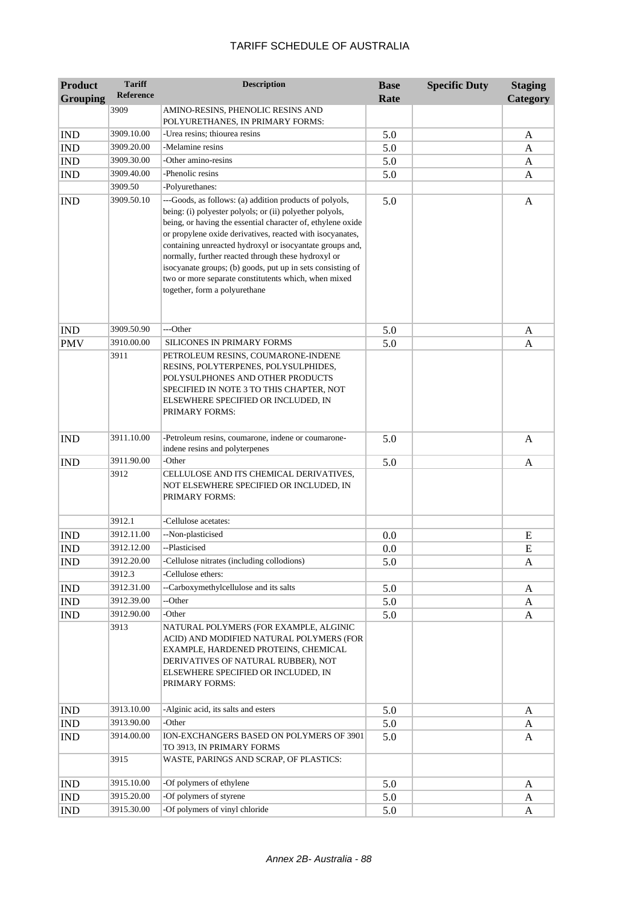| Product Grouping | Tariff Reference | Description | Base Rate | Specific Duty | Staging Category |
|---|---|---|---|---|---|
| | 3909 | AMINO-RESINS, PHENOLIC RESINS AND POLYURETHANES, IN PRIMARY FORMS: | | | |
| IND | 3909.10.00 | -Urea resins; thiourea resins | 5.0 | | A |
| IND | 3909.20.00 | -Melamine resins | 5.0 | | A |
| IND | 3909.30.00 | -Other amino-resins | 5.0 | | A |
| IND | 3909.40.00 | -Phenolic resins | 5.0 | | A |
| | 3909.50 | -Polyurethanes: | | | |
| IND | 3909.50.10 | ---Goods, as follows: (a) addition products of polyols, being: (i) polyester polyols; or (ii) polyether polyols, being, or having the essential character of, ethylene oxide or propylene oxide derivatives, reacted with isocyanates, containing unreacted hydroxyl or isocyantate groups and, normally, further reacted through these hydroxyl or isocyanate groups; (b) goods, put up in sets consisting of two or more separate constitutents which, when mixed together, form a polyurethane | 5.0 | | A |
| IND | 3909.50.90 | ---Other | 5.0 | | A |
| PMV | 3910.00.00 | SILICONES IN PRIMARY FORMS | 5.0 | | A |
| | 3911 | PETROLEUM RESINS, COUMARONE-INDENE RESINS, POLYTERPENES, POLYSULPHIDES, POLYSULPHONES AND OTHER PRODUCTS SPECIFIED IN NOTE 3 TO THIS CHAPTER, NOT ELSEWHERE SPECIFIED OR INCLUDED, IN PRIMARY FORMS: | | | |
| IND | 3911.10.00 | -Petroleum resins, coumarone, indene or coumarone-indene resins and polyterpenes | 5.0 | | A |
| IND | 3911.90.00 | -Other | 5.0 | | A |
| | 3912 | CELLULOSE AND ITS CHEMICAL DERIVATIVES, NOT ELSEWHERE SPECIFIED OR INCLUDED, IN PRIMARY FORMS: | | | |
| | 3912.1 | -Cellulose acetates: | | | |
| IND | 3912.11.00 | --Non-plasticised | 0.0 | | E |
| IND | 3912.12.00 | --Plasticised | 0.0 | | E |
| IND | 3912.20.00 | -Cellulose nitrates (including collodions) | 5.0 | | A |
| | 3912.3 | -Cellulose ethers: | | | |
| IND | 3912.31.00 | --Carboxymethylcellulose and its salts | 5.0 | | A |
| IND | 3912.39.00 | --Other | 5.0 | | A |
| IND | 3912.90.00 | -Other | 5.0 | | A |
| | 3913 | NATURAL POLYMERS (FOR EXAMPLE, ALGINIC ACID) AND MODIFIED NATURAL POLYMERS (FOR EXAMPLE, HARDENED PROTEINS, CHEMICAL DERIVATIVES OF NATURAL RUBBER), NOT ELSEWHERE SPECIFIED OR INCLUDED, IN PRIMARY FORMS: | | | |
| IND | 3913.10.00 | -Alginic acid, its salts and esters | 5.0 | | A |
| IND | 3913.90.00 | -Other | 5.0 | | A |
| IND | 3914.00.00 | ION-EXCHANGERS BASED ON POLYMERS OF 3901 TO 3913, IN PRIMARY FORMS | 5.0 | | A |
| | 3915 | WASTE, PARINGS AND SCRAP, OF PLASTICS: | | | |
| IND | 3915.10.00 | -Of polymers of ethylene | 5.0 | | A |
| IND | 3915.20.00 | -Of polymers of styrene | 5.0 | | A |
| IND | 3915.30.00 | -Of polymers of vinyl chloride | 5.0 | | A |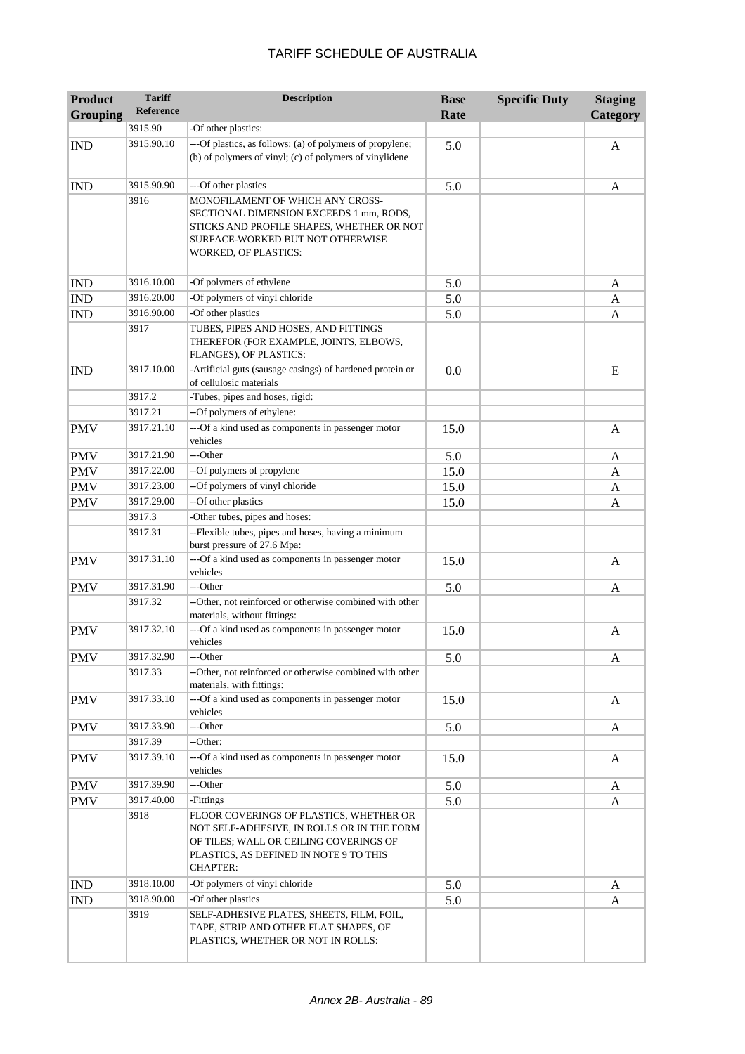| Product Grouping | Tariff Reference | Description | Base Rate | Specific Duty | Staging Category |
|---|---|---|---|---|---|
| | 3915.90 | -Of other plastics: | | | |
| IND | 3915.90.10 | ---Of plastics, as follows: (a) of polymers of propylene; (b) of polymers of vinyl; (c) of polymers of vinylidene | 5.0 | | A |
| IND | 3915.90.90 | ---Of other plastics | 5.0 | | A |
| | 3916 | MONOFILAMENT OF WHICH ANY CROSS-SECTIONAL DIMENSION EXCEEDS 1 mm, RODS, STICKS AND PROFILE SHAPES, WHETHER OR NOT SURFACE-WORKED BUT NOT OTHERWISE WORKED, OF PLASTICS: | | | |
| IND | 3916.10.00 | -Of polymers of ethylene | 5.0 | | A |
| IND | 3916.20.00 | -Of polymers of vinyl chloride | 5.0 | | A |
| IND | 3916.90.00 | -Of other plastics | 5.0 | | A |
| | 3917 | TUBES, PIPES AND HOSES, AND FITTINGS THEREFOR (FOR EXAMPLE, JOINTS, ELBOWS, FLANGES), OF PLASTICS: | | | |
| IND | 3917.10.00 | -Artificial guts (sausage casings) of hardened protein or of cellulosic materials | 0.0 | | E |
| | 3917.2 | -Tubes, pipes and hoses, rigid: | | | |
| | 3917.21 | --Of polymers of ethylene: | | | |
| PMV | 3917.21.10 | ---Of a kind used as components in passenger motor vehicles | 15.0 | | A |
| PMV | 3917.21.90 | ---Other | 5.0 | | A |
| PMV | 3917.22.00 | --Of polymers of propylene | 15.0 | | A |
| PMV | 3917.23.00 | --Of polymers of vinyl chloride | 15.0 | | A |
| PMV | 3917.29.00 | --Of other plastics | 15.0 | | A |
| | 3917.3 | -Other tubes, pipes and hoses: | | | |
| | 3917.31 | --Flexible tubes, pipes and hoses, having a minimum burst pressure of 27.6 Mpa: | | | |
| PMV | 3917.31.10 | ---Of a kind used as components in passenger motor vehicles | 15.0 | | A |
| PMV | 3917.31.90 | ---Other | 5.0 | | A |
| | 3917.32 | --Other, not reinforced or otherwise combined with other materials, without fittings: | | | |
| PMV | 3917.32.10 | ---Of a kind used as components in passenger motor vehicles | 15.0 | | A |
| PMV | 3917.32.90 | ---Other | 5.0 | | A |
| | 3917.33 | --Other, not reinforced or otherwise combined with other materials, with fittings: | | | |
| PMV | 3917.33.10 | ---Of a kind used as components in passenger motor vehicles | 15.0 | | A |
| PMV | 3917.33.90 | ---Other | 5.0 | | A |
| | 3917.39 | --Other: | | | |
| PMV | 3917.39.10 | ---Of a kind used as components in passenger motor vehicles | 15.0 | | A |
| PMV | 3917.39.90 | ---Other | 5.0 | | A |
| PMV | 3917.40.00 | -Fittings | 5.0 | | A |
| | 3918 | FLOOR COVERINGS OF PLASTICS, WHETHER OR NOT SELF-ADHESIVE, IN ROLLS OR IN THE FORM OF TILES; WALL OR CEILING COVERINGS OF PLASTICS, AS DEFINED IN NOTE 9 TO THIS CHAPTER: | | | |
| IND | 3918.10.00 | -Of polymers of vinyl chloride | 5.0 | | A |
| IND | 3918.90.00 | -Of other plastics | 5.0 | | A |
| | 3919 | SELF-ADHESIVE PLATES, SHEETS, FILM, FOIL, TAPE, STRIP AND OTHER FLAT SHAPES, OF PLASTICS, WHETHER OR NOT IN ROLLS: | | | |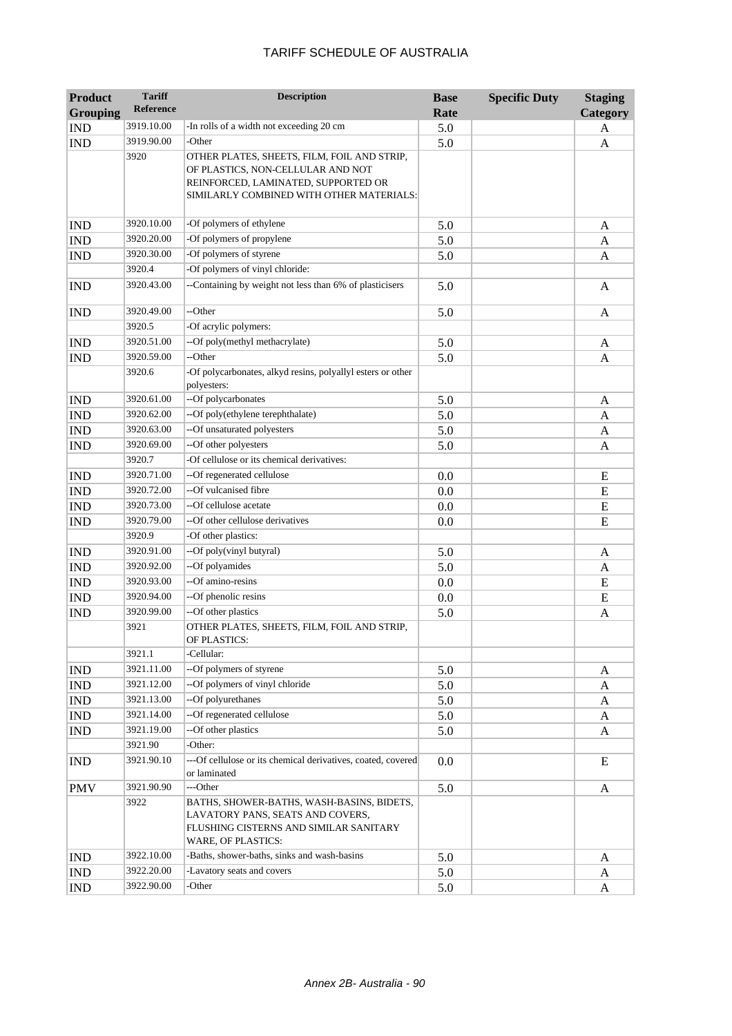| Product Grouping | Tariff Reference | Description | Base Rate | Specific Duty | Staging Category |
|---|---|---|---|---|---|
| IND | 3919.10.00 | -In rolls of a width not exceeding 20 cm | 5.0 | | A |
| IND | 3919.90.00 | -Other | 5.0 | | A |
| | 3920 | OTHER PLATES, SHEETS, FILM, FOIL AND STRIP, OF PLASTICS, NON-CELLULAR AND NOT REINFORCED, LAMINATED, SUPPORTED OR SIMILARLY COMBINED WITH OTHER MATERIALS: | | | |
| IND | 3920.10.00 | -Of polymers of ethylene | 5.0 | | A |
| IND | 3920.20.00 | -Of polymers of propylene | 5.0 | | A |
| IND | 3920.30.00 | -Of polymers of styrene | 5.0 | | A |
| | 3920.4 | -Of polymers of vinyl chloride: | | | |
| IND | 3920.43.00 | --Containing by weight not less than 6% of plasticisers | 5.0 | | A |
| IND | 3920.49.00 | --Other | 5.0 | | A |
| | 3920.5 | -Of acrylic polymers: | | | |
| IND | 3920.51.00 | --Of poly(methyl methacrylate) | 5.0 | | A |
| IND | 3920.59.00 | --Other | 5.0 | | A |
| | 3920.6 | -Of polycarbonates, alkyd resins, polyallyl esters or other polyesters: | | | |
| IND | 3920.61.00 | --Of polycarbonates | 5.0 | | A |
| IND | 3920.62.00 | --Of poly(ethylene terephthalate) | 5.0 | | A |
| IND | 3920.63.00 | --Of unsaturated polyesters | 5.0 | | A |
| IND | 3920.69.00 | --Of other polyesters | 5.0 | | A |
| | 3920.7 | -Of cellulose or its chemical derivatives: | | | |
| IND | 3920.71.00 | --Of regenerated cellulose | 0.0 | | E |
| IND | 3920.72.00 | --Of vulcanised fibre | 0.0 | | E |
| IND | 3920.73.00 | --Of cellulose acetate | 0.0 | | E |
| IND | 3920.79.00 | --Of other cellulose derivatives | 0.0 | | E |
| | 3920.9 | -Of other plastics: | | | |
| IND | 3920.91.00 | --Of poly(vinyl butyral) | 5.0 | | A |
| IND | 3920.92.00 | --Of polyamides | 5.0 | | A |
| IND | 3920.93.00 | --Of amino-resins | 0.0 | | E |
| IND | 3920.94.00 | --Of phenolic resins | 0.0 | | E |
| IND | 3920.99.00 | --Of other plastics | 5.0 | | A |
| | 3921 | OTHER PLATES, SHEETS, FILM, FOIL AND STRIP, OF PLASTICS: | | | |
| | 3921.1 | -Cellular: | | | |
| IND | 3921.11.00 | --Of polymers of styrene | 5.0 | | A |
| IND | 3921.12.00 | --Of polymers of vinyl chloride | 5.0 | | A |
| IND | 3921.13.00 | --Of polyurethanes | 5.0 | | A |
| IND | 3921.14.00 | --Of regenerated cellulose | 5.0 | | A |
| IND | 3921.19.00 | --Of other plastics | 5.0 | | A |
| | 3921.90 | -Other: | | | |
| IND | 3921.90.10 | ---Of cellulose or its chemical derivatives, coated, covered or laminated | 0.0 | | E |
| PMV | 3921.90.90 | ---Other | 5.0 | | A |
| | 3922 | BATHS, SHOWER-BATHS, WASH-BASINS, BIDETS, LAVATORY PANS, SEATS AND COVERS, FLUSHING CISTERNS AND SIMILAR SANITARY WARE, OF PLASTICS: | | | |
| IND | 3922.10.00 | -Baths, shower-baths, sinks and wash-basins | 5.0 | | A |
| IND | 3922.20.00 | -Lavatory seats and covers | 5.0 | | A |
| IND | 3922.90.00 | -Other | 5.0 | | A |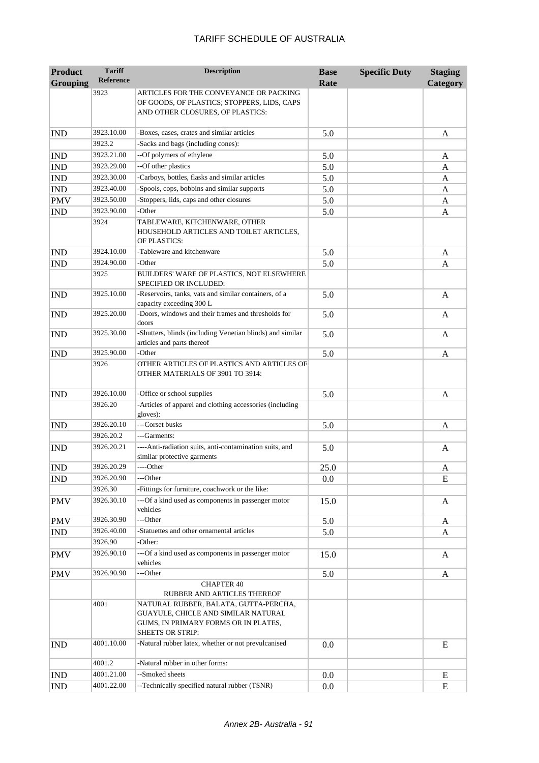# TARIFF SCHEDULE OF AUSTRALIA

| Product Grouping | Tariff Reference | Description | Base Rate | Specific Duty | Staging Category |
|---|---|---|---|---|---|
| | 3923 | ARTICLES FOR THE CONVEYANCE OR PACKING OF GOODS, OF PLASTICS; STOPPERS, LIDS, CAPS AND OTHER CLOSURES, OF PLASTICS: | | | |
| IND | 3923.10.00 | -Boxes, cases, crates and similar articles | 5.0 | | A |
| | 3923.2 | -Sacks and bags (including cones): | | | |
| IND | 3923.21.00 | --Of polymers of ethylene | 5.0 | | A |
| IND | 3923.29.00 | --Of other plastics | 5.0 | | A |
| IND | 3923.30.00 | -Carboys, bottles, flasks and similar articles | 5.0 | | A |
| IND | 3923.40.00 | -Spools, cops, bobbins and similar supports | 5.0 | | A |
| PMV | 3923.50.00 | -Stoppers, lids, caps and other closures | 5.0 | | A |
| IND | 3923.90.00 | -Other | 5.0 | | A |
| | 3924 | TABLEWARE, KITCHENWARE, OTHER HOUSEHOLD ARTICLES AND TOILET ARTICLES, OF PLASTICS: | | | |
| IND | 3924.10.00 | -Tableware and kitchenware | 5.0 | | A |
| IND | 3924.90.00 | -Other | 5.0 | | A |
| | 3925 | BUILDERS' WARE OF PLASTICS, NOT ELSEWHERE SPECIFIED OR INCLUDED: | | | |
| IND | 3925.10.00 | -Reservoirs, tanks, vats and similar containers, of a capacity exceeding 300 L | 5.0 | | A |
| IND | 3925.20.00 | -Doors, windows and their frames and thresholds for doors | 5.0 | | A |
| IND | 3925.30.00 | -Shutters, blinds (including Venetian blinds) and similar articles and parts thereof | 5.0 | | A |
| IND | 3925.90.00 | -Other | 5.0 | | A |
| | 3926 | OTHER ARTICLES OF PLASTICS AND ARTICLES OF OTHER MATERIALS OF 3901 TO 3914: | | | |
| IND | 3926.10.00 | -Office or school supplies | 5.0 | | A |
| | 3926.20 | -Articles of apparel and clothing accessories (including gloves): | | | |
| IND | 3926.20.10 | ---Corset busks | 5.0 | | A |
| | 3926.20.2 | ---Garments: | | | |
| IND | 3926.20.21 | ----Anti-radiation suits, anti-contamination suits, and similar protective garments | 5.0 | | A |
| IND | 3926.20.29 | ----Other | 25.0 | | A |
| IND | 3926.20.90 | ---Other | 0.0 | | E |
| | 3926.30 | -Fittings for furniture, coachwork or the like: | | | |
| PMV | 3926.30.10 | ---Of a kind used as components in passenger motor vehicles | 15.0 | | A |
| PMV | 3926.30.90 | ---Other | 5.0 | | A |
| IND | 3926.40.00 | -Statuettes and other ornamental articles | 5.0 | | A |
| | 3926.90 | -Other: | | | |
| PMV | 3926.90.10 | ---Of a kind used as components in passenger motor vehicles | 15.0 | | A |
| PMV | 3926.90.90 | ---Other | 5.0 | | A |
| | | CHAPTER 40<br>RUBBER AND ARTICLES THEREOF | | | |
| | 4001 | NATURAL RUBBER, BALATA, GUTTA-PERCHA, GUAYULE, CHICLE AND SIMILAR NATURAL GUMS, IN PRIMARY FORMS OR IN PLATES, SHEETS OR STRIP: | | | |
| IND | 4001.10.00 | -Natural rubber latex, whether or not prevulcanised | 0.0 | | E |
| | 4001.2 | -Natural rubber in other forms: | | | |
| IND | 4001.21.00 | --Smoked sheets | 0.0 | | E |
| IND | 4001.22.00 | --Technically specified natural rubber (TSNR) | 0.0 | | E |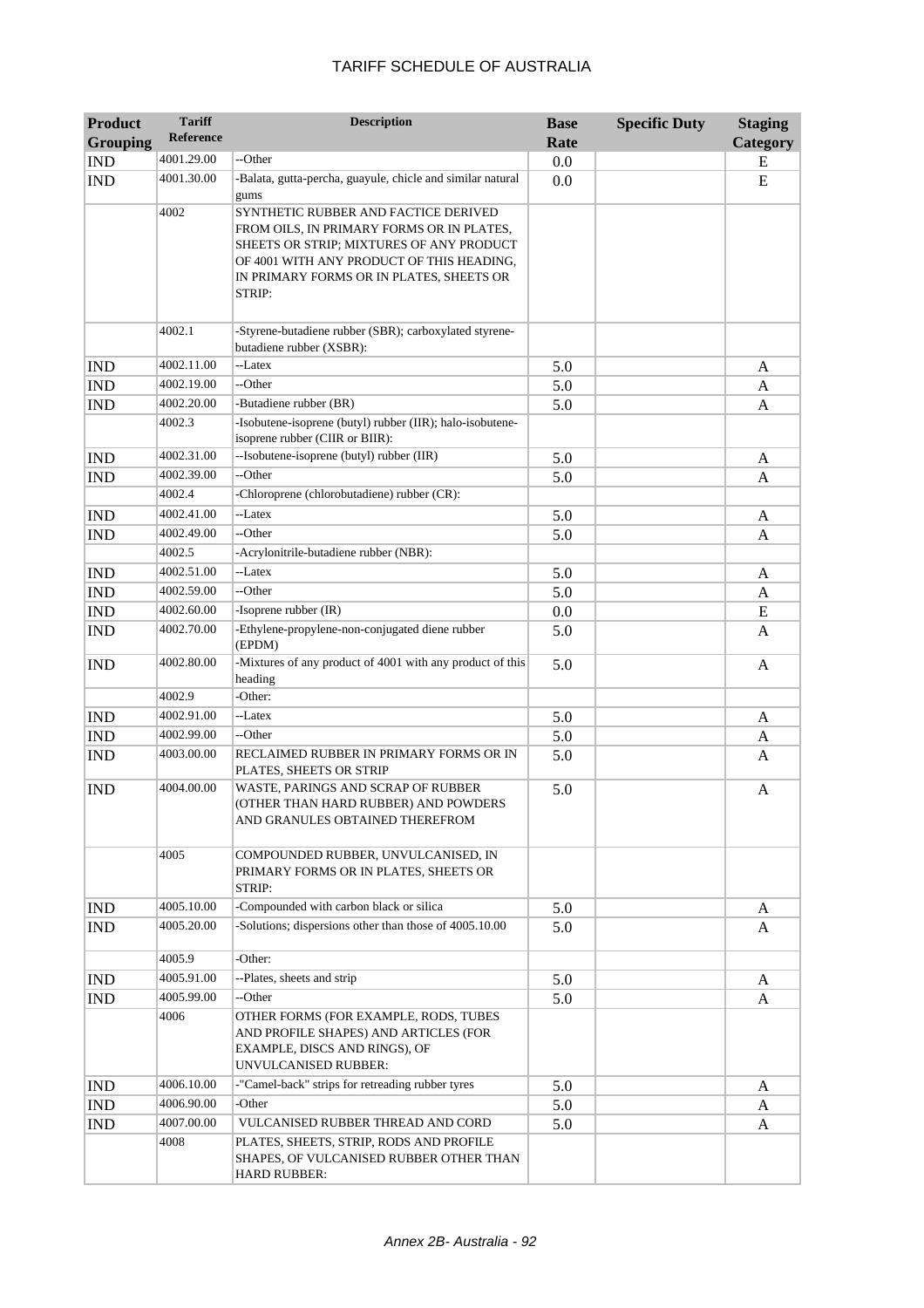| Product Grouping | Tariff Reference | Description | Base Rate | Specific Duty | Staging Category |
|---|---|---|---|---|---|
| IND | 4001.29.00 | --Other | 0.0 | | E |
| IND | 4001.30.00 | -Balata, gutta-percha, guayule, chicle and similar natural gums | 0.0 | | E |
| | 4002 | SYNTHETIC RUBBER AND FACTICE DERIVED FROM OILS, IN PRIMARY FORMS OR IN PLATES, SHEETS OR STRIP; MIXTURES OF ANY PRODUCT OF 4001 WITH ANY PRODUCT OF THIS HEADING, IN PRIMARY FORMS OR IN PLATES, SHEETS OR STRIP: | | | |
| | 4002.1 | -Styrene-butadiene rubber (SBR); carboxylated styrene-butadiene rubber (XSBR): | | | |
| IND | 4002.11.00 | --Latex | 5.0 | | A |
| IND | 4002.19.00 | --Other | 5.0 | | A |
| IND | 4002.20.00 | -Butadiene rubber (BR) | 5.0 | | A |
| | 4002.3 | -Isobutene-isoprene (butyl) rubber (IIR); halo-isobutene-isoprene rubber (CIIR or BIIR): | | | |
| IND | 4002.31.00 | --Isobutene-isoprene (butyl) rubber (IIR) | 5.0 | | A |
| IND | 4002.39.00 | --Other | 5.0 | | A |
| | 4002.4 | -Chloroprene (chlorobutadiene) rubber (CR): | | | |
| IND | 4002.41.00 | --Latex | 5.0 | | A |
| IND | 4002.49.00 | --Other | 5.0 | | A |
| | 4002.5 | -Acrylonitrile-butadiene rubber (NBR): | | | |
| IND | 4002.51.00 | --Latex | 5.0 | | A |
| IND | 4002.59.00 | --Other | 5.0 | | A |
| IND | 4002.60.00 | -Isoprene rubber (IR) | 0.0 | | E |
| IND | 4002.70.00 | -Ethylene-propylene-non-conjugated diene rubber (EPDM) | 5.0 | | A |
| IND | 4002.80.00 | -Mixtures of any product of 4001 with any product of this heading | 5.0 | | A |
| | 4002.9 | -Other: | | | |
| IND | 4002.91.00 | --Latex | 5.0 | | A |
| IND | 4002.99.00 | --Other | 5.0 | | A |
| IND | 4003.00.00 | RECLAIMED RUBBER IN PRIMARY FORMS OR IN PLATES, SHEETS OR STRIP | 5.0 | | A |
| IND | 4004.00.00 | WASTE, PARINGS AND SCRAP OF RUBBER (OTHER THAN HARD RUBBER) AND POWDERS AND GRANULES OBTAINED THEREFROM | 5.0 | | A |
| | 4005 | COMPOUNDED RUBBER, UNVULCANISED, IN PRIMARY FORMS OR IN PLATES, SHEETS OR STRIP: | | | |
| IND | 4005.10.00 | -Compounded with carbon black or silica | 5.0 | | A |
| IND | 4005.20.00 | -Solutions; dispersions other than those of 4005.10.00 | 5.0 | | A |
| | 4005.9 | -Other: | | | |
| IND | 4005.91.00 | --Plates, sheets and strip | 5.0 | | A |
| IND | 4005.99.00 | --Other | 5.0 | | A |
| | 4006 | OTHER FORMS (FOR EXAMPLE, RODS, TUBES AND PROFILE SHAPES) AND ARTICLES (FOR EXAMPLE, DISCS AND RINGS), OF UNVULCANISED RUBBER: | | | |
| IND | 4006.10.00 | -"Camel-back" strips for retreading rubber tyres | 5.0 | | A |
| IND | 4006.90.00 | -Other | 5.0 | | A |
| IND | 4007.00.00 | VULCANISED RUBBER THREAD AND CORD | 5.0 | | A |
| | 4008 | PLATES, SHEETS, STRIP, RODS AND PROFILE SHAPES, OF VULCANISED RUBBER OTHER THAN HARD RUBBER: | | | |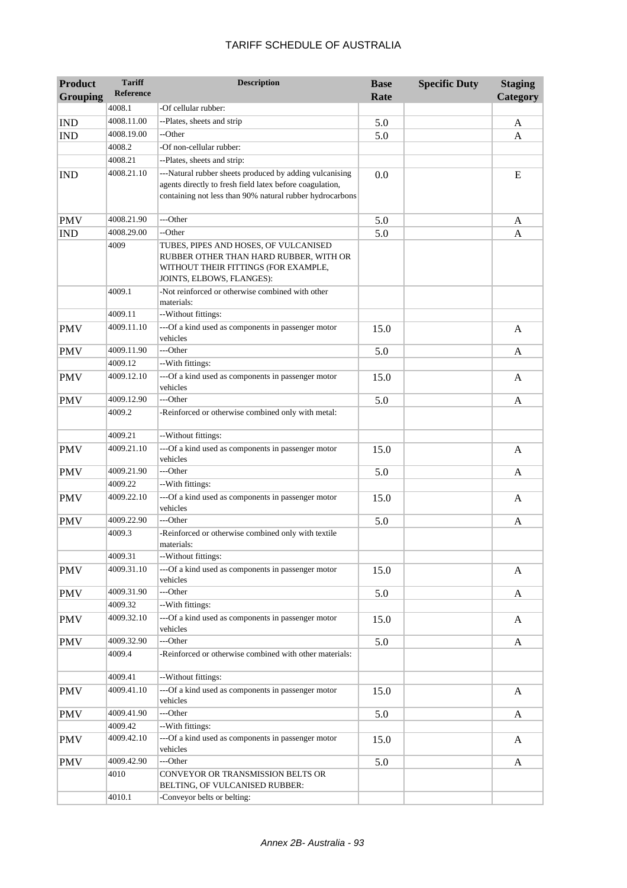| Product Grouping | Tariff Reference | Description | Base Rate | Specific Duty | Staging Category |
|---|---|---|---|---|---|
| | 4008.1 | -Of cellular rubber: | | | |
| IND | 4008.11.00 | --Plates, sheets and strip | 5.0 | | A |
| IND | 4008.19.00 | --Other | 5.0 | | A |
| | 4008.2 | -Of non-cellular rubber: | | | |
| | 4008.21 | --Plates, sheets and strip: | | | |
| IND | 4008.21.10 | ---Natural rubber sheets produced by adding vulcanising agents directly to fresh field latex before coagulation, containing not less than 90% natural rubber hydrocarbons | 0.0 | | E |
| PMV | 4008.21.90 | ---Other | 5.0 | | A |
| IND | 4008.29.00 | --Other | 5.0 | | A |
| | 4009 | TUBES, PIPES AND HOSES, OF VULCANISED RUBBER OTHER THAN HARD RUBBER, WITH OR WITHOUT THEIR FITTINGS (FOR EXAMPLE, JOINTS, ELBOWS, FLANGES): | | | |
| | 4009.1 | -Not reinforced or otherwise combined with other materials: | | | |
| | 4009.11 | --Without fittings: | | | |
| PMV | 4009.11.10 | ---Of a kind used as components in passenger motor vehicles | 15.0 | | A |
| PMV | 4009.11.90 | ---Other | 5.0 | | A |
| | 4009.12 | --With fittings: | | | |
| PMV | 4009.12.10 | ---Of a kind used as components in passenger motor vehicles | 15.0 | | A |
| PMV | 4009.12.90 | ---Other | 5.0 | | A |
| | 4009.2 | -Reinforced or otherwise combined only with metal: | | | |
| | 4009.21 | --Without fittings: | | | |
| PMV | 4009.21.10 | ---Of a kind used as components in passenger motor vehicles | 15.0 | | A |
| PMV | 4009.21.90 | ---Other | 5.0 | | A |
| | 4009.22 | --With fittings: | | | |
| PMV | 4009.22.10 | ---Of a kind used as components in passenger motor vehicles | 15.0 | | A |
| PMV | 4009.22.90 | ---Other | 5.0 | | A |
| | 4009.3 | -Reinforced or otherwise combined only with textile materials: | | | |
| | 4009.31 | --Without fittings: | | | |
| PMV | 4009.31.10 | ---Of a kind used as components in passenger motor vehicles | 15.0 | | A |
| PMV | 4009.31.90 | ---Other | 5.0 | | A |
| | 4009.32 | --With fittings: | | | |
| PMV | 4009.32.10 | ---Of a kind used as components in passenger motor vehicles | 15.0 | | A |
| PMV | 4009.32.90 | ---Other | 5.0 | | A |
| | 4009.4 | -Reinforced or otherwise combined with other materials: | | | |
| | 4009.41 | --Without fittings: | | | |
| PMV | 4009.41.10 | ---Of a kind used as components in passenger motor vehicles | 15.0 | | A |
| PMV | 4009.41.90 | ---Other | 5.0 | | A |
| | 4009.42 | --With fittings: | | | |
| PMV | 4009.42.10 | ---Of a kind used as components in passenger motor vehicles | 15.0 | | A |
| PMV | 4009.42.90 | ---Other | 5.0 | | A |
| | 4010 | CONVEYOR OR TRANSMISSION BELTS OR BELTING, OF VULCANISED RUBBER: | | | |
| | 4010.1 | -Conveyor belts or belting: | | | |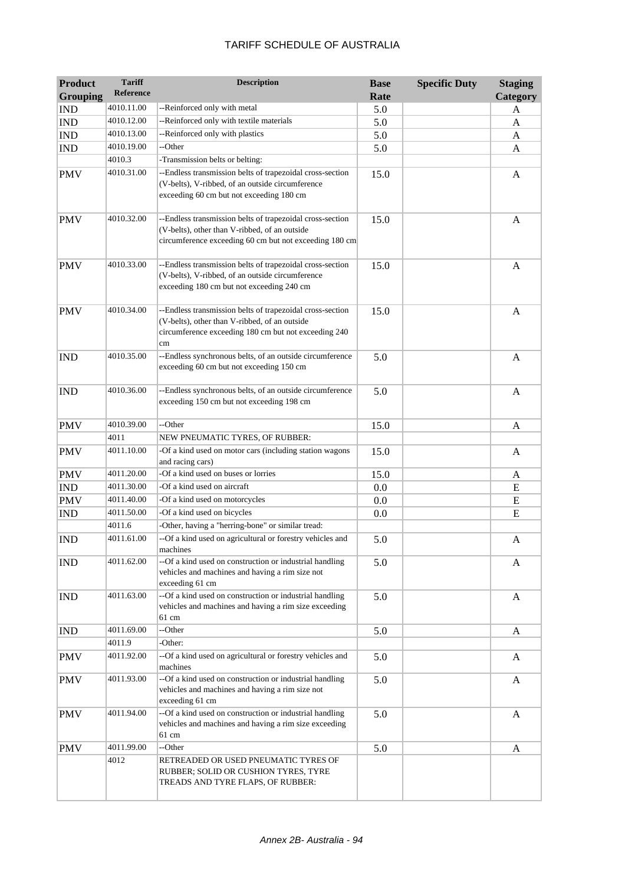# TARIFF SCHEDULE OF AUSTRALIA

| Product Grouping | Tariff Reference | Description | Base Rate | Specific Duty | Staging Category |
|---|---|---|---|---|---|
| IND | 4010.11.00 | --Reinforced only with metal | 5.0 | | A |
| IND | 4010.12.00 | --Reinforced only with textile materials | 5.0 | | A |
| IND | 4010.13.00 | --Reinforced only with plastics | 5.0 | | A |
| IND | 4010.19.00 | --Other | 5.0 | | A |
| | 4010.3 | -Transmission belts or belting: | | | |
| PMV | 4010.31.00 | --Endless transmission belts of trapezoidal cross-section (V-belts), V-ribbed, of an outside circumference exceeding 60 cm but not exceeding 180 cm | 15.0 | | A |
| PMV | 4010.32.00 | --Endless transmission belts of trapezoidal cross-section (V-belts), other than V-ribbed, of an outside circumference exceeding 60 cm but not exceeding 180 cm | 15.0 | | A |
| PMV | 4010.33.00 | --Endless transmission belts of trapezoidal cross-section (V-belts), V-ribbed, of an outside circumference exceeding 180 cm but not exceeding 240 cm | 15.0 | | A |
| PMV | 4010.34.00 | --Endless transmission belts of trapezoidal cross-section (V-belts), other than V-ribbed, of an outside circumference exceeding 180 cm but not exceeding 240 cm | 15.0 | | A |
| IND | 4010.35.00 | --Endless synchronous belts, of an outside circumference exceeding 60 cm but not exceeding 150 cm | 5.0 | | A |
| IND | 4010.36.00 | --Endless synchronous belts, of an outside circumference exceeding 150 cm but not exceeding 198 cm | 5.0 | | A |
| PMV | 4010.39.00 | --Other | 15.0 | | A |
| | 4011 | NEW PNEUMATIC TYRES, OF RUBBER: | | | |
| PMV | 4011.10.00 | -Of a kind used on motor cars (including station wagons and racing cars) | 15.0 | | A |
| PMV | 4011.20.00 | -Of a kind used on buses or lorries | 15.0 | | A |
| IND | 4011.30.00 | -Of a kind used on aircraft | 0.0 | | E |
| PMV | 4011.40.00 | -Of a kind used on motorcycles | 0.0 | | E |
| IND | 4011.50.00 | -Of a kind used on bicycles | 0.0 | | E |
| | 4011.6 | -Other, having a "herring-bone" or similar tread: | | | |
| IND | 4011.61.00 | --Of a kind used on agricultural or forestry vehicles and machines | 5.0 | | A |
| IND | 4011.62.00 | --Of a kind used on construction or industrial handling vehicles and machines and having a rim size not exceeding 61 cm | 5.0 | | A |
| IND | 4011.63.00 | --Of a kind used on construction or industrial handling vehicles and machines and having a rim size exceeding 61 cm | 5.0 | | A |
| IND | 4011.69.00 | --Other | 5.0 | | A |
| | 4011.9 | -Other: | | | |
| PMV | 4011.92.00 | --Of a kind used on agricultural or forestry vehicles and machines | 5.0 | | A |
| PMV | 4011.93.00 | --Of a kind used on construction or industrial handling vehicles and machines and having a rim size not exceeding 61 cm | 5.0 | | A |
| PMV | 4011.94.00 | --Of a kind used on construction or industrial handling vehicles and machines and having a rim size exceeding 61 cm | 5.0 | | A |
| PMV | 4011.99.00 | --Other | 5.0 | | A |
| | 4012 | RETREADED OR USED PNEUMATIC TYRES OF RUBBER; SOLID OR CUSHION TYRES, TYRE TREADS AND TYRE FLAPS, OF RUBBER: | | | |

Annex 2B- Australia - 94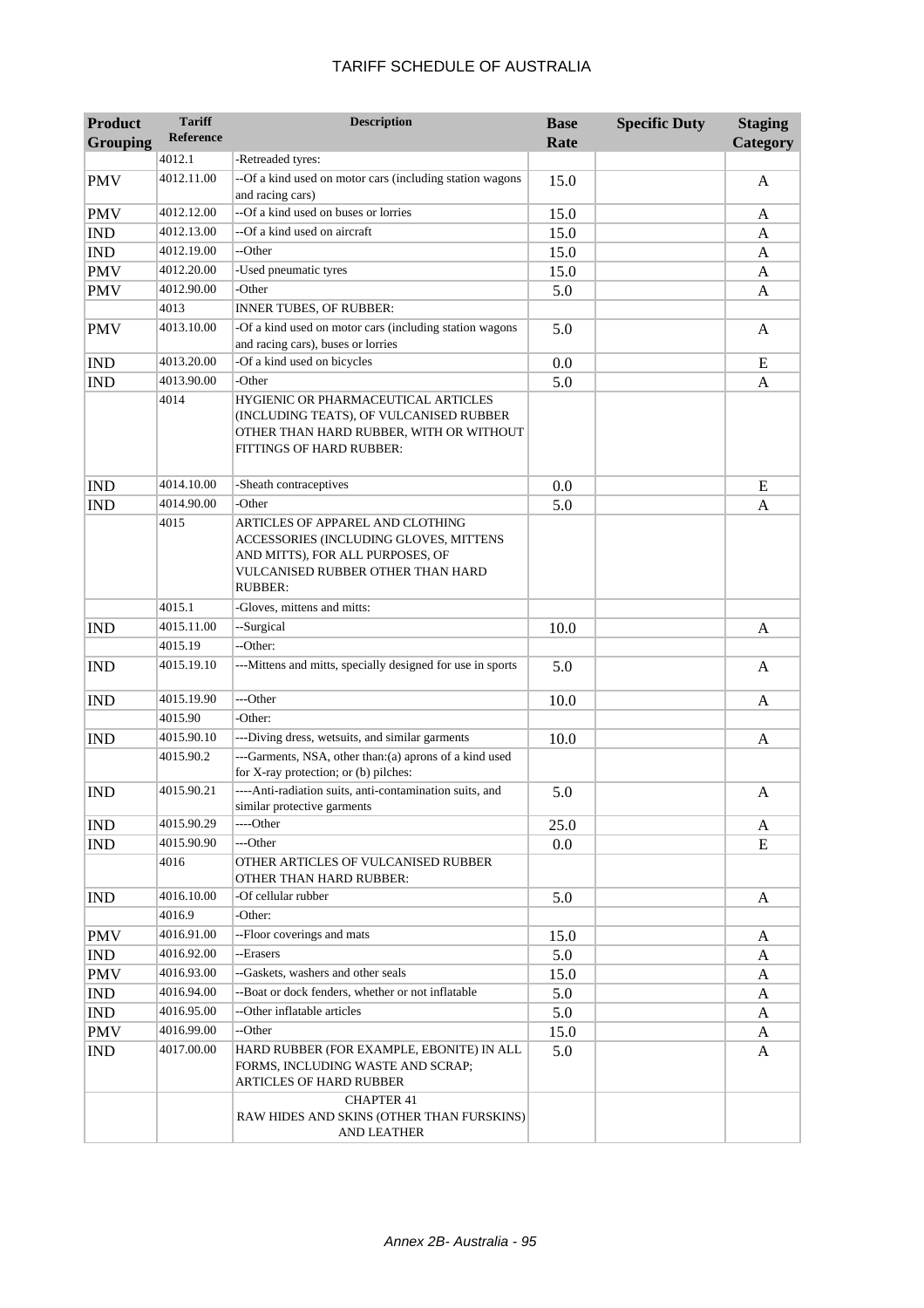| Product Grouping | Tariff Reference | Description | Base Rate | Specific Duty | Staging Category |
|---|---|---|---|---|---|
| | 4012.1 | -Retreaded tyres: | | | |
| PMV | 4012.11.00 | --Of a kind used on motor cars (including station wagons and racing cars) | 15.0 | | A |
| PMV | 4012.12.00 | --Of a kind used on buses or lorries | 15.0 | | A |
| IND | 4012.13.00 | --Of a kind used on aircraft | 15.0 | | A |
| IND | 4012.19.00 | --Other | 15.0 | | A |
| PMV | 4012.20.00 | -Used pneumatic tyres | 15.0 | | A |
| PMV | 4012.90.00 | -Other | 5.0 | | A |
| | 4013 | INNER TUBES, OF RUBBER: | | | |
| PMV | 4013.10.00 | -Of a kind used on motor cars (including station wagons and racing cars), buses or lorries | 5.0 | | A |
| IND | 4013.20.00 | -Of a kind used on bicycles | 0.0 | | E |
| IND | 4013.90.00 | -Other | 5.0 | | A |
| | 4014 | HYGIENIC OR PHARMACEUTICAL ARTICLES (INCLUDING TEATS), OF VULCANISED RUBBER OTHER THAN HARD RUBBER, WITH OR WITHOUT FITTINGS OF HARD RUBBER: | | | |
| IND | 4014.10.00 | -Sheath contraceptives | 0.0 | | E |
| IND | 4014.90.00 | -Other | 5.0 | | A |
| | 4015 | ARTICLES OF APPAREL AND CLOTHING ACCESSORIES (INCLUDING GLOVES, MITTENS AND MITTS), FOR ALL PURPOSES, OF VULCANISED RUBBER OTHER THAN HARD RUBBER: | | | |
| | 4015.1 | -Gloves, mittens and mitts: | | | |
| IND | 4015.11.00 | --Surgical | 10.0 | | A |
| | 4015.19 | --Other: | | | |
| IND | 4015.19.10 | ---Mittens and mitts, specially designed for use in sports | 5.0 | | A |
| IND | 4015.19.90 | ---Other | 10.0 | | A |
| | 4015.90 | -Other: | | | |
| IND | 4015.90.10 | ---Diving dress, wetsuits, and similar garments | 10.0 | | A |
| | 4015.90.2 | ---Garments, NSA, other than:(a) aprons of a kind used for X-ray protection; or (b) pilches: | | | |
| IND | 4015.90.21 | ----Anti-radiation suits, anti-contamination suits, and similar protective garments | 5.0 | | A |
| IND | 4015.90.29 | ----Other | 25.0 | | A |
| IND | 4015.90.90 | ---Other | 0.0 | | E |
| | 4016 | OTHER ARTICLES OF VULCANISED RUBBER OTHER THAN HARD RUBBER: | | | |
| IND | 4016.10.00 | -Of cellular rubber | 5.0 | | A |
| | 4016.9 | -Other: | | | |
| PMV | 4016.91.00 | --Floor coverings and mats | 15.0 | | A |
| IND | 4016.92.00 | --Erasers | 5.0 | | A |
| PMV | 4016.93.00 | --Gaskets, washers and other seals | 15.0 | | A |
| IND | 4016.94.00 | --Boat or dock fenders, whether or not inflatable | 5.0 | | A |
| IND | 4016.95.00 | --Other inflatable articles | 5.0 | | A |
| PMV | 4016.99.00 | --Other | 15.0 | | A |
| IND | 4017.00.00 | HARD RUBBER (FOR EXAMPLE, EBONITE) IN ALL FORMS, INCLUDING WASTE AND SCRAP; ARTICLES OF HARD RUBBER | 5.0 | | A |
| | | CHAPTER 41<br>RAW HIDES AND SKINS (OTHER THAN FURSKINS) AND LEATHER | | | |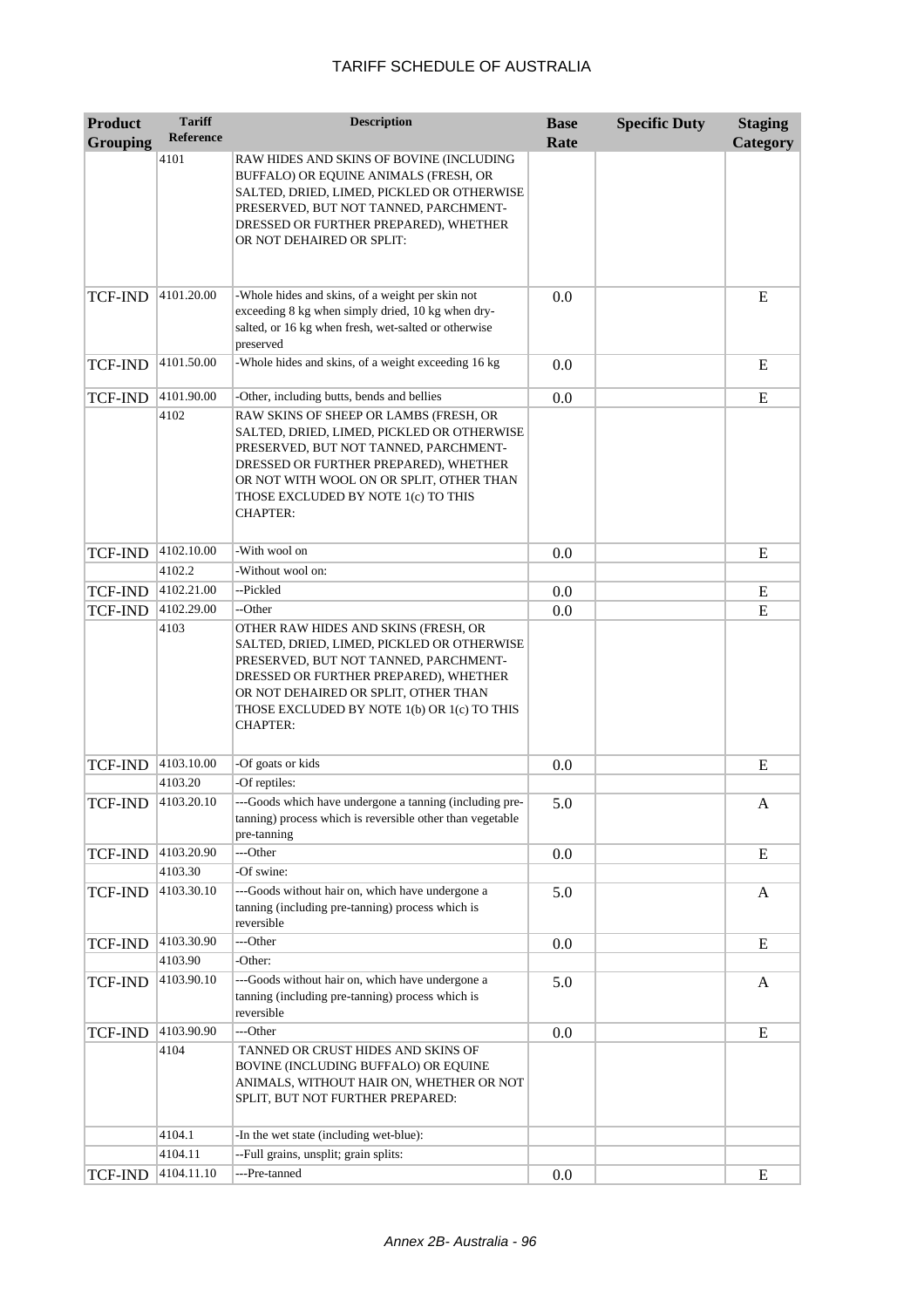| Product Grouping | Tariff Reference | Description | Base Rate | Specific Duty | Staging Category |
|---|---|---|---|---|---|
| | 4101 | RAW HIDES AND SKINS OF BOVINE (INCLUDING BUFFALO) OR EQUINE ANIMALS (FRESH, OR SALTED, DRIED, LIMED, PICKLED OR OTHERWISE PRESERVED, BUT NOT TANNED, PARCHMENT-DRESSED OR FURTHER PREPARED), WHETHER OR NOT DEHAIRED OR SPLIT: | | | |
| TCF-IND | 4101.20.00 | -Whole hides and skins, of a weight per skin not exceeding 8 kg when simply dried, 10 kg when dry-salted, or 16 kg when fresh, wet-salted or otherwise preserved | 0.0 | | E |
| TCF-IND | 4101.50.00 | -Whole hides and skins, of a weight exceeding 16 kg | 0.0 | | E |
| TCF-IND | 4101.90.00 | -Other, including butts, bends and bellies | 0.0 | | E |
| | 4102 | RAW SKINS OF SHEEP OR LAMBS (FRESH, OR SALTED, DRIED, LIMED, PICKLED OR OTHERWISE PRESERVED, BUT NOT TANNED, PARCHMENT-DRESSED OR FURTHER PREPARED), WHETHER OR NOT WITH WOOL ON OR SPLIT, OTHER THAN THOSE EXCLUDED BY NOTE 1(c) TO THIS CHAPTER: | | | |
| TCF-IND | 4102.10.00 | -With wool on | 0.0 | | E |
| | 4102.2 | -Without wool on: | | | |
| TCF-IND | 4102.21.00 | --Pickled | 0.0 | | E |
| TCF-IND | 4102.29.00 | --Other | 0.0 | | E |
| | 4103 | OTHER RAW HIDES AND SKINS (FRESH, OR SALTED, DRIED, LIMED, PICKLED OR OTHERWISE PRESERVED, BUT NOT TANNED, PARCHMENT-DRESSED OR FURTHER PREPARED), WHETHER OR NOT DEHAIRED OR SPLIT, OTHER THAN THOSE EXCLUDED BY NOTE 1(b) OR 1(c) TO THIS CHAPTER: | | | |
| TCF-IND | 4103.10.00 | -Of goats or kids | 0.0 | | E |
| | 4103.20 | -Of reptiles: | | | |
| TCF-IND | 4103.20.10 | ---Goods which have undergone a tanning (including pre-tanning) process which is reversible other than vegetable pre-tanning | 5.0 | | A |
| TCF-IND | 4103.20.90 | ---Other | 0.0 | | E |
| | 4103.30 | -Of swine: | | | |
| TCF-IND | 4103.30.10 | ---Goods without hair on, which have undergone a tanning (including pre-tanning) process which is reversible | 5.0 | | A |
| TCF-IND | 4103.30.90 | ---Other | 0.0 | | E |
| | 4103.90 | -Other: | | | |
| TCF-IND | 4103.90.10 | ---Goods without hair on, which have undergone a tanning (including pre-tanning) process which is reversible | 5.0 | | A |
| TCF-IND | 4103.90.90 | ---Other | 0.0 | | E |
| | 4104 | TANNED OR CRUST HIDES AND SKINS OF BOVINE (INCLUDING BUFFALO) OR EQUINE ANIMALS, WITHOUT HAIR ON, WHETHER OR NOT SPLIT, BUT NOT FURTHER PREPARED: | | | |
| | 4104.1 | -In the wet state (including wet-blue): | | | |
| | 4104.11 | --Full grains, unsplit; grain splits: | | | |
| TCF-IND | 4104.11.10 | ---Pre-tanned | 0.0 | | E |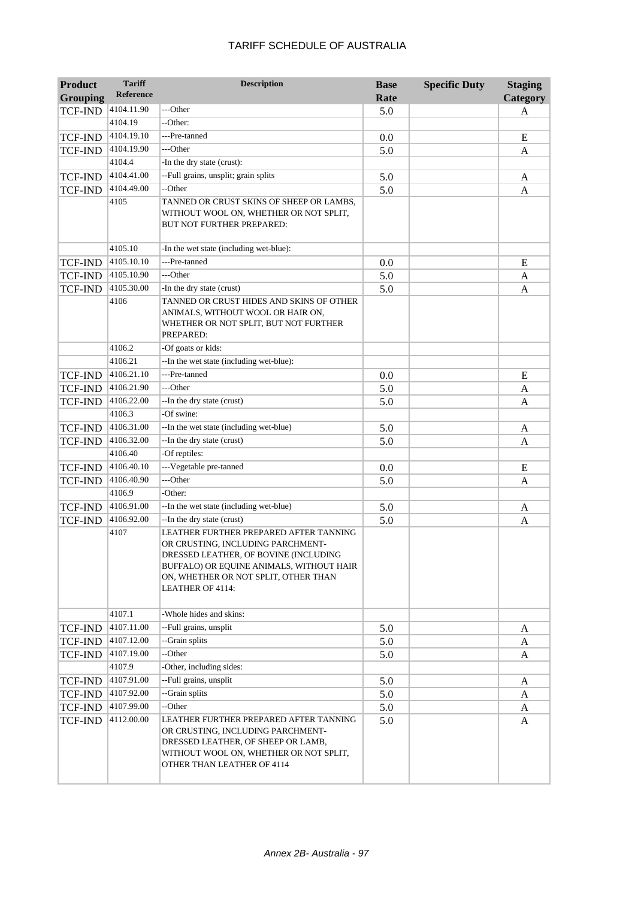| Product Grouping | Tariff Reference | Description | Base Rate | Specific Duty | Staging Category |
|---|---|---|---|---|---|
| TCF-IND | 4104.11.90 | ---Other | 5.0 | | A |
| | 4104.19 | --Other: | | | |
| TCF-IND | 4104.19.10 | ---Pre-tanned | 0.0 | | E |
| TCF-IND | 4104.19.90 | ---Other | 5.0 | | A |
| | 4104.4 | -In the dry state (crust): | | | |
| TCF-IND | 4104.41.00 | --Full grains, unsplit; grain splits | 5.0 | | A |
| TCF-IND | 4104.49.00 | --Other | 5.0 | | A |
| | 4105 | TANNED OR CRUST SKINS OF SHEEP OR LAMBS, WITHOUT WOOL ON, WHETHER OR NOT SPLIT, BUT NOT FURTHER PREPARED: | | | |
| | 4105.10 | -In the wet state (including wet-blue): | | | |
| TCF-IND | 4105.10.10 | ---Pre-tanned | 0.0 | | E |
| TCF-IND | 4105.10.90 | ---Other | 5.0 | | A |
| TCF-IND | 4105.30.00 | -In the dry state (crust) | 5.0 | | A |
| | 4106 | TANNED OR CRUST HIDES AND SKINS OF OTHER ANIMALS, WITHOUT WOOL OR HAIR ON, WHETHER OR NOT SPLIT, BUT NOT FURTHER PREPARED: | | | |
| | 4106.2 | -Of goats or kids: | | | |
| | 4106.21 | --In the wet state (including wet-blue): | | | |
| TCF-IND | 4106.21.10 | ---Pre-tanned | 0.0 | | E |
| TCF-IND | 4106.21.90 | ---Other | 5.0 | | A |
| TCF-IND | 4106.22.00 | --In the dry state (crust) | 5.0 | | A |
| | 4106.3 | -Of swine: | | | |
| TCF-IND | 4106.31.00 | --In the wet state (including wet-blue) | 5.0 | | A |
| TCF-IND | 4106.32.00 | --In the dry state (crust) | 5.0 | | A |
| | 4106.40 | -Of reptiles: | | | |
| TCF-IND | 4106.40.10 | ---Vegetable pre-tanned | 0.0 | | E |
| TCF-IND | 4106.40.90 | ---Other | 5.0 | | A |
| | 4106.9 | -Other: | | | |
| TCF-IND | 4106.91.00 | --In the wet state (including wet-blue) | 5.0 | | A |
| TCF-IND | 4106.92.00 | --In the dry state (crust) | 5.0 | | A |
| | 4107 | LEATHER FURTHER PREPARED AFTER TANNING OR CRUSTING, INCLUDING PARCHMENT-DRESSED LEATHER, OF BOVINE (INCLUDING BUFFALO) OR EQUINE ANIMALS, WITHOUT HAIR ON, WHETHER OR NOT SPLIT, OTHER THAN LEATHER OF 4114: | | | |
| | 4107.1 | -Whole hides and skins: | | | |
| TCF-IND | 4107.11.00 | --Full grains, unsplit | 5.0 | | A |
| TCF-IND | 4107.12.00 | --Grain splits | 5.0 | | A |
| TCF-IND | 4107.19.00 | --Other | 5.0 | | A |
| | 4107.9 | -Other, including sides: | | | |
| TCF-IND | 4107.91.00 | --Full grains, unsplit | 5.0 | | A |
| TCF-IND | 4107.92.00 | --Grain splits | 5.0 | | A |
| TCF-IND | 4107.99.00 | --Other | 5.0 | | A |
| TCF-IND | 4112.00.00 | LEATHER FURTHER PREPARED AFTER TANNING OR CRUSTING, INCLUDING PARCHMENT-DRESSED LEATHER, OF SHEEP OR LAMB, WITHOUT WOOL ON, WHETHER OR NOT SPLIT, OTHER THAN LEATHER OF 4114 | 5.0 | | A |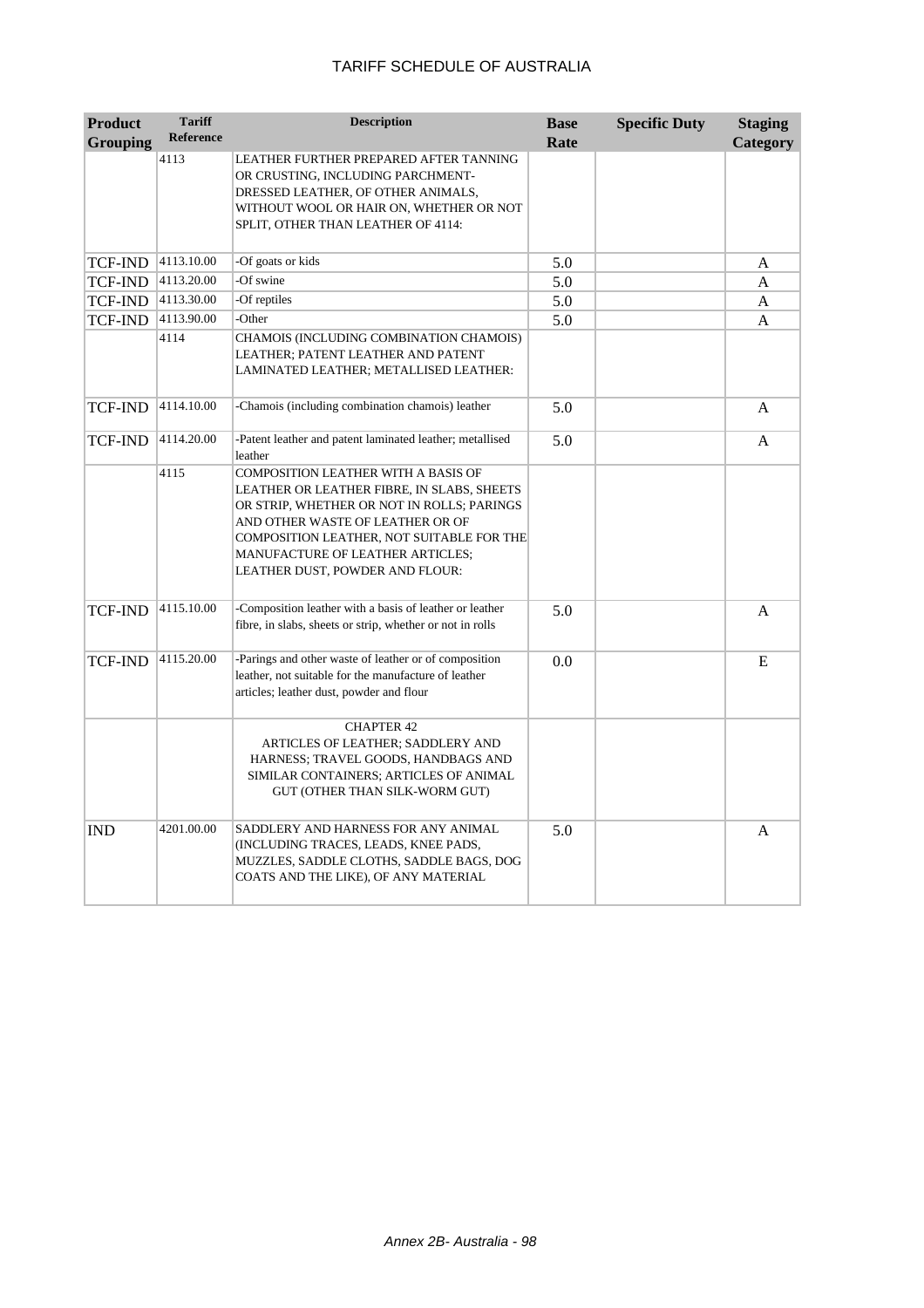| Product Grouping | Tariff Reference | Description | Base Rate | Specific Duty | Staging Category |
|---|---|---|---|---|---|
| | 4113 | LEATHER FURTHER PREPARED AFTER TANNING OR CRUSTING, INCLUDING PARCHMENT-DRESSED LEATHER, OF OTHER ANIMALS, WITHOUT WOOL OR HAIR ON, WHETHER OR NOT SPLIT, OTHER THAN LEATHER OF 4114: | | | |
| TCF-IND | 4113.10.00 | -Of goats or kids | 5.0 | | A |
| TCF-IND | 4113.20.00 | -Of swine | 5.0 | | A |
| TCF-IND | 4113.30.00 | -Of reptiles | 5.0 | | A |
| TCF-IND | 4113.90.00 | -Other | 5.0 | | A |
| | 4114 | CHAMOIS (INCLUDING COMBINATION CHAMOIS) LEATHER; PATENT LEATHER AND PATENT LAMINATED LEATHER; METALLISED LEATHER: | | | |
| TCF-IND | 4114.10.00 | -Chamois (including combination chamois) leather | 5.0 | | A |
| TCF-IND | 4114.20.00 | -Patent leather and patent laminated leather; metallised leather | 5.0 | | A |
| | 4115 | COMPOSITION LEATHER WITH A BASIS OF LEATHER OR LEATHER FIBRE, IN SLABS, SHEETS OR STRIP, WHETHER OR NOT IN ROLLS; PARINGS AND OTHER WASTE OF LEATHER OR OF COMPOSITION LEATHER, NOT SUITABLE FOR THE MANUFACTURE OF LEATHER ARTICLES; LEATHER DUST, POWDER AND FLOUR: | | | |
| TCF-IND | 4115.10.00 | -Composition leather with a basis of leather or leather fibre, in slabs, sheets or strip, whether or not in rolls | 5.0 | | A |
| TCF-IND | 4115.20.00 | -Parings and other waste of leather or of composition leather, not suitable for the manufacture of leather articles; leather dust, powder and flour | 0.0 | | E |
| | | CHAPTER 42 ARTICLES OF LEATHER; SADDLERY AND HARNESS; TRAVEL GOODS, HANDBAGS AND SIMILAR CONTAINERS; ARTICLES OF ANIMAL GUT (OTHER THAN SILK-WORM GUT) | | | |
| IND | 4201.00.00 | SADDLERY AND HARNESS FOR ANY ANIMAL (INCLUDING TRACES, LEADS, KNEE PADS, MUZZLES, SADDLE CLOTHS, SADDLE BAGS, DOG COATS AND THE LIKE), OF ANY MATERIAL | 5.0 | | A |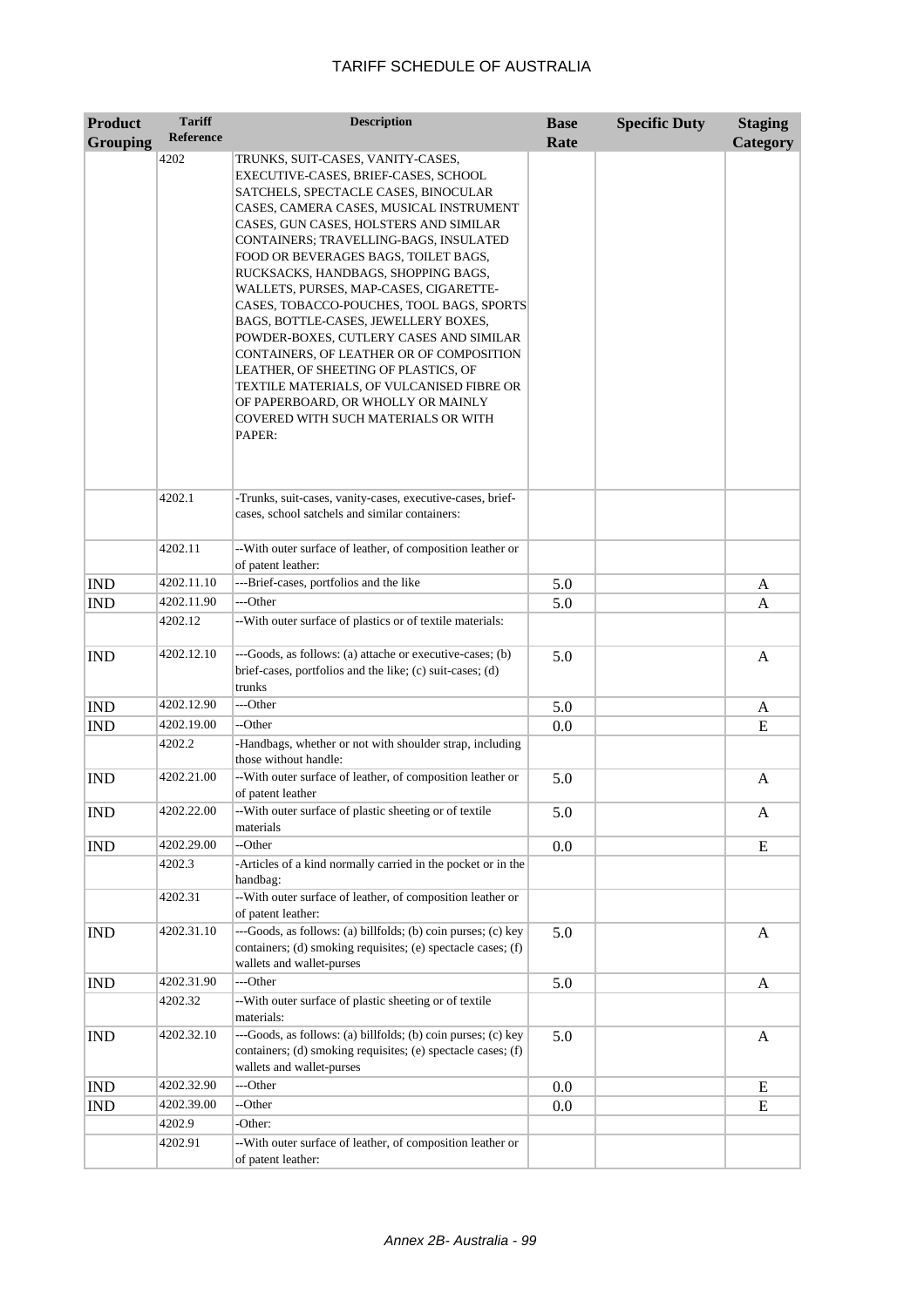| Product Grouping | Tariff Reference | Description | Base Rate | Specific Duty | Staging Category |
|---|---|---|---|---|---|
| | 4202 | TRUNKS, SUIT-CASES, VANITY-CASES, EXECUTIVE-CASES, BRIEF-CASES, SCHOOL SATCHELS, SPECTACLE CASES, BINOCULAR CASES, CAMERA CASES, MUSICAL INSTRUMENT CASES, GUN CASES, HOLSTERS AND SIMILAR CONTAINERS; TRAVELLING-BAGS, INSULATED FOOD OR BEVERAGES BAGS, TOILET BAGS, RUCKSACKS, HANDBAGS, SHOPPING BAGS, WALLETS, PURSES, MAP-CASES, CIGARETTE-CASES, TOBACCO-POUCHES, TOOL BAGS, SPORTS BAGS, BOTTLE-CASES, JEWELLERY BOXES, POWDER-BOXES, CUTLERY CASES AND SIMILAR CONTAINERS, OF LEATHER OR OF COMPOSITION LEATHER, OF SHEETING OF PLASTICS, OF TEXTILE MATERIALS, OF VULCANISED FIBRE OR OF PAPERBOARD, OR WHOLLY OR MAINLY COVERED WITH SUCH MATERIALS OR WITH PAPER: | | | |
| | 4202.1 | -Trunks, suit-cases, vanity-cases, executive-cases, brief-cases, school satchels and similar containers: | | | |
| | 4202.11 | --With outer surface of leather, of composition leather or of patent leather: | | | |
| IND | 4202.11.10 | ---Brief-cases, portfolios and the like | 5.0 | | A |
| IND | 4202.11.90 | ---Other | 5.0 | | A |
| | 4202.12 | --With outer surface of plastics or of textile materials: | | | |
| IND | 4202.12.10 | ---Goods, as follows: (a) attache or executive-cases; (b) brief-cases, portfolios and the like; (c) suit-cases; (d) trunks | 5.0 | | A |
| IND | 4202.12.90 | ---Other | 5.0 | | A |
| IND | 4202.19.00 | --Other | 0.0 | | E |
| | 4202.2 | -Handbags, whether or not with shoulder strap, including those without handle: | | | |
| IND | 4202.21.00 | --With outer surface of leather, of composition leather or of patent leather | 5.0 | | A |
| IND | 4202.22.00 | --With outer surface of plastic sheeting or of textile materials | 5.0 | | A |
| IND | 4202.29.00 | --Other | 0.0 | | E |
| | 4202.3 | -Articles of a kind normally carried in the pocket or in the handbag: | | | |
| | 4202.31 | --With outer surface of leather, of composition leather or of patent leather: | | | |
| IND | 4202.31.10 | ---Goods, as follows: (a) billfolds; (b) coin purses; (c) key containers; (d) smoking requisites; (e) spectacle cases; (f) wallets and wallet-purses | 5.0 | | A |
| IND | 4202.31.90 | ---Other | 5.0 | | A |
| | 4202.32 | --With outer surface of plastic sheeting or of textile materials: | | | |
| IND | 4202.32.10 | ---Goods, as follows: (a) billfolds; (b) coin purses; (c) key containers; (d) smoking requisites; (e) spectacle cases; (f) wallets and wallet-purses | 5.0 | | A |
| IND | 4202.32.90 | ---Other | 0.0 | | E |
| IND | 4202.39.00 | --Other | 0.0 | | E |
| | 4202.9 | -Other: | | | |
| | 4202.91 | --With outer surface of leather, of composition leather or of patent leather: | | | |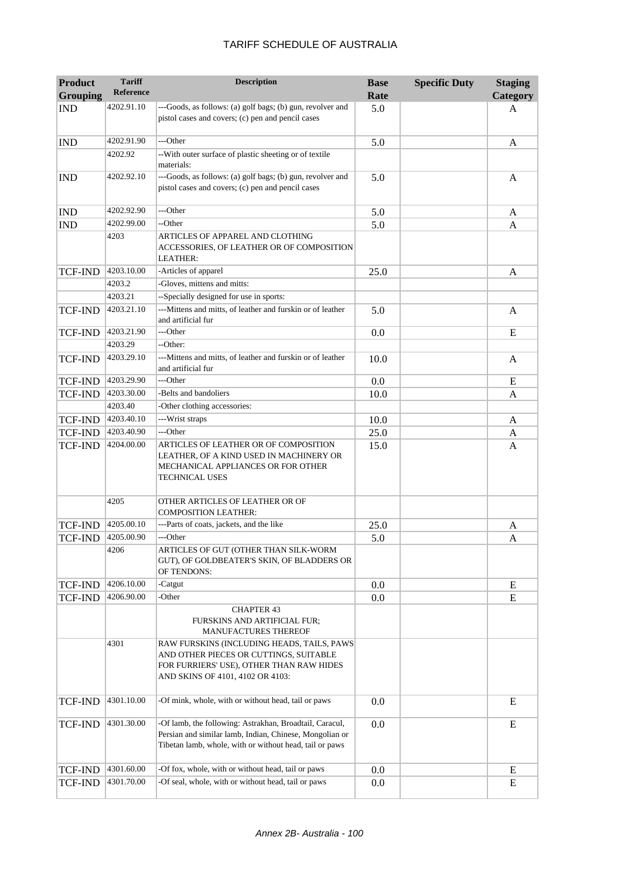# TARIFF SCHEDULE OF AUSTRALIA

| Product Grouping | Tariff Reference | Description | Base Rate | Specific Duty | Staging Category |
|---|---|---|---|---|---|
| IND | 4202.91.10 | ---Goods, as follows: (a) golf bags; (b) gun, revolver and pistol cases and covers; (c) pen and pencil cases | 5.0 | | A |
| IND | 4202.91.90 | ---Other | 5.0 | | A |
| | 4202.92 | --With outer surface of plastic sheeting or of textile materials: | | | |
| IND | 4202.92.10 | ---Goods, as follows: (a) golf bags; (b) gun, revolver and pistol cases and covers; (c) pen and pencil cases | 5.0 | | A |
| IND | 4202.92.90 | ---Other | 5.0 | | A |
| IND | 4202.99.00 | --Other | 5.0 | | A |
| | 4203 | ARTICLES OF APPAREL AND CLOTHING ACCESSORIES, OF LEATHER OR OF COMPOSITION LEATHER: | | | |
| TCF-IND | 4203.10.00 | -Articles of apparel | 25.0 | | A |
| | 4203.2 | -Gloves, mittens and mitts: | | | |
| | 4203.21 | --Specially designed for use in sports: | | | |
| TCF-IND | 4203.21.10 | ---Mittens and mitts, of leather and furskin or of leather and artificial fur | 5.0 | | A |
| TCF-IND | 4203.21.90 | ---Other | 0.0 | | E |
| | 4203.29 | --Other: | | | |
| TCF-IND | 4203.29.10 | ---Mittens and mitts, of leather and furskin or of leather and artificial fur | 10.0 | | A |
| TCF-IND | 4203.29.90 | ---Other | 0.0 | | E |
| TCF-IND | 4203.30.00 | -Belts and bandoliers | 10.0 | | A |
| | 4203.40 | -Other clothing accessories: | | | |
| TCF-IND | 4203.40.10 | ---Wrist straps | 10.0 | | A |
| TCF-IND | 4203.40.90 | ---Other | 25.0 | | A |
| TCF-IND | 4204.00.00 | ARTICLES OF LEATHER OR OF COMPOSITION LEATHER, OF A KIND USED IN MACHINERY OR MECHANICAL APPLIANCES OR FOR OTHER TECHNICAL USES | 15.0 | | A |
| | 4205 | OTHER ARTICLES OF LEATHER OR OF COMPOSITION LEATHER: | | | |
| TCF-IND | 4205.00.10 | ---Parts of coats, jackets, and the like | 25.0 | | A |
| TCF-IND | 4205.00.90 | ---Other | 5.0 | | A |
| | 4206 | ARTICLES OF GUT (OTHER THAN SILK-WORM GUT), OF GOLDBEATER'S SKIN, OF BLADDERS OR OF TENDONS: | | | |
| TCF-IND | 4206.10.00 | -Catgut | 0.0 | | E |
| TCF-IND | 4206.90.00 | -Other | 0.0 | | E |
| | | CHAPTER 43 FURSKINS AND ARTIFICIAL FUR; MANUFACTURES THEREOF | | | |
| | 4301 | RAW FURSKINS (INCLUDING HEADS, TAILS, PAWS AND OTHER PIECES OR CUTTINGS, SUITABLE FOR FURRIERS' USE), OTHER THAN RAW HIDES AND SKINS OF 4101, 4102 OR 4103: | | | |
| TCF-IND | 4301.10.00 | -Of mink, whole, with or without head, tail or paws | 0.0 | | E |
| TCF-IND | 4301.30.00 | -Of lamb, the following: Astrakhan, Broadtail, Caracul, Persian and similar lamb, Indian, Chinese, Mongolian or Tibetan lamb, whole, with or without head, tail or paws | 0.0 | | E |
| TCF-IND | 4301.60.00 | -Of fox, whole, with or without head, tail or paws | 0.0 | | E |
| TCF-IND | 4301.70.00 | -Of seal, whole, with or without head, tail or paws | 0.0 | | E |

*Annex 2B- Australia - 100*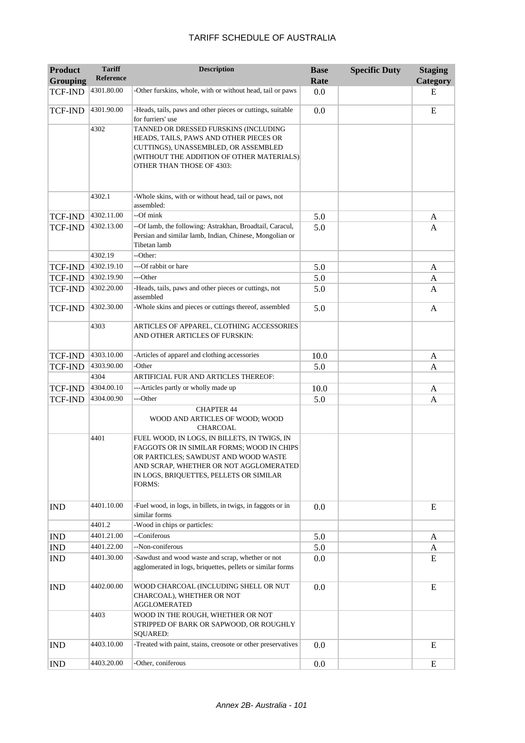| Product Grouping | Tariff Reference | Description | Base Rate | Specific Duty | Staging Category |
|---|---|---|---|---|---|
| TCF-IND | 4301.80.00 | -Other furskins, whole, with or without head, tail or paws | 0.0 | | E |
| TCF-IND | 4301.90.00 | -Heads, tails, paws and other pieces or cuttings, suitable for furriers' use | 0.0 | | E |
| | 4302 | TANNED OR DRESSED FURSKINS (INCLUDING HEADS, TAILS, PAWS AND OTHER PIECES OR CUTTINGS), UNASSEMBLED, OR ASSEMBLED (WITHOUT THE ADDITION OF OTHER MATERIALS) OTHER THAN THOSE OF 4303: | | | |
| | 4302.1 | -Whole skins, with or without head, tail or paws, not assembled: | | | |
| TCF-IND | 4302.11.00 | --Of mink | 5.0 | | A |
| TCF-IND | 4302.13.00 | --Of lamb, the following: Astrakhan, Broadtail, Caracul, Persian and similar lamb, Indian, Chinese, Mongolian or Tibetan lamb | 5.0 | | A |
| | 4302.19 | --Other: | | | |
| TCF-IND | 4302.19.10 | ---Of rabbit or hare | 5.0 | | A |
| TCF-IND | 4302.19.90 | ---Other | 5.0 | | A |
| TCF-IND | 4302.20.00 | -Heads, tails, paws and other pieces or cuttings, not assembled | 5.0 | | A |
| TCF-IND | 4302.30.00 | -Whole skins and pieces or cuttings thereof, assembled | 5.0 | | A |
| | 4303 | ARTICLES OF APPAREL, CLOTHING ACCESSORIES AND OTHER ARTICLES OF FURSKIN: | | | |
| TCF-IND | 4303.10.00 | -Articles of apparel and clothing accessories | 10.0 | | A |
| TCF-IND | 4303.90.00 | -Other | 5.0 | | A |
| | 4304 | ARTIFICIAL FUR AND ARTICLES THEREOF: | | | |
| TCF-IND | 4304.00.10 | ---Articles partly or wholly made up | 10.0 | | A |
| TCF-IND | 4304.00.90 | ---Other | 5.0 | | A |
| | | CHAPTER 44<br>WOOD AND ARTICLES OF WOOD; WOOD CHARCOAL | | | |
| | 4401 | FUEL WOOD, IN LOGS, IN BILLETS, IN TWIGS, IN FAGGOTS OR IN SIMILAR FORMS; WOOD IN CHIPS OR PARTICLES; SAWDUST AND WOOD WASTE AND SCRAP, WHETHER OR NOT AGGLOMERATED IN LOGS, BRIQUETTES, PELLETS OR SIMILAR FORMS: | | | |
| IND | 4401.10.00 | -Fuel wood, in logs, in billets, in twigs, in faggots or in similar forms | 0.0 | | E |
| | 4401.2 | -Wood in chips or particles: | | | |
| IND | 4401.21.00 | --Coniferous | 5.0 | | A |
| IND | 4401.22.00 | --Non-coniferous | 5.0 | | A |
| IND | 4401.30.00 | -Sawdust and wood waste and scrap, whether or not agglomerated in logs, briquettes, pellets or similar forms | 0.0 | | E |
| IND | 4402.00.00 | WOOD CHARCOAL (INCLUDING SHELL OR NUT CHARCOAL), WHETHER OR NOT AGGLOMERATED | 0.0 | | E |
| | 4403 | WOOD IN THE ROUGH, WHETHER OR NOT STRIPPED OF BARK OR SAPWOOD, OR ROUGHLY SQUARED: | | | |
| IND | 4403.10.00 | -Treated with paint, stains, creosote or other preservatives | 0.0 | | E |
| IND | 4403.20.00 | -Other, coniferous | 0.0 | | E |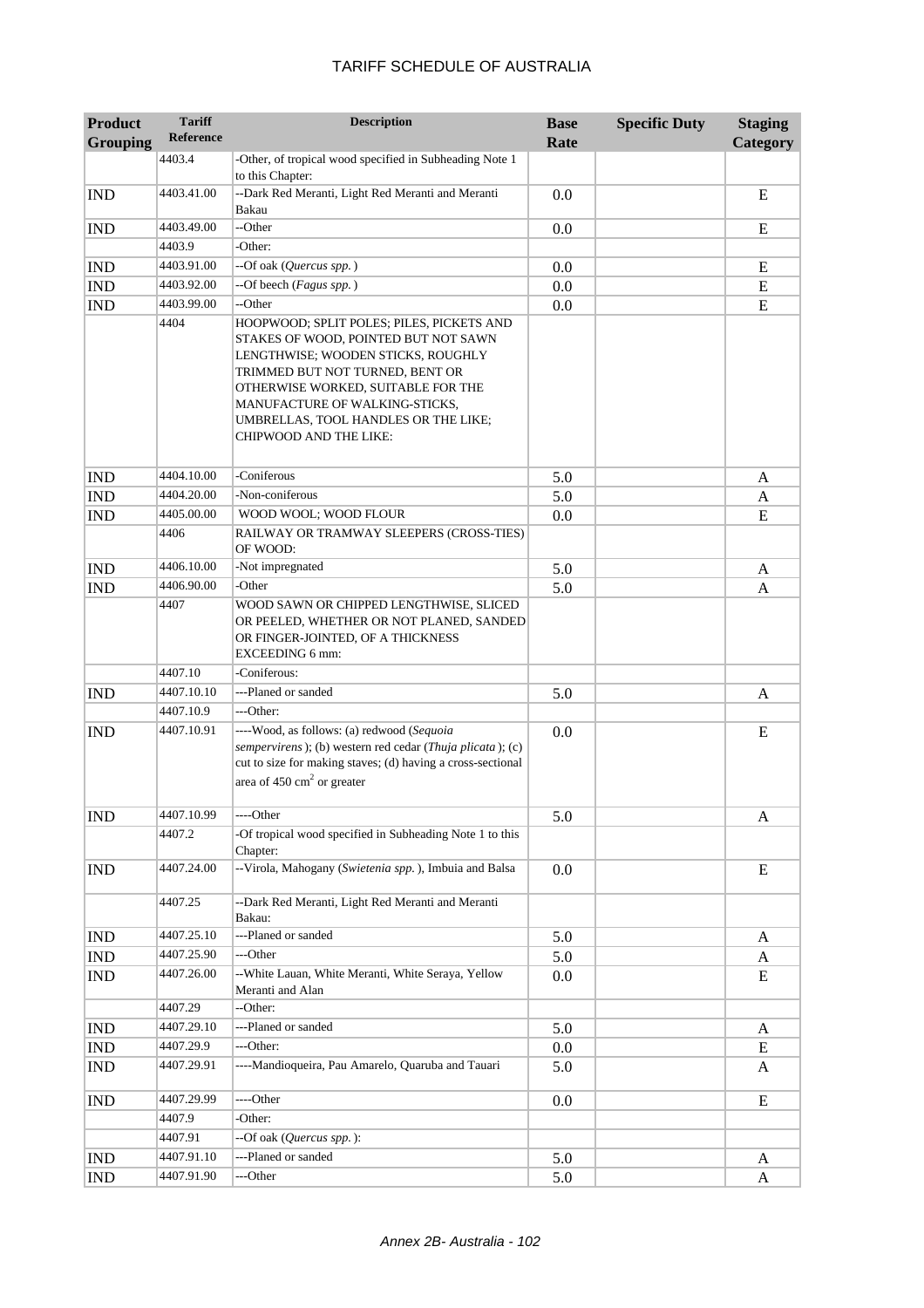| Product Grouping | Tariff Reference | Description | Base Rate | Specific Duty | Staging Category |
|---|---|---|---|---|---|
| | 4403.4 | -Other, of tropical wood specified in Subheading Note 1 to this Chapter: | | | |
| IND | 4403.41.00 | --Dark Red Meranti, Light Red Meranti and Meranti Bakau | 0.0 | | E |
| IND | 4403.49.00 | --Other | 0.0 | | E |
| | 4403.9 | -Other: | | | |
| IND | 4403.91.00 | --Of oak (*Quercus spp.*) | 0.0 | | E |
| IND | 4403.92.00 | --Of beech (*Fagus spp.*) | 0.0 | | E |
| IND | 4403.99.00 | --Other | 0.0 | | E |
| | 4404 | HOOPWOOD; SPLIT POLES; PILES, PICKETS AND STAKES OF WOOD, POINTED BUT NOT SAWN LENGTHWISE; WOODEN STICKS, ROUGHLY TRIMMED BUT NOT TURNED, BENT OR OTHERWISE WORKED, SUITABLE FOR THE MANUFACTURE OF WALKING-STICKS, UMBRELLAS, TOOL HANDLES OR THE LIKE; CHIPWOOD AND THE LIKE: | | | |
| IND | 4404.10.00 | -Coniferous | 5.0 | | A |
| IND | 4404.20.00 | -Non-coniferous | 5.0 | | A |
| IND | 4405.00.00 | WOOD WOOL; WOOD FLOUR | 0.0 | | E |
| | 4406 | RAILWAY OR TRAMWAY SLEEPERS (CROSS-TIES) OF WOOD: | | | |
| IND | 4406.10.00 | -Not impregnated | 5.0 | | A |
| IND | 4406.90.00 | -Other | 5.0 | | A |
| | 4407 | WOOD SAWN OR CHIPPED LENGTHWISE, SLICED OR PEELED, WHETHER OR NOT PLANED, SANDED OR FINGER-JOINTED, OF A THICKNESS EXCEEDING 6 mm: | | | |
| | 4407.10 | -Coniferous: | | | |
| IND | 4407.10.10 | ---Planed or sanded | 5.0 | | A |
| | 4407.10.9 | ---Other: | | | |
| IND | 4407.10.91 | ----Wood, as follows: (a) redwood (*Sequoia sempervirens*); (b) western red cedar (*Thuja plicata*); (c) cut to size for making staves; (d) having a cross-sectional area of 450 $cm^2$ or greater | 0.0 | | E |
| IND | 4407.10.99 | ----Other | 5.0 | | A |
| | 4407.2 | -Of tropical wood specified in Subheading Note 1 to this Chapter: | | | |
| IND | 4407.24.00 | --Virola, Mahogany (*Swietenia spp.*), Imbuia and Balsa | 0.0 | | E |
| | 4407.25 | --Dark Red Meranti, Light Red Meranti and Meranti Bakau: | | | |
| IND | 4407.25.10 | ---Planed or sanded | 5.0 | | A |
| IND | 4407.25.90 | ---Other | 5.0 | | A |
| IND | 4407.26.00 | --White Lauan, White Meranti, White Seraya, Yellow Meranti and Alan | 0.0 | | E |
| | 4407.29 | --Other: | | | |
| IND | 4407.29.10 | ---Planed or sanded | 5.0 | | A |
| IND | 4407.29.9 | ---Other: | 0.0 | | E |
| IND | 4407.29.91 | ----Mandioqueira, Pau Amarelo, Quaruba and Tauari | 5.0 | | A |
| IND | 4407.29.99 | ----Other | 0.0 | | E |
| | 4407.9 | -Other: | | | |
| | 4407.91 | --Of oak (*Quercus spp.*): | | | |
| IND | 4407.91.10 | ---Planed or sanded | 5.0 | | A |
| IND | 4407.91.90 | ---Other | 5.0 | | A |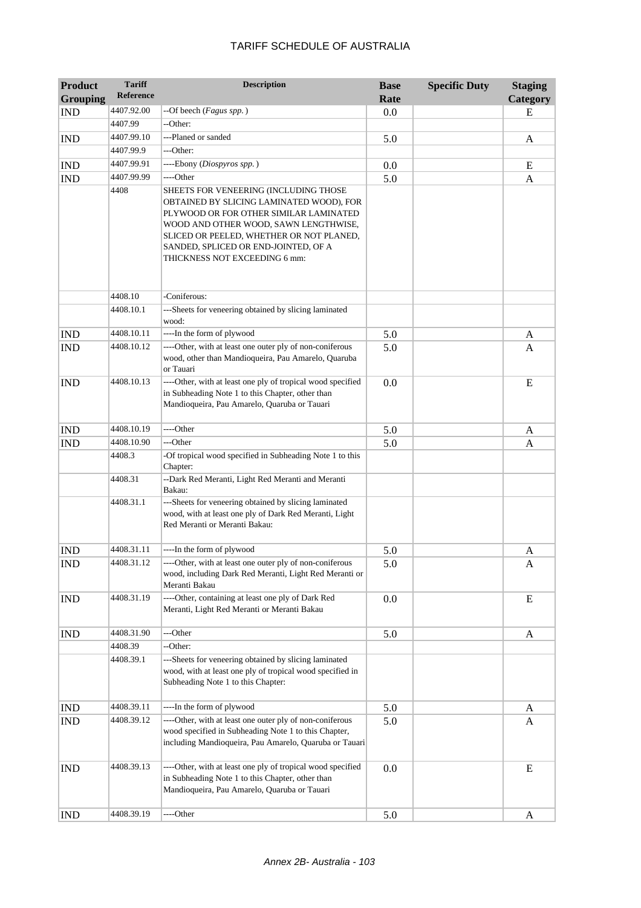| Product Grouping | Tariff Reference | Description | Base Rate | Specific Duty | Staging Category |
|---|---|---|---|---|---|
| IND | 4407.92.00 | --Of beech (*Fagus spp.*) | 0.0 | | E |
| | 4407.99 | --Other: | | | |
| IND | 4407.99.10 | ---Planed or sanded | 5.0 | | A |
| | 4407.99.9 | ---Other: | | | |
| IND | 4407.99.91 | ----Ebony (*Diospyros spp.*) | 0.0 | | E |
| IND | 4407.99.99 | ----Other | 5.0 | | A |
| | 4408 | SHEETS FOR VENEERING (INCLUDING THOSE OBTAINED BY SLICING LAMINATED WOOD), FOR PLYWOOD OR FOR OTHER SIMILAR LAMINATED WOOD AND OTHER WOOD, SAWN LENGTHWISE, SLICED OR PEELED, WHETHER OR NOT PLANED, SANDED, SPLICED OR END-JOINTED, OF A THICKNESS NOT EXCEEDING 6 mm: | | | |
| | 4408.10 | -Coniferous: | | | |
| | 4408.10.1 | ---Sheets for veneering obtained by slicing laminated wood: | | | |
| IND | 4408.10.11 | ----In the form of plywood | 5.0 | | A |
| IND | 4408.10.12 | ----Other, with at least one outer ply of non-coniferous wood, other than Mandioqueira, Pau Amarelo, Quaruba or Tauari | 5.0 | | A |
| IND | 4408.10.13 | ----Other, with at least one ply of tropical wood specified in Subheading Note 1 to this Chapter, other than Mandioqueira, Pau Amarelo, Quaruba or Tauari | 0.0 | | E |
| IND | 4408.10.19 | ----Other | 5.0 | | A |
| IND | 4408.10.90 | ---Other | 5.0 | | A |
| | 4408.3 | -Of tropical wood specified in Subheading Note 1 to this Chapter: | | | |
| | 4408.31 | --Dark Red Meranti, Light Red Meranti and Meranti Bakau: | | | |
| | 4408.31.1 | ---Sheets for veneering obtained by slicing laminated wood, with at least one ply of Dark Red Meranti, Light Red Meranti or Meranti Bakau: | | | |
| IND | 4408.31.11 | ----In the form of plywood | 5.0 | | A |
| IND | 4408.31.12 | ----Other, with at least one outer ply of non-coniferous wood, including Dark Red Meranti, Light Red Meranti or Meranti Bakau | 5.0 | | A |
| IND | 4408.31.19 | ----Other, containing at least one ply of Dark Red Meranti, Light Red Meranti or Meranti Bakau | 0.0 | | E |
| IND | 4408.31.90 | ---Other | 5.0 | | A |
| | 4408.39 | --Other: | | | |
| | 4408.39.1 | ---Sheets for veneering obtained by slicing laminated wood, with at least one ply of tropical wood specified in Subheading Note 1 to this Chapter: | | | |
| IND | 4408.39.11 | ----In the form of plywood | 5.0 | | A |
| IND | 4408.39.12 | ----Other, with at least one outer ply of non-coniferous wood specified in Subheading Note 1 to this Chapter, including Mandioqueira, Pau Amarelo, Quaruba or Tauari | 5.0 | | A |
| IND | 4408.39.13 | ----Other, with at least one ply of tropical wood specified in Subheading Note 1 to this Chapter, other than Mandioqueira, Pau Amarelo, Quaruba or Tauari | 0.0 | | E |
| IND | 4408.39.19 | ----Other | 5.0 | | A |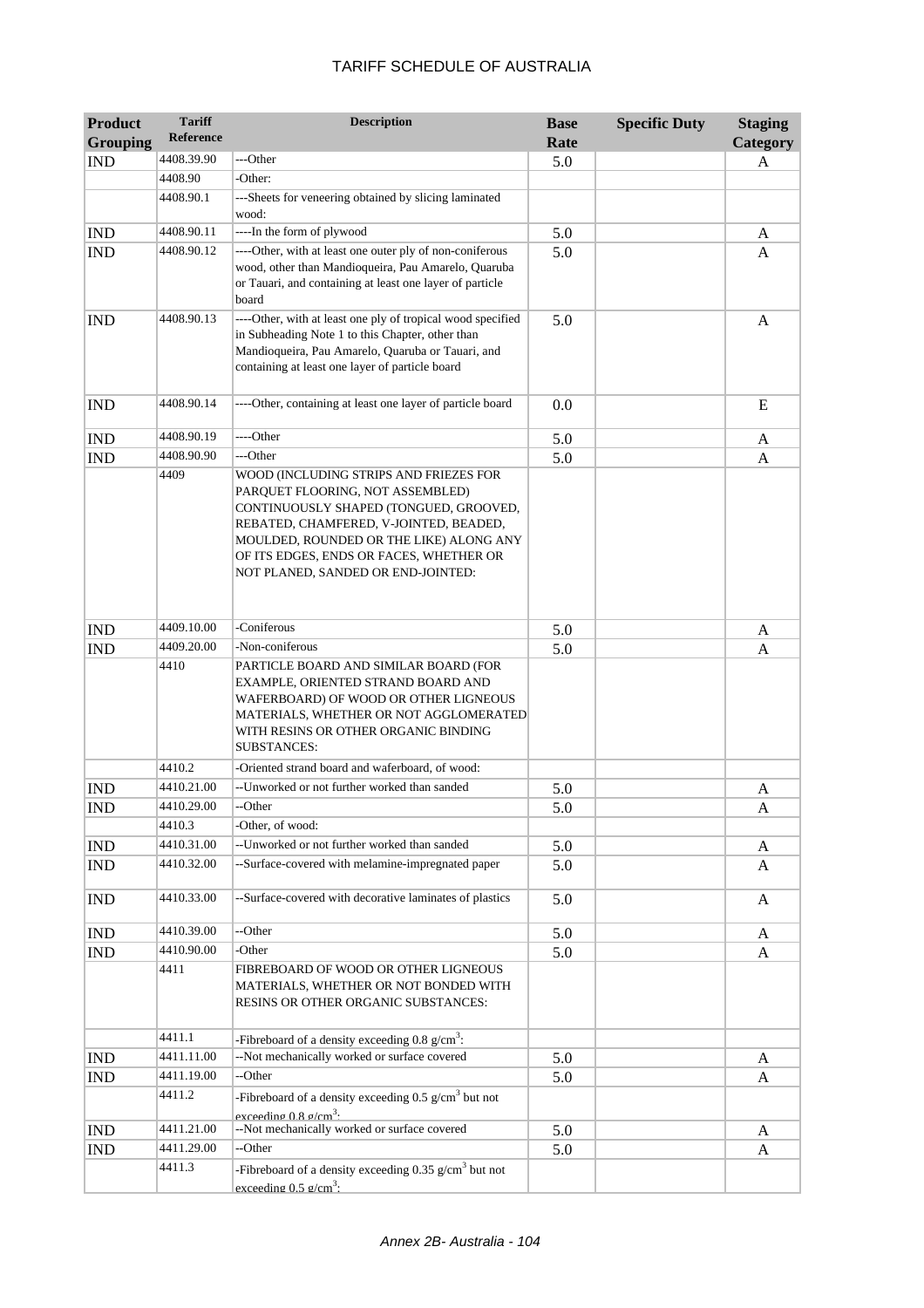| Product Grouping | Tariff Reference | Description | Base Rate | Specific Duty | Staging Category |
|---|---|---|---|---|---|
| IND | 4408.39.90 | ---Other | 5.0 | | A |
| | 4408.90 | -Other: | | | |
| | 4408.90.1 | ---Sheets for veneering obtained by slicing laminated wood: | | | |
| IND | 4408.90.11 | ----In the form of plywood | 5.0 | | A |
| IND | 4408.90.12 | ----Other, with at least one outer ply of non-coniferous wood, other than Mandioqueira, Pau Amarelo, Quaruba or Tauari, and containing at least one layer of particle board | 5.0 | | A |
| IND | 4408.90.13 | ----Other, with at least one ply of tropical wood specified in Subheading Note 1 to this Chapter, other than Mandioqueira, Pau Amarelo, Quaruba or Tauari, and containing at least one layer of particle board | 5.0 | | A |
| IND | 4408.90.14 | ----Other, containing at least one layer of particle board | 0.0 | | E |
| IND | 4408.90.19 | ----Other | 5.0 | | A |
| IND | 4408.90.90 | ---Other | 5.0 | | A |
| | 4409 | WOOD (INCLUDING STRIPS AND FRIEZES FOR PARQUET FLOORING, NOT ASSEMBLED) CONTINUOUSLY SHAPED (TONGUED, GROOVED, REBATED, CHAMFERED, V-JOINTED, BEADED, MOULDED, ROUNDED OR THE LIKE) ALONG ANY OF ITS EDGES, ENDS OR FACES, WHETHER OR NOT PLANED, SANDED OR END-JOINTED: | | | |
| IND | 4409.10.00 | -Coniferous | 5.0 | | A |
| IND | 4409.20.00 | -Non-coniferous | 5.0 | | A |
| | 4410 | PARTICLE BOARD AND SIMILAR BOARD (FOR EXAMPLE, ORIENTED STRAND BOARD AND WAFERBOARD) OF WOOD OR OTHER LIGNEOUS MATERIALS, WHETHER OR NOT AGGLOMERATED WITH RESINS OR OTHER ORGANIC BINDING SUBSTANCES: | | | |
| | 4410.2 | -Oriented strand board and waferboard, of wood: | | | |
| IND | 4410.21.00 | --Unworked or not further worked than sanded | 5.0 | | A |
| IND | 4410.29.00 | --Other | 5.0 | | A |
| | 4410.3 | -Other, of wood: | | | |
| IND | 4410.31.00 | --Unworked or not further worked than sanded | 5.0 | | A |
| IND | 4410.32.00 | --Surface-covered with melamine-impregnated paper | 5.0 | | A |
| IND | 4410.33.00 | --Surface-covered with decorative laminates of plastics | 5.0 | | A |
| IND | 4410.39.00 | --Other | 5.0 | | A |
| IND | 4410.90.00 | -Other | 5.0 | | A |
| | 4411 | FIBREBOARD OF WOOD OR OTHER LIGNEOUS MATERIALS, WHETHER OR NOT BONDED WITH RESINS OR OTHER ORGANIC SUBSTANCES: | | | |
| | 4411.1 | -Fibreboard of a density exceeding 0.8 g/cm$^3$: | | | |
| IND | 4411.11.00 | --Not mechanically worked or surface covered | 5.0 | | A |
| IND | 4411.19.00 | --Other | 5.0 | | A |
| | 4411.2 | -Fibreboard of a density exceeding 0.5 g/cm$^3$ but not exceeding 0.8 g/cm$^3$: | | | |
| IND | 4411.21.00 | --Not mechanically worked or surface covered | 5.0 | | A |
| IND | 4411.29.00 | --Other | 5.0 | | A |
| | 4411.3 | -Fibreboard of a density exceeding 0.35 g/cm$^3$ but not exceeding 0.5 g/cm$^3$: | | | |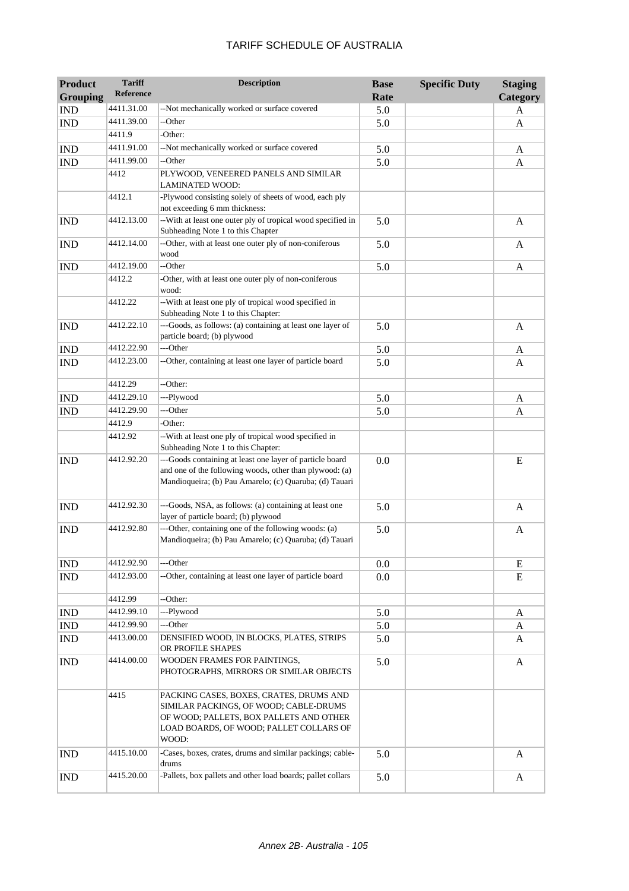| Product Grouping | Tariff Reference | Description | Base Rate | Specific Duty | Staging Category |
|---|---|---|---|---|---|
| IND | 4411.31.00 | --Not mechanically worked or surface covered | 5.0 | | A |
| IND | 4411.39.00 | --Other | 5.0 | | A |
| | 4411.9 | -Other: | | | |
| IND | 4411.91.00 | --Not mechanically worked or surface covered | 5.0 | | A |
| IND | 4411.99.00 | --Other | 5.0 | | A |
| | 4412 | PLYWOOD, VENEERED PANELS AND SIMILAR LAMINATED WOOD: | | | |
| | 4412.1 | -Plywood consisting solely of sheets of wood, each ply not exceeding 6 mm thickness: | | | |
| IND | 4412.13.00 | --With at least one outer ply of tropical wood specified in Subheading Note 1 to this Chapter | 5.0 | | A |
| IND | 4412.14.00 | --Other, with at least one outer ply of non-coniferous wood | 5.0 | | A |
| IND | 4412.19.00 | --Other | 5.0 | | A |
| | 4412.2 | -Other, with at least one outer ply of non-coniferous wood: | | | |
| | 4412.22 | --With at least one ply of tropical wood specified in Subheading Note 1 to this Chapter: | | | |
| IND | 4412.22.10 | ---Goods, as follows: (a) containing at least one layer of particle board; (b) plywood | 5.0 | | A |
| IND | 4412.22.90 | ---Other | 5.0 | | A |
| IND | 4412.23.00 | --Other, containing at least one layer of particle board | 5.0 | | A |
| | 4412.29 | --Other: | | | |
| IND | 4412.29.10 | ---Plywood | 5.0 | | A |
| IND | 4412.29.90 | ---Other | 5.0 | | A |
| | 4412.9 | -Other: | | | |
| | 4412.92 | --With at least one ply of tropical wood specified in Subheading Note 1 to this Chapter: | | | |
| IND | 4412.92.20 | ---Goods containing at least one layer of particle board and one of the following woods, other than plywood: (a) Mandioqueira; (b) Pau Amarelo; (c) Quaruba; (d) Tauari | 0.0 | | E |
| IND | 4412.92.30 | ---Goods, NSA, as follows: (a) containing at least one layer of particle board; (b) plywood | 5.0 | | A |
| IND | 4412.92.80 | ---Other, containing one of the following woods: (a) Mandioqueira; (b) Pau Amarelo; (c) Quaruba; (d) Tauari | 5.0 | | A |
| IND | 4412.92.90 | ---Other | 0.0 | | E |
| IND | 4412.93.00 | --Other, containing at least one layer of particle board | 0.0 | | E |
| | 4412.99 | --Other: | | | |
| IND | 4412.99.10 | ---Plywood | 5.0 | | A |
| IND | 4412.99.90 | ---Other | 5.0 | | A |
| IND | 4413.00.00 | DENSIFIED WOOD, IN BLOCKS, PLATES, STRIPS OR PROFILE SHAPES | 5.0 | | A |
| IND | 4414.00.00 | WOODEN FRAMES FOR PAINTINGS, PHOTOGRAPHS, MIRRORS OR SIMILAR OBJECTS | 5.0 | | A |
| | 4415 | PACKING CASES, BOXES, CRATES, DRUMS AND SIMILAR PACKINGS, OF WOOD; CABLE-DRUMS OF WOOD; PALLETS, BOX PALLETS AND OTHER LOAD BOARDS, OF WOOD; PALLET COLLARS OF WOOD: | | | |
| IND | 4415.10.00 | -Cases, boxes, crates, drums and similar packings; cable-drums | 5.0 | | A |
| IND | 4415.20.00 | -Pallets, box pallets and other load boards; pallet collars | 5.0 | | A |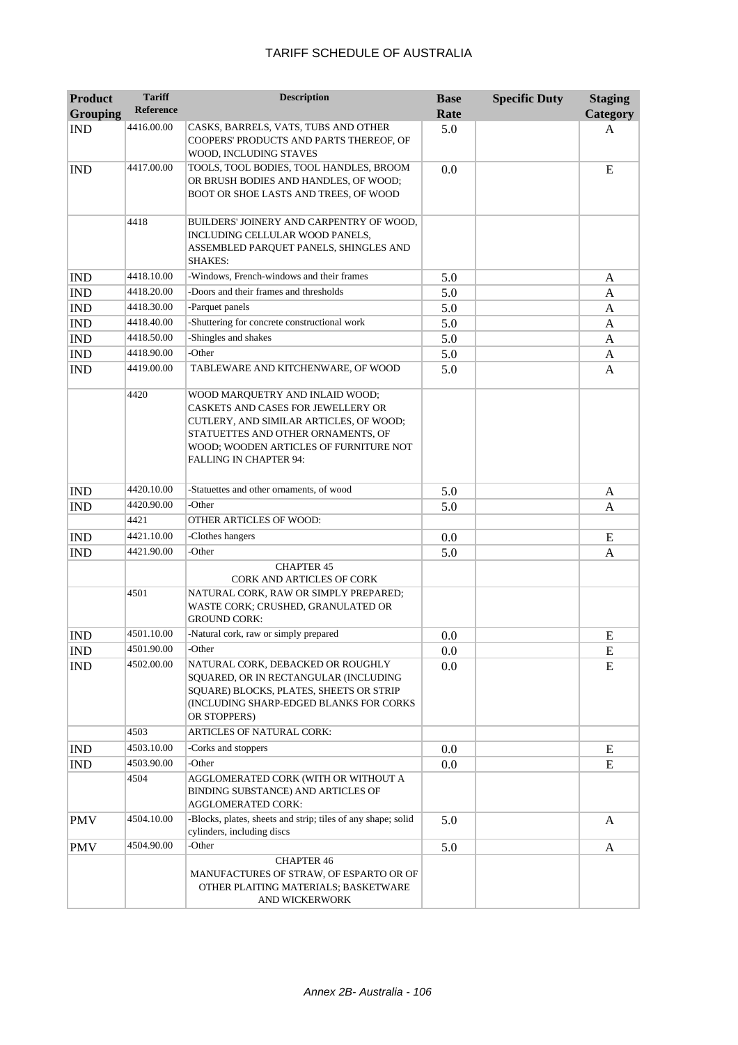# TARIFF SCHEDULE OF AUSTRALIA

| Product Grouping | Tariff Reference | Description | Base Rate | Specific Duty | Staging Category |
|---|---|---|---|---|---|
| IND | 4416.00.00 | CASKS, BARRELS, VATS, TUBS AND OTHER COOPERS' PRODUCTS AND PARTS THEREOF, OF WOOD, INCLUDING STAVES | 5.0 | | A |
| IND | 4417.00.00 | TOOLS, TOOL BODIES, TOOL HANDLES, BROOM OR BRUSH BODIES AND HANDLES, OF WOOD; BOOT OR SHOE LASTS AND TREES, OF WOOD | 0.0 | | E |
| | 4418 | BUILDERS' JOINERY AND CARPENTRY OF WOOD, INCLUDING CELLULAR WOOD PANELS, ASSEMBLED PARQUET PANELS, SHINGLES AND SHAKES: | | | |
| IND | 4418.10.00 | -Windows, French-windows and their frames | 5.0 | | A |
| IND | 4418.20.00 | -Doors and their frames and thresholds | 5.0 | | A |
| IND | 4418.30.00 | -Parquet panels | 5.0 | | A |
| IND | 4418.40.00 | -Shuttering for concrete constructional work | 5.0 | | A |
| IND | 4418.50.00 | -Shingles and shakes | 5.0 | | A |
| IND | 4418.90.00 | -Other | 5.0 | | A |
| IND | 4419.00.00 | TABLEWARE AND KITCHENWARE, OF WOOD | 5.0 | | A |
| | 4420 | WOOD MARQUETRY AND INLAID WOOD; CASKETS AND CASES FOR JEWELLERY OR CUTLERY, AND SIMILAR ARTICLES, OF WOOD; STATUETTES AND OTHER ORNAMENTS, OF WOOD; WOODEN ARTICLES OF FURNITURE NOT FALLING IN CHAPTER 94: | | | |
| IND | 4420.10.00 | -Statuettes and other ornaments, of wood | 5.0 | | A |
| IND | 4420.90.00 | -Other | 5.0 | | A |
| | 4421 | OTHER ARTICLES OF WOOD: | | | |
| IND | 4421.10.00 | -Clothes hangers | 0.0 | | E |
| IND | 4421.90.00 | -Other | 5.0 | | A |
| | | CHAPTER 45 CORK AND ARTICLES OF CORK | | | |
| | 4501 | NATURAL CORK, RAW OR SIMPLY PREPARED; WASTE CORK; CRUSHED, GRANULATED OR GROUND CORK: | | | |
| IND | 4501.10.00 | -Natural cork, raw or simply prepared | 0.0 | | E |
| IND | 4501.90.00 | -Other | 0.0 | | E |
| IND | 4502.00.00 | NATURAL CORK, DEBACKED OR ROUGHLY SQUARED, OR IN RECTANGULAR (INCLUDING SQUARE) BLOCKS, PLATES, SHEETS OR STRIP (INCLUDING SHARP-EDGED BLANKS FOR CORKS OR STOPPERS) | 0.0 | | E |
| | 4503 | ARTICLES OF NATURAL CORK: | | | |
| IND | 4503.10.00 | -Corks and stoppers | 0.0 | | E |
| IND | 4503.90.00 | -Other | 0.0 | | E |
| | 4504 | AGGLOMERATED CORK (WITH OR WITHOUT A BINDING SUBSTANCE) AND ARTICLES OF AGGLOMERATED CORK: | | | |
| PMV | 4504.10.00 | -Blocks, plates, sheets and strip; tiles of any shape; solid cylinders, including discs | 5.0 | | A |
| PMV | 4504.90.00 | -Other | 5.0 | | A |
| | | CHAPTER 46 MANUFACTURES OF STRAW, OF ESPARTO OR OF OTHER PLAITING MATERIALS; BASKETWARE AND WICKERWORK | | | |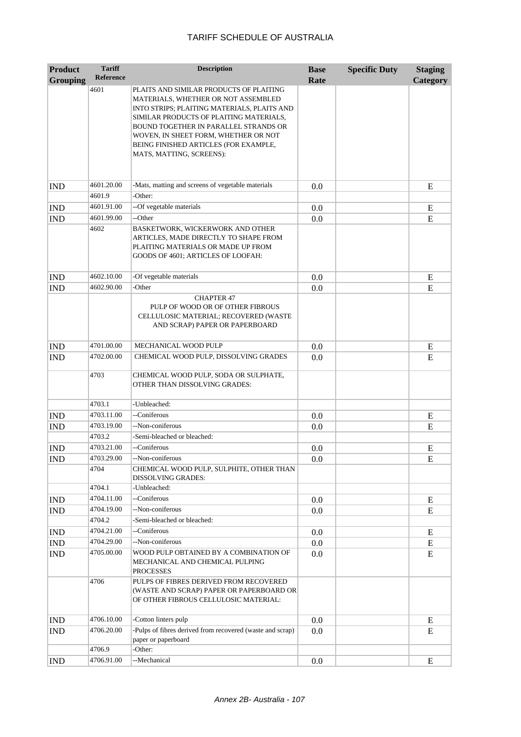| Product Grouping | Tariff Reference | Description | Base Rate | Specific Duty | Staging Category |
|---|---|---|---|---|---|
| | 4601 | PLAITS AND SIMILAR PRODUCTS OF PLAITING MATERIALS, WHETHER OR NOT ASSEMBLED INTO STRIPS; PLAITING MATERIALS, PLAITS AND SIMILAR PRODUCTS OF PLAITING MATERIALS, BOUND TOGETHER IN PARALLEL STRANDS OR WOVEN, IN SHEET FORM, WHETHER OR NOT BEING FINISHED ARTICLES (FOR EXAMPLE, MATS, MATTING, SCREENS): | | | |
| IND | 4601.20.00 | -Mats, matting and screens of vegetable materials | 0.0 | | E |
| | 4601.9 | -Other: | | | |
| IND | 4601.91.00 | --Of vegetable materials | 0.0 | | E |
| IND | 4601.99.00 | --Other | 0.0 | | E |
| | 4602 | BASKETWORK, WICKERWORK AND OTHER ARTICLES, MADE DIRECTLY TO SHAPE FROM PLAITING MATERIALS OR MADE UP FROM GOODS OF 4601; ARTICLES OF LOOFAH: | | | |
| IND | 4602.10.00 | -Of vegetable materials | 0.0 | | E |
| IND | 4602.90.00 | -Other | 0.0 | | E |
| | | CHAPTER 47 PULP OF WOOD OR OF OTHER FIBROUS CELLULOSIC MATERIAL; RECOVERED (WASTE AND SCRAP) PAPER OR PAPERBOARD | | | |
| IND | 4701.00.00 | MECHANICAL WOOD PULP | 0.0 | | E |
| IND | 4702.00.00 | CHEMICAL WOOD PULP, DISSOLVING GRADES | 0.0 | | E |
| | 4703 | CHEMICAL WOOD PULP, SODA OR SULPHATE, OTHER THAN DISSOLVING GRADES: | | | |
| | 4703.1 | -Unbleached: | | | |
| IND | 4703.11.00 | --Coniferous | 0.0 | | E |
| IND | 4703.19.00 | --Non-coniferous | 0.0 | | E |
| | 4703.2 | -Semi-bleached or bleached: | | | |
| IND | 4703.21.00 | --Coniferous | 0.0 | | E |
| IND | 4703.29.00 | --Non-coniferous | 0.0 | | E |
| | 4704 | CHEMICAL WOOD PULP, SULPHITE, OTHER THAN DISSOLVING GRADES: | | | |
| | 4704.1 | -Unbleached: | | | |
| IND | 4704.11.00 | --Coniferous | 0.0 | | E |
| IND | 4704.19.00 | --Non-coniferous | 0.0 | | E |
| | 4704.2 | -Semi-bleached or bleached: | | | |
| IND | 4704.21.00 | --Coniferous | 0.0 | | E |
| IND | 4704.29.00 | --Non-coniferous | 0.0 | | E |
| IND | 4705.00.00 | WOOD PULP OBTAINED BY A COMBINATION OF MECHANICAL AND CHEMICAL PULPING PROCESSES | 0.0 | | E |
| | 4706 | PULPS OF FIBRES DERIVED FROM RECOVERED (WASTE AND SCRAP) PAPER OR PAPERBOARD OR OF OTHER FIBROUS CELLULOSIC MATERIAL: | | | |
| IND | 4706.10.00 | -Cotton linters pulp | 0.0 | | E |
| IND | 4706.20.00 | -Pulps of fibres derived from recovered (waste and scrap) paper or paperboard | 0.0 | | E |
| | 4706.9 | -Other: | | | |
| IND | 4706.91.00 | --Mechanical | 0.0 | | E |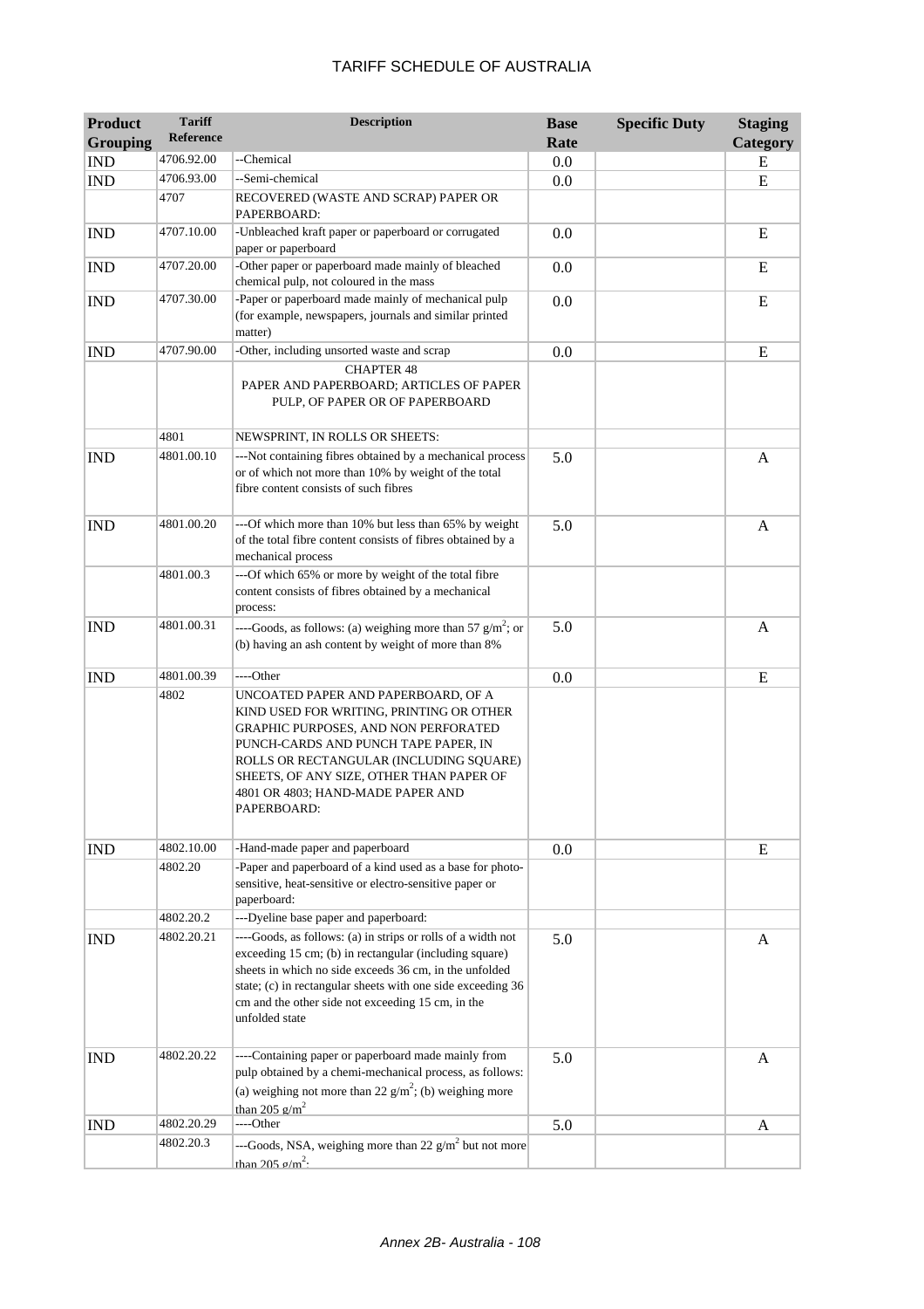# TARIFF SCHEDULE OF AUSTRALIA

| Product Grouping | Tariff Reference | Description | Base Rate | Specific Duty | Staging Category |
|---|---|---|---|---|---|
| IND | 4706.92.00 | --Chemical | 0.0 | | E |
| IND | 4706.93.00 | --Semi-chemical | 0.0 | | E |
| | 4707 | RECOVERED (WASTE AND SCRAP) PAPER OR PAPERBOARD: | | | |
| IND | 4707.10.00 | -Unbleached kraft paper or paperboard or corrugated paper or paperboard | 0.0 | | E |
| IND | 4707.20.00 | -Other paper or paperboard made mainly of bleached chemical pulp, not coloured in the mass | 0.0 | | E |
| IND | 4707.30.00 | -Paper or paperboard made mainly of mechanical pulp (for example, newspapers, journals and similar printed matter) | 0.0 | | E |
| IND | 4707.90.00 | -Other, including unsorted waste and scrap | 0.0 | | E |
| | | CHAPTER 48 PAPER AND PAPERBOARD; ARTICLES OF PAPER PULP, OF PAPER OR OF PAPERBOARD | | | |
| | 4801 | NEWSPRINT, IN ROLLS OR SHEETS: | | | |
| IND | 4801.00.10 | ---Not containing fibres obtained by a mechanical process or of which not more than 10% by weight of the total fibre content consists of such fibres | 5.0 | | A |
| IND | 4801.00.20 | ---Of which more than 10% but less than 65% by weight of the total fibre content consists of fibres obtained by a mechanical process | 5.0 | | A |
| | 4801.00.3 | ---Of which 65% or more by weight of the total fibre content consists of fibres obtained by a mechanical process: | | | |
| IND | 4801.00.31 | ----Goods, as follows: (a) weighing more than 57 $g/m^2$; or (b) having an ash content by weight of more than 8% | 5.0 | | A |
| IND | 4801.00.39 | ----Other | 0.0 | | E |
| | 4802 | UNCOATED PAPER AND PAPERBOARD, OF A KIND USED FOR WRITING, PRINTING OR OTHER GRAPHIC PURPOSES, AND NON PERFORATED PUNCH-CARDS AND PUNCH TAPE PAPER, IN ROLLS OR RECTANGULAR (INCLUDING SQUARE) SHEETS, OF ANY SIZE, OTHER THAN PAPER OF 4801 OR 4803; HAND-MADE PAPER AND PAPERBOARD: | | | |
| IND | 4802.10.00 | -Hand-made paper and paperboard | 0.0 | | E |
| | 4802.20 | -Paper and paperboard of a kind used as a base for photo-sensitive, heat-sensitive or electro-sensitive paper or paperboard: | | | |
| | 4802.20.2 | ---Dyeline base paper and paperboard: | | | |
| IND | 4802.20.21 | ----Goods, as follows: (a) in strips or rolls of a width not exceeding 15 cm; (b) in rectangular (including square) sheets in which no side exceeds 36 cm, in the unfolded state; (c) in rectangular sheets with one side exceeding 36 cm and the other side not exceeding 15 cm, in the unfolded state | 5.0 | | A |
| IND | 4802.20.22 | ----Containing paper or paperboard made mainly from pulp obtained by a chemi-mechanical process, as follows: (a) weighing not more than 22 $g/m^2$; (b) weighing more than 205 $g/m^2$ | 5.0 | | A |
| IND | 4802.20.29 | ----Other | 5.0 | | A |
| | 4802.20.3 | ---Goods, NSA, weighing more than 22 $g/m^2$ but not more than 205 $g/m^2$: | | | |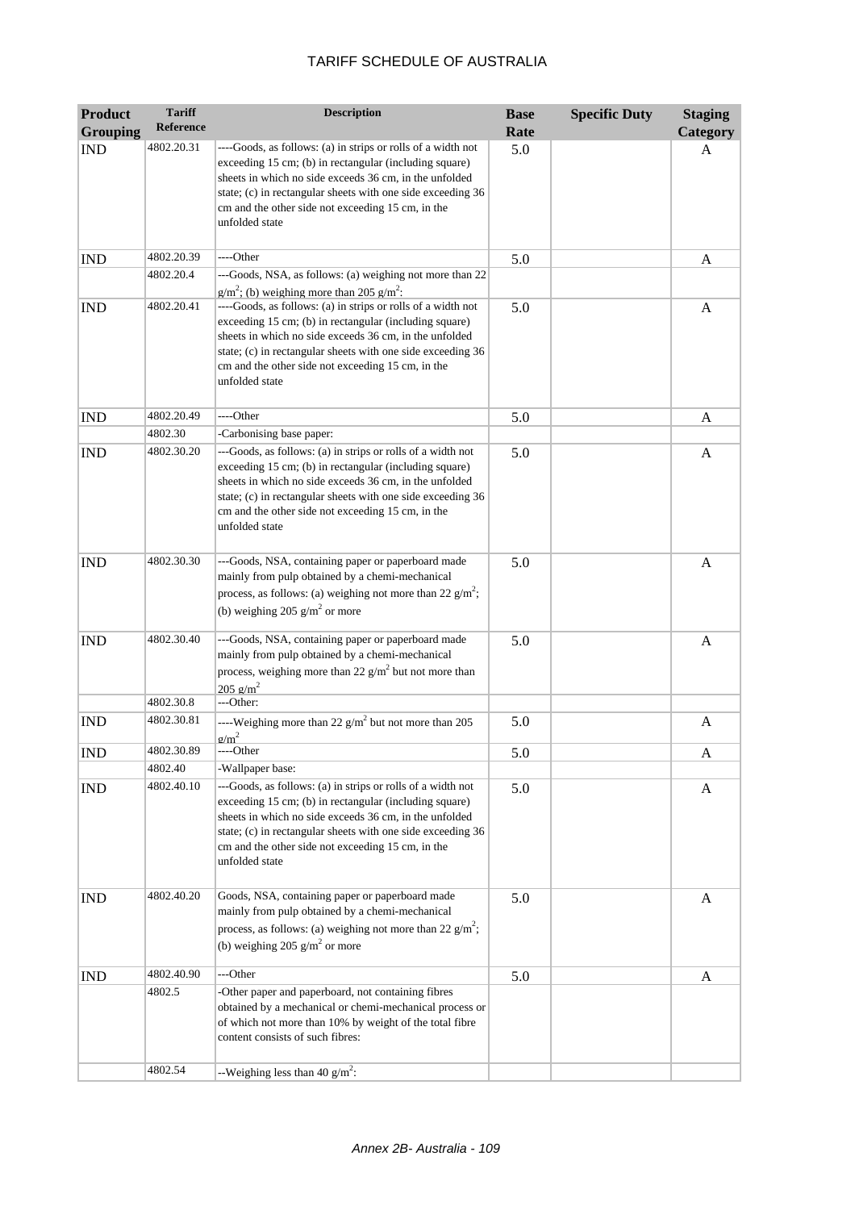# TARIFF SCHEDULE OF AUSTRALIA

| Product Grouping | Tariff Reference | Description | Base Rate | Specific Duty | Staging Category |
|---|---|---|---|---|---|
| IND | 4802.20.31 | ----Goods, as follows: (a) in strips or rolls of a width not exceeding 15 cm; (b) in rectangular (including square) sheets in which no side exceeds 36 cm, in the unfolded state; (c) in rectangular sheets with one side exceeding 36 cm and the other side not exceeding 15 cm, in the unfolded state | 5.0 | | A |
| IND | 4802.20.39 | ----Other | 5.0 | | A |
| | 4802.20.4 | ---Goods, NSA, as follows: (a) weighing not more than 22 g/m$^2$; (b) weighing more than 205 g/m$^2$: | | | |
| IND | 4802.20.41 | ----Goods, as follows: (a) in strips or rolls of a width not exceeding 15 cm; (b) in rectangular (including square) sheets in which no side exceeds 36 cm, in the unfolded state; (c) in rectangular sheets with one side exceeding 36 cm and the other side not exceeding 15 cm, in the unfolded state | 5.0 | | A |
| IND | 4802.20.49 | ----Other | 5.0 | | A |
| | 4802.30 | -Carbonising base paper: | | | |
| IND | 4802.30.20 | ---Goods, as follows: (a) in strips or rolls of a width not exceeding 15 cm; (b) in rectangular (including square) sheets in which no side exceeds 36 cm, in the unfolded state; (c) in rectangular sheets with one side exceeding 36 cm and the other side not exceeding 15 cm, in the unfolded state | 5.0 | | A |
| IND | 4802.30.30 | ---Goods, NSA, containing paper or paperboard made mainly from pulp obtained by a chemi-mechanical process, as follows: (a) weighing not more than 22 g/m$^2$; (b) weighing 205 g/m$^2$ or more | 5.0 | | A |
| IND | 4802.30.40 | ---Goods, NSA, containing paper or paperboard made mainly from pulp obtained by a chemi-mechanical process, weighing more than 22 g/m$^2$ but not more than 205 g/m$^2$ | 5.0 | | A |
| | 4802.30.8 | ---Other: | | | |
| IND | 4802.30.81 | ----Weighing more than 22 g/m$^2$ but not more than 205 g/m$^2$ | 5.0 | | A |
| IND | 4802.30.89 | ----Other | 5.0 | | A |
| | 4802.40 | -Wallpaper base: | | | |
| IND | 4802.40.10 | ---Goods, as follows: (a) in strips or rolls of a width not exceeding 15 cm; (b) in rectangular (including square) sheets in which no side exceeds 36 cm, in the unfolded state; (c) in rectangular sheets with one side exceeding 36 cm and the other side not exceeding 15 cm, in the unfolded state | 5.0 | | A |
| IND | 4802.40.20 | Goods, NSA, containing paper or paperboard made mainly from pulp obtained by a chemi-mechanical process, as follows: (a) weighing not more than 22 g/m$^2$; (b) weighing 205 g/m$^2$ or more | 5.0 | | A |
| IND | 4802.40.90 | ---Other | 5.0 | | A |
| | 4802.5 | -Other paper and paperboard, not containing fibres obtained by a mechanical or chemi-mechanical process or of which not more than 10% by weight of the total fibre content consists of such fibres: | | | |
| | 4802.54 | --Weighing less than 40 g/m$^2$: | | | |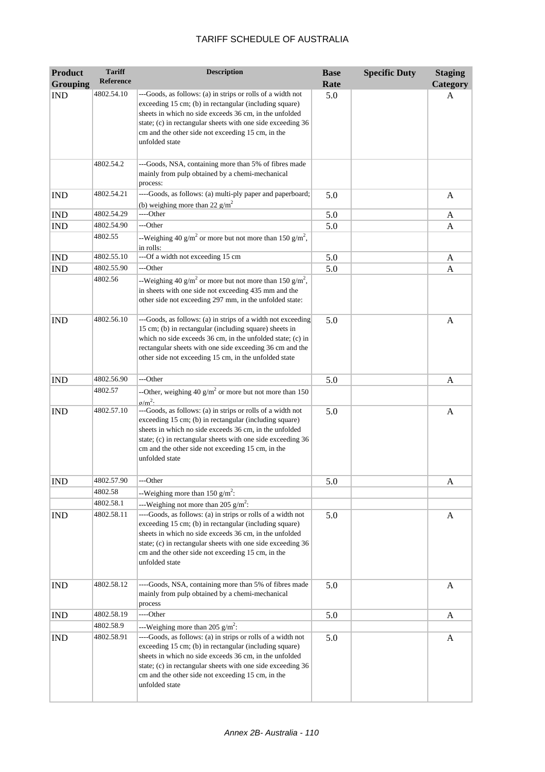# TARIFF SCHEDULE OF AUSTRALIA

| Product Grouping | Tariff Reference | Description | Base Rate | Specific Duty | Staging Category |
|---|---|---|---|---|---|
| IND | 4802.54.10 | ---Goods, as follows: (a) in strips or rolls of a width not exceeding 15 cm; (b) in rectangular (including square) sheets in which no side exceeds 36 cm, in the unfolded state; (c) in rectangular sheets with one side exceeding 36 cm and the other side not exceeding 15 cm, in the unfolded state | 5.0 | | A |
| | 4802.54.2 | ---Goods, NSA, containing more than 5% of fibres made mainly from pulp obtained by a chemi-mechanical process: | | | |
| IND | 4802.54.21 | ----Goods, as follows: (a) multi-ply paper and paperboard; (b) weighing more than 22 g/m$^2$ | 5.0 | | A |
| IND | 4802.54.29 | ----Other | 5.0 | | A |
| IND | 4802.54.90 | ---Other | 5.0 | | A |
| | 4802.55 | --Weighing 40 g/m$^2$ or more but not more than 150 g/m$^2$, in rolls: | | | |
| IND | 4802.55.10 | ---Of a width not exceeding 15 cm | 5.0 | | A |
| IND | 4802.55.90 | ---Other | 5.0 | | A |
| | 4802.56 | --Weighing 40 g/m$^2$ or more but not more than 150 g/m$^2$, in sheets with one side not exceeding 435 mm and the other side not exceeding 297 mm, in the unfolded state: | | | |
| IND | 4802.56.10 | ---Goods, as follows: (a) in strips of a width not exceeding 15 cm; (b) in rectangular (including square) sheets in which no side exceeds 36 cm, in the unfolded state; (c) in rectangular sheets with one side exceeding 36 cm and the other side not exceeding 15 cm, in the unfolded state | 5.0 | | A |
| IND | 4802.56.90 | ---Other | 5.0 | | A |
| | 4802.57 | --Other, weighing 40 g/m$^2$ or more but not more than 150 g/m$^2$: | | | |
| IND | 4802.57.10 | ---Goods, as follows: (a) in strips or rolls of a width not exceeding 15 cm; (b) in rectangular (including square) sheets in which no side exceeds 36 cm, in the unfolded state; (c) in rectangular sheets with one side exceeding 36 cm and the other side not exceeding 15 cm, in the unfolded state | 5.0 | | A |
| IND | 4802.57.90 | ---Other | 5.0 | | A |
| | 4802.58 | --Weighing more than 150 g/m$^2$: | | | |
| | 4802.58.1 | ---Weighing not more than 205 g/m$^2$: | | | |
| IND | 4802.58.11 | ----Goods, as follows: (a) in strips or rolls of a width not exceeding 15 cm; (b) in rectangular (including square) sheets in which no side exceeds 36 cm, in the unfolded state; (c) in rectangular sheets with one side exceeding 36 cm and the other side not exceeding 15 cm, in the unfolded state | 5.0 | | A |
| IND | 4802.58.12 | ----Goods, NSA, containing more than 5% of fibres made mainly from pulp obtained by a chemi-mechanical process | 5.0 | | A |
| IND | 4802.58.19 | ----Other | 5.0 | | A |
| | 4802.58.9 | ---Weighing more than 205 g/m$^2$: | | | |
| IND | 4802.58.91 | ----Goods, as follows: (a) in strips or rolls of a width not exceeding 15 cm; (b) in rectangular (including square) sheets in which no side exceeds 36 cm, in the unfolded state; (c) in rectangular sheets with one side exceeding 36 cm and the other side not exceeding 15 cm, in the unfolded state | 5.0 | | A |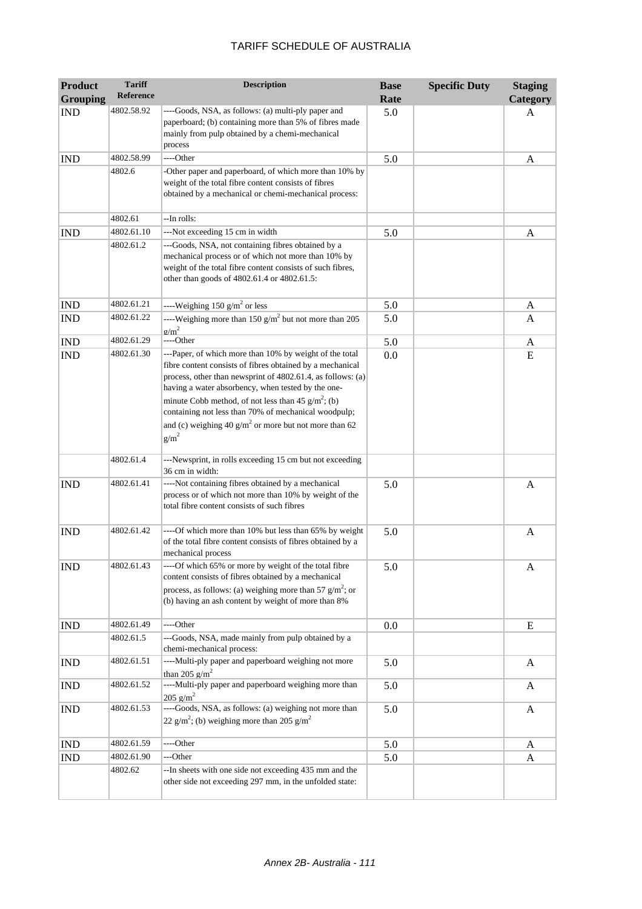| Product Grouping | Tariff Reference | Description | Base Rate | Specific Duty | Staging Category |
|---|---|---|---|---|---|
| IND | 4802.58.92 | ----Goods, NSA, as follows: (a) multi-ply paper and paperboard; (b) containing more than 5% of fibres made mainly from pulp obtained by a chemi-mechanical process | 5.0 | | A |
| IND | 4802.58.99 | ----Other | 5.0 | | A |
| | 4802.6 | -Other paper and paperboard, of which more than 10% by weight of the total fibre content consists of fibres obtained by a mechanical or chemi-mechanical process: | | | |
| | 4802.61 | --In rolls: | | | |
| IND | 4802.61.10 | ---Not exceeding 15 cm in width | 5.0 | | A |
| | 4802.61.2 | ---Goods, NSA, not containing fibres obtained by a mechanical process or of which not more than 10% by weight of the total fibre content consists of such fibres, other than goods of 4802.61.4 or 4802.61.5: | | | |
| IND | 4802.61.21 | ----Weighing 150 $g/m^2$ or less | 5.0 | | A |
| IND | 4802.61.22 | ----Weighing more than 150 $g/m^2$ but not more than 205 $g/m^2$ | 5.0 | | A |
| IND | 4802.61.29 | ----Other | 5.0 | | A |
| IND | 4802.61.30 | ---Paper, of which more than 10% by weight of the total fibre content consists of fibres obtained by a mechanical process, other than newsprint of 4802.61.4, as follows: (a) having a water absorbency, when tested by the one-minute Cobb method, of not less than 45 $g/m^2$; (b) containing not less than 70% of mechanical woodpulp; and (c) weighing 40 $g/m^2$ or more but not more than 62 $g/m^2$ | 0.0 | | E |
| | 4802.61.4 | ---Newsprint, in rolls exceeding 15 cm but not exceeding 36 cm in width: | | | |
| IND | 4802.61.41 | ----Not containing fibres obtained by a mechanical process or of which not more than 10% by weight of the total fibre content consists of such fibres | 5.0 | | A |
| IND | 4802.61.42 | ----Of which more than 10% but less than 65% by weight of the total fibre content consists of fibres obtained by a mechanical process | 5.0 | | A |
| IND | 4802.61.43 | ----Of which 65% or more by weight of the total fibre content consists of fibres obtained by a mechanical process, as follows: (a) weighing more than 57 $g/m^2$; or (b) having an ash content by weight of more than 8% | 5.0 | | A |
| IND | 4802.61.49 | ----Other | 0.0 | | E |
| | 4802.61.5 | ---Goods, NSA, made mainly from pulp obtained by a chemi-mechanical process: | | | |
| IND | 4802.61.51 | ----Multi-ply paper and paperboard weighing not more than 205 $g/m^2$ | 5.0 | | A |
| IND | 4802.61.52 | ----Multi-ply paper and paperboard weighing more than 205 $g/m^2$ | 5.0 | | A |
| IND | 4802.61.53 | ----Goods, NSA, as follows: (a) weighing not more than 22 $g/m^2$; (b) weighing more than 205 $g/m^2$ | 5.0 | | A |
| IND | 4802.61.59 | ----Other | 5.0 | | A |
| IND | 4802.61.90 | ---Other | 5.0 | | A |
| | 4802.62 | --In sheets with one side not exceeding 435 mm and the other side not exceeding 297 mm, in the unfolded state: | | | |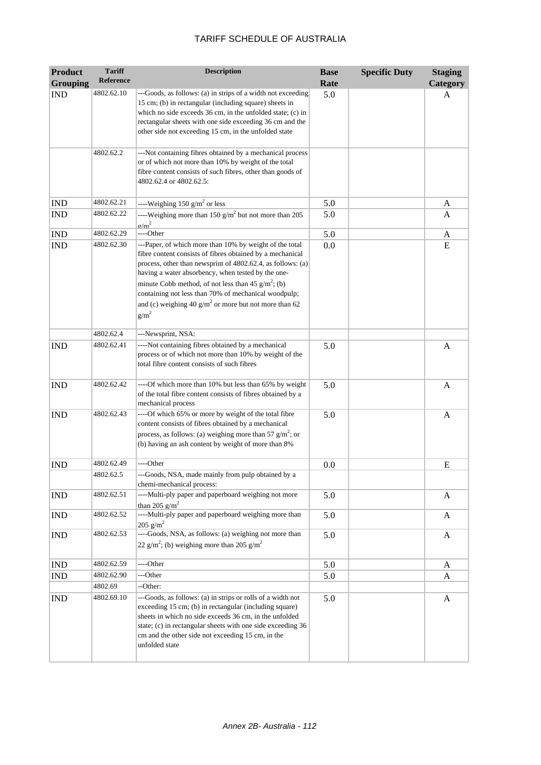| Product Grouping | Tariff Reference | Description | Base Rate | Specific Duty | Staging Category |
|---|---|---|---|---|---|
| IND | 4802.62.10 | ---Goods, as follows: (a) in strips of a width not exceeding 15 cm; (b) in rectangular (including square) sheets in which no side exceeds 36 cm, in the unfolded state; (c) in rectangular sheets with one side exceeding 36 cm and the other side not exceeding 15 cm, in the unfolded state | 5.0 | | A |
| | 4802.62.2 | ---Not containing fibres obtained by a mechanical process or of which not more than 10% by weight of the total fibre content consists of such fibres, other than goods of 4802.62.4 or 4802.62.5: | | | |
| IND | 4802.62.21 | ----Weighing 150 $g/m^2$ or less | 5.0 | | A |
| IND | 4802.62.22 | ----Weighing more than 150 $g/m^2$ but not more than 205 $g/m^2$ | 5.0 | | A |
| IND | 4802.62.29 | ----Other | 5.0 | | A |
| IND | 4802.62.30 | ---Paper, of which more than 10% by weight of the total fibre content consists of fibres obtained by a mechanical process, other than newsprint of 4802.62.4, as follows: (a) having a water absorbency, when tested by the one-minute Cobb method, of not less than 45 $g/m^2$; (b) containing not less than 70% of mechanical woodpulp; and (c) weighing 40 $g/m^2$ or more but not more than 62 $g/m^2$ | 0.0 | | E |
| | 4802.62.4 | ---Newsprint, NSA: | | | |
| IND | 4802.62.41 | ----Not containing fibres obtained by a mechanical process or of which not more than 10% by weight of the total fibre content consists of such fibres | 5.0 | | A |
| IND | 4802.62.42 | ----Of which more than 10% but less than 65% by weight of the total fibre content consists of fibres obtained by a mechanical process | 5.0 | | A |
| IND | 4802.62.43 | ----Of which 65% or more by weight of the total fibre content consists of fibres obtained by a mechanical process, as follows: (a) weighing more than 57 $g/m^2$; or (b) having an ash content by weight of more than 8% | 5.0 | | A |
| IND | 4802.62.49 | ----Other | 0.0 | | E |
| | 4802.62.5 | ---Goods, NSA, made mainly from pulp obtained by a chemi-mechanical process: | | | |
| IND | 4802.62.51 | ----Multi-ply paper and paperboard weighing not more than 205 $g/m^2$ | 5.0 | | A |
| IND | 4802.62.52 | ----Multi-ply paper and paperboard weighing more than 205 $g/m^2$ | 5.0 | | A |
| IND | 4802.62.53 | ----Goods, NSA, as follows: (a) weighing not more than 22 $g/m^2$; (b) weighing more than 205 $g/m^2$ | 5.0 | | A |
| IND | 4802.62.59 | ----Other | 5.0 | | A |
| IND | 4802.62.90 | ---Other | 5.0 | | A |
| | 4802.69 | --Other: | | | |
| IND | 4802.69.10 | ---Goods, as follows: (a) in strips or rolls of a width not exceeding 15 cm; (b) in rectangular (including square) sheets in which no side exceeds 36 cm, in the unfolded state; (c) in rectangular sheets with one side exceeding 36 cm and the other side not exceeding 15 cm, in the unfolded state | 5.0 | | A |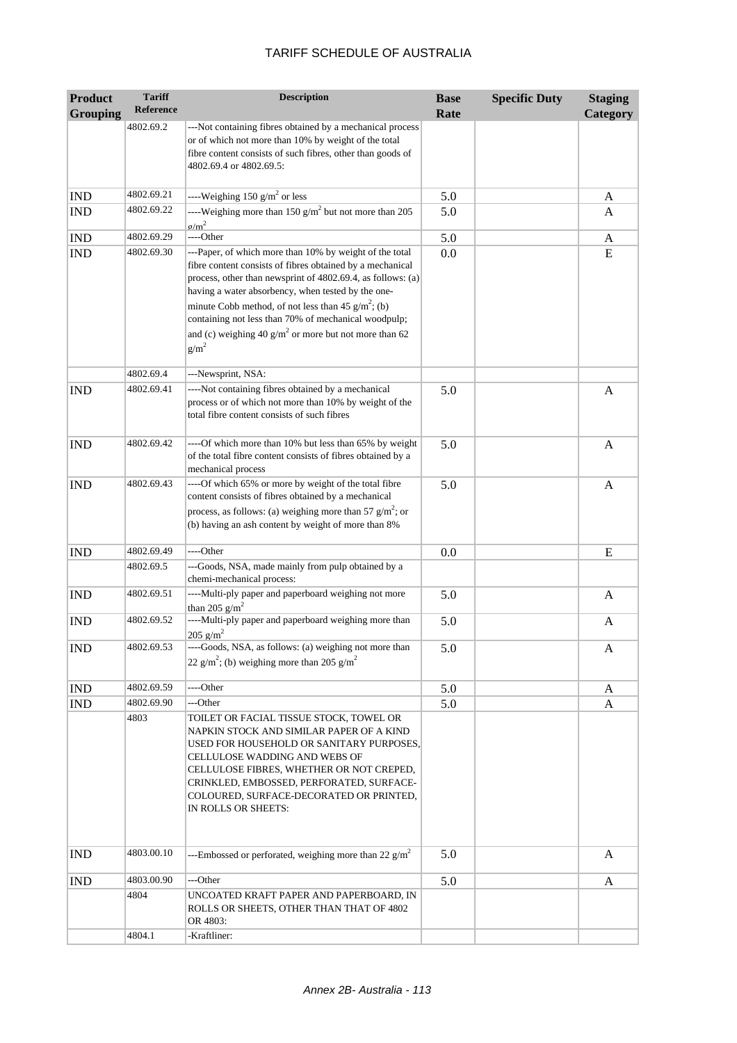# TARIFF SCHEDULE OF AUSTRALIA

| Product Grouping | Tariff Reference | Description | Base Rate | Specific Duty | Staging Category |
|---|---|---|---|---|---|
| | 4802.69.2 | ---Not containing fibres obtained by a mechanical process or of which not more than 10% by weight of the total fibre content consists of such fibres, other than goods of 4802.69.4 or 4802.69.5: | | | |
| IND | 4802.69.21 | ----Weighing 150 $g/m^2$ or less | 5.0 | | A |
| IND | 4802.69.22 | ----Weighing more than 150 $g/m^2$ but not more than 205 $g/m^2$ | 5.0 | | A |
| IND | 4802.69.29 | ----Other | 5.0 | | A |
| IND | 4802.69.30 | ---Paper, of which more than 10% by weight of the total fibre content consists of fibres obtained by a mechanical process, other than newsprint of 4802.69.4, as follows: (a) having a water absorbency, when tested by the one-minute Cobb method, of not less than 45 $g/m^2$; (b) containing not less than 70% of mechanical woodpulp; and (c) weighing 40 $g/m^2$ or more but not more than 62 $g/m^2$ | 0.0 | | E |
| | 4802.69.4 | ---Newsprint, NSA: | | | |
| IND | 4802.69.41 | ----Not containing fibres obtained by a mechanical process or of which not more than 10% by weight of the total fibre content consists of such fibres | 5.0 | | A |
| IND | 4802.69.42 | ----Of which more than 10% but less than 65% by weight of the total fibre content consists of fibres obtained by a mechanical process | 5.0 | | A |
| IND | 4802.69.43 | ----Of which 65% or more by weight of the total fibre content consists of fibres obtained by a mechanical process, as follows: (a) weighing more than 57 $g/m^2$; or (b) having an ash content by weight of more than 8% | 5.0 | | A |
| IND | 4802.69.49 | ----Other | 0.0 | | E |
| | 4802.69.5 | ---Goods, NSA, made mainly from pulp obtained by a chemi-mechanical process: | | | |
| IND | 4802.69.51 | ----Multi-ply paper and paperboard weighing not more than 205 $g/m^2$ | 5.0 | | A |
| IND | 4802.69.52 | ----Multi-ply paper and paperboard weighing more than 205 $g/m^2$ | 5.0 | | A |
| IND | 4802.69.53 | ----Goods, NSA, as follows: (a) weighing not more than 22 $g/m^2$; (b) weighing more than 205 $g/m^2$ | 5.0 | | A |
| IND | 4802.69.59 | ----Other | 5.0 | | A |
| IND | 4802.69.90 | ---Other | 5.0 | | A |
| | 4803 | TOILET OR FACIAL TISSUE STOCK, TOWEL OR NAPKIN STOCK AND SIMILAR PAPER OF A KIND USED FOR HOUSEHOLD OR SANITARY PURPOSES, CELLULOSE WADDING AND WEBS OF CELLULOSE FIBRES, WHETHER OR NOT CREPED, CRINKLED, EMBOSSED, PERFORATED, SURFACE-COLOURED, SURFACE-DECORATED OR PRINTED, IN ROLLS OR SHEETS: | | | |
| IND | 4803.00.10 | ---Embossed or perforated, weighing more than 22 $g/m^2$ | 5.0 | | A |
| IND | 4803.00.90 | ---Other | 5.0 | | A |
| | 4804 | UNCOATED KRAFT PAPER AND PAPERBOARD, IN ROLLS OR SHEETS, OTHER THAN THAT OF 4802 OR 4803: | | | |
| | 4804.1 | -Kraftliner: | | | |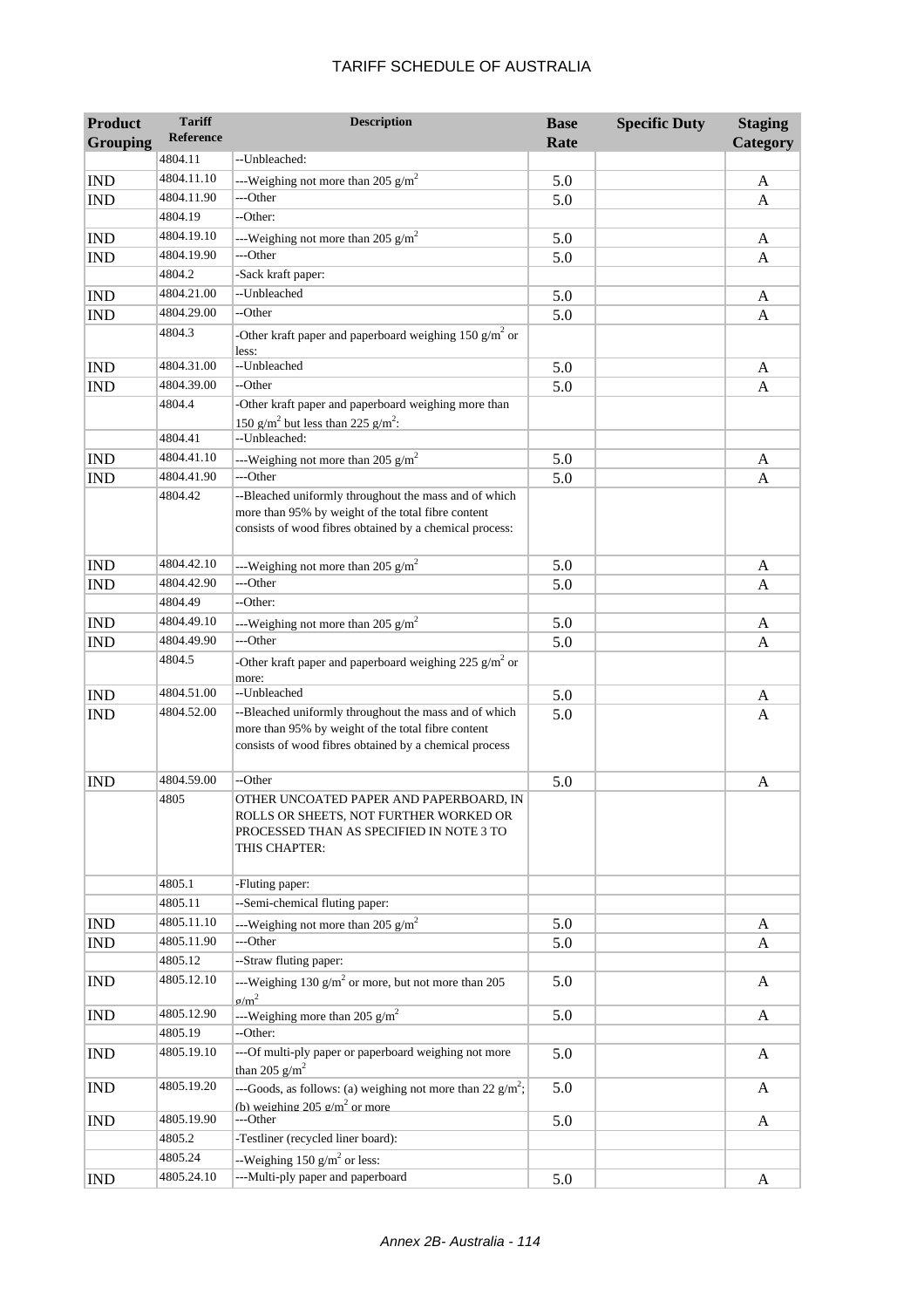| Product Grouping | Tariff Reference | Description | Base Rate | Specific Duty | Staging Category |
|---|---|---|---|---|---|
| | 4804.11 | --Unbleached: | | | |
| IND | 4804.11.10 | ---Weighing not more than 205 $g/m^2$ | 5.0 | | A |
| IND | 4804.11.90 | ---Other | 5.0 | | A |
| | 4804.19 | --Other: | | | |
| IND | 4804.19.10 | ---Weighing not more than 205 $g/m^2$ | 5.0 | | A |
| IND | 4804.19.90 | ---Other | 5.0 | | A |
| | 4804.2 | -Sack kraft paper: | | | |
| IND | 4804.21.00 | --Unbleached | 5.0 | | A |
| IND | 4804.29.00 | --Other | 5.0 | | A |
| | 4804.3 | -Other kraft paper and paperboard weighing 150 $g/m^2$ or less: | | | |
| IND | 4804.31.00 | --Unbleached | 5.0 | | A |
| IND | 4804.39.00 | --Other | 5.0 | | A |
| | 4804.4 | -Other kraft paper and paperboard weighing more than 150 $g/m^2$ but less than 225 $g/m^2$: | | | |
| | 4804.41 | --Unbleached: | | | |
| IND | 4804.41.10 | ---Weighing not more than 205 $g/m^2$ | 5.0 | | A |
| IND | 4804.41.90 | ---Other | 5.0 | | A |
| | 4804.42 | --Bleached uniformly throughout the mass and of which more than 95% by weight of the total fibre content consists of wood fibres obtained by a chemical process: | | | |
| IND | 4804.42.10 | ---Weighing not more than 205 $g/m^2$ | 5.0 | | A |
| IND | 4804.42.90 | ---Other | 5.0 | | A |
| | 4804.49 | --Other: | | | |
| IND | 4804.49.10 | ---Weighing not more than 205 $g/m^2$ | 5.0 | | A |
| IND | 4804.49.90 | ---Other | 5.0 | | A |
| | 4804.5 | -Other kraft paper and paperboard weighing 225 $g/m^2$ or more: | | | |
| IND | 4804.51.00 | --Unbleached | 5.0 | | A |
| IND | 4804.52.00 | --Bleached uniformly throughout the mass and of which more than 95% by weight of the total fibre content consists of wood fibres obtained by a chemical process | 5.0 | | A |
| IND | 4804.59.00 | --Other | 5.0 | | A |
| | 4805 | OTHER UNCOATED PAPER AND PAPERBOARD, IN ROLLS OR SHEETS, NOT FURTHER WORKED OR PROCESSED THAN AS SPECIFIED IN NOTE 3 TO THIS CHAPTER: | | | |
| | 4805.1 | -Fluting paper: | | | |
| | 4805.11 | --Semi-chemical fluting paper: | | | |
| IND | 4805.11.10 | ---Weighing not more than 205 $g/m^2$ | 5.0 | | A |
| IND | 4805.11.90 | ---Other | 5.0 | | A |
| | 4805.12 | --Straw fluting paper: | | | |
| IND | 4805.12.10 | ---Weighing 130 $g/m^2$ or more, but not more than 205 $g/m^2$ | 5.0 | | A |
| IND | 4805.12.90 | ---Weighing more than 205 $g/m^2$ | 5.0 | | A |
| | 4805.19 | --Other: | | | |
| IND | 4805.19.10 | ---Of multi-ply paper or paperboard weighing not more than 205 $g/m^2$ | 5.0 | | A |
| IND | 4805.19.20 | ---Goods, as follows: (a) weighing not more than 22 $g/m^2$; (b) weighing 205 $g/m^2$ or more | 5.0 | | A |
| IND | 4805.19.90 | ---Other | 5.0 | | A |
| | 4805.2 | -Testliner (recycled liner board): | | | |
| | 4805.24 | --Weighing 150 $g/m^2$ or less: | | | |
| IND | 4805.24.10 | ---Multi-ply paper and paperboard | 5.0 | | A |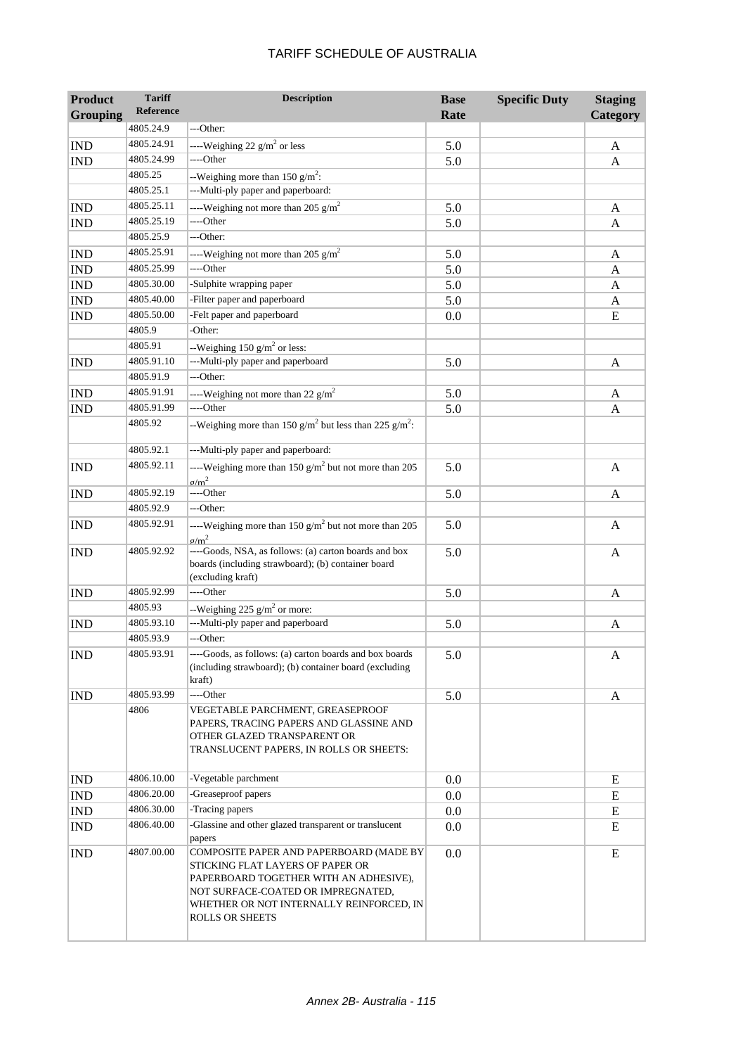# TARIFF SCHEDULE OF AUSTRALIA

| Product Grouping | Tariff Reference | Description | Base Rate | Specific Duty | Staging Category |
|---|---|---|---|---|---|
| | 4805.24.9 | ---Other: | | | |
| IND | 4805.24.91 | ----Weighing 22 g/m$^2$ or less | 5.0 | | A |
| IND | 4805.24.99 | ----Other | 5.0 | | A |
| | 4805.25 | --Weighing more than 150 g/m$^2$: | | | |
| | 4805.25.1 | ---Multi-ply paper and paperboard: | | | |
| IND | 4805.25.11 | ----Weighing not more than 205 g/m$^2$ | 5.0 | | A |
| IND | 4805.25.19 | ----Other | 5.0 | | A |
| | 4805.25.9 | ---Other: | | | |
| IND | 4805.25.91 | ----Weighing not more than 205 g/m$^2$ | 5.0 | | A |
| IND | 4805.25.99 | ----Other | 5.0 | | A |
| IND | 4805.30.00 | -Sulphite wrapping paper | 5.0 | | A |
| IND | 4805.40.00 | -Filter paper and paperboard | 5.0 | | A |
| IND | 4805.50.00 | -Felt paper and paperboard | 0.0 | | E |
| | 4805.9 | -Other: | | | |
| | 4805.91 | --Weighing 150 g/m$^2$ or less: | | | |
| IND | 4805.91.10 | ---Multi-ply paper and paperboard | 5.0 | | A |
| | 4805.91.9 | ---Other: | | | |
| IND | 4805.91.91 | ----Weighing not more than 22 g/m$^2$ | 5.0 | | A |
| IND | 4805.91.99 | ----Other | 5.0 | | A |
| | 4805.92 | --Weighing more than 150 g/m$^2$ but less than 225 g/m$^2$: | | | |
| | 4805.92.1 | ---Multi-ply paper and paperboard: | | | |
| IND | 4805.92.11 | ----Weighing more than 150 g/m$^2$ but not more than 205 g/m$^2$ | 5.0 | | A |
| IND | 4805.92.19 | ----Other | 5.0 | | A |
| | 4805.92.9 | ---Other: | | | |
| IND | 4805.92.91 | ----Weighing more than 150 g/m$^2$ but not more than 205 g/m$^2$ | 5.0 | | A |
| IND | 4805.92.92 | ----Goods, NSA, as follows: (a) carton boards and box boards (including strawboard); (b) container board (excluding kraft) | 5.0 | | A |
| IND | 4805.92.99 | ----Other | 5.0 | | A |
| | 4805.93 | --Weighing 225 g/m$^2$ or more: | | | |
| IND | 4805.93.10 | ---Multi-ply paper and paperboard | 5.0 | | A |
| | 4805.93.9 | ---Other: | | | |
| IND | 4805.93.91 | ----Goods, as follows: (a) carton boards and box boards (including strawboard); (b) container board (excluding kraft) | 5.0 | | A |
| IND | 4805.93.99 | ----Other | 5.0 | | A |
| | 4806 | VEGETABLE PARCHMENT, GREASEPROOF PAPERS, TRACING PAPERS AND GLASSINE AND OTHER GLAZED TRANSPARENT OR TRANSLUCENT PAPERS, IN ROLLS OR SHEETS: | | | |
| IND | 4806.10.00 | -Vegetable parchment | 0.0 | | E |
| IND | 4806.20.00 | -Greaseproof papers | 0.0 | | E |
| IND | 4806.30.00 | -Tracing papers | 0.0 | | E |
| IND | 4806.40.00 | -Glassine and other glazed transparent or translucent papers | 0.0 | | E |
| IND | 4807.00.00 | COMPOSITE PAPER AND PAPERBOARD (MADE BY STICKING FLAT LAYERS OF PAPER OR PAPERBOARD TOGETHER WITH AN ADHESIVE), NOT SURFACE-COATED OR IMPREGNATED, WHETHER OR NOT INTERNALLY REINFORCED, IN ROLLS OR SHEETS | 0.0 | | E |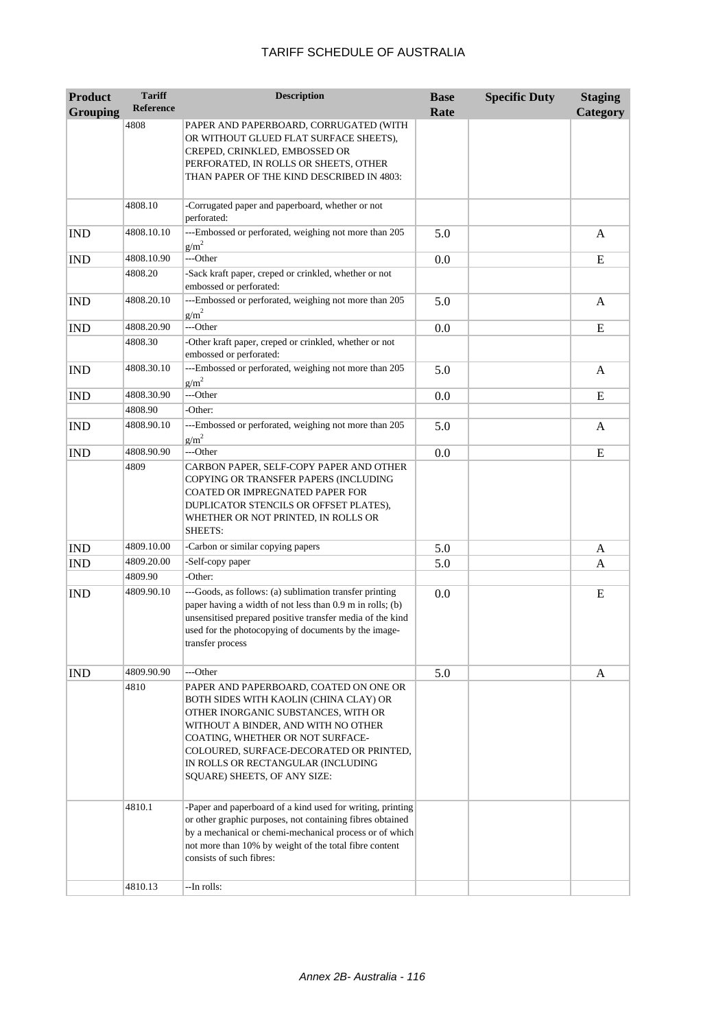| Product Grouping | Tariff Reference | Description | Base Rate | Specific Duty | Staging Category |
|---|---|---|---|---|---|
| | 4808 | PAPER AND PAPERBOARD, CORRUGATED (WITH OR WITHOUT GLUED FLAT SURFACE SHEETS), CREPED, CRINKLED, EMBOSSED OR PERFORATED, IN ROLLS OR SHEETS, OTHER THAN PAPER OF THE KIND DESCRIBED IN 4803: | | | |
| | 4808.10 | -Corrugated paper and paperboard, whether or not perforated: | | | |
| IND | 4808.10.10 | ---Embossed or perforated, weighing not more than 205 $g/m^2$ | 5.0 | | A |
| IND | 4808.10.90 | ---Other | 0.0 | | E |
| | 4808.20 | -Sack kraft paper, creped or crinkled, whether or not embossed or perforated: | | | |
| IND | 4808.20.10 | ---Embossed or perforated, weighing not more than 205 $g/m^2$ | 5.0 | | A |
| IND | 4808.20.90 | ---Other | 0.0 | | E |
| | 4808.30 | -Other kraft paper, creped or crinkled, whether or not embossed or perforated: | | | |
| IND | 4808.30.10 | ---Embossed or perforated, weighing not more than 205 $g/m^2$ | 5.0 | | A |
| IND | 4808.30.90 | ---Other | 0.0 | | E |
| | 4808.90 | -Other: | | | |
| IND | 4808.90.10 | ---Embossed or perforated, weighing not more than 205 $g/m^2$ | 5.0 | | A |
| IND | 4808.90.90 | ---Other | 0.0 | | E |
| | 4809 | CARBON PAPER, SELF-COPY PAPER AND OTHER COPYING OR TRANSFER PAPERS (INCLUDING COATED OR IMPREGNATED PAPER FOR DUPLICATOR STENCILS OR OFFSET PLATES), WHETHER OR NOT PRINTED, IN ROLLS OR SHEETS: | | | |
| IND | 4809.10.00 | -Carbon or similar copying papers | 5.0 | | A |
| IND | 4809.20.00 | -Self-copy paper | 5.0 | | A |
| | 4809.90 | -Other: | | | |
| IND | 4809.90.10 | ---Goods, as follows: (a) sublimation transfer printing paper having a width of not less than 0.9 m in rolls; (b) unsensitised prepared positive transfer media of the kind used for the photocopying of documents by the image-transfer process | 0.0 | | E |
| IND | 4809.90.90 | ---Other | 5.0 | | A |
| | 4810 | PAPER AND PAPERBOARD, COATED ON ONE OR BOTH SIDES WITH KAOLIN (CHINA CLAY) OR OTHER INORGANIC SUBSTANCES, WITH OR WITHOUT A BINDER, AND WITH NO OTHER COATING, WHETHER OR NOT SURFACE-COLOURED, SURFACE-DECORATED OR PRINTED, IN ROLLS OR RECTANGULAR (INCLUDING SQUARE) SHEETS, OF ANY SIZE: | | | |
| | 4810.1 | -Paper and paperboard of a kind used for writing, printing or other graphic purposes, not containing fibres obtained by a mechanical or chemi-mechanical process or of which not more than 10% by weight of the total fibre content consists of such fibres: | | | |
| | 4810.13 | --In rolls: | | | |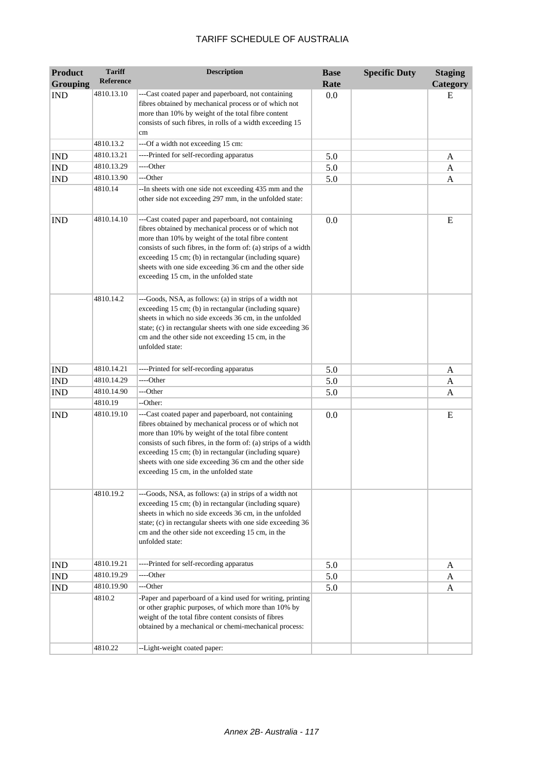| Product Grouping | Tariff Reference | Description | Base Rate | Specific Duty | Staging Category |
|---|---|---|---|---|---|
| IND | 4810.13.10 | ---Cast coated paper and paperboard, not containing fibres obtained by mechanical process or of which not more than 10% by weight of the total fibre content consists of such fibres, in rolls of a width exceeding 15 cm | 0.0 | | E |
| | 4810.13.2 | ---Of a width not exceeding 15 cm: | | | |
| IND | 4810.13.21 | ----Printed for self-recording apparatus | 5.0 | | A |
| IND | 4810.13.29 | ----Other | 5.0 | | A |
| IND | 4810.13.90 | ---Other | 5.0 | | A |
| | 4810.14 | --In sheets with one side not exceeding 435 mm and the other side not exceeding 297 mm, in the unfolded state: | | | |
| IND | 4810.14.10 | ---Cast coated paper and paperboard, not containing fibres obtained by mechanical process or of which not more than 10% by weight of the total fibre content consists of such fibres, in the form of: (a) strips of a width exceeding 15 cm; (b) in rectangular (including square) sheets with one side exceeding 36 cm and the other side exceeding 15 cm, in the unfolded state | 0.0 | | E |
| | 4810.14.2 | ---Goods, NSA, as follows: (a) in strips of a width not exceeding 15 cm; (b) in rectangular (including square) sheets in which no side exceeds 36 cm, in the unfolded state; (c) in rectangular sheets with one side exceeding 36 cm and the other side not exceeding 15 cm, in the unfolded state: | | | |
| IND | 4810.14.21 | ----Printed for self-recording apparatus | 5.0 | | A |
| IND | 4810.14.29 | ----Other | 5.0 | | A |
| IND | 4810.14.90 | ---Other | 5.0 | | A |
| | 4810.19 | --Other: | | | |
| IND | 4810.19.10 | ---Cast coated paper and paperboard, not containing fibres obtained by mechanical process or of which not more than 10% by weight of the total fibre content consists of such fibres, in the form of: (a) strips of a width exceeding 15 cm; (b) in rectangular (including square) sheets with one side exceeding 36 cm and the other side exceeding 15 cm, in the unfolded state | 0.0 | | E |
| | 4810.19.2 | ---Goods, NSA, as follows: (a) in strips of a width not exceeding 15 cm; (b) in rectangular (including square) sheets in which no side exceeds 36 cm, in the unfolded state; (c) in rectangular sheets with one side exceeding 36 cm and the other side not exceeding 15 cm, in the unfolded state: | | | |
| IND | 4810.19.21 | ----Printed for self-recording apparatus | 5.0 | | A |
| IND | 4810.19.29 | ----Other | 5.0 | | A |
| IND | 4810.19.90 | ---Other | 5.0 | | A |
| | 4810.2 | -Paper and paperboard of a kind used for writing, printing or other graphic purposes, of which more than 10% by weight of the total fibre content consists of fibres obtained by a mechanical or chemi-mechanical process: | | | |
| | 4810.22 | --Light-weight coated paper: | | | |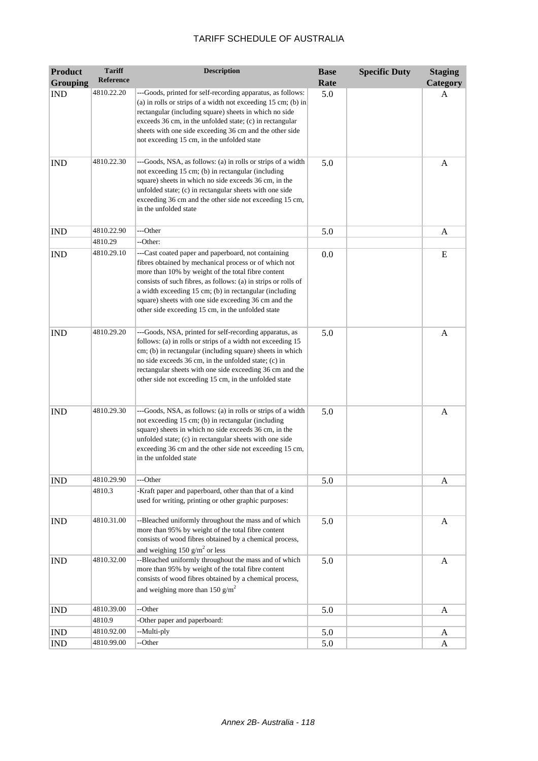# TARIFF SCHEDULE OF AUSTRALIA

| Product Grouping | Tariff Reference | Description | Base Rate | Specific Duty | Staging Category |
|---|---|---|---|---|---|
| IND | 4810.22.20 | ---Goods, printed for self-recording apparatus, as follows: (a) in rolls or strips of a width not exceeding 15 cm; (b) in rectangular (including square) sheets in which no side exceeds 36 cm, in the unfolded state; (c) in rectangular sheets with one side exceeding 36 cm and the other side not exceeding 15 cm, in the unfolded state | 5.0 | | A |
| IND | 4810.22.30 | ---Goods, NSA, as follows: (a) in rolls or strips of a width not exceeding 15 cm; (b) in rectangular (including square) sheets in which no side exceeds 36 cm, in the unfolded state; (c) in rectangular sheets with one side exceeding 36 cm and the other side not exceeding 15 cm, in the unfolded state | 5.0 | | A |
| IND | 4810.22.90 | ---Other | 5.0 | | A |
| | 4810.29 | --Other: | | | |
| IND | 4810.29.10 | ---Cast coated paper and paperboard, not containing fibres obtained by mechanical process or of which not more than 10% by weight of the total fibre content consists of such fibres, as follows: (a) in strips or rolls of a width exceeding 15 cm; (b) in rectangular (including square) sheets with one side exceeding 36 cm and the other side exceeding 15 cm, in the unfolded state | 0.0 | | E |
| IND | 4810.29.20 | ---Goods, NSA, printed for self-recording apparatus, as follows: (a) in rolls or strips of a width not exceeding 15 cm; (b) in rectangular (including square) sheets in which no side exceeds 36 cm, in the unfolded state; (c) in rectangular sheets with one side exceeding 36 cm and the other side not exceeding 15 cm, in the unfolded state | 5.0 | | A |
| IND | 4810.29.30 | ---Goods, NSA, as follows: (a) in rolls or strips of a width not exceeding 15 cm; (b) in rectangular (including square) sheets in which no side exceeds 36 cm, in the unfolded state; (c) in rectangular sheets with one side exceeding 36 cm and the other side not exceeding 15 cm, in the unfolded state | 5.0 | | A |
| IND | 4810.29.90 | ---Other | 5.0 | | A |
| | 4810.3 | -Kraft paper and paperboard, other than that of a kind used for writing, printing or other graphic purposes: | | | |
| IND | 4810.31.00 | --Bleached uniformly throughout the mass and of which more than 95% by weight of the total fibre content consists of wood fibres obtained by a chemical process, and weighing 150 $g/m^2$ or less | 5.0 | | A |
| IND | 4810.32.00 | --Bleached uniformly throughout the mass and of which more than 95% by weight of the total fibre content consists of wood fibres obtained by a chemical process, and weighing more than 150 $g/m^2$ | 5.0 | | A |
| IND | 4810.39.00 | --Other | 5.0 | | A |
| | 4810.9 | -Other paper and paperboard: | | | |
| IND | 4810.92.00 | --Multi-ply | 5.0 | | A |
| IND | 4810.99.00 | --Other | 5.0 | | A |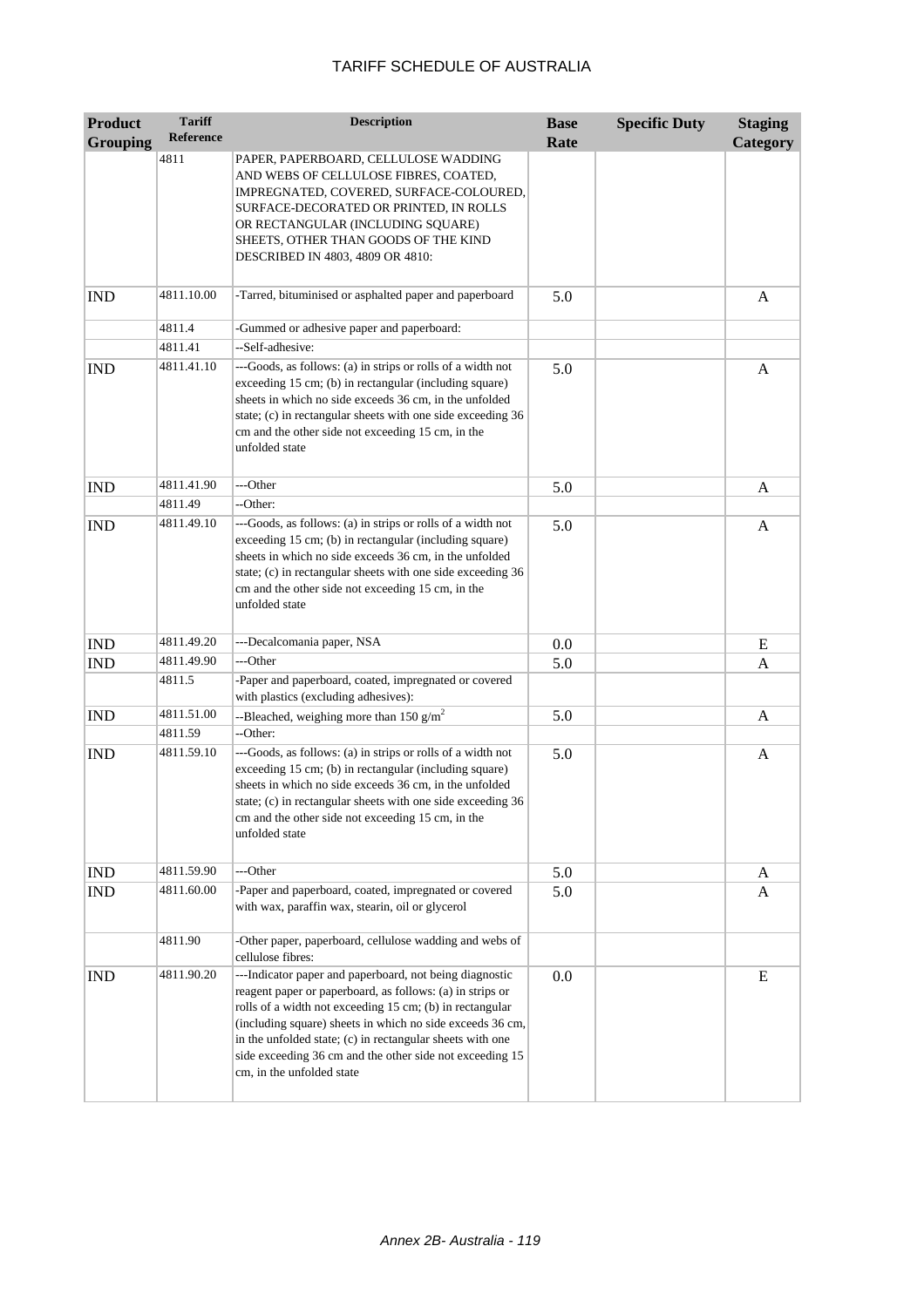# TARIFF SCHEDULE OF AUSTRALIA

| Product Grouping | Tariff Reference | Description | Base Rate | Specific Duty | Staging Category |
|---|---|---|---|---|---|
| | 4811 | PAPER, PAPERBOARD, CELLULOSE WADDING AND WEBS OF CELLULOSE FIBRES, COATED, IMPREGNATED, COVERED, SURFACE-COLOURED, SURFACE-DECORATED OR PRINTED, IN ROLLS OR RECTANGULAR (INCLUDING SQUARE) SHEETS, OTHER THAN GOODS OF THE KIND DESCRIBED IN 4803, 4809 OR 4810: | | | |
| IND | 4811.10.00 | -Tarred, bituminised or asphalted paper and paperboard | 5.0 | | A |
| | 4811.4 | -Gummed or adhesive paper and paperboard: | | | |
| | 4811.41 | --Self-adhesive: | | | |
| IND | 4811.41.10 | ---Goods, as follows: (a) in strips or rolls of a width not exceeding 15 cm; (b) in rectangular (including square) sheets in which no side exceeds 36 cm, in the unfolded state; (c) in rectangular sheets with one side exceeding 36 cm and the other side not exceeding 15 cm, in the unfolded state | 5.0 | | A |
| IND | 4811.41.90 | ---Other | 5.0 | | A |
| | 4811.49 | --Other: | | | |
| IND | 4811.49.10 | ---Goods, as follows: (a) in strips or rolls of a width not exceeding 15 cm; (b) in rectangular (including square) sheets in which no side exceeds 36 cm, in the unfolded state; (c) in rectangular sheets with one side exceeding 36 cm and the other side not exceeding 15 cm, in the unfolded state | 5.0 | | A |
| IND | 4811.49.20 | ---Decalcomania paper, NSA | 0.0 | | E |
| IND | 4811.49.90 | ---Other | 5.0 | | A |
| | 4811.5 | -Paper and paperboard, coated, impregnated or covered with plastics (excluding adhesives): | | | |
| IND | 4811.51.00 | --Bleached, weighing more than 150 g/m$^2$ | 5.0 | | A |
| | 4811.59 | --Other: | | | |
| IND | 4811.59.10 | ---Goods, as follows: (a) in strips or rolls of a width not exceeding 15 cm; (b) in rectangular (including square) sheets in which no side exceeds 36 cm, in the unfolded state; (c) in rectangular sheets with one side exceeding 36 cm and the other side not exceeding 15 cm, in the unfolded state | 5.0 | | A |
| IND | 4811.59.90 | ---Other | 5.0 | | A |
| IND | 4811.60.00 | -Paper and paperboard, coated, impregnated or covered with wax, paraffin wax, stearin, oil or glycerol | 5.0 | | A |
| | 4811.90 | -Other paper, paperboard, cellulose wadding and webs of cellulose fibres: | | | |
| IND | 4811.90.20 | ---Indicator paper and paperboard, not being diagnostic reagent paper or paperboard, as follows: (a) in strips or rolls of a width not exceeding 15 cm; (b) in rectangular (including square) sheets in which no side exceeds 36 cm, in the unfolded state; (c) in rectangular sheets with one side exceeding 36 cm and the other side not exceeding 15 cm, in the unfolded state | 0.0 | | E |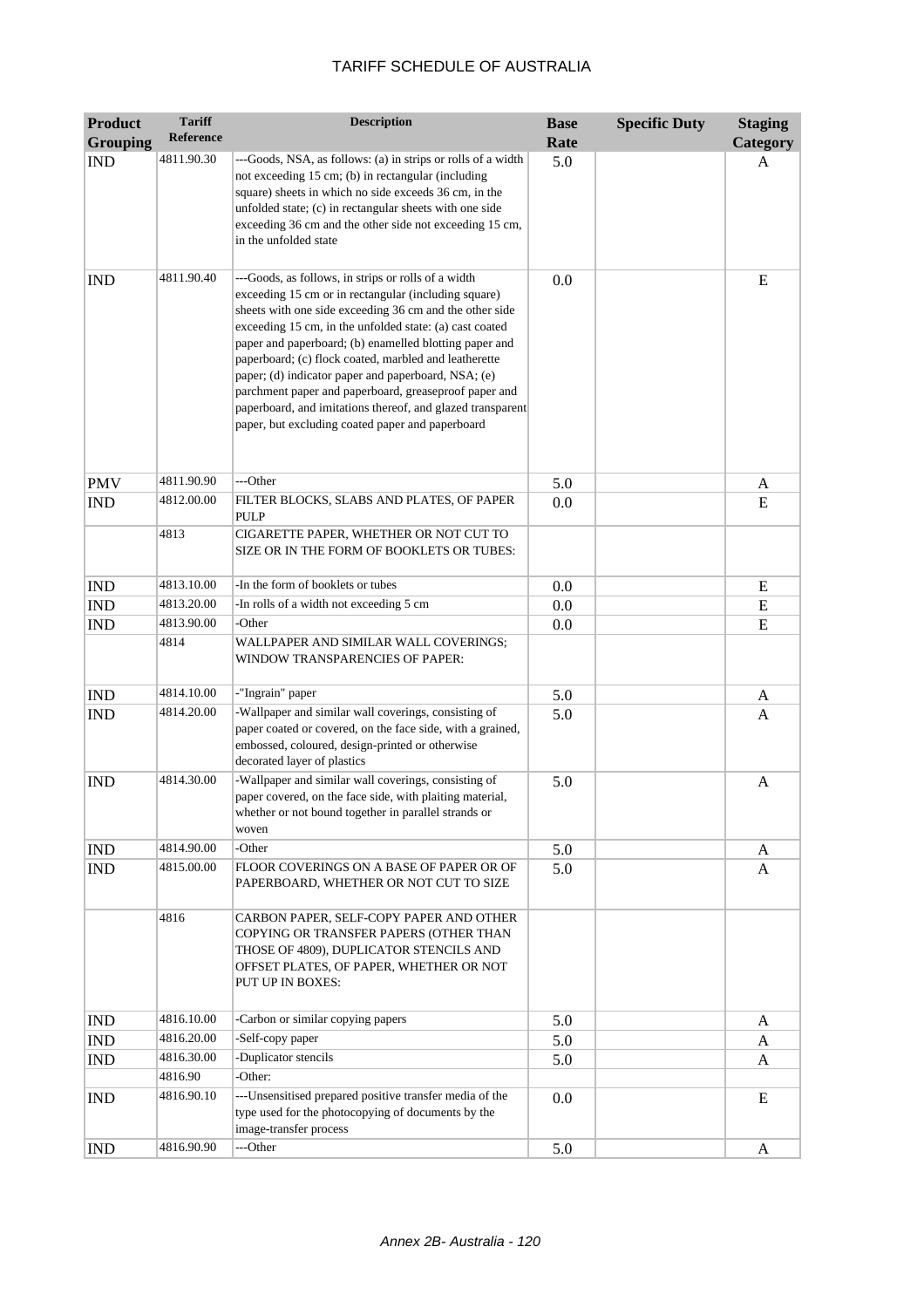# TARIFF SCHEDULE OF AUSTRALIA

| Product Grouping | Tariff Reference | Description | Base Rate | Specific Duty | Staging Category |
|---|---|---|---|---|---|
| IND | 4811.90.30 | ---Goods, NSA, as follows: (a) in strips or rolls of a width not exceeding 15 cm; (b) in rectangular (including square) sheets in which no side exceeds 36 cm, in the unfolded state; (c) in rectangular sheets with one side exceeding 36 cm and the other side not exceeding 15 cm, in the unfolded state | 5.0 | | A |
| IND | 4811.90.40 | ---Goods, as follows, in strips or rolls of a width exceeding 15 cm or in rectangular (including square) sheets with one side exceeding 36 cm and the other side exceeding 15 cm, in the unfolded state: (a) cast coated paper and paperboard; (b) enamelled blotting paper and paperboard; (c) flock coated, marbled and leatherette paper; (d) indicator paper and paperboard, NSA; (e) parchment paper and paperboard, greaseproof paper and paperboard, and imitations thereof, and glazed transparent paper, but excluding coated paper and paperboard | 0.0 | | E |
| PMV | 4811.90.90 | ---Other | 5.0 | | A |
| IND | 4812.00.00 | FILTER BLOCKS, SLABS AND PLATES, OF PAPER PULP | 0.0 | | E |
| | 4813 | CIGARETTE PAPER, WHETHER OR NOT CUT TO SIZE OR IN THE FORM OF BOOKLETS OR TUBES: | | | |
| IND | 4813.10.00 | -In the form of booklets or tubes | 0.0 | | E |
| IND | 4813.20.00 | -In rolls of a width not exceeding 5 cm | 0.0 | | E |
| IND | 4813.90.00 | -Other | 0.0 | | E |
| | 4814 | WALLPAPER AND SIMILAR WALL COVERINGS; WINDOW TRANSPARENCIES OF PAPER: | | | |
| IND | 4814.10.00 | -"Ingrain" paper | 5.0 | | A |
| IND | 4814.20.00 | -Wallpaper and similar wall coverings, consisting of paper coated or covered, on the face side, with a grained, embossed, coloured, design-printed or otherwise decorated layer of plastics | 5.0 | | A |
| IND | 4814.30.00 | -Wallpaper and similar wall coverings, consisting of paper covered, on the face side, with plaiting material, whether or not bound together in parallel strands or woven | 5.0 | | A |
| IND | 4814.90.00 | -Other | 5.0 | | A |
| IND | 4815.00.00 | FLOOR COVERINGS ON A BASE OF PAPER OR OF PAPERBOARD, WHETHER OR NOT CUT TO SIZE | 5.0 | | A |
| | 4816 | CARBON PAPER, SELF-COPY PAPER AND OTHER COPYING OR TRANSFER PAPERS (OTHER THAN THOSE OF 4809), DUPLICATOR STENCILS AND OFFSET PLATES, OF PAPER, WHETHER OR NOT PUT UP IN BOXES: | | | |
| IND | 4816.10.00 | -Carbon or similar copying papers | 5.0 | | A |
| IND | 4816.20.00 | -Self-copy paper | 5.0 | | A |
| IND | 4816.30.00 | -Duplicator stencils | 5.0 | | A |
| | 4816.90 | -Other: | | | |
| IND | 4816.90.10 | ---Unsensitised prepared positive transfer media of the type used for the photocopying of documents by the image-transfer process | 0.0 | | E |
| IND | 4816.90.90 | ---Other | 5.0 | | A |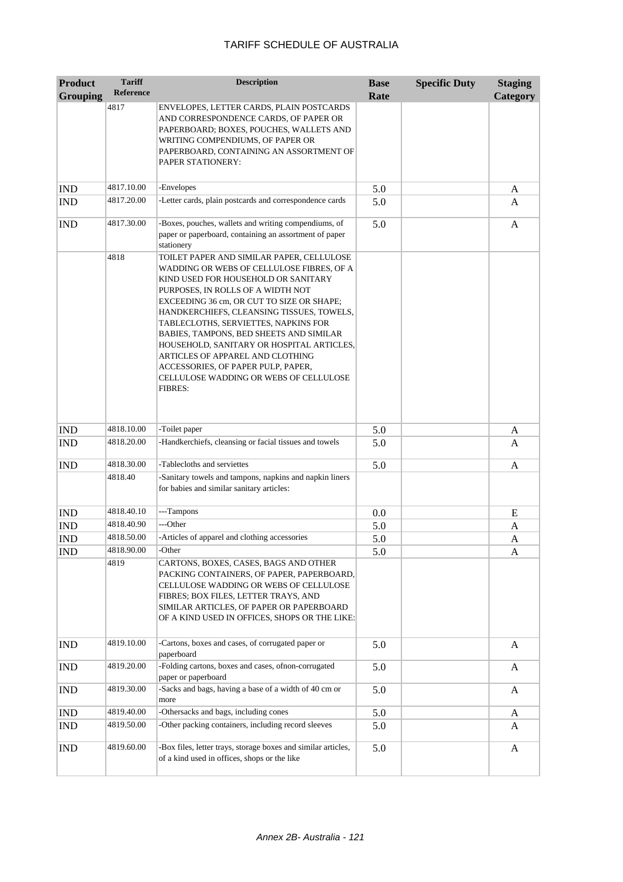# TARIFF SCHEDULE OF AUSTRALIA

| Product Grouping | Tariff Reference | Description | Base Rate | Specific Duty | Staging Category |
|---|---|---|---|---|---|
| | 4817 | ENVELOPES, LETTER CARDS, PLAIN POSTCARDS AND CORRESPONDENCE CARDS, OF PAPER OR PAPERBOARD; BOXES, POUCHES, WALLETS AND WRITING COMPENDIUMS, OF PAPER OR PAPERBOARD, CONTAINING AN ASSORTMENT OF PAPER STATIONERY: | | | |
| IND | 4817.10.00 | -Envelopes | 5.0 | | A |
| IND | 4817.20.00 | -Letter cards, plain postcards and correspondence cards | 5.0 | | A |
| IND | 4817.30.00 | -Boxes, pouches, wallets and writing compendiums, of paper or paperboard, containing an assortment of paper stationery | 5.0 | | A |
| | 4818 | TOILET PAPER AND SIMILAR PAPER, CELLULOSE WADDING OR WEBS OF CELLULOSE FIBRES, OF A KIND USED FOR HOUSEHOLD OR SANITARY PURPOSES, IN ROLLS OF A WIDTH NOT EXCEEDING 36 cm, OR CUT TO SIZE OR SHAPE; HANDKERCHIEFS, CLEANSING TISSUES, TOWELS, TABLECLOTHS, SERVIETTES, NAPKINS FOR BABIES, TAMPONS, BED SHEETS AND SIMILAR HOUSEHOLD, SANITARY OR HOSPITAL ARTICLES, ARTICLES OF APPAREL AND CLOTHING ACCESSORIES, OF PAPER PULP, PAPER, CELLULOSE WADDING OR WEBS OF CELLULOSE FIBRES: | | | |
| IND | 4818.10.00 | -Toilet paper | 5.0 | | A |
| IND | 4818.20.00 | -Handkerchiefs, cleansing or facial tissues and towels | 5.0 | | A |
| IND | 4818.30.00 | -Tablecloths and serviettes | 5.0 | | A |
| | 4818.40 | -Sanitary towels and tampons, napkins and napkin liners for babies and similar sanitary articles: | | | |
| IND | 4818.40.10 | ---Tampons | 0.0 | | E |
| IND | 4818.40.90 | ---Other | 5.0 | | A |
| IND | 4818.50.00 | -Articles of apparel and clothing accessories | 5.0 | | A |
| IND | 4818.90.00 | -Other | 5.0 | | A |
| | 4819 | CARTONS, BOXES, CASES, BAGS AND OTHER PACKING CONTAINERS, OF PAPER, PAPERBOARD, CELLULOSE WADDING OR WEBS OF CELLULOSE FIBRES; BOX FILES, LETTER TRAYS, AND SIMILAR ARTICLES, OF PAPER OR PAPERBOARD OF A KIND USED IN OFFICES, SHOPS OR THE LIKE: | | | |
| IND | 4819.10.00 | -Cartons, boxes and cases, of corrugated paper or paperboard | 5.0 | | A |
| IND | 4819.20.00 | -Folding cartons, boxes and cases, ofnon-corrugated paper or paperboard | 5.0 | | A |
| IND | 4819.30.00 | -Sacks and bags, having a base of a width of 40 cm or more | 5.0 | | A |
| IND | 4819.40.00 | -Othersacks and bags, including cones | 5.0 | | A |
| IND | 4819.50.00 | -Other packing containers, including record sleeves | 5.0 | | A |
| IND | 4819.60.00 | -Box files, letter trays, storage boxes and similar articles, of a kind used in offices, shops or the like | 5.0 | | A |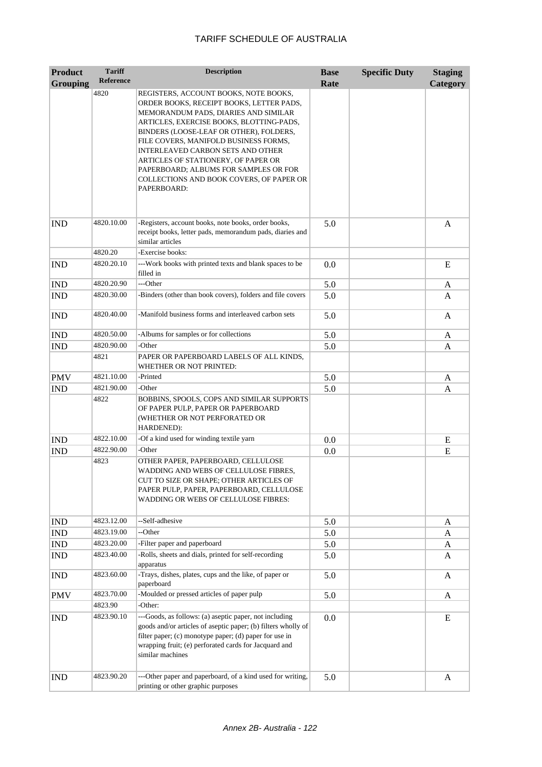# TARIFF SCHEDULE OF AUSTRALIA

| Product Grouping | Tariff Reference | Description | Base Rate | Specific Duty | Staging Category |
|---|---|---|---|---|---|
| | 4820 | REGISTERS, ACCOUNT BOOKS, NOTE BOOKS, ORDER BOOKS, RECEIPT BOOKS, LETTER PADS, MEMORANDUM PADS, DIARIES AND SIMILAR ARTICLES, EXERCISE BOOKS, BLOTTING-PADS, BINDERS (LOOSE-LEAF OR OTHER), FOLDERS, FILE COVERS, MANIFOLD BUSINESS FORMS, INTERLEAVED CARBON SETS AND OTHER ARTICLES OF STATIONERY, OF PAPER OR PAPERBOARD; ALBUMS FOR SAMPLES OR FOR COLLECTIONS AND BOOK COVERS, OF PAPER OR PAPERBOARD: | | | |
| IND | 4820.10.00 | -Registers, account books, note books, order books, receipt books, letter pads, memorandum pads, diaries and similar articles | 5.0 | | A |
| | 4820.20 | -Exercise books: | | | |
| IND | 4820.20.10 | ---Work books with printed texts and blank spaces to be filled in | 0.0 | | E |
| IND | 4820.20.90 | ---Other | 5.0 | | A |
| IND | 4820.30.00 | -Binders (other than book covers), folders and file covers | 5.0 | | A |
| IND | 4820.40.00 | -Manifold business forms and interleaved carbon sets | 5.0 | | A |
| IND | 4820.50.00 | -Albums for samples or for collections | 5.0 | | A |
| IND | 4820.90.00 | -Other | 5.0 | | A |
| | 4821 | PAPER OR PAPERBOARD LABELS OF ALL KINDS, WHETHER OR NOT PRINTED: | | | |
| PMV | 4821.10.00 | -Printed | 5.0 | | A |
| IND | 4821.90.00 | -Other | 5.0 | | A |
| | 4822 | BOBBINS, SPOOLS, COPS AND SIMILAR SUPPORTS OF PAPER PULP, PAPER OR PAPERBOARD (WHETHER OR NOT PERFORATED OR HARDENED): | | | |
| IND | 4822.10.00 | -Of a kind used for winding textile yarn | 0.0 | | E |
| IND | 4822.90.00 | -Other | 0.0 | | E |
| | 4823 | OTHER PAPER, PAPERBOARD, CELLULOSE WADDING AND WEBS OF CELLULOSE FIBRES, CUT TO SIZE OR SHAPE; OTHER ARTICLES OF PAPER PULP, PAPER, PAPERBOARD, CELLULOSE WADDING OR WEBS OF CELLULOSE FIBRES: | | | |
| IND | 4823.12.00 | --Self-adhesive | 5.0 | | A |
| IND | 4823.19.00 | --Other | 5.0 | | A |
| IND | 4823.20.00 | -Filter paper and paperboard | 5.0 | | A |
| IND | 4823.40.00 | -Rolls, sheets and dials, printed for self-recording apparatus | 5.0 | | A |
| IND | 4823.60.00 | -Trays, dishes, plates, cups and the like, of paper or paperboard | 5.0 | | A |
| PMV | 4823.70.00 | -Moulded or pressed articles of paper pulp | 5.0 | | A |
| | 4823.90 | -Other: | | | |
| IND | 4823.90.10 | ---Goods, as follows: (a) aseptic paper, not including goods and/or articles of aseptic paper; (b) filters wholly of filter paper; (c) monotype paper; (d) paper for use in wrapping fruit; (e) perforated cards for Jacquard and similar machines | 0.0 | | E |
| IND | 4823.90.20 | ---Other paper and paperboard, of a kind used for writing, printing or other graphic purposes | 5.0 | | A |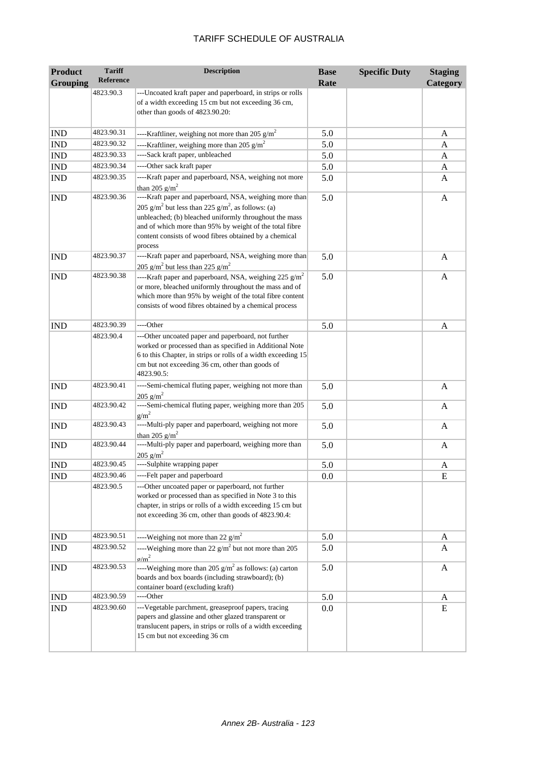| Product Grouping | Tariff Reference | Description | Base Rate | Specific Duty | Staging Category |
|---|---|---|---|---|---|
| | 4823.90.3 | ---Uncoated kraft paper and paperboard, in strips or rolls of a width exceeding 15 cm but not exceeding 36 cm, other than goods of 4823.90.20: | | | |
| IND | 4823.90.31 | ----Kraftliner, weighing not more than 205 g/m$^2$ | 5.0 | | A |
| IND | 4823.90.32 | ----Kraftliner, weighing more than 205 g/m$^2$ | 5.0 | | A |
| IND | 4823.90.33 | ----Sack kraft paper, unbleached | 5.0 | | A |
| IND | 4823.90.34 | ----Other sack kraft paper | 5.0 | | A |
| IND | 4823.90.35 | ----Kraft paper and paperboard, NSA, weighing not more than 205 g/m$^2$ | 5.0 | | A |
| IND | 4823.90.36 | ----Kraft paper and paperboard, NSA, weighing more than 205 g/m$^2$ but less than 225 g/m$^2$, as follows: (a) unbleached; (b) bleached uniformly throughout the mass and of which more than 95% by weight of the total fibre content consists of wood fibres obtained by a chemical process | 5.0 | | A |
| IND | 4823.90.37 | ----Kraft paper and paperboard, NSA, weighing more than 205 g/m$^2$ but less than 225 g/m$^2$ | 5.0 | | A |
| IND | 4823.90.38 | ----Kraft paper and paperboard, NSA, weighing 225 g/m$^2$ or more, bleached uniformly throughout the mass and of which more than 95% by weight of the total fibre content consists of wood fibres obtained by a chemical process | 5.0 | | A |
| IND | 4823.90.39 | ----Other | 5.0 | | A |
| | 4823.90.4 | ---Other uncoated paper and paperboard, not further worked or processed than as specified in Additional Note 6 to this Chapter, in strips or rolls of a width exceeding 15 cm but not exceeding 36 cm, other than goods of 4823.90.5: | | | |
| IND | 4823.90.41 | ----Semi-chemical fluting paper, weighing not more than 205 g/m$^2$ | 5.0 | | A |
| IND | 4823.90.42 | ----Semi-chemical fluting paper, weighing more than 205 g/m$^2$ | 5.0 | | A |
| IND | 4823.90.43 | ----Multi-ply paper and paperboard, weighing not more than 205 g/m$^2$ | 5.0 | | A |
| IND | 4823.90.44 | ----Multi-ply paper and paperboard, weighing more than 205 g/m$^2$ | 5.0 | | A |
| IND | 4823.90.45 | ----Sulphite wrapping paper | 5.0 | | A |
| IND | 4823.90.46 | ----Felt paper and paperboard | 0.0 | | E |
| | 4823.90.5 | ---Other uncoated paper or paperboard, not further worked or processed than as specified in Note 3 to this chapter, in strips or rolls of a width exceeding 15 cm but not exceeding 36 cm, other than goods of 4823.90.4: | | | |
| IND | 4823.90.51 | ----Weighing not more than 22 g/m$^2$ | 5.0 | | A |
| IND | 4823.90.52 | ----Weighing more than 22 g/m$^2$ but not more than 205 g/m$^2$ | 5.0 | | A |
| IND | 4823.90.53 | ----Weighing more than 205 g/m$^2$ as follows: (a) carton boards and box boards (including strawboard); (b) container board (excluding kraft) | 5.0 | | A |
| IND | 4823.90.59 | ----Other | 5.0 | | A |
| IND | 4823.90.60 | ---Vegetable parchment, greaseproof papers, tracing papers and glassine and other glazed transparent or translucent papers, in strips or rolls of a width exceeding 15 cm but not exceeding 36 cm | 0.0 | | E |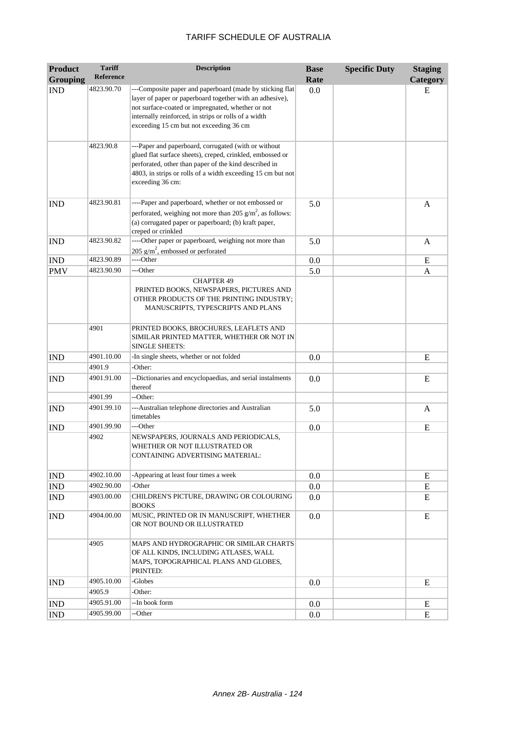# TARIFF SCHEDULE OF AUSTRALIA

| Product Grouping | Tariff Reference | Description | Base Rate | Specific Duty | Staging Category |
|---|---|---|---|---|---|
| IND | 4823.90.70 | ---Composite paper and paperboard (made by sticking flat layer of paper or paperboard together with an adhesive), not surface-coated or impregnated, whether or not internally reinforced, in strips or rolls of a width exceeding 15 cm but not exceeding 36 cm | 0.0 | | E |
| | 4823.90.8 | ---Paper and paperboard, corrugated (with or without glued flat surface sheets), creped, crinkled, embossed or perforated, other than paper of the kind described in 4803, in strips or rolls of a width exceeding 15 cm but not exceeding 36 cm: | | | |
| IND | 4823.90.81 | ----Paper and paperboard, whether or not embossed or perforated, weighing not more than 205 $g/m^2$, as follows: (a) corrugated paper or paperboard; (b) kraft paper, creped or crinkled | 5.0 | | A |
| IND | 4823.90.82 | ----Other paper or paperboard, weighing not more than 205 $g/m^2$, embossed or perforated | 5.0 | | A |
| IND | 4823.90.89 | ----Other | 0.0 | | E |
| PMV | 4823.90.90 | ---Other | 5.0 | | A |
| | | CHAPTER 49 PRINTED BOOKS, NEWSPAPERS, PICTURES AND OTHER PRODUCTS OF THE PRINTING INDUSTRY; MANUSCRIPTS, TYPESCRIPTS AND PLANS | | | |
| | 4901 | PRINTED BOOKS, BROCHURES, LEAFLETS AND SIMILAR PRINTED MATTER, WHETHER OR NOT IN SINGLE SHEETS: | | | |
| IND | 4901.10.00 | -In single sheets, whether or not folded | 0.0 | | E |
| | 4901.9 | -Other: | | | |
| IND | 4901.91.00 | --Dictionaries and encyclopaedias, and serial instalments thereof | 0.0 | | E |
| | 4901.99 | --Other: | | | |
| IND | 4901.99.10 | ---Australian telephone directories and Australian timetables | 5.0 | | A |
| IND | 4901.99.90 | ---Other | 0.0 | | E |
| | 4902 | NEWSPAPERS, JOURNALS AND PERIODICALS, WHETHER OR NOT ILLUSTRATED OR CONTAINING ADVERTISING MATERIAL: | | | |
| IND | 4902.10.00 | -Appearing at least four times a week | 0.0 | | E |
| IND | 4902.90.00 | -Other | 0.0 | | E |
| IND | 4903.00.00 | CHILDREN'S PICTURE, DRAWING OR COLOURING BOOKS | 0.0 | | E |
| IND | 4904.00.00 | MUSIC, PRINTED OR IN MANUSCRIPT, WHETHER OR NOT BOUND OR ILLUSTRATED | 0.0 | | E |
| | 4905 | MAPS AND HYDROGRAPHIC OR SIMILAR CHARTS OF ALL KINDS, INCLUDING ATLASES, WALL MAPS, TOPOGRAPHICAL PLANS AND GLOBES, PRINTED: | | | |
| IND | 4905.10.00 | -Globes | 0.0 | | E |
| | 4905.9 | -Other: | | | |
| IND | 4905.91.00 | --In book form | 0.0 | | E |
| IND | 4905.99.00 | --Other | 0.0 | | E |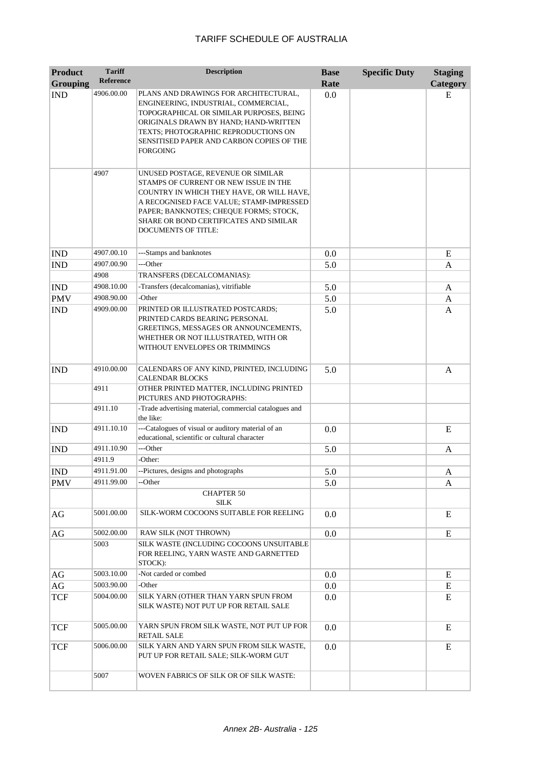| Product Grouping | Tariff Reference | Description | Base Rate | Specific Duty | Staging Category |
|---|---|---|---|---|---|
| IND | 4906.00.00 | PLANS AND DRAWINGS FOR ARCHITECTURAL, ENGINEERING, INDUSTRIAL, COMMERCIAL, TOPOGRAPHICAL OR SIMILAR PURPOSES, BEING ORIGINALS DRAWN BY HAND; HAND-WRITTEN TEXTS; PHOTOGRAPHIC REPRODUCTIONS ON SENSITISED PAPER AND CARBON COPIES OF THE FORGOING | 0.0 | | E |
| | 4907 | UNUSED POSTAGE, REVENUE OR SIMILAR STAMPS OF CURRENT OR NEW ISSUE IN THE COUNTRY IN WHICH THEY HAVE, OR WILL HAVE, A RECOGNISED FACE VALUE; STAMP-IMPRESSED PAPER; BANKNOTES; CHEQUE FORMS; STOCK, SHARE OR BOND CERTIFICATES AND SIMILAR DOCUMENTS OF TITLE: | | | |
| IND | 4907.00.10 | ---Stamps and banknotes | 0.0 | | E |
| IND | 4907.00.90 | ---Other | 5.0 | | A |
| | 4908 | TRANSFERS (DECALCOMANIAS): | | | |
| IND | 4908.10.00 | -Transfers (decalcomanias), vitrifiable | 5.0 | | A |
| PMV | 4908.90.00 | -Other | 5.0 | | A |
| IND | 4909.00.00 | PRINTED OR ILLUSTRATED POSTCARDS; PRINTED CARDS BEARING PERSONAL GREETINGS, MESSAGES OR ANNOUNCEMENTS, WHETHER OR NOT ILLUSTRATED, WITH OR WITHOUT ENVELOPES OR TRIMMINGS | 5.0 | | A |
| IND | 4910.00.00 | CALENDARS OF ANY KIND, PRINTED, INCLUDING CALENDAR BLOCKS | 5.0 | | A |
| | 4911 | OTHER PRINTED MATTER, INCLUDING PRINTED PICTURES AND PHOTOGRAPHS: | | | |
| | 4911.10 | -Trade advertising material, commercial catalogues and the like: | | | |
| IND | 4911.10.10 | ---Catalogues of visual or auditory material of an educational, scientific or cultural character | 0.0 | | E |
| IND | 4911.10.90 | ---Other | 5.0 | | A |
| | 4911.9 | -Other: | | | |
| IND | 4911.91.00 | --Pictures, designs and photographs | 5.0 | | A |
| PMV | 4911.99.00 | --Other | 5.0 | | A |
| | | CHAPTER 50 SILK | | | |
| AG | 5001.00.00 | SILK-WORM COCOONS SUITABLE FOR REELING | 0.0 | | E |
| AG | 5002.00.00 | RAW SILK (NOT THROWN) | 0.0 | | E |
| | 5003 | SILK WASTE (INCLUDING COCOONS UNSUITABLE FOR REELING, YARN WASTE AND GARNETTED STOCK): | | | |
| AG | 5003.10.00 | -Not carded or combed | 0.0 | | E |
| AG | 5003.90.00 | -Other | 0.0 | | E |
| TCF | 5004.00.00 | SILK YARN (OTHER THAN YARN SPUN FROM SILK WASTE) NOT PUT UP FOR RETAIL SALE | 0.0 | | E |
| TCF | 5005.00.00 | YARN SPUN FROM SILK WASTE, NOT PUT UP FOR RETAIL SALE | 0.0 | | E |
| TCF | 5006.00.00 | SILK YARN AND YARN SPUN FROM SILK WASTE, PUT UP FOR RETAIL SALE; SILK-WORM GUT | 0.0 | | E |
| | 5007 | WOVEN FABRICS OF SILK OR OF SILK WASTE: | | | |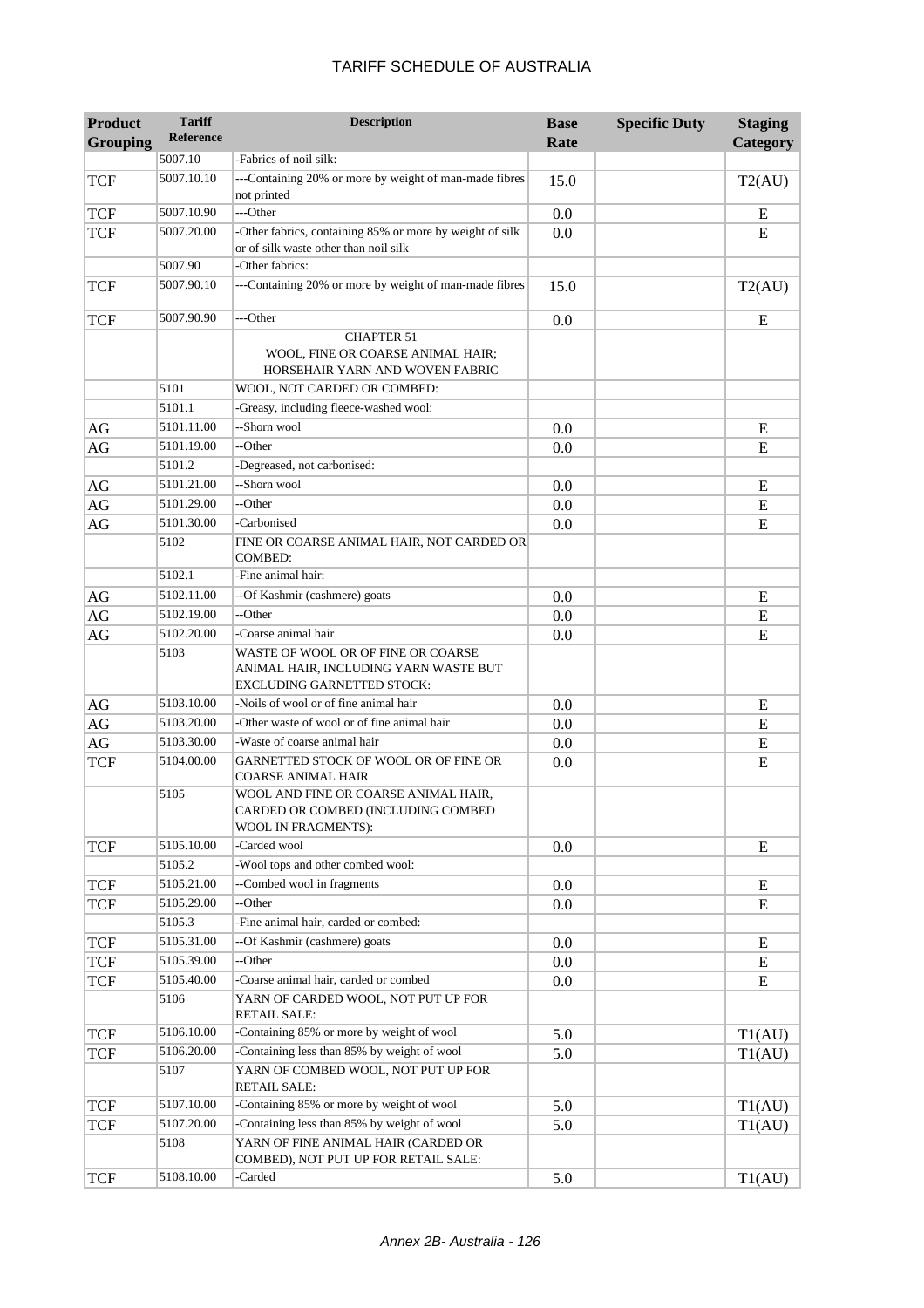| Product Grouping | Tariff Reference | Description | Base Rate | Specific Duty | Staging Category |
|---|---|---|---|---|---|
| | 5007.10 | -Fabrics of noil silk: | | | |
| TCF | 5007.10.10 | ---Containing 20% or more by weight of man-made fibres not printed | 15.0 | | T2(AU) |
| TCF | 5007.10.90 | ---Other | 0.0 | | E |
| TCF | 5007.20.00 | -Other fabrics, containing 85% or more by weight of silk or of silk waste other than noil silk | 0.0 | | E |
| | 5007.90 | -Other fabrics: | | | |
| TCF | 5007.90.10 | ---Containing 20% or more by weight of man-made fibres | 15.0 | | T2(AU) |
| TCF | 5007.90.90 | ---Other | 0.0 | | E |
| | | CHAPTER 51 WOOL, FINE OR COARSE ANIMAL HAIR; HORSEHAIR YARN AND WOVEN FABRIC | | | |
| | 5101 | WOOL, NOT CARDED OR COMBED: | | | |
| | 5101.1 | -Greasy, including fleece-washed wool: | | | |
| AG | 5101.11.00 | --Shorn wool | 0.0 | | E |
| AG | 5101.19.00 | --Other | 0.0 | | E |
| | 5101.2 | -Degreased, not carbonised: | | | |
| AG | 5101.21.00 | --Shorn wool | 0.0 | | E |
| AG | 5101.29.00 | --Other | 0.0 | | E |
| AG | 5101.30.00 | -Carbonised | 0.0 | | E |
| | 5102 | FINE OR COARSE ANIMAL HAIR, NOT CARDED OR COMBED: | | | |
| | 5102.1 | -Fine animal hair: | | | |
| AG | 5102.11.00 | --Of Kashmir (cashmere) goats | 0.0 | | E |
| AG | 5102.19.00 | --Other | 0.0 | | E |
| AG | 5102.20.00 | -Coarse animal hair | 0.0 | | E |
| | 5103 | WASTE OF WOOL OR OF FINE OR COARSE ANIMAL HAIR, INCLUDING YARN WASTE BUT EXCLUDING GARNETTED STOCK: | | | |
| AG | 5103.10.00 | -Noils of wool or of fine animal hair | 0.0 | | E |
| AG | 5103.20.00 | -Other waste of wool or of fine animal hair | 0.0 | | E |
| AG | 5103.30.00 | -Waste of coarse animal hair | 0.0 | | E |
| TCF | 5104.00.00 | GARNETTED STOCK OF WOOL OR OF FINE OR COARSE ANIMAL HAIR | 0.0 | | E |
| | 5105 | WOOL AND FINE OR COARSE ANIMAL HAIR, CARDED OR COMBED (INCLUDING COMBED WOOL IN FRAGMENTS): | | | |
| TCF | 5105.10.00 | -Carded wool | 0.0 | | E |
| | 5105.2 | -Wool tops and other combed wool: | | | |
| TCF | 5105.21.00 | --Combed wool in fragments | 0.0 | | E |
| TCF | 5105.29.00 | --Other | 0.0 | | E |
| | 5105.3 | -Fine animal hair, carded or combed: | | | |
| TCF | 5105.31.00 | --Of Kashmir (cashmere) goats | 0.0 | | E |
| TCF | 5105.39.00 | --Other | 0.0 | | E |
| TCF | 5105.40.00 | -Coarse animal hair, carded or combed | 0.0 | | E |
| | 5106 | YARN OF CARDED WOOL, NOT PUT UP FOR RETAIL SALE: | | | |
| TCF | 5106.10.00 | -Containing 85% or more by weight of wool | 5.0 | | T1(AU) |
| TCF | 5106.20.00 | -Containing less than 85% by weight of wool | 5.0 | | T1(AU) |
| | 5107 | YARN OF COMBED WOOL, NOT PUT UP FOR RETAIL SALE: | | | |
| TCF | 5107.10.00 | -Containing 85% or more by weight of wool | 5.0 | | T1(AU) |
| TCF | 5107.20.00 | -Containing less than 85% by weight of wool | 5.0 | | T1(AU) |
| | 5108 | YARN OF FINE ANIMAL HAIR (CARDED OR COMBED), NOT PUT UP FOR RETAIL SALE: | | | |
| TCF | 5108.10.00 | -Carded | 5.0 | | T1(AU) |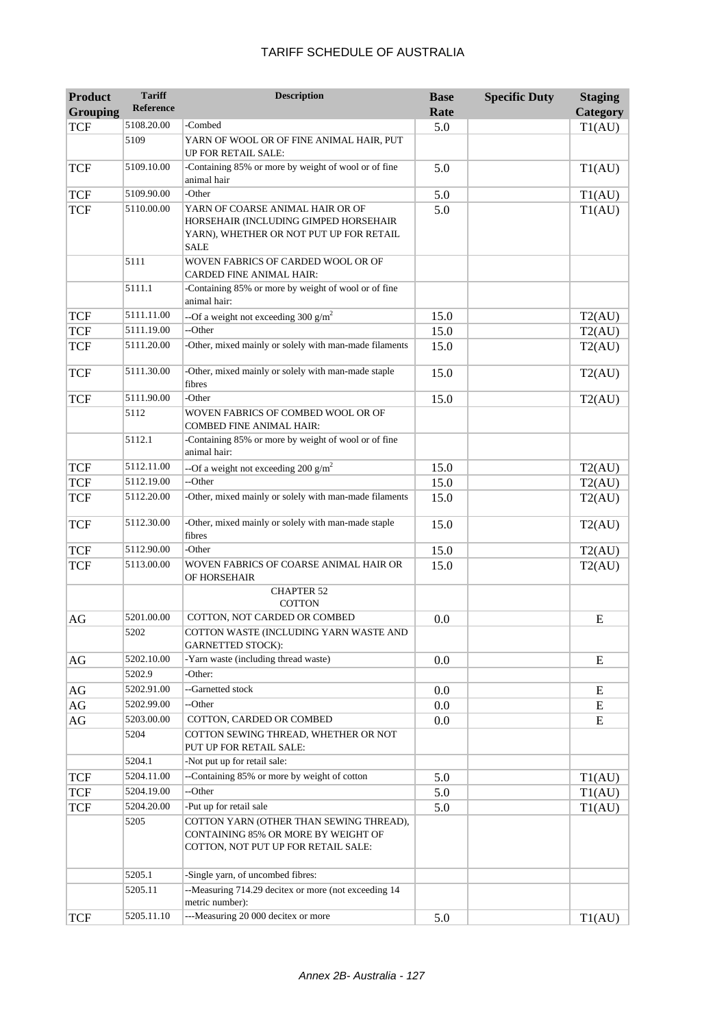| Product Grouping | Tariff Reference | Description | Base Rate | Specific Duty | Staging Category |
|---|---|---|---|---|---|
| TCF | 5108.20.00 | -Combed | 5.0 | | T1(AU) |
| | 5109 | YARN OF WOOL OR OF FINE ANIMAL HAIR, PUT UP FOR RETAIL SALE: | | | |
| TCF | 5109.10.00 | -Containing 85% or more by weight of wool or of fine animal hair | 5.0 | | T1(AU) |
| TCF | 5109.90.00 | -Other | 5.0 | | T1(AU) |
| TCF | 5110.00.00 | YARN OF COARSE ANIMAL HAIR OR OF HORSEHAIR (INCLUDING GIMPED HORSEHAIR YARN), WHETHER OR NOT PUT UP FOR RETAIL SALE | 5.0 | | T1(AU) |
| | 5111 | WOVEN FABRICS OF CARDED WOOL OR OF CARDED FINE ANIMAL HAIR: | | | |
| | 5111.1 | -Containing 85% or more by weight of wool or of fine animal hair: | | | |
| TCF | 5111.11.00 | --Of a weight not exceeding 300 g/m$^2$ | 15.0 | | T2(AU) |
| TCF | 5111.19.00 | --Other | 15.0 | | T2(AU) |
| TCF | 5111.20.00 | -Other, mixed mainly or solely with man-made filaments | 15.0 | | T2(AU) |
| TCF | 5111.30.00 | -Other, mixed mainly or solely with man-made staple fibres | 15.0 | | T2(AU) |
| TCF | 5111.90.00 | -Other | 15.0 | | T2(AU) |
| | 5112 | WOVEN FABRICS OF COMBED WOOL OR OF COMBED FINE ANIMAL HAIR: | | | |
| | 5112.1 | -Containing 85% or more by weight of wool or of fine animal hair: | | | |
| TCF | 5112.11.00 | --Of a weight not exceeding 200 g/m$^2$ | 15.0 | | T2(AU) |
| TCF | 5112.19.00 | --Other | 15.0 | | T2(AU) |
| TCF | 5112.20.00 | -Other, mixed mainly or solely with man-made filaments | 15.0 | | T2(AU) |
| TCF | 5112.30.00 | -Other, mixed mainly or solely with man-made staple fibres | 15.0 | | T2(AU) |
| TCF | 5112.90.00 | -Other | 15.0 | | T2(AU) |
| TCF | 5113.00.00 | WOVEN FABRICS OF COARSE ANIMAL HAIR OR OF HORSEHAIR | 15.0 | | T2(AU) |
| | | CHAPTER 52 COTTON | | | |
| AG | 5201.00.00 | COTTON, NOT CARDED OR COMBED | 0.0 | | E |
| | 5202 | COTTON WASTE (INCLUDING YARN WASTE AND GARNETTED STOCK): | | | |
| AG | 5202.10.00 | -Yarn waste (including thread waste) | 0.0 | | E |
| | 5202.9 | -Other: | | | |
| AG | 5202.91.00 | --Garnetted stock | 0.0 | | E |
| AG | 5202.99.00 | --Other | 0.0 | | E |
| AG | 5203.00.00 | COTTON, CARDED OR COMBED | 0.0 | | E |
| | 5204 | COTTON SEWING THREAD, WHETHER OR NOT PUT UP FOR RETAIL SALE: | | | |
| | 5204.1 | -Not put up for retail sale: | | | |
| TCF | 5204.11.00 | --Containing 85% or more by weight of cotton | 5.0 | | T1(AU) |
| TCF | 5204.19.00 | --Other | 5.0 | | T1(AU) |
| TCF | 5204.20.00 | -Put up for retail sale | 5.0 | | T1(AU) |
| | 5205 | COTTON YARN (OTHER THAN SEWING THREAD), CONTAINING 85% OR MORE BY WEIGHT OF COTTON, NOT PUT UP FOR RETAIL SALE: | | | |
| | 5205.1 | -Single yarn, of uncombed fibres: | | | |
| | 5205.11 | --Measuring 714.29 decitex or more (not exceeding 14 metric number): | | | |
| TCF | 5205.11.10 | ---Measuring 20 000 decitex or more | 5.0 | | T1(AU) |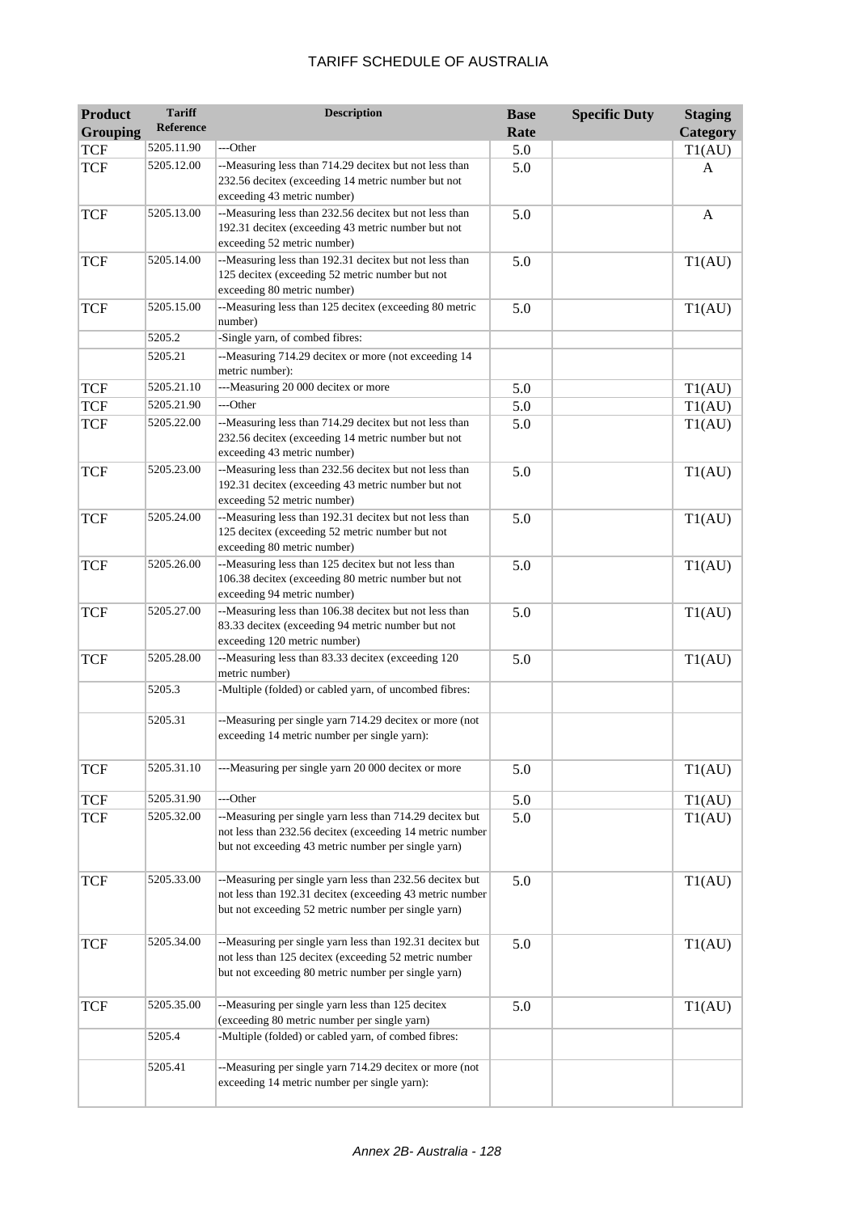# TARIFF SCHEDULE OF AUSTRALIA

| Product Grouping | Tariff Reference | Description | Base Rate | Specific Duty | Staging Category |
|---|---|---|---|---|---|
| TCF | 5205.11.90 | ---Other | 5.0 | | T1(AU) |
| TCF | 5205.12.00 | --Measuring less than 714.29 decitex but not less than 232.56 decitex (exceeding 14 metric number but not exceeding 43 metric number) | 5.0 | | A |
| TCF | 5205.13.00 | --Measuring less than 232.56 decitex but not less than 192.31 decitex (exceeding 43 metric number but not exceeding 52 metric number) | 5.0 | | A |
| TCF | 5205.14.00 | --Measuring less than 192.31 decitex but not less than 125 decitex (exceeding 52 metric number but not exceeding 80 metric number) | 5.0 | | T1(AU) |
| TCF | 5205.15.00 | --Measuring less than 125 decitex (exceeding 80 metric number) | 5.0 | | T1(AU) |
| | 5205.2 | -Single yarn, of combed fibres: | | | |
| | 5205.21 | --Measuring 714.29 decitex or more (not exceeding 14 metric number): | | | |
| TCF | 5205.21.10 | ---Measuring 20 000 decitex or more | 5.0 | | T1(AU) |
| TCF | 5205.21.90 | ---Other | 5.0 | | T1(AU) |
| TCF | 5205.22.00 | --Measuring less than 714.29 decitex but not less than 232.56 decitex (exceeding 14 metric number but not exceeding 43 metric number) | 5.0 | | T1(AU) |
| TCF | 5205.23.00 | --Measuring less than 232.56 decitex but not less than 192.31 decitex (exceeding 43 metric number but not exceeding 52 metric number) | 5.0 | | T1(AU) |
| TCF | 5205.24.00 | --Measuring less than 192.31 decitex but not less than 125 decitex (exceeding 52 metric number but not exceeding 80 metric number) | 5.0 | | T1(AU) |
| TCF | 5205.26.00 | --Measuring less than 125 decitex but not less than 106.38 decitex (exceeding 80 metric number but not exceeding 94 metric number) | 5.0 | | T1(AU) |
| TCF | 5205.27.00 | --Measuring less than 106.38 decitex but not less than 83.33 decitex (exceeding 94 metric number but not exceeding 120 metric number) | 5.0 | | T1(AU) |
| TCF | 5205.28.00 | --Measuring less than 83.33 decitex (exceeding 120 metric number) | 5.0 | | T1(AU) |
| | 5205.3 | -Multiple (folded) or cabled yarn, of uncombed fibres: | | | |
| | 5205.31 | --Measuring per single yarn 714.29 decitex or more (not exceeding 14 metric number per single yarn): | | | |
| TCF | 5205.31.10 | ---Measuring per single yarn 20 000 decitex or more | 5.0 | | T1(AU) |
| TCF | 5205.31.90 | ---Other | 5.0 | | T1(AU) |
| TCF | 5205.32.00 | --Measuring per single yarn less than 714.29 decitex but not less than 232.56 decitex (exceeding 14 metric number but not exceeding 43 metric number per single yarn) | 5.0 | | T1(AU) |
| TCF | 5205.33.00 | --Measuring per single yarn less than 232.56 decitex but not less than 192.31 decitex (exceeding 43 metric number but not exceeding 52 metric number per single yarn) | 5.0 | | T1(AU) |
| TCF | 5205.34.00 | --Measuring per single yarn less than 192.31 decitex but not less than 125 decitex (exceeding 52 metric number but not exceeding 80 metric number per single yarn) | 5.0 | | T1(AU) |
| TCF | 5205.35.00 | --Measuring per single yarn less than 125 decitex (exceeding 80 metric number per single yarn) | 5.0 | | T1(AU) |
| | 5205.4 | -Multiple (folded) or cabled yarn, of combed fibres: | | | |
| | 5205.41 | --Measuring per single yarn 714.29 decitex or more (not exceeding 14 metric number per single yarn): | | | |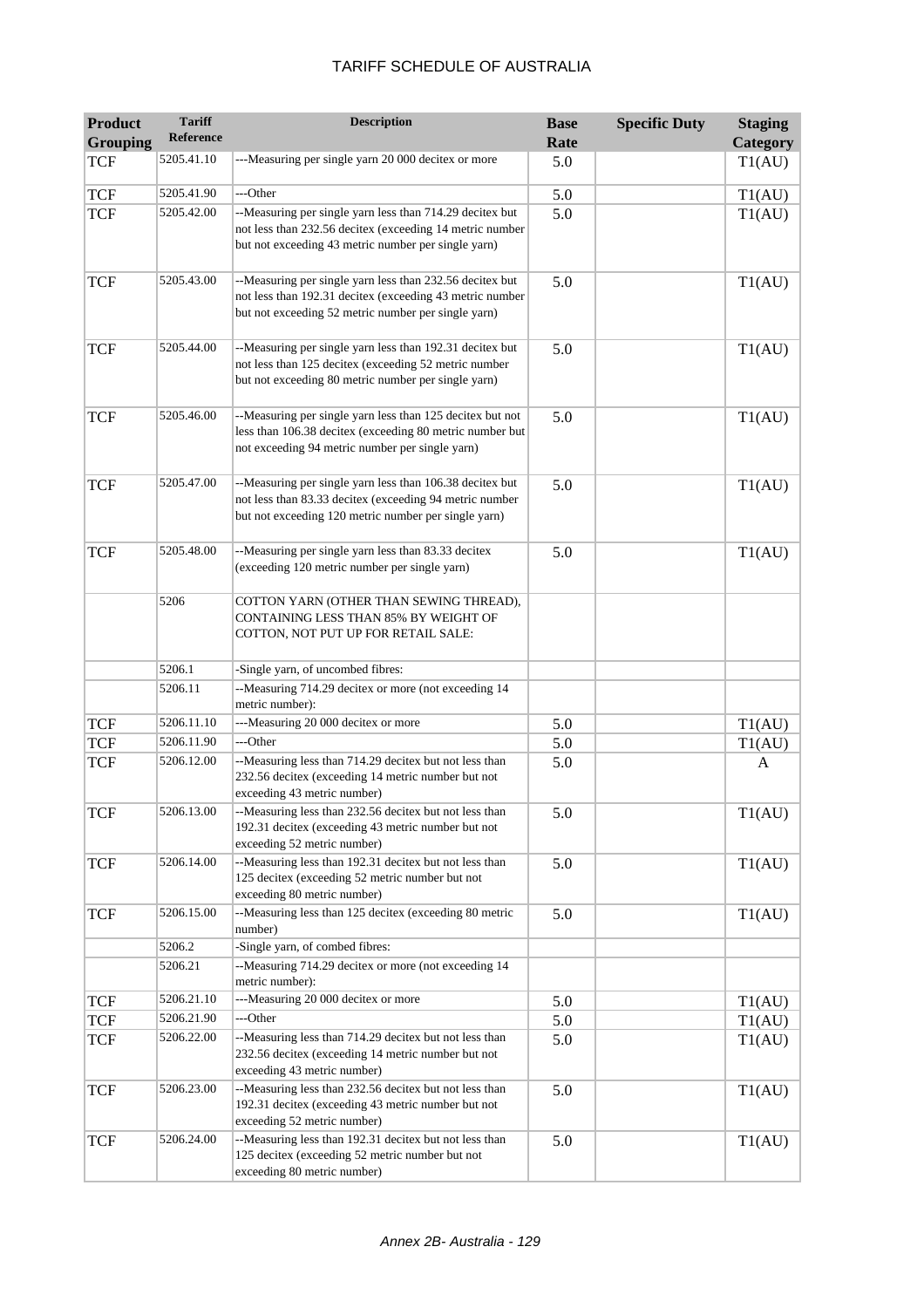| Product Grouping | Tariff Reference | Description | Base Rate | Specific Duty | Staging Category |
|---|---|---|---|---|---|
| TCF | 5205.41.10 | ---Measuring per single yarn 20 000 decitex or more | 5.0 | | T1(AU) |
| TCF | 5205.41.90 | ---Other | 5.0 | | T1(AU) |
| TCF | 5205.42.00 | --Measuring per single yarn less than 714.29 decitex but not less than 232.56 decitex (exceeding 14 metric number but not exceeding 43 metric number per single yarn) | 5.0 | | T1(AU) |
| TCF | 5205.43.00 | --Measuring per single yarn less than 232.56 decitex but not less than 192.31 decitex (exceeding 43 metric number but not exceeding 52 metric number per single yarn) | 5.0 | | T1(AU) |
| TCF | 5205.44.00 | --Measuring per single yarn less than 192.31 decitex but not less than 125 decitex (exceeding 52 metric number but not exceeding 80 metric number per single yarn) | 5.0 | | T1(AU) |
| TCF | 5205.46.00 | --Measuring per single yarn less than 125 decitex but not less than 106.38 decitex (exceeding 80 metric number but not exceeding 94 metric number per single yarn) | 5.0 | | T1(AU) |
| TCF | 5205.47.00 | --Measuring per single yarn less than 106.38 decitex but not less than 83.33 decitex (exceeding 94 metric number but not exceeding 120 metric number per single yarn) | 5.0 | | T1(AU) |
| TCF | 5205.48.00 | --Measuring per single yarn less than 83.33 decitex (exceeding 120 metric number per single yarn) | 5.0 | | T1(AU) |
| | 5206 | COTTON YARN (OTHER THAN SEWING THREAD), CONTAINING LESS THAN 85% BY WEIGHT OF COTTON, NOT PUT UP FOR RETAIL SALE: | | | |
| | 5206.1 | -Single yarn, of uncombed fibres: | | | |
| | 5206.11 | --Measuring 714.29 decitex or more (not exceeding 14 metric number): | | | |
| TCF | 5206.11.10 | ---Measuring 20 000 decitex or more | 5.0 | | T1(AU) |
| TCF | 5206.11.90 | ---Other | 5.0 | | T1(AU) |
| TCF | 5206.12.00 | --Measuring less than 714.29 decitex but not less than 232.56 decitex (exceeding 14 metric number but not exceeding 43 metric number) | 5.0 | | A |
| TCF | 5206.13.00 | --Measuring less than 232.56 decitex but not less than 192.31 decitex (exceeding 43 metric number but not exceeding 52 metric number) | 5.0 | | T1(AU) |
| TCF | 5206.14.00 | --Measuring less than 192.31 decitex but not less than 125 decitex (exceeding 52 metric number but not exceeding 80 metric number) | 5.0 | | T1(AU) |
| TCF | 5206.15.00 | --Measuring less than 125 decitex (exceeding 80 metric number) | 5.0 | | T1(AU) |
| | 5206.2 | -Single yarn, of combed fibres: | | | |
| | 5206.21 | --Measuring 714.29 decitex or more (not exceeding 14 metric number): | | | |
| TCF | 5206.21.10 | ---Measuring 20 000 decitex or more | 5.0 | | T1(AU) |
| TCF | 5206.21.90 | ---Other | 5.0 | | T1(AU) |
| TCF | 5206.22.00 | --Measuring less than 714.29 decitex but not less than 232.56 decitex (exceeding 14 metric number but not exceeding 43 metric number) | 5.0 | | T1(AU) |
| TCF | 5206.23.00 | --Measuring less than 232.56 decitex but not less than 192.31 decitex (exceeding 43 metric number but not exceeding 52 metric number) | 5.0 | | T1(AU) |
| TCF | 5206.24.00 | --Measuring less than 192.31 decitex but not less than 125 decitex (exceeding 52 metric number but not exceeding 80 metric number) | 5.0 | | T1(AU) |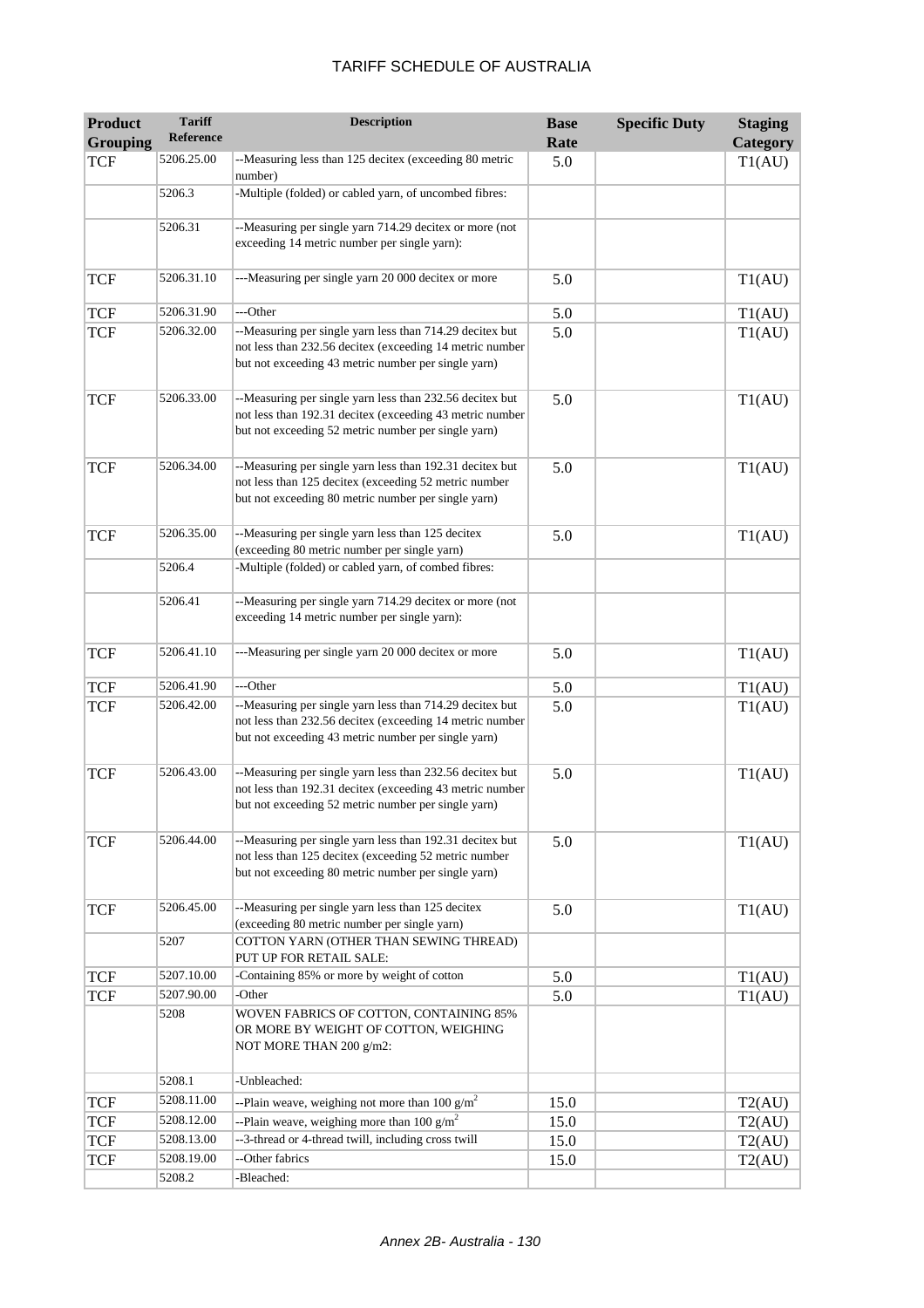| Product Grouping | Tariff Reference | Description | Base Rate | Specific Duty | Staging Category |
|---|---|---|---|---|---|
| TCF | 5206.25.00 | --Measuring less than 125 decitex (exceeding 80 metric number) | 5.0 | | T1(AU) |
| | 5206.3 | -Multiple (folded) or cabled yarn, of uncombed fibres: | | | |
| | 5206.31 | --Measuring per single yarn 714.29 decitex or more (not exceeding 14 metric number per single yarn): | | | |
| TCF | 5206.31.10 | ---Measuring per single yarn 20 000 decitex or more | 5.0 | | T1(AU) |
| TCF | 5206.31.90 | ---Other | 5.0 | | T1(AU) |
| TCF | 5206.32.00 | --Measuring per single yarn less than 714.29 decitex but not less than 232.56 decitex (exceeding 14 metric number but not exceeding 43 metric number per single yarn) | 5.0 | | T1(AU) |
| TCF | 5206.33.00 | --Measuring per single yarn less than 232.56 decitex but not less than 192.31 decitex (exceeding 43 metric number but not exceeding 52 metric number per single yarn) | 5.0 | | T1(AU) |
| TCF | 5206.34.00 | --Measuring per single yarn less than 192.31 decitex but not less than 125 decitex (exceeding 52 metric number but not exceeding 80 metric number per single yarn) | 5.0 | | T1(AU) |
| TCF | 5206.35.00 | --Measuring per single yarn less than 125 decitex (exceeding 80 metric number per single yarn) | 5.0 | | T1(AU) |
| | 5206.4 | -Multiple (folded) or cabled yarn, of combed fibres: | | | |
| | 5206.41 | --Measuring per single yarn 714.29 decitex or more (not exceeding 14 metric number per single yarn): | | | |
| TCF | 5206.41.10 | ---Measuring per single yarn 20 000 decitex or more | 5.0 | | T1(AU) |
| TCF | 5206.41.90 | ---Other | 5.0 | | T1(AU) |
| TCF | 5206.42.00 | --Measuring per single yarn less than 714.29 decitex but not less than 232.56 decitex (exceeding 14 metric number but not exceeding 43 metric number per single yarn) | 5.0 | | T1(AU) |
| TCF | 5206.43.00 | --Measuring per single yarn less than 232.56 decitex but not less than 192.31 decitex (exceeding 43 metric number but not exceeding 52 metric number per single yarn) | 5.0 | | T1(AU) |
| TCF | 5206.44.00 | --Measuring per single yarn less than 192.31 decitex but not less than 125 decitex (exceeding 52 metric number but not exceeding 80 metric number per single yarn) | 5.0 | | T1(AU) |
| TCF | 5206.45.00 | --Measuring per single yarn less than 125 decitex (exceeding 80 metric number per single yarn) | 5.0 | | T1(AU) |
| | 5207 | COTTON YARN (OTHER THAN SEWING THREAD) PUT UP FOR RETAIL SALE: | | | |
| TCF | 5207.10.00 | -Containing 85% or more by weight of cotton | 5.0 | | T1(AU) |
| TCF | 5207.90.00 | -Other | 5.0 | | T1(AU) |
| | 5208 | WOVEN FABRICS OF COTTON, CONTAINING 85% OR MORE BY WEIGHT OF COTTON, WEIGHING NOT MORE THAN 200 g/m2: | | | |
| | 5208.1 | -Unbleached: | | | |
| TCF | 5208.11.00 | --Plain weave, weighing not more than 100 g/m$^2$ | 15.0 | | T2(AU) |
| TCF | 5208.12.00 | --Plain weave, weighing more than 100 g/m$^2$ | 15.0 | | T2(AU) |
| TCF | 5208.13.00 | --3-thread or 4-thread twill, including cross twill | 15.0 | | T2(AU) |
| TCF | 5208.19.00 | --Other fabrics | 15.0 | | T2(AU) |
| | 5208.2 | -Bleached: | | | |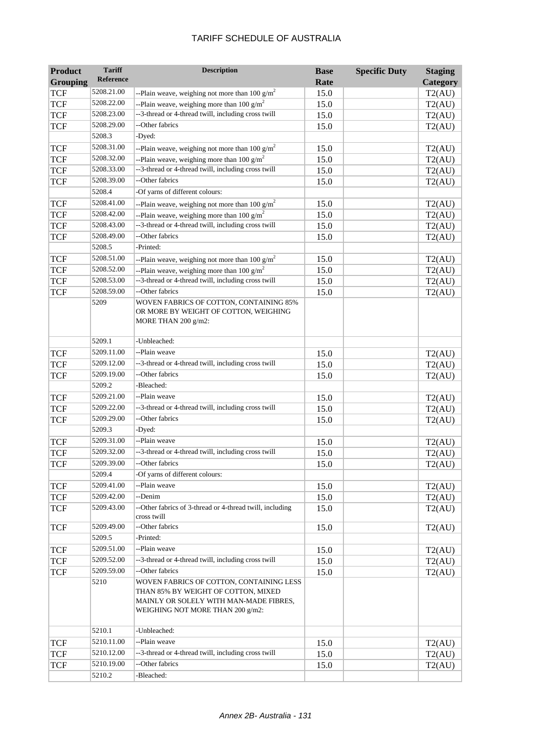| Product Grouping | Tariff Reference | Description | Base Rate | Specific Duty | Staging Category |
|---|---|---|---|---|---|
| TCF | 5208.21.00 | --Plain weave, weighing not more than 100 g/m$^2$ | 15.0 | | T2(AU) |
| TCF | 5208.22.00 | --Plain weave, weighing more than 100 g/m$^2$ | 15.0 | | T2(AU) |
| TCF | 5208.23.00 | --3-thread or 4-thread twill, including cross twill | 15.0 | | T2(AU) |
| TCF | 5208.29.00 | --Other fabrics | 15.0 | | T2(AU) |
| | 5208.3 | -Dyed: | | | |
| TCF | 5208.31.00 | --Plain weave, weighing not more than 100 g/m$^2$ | 15.0 | | T2(AU) |
| TCF | 5208.32.00 | --Plain weave, weighing more than 100 g/m$^2$ | 15.0 | | T2(AU) |
| TCF | 5208.33.00 | --3-thread or 4-thread twill, including cross twill | 15.0 | | T2(AU) |
| TCF | 5208.39.00 | --Other fabrics | 15.0 | | T2(AU) |
| | 5208.4 | -Of yarns of different colours: | | | |
| TCF | 5208.41.00 | --Plain weave, weighing not more than 100 g/m$^2$ | 15.0 | | T2(AU) |
| TCF | 5208.42.00 | --Plain weave, weighing more than 100 g/m$^2$ | 15.0 | | T2(AU) |
| TCF | 5208.43.00 | --3-thread or 4-thread twill, including cross twill | 15.0 | | T2(AU) |
| TCF | 5208.49.00 | --Other fabrics | 15.0 | | T2(AU) |
| | 5208.5 | -Printed: | | | |
| TCF | 5208.51.00 | --Plain weave, weighing not more than 100 g/m$^2$ | 15.0 | | T2(AU) |
| TCF | 5208.52.00 | --Plain weave, weighing more than 100 g/m$^2$ | 15.0 | | T2(AU) |
| TCF | 5208.53.00 | --3-thread or 4-thread twill, including cross twill | 15.0 | | T2(AU) |
| TCF | 5208.59.00 | --Other fabrics | 15.0 | | T2(AU) |
| | 5209 | WOVEN FABRICS OF COTTON, CONTAINING 85% OR MORE BY WEIGHT OF COTTON, WEIGHING MORE THAN 200 g/m2: | | | |
| | 5209.1 | -Unbleached: | | | |
| TCF | 5209.11.00 | --Plain weave | 15.0 | | T2(AU) |
| TCF | 5209.12.00 | --3-thread or 4-thread twill, including cross twill | 15.0 | | T2(AU) |
| TCF | 5209.19.00 | --Other fabrics | 15.0 | | T2(AU) |
| | 5209.2 | -Bleached: | | | |
| TCF | 5209.21.00 | --Plain weave | 15.0 | | T2(AU) |
| TCF | 5209.22.00 | --3-thread or 4-thread twill, including cross twill | 15.0 | | T2(AU) |
| TCF | 5209.29.00 | --Other fabrics | 15.0 | | T2(AU) |
| | 5209.3 | -Dyed: | | | |
| TCF | 5209.31.00 | --Plain weave | 15.0 | | T2(AU) |
| TCF | 5209.32.00 | --3-thread or 4-thread twill, including cross twill | 15.0 | | T2(AU) |
| TCF | 5209.39.00 | --Other fabrics | 15.0 | | T2(AU) |
| | 5209.4 | -Of yarns of different colours: | | | |
| TCF | 5209.41.00 | --Plain weave | 15.0 | | T2(AU) |
| TCF | 5209.42.00 | --Denim | 15.0 | | T2(AU) |
| TCF | 5209.43.00 | --Other fabrics of 3-thread or 4-thread twill, including cross twill | 15.0 | | T2(AU) |
| TCF | 5209.49.00 | --Other fabrics | 15.0 | | T2(AU) |
| | 5209.5 | -Printed: | | | |
| TCF | 5209.51.00 | --Plain weave | 15.0 | | T2(AU) |
| TCF | 5209.52.00 | --3-thread or 4-thread twill, including cross twill | 15.0 | | T2(AU) |
| TCF | 5209.59.00 | --Other fabrics | 15.0 | | T2(AU) |
| | 5210 | WOVEN FABRICS OF COTTON, CONTAINING LESS THAN 85% BY WEIGHT OF COTTON, MIXED MAINLY OR SOLELY WITH MAN-MADE FIBRES, WEIGHING NOT MORE THAN 200 g/m2: | | | |
| | 5210.1 | -Unbleached: | | | |
| TCF | 5210.11.00 | --Plain weave | 15.0 | | T2(AU) |
| TCF | 5210.12.00 | --3-thread or 4-thread twill, including cross twill | 15.0 | | T2(AU) |
| TCF | 5210.19.00 | --Other fabrics | 15.0 | | T2(AU) |
| | 5210.2 | -Bleached: | | | |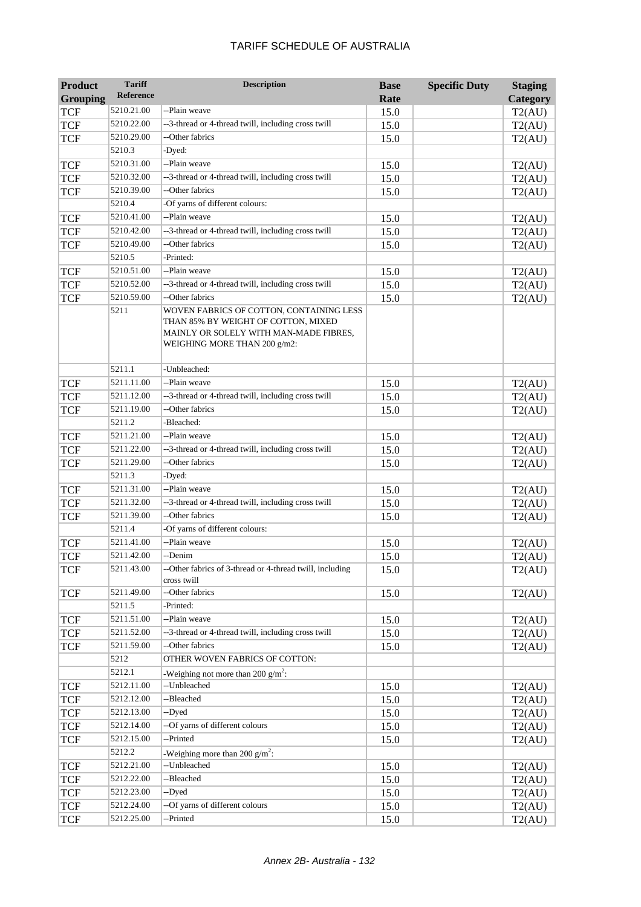| Product Grouping | Tariff Reference | Description | Base Rate | Specific Duty | Staging Category |
|---|---|---|---|---|---|
| TCF | 5210.21.00 | --Plain weave | 15.0 | | T2(AU) |
| TCF | 5210.22.00 | --3-thread or 4-thread twill, including cross twill | 15.0 | | T2(AU) |
| TCF | 5210.29.00 | --Other fabrics | 15.0 | | T2(AU) |
| | 5210.3 | -Dyed: | | | |
| TCF | 5210.31.00 | --Plain weave | 15.0 | | T2(AU) |
| TCF | 5210.32.00 | --3-thread or 4-thread twill, including cross twill | 15.0 | | T2(AU) |
| TCF | 5210.39.00 | --Other fabrics | 15.0 | | T2(AU) |
| | 5210.4 | -Of yarns of different colours: | | | |
| TCF | 5210.41.00 | --Plain weave | 15.0 | | T2(AU) |
| TCF | 5210.42.00 | --3-thread or 4-thread twill, including cross twill | 15.0 | | T2(AU) |
| TCF | 5210.49.00 | --Other fabrics | 15.0 | | T2(AU) |
| | 5210.5 | -Printed: | | | |
| TCF | 5210.51.00 | --Plain weave | 15.0 | | T2(AU) |
| TCF | 5210.52.00 | --3-thread or 4-thread twill, including cross twill | 15.0 | | T2(AU) |
| TCF | 5210.59.00 | --Other fabrics | 15.0 | | T2(AU) |
| | 5211 | WOVEN FABRICS OF COTTON, CONTAINING LESS THAN 85% BY WEIGHT OF COTTON, MIXED MAINLY OR SOLELY WITH MAN-MADE FIBRES, WEIGHING MORE THAN 200 g/m2: | | | |
| | 5211.1 | -Unbleached: | | | |
| TCF | 5211.11.00 | --Plain weave | 15.0 | | T2(AU) |
| TCF | 5211.12.00 | --3-thread or 4-thread twill, including cross twill | 15.0 | | T2(AU) |
| TCF | 5211.19.00 | --Other fabrics | 15.0 | | T2(AU) |
| | 5211.2 | -Bleached: | | | |
| TCF | 5211.21.00 | --Plain weave | 15.0 | | T2(AU) |
| TCF | 5211.22.00 | --3-thread or 4-thread twill, including cross twill | 15.0 | | T2(AU) |
| TCF | 5211.29.00 | --Other fabrics | 15.0 | | T2(AU) |
| | 5211.3 | -Dyed: | | | |
| TCF | 5211.31.00 | --Plain weave | 15.0 | | T2(AU) |
| TCF | 5211.32.00 | --3-thread or 4-thread twill, including cross twill | 15.0 | | T2(AU) |
| TCF | 5211.39.00 | --Other fabrics | 15.0 | | T2(AU) |
| | 5211.4 | -Of yarns of different colours: | | | |
| TCF | 5211.41.00 | --Plain weave | 15.0 | | T2(AU) |
| TCF | 5211.42.00 | --Denim | 15.0 | | T2(AU) |
| TCF | 5211.43.00 | --Other fabrics of 3-thread or 4-thread twill, including cross twill | 15.0 | | T2(AU) |
| TCF | 5211.49.00 | --Other fabrics | 15.0 | | T2(AU) |
| | 5211.5 | -Printed: | | | |
| TCF | 5211.51.00 | --Plain weave | 15.0 | | T2(AU) |
| TCF | 5211.52.00 | --3-thread or 4-thread twill, including cross twill | 15.0 | | T2(AU) |
| TCF | 5211.59.00 | --Other fabrics | 15.0 | | T2(AU) |
| | 5212 | OTHER WOVEN FABRICS OF COTTON: | | | |
| | 5212.1 | -Weighing not more than 200 $g/m^2$: | | | |
| TCF | 5212.11.00 | --Unbleached | 15.0 | | T2(AU) |
| TCF | 5212.12.00 | --Bleached | 15.0 | | T2(AU) |
| TCF | 5212.13.00 | --Dyed | 15.0 | | T2(AU) |
| TCF | 5212.14.00 | --Of yarns of different colours | 15.0 | | T2(AU) |
| TCF | 5212.15.00 | --Printed | 15.0 | | T2(AU) |
| | 5212.2 | -Weighing more than 200 $g/m^2$: | | | |
| TCF | 5212.21.00 | --Unbleached | 15.0 | | T2(AU) |
| TCF | 5212.22.00 | --Bleached | 15.0 | | T2(AU) |
| TCF | 5212.23.00 | --Dyed | 15.0 | | T2(AU) |
| TCF | 5212.24.00 | --Of yarns of different colours | 15.0 | | T2(AU) |
| TCF | 5212.25.00 | --Printed | 15.0 | | T2(AU) |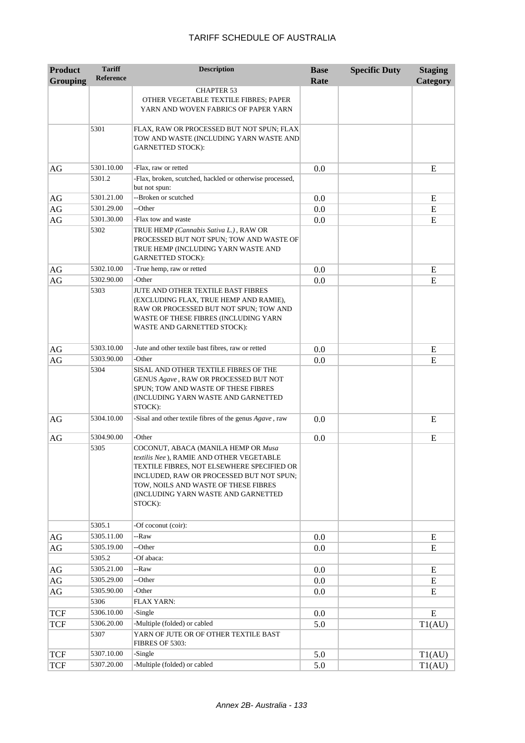| Product Grouping | Tariff Reference | Description | Base Rate | Specific Duty | Staging Category |
|---|---|---|---|---|---|
| | | CHAPTER 53<br>OTHER VEGETABLE TEXTILE FIBRES; PAPER YARN AND WOVEN FABRICS OF PAPER YARN | | | |
| | 5301 | FLAX, RAW OR PROCESSED BUT NOT SPUN; FLAX TOW AND WASTE (INCLUDING YARN WASTE AND GARNETTED STOCK): | | | |
| AG | 5301.10.00 | -Flax, raw or retted | 0.0 | | E |
| | 5301.2 | -Flax, broken, scutched, hackled or otherwise processed, but not spun: | | | |
| AG | 5301.21.00 | --Broken or scutched | 0.0 | | E |
| AG | 5301.29.00 | --Other | 0.0 | | E |
| AG | 5301.30.00 | -Flax tow and waste | 0.0 | | E |
| | 5302 | TRUE HEMP *(Cannabis Sativa L.)*, RAW OR PROCESSED BUT NOT SPUN; TOW AND WASTE OF TRUE HEMP (INCLUDING YARN WASTE AND GARNETTED STOCK): | | | |
| AG | 5302.10.00 | -True hemp, raw or retted | 0.0 | | E |
| AG | 5302.90.00 | -Other | 0.0 | | E |
| | 5303 | JUTE AND OTHER TEXTILE BAST FIBRES (EXCLUDING FLAX, TRUE HEMP AND RAMIE), RAW OR PROCESSED BUT NOT SPUN; TOW AND WASTE OF THESE FIBRES (INCLUDING YARN WASTE AND GARNETTED STOCK): | | | |
| AG | 5303.10.00 | -Jute and other textile bast fibres, raw or retted | 0.0 | | E |
| AG | 5303.90.00 | -Other | 0.0 | | E |
| | 5304 | SISAL AND OTHER TEXTILE FIBRES OF THE GENUS *Agave*, RAW OR PROCESSED BUT NOT SPUN; TOW AND WASTE OF THESE FIBRES (INCLUDING YARN WASTE AND GARNETTED STOCK): | | | |
| AG | 5304.10.00 | -Sisal and other textile fibres of the genus *Agave*, raw | 0.0 | | E |
| AG | 5304.90.00 | -Other | 0.0 | | E |
| | 5305 | COCONUT, ABACA (MANILA HEMP OR *Musa textilis Nee*), RAMIE AND OTHER VEGETABLE TEXTILE FIBRES, NOT ELSEWHERE SPECIFIED OR INCLUDED, RAW OR PROCESSED BUT NOT SPUN; TOW, NOILS AND WASTE OF THESE FIBRES (INCLUDING YARN WASTE AND GARNETTED STOCK): | | | |
| | 5305.1 | -Of coconut (coir): | | | |
| AG | 5305.11.00 | --Raw | 0.0 | | E |
| AG | 5305.19.00 | --Other | 0.0 | | E |
| | 5305.2 | -Of abaca: | | | |
| AG | 5305.21.00 | --Raw | 0.0 | | E |
| AG | 5305.29.00 | --Other | 0.0 | | E |
| AG | 5305.90.00 | -Other | 0.0 | | E |
| | 5306 | FLAX YARN: | | | |
| TCF | 5306.10.00 | -Single | 0.0 | | E |
| TCF | 5306.20.00 | -Multiple (folded) or cabled | 5.0 | | T1(AU) |
| | 5307 | YARN OF JUTE OR OF OTHER TEXTILE BAST FIBRES OF 5303: | | | |
| TCF | 5307.10.00 | -Single | 5.0 | | T1(AU) |
| TCF | 5307.20.00 | -Multiple (folded) or cabled | 5.0 | | T1(AU) |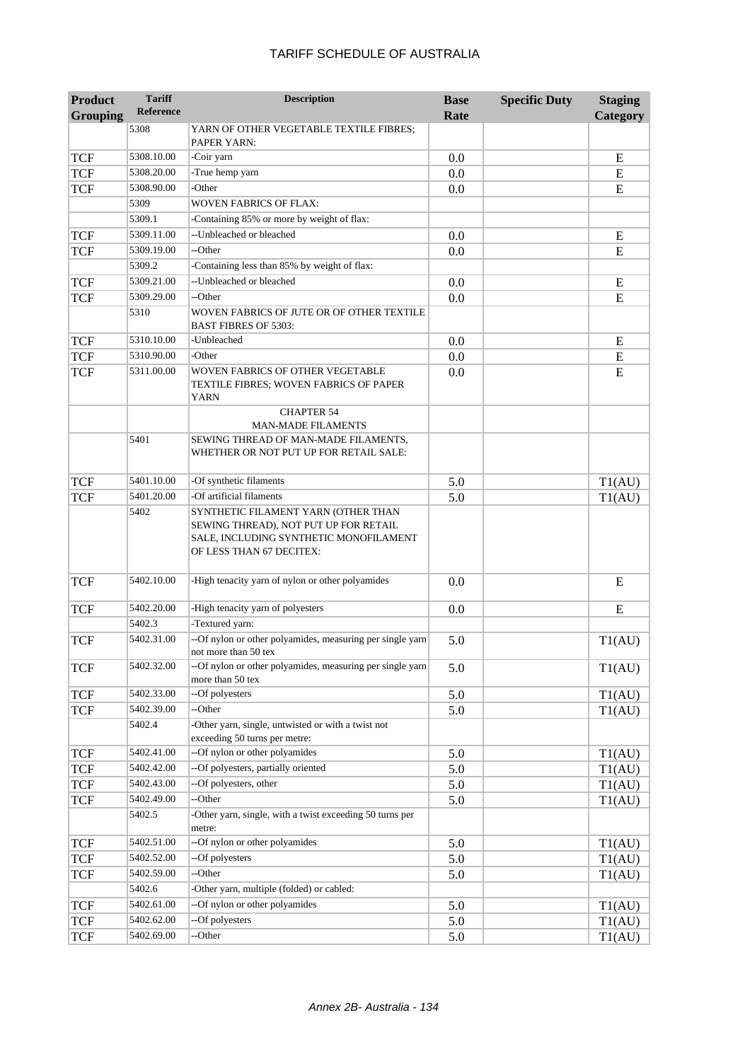# TARIFF SCHEDULE OF AUSTRALIA

| Product Grouping | Tariff Reference | Description | Base Rate | Specific Duty | Staging Category |
|---|---|---|---|---|---|
| | 5308 | YARN OF OTHER VEGETABLE TEXTILE FIBRES; PAPER YARN: | | | |
| TCF | 5308.10.00 | -Coir yarn | 0.0 | | E |
| TCF | 5308.20.00 | -True hemp yarn | 0.0 | | E |
| TCF | 5308.90.00 | -Other | 0.0 | | E |
| | 5309 | WOVEN FABRICS OF FLAX: | | | |
| | 5309.1 | -Containing 85% or more by weight of flax: | | | |
| TCF | 5309.11.00 | --Unbleached or bleached | 0.0 | | E |
| TCF | 5309.19.00 | --Other | 0.0 | | E |
| | 5309.2 | -Containing less than 85% by weight of flax: | | | |
| TCF | 5309.21.00 | --Unbleached or bleached | 0.0 | | E |
| TCF | 5309.29.00 | --Other | 0.0 | | E |
| | 5310 | WOVEN FABRICS OF JUTE OR OF OTHER TEXTILE BAST FIBRES OF 5303: | | | |
| TCF | 5310.10.00 | -Unbleached | 0.0 | | E |
| TCF | 5310.90.00 | -Other | 0.0 | | E |
| TCF | 5311.00.00 | WOVEN FABRICS OF OTHER VEGETABLE TEXTILE FIBRES; WOVEN FABRICS OF PAPER YARN | 0.0 | | E |
| | | CHAPTER 54 MAN-MADE FILAMENTS | | | |
| | 5401 | SEWING THREAD OF MAN-MADE FILAMENTS, WHETHER OR NOT PUT UP FOR RETAIL SALE: | | | |
| TCF | 5401.10.00 | -Of synthetic filaments | 5.0 | | T1(AU) |
| TCF | 5401.20.00 | -Of artificial filaments | 5.0 | | T1(AU) |
| | 5402 | SYNTHETIC FILAMENT YARN (OTHER THAN SEWING THREAD), NOT PUT UP FOR RETAIL SALE, INCLUDING SYNTHETIC MONOFILAMENT OF LESS THAN 67 DECITEX: | | | |
| TCF | 5402.10.00 | -High tenacity yarn of nylon or other polyamides | 0.0 | | E |
| TCF | 5402.20.00 | -High tenacity yarn of polyesters | 0.0 | | E |
| | 5402.3 | -Textured yarn: | | | |
| TCF | 5402.31.00 | --Of nylon or other polyamides, measuring per single yarn not more than 50 tex | 5.0 | | T1(AU) |
| TCF | 5402.32.00 | --Of nylon or other polyamides, measuring per single yarn more than 50 tex | 5.0 | | T1(AU) |
| TCF | 5402.33.00 | --Of polyesters | 5.0 | | T1(AU) |
| TCF | 5402.39.00 | --Other | 5.0 | | T1(AU) |
| | 5402.4 | -Other yarn, single, untwisted or with a twist not exceeding 50 turns per metre: | | | |
| TCF | 5402.41.00 | --Of nylon or other polyamides | 5.0 | | T1(AU) |
| TCF | 5402.42.00 | --Of polyesters, partially oriented | 5.0 | | T1(AU) |
| TCF | 5402.43.00 | --Of polyesters, other | 5.0 | | T1(AU) |
| TCF | 5402.49.00 | --Other | 5.0 | | T1(AU) |
| | 5402.5 | -Other yarn, single, with a twist exceeding 50 turns per metre: | | | |
| TCF | 5402.51.00 | --Of nylon or other polyamides | 5.0 | | T1(AU) |
| TCF | 5402.52.00 | --Of polyesters | 5.0 | | T1(AU) |
| TCF | 5402.59.00 | --Other | 5.0 | | T1(AU) |
| | 5402.6 | -Other yarn, multiple (folded) or cabled: | | | |
| TCF | 5402.61.00 | --Of nylon or other polyamides | 5.0 | | T1(AU) |
| TCF | 5402.62.00 | --Of polyesters | 5.0 | | T1(AU) |
| TCF | 5402.69.00 | --Other | 5.0 | | T1(AU) |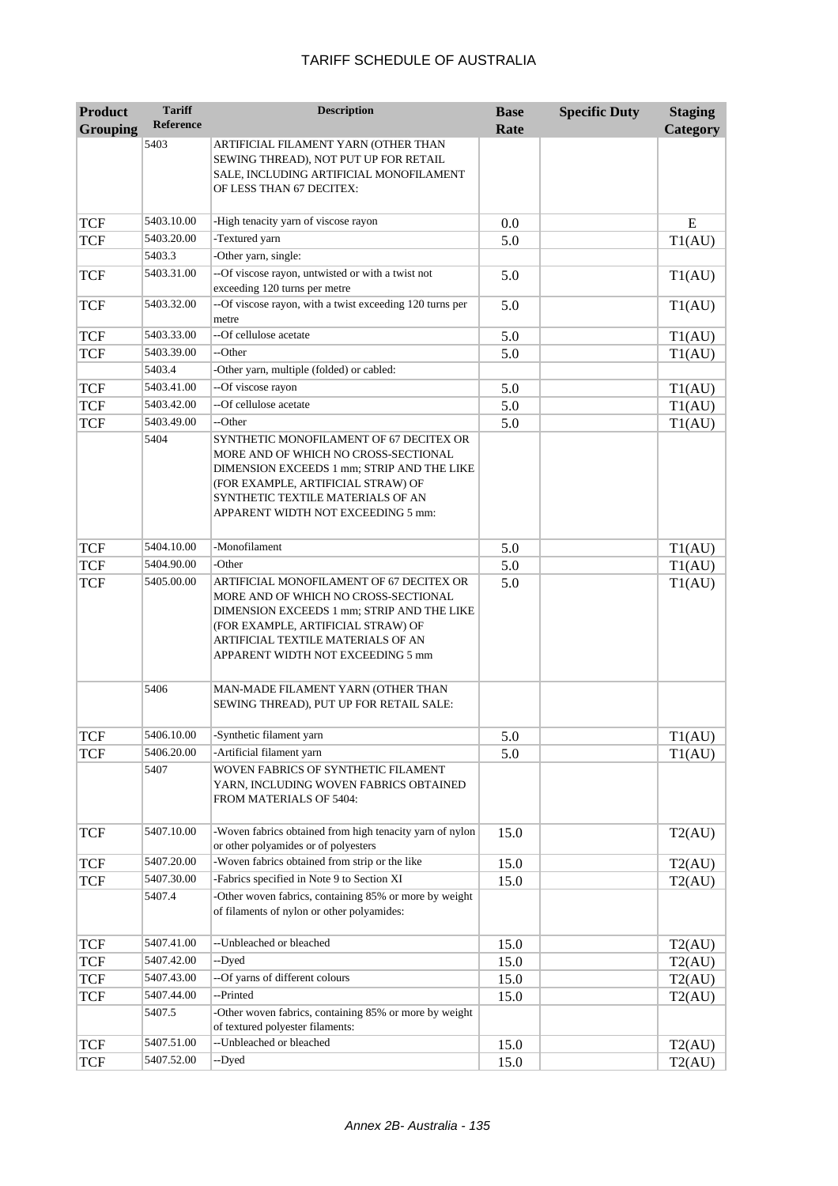# TARIFF SCHEDULE OF AUSTRALIA

| Product Grouping | Tariff Reference | Description | Base Rate | Specific Duty | Staging Category |
|---|---|---|---|---|---|
| | 5403 | ARTIFICIAL FILAMENT YARN (OTHER THAN SEWING THREAD), NOT PUT UP FOR RETAIL SALE, INCLUDING ARTIFICIAL MONOFILAMENT OF LESS THAN 67 DECITEX: | | | |
| TCF | 5403.10.00 | -High tenacity yarn of viscose rayon | 0.0 | | E |
| TCF | 5403.20.00 | -Textured yarn | 5.0 | | T1(AU) |
| | 5403.3 | -Other yarn, single: | | | |
| TCF | 5403.31.00 | --Of viscose rayon, untwisted or with a twist not exceeding 120 turns per metre | 5.0 | | T1(AU) |
| TCF | 5403.32.00 | --Of viscose rayon, with a twist exceeding 120 turns per metre | 5.0 | | T1(AU) |
| TCF | 5403.33.00 | --Of cellulose acetate | 5.0 | | T1(AU) |
| TCF | 5403.39.00 | --Other | 5.0 | | T1(AU) |
| | 5403.4 | -Other yarn, multiple (folded) or cabled: | | | |
| TCF | 5403.41.00 | --Of viscose rayon | 5.0 | | T1(AU) |
| TCF | 5403.42.00 | --Of cellulose acetate | 5.0 | | T1(AU) |
| TCF | 5403.49.00 | --Other | 5.0 | | T1(AU) |
| | 5404 | SYNTHETIC MONOFILAMENT OF 67 DECITEX OR MORE AND OF WHICH NO CROSS-SECTIONAL DIMENSION EXCEEDS 1 mm; STRIP AND THE LIKE (FOR EXAMPLE, ARTIFICIAL STRAW) OF SYNTHETIC TEXTILE MATERIALS OF AN APPARENT WIDTH NOT EXCEEDING 5 mm: | | | |
| TCF | 5404.10.00 | -Monofilament | 5.0 | | T1(AU) |
| TCF | 5404.90.00 | -Other | 5.0 | | T1(AU) |
| TCF | 5405.00.00 | ARTIFICIAL MONOFILAMENT OF 67 DECITEX OR MORE AND OF WHICH NO CROSS-SECTIONAL DIMENSION EXCEEDS 1 mm; STRIP AND THE LIKE (FOR EXAMPLE, ARTIFICIAL STRAW) OF ARTIFICIAL TEXTILE MATERIALS OF AN APPARENT WIDTH NOT EXCEEDING 5 mm | 5.0 | | T1(AU) |
| | 5406 | MAN-MADE FILAMENT YARN (OTHER THAN SEWING THREAD), PUT UP FOR RETAIL SALE: | | | |
| TCF | 5406.10.00 | -Synthetic filament yarn | 5.0 | | T1(AU) |
| TCF | 5406.20.00 | -Artificial filament yarn | 5.0 | | T1(AU) |
| | 5407 | WOVEN FABRICS OF SYNTHETIC FILAMENT YARN, INCLUDING WOVEN FABRICS OBTAINED FROM MATERIALS OF 5404: | | | |
| TCF | 5407.10.00 | -Woven fabrics obtained from high tenacity yarn of nylon or other polyamides or of polyesters | 15.0 | | T2(AU) |
| TCF | 5407.20.00 | -Woven fabrics obtained from strip or the like | 15.0 | | T2(AU) |
| TCF | 5407.30.00 | -Fabrics specified in Note 9 to Section XI | 15.0 | | T2(AU) |
| | 5407.4 | -Other woven fabrics, containing 85% or more by weight of filaments of nylon or other polyamides: | | | |
| TCF | 5407.41.00 | --Unbleached or bleached | 15.0 | | T2(AU) |
| TCF | 5407.42.00 | --Dyed | 15.0 | | T2(AU) |
| TCF | 5407.43.00 | --Of yarns of different colours | 15.0 | | T2(AU) |
| TCF | 5407.44.00 | --Printed | 15.0 | | T2(AU) |
| | 5407.5 | -Other woven fabrics, containing 85% or more by weight of textured polyester filaments: | | | |
| TCF | 5407.51.00 | --Unbleached or bleached | 15.0 | | T2(AU) |
| TCF | 5407.52.00 | --Dyed | 15.0 | | T2(AU) |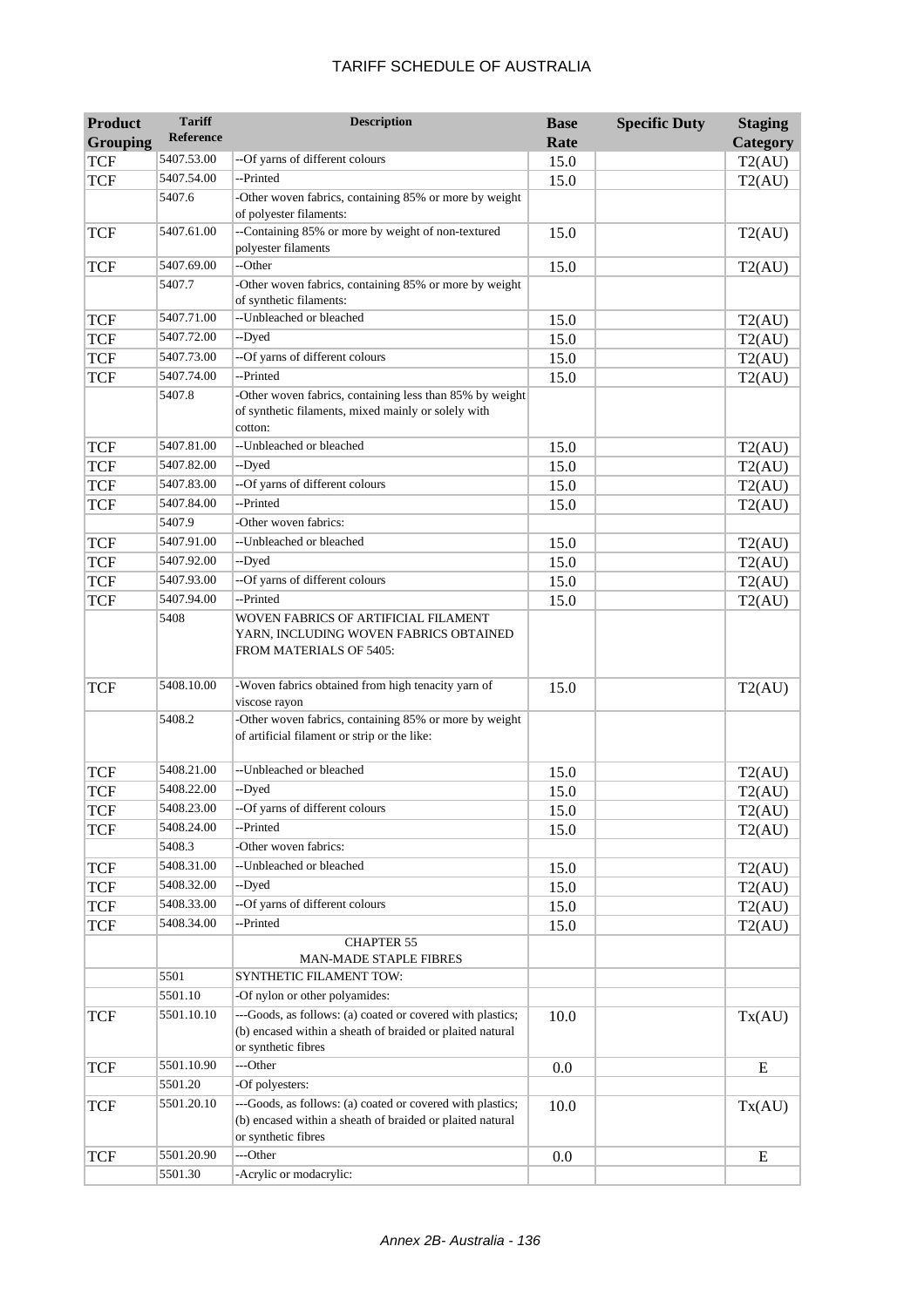| Product Grouping | Tariff Reference | Description | Base Rate | Specific Duty | Staging Category |
|---|---|---|---|---|---|
| TCF | 5407.53.00 | --Of yarns of different colours | 15.0 | | T2(AU) |
| TCF | 5407.54.00 | --Printed | 15.0 | | T2(AU) |
| | 5407.6 | -Other woven fabrics, containing 85% or more by weight of polyester filaments: | | | |
| TCF | 5407.61.00 | --Containing 85% or more by weight of non-textured polyester filaments | 15.0 | | T2(AU) |
| TCF | 5407.69.00 | --Other | 15.0 | | T2(AU) |
| | 5407.7 | -Other woven fabrics, containing 85% or more by weight of synthetic filaments: | | | |
| TCF | 5407.71.00 | --Unbleached or bleached | 15.0 | | T2(AU) |
| TCF | 5407.72.00 | --Dyed | 15.0 | | T2(AU) |
| TCF | 5407.73.00 | --Of yarns of different colours | 15.0 | | T2(AU) |
| TCF | 5407.74.00 | --Printed | 15.0 | | T2(AU) |
| | 5407.8 | -Other woven fabrics, containing less than 85% by weight of synthetic filaments, mixed mainly or solely with cotton: | | | |
| TCF | 5407.81.00 | --Unbleached or bleached | 15.0 | | T2(AU) |
| TCF | 5407.82.00 | --Dyed | 15.0 | | T2(AU) |
| TCF | 5407.83.00 | --Of yarns of different colours | 15.0 | | T2(AU) |
| TCF | 5407.84.00 | --Printed | 15.0 | | T2(AU) |
| | 5407.9 | -Other woven fabrics: | | | |
| TCF | 5407.91.00 | --Unbleached or bleached | 15.0 | | T2(AU) |
| TCF | 5407.92.00 | --Dyed | 15.0 | | T2(AU) |
| TCF | 5407.93.00 | --Of yarns of different colours | 15.0 | | T2(AU) |
| TCF | 5407.94.00 | --Printed | 15.0 | | T2(AU) |
| | 5408 | WOVEN FABRICS OF ARTIFICIAL FILAMENT YARN, INCLUDING WOVEN FABRICS OBTAINED FROM MATERIALS OF 5405: | | | |
| TCF | 5408.10.00 | -Woven fabrics obtained from high tenacity yarn of viscose rayon | 15.0 | | T2(AU) |
| | 5408.2 | -Other woven fabrics, containing 85% or more by weight of artificial filament or strip or the like: | | | |
| TCF | 5408.21.00 | --Unbleached or bleached | 15.0 | | T2(AU) |
| TCF | 5408.22.00 | --Dyed | 15.0 | | T2(AU) |
| TCF | 5408.23.00 | --Of yarns of different colours | 15.0 | | T2(AU) |
| TCF | 5408.24.00 | --Printed | 15.0 | | T2(AU) |
| | 5408.3 | -Other woven fabrics: | | | |
| TCF | 5408.31.00 | --Unbleached or bleached | 15.0 | | T2(AU) |
| TCF | 5408.32.00 | --Dyed | 15.0 | | T2(AU) |
| TCF | 5408.33.00 | --Of yarns of different colours | 15.0 | | T2(AU) |
| TCF | 5408.34.00 | --Printed | 15.0 | | T2(AU) |
| | | CHAPTER 55 MAN-MADE STAPLE FIBRES | | | |
| | 5501 | SYNTHETIC FILAMENT TOW: | | | |
| | 5501.10 | -Of nylon or other polyamides: | | | |
| TCF | 5501.10.10 | ---Goods, as follows: (a) coated or covered with plastics; (b) encased within a sheath of braided or plaited natural or synthetic fibres | 10.0 | | Tx(AU) |
| TCF | 5501.10.90 | ---Other | 0.0 | | E |
| | 5501.20 | -Of polyesters: | | | |
| TCF | 5501.20.10 | ---Goods, as follows: (a) coated or covered with plastics; (b) encased within a sheath of braided or plaited natural or synthetic fibres | 10.0 | | Tx(AU) |
| TCF | 5501.20.90 | ---Other | 0.0 | | E |
| | 5501.30 | -Acrylic or modacrylic: | | | |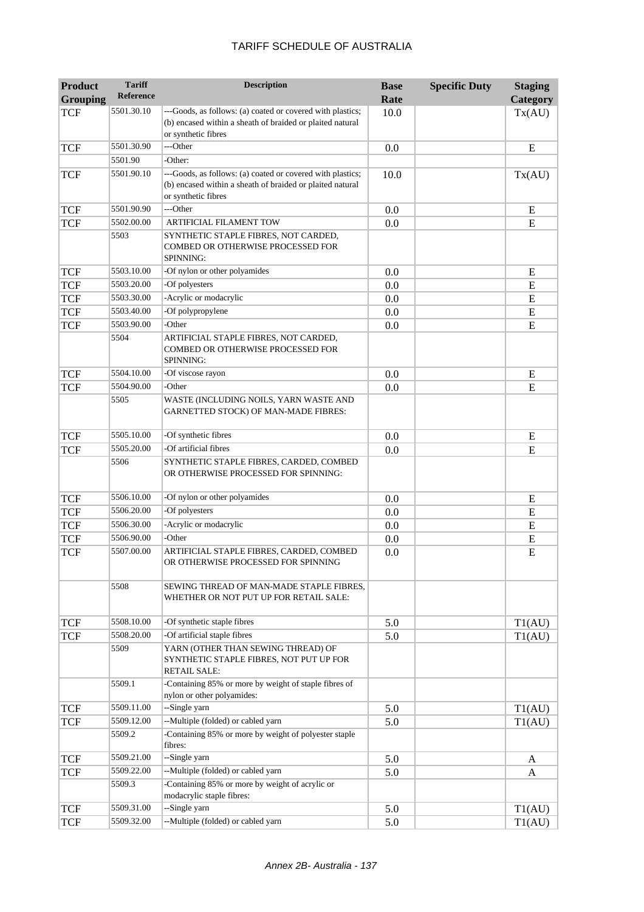# TARIFF SCHEDULE OF AUSTRALIA

| Product Grouping | Tariff Reference | Description | Base Rate | Specific Duty | Staging Category |
|---|---|---|---|---|---|
| TCF | 5501.30.10 | ---Goods, as follows: (a) coated or covered with plastics; (b) encased within a sheath of braided or plaited natural or synthetic fibres | 10.0 | | Tx(AU) |
| TCF | 5501.30.90 | ---Other | 0.0 | | E |
| | 5501.90 | -Other: | | | |
| TCF | 5501.90.10 | ---Goods, as follows: (a) coated or covered with plastics; (b) encased within a sheath of braided or plaited natural or synthetic fibres | 10.0 | | Tx(AU) |
| TCF | 5501.90.90 | ---Other | 0.0 | | E |
| TCF | 5502.00.00 | ARTIFICIAL FILAMENT TOW | 0.0 | | E |
| | 5503 | SYNTHETIC STAPLE FIBRES, NOT CARDED, COMBED OR OTHERWISE PROCESSED FOR SPINNING: | | | |
| TCF | 5503.10.00 | -Of nylon or other polyamides | 0.0 | | E |
| TCF | 5503.20.00 | -Of polyesters | 0.0 | | E |
| TCF | 5503.30.00 | -Acrylic or modacrylic | 0.0 | | E |
| TCF | 5503.40.00 | -Of polypropylene | 0.0 | | E |
| TCF | 5503.90.00 | -Other | 0.0 | | E |
| | 5504 | ARTIFICIAL STAPLE FIBRES, NOT CARDED, COMBED OR OTHERWISE PROCESSED FOR SPINNING: | | | |
| TCF | 5504.10.00 | -Of viscose rayon | 0.0 | | E |
| TCF | 5504.90.00 | -Other | 0.0 | | E |
| | 5505 | WASTE (INCLUDING NOILS, YARN WASTE AND GARNETTED STOCK) OF MAN-MADE FIBRES: | | | |
| TCF | 5505.10.00 | -Of synthetic fibres | 0.0 | | E |
| TCF | 5505.20.00 | -Of artificial fibres | 0.0 | | E |
| | 5506 | SYNTHETIC STAPLE FIBRES, CARDED, COMBED OR OTHERWISE PROCESSED FOR SPINNING: | | | |
| TCF | 5506.10.00 | -Of nylon or other polyamides | 0.0 | | E |
| TCF | 5506.20.00 | -Of polyesters | 0.0 | | E |
| TCF | 5506.30.00 | -Acrylic or modacrylic | 0.0 | | E |
| TCF | 5506.90.00 | -Other | 0.0 | | E |
| TCF | 5507.00.00 | ARTIFICIAL STAPLE FIBRES, CARDED, COMBED OR OTHERWISE PROCESSED FOR SPINNING | 0.0 | | E |
| | 5508 | SEWING THREAD OF MAN-MADE STAPLE FIBRES, WHETHER OR NOT PUT UP FOR RETAIL SALE: | | | |
| TCF | 5508.10.00 | -Of synthetic staple fibres | 5.0 | | T1(AU) |
| TCF | 5508.20.00 | -Of artificial staple fibres | 5.0 | | T1(AU) |
| | 5509 | YARN (OTHER THAN SEWING THREAD) OF SYNTHETIC STAPLE FIBRES, NOT PUT UP FOR RETAIL SALE: | | | |
| | 5509.1 | -Containing 85% or more by weight of staple fibres of nylon or other polyamides: | | | |
| TCF | 5509.11.00 | --Single yarn | 5.0 | | T1(AU) |
| TCF | 5509.12.00 | --Multiple (folded) or cabled yarn | 5.0 | | T1(AU) |
| | 5509.2 | -Containing 85% or more by weight of polyester staple fibres: | | | |
| TCF | 5509.21.00 | --Single yarn | 5.0 | | A |
| TCF | 5509.22.00 | --Multiple (folded) or cabled yarn | 5.0 | | A |
| | 5509.3 | -Containing 85% or more by weight of acrylic or modacrylic staple fibres: | | | |
| TCF | 5509.31.00 | --Single yarn | 5.0 | | T1(AU) |
| TCF | 5509.32.00 | --Multiple (folded) or cabled yarn | 5.0 | | T1(AU) |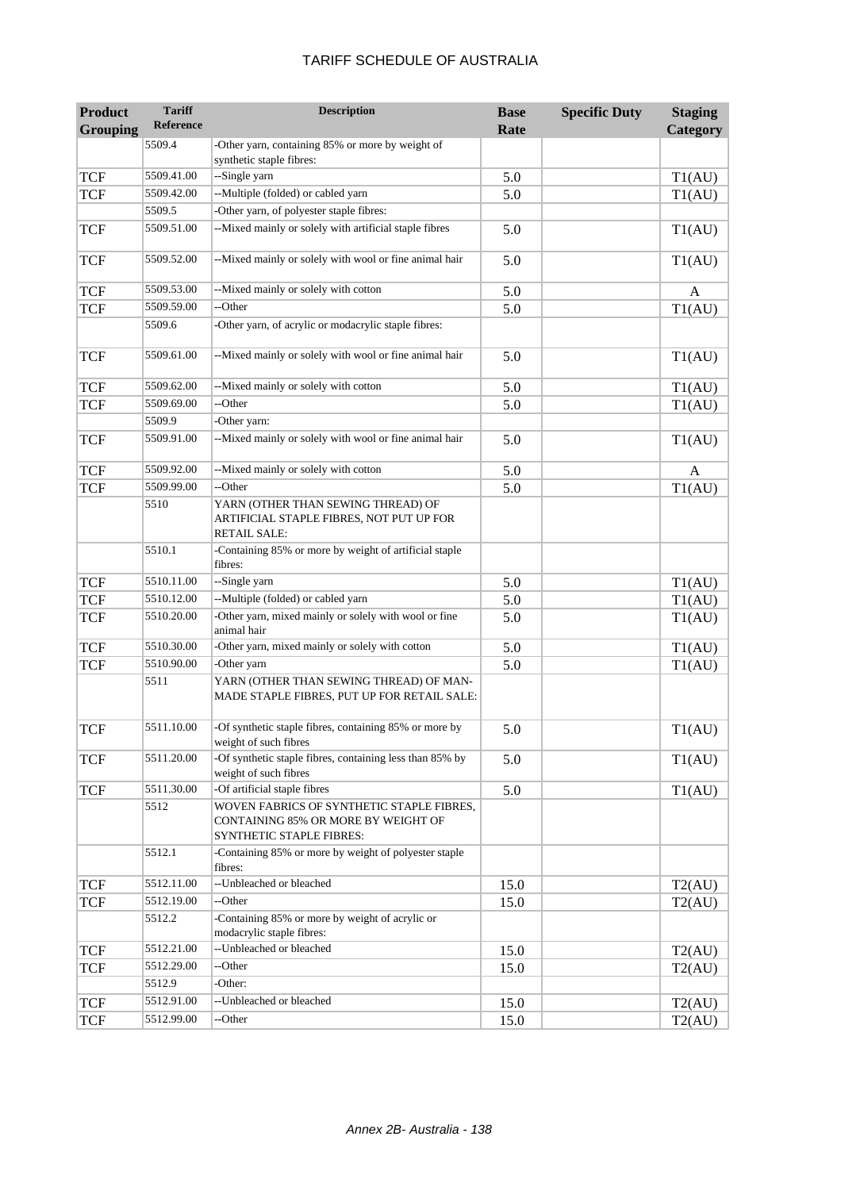| Product Grouping | Tariff Reference | Description | Base Rate | Specific Duty | Staging Category |
|---|---|---|---|---|---|
| | 5509.4 | -Other yarn, containing 85% or more by weight of synthetic staple fibres: | | | |
| TCF | 5509.41.00 | --Single yarn | 5.0 | | T1(AU) |
| TCF | 5509.42.00 | --Multiple (folded) or cabled yarn | 5.0 | | T1(AU) |
| | 5509.5 | -Other yarn, of polyester staple fibres: | | | |
| TCF | 5509.51.00 | --Mixed mainly or solely with artificial staple fibres | 5.0 | | T1(AU) |
| TCF | 5509.52.00 | --Mixed mainly or solely with wool or fine animal hair | 5.0 | | T1(AU) |
| TCF | 5509.53.00 | --Mixed mainly or solely with cotton | 5.0 | | A |
| TCF | 5509.59.00 | --Other | 5.0 | | T1(AU) |
| | 5509.6 | -Other yarn, of acrylic or modacrylic staple fibres: | | | |
| TCF | 5509.61.00 | --Mixed mainly or solely with wool or fine animal hair | 5.0 | | T1(AU) |
| TCF | 5509.62.00 | --Mixed mainly or solely with cotton | 5.0 | | T1(AU) |
| TCF | 5509.69.00 | --Other | 5.0 | | T1(AU) |
| | 5509.9 | -Other yarn: | | | |
| TCF | 5509.91.00 | --Mixed mainly or solely with wool or fine animal hair | 5.0 | | T1(AU) |
| TCF | 5509.92.00 | --Mixed mainly or solely with cotton | 5.0 | | A |
| TCF | 5509.99.00 | --Other | 5.0 | | T1(AU) |
| | 5510 | YARN (OTHER THAN SEWING THREAD) OF ARTIFICIAL STAPLE FIBRES, NOT PUT UP FOR RETAIL SALE: | | | |
| | 5510.1 | -Containing 85% or more by weight of artificial staple fibres: | | | |
| TCF | 5510.11.00 | --Single yarn | 5.0 | | T1(AU) |
| TCF | 5510.12.00 | --Multiple (folded) or cabled yarn | 5.0 | | T1(AU) |
| TCF | 5510.20.00 | -Other yarn, mixed mainly or solely with wool or fine animal hair | 5.0 | | T1(AU) |
| TCF | 5510.30.00 | -Other yarn, mixed mainly or solely with cotton | 5.0 | | T1(AU) |
| TCF | 5510.90.00 | -Other yarn | 5.0 | | T1(AU) |
| | 5511 | YARN (OTHER THAN SEWING THREAD) OF MAN-MADE STAPLE FIBRES, PUT UP FOR RETAIL SALE: | | | |
| TCF | 5511.10.00 | -Of synthetic staple fibres, containing 85% or more by weight of such fibres | 5.0 | | T1(AU) |
| TCF | 5511.20.00 | -Of synthetic staple fibres, containing less than 85% by weight of such fibres | 5.0 | | T1(AU) |
| TCF | 5511.30.00 | -Of artificial staple fibres | 5.0 | | T1(AU) |
| | 5512 | WOVEN FABRICS OF SYNTHETIC STAPLE FIBRES, CONTAINING 85% OR MORE BY WEIGHT OF SYNTHETIC STAPLE FIBRES: | | | |
| | 5512.1 | -Containing 85% or more by weight of polyester staple fibres: | | | |
| TCF | 5512.11.00 | --Unbleached or bleached | 15.0 | | T2(AU) |
| TCF | 5512.19.00 | --Other | 15.0 | | T2(AU) |
| | 5512.2 | -Containing 85% or more by weight of acrylic or modacrylic staple fibres: | | | |
| TCF | 5512.21.00 | --Unbleached or bleached | 15.0 | | T2(AU) |
| TCF | 5512.29.00 | --Other | 15.0 | | T2(AU) |
| | 5512.9 | -Other: | | | |
| TCF | 5512.91.00 | --Unbleached or bleached | 15.0 | | T2(AU) |
| TCF | 5512.99.00 | --Other | 15.0 | | T2(AU) |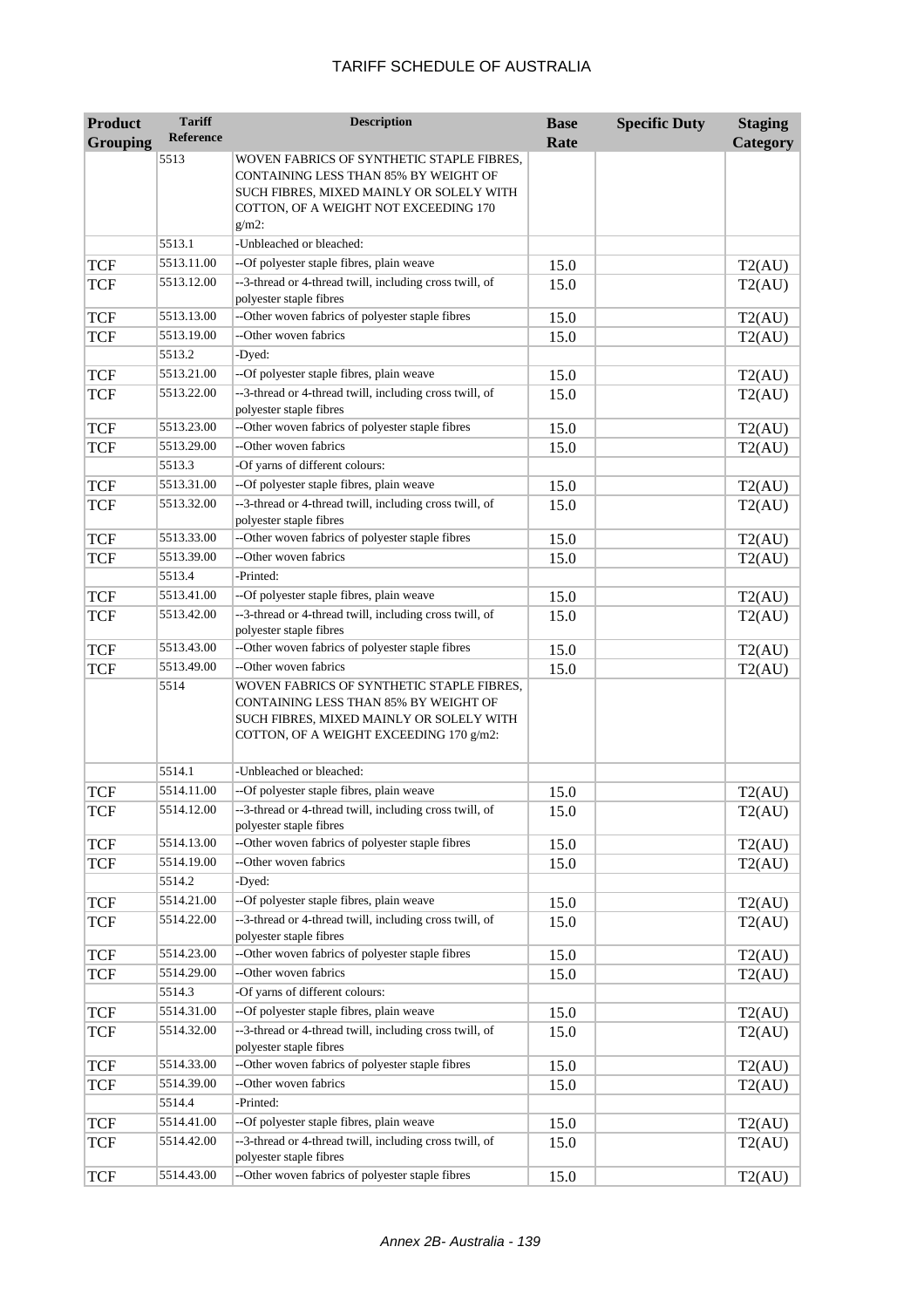# TARIFF SCHEDULE OF AUSTRALIA

| Product Grouping | Tariff Reference | Description | Base Rate | Specific Duty | Staging Category |
|---|---|---|---|---|---|
| | 5513 | WOVEN FABRICS OF SYNTHETIC STAPLE FIBRES, CONTAINING LESS THAN 85% BY WEIGHT OF SUCH FIBRES, MIXED MAINLY OR SOLELY WITH COTTON, OF A WEIGHT NOT EXCEEDING 170 g/m2: | | | |
| | 5513.1 | -Unbleached or bleached: | | | |
| TCF | 5513.11.00 | --Of polyester staple fibres, plain weave | 15.0 | | T2(AU) |
| TCF | 5513.12.00 | --3-thread or 4-thread twill, including cross twill, of polyester staple fibres | 15.0 | | T2(AU) |
| TCF | 5513.13.00 | --Other woven fabrics of polyester staple fibres | 15.0 | | T2(AU) |
| TCF | 5513.19.00 | --Other woven fabrics | 15.0 | | T2(AU) |
| | 5513.2 | -Dyed: | | | |
| TCF | 5513.21.00 | --Of polyester staple fibres, plain weave | 15.0 | | T2(AU) |
| TCF | 5513.22.00 | --3-thread or 4-thread twill, including cross twill, of polyester staple fibres | 15.0 | | T2(AU) |
| TCF | 5513.23.00 | --Other woven fabrics of polyester staple fibres | 15.0 | | T2(AU) |
| TCF | 5513.29.00 | --Other woven fabrics | 15.0 | | T2(AU) |
| | 5513.3 | -Of yarns of different colours: | | | |
| TCF | 5513.31.00 | --Of polyester staple fibres, plain weave | 15.0 | | T2(AU) |
| TCF | 5513.32.00 | --3-thread or 4-thread twill, including cross twill, of polyester staple fibres | 15.0 | | T2(AU) |
| TCF | 5513.33.00 | --Other woven fabrics of polyester staple fibres | 15.0 | | T2(AU) |
| TCF | 5513.39.00 | --Other woven fabrics | 15.0 | | T2(AU) |
| | 5513.4 | -Printed: | | | |
| TCF | 5513.41.00 | --Of polyester staple fibres, plain weave | 15.0 | | T2(AU) |
| TCF | 5513.42.00 | --3-thread or 4-thread twill, including cross twill, of polyester staple fibres | 15.0 | | T2(AU) |
| TCF | 5513.43.00 | --Other woven fabrics of polyester staple fibres | 15.0 | | T2(AU) |
| TCF | 5513.49.00 | --Other woven fabrics | 15.0 | | T2(AU) |
| | 5514 | WOVEN FABRICS OF SYNTHETIC STAPLE FIBRES, CONTAINING LESS THAN 85% BY WEIGHT OF SUCH FIBRES, MIXED MAINLY OR SOLELY WITH COTTON, OF A WEIGHT EXCEEDING 170 g/m2: | | | |
| | 5514.1 | -Unbleached or bleached: | | | |
| TCF | 5514.11.00 | --Of polyester staple fibres, plain weave | 15.0 | | T2(AU) |
| TCF | 5514.12.00 | --3-thread or 4-thread twill, including cross twill, of polyester staple fibres | 15.0 | | T2(AU) |
| TCF | 5514.13.00 | --Other woven fabrics of polyester staple fibres | 15.0 | | T2(AU) |
| TCF | 5514.19.00 | --Other woven fabrics | 15.0 | | T2(AU) |
| | 5514.2 | -Dyed: | | | |
| TCF | 5514.21.00 | --Of polyester staple fibres, plain weave | 15.0 | | T2(AU) |
| TCF | 5514.22.00 | --3-thread or 4-thread twill, including cross twill, of polyester staple fibres | 15.0 | | T2(AU) |
| TCF | 5514.23.00 | --Other woven fabrics of polyester staple fibres | 15.0 | | T2(AU) |
| TCF | 5514.29.00 | --Other woven fabrics | 15.0 | | T2(AU) |
| | 5514.3 | -Of yarns of different colours: | | | |
| TCF | 5514.31.00 | --Of polyester staple fibres, plain weave | 15.0 | | T2(AU) |
| TCF | 5514.32.00 | --3-thread or 4-thread twill, including cross twill, of polyester staple fibres | 15.0 | | T2(AU) |
| TCF | 5514.33.00 | --Other woven fabrics of polyester staple fibres | 15.0 | | T2(AU) |
| TCF | 5514.39.00 | --Other woven fabrics | 15.0 | | T2(AU) |
| | 5514.4 | -Printed: | | | |
| TCF | 5514.41.00 | --Of polyester staple fibres, plain weave | 15.0 | | T2(AU) |
| TCF | 5514.42.00 | --3-thread or 4-thread twill, including cross twill, of polyester staple fibres | 15.0 | | T2(AU) |
| TCF | 5514.43.00 | --Other woven fabrics of polyester staple fibres | 15.0 | | T2(AU) |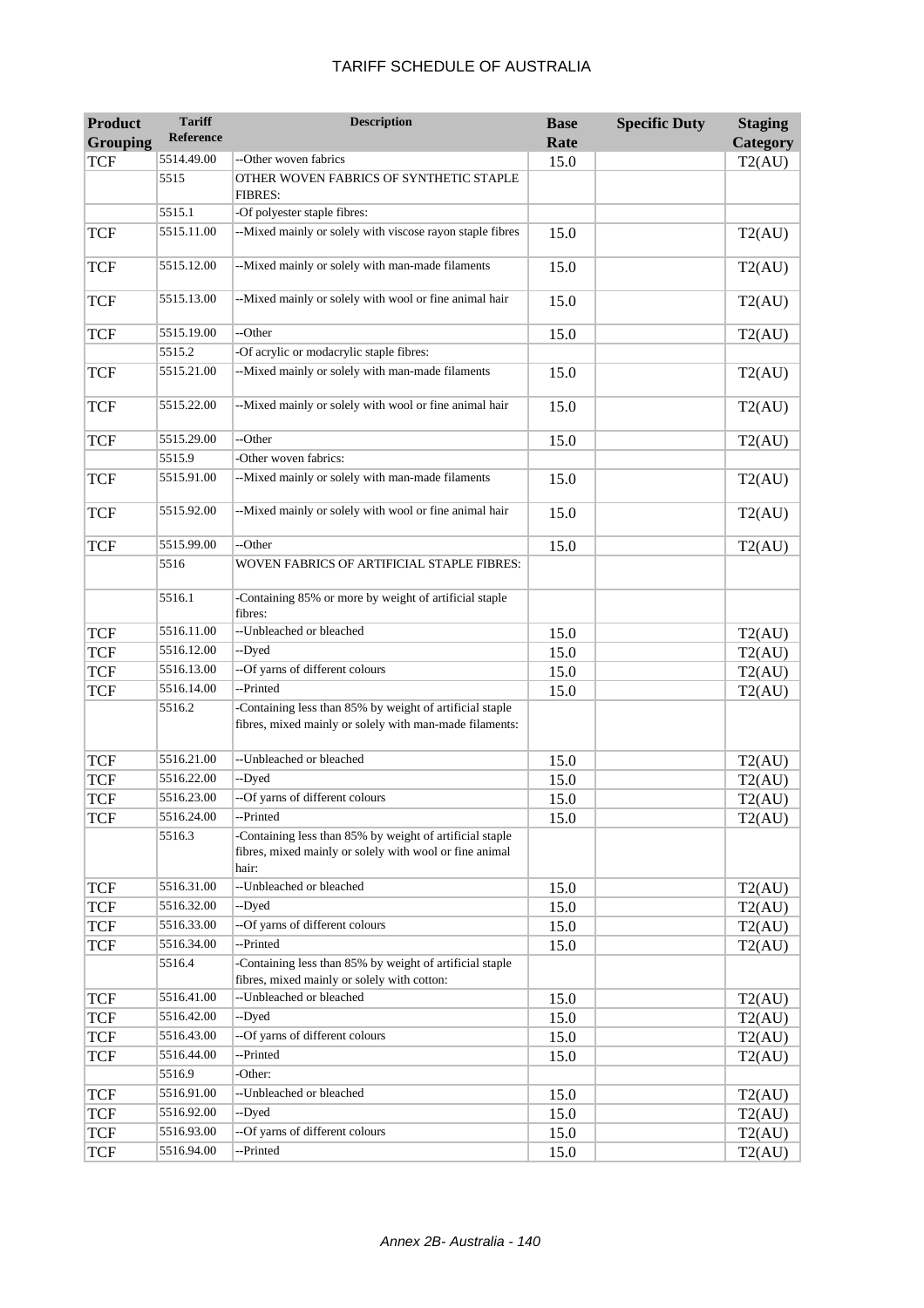| Product Grouping | Tariff Reference | Description | Base Rate | Specific Duty | Staging Category |
|---|---|---|---|---|---|
| TCF | 5514.49.00 | --Other woven fabrics | 15.0 | | T2(AU) |
| | 5515 | OTHER WOVEN FABRICS OF SYNTHETIC STAPLE FIBRES: | | | |
| | 5515.1 | -Of polyester staple fibres: | | | |
| TCF | 5515.11.00 | --Mixed mainly or solely with viscose rayon staple fibres | 15.0 | | T2(AU) |
| TCF | 5515.12.00 | --Mixed mainly or solely with man-made filaments | 15.0 | | T2(AU) |
| TCF | 5515.13.00 | --Mixed mainly or solely with wool or fine animal hair | 15.0 | | T2(AU) |
| TCF | 5515.19.00 | --Other | 15.0 | | T2(AU) |
| | 5515.2 | -Of acrylic or modacrylic staple fibres: | | | |
| TCF | 5515.21.00 | --Mixed mainly or solely with man-made filaments | 15.0 | | T2(AU) |
| TCF | 5515.22.00 | --Mixed mainly or solely with wool or fine animal hair | 15.0 | | T2(AU) |
| TCF | 5515.29.00 | --Other | 15.0 | | T2(AU) |
| | 5515.9 | -Other woven fabrics: | | | |
| TCF | 5515.91.00 | --Mixed mainly or solely with man-made filaments | 15.0 | | T2(AU) |
| TCF | 5515.92.00 | --Mixed mainly or solely with wool or fine animal hair | 15.0 | | T2(AU) |
| TCF | 5515.99.00 | --Other | 15.0 | | T2(AU) |
| | 5516 | WOVEN FABRICS OF ARTIFICIAL STAPLE FIBRES: | | | |
| | 5516.1 | -Containing 85% or more by weight of artificial staple fibres: | | | |
| TCF | 5516.11.00 | --Unbleached or bleached | 15.0 | | T2(AU) |
| TCF | 5516.12.00 | --Dyed | 15.0 | | T2(AU) |
| TCF | 5516.13.00 | --Of yarns of different colours | 15.0 | | T2(AU) |
| TCF | 5516.14.00 | --Printed | 15.0 | | T2(AU) |
| | 5516.2 | -Containing less than 85% by weight of artificial staple fibres, mixed mainly or solely with man-made filaments: | | | |
| TCF | 5516.21.00 | --Unbleached or bleached | 15.0 | | T2(AU) |
| TCF | 5516.22.00 | --Dyed | 15.0 | | T2(AU) |
| TCF | 5516.23.00 | --Of yarns of different colours | 15.0 | | T2(AU) |
| TCF | 5516.24.00 | --Printed | 15.0 | | T2(AU) |
| | 5516.3 | -Containing less than 85% by weight of artificial staple fibres, mixed mainly or solely with wool or fine animal hair: | | | |
| TCF | 5516.31.00 | --Unbleached or bleached | 15.0 | | T2(AU) |
| TCF | 5516.32.00 | --Dyed | 15.0 | | T2(AU) |
| TCF | 5516.33.00 | --Of yarns of different colours | 15.0 | | T2(AU) |
| TCF | 5516.34.00 | --Printed | 15.0 | | T2(AU) |
| | 5516.4 | -Containing less than 85% by weight of artificial staple fibres, mixed mainly or solely with cotton: | | | |
| TCF | 5516.41.00 | --Unbleached or bleached | 15.0 | | T2(AU) |
| TCF | 5516.42.00 | --Dyed | 15.0 | | T2(AU) |
| TCF | 5516.43.00 | --Of yarns of different colours | 15.0 | | T2(AU) |
| TCF | 5516.44.00 | --Printed | 15.0 | | T2(AU) |
| | 5516.9 | -Other: | | | |
| TCF | 5516.91.00 | --Unbleached or bleached | 15.0 | | T2(AU) |
| TCF | 5516.92.00 | --Dyed | 15.0 | | T2(AU) |
| TCF | 5516.93.00 | --Of yarns of different colours | 15.0 | | T2(AU) |
| TCF | 5516.94.00 | --Printed | 15.0 | | T2(AU) |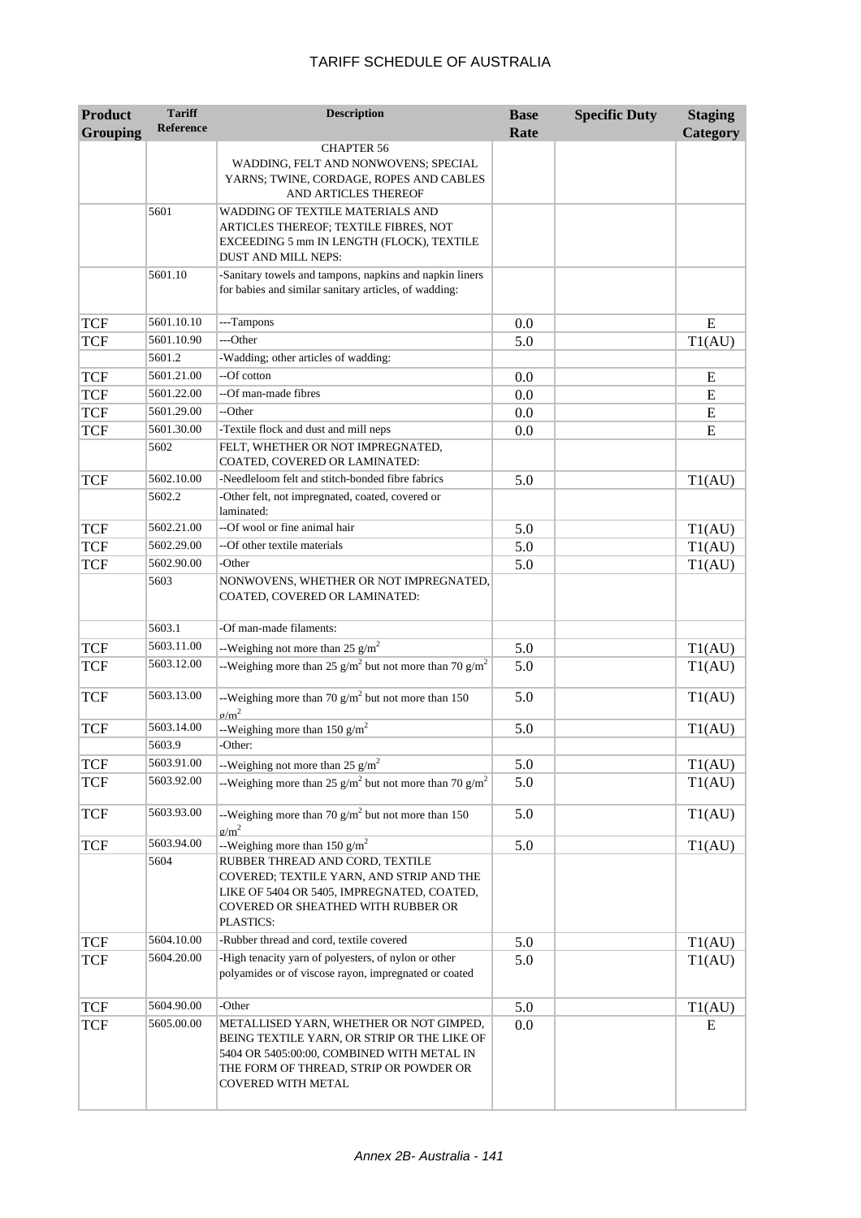| Product Grouping | Tariff Reference | Description | Base Rate | Specific Duty | Staging Category |
|---|---|---|---|---|---|
| | | CHAPTER 56<br>WADDING, FELT AND NONWOVENS; SPECIAL YARNS; TWINE, CORDAGE, ROPES AND CABLES AND ARTICLES THEREOF | | | |
| | 5601 | WADDING OF TEXTILE MATERIALS AND ARTICLES THEREOF; TEXTILE FIBRES, NOT EXCEEDING 5 mm IN LENGTH (FLOCK), TEXTILE DUST AND MILL NEPS: | | | |
| | 5601.10 | -Sanitary towels and tampons, napkins and napkin liners for babies and similar sanitary articles, of wadding: | | | |
| TCF | 5601.10.10 | ---Tampons | 0.0 | | E |
| TCF | 5601.10.90 | ---Other | 5.0 | | T1(AU) |
| | 5601.2 | -Wadding; other articles of wadding: | | | |
| TCF | 5601.21.00 | --Of cotton | 0.0 | | E |
| TCF | 5601.22.00 | --Of man-made fibres | 0.0 | | E |
| TCF | 5601.29.00 | --Other | 0.0 | | E |
| TCF | 5601.30.00 | -Textile flock and dust and mill neps | 0.0 | | E |
| | 5602 | FELT, WHETHER OR NOT IMPREGNATED, COATED, COVERED OR LAMINATED: | | | |
| TCF | 5602.10.00 | -Needleloom felt and stitch-bonded fibre fabrics | 5.0 | | T1(AU) |
| | 5602.2 | -Other felt, not impregnated, coated, covered or laminated: | | | |
| TCF | 5602.21.00 | --Of wool or fine animal hair | 5.0 | | T1(AU) |
| TCF | 5602.29.00 | --Of other textile materials | 5.0 | | T1(AU) |
| TCF | 5602.90.00 | -Other | 5.0 | | T1(AU) |
| | 5603 | NONWOVENS, WHETHER OR NOT IMPREGNATED, COATED, COVERED OR LAMINATED: | | | |
| | 5603.1 | -Of man-made filaments: | | | |
| TCF | 5603.11.00 | --Weighing not more than 25 g/m$^2$ | 5.0 | | T1(AU) |
| TCF | 5603.12.00 | --Weighing more than 25 g/m$^2$ but not more than 70 g/m$^2$ | 5.0 | | T1(AU) |
| TCF | 5603.13.00 | --Weighing more than 70 g/m$^2$ but not more than 150 g/m$^2$ | 5.0 | | T1(AU) |
| TCF | 5603.14.00 | --Weighing more than 150 g/m$^2$ | 5.0 | | T1(AU) |
| | 5603.9 | -Other: | | | |
| TCF | 5603.91.00 | --Weighing not more than 25 g/m$^2$ | 5.0 | | T1(AU) |
| TCF | 5603.92.00 | --Weighing more than 25 g/m$^2$ but not more than 70 g/m$^2$ | 5.0 | | T1(AU) |
| TCF | 5603.93.00 | --Weighing more than 70 g/m$^2$ but not more than 150 g/m$^2$ | 5.0 | | T1(AU) |
| TCF | 5603.94.00 | --Weighing more than 150 g/m$^2$ | 5.0 | | T1(AU) |
| | 5604 | RUBBER THREAD AND CORD, TEXTILE COVERED; TEXTILE YARN, AND STRIP AND THE LIKE OF 5404 OR 5405, IMPREGNATED, COATED, COVERED OR SHEATHED WITH RUBBER OR PLASTICS: | | | |
| TCF | 5604.10.00 | -Rubber thread and cord, textile covered | 5.0 | | T1(AU) |
| TCF | 5604.20.00 | -High tenacity yarn of polyesters, of nylon or other polyamides or of viscose rayon, impregnated or coated | 5.0 | | T1(AU) |
| TCF | 5604.90.00 | -Other | 5.0 | | T1(AU) |
| TCF | 5605.00.00 | METALLISED YARN, WHETHER OR NOT GIMPED, BEING TEXTILE YARN, OR STRIP OR THE LIKE OF 5404 OR 5405:00:00, COMBINED WITH METAL IN THE FORM OF THREAD, STRIP OR POWDER OR COVERED WITH METAL | 0.0 | | E |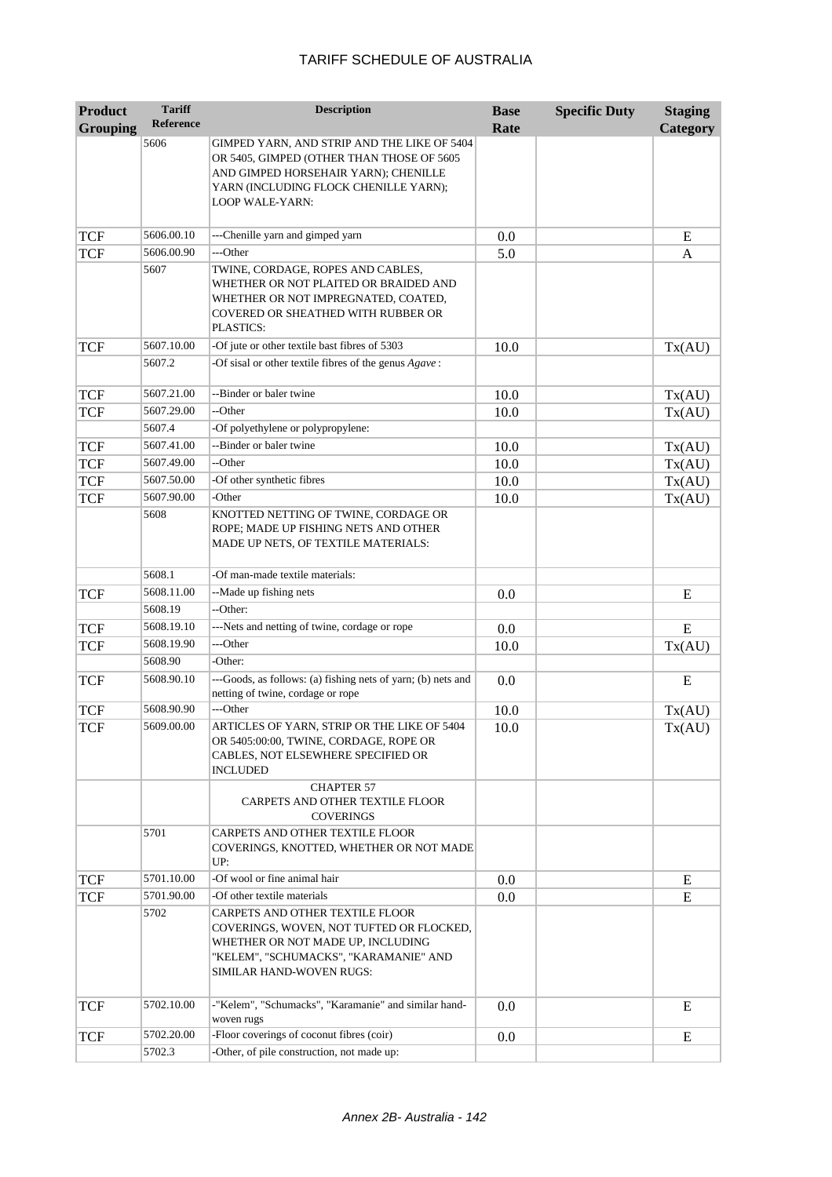# TARIFF SCHEDULE OF AUSTRALIA

| Product Grouping | Tariff Reference | Description | Base Rate | Specific Duty | Staging Category |
|---|---|---|---|---|---|
| | 5606 | GIMPED YARN, AND STRIP AND THE LIKE OF 5404 OR 5405, GIMPED (OTHER THAN THOSE OF 5605 AND GIMPED HORSEHAIR YARN); CHENILLE YARN (INCLUDING FLOCK CHENILLE YARN); LOOP WALE-YARN: | | | |
| TCF | 5606.00.10 | ---Chenille yarn and gimped yarn | 0.0 | | E |
| TCF | 5606.00.90 | ---Other | 5.0 | | A |
| | 5607 | TWINE, CORDAGE, ROPES AND CABLES, WHETHER OR NOT PLAITED OR BRAIDED AND WHETHER OR NOT IMPREGNATED, COATED, COVERED OR SHEATHED WITH RUBBER OR PLASTICS: | | | |
| TCF | 5607.10.00 | -Of jute or other textile bast fibres of 5303 | 10.0 | | Tx(AU) |
| | 5607.2 | -Of sisal or other textile fibres of the genus *Agave* : | | | |
| TCF | 5607.21.00 | --Binder or baler twine | 10.0 | | Tx(AU) |
| TCF | 5607.29.00 | --Other | 10.0 | | Tx(AU) |
| | 5607.4 | -Of polyethylene or polypropylene: | | | |
| TCF | 5607.41.00 | --Binder or baler twine | 10.0 | | Tx(AU) |
| TCF | 5607.49.00 | --Other | 10.0 | | Tx(AU) |
| TCF | 5607.50.00 | -Of other synthetic fibres | 10.0 | | Tx(AU) |
| TCF | 5607.90.00 | -Other | 10.0 | | Tx(AU) |
| | 5608 | KNOTTED NETTING OF TWINE, CORDAGE OR ROPE; MADE UP FISHING NETS AND OTHER MADE UP NETS, OF TEXTILE MATERIALS: | | | |
| | 5608.1 | -Of man-made textile materials: | | | |
| TCF | 5608.11.00 | --Made up fishing nets | 0.0 | | E |
| | 5608.19 | --Other: | | | |
| TCF | 5608.19.10 | ---Nets and netting of twine, cordage or rope | 0.0 | | E |
| TCF | 5608.19.90 | ---Other | 10.0 | | Tx(AU) |
| | 5608.90 | -Other: | | | |
| TCF | 5608.90.10 | ---Goods, as follows: (a) fishing nets of yarn; (b) nets and netting of twine, cordage or rope | 0.0 | | E |
| TCF | 5608.90.90 | ---Other | 10.0 | | Tx(AU) |
| TCF | 5609.00.00 | ARTICLES OF YARN, STRIP OR THE LIKE OF 5404 OR 5405:00:00, TWINE, CORDAGE, ROPE OR CABLES, NOT ELSEWHERE SPECIFIED OR INCLUDED | 10.0 | | Tx(AU) |
| | | CHAPTER 57<br>CARPETS AND OTHER TEXTILE FLOOR COVERINGS | | | |
| | 5701 | CARPETS AND OTHER TEXTILE FLOOR COVERINGS, KNOTTED, WHETHER OR NOT MADE UP: | | | |
| TCF | 5701.10.00 | -Of wool or fine animal hair | 0.0 | | E |
| TCF | 5701.90.00 | -Of other textile materials | 0.0 | | E |
| | 5702 | CARPETS AND OTHER TEXTILE FLOOR COVERINGS, WOVEN, NOT TUFTED OR FLOCKED, WHETHER OR NOT MADE UP, INCLUDING "KELEM", "SCHUMACKS", "KARAMANIE" AND SIMILAR HAND-WOVEN RUGS: | | | |
| TCF | 5702.10.00 | -"Kelem", "Schumacks", "Karamanie" and similar hand-woven rugs | 0.0 | | E |
| TCF | 5702.20.00 | -Floor coverings of coconut fibres (coir) | 0.0 | | E |
| | 5702.3 | -Other, of pile construction, not made up: | | | |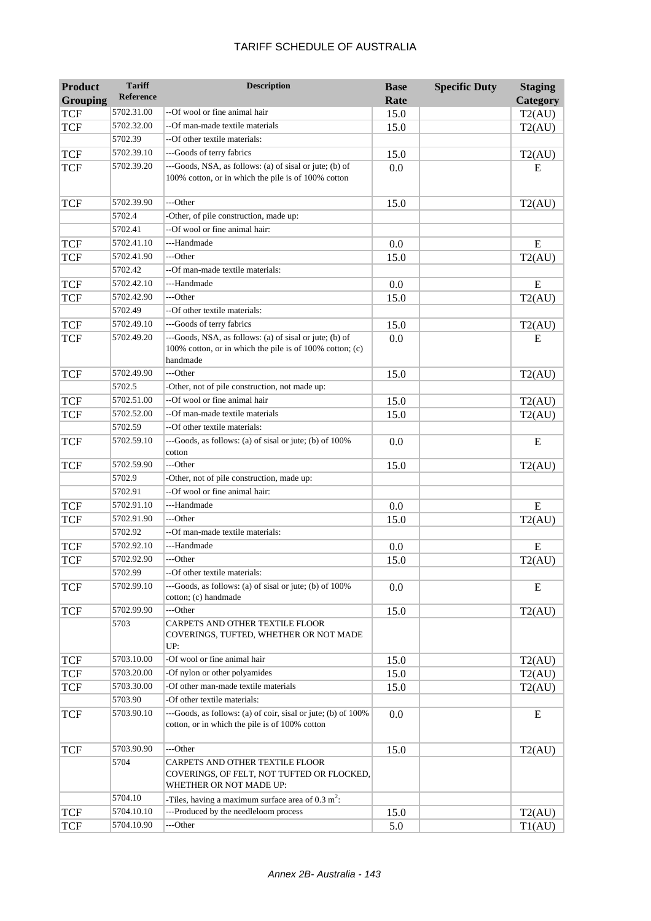| Product Grouping | Tariff Reference | Description | Base Rate | Specific Duty | Staging Category |
|---|---|---|---|---|---|
| TCF | 5702.31.00 | --Of wool or fine animal hair | 15.0 | | T2(AU) |
| TCF | 5702.32.00 | --Of man-made textile materials | 15.0 | | T2(AU) |
| | 5702.39 | --Of other textile materials: | | | |
| TCF | 5702.39.10 | ---Goods of terry fabrics | 15.0 | | T2(AU) |
| TCF | 5702.39.20 | ---Goods, NSA, as follows: (a) of sisal or jute; (b) of 100% cotton, or in which the pile is of 100% cotton | 0.0 | | E |
| TCF | 5702.39.90 | ---Other | 15.0 | | T2(AU) |
| | 5702.4 | -Other, of pile construction, made up: | | | |
| | 5702.41 | --Of wool or fine animal hair: | | | |
| TCF | 5702.41.10 | ---Handmade | 0.0 | | E |
| TCF | 5702.41.90 | ---Other | 15.0 | | T2(AU) |
| | 5702.42 | --Of man-made textile materials: | | | |
| TCF | 5702.42.10 | ---Handmade | 0.0 | | E |
| TCF | 5702.42.90 | ---Other | 15.0 | | T2(AU) |
| | 5702.49 | --Of other textile materials: | | | |
| TCF | 5702.49.10 | ---Goods of terry fabrics | 15.0 | | T2(AU) |
| TCF | 5702.49.20 | ---Goods, NSA, as follows: (a) of sisal or jute; (b) of 100% cotton, or in which the pile is of 100% cotton; (c) handmade | 0.0 | | E |
| TCF | 5702.49.90 | ---Other | 15.0 | | T2(AU) |
| | 5702.5 | -Other, not of pile construction, not made up: | | | |
| TCF | 5702.51.00 | --Of wool or fine animal hair | 15.0 | | T2(AU) |
| TCF | 5702.52.00 | --Of man-made textile materials | 15.0 | | T2(AU) |
| | 5702.59 | --Of other textile materials: | | | |
| TCF | 5702.59.10 | ---Goods, as follows: (a) of sisal or jute; (b) of 100% cotton | 0.0 | | E |
| TCF | 5702.59.90 | ---Other | 15.0 | | T2(AU) |
| | 5702.9 | -Other, not of pile construction, made up: | | | |
| | 5702.91 | --Of wool or fine animal hair: | | | |
| TCF | 5702.91.10 | ---Handmade | 0.0 | | E |
| TCF | 5702.91.90 | ---Other | 15.0 | | T2(AU) |
| | 5702.92 | --Of man-made textile materials: | | | |
| TCF | 5702.92.10 | ---Handmade | 0.0 | | E |
| TCF | 5702.92.90 | ---Other | 15.0 | | T2(AU) |
| | 5702.99 | --Of other textile materials: | | | |
| TCF | 5702.99.10 | ---Goods, as follows: (a) of sisal or jute; (b) of 100% cotton; (c) handmade | 0.0 | | E |
| TCF | 5702.99.90 | ---Other | 15.0 | | T2(AU) |
| | 5703 | CARPETS AND OTHER TEXTILE FLOOR COVERINGS, TUFTED, WHETHER OR NOT MADE UP: | | | |
| TCF | 5703.10.00 | -Of wool or fine animal hair | 15.0 | | T2(AU) |
| TCF | 5703.20.00 | -Of nylon or other polyamides | 15.0 | | T2(AU) |
| TCF | 5703.30.00 | -Of other man-made textile materials | 15.0 | | T2(AU) |
| | 5703.90 | -Of other textile materials: | | | |
| TCF | 5703.90.10 | ---Goods, as follows: (a) of coir, sisal or jute; (b) of 100% cotton, or in which the pile is of 100% cotton | 0.0 | | E |
| TCF | 5703.90.90 | ---Other | 15.0 | | T2(AU) |
| | 5704 | CARPETS AND OTHER TEXTILE FLOOR COVERINGS, OF FELT, NOT TUFTED OR FLOCKED, WHETHER OR NOT MADE UP: | | | |
| | 5704.10 | -Tiles, having a maximum surface area of 0.3 $m^2$: | | | |
| TCF | 5704.10.10 | ---Produced by the needleloom process | 15.0 | | T2(AU) |
| TCF | 5704.10.90 | ---Other | 5.0 | | T1(AU) |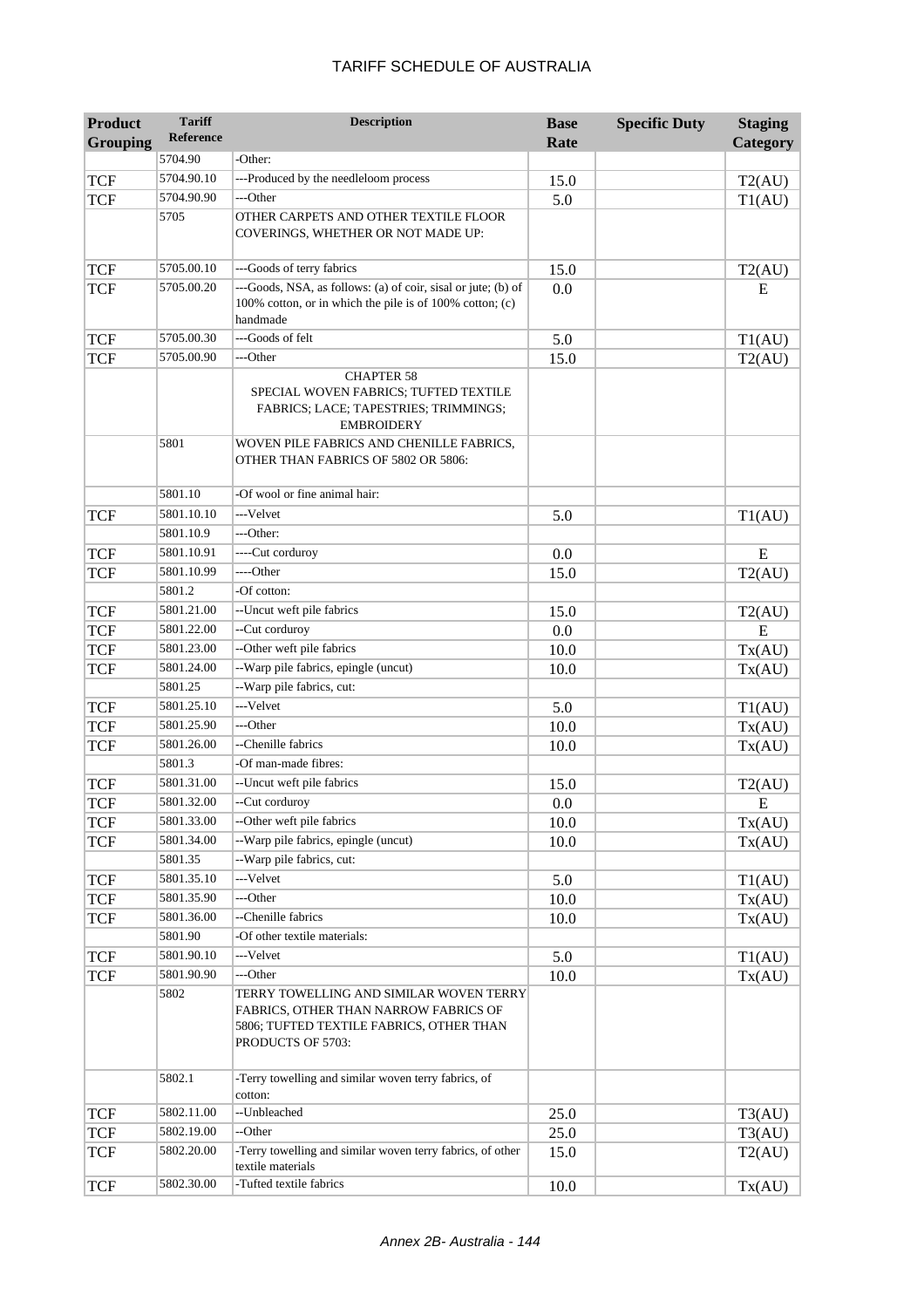| Product Grouping | Tariff Reference | Description | Base Rate | Specific Duty | Staging Category |
|---|---|---|---|---|---|
| | 5704.90 | -Other: | | | |
| TCF | 5704.90.10 | ---Produced by the needleloom process | 15.0 | | T2(AU) |
| TCF | 5704.90.90 | ---Other | 5.0 | | T1(AU) |
| | 5705 | OTHER CARPETS AND OTHER TEXTILE FLOOR COVERINGS, WHETHER OR NOT MADE UP: | | | |
| TCF | 5705.00.10 | ---Goods of terry fabrics | 15.0 | | T2(AU) |
| TCF | 5705.00.20 | ---Goods, NSA, as follows: (a) of coir, sisal or jute; (b) of 100% cotton, or in which the pile is of 100% cotton; (c) handmade | 0.0 | | E |
| TCF | 5705.00.30 | ---Goods of felt | 5.0 | | T1(AU) |
| TCF | 5705.00.90 | ---Other | 15.0 | | T2(AU) |
| | | CHAPTER 58 SPECIAL WOVEN FABRICS; TUFTED TEXTILE FABRICS; LACE; TAPESTRIES; TRIMMINGS; EMBROIDERY | | | |
| | 5801 | WOVEN PILE FABRICS AND CHENILLE FABRICS, OTHER THAN FABRICS OF 5802 OR 5806: | | | |
| | 5801.10 | -Of wool or fine animal hair: | | | |
| TCF | 5801.10.10 | ---Velvet | 5.0 | | T1(AU) |
| | 5801.10.9 | ---Other: | | | |
| TCF | 5801.10.91 | ----Cut corduroy | 0.0 | | E |
| TCF | 5801.10.99 | ----Other | 15.0 | | T2(AU) |
| | 5801.2 | -Of cotton: | | | |
| TCF | 5801.21.00 | --Uncut weft pile fabrics | 15.0 | | T2(AU) |
| TCF | 5801.22.00 | --Cut corduroy | 0.0 | | E |
| TCF | 5801.23.00 | --Other weft pile fabrics | 10.0 | | Tx(AU) |
| TCF | 5801.24.00 | --Warp pile fabrics, epingle (uncut) | 10.0 | | Tx(AU) |
| | 5801.25 | --Warp pile fabrics, cut: | | | |
| TCF | 5801.25.10 | ---Velvet | 5.0 | | T1(AU) |
| TCF | 5801.25.90 | ---Other | 10.0 | | Tx(AU) |
| TCF | 5801.26.00 | --Chenille fabrics | 10.0 | | Tx(AU) |
| | 5801.3 | -Of man-made fibres: | | | |
| TCF | 5801.31.00 | --Uncut weft pile fabrics | 15.0 | | T2(AU) |
| TCF | 5801.32.00 | --Cut corduroy | 0.0 | | E |
| TCF | 5801.33.00 | --Other weft pile fabrics | 10.0 | | Tx(AU) |
| TCF | 5801.34.00 | --Warp pile fabrics, epingle (uncut) | 10.0 | | Tx(AU) |
| | 5801.35 | --Warp pile fabrics, cut: | | | |
| TCF | 5801.35.10 | ---Velvet | 5.0 | | T1(AU) |
| TCF | 5801.35.90 | ---Other | 10.0 | | Tx(AU) |
| TCF | 5801.36.00 | --Chenille fabrics | 10.0 | | Tx(AU) |
| | 5801.90 | -Of other textile materials: | | | |
| TCF | 5801.90.10 | ---Velvet | 5.0 | | T1(AU) |
| TCF | 5801.90.90 | ---Other | 10.0 | | Tx(AU) |
| | 5802 | TERRY TOWELLING AND SIMILAR WOVEN TERRY FABRICS, OTHER THAN NARROW FABRICS OF 5806; TUFTED TEXTILE FABRICS, OTHER THAN PRODUCTS OF 5703: | | | |
| | 5802.1 | -Terry towelling and similar woven terry fabrics, of cotton: | | | |
| TCF | 5802.11.00 | --Unbleached | 25.0 | | T3(AU) |
| TCF | 5802.19.00 | --Other | 25.0 | | T3(AU) |
| TCF | 5802.20.00 | -Terry towelling and similar woven terry fabrics, of other textile materials | 15.0 | | T2(AU) |
| TCF | 5802.30.00 | -Tufted textile fabrics | 10.0 | | Tx(AU) |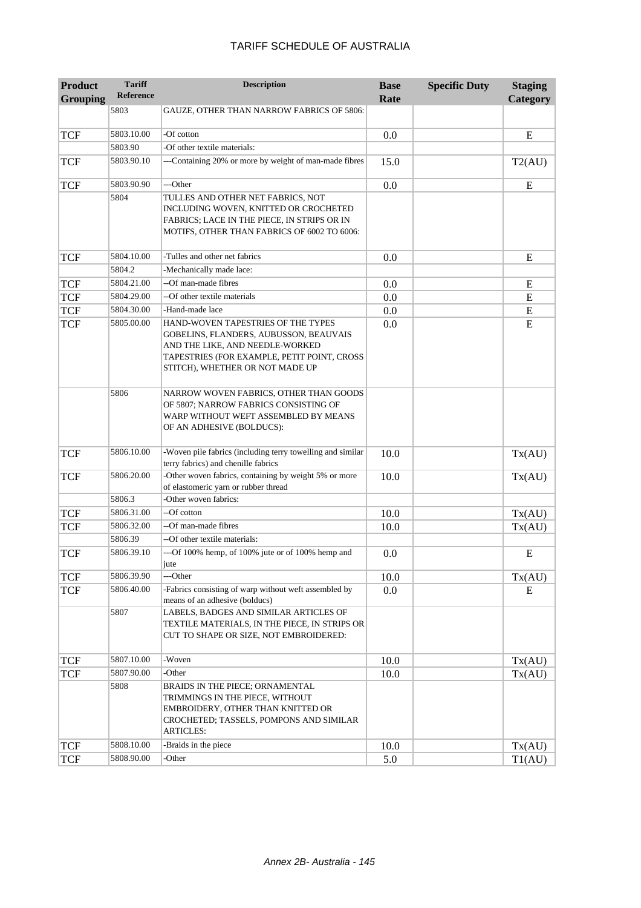| Product Grouping | Tariff Reference | Description | Base Rate | Specific Duty | Staging Category |
|---|---|---|---|---|---|
| | 5803 | GAUZE, OTHER THAN NARROW FABRICS OF 5806: | | | |
| TCF | 5803.10.00 | -Of cotton | 0.0 | | E |
| | 5803.90 | -Of other textile materials: | | | |
| TCF | 5803.90.10 | ---Containing 20% or more by weight of man-made fibres | 15.0 | | T2(AU) |
| TCF | 5803.90.90 | ---Other | 0.0 | | E |
| | 5804 | TULLES AND OTHER NET FABRICS, NOT INCLUDING WOVEN, KNITTED OR CROCHETED FABRICS; LACE IN THE PIECE, IN STRIPS OR IN MOTIFS, OTHER THAN FABRICS OF 6002 TO 6006: | | | |
| TCF | 5804.10.00 | -Tulles and other net fabrics | 0.0 | | E |
| | 5804.2 | -Mechanically made lace: | | | |
| TCF | 5804.21.00 | --Of man-made fibres | 0.0 | | E |
| TCF | 5804.29.00 | --Of other textile materials | 0.0 | | E |
| TCF | 5804.30.00 | -Hand-made lace | 0.0 | | E |
| TCF | 5805.00.00 | HAND-WOVEN TAPESTRIES OF THE TYPES GOBELINS, FLANDERS, AUBUSSON, BEAUVAIS AND THE LIKE, AND NEEDLE-WORKED TAPESTRIES (FOR EXAMPLE, PETIT POINT, CROSS STITCH), WHETHER OR NOT MADE UP | 0.0 | | E |
| | 5806 | NARROW WOVEN FABRICS, OTHER THAN GOODS OF 5807; NARROW FABRICS CONSISTING OF WARP WITHOUT WEFT ASSEMBLED BY MEANS OF AN ADHESIVE (BOLDUCS): | | | |
| TCF | 5806.10.00 | -Woven pile fabrics (including terry towelling and similar terry fabrics) and chenille fabrics | 10.0 | | Tx(AU) |
| TCF | 5806.20.00 | -Other woven fabrics, containing by weight 5% or more of elastomeric yarn or rubber thread | 10.0 | | Tx(AU) |
| | 5806.3 | -Other woven fabrics: | | | |
| TCF | 5806.31.00 | --Of cotton | 10.0 | | Tx(AU) |
| TCF | 5806.32.00 | --Of man-made fibres | 10.0 | | Tx(AU) |
| | 5806.39 | --Of other textile materials: | | | |
| TCF | 5806.39.10 | ---Of 100% hemp, of 100% jute or of 100% hemp and jute | 0.0 | | E |
| TCF | 5806.39.90 | ---Other | 10.0 | | Tx(AU) |
| TCF | 5806.40.00 | -Fabrics consisting of warp without weft assembled by means of an adhesive (bolducs) | 0.0 | | E |
| | 5807 | LABELS, BADGES AND SIMILAR ARTICLES OF TEXTILE MATERIALS, IN THE PIECE, IN STRIPS OR CUT TO SHAPE OR SIZE, NOT EMBROIDERED: | | | |
| TCF | 5807.10.00 | -Woven | 10.0 | | Tx(AU) |
| TCF | 5807.90.00 | -Other | 10.0 | | Tx(AU) |
| | 5808 | BRAIDS IN THE PIECE; ORNAMENTAL TRIMMINGS IN THE PIECE, WITHOUT EMBROIDERY, OTHER THAN KNITTED OR CROCHETED; TASSELS, POMPONS AND SIMILAR ARTICLES: | | | |
| TCF | 5808.10.00 | -Braids in the piece | 10.0 | | Tx(AU) |
| TCF | 5808.90.00 | -Other | 5.0 | | T1(AU) |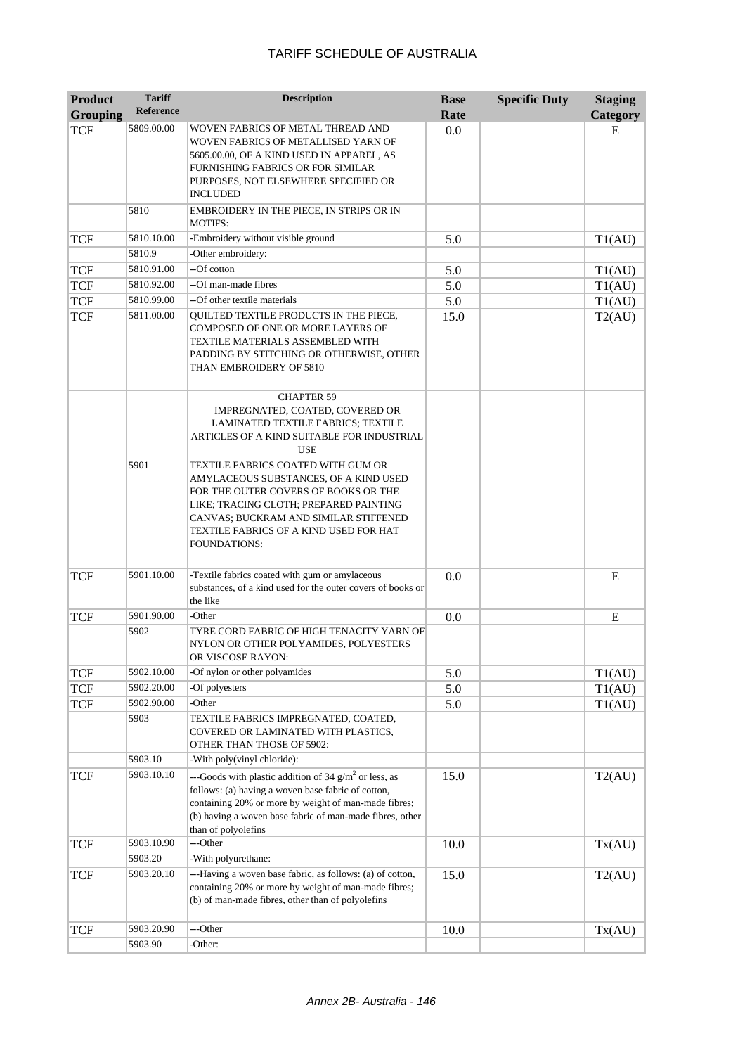# TARIFF SCHEDULE OF AUSTRALIA

| Product Grouping | Tariff Reference | Description | Base Rate | Specific Duty | Staging Category |
|---|---|---|---|---|---|
| TCF | 5809.00.00 | WOVEN FABRICS OF METAL THREAD AND WOVEN FABRICS OF METALLISED YARN OF 5605.00.00, OF A KIND USED IN APPAREL, AS FURNISHING FABRICS OR FOR SIMILAR PURPOSES, NOT ELSEWHERE SPECIFIED OR INCLUDED | 0.0 | | E |
| | 5810 | EMBROIDERY IN THE PIECE, IN STRIPS OR IN MOTIFS: | | | |
| TCF | 5810.10.00 | -Embroidery without visible ground | 5.0 | | T1(AU) |
| | 5810.9 | -Other embroidery: | | | |
| TCF | 5810.91.00 | --Of cotton | 5.0 | | T1(AU) |
| TCF | 5810.92.00 | --Of man-made fibres | 5.0 | | T1(AU) |
| TCF | 5810.99.00 | --Of other textile materials | 5.0 | | T1(AU) |
| TCF | 5811.00.00 | QUILTED TEXTILE PRODUCTS IN THE PIECE, COMPOSED OF ONE OR MORE LAYERS OF TEXTILE MATERIALS ASSEMBLED WITH PADDING BY STITCHING OR OTHERWISE, OTHER THAN EMBROIDERY OF 5810 | 15.0 | | T2(AU) |
| | | CHAPTER 59 IMPREGNATED, COATED, COVERED OR LAMINATED TEXTILE FABRICS; TEXTILE ARTICLES OF A KIND SUITABLE FOR INDUSTRIAL USE | | | |
| | 5901 | TEXTILE FABRICS COATED WITH GUM OR AMYLACEOUS SUBSTANCES, OF A KIND USED FOR THE OUTER COVERS OF BOOKS OR THE LIKE; TRACING CLOTH; PREPARED PAINTING CANVAS; BUCKRAM AND SIMILAR STIFFENED TEXTILE FABRICS OF A KIND USED FOR HAT FOUNDATIONS: | | | |
| TCF | 5901.10.00 | -Textile fabrics coated with gum or amylaceous substances, of a kind used for the outer covers of books or the like | 0.0 | | E |
| TCF | 5901.90.00 | -Other | 0.0 | | E |
| | 5902 | TYRE CORD FABRIC OF HIGH TENACITY YARN OF NYLON OR OTHER POLYAMIDES, POLYESTERS OR VISCOSE RAYON: | | | |
| TCF | 5902.10.00 | -Of nylon or other polyamides | 5.0 | | T1(AU) |
| TCF | 5902.20.00 | -Of polyesters | 5.0 | | T1(AU) |
| TCF | 5902.90.00 | -Other | 5.0 | | T1(AU) |
| | 5903 | TEXTILE FABRICS IMPREGNATED, COATED, COVERED OR LAMINATED WITH PLASTICS, OTHER THAN THOSE OF 5902: | | | |
| | 5903.10 | -With poly(vinyl chloride): | | | |
| TCF | 5903.10.10 | ---Goods with plastic addition of 34 $g/m^2$ or less, as follows: (a) having a woven base fabric of cotton, containing 20% or more by weight of man-made fibres; (b) having a woven base fabric of man-made fibres, other than of polyolefins | 15.0 | | T2(AU) |
| TCF | 5903.10.90 | ---Other | 10.0 | | Tx(AU) |
| | 5903.20 | -With polyurethane: | | | |
| TCF | 5903.20.10 | ---Having a woven base fabric, as follows: (a) of cotton, containing 20% or more by weight of man-made fibres; (b) of man-made fibres, other than of polyolefins | 15.0 | | T2(AU) |
| TCF | 5903.20.90 | ---Other | 10.0 | | Tx(AU) |
| | 5903.90 | -Other: | | | |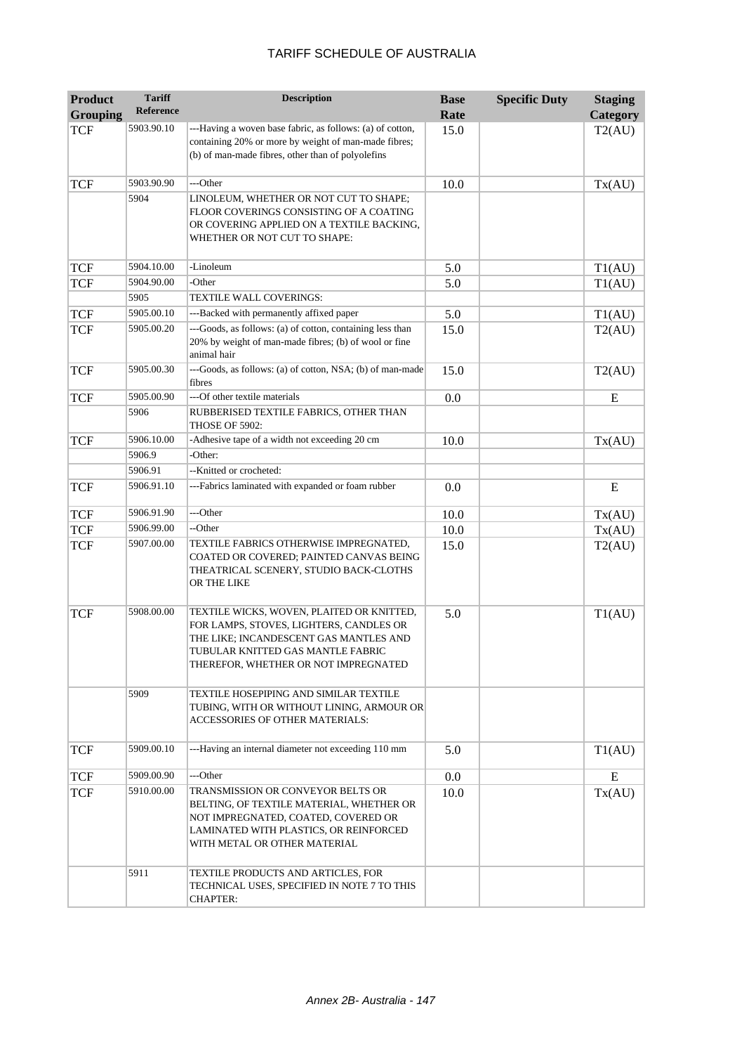# TARIFF SCHEDULE OF AUSTRALIA

| Product Grouping | Tariff Reference | Description | Base Rate | Specific Duty | Staging Category |
|---|---|---|---|---|---|
| TCF | 5903.90.10 | ---Having a woven base fabric, as follows: (a) of cotton, containing 20% or more by weight of man-made fibres; (b) of man-made fibres, other than of polyolefins | 15.0 | | T2(AU) |
| TCF | 5903.90.90 | ---Other | 10.0 | | Tx(AU) |
| | 5904 | LINOLEUM, WHETHER OR NOT CUT TO SHAPE; FLOOR COVERINGS CONSISTING OF A COATING OR COVERING APPLIED ON A TEXTILE BACKING, WHETHER OR NOT CUT TO SHAPE: | | | |
| TCF | 5904.10.00 | -Linoleum | 5.0 | | T1(AU) |
| TCF | 5904.90.00 | -Other | 5.0 | | T1(AU) |
| | 5905 | TEXTILE WALL COVERINGS: | | | |
| TCF | 5905.00.10 | ---Backed with permanently affixed paper | 5.0 | | T1(AU) |
| TCF | 5905.00.20 | ---Goods, as follows: (a) of cotton, containing less than 20% by weight of man-made fibres; (b) of wool or fine animal hair | 15.0 | | T2(AU) |
| TCF | 5905.00.30 | ---Goods, as follows: (a) of cotton, NSA; (b) of man-made fibres | 15.0 | | T2(AU) |
| TCF | 5905.00.90 | ---Of other textile materials | 0.0 | | E |
| | 5906 | RUBBERISED TEXTILE FABRICS, OTHER THAN THOSE OF 5902: | | | |
| TCF | 5906.10.00 | -Adhesive tape of a width not exceeding 20 cm | 10.0 | | Tx(AU) |
| | 5906.9 | -Other: | | | |
| | 5906.91 | --Knitted or crocheted: | | | |
| TCF | 5906.91.10 | ---Fabrics laminated with expanded or foam rubber | 0.0 | | E |
| TCF | 5906.91.90 | ---Other | 10.0 | | Tx(AU) |
| TCF | 5906.99.00 | --Other | 10.0 | | Tx(AU) |
| TCF | 5907.00.00 | TEXTILE FABRICS OTHERWISE IMPREGNATED, COATED OR COVERED; PAINTED CANVAS BEING THEATRICAL SCENERY, STUDIO BACK-CLOTHS OR THE LIKE | 15.0 | | T2(AU) |
| TCF | 5908.00.00 | TEXTILE WICKS, WOVEN, PLAITED OR KNITTED, FOR LAMPS, STOVES, LIGHTERS, CANDLES OR THE LIKE; INCANDESCENT GAS MANTLES AND TUBULAR KNITTED GAS MANTLE FABRIC THEREFOR, WHETHER OR NOT IMPREGNATED | 5.0 | | T1(AU) |
| | 5909 | TEXTILE HOSEPIPING AND SIMILAR TEXTILE TUBING, WITH OR WITHOUT LINING, ARMOUR OR ACCESSORIES OF OTHER MATERIALS: | | | |
| TCF | 5909.00.10 | ---Having an internal diameter not exceeding 110 mm | 5.0 | | T1(AU) |
| TCF | 5909.00.90 | ---Other | 0.0 | | E |
| TCF | 5910.00.00 | TRANSMISSION OR CONVEYOR BELTS OR BELTING, OF TEXTILE MATERIAL, WHETHER OR NOT IMPREGNATED, COATED, COVERED OR LAMINATED WITH PLASTICS, OR REINFORCED WITH METAL OR OTHER MATERIAL | 10.0 | | Tx(AU) |
| | 5911 | TEXTILE PRODUCTS AND ARTICLES, FOR TECHNICAL USES, SPECIFIED IN NOTE 7 TO THIS CHAPTER: | | | |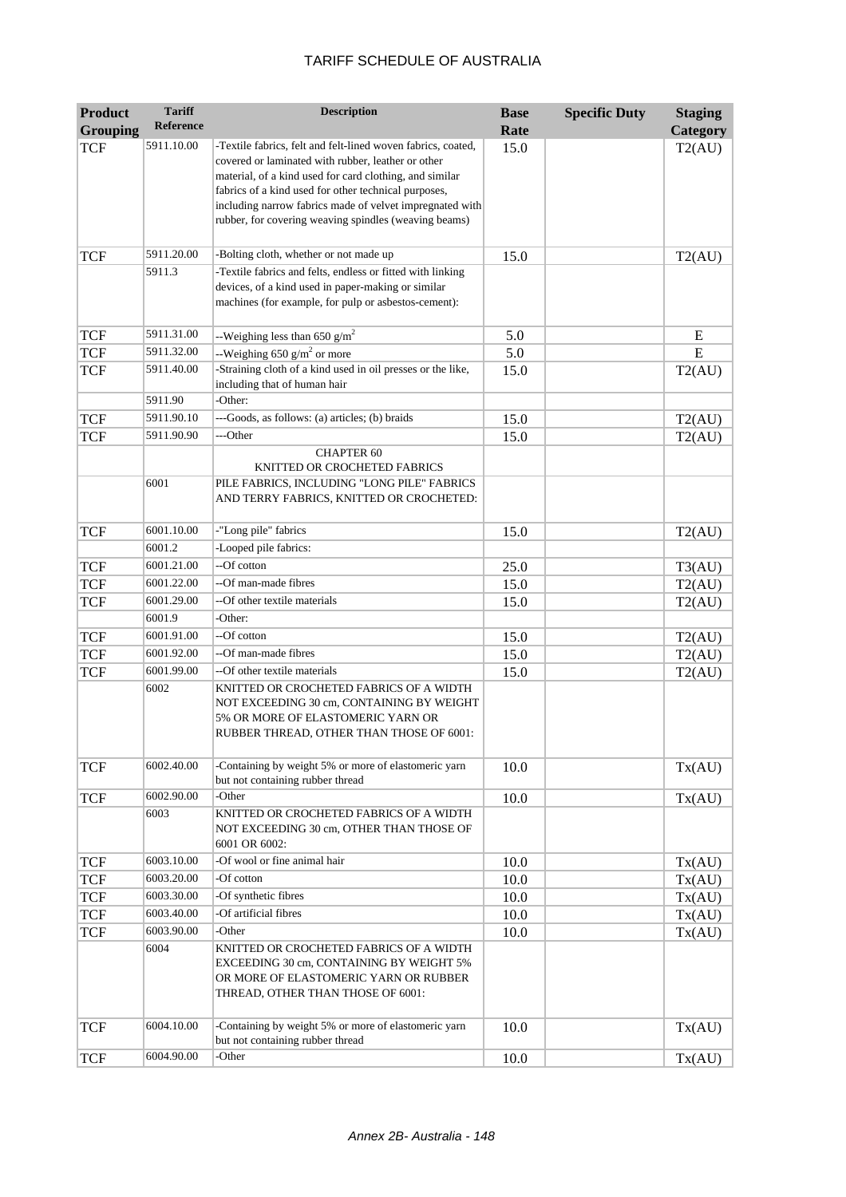TARIFF SCHEDULE OF AUSTRALIA

| Product Grouping | Tariff Reference | Description | Base Rate | Specific Duty | Staging Category |
|---|---|---|---|---|---|
| TCF | 5911.10.00 | -Textile fabrics, felt and felt-lined woven fabrics, coated, covered or laminated with rubber, leather or other material, of a kind used for card clothing, and similar fabrics of a kind used for other technical purposes, including narrow fabrics made of velvet impregnated with rubber, for covering weaving spindles (weaving beams) | 15.0 | | T2(AU) |
| TCF | 5911.20.00 | -Bolting cloth, whether or not made up | 15.0 | | T2(AU) |
| | 5911.3 | -Textile fabrics and felts, endless or fitted with linking devices, of a kind used in paper-making or similar machines (for example, for pulp or asbestos-cement): | | | |
| TCF | 5911.31.00 | --Weighing less than 650 g/m$^2$ | 5.0 | | E |
| TCF | 5911.32.00 | --Weighing 650 g/m$^2$ or more | 5.0 | | E |
| TCF | 5911.40.00 | -Straining cloth of a kind used in oil presses or the like, including that of human hair | 15.0 | | T2(AU) |
| | 5911.90 | -Other: | | | |
| TCF | 5911.90.10 | ---Goods, as follows: (a) articles; (b) braids | 15.0 | | T2(AU) |
| TCF | 5911.90.90 | ---Other | 15.0 | | T2(AU) |
| | | CHAPTER 60<br>KNITTED OR CROCHETED FABRICS | | | |
| | 6001 | PILE FABRICS, INCLUDING "LONG PILE" FABRICS AND TERRY FABRICS, KNITTED OR CROCHETED: | | | |
| TCF | 6001.10.00 | -"Long pile" fabrics | 15.0 | | T2(AU) |
| | 6001.2 | -Looped pile fabrics: | | | |
| TCF | 6001.21.00 | --Of cotton | 25.0 | | T3(AU) |
| TCF | 6001.22.00 | --Of man-made fibres | 15.0 | | T2(AU) |
| TCF | 6001.29.00 | --Of other textile materials | 15.0 | | T2(AU) |
| | 6001.9 | -Other: | | | |
| TCF | 6001.91.00 | --Of cotton | 15.0 | | T2(AU) |
| TCF | 6001.92.00 | --Of man-made fibres | 15.0 | | T2(AU) |
| TCF | 6001.99.00 | --Of other textile materials | 15.0 | | T2(AU) |
| | 6002 | KNITTED OR CROCHETED FABRICS OF A WIDTH NOT EXCEEDING 30 cm, CONTAINING BY WEIGHT 5% OR MORE OF ELASTOMERIC YARN OR RUBBER THREAD, OTHER THAN THOSE OF 6001: | | | |
| TCF | 6002.40.00 | -Containing by weight 5% or more of elastomeric yarn but not containing rubber thread | 10.0 | | Tx(AU) |
| TCF | 6002.90.00 | -Other | 10.0 | | Tx(AU) |
| | 6003 | KNITTED OR CROCHETED FABRICS OF A WIDTH NOT EXCEEDING 30 cm, OTHER THAN THOSE OF 6001 OR 6002: | | | |
| TCF | 6003.10.00 | -Of wool or fine animal hair | 10.0 | | Tx(AU) |
| TCF | 6003.20.00 | -Of cotton | 10.0 | | Tx(AU) |
| TCF | 6003.30.00 | -Of synthetic fibres | 10.0 | | Tx(AU) |
| TCF | 6003.40.00 | -Of artificial fibres | 10.0 | | Tx(AU) |
| TCF | 6003.90.00 | -Other | 10.0 | | Tx(AU) |
| | 6004 | KNITTED OR CROCHETED FABRICS OF A WIDTH EXCEEDING 30 cm, CONTAINING BY WEIGHT 5% OR MORE OF ELASTOMERIC YARN OR RUBBER THREAD, OTHER THAN THOSE OF 6001: | | | |
| TCF | 6004.10.00 | -Containing by weight 5% or more of elastomeric yarn but not containing rubber thread | 10.0 | | Tx(AU) |
| TCF | 6004.90.00 | -Other | 10.0 | | Tx(AU) |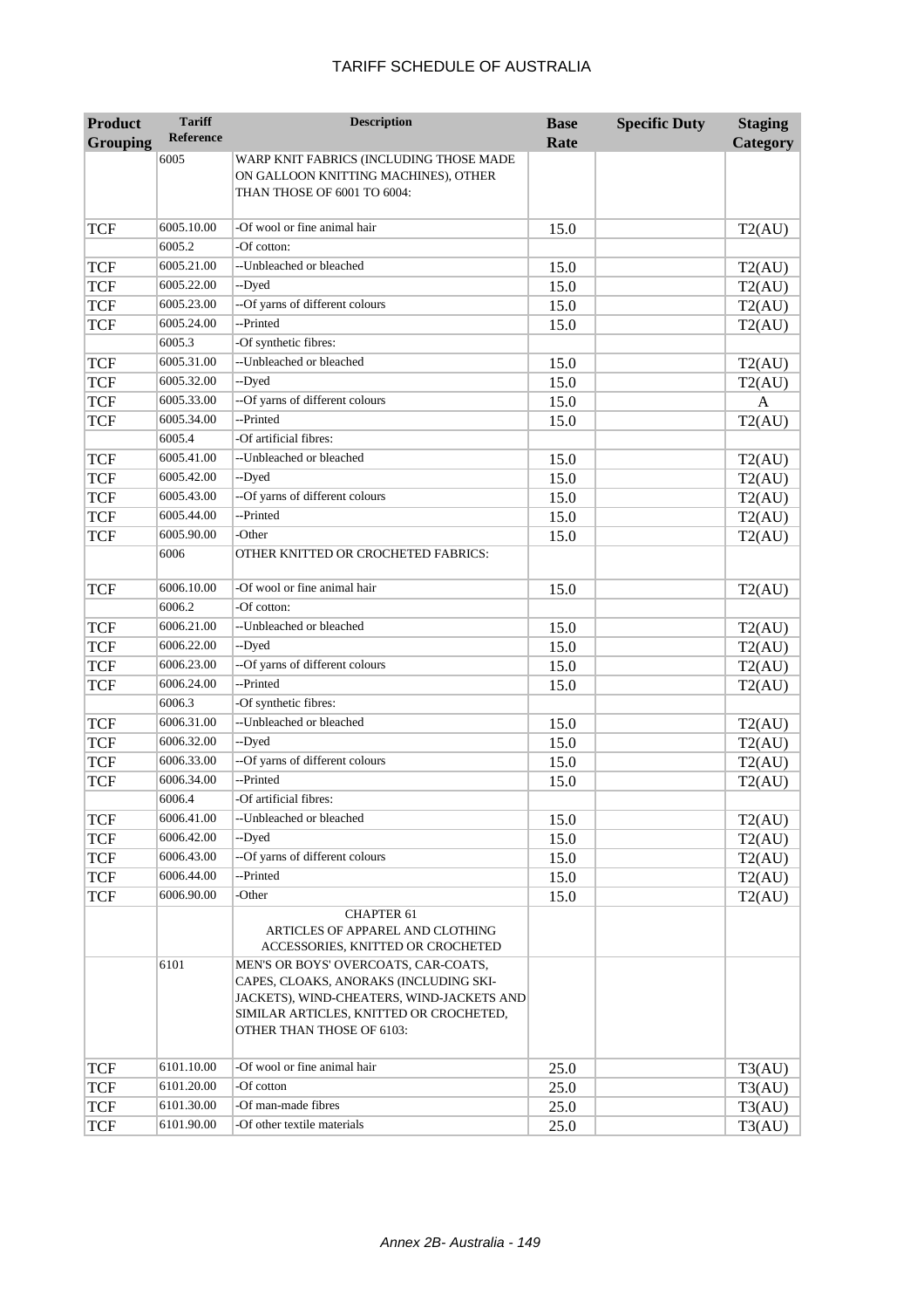| Product Grouping | Tariff Reference | Description | Base Rate | Specific Duty | Staging Category |
|---|---|---|---|---|---|
| | 6005 | WARP KNIT FABRICS (INCLUDING THOSE MADE ON GALLOON KNITTING MACHINES), OTHER THAN THOSE OF 6001 TO 6004: | | | |
| TCF | 6005.10.00 | -Of wool or fine animal hair | 15.0 | | T2(AU) |
| | 6005.2 | -Of cotton: | | | |
| TCF | 6005.21.00 | --Unbleached or bleached | 15.0 | | T2(AU) |
| TCF | 6005.22.00 | --Dyed | 15.0 | | T2(AU) |
| TCF | 6005.23.00 | --Of yarns of different colours | 15.0 | | T2(AU) |
| TCF | 6005.24.00 | --Printed | 15.0 | | T2(AU) |
| | 6005.3 | -Of synthetic fibres: | | | |
| TCF | 6005.31.00 | --Unbleached or bleached | 15.0 | | T2(AU) |
| TCF | 6005.32.00 | --Dyed | 15.0 | | T2(AU) |
| TCF | 6005.33.00 | --Of yarns of different colours | 15.0 | | A |
| TCF | 6005.34.00 | --Printed | 15.0 | | T2(AU) |
| | 6005.4 | -Of artificial fibres: | | | |
| TCF | 6005.41.00 | --Unbleached or bleached | 15.0 | | T2(AU) |
| TCF | 6005.42.00 | --Dyed | 15.0 | | T2(AU) |
| TCF | 6005.43.00 | --Of yarns of different colours | 15.0 | | T2(AU) |
| TCF | 6005.44.00 | --Printed | 15.0 | | T2(AU) |
| TCF | 6005.90.00 | -Other | 15.0 | | T2(AU) |
| | 6006 | OTHER KNITTED OR CROCHETED FABRICS: | | | |
| TCF | 6006.10.00 | -Of wool or fine animal hair | 15.0 | | T2(AU) |
| | 6006.2 | -Of cotton: | | | |
| TCF | 6006.21.00 | --Unbleached or bleached | 15.0 | | T2(AU) |
| TCF | 6006.22.00 | --Dyed | 15.0 | | T2(AU) |
| TCF | 6006.23.00 | --Of yarns of different colours | 15.0 | | T2(AU) |
| TCF | 6006.24.00 | --Printed | 15.0 | | T2(AU) |
| | 6006.3 | -Of synthetic fibres: | | | |
| TCF | 6006.31.00 | --Unbleached or bleached | 15.0 | | T2(AU) |
| TCF | 6006.32.00 | --Dyed | 15.0 | | T2(AU) |
| TCF | 6006.33.00 | --Of yarns of different colours | 15.0 | | T2(AU) |
| TCF | 6006.34.00 | --Printed | 15.0 | | T2(AU) |
| | 6006.4 | -Of artificial fibres: | | | |
| TCF | 6006.41.00 | --Unbleached or bleached | 15.0 | | T2(AU) |
| TCF | 6006.42.00 | --Dyed | 15.0 | | T2(AU) |
| TCF | 6006.43.00 | --Of yarns of different colours | 15.0 | | T2(AU) |
| TCF | 6006.44.00 | --Printed | 15.0 | | T2(AU) |
| TCF | 6006.90.00 | -Other | 15.0 | | T2(AU) |
| | | CHAPTER 61 ARTICLES OF APPAREL AND CLOTHING ACCESSORIES, KNITTED OR CROCHETED | | | |
| | 6101 | MEN'S OR BOYS' OVERCOATS, CAR-COATS, CAPES, CLOAKS, ANORAKS (INCLUDING SKI-JACKETS), WIND-CHEATERS, WIND-JACKETS AND SIMILAR ARTICLES, KNITTED OR CROCHETED, OTHER THAN THOSE OF 6103: | | | |
| TCF | 6101.10.00 | -Of wool or fine animal hair | 25.0 | | T3(AU) |
| TCF | 6101.20.00 | -Of cotton | 25.0 | | T3(AU) |
| TCF | 6101.30.00 | -Of man-made fibres | 25.0 | | T3(AU) |
| TCF | 6101.90.00 | -Of other textile materials | 25.0 | | T3(AU) |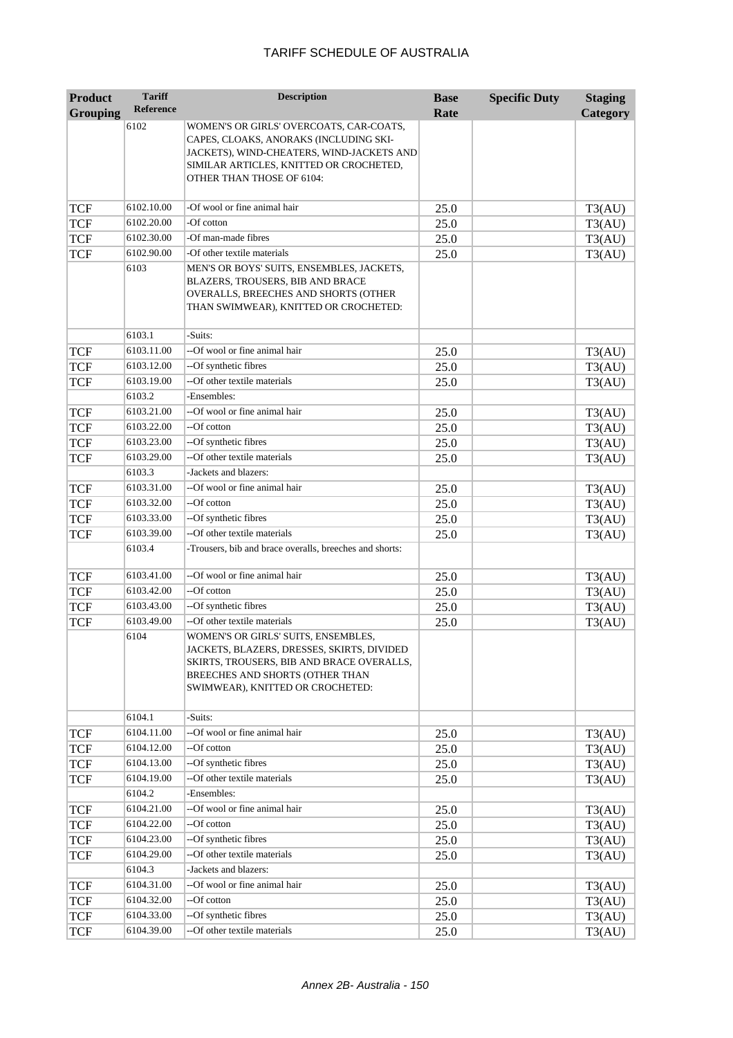# TARIFF SCHEDULE OF AUSTRALIA

| Product Grouping | Tariff Reference | Description | Base Rate | Specific Duty | Staging Category |
|---|---|---|---|---|---|
| | 6102 | WOMEN'S OR GIRLS' OVERCOATS, CAR-COATS, CAPES, CLOAKS, ANORAKS (INCLUDING SKI-JACKETS), WIND-CHEATERS, WIND-JACKETS AND SIMILAR ARTICLES, KNITTED OR CROCHETED, OTHER THAN THOSE OF 6104: | | | |
| TCF | 6102.10.00 | -Of wool or fine animal hair | 25.0 | | T3(AU) |
| TCF | 6102.20.00 | -Of cotton | 25.0 | | T3(AU) |
| TCF | 6102.30.00 | -Of man-made fibres | 25.0 | | T3(AU) |
| TCF | 6102.90.00 | -Of other textile materials | 25.0 | | T3(AU) |
| | 6103 | MEN'S OR BOYS' SUITS, ENSEMBLES, JACKETS, BLAZERS, TROUSERS, BIB AND BRACE OVERALLS, BREECHES AND SHORTS (OTHER THAN SWIMWEAR), KNITTED OR CROCHETED: | | | |
| | 6103.1 | -Suits: | | | |
| TCF | 6103.11.00 | --Of wool or fine animal hair | 25.0 | | T3(AU) |
| TCF | 6103.12.00 | --Of synthetic fibres | 25.0 | | T3(AU) |
| TCF | 6103.19.00 | --Of other textile materials | 25.0 | | T3(AU) |
| | 6103.2 | -Ensembles: | | | |
| TCF | 6103.21.00 | --Of wool or fine animal hair | 25.0 | | T3(AU) |
| TCF | 6103.22.00 | --Of cotton | 25.0 | | T3(AU) |
| TCF | 6103.23.00 | --Of synthetic fibres | 25.0 | | T3(AU) |
| TCF | 6103.29.00 | --Of other textile materials | 25.0 | | T3(AU) |
| | 6103.3 | -Jackets and blazers: | | | |
| TCF | 6103.31.00 | --Of wool or fine animal hair | 25.0 | | T3(AU) |
| TCF | 6103.32.00 | --Of cotton | 25.0 | | T3(AU) |
| TCF | 6103.33.00 | --Of synthetic fibres | 25.0 | | T3(AU) |
| TCF | 6103.39.00 | --Of other textile materials | 25.0 | | T3(AU) |
| | 6103.4 | -Trousers, bib and brace overalls, breeches and shorts: | | | |
| TCF | 6103.41.00 | --Of wool or fine animal hair | 25.0 | | T3(AU) |
| TCF | 6103.42.00 | --Of cotton | 25.0 | | T3(AU) |
| TCF | 6103.43.00 | --Of synthetic fibres | 25.0 | | T3(AU) |
| TCF | 6103.49.00 | --Of other textile materials | 25.0 | | T3(AU) |
| | 6104 | WOMEN'S OR GIRLS' SUITS, ENSEMBLES, JACKETS, BLAZERS, DRESSES, SKIRTS, DIVIDED SKIRTS, TROUSERS, BIB AND BRACE OVERALLS, BREECHES AND SHORTS (OTHER THAN SWIMWEAR), KNITTED OR CROCHETED: | | | |
| | 6104.1 | -Suits: | | | |
| TCF | 6104.11.00 | --Of wool or fine animal hair | 25.0 | | T3(AU) |
| TCF | 6104.12.00 | --Of cotton | 25.0 | | T3(AU) |
| TCF | 6104.13.00 | --Of synthetic fibres | 25.0 | | T3(AU) |
| TCF | 6104.19.00 | --Of other textile materials | 25.0 | | T3(AU) |
| | 6104.2 | -Ensembles: | | | |
| TCF | 6104.21.00 | --Of wool or fine animal hair | 25.0 | | T3(AU) |
| TCF | 6104.22.00 | --Of cotton | 25.0 | | T3(AU) |
| TCF | 6104.23.00 | --Of synthetic fibres | 25.0 | | T3(AU) |
| TCF | 6104.29.00 | --Of other textile materials | 25.0 | | T3(AU) |
| | 6104.3 | -Jackets and blazers: | | | |
| TCF | 6104.31.00 | --Of wool or fine animal hair | 25.0 | | T3(AU) |
| TCF | 6104.32.00 | --Of cotton | 25.0 | | T3(AU) |
| TCF | 6104.33.00 | --Of synthetic fibres | 25.0 | | T3(AU) |
| TCF | 6104.39.00 | --Of other textile materials | 25.0 | | T3(AU) |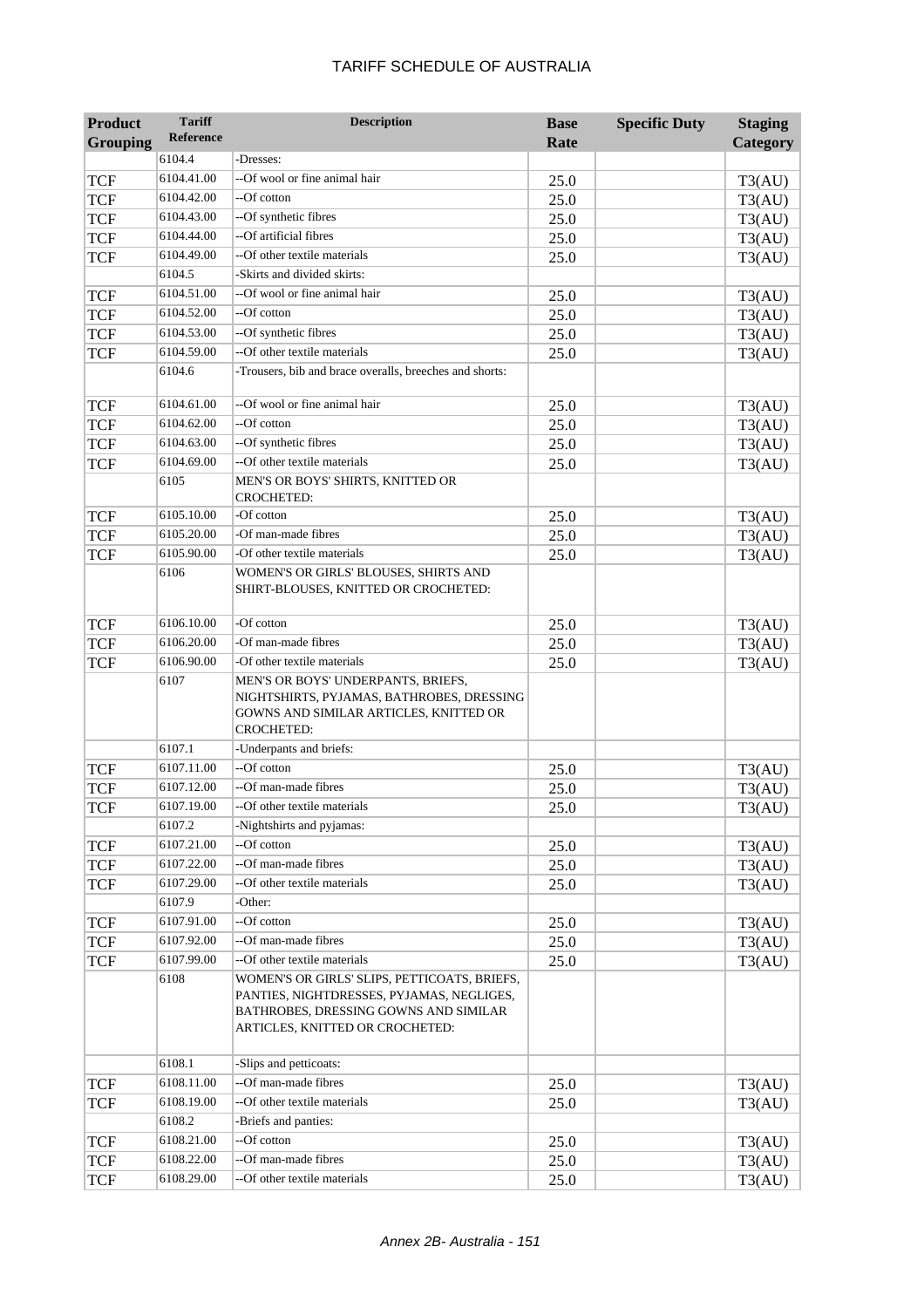| Product Grouping | Tariff Reference | Description | Base Rate | Specific Duty | Staging Category |
|---|---|---|---|---|---|
| | 6104.4 | -Dresses: | | | |
| TCF | 6104.41.00 | --Of wool or fine animal hair | 25.0 | | T3(AU) |
| TCF | 6104.42.00 | --Of cotton | 25.0 | | T3(AU) |
| TCF | 6104.43.00 | --Of synthetic fibres | 25.0 | | T3(AU) |
| TCF | 6104.44.00 | --Of artificial fibres | 25.0 | | T3(AU) |
| TCF | 6104.49.00 | --Of other textile materials | 25.0 | | T3(AU) |
| | 6104.5 | -Skirts and divided skirts: | | | |
| TCF | 6104.51.00 | --Of wool or fine animal hair | 25.0 | | T3(AU) |
| TCF | 6104.52.00 | --Of cotton | 25.0 | | T3(AU) |
| TCF | 6104.53.00 | --Of synthetic fibres | 25.0 | | T3(AU) |
| TCF | 6104.59.00 | --Of other textile materials | 25.0 | | T3(AU) |
| | 6104.6 | -Trousers, bib and brace overalls, breeches and shorts: | | | |
| TCF | 6104.61.00 | --Of wool or fine animal hair | 25.0 | | T3(AU) |
| TCF | 6104.62.00 | --Of cotton | 25.0 | | T3(AU) |
| TCF | 6104.63.00 | --Of synthetic fibres | 25.0 | | T3(AU) |
| TCF | 6104.69.00 | --Of other textile materials | 25.0 | | T3(AU) |
| | 6105 | MEN'S OR BOYS' SHIRTS, KNITTED OR CROCHETED: | | | |
| TCF | 6105.10.00 | -Of cotton | 25.0 | | T3(AU) |
| TCF | 6105.20.00 | -Of man-made fibres | 25.0 | | T3(AU) |
| TCF | 6105.90.00 | -Of other textile materials | 25.0 | | T3(AU) |
| | 6106 | WOMEN'S OR GIRLS' BLOUSES, SHIRTS AND SHIRT-BLOUSES, KNITTED OR CROCHETED: | | | |
| TCF | 6106.10.00 | -Of cotton | 25.0 | | T3(AU) |
| TCF | 6106.20.00 | -Of man-made fibres | 25.0 | | T3(AU) |
| TCF | 6106.90.00 | -Of other textile materials | 25.0 | | T3(AU) |
| | 6107 | MEN'S OR BOYS' UNDERPANTS, BRIEFS, NIGHTSHIRTS, PYJAMAS, BATHROBES, DRESSING GOWNS AND SIMILAR ARTICLES, KNITTED OR CROCHETED: | | | |
| | 6107.1 | -Underpants and briefs: | | | |
| TCF | 6107.11.00 | --Of cotton | 25.0 | | T3(AU) |
| TCF | 6107.12.00 | --Of man-made fibres | 25.0 | | T3(AU) |
| TCF | 6107.19.00 | --Of other textile materials | 25.0 | | T3(AU) |
| | 6107.2 | -Nightshirts and pyjamas: | | | |
| TCF | 6107.21.00 | --Of cotton | 25.0 | | T3(AU) |
| TCF | 6107.22.00 | --Of man-made fibres | 25.0 | | T3(AU) |
| TCF | 6107.29.00 | --Of other textile materials | 25.0 | | T3(AU) |
| | 6107.9 | -Other: | | | |
| TCF | 6107.91.00 | --Of cotton | 25.0 | | T3(AU) |
| TCF | 6107.92.00 | --Of man-made fibres | 25.0 | | T3(AU) |
| TCF | 6107.99.00 | --Of other textile materials | 25.0 | | T3(AU) |
| | 6108 | WOMEN'S OR GIRLS' SLIPS, PETTICOATS, BRIEFS, PANTIES, NIGHTDRESSES, PYJAMAS, NEGLIGES, BATHROBES, DRESSING GOWNS AND SIMILAR ARTICLES, KNITTED OR CROCHETED: | | | |
| | 6108.1 | -Slips and petticoats: | | | |
| TCF | 6108.11.00 | --Of man-made fibres | 25.0 | | T3(AU) |
| TCF | 6108.19.00 | --Of other textile materials | 25.0 | | T3(AU) |
| | 6108.2 | -Briefs and panties: | | | |
| TCF | 6108.21.00 | --Of cotton | 25.0 | | T3(AU) |
| TCF | 6108.22.00 | --Of man-made fibres | 25.0 | | T3(AU) |
| TCF | 6108.29.00 | --Of other textile materials | 25.0 | | T3(AU) |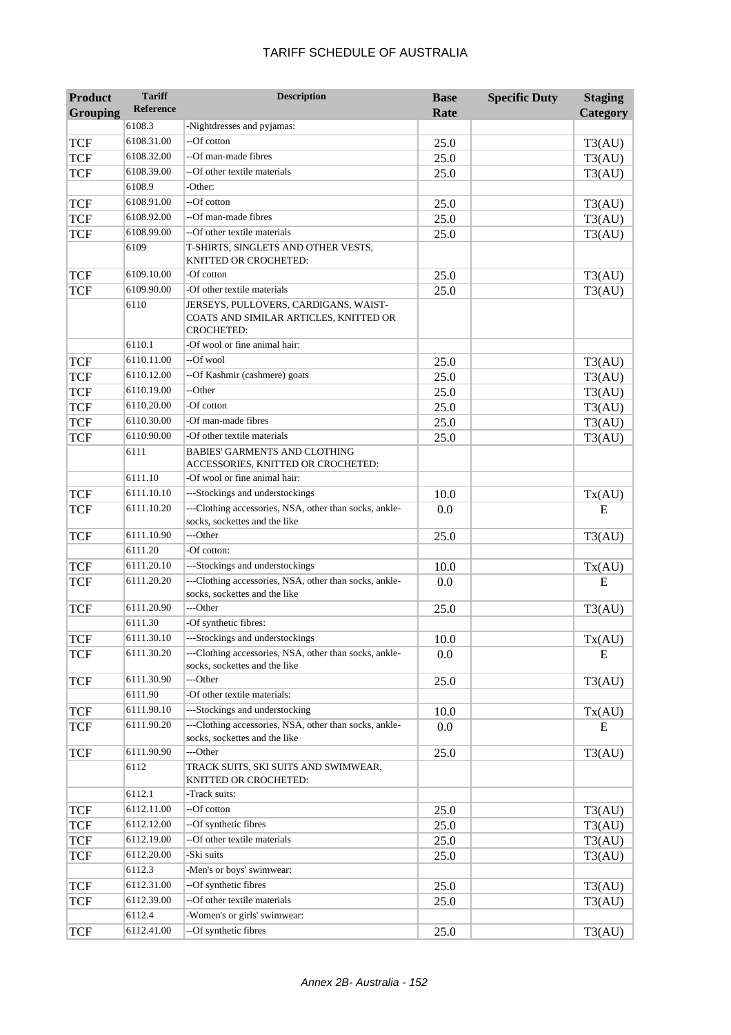| Product Grouping | Tariff Reference | Description | Base Rate | Specific Duty | Staging Category |
|---|---|---|---|---|---|
| | 6108.3 | -Nightdresses and pyjamas: | | | |
| TCF | 6108.31.00 | --Of cotton | 25.0 | | T3(AU) |
| TCF | 6108.32.00 | --Of man-made fibres | 25.0 | | T3(AU) |
| TCF | 6108.39.00 | --Of other textile materials | 25.0 | | T3(AU) |
| | 6108.9 | -Other: | | | |
| TCF | 6108.91.00 | --Of cotton | 25.0 | | T3(AU) |
| TCF | 6108.92.00 | --Of man-made fibres | 25.0 | | T3(AU) |
| TCF | 6108.99.00 | --Of other textile materials | 25.0 | | T3(AU) |
| | 6109 | T-SHIRTS, SINGLETS AND OTHER VESTS, KNITTED OR CROCHETED: | | | |
| TCF | 6109.10.00 | -Of cotton | 25.0 | | T3(AU) |
| TCF | 6109.90.00 | -Of other textile materials | 25.0 | | T3(AU) |
| | 6110 | JERSEYS, PULLOVERS, CARDIGANS, WAIST-COATS AND SIMILAR ARTICLES, KNITTED OR CROCHETED: | | | |
| | 6110.1 | -Of wool or fine animal hair: | | | |
| TCF | 6110.11.00 | --Of wool | 25.0 | | T3(AU) |
| TCF | 6110.12.00 | --Of Kashmir (cashmere) goats | 25.0 | | T3(AU) |
| TCF | 6110.19.00 | --Other | 25.0 | | T3(AU) |
| TCF | 6110.20.00 | -Of cotton | 25.0 | | T3(AU) |
| TCF | 6110.30.00 | -Of man-made fibres | 25.0 | | T3(AU) |
| TCF | 6110.90.00 | -Of other textile materials | 25.0 | | T3(AU) |
| | 6111 | BABIES' GARMENTS AND CLOTHING ACCESSORIES, KNITTED OR CROCHETED: | | | |
| | 6111.10 | -Of wool or fine animal hair: | | | |
| TCF | 6111.10.10 | ---Stockings and understockings | 10.0 | | Tx(AU) |
| TCF | 6111.10.20 | ---Clothing accessories, NSA, other than socks, ankle-socks, sockettes and the like | 0.0 | | E |
| TCF | 6111.10.90 | ---Other | 25.0 | | T3(AU) |
| | 6111.20 | -Of cotton: | | | |
| TCF | 6111.20.10 | ---Stockings and understockings | 10.0 | | Tx(AU) |
| TCF | 6111.20.20 | ---Clothing accessories, NSA, other than socks, ankle-socks, sockettes and the like | 0.0 | | E |
| TCF | 6111.20.90 | ---Other | 25.0 | | T3(AU) |
| | 6111.30 | -Of synthetic fibres: | | | |
| TCF | 6111.30.10 | ---Stockings and understockings | 10.0 | | Tx(AU) |
| TCF | 6111.30.20 | ---Clothing accessories, NSA, other than socks, ankle-socks, sockettes and the like | 0.0 | | E |
| TCF | 6111.30.90 | ---Other | 25.0 | | T3(AU) |
| | 6111.90 | -Of other textile materials: | | | |
| TCF | 6111.90.10 | ---Stockings and understocking | 10.0 | | Tx(AU) |
| TCF | 6111.90.20 | ---Clothing accessories, NSA, other than socks, ankle-socks, sockettes and the like | 0.0 | | E |
| TCF | 6111.90.90 | ---Other | 25.0 | | T3(AU) |
| | 6112 | TRACK SUITS, SKI SUITS AND SWIMWEAR, KNITTED OR CROCHETED: | | | |
| | 6112.1 | -Track suits: | | | |
| TCF | 6112.11.00 | --Of cotton | 25.0 | | T3(AU) |
| TCF | 6112.12.00 | --Of synthetic fibres | 25.0 | | T3(AU) |
| TCF | 6112.19.00 | --Of other textile materials | 25.0 | | T3(AU) |
| TCF | 6112.20.00 | -Ski suits | 25.0 | | T3(AU) |
| | 6112.3 | -Men's or boys' swimwear: | | | |
| TCF | 6112.31.00 | --Of synthetic fibres | 25.0 | | T3(AU) |
| TCF | 6112.39.00 | --Of other textile materials | 25.0 | | T3(AU) |
| | 6112.4 | -Women's or girls' swimwear: | | | |
| TCF | 6112.41.00 | --Of synthetic fibres | 25.0 | | T3(AU) |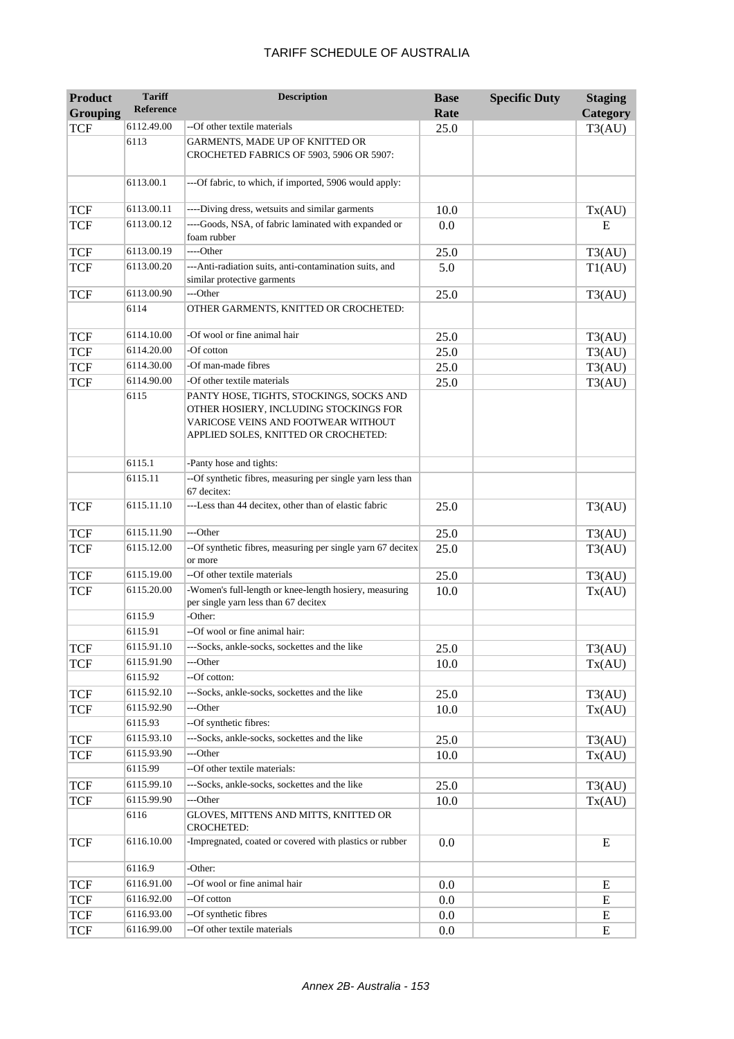| Product Grouping | Tariff Reference | Description | Base Rate | Specific Duty | Staging Category |
|---|---|---|---|---|---|
| TCF | 6112.49.00 | --Of other textile materials | 25.0 | | T3(AU) |
| | 6113 | GARMENTS, MADE UP OF KNITTED OR CROCHETED FABRICS OF 5903, 5906 OR 5907: | | | |
| | 6113.00.1 | ---Of fabric, to which, if imported, 5906 would apply: | | | |
| TCF | 6113.00.11 | ----Diving dress, wetsuits and similar garments | 10.0 | | Tx(AU) |
| TCF | 6113.00.12 | ----Goods, NSA, of fabric laminated with expanded or foam rubber | 0.0 | | E |
| TCF | 6113.00.19 | ----Other | 25.0 | | T3(AU) |
| TCF | 6113.00.20 | ---Anti-radiation suits, anti-contamination suits, and similar protective garments | 5.0 | | T1(AU) |
| TCF | 6113.00.90 | ---Other | 25.0 | | T3(AU) |
| | 6114 | OTHER GARMENTS, KNITTED OR CROCHETED: | | | |
| TCF | 6114.10.00 | -Of wool or fine animal hair | 25.0 | | T3(AU) |
| TCF | 6114.20.00 | -Of cotton | 25.0 | | T3(AU) |
| TCF | 6114.30.00 | -Of man-made fibres | 25.0 | | T3(AU) |
| TCF | 6114.90.00 | -Of other textile materials | 25.0 | | T3(AU) |
| | 6115 | PANTY HOSE, TIGHTS, STOCKINGS, SOCKS AND OTHER HOSIERY, INCLUDING STOCKINGS FOR VARICOSE VEINS AND FOOTWEAR WITHOUT APPLIED SOLES, KNITTED OR CROCHETED: | | | |
| | 6115.1 | -Panty hose and tights: | | | |
| | 6115.11 | --Of synthetic fibres, measuring per single yarn less than 67 decitex: | | | |
| TCF | 6115.11.10 | ---Less than 44 decitex, other than of elastic fabric | 25.0 | | T3(AU) |
| TCF | 6115.11.90 | ---Other | 25.0 | | T3(AU) |
| TCF | 6115.12.00 | --Of synthetic fibres, measuring per single yarn 67 decitex or more | 25.0 | | T3(AU) |
| TCF | 6115.19.00 | --Of other textile materials | 25.0 | | T3(AU) |
| TCF | 6115.20.00 | -Women's full-length or knee-length hosiery, measuring per single yarn less than 67 decitex | 10.0 | | Tx(AU) |
| | 6115.9 | -Other: | | | |
| | 6115.91 | --Of wool or fine animal hair: | | | |
| TCF | 6115.91.10 | ---Socks, ankle-socks, sockettes and the like | 25.0 | | T3(AU) |
| TCF | 6115.91.90 | ---Other | 10.0 | | Tx(AU) |
| | 6115.92 | --Of cotton: | | | |
| TCF | 6115.92.10 | ---Socks, ankle-socks, sockettes and the like | 25.0 | | T3(AU) |
| TCF | 6115.92.90 | ---Other | 10.0 | | Tx(AU) |
| | 6115.93 | --Of synthetic fibres: | | | |
| TCF | 6115.93.10 | ---Socks, ankle-socks, sockettes and the like | 25.0 | | T3(AU) |
| TCF | 6115.93.90 | ---Other | 10.0 | | Tx(AU) |
| | 6115.99 | --Of other textile materials: | | | |
| TCF | 6115.99.10 | ---Socks, ankle-socks, sockettes and the like | 25.0 | | T3(AU) |
| TCF | 6115.99.90 | ---Other | 10.0 | | Tx(AU) |
| | 6116 | GLOVES, MITTENS AND MITTS, KNITTED OR CROCHETED: | | | |
| TCF | 6116.10.00 | -Impregnated, coated or covered with plastics or rubber | 0.0 | | E |
| | 6116.9 | -Other: | | | |
| TCF | 6116.91.00 | --Of wool or fine animal hair | 0.0 | | E |
| TCF | 6116.92.00 | --Of cotton | 0.0 | | E |
| TCF | 6116.93.00 | --Of synthetic fibres | 0.0 | | E |
| TCF | 6116.99.00 | --Of other textile materials | 0.0 | | E |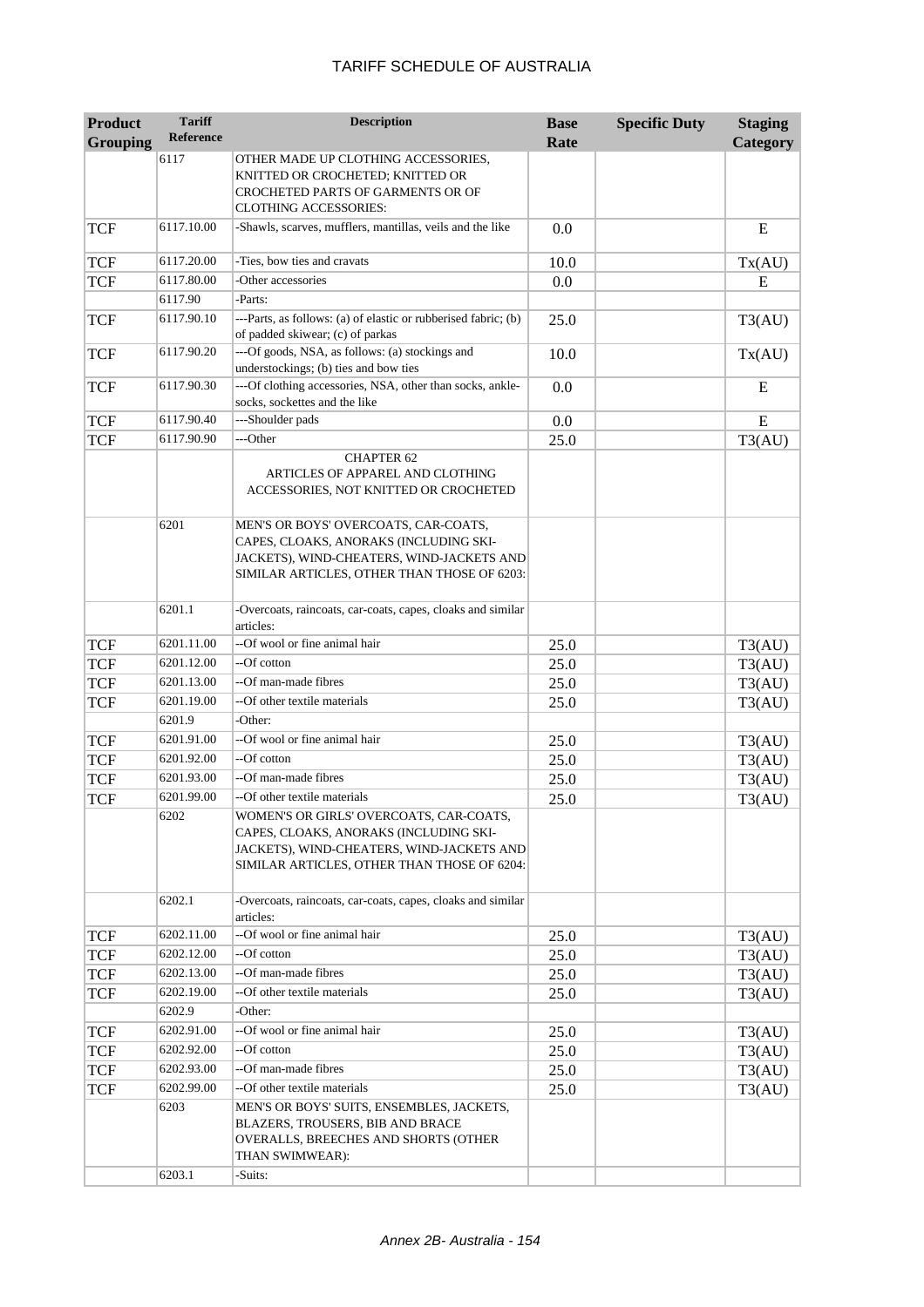| Product Grouping | Tariff Reference | Description | Base Rate | Specific Duty | Staging Category |
|---|---|---|---|---|---|
| | 6117 | OTHER MADE UP CLOTHING ACCESSORIES, KNITTED OR CROCHETED; KNITTED OR CROCHETED PARTS OF GARMENTS OR OF CLOTHING ACCESSORIES: | | | |
| TCF | 6117.10.00 | -Shawls, scarves, mufflers, mantillas, veils and the like | 0.0 | | E |
| TCF | 6117.20.00 | -Ties, bow ties and cravats | 10.0 | | Tx(AU) |
| TCF | 6117.80.00 | -Other accessories | 0.0 | | E |
| | 6117.90 | -Parts: | | | |
| TCF | 6117.90.10 | ---Parts, as follows: (a) of elastic or rubberised fabric; (b) of padded skiwear; (c) of parkas | 25.0 | | T3(AU) |
| TCF | 6117.90.20 | ---Of goods, NSA, as follows: (a) stockings and understockings; (b) ties and bow ties | 10.0 | | Tx(AU) |
| TCF | 6117.90.30 | ---Of clothing accessories, NSA, other than socks, ankle-socks, sockettes and the like | 0.0 | | E |
| TCF | 6117.90.40 | ---Shoulder pads | 0.0 | | E |
| TCF | 6117.90.90 | ---Other | 25.0 | | T3(AU) |
| | | CHAPTER 62<br>ARTICLES OF APPAREL AND CLOTHING ACCESSORIES, NOT KNITTED OR CROCHETED | | | |
| | 6201 | MEN'S OR BOYS' OVERCOATS, CAR-COATS, CAPES, CLOAKS, ANORAKS (INCLUDING SKI-JACKETS), WIND-CHEATERS, WIND-JACKETS AND SIMILAR ARTICLES, OTHER THAN THOSE OF 6203: | | | |
| | 6201.1 | -Overcoats, raincoats, car-coats, capes, cloaks and similar articles: | | | |
| TCF | 6201.11.00 | --Of wool or fine animal hair | 25.0 | | T3(AU) |
| TCF | 6201.12.00 | --Of cotton | 25.0 | | T3(AU) |
| TCF | 6201.13.00 | --Of man-made fibres | 25.0 | | T3(AU) |
| TCF | 6201.19.00 | --Of other textile materials | 25.0 | | T3(AU) |
| | 6201.9 | -Other: | | | |
| TCF | 6201.91.00 | --Of wool or fine animal hair | 25.0 | | T3(AU) |
| TCF | 6201.92.00 | --Of cotton | 25.0 | | T3(AU) |
| TCF | 6201.93.00 | --Of man-made fibres | 25.0 | | T3(AU) |
| TCF | 6201.99.00 | --Of other textile materials | 25.0 | | T3(AU) |
| | 6202 | WOMEN'S OR GIRLS' OVERCOATS, CAR-COATS, CAPES, CLOAKS, ANORAKS (INCLUDING SKI-JACKETS), WIND-CHEATERS, WIND-JACKETS AND SIMILAR ARTICLES, OTHER THAN THOSE OF 6204: | | | |
| | 6202.1 | -Overcoats, raincoats, car-coats, capes, cloaks and similar articles: | | | |
| TCF | 6202.11.00 | --Of wool or fine animal hair | 25.0 | | T3(AU) |
| TCF | 6202.12.00 | --Of cotton | 25.0 | | T3(AU) |
| TCF | 6202.13.00 | --Of man-made fibres | 25.0 | | T3(AU) |
| TCF | 6202.19.00 | --Of other textile materials | 25.0 | | T3(AU) |
| | 6202.9 | -Other: | | | |
| TCF | 6202.91.00 | --Of wool or fine animal hair | 25.0 | | T3(AU) |
| TCF | 6202.92.00 | --Of cotton | 25.0 | | T3(AU) |
| TCF | 6202.93.00 | --Of man-made fibres | 25.0 | | T3(AU) |
| TCF | 6202.99.00 | --Of other textile materials | 25.0 | | T3(AU) |
| | 6203 | MEN'S OR BOYS' SUITS, ENSEMBLES, JACKETS, BLAZERS, TROUSERS, BIB AND BRACE OVERALLS, BREECHES AND SHORTS (OTHER THAN SWIMWEAR): | | | |
| | 6203.1 | -Suits: | | | |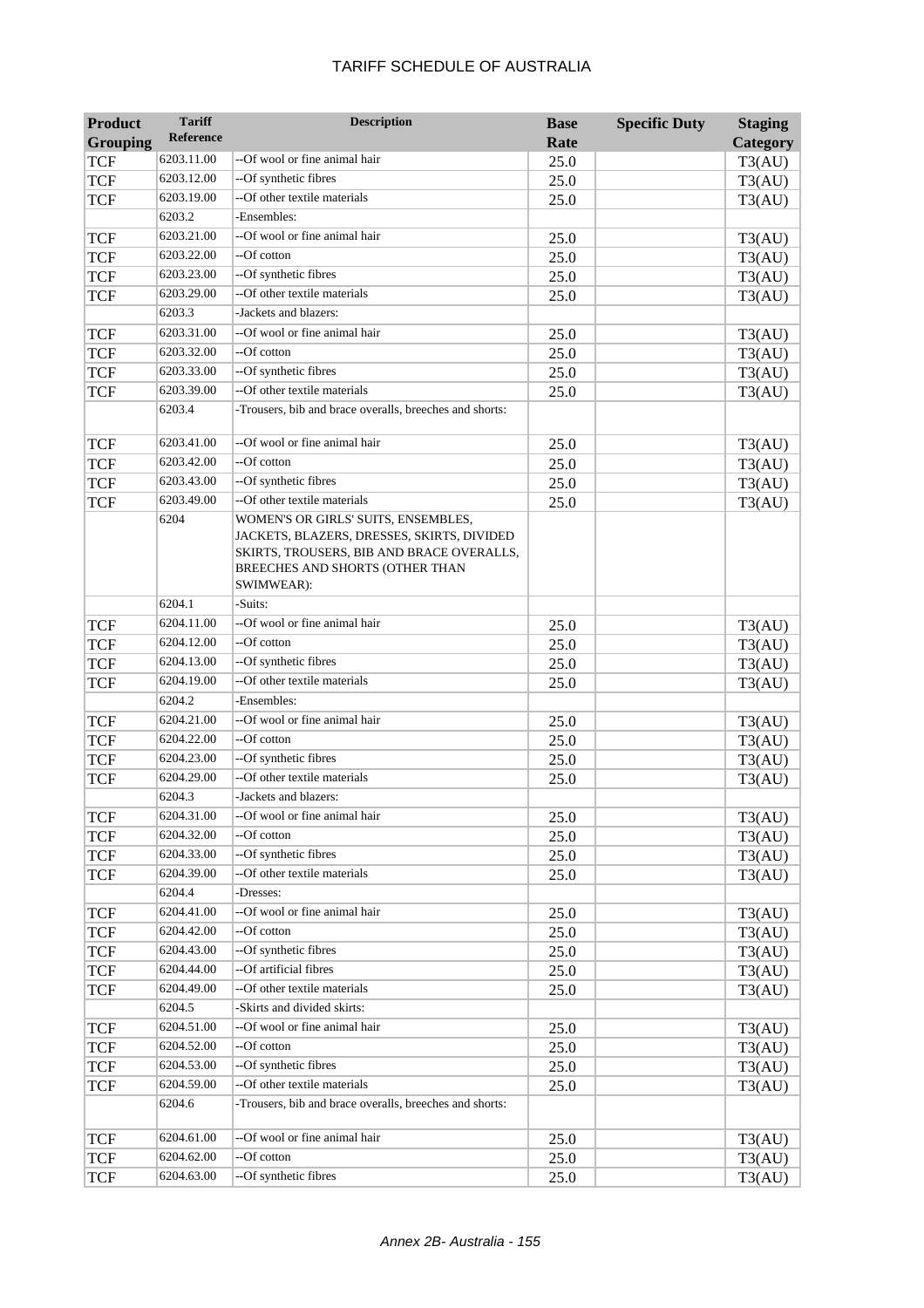| Product Grouping | Tariff Reference | Description | Base Rate | Specific Duty | Staging Category |
|---|---|---|---|---|---|
| TCF | 6203.11.00 | --Of wool or fine animal hair | 25.0 | | T3(AU) |
| TCF | 6203.12.00 | --Of synthetic fibres | 25.0 | | T3(AU) |
| TCF | 6203.19.00 | --Of other textile materials | 25.0 | | T3(AU) |
| | 6203.2 | -Ensembles: | | | |
| TCF | 6203.21.00 | --Of wool or fine animal hair | 25.0 | | T3(AU) |
| TCF | 6203.22.00 | --Of cotton | 25.0 | | T3(AU) |
| TCF | 6203.23.00 | --Of synthetic fibres | 25.0 | | T3(AU) |
| TCF | 6203.29.00 | --Of other textile materials | 25.0 | | T3(AU) |
| | 6203.3 | -Jackets and blazers: | | | |
| TCF | 6203.31.00 | --Of wool or fine animal hair | 25.0 | | T3(AU) |
| TCF | 6203.32.00 | --Of cotton | 25.0 | | T3(AU) |
| TCF | 6203.33.00 | --Of synthetic fibres | 25.0 | | T3(AU) |
| TCF | 6203.39.00 | --Of other textile materials | 25.0 | | T3(AU) |
| | 6203.4 | -Trousers, bib and brace overalls, breeches and shorts: | | | |
| TCF | 6203.41.00 | --Of wool or fine animal hair | 25.0 | | T3(AU) |
| TCF | 6203.42.00 | --Of cotton | 25.0 | | T3(AU) |
| TCF | 6203.43.00 | --Of synthetic fibres | 25.0 | | T3(AU) |
| TCF | 6203.49.00 | --Of other textile materials | 25.0 | | T3(AU) |
| | 6204 | WOMEN'S OR GIRLS' SUITS, ENSEMBLES, JACKETS, BLAZERS, DRESSES, SKIRTS, DIVIDED SKIRTS, TROUSERS, BIB AND BRACE OVERALLS, BREECHES AND SHORTS (OTHER THAN SWIMWEAR): | | | |
| | 6204.1 | -Suits: | | | |
| TCF | 6204.11.00 | --Of wool or fine animal hair | 25.0 | | T3(AU) |
| TCF | 6204.12.00 | --Of cotton | 25.0 | | T3(AU) |
| TCF | 6204.13.00 | --Of synthetic fibres | 25.0 | | T3(AU) |
| TCF | 6204.19.00 | --Of other textile materials | 25.0 | | T3(AU) |
| | 6204.2 | -Ensembles: | | | |
| TCF | 6204.21.00 | --Of wool or fine animal hair | 25.0 | | T3(AU) |
| TCF | 6204.22.00 | --Of cotton | 25.0 | | T3(AU) |
| TCF | 6204.23.00 | --Of synthetic fibres | 25.0 | | T3(AU) |
| TCF | 6204.29.00 | --Of other textile materials | 25.0 | | T3(AU) |
| | 6204.3 | -Jackets and blazers: | | | |
| TCF | 6204.31.00 | --Of wool or fine animal hair | 25.0 | | T3(AU) |
| TCF | 6204.32.00 | --Of cotton | 25.0 | | T3(AU) |
| TCF | 6204.33.00 | --Of synthetic fibres | 25.0 | | T3(AU) |
| TCF | 6204.39.00 | --Of other textile materials | 25.0 | | T3(AU) |
| | 6204.4 | -Dresses: | | | |
| TCF | 6204.41.00 | --Of wool or fine animal hair | 25.0 | | T3(AU) |
| TCF | 6204.42.00 | --Of cotton | 25.0 | | T3(AU) |
| TCF | 6204.43.00 | --Of synthetic fibres | 25.0 | | T3(AU) |
| TCF | 6204.44.00 | --Of artificial fibres | 25.0 | | T3(AU) |
| TCF | 6204.49.00 | --Of other textile materials | 25.0 | | T3(AU) |
| | 6204.5 | -Skirts and divided skirts: | | | |
| TCF | 6204.51.00 | --Of wool or fine animal hair | 25.0 | | T3(AU) |
| TCF | 6204.52.00 | --Of cotton | 25.0 | | T3(AU) |
| TCF | 6204.53.00 | --Of synthetic fibres | 25.0 | | T3(AU) |
| TCF | 6204.59.00 | --Of other textile materials | 25.0 | | T3(AU) |
| | 6204.6 | -Trousers, bib and brace overalls, breeches and shorts: | | | |
| TCF | 6204.61.00 | --Of wool or fine animal hair | 25.0 | | T3(AU) |
| TCF | 6204.62.00 | --Of cotton | 25.0 | | T3(AU) |
| TCF | 6204.63.00 | --Of synthetic fibres | 25.0 | | T3(AU) |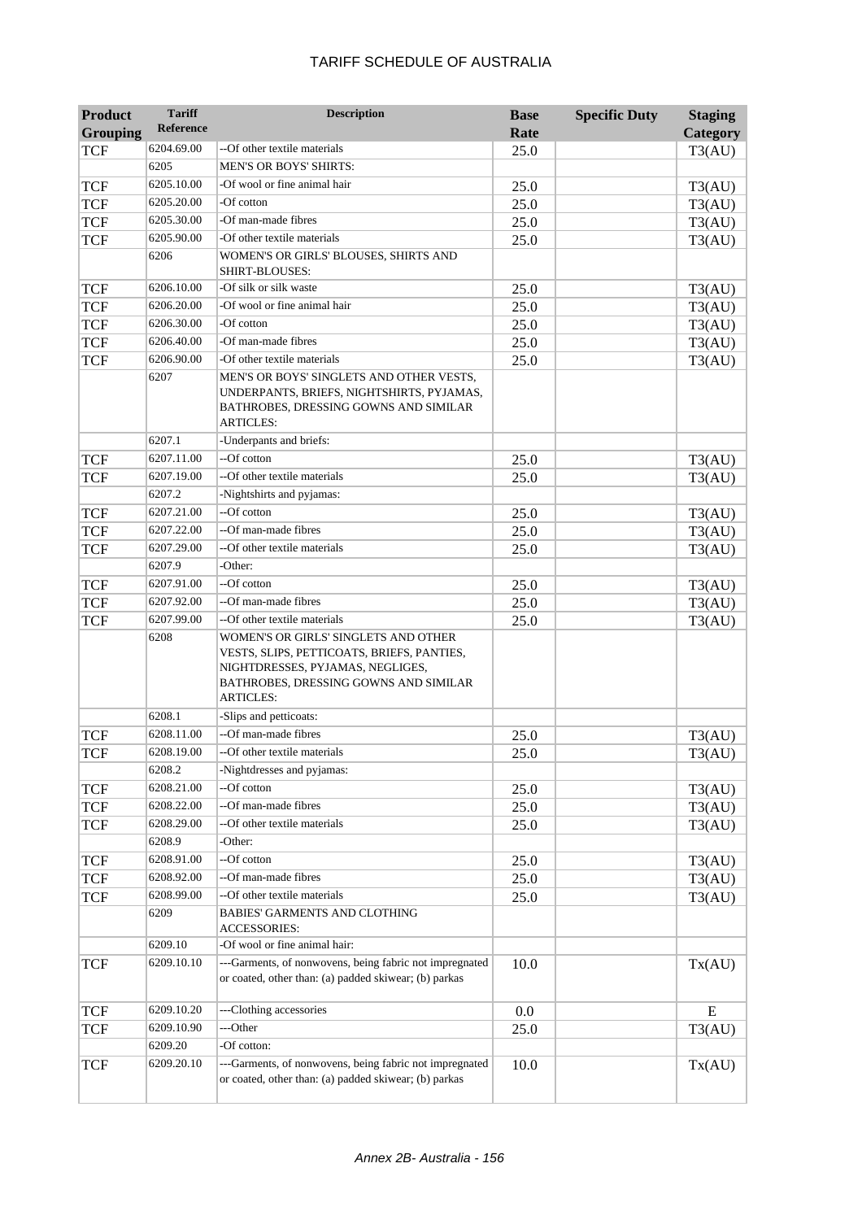| Product Grouping | Tariff Reference | Description | Base Rate | Specific Duty | Staging Category |
|---|---|---|---|---|---|
| TCF | 6204.69.00 | --Of other textile materials | 25.0 | | T3(AU) |
| | 6205 | MEN'S OR BOYS' SHIRTS: | | | |
| TCF | 6205.10.00 | -Of wool or fine animal hair | 25.0 | | T3(AU) |
| TCF | 6205.20.00 | -Of cotton | 25.0 | | T3(AU) |
| TCF | 6205.30.00 | -Of man-made fibres | 25.0 | | T3(AU) |
| TCF | 6205.90.00 | -Of other textile materials | 25.0 | | T3(AU) |
| | 6206 | WOMEN'S OR GIRLS' BLOUSES, SHIRTS AND SHIRT-BLOUSES: | | | |
| TCF | 6206.10.00 | -Of silk or silk waste | 25.0 | | T3(AU) |
| TCF | 6206.20.00 | -Of wool or fine animal hair | 25.0 | | T3(AU) |
| TCF | 6206.30.00 | -Of cotton | 25.0 | | T3(AU) |
| TCF | 6206.40.00 | -Of man-made fibres | 25.0 | | T3(AU) |
| TCF | 6206.90.00 | -Of other textile materials | 25.0 | | T3(AU) |
| | 6207 | MEN'S OR BOYS' SINGLETS AND OTHER VESTS, UNDERPANTS, BRIEFS, NIGHTSHIRTS, PYJAMAS, BATHROBES, DRESSING GOWNS AND SIMILAR ARTICLES: | | | |
| | 6207.1 | -Underpants and briefs: | | | |
| TCF | 6207.11.00 | --Of cotton | 25.0 | | T3(AU) |
| TCF | 6207.19.00 | --Of other textile materials | 25.0 | | T3(AU) |
| | 6207.2 | -Nightshirts and pyjamas: | | | |
| TCF | 6207.21.00 | --Of cotton | 25.0 | | T3(AU) |
| TCF | 6207.22.00 | --Of man-made fibres | 25.0 | | T3(AU) |
| TCF | 6207.29.00 | --Of other textile materials | 25.0 | | T3(AU) |
| | 6207.9 | -Other: | | | |
| TCF | 6207.91.00 | --Of cotton | 25.0 | | T3(AU) |
| TCF | 6207.92.00 | --Of man-made fibres | 25.0 | | T3(AU) |
| TCF | 6207.99.00 | --Of other textile materials | 25.0 | | T3(AU) |
| | 6208 | WOMEN'S OR GIRLS' SINGLETS AND OTHER VESTS, SLIPS, PETTICOATS, BRIEFS, PANTIES, NIGHTDRESSES, PYJAMAS, NEGLIGES, BATHROBES, DRESSING GOWNS AND SIMILAR ARTICLES: | | | |
| | 6208.1 | -Slips and petticoats: | | | |
| TCF | 6208.11.00 | --Of man-made fibres | 25.0 | | T3(AU) |
| TCF | 6208.19.00 | --Of other textile materials | 25.0 | | T3(AU) |
| | 6208.2 | -Nightdresses and pyjamas: | | | |
| TCF | 6208.21.00 | --Of cotton | 25.0 | | T3(AU) |
| TCF | 6208.22.00 | --Of man-made fibres | 25.0 | | T3(AU) |
| TCF | 6208.29.00 | --Of other textile materials | 25.0 | | T3(AU) |
| | 6208.9 | -Other: | | | |
| TCF | 6208.91.00 | --Of cotton | 25.0 | | T3(AU) |
| TCF | 6208.92.00 | --Of man-made fibres | 25.0 | | T3(AU) |
| TCF | 6208.99.00 | --Of other textile materials | 25.0 | | T3(AU) |
| | 6209 | BABIES' GARMENTS AND CLOTHING ACCESSORIES: | | | |
| | 6209.10 | -Of wool or fine animal hair: | | | |
| TCF | 6209.10.10 | ---Garments, of nonwovens, being fabric not impregnated or coated, other than: (a) padded skiwear; (b) parkas | 10.0 | | Tx(AU) |
| TCF | 6209.10.20 | ---Clothing accessories | 0.0 | | E |
| TCF | 6209.10.90 | ---Other | 25.0 | | T3(AU) |
| | 6209.20 | -Of cotton: | | | |
| TCF | 6209.20.10 | ---Garments, of nonwovens, being fabric not impregnated or coated, other than: (a) padded skiwear; (b) parkas | 10.0 | | Tx(AU) |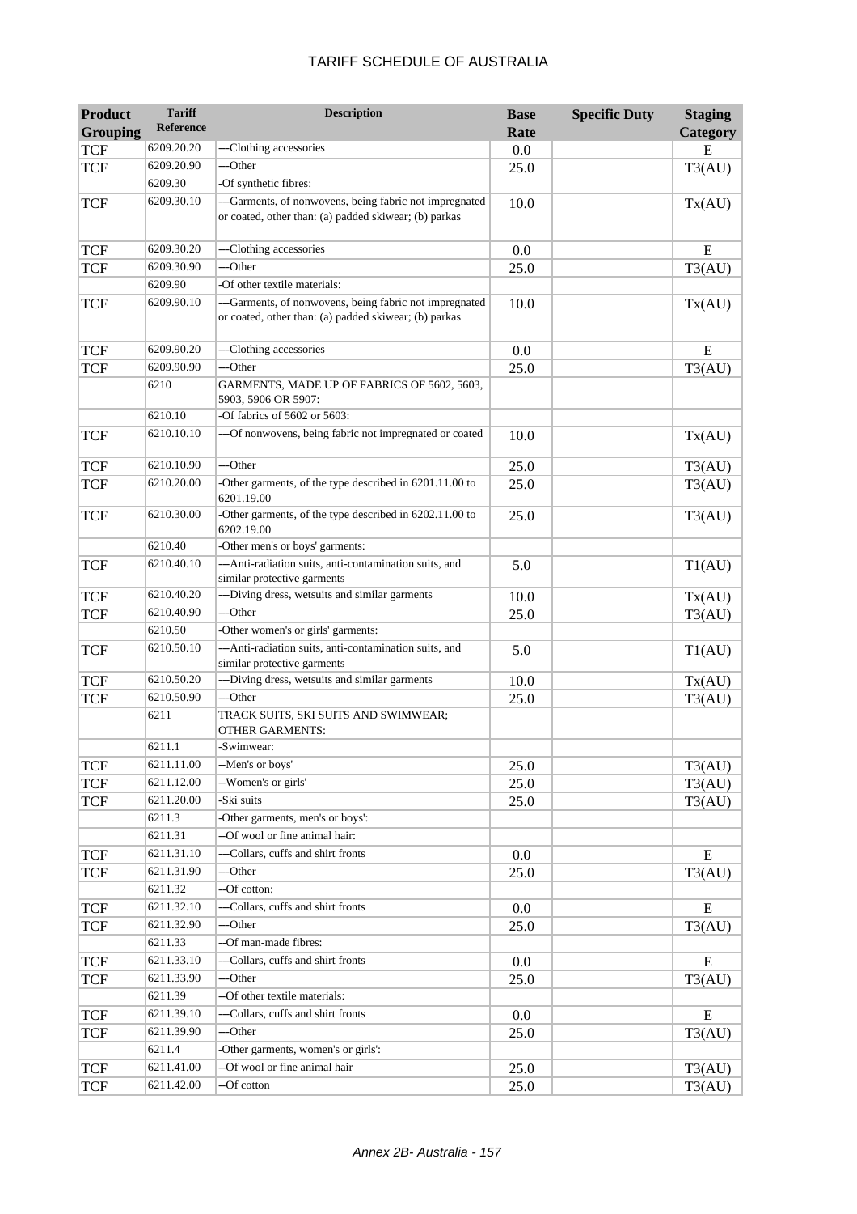| Product Grouping | Tariff Reference | Description | Base Rate | Specific Duty | Staging Category |
|---|---|---|---|---|---|
| TCF | 6209.20.20 | ---Clothing accessories | 0.0 | | E |
| TCF | 6209.20.90 | ---Other | 25.0 | | T3(AU) |
| | 6209.30 | -Of synthetic fibres: | | | |
| TCF | 6209.30.10 | ---Garments, of nonwovens, being fabric not impregnated or coated, other than: (a) padded skiwear; (b) parkas | 10.0 | | Tx(AU) |
| TCF | 6209.30.20 | ---Clothing accessories | 0.0 | | E |
| TCF | 6209.30.90 | ---Other | 25.0 | | T3(AU) |
| | 6209.90 | -Of other textile materials: | | | |
| TCF | 6209.90.10 | ---Garments, of nonwovens, being fabric not impregnated or coated, other than: (a) padded skiwear; (b) parkas | 10.0 | | Tx(AU) |
| TCF | 6209.90.20 | ---Clothing accessories | 0.0 | | E |
| TCF | 6209.90.90 | ---Other | 25.0 | | T3(AU) |
| | 6210 | GARMENTS, MADE UP OF FABRICS OF 5602, 5603, 5903, 5906 OR 5907: | | | |
| | 6210.10 | -Of fabrics of 5602 or 5603: | | | |
| TCF | 6210.10.10 | ---Of nonwovens, being fabric not impregnated or coated | 10.0 | | Tx(AU) |
| TCF | 6210.10.90 | ---Other | 25.0 | | T3(AU) |
| TCF | 6210.20.00 | -Other garments, of the type described in 6201.11.00 to 6201.19.00 | 25.0 | | T3(AU) |
| TCF | 6210.30.00 | -Other garments, of the type described in 6202.11.00 to 6202.19.00 | 25.0 | | T3(AU) |
| | 6210.40 | -Other men's or boys' garments: | | | |
| TCF | 6210.40.10 | ---Anti-radiation suits, anti-contamination suits, and similar protective garments | 5.0 | | T1(AU) |
| TCF | 6210.40.20 | ---Diving dress, wetsuits and similar garments | 10.0 | | Tx(AU) |
| TCF | 6210.40.90 | ---Other | 25.0 | | T3(AU) |
| | 6210.50 | -Other women's or girls' garments: | | | |
| TCF | 6210.50.10 | ---Anti-radiation suits, anti-contamination suits, and similar protective garments | 5.0 | | T1(AU) |
| TCF | 6210.50.20 | ---Diving dress, wetsuits and similar garments | 10.0 | | Tx(AU) |
| TCF | 6210.50.90 | ---Other | 25.0 | | T3(AU) |
| | 6211 | TRACK SUITS, SKI SUITS AND SWIMWEAR; OTHER GARMENTS: | | | |
| | 6211.1 | -Swimwear: | | | |
| TCF | 6211.11.00 | --Men's or boys' | 25.0 | | T3(AU) |
| TCF | 6211.12.00 | --Women's or girls' | 25.0 | | T3(AU) |
| TCF | 6211.20.00 | -Ski suits | 25.0 | | T3(AU) |
| | 6211.3 | -Other garments, men's or boys': | | | |
| | 6211.31 | --Of wool or fine animal hair: | | | |
| TCF | 6211.31.10 | ---Collars, cuffs and shirt fronts | 0.0 | | E |
| TCF | 6211.31.90 | ---Other | 25.0 | | T3(AU) |
| | 6211.32 | --Of cotton: | | | |
| TCF | 6211.32.10 | ---Collars, cuffs and shirt fronts | 0.0 | | E |
| TCF | 6211.32.90 | ---Other | 25.0 | | T3(AU) |
| | 6211.33 | --Of man-made fibres: | | | |
| TCF | 6211.33.10 | ---Collars, cuffs and shirt fronts | 0.0 | | E |
| TCF | 6211.33.90 | ---Other | 25.0 | | T3(AU) |
| | 6211.39 | --Of other textile materials: | | | |
| TCF | 6211.39.10 | ---Collars, cuffs and shirt fronts | 0.0 | | E |
| TCF | 6211.39.90 | ---Other | 25.0 | | T3(AU) |
| | 6211.4 | -Other garments, women's or girls': | | | |
| TCF | 6211.41.00 | --Of wool or fine animal hair | 25.0 | | T3(AU) |
| TCF | 6211.42.00 | --Of cotton | 25.0 | | T3(AU) |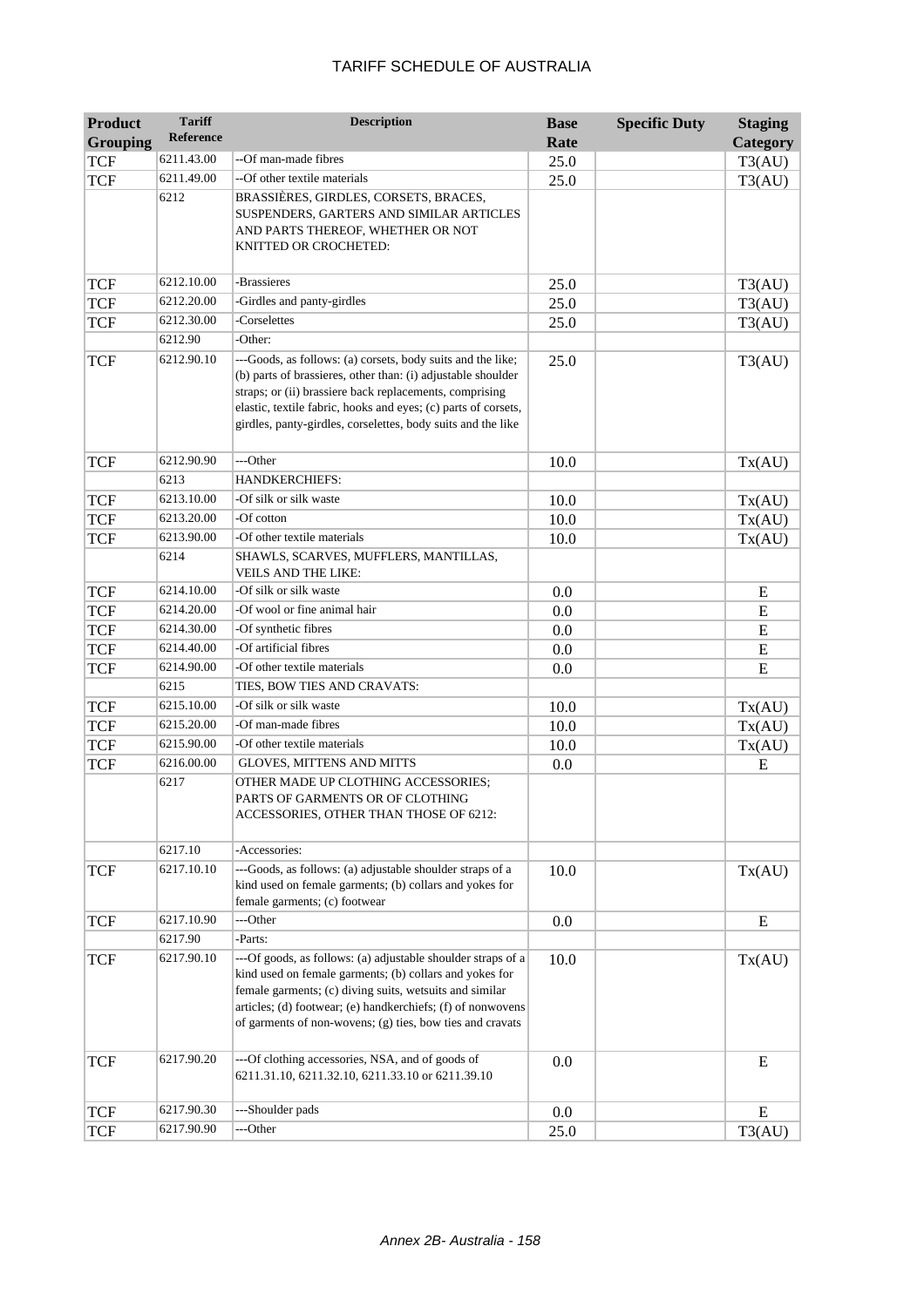| Product Grouping | Tariff Reference | Description | Base Rate | Specific Duty | Staging Category |
|---|---|---|---|---|---|
| TCF | 6211.43.00 | --Of man-made fibres | 25.0 | | T3(AU) |
| TCF | 6211.49.00 | --Of other textile materials | 25.0 | | T3(AU) |
| | 6212 | BRASSIÈRES, GIRDLES, CORSETS, BRACES, SUSPENDERS, GARTERS AND SIMILAR ARTICLES AND PARTS THEREOF, WHETHER OR NOT KNITTED OR CROCHETED: | | | |
| TCF | 6212.10.00 | -Brassieres | 25.0 | | T3(AU) |
| TCF | 6212.20.00 | -Girdles and panty-girdles | 25.0 | | T3(AU) |
| TCF | 6212.30.00 | -Corselettes | 25.0 | | T3(AU) |
| | 6212.90 | -Other: | | | |
| TCF | 6212.90.10 | ---Goods, as follows: (a) corsets, body suits and the like; (b) parts of brassieres, other than: (i) adjustable shoulder straps; or (ii) brassiere back replacements, comprising elastic, textile fabric, hooks and eyes; (c) parts of corsets, girdles, panty-girdles, corselettes, body suits and the like | 25.0 | | T3(AU) |
| TCF | 6212.90.90 | ---Other | 10.0 | | Tx(AU) |
| | 6213 | HANDKERCHIEFS: | | | |
| TCF | 6213.10.00 | -Of silk or silk waste | 10.0 | | Tx(AU) |
| TCF | 6213.20.00 | -Of cotton | 10.0 | | Tx(AU) |
| TCF | 6213.90.00 | -Of other textile materials | 10.0 | | Tx(AU) |
| | 6214 | SHAWLS, SCARVES, MUFFLERS, MANTILLAS, VEILS AND THE LIKE: | | | |
| TCF | 6214.10.00 | -Of silk or silk waste | 0.0 | | E |
| TCF | 6214.20.00 | -Of wool or fine animal hair | 0.0 | | E |
| TCF | 6214.30.00 | -Of synthetic fibres | 0.0 | | E |
| TCF | 6214.40.00 | -Of artificial fibres | 0.0 | | E |
| TCF | 6214.90.00 | -Of other textile materials | 0.0 | | E |
| | 6215 | TIES, BOW TIES AND CRAVATS: | | | |
| TCF | 6215.10.00 | -Of silk or silk waste | 10.0 | | Tx(AU) |
| TCF | 6215.20.00 | -Of man-made fibres | 10.0 | | Tx(AU) |
| TCF | 6215.90.00 | -Of other textile materials | 10.0 | | Tx(AU) |
| TCF | 6216.00.00 | GLOVES, MITTENS AND MITTS | 0.0 | | E |
| | 6217 | OTHER MADE UP CLOTHING ACCESSORIES; PARTS OF GARMENTS OR OF CLOTHING ACCESSORIES, OTHER THAN THOSE OF 6212: | | | |
| | 6217.10 | -Accessories: | | | |
| TCF | 6217.10.10 | ---Goods, as follows: (a) adjustable shoulder straps of a kind used on female garments; (b) collars and yokes for female garments; (c) footwear | 10.0 | | Tx(AU) |
| TCF | 6217.10.90 | ---Other | 0.0 | | E |
| | 6217.90 | -Parts: | | | |
| TCF | 6217.90.10 | ---Of goods, as follows: (a) adjustable shoulder straps of a kind used on female garments; (b) collars and yokes for female garments; (c) diving suits, wetsuits and similar articles; (d) footwear; (e) handkerchiefs; (f) of nonwovens of garments of non-wovens; (g) ties, bow ties and cravats | 10.0 | | Tx(AU) |
| TCF | 6217.90.20 | ---Of clothing accessories, NSA, and of goods of 6211.31.10, 6211.32.10, 6211.33.10 or 6211.39.10 | 0.0 | | E |
| TCF | 6217.90.30 | ---Shoulder pads | 0.0 | | E |
| TCF | 6217.90.90 | ---Other | 25.0 | | T3(AU) |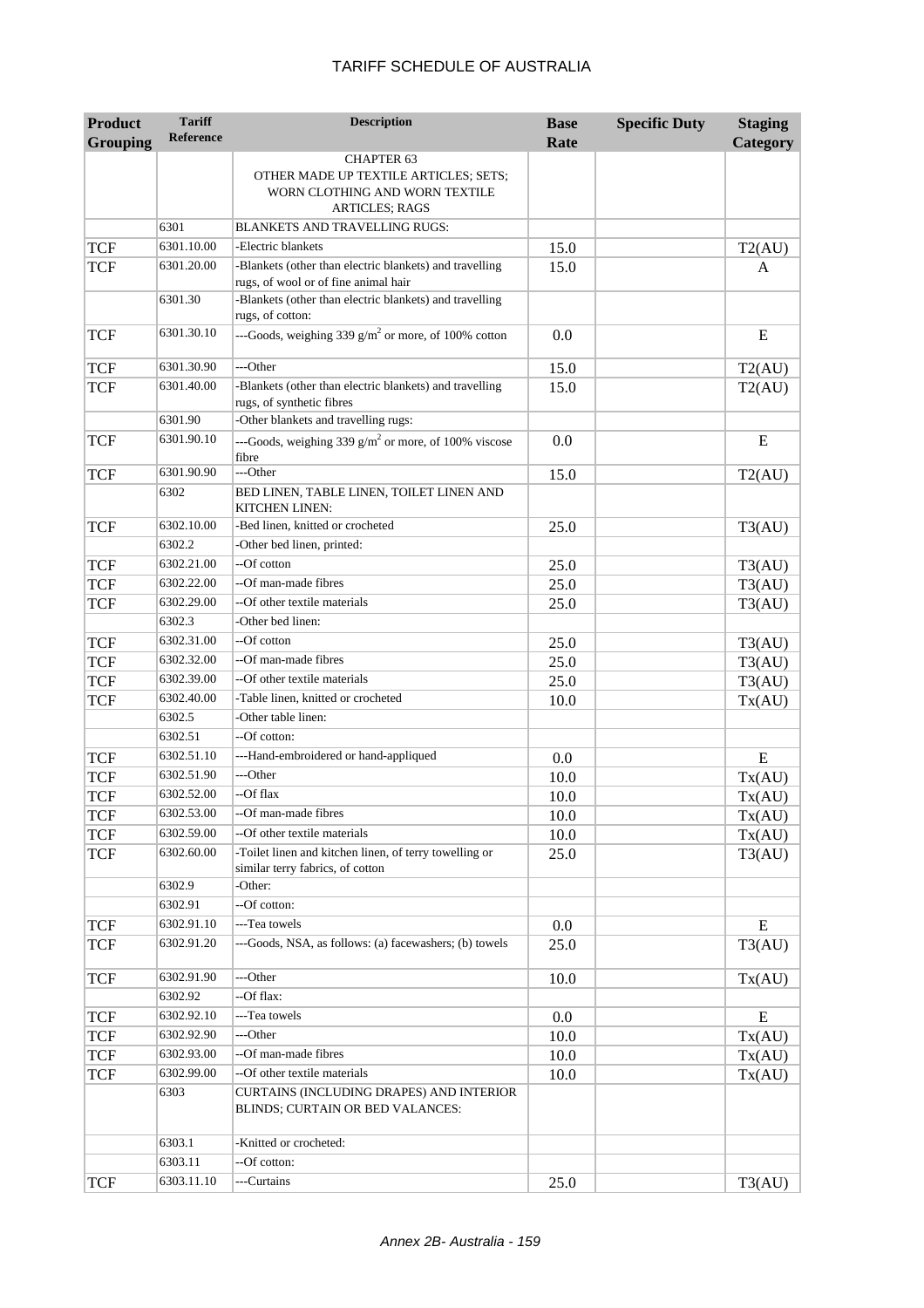| Product Grouping | Tariff Reference | Description | Base Rate | Specific Duty | Staging Category |
|---|---|---|---|---|---|
| | | CHAPTER 63<br>OTHER MADE UP TEXTILE ARTICLES; SETS; WORN CLOTHING AND WORN TEXTILE ARTICLES; RAGS | | | |
| | 6301 | BLANKETS AND TRAVELLING RUGS: | | | |
| TCF | 6301.10.00 | -Electric blankets | 15.0 | | T2(AU) |
| TCF | 6301.20.00 | -Blankets (other than electric blankets) and travelling rugs, of wool or of fine animal hair | 15.0 | | A |
| | 6301.30 | -Blankets (other than electric blankets) and travelling rugs, of cotton: | | | |
| TCF | 6301.30.10 | ---Goods, weighing 339 g/m$^2$ or more, of 100% cotton | 0.0 | | E |
| TCF | 6301.30.90 | ---Other | 15.0 | | T2(AU) |
| TCF | 6301.40.00 | -Blankets (other than electric blankets) and travelling rugs, of synthetic fibres | 15.0 | | T2(AU) |
| | 6301.90 | -Other blankets and travelling rugs: | | | |
| TCF | 6301.90.10 | ---Goods, weighing 339 g/m$^2$ or more, of 100% viscose fibre | 0.0 | | E |
| TCF | 6301.90.90 | ---Other | 15.0 | | T2(AU) |
| | 6302 | BED LINEN, TABLE LINEN, TOILET LINEN AND KITCHEN LINEN: | | | |
| TCF | 6302.10.00 | -Bed linen, knitted or crocheted | 25.0 | | T3(AU) |
| | 6302.2 | -Other bed linen, printed: | | | |
| TCF | 6302.21.00 | --Of cotton | 25.0 | | T3(AU) |
| TCF | 6302.22.00 | --Of man-made fibres | 25.0 | | T3(AU) |
| TCF | 6302.29.00 | --Of other textile materials | 25.0 | | T3(AU) |
| | 6302.3 | -Other bed linen: | | | |
| TCF | 6302.31.00 | --Of cotton | 25.0 | | T3(AU) |
| TCF | 6302.32.00 | --Of man-made fibres | 25.0 | | T3(AU) |
| TCF | 6302.39.00 | --Of other textile materials | 25.0 | | T3(AU) |
| TCF | 6302.40.00 | -Table linen, knitted or crocheted | 10.0 | | Tx(AU) |
| | 6302.5 | -Other table linen: | | | |
| | 6302.51 | --Of cotton: | | | |
| TCF | 6302.51.10 | ---Hand-embroidered or hand-appliqued | 0.0 | | E |
| TCF | 6302.51.90 | ---Other | 10.0 | | Tx(AU) |
| TCF | 6302.52.00 | --Of flax | 10.0 | | Tx(AU) |
| TCF | 6302.53.00 | --Of man-made fibres | 10.0 | | Tx(AU) |
| TCF | 6302.59.00 | --Of other textile materials | 10.0 | | Tx(AU) |
| TCF | 6302.60.00 | -Toilet linen and kitchen linen, of terry towelling or similar terry fabrics, of cotton | 25.0 | | T3(AU) |
| | 6302.9 | -Other: | | | |
| | 6302.91 | --Of cotton: | | | |
| TCF | 6302.91.10 | ---Tea towels | 0.0 | | E |
| TCF | 6302.91.20 | ---Goods, NSA, as follows: (a) facewashers; (b) towels | 25.0 | | T3(AU) |
| TCF | 6302.91.90 | ---Other | 10.0 | | Tx(AU) |
| | 6302.92 | --Of flax: | | | |
| TCF | 6302.92.10 | ---Tea towels | 0.0 | | E |
| TCF | 6302.92.90 | ---Other | 10.0 | | Tx(AU) |
| TCF | 6302.93.00 | --Of man-made fibres | 10.0 | | Tx(AU) |
| TCF | 6302.99.00 | --Of other textile materials | 10.0 | | Tx(AU) |
| | 6303 | CURTAINS (INCLUDING DRAPES) AND INTERIOR BLINDS; CURTAIN OR BED VALANCES: | | | |
| | 6303.1 | -Knitted or crocheted: | | | |
| | 6303.11 | --Of cotton: | | | |
| TCF | 6303.11.10 | ---Curtains | 25.0 | | T3(AU) |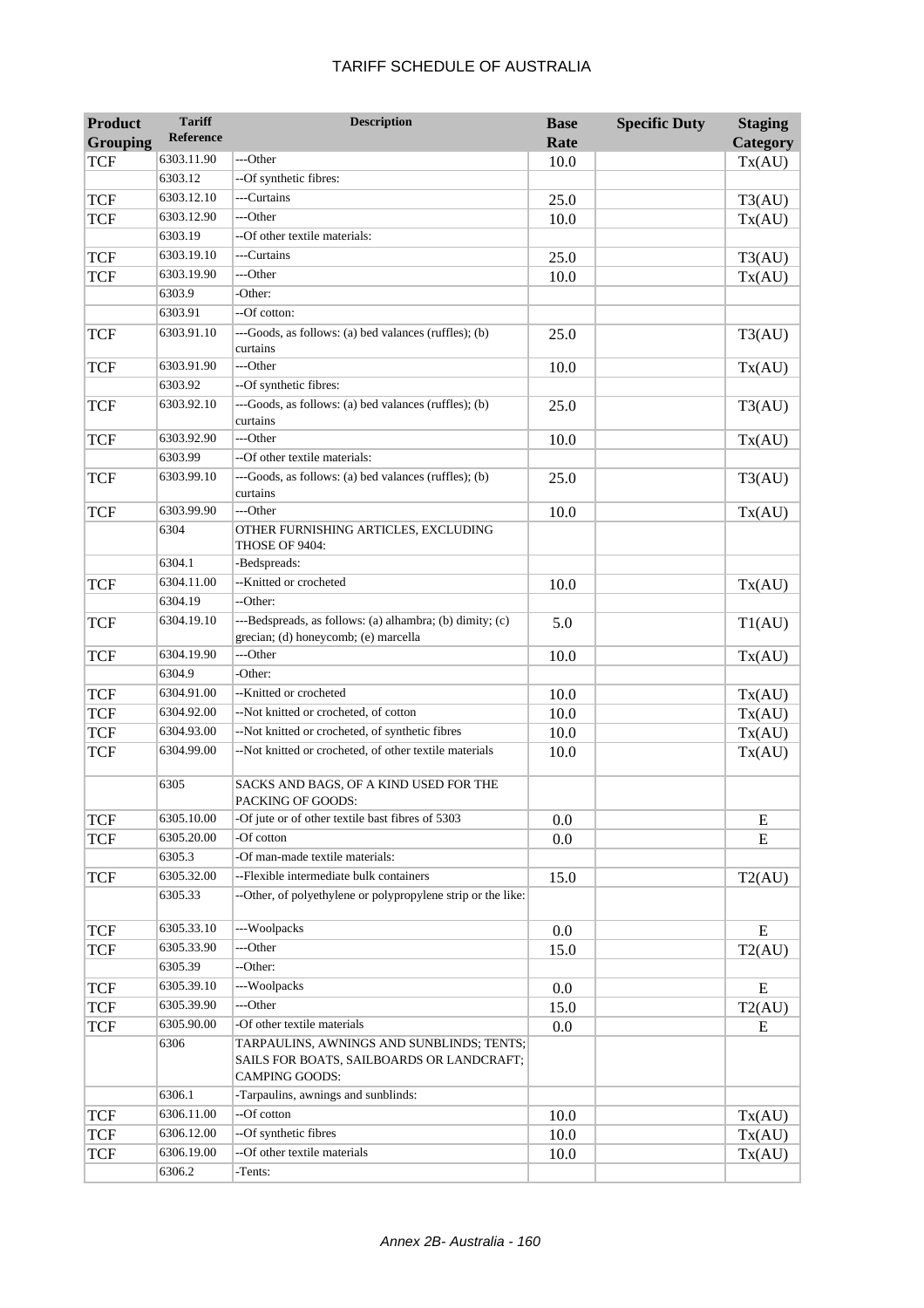# TARIFF SCHEDULE OF AUSTRALIA

| Product Grouping | Tariff Reference | Description | Base Rate | Specific Duty | Staging Category |
|---|---|---|---|---|---|
| TCF | 6303.11.90 | ---Other | 10.0 | | Tx(AU) |
| | 6303.12 | --Of synthetic fibres: | | | |
| TCF | 6303.12.10 | ---Curtains | 25.0 | | T3(AU) |
| TCF | 6303.12.90 | ---Other | 10.0 | | Tx(AU) |
| | 6303.19 | --Of other textile materials: | | | |
| TCF | 6303.19.10 | ---Curtains | 25.0 | | T3(AU) |
| TCF | 6303.19.90 | ---Other | 10.0 | | Tx(AU) |
| | 6303.9 | -Other: | | | |
| | 6303.91 | --Of cotton: | | | |
| TCF | 6303.91.10 | ---Goods, as follows: (a) bed valances (ruffles); (b) curtains | 25.0 | | T3(AU) |
| TCF | 6303.91.90 | ---Other | 10.0 | | Tx(AU) |
| | 6303.92 | --Of synthetic fibres: | | | |
| TCF | 6303.92.10 | ---Goods, as follows: (a) bed valances (ruffles); (b) curtains | 25.0 | | T3(AU) |
| TCF | 6303.92.90 | ---Other | 10.0 | | Tx(AU) |
| | 6303.99 | --Of other textile materials: | | | |
| TCF | 6303.99.10 | ---Goods, as follows: (a) bed valances (ruffles); (b) curtains | 25.0 | | T3(AU) |
| TCF | 6303.99.90 | ---Other | 10.0 | | Tx(AU) |
| | 6304 | OTHER FURNISHING ARTICLES, EXCLUDING THOSE OF 9404: | | | |
| | 6304.1 | -Bedspreads: | | | |
| TCF | 6304.11.00 | --Knitted or crocheted | 10.0 | | Tx(AU) |
| | 6304.19 | --Other: | | | |
| TCF | 6304.19.10 | ---Bedspreads, as follows: (a) alhambra; (b) dimity; (c) grecian; (d) honeycomb; (e) marcella | 5.0 | | T1(AU) |
| TCF | 6304.19.90 | ---Other | 10.0 | | Tx(AU) |
| | 6304.9 | -Other: | | | |
| TCF | 6304.91.00 | --Knitted or crocheted | 10.0 | | Tx(AU) |
| TCF | 6304.92.00 | --Not knitted or crocheted, of cotton | 10.0 | | Tx(AU) |
| TCF | 6304.93.00 | --Not knitted or crocheted, of synthetic fibres | 10.0 | | Tx(AU) |
| TCF | 6304.99.00 | --Not knitted or crocheted, of other textile materials | 10.0 | | Tx(AU) |
| | 6305 | SACKS AND BAGS, OF A KIND USED FOR THE PACKING OF GOODS: | | | |
| TCF | 6305.10.00 | -Of jute or of other textile bast fibres of 5303 | 0.0 | | E |
| TCF | 6305.20.00 | -Of cotton | 0.0 | | E |
| | 6305.3 | -Of man-made textile materials: | | | |
| TCF | 6305.32.00 | --Flexible intermediate bulk containers | 15.0 | | T2(AU) |
| | 6305.33 | --Other, of polyethylene or polypropylene strip or the like: | | | |
| TCF | 6305.33.10 | ---Woolpacks | 0.0 | | E |
| TCF | 6305.33.90 | ---Other | 15.0 | | T2(AU) |
| | 6305.39 | --Other: | | | |
| TCF | 6305.39.10 | ---Woolpacks | 0.0 | | E |
| TCF | 6305.39.90 | ---Other | 15.0 | | T2(AU) |
| TCF | 6305.90.00 | -Of other textile materials | 0.0 | | E |
| | 6306 | TARPAULINS, AWNINGS AND SUNBLINDS; TENTS; SAILS FOR BOATS, SAILBOARDS OR LANDCRAFT; CAMPING GOODS: | | | |
| | 6306.1 | -Tarpaulins, awnings and sunblinds: | | | |
| TCF | 6306.11.00 | --Of cotton | 10.0 | | Tx(AU) |
| TCF | 6306.12.00 | --Of synthetic fibres | 10.0 | | Tx(AU) |
| TCF | 6306.19.00 | --Of other textile materials | 10.0 | | Tx(AU) |
| | 6306.2 | -Tents: | | | |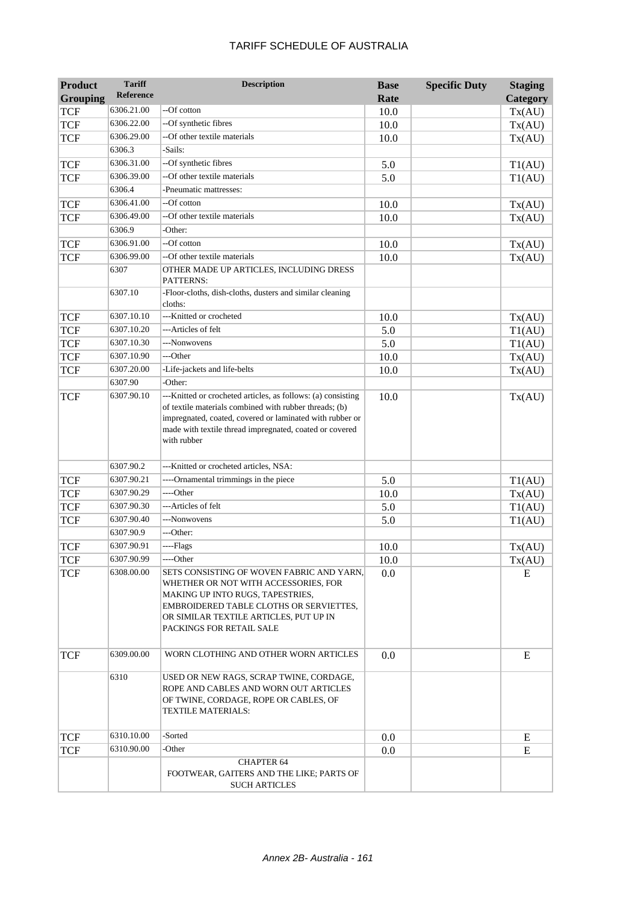# TARIFF SCHEDULE OF AUSTRALIA

| Product Grouping | Tariff Reference | Description | Base Rate | Specific Duty | Staging Category |
|---|---|---|---|---|---|
| TCF | 6306.21.00 | --Of cotton | 10.0 | | Tx(AU) |
| TCF | 6306.22.00 | --Of synthetic fibres | 10.0 | | Tx(AU) |
| TCF | 6306.29.00 | --Of other textile materials | 10.0 | | Tx(AU) |
| | 6306.3 | -Sails: | | | |
| TCF | 6306.31.00 | --Of synthetic fibres | 5.0 | | T1(AU) |
| TCF | 6306.39.00 | --Of other textile materials | 5.0 | | T1(AU) |
| | 6306.4 | -Pneumatic mattresses: | | | |
| TCF | 6306.41.00 | --Of cotton | 10.0 | | Tx(AU) |
| TCF | 6306.49.00 | --Of other textile materials | 10.0 | | Tx(AU) |
| | 6306.9 | -Other: | | | |
| TCF | 6306.91.00 | --Of cotton | 10.0 | | Tx(AU) |
| TCF | 6306.99.00 | --Of other textile materials | 10.0 | | Tx(AU) |
| | 6307 | OTHER MADE UP ARTICLES, INCLUDING DRESS PATTERNS: | | | |
| | 6307.10 | -Floor-cloths, dish-cloths, dusters and similar cleaning cloths: | | | |
| TCF | 6307.10.10 | ---Knitted or crocheted | 10.0 | | Tx(AU) |
| TCF | 6307.10.20 | ---Articles of felt | 5.0 | | T1(AU) |
| TCF | 6307.10.30 | ---Nonwovens | 5.0 | | T1(AU) |
| TCF | 6307.10.90 | ---Other | 10.0 | | Tx(AU) |
| TCF | 6307.20.00 | -Life-jackets and life-belts | 10.0 | | Tx(AU) |
| | 6307.90 | -Other: | | | |
| TCF | 6307.90.10 | ---Knitted or crocheted articles, as follows: (a) consisting of textile materials combined with rubber threads; (b) impregnated, coated, covered or laminated with rubber or made with textile thread impregnated, coated or covered with rubber | 10.0 | | Tx(AU) |
| | 6307.90.2 | ---Knitted or crocheted articles, NSA: | | | |
| TCF | 6307.90.21 | ----Ornamental trimmings in the piece | 5.0 | | T1(AU) |
| TCF | 6307.90.29 | ----Other | 10.0 | | Tx(AU) |
| TCF | 6307.90.30 | ---Articles of felt | 5.0 | | T1(AU) |
| TCF | 6307.90.40 | ---Nonwovens | 5.0 | | T1(AU) |
| | 6307.90.9 | ---Other: | | | |
| TCF | 6307.90.91 | ----Flags | 10.0 | | Tx(AU) |
| TCF | 6307.90.99 | ----Other | 10.0 | | Tx(AU) |
| TCF | 6308.00.00 | SETS CONSISTING OF WOVEN FABRIC AND YARN, WHETHER OR NOT WITH ACCESSORIES, FOR MAKING UP INTO RUGS, TAPESTRIES, EMBROIDERED TABLE CLOTHS OR SERVIETTES, OR SIMILAR TEXTILE ARTICLES, PUT UP IN PACKINGS FOR RETAIL SALE | 0.0 | | E |
| TCF | 6309.00.00 | WORN CLOTHING AND OTHER WORN ARTICLES | 0.0 | | E |
| | 6310 | USED OR NEW RAGS, SCRAP TWINE, CORDAGE, ROPE AND CABLES AND WORN OUT ARTICLES OF TWINE, CORDAGE, ROPE OR CABLES, OF TEXTILE MATERIALS: | | | |
| TCF | 6310.10.00 | -Sorted | 0.0 | | E |
| TCF | 6310.90.00 | -Other | 0.0 | | E |
| | | CHAPTER 64 FOOTWEAR, GAITERS AND THE LIKE; PARTS OF SUCH ARTICLES | | | |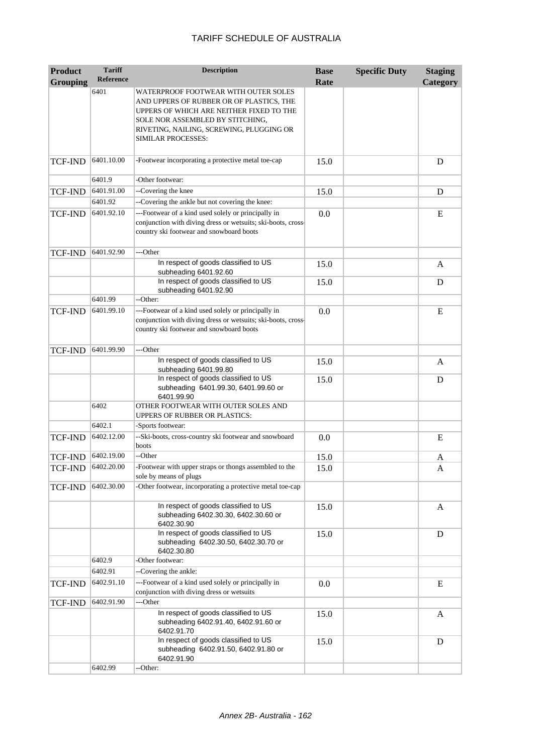| Product Grouping | Tariff Reference | Description | Base Rate | Specific Duty | Staging Category |
|---|---|---|---|---|---|
| | 6401 | WATERPROOF FOOTWEAR WITH OUTER SOLES AND UPPERS OF RUBBER OR OF PLASTICS, THE UPPERS OF WHICH ARE NEITHER FIXED TO THE SOLE NOR ASSEMBLED BY STITCHING, RIVETING, NAILING, SCREWING, PLUGGING OR SIMILAR PROCESSES: | | | |
| TCF-IND | 6401.10.00 | -Footwear incorporating a protective metal toe-cap | 15.0 | | D |
| | 6401.9 | -Other footwear: | | | |
| TCF-IND | 6401.91.00 | --Covering the knee | 15.0 | | D |
| | 6401.92 | --Covering the ankle but not covering the knee: | | | |
| TCF-IND | 6401.92.10 | ---Footwear of a kind used solely or principally in conjunction with diving dress or wetsuits; ski-boots, cross-country ski footwear and snowboard boots | 0.0 | | E |
| TCF-IND | 6401.92.90 | ---Other | | | |
| | | In respect of goods classified to US subheading 6401.92.60 | 15.0 | | A |
| | | In respect of goods classified to US subheading 6401.92.90 | 15.0 | | D |
| | 6401.99 | --Other: | | | |
| TCF-IND | 6401.99.10 | ---Footwear of a kind used solely or principally in conjunction with diving dress or wetsuits; ski-boots, cross-country ski footwear and snowboard boots | 0.0 | | E |
| TCF-IND | 6401.99.90 | ---Other | | | |
| | | In respect of goods classified to US subheading 6401.99.80 | 15.0 | | A |
| | | In respect of goods classified to US subheading 6401.99.30, 6401.99.60 or 6401.99.90 | 15.0 | | D |
| | 6402 | OTHER FOOTWEAR WITH OUTER SOLES AND UPPERS OF RUBBER OR PLASTICS: | | | |
| | 6402.1 | -Sports footwear: | | | |
| TCF-IND | 6402.12.00 | --Ski-boots, cross-country ski footwear and snowboard boots | 0.0 | | E |
| TCF-IND | 6402.19.00 | --Other | 15.0 | | A |
| TCF-IND | 6402.20.00 | -Footwear with upper straps or thongs assembled to the sole by means of plugs | 15.0 | | A |
| TCF-IND | 6402.30.00 | -Other footwear, incorporating a protective metal toe-cap | | | |
| | | In respect of goods classified to US subheading 6402.30.30, 6402.30.60 or 6402.30.90 | 15.0 | | A |
| | | In respect of goods classified to US subheading 6402.30.50, 6402.30.70 or 6402.30.80 | 15.0 | | D |
| | 6402.9 | -Other footwear: | | | |
| | 6402.91 | --Covering the ankle: | | | |
| TCF-IND | 6402.91.10 | ---Footwear of a kind used solely or principally in conjunction with diving dress or wetsuits | 0.0 | | E |
| TCF-IND | 6402.91.90 | ---Other | | | |
| | | In respect of goods classified to US subheading 6402.91.40, 6402.91.60 or 6402.91.70 | 15.0 | | A |
| | | In respect of goods classified to US subheading 6402.91.50, 6402.91.80 or 6402.91.90 | 15.0 | | D |
| | 6402.99 | --Other: | | | |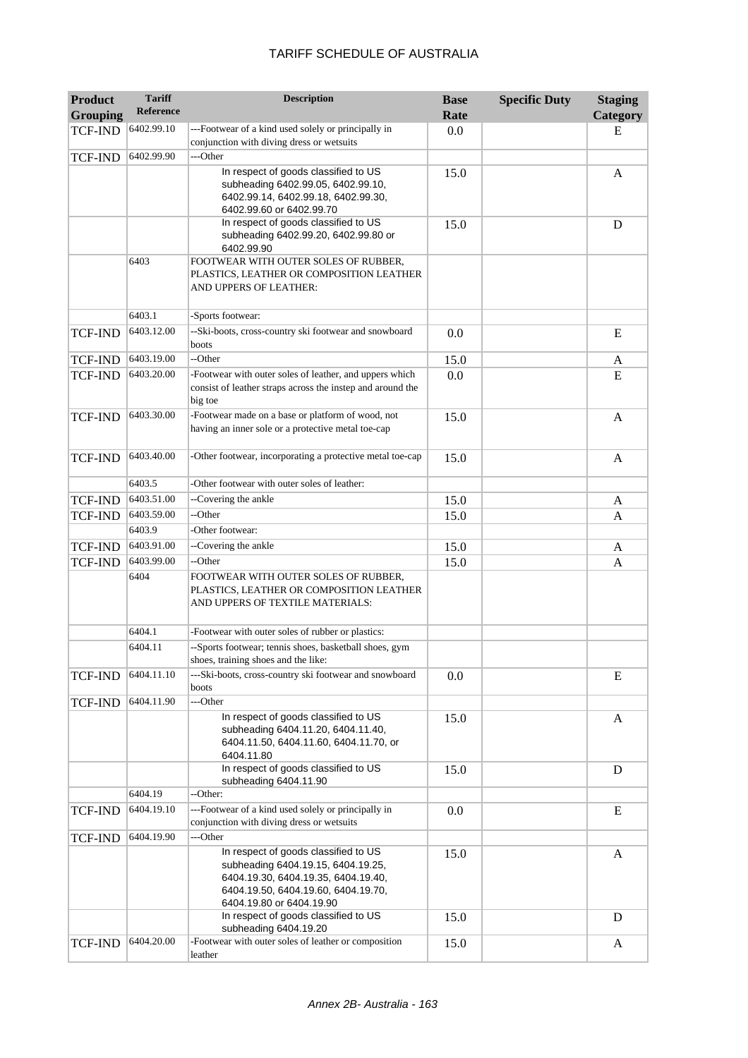# TARIFF SCHEDULE OF AUSTRALIA

| Product Grouping | Tariff Reference | Description | Base Rate | Specific Duty | Staging Category |
|---|---|---|---|---|---|
| TCF-IND | 6402.99.10 | ---Footwear of a kind used solely or principally in conjunction with diving dress or wetsuits | 0.0 | | E |
| TCF-IND | 6402.99.90 | ---Other | | | |
| | | In respect of goods classified to US subheading 6402.99.05, 6402.99.10, 6402.99.14, 6402.99.18, 6402.99.30, 6402.99.60 or 6402.99.70 | 15.0 | | A |
| | | In respect of goods classified to US subheading 6402.99.20, 6402.99.80 or 6402.99.90 | 15.0 | | D |
| | 6403 | FOOTWEAR WITH OUTER SOLES OF RUBBER, PLASTICS, LEATHER OR COMPOSITION LEATHER AND UPPERS OF LEATHER: | | | |
| | 6403.1 | -Sports footwear: | | | |
| TCF-IND | 6403.12.00 | --Ski-boots, cross-country ski footwear and snowboard boots | 0.0 | | E |
| TCF-IND | 6403.19.00 | --Other | 15.0 | | A |
| TCF-IND | 6403.20.00 | -Footwear with outer soles of leather, and uppers which consist of leather straps across the instep and around the big toe | 0.0 | | E |
| TCF-IND | 6403.30.00 | -Footwear made on a base or platform of wood, not having an inner sole or a protective metal toe-cap | 15.0 | | A |
| TCF-IND | 6403.40.00 | -Other footwear, incorporating a protective metal toe-cap | 15.0 | | A |
| | 6403.5 | -Other footwear with outer soles of leather: | | | |
| TCF-IND | 6403.51.00 | --Covering the ankle | 15.0 | | A |
| TCF-IND | 6403.59.00 | --Other | 15.0 | | A |
| | 6403.9 | -Other footwear: | | | |
| TCF-IND | 6403.91.00 | --Covering the ankle | 15.0 | | A |
| TCF-IND | 6403.99.00 | --Other | 15.0 | | A |
| | 6404 | FOOTWEAR WITH OUTER SOLES OF RUBBER, PLASTICS, LEATHER OR COMPOSITION LEATHER AND UPPERS OF TEXTILE MATERIALS: | | | |
| | 6404.1 | -Footwear with outer soles of rubber or plastics: | | | |
| | 6404.11 | --Sports footwear; tennis shoes, basketball shoes, gym shoes, training shoes and the like: | | | |
| TCF-IND | 6404.11.10 | ---Ski-boots, cross-country ski footwear and snowboard boots | 0.0 | | E |
| TCF-IND | 6404.11.90 | ---Other | | | |
| | | In respect of goods classified to US subheading 6404.11.20, 6404.11.40, 6404.11.50, 6404.11.60, 6404.11.70, or 6404.11.80 | 15.0 | | A |
| | | In respect of goods classified to US subheading 6404.11.90 | 15.0 | | D |
| | 6404.19 | --Other: | | | |
| TCF-IND | 6404.19.10 | ---Footwear of a kind used solely or principally in conjunction with diving dress or wetsuits | 0.0 | | E |
| TCF-IND | 6404.19.90 | ---Other | | | |
| | | In respect of goods classified to US subheading 6404.19.15, 6404.19.25, 6404.19.30, 6404.19.35, 6404.19.40, 6404.19.50, 6404.19.60, 6404.19.70, 6404.19.80 or 6404.19.90 | 15.0 | | A |
| | | In respect of goods classified to US subheading 6404.19.20 | 15.0 | | D |
| TCF-IND | 6404.20.00 | -Footwear with outer soles of leather or composition leather | 15.0 | | A |

*Annex 2B- Australia - 163*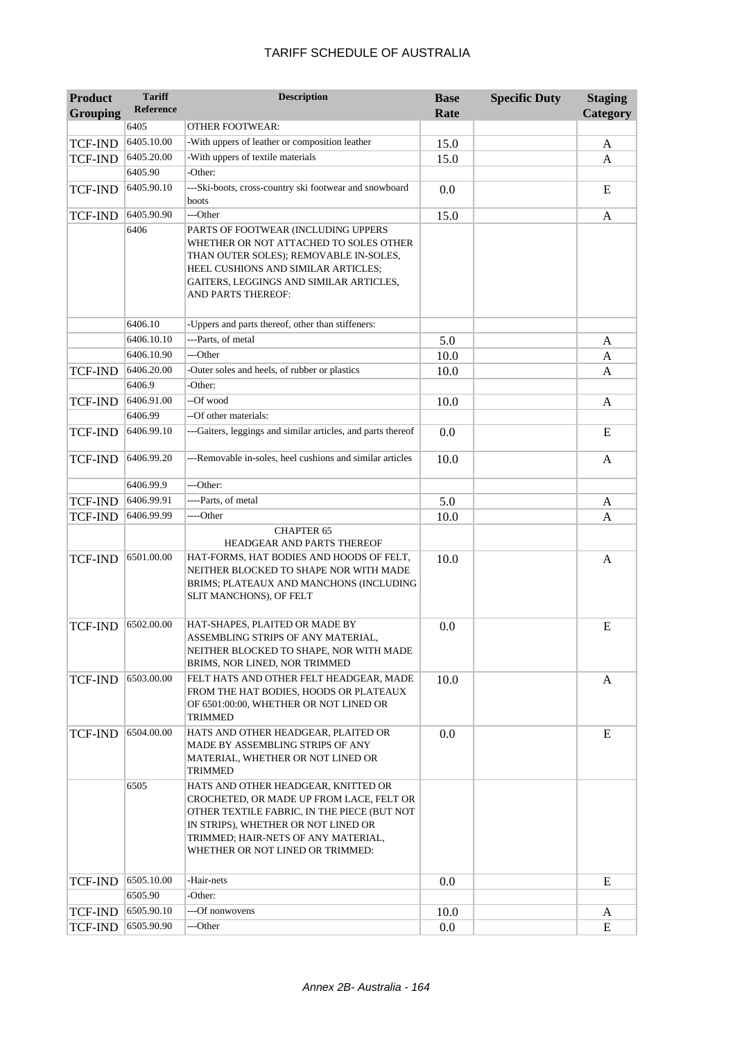# TARIFF SCHEDULE OF AUSTRALIA

| Product Grouping | Tariff Reference | Description | Base Rate | Specific Duty | Staging Category |
|---|---|---|---|---|---|
| | 6405 | OTHER FOOTWEAR: | | | |
| TCF-IND | 6405.10.00 | -With uppers of leather or composition leather | 15.0 | | A |
| TCF-IND | 6405.20.00 | -With uppers of textile materials | 15.0 | | A |
| | 6405.90 | -Other: | | | |
| TCF-IND | 6405.90.10 | ---Ski-boots, cross-country ski footwear and snowboard boots | 0.0 | | E |
| TCF-IND | 6405.90.90 | ---Other | 15.0 | | A |
| | 6406 | PARTS OF FOOTWEAR (INCLUDING UPPERS WHETHER OR NOT ATTACHED TO SOLES OTHER THAN OUTER SOLES); REMOVABLE IN-SOLES, HEEL CUSHIONS AND SIMILAR ARTICLES; GAITERS, LEGGINGS AND SIMILAR ARTICLES, AND PARTS THEREOF: | | | |
| | 6406.10 | -Uppers and parts thereof, other than stiffeners: | | | |
| | 6406.10.10 | ---Parts, of metal | 5.0 | | A |
| | 6406.10.90 | ---Other | 10.0 | | A |
| TCF-IND | 6406.20.00 | -Outer soles and heels, of rubber or plastics | 10.0 | | A |
| | 6406.9 | -Other: | | | |
| TCF-IND | 6406.91.00 | --Of wood | 10.0 | | A |
| | 6406.99 | --Of other materials: | | | |
| TCF-IND | 6406.99.10 | ---Gaiters, leggings and similar articles, and parts thereof | 0.0 | | E |
| TCF-IND | 6406.99.20 | ---Removable in-soles, heel cushions and similar articles | 10.0 | | A |
| | 6406.99.9 | ---Other: | | | |
| TCF-IND | 6406.99.91 | ----Parts, of metal | 5.0 | | A |
| TCF-IND | 6406.99.99 | ----Other | 10.0 | | A |
| | | CHAPTER 65 HEADGEAR AND PARTS THEREOF | | | |
| TCF-IND | 6501.00.00 | HAT-FORMS, HAT BODIES AND HOODS OF FELT, NEITHER BLOCKED TO SHAPE NOR WITH MADE BRIMS; PLATEAUX AND MANCHONS (INCLUDING SLIT MANCHONS), OF FELT | 10.0 | | A |
| TCF-IND | 6502.00.00 | HAT-SHAPES, PLAITED OR MADE BY ASSEMBLING STRIPS OF ANY MATERIAL, NEITHER BLOCKED TO SHAPE, NOR WITH MADE BRIMS, NOR LINED, NOR TRIMMED | 0.0 | | E |
| TCF-IND | 6503.00.00 | FELT HATS AND OTHER FELT HEADGEAR, MADE FROM THE HAT BODIES, HOODS OR PLATEAUX OF 6501:00:00, WHETHER OR NOT LINED OR TRIMMED | 10.0 | | A |
| TCF-IND | 6504.00.00 | HATS AND OTHER HEADGEAR, PLAITED OR MADE BY ASSEMBLING STRIPS OF ANY MATERIAL, WHETHER OR NOT LINED OR TRIMMED | 0.0 | | E |
| | 6505 | HATS AND OTHER HEADGEAR, KNITTED OR CROCHETED, OR MADE UP FROM LACE, FELT OR OTHER TEXTILE FABRIC, IN THE PIECE (BUT NOT IN STRIPS), WHETHER OR NOT LINED OR TRIMMED; HAIR-NETS OF ANY MATERIAL, WHETHER OR NOT LINED OR TRIMMED: | | | |
| TCF-IND | 6505.10.00 | -Hair-nets | 0.0 | | E |
| | 6505.90 | -Other: | | | |
| TCF-IND | 6505.90.10 | ---Of nonwovens | 10.0 | | A |
| TCF-IND | 6505.90.90 | ---Other | 0.0 | | E |

*Annex 2B- Australia - 164*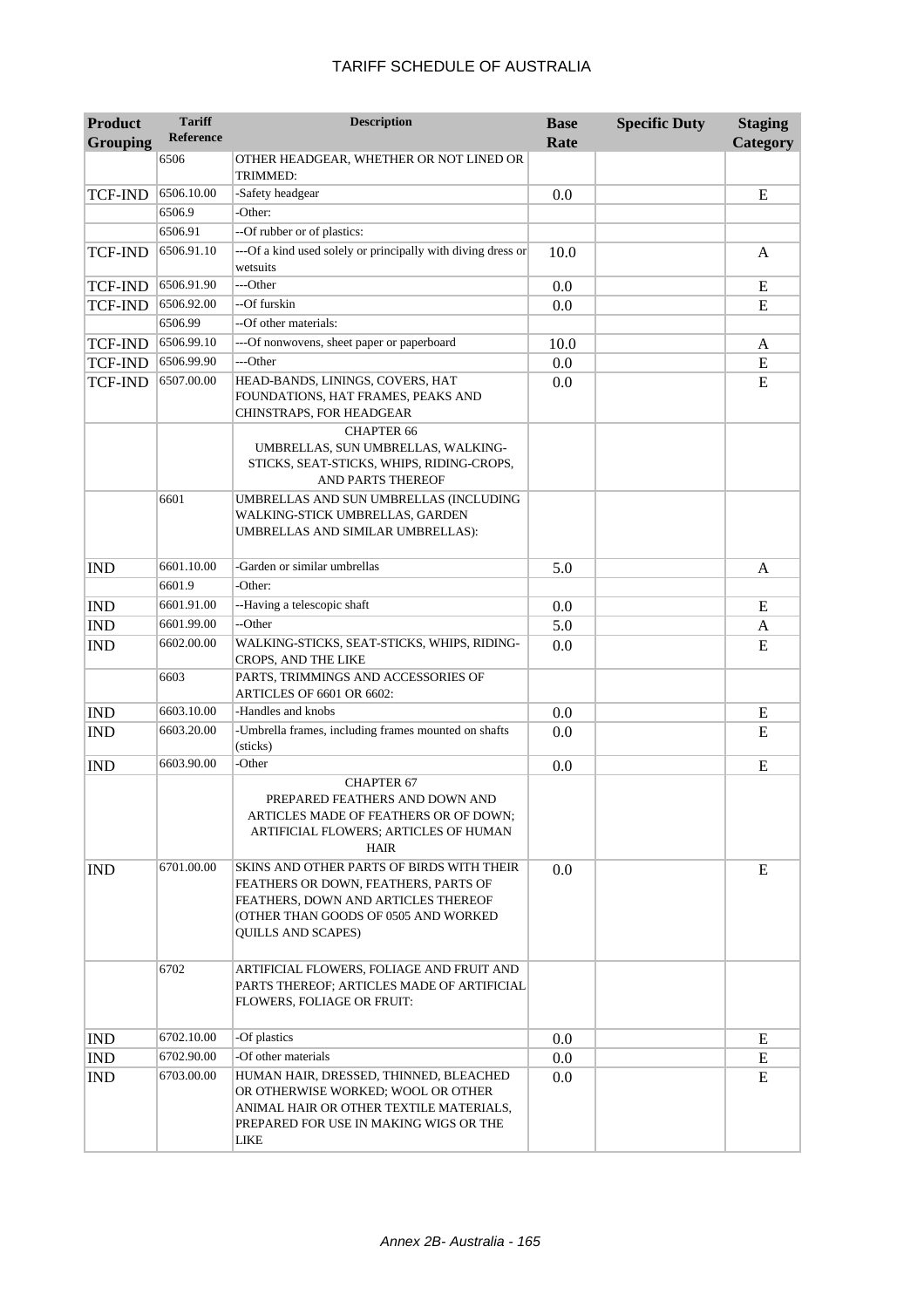# TARIFF SCHEDULE OF AUSTRALIA

| Product Grouping | Tariff Reference | Description | Base Rate | Specific Duty | Staging Category |
|---|---|---|---|---|---|
| | 6506 | OTHER HEADGEAR, WHETHER OR NOT LINED OR TRIMMED: | | | |
| TCF-IND | 6506.10.00 | -Safety headgear | 0.0 | | E |
| | 6506.9 | -Other: | | | |
| | 6506.91 | --Of rubber or of plastics: | | | |
| TCF-IND | 6506.91.10 | ---Of a kind used solely or principally with diving dress or wetsuits | 10.0 | | A |
| TCF-IND | 6506.91.90 | ---Other | 0.0 | | E |
| TCF-IND | 6506.92.00 | --Of furskin | 0.0 | | E |
| | 6506.99 | --Of other materials: | | | |
| TCF-IND | 6506.99.10 | ---Of nonwovens, sheet paper or paperboard | 10.0 | | A |
| TCF-IND | 6506.99.90 | ---Other | 0.0 | | E |
| TCF-IND | 6507.00.00 | HEAD-BANDS, LININGS, COVERS, HAT FOUNDATIONS, HAT FRAMES, PEAKS AND CHINSTRAPS, FOR HEADGEAR | 0.0 | | E |
| | | CHAPTER 66 UMBRELLAS, SUN UMBRELLAS, WALKING-STICKS, SEAT-STICKS, WHIPS, RIDING-CROPS, AND PARTS THEREOF | | | |
| | 6601 | UMBRELLAS AND SUN UMBRELLAS (INCLUDING WALKING-STICK UMBRELLAS, GARDEN UMBRELLAS AND SIMILAR UMBRELLAS): | | | |
| IND | 6601.10.00 | -Garden or similar umbrellas | 5.0 | | A |
| | 6601.9 | -Other: | | | |
| IND | 6601.91.00 | --Having a telescopic shaft | 0.0 | | E |
| IND | 6601.99.00 | --Other | 5.0 | | A |
| IND | 6602.00.00 | WALKING-STICKS, SEAT-STICKS, WHIPS, RIDING-CROPS, AND THE LIKE | 0.0 | | E |
| | 6603 | PARTS, TRIMMINGS AND ACCESSORIES OF ARTICLES OF 6601 OR 6602: | | | |
| IND | 6603.10.00 | -Handles and knobs | 0.0 | | E |
| IND | 6603.20.00 | -Umbrella frames, including frames mounted on shafts (sticks) | 0.0 | | E |
| IND | 6603.90.00 | -Other | 0.0 | | E |
| | | CHAPTER 67 PREPARED FEATHERS AND DOWN AND ARTICLES MADE OF FEATHERS OR OF DOWN; ARTIFICIAL FLOWERS; ARTICLES OF HUMAN HAIR | | | |
| IND | 6701.00.00 | SKINS AND OTHER PARTS OF BIRDS WITH THEIR FEATHERS OR DOWN, FEATHERS, PARTS OF FEATHERS, DOWN AND ARTICLES THEREOF (OTHER THAN GOODS OF 0505 AND WORKED QUILLS AND SCAPES) | 0.0 | | E |
| | 6702 | ARTIFICIAL FLOWERS, FOLIAGE AND FRUIT AND PARTS THEREOF; ARTICLES MADE OF ARTIFICIAL FLOWERS, FOLIAGE OR FRUIT: | | | |
| IND | 6702.10.00 | -Of plastics | 0.0 | | E |
| IND | 6702.90.00 | -Of other materials | 0.0 | | E |
| IND | 6703.00.00 | HUMAN HAIR, DRESSED, THINNED, BLEACHED OR OTHERWISE WORKED; WOOL OR OTHER ANIMAL HAIR OR OTHER TEXTILE MATERIALS, PREPARED FOR USE IN MAKING WIGS OR THE LIKE | 0.0 | | E |

*Annex 2B- Australia - 165*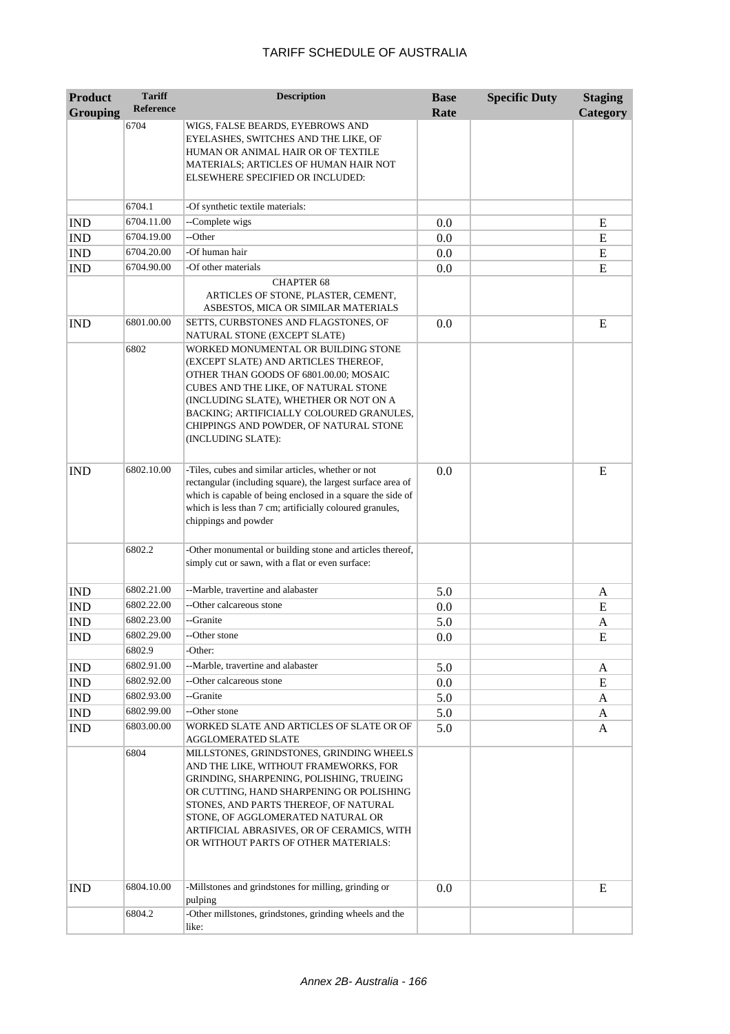| Product Grouping | Tariff Reference | Description | Base Rate | Specific Duty | Staging Category |
|---|---|---|---|---|---|
| | 6704 | WIGS, FALSE BEARDS, EYEBROWS AND EYELASHES, SWITCHES AND THE LIKE, OF HUMAN OR ANIMAL HAIR OR OF TEXTILE MATERIALS; ARTICLES OF HUMAN HAIR NOT ELSEWHERE SPECIFIED OR INCLUDED: | | | |
| | 6704.1 | -Of synthetic textile materials: | | | |
| IND | 6704.11.00 | --Complete wigs | 0.0 | | E |
| IND | 6704.19.00 | --Other | 0.0 | | E |
| IND | 6704.20.00 | -Of human hair | 0.0 | | E |
| IND | 6704.90.00 | -Of other materials | 0.0 | | E |
| | | CHAPTER 68 ARTICLES OF STONE, PLASTER, CEMENT, ASBESTOS, MICA OR SIMILAR MATERIALS | | | |
| IND | 6801.00.00 | SETTS, CURBSTONES AND FLAGSTONES, OF NATURAL STONE (EXCEPT SLATE) | 0.0 | | E |
| | 6802 | WORKED MONUMENTAL OR BUILDING STONE (EXCEPT SLATE) AND ARTICLES THEREOF, OTHER THAN GOODS OF 6801.00.00; MOSAIC CUBES AND THE LIKE, OF NATURAL STONE (INCLUDING SLATE), WHETHER OR NOT ON A BACKING; ARTIFICIALLY COLOURED GRANULES, CHIPPINGS AND POWDER, OF NATURAL STONE (INCLUDING SLATE): | | | |
| IND | 6802.10.00 | -Tiles, cubes and similar articles, whether or not rectangular (including square), the largest surface area of which is capable of being enclosed in a square the side of which is less than 7 cm; artificially coloured granules, chippings and powder | 0.0 | | E |
| | 6802.2 | -Other monumental or building stone and articles thereof, simply cut or sawn, with a flat or even surface: | | | |
| IND | 6802.21.00 | --Marble, travertine and alabaster | 5.0 | | A |
| IND | 6802.22.00 | --Other calcareous stone | 0.0 | | E |
| IND | 6802.23.00 | --Granite | 5.0 | | A |
| IND | 6802.29.00 | --Other stone | 0.0 | | E |
| | 6802.9 | -Other: | | | |
| IND | 6802.91.00 | --Marble, travertine and alabaster | 5.0 | | A |
| IND | 6802.92.00 | --Other calcareous stone | 0.0 | | E |
| IND | 6802.93.00 | --Granite | 5.0 | | A |
| IND | 6802.99.00 | --Other stone | 5.0 | | A |
| IND | 6803.00.00 | WORKED SLATE AND ARTICLES OF SLATE OR OF AGGLOMERATED SLATE | 5.0 | | A |
| | 6804 | MILLSTONES, GRINDSTONES, GRINDING WHEELS AND THE LIKE, WITHOUT FRAMEWORKS, FOR GRINDING, SHARPENING, POLISHING, TRUEING OR CUTTING, HAND SHARPENING OR POLISHING STONES, AND PARTS THEREOF, OF NATURAL STONE, OF AGGLOMERATED NATURAL OR ARTIFICIAL ABRASIVES, OR OF CERAMICS, WITH OR WITHOUT PARTS OF OTHER MATERIALS: | | | |
| IND | 6804.10.00 | -Millstones and grindstones for milling, grinding or pulping | 0.0 | | E |
| | 6804.2 | -Other millstones, grindstones, grinding wheels and the like: | | | |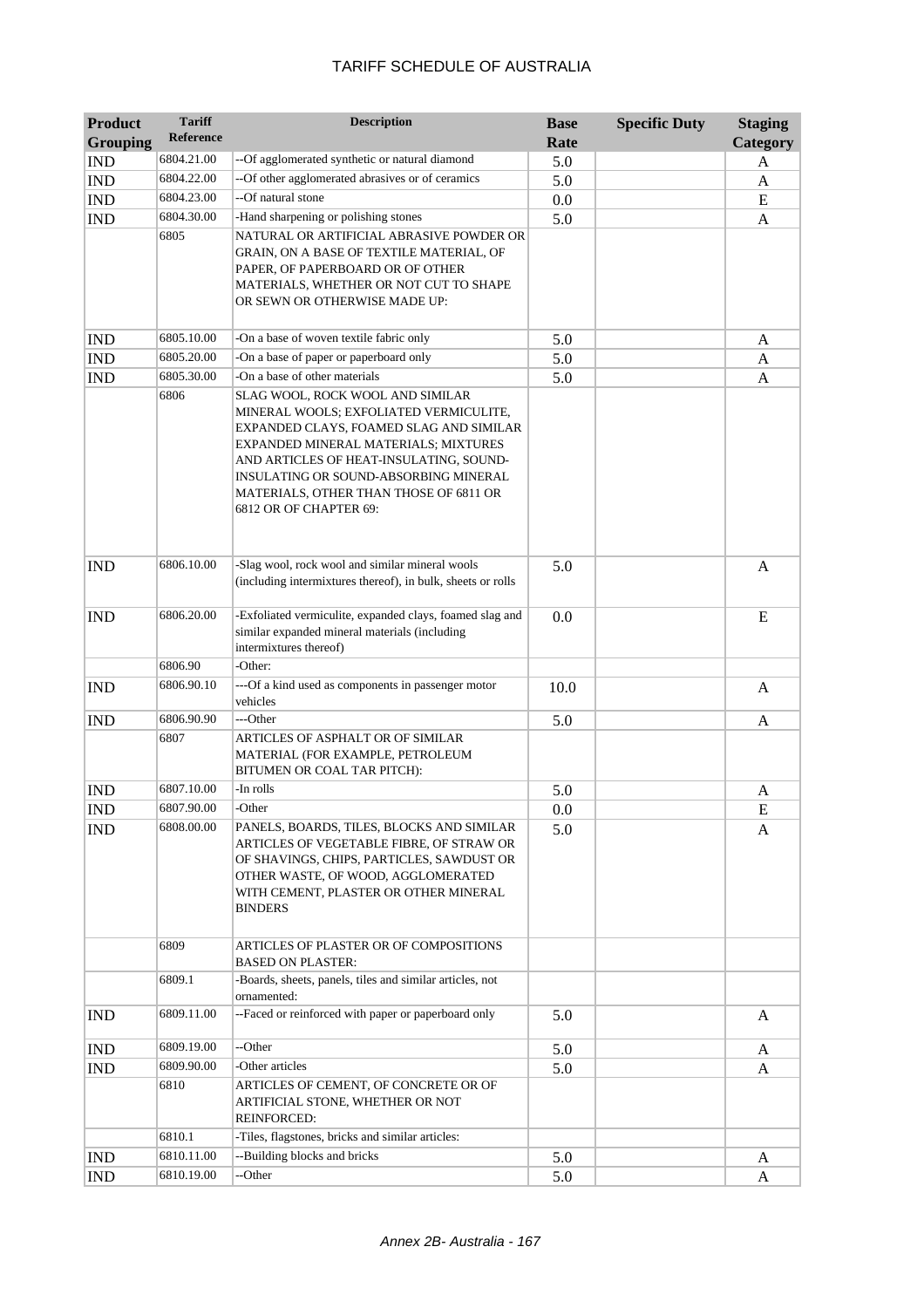| Product Grouping | Tariff Reference | Description | Base Rate | Specific Duty | Staging Category |
|---|---|---|---|---|---|
| IND | 6804.21.00 | --Of agglomerated synthetic or natural diamond | 5.0 | | A |
| IND | 6804.22.00 | --Of other agglomerated abrasives or of ceramics | 5.0 | | A |
| IND | 6804.23.00 | --Of natural stone | 0.0 | | E |
| IND | 6804.30.00 | -Hand sharpening or polishing stones | 5.0 | | A |
| | 6805 | NATURAL OR ARTIFICIAL ABRASIVE POWDER OR GRAIN, ON A BASE OF TEXTILE MATERIAL, OF PAPER, OF PAPERBOARD OR OF OTHER MATERIALS, WHETHER OR NOT CUT TO SHAPE OR SEWN OR OTHERWISE MADE UP: | | | |
| IND | 6805.10.00 | -On a base of woven textile fabric only | 5.0 | | A |
| IND | 6805.20.00 | -On a base of paper or paperboard only | 5.0 | | A |
| IND | 6805.30.00 | -On a base of other materials | 5.0 | | A |
| | 6806 | SLAG WOOL, ROCK WOOL AND SIMILAR MINERAL WOOLS; EXFOLIATED VERMICULITE, EXPANDED CLAYS, FOAMED SLAG AND SIMILAR EXPANDED MINERAL MATERIALS; MIXTURES AND ARTICLES OF HEAT-INSULATING, SOUND-INSULATING OR SOUND-ABSORBING MINERAL MATERIALS, OTHER THAN THOSE OF 6811 OR 6812 OR OF CHAPTER 69: | | | |
| IND | 6806.10.00 | -Slag wool, rock wool and similar mineral wools (including intermixtures thereof), in bulk, sheets or rolls | 5.0 | | A |
| IND | 6806.20.00 | -Exfoliated vermiculite, expanded clays, foamed slag and similar expanded mineral materials (including intermixtures thereof) | 0.0 | | E |
| | 6806.90 | -Other: | | | |
| IND | 6806.90.10 | ---Of a kind used as components in passenger motor vehicles | 10.0 | | A |
| IND | 6806.90.90 | ---Other | 5.0 | | A |
| | 6807 | ARTICLES OF ASPHALT OR OF SIMILAR MATERIAL (FOR EXAMPLE, PETROLEUM BITUMEN OR COAL TAR PITCH): | | | |
| IND | 6807.10.00 | -In rolls | 5.0 | | A |
| IND | 6807.90.00 | -Other | 0.0 | | E |
| IND | 6808.00.00 | PANELS, BOARDS, TILES, BLOCKS AND SIMILAR ARTICLES OF VEGETABLE FIBRE, OF STRAW OR OF SHAVINGS, CHIPS, PARTICLES, SAWDUST OR OTHER WASTE, OF WOOD, AGGLOMERATED WITH CEMENT, PLASTER OR OTHER MINERAL BINDERS | 5.0 | | A |
| | 6809 | ARTICLES OF PLASTER OR OF COMPOSITIONS BASED ON PLASTER: | | | |
| | 6809.1 | -Boards, sheets, panels, tiles and similar articles, not ornamented: | | | |
| IND | 6809.11.00 | --Faced or reinforced with paper or paperboard only | 5.0 | | A |
| IND | 6809.19.00 | --Other | 5.0 | | A |
| IND | 6809.90.00 | -Other articles | 5.0 | | A |
| | 6810 | ARTICLES OF CEMENT, OF CONCRETE OR OF ARTIFICIAL STONE, WHETHER OR NOT REINFORCED: | | | |
| | 6810.1 | -Tiles, flagstones, bricks and similar articles: | | | |
| IND | 6810.11.00 | --Building blocks and bricks | 5.0 | | A |
| IND | 6810.19.00 | --Other | 5.0 | | A |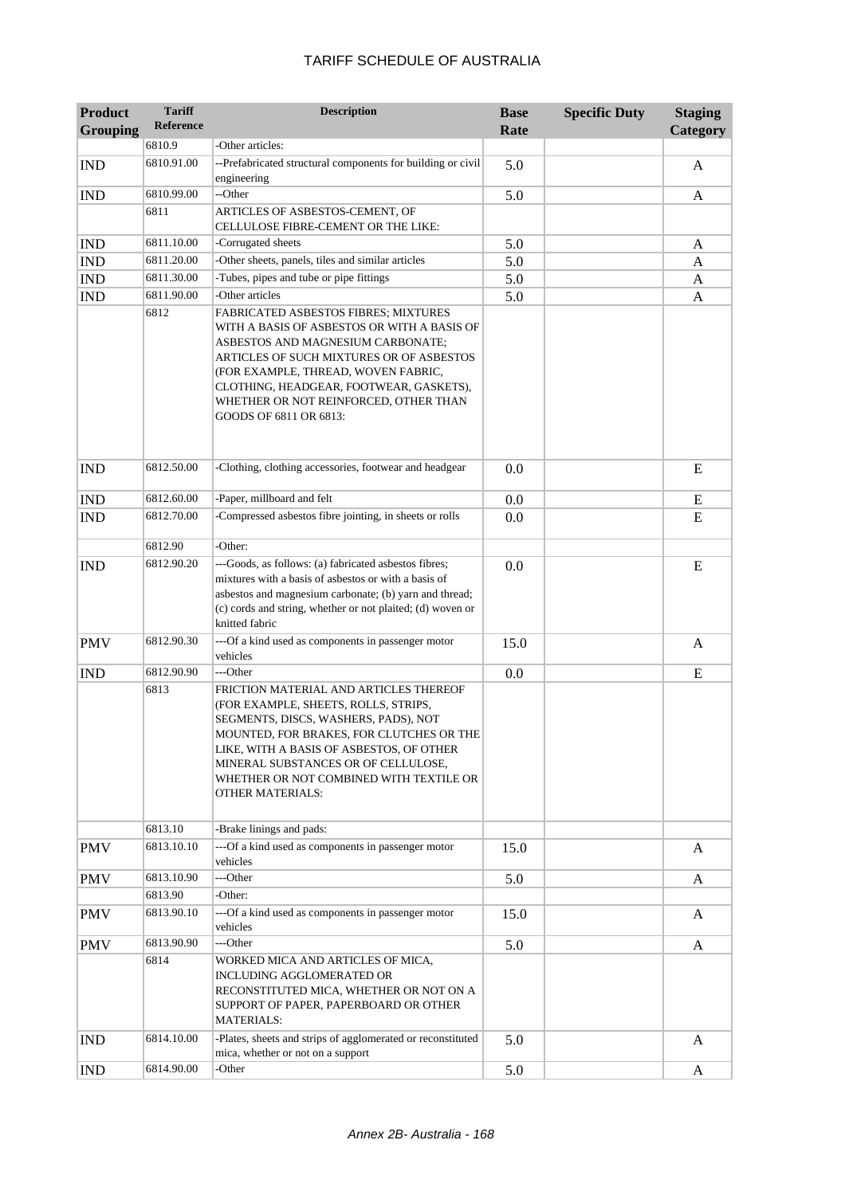| Product Grouping | Tariff Reference | Description | Base Rate | Specific Duty | Staging Category |
|---|---|---|---|---|---|
| | 6810.9 | -Other articles: | | | |
| IND | 6810.91.00 | --Prefabricated structural components for building or civil engineering | 5.0 | | A |
| IND | 6810.99.00 | --Other | 5.0 | | A |
| | 6811 | ARTICLES OF ASBESTOS-CEMENT, OF CELLULOSE FIBRE-CEMENT OR THE LIKE: | | | |
| IND | 6811.10.00 | -Corrugated sheets | 5.0 | | A |
| IND | 6811.20.00 | -Other sheets, panels, tiles and similar articles | 5.0 | | A |
| IND | 6811.30.00 | -Tubes, pipes and tube or pipe fittings | 5.0 | | A |
| IND | 6811.90.00 | -Other articles | 5.0 | | A |
| | 6812 | FABRICATED ASBESTOS FIBRES; MIXTURES WITH A BASIS OF ASBESTOS OR WITH A BASIS OF ASBESTOS AND MAGNESIUM CARBONATE; ARTICLES OF SUCH MIXTURES OR OF ASBESTOS (FOR EXAMPLE, THREAD, WOVEN FABRIC, CLOTHING, HEADGEAR, FOOTWEAR, GASKETS), WHETHER OR NOT REINFORCED, OTHER THAN GOODS OF 6811 OR 6813: | | | |
| IND | 6812.50.00 | -Clothing, clothing accessories, footwear and headgear | 0.0 | | E |
| IND | 6812.60.00 | -Paper, millboard and felt | 0.0 | | E |
| IND | 6812.70.00 | -Compressed asbestos fibre jointing, in sheets or rolls | 0.0 | | E |
| | 6812.90 | -Other: | | | |
| IND | 6812.90.20 | ---Goods, as follows: (a) fabricated asbestos fibres; mixtures with a basis of asbestos or with a basis of asbestos and magnesium carbonate; (b) yarn and thread; (c) cords and string, whether or not plaited; (d) woven or knitted fabric | 0.0 | | E |
| PMV | 6812.90.30 | ---Of a kind used as components in passenger motor vehicles | 15.0 | | A |
| IND | 6812.90.90 | ---Other | 0.0 | | E |
| | 6813 | FRICTION MATERIAL AND ARTICLES THEREOF (FOR EXAMPLE, SHEETS, ROLLS, STRIPS, SEGMENTS, DISCS, WASHERS, PADS), NOT MOUNTED, FOR BRAKES, FOR CLUTCHES OR THE LIKE, WITH A BASIS OF ASBESTOS, OF OTHER MINERAL SUBSTANCES OR OF CELLULOSE, WHETHER OR NOT COMBINED WITH TEXTILE OR OTHER MATERIALS: | | | |
| | 6813.10 | -Brake linings and pads: | | | |
| PMV | 6813.10.10 | ---Of a kind used as components in passenger motor vehicles | 15.0 | | A |
| PMV | 6813.10.90 | ---Other | 5.0 | | A |
| | 6813.90 | -Other: | | | |
| PMV | 6813.90.10 | ---Of a kind used as components in passenger motor vehicles | 15.0 | | A |
| PMV | 6813.90.90 | ---Other | 5.0 | | A |
| | 6814 | WORKED MICA AND ARTICLES OF MICA, INCLUDING AGGLOMERATED OR RECONSTITUTED MICA, WHETHER OR NOT ON A SUPPORT OF PAPER, PAPERBOARD OR OTHER MATERIALS: | | | |
| IND | 6814.10.00 | -Plates, sheets and strips of agglomerated or reconstituted mica, whether or not on a support | 5.0 | | A |
| IND | 6814.90.00 | -Other | 5.0 | | A |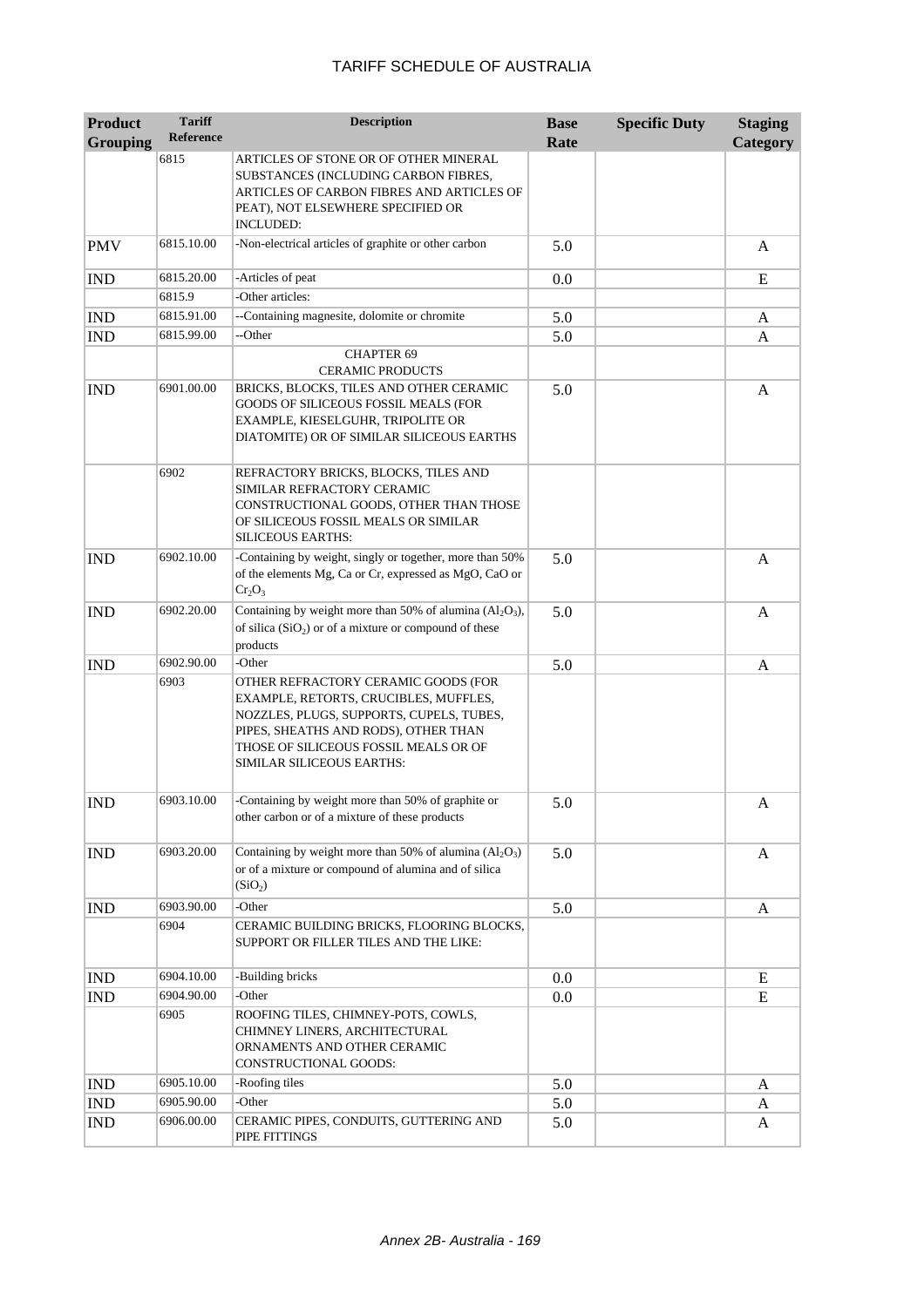# TARIFF SCHEDULE OF AUSTRALIA

| Product Grouping | Tariff Reference | Description | Base Rate | Specific Duty | Staging Category |
|---|---|---|---|---|---|
| | 6815 | ARTICLES OF STONE OR OF OTHER MINERAL SUBSTANCES (INCLUDING CARBON FIBRES, ARTICLES OF CARBON FIBRES AND ARTICLES OF PEAT), NOT ELSEWHERE SPECIFIED OR INCLUDED: | | | |
| PMV | 6815.10.00 | -Non-electrical articles of graphite or other carbon | 5.0 | | A |
| IND | 6815.20.00 | -Articles of peat | 0.0 | | E |
| | 6815.9 | -Other articles: | | | |
| IND | 6815.91.00 | --Containing magnesite, dolomite or chromite | 5.0 | | A |
| IND | 6815.99.00 | --Other | 5.0 | | A |
| | | CHAPTER 69 CERAMIC PRODUCTS | | | |
| IND | 6901.00.00 | BRICKS, BLOCKS, TILES AND OTHER CERAMIC GOODS OF SILICEOUS FOSSIL MEALS (FOR EXAMPLE, KIESELGUHR, TRIPOLITE OR DIATOMITE) OR OF SIMILAR SILICEOUS EARTHS | 5.0 | | A |
| | 6902 | REFRACTORY BRICKS, BLOCKS, TILES AND SIMILAR REFRACTORY CERAMIC CONSTRUCTIONAL GOODS, OTHER THAN THOSE OF SILICEOUS FOSSIL MEALS OR SIMILAR SILICEOUS EARTHS: | | | |
| IND | 6902.10.00 | -Containing by weight, singly or together, more than 50% of the elements Mg, Ca or Cr, expressed as MgO, CaO or $Cr_2O_3$ | 5.0 | | A |
| IND | 6902.20.00 | Containing by weight more than 50% of alumina ($Al_2O_3$), of silica ($SiO_2$) or of a mixture or compound of these products | 5.0 | | A |
| IND | 6902.90.00 | -Other | 5.0 | | A |
| | 6903 | OTHER REFRACTORY CERAMIC GOODS (FOR EXAMPLE, RETORTS, CRUCIBLES, MUFFLES, NOZZLES, PLUGS, SUPPORTS, CUPELS, TUBES, PIPES, SHEATHS AND RODS), OTHER THAN THOSE OF SILICEOUS FOSSIL MEALS OR OF SIMILAR SILICEOUS EARTHS: | | | |
| IND | 6903.10.00 | -Containing by weight more than 50% of graphite or other carbon or of a mixture of these products | 5.0 | | A |
| IND | 6903.20.00 | Containing by weight more than 50% of alumina ($Al_2O_3$) or of a mixture or compound of alumina and of silica ($SiO_2$) | 5.0 | | A |
| IND | 6903.90.00 | -Other | 5.0 | | A |
| | 6904 | CERAMIC BUILDING BRICKS, FLOORING BLOCKS, SUPPORT OR FILLER TILES AND THE LIKE: | | | |
| IND | 6904.10.00 | -Building bricks | 0.0 | | E |
| IND | 6904.90.00 | -Other | 0.0 | | E |
| | 6905 | ROOFING TILES, CHIMNEY-POTS, COWLS, CHIMNEY LINERS, ARCHITECTURAL ORNAMENTS AND OTHER CERAMIC CONSTRUCTIONAL GOODS: | | | |
| IND | 6905.10.00 | -Roofing tiles | 5.0 | | A |
| IND | 6905.90.00 | -Other | 5.0 | | A |
| IND | 6906.00.00 | CERAMIC PIPES, CONDUITS, GUTTERING AND PIPE FITTINGS | 5.0 | | A |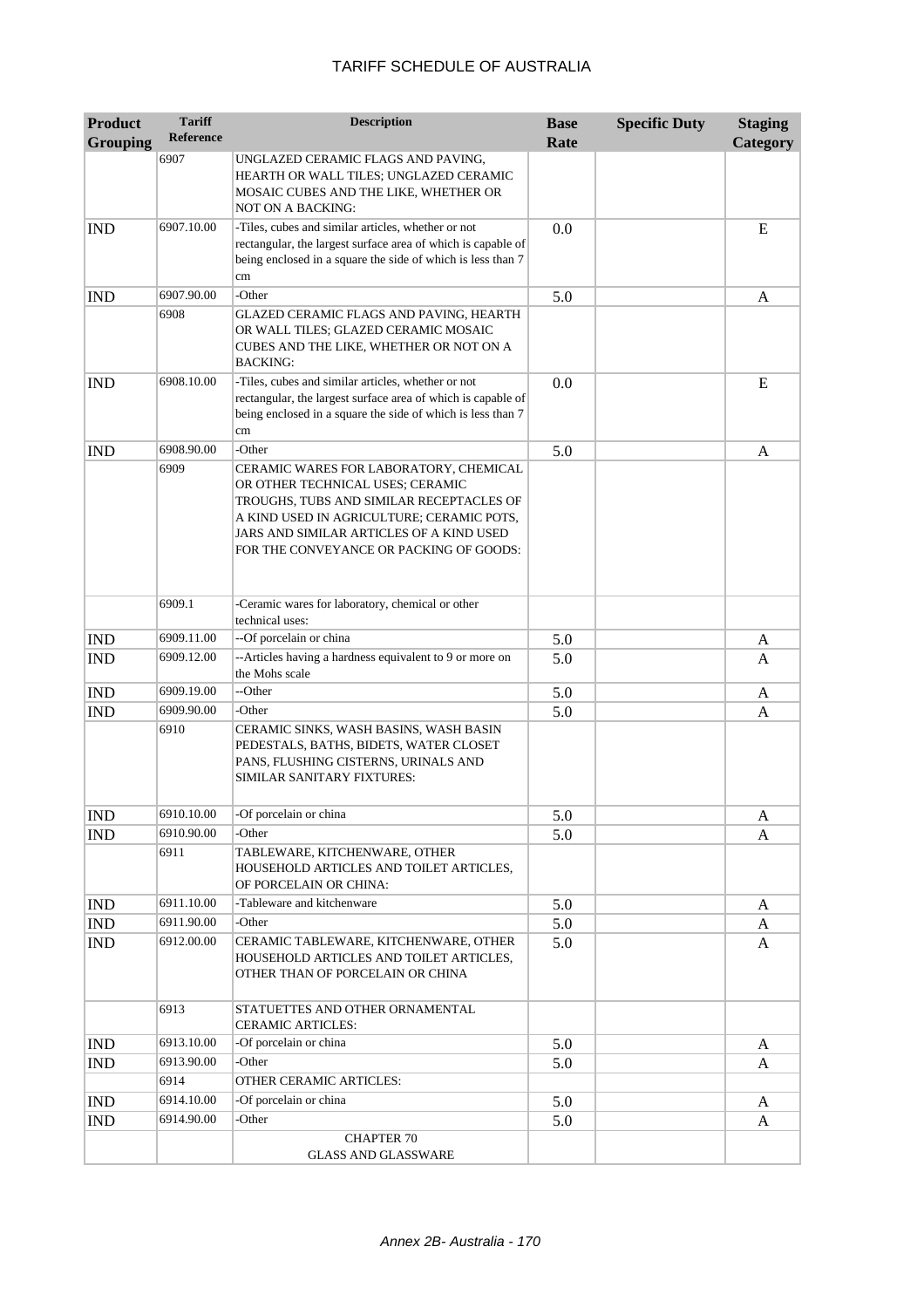# TARIFF SCHEDULE OF AUSTRALIA

| Product Grouping | Tariff Reference | Description | Base Rate | Specific Duty | Staging Category |
|---|---|---|---|---|---|
| | 6907 | UNGLAZED CERAMIC FLAGS AND PAVING, HEARTH OR WALL TILES; UNGLAZED CERAMIC MOSAIC CUBES AND THE LIKE, WHETHER OR NOT ON A BACKING: | | | |
| IND | 6907.10.00 | -Tiles, cubes and similar articles, whether or not rectangular, the largest surface area of which is capable of being enclosed in a square the side of which is less than 7 cm | 0.0 | | E |
| IND | 6907.90.00 | -Other | 5.0 | | A |
| | 6908 | GLAZED CERAMIC FLAGS AND PAVING, HEARTH OR WALL TILES; GLAZED CERAMIC MOSAIC CUBES AND THE LIKE, WHETHER OR NOT ON A BACKING: | | | |
| IND | 6908.10.00 | -Tiles, cubes and similar articles, whether or not rectangular, the largest surface area of which is capable of being enclosed in a square the side of which is less than 7 cm | 0.0 | | E |
| IND | 6908.90.00 | -Other | 5.0 | | A |
| | 6909 | CERAMIC WARES FOR LABORATORY, CHEMICAL OR OTHER TECHNICAL USES; CERAMIC TROUGHS, TUBS AND SIMILAR RECEPTACLES OF A KIND USED IN AGRICULTURE; CERAMIC POTS, JARS AND SIMILAR ARTICLES OF A KIND USED FOR THE CONVEYANCE OR PACKING OF GOODS: | | | |
| | 6909.1 | -Ceramic wares for laboratory, chemical or other technical uses: | | | |
| IND | 6909.11.00 | --Of porcelain or china | 5.0 | | A |
| IND | 6909.12.00 | --Articles having a hardness equivalent to 9 or more on the Mohs scale | 5.0 | | A |
| IND | 6909.19.00 | --Other | 5.0 | | A |
| IND | 6909.90.00 | -Other | 5.0 | | A |
| | 6910 | CERAMIC SINKS, WASH BASINS, WASH BASIN PEDESTALS, BATHS, BIDETS, WATER CLOSET PANS, FLUSHING CISTERNS, URINALS AND SIMILAR SANITARY FIXTURES: | | | |
| IND | 6910.10.00 | -Of porcelain or china | 5.0 | | A |
| IND | 6910.90.00 | -Other | 5.0 | | A |
| | 6911 | TABLEWARE, KITCHENWARE, OTHER HOUSEHOLD ARTICLES AND TOILET ARTICLES, OF PORCELAIN OR CHINA: | | | |
| IND | 6911.10.00 | -Tableware and kitchenware | 5.0 | | A |
| IND | 6911.90.00 | -Other | 5.0 | | A |
| IND | 6912.00.00 | CERAMIC TABLEWARE, KITCHENWARE, OTHER HOUSEHOLD ARTICLES AND TOILET ARTICLES, OTHER THAN OF PORCELAIN OR CHINA | 5.0 | | A |
| | 6913 | STATUETTES AND OTHER ORNAMENTAL CERAMIC ARTICLES: | | | |
| IND | 6913.10.00 | -Of porcelain or china | 5.0 | | A |
| IND | 6913.90.00 | -Other | 5.0 | | A |
| | 6914 | OTHER CERAMIC ARTICLES: | | | |
| IND | 6914.10.00 | -Of porcelain or china | 5.0 | | A |
| IND | 6914.90.00 | -Other | 5.0 | | A |
| | | CHAPTER 70 GLASS AND GLASSWARE | | | |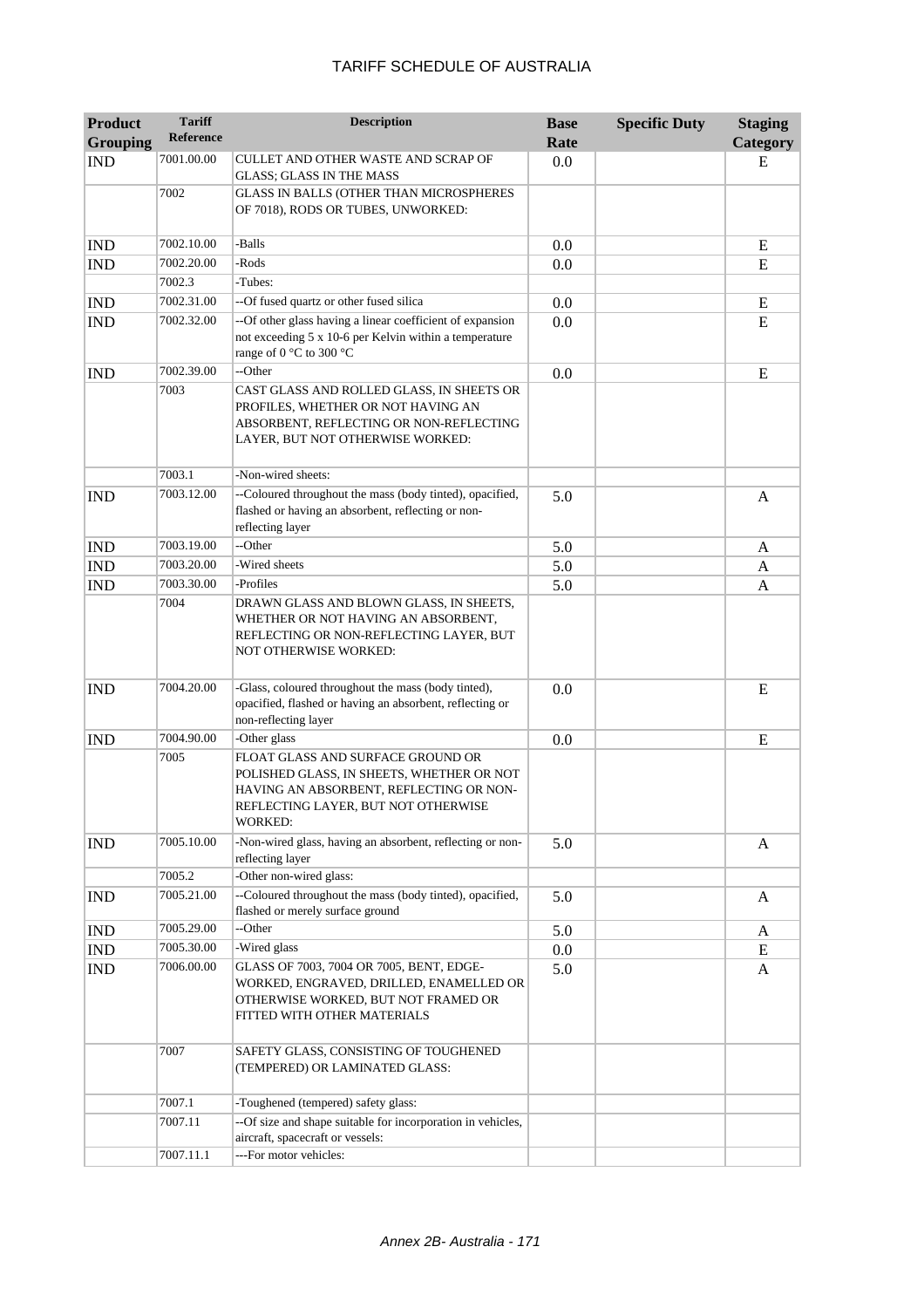# TARIFF SCHEDULE OF AUSTRALIA

| Product Grouping | Tariff Reference | Description | Base Rate | Specific Duty | Staging Category |
|---|---|---|---|---|---|
| IND | 7001.00.00 | CULLET AND OTHER WASTE AND SCRAP OF GLASS; GLASS IN THE MASS | 0.0 | | E |
| | 7002 | GLASS IN BALLS (OTHER THAN MICROSPHERES OF 7018), RODS OR TUBES, UNWORKED: | | | |
| IND | 7002.10.00 | -Balls | 0.0 | | E |
| IND | 7002.20.00 | -Rods | 0.0 | | E |
| | 7002.3 | -Tubes: | | | |
| IND | 7002.31.00 | --Of fused quartz or other fused silica | 0.0 | | E |
| IND | 7002.32.00 | --Of other glass having a linear coefficient of expansion not exceeding 5 x 10-6 per Kelvin within a temperature range of 0 °C to 300 °C | 0.0 | | E |
| IND | 7002.39.00 | --Other | 0.0 | | E |
| | 7003 | CAST GLASS AND ROLLED GLASS, IN SHEETS OR PROFILES, WHETHER OR NOT HAVING AN ABSORBENT, REFLECTING OR NON-REFLECTING LAYER, BUT NOT OTHERWISE WORKED: | | | |
| | 7003.1 | -Non-wired sheets: | | | |
| IND | 7003.12.00 | --Coloured throughout the mass (body tinted), opacified, flashed or having an absorbent, reflecting or non-reflecting layer | 5.0 | | A |
| IND | 7003.19.00 | --Other | 5.0 | | A |
| IND | 7003.20.00 | -Wired sheets | 5.0 | | A |
| IND | 7003.30.00 | -Profiles | 5.0 | | A |
| | 7004 | DRAWN GLASS AND BLOWN GLASS, IN SHEETS, WHETHER OR NOT HAVING AN ABSORBENT, REFLECTING OR NON-REFLECTING LAYER, BUT NOT OTHERWISE WORKED: | | | |
| IND | 7004.20.00 | -Glass, coloured throughout the mass (body tinted), opacified, flashed or having an absorbent, reflecting or non-reflecting layer | 0.0 | | E |
| IND | 7004.90.00 | -Other glass | 0.0 | | E |
| | 7005 | FLOAT GLASS AND SURFACE GROUND OR POLISHED GLASS, IN SHEETS, WHETHER OR NOT HAVING AN ABSORBENT, REFLECTING OR NON-REFLECTING LAYER, BUT NOT OTHERWISE WORKED: | | | |
| IND | 7005.10.00 | -Non-wired glass, having an absorbent, reflecting or non-reflecting layer | 5.0 | | A |
| | 7005.2 | -Other non-wired glass: | | | |
| IND | 7005.21.00 | --Coloured throughout the mass (body tinted), opacified, flashed or merely surface ground | 5.0 | | A |
| IND | 7005.29.00 | --Other | 5.0 | | A |
| IND | 7005.30.00 | -Wired glass | 0.0 | | E |
| IND | 7006.00.00 | GLASS OF 7003, 7004 OR 7005, BENT, EDGE-WORKED, ENGRAVED, DRILLED, ENAMELLED OR OTHERWISE WORKED, BUT NOT FRAMED OR FITTED WITH OTHER MATERIALS | 5.0 | | A |
| | 7007 | SAFETY GLASS, CONSISTING OF TOUGHENED (TEMPERED) OR LAMINATED GLASS: | | | |
| | 7007.1 | -Toughened (tempered) safety glass: | | | |
| | 7007.11 | --Of size and shape suitable for incorporation in vehicles, aircraft, spacecraft or vessels: | | | |
| | 7007.11.1 | ---For motor vehicles: | | | |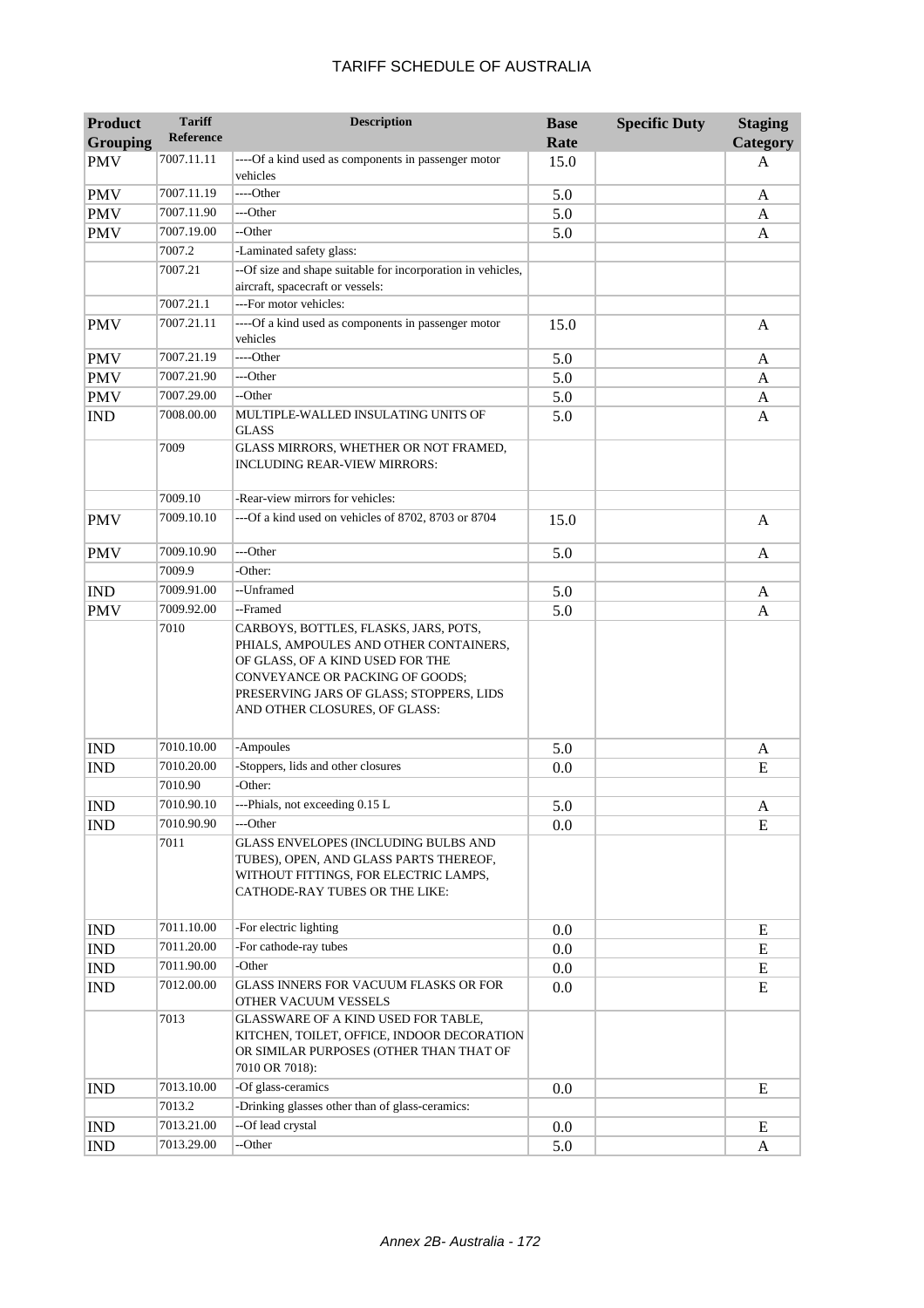| Product Grouping | Tariff Reference | Description | Base Rate | Specific Duty | Staging Category |
|---|---|---|---|---|---|
| PMV | 7007.11.11 | ----Of a kind used as components in passenger motor vehicles | 15.0 | | A |
| PMV | 7007.11.19 | ----Other | 5.0 | | A |
| PMV | 7007.11.90 | ---Other | 5.0 | | A |
| PMV | 7007.19.00 | --Other | 5.0 | | A |
| | 7007.2 | -Laminated safety glass: | | | |
| | 7007.21 | --Of size and shape suitable for incorporation in vehicles, aircraft, spacecraft or vessels: | | | |
| | 7007.21.1 | ---For motor vehicles: | | | |
| PMV | 7007.21.11 | ----Of a kind used as components in passenger motor vehicles | 15.0 | | A |
| PMV | 7007.21.19 | ----Other | 5.0 | | A |
| PMV | 7007.21.90 | ---Other | 5.0 | | A |
| PMV | 7007.29.00 | --Other | 5.0 | | A |
| IND | 7008.00.00 | MULTIPLE-WALLED INSULATING UNITS OF GLASS | 5.0 | | A |
| | 7009 | GLASS MIRRORS, WHETHER OR NOT FRAMED, INCLUDING REAR-VIEW MIRRORS: | | | |
| | 7009.10 | -Rear-view mirrors for vehicles: | | | |
| PMV | 7009.10.10 | ---Of a kind used on vehicles of 8702, 8703 or 8704 | 15.0 | | A |
| PMV | 7009.10.90 | ---Other | 5.0 | | A |
| | 7009.9 | -Other: | | | |
| IND | 7009.91.00 | --Unframed | 5.0 | | A |
| PMV | 7009.92.00 | --Framed | 5.0 | | A |
| | 7010 | CARBOYS, BOTTLES, FLASKS, JARS, POTS, PHIALS, AMPOULES AND OTHER CONTAINERS, OF GLASS, OF A KIND USED FOR THE CONVEYANCE OR PACKING OF GOODS; PRESERVING JARS OF GLASS; STOPPERS, LIDS AND OTHER CLOSURES, OF GLASS: | | | |
| IND | 7010.10.00 | -Ampoules | 5.0 | | A |
| IND | 7010.20.00 | -Stoppers, lids and other closures | 0.0 | | E |
| | 7010.90 | -Other: | | | |
| IND | 7010.90.10 | ---Phials, not exceeding 0.15 L | 5.0 | | A |
| IND | 7010.90.90 | ---Other | 0.0 | | E |
| | 7011 | GLASS ENVELOPES (INCLUDING BULBS AND TUBES), OPEN, AND GLASS PARTS THEREOF, WITHOUT FITTINGS, FOR ELECTRIC LAMPS, CATHODE-RAY TUBES OR THE LIKE: | | | |
| IND | 7011.10.00 | -For electric lighting | 0.0 | | E |
| IND | 7011.20.00 | -For cathode-ray tubes | 0.0 | | E |
| IND | 7011.90.00 | -Other | 0.0 | | E |
| IND | 7012.00.00 | GLASS INNERS FOR VACUUM FLASKS OR FOR OTHER VACUUM VESSELS | 0.0 | | E |
| | 7013 | GLASSWARE OF A KIND USED FOR TABLE, KITCHEN, TOILET, OFFICE, INDOOR DECORATION OR SIMILAR PURPOSES (OTHER THAN THAT OF 7010 OR 7018): | | | |
| IND | 7013.10.00 | -Of glass-ceramics | 0.0 | | E |
| | 7013.2 | -Drinking glasses other than of glass-ceramics: | | | |
| IND | 7013.21.00 | --Of lead crystal | 0.0 | | E |
| IND | 7013.29.00 | --Other | 5.0 | | A |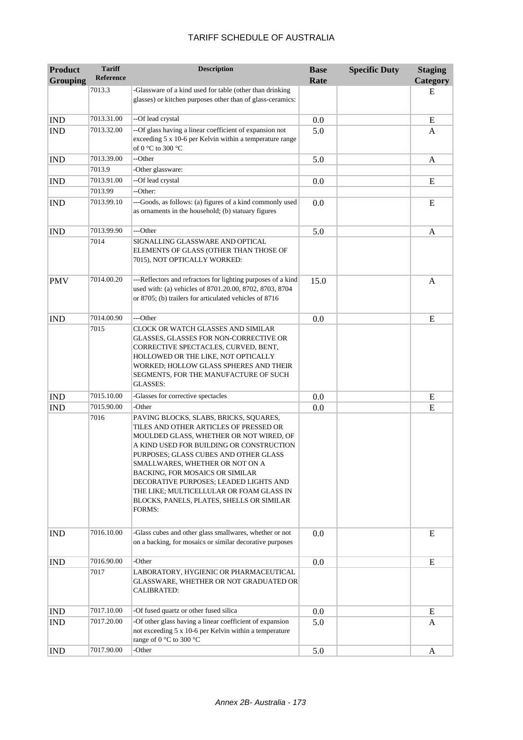# TARIFF SCHEDULE OF AUSTRALIA

| Product Grouping | Tariff Reference | Description | Base Rate | Specific Duty | Staging Category |
|---|---|---|---|---|---|
| | 7013.3 | -Glassware of a kind used for table (other than drinking glasses) or kitchen purposes other than of glass-ceramics: | | | E |
| IND | 7013.31.00 | --Of lead crystal | 0.0 | | E |
| IND | 7013.32.00 | --Of glass having a linear coefficient of expansion not exceeding 5 x 10-6 per Kelvin within a temperature range of 0 °C to 300 °C | 5.0 | | A |
| IND | 7013.39.00 | --Other | 5.0 | | A |
| | 7013.9 | -Other glassware: | | | |
| IND | 7013.91.00 | --Of lead crystal | 0.0 | | E |
| | 7013.99 | --Other: | | | |
| IND | 7013.99.10 | ---Goods, as follows: (a) figures of a kind commonly used as ornaments in the household; (b) statuary figures | 0.0 | | E |
| IND | 7013.99.90 | ---Other | 5.0 | | A |
| | 7014 | SIGNALLING GLASSWARE AND OPTICAL ELEMENTS OF GLASS (OTHER THAN THOSE OF 7015), NOT OPTICALLY WORKED: | | | |
| PMV | 7014.00.20 | ---Reflectors and refractors for lighting purposes of a kind used with: (a) vehicles of 8701.20.00, 8702, 8703, 8704 or 8705; (b) trailers for articulated vehicles of 8716 | 15.0 | | A |
| IND | 7014.00.90 | ---Other | 0.0 | | E |
| | 7015 | CLOCK OR WATCH GLASSES AND SIMILAR GLASSES, GLASSES FOR NON-CORRECTIVE OR CORRECTIVE SPECTACLES, CURVED, BENT, HOLLOWED OR THE LIKE, NOT OPTICALLY WORKED; HOLLOW GLASS SPHERES AND THEIR SEGMENTS, FOR THE MANUFACTURE OF SUCH GLASSES: | | | |
| IND | 7015.10.00 | -Glasses for corrective spectacles | 0.0 | | E |
| IND | 7015.90.00 | -Other | 0.0 | | E |
| | 7016 | PAVING BLOCKS, SLABS, BRICKS, SQUARES, TILES AND OTHER ARTICLES OF PRESSED OR MOULDED GLASS, WHETHER OR NOT WIRED, OF A KIND USED FOR BUILDING OR CONSTRUCTION PURPOSES; GLASS CUBES AND OTHER GLASS SMALLWARES, WHETHER OR NOT ON A BACKING, FOR MOSAICS OR SIMILAR DECORATIVE PURPOSES; LEADED LIGHTS AND THE LIKE; MULTICELLULAR OR FOAM GLASS IN BLOCKS, PANELS, PLATES, SHELLS OR SIMILAR FORMS: | | | |
| IND | 7016.10.00 | -Glass cubes and other glass smallwares, whether or not on a backing, for mosaics or similar decorative purposes | 0.0 | | E |
| IND | 7016.90.00 | -Other | 0.0 | | E |
| | 7017 | LABORATORY, HYGIENIC OR PHARMACEUTICAL GLASSWARE, WHETHER OR NOT GRADUATED OR CALIBRATED: | | | |
| IND | 7017.10.00 | -Of fused quartz or other fused silica | 0.0 | | E |
| IND | 7017.20.00 | -Of other glass having a linear coefficient of expansion not exceeding 5 x 10-6 per Kelvin within a temperature range of 0 °C to 300 °C | 5.0 | | A |
| IND | 7017.90.00 | -Other | 5.0 | | A |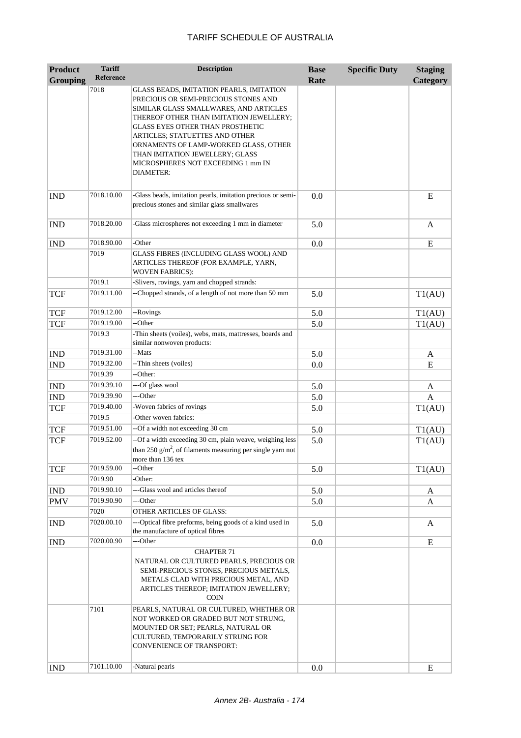| Product Grouping | Tariff Reference | Description | Base Rate | Specific Duty | Staging Category |
|---|---|---|---|---|---|
| | 7018 | GLASS BEADS, IMITATION PEARLS, IMITATION PRECIOUS OR SEMI-PRECIOUS STONES AND SIMILAR GLASS SMALLWARES, AND ARTICLES THEREOF OTHER THAN IMITATION JEWELLERY; GLASS EYES OTHER THAN PROSTHETIC ARTICLES; STATUETTES AND OTHER ORNAMENTS OF LAMP-WORKED GLASS, OTHER THAN IMITATION JEWELLERY; GLASS MICROSPHERES NOT EXCEEDING 1 mm IN DIAMETER: | | | |
| IND | 7018.10.00 | -Glass beads, imitation pearls, imitation precious or semi-precious stones and similar glass smallwares | 0.0 | | E |
| IND | 7018.20.00 | -Glass microspheres not exceeding 1 mm in diameter | 5.0 | | A |
| IND | 7018.90.00 | -Other | 0.0 | | E |
| | 7019 | GLASS FIBRES (INCLUDING GLASS WOOL) AND ARTICLES THEREOF (FOR EXAMPLE, YARN, WOVEN FABRICS): | | | |
| | 7019.1 | -Slivers, rovings, yarn and chopped strands: | | | |
| TCF | 7019.11.00 | --Chopped strands, of a length of not more than 50 mm | 5.0 | | T1(AU) |
| TCF | 7019.12.00 | --Rovings | 5.0 | | T1(AU) |
| TCF | 7019.19.00 | --Other | 5.0 | | T1(AU) |
| | 7019.3 | -Thin sheets (voiles), webs, mats, mattresses, boards and similar nonwoven products: | | | |
| IND | 7019.31.00 | --Mats | 5.0 | | A |
| IND | 7019.32.00 | --Thin sheets (voiles) | 0.0 | | E |
| | 7019.39 | --Other: | | | |
| IND | 7019.39.10 | ---Of glass wool | 5.0 | | A |
| IND | 7019.39.90 | ---Other | 5.0 | | A |
| TCF | 7019.40.00 | -Woven fabrics of rovings | 5.0 | | T1(AU) |
| | 7019.5 | -Other woven fabrics: | | | |
| TCF | 7019.51.00 | --Of a width not exceeding 30 cm | 5.0 | | T1(AU) |
| TCF | 7019.52.00 | --Of a width exceeding 30 cm, plain weave, weighing less than 250 g/m$^2$, of filaments measuring per single yarn not more than 136 tex | 5.0 | | T1(AU) |
| TCF | 7019.59.00 | --Other | 5.0 | | T1(AU) |
| | 7019.90 | -Other: | | | |
| IND | 7019.90.10 | ---Glass wool and articles thereof | 5.0 | | A |
| PMV | 7019.90.90 | ---Other | 5.0 | | A |
| | 7020 | OTHER ARTICLES OF GLASS: | | | |
| IND | 7020.00.10 | ---Optical fibre preforms, being goods of a kind used in the manufacture of optical fibres | 5.0 | | A |
| IND | 7020.00.90 | ---Other | 0.0 | | E |
| | | CHAPTER 71 NATURAL OR CULTURED PEARLS, PRECIOUS OR SEMI-PRECIOUS STONES, PRECIOUS METALS, METALS CLAD WITH PRECIOUS METAL, AND ARTICLES THEREOF; IMITATION JEWELLERY; COIN | | | |
| | 7101 | PEARLS, NATURAL OR CULTURED, WHETHER OR NOT WORKED OR GRADED BUT NOT STRUNG, MOUNTED OR SET; PEARLS, NATURAL OR CULTURED, TEMPORARILY STRUNG FOR CONVENIENCE OF TRANSPORT: | | | |
| IND | 7101.10.00 | -Natural pearls | 0.0 | | E |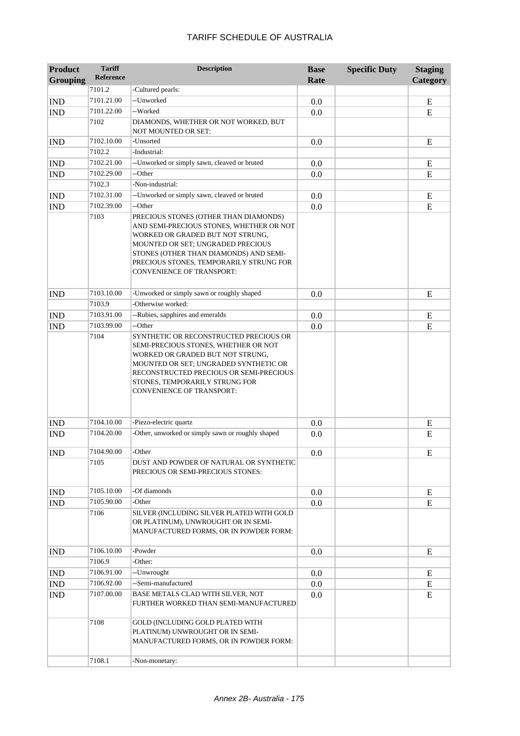# TARIFF SCHEDULE OF AUSTRALIA

| Product Grouping | Tariff Reference | Description | Base Rate | Specific Duty | Staging Category |
|---|---|---|---|---|---|
| | 7101.2 | -Cultured pearls: | | | |
| IND | 7101.21.00 | --Unworked | 0.0 | | E |
| IND | 7101.22.00 | --Worked | 0.0 | | E |
| | 7102 | DIAMONDS, WHETHER OR NOT WORKED, BUT NOT MOUNTED OR SET: | | | |
| IND | 7102.10.00 | -Unsorted | 0.0 | | E |
| | 7102.2 | -Industrial: | | | |
| IND | 7102.21.00 | --Unworked or simply sawn, cleaved or bruted | 0.0 | | E |
| IND | 7102.29.00 | --Other | 0.0 | | E |
| | 7102.3 | -Non-industrial: | | | |
| IND | 7102.31.00 | --Unworked or simply sawn, cleaved or bruted | 0.0 | | E |
| IND | 7102.39.00 | --Other | 0.0 | | E |
| | 7103 | PRECIOUS STONES (OTHER THAN DIAMONDS) AND SEMI-PRECIOUS STONES, WHETHER OR NOT WORKED OR GRADED BUT NOT STRUNG, MOUNTED OR SET; UNGRADED PRECIOUS STONES (OTHER THAN DIAMONDS) AND SEMI-PRECIOUS STONES, TEMPORARILY STRUNG FOR CONVENIENCE OF TRANSPORT: | | | |
| IND | 7103.10.00 | -Unworked or simply sawn or roughly shaped | 0.0 | | E |
| | 7103.9 | -Otherwise worked: | | | |
| IND | 7103.91.00 | --Rubies, sapphires and emeralds | 0.0 | | E |
| IND | 7103.99.00 | --Other | 0.0 | | E |
| | 7104 | SYNTHETIC OR RECONSTRUCTED PRECIOUS OR SEMI-PRECIOUS STONES, WHETHER OR NOT WORKED OR GRADED BUT NOT STRUNG, MOUNTED OR SET; UNGRADED SYNTHETIC OR RECONSTRUCTED PRECIOUS OR SEMI-PRECIOUS STONES, TEMPORARILY STRUNG FOR CONVENIENCE OF TRANSPORT: | | | |
| IND | 7104.10.00 | -Piezo-electric quartz | 0.0 | | E |
| IND | 7104.20.00 | -Other, unworked or simply sawn or roughly shaped | 0.0 | | E |
| IND | 7104.90.00 | -Other | 0.0 | | E |
| | 7105 | DUST AND POWDER OF NATURAL OR SYNTHETIC PRECIOUS OR SEMI-PRECIOUS STONES: | | | |
| IND | 7105.10.00 | -Of diamonds | 0.0 | | E |
| IND | 7105.90.00 | -Other | 0.0 | | E |
| | 7106 | SILVER (INCLUDING SILVER PLATED WITH GOLD OR PLATINUM), UNWROUGHT OR IN SEMI-MANUFACTURED FORMS, OR IN POWDER FORM: | | | |
| IND | 7106.10.00 | -Powder | 0.0 | | E |
| | 7106.9 | -Other: | | | |
| IND | 7106.91.00 | --Unwrought | 0.0 | | E |
| IND | 7106.92.00 | --Semi-manufactured | 0.0 | | E |
| IND | 7107.00.00 | BASE METALS CLAD WITH SILVER, NOT FURTHER WORKED THAN SEMI-MANUFACTURED | 0.0 | | E |
| | 7108 | GOLD (INCLUDING GOLD PLATED WITH PLATINUM) UNWROUGHT OR IN SEMI-MANUFACTURED FORMS, OR IN POWDER FORM: | | | |
| | 7108.1 | -Non-monetary: | | | |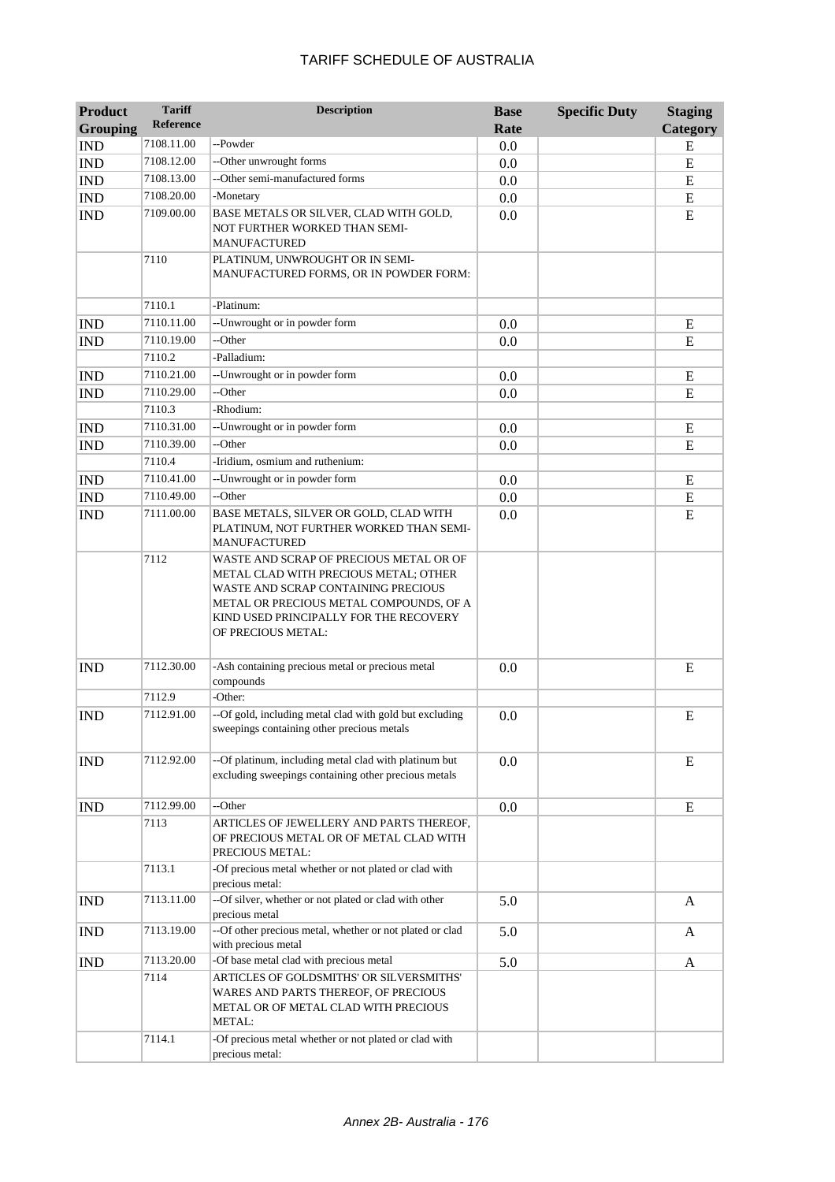| Product Grouping | Tariff Reference | Description | Base Rate | Specific Duty | Staging Category |
|---|---|---|---|---|---|
| IND | 7108.11.00 | --Powder | 0.0 | | E |
| IND | 7108.12.00 | --Other unwrought forms | 0.0 | | E |
| IND | 7108.13.00 | --Other semi-manufactured forms | 0.0 | | E |
| IND | 7108.20.00 | -Monetary | 0.0 | | E |
| IND | 7109.00.00 | BASE METALS OR SILVER, CLAD WITH GOLD, NOT FURTHER WORKED THAN SEMI-MANUFACTURED | 0.0 | | E |
| | 7110 | PLATINUM, UNWROUGHT OR IN SEMI-MANUFACTURED FORMS, OR IN POWDER FORM: | | | |
| | 7110.1 | -Platinum: | | | |
| IND | 7110.11.00 | --Unwrought or in powder form | 0.0 | | E |
| IND | 7110.19.00 | --Other | 0.0 | | E |
| | 7110.2 | -Palladium: | | | |
| IND | 7110.21.00 | --Unwrought or in powder form | 0.0 | | E |
| IND | 7110.29.00 | --Other | 0.0 | | E |
| | 7110.3 | -Rhodium: | | | |
| IND | 7110.31.00 | --Unwrought or in powder form | 0.0 | | E |
| IND | 7110.39.00 | --Other | 0.0 | | E |
| | 7110.4 | -Iridium, osmium and ruthenium: | | | |
| IND | 7110.41.00 | --Unwrought or in powder form | 0.0 | | E |
| IND | 7110.49.00 | --Other | 0.0 | | E |
| IND | 7111.00.00 | BASE METALS, SILVER OR GOLD, CLAD WITH PLATINUM, NOT FURTHER WORKED THAN SEMI-MANUFACTURED | 0.0 | | E |
| | 7112 | WASTE AND SCRAP OF PRECIOUS METAL OR OF METAL CLAD WITH PRECIOUS METAL; OTHER WASTE AND SCRAP CONTAINING PRECIOUS METAL OR PRECIOUS METAL COMPOUNDS, OF A KIND USED PRINCIPALLY FOR THE RECOVERY OF PRECIOUS METAL: | | | |
| IND | 7112.30.00 | -Ash containing precious metal or precious metal compounds | 0.0 | | E |
| | 7112.9 | -Other: | | | |
| IND | 7112.91.00 | --Of gold, including metal clad with gold but excluding sweepings containing other precious metals | 0.0 | | E |
| IND | 7112.92.00 | --Of platinum, including metal clad with platinum but excluding sweepings containing other precious metals | 0.0 | | E |
| IND | 7112.99.00 | --Other | 0.0 | | E |
| | 7113 | ARTICLES OF JEWELLERY AND PARTS THEREOF, OF PRECIOUS METAL OR OF METAL CLAD WITH PRECIOUS METAL: | | | |
| | 7113.1 | -Of precious metal whether or not plated or clad with precious metal: | | | |
| IND | 7113.11.00 | --Of silver, whether or not plated or clad with other precious metal | 5.0 | | A |
| IND | 7113.19.00 | --Of other precious metal, whether or not plated or clad with precious metal | 5.0 | | A |
| IND | 7113.20.00 | -Of base metal clad with precious metal | 5.0 | | A |
| | 7114 | ARTICLES OF GOLDSMITHS' OR SILVERSMITHS' WARES AND PARTS THEREOF, OF PRECIOUS METAL OR OF METAL CLAD WITH PRECIOUS METAL: | | | |
| | 7114.1 | -Of precious metal whether or not plated or clad with precious metal: | | | |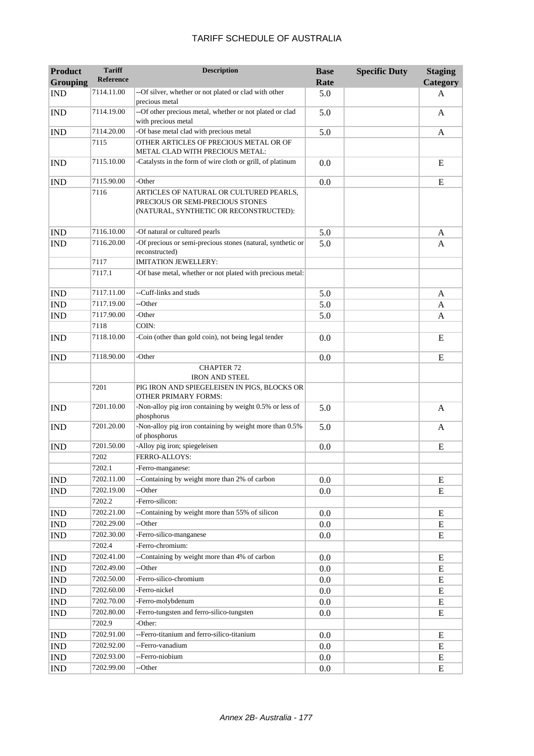| Product Grouping | Tariff Reference | Description | Base Rate | Specific Duty | Staging Category |
|---|---|---|---|---|---|
| IND | 7114.11.00 | --Of silver, whether or not plated or clad with other precious metal | 5.0 | | A |
| IND | 7114.19.00 | --Of other precious metal, whether or not plated or clad with precious metal | 5.0 | | A |
| IND | 7114.20.00 | -Of base metal clad with precious metal | 5.0 | | A |
| | 7115 | OTHER ARTICLES OF PRECIOUS METAL OR OF METAL CLAD WITH PRECIOUS METAL: | | | |
| IND | 7115.10.00 | -Catalysts in the form of wire cloth or grill, of platinum | 0.0 | | E |
| IND | 7115.90.00 | -Other | 0.0 | | E |
| | 7116 | ARTICLES OF NATURAL OR CULTURED PEARLS, PRECIOUS OR SEMI-PRECIOUS STONES (NATURAL, SYNTHETIC OR RECONSTRUCTED): | | | |
| IND | 7116.10.00 | -Of natural or cultured pearls | 5.0 | | A |
| IND | 7116.20.00 | -Of precious or semi-precious stones (natural, synthetic or reconstructed) | 5.0 | | A |
| | 7117 | IMITATION JEWELLERY: | | | |
| | 7117.1 | -Of base metal, whether or not plated with precious metal: | | | |
| IND | 7117.11.00 | --Cuff-links and studs | 5.0 | | A |
| IND | 7117.19.00 | --Other | 5.0 | | A |
| IND | 7117.90.00 | -Other | 5.0 | | A |
| | 7118 | COIN: | | | |
| IND | 7118.10.00 | -Coin (other than gold coin), not being legal tender | 0.0 | | E |
| IND | 7118.90.00 | -Other | 0.0 | | E |
| | | CHAPTER 72 IRON AND STEEL | | | |
| | 7201 | PIG IRON AND SPIEGELEISEN IN PIGS, BLOCKS OR OTHER PRIMARY FORMS: | | | |
| IND | 7201.10.00 | -Non-alloy pig iron containing by weight 0.5% or less of phosphorus | 5.0 | | A |
| IND | 7201.20.00 | -Non-alloy pig iron containing by weight more than 0.5% of phosphorus | 5.0 | | A |
| IND | 7201.50.00 | -Alloy pig iron; spiegeleisen | 0.0 | | E |
| | 7202 | FERRO-ALLOYS: | | | |
| | 7202.1 | -Ferro-manganese: | | | |
| IND | 7202.11.00 | --Containing by weight more than 2% of carbon | 0.0 | | E |
| IND | 7202.19.00 | --Other | 0.0 | | E |
| | 7202.2 | -Ferro-silicon: | | | |
| IND | 7202.21.00 | --Containing by weight more than 55% of silicon | 0.0 | | E |
| IND | 7202.29.00 | --Other | 0.0 | | E |
| IND | 7202.30.00 | -Ferro-silico-manganese | 0.0 | | E |
| | 7202.4 | -Ferro-chromium: | | | |
| IND | 7202.41.00 | --Containing by weight more than 4% of carbon | 0.0 | | E |
| IND | 7202.49.00 | --Other | 0.0 | | E |
| IND | 7202.50.00 | -Ferro-silico-chromium | 0.0 | | E |
| IND | 7202.60.00 | -Ferro-nickel | 0.0 | | E |
| IND | 7202.70.00 | -Ferro-molybdenum | 0.0 | | E |
| IND | 7202.80.00 | -Ferro-tungsten and ferro-silico-tungsten | 0.0 | | E |
| | 7202.9 | -Other: | | | |
| IND | 7202.91.00 | --Ferro-titanium and ferro-silico-titanium | 0.0 | | E |
| IND | 7202.92.00 | --Ferro-vanadium | 0.0 | | E |
| IND | 7202.93.00 | --Ferro-niobium | 0.0 | | E |
| IND | 7202.99.00 | --Other | 0.0 | | E |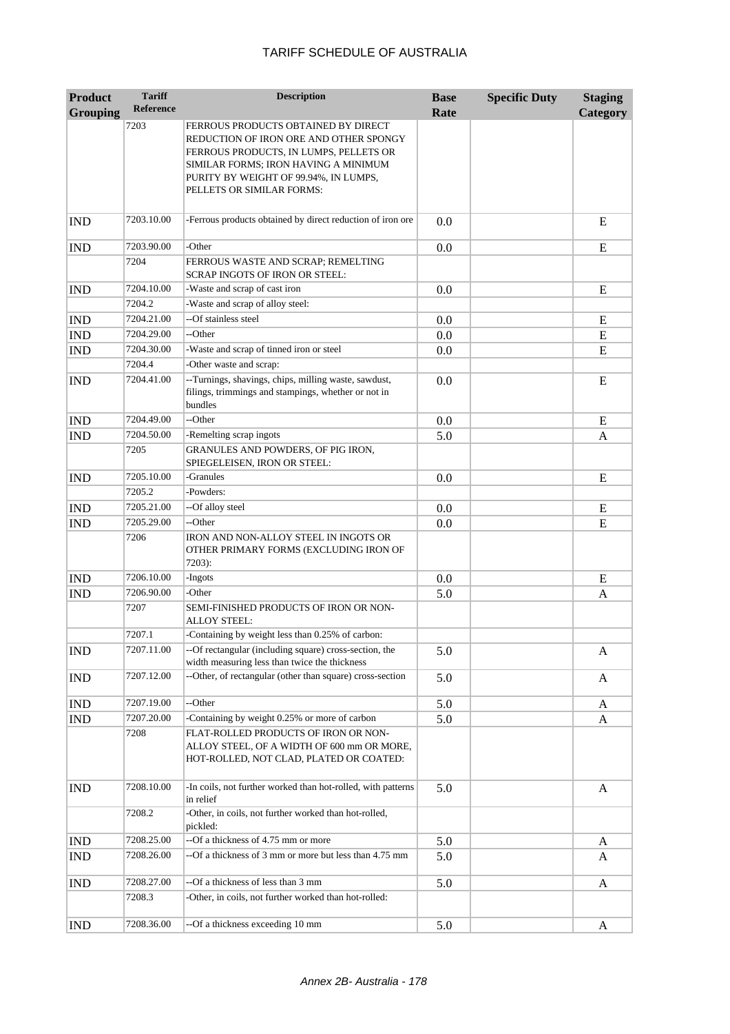# TARIFF SCHEDULE OF AUSTRALIA

| Product Grouping | Tariff Reference | Description | Base Rate | Specific Duty | Staging Category |
|---|---|---|---|---|---|
| | 7203 | FERROUS PRODUCTS OBTAINED BY DIRECT REDUCTION OF IRON ORE AND OTHER SPONGY FERROUS PRODUCTS, IN LUMPS, PELLETS OR SIMILAR FORMS; IRON HAVING A MINIMUM PURITY BY WEIGHT OF 99.94%, IN LUMPS, PELLETS OR SIMILAR FORMS: | | | |
| IND | 7203.10.00 | -Ferrous products obtained by direct reduction of iron ore | 0.0 | | E |
| IND | 7203.90.00 | -Other | 0.0 | | E |
| | 7204 | FERROUS WASTE AND SCRAP; REMELTING SCRAP INGOTS OF IRON OR STEEL: | | | |
| IND | 7204.10.00 | -Waste and scrap of cast iron | 0.0 | | E |
| | 7204.2 | -Waste and scrap of alloy steel: | | | |
| IND | 7204.21.00 | --Of stainless steel | 0.0 | | E |
| IND | 7204.29.00 | --Other | 0.0 | | E |
| IND | 7204.30.00 | -Waste and scrap of tinned iron or steel | 0.0 | | E |
| | 7204.4 | -Other waste and scrap: | | | |
| IND | 7204.41.00 | --Turnings, shavings, chips, milling waste, sawdust, filings, trimmings and stampings, whether or not in bundles | 0.0 | | E |
| IND | 7204.49.00 | --Other | 0.0 | | E |
| IND | 7204.50.00 | -Remelting scrap ingots | 5.0 | | A |
| | 7205 | GRANULES AND POWDERS, OF PIG IRON, SPIEGELEISEN, IRON OR STEEL: | | | |
| IND | 7205.10.00 | -Granules | 0.0 | | E |
| | 7205.2 | -Powders: | | | |
| IND | 7205.21.00 | --Of alloy steel | 0.0 | | E |
| IND | 7205.29.00 | --Other | 0.0 | | E |
| | 7206 | IRON AND NON-ALLOY STEEL IN INGOTS OR OTHER PRIMARY FORMS (EXCLUDING IRON OF 7203): | | | |
| IND | 7206.10.00 | -Ingots | 0.0 | | E |
| IND | 7206.90.00 | -Other | 5.0 | | A |
| | 7207 | SEMI-FINISHED PRODUCTS OF IRON OR NON-ALLOY STEEL: | | | |
| | 7207.1 | -Containing by weight less than 0.25% of carbon: | | | |
| IND | 7207.11.00 | --Of rectangular (including square) cross-section, the width measuring less than twice the thickness | 5.0 | | A |
| IND | 7207.12.00 | --Other, of rectangular (other than square) cross-section | 5.0 | | A |
| IND | 7207.19.00 | --Other | 5.0 | | A |
| IND | 7207.20.00 | -Containing by weight 0.25% or more of carbon | 5.0 | | A |
| | 7208 | FLAT-ROLLED PRODUCTS OF IRON OR NON-ALLOY STEEL, OF A WIDTH OF 600 mm OR MORE, HOT-ROLLED, NOT CLAD, PLATED OR COATED: | | | |
| IND | 7208.10.00 | -In coils, not further worked than hot-rolled, with patterns in relief | 5.0 | | A |
| | 7208.2 | -Other, in coils, not further worked than hot-rolled, pickled: | | | |
| IND | 7208.25.00 | --Of a thickness of 4.75 mm or more | 5.0 | | A |
| IND | 7208.26.00 | --Of a thickness of 3 mm or more but less than 4.75 mm | 5.0 | | A |
| IND | 7208.27.00 | --Of a thickness of less than 3 mm | 5.0 | | A |
| | 7208.3 | -Other, in coils, not further worked than hot-rolled: | | | |
| IND | 7208.36.00 | --Of a thickness exceeding 10 mm | 5.0 | | A |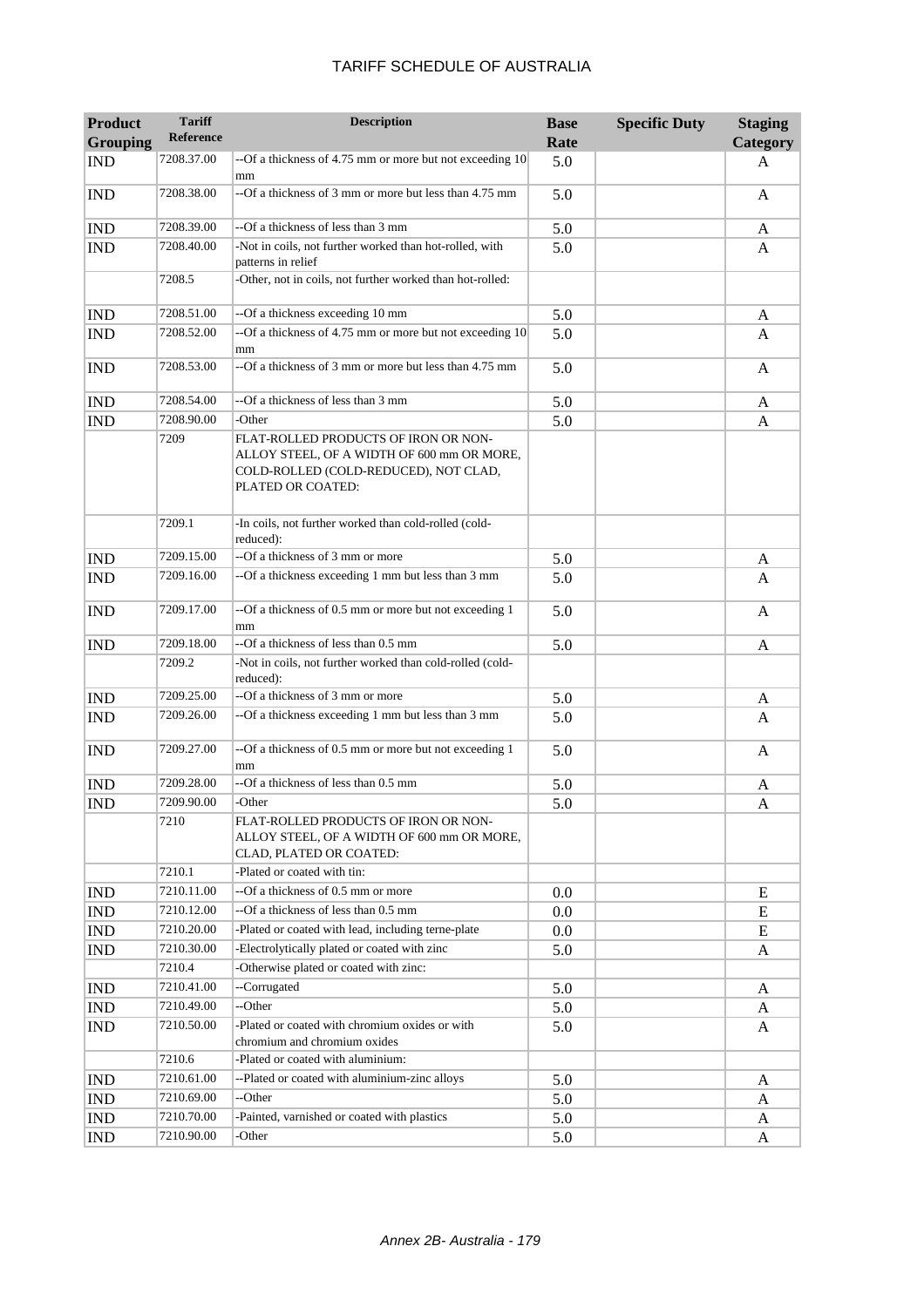# TARIFF SCHEDULE OF AUSTRALIA

| Product Grouping | Tariff Reference | Description | Base Rate | Specific Duty | Staging Category |
|---|---|---|---|---|---|
| IND | 7208.37.00 | --Of a thickness of 4.75 mm or more but not exceeding 10 mm | 5.0 | | A |
| IND | 7208.38.00 | --Of a thickness of 3 mm or more but less than 4.75 mm | 5.0 | | A |
| IND | 7208.39.00 | --Of a thickness of less than 3 mm | 5.0 | | A |
| IND | 7208.40.00 | -Not in coils, not further worked than hot-rolled, with patterns in relief | 5.0 | | A |
| | 7208.5 | -Other, not in coils, not further worked than hot-rolled: | | | |
| IND | 7208.51.00 | --Of a thickness exceeding 10 mm | 5.0 | | A |
| IND | 7208.52.00 | --Of a thickness of 4.75 mm or more but not exceeding 10 mm | 5.0 | | A |
| IND | 7208.53.00 | --Of a thickness of 3 mm or more but less than 4.75 mm | 5.0 | | A |
| IND | 7208.54.00 | --Of a thickness of less than 3 mm | 5.0 | | A |
| IND | 7208.90.00 | -Other | 5.0 | | A |
| | 7209 | FLAT-ROLLED PRODUCTS OF IRON OR NON-ALLOY STEEL, OF A WIDTH OF 600 mm OR MORE, COLD-ROLLED (COLD-REDUCED), NOT CLAD, PLATED OR COATED: | | | |
| | 7209.1 | -In coils, not further worked than cold-rolled (cold-reduced): | | | |
| IND | 7209.15.00 | --Of a thickness of 3 mm or more | 5.0 | | A |
| IND | 7209.16.00 | --Of a thickness exceeding 1 mm but less than 3 mm | 5.0 | | A |
| IND | 7209.17.00 | --Of a thickness of 0.5 mm or more but not exceeding 1 mm | 5.0 | | A |
| IND | 7209.18.00 | --Of a thickness of less than 0.5 mm | 5.0 | | A |
| | 7209.2 | -Not in coils, not further worked than cold-rolled (cold-reduced): | | | |
| IND | 7209.25.00 | --Of a thickness of 3 mm or more | 5.0 | | A |
| IND | 7209.26.00 | --Of a thickness exceeding 1 mm but less than 3 mm | 5.0 | | A |
| IND | 7209.27.00 | --Of a thickness of 0.5 mm or more but not exceeding 1 mm | 5.0 | | A |
| IND | 7209.28.00 | --Of a thickness of less than 0.5 mm | 5.0 | | A |
| IND | 7209.90.00 | -Other | 5.0 | | A |
| | 7210 | FLAT-ROLLED PRODUCTS OF IRON OR NON-ALLOY STEEL, OF A WIDTH OF 600 mm OR MORE, CLAD, PLATED OR COATED: | | | |
| | 7210.1 | -Plated or coated with tin: | | | |
| IND | 7210.11.00 | --Of a thickness of 0.5 mm or more | 0.0 | | E |
| IND | 7210.12.00 | --Of a thickness of less than 0.5 mm | 0.0 | | E |
| IND | 7210.20.00 | -Plated or coated with lead, including terne-plate | 0.0 | | E |
| IND | 7210.30.00 | -Electrolytically plated or coated with zinc | 5.0 | | A |
| | 7210.4 | -Otherwise plated or coated with zinc: | | | |
| IND | 7210.41.00 | --Corrugated | 5.0 | | A |
| IND | 7210.49.00 | --Other | 5.0 | | A |
| IND | 7210.50.00 | -Plated or coated with chromium oxides or with chromium and chromium oxides | 5.0 | | A |
| | 7210.6 | -Plated or coated with aluminium: | | | |
| IND | 7210.61.00 | --Plated or coated with aluminium-zinc alloys | 5.0 | | A |
| IND | 7210.69.00 | --Other | 5.0 | | A |
| IND | 7210.70.00 | -Painted, varnished or coated with plastics | 5.0 | | A |
| IND | 7210.90.00 | -Other | 5.0 | | A |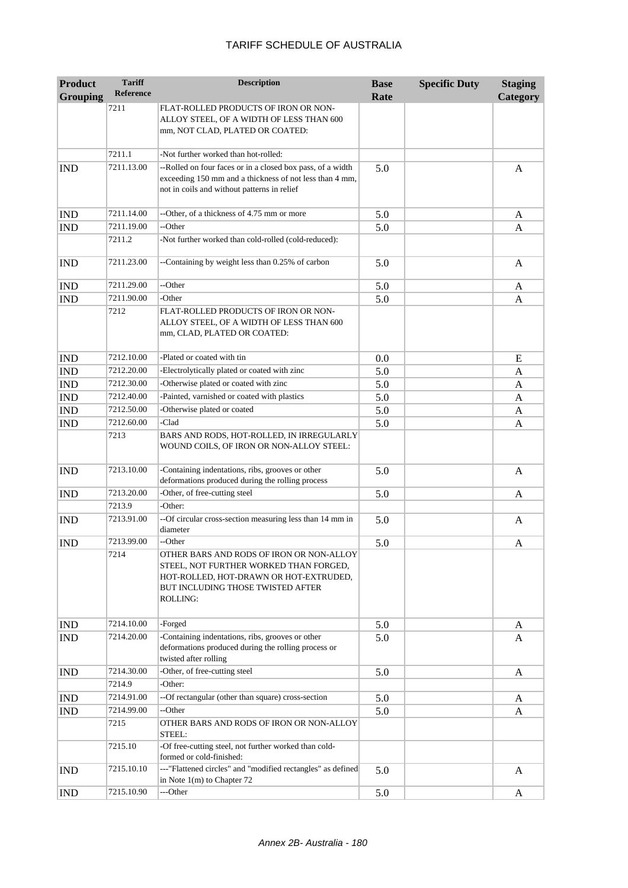# TARIFF SCHEDULE OF AUSTRALIA

| Product Grouping | Tariff Reference | Description | Base Rate | Specific Duty | Staging Category |
|---|---|---|---|---|---|
| | 7211 | FLAT-ROLLED PRODUCTS OF IRON OR NON-ALLOY STEEL, OF A WIDTH OF LESS THAN 600 mm, NOT CLAD, PLATED OR COATED: | | | |
| | 7211.1 | -Not further worked than hot-rolled: | | | |
| IND | 7211.13.00 | --Rolled on four faces or in a closed box pass, of a width exceeding 150 mm and a thickness of not less than 4 mm, not in coils and without patterns in relief | 5.0 | | A |
| IND | 7211.14.00 | --Other, of a thickness of 4.75 mm or more | 5.0 | | A |
| IND | 7211.19.00 | --Other | 5.0 | | A |
| | 7211.2 | -Not further worked than cold-rolled (cold-reduced): | | | |
| IND | 7211.23.00 | --Containing by weight less than 0.25% of carbon | 5.0 | | A |
| IND | 7211.29.00 | --Other | 5.0 | | A |
| IND | 7211.90.00 | -Other | 5.0 | | A |
| | 7212 | FLAT-ROLLED PRODUCTS OF IRON OR NON-ALLOY STEEL, OF A WIDTH OF LESS THAN 600 mm, CLAD, PLATED OR COATED: | | | |
| IND | 7212.10.00 | -Plated or coated with tin | 0.0 | | E |
| IND | 7212.20.00 | -Electrolytically plated or coated with zinc | 5.0 | | A |
| IND | 7212.30.00 | -Otherwise plated or coated with zinc | 5.0 | | A |
| IND | 7212.40.00 | -Painted, varnished or coated with plastics | 5.0 | | A |
| IND | 7212.50.00 | -Otherwise plated or coated | 5.0 | | A |
| IND | 7212.60.00 | -Clad | 5.0 | | A |
| | 7213 | BARS AND RODS, HOT-ROLLED, IN IRREGULARLY WOUND COILS, OF IRON OR NON-ALLOY STEEL: | | | |
| IND | 7213.10.00 | -Containing indentations, ribs, grooves or other deformations produced during the rolling process | 5.0 | | A |
| IND | 7213.20.00 | -Other, of free-cutting steel | 5.0 | | A |
| | 7213.9 | -Other: | | | |
| IND | 7213.91.00 | --Of circular cross-section measuring less than 14 mm in diameter | 5.0 | | A |
| IND | 7213.99.00 | --Other | 5.0 | | A |
| | 7214 | OTHER BARS AND RODS OF IRON OR NON-ALLOY STEEL, NOT FURTHER WORKED THAN FORGED, HOT-ROLLED, HOT-DRAWN OR HOT-EXTRUDED, BUT INCLUDING THOSE TWISTED AFTER ROLLING: | | | |
| IND | 7214.10.00 | -Forged | 5.0 | | A |
| IND | 7214.20.00 | -Containing indentations, ribs, grooves or other deformations produced during the rolling process or twisted after rolling | 5.0 | | A |
| IND | 7214.30.00 | -Other, of free-cutting steel | 5.0 | | A |
| | 7214.9 | -Other: | | | |
| IND | 7214.91.00 | --Of rectangular (other than square) cross-section | 5.0 | | A |
| IND | 7214.99.00 | --Other | 5.0 | | A |
| | 7215 | OTHER BARS AND RODS OF IRON OR NON-ALLOY STEEL: | | | |
| | 7215.10 | -Of free-cutting steel, not further worked than cold-formed or cold-finished: | | | |
| IND | 7215.10.10 | ---"Flattened circles" and "modified rectangles" as defined in Note 1(m) to Chapter 72 | 5.0 | | A |
| IND | 7215.10.90 | ---Other | 5.0 | | A |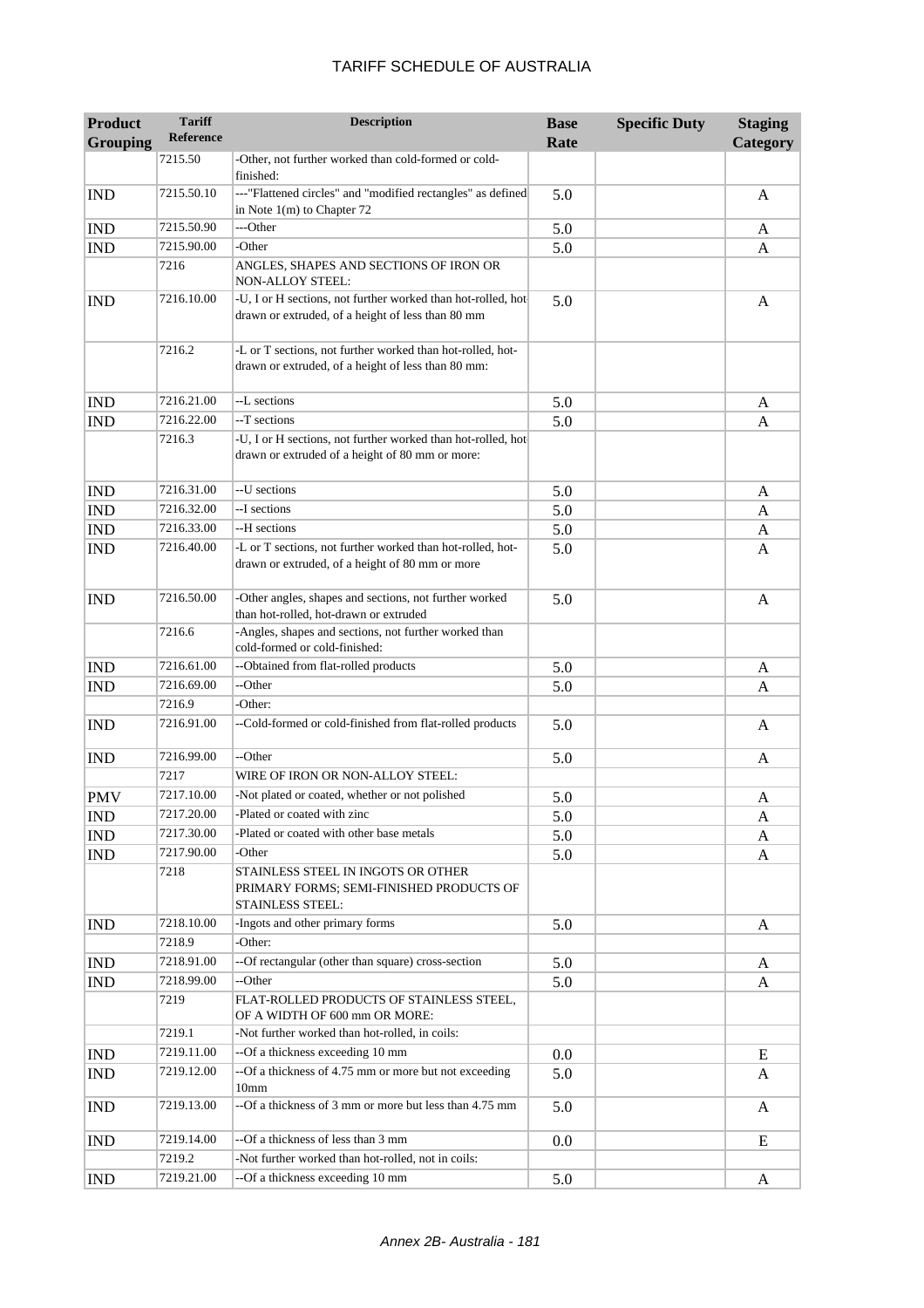# TARIFF SCHEDULE OF AUSTRALIA

| Product Grouping | Tariff Reference | Description | Base Rate | Specific Duty | Staging Category |
|---|---|---|---|---|---|
| | 7215.50 | -Other, not further worked than cold-formed or cold-finished: | | | |
| IND | 7215.50.10 | ---"Flattened circles" and "modified rectangles" as defined in Note 1(m) to Chapter 72 | 5.0 | | A |
| IND | 7215.50.90 | ---Other | 5.0 | | A |
| IND | 7215.90.00 | -Other | 5.0 | | A |
| | 7216 | ANGLES, SHAPES AND SECTIONS OF IRON OR NON-ALLOY STEEL: | | | |
| IND | 7216.10.00 | -U, I or H sections, not further worked than hot-rolled, hot-drawn or extruded, of a height of less than 80 mm | 5.0 | | A |
| | 7216.2 | -L or T sections, not further worked than hot-rolled, hot-drawn or extruded, of a height of less than 80 mm: | | | |
| IND | 7216.21.00 | --L sections | 5.0 | | A |
| IND | 7216.22.00 | --T sections | 5.0 | | A |
| | 7216.3 | -U, I or H sections, not further worked than hot-rolled, hot-drawn or extruded of a height of 80 mm or more: | | | |
| IND | 7216.31.00 | --U sections | 5.0 | | A |
| IND | 7216.32.00 | --I sections | 5.0 | | A |
| IND | 7216.33.00 | --H sections | 5.0 | | A |
| IND | 7216.40.00 | -L or T sections, not further worked than hot-rolled, hot-drawn or extruded, of a height of 80 mm or more | 5.0 | | A |
| IND | 7216.50.00 | -Other angles, shapes and sections, not further worked than hot-rolled, hot-drawn or extruded | 5.0 | | A |
| | 7216.6 | -Angles, shapes and sections, not further worked than cold-formed or cold-finished: | | | |
| IND | 7216.61.00 | --Obtained from flat-rolled products | 5.0 | | A |
| IND | 7216.69.00 | --Other | 5.0 | | A |
| | 7216.9 | -Other: | | | |
| IND | 7216.91.00 | --Cold-formed or cold-finished from flat-rolled products | 5.0 | | A |
| IND | 7216.99.00 | --Other | 5.0 | | A |
| | 7217 | WIRE OF IRON OR NON-ALLOY STEEL: | | | |
| PMV | 7217.10.00 | -Not plated or coated, whether or not polished | 5.0 | | A |
| IND | 7217.20.00 | -Plated or coated with zinc | 5.0 | | A |
| IND | 7217.30.00 | -Plated or coated with other base metals | 5.0 | | A |
| IND | 7217.90.00 | -Other | 5.0 | | A |
| | 7218 | STAINLESS STEEL IN INGOTS OR OTHER PRIMARY FORMS; SEMI-FINISHED PRODUCTS OF STAINLESS STEEL: | | | |
| IND | 7218.10.00 | -Ingots and other primary forms | 5.0 | | A |
| | 7218.9 | -Other: | | | |
| IND | 7218.91.00 | --Of rectangular (other than square) cross-section | 5.0 | | A |
| IND | 7218.99.00 | --Other | 5.0 | | A |
| | 7219 | FLAT-ROLLED PRODUCTS OF STAINLESS STEEL, OF A WIDTH OF 600 mm OR MORE: | | | |
| | 7219.1 | -Not further worked than hot-rolled, in coils: | | | |
| IND | 7219.11.00 | --Of a thickness exceeding 10 mm | 0.0 | | E |
| IND | 7219.12.00 | --Of a thickness of 4.75 mm or more but not exceeding 10mm | 5.0 | | A |
| IND | 7219.13.00 | --Of a thickness of 3 mm or more but less than 4.75 mm | 5.0 | | A |
| IND | 7219.14.00 | --Of a thickness of less than 3 mm | 0.0 | | E |
| | 7219.2 | -Not further worked than hot-rolled, not in coils: | | | |
| IND | 7219.21.00 | --Of a thickness exceeding 10 mm | 5.0 | | A |

Annex 2B- Australia - 181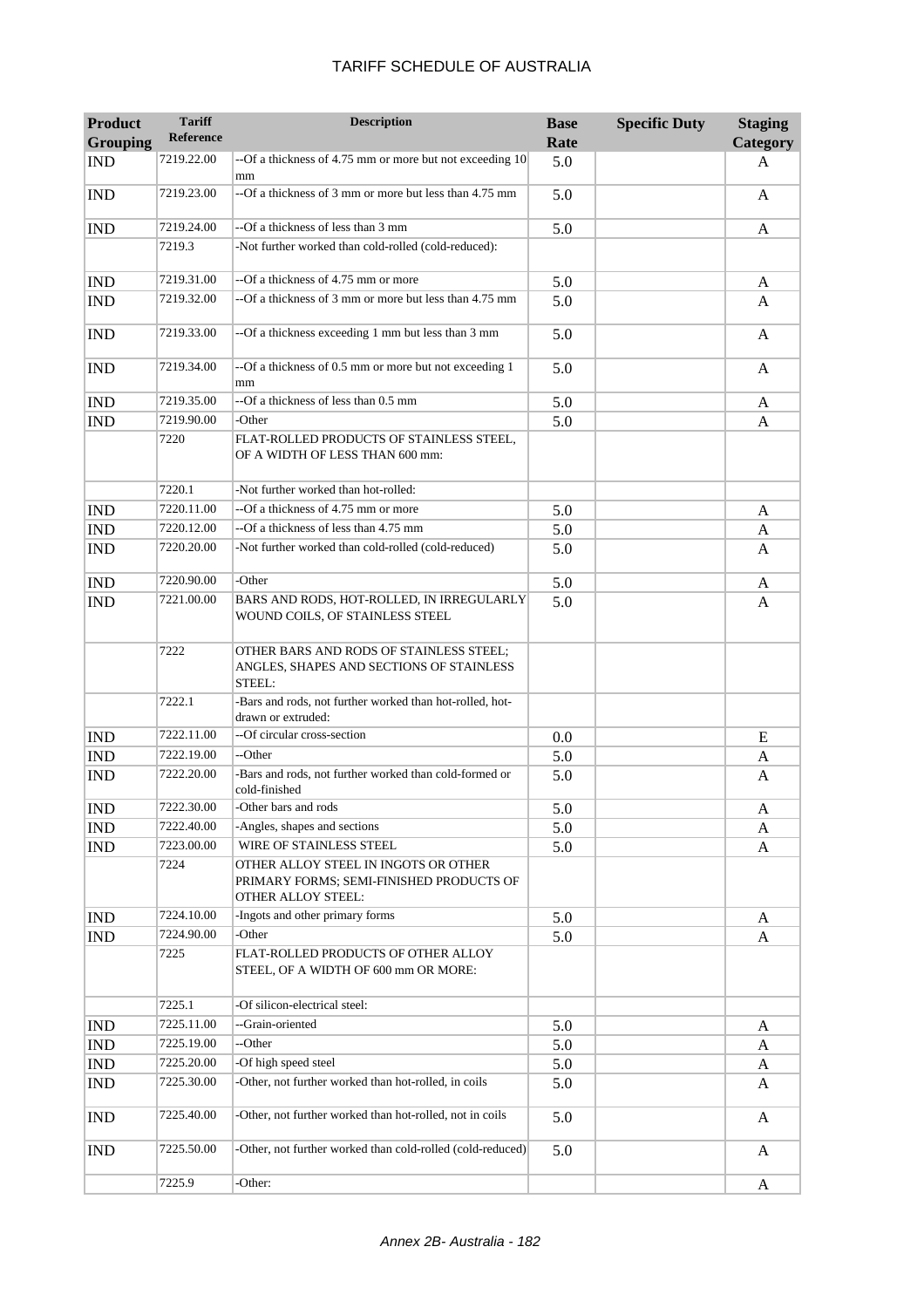# TARIFF SCHEDULE OF AUSTRALIA

| Product Grouping | Tariff Reference | Description | Base Rate | Specific Duty | Staging Category |
|---|---|---|---|---|---|
| IND | 7219.22.00 | --Of a thickness of 4.75 mm or more but not exceeding 10 mm | 5.0 | | A |
| IND | 7219.23.00 | --Of a thickness of 3 mm or more but less than 4.75 mm | 5.0 | | A |
| IND | 7219.24.00 | --Of a thickness of less than 3 mm | 5.0 | | A |
| | 7219.3 | -Not further worked than cold-rolled (cold-reduced): | | | |
| IND | 7219.31.00 | --Of a thickness of 4.75 mm or more | 5.0 | | A |
| IND | 7219.32.00 | --Of a thickness of 3 mm or more but less than 4.75 mm | 5.0 | | A |
| IND | 7219.33.00 | --Of a thickness exceeding 1 mm but less than 3 mm | 5.0 | | A |
| IND | 7219.34.00 | --Of a thickness of 0.5 mm or more but not exceeding 1 mm | 5.0 | | A |
| IND | 7219.35.00 | --Of a thickness of less than 0.5 mm | 5.0 | | A |
| IND | 7219.90.00 | -Other | 5.0 | | A |
| | 7220 | FLAT-ROLLED PRODUCTS OF STAINLESS STEEL, OF A WIDTH OF LESS THAN 600 mm: | | | |
| | 7220.1 | -Not further worked than hot-rolled: | | | |
| IND | 7220.11.00 | --Of a thickness of 4.75 mm or more | 5.0 | | A |
| IND | 7220.12.00 | --Of a thickness of less than 4.75 mm | 5.0 | | A |
| IND | 7220.20.00 | -Not further worked than cold-rolled (cold-reduced) | 5.0 | | A |
| IND | 7220.90.00 | -Other | 5.0 | | A |
| IND | 7221.00.00 | BARS AND RODS, HOT-ROLLED, IN IRREGULARLY WOUND COILS, OF STAINLESS STEEL | 5.0 | | A |
| | 7222 | OTHER BARS AND RODS OF STAINLESS STEEL; ANGLES, SHAPES AND SECTIONS OF STAINLESS STEEL: | | | |
| | 7222.1 | -Bars and rods, not further worked than hot-rolled, hot-drawn or extruded: | | | |
| IND | 7222.11.00 | --Of circular cross-section | 0.0 | | E |
| IND | 7222.19.00 | --Other | 5.0 | | A |
| IND | 7222.20.00 | -Bars and rods, not further worked than cold-formed or cold-finished | 5.0 | | A |
| IND | 7222.30.00 | -Other bars and rods | 5.0 | | A |
| IND | 7222.40.00 | -Angles, shapes and sections | 5.0 | | A |
| IND | 7223.00.00 | WIRE OF STAINLESS STEEL | 5.0 | | A |
| | 7224 | OTHER ALLOY STEEL IN INGOTS OR OTHER PRIMARY FORMS; SEMI-FINISHED PRODUCTS OF OTHER ALLOY STEEL: | | | |
| IND | 7224.10.00 | -Ingots and other primary forms | 5.0 | | A |
| IND | 7224.90.00 | -Other | 5.0 | | A |
| | 7225 | FLAT-ROLLED PRODUCTS OF OTHER ALLOY STEEL, OF A WIDTH OF 600 mm OR MORE: | | | |
| | 7225.1 | -Of silicon-electrical steel: | | | |
| IND | 7225.11.00 | --Grain-oriented | 5.0 | | A |
| IND | 7225.19.00 | --Other | 5.0 | | A |
| IND | 7225.20.00 | -Of high speed steel | 5.0 | | A |
| IND | 7225.30.00 | -Other, not further worked than hot-rolled, in coils | 5.0 | | A |
| IND | 7225.40.00 | -Other, not further worked than hot-rolled, not in coils | 5.0 | | A |
| IND | 7225.50.00 | -Other, not further worked than cold-rolled (cold-reduced) | 5.0 | | A |
| | 7225.9 | -Other: | | | A |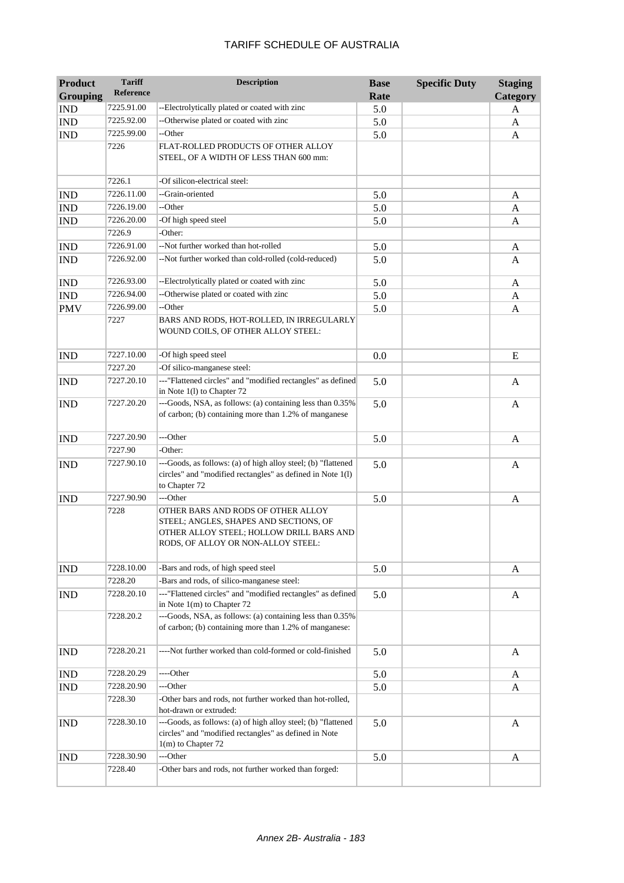| Product Grouping | Tariff Reference | Description | Base Rate | Specific Duty | Staging Category |
|---|---|---|---|---|---|
| IND | 7225.91.00 | --Electrolytically plated or coated with zinc | 5.0 | | A |
| IND | 7225.92.00 | --Otherwise plated or coated with zinc | 5.0 | | A |
| IND | 7225.99.00 | --Other | 5.0 | | A |
| | 7226 | FLAT-ROLLED PRODUCTS OF OTHER ALLOY STEEL, OF A WIDTH OF LESS THAN 600 mm: | | | |
| | 7226.1 | -Of silicon-electrical steel: | | | |
| IND | 7226.11.00 | --Grain-oriented | 5.0 | | A |
| IND | 7226.19.00 | --Other | 5.0 | | A |
| IND | 7226.20.00 | -Of high speed steel | 5.0 | | A |
| | 7226.9 | -Other: | | | |
| IND | 7226.91.00 | --Not further worked than hot-rolled | 5.0 | | A |
| IND | 7226.92.00 | --Not further worked than cold-rolled (cold-reduced) | 5.0 | | A |
| IND | 7226.93.00 | --Electrolytically plated or coated with zinc | 5.0 | | A |
| IND | 7226.94.00 | --Otherwise plated or coated with zinc | 5.0 | | A |
| PMV | 7226.99.00 | --Other | 5.0 | | A |
| | 7227 | BARS AND RODS, HOT-ROLLED, IN IRREGULARLY WOUND COILS, OF OTHER ALLOY STEEL: | | | |
| IND | 7227.10.00 | -Of high speed steel | 0.0 | | E |
| | 7227.20 | -Of silico-manganese steel: | | | |
| IND | 7227.20.10 | ---"Flattened circles" and "modified rectangles" as defined in Note 1(l) to Chapter 72 | 5.0 | | A |
| IND | 7227.20.20 | ---Goods, NSA, as follows: (a) containing less than 0.35% of carbon; (b) containing more than 1.2% of manganese | 5.0 | | A |
| IND | 7227.20.90 | ---Other | 5.0 | | A |
| | 7227.90 | -Other: | | | |
| IND | 7227.90.10 | ---Goods, as follows: (a) of high alloy steel; (b) "flattened circles" and "modified rectangles" as defined in Note 1(l) to Chapter 72 | 5.0 | | A |
| IND | 7227.90.90 | ---Other | 5.0 | | A |
| | 7228 | OTHER BARS AND RODS OF OTHER ALLOY STEEL; ANGLES, SHAPES AND SECTIONS, OF OTHER ALLOY STEEL; HOLLOW DRILL BARS AND RODS, OF ALLOY OR NON-ALLOY STEEL: | | | |
| IND | 7228.10.00 | -Bars and rods, of high speed steel | 5.0 | | A |
| | 7228.20 | -Bars and rods, of silico-manganese steel: | | | |
| IND | 7228.20.10 | ---"Flattened circles" and "modified rectangles" as defined in Note 1(m) to Chapter 72 | 5.0 | | A |
| | 7228.20.2 | ---Goods, NSA, as follows: (a) containing less than 0.35% of carbon; (b) containing more than 1.2% of manganese: | | | |
| IND | 7228.20.21 | ----Not further worked than cold-formed or cold-finished | 5.0 | | A |
| IND | 7228.20.29 | ----Other | 5.0 | | A |
| IND | 7228.20.90 | ---Other | 5.0 | | A |
| | 7228.30 | -Other bars and rods, not further worked than hot-rolled, hot-drawn or extruded: | | | |
| IND | 7228.30.10 | ---Goods, as follows: (a) of high alloy steel; (b) "flattened circles" and "modified rectangles" as defined in Note 1(m) to Chapter 72 | 5.0 | | A |
| IND | 7228.30.90 | ---Other | 5.0 | | A |
| | 7228.40 | -Other bars and rods, not further worked than forged: | | | |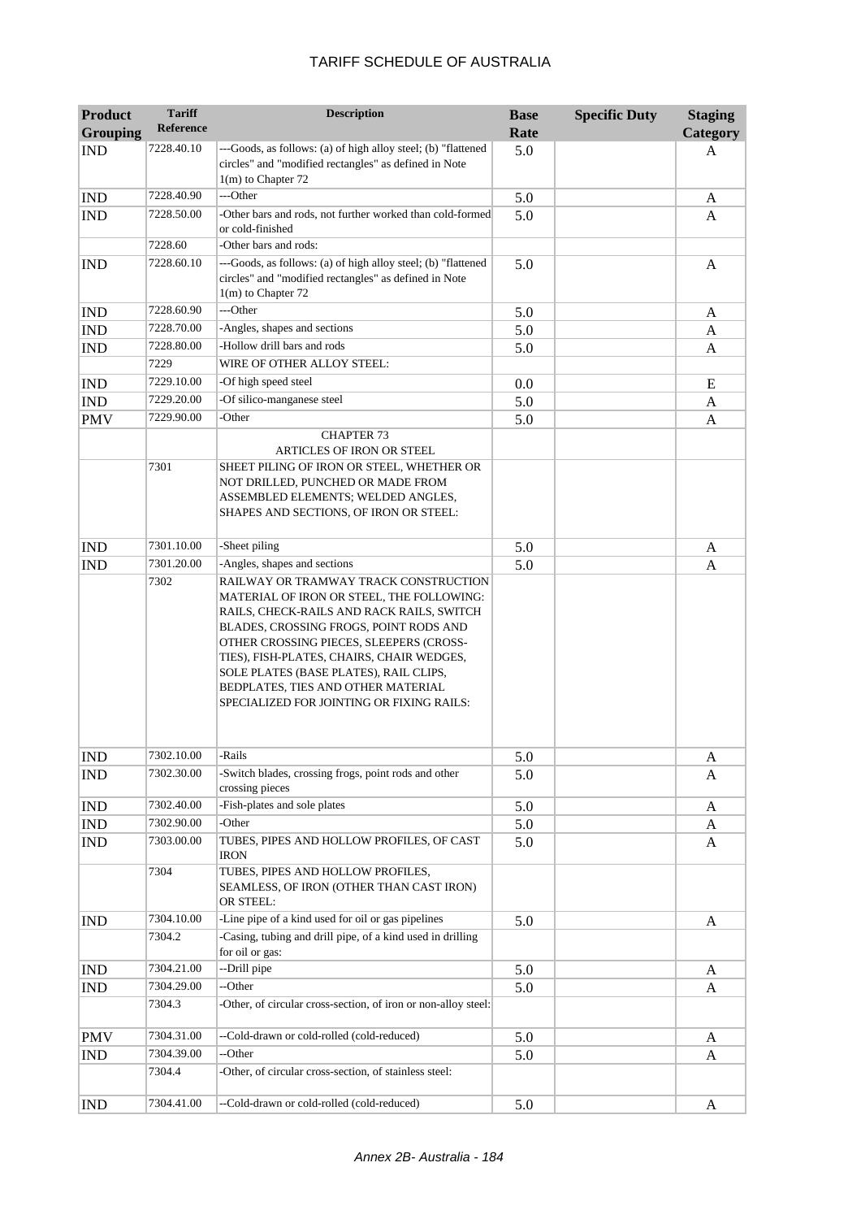| Product Grouping | Tariff Reference | Description | Base Rate | Specific Duty | Staging Category |
|---|---|---|---|---|---|
| IND | 7228.40.10 | ---Goods, as follows: (a) of high alloy steel; (b) "flattened circles" and "modified rectangles" as defined in Note 1(m) to Chapter 72 | 5.0 | | A |
| IND | 7228.40.90 | ---Other | 5.0 | | A |
| IND | 7228.50.00 | -Other bars and rods, not further worked than cold-formed or cold-finished | 5.0 | | A |
| | 7228.60 | -Other bars and rods: | | | |
| IND | 7228.60.10 | ---Goods, as follows: (a) of high alloy steel; (b) "flattened circles" and "modified rectangles" as defined in Note 1(m) to Chapter 72 | 5.0 | | A |
| IND | 7228.60.90 | ---Other | 5.0 | | A |
| IND | 7228.70.00 | -Angles, shapes and sections | 5.0 | | A |
| IND | 7228.80.00 | -Hollow drill bars and rods | 5.0 | | A |
| | 7229 | WIRE OF OTHER ALLOY STEEL: | | | |
| IND | 7229.10.00 | -Of high speed steel | 0.0 | | E |
| IND | 7229.20.00 | -Of silico-manganese steel | 5.0 | | A |
| PMV | 7229.90.00 | -Other | 5.0 | | A |
| | | CHAPTER 73<br>ARTICLES OF IRON OR STEEL | | | |
| | 7301 | SHEET PILING OF IRON OR STEEL, WHETHER OR NOT DRILLED, PUNCHED OR MADE FROM ASSEMBLED ELEMENTS; WELDED ANGLES, SHAPES AND SECTIONS, OF IRON OR STEEL: | | | |
| IND | 7301.10.00 | -Sheet piling | 5.0 | | A |
| IND | 7301.20.00 | -Angles, shapes and sections | 5.0 | | A |
| | 7302 | RAILWAY OR TRAMWAY TRACK CONSTRUCTION MATERIAL OF IRON OR STEEL, THE FOLLOWING: RAILS, CHECK-RAILS AND RACK RAILS, SWITCH BLADES, CROSSING FROGS, POINT RODS AND OTHER CROSSING PIECES, SLEEPERS (CROSS-TIES), FISH-PLATES, CHAIRS, CHAIR WEDGES, SOLE PLATES (BASE PLATES), RAIL CLIPS, BEDPLATES, TIES AND OTHER MATERIAL SPECIALIZED FOR JOINTING OR FIXING RAILS: | | | |
| IND | 7302.10.00 | -Rails | 5.0 | | A |
| IND | 7302.30.00 | -Switch blades, crossing frogs, point rods and other crossing pieces | 5.0 | | A |
| IND | 7302.40.00 | -Fish-plates and sole plates | 5.0 | | A |
| IND | 7302.90.00 | -Other | 5.0 | | A |
| IND | 7303.00.00 | TUBES, PIPES AND HOLLOW PROFILES, OF CAST IRON | 5.0 | | A |
| | 7304 | TUBES, PIPES AND HOLLOW PROFILES, SEAMLESS, OF IRON (OTHER THAN CAST IRON) OR STEEL: | | | |
| IND | 7304.10.00 | -Line pipe of a kind used for oil or gas pipelines | 5.0 | | A |
| | 7304.2 | -Casing, tubing and drill pipe, of a kind used in drilling for oil or gas: | | | |
| IND | 7304.21.00 | --Drill pipe | 5.0 | | A |
| IND | 7304.29.00 | --Other | 5.0 | | A |
| | 7304.3 | -Other, of circular cross-section, of iron or non-alloy steel: | | | |
| PMV | 7304.31.00 | --Cold-drawn or cold-rolled (cold-reduced) | 5.0 | | A |
| IND | 7304.39.00 | --Other | 5.0 | | A |
| | 7304.4 | -Other, of circular cross-section, of stainless steel: | | | |
| IND | 7304.41.00 | --Cold-drawn or cold-rolled (cold-reduced) | 5.0 | | A |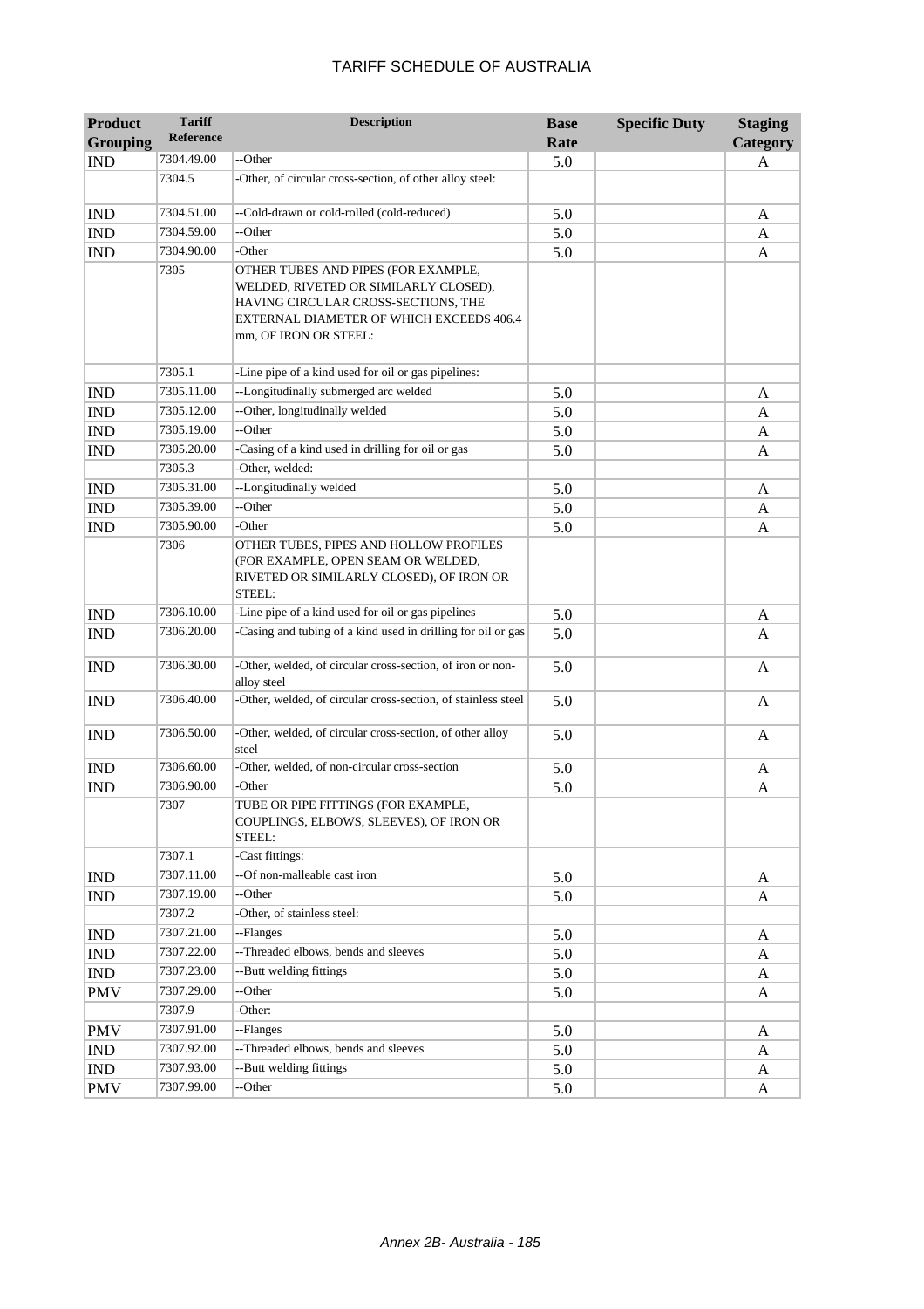| Product Grouping | Tariff Reference | Description | Base Rate | Specific Duty | Staging Category |
|---|---|---|---|---|---|
| IND | 7304.49.00 | --Other | 5.0 | | A |
| | 7304.5 | -Other, of circular cross-section, of other alloy steel: | | | |
| IND | 7304.51.00 | --Cold-drawn or cold-rolled (cold-reduced) | 5.0 | | A |
| IND | 7304.59.00 | --Other | 5.0 | | A |
| IND | 7304.90.00 | -Other | 5.0 | | A |
| | 7305 | OTHER TUBES AND PIPES (FOR EXAMPLE, WELDED, RIVETED OR SIMILARLY CLOSED), HAVING CIRCULAR CROSS-SECTIONS, THE EXTERNAL DIAMETER OF WHICH EXCEEDS 406.4 mm, OF IRON OR STEEL: | | | |
| | 7305.1 | -Line pipe of a kind used for oil or gas pipelines: | | | |
| IND | 7305.11.00 | --Longitudinally submerged arc welded | 5.0 | | A |
| IND | 7305.12.00 | --Other, longitudinally welded | 5.0 | | A |
| IND | 7305.19.00 | --Other | 5.0 | | A |
| IND | 7305.20.00 | -Casing of a kind used in drilling for oil or gas | 5.0 | | A |
| | 7305.3 | -Other, welded: | | | |
| IND | 7305.31.00 | --Longitudinally welded | 5.0 | | A |
| IND | 7305.39.00 | --Other | 5.0 | | A |
| IND | 7305.90.00 | -Other | 5.0 | | A |
| | 7306 | OTHER TUBES, PIPES AND HOLLOW PROFILES (FOR EXAMPLE, OPEN SEAM OR WELDED, RIVETED OR SIMILARLY CLOSED), OF IRON OR STEEL: | | | |
| IND | 7306.10.00 | -Line pipe of a kind used for oil or gas pipelines | 5.0 | | A |
| IND | 7306.20.00 | -Casing and tubing of a kind used in drilling for oil or gas | 5.0 | | A |
| IND | 7306.30.00 | -Other, welded, of circular cross-section, of iron or non-alloy steel | 5.0 | | A |
| IND | 7306.40.00 | -Other, welded, of circular cross-section, of stainless steel | 5.0 | | A |
| IND | 7306.50.00 | -Other, welded, of circular cross-section, of other alloy steel | 5.0 | | A |
| IND | 7306.60.00 | -Other, welded, of non-circular cross-section | 5.0 | | A |
| IND | 7306.90.00 | -Other | 5.0 | | A |
| | 7307 | TUBE OR PIPE FITTINGS (FOR EXAMPLE, COUPLINGS, ELBOWS, SLEEVES), OF IRON OR STEEL: | | | |
| | 7307.1 | -Cast fittings: | | | |
| IND | 7307.11.00 | --Of non-malleable cast iron | 5.0 | | A |
| IND | 7307.19.00 | --Other | 5.0 | | A |
| | 7307.2 | -Other, of stainless steel: | | | |
| IND | 7307.21.00 | --Flanges | 5.0 | | A |
| IND | 7307.22.00 | --Threaded elbows, bends and sleeves | 5.0 | | A |
| IND | 7307.23.00 | --Butt welding fittings | 5.0 | | A |
| PMV | 7307.29.00 | --Other | 5.0 | | A |
| | 7307.9 | -Other: | | | |
| PMV | 7307.91.00 | --Flanges | 5.0 | | A |
| IND | 7307.92.00 | --Threaded elbows, bends and sleeves | 5.0 | | A |
| IND | 7307.93.00 | --Butt welding fittings | 5.0 | | A |
| PMV | 7307.99.00 | --Other | 5.0 | | A |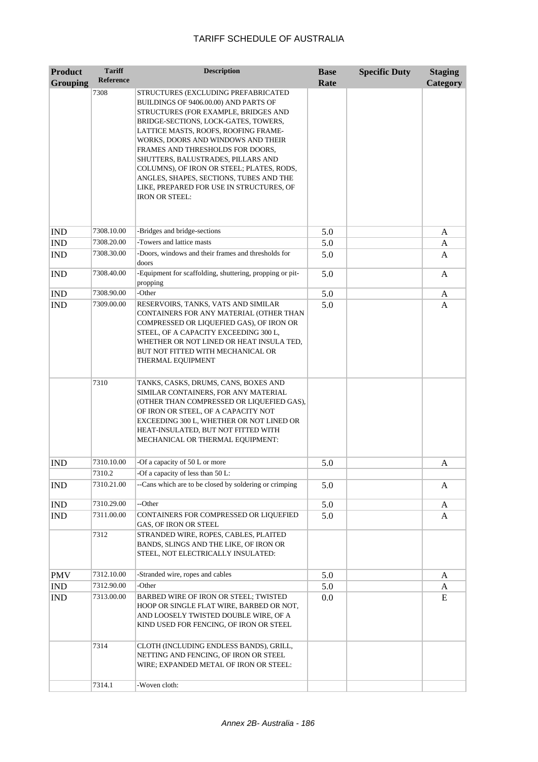# TARIFF SCHEDULE OF AUSTRALIA

| Product Grouping | Tariff Reference | Description | Base Rate | Specific Duty | Staging Category |
|---|---|---|---|---|---|
| | 7308 | STRUCTURES (EXCLUDING PREFABRICATED BUILDINGS OF 9406.00.00) AND PARTS OF STRUCTURES (FOR EXAMPLE, BRIDGES AND BRIDGE-SECTIONS, LOCK-GATES, TOWERS, LATTICE MASTS, ROOFS, ROOFING FRAME-WORKS, DOORS AND WINDOWS AND THEIR FRAMES AND THRESHOLDS FOR DOORS, SHUTTERS, BALUSTRADES, PILLARS AND COLUMNS), OF IRON OR STEEL; PLATES, RODS, ANGLES, SHAPES, SECTIONS, TUBES AND THE LIKE, PREPARED FOR USE IN STRUCTURES, OF IRON OR STEEL: | | | |
| IND | 7308.10.00 | -Bridges and bridge-sections | 5.0 | | A |
| IND | 7308.20.00 | -Towers and lattice masts | 5.0 | | A |
| IND | 7308.30.00 | -Doors, windows and their frames and thresholds for doors | 5.0 | | A |
| IND | 7308.40.00 | -Equipment for scaffolding, shuttering, propping or pit-propping | 5.0 | | A |
| IND | 7308.90.00 | -Other | 5.0 | | A |
| IND | 7309.00.00 | RESERVOIRS, TANKS, VATS AND SIMILAR CONTAINERS FOR ANY MATERIAL (OTHER THAN COMPRESSED OR LIQUEFIED GAS), OF IRON OR STEEL, OF A CAPACITY EXCEEDING 300 L, WHETHER OR NOT LINED OR HEAT INSULA TED, BUT NOT FITTED WITH MECHANICAL OR THERMAL EQUIPMENT | 5.0 | | A |
| | 7310 | TANKS, CASKS, DRUMS, CANS, BOXES AND SIMILAR CONTAINERS, FOR ANY MATERIAL (OTHER THAN COMPRESSED OR LIQUEFIED GAS), OF IRON OR STEEL, OF A CAPACITY NOT EXCEEDING 300 L, WHETHER OR NOT LINED OR HEAT-INSULATED, BUT NOT FITTED WITH MECHANICAL OR THERMAL EQUIPMENT: | | | |
| IND | 7310.10.00 | -Of a capacity of 50 L or more | 5.0 | | A |
| | 7310.2 | -Of a capacity of less than 50 L: | | | |
| IND | 7310.21.00 | --Cans which are to be closed by soldering or crimping | 5.0 | | A |
| IND | 7310.29.00 | --Other | 5.0 | | A |
| IND | 7311.00.00 | CONTAINERS FOR COMPRESSED OR LIQUEFIED GAS, OF IRON OR STEEL | 5.0 | | A |
| | 7312 | STRANDED WIRE, ROPES, CABLES, PLAITED BANDS, SLINGS AND THE LIKE, OF IRON OR STEEL, NOT ELECTRICALLY INSULATED: | | | |
| PMV | 7312.10.00 | -Stranded wire, ropes and cables | 5.0 | | A |
| IND | 7312.90.00 | -Other | 5.0 | | A |
| IND | 7313.00.00 | BARBED WIRE OF IRON OR STEEL; TWISTED HOOP OR SINGLE FLAT WIRE, BARBED OR NOT, AND LOOSELY TWISTED DOUBLE WIRE, OF A KIND USED FOR FENCING, OF IRON OR STEEL | 0.0 | | E |
| | 7314 | CLOTH (INCLUDING ENDLESS BANDS), GRILL, NETTING AND FENCING, OF IRON OR STEEL WIRE; EXPANDED METAL OF IRON OR STEEL: | | | |
| | 7314.1 | -Woven cloth: | | | |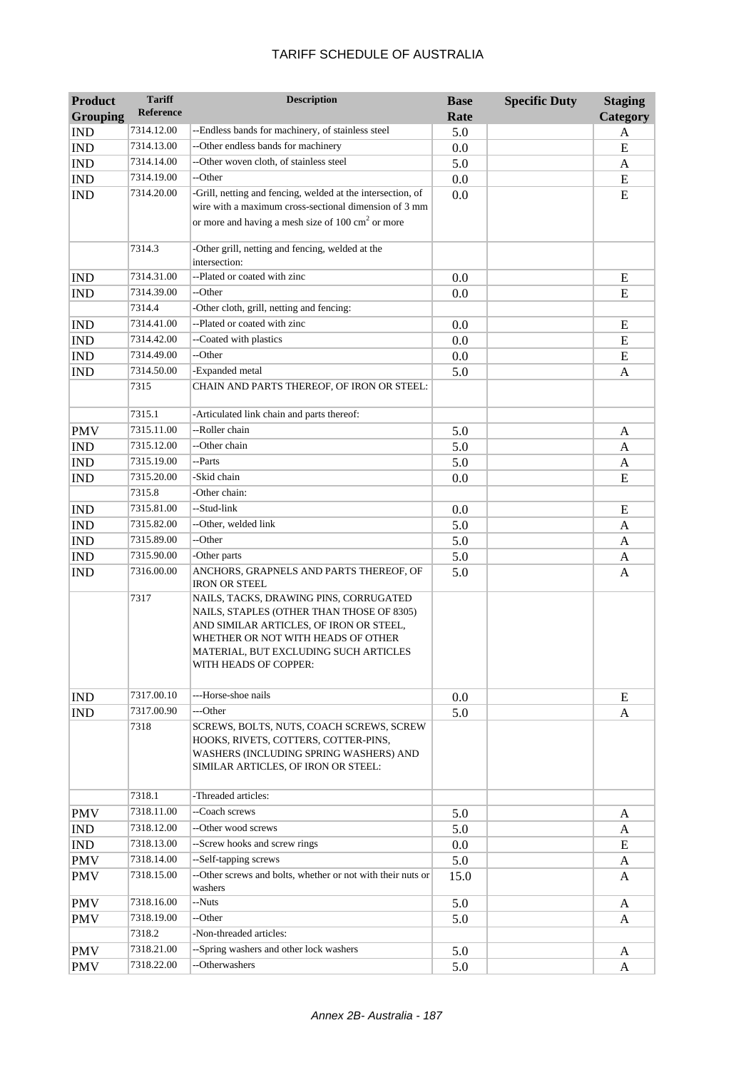# TARIFF SCHEDULE OF AUSTRALIA

| Product Grouping | Tariff Reference | Description | Base Rate | Specific Duty | Staging Category |
|---|---|---|---|---|---|
| IND | 7314.12.00 | --Endless bands for machinery, of stainless steel | 5.0 | | A |
| IND | 7314.13.00 | --Other endless bands for machinery | 0.0 | | E |
| IND | 7314.14.00 | --Other woven cloth, of stainless steel | 5.0 | | A |
| IND | 7314.19.00 | --Other | 0.0 | | E |
| IND | 7314.20.00 | -Grill, netting and fencing, welded at the intersection, of wire with a maximum cross-sectional dimension of 3 mm or more and having a mesh size of 100 $cm^2$ or more | 0.0 | | E |
| | 7314.3 | -Other grill, netting and fencing, welded at the intersection: | | | |
| IND | 7314.31.00 | --Plated or coated with zinc | 0.0 | | E |
| IND | 7314.39.00 | --Other | 0.0 | | E |
| | 7314.4 | -Other cloth, grill, netting and fencing: | | | |
| IND | 7314.41.00 | --Plated or coated with zinc | 0.0 | | E |
| IND | 7314.42.00 | --Coated with plastics | 0.0 | | E |
| IND | 7314.49.00 | --Other | 0.0 | | E |
| IND | 7314.50.00 | -Expanded metal | 5.0 | | A |
| | 7315 | CHAIN AND PARTS THEREOF, OF IRON OR STEEL: | | | |
| | 7315.1 | -Articulated link chain and parts thereof: | | | |
| PMV | 7315.11.00 | --Roller chain | 5.0 | | A |
| IND | 7315.12.00 | --Other chain | 5.0 | | A |
| IND | 7315.19.00 | --Parts | 5.0 | | A |
| IND | 7315.20.00 | -Skid chain | 0.0 | | E |
| | 7315.8 | -Other chain: | | | |
| IND | 7315.81.00 | --Stud-link | 0.0 | | E |
| IND | 7315.82.00 | --Other, welded link | 5.0 | | A |
| IND | 7315.89.00 | --Other | 5.0 | | A |
| IND | 7315.90.00 | -Other parts | 5.0 | | A |
| IND | 7316.00.00 | ANCHORS, GRAPNELS AND PARTS THEREOF, OF IRON OR STEEL | 5.0 | | A |
| | 7317 | NAILS, TACKS, DRAWING PINS, CORRUGATED NAILS, STAPLES (OTHER THAN THOSE OF 8305) AND SIMILAR ARTICLES, OF IRON OR STEEL, WHETHER OR NOT WITH HEADS OF OTHER MATERIAL, BUT EXCLUDING SUCH ARTICLES WITH HEADS OF COPPER: | | | |
| IND | 7317.00.10 | ---Horse-shoe nails | 0.0 | | E |
| IND | 7317.00.90 | ---Other | 5.0 | | A |
| | 7318 | SCREWS, BOLTS, NUTS, COACH SCREWS, SCREW HOOKS, RIVETS, COTTERS, COTTER-PINS, WASHERS (INCLUDING SPRING WASHERS) AND SIMILAR ARTICLES, OF IRON OR STEEL: | | | |
| | 7318.1 | -Threaded articles: | | | |
| PMV | 7318.11.00 | --Coach screws | 5.0 | | A |
| IND | 7318.12.00 | --Other wood screws | 5.0 | | A |
| IND | 7318.13.00 | --Screw hooks and screw rings | 0.0 | | E |
| PMV | 7318.14.00 | --Self-tapping screws | 5.0 | | A |
| PMV | 7318.15.00 | --Other screws and bolts, whether or not with their nuts or washers | 15.0 | | A |
| PMV | 7318.16.00 | --Nuts | 5.0 | | A |
| PMV | 7318.19.00 | --Other | 5.0 | | A |
| | 7318.2 | -Non-threaded articles: | | | |
| PMV | 7318.21.00 | --Spring washers and other lock washers | 5.0 | | A |
| PMV | 7318.22.00 | --Otherwashers | 5.0 | | A |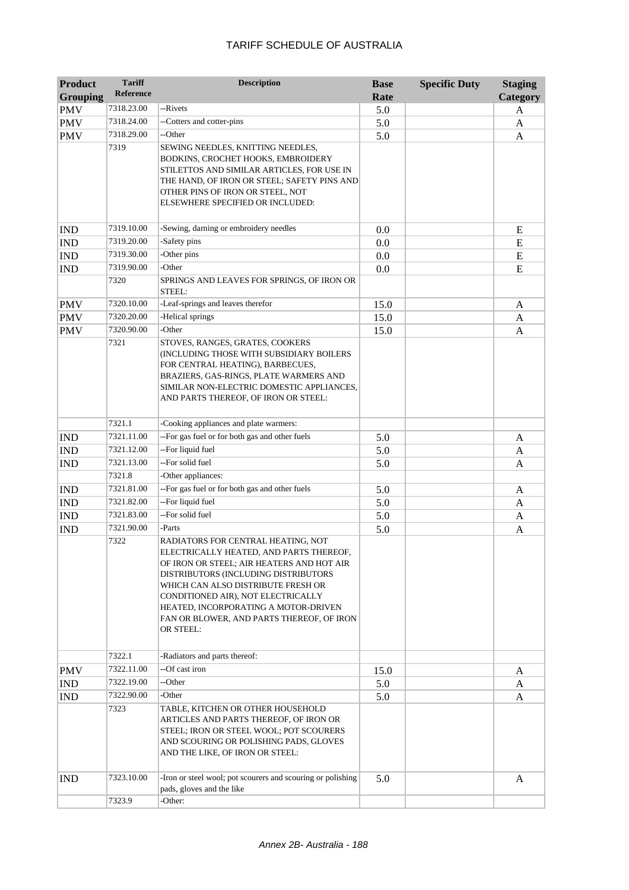# TARIFF SCHEDULE OF AUSTRALIA

| Product Grouping | Tariff Reference | Description | Base Rate | Specific Duty | Staging Category |
|---|---|---|---|---|---|
| PMV | 7318.23.00 | --Rivets | 5.0 | | A |
| PMV | 7318.24.00 | --Cotters and cotter-pins | 5.0 | | A |
| PMV | 7318.29.00 | --Other | 5.0 | | A |
| | 7319 | SEWING NEEDLES, KNITTING NEEDLES, BODKINS, CROCHET HOOKS, EMBROIDERY STILETTOS AND SIMILAR ARTICLES, FOR USE IN THE HAND, OF IRON OR STEEL; SAFETY PINS AND OTHER PINS OF IRON OR STEEL, NOT ELSEWHERE SPECIFIED OR INCLUDED: | | | |
| IND | 7319.10.00 | -Sewing, darning or embroidery needles | 0.0 | | E |
| IND | 7319.20.00 | -Safety pins | 0.0 | | E |
| IND | 7319.30.00 | -Other pins | 0.0 | | E |
| IND | 7319.90.00 | -Other | 0.0 | | E |
| | 7320 | SPRINGS AND LEAVES FOR SPRINGS, OF IRON OR STEEL: | | | |
| PMV | 7320.10.00 | -Leaf-springs and leaves therefor | 15.0 | | A |
| PMV | 7320.20.00 | -Helical springs | 15.0 | | A |
| PMV | 7320.90.00 | -Other | 15.0 | | A |
| | 7321 | STOVES, RANGES, GRATES, COOKERS (INCLUDING THOSE WITH SUBSIDIARY BOILERS FOR CENTRAL HEATING), BARBECUES, BRAZIERS, GAS-RINGS, PLATE WARMERS AND SIMILAR NON-ELECTRIC DOMESTIC APPLIANCES, AND PARTS THEREOF, OF IRON OR STEEL: | | | |
| | 7321.1 | -Cooking appliances and plate warmers: | | | |
| IND | 7321.11.00 | --For gas fuel or for both gas and other fuels | 5.0 | | A |
| IND | 7321.12.00 | --For liquid fuel | 5.0 | | A |
| IND | 7321.13.00 | --For solid fuel | 5.0 | | A |
| | 7321.8 | -Other appliances: | | | |
| IND | 7321.81.00 | --For gas fuel or for both gas and other fuels | 5.0 | | A |
| IND | 7321.82.00 | --For liquid fuel | 5.0 | | A |
| IND | 7321.83.00 | --For solid fuel | 5.0 | | A |
| IND | 7321.90.00 | -Parts | 5.0 | | A |
| | 7322 | RADIATORS FOR CENTRAL HEATING, NOT ELECTRICALLY HEATED, AND PARTS THEREOF, OF IRON OR STEEL; AIR HEATERS AND HOT AIR DISTRIBUTORS (INCLUDING DISTRIBUTORS WHICH CAN ALSO DISTRIBUTE FRESH OR CONDITIONED AIR), NOT ELECTRICALLY HEATED, INCORPORATING A MOTOR-DRIVEN FAN OR BLOWER, AND PARTS THEREOF, OF IRON OR STEEL: | | | |
| | 7322.1 | -Radiators and parts thereof: | | | |
| PMV | 7322.11.00 | --Of cast iron | 15.0 | | A |
| IND | 7322.19.00 | --Other | 5.0 | | A |
| IND | 7322.90.00 | -Other | 5.0 | | A |
| | 7323 | TABLE, KITCHEN OR OTHER HOUSEHOLD ARTICLES AND PARTS THEREOF, OF IRON OR STEEL; IRON OR STEEL WOOL; POT SCOURERS AND SCOURING OR POLISHING PADS, GLOVES AND THE LIKE, OF IRON OR STEEL: | | | |
| IND | 7323.10.00 | -Iron or steel wool; pot scourers and scouring or polishing pads, gloves and the like | 5.0 | | A |
| | 7323.9 | -Other: | | | |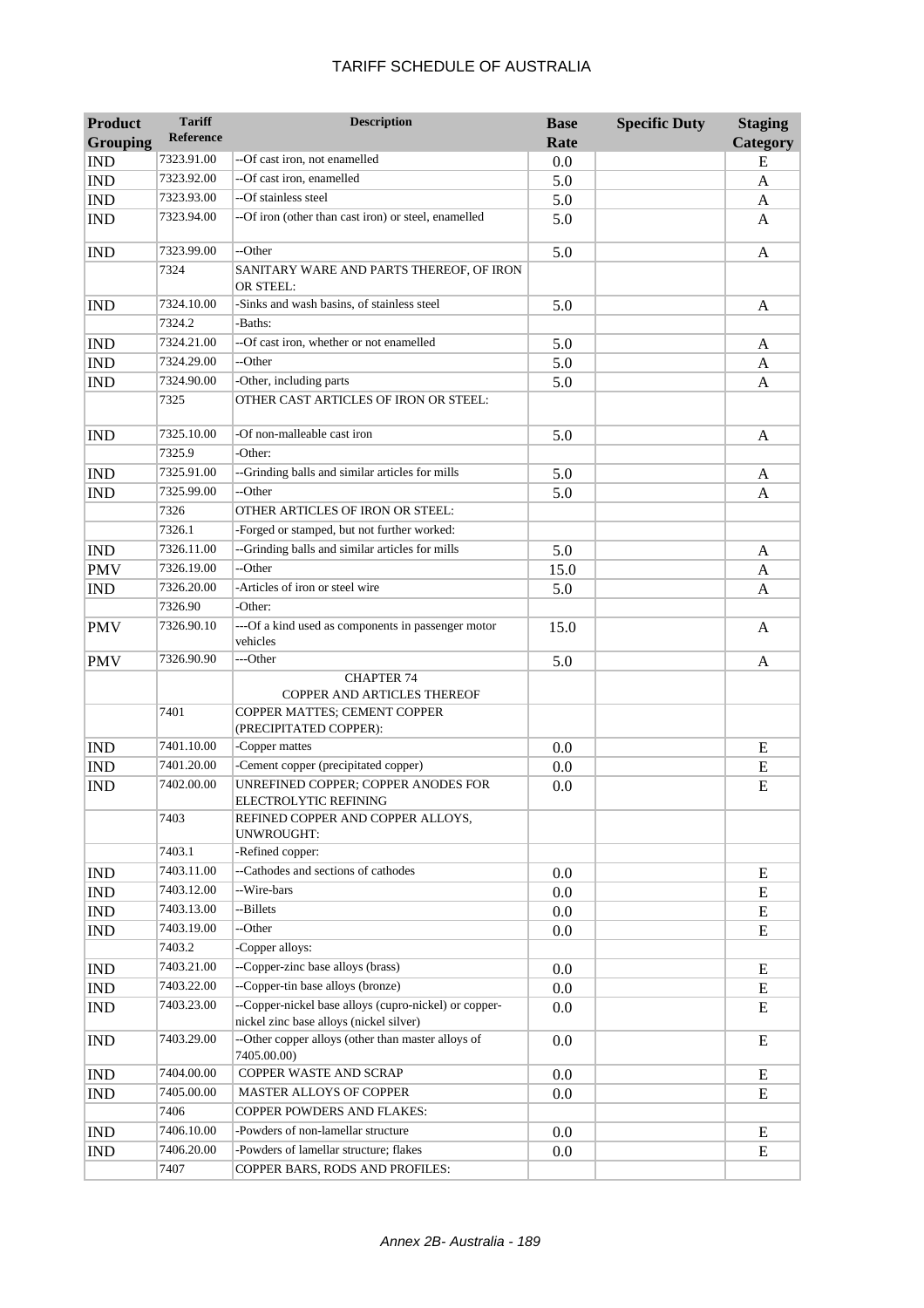| Product Grouping | Tariff Reference | Description | Base Rate | Specific Duty | Staging Category |
|---|---|---|---|---|---|
| IND | 7323.91.00 | --Of cast iron, not enamelled | 0.0 | | E |
| IND | 7323.92.00 | --Of cast iron, enamelled | 5.0 | | A |
| IND | 7323.93.00 | --Of stainless steel | 5.0 | | A |
| IND | 7323.94.00 | --Of iron (other than cast iron) or steel, enamelled | 5.0 | | A |
| IND | 7323.99.00 | --Other | 5.0 | | A |
| | 7324 | SANITARY WARE AND PARTS THEREOF, OF IRON OR STEEL: | | | |
| IND | 7324.10.00 | -Sinks and wash basins, of stainless steel | 5.0 | | A |
| | 7324.2 | -Baths: | | | |
| IND | 7324.21.00 | --Of cast iron, whether or not enamelled | 5.0 | | A |
| IND | 7324.29.00 | --Other | 5.0 | | A |
| IND | 7324.90.00 | -Other, including parts | 5.0 | | A |
| | 7325 | OTHER CAST ARTICLES OF IRON OR STEEL: | | | |
| IND | 7325.10.00 | -Of non-malleable cast iron | 5.0 | | A |
| | 7325.9 | -Other: | | | |
| IND | 7325.91.00 | --Grinding balls and similar articles for mills | 5.0 | | A |
| IND | 7325.99.00 | --Other | 5.0 | | A |
| | 7326 | OTHER ARTICLES OF IRON OR STEEL: | | | |
| | 7326.1 | -Forged or stamped, but not further worked: | | | |
| IND | 7326.11.00 | --Grinding balls and similar articles for mills | 5.0 | | A |
| PMV | 7326.19.00 | --Other | 15.0 | | A |
| IND | 7326.20.00 | -Articles of iron or steel wire | 5.0 | | A |
| | 7326.90 | -Other: | | | |
| PMV | 7326.90.10 | ---Of a kind used as components in passenger motor vehicles | 15.0 | | A |
| PMV | 7326.90.90 | ---Other | 5.0 | | A |
| | | CHAPTER 74 COPPER AND ARTICLES THEREOF | | | |
| | 7401 | COPPER MATTES; CEMENT COPPER (PRECIPITATED COPPER): | | | |
| IND | 7401.10.00 | -Copper mattes | 0.0 | | E |
| IND | 7401.20.00 | -Cement copper (precipitated copper) | 0.0 | | E |
| IND | 7402.00.00 | UNREFINED COPPER; COPPER ANODES FOR ELECTROLYTIC REFINING | 0.0 | | E |
| | 7403 | REFINED COPPER AND COPPER ALLOYS, UNWROUGHT: | | | |
| | 7403.1 | -Refined copper: | | | |
| IND | 7403.11.00 | --Cathodes and sections of cathodes | 0.0 | | E |
| IND | 7403.12.00 | --Wire-bars | 0.0 | | E |
| IND | 7403.13.00 | --Billets | 0.0 | | E |
| IND | 7403.19.00 | --Other | 0.0 | | E |
| | 7403.2 | -Copper alloys: | | | |
| IND | 7403.21.00 | --Copper-zinc base alloys (brass) | 0.0 | | E |
| IND | 7403.22.00 | --Copper-tin base alloys (bronze) | 0.0 | | E |
| IND | 7403.23.00 | --Copper-nickel base alloys (cupro-nickel) or copper-nickel zinc base alloys (nickel silver) | 0.0 | | E |
| IND | 7403.29.00 | --Other copper alloys (other than master alloys of 7405.00.00) | 0.0 | | E |
| IND | 7404.00.00 | COPPER WASTE AND SCRAP | 0.0 | | E |
| IND | 7405.00.00 | MASTER ALLOYS OF COPPER | 0.0 | | E |
| | 7406 | COPPER POWDERS AND FLAKES: | | | |
| IND | 7406.10.00 | -Powders of non-lamellar structure | 0.0 | | E |
| IND | 7406.20.00 | -Powders of lamellar structure; flakes | 0.0 | | E |
| | 7407 | COPPER BARS, RODS AND PROFILES: | | | |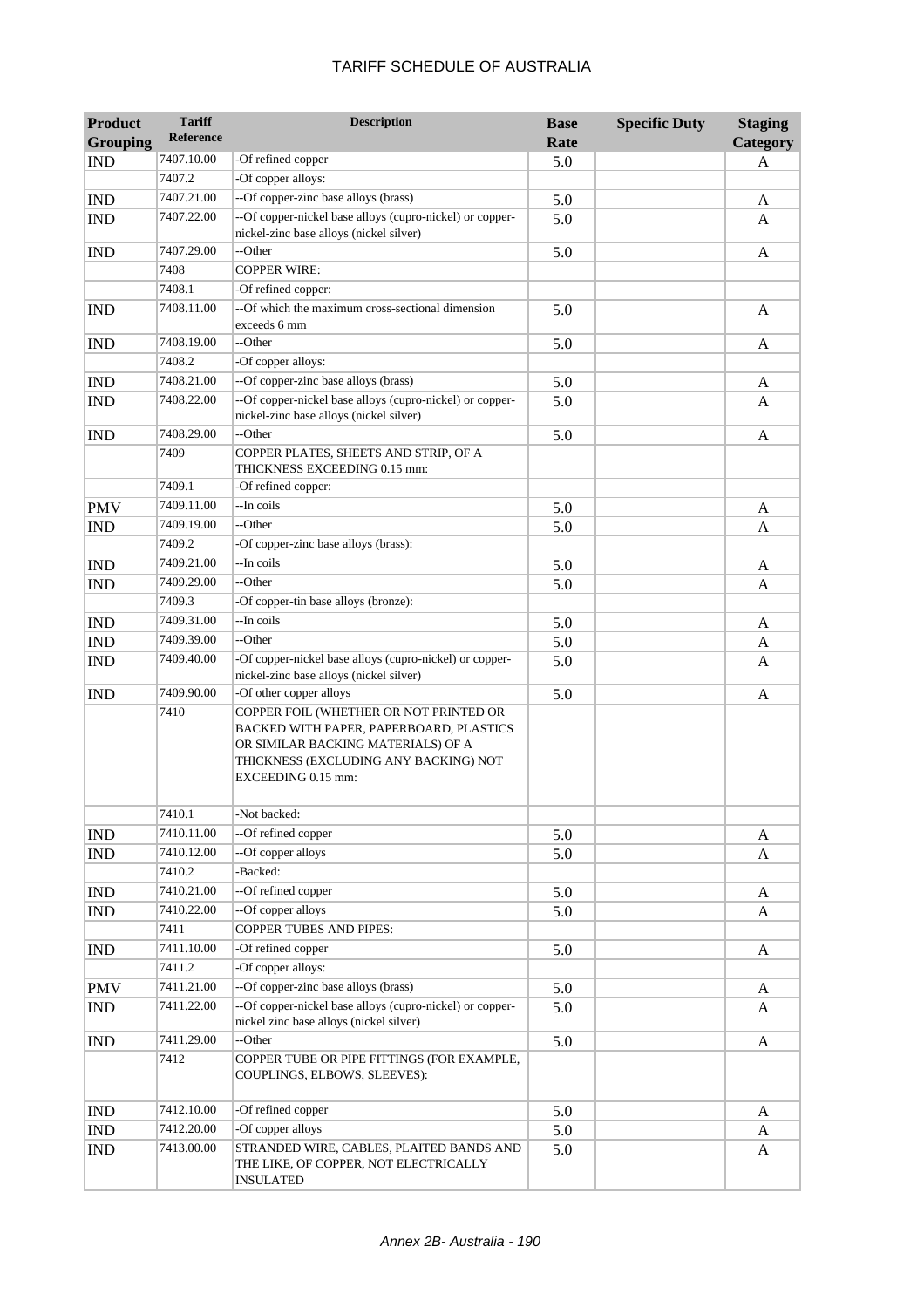| Product Grouping | Tariff Reference | Description | Base Rate | Specific Duty | Staging Category |
|---|---|---|---|---|---|
| IND | 7407.10.00 | -Of refined copper | 5.0 | | A |
| | 7407.2 | -Of copper alloys: | | | |
| IND | 7407.21.00 | --Of copper-zinc base alloys (brass) | 5.0 | | A |
| IND | 7407.22.00 | --Of copper-nickel base alloys (cupro-nickel) or copper-nickel-zinc base alloys (nickel silver) | 5.0 | | A |
| IND | 7407.29.00 | --Other | 5.0 | | A |
| | 7408 | COPPER WIRE: | | | |
| | 7408.1 | -Of refined copper: | | | |
| IND | 7408.11.00 | --Of which the maximum cross-sectional dimension exceeds 6 mm | 5.0 | | A |
| IND | 7408.19.00 | --Other | 5.0 | | A |
| | 7408.2 | -Of copper alloys: | | | |
| IND | 7408.21.00 | --Of copper-zinc base alloys (brass) | 5.0 | | A |
| IND | 7408.22.00 | --Of copper-nickel base alloys (cupro-nickel) or copper-nickel-zinc base alloys (nickel silver) | 5.0 | | A |
| IND | 7408.29.00 | --Other | 5.0 | | A |
| | 7409 | COPPER PLATES, SHEETS AND STRIP, OF A THICKNESS EXCEEDING 0.15 mm: | | | |
| | 7409.1 | -Of refined copper: | | | |
| PMV | 7409.11.00 | --In coils | 5.0 | | A |
| IND | 7409.19.00 | --Other | 5.0 | | A |
| | 7409.2 | -Of copper-zinc base alloys (brass): | | | |
| IND | 7409.21.00 | --In coils | 5.0 | | A |
| IND | 7409.29.00 | --Other | 5.0 | | A |
| | 7409.3 | -Of copper-tin base alloys (bronze): | | | |
| IND | 7409.31.00 | --In coils | 5.0 | | A |
| IND | 7409.39.00 | --Other | 5.0 | | A |
| IND | 7409.40.00 | -Of copper-nickel base alloys (cupro-nickel) or copper-nickel-zinc base alloys (nickel silver) | 5.0 | | A |
| IND | 7409.90.00 | -Of other copper alloys | 5.0 | | A |
| | 7410 | COPPER FOIL (WHETHER OR NOT PRINTED OR BACKED WITH PAPER, PAPERBOARD, PLASTICS OR SIMILAR BACKING MATERIALS) OF A THICKNESS (EXCLUDING ANY BACKING) NOT EXCEEDING 0.15 mm: | | | |
| | 7410.1 | -Not backed: | | | |
| IND | 7410.11.00 | --Of refined copper | 5.0 | | A |
| IND | 7410.12.00 | --Of copper alloys | 5.0 | | A |
| | 7410.2 | -Backed: | | | |
| IND | 7410.21.00 | --Of refined copper | 5.0 | | A |
| IND | 7410.22.00 | --Of copper alloys | 5.0 | | A |
| | 7411 | COPPER TUBES AND PIPES: | | | |
| IND | 7411.10.00 | -Of refined copper | 5.0 | | A |
| | 7411.2 | -Of copper alloys: | | | |
| PMV | 7411.21.00 | --Of copper-zinc base alloys (brass) | 5.0 | | A |
| IND | 7411.22.00 | --Of copper-nickel base alloys (cupro-nickel) or copper-nickel zinc base alloys (nickel silver) | 5.0 | | A |
| IND | 7411.29.00 | --Other | 5.0 | | A |
| | 7412 | COPPER TUBE OR PIPE FITTINGS (FOR EXAMPLE, COUPLINGS, ELBOWS, SLEEVES): | | | |
| IND | 7412.10.00 | -Of refined copper | 5.0 | | A |
| IND | 7412.20.00 | -Of copper alloys | 5.0 | | A |
| IND | 7413.00.00 | STRANDED WIRE, CABLES, PLAITED BANDS AND THE LIKE, OF COPPER, NOT ELECTRICALLY INSULATED | 5.0 | | A |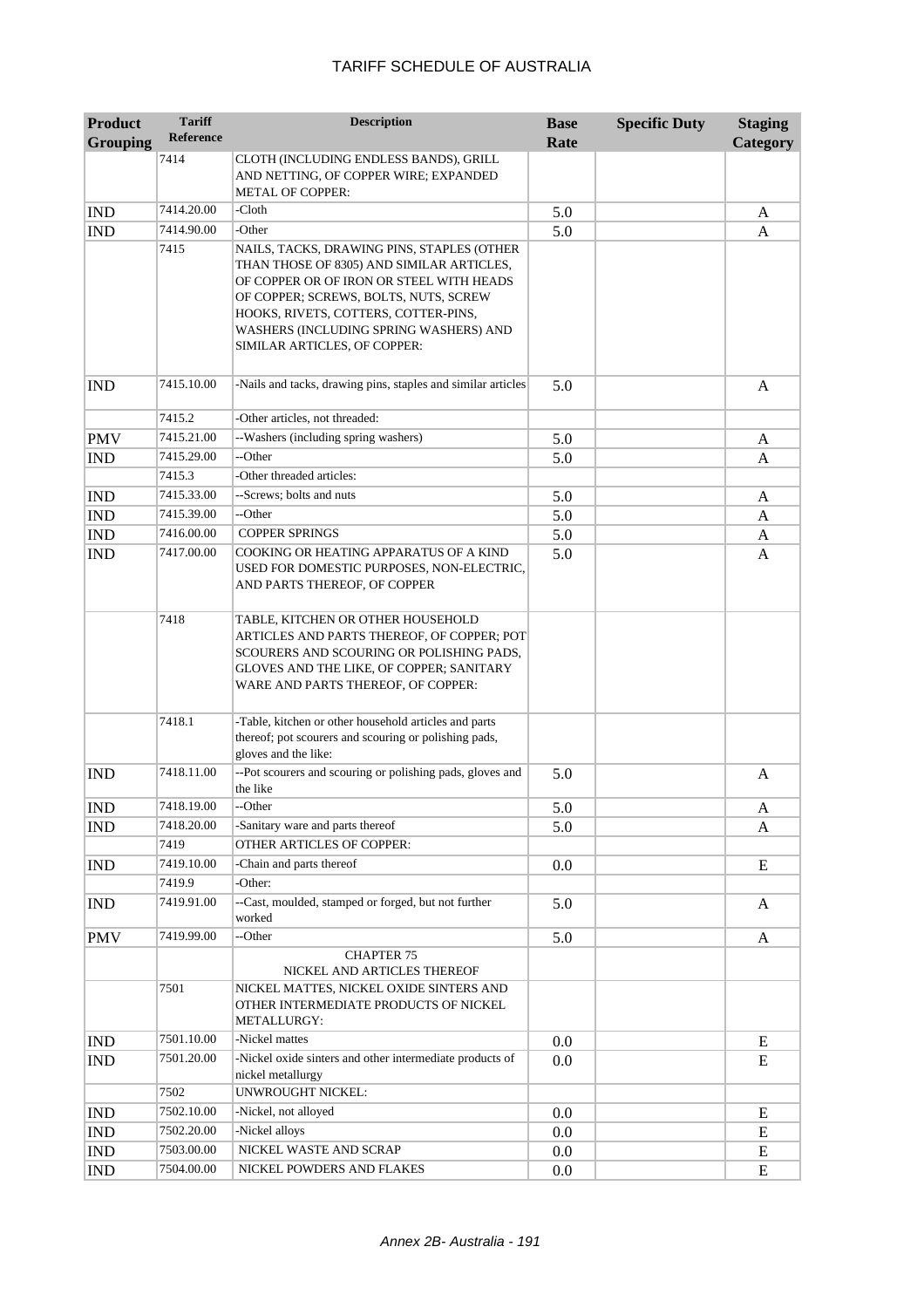| Product Grouping | Tariff Reference | Description | Base Rate | Specific Duty | Staging Category |
|---|---|---|---|---|---|
| | 7414 | CLOTH (INCLUDING ENDLESS BANDS), GRILL AND NETTING, OF COPPER WIRE; EXPANDED METAL OF COPPER: | | | |
| IND | 7414.20.00 | -Cloth | 5.0 | | A |
| IND | 7414.90.00 | -Other | 5.0 | | A |
| | 7415 | NAILS, TACKS, DRAWING PINS, STAPLES (OTHER THAN THOSE OF 8305) AND SIMILAR ARTICLES, OF COPPER OR OF IRON OR STEEL WITH HEADS OF COPPER; SCREWS, BOLTS, NUTS, SCREW HOOKS, RIVETS, COTTERS, COTTER-PINS, WASHERS (INCLUDING SPRING WASHERS) AND SIMILAR ARTICLES, OF COPPER: | | | |
| IND | 7415.10.00 | -Nails and tacks, drawing pins, staples and similar articles | 5.0 | | A |
| | 7415.2 | -Other articles, not threaded: | | | |
| PMV | 7415.21.00 | --Washers (including spring washers) | 5.0 | | A |
| IND | 7415.29.00 | --Other | 5.0 | | A |
| | 7415.3 | -Other threaded articles: | | | |
| IND | 7415.33.00 | --Screws; bolts and nuts | 5.0 | | A |
| IND | 7415.39.00 | --Other | 5.0 | | A |
| IND | 7416.00.00 | COPPER SPRINGS | 5.0 | | A |
| IND | 7417.00.00 | COOKING OR HEATING APPARATUS OF A KIND USED FOR DOMESTIC PURPOSES, NON-ELECTRIC, AND PARTS THEREOF, OF COPPER | 5.0 | | A |
| | 7418 | TABLE, KITCHEN OR OTHER HOUSEHOLD ARTICLES AND PARTS THEREOF, OF COPPER; POT SCOURERS AND SCOURING OR POLISHING PADS, GLOVES AND THE LIKE, OF COPPER; SANITARY WARE AND PARTS THEREOF, OF COPPER: | | | |
| | 7418.1 | -Table, kitchen or other household articles and parts thereof; pot scourers and scouring or polishing pads, gloves and the like: | | | |
| IND | 7418.11.00 | --Pot scourers and scouring or polishing pads, gloves and the like | 5.0 | | A |
| IND | 7418.19.00 | --Other | 5.0 | | A |
| IND | 7418.20.00 | -Sanitary ware and parts thereof | 5.0 | | A |
| | 7419 | OTHER ARTICLES OF COPPER: | | | |
| IND | 7419.10.00 | -Chain and parts thereof | 0.0 | | E |
| | 7419.9 | -Other: | | | |
| IND | 7419.91.00 | --Cast, moulded, stamped or forged, but not further worked | 5.0 | | A |
| PMV | 7419.99.00 | --Other | 5.0 | | A |
| | | CHAPTER 75<br>NICKEL AND ARTICLES THEREOF | | | |
| | 7501 | NICKEL MATTES, NICKEL OXIDE SINTERS AND OTHER INTERMEDIATE PRODUCTS OF NICKEL METALLURGY: | | | |
| IND | 7501.10.00 | -Nickel mattes | 0.0 | | E |
| IND | 7501.20.00 | -Nickel oxide sinters and other intermediate products of nickel metallurgy | 0.0 | | E |
| | 7502 | UNWROUGHT NICKEL: | | | |
| IND | 7502.10.00 | -Nickel, not alloyed | 0.0 | | E |
| IND | 7502.20.00 | -Nickel alloys | 0.0 | | E |
| IND | 7503.00.00 | NICKEL WASTE AND SCRAP | 0.0 | | E |
| IND | 7504.00.00 | NICKEL POWDERS AND FLAKES | 0.0 | | E |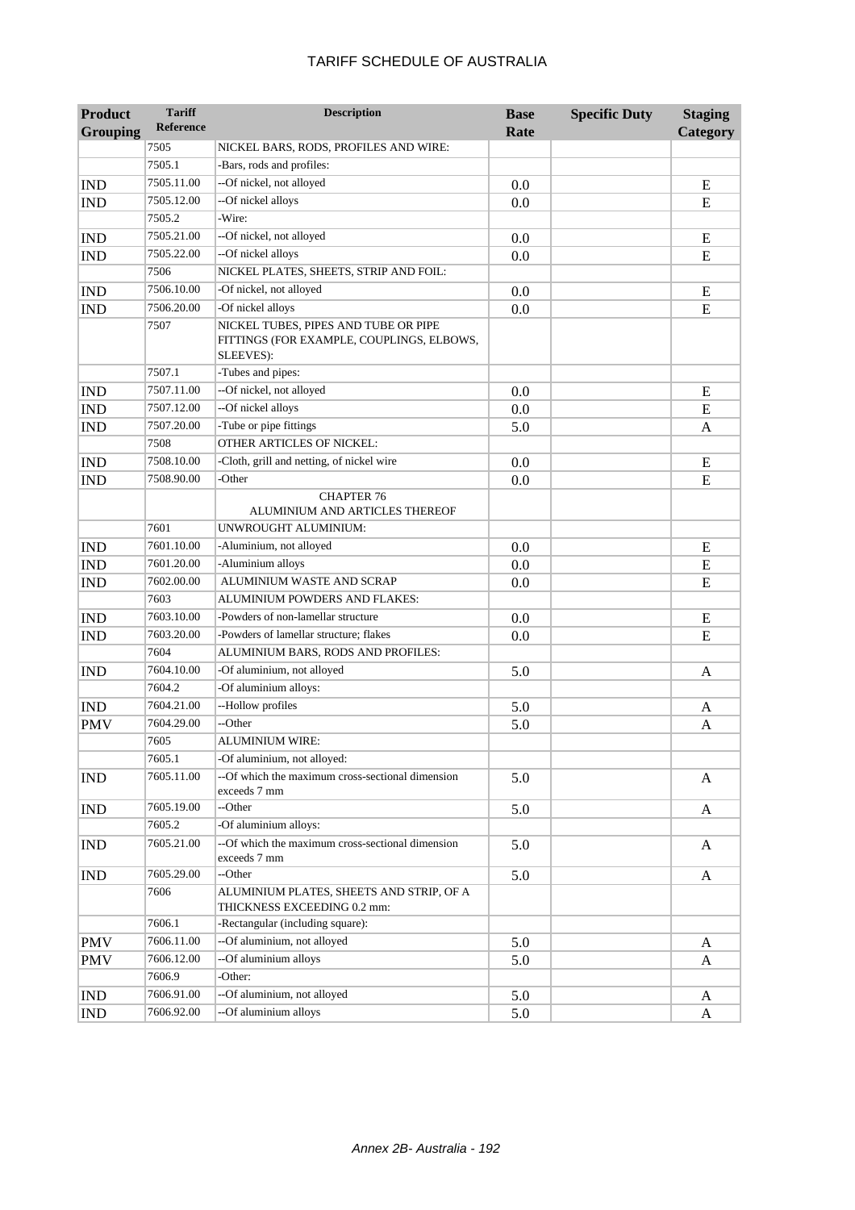| Product Grouping | Tariff Reference | Description | Base Rate | Specific Duty | Staging Category |
|---|---|---|---|---|---|
| | 7505 | NICKEL BARS, RODS, PROFILES AND WIRE: | | | |
| | 7505.1 | -Bars, rods and profiles: | | | |
| IND | 7505.11.00 | --Of nickel, not alloyed | 0.0 | | E |
| IND | 7505.12.00 | --Of nickel alloys | 0.0 | | E |
| | 7505.2 | -Wire: | | | |
| IND | 7505.21.00 | --Of nickel, not alloyed | 0.0 | | E |
| IND | 7505.22.00 | --Of nickel alloys | 0.0 | | E |
| | 7506 | NICKEL PLATES, SHEETS, STRIP AND FOIL: | | | |
| IND | 7506.10.00 | -Of nickel, not alloyed | 0.0 | | E |
| IND | 7506.20.00 | -Of nickel alloys | 0.0 | | E |
| | 7507 | NICKEL TUBES, PIPES AND TUBE OR PIPE FITTINGS (FOR EXAMPLE, COUPLINGS, ELBOWS, SLEEVES): | | | |
| | 7507.1 | -Tubes and pipes: | | | |
| IND | 7507.11.00 | --Of nickel, not alloyed | 0.0 | | E |
| IND | 7507.12.00 | --Of nickel alloys | 0.0 | | E |
| IND | 7507.20.00 | -Tube or pipe fittings | 5.0 | | A |
| | 7508 | OTHER ARTICLES OF NICKEL: | | | |
| IND | 7508.10.00 | -Cloth, grill and netting, of nickel wire | 0.0 | | E |
| IND | 7508.90.00 | -Other | 0.0 | | E |
| | | CHAPTER 76 ALUMINIUM AND ARTICLES THEREOF | | | |
| | 7601 | UNWROUGHT ALUMINIUM: | | | |
| IND | 7601.10.00 | -Aluminium, not alloyed | 0.0 | | E |
| IND | 7601.20.00 | -Aluminium alloys | 0.0 | | E |
| IND | 7602.00.00 | ALUMINIUM WASTE AND SCRAP | 0.0 | | E |
| | 7603 | ALUMINIUM POWDERS AND FLAKES: | | | |
| IND | 7603.10.00 | -Powders of non-lamellar structure | 0.0 | | E |
| IND | 7603.20.00 | -Powders of lamellar structure; flakes | 0.0 | | E |
| | 7604 | ALUMINIUM BARS, RODS AND PROFILES: | | | |
| IND | 7604.10.00 | -Of aluminium, not alloyed | 5.0 | | A |
| | 7604.2 | -Of aluminium alloys: | | | |
| IND | 7604.21.00 | --Hollow profiles | 5.0 | | A |
| PMV | 7604.29.00 | --Other | 5.0 | | A |
| | 7605 | ALUMINIUM WIRE: | | | |
| | 7605.1 | -Of aluminium, not alloyed: | | | |
| IND | 7605.11.00 | --Of which the maximum cross-sectional dimension exceeds 7 mm | 5.0 | | A |
| IND | 7605.19.00 | --Other | 5.0 | | A |
| | 7605.2 | -Of aluminium alloys: | | | |
| IND | 7605.21.00 | --Of which the maximum cross-sectional dimension exceeds 7 mm | 5.0 | | A |
| IND | 7605.29.00 | --Other | 5.0 | | A |
| | 7606 | ALUMINIUM PLATES, SHEETS AND STRIP, OF A THICKNESS EXCEEDING 0.2 mm: | | | |
| | 7606.1 | -Rectangular (including square): | | | |
| PMV | 7606.11.00 | --Of aluminium, not alloyed | 5.0 | | A |
| PMV | 7606.12.00 | --Of aluminium alloys | 5.0 | | A |
| | 7606.9 | -Other: | | | |
| IND | 7606.91.00 | --Of aluminium, not alloyed | 5.0 | | A |
| IND | 7606.92.00 | --Of aluminium alloys | 5.0 | | A |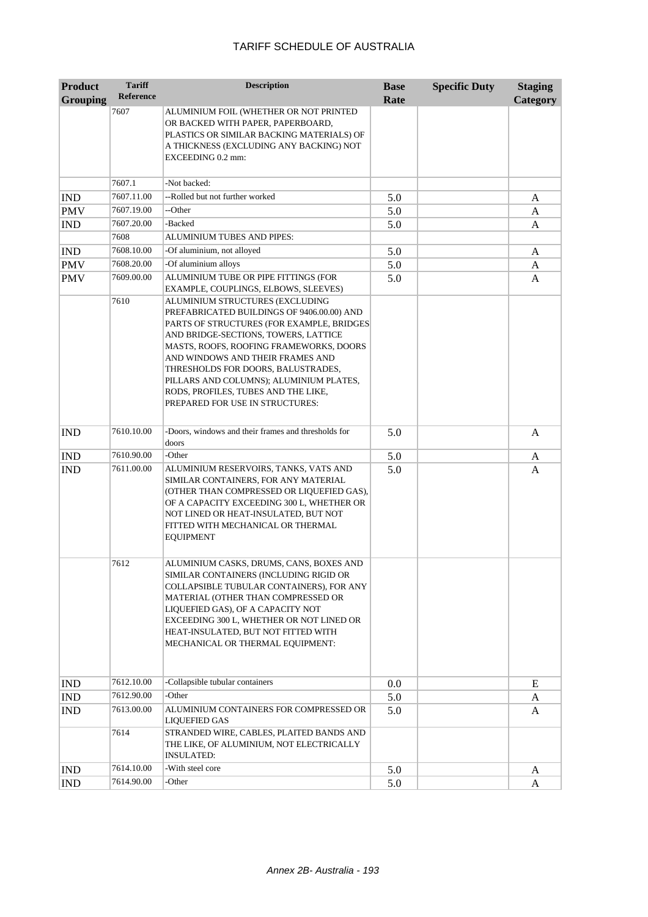| Product Grouping | Tariff Reference | Description | Base Rate | Specific Duty | Staging Category |
|---|---|---|---|---|---|
| | 7607 | ALUMINIUM FOIL (WHETHER OR NOT PRINTED OR BACKED WITH PAPER, PAPERBOARD, PLASTICS OR SIMILAR BACKING MATERIALS) OF A THICKNESS (EXCLUDING ANY BACKING) NOT EXCEEDING 0.2 mm: | | | |
| | 7607.1 | -Not backed: | | | |
| IND | 7607.11.00 | --Rolled but not further worked | 5.0 | | A |
| PMV | 7607.19.00 | --Other | 5.0 | | A |
| IND | 7607.20.00 | -Backed | 5.0 | | A |
| | 7608 | ALUMINIUM TUBES AND PIPES: | | | |
| IND | 7608.10.00 | -Of aluminium, not alloyed | 5.0 | | A |
| PMV | 7608.20.00 | -Of aluminium alloys | 5.0 | | A |
| PMV | 7609.00.00 | ALUMINIUM TUBE OR PIPE FITTINGS (FOR EXAMPLE, COUPLINGS, ELBOWS, SLEEVES) | 5.0 | | A |
| | 7610 | ALUMINIUM STRUCTURES (EXCLUDING PREFABRICATED BUILDINGS OF 9406.00.00) AND PARTS OF STRUCTURES (FOR EXAMPLE, BRIDGES AND BRIDGE-SECTIONS, TOWERS, LATTICE MASTS, ROOFS, ROOFING FRAMEWORKS, DOORS AND WINDOWS AND THEIR FRAMES AND THRESHOLDS FOR DOORS, BALUSTRADES, PILLARS AND COLUMNS); ALUMINIUM PLATES, RODS, PROFILES, TUBES AND THE LIKE, PREPARED FOR USE IN STRUCTURES: | | | |
| IND | 7610.10.00 | -Doors, windows and their frames and thresholds for doors | 5.0 | | A |
| IND | 7610.90.00 | -Other | 5.0 | | A |
| IND | 7611.00.00 | ALUMINIUM RESERVOIRS, TANKS, VATS AND SIMILAR CONTAINERS, FOR ANY MATERIAL (OTHER THAN COMPRESSED OR LIQUEFIED GAS), OF A CAPACITY EXCEEDING 300 L, WHETHER OR NOT LINED OR HEAT-INSULATED, BUT NOT FITTED WITH MECHANICAL OR THERMAL EQUIPMENT | 5.0 | | A |
| | 7612 | ALUMINIUM CASKS, DRUMS, CANS, BOXES AND SIMILAR CONTAINERS (INCLUDING RIGID OR COLLAPSIBLE TUBULAR CONTAINERS), FOR ANY MATERIAL (OTHER THAN COMPRESSED OR LIQUEFIED GAS), OF A CAPACITY NOT EXCEEDING 300 L, WHETHER OR NOT LINED OR HEAT-INSULATED, BUT NOT FITTED WITH MECHANICAL OR THERMAL EQUIPMENT: | | | |
| IND | 7612.10.00 | -Collapsible tubular containers | 0.0 | | E |
| IND | 7612.90.00 | -Other | 5.0 | | A |
| IND | 7613.00.00 | ALUMINIUM CONTAINERS FOR COMPRESSED OR LIQUEFIED GAS | 5.0 | | A |
| | 7614 | STRANDED WIRE, CABLES, PLAITED BANDS AND THE LIKE, OF ALUMINIUM, NOT ELECTRICALLY INSULATED: | | | |
| IND | 7614.10.00 | -With steel core | 5.0 | | A |
| IND | 7614.90.00 | -Other | 5.0 | | A |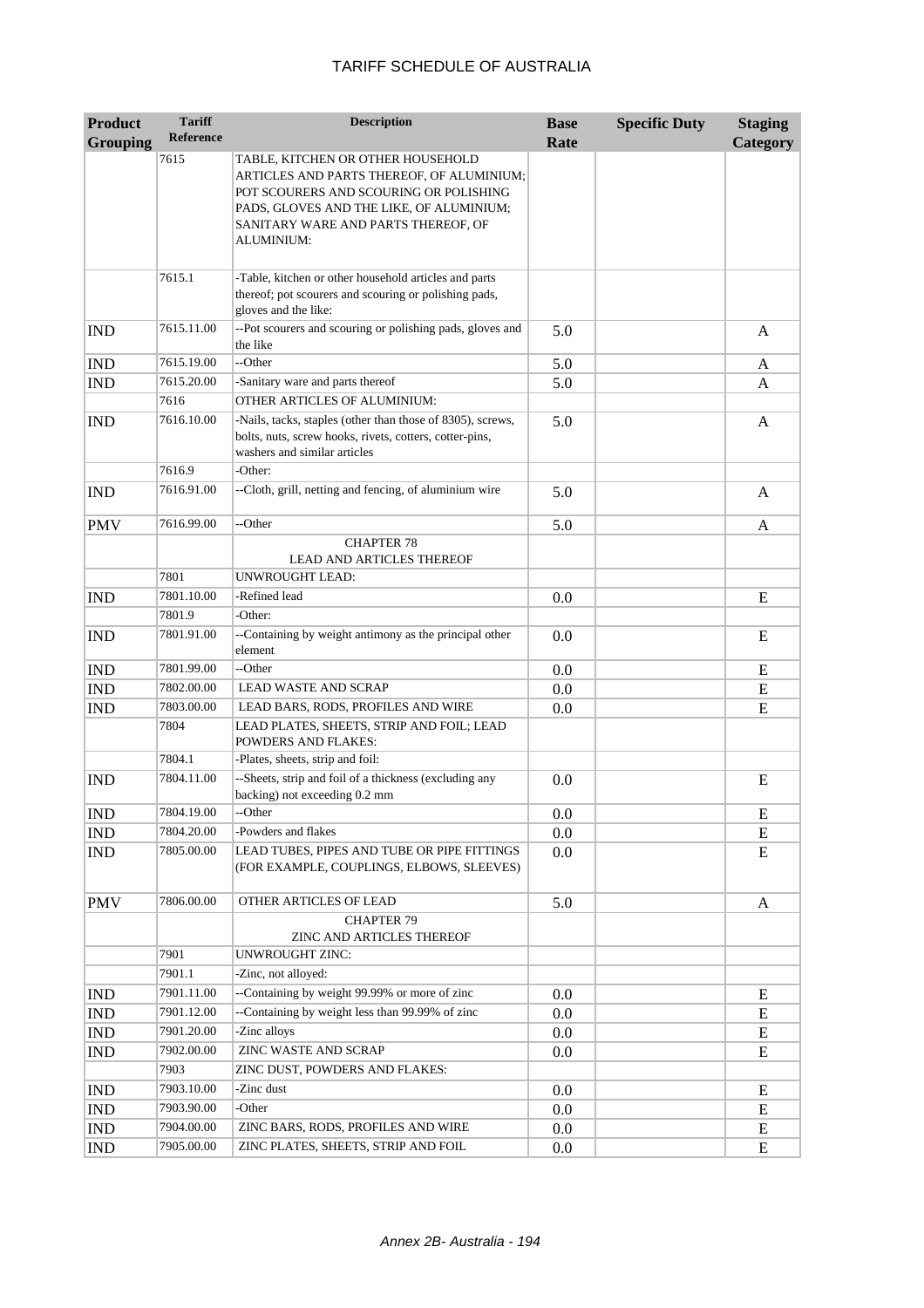# TARIFF SCHEDULE OF AUSTRALIA

| Product Grouping | Tariff Reference | Description | Base Rate | Specific Duty | Staging Category |
|---|---|---|---|---|---|
| | 7615 | TABLE, KITCHEN OR OTHER HOUSEHOLD ARTICLES AND PARTS THEREOF, OF ALUMINIUM; POT SCOURERS AND SCOURING OR POLISHING PADS, GLOVES AND THE LIKE, OF ALUMINIUM; SANITARY WARE AND PARTS THEREOF, OF ALUMINIUM: | | | |
| | 7615.1 | -Table, kitchen or other household articles and parts thereof; pot scourers and scouring or polishing pads, gloves and the like: | | | |
| IND | 7615.11.00 | --Pot scourers and scouring or polishing pads, gloves and the like | 5.0 | | A |
| IND | 7615.19.00 | --Other | 5.0 | | A |
| IND | 7615.20.00 | -Sanitary ware and parts thereof | 5.0 | | A |
| | 7616 | OTHER ARTICLES OF ALUMINIUM: | | | |
| IND | 7616.10.00 | -Nails, tacks, staples (other than those of 8305), screws, bolts, nuts, screw hooks, rivets, cotters, cotter-pins, washers and similar articles | 5.0 | | A |
| | 7616.9 | -Other: | | | |
| IND | 7616.91.00 | --Cloth, grill, netting and fencing, of aluminium wire | 5.0 | | A |
| PMV | 7616.99.00 | --Other | 5.0 | | A |
| | | CHAPTER 78<br>LEAD AND ARTICLES THEREOF | | | |
| | 7801 | UNWROUGHT LEAD: | | | |
| IND | 7801.10.00 | -Refined lead | 0.0 | | E |
| | 7801.9 | -Other: | | | |
| IND | 7801.91.00 | --Containing by weight antimony as the principal other element | 0.0 | | E |
| IND | 7801.99.00 | --Other | 0.0 | | E |
| IND | 7802.00.00 | LEAD WASTE AND SCRAP | 0.0 | | E |
| IND | 7803.00.00 | LEAD BARS, RODS, PROFILES AND WIRE | 0.0 | | E |
| | 7804 | LEAD PLATES, SHEETS, STRIP AND FOIL; LEAD POWDERS AND FLAKES: | | | |
| | 7804.1 | -Plates, sheets, strip and foil: | | | |
| IND | 7804.11.00 | --Sheets, strip and foil of a thickness (excluding any backing) not exceeding 0.2 mm | 0.0 | | E |
| IND | 7804.19.00 | --Other | 0.0 | | E |
| IND | 7804.20.00 | -Powders and flakes | 0.0 | | E |
| IND | 7805.00.00 | LEAD TUBES, PIPES AND TUBE OR PIPE FITTINGS (FOR EXAMPLE, COUPLINGS, ELBOWS, SLEEVES) | 0.0 | | E |
| PMV | 7806.00.00 | OTHER ARTICLES OF LEAD | 5.0 | | A |
| | | CHAPTER 79<br>ZINC AND ARTICLES THEREOF | | | |
| | 7901 | UNWROUGHT ZINC: | | | |
| | 7901.1 | -Zinc, not alloyed: | | | |
| IND | 7901.11.00 | --Containing by weight 99.99% or more of zinc | 0.0 | | E |
| IND | 7901.12.00 | --Containing by weight less than 99.99% of zinc | 0.0 | | E |
| IND | 7901.20.00 | -Zinc alloys | 0.0 | | E |
| IND | 7902.00.00 | ZINC WASTE AND SCRAP | 0.0 | | E |
| | 7903 | ZINC DUST, POWDERS AND FLAKES: | | | |
| IND | 7903.10.00 | -Zinc dust | 0.0 | | E |
| IND | 7903.90.00 | -Other | 0.0 | | E |
| IND | 7904.00.00 | ZINC BARS, RODS, PROFILES AND WIRE | 0.0 | | E |
| IND | 7905.00.00 | ZINC PLATES, SHEETS, STRIP AND FOIL | 0.0 | | E |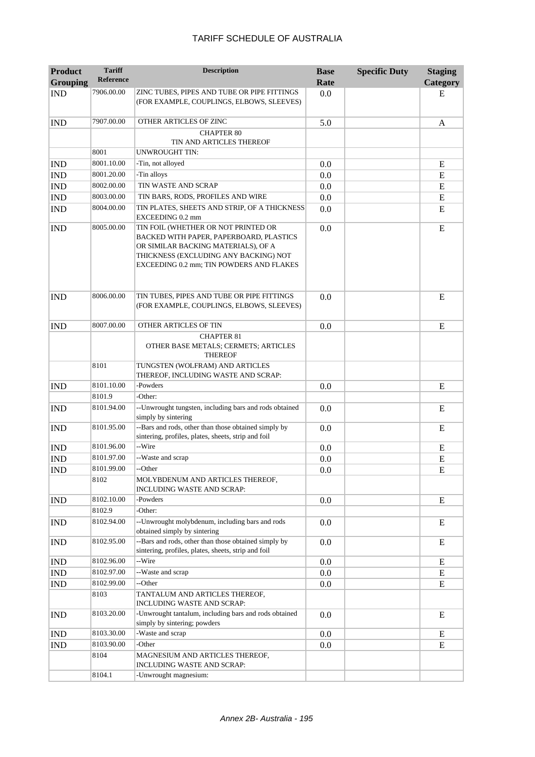# TARIFF SCHEDULE OF AUSTRALIA

| Product Grouping | Tariff Reference | Description | Base Rate | Specific Duty | Staging Category |
|---|---|---|---|---|---|
| IND | 7906.00.00 | ZINC TUBES, PIPES AND TUBE OR PIPE FITTINGS (FOR EXAMPLE, COUPLINGS, ELBOWS, SLEEVES) | 0.0 | | E |
| IND | 7907.00.00 | OTHER ARTICLES OF ZINC | 5.0 | | A |
| | | CHAPTER 80 TIN AND ARTICLES THEREOF | | | |
| | 8001 | UNWROUGHT TIN: | | | |
| IND | 8001.10.00 | -Tin, not alloyed | 0.0 | | E |
| IND | 8001.20.00 | -Tin alloys | 0.0 | | E |
| IND | 8002.00.00 | TIN WASTE AND SCRAP | 0.0 | | E |
| IND | 8003.00.00 | TIN BARS, RODS, PROFILES AND WIRE | 0.0 | | E |
| IND | 8004.00.00 | TIN PLATES, SHEETS AND STRIP, OF A THICKNESS EXCEEDING 0.2 mm | 0.0 | | E |
| IND | 8005.00.00 | TIN FOIL (WHETHER OR NOT PRINTED OR BACKED WITH PAPER, PAPERBOARD, PLASTICS OR SIMILAR BACKING MATERIALS), OF A THICKNESS (EXCLUDING ANY BACKING) NOT EXCEEDING 0.2 mm; TIN POWDERS AND FLAKES | 0.0 | | E |
| IND | 8006.00.00 | TIN TUBES, PIPES AND TUBE OR PIPE FITTINGS (FOR EXAMPLE, COUPLINGS, ELBOWS, SLEEVES) | 0.0 | | E |
| IND | 8007.00.00 | OTHER ARTICLES OF TIN | 0.0 | | E |
| | | CHAPTER 81 OTHER BASE METALS; CERMETS; ARTICLES THEREOF | | | |
| | 8101 | TUNGSTEN (WOLFRAM) AND ARTICLES THEREOF, INCLUDING WASTE AND SCRAP: | | | |
| IND | 8101.10.00 | -Powders | 0.0 | | E |
| | 8101.9 | -Other: | | | |
| IND | 8101.94.00 | --Unwrought tungsten, including bars and rods obtained simply by sintering | 0.0 | | E |
| IND | 8101.95.00 | --Bars and rods, other than those obtained simply by sintering, profiles, plates, sheets, strip and foil | 0.0 | | E |
| IND | 8101.96.00 | --Wire | 0.0 | | E |
| IND | 8101.97.00 | --Waste and scrap | 0.0 | | E |
| IND | 8101.99.00 | --Other | 0.0 | | E |
| | 8102 | MOLYBDENUM AND ARTICLES THEREOF, INCLUDING WASTE AND SCRAP: | | | |
| IND | 8102.10.00 | -Powders | 0.0 | | E |
| | 8102.9 | -Other: | | | |
| IND | 8102.94.00 | --Unwrought molybdenum, including bars and rods obtained simply by sintering | 0.0 | | E |
| IND | 8102.95.00 | --Bars and rods, other than those obtained simply by sintering, profiles, plates, sheets, strip and foil | 0.0 | | E |
| IND | 8102.96.00 | --Wire | 0.0 | | E |
| IND | 8102.97.00 | --Waste and scrap | 0.0 | | E |
| IND | 8102.99.00 | --Other | 0.0 | | E |
| | 8103 | TANTALUM AND ARTICLES THEREOF, INCLUDING WASTE AND SCRAP: | | | |
| IND | 8103.20.00 | -Unwrought tantalum, including bars and rods obtained simply by sintering; powders | 0.0 | | E |
| IND | 8103.30.00 | -Waste and scrap | 0.0 | | E |
| IND | 8103.90.00 | -Other | 0.0 | | E |
| | 8104 | MAGNESIUM AND ARTICLES THEREOF, INCLUDING WASTE AND SCRAP: | | | |
| | 8104.1 | -Unwrought magnesium: | | | |

Annex 2B- Australia - 195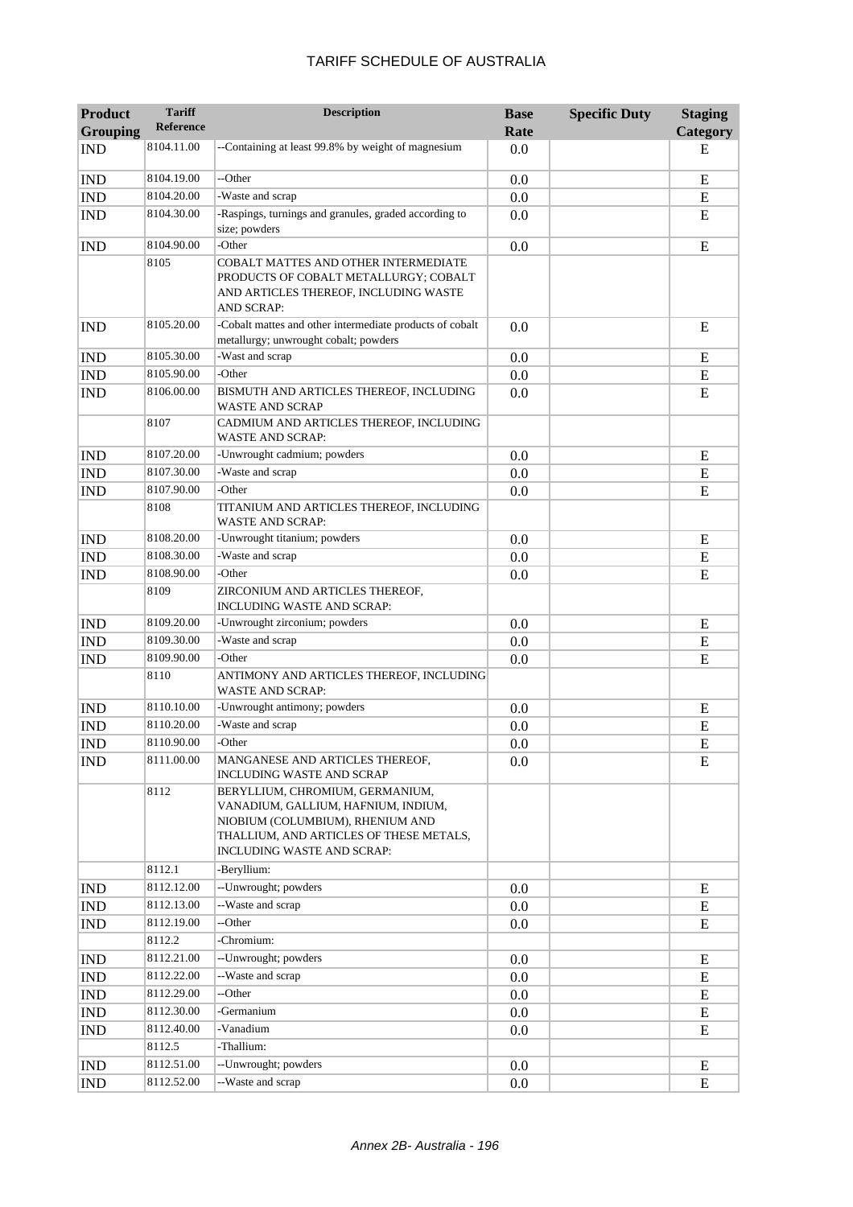| Product Grouping | Tariff Reference | Description | Base Rate | Specific Duty | Staging Category |
|---|---|---|---|---|---|
| IND | 8104.11.00 | --Containing at least 99.8% by weight of magnesium | 0.0 | | E |
| IND | 8104.19.00 | --Other | 0.0 | | E |
| IND | 8104.20.00 | -Waste and scrap | 0.0 | | E |
| IND | 8104.30.00 | -Raspings, turnings and granules, graded according to size; powders | 0.0 | | E |
| IND | 8104.90.00 | -Other | 0.0 | | E |
| | 8105 | COBALT MATTES AND OTHER INTERMEDIATE PRODUCTS OF COBALT METALLURGY; COBALT AND ARTICLES THEREOF, INCLUDING WASTE AND SCRAP: | | | |
| IND | 8105.20.00 | -Cobalt mattes and other intermediate products of cobalt metallurgy; unwrought cobalt; powders | 0.0 | | E |
| IND | 8105.30.00 | -Wast and scrap | 0.0 | | E |
| IND | 8105.90.00 | -Other | 0.0 | | E |
| IND | 8106.00.00 | BISMUTH AND ARTICLES THEREOF, INCLUDING WASTE AND SCRAP | 0.0 | | E |
| | 8107 | CADMIUM AND ARTICLES THEREOF, INCLUDING WASTE AND SCRAP: | | | |
| IND | 8107.20.00 | -Unwrought cadmium; powders | 0.0 | | E |
| IND | 8107.30.00 | -Waste and scrap | 0.0 | | E |
| IND | 8107.90.00 | -Other | 0.0 | | E |
| | 8108 | TITANIUM AND ARTICLES THEREOF, INCLUDING WASTE AND SCRAP: | | | |
| IND | 8108.20.00 | -Unwrought titanium; powders | 0.0 | | E |
| IND | 8108.30.00 | -Waste and scrap | 0.0 | | E |
| IND | 8108.90.00 | -Other | 0.0 | | E |
| | 8109 | ZIRCONIUM AND ARTICLES THEREOF, INCLUDING WASTE AND SCRAP: | | | |
| IND | 8109.20.00 | -Unwrought zirconium; powders | 0.0 | | E |
| IND | 8109.30.00 | -Waste and scrap | 0.0 | | E |
| IND | 8109.90.00 | -Other | 0.0 | | E |
| | 8110 | ANTIMONY AND ARTICLES THEREOF, INCLUDING WASTE AND SCRAP: | | | |
| IND | 8110.10.00 | -Unwrought antimony; powders | 0.0 | | E |
| IND | 8110.20.00 | -Waste and scrap | 0.0 | | E |
| IND | 8110.90.00 | -Other | 0.0 | | E |
| IND | 8111.00.00 | MANGANESE AND ARTICLES THEREOF, INCLUDING WASTE AND SCRAP | 0.0 | | E |
| | 8112 | BERYLLIUM, CHROMIUM, GERMANIUM, VANADIUM, GALLIUM, HAFNIUM, INDIUM, NIOBIUM (COLUMBIUM), RHENIUM AND THALLIUM, AND ARTICLES OF THESE METALS, INCLUDING WASTE AND SCRAP: | | | |
| | 8112.1 | -Beryllium: | | | |
| IND | 8112.12.00 | --Unwrought; powders | 0.0 | | E |
| IND | 8112.13.00 | --Waste and scrap | 0.0 | | E |
| IND | 8112.19.00 | --Other | 0.0 | | E |
| | 8112.2 | -Chromium: | | | |
| IND | 8112.21.00 | --Unwrought; powders | 0.0 | | E |
| IND | 8112.22.00 | --Waste and scrap | 0.0 | | E |
| IND | 8112.29.00 | --Other | 0.0 | | E |
| IND | 8112.30.00 | -Germanium | 0.0 | | E |
| IND | 8112.40.00 | -Vanadium | 0.0 | | E |
| | 8112.5 | -Thallium: | | | |
| IND | 8112.51.00 | --Unwrought; powders | 0.0 | | E |
| IND | 8112.52.00 | --Waste and scrap | 0.0 | | E |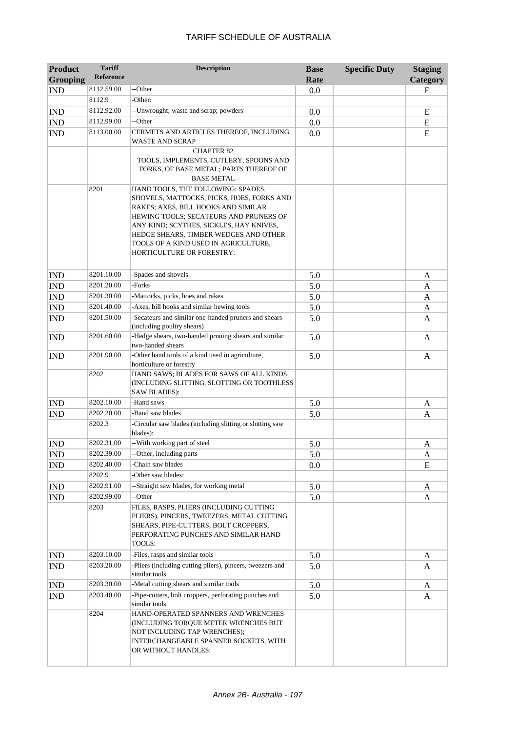| Product Grouping | Tariff Reference | Description | Base Rate | Specific Duty | Staging Category |
|---|---|---|---|---|---|
| IND | 8112.59.00 | --Other | 0.0 | | E |
| | 8112.9 | -Other: | | | |
| IND | 8112.92.00 | --Unwrought; waste and scrap; powders | 0.0 | | E |
| IND | 8112.99.00 | --Other | 0.0 | | E |
| IND | 8113.00.00 | CERMETS AND ARTICLES THEREOF, INCLUDING WASTE AND SCRAP | 0.0 | | E |
| | | CHAPTER 82 TOOLS, IMPLEMENTS, CUTLERY, SPOONS AND FORKS, OF BASE METAL; PARTS THEREOF OF BASE METAL | | | |
| | 8201 | HAND TOOLS, THE FOLLOWING: SPADES, SHOVELS, MATTOCKS, PICKS, HOES, FORKS AND RAKES; AXES, BILL HOOKS AND SIMILAR HEWING TOOLS; SECATEURS AND PRUNERS OF ANY KIND; SCYTHES, SICKLES, HAY KNIVES, HEDGE SHEARS, TIMBER WEDGES AND OTHER TOOLS OF A KIND USED IN AGRICULTURE, HORTICULTURE OR FORESTRY: | | | |
| IND | 8201.10.00 | -Spades and shovels | 5.0 | | A |
| IND | 8201.20.00 | -Forks | 5.0 | | A |
| IND | 8201.30.00 | -Mattocks, picks, hoes and rakes | 5.0 | | A |
| IND | 8201.40.00 | -Axes, bill hooks and similar hewing tools | 5.0 | | A |
| IND | 8201.50.00 | -Secateurs and similar one-handed pruners and shears (including poultry shears) | 5.0 | | A |
| IND | 8201.60.00 | -Hedge shears, two-handed pruning shears and similar two-handed shears | 5.0 | | A |
| IND | 8201.90.00 | -Other hand tools of a kind used in agriculture, horticulture or forestry | 5.0 | | A |
| | 8202 | HAND SAWS; BLADES FOR SAWS OF ALL KINDS (INCLUDING SLITTING, SLOTTING OR TOOTHLESS SAW BLADES): | | | |
| IND | 8202.10.00 | -Hand saws | 5.0 | | A |
| IND | 8202.20.00 | -Band saw blades | 5.0 | | A |
| | 8202.3 | -Circular saw blades (including slitting or slotting saw blades): | | | |
| IND | 8202.31.00 | --With working part of steel | 5.0 | | A |
| IND | 8202.39.00 | --Other, including parts | 5.0 | | A |
| IND | 8202.40.00 | -Chain saw blades | 0.0 | | E |
| | 8202.9 | -Other saw blades: | | | |
| IND | 8202.91.00 | --Straight saw blades, for working metal | 5.0 | | A |
| IND | 8202.99.00 | --Other | 5.0 | | A |
| | 8203 | FILES, RASPS, PLIERS (INCLUDING CUTTING PLIERS), PINCERS, TWEEZERS, METAL CUTTING SHEARS, PIPE-CUTTERS, BOLT CROPPERS, PERFORATING PUNCHES AND SIMILAR HAND TOOLS: | | | |
| IND | 8203.10.00 | -Files, rasps and similar tools | 5.0 | | A |
| IND | 8203.20.00 | -Pliers (including cutting pliers), pincers, tweezers and similar tools | 5.0 | | A |
| IND | 8203.30.00 | -Metal cutting shears and similar tools | 5.0 | | A |
| IND | 8203.40.00 | -Pipe-cutters, bolt croppers, perforating punches and similar tools | 5.0 | | A |
| | 8204 | HAND-OPERATED SPANNERS AND WRENCHES (INCLUDING TORQUE METER WRENCHES BUT NOT INCLUDING TAP WRENCHES); INTERCHANGEABLE SPANNER SOCKETS, WITH OR WITHOUT HANDLES: | | | |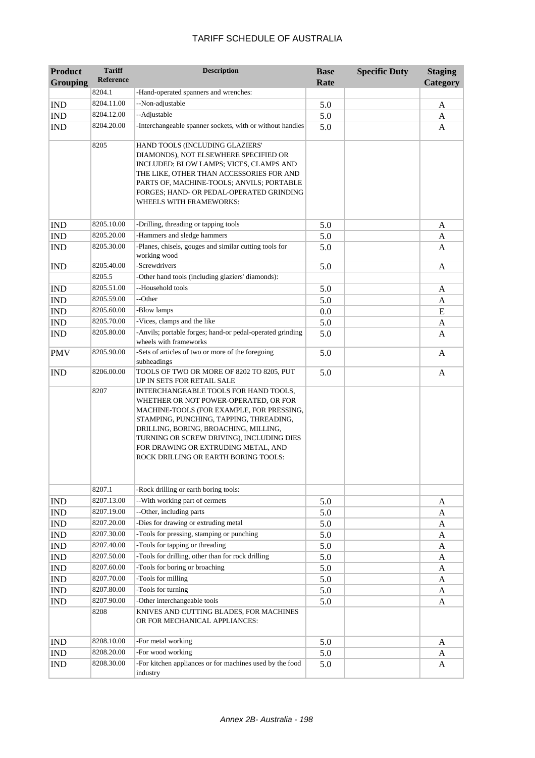| Product Grouping | Tariff Reference | Description | Base Rate | Specific Duty | Staging Category |
|---|---|---|---|---|---|
| | 8204.1 | -Hand-operated spanners and wrenches: | | | |
| IND | 8204.11.00 | --Non-adjustable | 5.0 | | A |
| IND | 8204.12.00 | --Adjustable | 5.0 | | A |
| IND | 8204.20.00 | -Interchangeable spanner sockets, with or without handles | 5.0 | | A |
| | 8205 | HAND TOOLS (INCLUDING GLAZIERS' DIAMONDS), NOT ELSEWHERE SPECIFIED OR INCLUDED; BLOW LAMPS; VICES, CLAMPS AND THE LIKE, OTHER THAN ACCESSORIES FOR AND PARTS OF, MACHINE-TOOLS; ANVILS; PORTABLE FORGES; HAND- OR PEDAL-OPERATED GRINDING WHEELS WITH FRAMEWORKS: | | | |
| IND | 8205.10.00 | -Drilling, threading or tapping tools | 5.0 | | A |
| IND | 8205.20.00 | -Hammers and sledge hammers | 5.0 | | A |
| IND | 8205.30.00 | -Planes, chisels, gouges and similar cutting tools for working wood | 5.0 | | A |
| IND | 8205.40.00 | -Screwdrivers | 5.0 | | A |
| | 8205.5 | -Other hand tools (including glaziers' diamonds): | | | |
| IND | 8205.51.00 | --Household tools | 5.0 | | A |
| IND | 8205.59.00 | --Other | 5.0 | | A |
| IND | 8205.60.00 | -Blow lamps | 0.0 | | E |
| IND | 8205.70.00 | -Vices, clamps and the like | 5.0 | | A |
| IND | 8205.80.00 | -Anvils; portable forges; hand-or pedal-operated grinding wheels with frameworks | 5.0 | | A |
| PMV | 8205.90.00 | -Sets of articles of two or more of the foregoing subheadings | 5.0 | | A |
| IND | 8206.00.00 | TOOLS OF TWO OR MORE OF 8202 TO 8205, PUT UP IN SETS FOR RETAIL SALE | 5.0 | | A |
| | 8207 | INTERCHANGEABLE TOOLS FOR HAND TOOLS, WHETHER OR NOT POWER-OPERATED, OR FOR MACHINE-TOOLS (FOR EXAMPLE, FOR PRESSING, STAMPING, PUNCHING, TAPPING, THREADING, DRILLING, BORING, BROACHING, MILLING, TURNING OR SCREW DRIVING), INCLUDING DIES FOR DRAWING OR EXTRUDING METAL, AND ROCK DRILLING OR EARTH BORING TOOLS: | | | |
| | 8207.1 | -Rock drilling or earth boring tools: | | | |
| IND | 8207.13.00 | --With working part of cermets | 5.0 | | A |
| IND | 8207.19.00 | --Other, including parts | 5.0 | | A |
| IND | 8207.20.00 | -Dies for drawing or extruding metal | 5.0 | | A |
| IND | 8207.30.00 | -Tools for pressing, stamping or punching | 5.0 | | A |
| IND | 8207.40.00 | -Tools for tapping or threading | 5.0 | | A |
| IND | 8207.50.00 | -Tools for drilling, other than for rock drilling | 5.0 | | A |
| IND | 8207.60.00 | -Tools for boring or broaching | 5.0 | | A |
| IND | 8207.70.00 | -Tools for milling | 5.0 | | A |
| IND | 8207.80.00 | -Tools for turning | 5.0 | | A |
| IND | 8207.90.00 | -Other interchangeable tools | 5.0 | | A |
| | 8208 | KNIVES AND CUTTING BLADES, FOR MACHINES OR FOR MECHANICAL APPLIANCES: | | | |
| IND | 8208.10.00 | -For metal working | 5.0 | | A |
| IND | 8208.20.00 | -For wood working | 5.0 | | A |
| IND | 8208.30.00 | -For kitchen appliances or for machines used by the food industry | 5.0 | | A |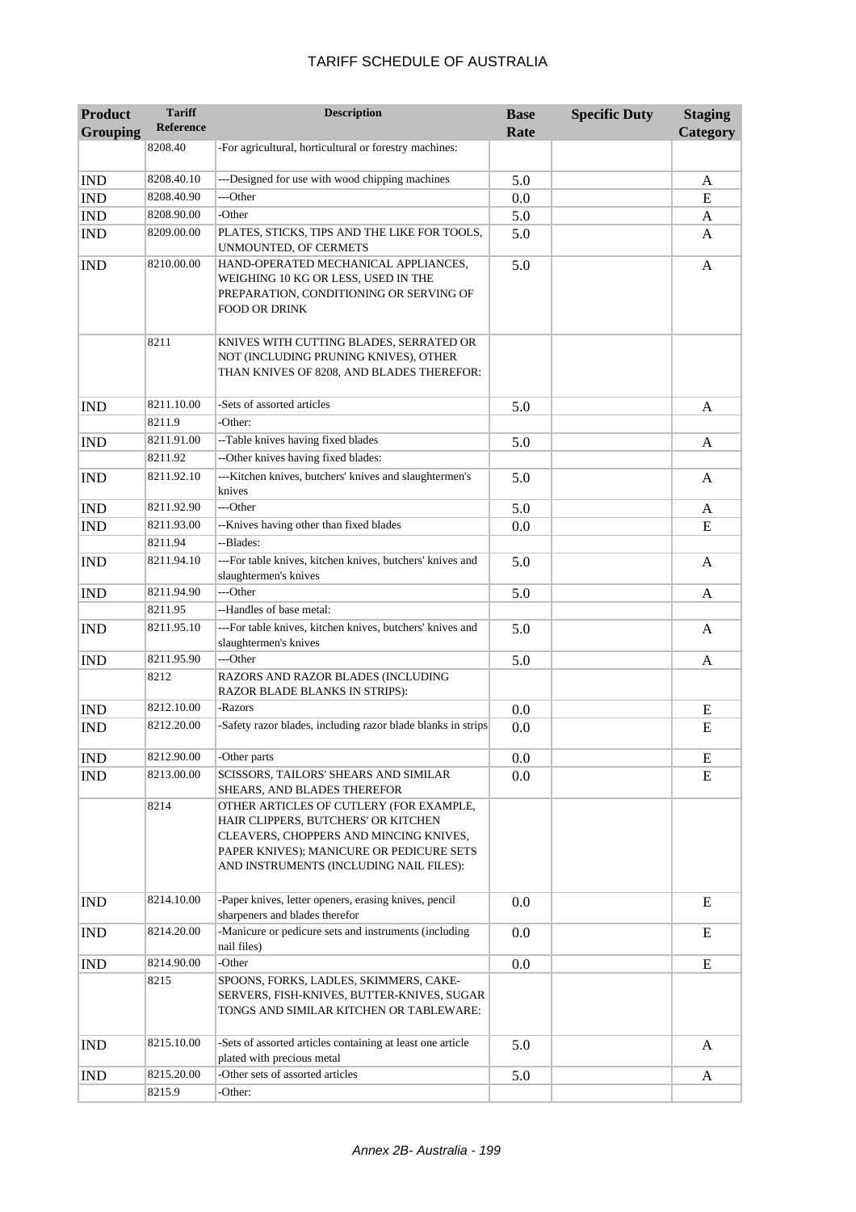| Product Grouping | Tariff Reference | Description | Base Rate | Specific Duty | Staging Category |
|---|---|---|---|---|---|
| | 8208.40 | -For agricultural, horticultural or forestry machines: | | | |
| IND | 8208.40.10 | ---Designed for use with wood chipping machines | 5.0 | | A |
| IND | 8208.40.90 | ---Other | 0.0 | | E |
| IND | 8208.90.00 | -Other | 5.0 | | A |
| IND | 8209.00.00 | PLATES, STICKS, TIPS AND THE LIKE FOR TOOLS, UNMOUNTED, OF CERMETS | 5.0 | | A |
| IND | 8210.00.00 | HAND-OPERATED MECHANICAL APPLIANCES, WEIGHING 10 KG OR LESS, USED IN THE PREPARATION, CONDITIONING OR SERVING OF FOOD OR DRINK | 5.0 | | A |
| | 8211 | KNIVES WITH CUTTING BLADES, SERRATED OR NOT (INCLUDING PRUNING KNIVES), OTHER THAN KNIVES OF 8208, AND BLADES THEREFOR: | | | |
| IND | 8211.10.00 | -Sets of assorted articles | 5.0 | | A |
| | 8211.9 | -Other: | | | |
| IND | 8211.91.00 | --Table knives having fixed blades | 5.0 | | A |
| | 8211.92 | --Other knives having fixed blades: | | | |
| IND | 8211.92.10 | ---Kitchen knives, butchers' knives and slaughtermen's knives | 5.0 | | A |
| IND | 8211.92.90 | ---Other | 5.0 | | A |
| IND | 8211.93.00 | --Knives having other than fixed blades | 0.0 | | E |
| | 8211.94 | --Blades: | | | |
| IND | 8211.94.10 | ---For table knives, kitchen knives, butchers' knives and slaughtermen's knives | 5.0 | | A |
| IND | 8211.94.90 | ---Other | 5.0 | | A |
| | 8211.95 | --Handles of base metal: | | | |
| IND | 8211.95.10 | ---For table knives, kitchen knives, butchers' knives and slaughtermen's knives | 5.0 | | A |
| IND | 8211.95.90 | ---Other | 5.0 | | A |
| | 8212 | RAZORS AND RAZOR BLADES (INCLUDING RAZOR BLADE BLANKS IN STRIPS): | | | |
| IND | 8212.10.00 | -Razors | 0.0 | | E |
| IND | 8212.20.00 | -Safety razor blades, including razor blade blanks in strips | 0.0 | | E |
| IND | 8212.90.00 | -Other parts | 0.0 | | E |
| IND | 8213.00.00 | SCISSORS, TAILORS' SHEARS AND SIMILAR SHEARS, AND BLADES THEREFOR | 0.0 | | E |
| | 8214 | OTHER ARTICLES OF CUTLERY (FOR EXAMPLE, HAIR CLIPPERS, BUTCHERS' OR KITCHEN CLEAVERS, CHOPPERS AND MINCING KNIVES, PAPER KNIVES); MANICURE OR PEDICURE SETS AND INSTRUMENTS (INCLUDING NAIL FILES): | | | |
| IND | 8214.10.00 | -Paper knives, letter openers, erasing knives, pencil sharpeners and blades therefor | 0.0 | | E |
| IND | 8214.20.00 | -Manicure or pedicure sets and instruments (including nail files) | 0.0 | | E |
| IND | 8214.90.00 | -Other | 0.0 | | E |
| | 8215 | SPOONS, FORKS, LADLES, SKIMMERS, CAKE-SERVERS, FISH-KNIVES, BUTTER-KNIVES, SUGAR TONGS AND SIMILAR KITCHEN OR TABLEWARE: | | | |
| IND | 8215.10.00 | -Sets of assorted articles containing at least one article plated with precious metal | 5.0 | | A |
| IND | 8215.20.00 | -Other sets of assorted articles | 5.0 | | A |
| | 8215.9 | -Other: | | | |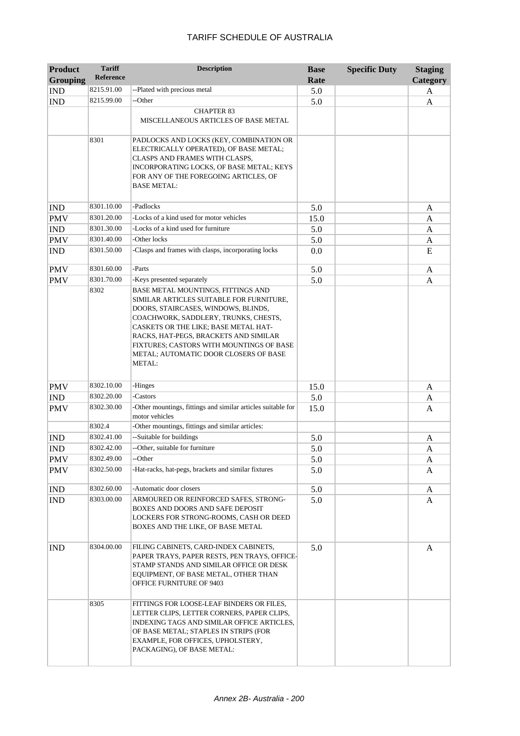| Product Grouping | Tariff Reference | Description | Base Rate | Specific Duty | Staging Category |
|---|---|---|---|---|---|
| IND | 8215.91.00 | --Plated with precious metal | 5.0 | | A |
| IND | 8215.99.00 | --Other | 5.0 | | A |
| | | CHAPTER 83<br>MISCELLANEOUS ARTICLES OF BASE METAL | | | |
| | 8301 | PADLOCKS AND LOCKS (KEY, COMBINATION OR ELECTRICALLY OPERATED), OF BASE METAL; CLASPS AND FRAMES WITH CLASPS, INCORPORATING LOCKS, OF BASE METAL; KEYS FOR ANY OF THE FOREGOING ARTICLES, OF BASE METAL: | | | |
| IND | 8301.10.00 | -Padlocks | 5.0 | | A |
| PMV | 8301.20.00 | -Locks of a kind used for motor vehicles | 15.0 | | A |
| IND | 8301.30.00 | -Locks of a kind used for furniture | 5.0 | | A |
| PMV | 8301.40.00 | -Other locks | 5.0 | | A |
| IND | 8301.50.00 | -Clasps and frames with clasps, incorporating locks | 0.0 | | E |
| PMV | 8301.60.00 | -Parts | 5.0 | | A |
| PMV | 8301.70.00 | -Keys presented separately | 5.0 | | A |
| | 8302 | BASE METAL MOUNTINGS, FITTINGS AND SIMILAR ARTICLES SUITABLE FOR FURNITURE, DOORS, STAIRCASES, WINDOWS, BLINDS, COACHWORK, SADDLERY, TRUNKS, CHESTS, CASKETS OR THE LIKE; BASE METAL HAT-RACKS, HAT-PEGS, BRACKETS AND SIMILAR FIXTURES; CASTORS WITH MOUNTINGS OF BASE METAL; AUTOMATIC DOOR CLOSERS OF BASE METAL: | | | |
| PMV | 8302.10.00 | -Hinges | 15.0 | | A |
| IND | 8302.20.00 | -Castors | 5.0 | | A |
| PMV | 8302.30.00 | -Other mountings, fittings and similar articles suitable for motor vehicles | 15.0 | | A |
| | 8302.4 | -Other mountings, fittings and similar articles: | | | |
| IND | 8302.41.00 | --Suitable for buildings | 5.0 | | A |
| IND | 8302.42.00 | --Other, suitable for furniture | 5.0 | | A |
| PMV | 8302.49.00 | --Other | 5.0 | | A |
| PMV | 8302.50.00 | -Hat-racks, hat-pegs, brackets and similar fixtures | 5.0 | | A |
| IND | 8302.60.00 | -Automatic door closers | 5.0 | | A |
| IND | 8303.00.00 | ARMOURED OR REINFORCED SAFES, STRONG-BOXES AND DOORS AND SAFE DEPOSIT LOCKERS FOR STRONG-ROOMS, CASH OR DEED BOXES AND THE LIKE, OF BASE METAL | 5.0 | | A |
| IND | 8304.00.00 | FILING CABINETS, CARD-INDEX CABINETS, PAPER TRAYS, PAPER RESTS, PEN TRAYS, OFFICE-STAMP STANDS AND SIMILAR OFFICE OR DESK EQUIPMENT, OF BASE METAL, OTHER THAN OFFICE FURNITURE OF 9403 | 5.0 | | A |
| | 8305 | FITTINGS FOR LOOSE-LEAF BINDERS OR FILES, LETTER CLIPS, LETTER CORNERS, PAPER CLIPS, INDEXING TAGS AND SIMILAR OFFICE ARTICLES, OF BASE METAL; STAPLES IN STRIPS (FOR EXAMPLE, FOR OFFICES, UPHOLSTERY, PACKAGING), OF BASE METAL: | | | |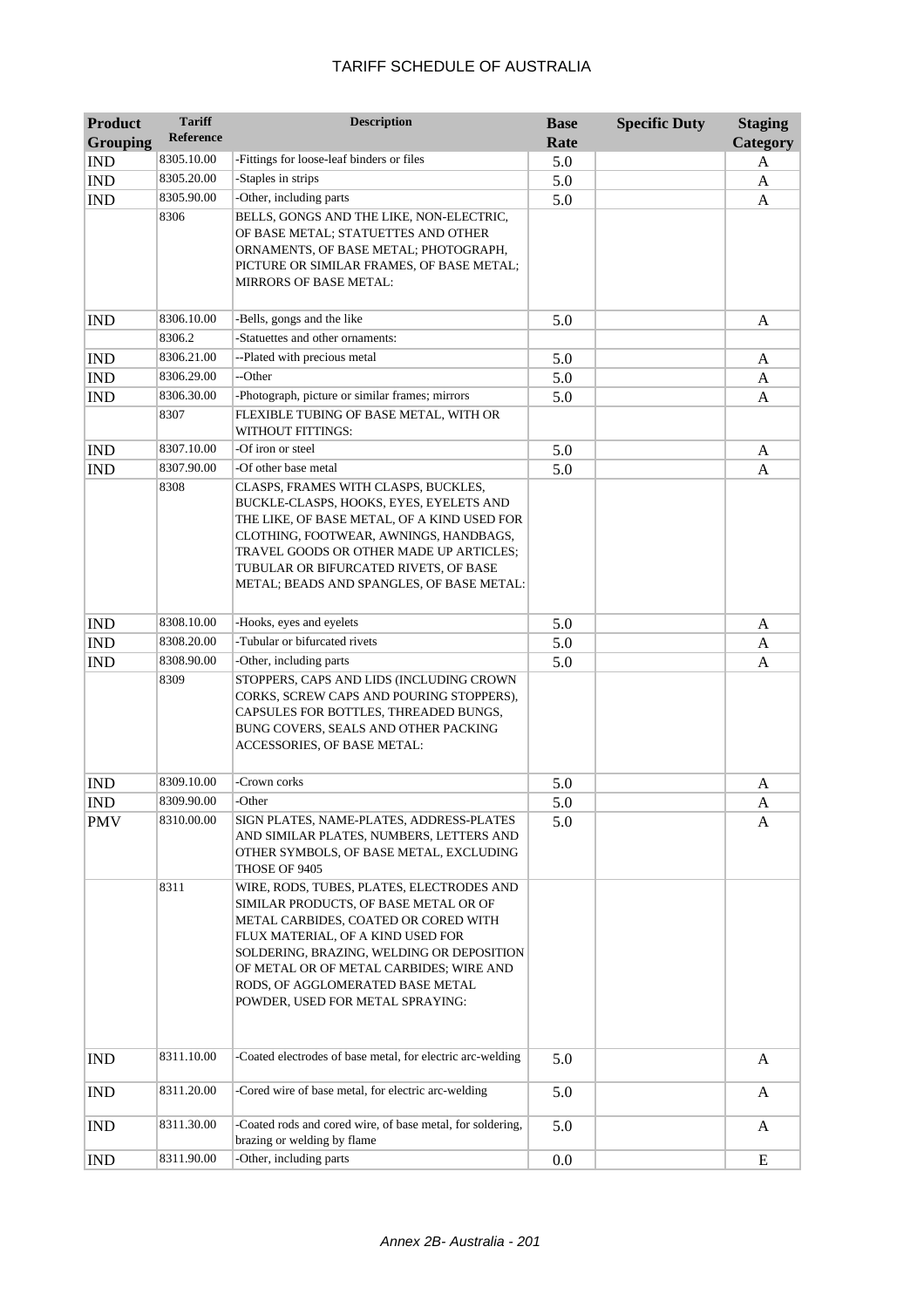# TARIFF SCHEDULE OF AUSTRALIA

| Product Grouping | Tariff Reference | Description | Base Rate | Specific Duty | Staging Category |
|---|---|---|---|---|---|
| IND | 8305.10.00 | -Fittings for loose-leaf binders or files | 5.0 | | A |
| IND | 8305.20.00 | -Staples in strips | 5.0 | | A |
| IND | 8305.90.00 | -Other, including parts | 5.0 | | A |
| | 8306 | BELLS, GONGS AND THE LIKE, NON-ELECTRIC, OF BASE METAL; STATUETTES AND OTHER ORNAMENTS, OF BASE METAL; PHOTOGRAPH, PICTURE OR SIMILAR FRAMES, OF BASE METAL; MIRRORS OF BASE METAL: | | | |
| IND | 8306.10.00 | -Bells, gongs and the like | 5.0 | | A |
| | 8306.2 | -Statuettes and other ornaments: | | | |
| IND | 8306.21.00 | --Plated with precious metal | 5.0 | | A |
| IND | 8306.29.00 | --Other | 5.0 | | A |
| IND | 8306.30.00 | -Photograph, picture or similar frames; mirrors | 5.0 | | A |
| | 8307 | FLEXIBLE TUBING OF BASE METAL, WITH OR WITHOUT FITTINGS: | | | |
| IND | 8307.10.00 | -Of iron or steel | 5.0 | | A |
| IND | 8307.90.00 | -Of other base metal | 5.0 | | A |
| | 8308 | CLASPS, FRAMES WITH CLASPS, BUCKLES, BUCKLE-CLASPS, HOOKS, EYES, EYELETS AND THE LIKE, OF BASE METAL, OF A KIND USED FOR CLOTHING, FOOTWEAR, AWNINGS, HANDBAGS, TRAVEL GOODS OR OTHER MADE UP ARTICLES; TUBULAR OR BIFURCATED RIVETS, OF BASE METAL; BEADS AND SPANGLES, OF BASE METAL: | | | |
| IND | 8308.10.00 | -Hooks, eyes and eyelets | 5.0 | | A |
| IND | 8308.20.00 | -Tubular or bifurcated rivets | 5.0 | | A |
| IND | 8308.90.00 | -Other, including parts | 5.0 | | A |
| | 8309 | STOPPERS, CAPS AND LIDS (INCLUDING CROWN CORKS, SCREW CAPS AND POURING STOPPERS), CAPSULES FOR BOTTLES, THREADED BUNGS, BUNG COVERS, SEALS AND OTHER PACKING ACCESSORIES, OF BASE METAL: | | | |
| IND | 8309.10.00 | -Crown corks | 5.0 | | A |
| IND | 8309.90.00 | -Other | 5.0 | | A |
| PMV | 8310.00.00 | SIGN PLATES, NAME-PLATES, ADDRESS-PLATES AND SIMILAR PLATES, NUMBERS, LETTERS AND OTHER SYMBOLS, OF BASE METAL, EXCLUDING THOSE OF 9405 | 5.0 | | A |
| | 8311 | WIRE, RODS, TUBES, PLATES, ELECTRODES AND SIMILAR PRODUCTS, OF BASE METAL OR OF METAL CARBIDES, COATED OR CORED WITH FLUX MATERIAL, OF A KIND USED FOR SOLDERING, BRAZING, WELDING OR DEPOSITION OF METAL OR OF METAL CARBIDES; WIRE AND RODS, OF AGGLOMERATED BASE METAL POWDER, USED FOR METAL SPRAYING: | | | |
| IND | 8311.10.00 | -Coated electrodes of base metal, for electric arc-welding | 5.0 | | A |
| IND | 8311.20.00 | -Cored wire of base metal, for electric arc-welding | 5.0 | | A |
| IND | 8311.30.00 | -Coated rods and cored wire, of base metal, for soldering, brazing or welding by flame | 5.0 | | A |
| IND | 8311.90.00 | -Other, including parts | 0.0 | | E |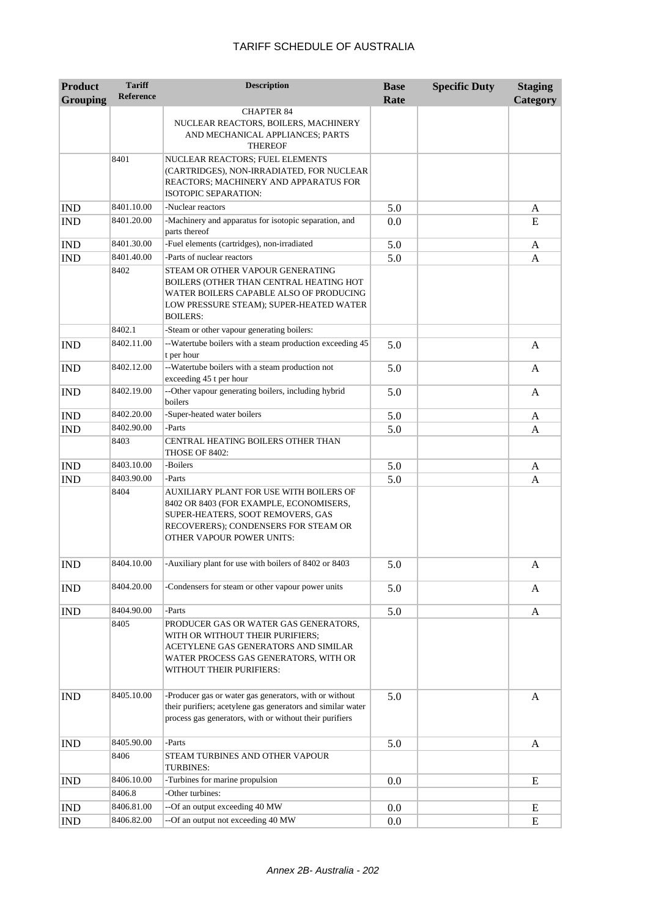# TARIFF SCHEDULE OF AUSTRALIA

| Product Grouping | Tariff Reference | Description | Base Rate | Specific Duty | Staging Category |
|---|---|---|---|---|---|
| | | CHAPTER 84 NUCLEAR REACTORS, BOILERS, MACHINERY AND MECHANICAL APPLIANCES; PARTS THEREOF | | | |
| | 8401 | NUCLEAR REACTORS; FUEL ELEMENTS (CARTRIDGES), NON-IRRADIATED, FOR NUCLEAR REACTORS; MACHINERY AND APPARATUS FOR ISOTOPIC SEPARATION: | | | |
| IND | 8401.10.00 | -Nuclear reactors | 5.0 | | A |
| IND | 8401.20.00 | -Machinery and apparatus for isotopic separation, and parts thereof | 0.0 | | E |
| IND | 8401.30.00 | -Fuel elements (cartridges), non-irradiated | 5.0 | | A |
| IND | 8401.40.00 | -Parts of nuclear reactors | 5.0 | | A |
| | 8402 | STEAM OR OTHER VAPOUR GENERATING BOILERS (OTHER THAN CENTRAL HEATING HOT WATER BOILERS CAPABLE ALSO OF PRODUCING LOW PRESSURE STEAM); SUPER-HEATED WATER BOILERS: | | | |
| | 8402.1 | -Steam or other vapour generating boilers: | | | |
| IND | 8402.11.00 | --Watertube boilers with a steam production exceeding 45 t per hour | 5.0 | | A |
| IND | 8402.12.00 | --Watertube boilers with a steam production not exceeding 45 t per hour | 5.0 | | A |
| IND | 8402.19.00 | --Other vapour generating boilers, including hybrid boilers | 5.0 | | A |
| IND | 8402.20.00 | -Super-heated water boilers | 5.0 | | A |
| IND | 8402.90.00 | -Parts | 5.0 | | A |
| | 8403 | CENTRAL HEATING BOILERS OTHER THAN THOSE OF 8402: | | | |
| IND | 8403.10.00 | -Boilers | 5.0 | | A |
| IND | 8403.90.00 | -Parts | 5.0 | | A |
| | 8404 | AUXILIARY PLANT FOR USE WITH BOILERS OF 8402 OR 8403 (FOR EXAMPLE, ECONOMISERS, SUPER-HEATERS, SOOT REMOVERS, GAS RECOVERERS); CONDENSERS FOR STEAM OR OTHER VAPOUR POWER UNITS: | | | |
| IND | 8404.10.00 | -Auxiliary plant for use with boilers of 8402 or 8403 | 5.0 | | A |
| IND | 8404.20.00 | -Condensers for steam or other vapour power units | 5.0 | | A |
| IND | 8404.90.00 | -Parts | 5.0 | | A |
| | 8405 | PRODUCER GAS OR WATER GAS GENERATORS, WITH OR WITHOUT THEIR PURIFIERS; ACETYLENE GAS GENERATORS AND SIMILAR WATER PROCESS GAS GENERATORS, WITH OR WITHOUT THEIR PURIFIERS: | | | |
| IND | 8405.10.00 | -Producer gas or water gas generators, with or without their purifiers; acetylene gas generators and similar water process gas generators, with or without their purifiers | 5.0 | | A |
| IND | 8405.90.00 | -Parts | 5.0 | | A |
| | 8406 | STEAM TURBINES AND OTHER VAPOUR TURBINES: | | | |
| IND | 8406.10.00 | -Turbines for marine propulsion | 0.0 | | E |
| | 8406.8 | -Other turbines: | | | |
| IND | 8406.81.00 | --Of an output exceeding 40 MW | 0.0 | | E |
| IND | 8406.82.00 | --Of an output not exceeding 40 MW | 0.0 | | E |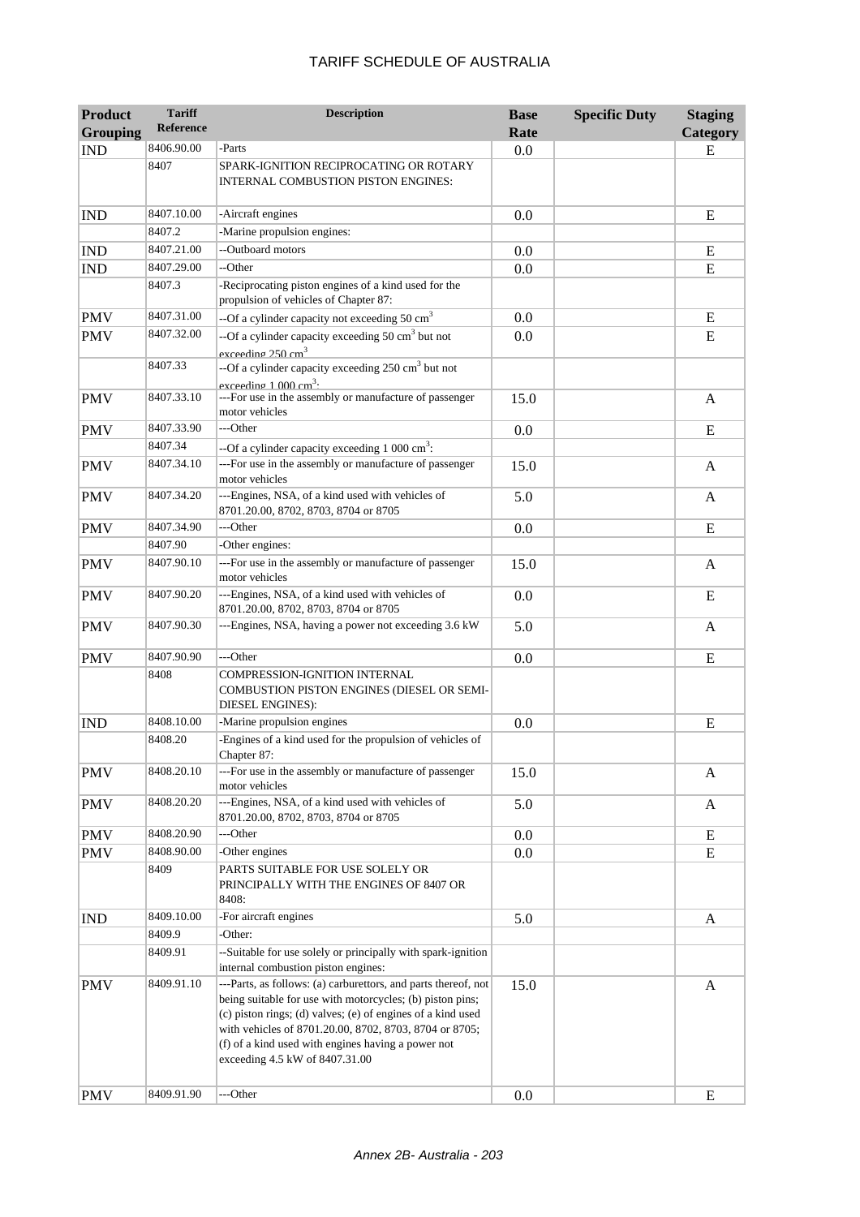# TARIFF SCHEDULE OF AUSTRALIA

| Product Grouping | Tariff Reference | Description | Base Rate | Specific Duty | Staging Category |
|---|---|---|---|---|---|
| IND | 8406.90.00 | -Parts | 0.0 | | E |
| | 8407 | SPARK-IGNITION RECIPROCATING OR ROTARY INTERNAL COMBUSTION PISTON ENGINES: | | | |
| IND | 8407.10.00 | -Aircraft engines | 0.0 | | E |
| | 8407.2 | -Marine propulsion engines: | | | |
| IND | 8407.21.00 | --Outboard motors | 0.0 | | E |
| IND | 8407.29.00 | --Other | 0.0 | | E |
| | 8407.3 | -Reciprocating piston engines of a kind used for the propulsion of vehicles of Chapter 87: | | | |
| PMV | 8407.31.00 | --Of a cylinder capacity not exceeding 50 $cm^3$ | 0.0 | | E |
| PMV | 8407.32.00 | --Of a cylinder capacity exceeding 50 $cm^3$ but not exceeding 250 $cm^3$ | 0.0 | | E |
| | 8407.33 | --Of a cylinder capacity exceeding 250 $cm^3$ but not exceeding 1 000 $cm^3$: | | | |
| PMV | 8407.33.10 | ---For use in the assembly or manufacture of passenger motor vehicles | 15.0 | | A |
| PMV | 8407.33.90 | ---Other | 0.0 | | E |
| | 8407.34 | --Of a cylinder capacity exceeding 1 000 $cm^3$: | | | |
| PMV | 8407.34.10 | ---For use in the assembly or manufacture of passenger motor vehicles | 15.0 | | A |
| PMV | 8407.34.20 | ---Engines, NSA, of a kind used with vehicles of 8701.20.00, 8702, 8703, 8704 or 8705 | 5.0 | | A |
| PMV | 8407.34.90 | ---Other | 0.0 | | E |
| | 8407.90 | -Other engines: | | | |
| PMV | 8407.90.10 | ---For use in the assembly or manufacture of passenger motor vehicles | 15.0 | | A |
| PMV | 8407.90.20 | ---Engines, NSA, of a kind used with vehicles of 8701.20.00, 8702, 8703, 8704 or 8705 | 0.0 | | E |
| PMV | 8407.90.30 | ---Engines, NSA, having a power not exceeding 3.6 kW | 5.0 | | A |
| PMV | 8407.90.90 | ---Other | 0.0 | | E |
| | 8408 | COMPRESSION-IGNITION INTERNAL COMBUSTION PISTON ENGINES (DIESEL OR SEMI-DIESEL ENGINES): | | | |
| IND | 8408.10.00 | -Marine propulsion engines | 0.0 | | E |
| | 8408.20 | -Engines of a kind used for the propulsion of vehicles of Chapter 87: | | | |
| PMV | 8408.20.10 | ---For use in the assembly or manufacture of passenger motor vehicles | 15.0 | | A |
| PMV | 8408.20.20 | ---Engines, NSA, of a kind used with vehicles of 8701.20.00, 8702, 8703, 8704 or 8705 | 5.0 | | A |
| PMV | 8408.20.90 | ---Other | 0.0 | | E |
| PMV | 8408.90.00 | -Other engines | 0.0 | | E |
| | 8409 | PARTS SUITABLE FOR USE SOLELY OR PRINCIPALLY WITH THE ENGINES OF 8407 OR 8408: | | | |
| IND | 8409.10.00 | -For aircraft engines | 5.0 | | A |
| | 8409.9 | -Other: | | | |
| | 8409.91 | --Suitable for use solely or principally with spark-ignition internal combustion piston engines: | | | |
| PMV | 8409.91.10 | ---Parts, as follows: (a) carburettors, and parts thereof, not being suitable for use with motorcycles; (b) piston pins; (c) piston rings; (d) valves; (e) of engines of a kind used with vehicles of 8701.20.00, 8702, 8703, 8704 or 8705; (f) of a kind used with engines having a power not exceeding 4.5 kW of 8407.31.00 | 15.0 | | A |
| PMV | 8409.91.90 | ---Other | 0.0 | | E |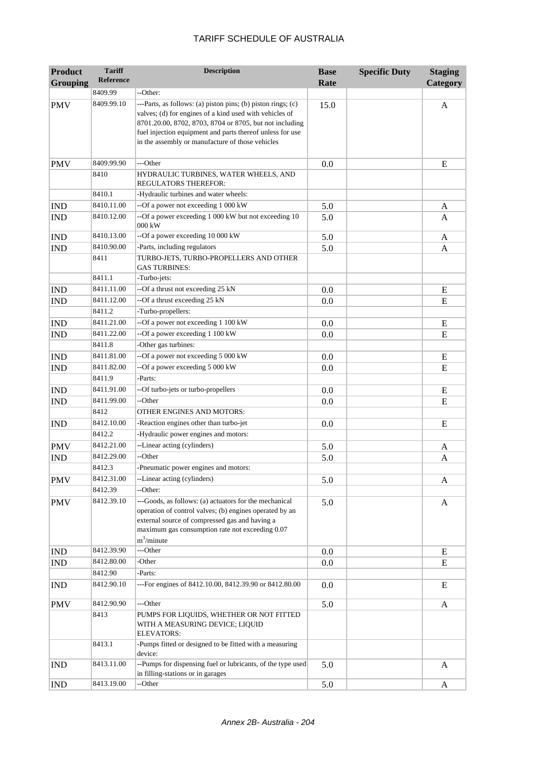| Product Grouping | Tariff Reference | Description | Base Rate | Specific Duty | Staging Category |
|---|---|---|---|---|---|
| | 8409.99 | --Other: | | | |
| PMV | 8409.99.10 | ---Parts, as follows: (a) piston pins; (b) piston rings; (c) valves; (d) for engines of a kind used with vehicles of 8701.20.00, 8702, 8703, 8704 or 8705, but not including fuel injection equipment and parts thereof unless for use in the assembly or manufacture of those vehicles | 15.0 | | A |
| PMV | 8409.99.90 | ---Other | 0.0 | | E |
| | 8410 | HYDRAULIC TURBINES, WATER WHEELS, AND REGULATORS THEREFOR: | | | |
| | 8410.1 | -Hydraulic turbines and water wheels: | | | |
| IND | 8410.11.00 | --Of a power not exceeding 1 000 kW | 5.0 | | A |
| IND | 8410.12.00 | --Of a power exceeding 1 000 kW but not exceeding 10 000 kW | 5.0 | | A |
| IND | 8410.13.00 | --Of a power exceeding 10 000 kW | 5.0 | | A |
| IND | 8410.90.00 | -Parts, including regulators | 5.0 | | A |
| | 8411 | TURBO-JETS, TURBO-PROPELLERS AND OTHER GAS TURBINES: | | | |
| | 8411.1 | -Turbo-jets: | | | |
| IND | 8411.11.00 | --Of a thrust not exceeding 25 kN | 0.0 | | E |
| IND | 8411.12.00 | --Of a thrust exceeding 25 kN | 0.0 | | E |
| | 8411.2 | -Turbo-propellers: | | | |
| IND | 8411.21.00 | --Of a power not exceeding 1 100 kW | 0.0 | | E |
| IND | 8411.22.00 | --Of a power exceeding 1 100 kW | 0.0 | | E |
| | 8411.8 | -Other gas turbines: | | | |
| IND | 8411.81.00 | --Of a power not exceeding 5 000 kW | 0.0 | | E |
| IND | 8411.82.00 | --Of a power exceeding 5 000 kW | 0.0 | | E |
| | 8411.9 | -Parts: | | | |
| IND | 8411.91.00 | --Of turbo-jets or turbo-propellers | 0.0 | | E |
| IND | 8411.99.00 | --Other | 0.0 | | E |
| | 8412 | OTHER ENGINES AND MOTORS: | | | |
| IND | 8412.10.00 | -Reaction engines other than turbo-jet | 0.0 | | E |
| | 8412.2 | -Hydraulic power engines and motors: | | | |
| PMV | 8412.21.00 | --Linear acting (cylinders) | 5.0 | | A |
| IND | 8412.29.00 | --Other | 5.0 | | A |
| | 8412.3 | -Pneumatic power engines and motors: | | | |
| PMV | 8412.31.00 | --Linear acting (cylinders) | 5.0 | | A |
| | 8412.39 | --Other: | | | |
| PMV | 8412.39.10 | ---Goods, as follows: (a) actuators for the mechanical operation of control valves; (b) engines operated by an external source of compressed gas and having a maximum gas consumption rate not exceeding 0.07 $m^3$/minute | 5.0 | | A |
| IND | 8412.39.90 | ---Other | 0.0 | | E |
| IND | 8412.80.00 | -Other | 0.0 | | E |
| | 8412.90 | -Parts: | | | |
| IND | 8412.90.10 | ---For engines of 8412.10.00, 8412.39.90 or 8412.80.00 | 0.0 | | E |
| PMV | 8412.90.90 | ---Other | 5.0 | | A |
| | 8413 | PUMPS FOR LIQUIDS, WHETHER OR NOT FITTED WITH A MEASURING DEVICE; LIQUID ELEVATORS: | | | |
| | 8413.1 | -Pumps fitted or designed to be fitted with a measuring device: | | | |
| IND | 8413.11.00 | --Pumps for dispensing fuel or lubricants, of the type used in filling-stations or in garages | 5.0 | | A |
| IND | 8413.19.00 | --Other | 5.0 | | A |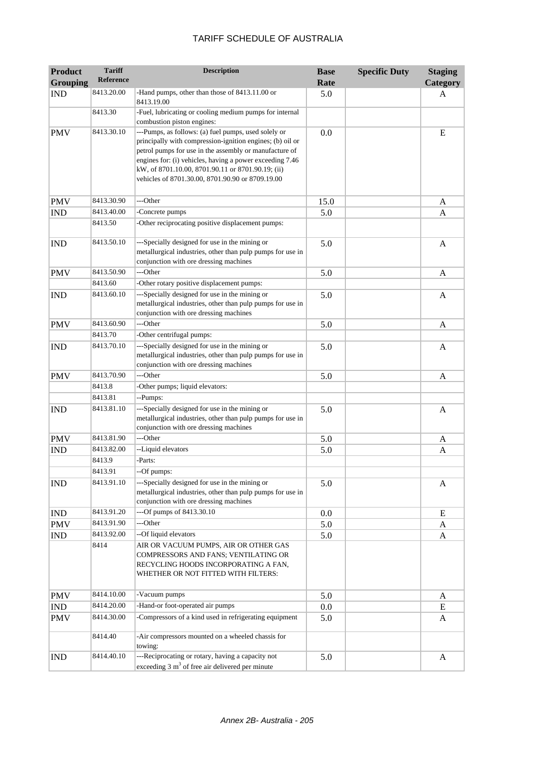| Product Grouping | Tariff Reference | Description | Base Rate | Specific Duty | Staging Category |
|---|---|---|---|---|---|
| IND | 8413.20.00 | -Hand pumps, other than those of 8413.11.00 or 8413.19.00 | 5.0 | | A |
| | 8413.30 | -Fuel, lubricating or cooling medium pumps for internal combustion piston engines: | | | |
| PMV | 8413.30.10 | ---Pumps, as follows: (a) fuel pumps, used solely or principally with compression-ignition engines; (b) oil or petrol pumps for use in the assembly or manufacture of engines for: (i) vehicles, having a power exceeding 7.46 kW, of 8701.10.00, 8701.90.11 or 8701.90.19; (ii) vehicles of 8701.30.00, 8701.90.90 or 8709.19.00 | 0.0 | | E |
| PMV | 8413.30.90 | ---Other | 15.0 | | A |
| IND | 8413.40.00 | -Concrete pumps | 5.0 | | A |
| | 8413.50 | -Other reciprocating positive displacement pumps: | | | |
| IND | 8413.50.10 | ---Specially designed for use in the mining or metallurgical industries, other than pulp pumps for use in conjunction with ore dressing machines | 5.0 | | A |
| PMV | 8413.50.90 | ---Other | 5.0 | | A |
| | 8413.60 | -Other rotary positive displacement pumps: | | | |
| IND | 8413.60.10 | ---Specially designed for use in the mining or metallurgical industries, other than pulp pumps for use in conjunction with ore dressing machines | 5.0 | | A |
| PMV | 8413.60.90 | ---Other | 5.0 | | A |
| | 8413.70 | -Other centrifugal pumps: | | | |
| IND | 8413.70.10 | ---Specially designed for use in the mining or metallurgical industries, other than pulp pumps for use in conjunction with ore dressing machines | 5.0 | | A |
| PMV | 8413.70.90 | ---Other | 5.0 | | A |
| | 8413.8 | -Other pumps; liquid elevators: | | | |
| | 8413.81 | --Pumps: | | | |
| IND | 8413.81.10 | ---Specially designed for use in the mining or metallurgical industries, other than pulp pumps for use in conjunction with ore dressing machines | 5.0 | | A |
| PMV | 8413.81.90 | ---Other | 5.0 | | A |
| IND | 8413.82.00 | --Liquid elevators | 5.0 | | A |
| | 8413.9 | -Parts: | | | |
| | 8413.91 | --Of pumps: | | | |
| IND | 8413.91.10 | ---Specially designed for use in the mining or metallurgical industries, other than pulp pumps for use in conjunction with ore dressing machines | 5.0 | | A |
| IND | 8413.91.20 | ---Of pumps of 8413.30.10 | 0.0 | | E |
| PMV | 8413.91.90 | ---Other | 5.0 | | A |
| IND | 8413.92.00 | --Of liquid elevators | 5.0 | | A |
| | 8414 | AIR OR VACUUM PUMPS, AIR OR OTHER GAS COMPRESSORS AND FANS; VENTILATING OR RECYCLING HOODS INCORPORATING A FAN, WHETHER OR NOT FITTED WITH FILTERS: | | | |
| PMV | 8414.10.00 | -Vacuum pumps | 5.0 | | A |
| IND | 8414.20.00 | -Hand-or foot-operated air pumps | 0.0 | | E |
| PMV | 8414.30.00 | -Compressors of a kind used in refrigerating equipment | 5.0 | | A |
| | 8414.40 | -Air compressors mounted on a wheeled chassis for towing: | | | |
| IND | 8414.40.10 | ---Reciprocating or rotary, having a capacity not exceeding 3 $m^3$ of free air delivered per minute | 5.0 | | A |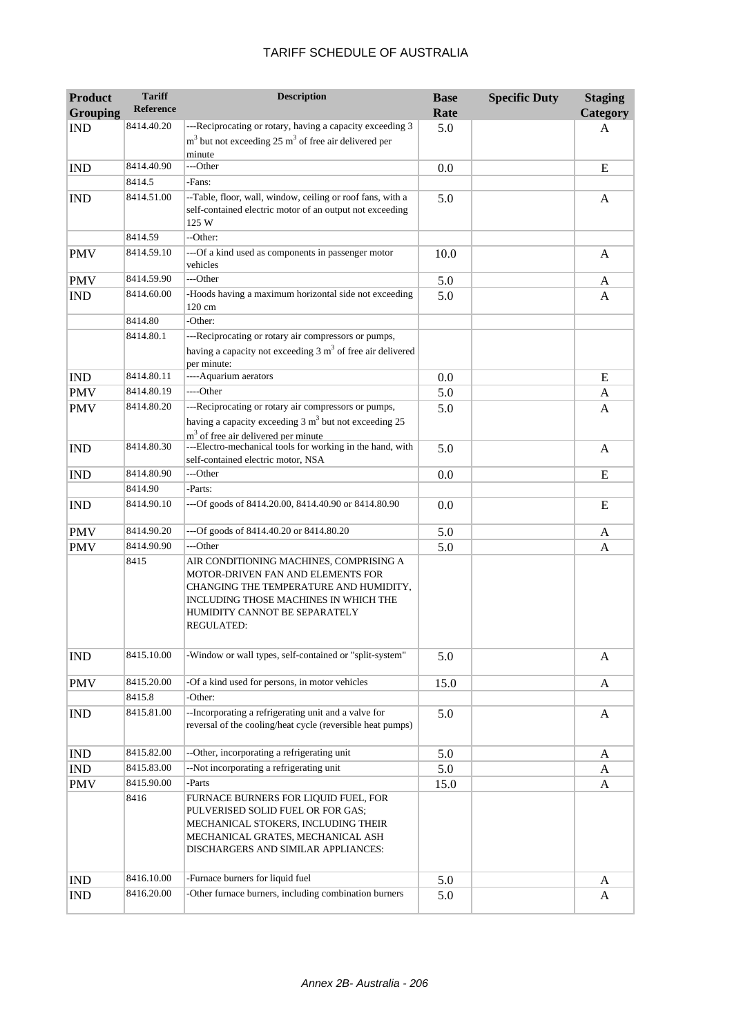| Product Grouping | Tariff Reference | Description | Base Rate | Specific Duty | Staging Category |
|---|---|---|---|---|---|
| IND | 8414.40.20 | ---Reciprocating or rotary, having a capacity exceeding 3 $m^3$ but not exceeding 25 $m^3$ of free air delivered per minute | 5.0 | | A |
| IND | 8414.40.90 | ---Other | 0.0 | | E |
| | 8414.5 | -Fans: | | | |
| IND | 8414.51.00 | --Table, floor, wall, window, ceiling or roof fans, with a self-contained electric motor of an output not exceeding 125 W | 5.0 | | A |
| | 8414.59 | --Other: | | | |
| PMV | 8414.59.10 | ---Of a kind used as components in passenger motor vehicles | 10.0 | | A |
| PMV | 8414.59.90 | ---Other | 5.0 | | A |
| IND | 8414.60.00 | -Hoods having a maximum horizontal side not exceeding 120 cm | 5.0 | | A |
| | 8414.80 | -Other: | | | |
| | 8414.80.1 | ---Reciprocating or rotary air compressors or pumps, having a capacity not exceeding 3 $m^3$ of free air delivered per minute: | | | |
| IND | 8414.80.11 | ----Aquarium aerators | 0.0 | | E |
| PMV | 8414.80.19 | ----Other | 5.0 | | A |
| PMV | 8414.80.20 | ---Reciprocating or rotary air compressors or pumps, having a capacity exceeding 3 $m^3$ but not exceeding 25 $m^3$ of free air delivered per minute | 5.0 | | A |
| IND | 8414.80.30 | ---Electro-mechanical tools for working in the hand, with self-contained electric motor, NSA | 5.0 | | A |
| IND | 8414.80.90 | ---Other | 0.0 | | E |
| | 8414.90 | -Parts: | | | |
| IND | 8414.90.10 | ---Of goods of 8414.20.00, 8414.40.90 or 8414.80.90 | 0.0 | | E |
| PMV | 8414.90.20 | ---Of goods of 8414.40.20 or 8414.80.20 | 5.0 | | A |
| PMV | 8414.90.90 | ---Other | 5.0 | | A |
| | 8415 | AIR CONDITIONING MACHINES, COMPRISING A MOTOR-DRIVEN FAN AND ELEMENTS FOR CHANGING THE TEMPERATURE AND HUMIDITY, INCLUDING THOSE MACHINES IN WHICH THE HUMIDITY CANNOT BE SEPARATELY REGULATED: | | | |
| IND | 8415.10.00 | -Window or wall types, self-contained or "split-system" | 5.0 | | A |
| PMV | 8415.20.00 | -Of a kind used for persons, in motor vehicles | 15.0 | | A |
| | 8415.8 | -Other: | | | |
| IND | 8415.81.00 | --Incorporating a refrigerating unit and a valve for reversal of the cooling/heat cycle (reversible heat pumps) | 5.0 | | A |
| IND | 8415.82.00 | --Other, incorporating a refrigerating unit | 5.0 | | A |
| IND | 8415.83.00 | --Not incorporating a refrigerating unit | 5.0 | | A |
| PMV | 8415.90.00 | -Parts | 15.0 | | A |
| | 8416 | FURNACE BURNERS FOR LIQUID FUEL, FOR PULVERISED SOLID FUEL OR FOR GAS; MECHANICAL STOKERS, INCLUDING THEIR MECHANICAL GRATES, MECHANICAL ASH DISCHARGERS AND SIMILAR APPLIANCES: | | | |
| IND | 8416.10.00 | -Furnace burners for liquid fuel | 5.0 | | A |
| IND | 8416.20.00 | -Other furnace burners, including combination burners | 5.0 | | A |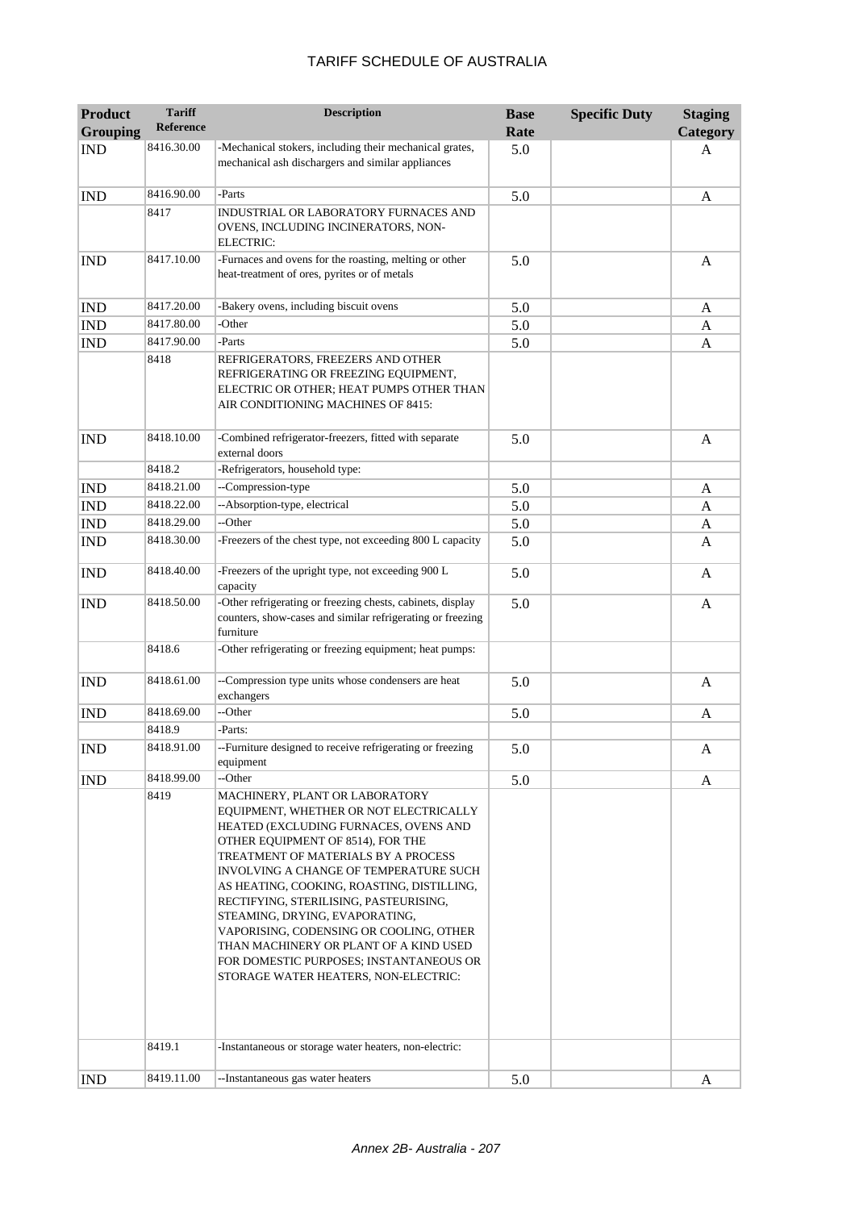| Product Grouping | Tariff Reference | Description | Base Rate | Specific Duty | Staging Category |
|---|---|---|---|---|---|
| IND | 8416.30.00 | -Mechanical stokers, including their mechanical grates, mechanical ash dischargers and similar appliances | 5.0 | | A |
| IND | 8416.90.00 | -Parts | 5.0 | | A |
| | 8417 | INDUSTRIAL OR LABORATORY FURNACES AND OVENS, INCLUDING INCINERATORS, NON-ELECTRIC: | | | |
| IND | 8417.10.00 | -Furnaces and ovens for the roasting, melting or other heat-treatment of ores, pyrites or of metals | 5.0 | | A |
| IND | 8417.20.00 | -Bakery ovens, including biscuit ovens | 5.0 | | A |
| IND | 8417.80.00 | -Other | 5.0 | | A |
| IND | 8417.90.00 | -Parts | 5.0 | | A |
| | 8418 | REFRIGERATORS, FREEZERS AND OTHER REFRIGERATING OR FREEZING EQUIPMENT, ELECTRIC OR OTHER; HEAT PUMPS OTHER THAN AIR CONDITIONING MACHINES OF 8415: | | | |
| IND | 8418.10.00 | -Combined refrigerator-freezers, fitted with separate external doors | 5.0 | | A |
| | 8418.2 | -Refrigerators, household type: | | | |
| IND | 8418.21.00 | --Compression-type | 5.0 | | A |
| IND | 8418.22.00 | --Absorption-type, electrical | 5.0 | | A |
| IND | 8418.29.00 | --Other | 5.0 | | A |
| IND | 8418.30.00 | -Freezers of the chest type, not exceeding 800 L capacity | 5.0 | | A |
| IND | 8418.40.00 | -Freezers of the upright type, not exceeding 900 L capacity | 5.0 | | A |
| IND | 8418.50.00 | -Other refrigerating or freezing chests, cabinets, display counters, show-cases and similar refrigerating or freezing furniture | 5.0 | | A |
| | 8418.6 | -Other refrigerating or freezing equipment; heat pumps: | | | |
| IND | 8418.61.00 | --Compression type units whose condensers are heat exchangers | 5.0 | | A |
| IND | 8418.69.00 | --Other | 5.0 | | A |
| | 8418.9 | -Parts: | | | |
| IND | 8418.91.00 | --Furniture designed to receive refrigerating or freezing equipment | 5.0 | | A |
| IND | 8418.99.00 | --Other | 5.0 | | A |
| | 8419 | MACHINERY, PLANT OR LABORATORY EQUIPMENT, WHETHER OR NOT ELECTRICALLY HEATED (EXCLUDING FURNACES, OVENS AND OTHER EQUIPMENT OF 8514), FOR THE TREATMENT OF MATERIALS BY A PROCESS INVOLVING A CHANGE OF TEMPERATURE SUCH AS HEATING, COOKING, ROASTING, DISTILLING, RECTIFYING, STERILISING, PASTEURISING, STEAMING, DRYING, EVAPORATING, VAPORISING, CONDENSING OR COOLING, OTHER THAN MACHINERY OR PLANT OF A KIND USED FOR DOMESTIC PURPOSES; INSTANTANEOUS OR STORAGE WATER HEATERS, NON-ELECTRIC: | | | |
| | 8419.1 | -Instantaneous or storage water heaters, non-electric: | | | |
| IND | 8419.11.00 | --Instantaneous gas water heaters | 5.0 | | A |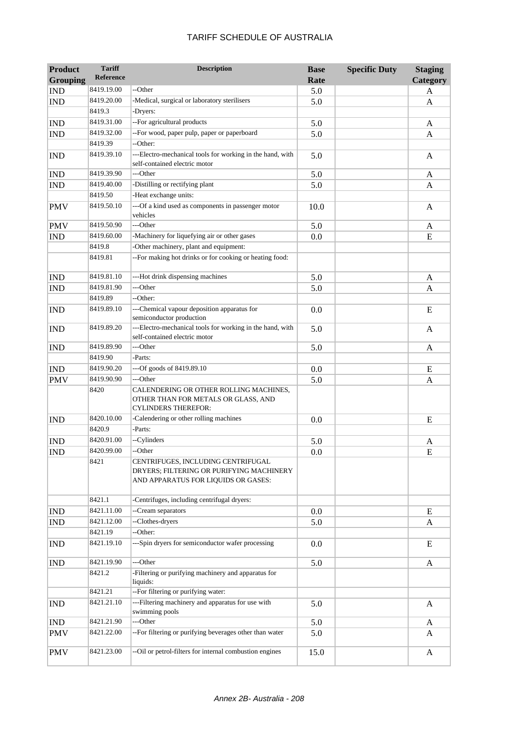# TARIFF SCHEDULE OF AUSTRALIA

| Product Grouping | Tariff Reference | Description | Base Rate | Specific Duty | Staging Category |
|---|---|---|---|---|---|
| IND | 8419.19.00 | --Other | 5.0 | | A |
| IND | 8419.20.00 | -Medical, surgical or laboratory sterilisers | 5.0 | | A |
| | 8419.3 | -Dryers: | | | |
| IND | 8419.31.00 | --For agricultural products | 5.0 | | A |
| IND | 8419.32.00 | --For wood, paper pulp, paper or paperboard | 5.0 | | A |
| | 8419.39 | --Other: | | | |
| IND | 8419.39.10 | ---Electro-mechanical tools for working in the hand, with self-contained electric motor | 5.0 | | A |
| IND | 8419.39.90 | ---Other | 5.0 | | A |
| IND | 8419.40.00 | -Distilling or rectifying plant | 5.0 | | A |
| | 8419.50 | -Heat exchange units: | | | |
| PMV | 8419.50.10 | ---Of a kind used as components in passenger motor vehicles | 10.0 | | A |
| PMV | 8419.50.90 | ---Other | 5.0 | | A |
| IND | 8419.60.00 | -Machinery for liquefying air or other gases | 0.0 | | E |
| | 8419.8 | -Other machinery, plant and equipment: | | | |
| | 8419.81 | --For making hot drinks or for cooking or heating food: | | | |
| IND | 8419.81.10 | ---Hot drink dispensing machines | 5.0 | | A |
| IND | 8419.81.90 | ---Other | 5.0 | | A |
| | 8419.89 | --Other: | | | |
| IND | 8419.89.10 | ---Chemical vapour deposition apparatus for semiconductor production | 0.0 | | E |
| IND | 8419.89.20 | ---Electro-mechanical tools for working in the hand, with self-contained electric motor | 5.0 | | A |
| IND | 8419.89.90 | ---Other | 5.0 | | A |
| | 8419.90 | -Parts: | | | |
| IND | 8419.90.20 | ---Of goods of 8419.89.10 | 0.0 | | E |
| PMV | 8419.90.90 | ---Other | 5.0 | | A |
| | 8420 | CALENDERING OR OTHER ROLLING MACHINES, OTHER THAN FOR METALS OR GLASS, AND CYLINDERS THEREFOR: | | | |
| IND | 8420.10.00 | -Calendering or other rolling machines | 0.0 | | E |
| | 8420.9 | -Parts: | | | |
| IND | 8420.91.00 | --Cylinders | 5.0 | | A |
| IND | 8420.99.00 | --Other | 0.0 | | E |
| | 8421 | CENTRIFUGES, INCLUDING CENTRIFUGAL DRYERS; FILTERING OR PURIFYING MACHINERY AND APPARATUS FOR LIQUIDS OR GASES: | | | |
| | 8421.1 | -Centrifuges, including centrifugal dryers: | | | |
| IND | 8421.11.00 | --Cream separators | 0.0 | | E |
| IND | 8421.12.00 | --Clothes-dryers | 5.0 | | A |
| | 8421.19 | --Other: | | | |
| IND | 8421.19.10 | ---Spin dryers for semiconductor wafer processing | 0.0 | | E |
| IND | 8421.19.90 | ---Other | 5.0 | | A |
| | 8421.2 | -Filtering or purifying machinery and apparatus for liquids: | | | |
| | 8421.21 | --For filtering or purifying water: | | | |
| IND | 8421.21.10 | ---Filtering machinery and apparatus for use with swimming pools | 5.0 | | A |
| IND | 8421.21.90 | ---Other | 5.0 | | A |
| PMV | 8421.22.00 | --For filtering or purifying beverages other than water | 5.0 | | A |
| PMV | 8421.23.00 | --Oil or petrol-filters for internal combustion engines | 15.0 | | A |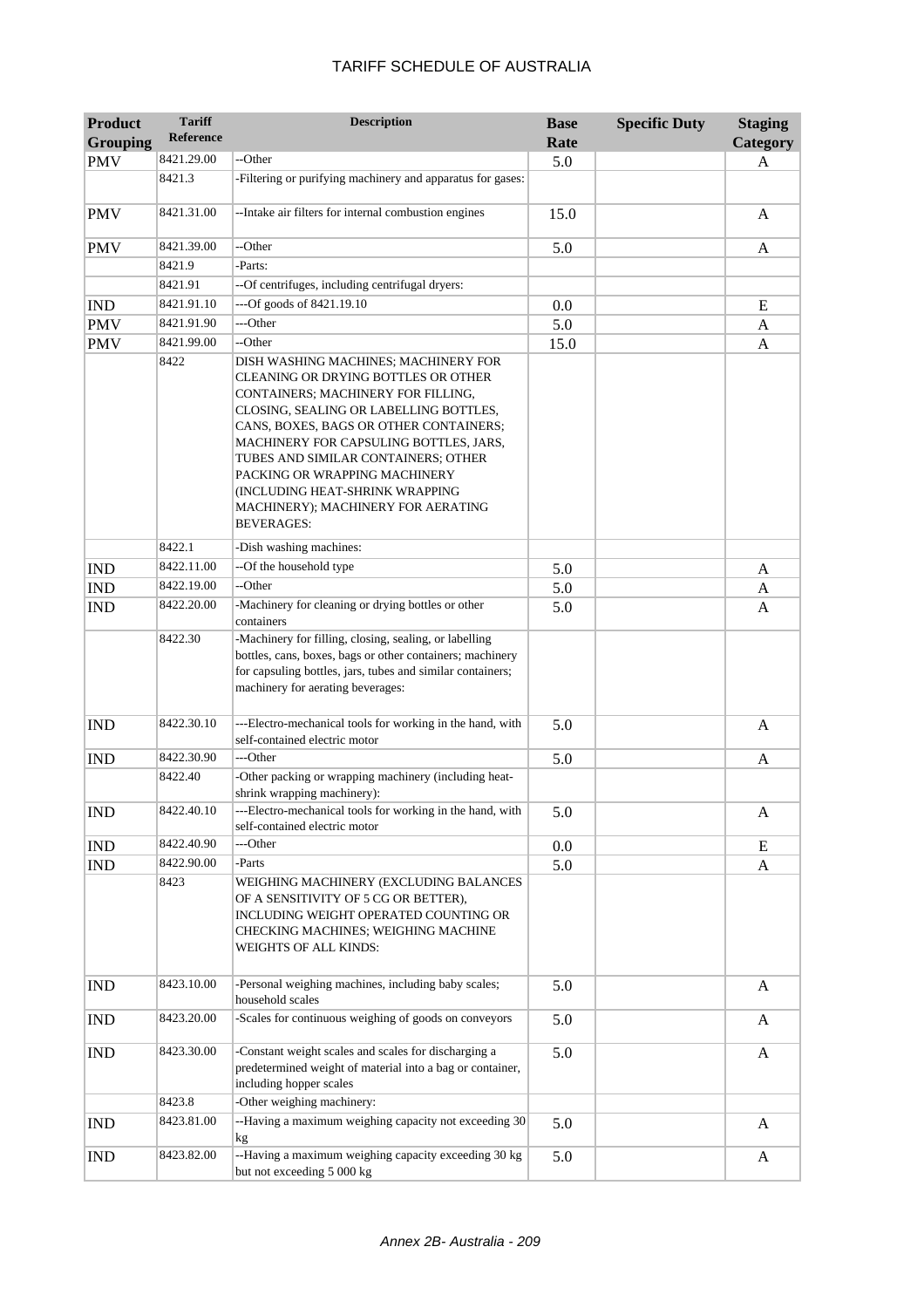# TARIFF SCHEDULE OF AUSTRALIA

| Product Grouping | Tariff Reference | Description | Base Rate | Specific Duty | Staging Category |
|---|---|---|---|---|---|
| PMV | 8421.29.00 | --Other | 5.0 | | A |
| | 8421.3 | -Filtering or purifying machinery and apparatus for gases: | | | |
| PMV | 8421.31.00 | --Intake air filters for internal combustion engines | 15.0 | | A |
| PMV | 8421.39.00 | --Other | 5.0 | | A |
| | 8421.9 | -Parts: | | | |
| | 8421.91 | --Of centrifuges, including centrifugal dryers: | | | |
| IND | 8421.91.10 | ---Of goods of 8421.19.10 | 0.0 | | E |
| PMV | 8421.91.90 | ---Other | 5.0 | | A |
| PMV | 8421.99.00 | --Other | 15.0 | | A |
| | 8422 | DISH WASHING MACHINES; MACHINERY FOR CLEANING OR DRYING BOTTLES OR OTHER CONTAINERS; MACHINERY FOR FILLING, CLOSING, SEALING OR LABELLING BOTTLES, CANS, BOXES, BAGS OR OTHER CONTAINERS; MACHINERY FOR CAPSULING BOTTLES, JARS, TUBES AND SIMILAR CONTAINERS; OTHER PACKING OR WRAPPING MACHINERY (INCLUDING HEAT-SHRINK WRAPPING MACHINERY); MACHINERY FOR AERATING BEVERAGES: | | | |
| | 8422.1 | -Dish washing machines: | | | |
| IND | 8422.11.00 | --Of the household type | 5.0 | | A |
| IND | 8422.19.00 | --Other | 5.0 | | A |
| IND | 8422.20.00 | -Machinery for cleaning or drying bottles or other containers | 5.0 | | A |
| | 8422.30 | -Machinery for filling, closing, sealing, or labelling bottles, cans, boxes, bags or other containers; machinery for capsuling bottles, jars, tubes and similar containers; machinery for aerating beverages: | | | |
| IND | 8422.30.10 | ---Electro-mechanical tools for working in the hand, with self-contained electric motor | 5.0 | | A |
| IND | 8422.30.90 | ---Other | 5.0 | | A |
| | 8422.40 | -Other packing or wrapping machinery (including heat-shrink wrapping machinery): | | | |
| IND | 8422.40.10 | ---Electro-mechanical tools for working in the hand, with self-contained electric motor | 5.0 | | A |
| IND | 8422.40.90 | ---Other | 0.0 | | E |
| IND | 8422.90.00 | -Parts | 5.0 | | A |
| | 8423 | WEIGHING MACHINERY (EXCLUDING BALANCES OF A SENSITIVITY OF 5 CG OR BETTER), INCLUDING WEIGHT OPERATED COUNTING OR CHECKING MACHINES; WEIGHING MACHINE WEIGHTS OF ALL KINDS: | | | |
| IND | 8423.10.00 | -Personal weighing machines, including baby scales; household scales | 5.0 | | A |
| IND | 8423.20.00 | -Scales for continuous weighing of goods on conveyors | 5.0 | | A |
| IND | 8423.30.00 | -Constant weight scales and scales for discharging a predetermined weight of material into a bag or container, including hopper scales | 5.0 | | A |
| | 8423.8 | -Other weighing machinery: | | | |
| IND | 8423.81.00 | --Having a maximum weighing capacity not exceeding 30 kg | 5.0 | | A |
| IND | 8423.82.00 | --Having a maximum weighing capacity exceeding 30 kg but not exceeding 5 000 kg | 5.0 | | A |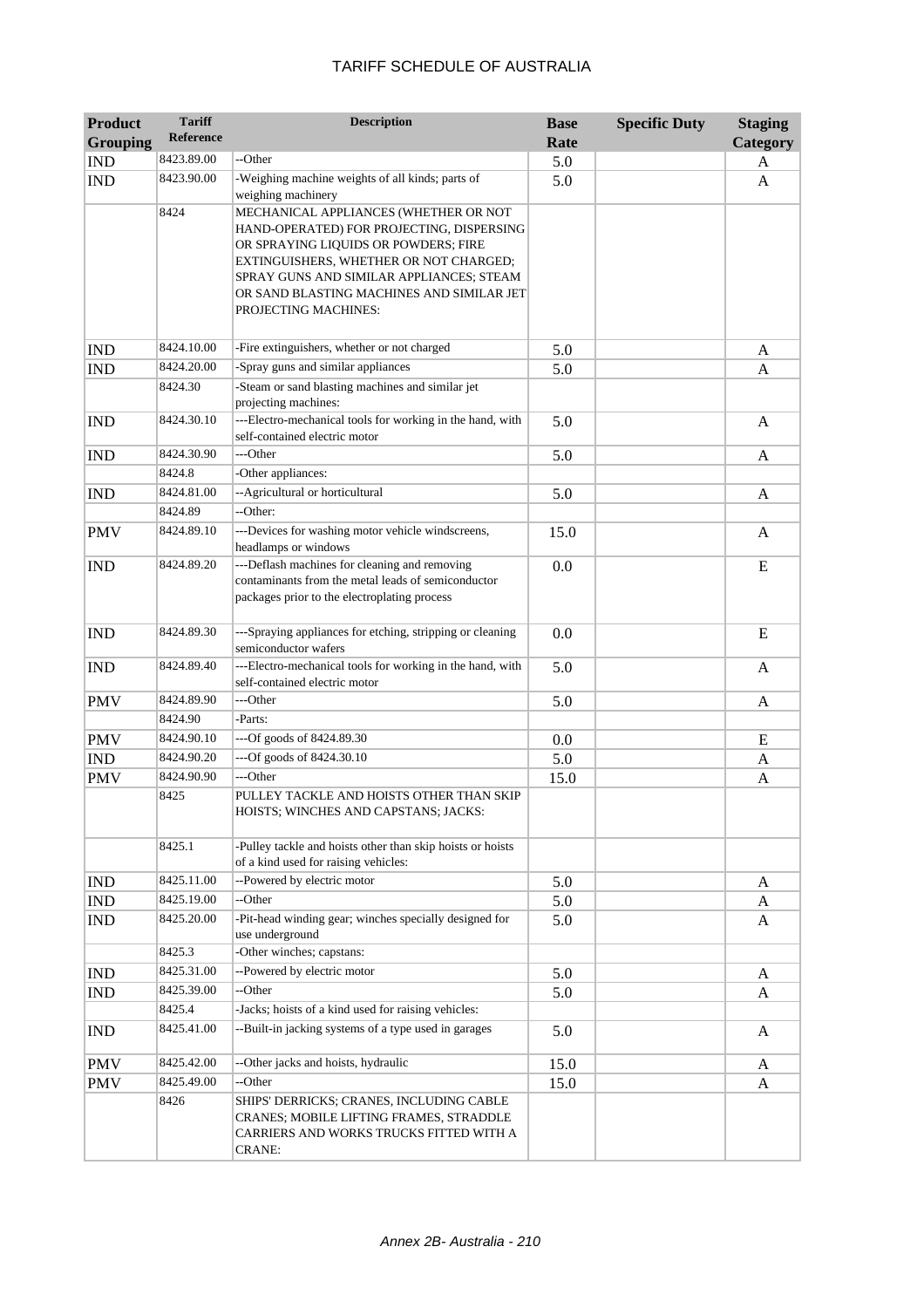# TARIFF SCHEDULE OF AUSTRALIA

| Product Grouping | Tariff Reference | Description | Base Rate | Specific Duty | Staging Category |
|---|---|---|---|---|---|
| IND | 8423.89.00 | --Other | 5.0 | | A |
| IND | 8423.90.00 | -Weighing machine weights of all kinds; parts of weighing machinery | 5.0 | | A |
| | 8424 | MECHANICAL APPLIANCES (WHETHER OR NOT HAND-OPERATED) FOR PROJECTING, DISPERSING OR SPRAYING LIQUIDS OR POWDERS; FIRE EXTINGUISHERS, WHETHER OR NOT CHARGED; SPRAY GUNS AND SIMILAR APPLIANCES; STEAM OR SAND BLASTING MACHINES AND SIMILAR JET PROJECTING MACHINES: | | | |
| IND | 8424.10.00 | -Fire extinguishers, whether or not charged | 5.0 | | A |
| IND | 8424.20.00 | -Spray guns and similar appliances | 5.0 | | A |
| | 8424.30 | -Steam or sand blasting machines and similar jet projecting machines: | | | |
| IND | 8424.30.10 | ---Electro-mechanical tools for working in the hand, with self-contained electric motor | 5.0 | | A |
| IND | 8424.30.90 | ---Other | 5.0 | | A |
| | 8424.8 | -Other appliances: | | | |
| IND | 8424.81.00 | --Agricultural or horticultural | 5.0 | | A |
| | 8424.89 | --Other: | | | |
| PMV | 8424.89.10 | ---Devices for washing motor vehicle windscreens, headlamps or windows | 15.0 | | A |
| IND | 8424.89.20 | ---Deflash machines for cleaning and removing contaminants from the metal leads of semiconductor packages prior to the electroplating process | 0.0 | | E |
| IND | 8424.89.30 | ---Spraying appliances for etching, stripping or cleaning semiconductor wafers | 0.0 | | E |
| IND | 8424.89.40 | ---Electro-mechanical tools for working in the hand, with self-contained electric motor | 5.0 | | A |
| PMV | 8424.89.90 | ---Other | 5.0 | | A |
| | 8424.90 | -Parts: | | | |
| PMV | 8424.90.10 | ---Of goods of 8424.89.30 | 0.0 | | E |
| IND | 8424.90.20 | ---Of goods of 8424.30.10 | 5.0 | | A |
| PMV | 8424.90.90 | ---Other | 15.0 | | A |
| | 8425 | PULLEY TACKLE AND HOISTS OTHER THAN SKIP HOISTS; WINCHES AND CAPSTANS; JACKS: | | | |
| | 8425.1 | -Pulley tackle and hoists other than skip hoists or hoists of a kind used for raising vehicles: | | | |
| IND | 8425.11.00 | --Powered by electric motor | 5.0 | | A |
| IND | 8425.19.00 | --Other | 5.0 | | A |
| IND | 8425.20.00 | -Pit-head winding gear; winches specially designed for use underground | 5.0 | | A |
| | 8425.3 | -Other winches; capstans: | | | |
| IND | 8425.31.00 | --Powered by electric motor | 5.0 | | A |
| IND | 8425.39.00 | --Other | 5.0 | | A |
| | 8425.4 | -Jacks; hoists of a kind used for raising vehicles: | | | |
| IND | 8425.41.00 | --Built-in jacking systems of a type used in garages | 5.0 | | A |
| PMV | 8425.42.00 | --Other jacks and hoists, hydraulic | 15.0 | | A |
| PMV | 8425.49.00 | --Other | 15.0 | | A |
| | 8426 | SHIPS' DERRICKS; CRANES, INCLUDING CABLE CRANES; MOBILE LIFTING FRAMES, STRADDLE CARRIERS AND WORKS TRUCKS FITTED WITH A CRANE: | | | |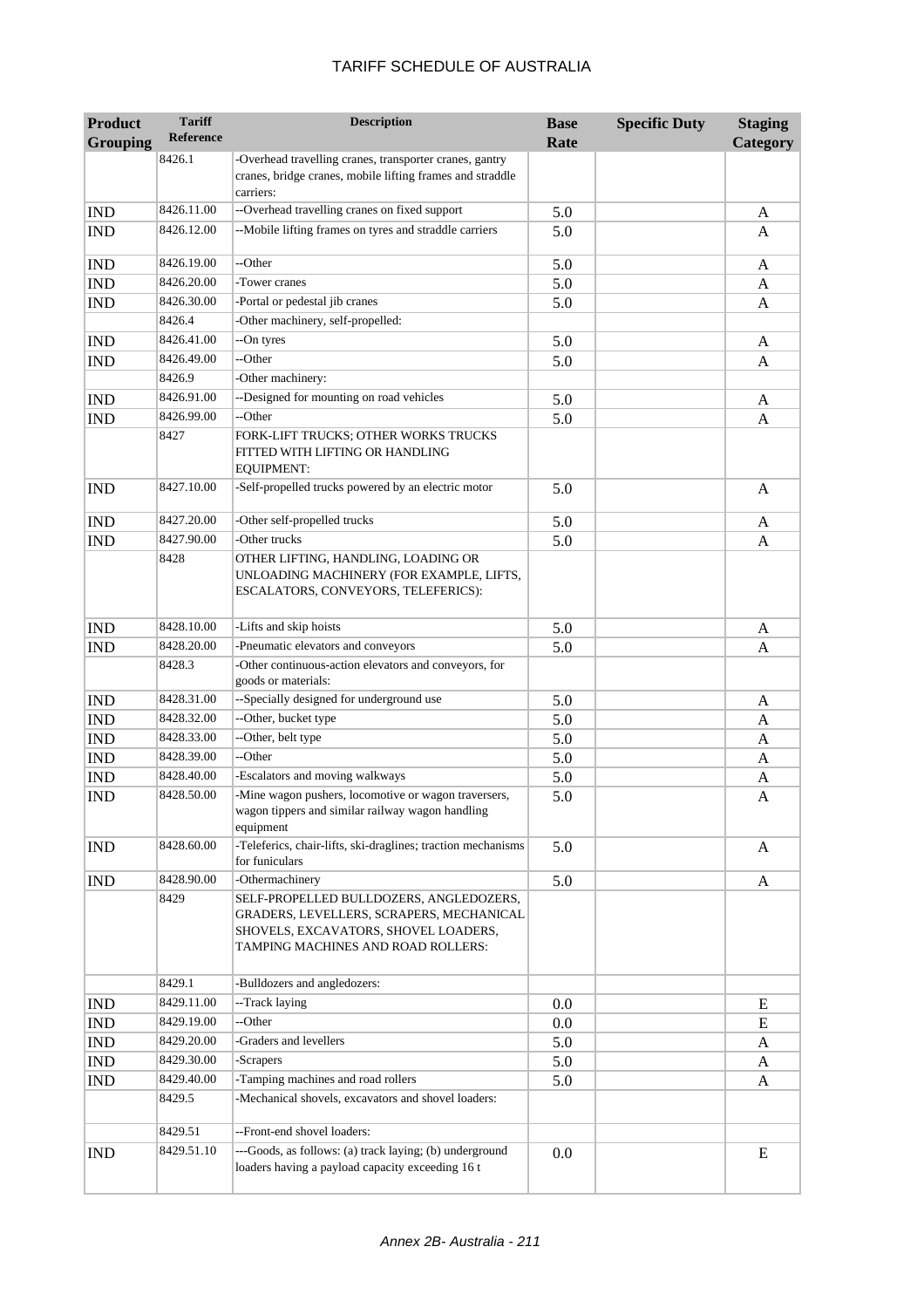# TARIFF SCHEDULE OF AUSTRALIA

| Product Grouping | Tariff Reference | Description | Base Rate | Specific Duty | Staging Category |
|---|---|---|---|---|---|
| | 8426.1 | -Overhead travelling cranes, transporter cranes, gantry cranes, bridge cranes, mobile lifting frames and straddle carriers: | | | |
| IND | 8426.11.00 | --Overhead travelling cranes on fixed support | 5.0 | | A |
| IND | 8426.12.00 | --Mobile lifting frames on tyres and straddle carriers | 5.0 | | A |
| IND | 8426.19.00 | --Other | 5.0 | | A |
| IND | 8426.20.00 | -Tower cranes | 5.0 | | A |
| IND | 8426.30.00 | -Portal or pedestal jib cranes | 5.0 | | A |
| | 8426.4 | -Other machinery, self-propelled: | | | |
| IND | 8426.41.00 | --On tyres | 5.0 | | A |
| IND | 8426.49.00 | --Other | 5.0 | | A |
| | 8426.9 | -Other machinery: | | | |
| IND | 8426.91.00 | --Designed for mounting on road vehicles | 5.0 | | A |
| IND | 8426.99.00 | --Other | 5.0 | | A |
| | 8427 | FORK-LIFT TRUCKS; OTHER WORKS TRUCKS FITTED WITH LIFTING OR HANDLING EQUIPMENT: | | | |
| IND | 8427.10.00 | -Self-propelled trucks powered by an electric motor | 5.0 | | A |
| IND | 8427.20.00 | -Other self-propelled trucks | 5.0 | | A |
| IND | 8427.90.00 | -Other trucks | 5.0 | | A |
| | 8428 | OTHER LIFTING, HANDLING, LOADING OR UNLOADING MACHINERY (FOR EXAMPLE, LIFTS, ESCALATORS, CONVEYORS, TELEFERICS): | | | |
| IND | 8428.10.00 | -Lifts and skip hoists | 5.0 | | A |
| IND | 8428.20.00 | -Pneumatic elevators and conveyors | 5.0 | | A |
| | 8428.3 | -Other continuous-action elevators and conveyors, for goods or materials: | | | |
| IND | 8428.31.00 | --Specially designed for underground use | 5.0 | | A |
| IND | 8428.32.00 | --Other, bucket type | 5.0 | | A |
| IND | 8428.33.00 | --Other, belt type | 5.0 | | A |
| IND | 8428.39.00 | --Other | 5.0 | | A |
| IND | 8428.40.00 | -Escalators and moving walkways | 5.0 | | A |
| IND | 8428.50.00 | -Mine wagon pushers, locomotive or wagon traversers, wagon tippers and similar railway wagon handling equipment | 5.0 | | A |
| IND | 8428.60.00 | -Teleferics, chair-lifts, ski-draglines; traction mechanisms for funiculars | 5.0 | | A |
| IND | 8428.90.00 | -Othermachinery | 5.0 | | A |
| | 8429 | SELF-PROPELLED BULLDOZERS, ANGLEDOZERS, GRADERS, LEVELLERS, SCRAPERS, MECHANICAL SHOVELS, EXCAVATORS, SHOVEL LOADERS, TAMPING MACHINES AND ROAD ROLLERS: | | | |
| | 8429.1 | -Bulldozers and angledozers: | | | |
| IND | 8429.11.00 | --Track laying | 0.0 | | E |
| IND | 8429.19.00 | --Other | 0.0 | | E |
| IND | 8429.20.00 | -Graders and levellers | 5.0 | | A |
| IND | 8429.30.00 | -Scrapers | 5.0 | | A |
| IND | 8429.40.00 | -Tamping machines and road rollers | 5.0 | | A |
| | 8429.5 | -Mechanical shovels, excavators and shovel loaders: | | | |
| | 8429.51 | --Front-end shovel loaders: | | | |
| IND | 8429.51.10 | ---Goods, as follows: (a) track laying; (b) underground loaders having a payload capacity exceeding 16 t | 0.0 | | E |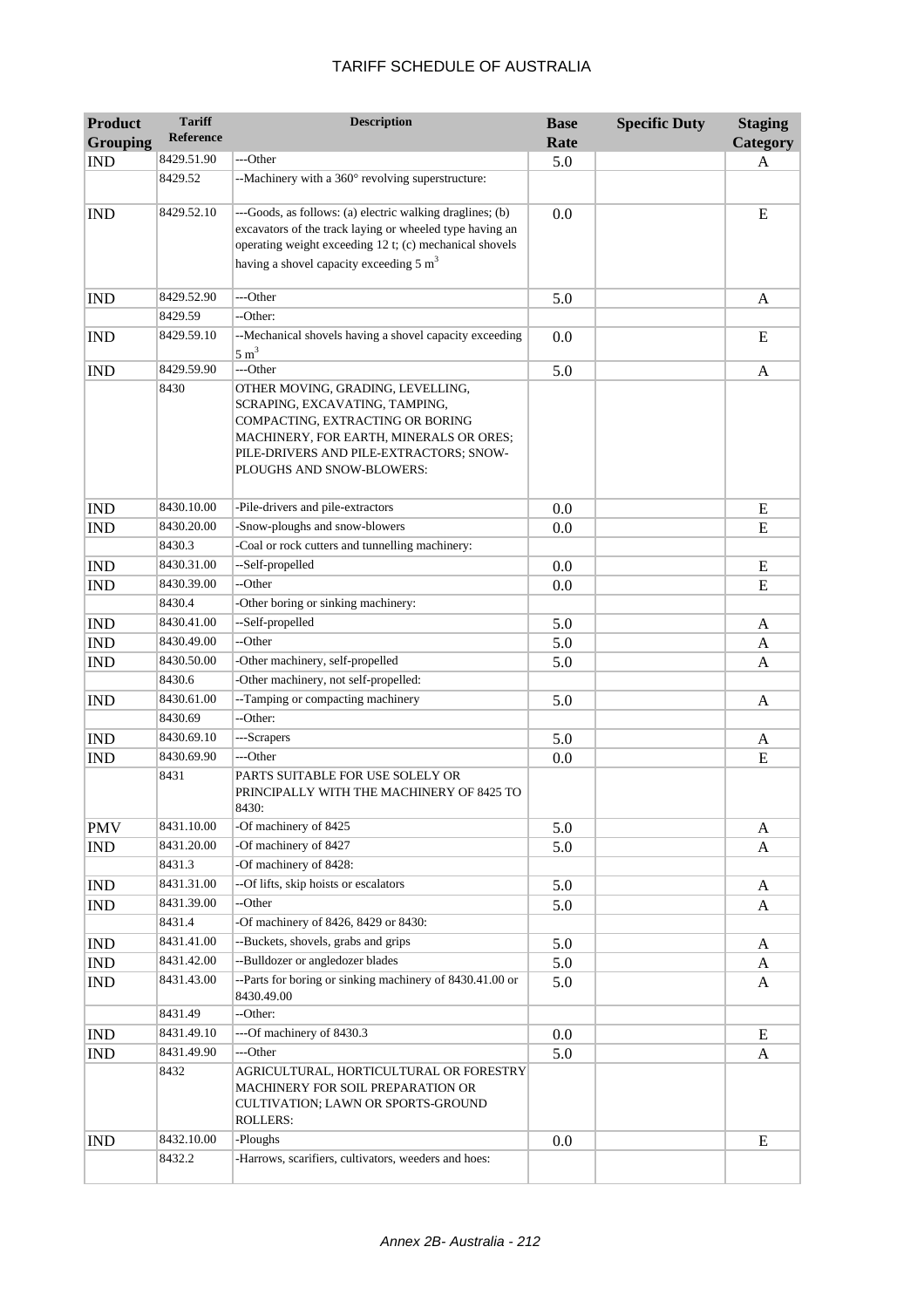| Product Grouping | Tariff Reference | Description | Base Rate | Specific Duty | Staging Category |
|---|---|---|---|---|---|
| IND | 8429.51.90 | ---Other | 5.0 | | A |
| | 8429.52 | --Machinery with a 360° revolving superstructure: | | | |
| IND | 8429.52.10 | ---Goods, as follows: (a) electric walking draglines; (b) excavators of the track laying or wheeled type having an operating weight exceeding 12 t; (c) mechanical shovels having a shovel capacity exceeding 5 $m^3$ | 0.0 | | E |
| IND | 8429.52.90 | ---Other | 5.0 | | A |
| | 8429.59 | --Other: | | | |
| IND | 8429.59.10 | --Mechanical shovels having a shovel capacity exceeding 5 $m^3$ | 0.0 | | E |
| IND | 8429.59.90 | ---Other | 5.0 | | A |
| | 8430 | OTHER MOVING, GRADING, LEVELLING, SCRAPING, EXCAVATING, TAMPING, COMPACTING, EXTRACTING OR BORING MACHINERY, FOR EARTH, MINERALS OR ORES; PILE-DRIVERS AND PILE-EXTRACTORS; SNOW-PLOUGHS AND SNOW-BLOWERS: | | | |
| IND | 8430.10.00 | -Pile-drivers and pile-extractors | 0.0 | | E |
| IND | 8430.20.00 | -Snow-ploughs and snow-blowers | 0.0 | | E |
| | 8430.3 | -Coal or rock cutters and tunnelling machinery: | | | |
| IND | 8430.31.00 | --Self-propelled | 0.0 | | E |
| IND | 8430.39.00 | --Other | 0.0 | | E |
| | 8430.4 | -Other boring or sinking machinery: | | | |
| IND | 8430.41.00 | --Self-propelled | 5.0 | | A |
| IND | 8430.49.00 | --Other | 5.0 | | A |
| IND | 8430.50.00 | -Other machinery, self-propelled | 5.0 | | A |
| | 8430.6 | -Other machinery, not self-propelled: | | | |
| IND | 8430.61.00 | --Tamping or compacting machinery | 5.0 | | A |
| | 8430.69 | --Other: | | | |
| IND | 8430.69.10 | ---Scrapers | 5.0 | | A |
| IND | 8430.69.90 | ---Other | 0.0 | | E |
| | 8431 | PARTS SUITABLE FOR USE SOLELY OR PRINCIPALLY WITH THE MACHINERY OF 8425 TO 8430: | | | |
| PMV | 8431.10.00 | -Of machinery of 8425 | 5.0 | | A |
| IND | 8431.20.00 | -Of machinery of 8427 | 5.0 | | A |
| | 8431.3 | -Of machinery of 8428: | | | |
| IND | 8431.31.00 | --Of lifts, skip hoists or escalators | 5.0 | | A |
| IND | 8431.39.00 | --Other | 5.0 | | A |
| | 8431.4 | -Of machinery of 8426, 8429 or 8430: | | | |
| IND | 8431.41.00 | --Buckets, shovels, grabs and grips | 5.0 | | A |
| IND | 8431.42.00 | --Bulldozer or angledozer blades | 5.0 | | A |
| IND | 8431.43.00 | --Parts for boring or sinking machinery of 8430.41.00 or 8430.49.00 | 5.0 | | A |
| | 8431.49 | --Other: | | | |
| IND | 8431.49.10 | ---Of machinery of 8430.3 | 0.0 | | E |
| IND | 8431.49.90 | ---Other | 5.0 | | A |
| | 8432 | AGRICULTURAL, HORTICULTURAL OR FORESTRY MACHINERY FOR SOIL PREPARATION OR CULTIVATION; LAWN OR SPORTS-GROUND ROLLERS: | | | |
| IND | 8432.10.00 | -Ploughs | 0.0 | | E |
| | 8432.2 | -Harrows, scarifiers, cultivators, weeders and hoes: | | | |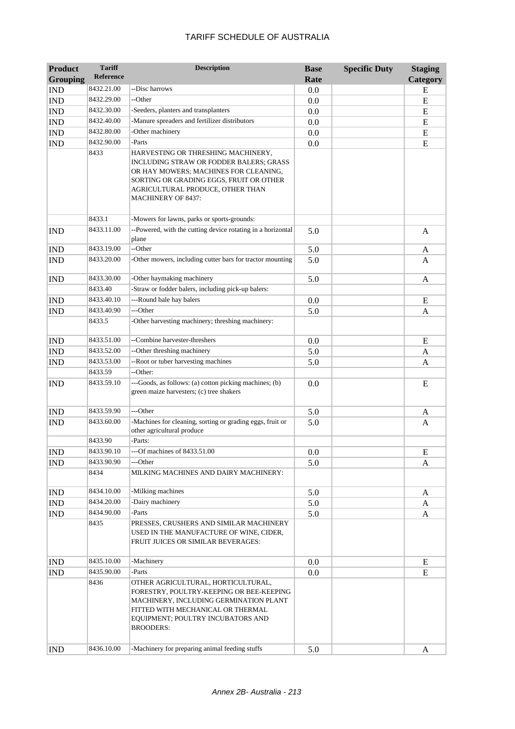# TARIFF SCHEDULE OF AUSTRALIA

| Product Grouping | Tariff Reference | Description | Base Rate | Specific Duty | Staging Category |
|---|---|---|---|---|---|
| IND | 8432.21.00 | --Disc harrows | 0.0 | | E |
| IND | 8432.29.00 | --Other | 0.0 | | E |
| IND | 8432.30.00 | -Seeders, planters and transplanters | 0.0 | | E |
| IND | 8432.40.00 | -Manure spreaders and fertilizer distributors | 0.0 | | E |
| IND | 8432.80.00 | -Other machinery | 0.0 | | E |
| IND | 8432.90.00 | -Parts | 0.0 | | E |
| | 8433 | HARVESTING OR THRESHING MACHINERY, INCLUDING STRAW OR FODDER BALERS; GRASS OR HAY MOWERS; MACHINES FOR CLEANING, SORTING OR GRADING EGGS, FRUIT OR OTHER AGRICULTURAL PRODUCE, OTHER THAN MACHINERY OF 8437: | | | |
| | 8433.1 | -Mowers for lawns, parks or sports-grounds: | | | |
| IND | 8433.11.00 | --Powered, with the cutting device rotating in a horizontal plane | 5.0 | | A |
| IND | 8433.19.00 | --Other | 5.0 | | A |
| IND | 8433.20.00 | -Other mowers, including cutter bars for tractor mounting | 5.0 | | A |
| IND | 8433.30.00 | -Other haymaking machinery | 5.0 | | A |
| | 8433.40 | -Straw or fodder balers, including pick-up balers: | | | |
| IND | 8433.40.10 | ---Round bale hay balers | 0.0 | | E |
| IND | 8433.40.90 | ---Other | 5.0 | | A |
| | 8433.5 | -Other harvesting machinery; threshing machinery: | | | |
| IND | 8433.51.00 | --Combine harvester-threshers | 0.0 | | E |
| IND | 8433.52.00 | --Other threshing machinery | 5.0 | | A |
| IND | 8433.53.00 | --Root or tuber harvesting machines | 5.0 | | A |
| | 8433.59 | --Other: | | | |
| IND | 8433.59.10 | ---Goods, as follows: (a) cotton picking machines; (b) green maize harvesters; (c) tree shakers | 0.0 | | E |
| IND | 8433.59.90 | ---Other | 5.0 | | A |
| IND | 8433.60.00 | -Machines for cleaning, sorting or grading eggs, fruit or other agricultural produce | 5.0 | | A |
| | 8433.90 | -Parts: | | | |
| IND | 8433.90.10 | ---Of machines of 8433.51.00 | 0.0 | | E |
| IND | 8433.90.90 | ---Other | 5.0 | | A |
| | 8434 | MILKING MACHINES AND DAIRY MACHINERY: | | | |
| IND | 8434.10.00 | -Milking machines | 5.0 | | A |
| IND | 8434.20.00 | -Dairy machinery | 5.0 | | A |
| IND | 8434.90.00 | -Parts | 5.0 | | A |
| | 8435 | PRESSES, CRUSHERS AND SIMILAR MACHINERY USED IN THE MANUFACTURE OF WINE, CIDER, FRUIT JUICES OR SIMILAR BEVERAGES: | | | |
| IND | 8435.10.00 | -Machinery | 0.0 | | E |
| IND | 8435.90.00 | -Parts | 0.0 | | E |
| | 8436 | OTHER AGRICULTURAL, HORTICULTURAL, FORESTRY, POULTRY-KEEPING OR BEE-KEEPING MACHINERY, INCLUDING GERMINATION PLANT FITTED WITH MECHANICAL OR THERMAL EQUIPMENT; POULTRY INCUBATORS AND BROODERS: | | | |
| IND | 8436.10.00 | -Machinery for preparing animal feeding stuffs | 5.0 | | A |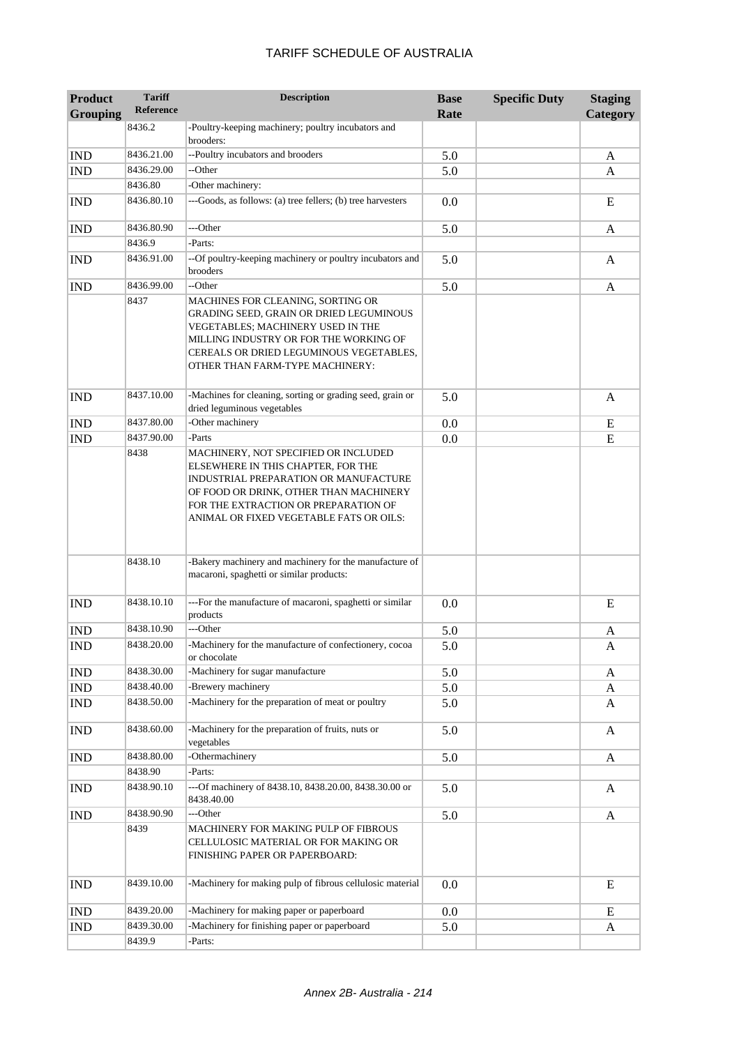| Product Grouping | Tariff Reference | Description | Base Rate | Specific Duty | Staging Category |
|---|---|---|---|---|---|
| | 8436.2 | -Poultry-keeping machinery; poultry incubators and brooders: | | | |
| IND | 8436.21.00 | --Poultry incubators and brooders | 5.0 | | A |
| IND | 8436.29.00 | --Other | 5.0 | | A |
| | 8436.80 | -Other machinery: | | | |
| IND | 8436.80.10 | ---Goods, as follows: (a) tree fellers; (b) tree harvesters | 0.0 | | E |
| IND | 8436.80.90 | ---Other | 5.0 | | A |
| | 8436.9 | -Parts: | | | |
| IND | 8436.91.00 | --Of poultry-keeping machinery or poultry incubators and brooders | 5.0 | | A |
| IND | 8436.99.00 | --Other | 5.0 | | A |
| | 8437 | MACHINES FOR CLEANING, SORTING OR GRADING SEED, GRAIN OR DRIED LEGUMINOUS VEGETABLES; MACHINERY USED IN THE MILLING INDUSTRY OR FOR THE WORKING OF CEREALS OR DRIED LEGUMINOUS VEGETABLES, OTHER THAN FARM-TYPE MACHINERY: | | | |
| IND | 8437.10.00 | -Machines for cleaning, sorting or grading seed, grain or dried leguminous vegetables | 5.0 | | A |
| IND | 8437.80.00 | -Other machinery | 0.0 | | E |
| IND | 8437.90.00 | -Parts | 0.0 | | E |
| | 8438 | MACHINERY, NOT SPECIFIED OR INCLUDED ELSEWHERE IN THIS CHAPTER, FOR THE INDUSTRIAL PREPARATION OR MANUFACTURE OF FOOD OR DRINK, OTHER THAN MACHINERY FOR THE EXTRACTION OR PREPARATION OF ANIMAL OR FIXED VEGETABLE FATS OR OILS: | | | |
| | 8438.10 | -Bakery machinery and machinery for the manufacture of macaroni, spaghetti or similar products: | | | |
| IND | 8438.10.10 | ---For the manufacture of macaroni, spaghetti or similar products | 0.0 | | E |
| IND | 8438.10.90 | ---Other | 5.0 | | A |
| IND | 8438.20.00 | -Machinery for the manufacture of confectionery, cocoa or chocolate | 5.0 | | A |
| IND | 8438.30.00 | -Machinery for sugar manufacture | 5.0 | | A |
| IND | 8438.40.00 | -Brewery machinery | 5.0 | | A |
| IND | 8438.50.00 | -Machinery for the preparation of meat or poultry | 5.0 | | A |
| IND | 8438.60.00 | -Machinery for the preparation of fruits, nuts or vegetables | 5.0 | | A |
| IND | 8438.80.00 | -Othermachinery | 5.0 | | A |
| | 8438.90 | -Parts: | | | |
| IND | 8438.90.10 | ---Of machinery of 8438.10, 8438.20.00, 8438.30.00 or 8438.40.00 | 5.0 | | A |
| IND | 8438.90.90 | ---Other | 5.0 | | A |
| | 8439 | MACHINERY FOR MAKING PULP OF FIBROUS CELLULOSIC MATERIAL OR FOR MAKING OR FINISHING PAPER OR PAPERBOARD: | | | |
| IND | 8439.10.00 | -Machinery for making pulp of fibrous cellulosic material | 0.0 | | E |
| IND | 8439.20.00 | -Machinery for making paper or paperboard | 0.0 | | E |
| IND | 8439.30.00 | -Machinery for finishing paper or paperboard | 5.0 | | A |
| | 8439.9 | -Parts: | | | |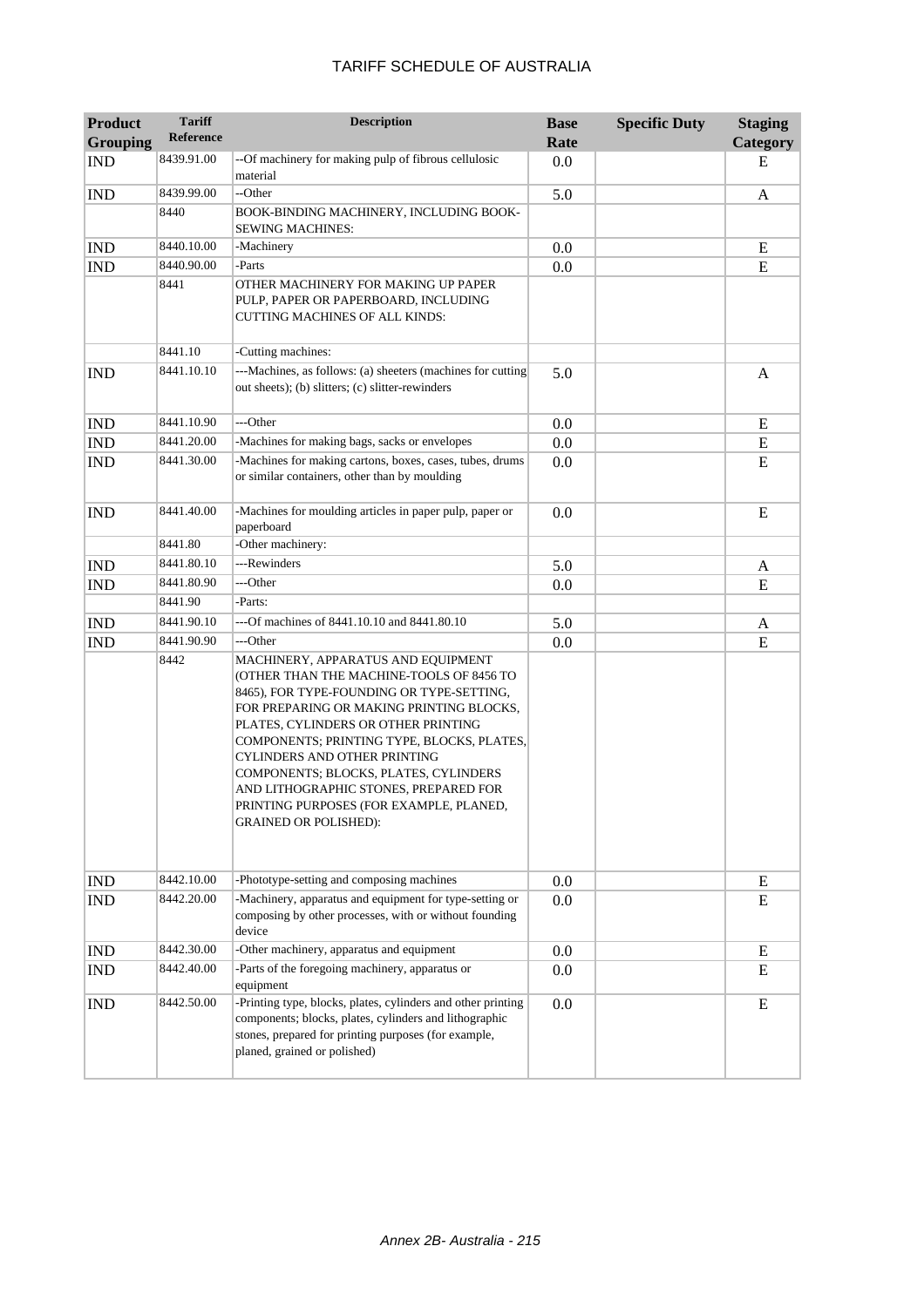# TARIFF SCHEDULE OF AUSTRALIA

| Product Grouping | Tariff Reference | Description | Base Rate | Specific Duty | Staging Category |
|---|---|---|---|---|---|
| IND | 8439.91.00 | --Of machinery for making pulp of fibrous cellulosic material | 0.0 | | E |
| IND | 8439.99.00 | --Other | 5.0 | | A |
| | 8440 | BOOK-BINDING MACHINERY, INCLUDING BOOK-SEWING MACHINES: | | | |
| IND | 8440.10.00 | -Machinery | 0.0 | | E |
| IND | 8440.90.00 | -Parts | 0.0 | | E |
| | 8441 | OTHER MACHINERY FOR MAKING UP PAPER PULP, PAPER OR PAPERBOARD, INCLUDING CUTTING MACHINES OF ALL KINDS: | | | |
| | 8441.10 | -Cutting machines: | | | |
| IND | 8441.10.10 | ---Machines, as follows: (a) sheeters (machines for cutting out sheets); (b) slitters; (c) slitter-rewinders | 5.0 | | A |
| IND | 8441.10.90 | ---Other | 0.0 | | E |
| IND | 8441.20.00 | -Machines for making bags, sacks or envelopes | 0.0 | | E |
| IND | 8441.30.00 | -Machines for making cartons, boxes, cases, tubes, drums or similar containers, other than by moulding | 0.0 | | E |
| IND | 8441.40.00 | -Machines for moulding articles in paper pulp, paper or paperboard | 0.0 | | E |
| | 8441.80 | -Other machinery: | | | |
| IND | 8441.80.10 | ---Rewinders | 5.0 | | A |
| IND | 8441.80.90 | ---Other | 0.0 | | E |
| | 8441.90 | -Parts: | | | |
| IND | 8441.90.10 | ---Of machines of 8441.10.10 and 8441.80.10 | 5.0 | | A |
| IND | 8441.90.90 | ---Other | 0.0 | | E |
| | 8442 | MACHINERY, APPARATUS AND EQUIPMENT (OTHER THAN THE MACHINE-TOOLS OF 8456 TO 8465), FOR TYPE-FOUNDING OR TYPE-SETTING, FOR PREPARING OR MAKING PRINTING BLOCKS, PLATES, CYLINDERS OR OTHER PRINTING COMPONENTS; PRINTING TYPE, BLOCKS, PLATES, CYLINDERS AND OTHER PRINTING COMPONENTS; BLOCKS, PLATES, CYLINDERS AND LITHOGRAPHIC STONES, PREPARED FOR PRINTING PURPOSES (FOR EXAMPLE, PLANED, GRAINED OR POLISHED): | | | |
| IND | 8442.10.00 | -Phototype-setting and composing machines | 0.0 | | E |
| IND | 8442.20.00 | -Machinery, apparatus and equipment for type-setting or composing by other processes, with or without founding device | 0.0 | | E |
| IND | 8442.30.00 | -Other machinery, apparatus and equipment | 0.0 | | E |
| IND | 8442.40.00 | -Parts of the foregoing machinery, apparatus or equipment | 0.0 | | E |
| IND | 8442.50.00 | -Printing type, blocks, plates, cylinders and other printing components; blocks, plates, cylinders and lithographic stones, prepared for printing purposes (for example, planed, grained or polished) | 0.0 | | E |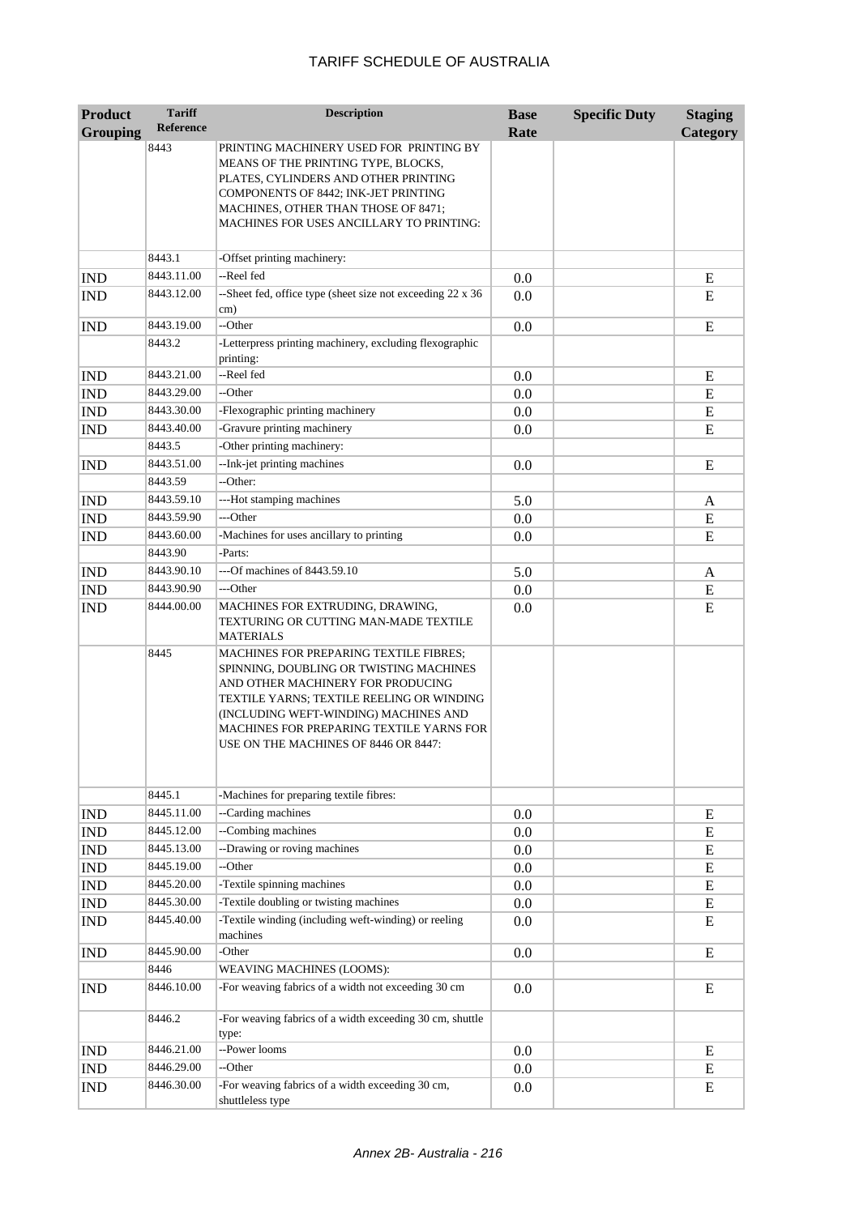# TARIFF SCHEDULE OF AUSTRALIA

| Product Grouping | Tariff Reference | Description | Base Rate | Specific Duty | Staging Category |
|---|---|---|---|---|---|
| | 8443 | PRINTING MACHINERY USED FOR PRINTING BY MEANS OF THE PRINTING TYPE, BLOCKS, PLATES, CYLINDERS AND OTHER PRINTING COMPONENTS OF 8442; INK-JET PRINTING MACHINES, OTHER THAN THOSE OF 8471; MACHINES FOR USES ANCILLARY TO PRINTING: | | | |
| | 8443.1 | -Offset printing machinery: | | | |
| IND | 8443.11.00 | --Reel fed | 0.0 | | E |
| IND | 8443.12.00 | --Sheet fed, office type (sheet size not exceeding 22 x 36 cm) | 0.0 | | E |
| IND | 8443.19.00 | --Other | 0.0 | | E |
| | 8443.2 | -Letterpress printing machinery, excluding flexographic printing: | | | |
| IND | 8443.21.00 | --Reel fed | 0.0 | | E |
| IND | 8443.29.00 | --Other | 0.0 | | E |
| IND | 8443.30.00 | -Flexographic printing machinery | 0.0 | | E |
| IND | 8443.40.00 | -Gravure printing machinery | 0.0 | | E |
| | 8443.5 | -Other printing machinery: | | | |
| IND | 8443.51.00 | --Ink-jet printing machines | 0.0 | | E |
| | 8443.59 | --Other: | | | |
| IND | 8443.59.10 | ---Hot stamping machines | 5.0 | | A |
| IND | 8443.59.90 | ---Other | 0.0 | | E |
| IND | 8443.60.00 | -Machines for uses ancillary to printing | 0.0 | | E |
| | 8443.90 | -Parts: | | | |
| IND | 8443.90.10 | ---Of machines of 8443.59.10 | 5.0 | | A |
| IND | 8443.90.90 | ---Other | 0.0 | | E |
| IND | 8444.00.00 | MACHINES FOR EXTRUDING, DRAWING, TEXTURING OR CUTTING MAN-MADE TEXTILE MATERIALS | 0.0 | | E |
| | 8445 | MACHINES FOR PREPARING TEXTILE FIBRES; SPINNING, DOUBLING OR TWISTING MACHINES AND OTHER MACHINERY FOR PRODUCING TEXTILE YARNS; TEXTILE REELING OR WINDING (INCLUDING WEFT-WINDING) MACHINES AND MACHINES FOR PREPARING TEXTILE YARNS FOR USE ON THE MACHINES OF 8446 OR 8447: | | | |
| | 8445.1 | -Machines for preparing textile fibres: | | | |
| IND | 8445.11.00 | --Carding machines | 0.0 | | E |
| IND | 8445.12.00 | --Combing machines | 0.0 | | E |
| IND | 8445.13.00 | --Drawing or roving machines | 0.0 | | E |
| IND | 8445.19.00 | --Other | 0.0 | | E |
| IND | 8445.20.00 | -Textile spinning machines | 0.0 | | E |
| IND | 8445.30.00 | -Textile doubling or twisting machines | 0.0 | | E |
| IND | 8445.40.00 | -Textile winding (including weft-winding) or reeling machines | 0.0 | | E |
| IND | 8445.90.00 | -Other | 0.0 | | E |
| | 8446 | WEAVING MACHINES (LOOMS): | | | |
| IND | 8446.10.00 | -For weaving fabrics of a width not exceeding 30 cm | 0.0 | | E |
| | 8446.2 | -For weaving fabrics of a width exceeding 30 cm, shuttle type: | | | |
| IND | 8446.21.00 | --Power looms | 0.0 | | E |
| IND | 8446.29.00 | --Other | 0.0 | | E |
| IND | 8446.30.00 | -For weaving fabrics of a width exceeding 30 cm, shuttleless type | 0.0 | | E |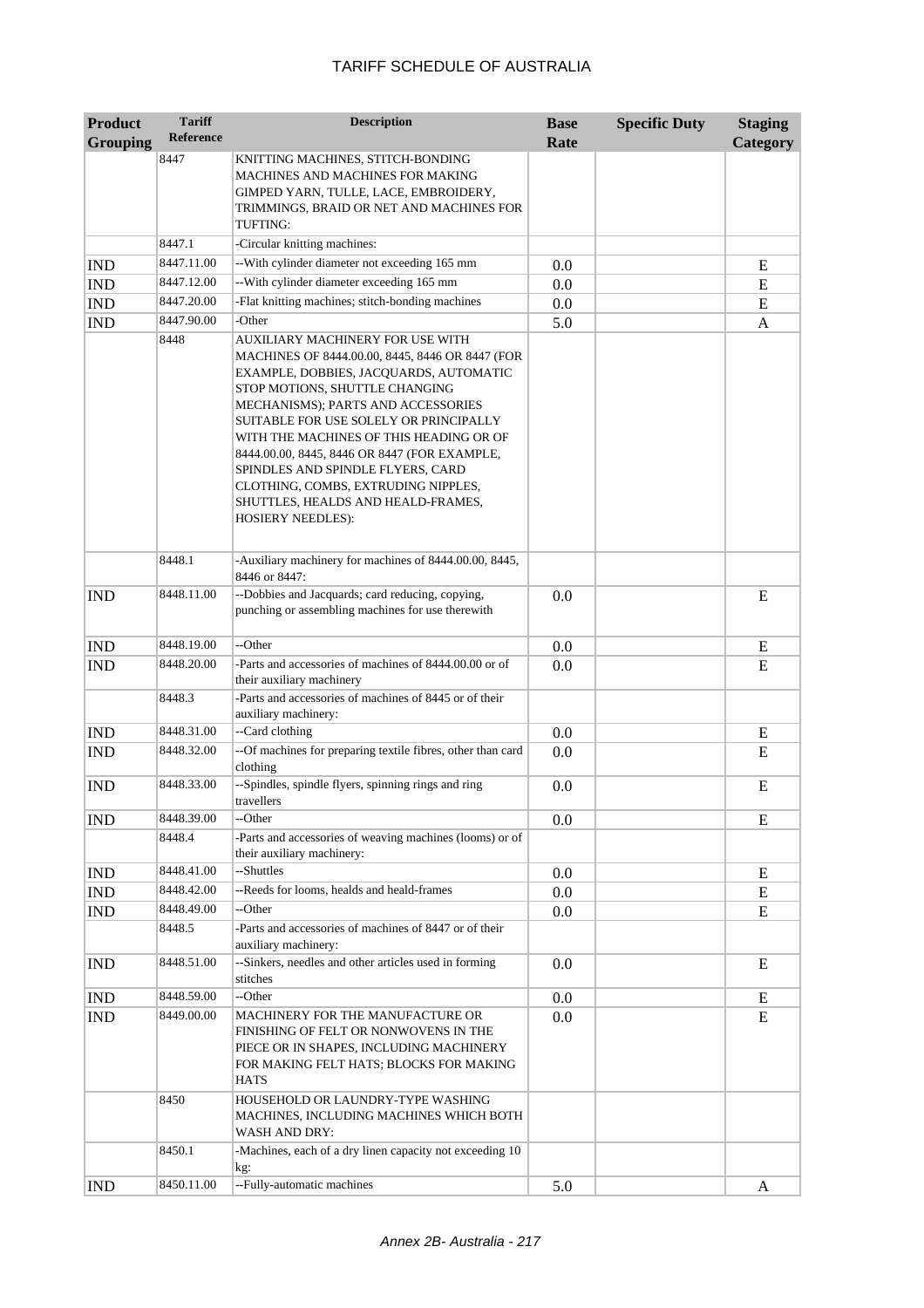# TARIFF SCHEDULE OF AUSTRALIA

| Product Grouping | Tariff Reference | Description | Base Rate | Specific Duty | Staging Category |
|---|---|---|---|---|---|
| | 8447 | KNITTING MACHINES, STITCH-BONDING MACHINES AND MACHINES FOR MAKING GIMPED YARN, TULLE, LACE, EMBROIDERY, TRIMMINGS, BRAID OR NET AND MACHINES FOR TUFTING: | | | |
| | 8447.1 | -Circular knitting machines: | | | |
| IND | 8447.11.00 | --With cylinder diameter not exceeding 165 mm | 0.0 | | E |
| IND | 8447.12.00 | --With cylinder diameter exceeding 165 mm | 0.0 | | E |
| IND | 8447.20.00 | -Flat knitting machines; stitch-bonding machines | 0.0 | | E |
| IND | 8447.90.00 | -Other | 5.0 | | A |
| | 8448 | AUXILIARY MACHINERY FOR USE WITH MACHINES OF 8444.00.00, 8445, 8446 OR 8447 (FOR EXAMPLE, DOBBIES, JACQUARDS, AUTOMATIC STOP MOTIONS, SHUTTLE CHANGING MECHANISMS); PARTS AND ACCESSORIES SUITABLE FOR USE SOLELY OR PRINCIPALLY WITH THE MACHINES OF THIS HEADING OR OF 8444.00.00, 8445, 8446 OR 8447 (FOR EXAMPLE, SPINDLES AND SPINDLE FLYERS, CARD CLOTHING, COMBS, EXTRUDING NIPPLES, SHUTTLES, HEALDS AND HEALD-FRAMES, HOSIERY NEEDLES): | | | |
| | 8448.1 | -Auxiliary machinery for machines of 8444.00.00, 8445, 8446 or 8447: | | | |
| IND | 8448.11.00 | --Dobbies and Jacquards; card reducing, copying, punching or assembling machines for use therewith | 0.0 | | E |
| IND | 8448.19.00 | --Other | 0.0 | | E |
| IND | 8448.20.00 | -Parts and accessories of machines of 8444.00.00 or of their auxiliary machinery | 0.0 | | E |
| | 8448.3 | -Parts and accessories of machines of 8445 or of their auxiliary machinery: | | | |
| IND | 8448.31.00 | --Card clothing | 0.0 | | E |
| IND | 8448.32.00 | --Of machines for preparing textile fibres, other than card clothing | 0.0 | | E |
| IND | 8448.33.00 | --Spindles, spindle flyers, spinning rings and ring travellers | 0.0 | | E |
| IND | 8448.39.00 | --Other | 0.0 | | E |
| | 8448.4 | -Parts and accessories of weaving machines (looms) or of their auxiliary machinery: | | | |
| IND | 8448.41.00 | --Shuttles | 0.0 | | E |
| IND | 8448.42.00 | --Reeds for looms, healds and heald-frames | 0.0 | | E |
| IND | 8448.49.00 | --Other | 0.0 | | E |
| | 8448.5 | -Parts and accessories of machines of 8447 or of their auxiliary machinery: | | | |
| IND | 8448.51.00 | --Sinkers, needles and other articles used in forming stitches | 0.0 | | E |
| IND | 8448.59.00 | --Other | 0.0 | | E |
| IND | 8449.00.00 | MACHINERY FOR THE MANUFACTURE OR FINISHING OF FELT OR NONWOVENS IN THE PIECE OR IN SHAPES, INCLUDING MACHINERY FOR MAKING FELT HATS; BLOCKS FOR MAKING HATS | 0.0 | | E |
| | 8450 | HOUSEHOLD OR LAUNDRY-TYPE WASHING MACHINES, INCLUDING MACHINES WHICH BOTH WASH AND DRY: | | | |
| | 8450.1 | -Machines, each of a dry linen capacity not exceeding 10 kg: | | | |
| IND | 8450.11.00 | --Fully-automatic machines | 5.0 | | A |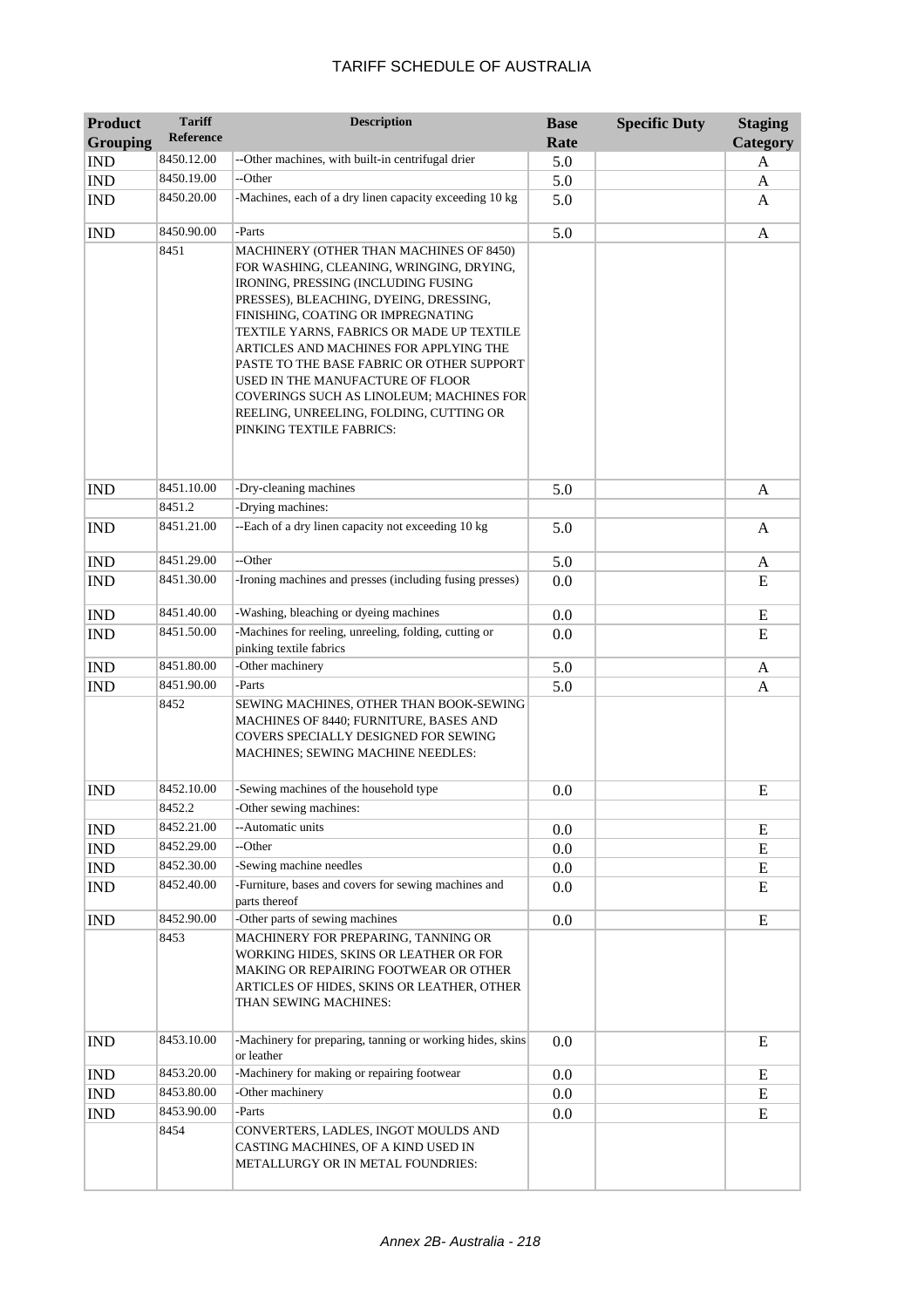| Product Grouping | Tariff Reference | Description | Base Rate | Specific Duty | Staging Category |
|---|---|---|---|---|---|
| IND | 8450.12.00 | --Other machines, with built-in centrifugal drier | 5.0 | | A |
| IND | 8450.19.00 | --Other | 5.0 | | A |
| IND | 8450.20.00 | -Machines, each of a dry linen capacity exceeding 10 kg | 5.0 | | A |
| IND | 8450.90.00 | -Parts | 5.0 | | A |
| | 8451 | MACHINERY (OTHER THAN MACHINES OF 8450) FOR WASHING, CLEANING, WRINGING, DRYING, IRONING, PRESSING (INCLUDING FUSING PRESSES), BLEACHING, DYEING, DRESSING, FINISHING, COATING OR IMPREGNATING TEXTILE YARNS, FABRICS OR MADE UP TEXTILE ARTICLES AND MACHINES FOR APPLYING THE PASTE TO THE BASE FABRIC OR OTHER SUPPORT USED IN THE MANUFACTURE OF FLOOR COVERINGS SUCH AS LINOLEUM; MACHINES FOR REELING, UNREELING, FOLDING, CUTTING OR PINKING TEXTILE FABRICS: | | | |
| IND | 8451.10.00 | -Dry-cleaning machines | 5.0 | | A |
| | 8451.2 | -Drying machines: | | | |
| IND | 8451.21.00 | --Each of a dry linen capacity not exceeding 10 kg | 5.0 | | A |
| IND | 8451.29.00 | --Other | 5.0 | | A |
| IND | 8451.30.00 | -Ironing machines and presses (including fusing presses) | 0.0 | | E |
| IND | 8451.40.00 | -Washing, bleaching or dyeing machines | 0.0 | | E |
| IND | 8451.50.00 | -Machines for reeling, unreeling, folding, cutting or pinking textile fabrics | 0.0 | | E |
| IND | 8451.80.00 | -Other machinery | 5.0 | | A |
| IND | 8451.90.00 | -Parts | 5.0 | | A |
| | 8452 | SEWING MACHINES, OTHER THAN BOOK-SEWING MACHINES OF 8440; FURNITURE, BASES AND COVERS SPECIALLY DESIGNED FOR SEWING MACHINES; SEWING MACHINE NEEDLES: | | | |
| IND | 8452.10.00 | -Sewing machines of the household type | 0.0 | | E |
| | 8452.2 | -Other sewing machines: | | | |
| IND | 8452.21.00 | --Automatic units | 0.0 | | E |
| IND | 8452.29.00 | --Other | 0.0 | | E |
| IND | 8452.30.00 | -Sewing machine needles | 0.0 | | E |
| IND | 8452.40.00 | -Furniture, bases and covers for sewing machines and parts thereof | 0.0 | | E |
| IND | 8452.90.00 | -Other parts of sewing machines | 0.0 | | E |
| | 8453 | MACHINERY FOR PREPARING, TANNING OR WORKING HIDES, SKINS OR LEATHER OR FOR MAKING OR REPAIRING FOOTWEAR OR OTHER ARTICLES OF HIDES, SKINS OR LEATHER, OTHER THAN SEWING MACHINES: | | | |
| IND | 8453.10.00 | -Machinery for preparing, tanning or working hides, skins or leather | 0.0 | | E |
| IND | 8453.20.00 | -Machinery for making or repairing footwear | 0.0 | | E |
| IND | 8453.80.00 | -Other machinery | 0.0 | | E |
| IND | 8453.90.00 | -Parts | 0.0 | | E |
| | 8454 | CONVERTERS, LADLES, INGOT MOULDS AND CASTING MACHINES, OF A KIND USED IN METALLURGY OR IN METAL FOUNDRIES: | | | |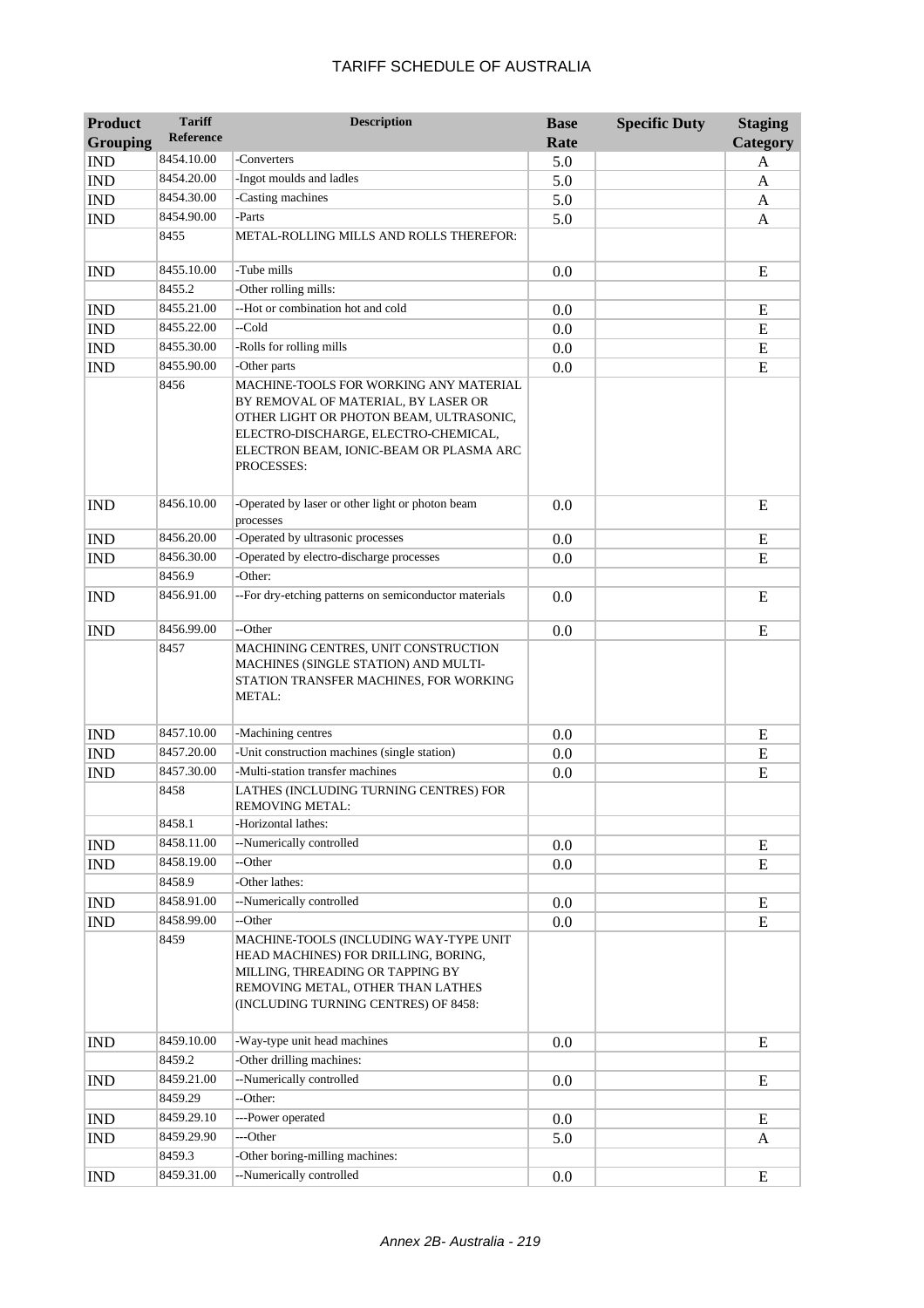# TARIFF SCHEDULE OF AUSTRALIA

| Product Grouping | Tariff Reference | Description | Base Rate | Specific Duty | Staging Category |
|---|---|---|---|---|---|
| IND | 8454.10.00 | -Converters | 5.0 | | A |
| IND | 8454.20.00 | -Ingot moulds and ladles | 5.0 | | A |
| IND | 8454.30.00 | -Casting machines | 5.0 | | A |
| IND | 8454.90.00 | -Parts | 5.0 | | A |
| | 8455 | METAL-ROLLING MILLS AND ROLLS THEREFOR: | | | |
| IND | 8455.10.00 | -Tube mills | 0.0 | | E |
| | 8455.2 | -Other rolling mills: | | | |
| IND | 8455.21.00 | --Hot or combination hot and cold | 0.0 | | E |
| IND | 8455.22.00 | --Cold | 0.0 | | E |
| IND | 8455.30.00 | -Rolls for rolling mills | 0.0 | | E |
| IND | 8455.90.00 | -Other parts | 0.0 | | E |
| | 8456 | MACHINE-TOOLS FOR WORKING ANY MATERIAL BY REMOVAL OF MATERIAL, BY LASER OR OTHER LIGHT OR PHOTON BEAM, ULTRASONIC, ELECTRO-DISCHARGE, ELECTRO-CHEMICAL, ELECTRON BEAM, IONIC-BEAM OR PLASMA ARC PROCESSES: | | | |
| IND | 8456.10.00 | -Operated by laser or other light or photon beam processes | 0.0 | | E |
| IND | 8456.20.00 | -Operated by ultrasonic processes | 0.0 | | E |
| IND | 8456.30.00 | -Operated by electro-discharge processes | 0.0 | | E |
| | 8456.9 | -Other: | | | |
| IND | 8456.91.00 | --For dry-etching patterns on semiconductor materials | 0.0 | | E |
| IND | 8456.99.00 | --Other | 0.0 | | E |
| | 8457 | MACHINING CENTRES, UNIT CONSTRUCTION MACHINES (SINGLE STATION) AND MULTI-STATION TRANSFER MACHINES, FOR WORKING METAL: | | | |
| IND | 8457.10.00 | -Machining centres | 0.0 | | E |
| IND | 8457.20.00 | -Unit construction machines (single station) | 0.0 | | E |
| IND | 8457.30.00 | -Multi-station transfer machines | 0.0 | | E |
| | 8458 | LATHES (INCLUDING TURNING CENTRES) FOR REMOVING METAL: | | | |
| | 8458.1 | -Horizontal lathes: | | | |
| IND | 8458.11.00 | --Numerically controlled | 0.0 | | E |
| IND | 8458.19.00 | --Other | 0.0 | | E |
| | 8458.9 | -Other lathes: | | | |
| IND | 8458.91.00 | --Numerically controlled | 0.0 | | E |
| IND | 8458.99.00 | --Other | 0.0 | | E |
| | 8459 | MACHINE-TOOLS (INCLUDING WAY-TYPE UNIT HEAD MACHINES) FOR DRILLING, BORING, MILLING, THREADING OR TAPPING BY REMOVING METAL, OTHER THAN LATHES (INCLUDING TURNING CENTRES) OF 8458: | | | |
| IND | 8459.10.00 | -Way-type unit head machines | 0.0 | | E |
| | 8459.2 | -Other drilling machines: | | | |
| IND | 8459.21.00 | --Numerically controlled | 0.0 | | E |
| | 8459.29 | --Other: | | | |
| IND | 8459.29.10 | ---Power operated | 0.0 | | E |
| IND | 8459.29.90 | ---Other | 5.0 | | A |
| | 8459.3 | -Other boring-milling machines: | | | |
| IND | 8459.31.00 | --Numerically controlled | 0.0 | | E |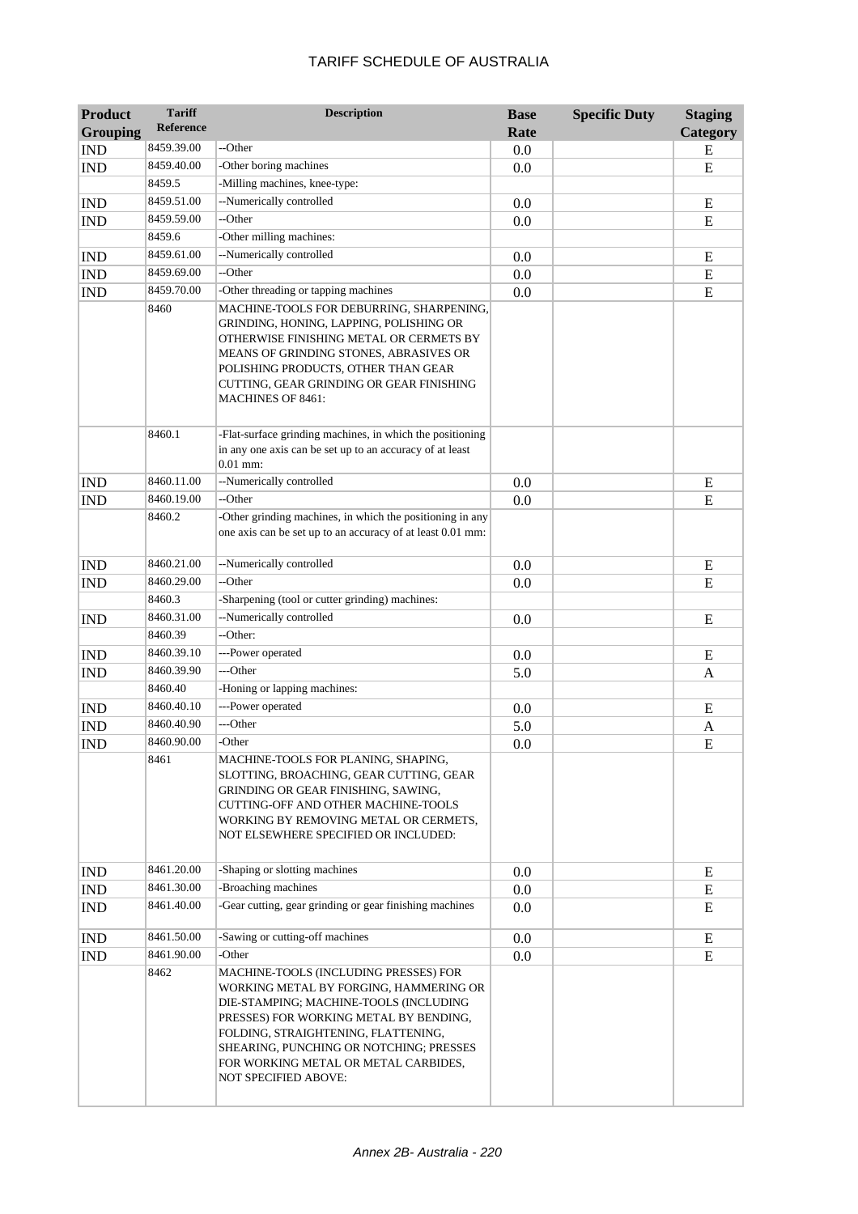| Product Grouping | Tariff Reference | Description | Base Rate | Specific Duty | Staging Category |
|---|---|---|---|---|---|
| IND | 8459.39.00 | --Other | 0.0 | | E |
| IND | 8459.40.00 | -Other boring machines | 0.0 | | E |
| | 8459.5 | -Milling machines, knee-type: | | | |
| IND | 8459.51.00 | --Numerically controlled | 0.0 | | E |
| IND | 8459.59.00 | --Other | 0.0 | | E |
| | 8459.6 | -Other milling machines: | | | |
| IND | 8459.61.00 | --Numerically controlled | 0.0 | | E |
| IND | 8459.69.00 | --Other | 0.0 | | E |
| IND | 8459.70.00 | -Other threading or tapping machines | 0.0 | | E |
| | 8460 | MACHINE-TOOLS FOR DEBURRING, SHARPENING, GRINDING, HONING, LAPPING, POLISHING OR OTHERWISE FINISHING METAL OR CERMETS BY MEANS OF GRINDING STONES, ABRASIVES OR POLISHING PRODUCTS, OTHER THAN GEAR CUTTING, GEAR GRINDING OR GEAR FINISHING MACHINES OF 8461: | | | |
| | 8460.1 | -Flat-surface grinding machines, in which the positioning in any one axis can be set up to an accuracy of at least 0.01 mm: | | | |
| IND | 8460.11.00 | --Numerically controlled | 0.0 | | E |
| IND | 8460.19.00 | --Other | 0.0 | | E |
| | 8460.2 | -Other grinding machines, in which the positioning in any one axis can be set up to an accuracy of at least 0.01 mm: | | | |
| IND | 8460.21.00 | --Numerically controlled | 0.0 | | E |
| IND | 8460.29.00 | --Other | 0.0 | | E |
| | 8460.3 | -Sharpening (tool or cutter grinding) machines: | | | |
| IND | 8460.31.00 | --Numerically controlled | 0.0 | | E |
| | 8460.39 | --Other: | | | |
| IND | 8460.39.10 | ---Power operated | 0.0 | | E |
| IND | 8460.39.90 | ---Other | 5.0 | | A |
| | 8460.40 | -Honing or lapping machines: | | | |
| IND | 8460.40.10 | ---Power operated | 0.0 | | E |
| IND | 8460.40.90 | ---Other | 5.0 | | A |
| IND | 8460.90.00 | -Other | 0.0 | | E |
| | 8461 | MACHINE-TOOLS FOR PLANING, SHAPING, SLOTTING, BROACHING, GEAR CUTTING, GEAR GRINDING OR GEAR FINISHING, SAWING, CUTTING-OFF AND OTHER MACHINE-TOOLS WORKING BY REMOVING METAL OR CERMETS, NOT ELSEWHERE SPECIFIED OR INCLUDED: | | | |
| IND | 8461.20.00 | -Shaping or slotting machines | 0.0 | | E |
| IND | 8461.30.00 | -Broaching machines | 0.0 | | E |
| IND | 8461.40.00 | -Gear cutting, gear grinding or gear finishing machines | 0.0 | | E |
| IND | 8461.50.00 | -Sawing or cutting-off machines | 0.0 | | E |
| IND | 8461.90.00 | -Other | 0.0 | | E |
| | 8462 | MACHINE-TOOLS (INCLUDING PRESSES) FOR WORKING METAL BY FORGING, HAMMERING OR DIE-STAMPING; MACHINE-TOOLS (INCLUDING PRESSES) FOR WORKING METAL BY BENDING, FOLDING, STRAIGHTENING, FLATTENING, SHEARING, PUNCHING OR NOTCHING; PRESSES FOR WORKING METAL OR METAL CARBIDES, NOT SPECIFIED ABOVE: | | | |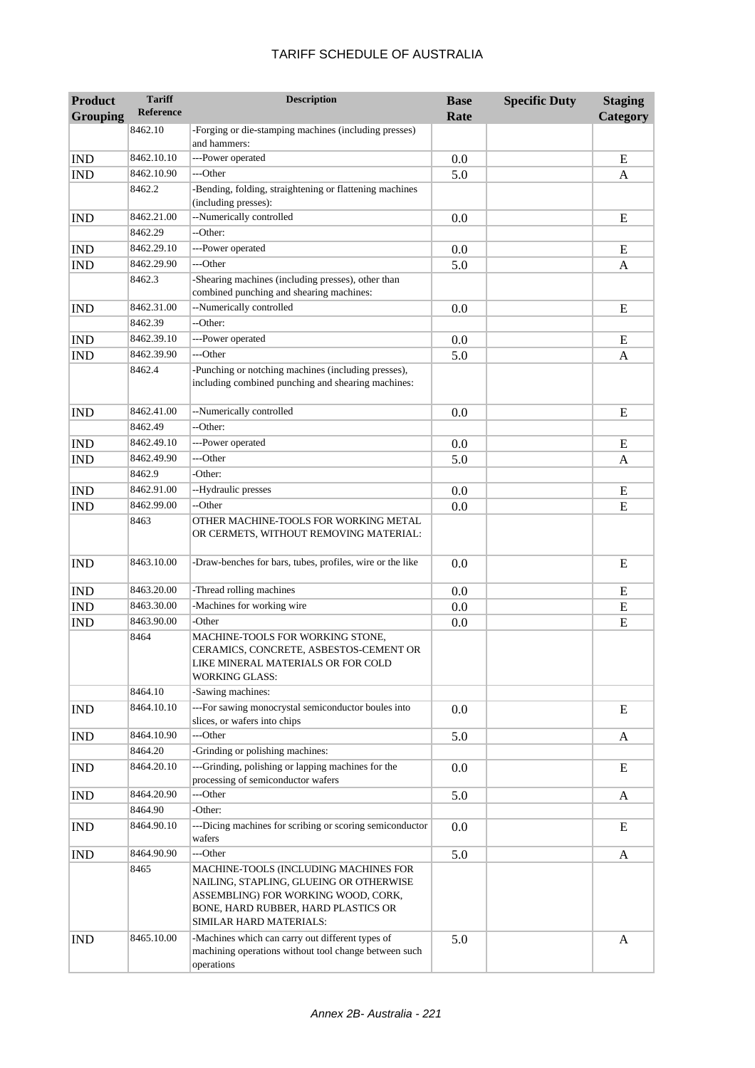# TARIFF SCHEDULE OF AUSTRALIA

| Product Grouping | Tariff Reference | Description | Base Rate | Specific Duty | Staging Category |
|---|---|---|---|---|---|
| | 8462.10 | -Forging or die-stamping machines (including presses) and hammers: | | | |
| IND | 8462.10.10 | ---Power operated | 0.0 | | E |
| IND | 8462.10.90 | ---Other | 5.0 | | A |
| | 8462.2 | -Bending, folding, straightening or flattening machines (including presses): | | | |
| IND | 8462.21.00 | --Numerically controlled | 0.0 | | E |
| | 8462.29 | --Other: | | | |
| IND | 8462.29.10 | ---Power operated | 0.0 | | E |
| IND | 8462.29.90 | ---Other | 5.0 | | A |
| | 8462.3 | -Shearing machines (including presses), other than combined punching and shearing machines: | | | |
| IND | 8462.31.00 | --Numerically controlled | 0.0 | | E |
| | 8462.39 | --Other: | | | |
| IND | 8462.39.10 | ---Power operated | 0.0 | | E |
| IND | 8462.39.90 | ---Other | 5.0 | | A |
| | 8462.4 | -Punching or notching machines (including presses), including combined punching and shearing machines: | | | |
| IND | 8462.41.00 | --Numerically controlled | 0.0 | | E |
| | 8462.49 | --Other: | | | |
| IND | 8462.49.10 | ---Power operated | 0.0 | | E |
| IND | 8462.49.90 | ---Other | 5.0 | | A |
| | 8462.9 | -Other: | | | |
| IND | 8462.91.00 | --Hydraulic presses | 0.0 | | E |
| IND | 8462.99.00 | --Other | 0.0 | | E |
| | 8463 | OTHER MACHINE-TOOLS FOR WORKING METAL OR CERMETS, WITHOUT REMOVING MATERIAL: | | | |
| IND | 8463.10.00 | -Draw-benches for bars, tubes, profiles, wire or the like | 0.0 | | E |
| IND | 8463.20.00 | -Thread rolling machines | 0.0 | | E |
| IND | 8463.30.00 | -Machines for working wire | 0.0 | | E |
| IND | 8463.90.00 | -Other | 0.0 | | E |
| | 8464 | MACHINE-TOOLS FOR WORKING STONE, CERAMICS, CONCRETE, ASBESTOS-CEMENT OR LIKE MINERAL MATERIALS OR FOR COLD WORKING GLASS: | | | |
| | 8464.10 | -Sawing machines: | | | |
| IND | 8464.10.10 | ---For sawing monocrystal semiconductor boules into slices, or wafers into chips | 0.0 | | E |
| IND | 8464.10.90 | ---Other | 5.0 | | A |
| | 8464.20 | -Grinding or polishing machines: | | | |
| IND | 8464.20.10 | ---Grinding, polishing or lapping machines for the processing of semiconductor wafers | 0.0 | | E |
| IND | 8464.20.90 | ---Other | 5.0 | | A |
| | 8464.90 | -Other: | | | |
| IND | 8464.90.10 | ---Dicing machines for scribing or scoring semiconductor wafers | 0.0 | | E |
| IND | 8464.90.90 | ---Other | 5.0 | | A |
| | 8465 | MACHINE-TOOLS (INCLUDING MACHINES FOR NAILING, STAPLING, GLUEING OR OTHERWISE ASSEMBLING) FOR WORKING WOOD, CORK, BONE, HARD RUBBER, HARD PLASTICS OR SIMILAR HARD MATERIALS: | | | |
| IND | 8465.10.00 | -Machines which can carry out different types of machining operations without tool change between such operations | 5.0 | | A |

*Annex 2B- Australia - 221*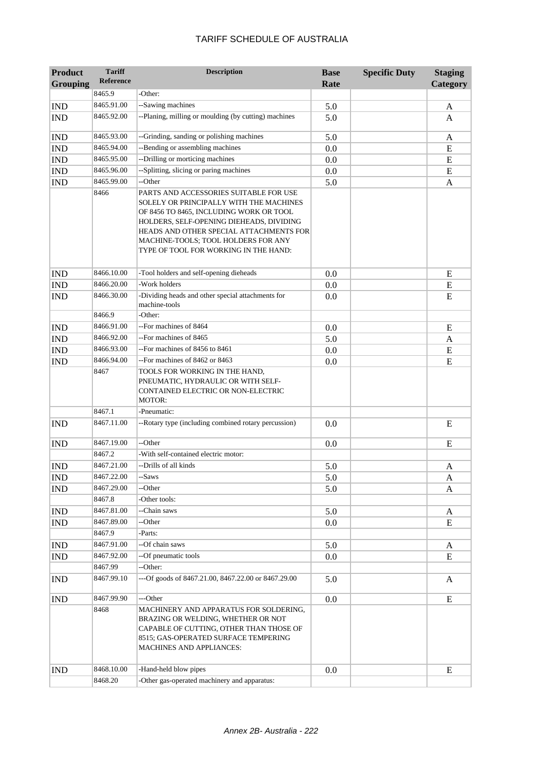# TARIFF SCHEDULE OF AUSTRALIA

| Product Grouping | Tariff Reference | Description | Base Rate | Specific Duty | Staging Category |
|---|---|---|---|---|---|
| | 8465.9 | -Other: | | | |
| IND | 8465.91.00 | --Sawing machines | 5.0 | | A |
| IND | 8465.92.00 | --Planing, milling or moulding (by cutting) machines | 5.0 | | A |
| IND | 8465.93.00 | --Grinding, sanding or polishing machines | 5.0 | | A |
| IND | 8465.94.00 | --Bending or assembling machines | 0.0 | | E |
| IND | 8465.95.00 | --Drilling or morticing machines | 0.0 | | E |
| IND | 8465.96.00 | --Splitting, slicing or paring machines | 0.0 | | E |
| IND | 8465.99.00 | --Other | 5.0 | | A |
| | 8466 | PARTS AND ACCESSORIES SUITABLE FOR USE SOLELY OR PRINCIPALLY WITH THE MACHINES OF 8456 TO 8465, INCLUDING WORK OR TOOL HOLDERS, SELF-OPENING DIEHEADS, DIVIDING HEADS AND OTHER SPECIAL ATTACHMENTS FOR MACHINE-TOOLS; TOOL HOLDERS FOR ANY TYPE OF TOOL FOR WORKING IN THE HAND: | | | |
| IND | 8466.10.00 | -Tool holders and self-opening dieheads | 0.0 | | E |
| IND | 8466.20.00 | -Work holders | 0.0 | | E |
| IND | 8466.30.00 | -Dividing heads and other special attachments for machine-tools | 0.0 | | E |
| | 8466.9 | -Other: | | | |
| IND | 8466.91.00 | --For machines of 8464 | 0.0 | | E |
| IND | 8466.92.00 | --For machines of 8465 | 5.0 | | A |
| IND | 8466.93.00 | --For machines of 8456 to 8461 | 0.0 | | E |
| IND | 8466.94.00 | --For machines of 8462 or 8463 | 0.0 | | E |
| | 8467 | TOOLS FOR WORKING IN THE HAND, PNEUMATIC, HYDRAULIC OR WITH SELF-CONTAINED ELECTRIC OR NON-ELECTRIC MOTOR: | | | |
| | 8467.1 | -Pneumatic: | | | |
| IND | 8467.11.00 | --Rotary type (including combined rotary percussion) | 0.0 | | E |
| IND | 8467.19.00 | --Other | 0.0 | | E |
| | 8467.2 | -With self-contained electric motor: | | | |
| IND | 8467.21.00 | --Drills of all kinds | 5.0 | | A |
| IND | 8467.22.00 | --Saws | 5.0 | | A |
| IND | 8467.29.00 | --Other | 5.0 | | A |
| | 8467.8 | -Other tools: | | | |
| IND | 8467.81.00 | --Chain saws | 5.0 | | A |
| IND | 8467.89.00 | --Other | 0.0 | | E |
| | 8467.9 | -Parts: | | | |
| IND | 8467.91.00 | --Of chain saws | 5.0 | | A |
| IND | 8467.92.00 | --Of pneumatic tools | 0.0 | | E |
| | 8467.99 | --Other: | | | |
| IND | 8467.99.10 | ---Of goods of 8467.21.00, 8467.22.00 or 8467.29.00 | 5.0 | | A |
| IND | 8467.99.90 | ---Other | 0.0 | | E |
| | 8468 | MACHINERY AND APPARATUS FOR SOLDERING, BRAZING OR WELDING, WHETHER OR NOT CAPABLE OF CUTTING, OTHER THAN THOSE OF 8515; GAS-OPERATED SURFACE TEMPERING MACHINES AND APPLIANCES: | | | |
| IND | 8468.10.00 | -Hand-held blow pipes | 0.0 | | E |
| | 8468.20 | -Other gas-operated machinery and apparatus: | | | |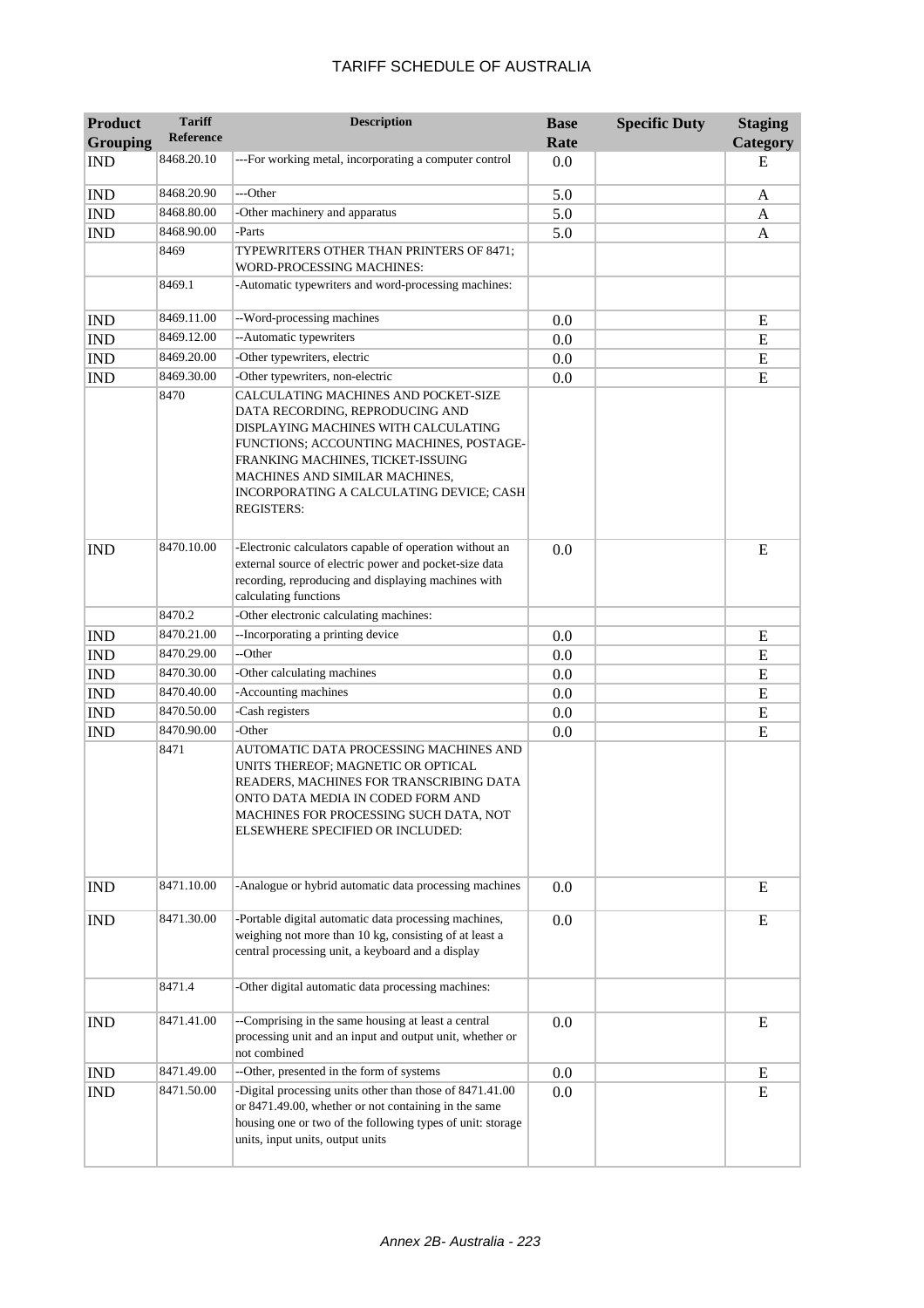# TARIFF SCHEDULE OF AUSTRALIA

| Product Grouping | Tariff Reference | Description | Base Rate | Specific Duty | Staging Category |
|---|---|---|---|---|---|
| IND | 8468.20.10 | ---For working metal, incorporating a computer control | 0.0 | | E |
| IND | 8468.20.90 | ---Other | 5.0 | | A |
| IND | 8468.80.00 | -Other machinery and apparatus | 5.0 | | A |
| IND | 8468.90.00 | -Parts | 5.0 | | A |
| | 8469 | TYPEWRITERS OTHER THAN PRINTERS OF 8471; WORD-PROCESSING MACHINES: | | | |
| | 8469.1 | -Automatic typewriters and word-processing machines: | | | |
| IND | 8469.11.00 | --Word-processing machines | 0.0 | | E |
| IND | 8469.12.00 | --Automatic typewriters | 0.0 | | E |
| IND | 8469.20.00 | -Other typewriters, electric | 0.0 | | E |
| IND | 8469.30.00 | -Other typewriters, non-electric | 0.0 | | E |
| | 8470 | CALCULATING MACHINES AND POCKET-SIZE DATA RECORDING, REPRODUCING AND DISPLAYING MACHINES WITH CALCULATING FUNCTIONS; ACCOUNTING MACHINES, POSTAGE-FRANKING MACHINES, TICKET-ISSUING MACHINES AND SIMILAR MACHINES, INCORPORATING A CALCULATING DEVICE; CASH REGISTERS: | | | |
| IND | 8470.10.00 | -Electronic calculators capable of operation without an external source of electric power and pocket-size data recording, reproducing and displaying machines with calculating functions | 0.0 | | E |
| | 8470.2 | -Other electronic calculating machines: | | | |
| IND | 8470.21.00 | --Incorporating a printing device | 0.0 | | E |
| IND | 8470.29.00 | --Other | 0.0 | | E |
| IND | 8470.30.00 | -Other calculating machines | 0.0 | | E |
| IND | 8470.40.00 | -Accounting machines | 0.0 | | E |
| IND | 8470.50.00 | -Cash registers | 0.0 | | E |
| IND | 8470.90.00 | -Other | 0.0 | | E |
| | 8471 | AUTOMATIC DATA PROCESSING MACHINES AND UNITS THEREOF; MAGNETIC OR OPTICAL READERS, MACHINES FOR TRANSCRIBING DATA ONTO DATA MEDIA IN CODED FORM AND MACHINES FOR PROCESSING SUCH DATA, NOT ELSEWHERE SPECIFIED OR INCLUDED: | | | |
| IND | 8471.10.00 | -Analogue or hybrid automatic data processing machines | 0.0 | | E |
| IND | 8471.30.00 | -Portable digital automatic data processing machines, weighing not more than 10 kg, consisting of at least a central processing unit, a keyboard and a display | 0.0 | | E |
| | 8471.4 | -Other digital automatic data processing machines: | | | |
| IND | 8471.41.00 | --Comprising in the same housing at least a central processing unit and an input and output unit, whether or not combined | 0.0 | | E |
| IND | 8471.49.00 | --Other, presented in the form of systems | 0.0 | | E |
| IND | 8471.50.00 | -Digital processing units other than those of 8471.41.00 or 8471.49.00, whether or not containing in the same housing one or two of the following types of unit: storage units, input units, output units | 0.0 | | E |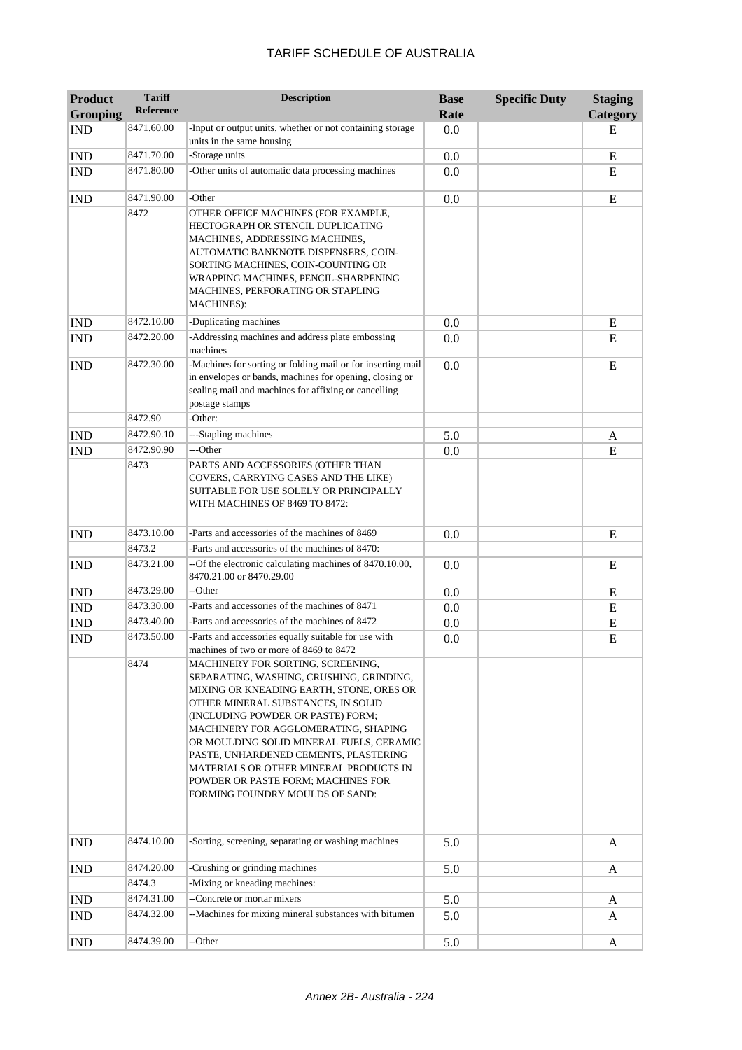| Product Grouping | Tariff Reference | Description | Base Rate | Specific Duty | Staging Category |
|---|---|---|---|---|---|
| IND | 8471.60.00 | -Input or output units, whether or not containing storage units in the same housing | 0.0 | | E |
| IND | 8471.70.00 | -Storage units | 0.0 | | E |
| IND | 8471.80.00 | -Other units of automatic data processing machines | 0.0 | | E |
| IND | 8471.90.00 | -Other | 0.0 | | E |
| | 8472 | OTHER OFFICE MACHINES (FOR EXAMPLE, HECTOGRAPH OR STENCIL DUPLICATING MACHINES, ADDRESSING MACHINES, AUTOMATIC BANKNOTE DISPENSERS, COIN-SORTING MACHINES, COIN-COUNTING OR WRAPPING MACHINES, PENCIL-SHARPENING MACHINES, PERFORATING OR STAPLING MACHINES): | | | |
| IND | 8472.10.00 | -Duplicating machines | 0.0 | | E |
| IND | 8472.20.00 | -Addressing machines and address plate embossing machines | 0.0 | | E |
| IND | 8472.30.00 | -Machines for sorting or folding mail or for inserting mail in envelopes or bands, machines for opening, closing or sealing mail and machines for affixing or cancelling postage stamps | 0.0 | | E |
| | 8472.90 | -Other: | | | |
| IND | 8472.90.10 | ---Stapling machines | 5.0 | | A |
| IND | 8472.90.90 | ---Other | 0.0 | | E |
| | 8473 | PARTS AND ACCESSORIES (OTHER THAN COVERS, CARRYING CASES AND THE LIKE) SUITABLE FOR USE SOLELY OR PRINCIPALLY WITH MACHINES OF 8469 TO 8472: | | | |
| IND | 8473.10.00 | -Parts and accessories of the machines of 8469 | 0.0 | | E |
| | 8473.2 | -Parts and accessories of the machines of 8470: | | | |
| IND | 8473.21.00 | --Of the electronic calculating machines of 8470.10.00, 8470.21.00 or 8470.29.00 | 0.0 | | E |
| IND | 8473.29.00 | --Other | 0.0 | | E |
| IND | 8473.30.00 | -Parts and accessories of the machines of 8471 | 0.0 | | E |
| IND | 8473.40.00 | -Parts and accessories of the machines of 8472 | 0.0 | | E |
| IND | 8473.50.00 | -Parts and accessories equally suitable for use with machines of two or more of 8469 to 8472 | 0.0 | | E |
| | 8474 | MACHINERY FOR SORTING, SCREENING, SEPARATING, WASHING, CRUSHING, GRINDING, MIXING OR KNEADING EARTH, STONE, ORES OR OTHER MINERAL SUBSTANCES, IN SOLID (INCLUDING POWDER OR PASTE) FORM; MACHINERY FOR AGGLOMERATING, SHAPING OR MOULDING SOLID MINERAL FUELS, CERAMIC PASTE, UNHARDENED CEMENTS, PLASTERING MATERIALS OR OTHER MINERAL PRODUCTS IN POWDER OR PASTE FORM; MACHINES FOR FORMING FOUNDRY MOULDS OF SAND: | | | |
| IND | 8474.10.00 | -Sorting, screening, separating or washing machines | 5.0 | | A |
| IND | 8474.20.00 | -Crushing or grinding machines | 5.0 | | A |
| | 8474.3 | -Mixing or kneading machines: | | | |
| IND | 8474.31.00 | --Concrete or mortar mixers | 5.0 | | A |
| IND | 8474.32.00 | --Machines for mixing mineral substances with bitumen | 5.0 | | A |
| IND | 8474.39.00 | --Other | 5.0 | | A |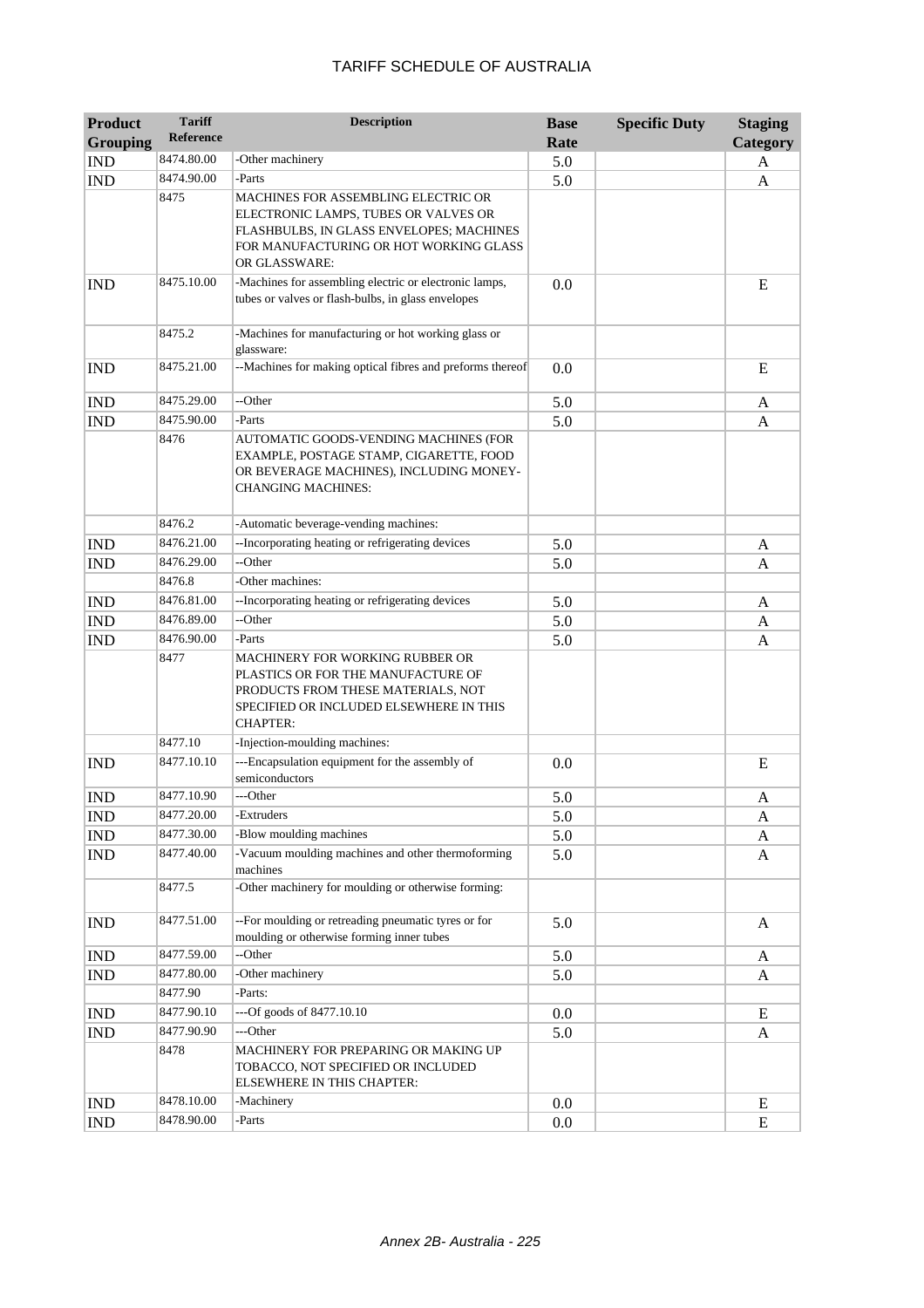# TARIFF SCHEDULE OF AUSTRALIA

| Product Grouping | Tariff Reference | Description | Base Rate | Specific Duty | Staging Category |
|---|---|---|---|---|---|
| IND | 8474.80.00 | -Other machinery | 5.0 | | A |
| IND | 8474.90.00 | -Parts | 5.0 | | A |
| | 8475 | MACHINES FOR ASSEMBLING ELECTRIC OR ELECTRONIC LAMPS, TUBES OR VALVES OR FLASHBULBS, IN GLASS ENVELOPES; MACHINES FOR MANUFACTURING OR HOT WORKING GLASS OR GLASSWARE: | | | |
| IND | 8475.10.00 | -Machines for assembling electric or electronic lamps, tubes or valves or flash-bulbs, in glass envelopes | 0.0 | | E |
| | 8475.2 | -Machines for manufacturing or hot working glass or glassware: | | | |
| IND | 8475.21.00 | --Machines for making optical fibres and preforms thereof | 0.0 | | E |
| IND | 8475.29.00 | --Other | 5.0 | | A |
| IND | 8475.90.00 | -Parts | 5.0 | | A |
| | 8476 | AUTOMATIC GOODS-VENDING MACHINES (FOR EXAMPLE, POSTAGE STAMP, CIGARETTE, FOOD OR BEVERAGE MACHINES), INCLUDING MONEY-CHANGING MACHINES: | | | |
| | 8476.2 | -Automatic beverage-vending machines: | | | |
| IND | 8476.21.00 | --Incorporating heating or refrigerating devices | 5.0 | | A |
| IND | 8476.29.00 | --Other | 5.0 | | A |
| | 8476.8 | -Other machines: | | | |
| IND | 8476.81.00 | --Incorporating heating or refrigerating devices | 5.0 | | A |
| IND | 8476.89.00 | --Other | 5.0 | | A |
| IND | 8476.90.00 | -Parts | 5.0 | | A |
| | 8477 | MACHINERY FOR WORKING RUBBER OR PLASTICS OR FOR THE MANUFACTURE OF PRODUCTS FROM THESE MATERIALS, NOT SPECIFIED OR INCLUDED ELSEWHERE IN THIS CHAPTER: | | | |
| | 8477.10 | -Injection-moulding machines: | | | |
| IND | 8477.10.10 | ---Encapsulation equipment for the assembly of semiconductors | 0.0 | | E |
| IND | 8477.10.90 | ---Other | 5.0 | | A |
| IND | 8477.20.00 | -Extruders | 5.0 | | A |
| IND | 8477.30.00 | -Blow moulding machines | 5.0 | | A |
| IND | 8477.40.00 | -Vacuum moulding machines and other thermoforming machines | 5.0 | | A |
| | 8477.5 | -Other machinery for moulding or otherwise forming: | | | |
| IND | 8477.51.00 | --For moulding or retreading pneumatic tyres or for moulding or otherwise forming inner tubes | 5.0 | | A |
| IND | 8477.59.00 | --Other | 5.0 | | A |
| IND | 8477.80.00 | -Other machinery | 5.0 | | A |
| | 8477.90 | -Parts: | | | |
| IND | 8477.90.10 | ---Of goods of 8477.10.10 | 0.0 | | E |
| IND | 8477.90.90 | ---Other | 5.0 | | A |
| | 8478 | MACHINERY FOR PREPARING OR MAKING UP TOBACCO, NOT SPECIFIED OR INCLUDED ELSEWHERE IN THIS CHAPTER: | | | |
| IND | 8478.10.00 | -Machinery | 0.0 | | E |
| IND | 8478.90.00 | -Parts | 0.0 | | E |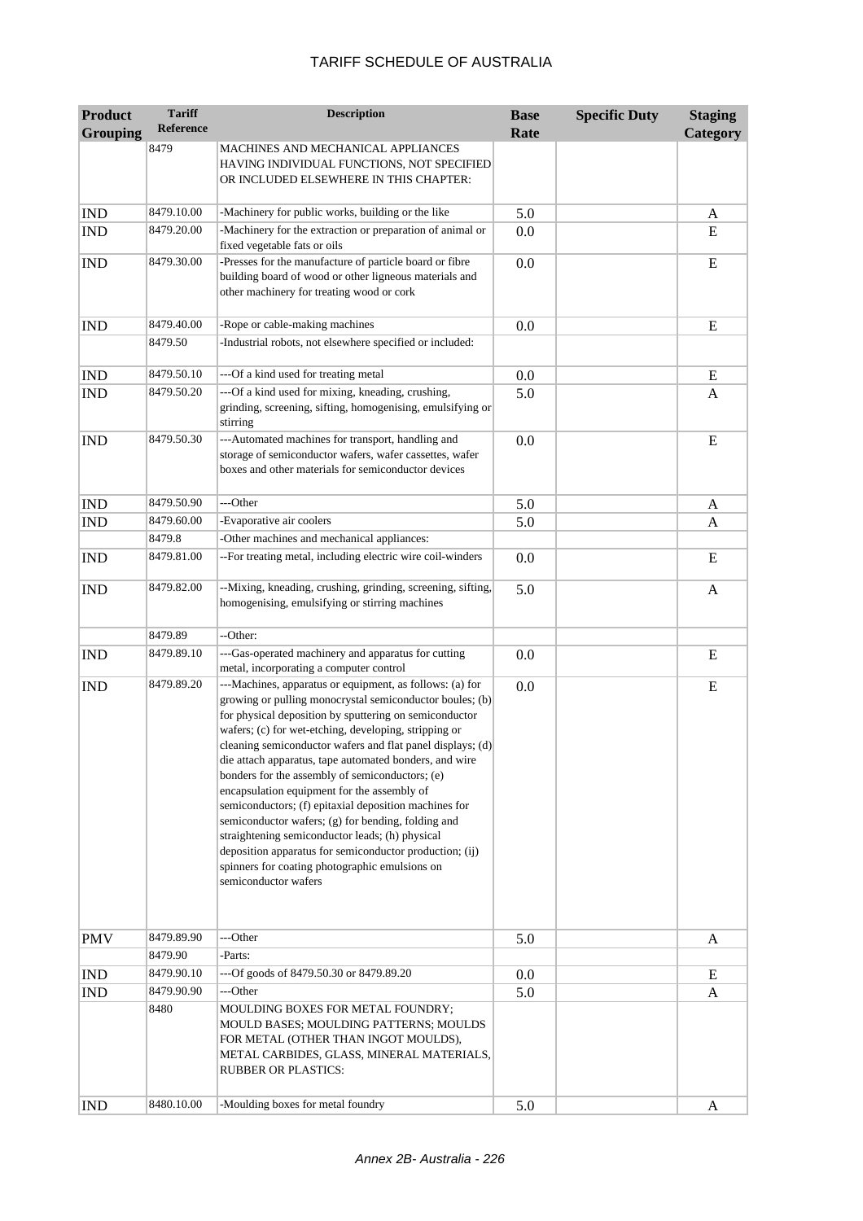# TARIFF SCHEDULE OF AUSTRALIA

| Product Grouping | Tariff Reference | Description | Base Rate | Specific Duty | Staging Category |
|---|---|---|---|---|---|
| | 8479 | MACHINES AND MECHANICAL APPLIANCES HAVING INDIVIDUAL FUNCTIONS, NOT SPECIFIED OR INCLUDED ELSEWHERE IN THIS CHAPTER: | | | |
| IND | 8479.10.00 | -Machinery for public works, building or the like | 5.0 | | A |
| IND | 8479.20.00 | -Machinery for the extraction or preparation of animal or fixed vegetable fats or oils | 0.0 | | E |
| IND | 8479.30.00 | -Presses for the manufacture of particle board or fibre building board of wood or other ligneous materials and other machinery for treating wood or cork | 0.0 | | E |
| IND | 8479.40.00 | -Rope or cable-making machines | 0.0 | | E |
| | 8479.50 | -Industrial robots, not elsewhere specified or included: | | | |
| IND | 8479.50.10 | ---Of a kind used for treating metal | 0.0 | | E |
| IND | 8479.50.20 | ---Of a kind used for mixing, kneading, crushing, grinding, screening, sifting, homogenising, emulsifying or stirring | 5.0 | | A |
| IND | 8479.50.30 | ---Automated machines for transport, handling and storage of semiconductor wafers, wafer cassettes, wafer boxes and other materials for semiconductor devices | 0.0 | | E |
| IND | 8479.50.90 | ---Other | 5.0 | | A |
| IND | 8479.60.00 | -Evaporative air coolers | 5.0 | | A |
| | 8479.8 | -Other machines and mechanical appliances: | | | |
| IND | 8479.81.00 | --For treating metal, including electric wire coil-winders | 0.0 | | E |
| IND | 8479.82.00 | --Mixing, kneading, crushing, grinding, screening, sifting, homogenising, emulsifying or stirring machines | 5.0 | | A |
| | 8479.89 | --Other: | | | |
| IND | 8479.89.10 | ---Gas-operated machinery and apparatus for cutting metal, incorporating a computer control | 0.0 | | E |
| IND | 8479.89.20 | ---Machines, apparatus or equipment, as follows: (a) for growing or pulling monocrystal semiconductor boules; (b) for physical deposition by sputtering on semiconductor wafers; (c) for wet-etching, developing, stripping or cleaning semiconductor wafers and flat panel displays; (d) die attach apparatus, tape automated bonders, and wire bonders for the assembly of semiconductors; (e) encapsulation equipment for the assembly of semiconductors; (f) epitaxial deposition machines for semiconductor wafers; (g) for bending, folding and straightening semiconductor leads; (h) physical deposition apparatus for semiconductor production; (ij) spinners for coating photographic emulsions on semiconductor wafers | 0.0 | | E |
| PMV | 8479.89.90 | ---Other | 5.0 | | A |
| | 8479.90 | -Parts: | | | |
| IND | 8479.90.10 | ---Of goods of 8479.50.30 or 8479.89.20 | 0.0 | | E |
| IND | 8479.90.90 | ---Other | 5.0 | | A |
| | 8480 | MOULDING BOXES FOR METAL FOUNDRY; MOULD BASES; MOULDING PATTERNS; MOULDS FOR METAL (OTHER THAN INGOT MOULDS), METAL CARBIDES, GLASS, MINERAL MATERIALS, RUBBER OR PLASTICS: | | | |
| IND | 8480.10.00 | -Moulding boxes for metal foundry | 5.0 | | A |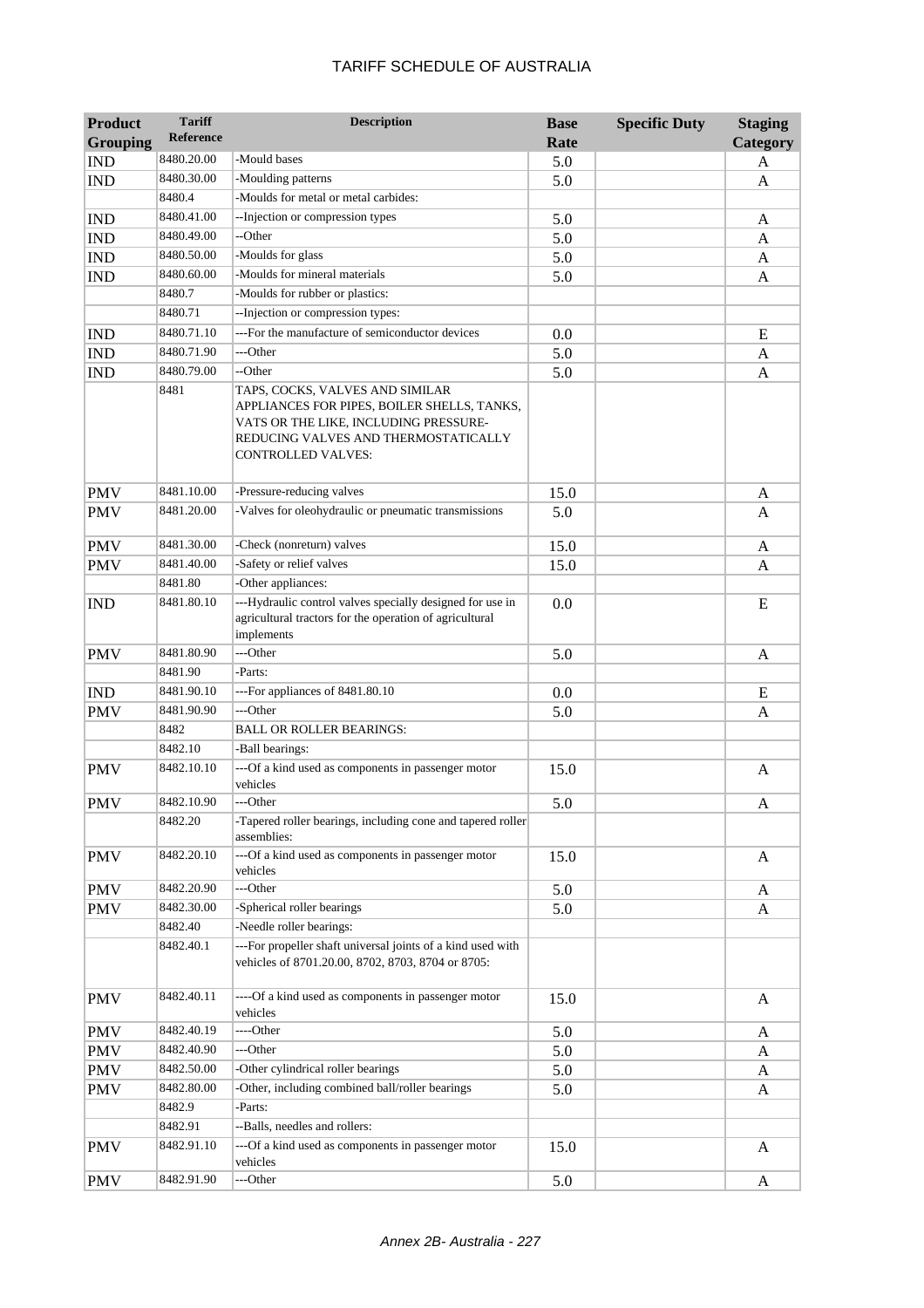| Product Grouping | Tariff Reference | Description | Base Rate | Specific Duty | Staging Category |
|---|---|---|---|---|---|
| IND | 8480.20.00 | -Mould bases | 5.0 | | A |
| IND | 8480.30.00 | -Moulding patterns | 5.0 | | A |
| | 8480.4 | -Moulds for metal or metal carbides: | | | |
| IND | 8480.41.00 | --Injection or compression types | 5.0 | | A |
| IND | 8480.49.00 | --Other | 5.0 | | A |
| IND | 8480.50.00 | -Moulds for glass | 5.0 | | A |
| IND | 8480.60.00 | -Moulds for mineral materials | 5.0 | | A |
| | 8480.7 | -Moulds for rubber or plastics: | | | |
| | 8480.71 | --Injection or compression types: | | | |
| IND | 8480.71.10 | ---For the manufacture of semiconductor devices | 0.0 | | E |
| IND | 8480.71.90 | ---Other | 5.0 | | A |
| IND | 8480.79.00 | --Other | 5.0 | | A |
| | 8481 | TAPS, COCKS, VALVES AND SIMILAR APPLIANCES FOR PIPES, BOILER SHELLS, TANKS, VATS OR THE LIKE, INCLUDING PRESSURE-REDUCING VALVES AND THERMOSTATICALLY CONTROLLED VALVES: | | | |
| PMV | 8481.10.00 | -Pressure-reducing valves | 15.0 | | A |
| PMV | 8481.20.00 | -Valves for oleohydraulic or pneumatic transmissions | 5.0 | | A |
| PMV | 8481.30.00 | -Check (nonreturn) valves | 15.0 | | A |
| PMV | 8481.40.00 | -Safety or relief valves | 15.0 | | A |
| | 8481.80 | -Other appliances: | | | |
| IND | 8481.80.10 | ---Hydraulic control valves specially designed for use in agricultural tractors for the operation of agricultural implements | 0.0 | | E |
| PMV | 8481.80.90 | ---Other | 5.0 | | A |
| | 8481.90 | -Parts: | | | |
| IND | 8481.90.10 | ---For appliances of 8481.80.10 | 0.0 | | E |
| PMV | 8481.90.90 | ---Other | 5.0 | | A |
| | 8482 | BALL OR ROLLER BEARINGS: | | | |
| | 8482.10 | -Ball bearings: | | | |
| PMV | 8482.10.10 | ---Of a kind used as components in passenger motor vehicles | 15.0 | | A |
| PMV | 8482.10.90 | ---Other | 5.0 | | A |
| | 8482.20 | -Tapered roller bearings, including cone and tapered roller assemblies: | | | |
| PMV | 8482.20.10 | ---Of a kind used as components in passenger motor vehicles | 15.0 | | A |
| PMV | 8482.20.90 | ---Other | 5.0 | | A |
| PMV | 8482.30.00 | -Spherical roller bearings | 5.0 | | A |
| | 8482.40 | -Needle roller bearings: | | | |
| | 8482.40.1 | ---For propeller shaft universal joints of a kind used with vehicles of 8701.20.00, 8702, 8703, 8704 or 8705: | | | |
| PMV | 8482.40.11 | ----Of a kind used as components in passenger motor vehicles | 15.0 | | A |
| PMV | 8482.40.19 | ----Other | 5.0 | | A |
| PMV | 8482.40.90 | ---Other | 5.0 | | A |
| PMV | 8482.50.00 | -Other cylindrical roller bearings | 5.0 | | A |
| PMV | 8482.80.00 | -Other, including combined ball/roller bearings | 5.0 | | A |
| | 8482.9 | -Parts: | | | |
| | 8482.91 | --Balls, needles and rollers: | | | |
| PMV | 8482.91.10 | ---Of a kind used as components in passenger motor vehicles | 15.0 | | A |
| PMV | 8482.91.90 | ---Other | 5.0 | | A |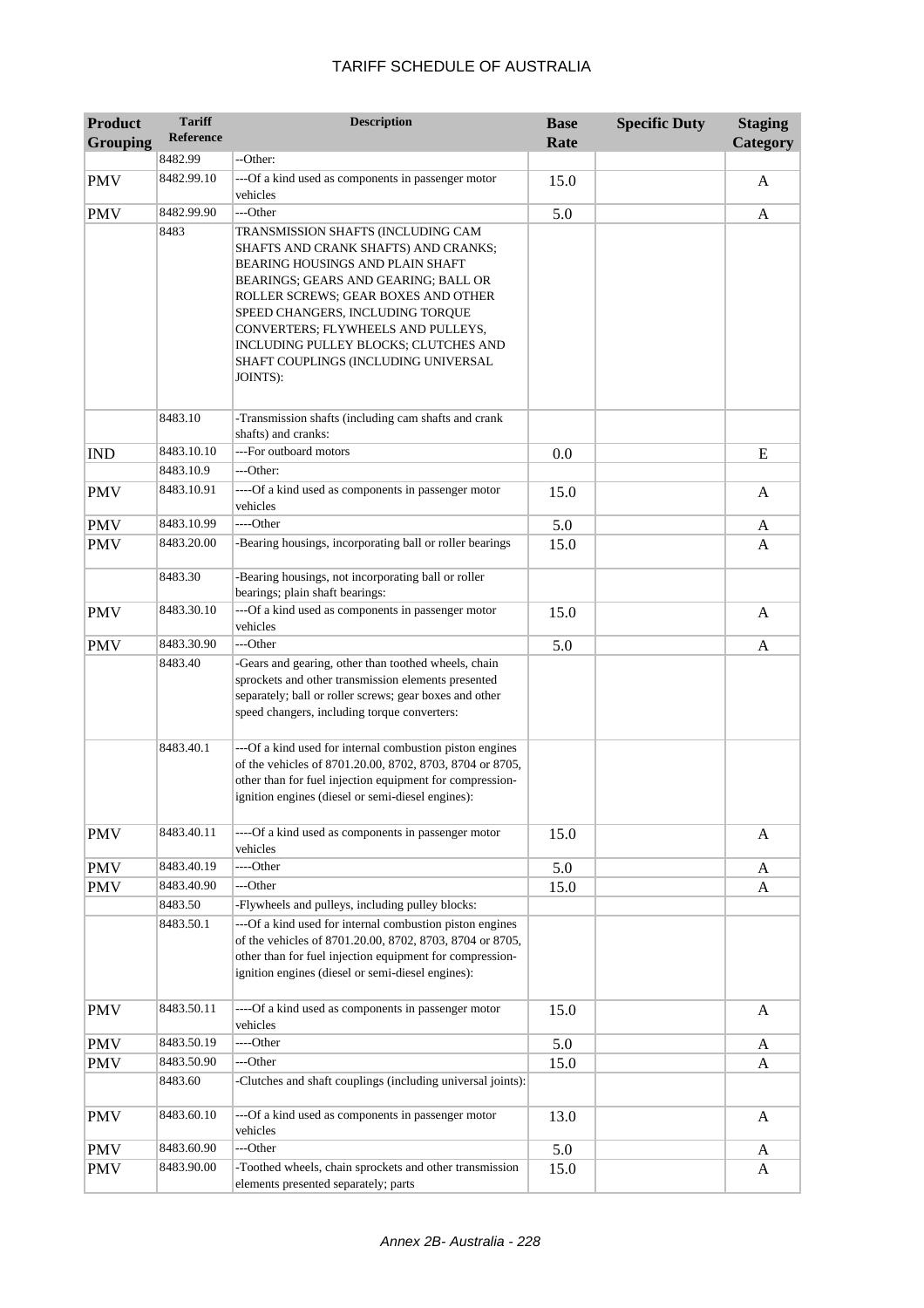| Product Grouping | Tariff Reference | Description | Base Rate | Specific Duty | Staging Category |
|---|---|---|---|---|---|
| | 8482.99 | --Other: | | | |
| PMV | 8482.99.10 | ---Of a kind used as components in passenger motor vehicles | 15.0 | | A |
| PMV | 8482.99.90 | ---Other | 5.0 | | A |
| | 8483 | TRANSMISSION SHAFTS (INCLUDING CAM SHAFTS AND CRANK SHAFTS) AND CRANKS; BEARING HOUSINGS AND PLAIN SHAFT BEARINGS; GEARS AND GEARING; BALL OR ROLLER SCREWS; GEAR BOXES AND OTHER SPEED CHANGERS, INCLUDING TORQUE CONVERTERS; FLYWHEELS AND PULLEYS, INCLUDING PULLEY BLOCKS; CLUTCHES AND SHAFT COUPLINGS (INCLUDING UNIVERSAL JOINTS): | | | |
| | 8483.10 | -Transmission shafts (including cam shafts and crank shafts) and cranks: | | | |
| IND | 8483.10.10 | ---For outboard motors | 0.0 | | E |
| | 8483.10.9 | ---Other: | | | |
| PMV | 8483.10.91 | ----Of a kind used as components in passenger motor vehicles | 15.0 | | A |
| PMV | 8483.10.99 | ----Other | 5.0 | | A |
| PMV | 8483.20.00 | -Bearing housings, incorporating ball or roller bearings | 15.0 | | A |
| | 8483.30 | -Bearing housings, not incorporating ball or roller bearings; plain shaft bearings: | | | |
| PMV | 8483.30.10 | ---Of a kind used as components in passenger motor vehicles | 15.0 | | A |
| PMV | 8483.30.90 | ---Other | 5.0 | | A |
| | 8483.40 | -Gears and gearing, other than toothed wheels, chain sprockets and other transmission elements presented separately; ball or roller screws; gear boxes and other speed changers, including torque converters: | | | |
| | 8483.40.1 | ---Of a kind used for internal combustion piston engines of the vehicles of 8701.20.00, 8702, 8703, 8704 or 8705, other than for fuel injection equipment for compression-ignition engines (diesel or semi-diesel engines): | | | |
| PMV | 8483.40.11 | ----Of a kind used as components in passenger motor vehicles | 15.0 | | A |
| PMV | 8483.40.19 | ----Other | 5.0 | | A |
| PMV | 8483.40.90 | ---Other | 15.0 | | A |
| | 8483.50 | -Flywheels and pulleys, including pulley blocks: | | | |
| | 8483.50.1 | ---Of a kind used for internal combustion piston engines of the vehicles of 8701.20.00, 8702, 8703, 8704 or 8705, other than for fuel injection equipment for compression-ignition engines (diesel or semi-diesel engines): | | | |
| PMV | 8483.50.11 | ----Of a kind used as components in passenger motor vehicles | 15.0 | | A |
| PMV | 8483.50.19 | ----Other | 5.0 | | A |
| PMV | 8483.50.90 | ---Other | 15.0 | | A |
| | 8483.60 | -Clutches and shaft couplings (including universal joints): | | | |
| PMV | 8483.60.10 | ---Of a kind used as components in passenger motor vehicles | 13.0 | | A |
| PMV | 8483.60.90 | ---Other | 5.0 | | A |
| PMV | 8483.90.00 | -Toothed wheels, chain sprockets and other transmission elements presented separately; parts | 15.0 | | A |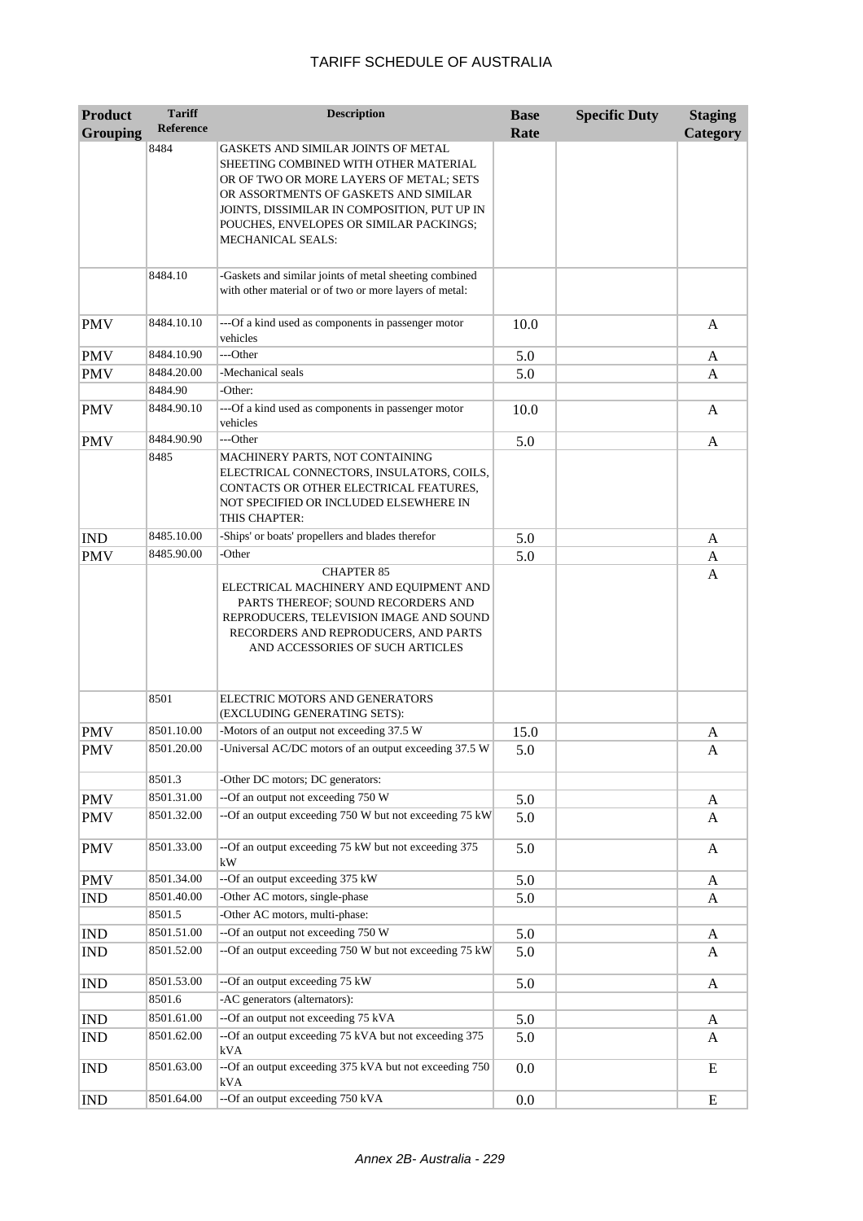# TARIFF SCHEDULE OF AUSTRALIA

| Product Grouping | Tariff Reference | Description | Base Rate | Specific Duty | Staging Category |
|---|---|---|---|---|---|
| | 8484 | GASKETS AND SIMILAR JOINTS OF METAL SHEETING COMBINED WITH OTHER MATERIAL OR OF TWO OR MORE LAYERS OF METAL; SETS OR ASSORTMENTS OF GASKETS AND SIMILAR JOINTS, DISSIMILAR IN COMPOSITION, PUT UP IN POUCHES, ENVELOPES OR SIMILAR PACKINGS; MECHANICAL SEALS: | | | |
| | 8484.10 | -Gaskets and similar joints of metal sheeting combined with other material or of two or more layers of metal: | | | |
| PMV | 8484.10.10 | ---Of a kind used as components in passenger motor vehicles | 10.0 | | A |
| PMV | 8484.10.90 | ---Other | 5.0 | | A |
| PMV | 8484.20.00 | -Mechanical seals | 5.0 | | A |
| | 8484.90 | -Other: | | | |
| PMV | 8484.90.10 | ---Of a kind used as components in passenger motor vehicles | 10.0 | | A |
| PMV | 8484.90.90 | ---Other | 5.0 | | A |
| | 8485 | MACHINERY PARTS, NOT CONTAINING ELECTRICAL CONNECTORS, INSULATORS, COILS, CONTACTS OR OTHER ELECTRICAL FEATURES, NOT SPECIFIED OR INCLUDED ELSEWHERE IN THIS CHAPTER: | | | |
| IND | 8485.10.00 | -Ships' or boats' propellers and blades therefor | 5.0 | | A |
| PMV | 8485.90.00 | -Other | 5.0 | | A |
| | | CHAPTER 85 ELECTRICAL MACHINERY AND EQUIPMENT AND PARTS THEREOF; SOUND RECORDERS AND REPRODUCERS, TELEVISION IMAGE AND SOUND RECORDERS AND REPRODUCERS, AND PARTS AND ACCESSORIES OF SUCH ARTICLES | | | A |
| | 8501 | ELECTRIC MOTORS AND GENERATORS (EXCLUDING GENERATING SETS): | | | |
| PMV | 8501.10.00 | -Motors of an output not exceeding 37.5 W | 15.0 | | A |
| PMV | 8501.20.00 | -Universal AC/DC motors of an output exceeding 37.5 W | 5.0 | | A |
| | 8501.3 | -Other DC motors; DC generators: | | | |
| PMV | 8501.31.00 | --Of an output not exceeding 750 W | 5.0 | | A |
| PMV | 8501.32.00 | --Of an output exceeding 750 W but not exceeding 75 kW | 5.0 | | A |
| PMV | 8501.33.00 | --Of an output exceeding 75 kW but not exceeding 375 kW | 5.0 | | A |
| PMV | 8501.34.00 | --Of an output exceeding 375 kW | 5.0 | | A |
| IND | 8501.40.00 | -Other AC motors, single-phase | 5.0 | | A |
| | 8501.5 | -Other AC motors, multi-phase: | | | |
| IND | 8501.51.00 | --Of an output not exceeding 750 W | 5.0 | | A |
| IND | 8501.52.00 | --Of an output exceeding 750 W but not exceeding 75 kW | 5.0 | | A |
| IND | 8501.53.00 | --Of an output exceeding 75 kW | 5.0 | | A |
| | 8501.6 | -AC generators (alternators): | | | |
| IND | 8501.61.00 | --Of an output not exceeding 75 kVA | 5.0 | | A |
| IND | 8501.62.00 | --Of an output exceeding 75 kVA but not exceeding 375 kVA | 5.0 | | A |
| IND | 8501.63.00 | --Of an output exceeding 375 kVA but not exceeding 750 kVA | 0.0 | | E |
| IND | 8501.64.00 | --Of an output exceeding 750 kVA | 0.0 | | E |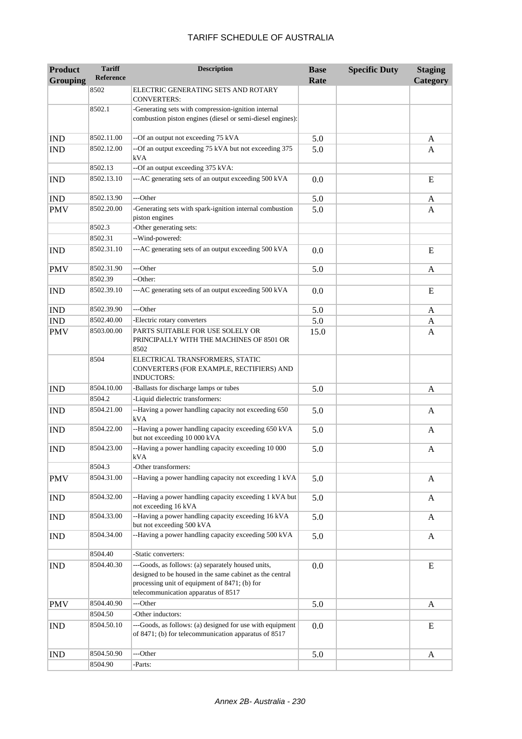# TARIFF SCHEDULE OF AUSTRALIA

| Product Grouping | Tariff Reference | Description | Base Rate | Specific Duty | Staging Category |
|---|---|---|---|---|---|
| | 8502 | ELECTRIC GENERATING SETS AND ROTARY CONVERTERS: | | | |
| | 8502.1 | -Generating sets with compression-ignition internal combustion piston engines (diesel or semi-diesel engines): | | | |
| IND | 8502.11.00 | --Of an output not exceeding 75 kVA | 5.0 | | A |
| IND | 8502.12.00 | --Of an output exceeding 75 kVA but not exceeding 375 kVA | 5.0 | | A |
| | 8502.13 | --Of an output exceeding 375 kVA: | | | |
| IND | 8502.13.10 | ---AC generating sets of an output exceeding 500 kVA | 0.0 | | E |
| IND | 8502.13.90 | ---Other | 5.0 | | A |
| PMV | 8502.20.00 | -Generating sets with spark-ignition internal combustion piston engines | 5.0 | | A |
| | 8502.3 | -Other generating sets: | | | |
| | 8502.31 | --Wind-powered: | | | |
| IND | 8502.31.10 | ---AC generating sets of an output exceeding 500 kVA | 0.0 | | E |
| PMV | 8502.31.90 | ---Other | 5.0 | | A |
| | 8502.39 | --Other: | | | |
| IND | 8502.39.10 | ---AC generating sets of an output exceeding 500 kVA | 0.0 | | E |
| IND | 8502.39.90 | ---Other | 5.0 | | A |
| IND | 8502.40.00 | -Electric rotary converters | 5.0 | | A |
| PMV | 8503.00.00 | PARTS SUITABLE FOR USE SOLELY OR PRINCIPALLY WITH THE MACHINES OF 8501 OR 8502 | 15.0 | | A |
| | 8504 | ELECTRICAL TRANSFORMERS, STATIC CONVERTERS (FOR EXAMPLE, RECTIFIERS) AND INDUCTORS: | | | |
| IND | 8504.10.00 | -Ballasts for discharge lamps or tubes | 5.0 | | A |
| | 8504.2 | -Liquid dielectric transformers: | | | |
| IND | 8504.21.00 | --Having a power handling capacity not exceeding 650 kVA | 5.0 | | A |
| IND | 8504.22.00 | --Having a power handling capacity exceeding 650 kVA but not exceeding 10 000 kVA | 5.0 | | A |
| IND | 8504.23.00 | --Having a power handling capacity exceeding 10 000 kVA | 5.0 | | A |
| | 8504.3 | -Other transformers: | | | |
| PMV | 8504.31.00 | --Having a power handling capacity not exceeding 1 kVA | 5.0 | | A |
| IND | 8504.32.00 | --Having a power handling capacity exceeding 1 kVA but not exceeding 16 kVA | 5.0 | | A |
| IND | 8504.33.00 | --Having a power handling capacity exceeding 16 kVA but not exceeding 500 kVA | 5.0 | | A |
| IND | 8504.34.00 | --Having a power handling capacity exceeding 500 kVA | 5.0 | | A |
| | 8504.40 | -Static converters: | | | |
| IND | 8504.40.30 | ---Goods, as follows: (a) separately housed units, designed to be housed in the same cabinet as the central processing unit of equipment of 8471; (b) for telecommunication apparatus of 8517 | 0.0 | | E |
| PMV | 8504.40.90 | ---Other | 5.0 | | A |
| | 8504.50 | -Other inductors: | | | |
| IND | 8504.50.10 | ---Goods, as follows: (a) designed for use with equipment of 8471; (b) for telecommunication apparatus of 8517 | 0.0 | | E |
| IND | 8504.50.90 | ---Other | 5.0 | | A |
| | 8504.90 | -Parts: | | | |

Annex 2B- Australia - 230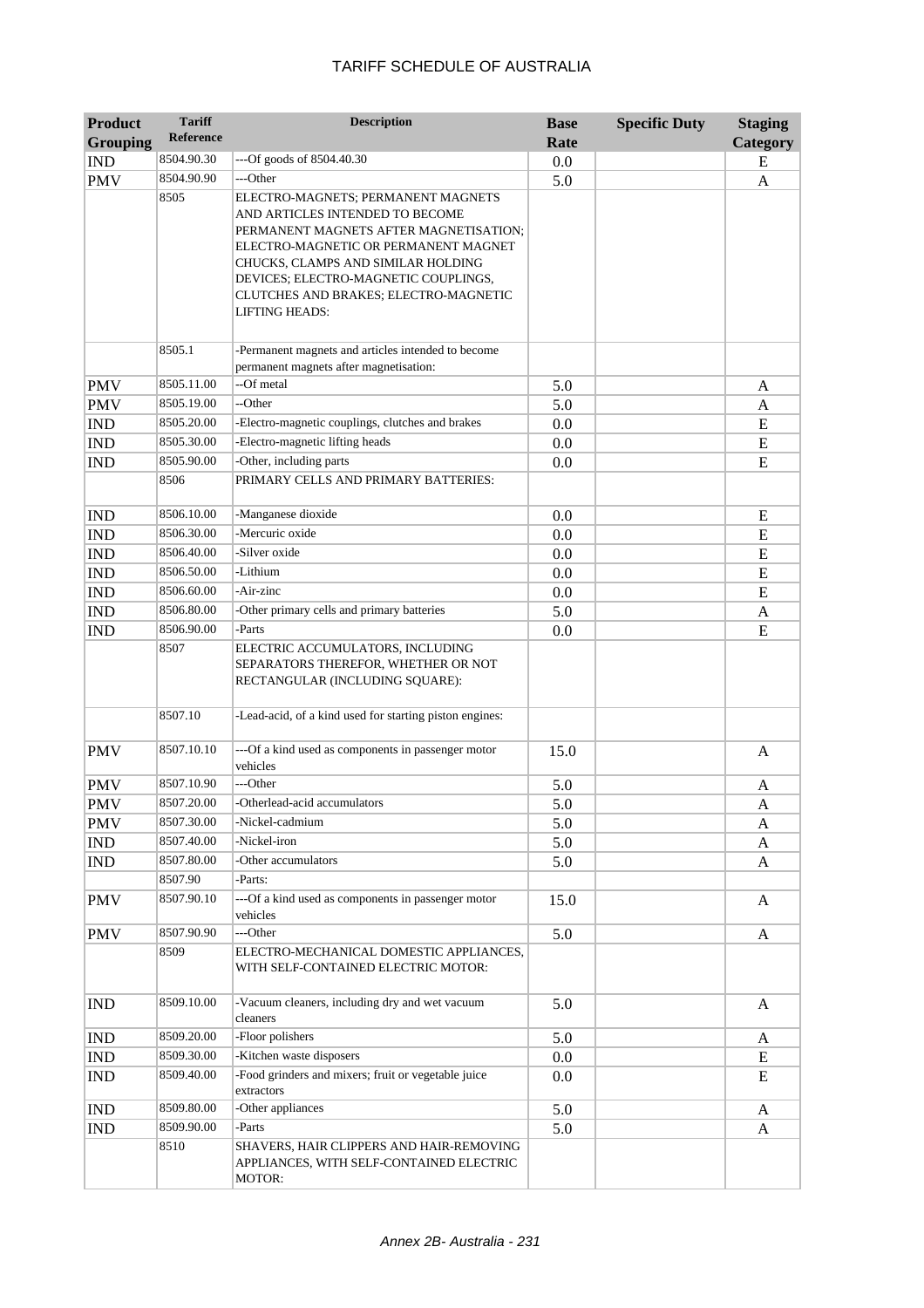| Product Grouping | Tariff Reference | Description | Base Rate | Specific Duty | Staging Category |
|---|---|---|---|---|---|
| IND | 8504.90.30 | ---Of goods of 8504.40.30 | 0.0 | | E |
| PMV | 8504.90.90 | ---Other | 5.0 | | A |
| | 8505 | ELECTRO-MAGNETS; PERMANENT MAGNETS AND ARTICLES INTENDED TO BECOME PERMANENT MAGNETS AFTER MAGNETISATION; ELECTRO-MAGNETIC OR PERMANENT MAGNET CHUCKS, CLAMPS AND SIMILAR HOLDING DEVICES; ELECTRO-MAGNETIC COUPLINGS, CLUTCHES AND BRAKES; ELECTRO-MAGNETIC LIFTING HEADS: | | | |
| | 8505.1 | -Permanent magnets and articles intended to become permanent magnets after magnetisation: | | | |
| PMV | 8505.11.00 | --Of metal | 5.0 | | A |
| PMV | 8505.19.00 | --Other | 5.0 | | A |
| IND | 8505.20.00 | -Electro-magnetic couplings, clutches and brakes | 0.0 | | E |
| IND | 8505.30.00 | -Electro-magnetic lifting heads | 0.0 | | E |
| IND | 8505.90.00 | -Other, including parts | 0.0 | | E |
| | 8506 | PRIMARY CELLS AND PRIMARY BATTERIES: | | | |
| IND | 8506.10.00 | -Manganese dioxide | 0.0 | | E |
| IND | 8506.30.00 | -Mercuric oxide | 0.0 | | E |
| IND | 8506.40.00 | -Silver oxide | 0.0 | | E |
| IND | 8506.50.00 | -Lithium | 0.0 | | E |
| IND | 8506.60.00 | -Air-zinc | 0.0 | | E |
| IND | 8506.80.00 | -Other primary cells and primary batteries | 5.0 | | A |
| IND | 8506.90.00 | -Parts | 0.0 | | E |
| | 8507 | ELECTRIC ACCUMULATORS, INCLUDING SEPARATORS THEREFOR, WHETHER OR NOT RECTANGULAR (INCLUDING SQUARE): | | | |
| | 8507.10 | -Lead-acid, of a kind used for starting piston engines: | | | |
| PMV | 8507.10.10 | ---Of a kind used as components in passenger motor vehicles | 15.0 | | A |
| PMV | 8507.10.90 | ---Other | 5.0 | | A |
| PMV | 8507.20.00 | -Otherlead-acid accumulators | 5.0 | | A |
| PMV | 8507.30.00 | -Nickel-cadmium | 5.0 | | A |
| IND | 8507.40.00 | -Nickel-iron | 5.0 | | A |
| IND | 8507.80.00 | -Other accumulators | 5.0 | | A |
| | 8507.90 | -Parts: | | | |
| PMV | 8507.90.10 | ---Of a kind used as components in passenger motor vehicles | 15.0 | | A |
| PMV | 8507.90.90 | ---Other | 5.0 | | A |
| | 8509 | ELECTRO-MECHANICAL DOMESTIC APPLIANCES, WITH SELF-CONTAINED ELECTRIC MOTOR: | | | |
| IND | 8509.10.00 | -Vacuum cleaners, including dry and wet vacuum cleaners | 5.0 | | A |
| IND | 8509.20.00 | -Floor polishers | 5.0 | | A |
| IND | 8509.30.00 | -Kitchen waste disposers | 0.0 | | E |
| IND | 8509.40.00 | -Food grinders and mixers; fruit or vegetable juice extractors | 0.0 | | E |
| IND | 8509.80.00 | -Other appliances | 5.0 | | A |
| IND | 8509.90.00 | -Parts | 5.0 | | A |
| | 8510 | SHAVERS, HAIR CLIPPERS AND HAIR-REMOVING APPLIANCES, WITH SELF-CONTAINED ELECTRIC MOTOR: | | | |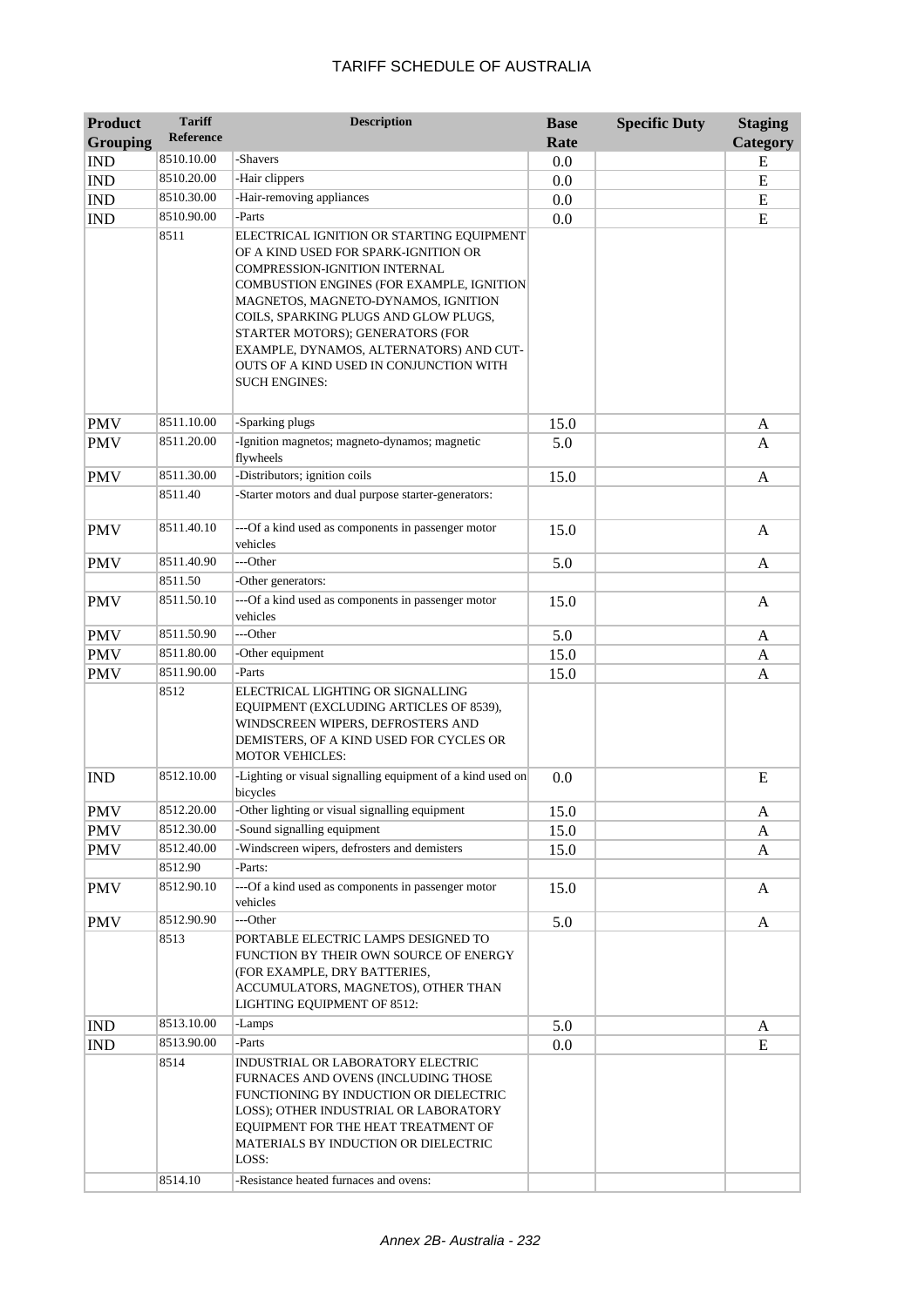| Product Grouping | Tariff Reference | Description | Base Rate | Specific Duty | Staging Category |
|---|---|---|---|---|---|
| IND | 8510.10.00 | -Shavers | 0.0 | | E |
| IND | 8510.20.00 | -Hair clippers | 0.0 | | E |
| IND | 8510.30.00 | -Hair-removing appliances | 0.0 | | E |
| IND | 8510.90.00 | -Parts | 0.0 | | E |
| | 8511 | ELECTRICAL IGNITION OR STARTING EQUIPMENT OF A KIND USED FOR SPARK-IGNITION OR COMPRESSION-IGNITION INTERNAL COMBUSTION ENGINES (FOR EXAMPLE, IGNITION MAGNETOS, MAGNETO-DYNAMOS, IGNITION COILS, SPARKING PLUGS AND GLOW PLUGS, STARTER MOTORS); GENERATORS (FOR EXAMPLE, DYNAMOS, ALTERNATORS) AND CUT-OUTS OF A KIND USED IN CONJUNCTION WITH SUCH ENGINES: | | | |
| PMV | 8511.10.00 | -Sparking plugs | 15.0 | | A |
| PMV | 8511.20.00 | -Ignition magnetos; magneto-dynamos; magnetic flywheels | 5.0 | | A |
| PMV | 8511.30.00 | -Distributors; ignition coils | 15.0 | | A |
| | 8511.40 | -Starter motors and dual purpose starter-generators: | | | |
| PMV | 8511.40.10 | ---Of a kind used as components in passenger motor vehicles | 15.0 | | A |
| PMV | 8511.40.90 | ---Other | 5.0 | | A |
| | 8511.50 | -Other generators: | | | |
| PMV | 8511.50.10 | ---Of a kind used as components in passenger motor vehicles | 15.0 | | A |
| PMV | 8511.50.90 | ---Other | 5.0 | | A |
| PMV | 8511.80.00 | -Other equipment | 15.0 | | A |
| PMV | 8511.90.00 | -Parts | 15.0 | | A |
| | 8512 | ELECTRICAL LIGHTING OR SIGNALLING EQUIPMENT (EXCLUDING ARTICLES OF 8539), WINDSCREEN WIPERS, DEFROSTERS AND DEMISTERS, OF A KIND USED FOR CYCLES OR MOTOR VEHICLES: | | | |
| IND | 8512.10.00 | -Lighting or visual signalling equipment of a kind used on bicycles | 0.0 | | E |
| PMV | 8512.20.00 | -Other lighting or visual signalling equipment | 15.0 | | A |
| PMV | 8512.30.00 | -Sound signalling equipment | 15.0 | | A |
| PMV | 8512.40.00 | -Windscreen wipers, defrosters and demisters | 15.0 | | A |
| | 8512.90 | -Parts: | | | |
| PMV | 8512.90.10 | ---Of a kind used as components in passenger motor vehicles | 15.0 | | A |
| PMV | 8512.90.90 | ---Other | 5.0 | | A |
| | 8513 | PORTABLE ELECTRIC LAMPS DESIGNED TO FUNCTION BY THEIR OWN SOURCE OF ENERGY (FOR EXAMPLE, DRY BATTERIES, ACCUMULATORS, MAGNETOS), OTHER THAN LIGHTING EQUIPMENT OF 8512: | | | |
| IND | 8513.10.00 | -Lamps | 5.0 | | A |
| IND | 8513.90.00 | -Parts | 0.0 | | E |
| | 8514 | INDUSTRIAL OR LABORATORY ELECTRIC FURNACES AND OVENS (INCLUDING THOSE FUNCTIONING BY INDUCTION OR DIELECTRIC LOSS); OTHER INDUSTRIAL OR LABORATORY EQUIPMENT FOR THE HEAT TREATMENT OF MATERIALS BY INDUCTION OR DIELECTRIC LOSS: | | | |
| | 8514.10 | -Resistance heated furnaces and ovens: | | | |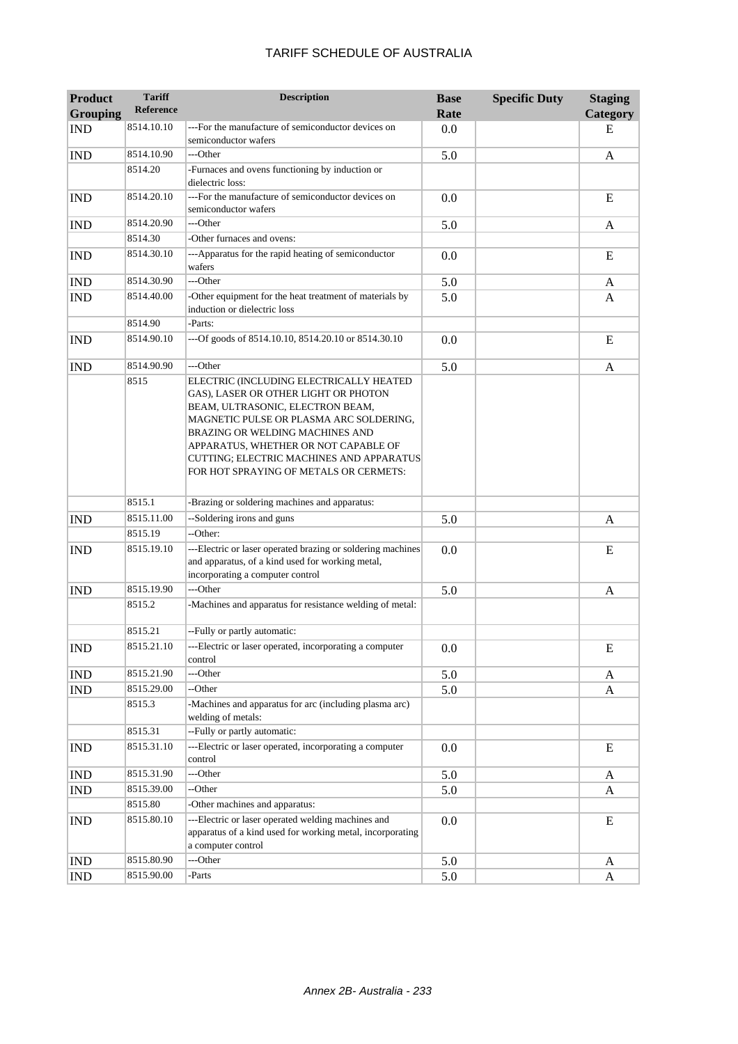TARIFF SCHEDULE OF AUSTRALIA

| Product Grouping | Tariff Reference | Description | Base Rate | Specific Duty | Staging Category |
|---|---|---|---|---|---|
| IND | 8514.10.10 | ---For the manufacture of semiconductor devices on semiconductor wafers | 0.0 | | E |
| IND | 8514.10.90 | ---Other | 5.0 | | A |
| | 8514.20 | -Furnaces and ovens functioning by induction or dielectric loss: | | | |
| IND | 8514.20.10 | ---For the manufacture of semiconductor devices on semiconductor wafers | 0.0 | | E |
| IND | 8514.20.90 | ---Other | 5.0 | | A |
| | 8514.30 | -Other furnaces and ovens: | | | |
| IND | 8514.30.10 | ---Apparatus for the rapid heating of semiconductor wafers | 0.0 | | E |
| IND | 8514.30.90 | ---Other | 5.0 | | A |
| IND | 8514.40.00 | -Other equipment for the heat treatment of materials by induction or dielectric loss | 5.0 | | A |
| | 8514.90 | -Parts: | | | |
| IND | 8514.90.10 | ---Of goods of 8514.10.10, 8514.20.10 or 8514.30.10 | 0.0 | | E |
| IND | 8514.90.90 | ---Other | 5.0 | | A |
| | 8515 | ELECTRIC (INCLUDING ELECTRICALLY HEATED GAS), LASER OR OTHER LIGHT OR PHOTON BEAM, ULTRASONIC, ELECTRON BEAM, MAGNETIC PULSE OR PLASMA ARC SOLDERING, BRAZING OR WELDING MACHINES AND APPARATUS, WHETHER OR NOT CAPABLE OF CUTTING; ELECTRIC MACHINES AND APPARATUS FOR HOT SPRAYING OF METALS OR CERMETS: | | | |
| | 8515.1 | -Brazing or soldering machines and apparatus: | | | |
| IND | 8515.11.00 | --Soldering irons and guns | 5.0 | | A |
| | 8515.19 | --Other: | | | |
| IND | 8515.19.10 | ---Electric or laser operated brazing or soldering machines and apparatus, of a kind used for working metal, incorporating a computer control | 0.0 | | E |
| IND | 8515.19.90 | ---Other | 5.0 | | A |
| | 8515.2 | -Machines and apparatus for resistance welding of metal: | | | |
| | 8515.21 | --Fully or partly automatic: | | | |
| IND | 8515.21.10 | ---Electric or laser operated, incorporating a computer control | 0.0 | | E |
| IND | 8515.21.90 | ---Other | 5.0 | | A |
| IND | 8515.29.00 | --Other | 5.0 | | A |
| | 8515.3 | -Machines and apparatus for arc (including plasma arc) welding of metals: | | | |
| | 8515.31 | --Fully or partly automatic: | | | |
| IND | 8515.31.10 | ---Electric or laser operated, incorporating a computer control | 0.0 | | E |
| IND | 8515.31.90 | ---Other | 5.0 | | A |
| IND | 8515.39.00 | --Other | 5.0 | | A |
| | 8515.80 | -Other machines and apparatus: | | | |
| IND | 8515.80.10 | ---Electric or laser operated welding machines and apparatus of a kind used for working metal, incorporating a computer control | 0.0 | | E |
| IND | 8515.80.90 | ---Other | 5.0 | | A |
| IND | 8515.90.00 | -Parts | 5.0 | | A |

Annex 2B- Australia - 233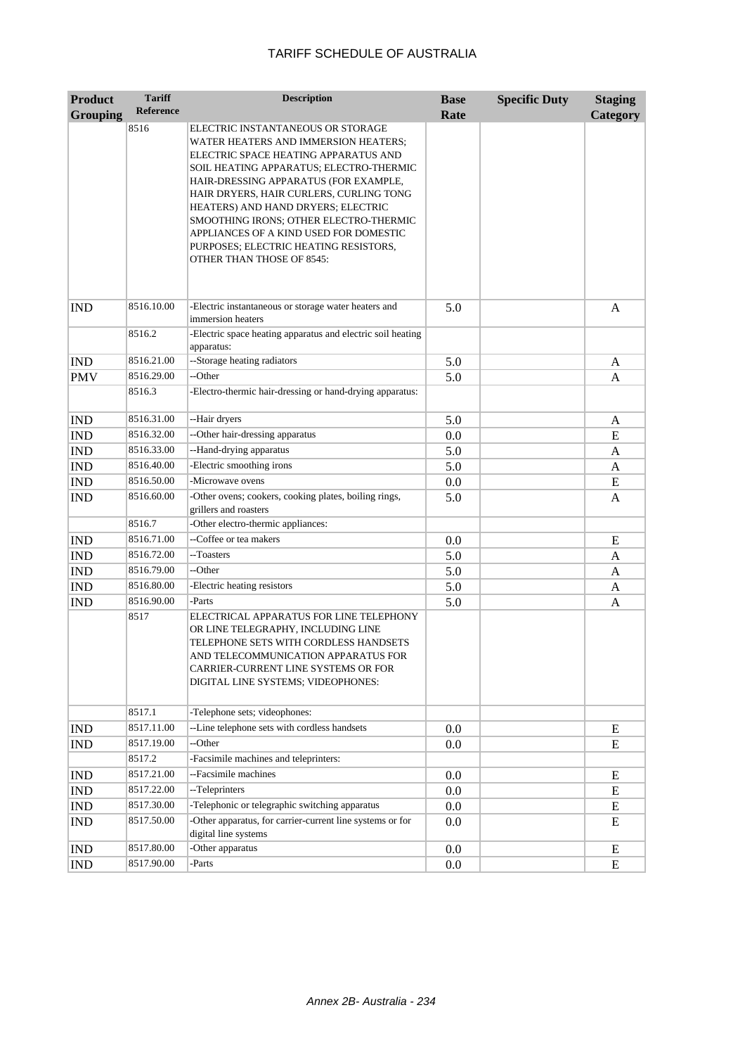# TARIFF SCHEDULE OF AUSTRALIA

| Product Grouping | Tariff Reference | Description | Base Rate | Specific Duty | Staging Category |
|---|---|---|---|---|---|
| | 8516 | ELECTRIC INSTANTANEOUS OR STORAGE WATER HEATERS AND IMMERSION HEATERS; ELECTRIC SPACE HEATING APPARATUS AND SOIL HEATING APPARATUS; ELECTRO-THERMIC HAIR-DRESSING APPARATUS (FOR EXAMPLE, HAIR DRYERS, HAIR CURLERS, CURLING TONG HEATERS) AND HAND DRYERS; ELECTRIC SMOOTHING IRONS; OTHER ELECTRO-THERMIC APPLIANCES OF A KIND USED FOR DOMESTIC PURPOSES; ELECTRIC HEATING RESISTORS, OTHER THAN THOSE OF 8545: | | | |
| IND | 8516.10.00 | -Electric instantaneous or storage water heaters and immersion heaters | 5.0 | | A |
| | 8516.2 | -Electric space heating apparatus and electric soil heating apparatus: | | | |
| IND | 8516.21.00 | --Storage heating radiators | 5.0 | | A |
| PMV | 8516.29.00 | --Other | 5.0 | | A |
| | 8516.3 | -Electro-thermic hair-dressing or hand-drying apparatus: | | | |
| IND | 8516.31.00 | --Hair dryers | 5.0 | | A |
| IND | 8516.32.00 | --Other hair-dressing apparatus | 0.0 | | E |
| IND | 8516.33.00 | --Hand-drying apparatus | 5.0 | | A |
| IND | 8516.40.00 | -Electric smoothing irons | 5.0 | | A |
| IND | 8516.50.00 | -Microwave ovens | 0.0 | | E |
| IND | 8516.60.00 | -Other ovens; cookers, cooking plates, boiling rings, grillers and roasters | 5.0 | | A |
| | 8516.7 | -Other electro-thermic appliances: | | | |
| IND | 8516.71.00 | --Coffee or tea makers | 0.0 | | E |
| IND | 8516.72.00 | --Toasters | 5.0 | | A |
| IND | 8516.79.00 | --Other | 5.0 | | A |
| IND | 8516.80.00 | -Electric heating resistors | 5.0 | | A |
| IND | 8516.90.00 | -Parts | 5.0 | | A |
| | 8517 | ELECTRICAL APPARATUS FOR LINE TELEPHONY OR LINE TELEGRAPHY, INCLUDING LINE TELEPHONE SETS WITH CORDLESS HANDSETS AND TELECOMMUNICATION APPARATUS FOR CARRIER-CURRENT LINE SYSTEMS OR FOR DIGITAL LINE SYSTEMS; VIDEOPHONES: | | | |
| | 8517.1 | -Telephone sets; videophones: | | | |
| IND | 8517.11.00 | --Line telephone sets with cordless handsets | 0.0 | | E |
| IND | 8517.19.00 | --Other | 0.0 | | E |
| | 8517.2 | -Facsimile machines and teleprinters: | | | |
| IND | 8517.21.00 | --Facsimile machines | 0.0 | | E |
| IND | 8517.22.00 | --Teleprinters | 0.0 | | E |
| IND | 8517.30.00 | -Telephonic or telegraphic switching apparatus | 0.0 | | E |
| IND | 8517.50.00 | -Other apparatus, for carrier-current line systems or for digital line systems | 0.0 | | E |
| IND | 8517.80.00 | -Other apparatus | 0.0 | | E |
| IND | 8517.90.00 | -Parts | 0.0 | | E |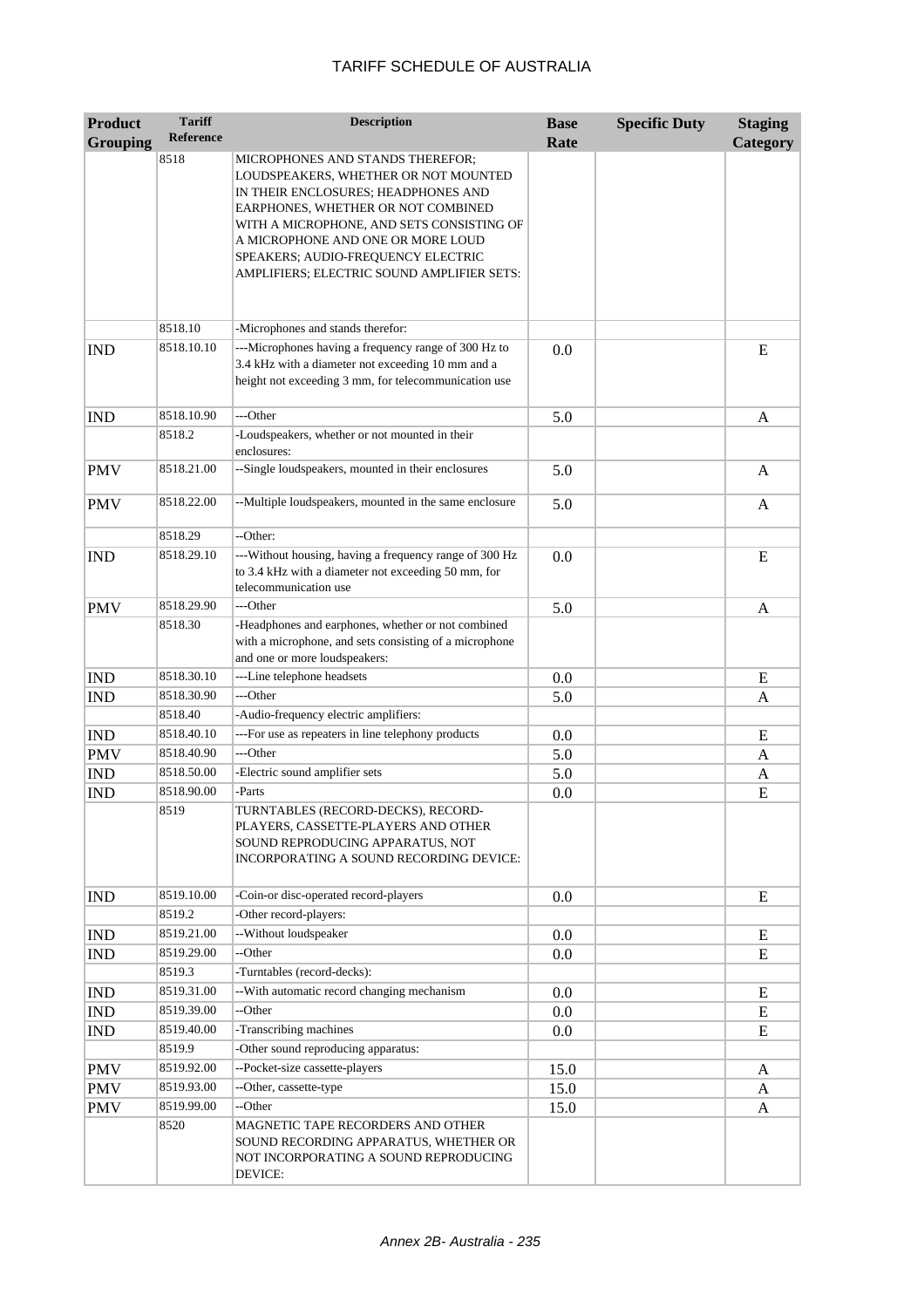| Product Grouping | Tariff Reference | Description | Base Rate | Specific Duty | Staging Category |
|---|---|---|---|---|---|
| | 8518 | MICROPHONES AND STANDS THEREFOR; LOUDSPEAKERS, WHETHER OR NOT MOUNTED IN THEIR ENCLOSURES; HEADPHONES AND EARPHONES, WHETHER OR NOT COMBINED WITH A MICROPHONE, AND SETS CONSISTING OF A MICROPHONE AND ONE OR MORE LOUD SPEAKERS; AUDIO-FREQUENCY ELECTRIC AMPLIFIERS; ELECTRIC SOUND AMPLIFIER SETS: | | | |
| | 8518.10 | -Microphones and stands therefor: | | | |
| IND | 8518.10.10 | ---Microphones having a frequency range of 300 Hz to 3.4 kHz with a diameter not exceeding 10 mm and a height not exceeding 3 mm, for telecommunication use | 0.0 | | E |
| IND | 8518.10.90 | ---Other | 5.0 | | A |
| | 8518.2 | -Loudspeakers, whether or not mounted in their enclosures: | | | |
| PMV | 8518.21.00 | --Single loudspeakers, mounted in their enclosures | 5.0 | | A |
| PMV | 8518.22.00 | --Multiple loudspeakers, mounted in the same enclosure | 5.0 | | A |
| | 8518.29 | --Other: | | | |
| IND | 8518.29.10 | ---Without housing, having a frequency range of 300 Hz to 3.4 kHz with a diameter not exceeding 50 mm, for telecommunication use | 0.0 | | E |
| PMV | 8518.29.90 | ---Other | 5.0 | | A |
| | 8518.30 | -Headphones and earphones, whether or not combined with a microphone, and sets consisting of a microphone and one or more loudspeakers: | | | |
| IND | 8518.30.10 | ---Line telephone headsets | 0.0 | | E |
| IND | 8518.30.90 | ---Other | 5.0 | | A |
| | 8518.40 | -Audio-frequency electric amplifiers: | | | |
| IND | 8518.40.10 | ---For use as repeaters in line telephony products | 0.0 | | E |
| PMV | 8518.40.90 | ---Other | 5.0 | | A |
| IND | 8518.50.00 | -Electric sound amplifier sets | 5.0 | | A |
| IND | 8518.90.00 | -Parts | 0.0 | | E |
| | 8519 | TURNTABLES (RECORD-DECKS), RECORD-PLAYERS, CASSETTE-PLAYERS AND OTHER SOUND REPRODUCING APPARATUS, NOT INCORPORATING A SOUND RECORDING DEVICE: | | | |
| IND | 8519.10.00 | -Coin-or disc-operated record-players | 0.0 | | E |
| | 8519.2 | -Other record-players: | | | |
| IND | 8519.21.00 | --Without loudspeaker | 0.0 | | E |
| IND | 8519.29.00 | --Other | 0.0 | | E |
| | 8519.3 | -Turntables (record-decks): | | | |
| IND | 8519.31.00 | --With automatic record changing mechanism | 0.0 | | E |
| IND | 8519.39.00 | --Other | 0.0 | | E |
| IND | 8519.40.00 | -Transcribing machines | 0.0 | | E |
| | 8519.9 | -Other sound reproducing apparatus: | | | |
| PMV | 8519.92.00 | --Pocket-size cassette-players | 15.0 | | A |
| PMV | 8519.93.00 | --Other, cassette-type | 15.0 | | A |
| PMV | 8519.99.00 | --Other | 15.0 | | A |
| | 8520 | MAGNETIC TAPE RECORDERS AND OTHER SOUND RECORDING APPARATUS, WHETHER OR NOT INCORPORATING A SOUND REPRODUCING DEVICE: | | | |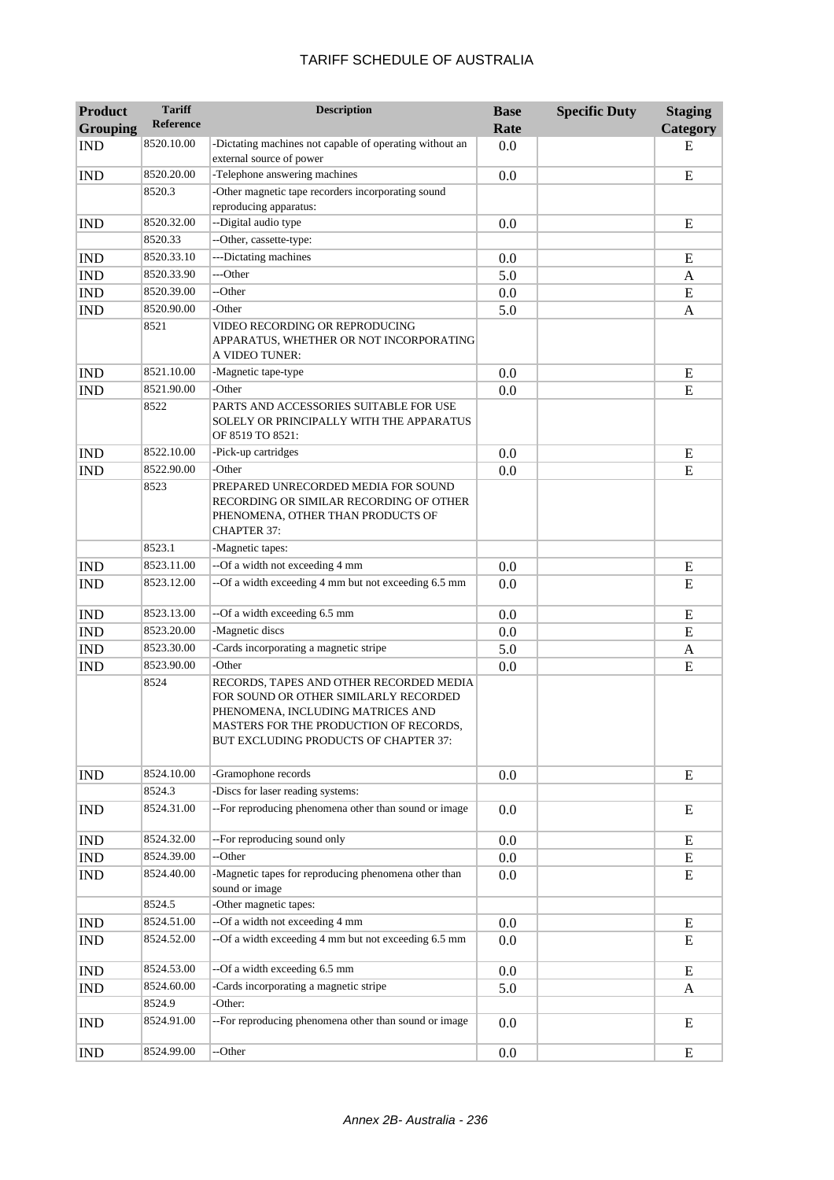| Product Grouping | Tariff Reference | Description | Base Rate | Specific Duty | Staging Category |
|---|---|---|---|---|---|
| IND | 8520.10.00 | -Dictating machines not capable of operating without an external source of power | 0.0 | | E |
| IND | 8520.20.00 | -Telephone answering machines | 0.0 | | E |
| | 8520.3 | -Other magnetic tape recorders incorporating sound reproducing apparatus: | | | |
| IND | 8520.32.00 | --Digital audio type | 0.0 | | E |
| | 8520.33 | --Other, cassette-type: | | | |
| IND | 8520.33.10 | ---Dictating machines | 0.0 | | E |
| IND | 8520.33.90 | ---Other | 5.0 | | A |
| IND | 8520.39.00 | --Other | 0.0 | | E |
| IND | 8520.90.00 | -Other | 5.0 | | A |
| | 8521 | VIDEO RECORDING OR REPRODUCING APPARATUS, WHETHER OR NOT INCORPORATING A VIDEO TUNER: | | | |
| IND | 8521.10.00 | -Magnetic tape-type | 0.0 | | E |
| IND | 8521.90.00 | -Other | 0.0 | | E |
| | 8522 | PARTS AND ACCESSORIES SUITABLE FOR USE SOLELY OR PRINCIPALLY WITH THE APPARATUS OF 8519 TO 8521: | | | |
| IND | 8522.10.00 | -Pick-up cartridges | 0.0 | | E |
| IND | 8522.90.00 | -Other | 0.0 | | E |
| | 8523 | PREPARED UNRECORDED MEDIA FOR SOUND RECORDING OR SIMILAR RECORDING OF OTHER PHENOMENA, OTHER THAN PRODUCTS OF CHAPTER 37: | | | |
| | 8523.1 | -Magnetic tapes: | | | |
| IND | 8523.11.00 | --Of a width not exceeding 4 mm | 0.0 | | E |
| IND | 8523.12.00 | --Of a width exceeding 4 mm but not exceeding 6.5 mm | 0.0 | | E |
| IND | 8523.13.00 | --Of a width exceeding 6.5 mm | 0.0 | | E |
| IND | 8523.20.00 | -Magnetic discs | 0.0 | | E |
| IND | 8523.30.00 | -Cards incorporating a magnetic stripe | 5.0 | | A |
| IND | 8523.90.00 | -Other | 0.0 | | E |
| | 8524 | RECORDS, TAPES AND OTHER RECORDED MEDIA FOR SOUND OR OTHER SIMILARLY RECORDED PHENOMENA, INCLUDING MATRICES AND MASTERS FOR THE PRODUCTION OF RECORDS, BUT EXCLUDING PRODUCTS OF CHAPTER 37: | | | |
| IND | 8524.10.00 | -Gramophone records | 0.0 | | E |
| | 8524.3 | -Discs for laser reading systems: | | | |
| IND | 8524.31.00 | --For reproducing phenomena other than sound or image | 0.0 | | E |
| IND | 8524.32.00 | --For reproducing sound only | 0.0 | | E |
| IND | 8524.39.00 | --Other | 0.0 | | E |
| IND | 8524.40.00 | -Magnetic tapes for reproducing phenomena other than sound or image | 0.0 | | E |
| | 8524.5 | -Other magnetic tapes: | | | |
| IND | 8524.51.00 | --Of a width not exceeding 4 mm | 0.0 | | E |
| IND | 8524.52.00 | --Of a width exceeding 4 mm but not exceeding 6.5 mm | 0.0 | | E |
| IND | 8524.53.00 | --Of a width exceeding 6.5 mm | 0.0 | | E |
| IND | 8524.60.00 | -Cards incorporating a magnetic stripe | 5.0 | | A |
| | 8524.9 | -Other: | | | |
| IND | 8524.91.00 | --For reproducing phenomena other than sound or image | 0.0 | | E |
| IND | 8524.99.00 | --Other | 0.0 | | E |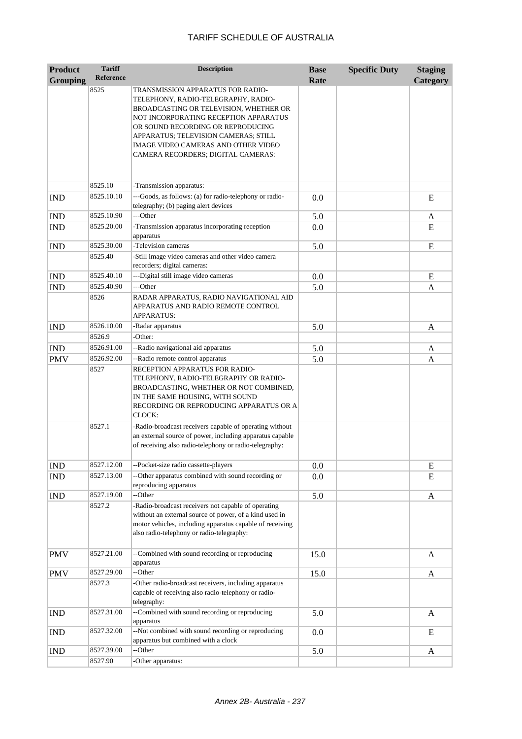| Product Grouping | Tariff Reference | Description | Base Rate | Specific Duty | Staging Category |
|---|---|---|---|---|---|
| | 8525 | TRANSMISSION APPARATUS FOR RADIO-TELEPHONY, RADIO-TELEGRAPHY, RADIO-BROADCASTING OR TELEVISION, WHETHER OR NOT INCORPORATING RECEPTION APPARATUS OR SOUND RECORDING OR REPRODUCING APPARATUS; TELEVISION CAMERAS; STILL IMAGE VIDEO CAMERAS AND OTHER VIDEO CAMERA RECORDERS; DIGITAL CAMERAS: | | | |
| | 8525.10 | -Transmission apparatus: | | | |
| IND | 8525.10.10 | ---Goods, as follows: (a) for radio-telephony or radio-telegraphy; (b) paging alert devices | 0.0 | | E |
| IND | 8525.10.90 | ---Other | 5.0 | | A |
| IND | 8525.20.00 | -Transmission apparatus incorporating reception apparatus | 0.0 | | E |
| IND | 8525.30.00 | -Television cameras | 5.0 | | E |
| | 8525.40 | -Still image video cameras and other video camera recorders; digital cameras: | | | |
| IND | 8525.40.10 | ---Digital still image video cameras | 0.0 | | E |
| IND | 8525.40.90 | ---Other | 5.0 | | A |
| | 8526 | RADAR APPARATUS, RADIO NAVIGATIONAL AID APPARATUS AND RADIO REMOTE CONTROL APPARATUS: | | | |
| IND | 8526.10.00 | -Radar apparatus | 5.0 | | A |
| | 8526.9 | -Other: | | | |
| IND | 8526.91.00 | --Radio navigational aid apparatus | 5.0 | | A |
| PMV | 8526.92.00 | --Radio remote control apparatus | 5.0 | | A |
| | 8527 | RECEPTION APPARATUS FOR RADIO-TELEPHONY, RADIO-TELEGRAPHY OR RADIO-BROADCASTING, WHETHER OR NOT COMBINED, IN THE SAME HOUSING, WITH SOUND RECORDING OR REPRODUCING APPARATUS OR A CLOCK: | | | |
| | 8527.1 | -Radio-broadcast receivers capable of operating without an external source of power, including apparatus capable of receiving also radio-telephony or radio-telegraphy: | | | |
| IND | 8527.12.00 | --Pocket-size radio cassette-players | 0.0 | | E |
| IND | 8527.13.00 | --Other apparatus combined with sound recording or reproducing apparatus | 0.0 | | E |
| IND | 8527.19.00 | --Other | 5.0 | | A |
| | 8527.2 | -Radio-broadcast receivers not capable of operating without an external source of power, of a kind used in motor vehicles, including apparatus capable of receiving also radio-telephony or radio-telegraphy: | | | |
| PMV | 8527.21.00 | --Combined with sound recording or reproducing apparatus | 15.0 | | A |
| PMV | 8527.29.00 | --Other | 15.0 | | A |
| | 8527.3 | -Other radio-broadcast receivers, including apparatus capable of receiving also radio-telephony or radio-telegraphy: | | | |
| IND | 8527.31.00 | --Combined with sound recording or reproducing apparatus | 5.0 | | A |
| IND | 8527.32.00 | --Not combined with sound recording or reproducing apparatus but combined with a clock | 0.0 | | E |
| IND | 8527.39.00 | --Other | 5.0 | | A |
| | 8527.90 | -Other apparatus: | | | |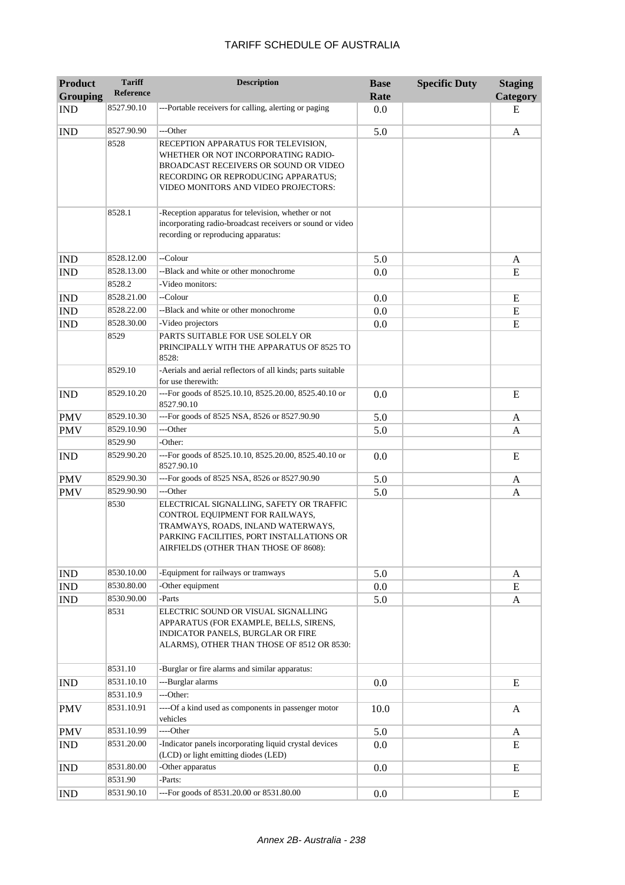| Product Grouping | Tariff Reference | Description | Base Rate | Specific Duty | Staging Category |
|---|---|---|---|---|---|
| IND | 8527.90.10 | ---Portable receivers for calling, alerting or paging | 0.0 | | E |
| IND | 8527.90.90 | ---Other | 5.0 | | A |
| | 8528 | RECEPTION APPARATUS FOR TELEVISION, WHETHER OR NOT INCORPORATING RADIO-BROADCAST RECEIVERS OR SOUND OR VIDEO RECORDING OR REPRODUCING APPARATUS; VIDEO MONITORS AND VIDEO PROJECTORS: | | | |
| | 8528.1 | -Reception apparatus for television, whether or not incorporating radio-broadcast receivers or sound or video recording or reproducing apparatus: | | | |
| IND | 8528.12.00 | --Colour | 5.0 | | A |
| IND | 8528.13.00 | --Black and white or other monochrome | 0.0 | | E |
| | 8528.2 | -Video monitors: | | | |
| IND | 8528.21.00 | --Colour | 0.0 | | E |
| IND | 8528.22.00 | --Black and white or other monochrome | 0.0 | | E |
| IND | 8528.30.00 | -Video projectors | 0.0 | | E |
| | 8529 | PARTS SUITABLE FOR USE SOLELY OR PRINCIPALLY WITH THE APPARATUS OF 8525 TO 8528: | | | |
| | 8529.10 | -Aerials and aerial reflectors of all kinds; parts suitable for use therewith: | | | |
| IND | 8529.10.20 | ---For goods of 8525.10.10, 8525.20.00, 8525.40.10 or 8527.90.10 | 0.0 | | E |
| PMV | 8529.10.30 | ---For goods of 8525 NSA, 8526 or 8527.90.90 | 5.0 | | A |
| PMV | 8529.10.90 | ---Other | 5.0 | | A |
| | 8529.90 | -Other: | | | |
| IND | 8529.90.20 | ---For goods of 8525.10.10, 8525.20.00, 8525.40.10 or 8527.90.10 | 0.0 | | E |
| PMV | 8529.90.30 | ---For goods of 8525 NSA, 8526 or 8527.90.90 | 5.0 | | A |
| PMV | 8529.90.90 | ---Other | 5.0 | | A |
| | 8530 | ELECTRICAL SIGNALLING, SAFETY OR TRAFFIC CONTROL EQUIPMENT FOR RAILWAYS, TRAMWAYS, ROADS, INLAND WATERWAYS, PARKING FACILITIES, PORT INSTALLATIONS OR AIRFIELDS (OTHER THAN THOSE OF 8608): | | | |
| IND | 8530.10.00 | -Equipment for railways or tramways | 5.0 | | A |
| IND | 8530.80.00 | -Other equipment | 0.0 | | E |
| IND | 8530.90.00 | -Parts | 5.0 | | A |
| | 8531 | ELECTRIC SOUND OR VISUAL SIGNALLING APPARATUS (FOR EXAMPLE, BELLS, SIRENS, INDICATOR PANELS, BURGLAR OR FIRE ALARMS), OTHER THAN THOSE OF 8512 OR 8530: | | | |
| | 8531.10 | -Burglar or fire alarms and similar apparatus: | | | |
| IND | 8531.10.10 | ---Burglar alarms | 0.0 | | E |
| | 8531.10.9 | ---Other: | | | |
| PMV | 8531.10.91 | ----Of a kind used as components in passenger motor vehicles | 10.0 | | A |
| PMV | 8531.10.99 | ----Other | 5.0 | | A |
| IND | 8531.20.00 | -Indicator panels incorporating liquid crystal devices (LCD) or light emitting diodes (LED) | 0.0 | | E |
| IND | 8531.80.00 | -Other apparatus | 0.0 | | E |
| | 8531.90 | -Parts: | | | |
| IND | 8531.90.10 | ---For goods of 8531.20.00 or 8531.80.00 | 0.0 | | E |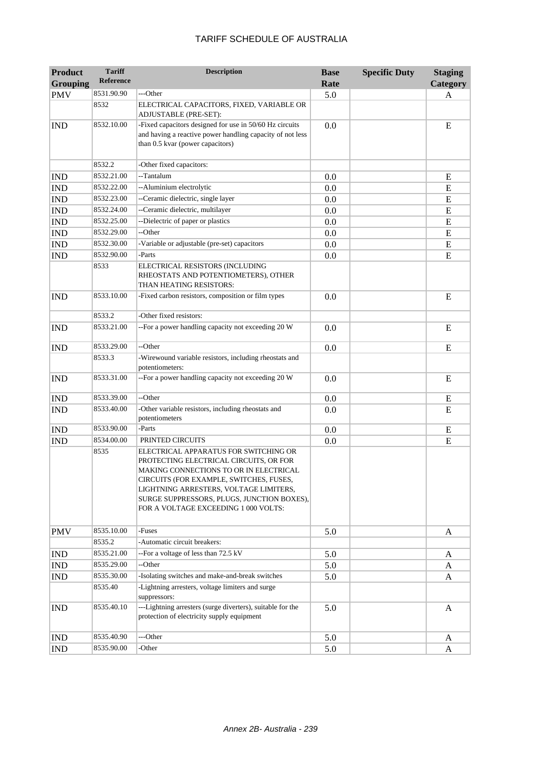# TARIFF SCHEDULE OF AUSTRALIA

| Product Grouping | Tariff Reference | Description | Base Rate | Specific Duty | Staging Category |
|---|---|---|---|---|---|
| PMV | 8531.90.90 | ---Other | 5.0 | | A |
| | 8532 | ELECTRICAL CAPACITORS, FIXED, VARIABLE OR ADJUSTABLE (PRE-SET): | | | |
| IND | 8532.10.00 | -Fixed capacitors designed for use in 50/60 Hz circuits and having a reactive power handling capacity of not less than 0.5 kvar (power capacitors) | 0.0 | | E |
| | 8532.2 | -Other fixed capacitors: | | | |
| IND | 8532.21.00 | --Tantalum | 0.0 | | E |
| IND | 8532.22.00 | --Aluminium electrolytic | 0.0 | | E |
| IND | 8532.23.00 | --Ceramic dielectric, single layer | 0.0 | | E |
| IND | 8532.24.00 | --Ceramic dielectric, multilayer | 0.0 | | E |
| IND | 8532.25.00 | --Dielectric of paper or plastics | 0.0 | | E |
| IND | 8532.29.00 | --Other | 0.0 | | E |
| IND | 8532.30.00 | -Variable or adjustable (pre-set) capacitors | 0.0 | | E |
| IND | 8532.90.00 | -Parts | 0.0 | | E |
| | 8533 | ELECTRICAL RESISTORS (INCLUDING RHEOSTATS AND POTENTIOMETERS), OTHER THAN HEATING RESISTORS: | | | |
| IND | 8533.10.00 | -Fixed carbon resistors, composition or film types | 0.0 | | E |
| | 8533.2 | -Other fixed resistors: | | | |
| IND | 8533.21.00 | --For a power handling capacity not exceeding 20 W | 0.0 | | E |
| IND | 8533.29.00 | --Other | 0.0 | | E |
| | 8533.3 | -Wirewound variable resistors, including rheostats and potentiometers: | | | |
| IND | 8533.31.00 | --For a power handling capacity not exceeding 20 W | 0.0 | | E |
| IND | 8533.39.00 | --Other | 0.0 | | E |
| IND | 8533.40.00 | -Other variable resistors, including rheostats and potentiometers | 0.0 | | E |
| IND | 8533.90.00 | -Parts | 0.0 | | E |
| IND | 8534.00.00 | PRINTED CIRCUITS | 0.0 | | E |
| | 8535 | ELECTRICAL APPARATUS FOR SWITCHING OR PROTECTING ELECTRICAL CIRCUITS, OR FOR MAKING CONNECTIONS TO OR IN ELECTRICAL CIRCUITS (FOR EXAMPLE, SWITCHES, FUSES, LIGHTNING ARRESTERS, VOLTAGE LIMITERS, SURGE SUPPRESSORS, PLUGS, JUNCTION BOXES), FOR A VOLTAGE EXCEEDING 1 000 VOLTS: | | | |
| PMV | 8535.10.00 | -Fuses | 5.0 | | A |
| | 8535.2 | -Automatic circuit breakers: | | | |
| IND | 8535.21.00 | --For a voltage of less than 72.5 kV | 5.0 | | A |
| IND | 8535.29.00 | --Other | 5.0 | | A |
| IND | 8535.30.00 | -Isolating switches and make-and-break switches | 5.0 | | A |
| | 8535.40 | -Lightning arresters, voltage limiters and surge suppressors: | | | |
| IND | 8535.40.10 | ---Lightning arresters (surge diverters), suitable for the protection of electricity supply equipment | 5.0 | | A |
| IND | 8535.40.90 | ---Other | 5.0 | | A |
| IND | 8535.90.00 | -Other | 5.0 | | A |

*Annex 2B- Australia - 239*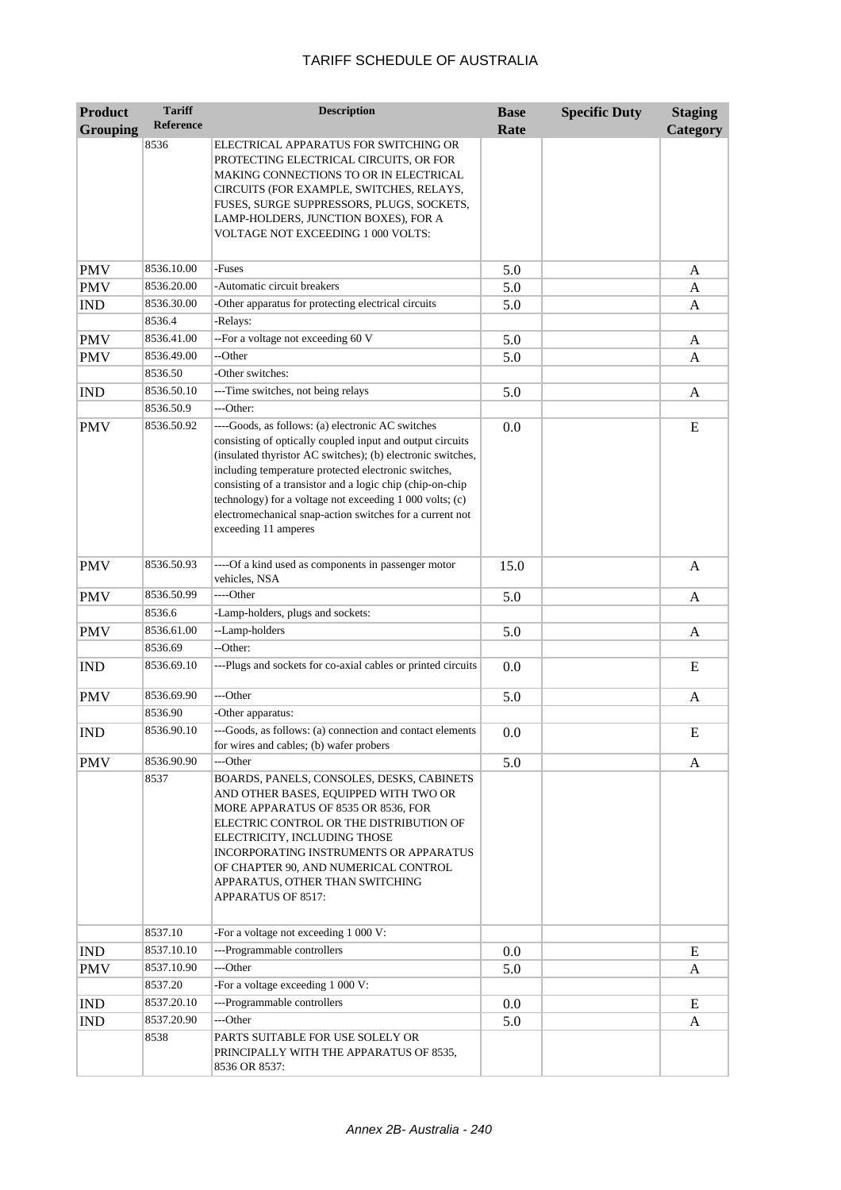# TARIFF SCHEDULE OF AUSTRALIA

| Product Grouping | Tariff Reference | Description | Base Rate | Specific Duty | Staging Category |
|---|---|---|---|---|---|
| | 8536 | ELECTRICAL APPARATUS FOR SWITCHING OR PROTECTING ELECTRICAL CIRCUITS, OR FOR MAKING CONNECTIONS TO OR IN ELECTRICAL CIRCUITS (FOR EXAMPLE, SWITCHES, RELAYS, FUSES, SURGE SUPPRESSORS, PLUGS, SOCKETS, LAMP-HOLDERS, JUNCTION BOXES), FOR A VOLTAGE NOT EXCEEDING 1 000 VOLTS: | | | |
| PMV | 8536.10.00 | -Fuses | 5.0 | | A |
| PMV | 8536.20.00 | -Automatic circuit breakers | 5.0 | | A |
| IND | 8536.30.00 | -Other apparatus for protecting electrical circuits | 5.0 | | A |
| | 8536.4 | -Relays: | | | |
| PMV | 8536.41.00 | --For a voltage not exceeding 60 V | 5.0 | | A |
| PMV | 8536.49.00 | --Other | 5.0 | | A |
| | 8536.50 | -Other switches: | | | |
| IND | 8536.50.10 | ---Time switches, not being relays | 5.0 | | A |
| | 8536.50.9 | ---Other: | | | |
| PMV | 8536.50.92 | ----Goods, as follows: (a) electronic AC switches consisting of optically coupled input and output circuits (insulated thyristor AC switches); (b) electronic switches, including temperature protected electronic switches, consisting of a transistor and a logic chip (chip-on-chip technology) for a voltage not exceeding 1 000 volts; (c) electromechanical snap-action switches for a current not exceeding 11 amperes | 0.0 | | E |
| PMV | 8536.50.93 | ----Of a kind used as components in passenger motor vehicles, NSA | 15.0 | | A |
| PMV | 8536.50.99 | ----Other | 5.0 | | A |
| | 8536.6 | -Lamp-holders, plugs and sockets: | | | |
| PMV | 8536.61.00 | --Lamp-holders | 5.0 | | A |
| | 8536.69 | --Other: | | | |
| IND | 8536.69.10 | ---Plugs and sockets for co-axial cables or printed circuits | 0.0 | | E |
| PMV | 8536.69.90 | ---Other | 5.0 | | A |
| | 8536.90 | -Other apparatus: | | | |
| IND | 8536.90.10 | ---Goods, as follows: (a) connection and contact elements for wires and cables; (b) wafer probers | 0.0 | | E |
| PMV | 8536.90.90 | ---Other | 5.0 | | A |
| | 8537 | BOARDS, PANELS, CONSOLES, DESKS, CABINETS AND OTHER BASES, EQUIPPED WITH TWO OR MORE APPARATUS OF 8535 OR 8536, FOR ELECTRIC CONTROL OR THE DISTRIBUTION OF ELECTRICITY, INCLUDING THOSE INCORPORATING INSTRUMENTS OR APPARATUS OF CHAPTER 90, AND NUMERICAL CONTROL APPARATUS, OTHER THAN SWITCHING APPARATUS OF 8517: | | | |
| | 8537.10 | -For a voltage not exceeding 1 000 V: | | | |
| IND | 8537.10.10 | ---Programmable controllers | 0.0 | | E |
| PMV | 8537.10.90 | ---Other | 5.0 | | A |
| | 8537.20 | -For a voltage exceeding 1 000 V: | | | |
| IND | 8537.20.10 | ---Programmable controllers | 0.0 | | E |
| IND | 8537.20.90 | ---Other | 5.0 | | A |
| | 8538 | PARTS SUITABLE FOR USE SOLELY OR PRINCIPALLY WITH THE APPARATUS OF 8535, 8536 OR 8537: | | | |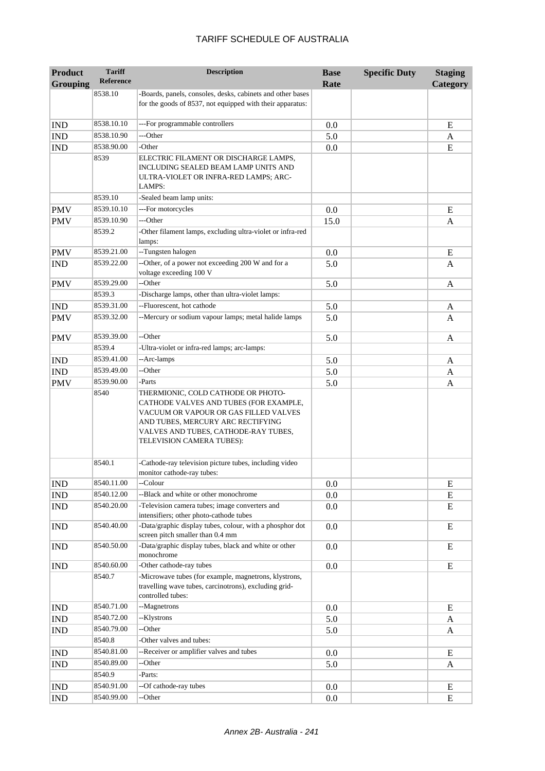| Product Grouping | Tariff Reference | Description | Base Rate | Specific Duty | Staging Category |
|---|---|---|---|---|---|
| | 8538.10 | -Boards, panels, consoles, desks, cabinets and other bases for the goods of 8537, not equipped with their apparatus: | | | |
| IND | 8538.10.10 | ---For programmable controllers | 0.0 | | E |
| IND | 8538.10.90 | ---Other | 5.0 | | A |
| IND | 8538.90.00 | -Other | 0.0 | | E |
| | 8539 | ELECTRIC FILAMENT OR DISCHARGE LAMPS, INCLUDING SEALED BEAM LAMP UNITS AND ULTRA-VIOLET OR INFRA-RED LAMPS; ARC-LAMPS: | | | |
| | 8539.10 | -Sealed beam lamp units: | | | |
| PMV | 8539.10.10 | ---For motorcycles | 0.0 | | E |
| PMV | 8539.10.90 | ---Other | 15.0 | | A |
| | 8539.2 | -Other filament lamps, excluding ultra-violet or infra-red lamps: | | | |
| PMV | 8539.21.00 | --Tungsten halogen | 0.0 | | E |
| IND | 8539.22.00 | --Other, of a power not exceeding 200 W and for a voltage exceeding 100 V | 5.0 | | A |
| PMV | 8539.29.00 | --Other | 5.0 | | A |
| | 8539.3 | -Discharge lamps, other than ultra-violet lamps: | | | |
| IND | 8539.31.00 | --Fluorescent, hot cathode | 5.0 | | A |
| PMV | 8539.32.00 | --Mercury or sodium vapour lamps; metal halide lamps | 5.0 | | A |
| PMV | 8539.39.00 | --Other | 5.0 | | A |
| | 8539.4 | -Ultra-violet or infra-red lamps; arc-lamps: | | | |
| IND | 8539.41.00 | --Arc-lamps | 5.0 | | A |
| IND | 8539.49.00 | --Other | 5.0 | | A |
| PMV | 8539.90.00 | -Parts | 5.0 | | A |
| | 8540 | THERMIONIC, COLD CATHODE OR PHOTO-CATHODE VALVES AND TUBES (FOR EXAMPLE, VACUUM OR VAPOUR OR GAS FILLED VALVES AND TUBES, MERCURY ARC RECTIFYING VALVES AND TUBES, CATHODE-RAY TUBES, TELEVISION CAMERA TUBES): | | | |
| | 8540.1 | -Cathode-ray television picture tubes, including video monitor cathode-ray tubes: | | | |
| IND | 8540.11.00 | --Colour | 0.0 | | E |
| IND | 8540.12.00 | --Black and white or other monochrome | 0.0 | | E |
| IND | 8540.20.00 | -Television camera tubes; image converters and intensifiers; other photo-cathode tubes | 0.0 | | E |
| IND | 8540.40.00 | -Data/graphic display tubes, colour, with a phosphor dot screen pitch smaller than 0.4 mm | 0.0 | | E |
| IND | 8540.50.00 | -Data/graphic display tubes, black and white or other monochrome | 0.0 | | E |
| IND | 8540.60.00 | -Other cathode-ray tubes | 0.0 | | E |
| | 8540.7 | -Microwave tubes (for example, magnetrons, klystrons, travelling wave tubes, carcinotrons), excluding grid-controlled tubes: | | | |
| IND | 8540.71.00 | --Magnetrons | 0.0 | | E |
| IND | 8540.72.00 | --Klystrons | 5.0 | | A |
| IND | 8540.79.00 | --Other | 5.0 | | A |
| | 8540.8 | -Other valves and tubes: | | | |
| IND | 8540.81.00 | --Receiver or amplifier valves and tubes | 0.0 | | E |
| IND | 8540.89.00 | --Other | 5.0 | | A |
| | 8540.9 | -Parts: | | | |
| IND | 8540.91.00 | --Of cathode-ray tubes | 0.0 | | E |
| IND | 8540.99.00 | --Other | 0.0 | | E |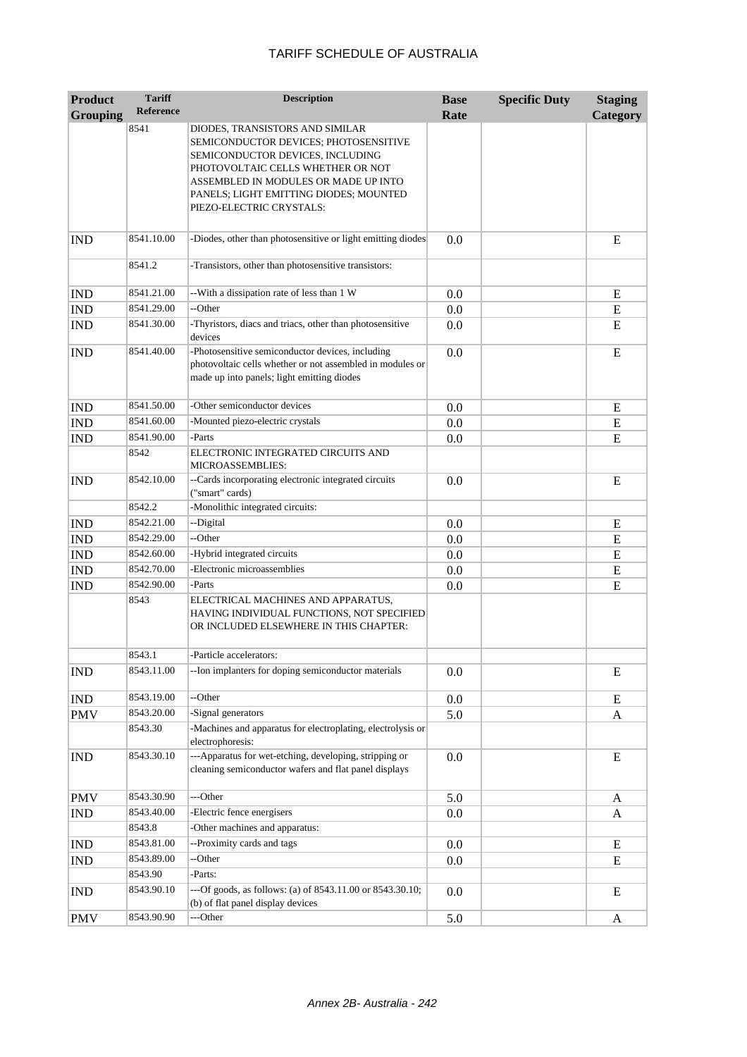# TARIFF SCHEDULE OF AUSTRALIA

| Product Grouping | Tariff Reference | Description | Base Rate | Specific Duty | Staging Category |
|---|---|---|---|---|---|
| | 8541 | DIODES, TRANSISTORS AND SIMILAR SEMICONDUCTOR DEVICES; PHOTOSENSITIVE SEMICONDUCTOR DEVICES, INCLUDING PHOTOVOLTAIC CELLS WHETHER OR NOT ASSEMBLED IN MODULES OR MADE UP INTO PANELS; LIGHT EMITTING DIODES; MOUNTED PIEZO-ELECTRIC CRYSTALS: | | | |
| IND | 8541.10.00 | -Diodes, other than photosensitive or light emitting diodes | 0.0 | | E |
| | 8541.2 | -Transistors, other than photosensitive transistors: | | | |
| IND | 8541.21.00 | --With a dissipation rate of less than 1 W | 0.0 | | E |
| IND | 8541.29.00 | --Other | 0.0 | | E |
| IND | 8541.30.00 | -Thyristors, diacs and triacs, other than photosensitive devices | 0.0 | | E |
| IND | 8541.40.00 | -Photosensitive semiconductor devices, including photovoltaic cells whether or not assembled in modules or made up into panels; light emitting diodes | 0.0 | | E |
| IND | 8541.50.00 | -Other semiconductor devices | 0.0 | | E |
| IND | 8541.60.00 | -Mounted piezo-electric crystals | 0.0 | | E |
| IND | 8541.90.00 | -Parts | 0.0 | | E |
| | 8542 | ELECTRONIC INTEGRATED CIRCUITS AND MICROASSEMBLIES: | | | |
| IND | 8542.10.00 | --Cards incorporating electronic integrated circuits ("smart" cards) | 0.0 | | E |
| | 8542.2 | -Monolithic integrated circuits: | | | |
| IND | 8542.21.00 | --Digital | 0.0 | | E |
| IND | 8542.29.00 | --Other | 0.0 | | E |
| IND | 8542.60.00 | -Hybrid integrated circuits | 0.0 | | E |
| IND | 8542.70.00 | -Electronic microassemblies | 0.0 | | E |
| IND | 8542.90.00 | -Parts | 0.0 | | E |
| | 8543 | ELECTRICAL MACHINES AND APPARATUS, HAVING INDIVIDUAL FUNCTIONS, NOT SPECIFIED OR INCLUDED ELSEWHERE IN THIS CHAPTER: | | | |
| | 8543.1 | -Particle accelerators: | | | |
| IND | 8543.11.00 | --Ion implanters for doping semiconductor materials | 0.0 | | E |
| IND | 8543.19.00 | --Other | 0.0 | | E |
| PMV | 8543.20.00 | -Signal generators | 5.0 | | A |
| | 8543.30 | -Machines and apparatus for electroplating, electrolysis or electrophoresis: | | | |
| IND | 8543.30.10 | ---Apparatus for wet-etching, developing, stripping or cleaning semiconductor wafers and flat panel displays | 0.0 | | E |
| PMV | 8543.30.90 | ---Other | 5.0 | | A |
| IND | 8543.40.00 | -Electric fence energisers | 0.0 | | A |
| | 8543.8 | -Other machines and apparatus: | | | |
| IND | 8543.81.00 | --Proximity cards and tags | 0.0 | | E |
| IND | 8543.89.00 | --Other | 0.0 | | E |
| | 8543.90 | -Parts: | | | |
| IND | 8543.90.10 | ---Of goods, as follows: (a) of 8543.11.00 or 8543.30.10; (b) of flat panel display devices | 0.0 | | E |
| PMV | 8543.90.90 | ---Other | 5.0 | | A |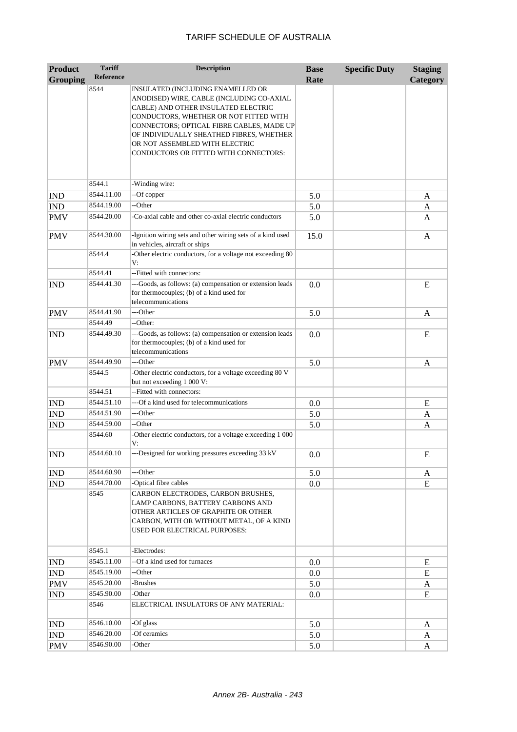# TARIFF SCHEDULE OF AUSTRALIA

| Product Grouping | Tariff Reference | Description | Base Rate | Specific Duty | Staging Category |
|---|---|---|---|---|---|
| | 8544 | INSULATED (INCLUDING ENAMELLED OR ANODISED) WIRE, CABLE (INCLUDING CO-AXIAL CABLE) AND OTHER INSULATED ELECTRIC CONDUCTORS, WHETHER OR NOT FITTED WITH CONNECTORS; OPTICAL FIBRE CABLES, MADE UP OF INDIVIDUALLY SHEATHED FIBRES, WHETHER OR NOT ASSEMBLED WITH ELECTRIC CONDUCTORS OR FITTED WITH CONNECTORS: | | | |
| | 8544.1 | -Winding wire: | | | |
| IND | 8544.11.00 | --Of copper | 5.0 | | A |
| IND | 8544.19.00 | --Other | 5.0 | | A |
| PMV | 8544.20.00 | -Co-axial cable and other co-axial electric conductors | 5.0 | | A |
| PMV | 8544.30.00 | -Ignition wiring sets and other wiring sets of a kind used in vehicles, aircraft or ships | 15.0 | | A |
| | 8544.4 | -Other electric conductors, for a voltage not exceeding 80 V: | | | |
| | 8544.41 | --Fitted with connectors: | | | |
| IND | 8544.41.30 | ---Goods, as follows: (a) compensation or extension leads for thermocouples; (b) of a kind used for telecommunications | 0.0 | | E |
| PMV | 8544.41.90 | ---Other | 5.0 | | A |
| | 8544.49 | --Other: | | | |
| IND | 8544.49.30 | ---Goods, as follows: (a) compensation or extension leads for thermocouples; (b) of a kind used for telecommunications | 0.0 | | E |
| PMV | 8544.49.90 | ---Other | 5.0 | | A |
| | 8544.5 | -Other electric conductors, for a voltage exceeding 80 V but not exceeding 1 000 V: | | | |
| | 8544.51 | --Fitted with connectors: | | | |
| IND | 8544.51.10 | ---Of a kind used for telecommunications | 0.0 | | E |
| IND | 8544.51.90 | ---Other | 5.0 | | A |
| IND | 8544.59.00 | --Other | 5.0 | | A |
| | 8544.60 | -Other electric conductors, for a voltage e:xceeding 1 000 V: | | | |
| IND | 8544.60.10 | ---Designed for working pressures exceeding 33 kV | 0.0 | | E |
| IND | 8544.60.90 | ---Other | 5.0 | | A |
| IND | 8544.70.00 | -Optical fibre cables | 0.0 | | E |
| | 8545 | CARBON ELECTRODES, CARBON BRUSHES, LAMP CARBONS, BATTERY CARBONS AND OTHER ARTICLES OF GRAPHITE OR OTHER CARBON, WITH OR WITHOUT METAL, OF A KIND USED FOR ELECTRICAL PURPOSES: | | | |
| | 8545.1 | -Electrodes: | | | |
| IND | 8545.11.00 | --Of a kind used for furnaces | 0.0 | | E |
| IND | 8545.19.00 | --Other | 0.0 | | E |
| PMV | 8545.20.00 | -Brushes | 5.0 | | A |
| IND | 8545.90.00 | -Other | 0.0 | | E |
| | 8546 | ELECTRICAL INSULATORS OF ANY MATERIAL: | | | |
| IND | 8546.10.00 | -Of glass | 5.0 | | A |
| IND | 8546.20.00 | -Of ceramics | 5.0 | | A |
| PMV | 8546.90.00 | -Other | 5.0 | | A |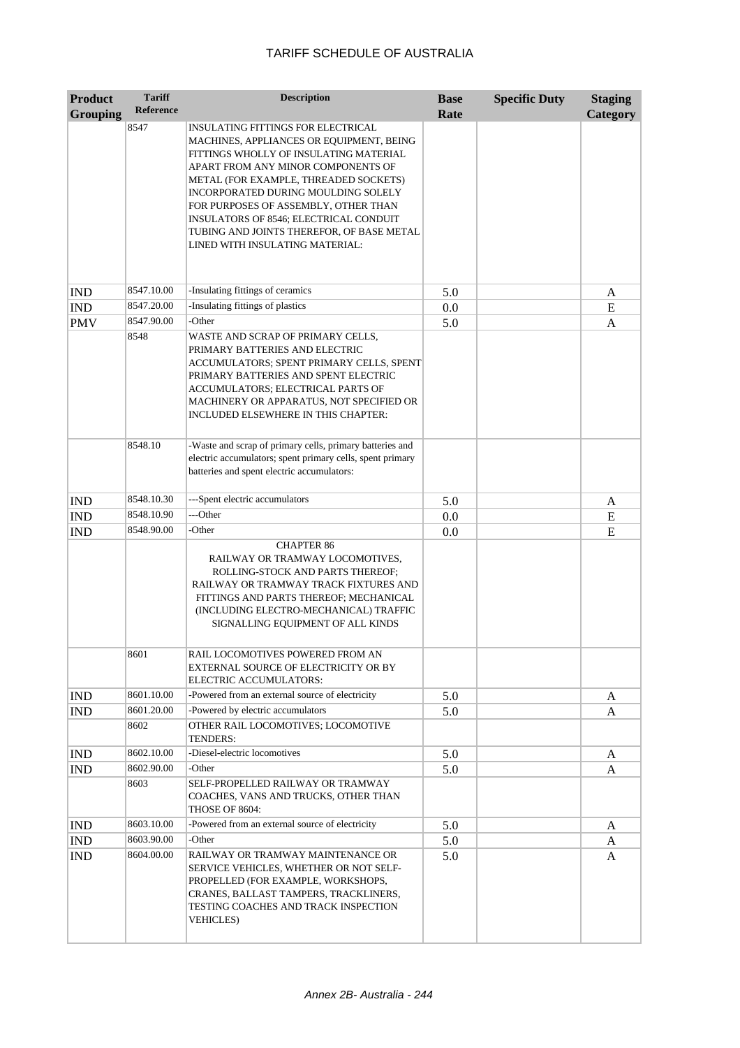# TARIFF SCHEDULE OF AUSTRALIA

| Product Grouping | Tariff Reference | Description | Base Rate | Specific Duty | Staging Category |
|---|---|---|---|---|---|
| | 8547 | INSULATING FITTINGS FOR ELECTRICAL MACHINES, APPLIANCES OR EQUIPMENT, BEING FITTINGS WHOLLY OF INSULATING MATERIAL APART FROM ANY MINOR COMPONENTS OF METAL (FOR EXAMPLE, THREADED SOCKETS) INCORPORATED DURING MOULDING SOLELY FOR PURPOSES OF ASSEMBLY, OTHER THAN INSULATORS OF 8546; ELECTRICAL CONDUIT TUBING AND JOINTS THEREFOR, OF BASE METAL LINED WITH INSULATING MATERIAL: | | | |
| IND | 8547.10.00 | -Insulating fittings of ceramics | 5.0 | | A |
| IND | 8547.20.00 | -Insulating fittings of plastics | 0.0 | | E |
| PMV | 8547.90.00 | -Other | 5.0 | | A |
| | 8548 | WASTE AND SCRAP OF PRIMARY CELLS, PRIMARY BATTERIES AND ELECTRIC ACCUMULATORS; SPENT PRIMARY CELLS, SPENT PRIMARY BATTERIES AND SPENT ELECTRIC ACCUMULATORS; ELECTRICAL PARTS OF MACHINERY OR APPARATUS, NOT SPECIFIED OR INCLUDED ELSEWHERE IN THIS CHAPTER: | | | |
| | 8548.10 | -Waste and scrap of primary cells, primary batteries and electric accumulators; spent primary cells, spent primary batteries and spent electric accumulators: | | | |
| IND | 8548.10.30 | ---Spent electric accumulators | 5.0 | | A |
| IND | 8548.10.90 | ---Other | 0.0 | | E |
| IND | 8548.90.00 | -Other | 0.0 | | E |
| | | CHAPTER 86<br>RAILWAY OR TRAMWAY LOCOMOTIVES, ROLLING-STOCK AND PARTS THEREOF; RAILWAY OR TRAMWAY TRACK FIXTURES AND FITTINGS AND PARTS THEREOF; MECHANICAL (INCLUDING ELECTRO-MECHANICAL) TRAFFIC SIGNALLING EQUIPMENT OF ALL KINDS | | | |
| | 8601 | RAIL LOCOMOTIVES POWERED FROM AN EXTERNAL SOURCE OF ELECTRICITY OR BY ELECTRIC ACCUMULATORS: | | | |
| IND | 8601.10.00 | -Powered from an external source of electricity | 5.0 | | A |
| IND | 8601.20.00 | -Powered by electric accumulators | 5.0 | | A |
| | 8602 | OTHER RAIL LOCOMOTIVES; LOCOMOTIVE TENDERS: | | | |
| IND | 8602.10.00 | -Diesel-electric locomotives | 5.0 | | A |
| IND | 8602.90.00 | -Other | 5.0 | | A |
| | 8603 | SELF-PROPELLED RAILWAY OR TRAMWAY COACHES, VANS AND TRUCKS, OTHER THAN THOSE OF 8604: | | | |
| IND | 8603.10.00 | -Powered from an external source of electricity | 5.0 | | A |
| IND | 8603.90.00 | -Other | 5.0 | | A |
| IND | 8604.00.00 | RAILWAY OR TRAMWAY MAINTENANCE OR SERVICE VEHICLES, WHETHER OR NOT SELF-PROPELLED (FOR EXAMPLE, WORKSHOPS, CRANES, BALLAST TAMPERS, TRACKLINERS, TESTING COACHES AND TRACK INSPECTION VEHICLES) | 5.0 | | A |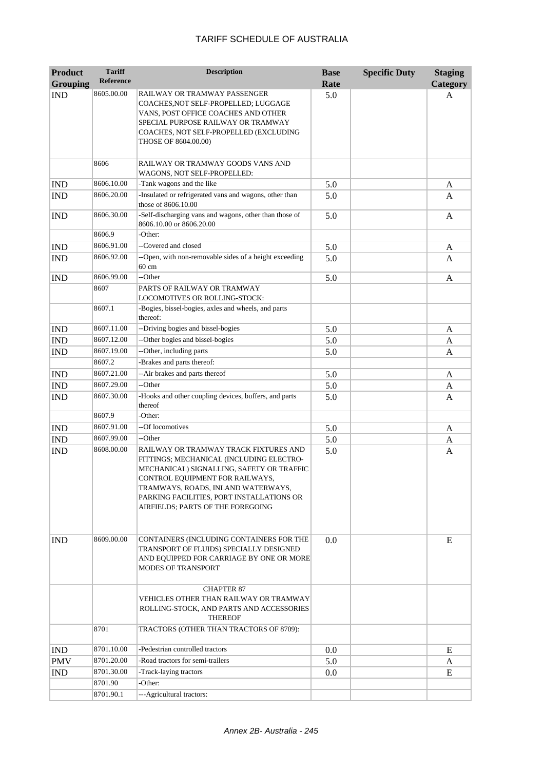| Product Grouping | Tariff Reference | Description | Base Rate | Specific Duty | Staging Category |
|---|---|---|---|---|---|
| IND | 8605.00.00 | RAILWAY OR TRAMWAY PASSENGER COACHES,NOT SELF-PROPELLED; LUGGAGE VANS, POST OFFICE COACHES AND OTHER SPECIAL PURPOSE RAILWAY OR TRAMWAY COACHES, NOT SELF-PROPELLED (EXCLUDING THOSE OF 8604.00.00) | 5.0 | | A |
| | 8606 | RAILWAY OR TRAMWAY GOODS VANS AND WAGONS, NOT SELF-PROPELLED: | | | |
| IND | 8606.10.00 | -Tank wagons and the like | 5.0 | | A |
| IND | 8606.20.00 | -Insulated or refrigerated vans and wagons, other than those of 8606.10.00 | 5.0 | | A |
| IND | 8606.30.00 | -Self-discharging vans and wagons, other than those of 8606.10.00 or 8606.20.00 | 5.0 | | A |
| | 8606.9 | -Other: | | | |
| IND | 8606.91.00 | --Covered and closed | 5.0 | | A |
| IND | 8606.92.00 | --Open, with non-removable sides of a height exceeding 60 cm | 5.0 | | A |
| IND | 8606.99.00 | --Other | 5.0 | | A |
| | 8607 | PARTS OF RAILWAY OR TRAMWAY LOCOMOTIVES OR ROLLING-STOCK: | | | |
| | 8607.1 | -Bogies, bissel-bogies, axles and wheels, and parts thereof: | | | |
| IND | 8607.11.00 | --Driving bogies and bissel-bogies | 5.0 | | A |
| IND | 8607.12.00 | --Other bogies and bissel-bogies | 5.0 | | A |
| IND | 8607.19.00 | --Other, including parts | 5.0 | | A |
| | 8607.2 | -Brakes and parts thereof: | | | |
| IND | 8607.21.00 | --Air brakes and parts thereof | 5.0 | | A |
| IND | 8607.29.00 | --Other | 5.0 | | A |
| IND | 8607.30.00 | -Hooks and other coupling devices, buffers, and parts thereof | 5.0 | | A |
| | 8607.9 | -Other: | | | |
| IND | 8607.91.00 | --Of locomotives | 5.0 | | A |
| IND | 8607.99.00 | --Other | 5.0 | | A |
| IND | 8608.00.00 | RAILWAY OR TRAMWAY TRACK FIXTURES AND FITTINGS; MECHANICAL (INCLUDING ELECTRO-MECHANICAL) SIGNALLING, SAFETY OR TRAFFIC CONTROL EQUIPMENT FOR RAILWAYS, TRAMWAYS, ROADS, INLAND WATERWAYS, PARKING FACILITIES, PORT INSTALLATIONS OR AIRFIELDS; PARTS OF THE FOREGOING | 5.0 | | A |
| IND | 8609.00.00 | CONTAINERS (INCLUDING CONTAINERS FOR THE TRANSPORT OF FLUIDS) SPECIALLY DESIGNED AND EQUIPPED FOR CARRIAGE BY ONE OR MORE MODES OF TRANSPORT | 0.0 | | E |
| | | CHAPTER 87 VEHICLES OTHER THAN RAILWAY OR TRAMWAY ROLLING-STOCK, AND PARTS AND ACCESSORIES THEREOF | | | |
| | 8701 | TRACTORS (OTHER THAN TRACTORS OF 8709): | | | |
| IND | 8701.10.00 | -Pedestrian controlled tractors | 0.0 | | E |
| PMV | 8701.20.00 | -Road tractors for semi-trailers | 5.0 | | A |
| IND | 8701.30.00 | -Track-laying tractors | 0.0 | | E |
| | 8701.90 | -Other: | | | |
| | 8701.90.1 | ---Agricultural tractors: | | | |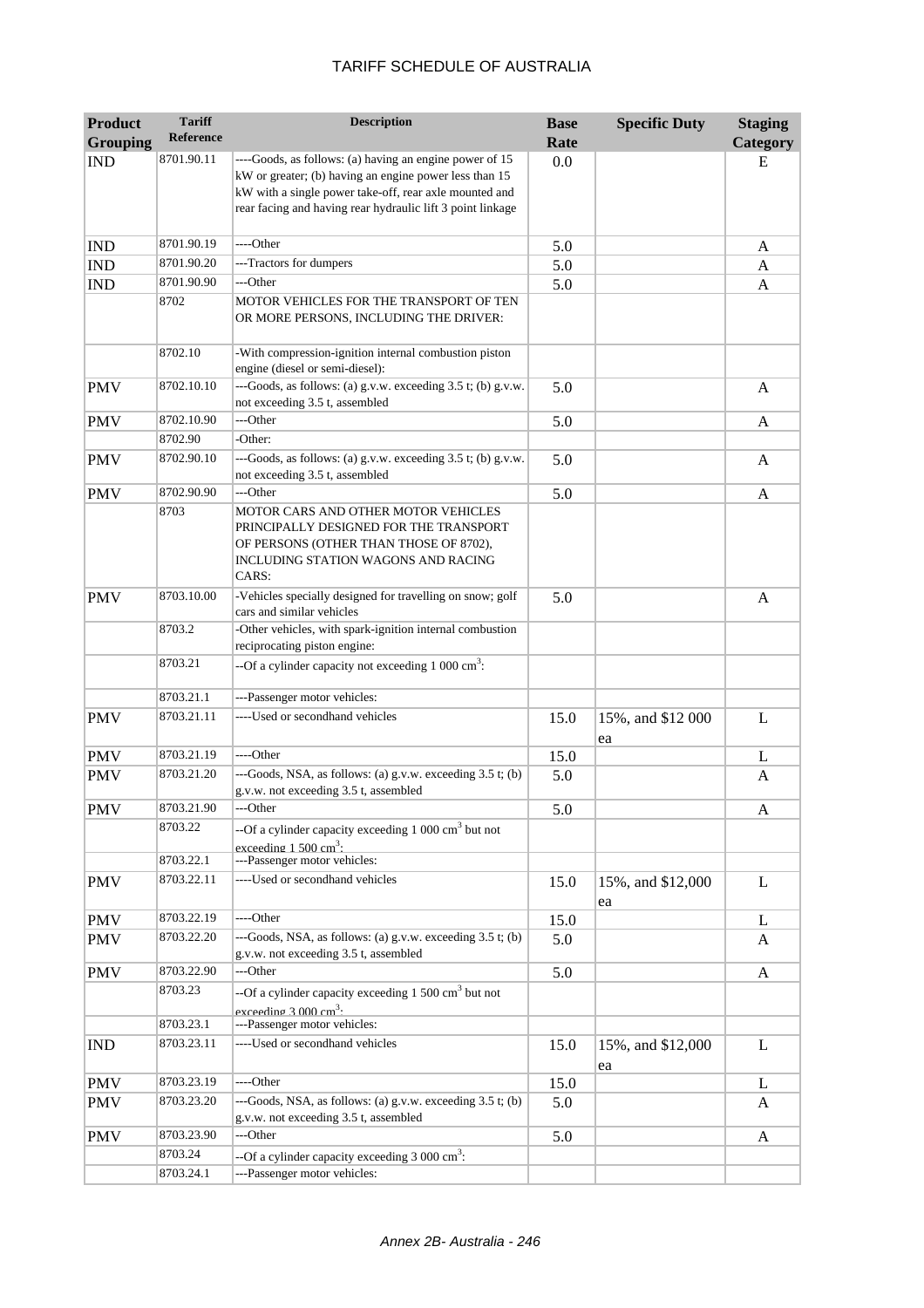| Product Grouping | Tariff Reference | Description | Base Rate | Specific Duty | Staging Category |
|---|---|---|---|---|---|
| IND | 8701.90.11 | ----Goods, as follows: (a) having an engine power of 15 kW or greater; (b) having an engine power less than 15 kW with a single power take-off, rear axle mounted and rear facing and having rear hydraulic lift 3 point linkage | 0.0 | | E |
| IND | 8701.90.19 | ----Other | 5.0 | | A |
| IND | 8701.90.20 | ---Tractors for dumpers | 5.0 | | A |
| IND | 8701.90.90 | ---Other | 5.0 | | A |
| | 8702 | MOTOR VEHICLES FOR THE TRANSPORT OF TEN OR MORE PERSONS, INCLUDING THE DRIVER: | | | |
| | 8702.10 | -With compression-ignition internal combustion piston engine (diesel or semi-diesel): | | | |
| PMV | 8702.10.10 | ---Goods, as follows: (a) g.v.w. exceeding 3.5 t; (b) g.v.w. not exceeding 3.5 t, assembled | 5.0 | | A |
| PMV | 8702.10.90 | ---Other | 5.0 | | A |
| | 8702.90 | -Other: | | | |
| PMV | 8702.90.10 | ---Goods, as follows: (a) g.v.w. exceeding 3.5 t; (b) g.v.w. not exceeding 3.5 t, assembled | 5.0 | | A |
| PMV | 8702.90.90 | ---Other | 5.0 | | A |
| | 8703 | MOTOR CARS AND OTHER MOTOR VEHICLES PRINCIPALLY DESIGNED FOR THE TRANSPORT OF PERSONS (OTHER THAN THOSE OF 8702), INCLUDING STATION WAGONS AND RACING CARS: | | | |
| PMV | 8703.10.00 | -Vehicles specially designed for travelling on snow; golf cars and similar vehicles | 5.0 | | A |
| | 8703.2 | -Other vehicles, with spark-ignition internal combustion reciprocating piston engine: | | | |
| | 8703.21 | --Of a cylinder capacity not exceeding 1 000 cm$^3$: | | | |
| | 8703.21.1 | ---Passenger motor vehicles: | | | |
| PMV | 8703.21.11 | ----Used or secondhand vehicles | 15.0 | 15%, and $12 000 ea | L |
| PMV | 8703.21.19 | ----Other | 15.0 | | L |
| PMV | 8703.21.20 | ---Goods, NSA, as follows: (a) g.v.w. exceeding 3.5 t; (b) g.v.w. not exceeding 3.5 t, assembled | 5.0 | | A |
| PMV | 8703.21.90 | ---Other | 5.0 | | A |
| | 8703.22 | --Of a cylinder capacity exceeding 1 000 cm$^3$ but not exceeding 1 500 cm$^3$: | | | |
| | 8703.22.1 | ---Passenger motor vehicles: | | | |
| PMV | 8703.22.11 | ----Used or secondhand vehicles | 15.0 | 15%, and $12,000 ea | L |
| PMV | 8703.22.19 | ----Other | 15.0 | | L |
| PMV | 8703.22.20 | ---Goods, NSA, as follows: (a) g.v.w. exceeding 3.5 t; (b) g.v.w. not exceeding 3.5 t, assembled | 5.0 | | A |
| PMV | 8703.22.90 | ---Other | 5.0 | | A |
| | 8703.23 | --Of a cylinder capacity exceeding 1 500 cm$^3$ but not exceeding 3 000 cm$^3$: | | | |
| | 8703.23.1 | ---Passenger motor vehicles: | | | |
| IND | 8703.23.11 | ----Used or secondhand vehicles | 15.0 | 15%, and $12,000 ea | L |
| PMV | 8703.23.19 | ----Other | 15.0 | | L |
| PMV | 8703.23.20 | ---Goods, NSA, as follows: (a) g.v.w. exceeding 3.5 t; (b) g.v.w. not exceeding 3.5 t, assembled | 5.0 | | A |
| PMV | 8703.23.90 | ---Other | 5.0 | | A |
| | 8703.24 | --Of a cylinder capacity exceeding 3 000 cm$^3$: | | | |
| | 8703.24.1 | ---Passenger motor vehicles: | | | |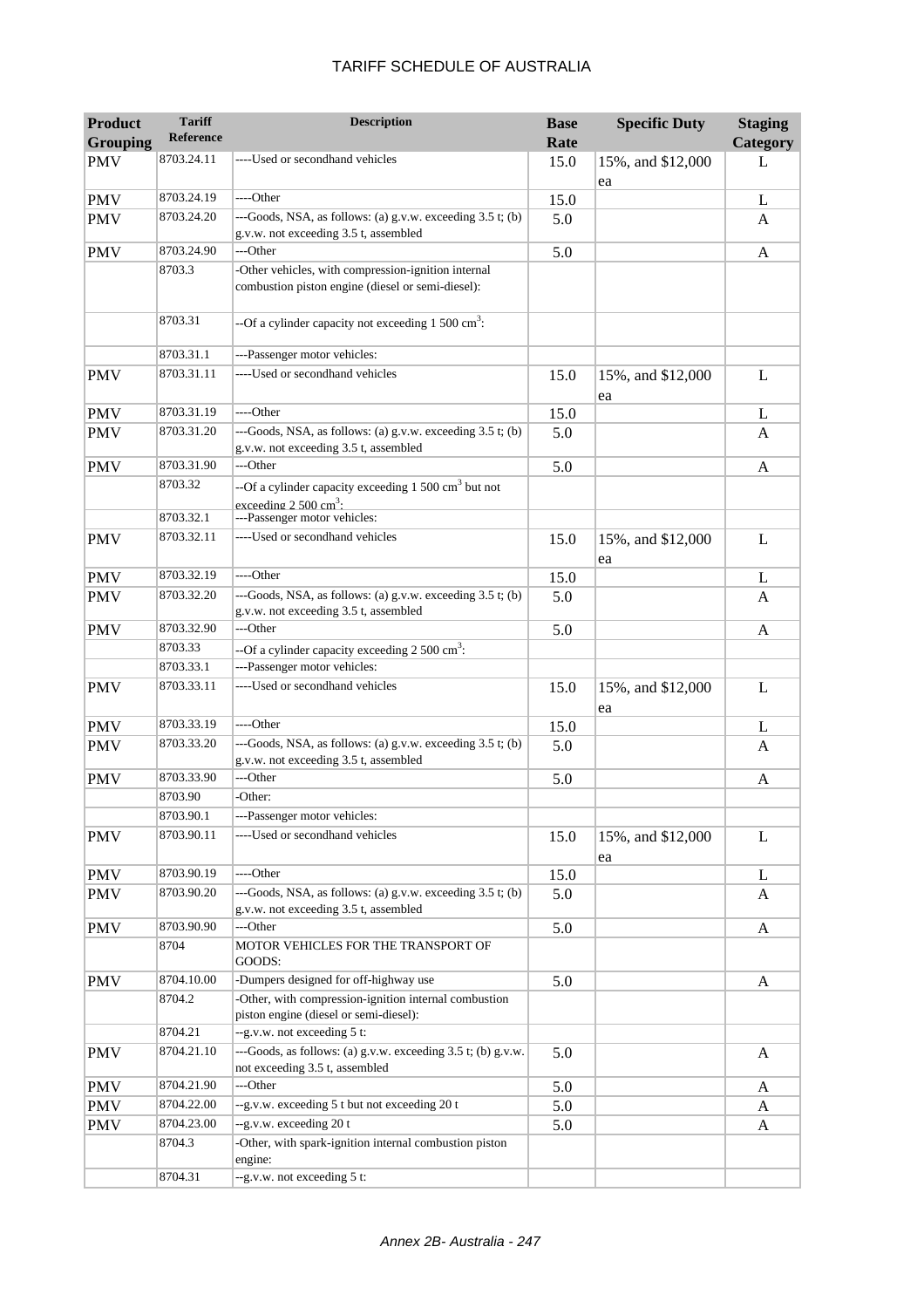| Product Grouping | Tariff Reference | Description | Base Rate | Specific Duty | Staging Category |
|---|---|---|---|---|---|
| PMV | 8703.24.11 | ----Used or secondhand vehicles | 15.0 | 15%, and $12,000 ea | L |
| PMV | 8703.24.19 | ----Other | 15.0 | | L |
| PMV | 8703.24.20 | ---Goods, NSA, as follows: (a) g.v.w. exceeding 3.5 t; (b) g.v.w. not exceeding 3.5 t, assembled | 5.0 | | A |
| PMV | 8703.24.90 | ---Other | 5.0 | | A |
| | 8703.3 | -Other vehicles, with compression-ignition internal combustion piston engine (diesel or semi-diesel): | | | |
| | 8703.31 | --Of a cylinder capacity not exceeding 1 500 cm$^3$: | | | |
| | 8703.31.1 | ---Passenger motor vehicles: | | | |
| PMV | 8703.31.11 | ----Used or secondhand vehicles | 15.0 | 15%, and $12,000 ea | L |
| PMV | 8703.31.19 | ----Other | 15.0 | | L |
| PMV | 8703.31.20 | ---Goods, NSA, as follows: (a) g.v.w. exceeding 3.5 t; (b) g.v.w. not exceeding 3.5 t, assembled | 5.0 | | A |
| PMV | 8703.31.90 | ---Other | 5.0 | | A |
| | 8703.32 | --Of a cylinder capacity exceeding 1 500 cm$^3$ but not exceeding 2 500 cm$^3$: | | | |
| | 8703.32.1 | ---Passenger motor vehicles: | | | |
| PMV | 8703.32.11 | ----Used or secondhand vehicles | 15.0 | 15%, and $12,000 ea | L |
| PMV | 8703.32.19 | ----Other | 15.0 | | L |
| PMV | 8703.32.20 | ---Goods, NSA, as follows: (a) g.v.w. exceeding 3.5 t; (b) g.v.w. not exceeding 3.5 t, assembled | 5.0 | | A |
| PMV | 8703.32.90 | ---Other | 5.0 | | A |
| | 8703.33 | --Of a cylinder capacity exceeding 2 500 cm$^3$: | | | |
| | 8703.33.1 | ---Passenger motor vehicles: | | | |
| PMV | 8703.33.11 | ----Used or secondhand vehicles | 15.0 | 15%, and $12,000 ea | L |
| PMV | 8703.33.19 | ----Other | 15.0 | | L |
| PMV | 8703.33.20 | ---Goods, NSA, as follows: (a) g.v.w. exceeding 3.5 t; (b) g.v.w. not exceeding 3.5 t, assembled | 5.0 | | A |
| PMV | 8703.33.90 | ---Other | 5.0 | | A |
| | 8703.90 | -Other: | | | |
| | 8703.90.1 | ---Passenger motor vehicles: | | | |
| PMV | 8703.90.11 | ----Used or secondhand vehicles | 15.0 | 15%, and $12,000 ea | L |
| PMV | 8703.90.19 | ----Other | 15.0 | | L |
| PMV | 8703.90.20 | ---Goods, NSA, as follows: (a) g.v.w. exceeding 3.5 t; (b) g.v.w. not exceeding 3.5 t, assembled | 5.0 | | A |
| PMV | 8703.90.90 | ---Other | 5.0 | | A |
| | 8704 | MOTOR VEHICLES FOR THE TRANSPORT OF GOODS: | | | |
| PMV | 8704.10.00 | -Dumpers designed for off-highway use | 5.0 | | A |
| | 8704.2 | -Other, with compression-ignition internal combustion piston engine (diesel or semi-diesel): | | | |
| | 8704.21 | --g.v.w. not exceeding 5 t: | | | |
| PMV | 8704.21.10 | ---Goods, as follows: (a) g.v.w. exceeding 3.5 t; (b) g.v.w. not exceeding 3.5 t, assembled | 5.0 | | A |
| PMV | 8704.21.90 | ---Other | 5.0 | | A |
| PMV | 8704.22.00 | --g.v.w. exceeding 5 t but not exceeding 20 t | 5.0 | | A |
| PMV | 8704.23.00 | --g.v.w. exceeding 20 t | 5.0 | | A |
| | 8704.3 | -Other, with spark-ignition internal combustion piston engine: | | | |
| | 8704.31 | --g.v.w. not exceeding 5 t: | | | |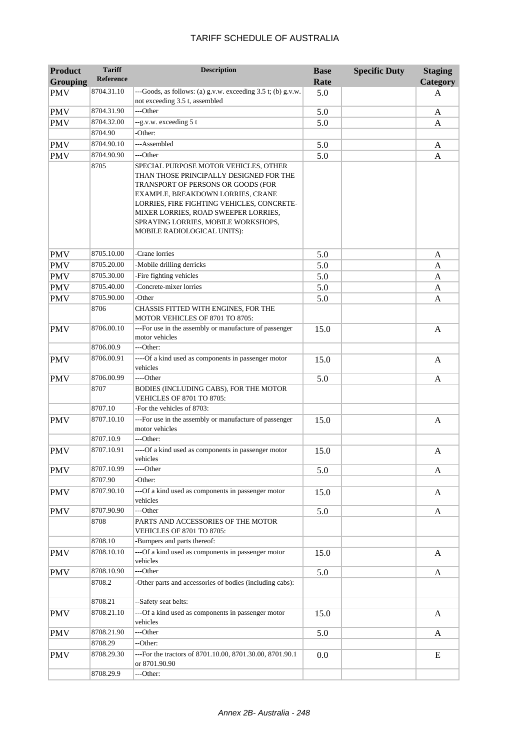| Product Grouping | Tariff Reference | Description | Base Rate | Specific Duty | Staging Category |
|---|---|---|---|---|---|
| PMV | 8704.31.10 | ---Goods, as follows: (a) g.v.w. exceeding 3.5 t; (b) g.v.w. not exceeding 3.5 t, assembled | 5.0 | | A |
| PMV | 8704.31.90 | ---Other | 5.0 | | A |
| PMV | 8704.32.00 | --g.v.w. exceeding 5 t | 5.0 | | A |
| | 8704.90 | -Other: | | | |
| PMV | 8704.90.10 | ---Assembled | 5.0 | | A |
| PMV | 8704.90.90 | ---Other | 5.0 | | A |
| | 8705 | SPECIAL PURPOSE MOTOR VEHICLES, OTHER THAN THOSE PRINCIPALLY DESIGNED FOR THE TRANSPORT OF PERSONS OR GOODS (FOR EXAMPLE, BREAKDOWN LORRIES, CRANE LORRIES, FIRE FIGHTING VEHICLES, CONCRETE-MIXER LORRIES, ROAD SWEEPER LORRIES, SPRAYING LORRIES, MOBILE WORKSHOPS, MOBILE RADIOLOGICAL UNITS): | | | |
| PMV | 8705.10.00 | -Crane lorries | 5.0 | | A |
| PMV | 8705.20.00 | -Mobile drilling derricks | 5.0 | | A |
| PMV | 8705.30.00 | -Fire fighting vehicles | 5.0 | | A |
| PMV | 8705.40.00 | -Concrete-mixer lorries | 5.0 | | A |
| PMV | 8705.90.00 | -Other | 5.0 | | A |
| | 8706 | CHASSIS FITTED WITH ENGINES, FOR THE MOTOR VEHICLES OF 8701 TO 8705: | | | |
| PMV | 8706.00.10 | ---For use in the assembly or manufacture of passenger motor vehicles | 15.0 | | A |
| | 8706.00.9 | ---Other: | | | |
| PMV | 8706.00.91 | ----Of a kind used as components in passenger motor vehicles | 15.0 | | A |
| PMV | 8706.00.99 | ----Other | 5.0 | | A |
| | 8707 | BODIES (INCLUDING CABS), FOR THE MOTOR VEHICLES OF 8701 TO 8705: | | | |
| | 8707.10 | -For the vehicles of 8703: | | | |
| PMV | 8707.10.10 | ---For use in the assembly or manufacture of passenger motor vehicles | 15.0 | | A |
| | 8707.10.9 | ---Other: | | | |
| PMV | 8707.10.91 | ----Of a kind used as components in passenger motor vehicles | 15.0 | | A |
| PMV | 8707.10.99 | ----Other | 5.0 | | A |
| | 8707.90 | -Other: | | | |
| PMV | 8707.90.10 | ---Of a kind used as components in passenger motor vehicles | 15.0 | | A |
| PMV | 8707.90.90 | ---Other | 5.0 | | A |
| | 8708 | PARTS AND ACCESSORIES OF THE MOTOR VEHICLES OF 8701 TO 8705: | | | |
| | 8708.10 | -Bumpers and parts thereof: | | | |
| PMV | 8708.10.10 | ---Of a kind used as components in passenger motor vehicles | 15.0 | | A |
| PMV | 8708.10.90 | ---Other | 5.0 | | A |
| | 8708.2 | -Other parts and accessories of bodies (including cabs): | | | |
| | 8708.21 | --Safety seat belts: | | | |
| PMV | 8708.21.10 | ---Of a kind used as components in passenger motor vehicles | 15.0 | | A |
| PMV | 8708.21.90 | ---Other | 5.0 | | A |
| | 8708.29 | --Other: | | | |
| PMV | 8708.29.30 | ---For the tractors of 8701.10.00, 8701.30.00, 8701.90.1 or 8701.90.90 | 0.0 | | E |
| | 8708.29.9 | ---Other: | | | |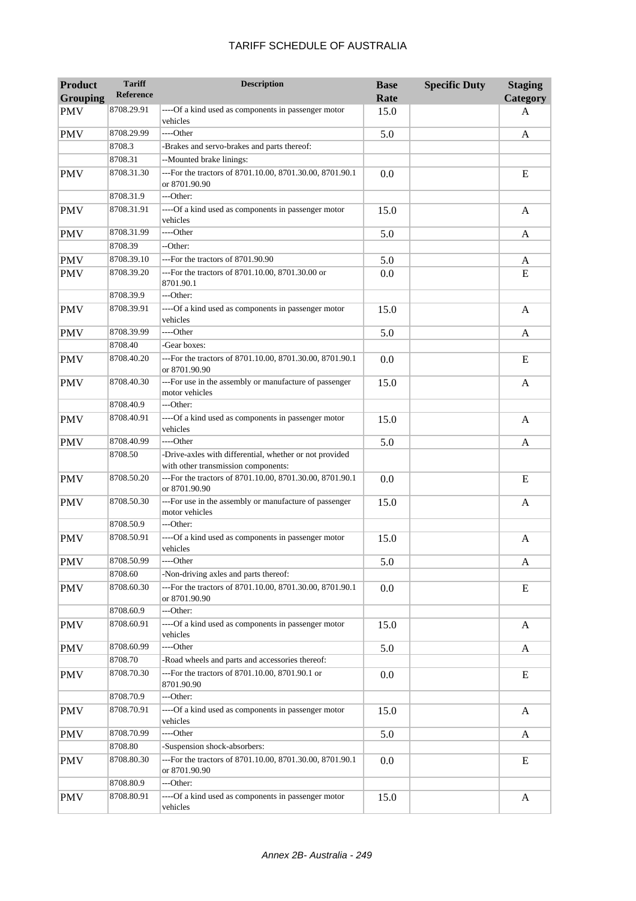| Product Grouping | Tariff Reference | Description | Base Rate | Specific Duty | Staging Category |
|---|---|---|---|---|---|
| PMV | 8708.29.91 | ----Of a kind used as components in passenger motor vehicles | 15.0 | | A |
| PMV | 8708.29.99 | ----Other | 5.0 | | A |
| | 8708.3 | -Brakes and servo-brakes and parts thereof: | | | |
| | 8708.31 | --Mounted brake linings: | | | |
| PMV | 8708.31.30 | ---For the tractors of 8701.10.00, 8701.30.00, 8701.90.1 or 8701.90.90 | 0.0 | | E |
| | 8708.31.9 | ---Other: | | | |
| PMV | 8708.31.91 | ----Of a kind used as components in passenger motor vehicles | 15.0 | | A |
| PMV | 8708.31.99 | ----Other | 5.0 | | A |
| | 8708.39 | --Other: | | | |
| PMV | 8708.39.10 | ---For the tractors of 8701.90.90 | 5.0 | | A |
| PMV | 8708.39.20 | ---For the tractors of 8701.10.00, 8701.30.00 or 8701.90.1 | 0.0 | | E |
| | 8708.39.9 | ---Other: | | | |
| PMV | 8708.39.91 | ----Of a kind used as components in passenger motor vehicles | 15.0 | | A |
| PMV | 8708.39.99 | ----Other | 5.0 | | A |
| | 8708.40 | -Gear boxes: | | | |
| PMV | 8708.40.20 | ---For the tractors of 8701.10.00, 8701.30.00, 8701.90.1 or 8701.90.90 | 0.0 | | E |
| PMV | 8708.40.30 | ---For use in the assembly or manufacture of passenger motor vehicles | 15.0 | | A |
| | 8708.40.9 | ---Other: | | | |
| PMV | 8708.40.91 | ----Of a kind used as components in passenger motor vehicles | 15.0 | | A |
| PMV | 8708.40.99 | ----Other | 5.0 | | A |
| | 8708.50 | -Drive-axles with differential, whether or not provided with other transmission components: | | | |
| PMV | 8708.50.20 | ---For the tractors of 8701.10.00, 8701.30.00, 8701.90.1 or 8701.90.90 | 0.0 | | E |
| PMV | 8708.50.30 | ---For use in the assembly or manufacture of passenger motor vehicles | 15.0 | | A |
| | 8708.50.9 | ---Other: | | | |
| PMV | 8708.50.91 | ----Of a kind used as components in passenger motor vehicles | 15.0 | | A |
| PMV | 8708.50.99 | ----Other | 5.0 | | A |
| | 8708.60 | -Non-driving axles and parts thereof: | | | |
| PMV | 8708.60.30 | ---For the tractors of 8701.10.00, 8701.30.00, 8701.90.1 or 8701.90.90 | 0.0 | | E |
| | 8708.60.9 | ---Other: | | | |
| PMV | 8708.60.91 | ----Of a kind used as components in passenger motor vehicles | 15.0 | | A |
| PMV | 8708.60.99 | ----Other | 5.0 | | A |
| | 8708.70 | -Road wheels and parts and accessories thereof: | | | |
| PMV | 8708.70.30 | ---For the tractors of 8701.10.00, 8701.90.1 or 8701.90.90 | 0.0 | | E |
| | 8708.70.9 | ---Other: | | | |
| PMV | 8708.70.91 | ----Of a kind used as components in passenger motor vehicles | 15.0 | | A |
| PMV | 8708.70.99 | ----Other | 5.0 | | A |
| | 8708.80 | -Suspension shock-absorbers: | | | |
| PMV | 8708.80.30 | ---For the tractors of 8701.10.00, 8701.30.00, 8701.90.1 or 8701.90.90 | 0.0 | | E |
| | 8708.80.9 | ---Other: | | | |
| PMV | 8708.80.91 | ----Of a kind used as components in passenger motor vehicles | 15.0 | | A |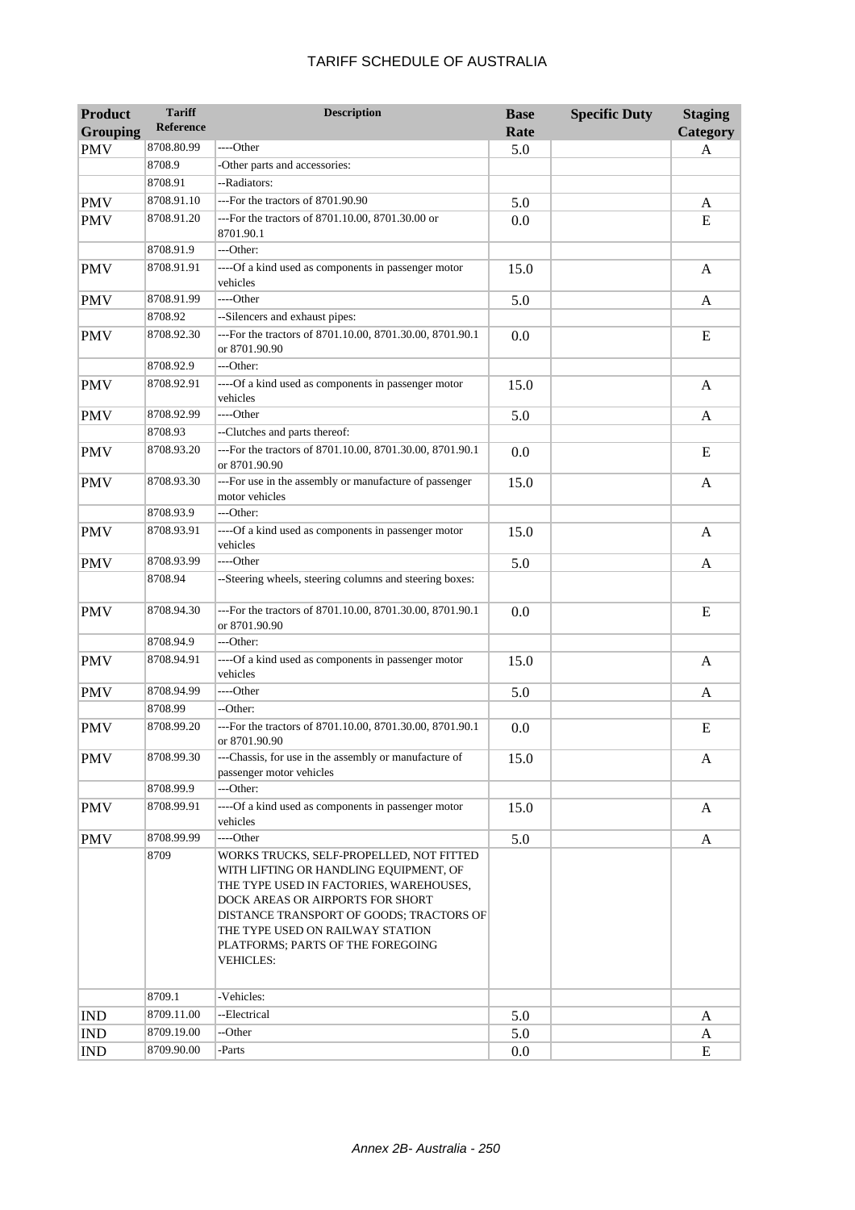# TARIFF SCHEDULE OF AUSTRALIA

| Product Grouping | Tariff Reference | Description | Base Rate | Specific Duty | Staging Category |
|---|---|---|---|---|---|
| PMV | 8708.80.99 | ----Other | 5.0 | | A |
| | 8708.9 | -Other parts and accessories: | | | |
| | 8708.91 | --Radiators: | | | |
| PMV | 8708.91.10 | ---For the tractors of 8701.90.90 | 5.0 | | A |
| PMV | 8708.91.20 | ---For the tractors of 8701.10.00, 8701.30.00 or 8701.90.1 | 0.0 | | E |
| | 8708.91.9 | ---Other: | | | |
| PMV | 8708.91.91 | ----Of a kind used as components in passenger motor vehicles | 15.0 | | A |
| PMV | 8708.91.99 | ----Other | 5.0 | | A |
| | 8708.92 | --Silencers and exhaust pipes: | | | |
| PMV | 8708.92.30 | ---For the tractors of 8701.10.00, 8701.30.00, 8701.90.1 or 8701.90.90 | 0.0 | | E |
| | 8708.92.9 | ---Other: | | | |
| PMV | 8708.92.91 | ----Of a kind used as components in passenger motor vehicles | 15.0 | | A |
| PMV | 8708.92.99 | ----Other | 5.0 | | A |
| | 8708.93 | --Clutches and parts thereof: | | | |
| PMV | 8708.93.20 | ---For the tractors of 8701.10.00, 8701.30.00, 8701.90.1 or 8701.90.90 | 0.0 | | E |
| PMV | 8708.93.30 | ---For use in the assembly or manufacture of passenger motor vehicles | 15.0 | | A |
| | 8708.93.9 | ---Other: | | | |
| PMV | 8708.93.91 | ----Of a kind used as components in passenger motor vehicles | 15.0 | | A |
| PMV | 8708.93.99 | ----Other | 5.0 | | A |
| | 8708.94 | --Steering wheels, steering columns and steering boxes: | | | |
| PMV | 8708.94.30 | ---For the tractors of 8701.10.00, 8701.30.00, 8701.90.1 or 8701.90.90 | 0.0 | | E |
| | 8708.94.9 | ---Other: | | | |
| PMV | 8708.94.91 | ----Of a kind used as components in passenger motor vehicles | 15.0 | | A |
| PMV | 8708.94.99 | ----Other | 5.0 | | A |
| | 8708.99 | --Other: | | | |
| PMV | 8708.99.20 | ---For the tractors of 8701.10.00, 8701.30.00, 8701.90.1 or 8701.90.90 | 0.0 | | E |
| PMV | 8708.99.30 | ---Chassis, for use in the assembly or manufacture of passenger motor vehicles | 15.0 | | A |
| | 8708.99.9 | ---Other: | | | |
| PMV | 8708.99.91 | ----Of a kind used as components in passenger motor vehicles | 15.0 | | A |
| PMV | 8708.99.99 | ----Other | 5.0 | | A |
| | 8709 | WORKS TRUCKS, SELF-PROPELLED, NOT FITTED WITH LIFTING OR HANDLING EQUIPMENT, OF THE TYPE USED IN FACTORIES, WAREHOUSES, DOCK AREAS OR AIRPORTS FOR SHORT DISTANCE TRANSPORT OF GOODS; TRACTORS OF THE TYPE USED ON RAILWAY STATION PLATFORMS; PARTS OF THE FOREGOING VEHICLES: | | | |
| | 8709.1 | -Vehicles: | | | |
| IND | 8709.11.00 | --Electrical | 5.0 | | A |
| IND | 8709.19.00 | --Other | 5.0 | | A |
| IND | 8709.90.00 | -Parts | 0.0 | | E |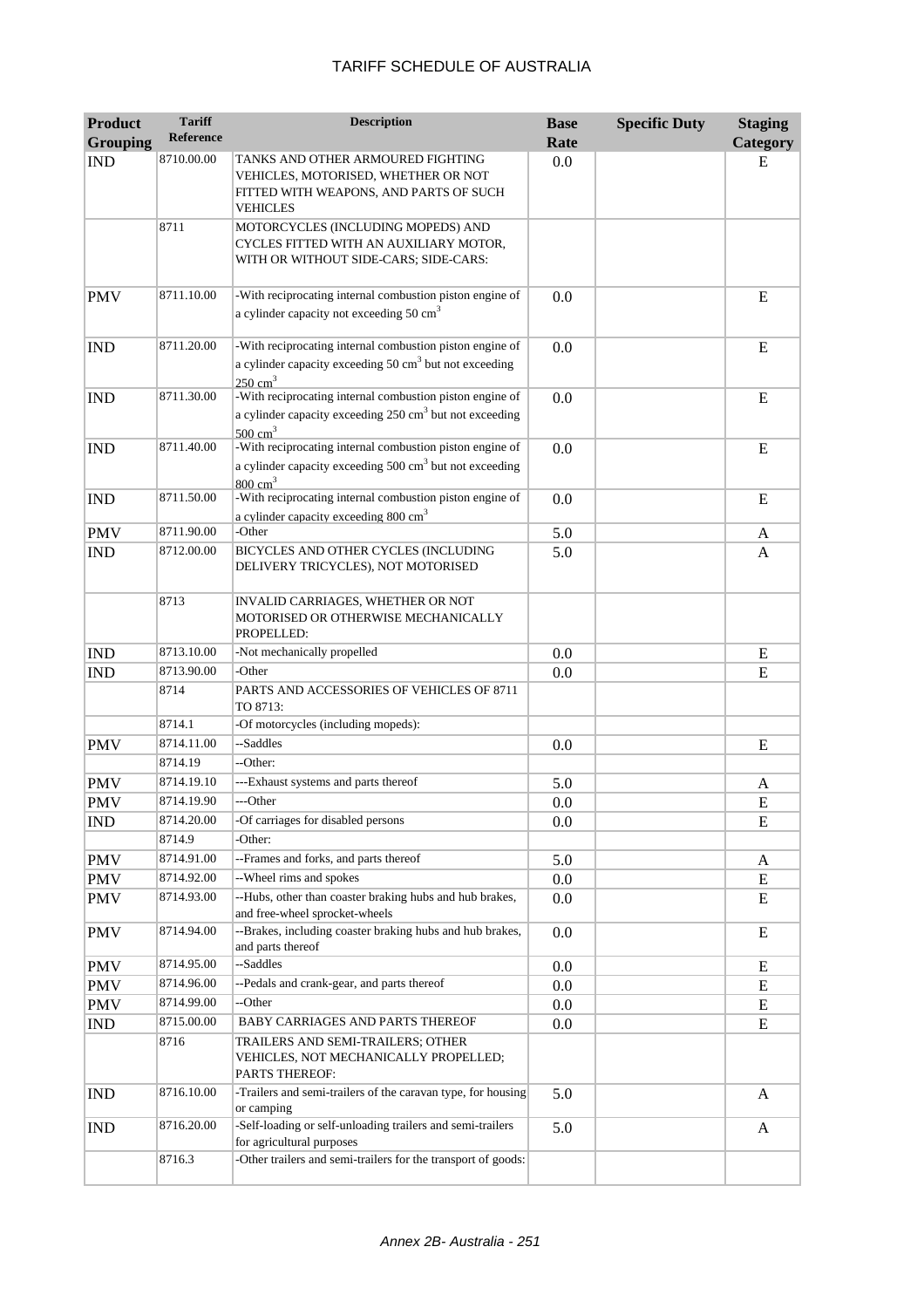# TARIFF SCHEDULE OF AUSTRALIA

| Product Grouping | Tariff Reference | Description | Base Rate | Specific Duty | Staging Category |
|---|---|---|---|---|---|
| IND | 8710.00.00 | TANKS AND OTHER ARMOURED FIGHTING VEHICLES, MOTORISED, WHETHER OR NOT FITTED WITH WEAPONS, AND PARTS OF SUCH VEHICLES | 0.0 | | E |
| | 8711 | MOTORCYCLES (INCLUDING MOPEDS) AND CYCLES FITTED WITH AN AUXILIARY MOTOR, WITH OR WITHOUT SIDE-CARS; SIDE-CARS: | | | |
| PMV | 8711.10.00 | -With reciprocating internal combustion piston engine of a cylinder capacity not exceeding 50 $cm^3$ | 0.0 | | E |
| IND | 8711.20.00 | -With reciprocating internal combustion piston engine of a cylinder capacity exceeding 50 $cm^3$ but not exceeding 250 $cm^3$ | 0.0 | | E |
| IND | 8711.30.00 | -With reciprocating internal combustion piston engine of a cylinder capacity exceeding 250 $cm^3$ but not exceeding 500 $cm^3$ | 0.0 | | E |
| IND | 8711.40.00 | -With reciprocating internal combustion piston engine of a cylinder capacity exceeding 500 $cm^3$ but not exceeding 800 $cm^3$ | 0.0 | | E |
| IND | 8711.50.00 | -With reciprocating internal combustion piston engine of a cylinder capacity exceeding 800 $cm^3$ | 0.0 | | E |
| PMV | 8711.90.00 | -Other | 5.0 | | A |
| IND | 8712.00.00 | BICYCLES AND OTHER CYCLES (INCLUDING DELIVERY TRICYCLES), NOT MOTORISED | 5.0 | | A |
| | 8713 | INVALID CARRIAGES, WHETHER OR NOT MOTORISED OR OTHERWISE MECHANICALLY PROPELLED: | | | |
| IND | 8713.10.00 | -Not mechanically propelled | 0.0 | | E |
| IND | 8713.90.00 | -Other | 0.0 | | E |
| | 8714 | PARTS AND ACCESSORIES OF VEHICLES OF 8711 TO 8713: | | | |
| | 8714.1 | -Of motorcycles (including mopeds): | | | |
| PMV | 8714.11.00 | --Saddles | 0.0 | | E |
| | 8714.19 | --Other: | | | |
| PMV | 8714.19.10 | ---Exhaust systems and parts thereof | 5.0 | | A |
| PMV | 8714.19.90 | ---Other | 0.0 | | E |
| IND | 8714.20.00 | -Of carriages for disabled persons | 0.0 | | E |
| | 8714.9 | -Other: | | | |
| PMV | 8714.91.00 | --Frames and forks, and parts thereof | 5.0 | | A |
| PMV | 8714.92.00 | --Wheel rims and spokes | 0.0 | | E |
| PMV | 8714.93.00 | --Hubs, other than coaster braking hubs and hub brakes, and free-wheel sprocket-wheels | 0.0 | | E |
| PMV | 8714.94.00 | --Brakes, including coaster braking hubs and hub brakes, and parts thereof | 0.0 | | E |
| PMV | 8714.95.00 | --Saddles | 0.0 | | E |
| PMV | 8714.96.00 | --Pedals and crank-gear, and parts thereof | 0.0 | | E |
| PMV | 8714.99.00 | --Other | 0.0 | | E |
| IND | 8715.00.00 | BABY CARRIAGES AND PARTS THEREOF | 0.0 | | E |
| | 8716 | TRAILERS AND SEMI-TRAILERS; OTHER VEHICLES, NOT MECHANICALLY PROPELLED; PARTS THEREOF: | | | |
| IND | 8716.10.00 | -Trailers and semi-trailers of the caravan type, for housing or camping | 5.0 | | A |
| IND | 8716.20.00 | -Self-loading or self-unloading trailers and semi-trailers for agricultural purposes | 5.0 | | A |
| | 8716.3 | -Other trailers and semi-trailers for the transport of goods: | | | |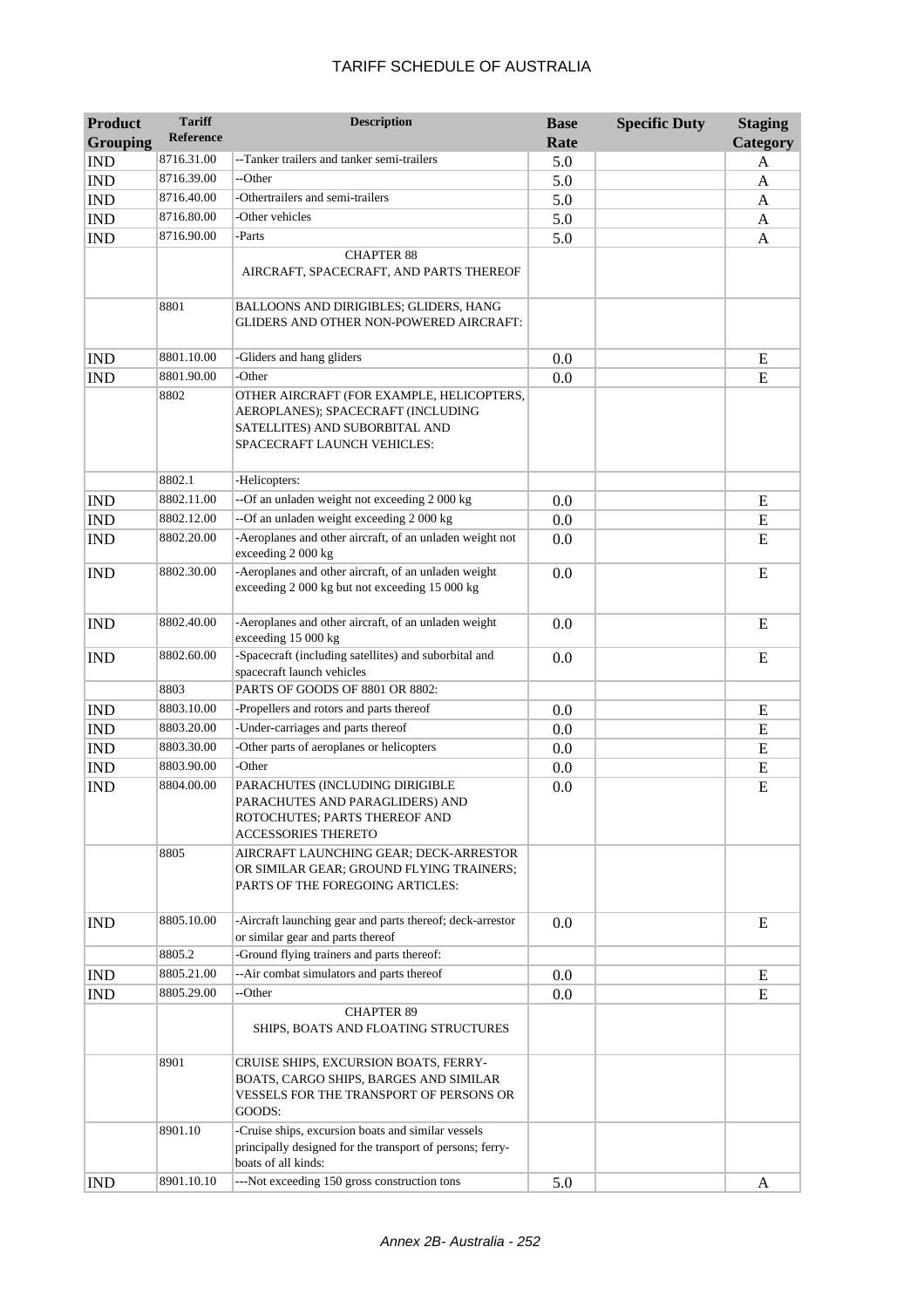| Product Grouping | Tariff Reference | Description | Base Rate | Specific Duty | Staging Category |
|---|---|---|---|---|---|
| IND | 8716.31.00 | --Tanker trailers and tanker semi-trailers | 5.0 | | A |
| IND | 8716.39.00 | --Other | 5.0 | | A |
| IND | 8716.40.00 | -Othertrailers and semi-trailers | 5.0 | | A |
| IND | 8716.80.00 | -Other vehicles | 5.0 | | A |
| IND | 8716.90.00 | -Parts | 5.0 | | A |
| | | CHAPTER 88 AIRCRAFT, SPACECRAFT, AND PARTS THEREOF | | | |
| | 8801 | BALLOONS AND DIRIGIBLES; GLIDERS, HANG GLIDERS AND OTHER NON-POWERED AIRCRAFT: | | | |
| IND | 8801.10.00 | -Gliders and hang gliders | 0.0 | | E |
| IND | 8801.90.00 | -Other | 0.0 | | E |
| | 8802 | OTHER AIRCRAFT (FOR EXAMPLE, HELICOPTERS, AEROPLANES); SPACECRAFT (INCLUDING SATELLITES) AND SUBORBITAL AND SPACECRAFT LAUNCH VEHICLES: | | | |
| | 8802.1 | -Helicopters: | | | |
| IND | 8802.11.00 | --Of an unladen weight not exceeding 2 000 kg | 0.0 | | E |
| IND | 8802.12.00 | --Of an unladen weight exceeding 2 000 kg | 0.0 | | E |
| IND | 8802.20.00 | -Aeroplanes and other aircraft, of an unladen weight not exceeding 2 000 kg | 0.0 | | E |
| IND | 8802.30.00 | -Aeroplanes and other aircraft, of an unladen weight exceeding 2 000 kg but not exceeding 15 000 kg | 0.0 | | E |
| IND | 8802.40.00 | -Aeroplanes and other aircraft, of an unladen weight exceeding 15 000 kg | 0.0 | | E |
| IND | 8802.60.00 | -Spacecraft (including satellites) and suborbital and spacecraft launch vehicles | 0.0 | | E |
| | 8803 | PARTS OF GOODS OF 8801 OR 8802: | | | |
| IND | 8803.10.00 | -Propellers and rotors and parts thereof | 0.0 | | E |
| IND | 8803.20.00 | -Under-carriages and parts thereof | 0.0 | | E |
| IND | 8803.30.00 | -Other parts of aeroplanes or helicopters | 0.0 | | E |
| IND | 8803.90.00 | -Other | 0.0 | | E |
| IND | 8804.00.00 | PARACHUTES (INCLUDING DIRIGIBLE PARACHUTES AND PARAGLIDERS) AND ROTOCHUTES; PARTS THEREOF AND ACCESSORIES THERETO | 0.0 | | E |
| | 8805 | AIRCRAFT LAUNCHING GEAR; DECK-ARRESTOR OR SIMILAR GEAR; GROUND FLYING TRAINERS; PARTS OF THE FOREGOING ARTICLES: | | | |
| IND | 8805.10.00 | -Aircraft launching gear and parts thereof; deck-arrestor or similar gear and parts thereof | 0.0 | | E |
| | 8805.2 | -Ground flying trainers and parts thereof: | | | |
| IND | 8805.21.00 | --Air combat simulators and parts thereof | 0.0 | | E |
| IND | 8805.29.00 | --Other | 0.0 | | E |
| | | CHAPTER 89 SHIPS, BOATS AND FLOATING STRUCTURES | | | |
| | 8901 | CRUISE SHIPS, EXCURSION BOATS, FERRY-BOATS, CARGO SHIPS, BARGES AND SIMILAR VESSELS FOR THE TRANSPORT OF PERSONS OR GOODS: | | | |
| | 8901.10 | -Cruise ships, excursion boats and similar vessels principally designed for the transport of persons; ferry-boats of all kinds: | | | |
| IND | 8901.10.10 | ---Not exceeding 150 gross construction tons | 5.0 | | A |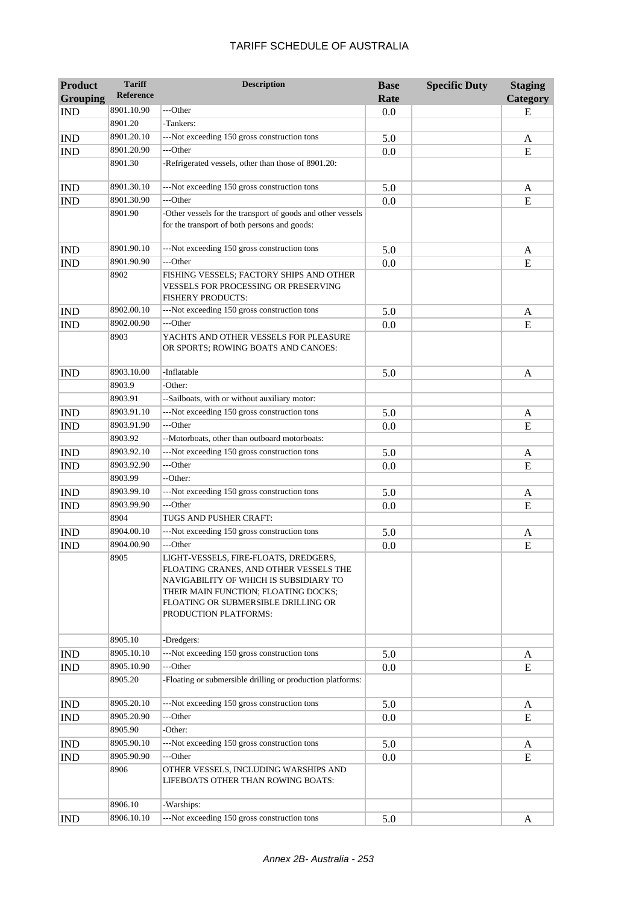# TARIFF SCHEDULE OF AUSTRALIA

| Product Grouping | Tariff Reference | Description | Base Rate | Specific Duty | Staging Category |
|---|---|---|---|---|---|
| IND | 8901.10.90 | ---Other | 0.0 | | E |
| | 8901.20 | -Tankers: | | | |
| IND | 8901.20.10 | ---Not exceeding 150 gross construction tons | 5.0 | | A |
| IND | 8901.20.90 | ---Other | 0.0 | | E |
| | 8901.30 | -Refrigerated vessels, other than those of 8901.20: | | | |
| IND | 8901.30.10 | ---Not exceeding 150 gross construction tons | 5.0 | | A |
| IND | 8901.30.90 | ---Other | 0.0 | | E |
| | 8901.90 | -Other vessels for the transport of goods and other vessels for the transport of both persons and goods: | | | |
| IND | 8901.90.10 | ---Not exceeding 150 gross construction tons | 5.0 | | A |
| IND | 8901.90.90 | ---Other | 0.0 | | E |
| | 8902 | FISHING VESSELS; FACTORY SHIPS AND OTHER VESSELS FOR PROCESSING OR PRESERVING FISHERY PRODUCTS: | | | |
| IND | 8902.00.10 | ---Not exceeding 150 gross construction tons | 5.0 | | A |
| IND | 8902.00.90 | ---Other | 0.0 | | E |
| | 8903 | YACHTS AND OTHER VESSELS FOR PLEASURE OR SPORTS; ROWING BOATS AND CANOES: | | | |
| IND | 8903.10.00 | -Inflatable | 5.0 | | A |
| | 8903.9 | -Other: | | | |
| | 8903.91 | --Sailboats, with or without auxiliary motor: | | | |
| IND | 8903.91.10 | ---Not exceeding 150 gross construction tons | 5.0 | | A |
| IND | 8903.91.90 | ---Other | 0.0 | | E |
| | 8903.92 | --Motorboats, other than outboard motorboats: | | | |
| IND | 8903.92.10 | ---Not exceeding 150 gross construction tons | 5.0 | | A |
| IND | 8903.92.90 | ---Other | 0.0 | | E |
| | 8903.99 | --Other: | | | |
| IND | 8903.99.10 | ---Not exceeding 150 gross construction tons | 5.0 | | A |
| IND | 8903.99.90 | ---Other | 0.0 | | E |
| | 8904 | TUGS AND PUSHER CRAFT: | | | |
| IND | 8904.00.10 | ---Not exceeding 150 gross construction tons | 5.0 | | A |
| IND | 8904.00.90 | ---Other | 0.0 | | E |
| | 8905 | LIGHT-VESSELS, FIRE-FLOATS, DREDGERS, FLOATING CRANES, AND OTHER VESSELS THE NAVIGABILITY OF WHICH IS SUBSIDIARY TO THEIR MAIN FUNCTION; FLOATING DOCKS; FLOATING OR SUBMERSIBLE DRILLING OR PRODUCTION PLATFORMS: | | | |
| | 8905.10 | -Dredgers: | | | |
| IND | 8905.10.10 | ---Not exceeding 150 gross construction tons | 5.0 | | A |
| IND | 8905.10.90 | ---Other | 0.0 | | E |
| | 8905.20 | -Floating or submersible drilling or production platforms: | | | |
| IND | 8905.20.10 | ---Not exceeding 150 gross construction tons | 5.0 | | A |
| IND | 8905.20.90 | ---Other | 0.0 | | E |
| | 8905.90 | -Other: | | | |
| IND | 8905.90.10 | ---Not exceeding 150 gross construction tons | 5.0 | | A |
| IND | 8905.90.90 | ---Other | 0.0 | | E |
| | 8906 | OTHER VESSELS, INCLUDING WARSHIPS AND LIFEBOATS OTHER THAN ROWING BOATS: | | | |
| | 8906.10 | -Warships: | | | |
| IND | 8906.10.10 | ---Not exceeding 150 gross construction tons | 5.0 | | A |

*Annex 2B- Australia - 253*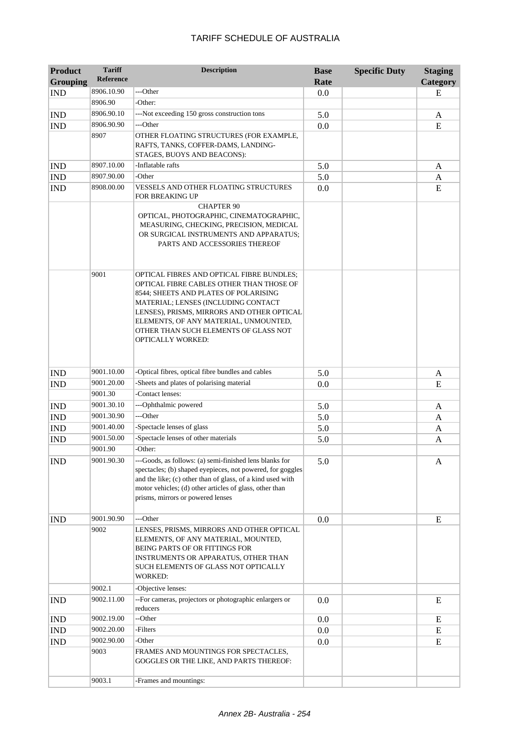# TARIFF SCHEDULE OF AUSTRALIA

| Product Grouping | Tariff Reference | Description | Base Rate | Specific Duty | Staging Category |
|---|---|---|---|---|---|
| IND | 8906.10.90 | ---Other | 0.0 | | E |
| | 8906.90 | -Other: | | | |
| IND | 8906.90.10 | ---Not exceeding 150 gross construction tons | 5.0 | | A |
| IND | 8906.90.90 | ---Other | 0.0 | | E |
| | 8907 | OTHER FLOATING STRUCTURES (FOR EXAMPLE, RAFTS, TANKS, COFFER-DAMS, LANDING-STAGES, BUOYS AND BEACONS): | | | |
| IND | 8907.10.00 | -Inflatable rafts | 5.0 | | A |
| IND | 8907.90.00 | -Other | 5.0 | | A |
| IND | 8908.00.00 | VESSELS AND OTHER FLOATING STRUCTURES FOR BREAKING UP | 0.0 | | E |
| | | CHAPTER 90 OPTICAL, PHOTOGRAPHIC, CINEMATOGRAPHIC, MEASURING, CHECKING, PRECISION, MEDICAL OR SURGICAL INSTRUMENTS AND APPARATUS; PARTS AND ACCESSORIES THEREOF | | | |
| | 9001 | OPTICAL FIBRES AND OPTICAL FIBRE BUNDLES; OPTICAL FIBRE CABLES OTHER THAN THOSE OF 8544; SHEETS AND PLATES OF POLARISING MATERIAL; LENSES (INCLUDING CONTACT LENSES), PRISMS, MIRRORS AND OTHER OPTICAL ELEMENTS, OF ANY MATERIAL, UNMOUNTED, OTHER THAN SUCH ELEMENTS OF GLASS NOT OPTICALLY WORKED: | | | |
| IND | 9001.10.00 | -Optical fibres, optical fibre bundles and cables | 5.0 | | A |
| IND | 9001.20.00 | -Sheets and plates of polarising material | 0.0 | | E |
| | 9001.30 | -Contact lenses: | | | |
| IND | 9001.30.10 | ---Ophthalmic powered | 5.0 | | A |
| IND | 9001.30.90 | ---Other | 5.0 | | A |
| IND | 9001.40.00 | -Spectacle lenses of glass | 5.0 | | A |
| IND | 9001.50.00 | -Spectacle lenses of other materials | 5.0 | | A |
| | 9001.90 | -Other: | | | |
| IND | 9001.90.30 | ---Goods, as follows: (a) semi-finished lens blanks for spectacles; (b) shaped eyepieces, not powered, for goggles and the like; (c) other than of glass, of a kind used with motor vehicles; (d) other articles of glass, other than prisms, mirrors or powered lenses | 5.0 | | A |
| IND | 9001.90.90 | ---Other | 0.0 | | E |
| | 9002 | LENSES, PRISMS, MIRRORS AND OTHER OPTICAL ELEMENTS, OF ANY MATERIAL, MOUNTED, BEING PARTS OF OR FITTINGS FOR INSTRUMENTS OR APPARATUS, OTHER THAN SUCH ELEMENTS OF GLASS NOT OPTICALLY WORKED: | | | |
| | 9002.1 | -Objective lenses: | | | |
| IND | 9002.11.00 | --For cameras, projectors or photographic enlargers or reducers | 0.0 | | E |
| IND | 9002.19.00 | --Other | 0.0 | | E |
| IND | 9002.20.00 | -Filters | 0.0 | | E |
| IND | 9002.90.00 | -Other | 0.0 | | E |
| | 9003 | FRAMES AND MOUNTINGS FOR SPECTACLES, GOGGLES OR THE LIKE, AND PARTS THEREOF: | | | |
| | 9003.1 | -Frames and mountings: | | | |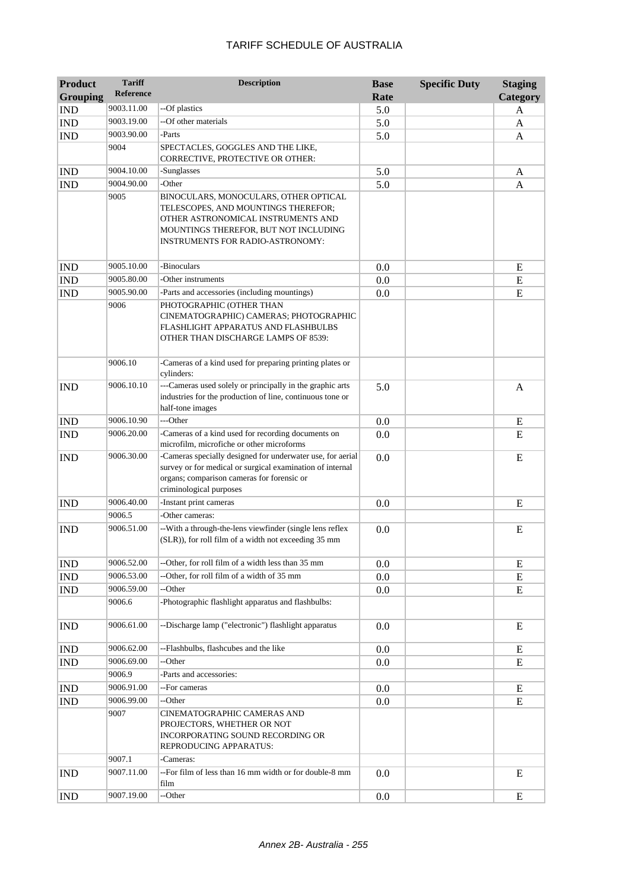# TARIFF SCHEDULE OF AUSTRALIA

| Product Grouping | Tariff Reference | Description | Base Rate | Specific Duty | Staging Category |
|---|---|---|---|---|---|
| IND | 9003.11.00 | --Of plastics | 5.0 | | A |
| IND | 9003.19.00 | --Of other materials | 5.0 | | A |
| IND | 9003.90.00 | -Parts | 5.0 | | A |
| | 9004 | SPECTACLES, GOGGLES AND THE LIKE, CORRECTIVE, PROTECTIVE OR OTHER: | | | |
| IND | 9004.10.00 | -Sunglasses | 5.0 | | A |
| IND | 9004.90.00 | -Other | 5.0 | | A |
| | 9005 | BINOCULARS, MONOCULARS, OTHER OPTICAL TELESCOPES, AND MOUNTINGS THEREFOR; OTHER ASTRONOMICAL INSTRUMENTS AND MOUNTINGS THEREFOR, BUT NOT INCLUDING INSTRUMENTS FOR RADIO-ASTRONOMY: | | | |
| IND | 9005.10.00 | -Binoculars | 0.0 | | E |
| IND | 9005.80.00 | -Other instruments | 0.0 | | E |
| IND | 9005.90.00 | -Parts and accessories (including mountings) | 0.0 | | E |
| | 9006 | PHOTOGRAPHIC (OTHER THAN CINEMATOGRAPHIC) CAMERAS; PHOTOGRAPHIC FLASHLIGHT APPARATUS AND FLASHBULBS OTHER THAN DISCHARGE LAMPS OF 8539: | | | |
| | 9006.10 | -Cameras of a kind used for preparing printing plates or cylinders: | | | |
| IND | 9006.10.10 | ---Cameras used solely or principally in the graphic arts industries for the production of line, continuous tone or half-tone images | 5.0 | | A |
| IND | 9006.10.90 | ---Other | 0.0 | | E |
| IND | 9006.20.00 | -Cameras of a kind used for recording documents on microfilm, microfiche or other microforms | 0.0 | | E |
| IND | 9006.30.00 | -Cameras specially designed for underwater use, for aerial survey or for medical or surgical examination of internal organs; comparison cameras for forensic or criminological purposes | 0.0 | | E |
| IND | 9006.40.00 | -Instant print cameras | 0.0 | | E |
| | 9006.5 | -Other cameras: | | | |
| IND | 9006.51.00 | --With a through-the-lens viewfinder (single lens reflex (SLR)), for roll film of a width not exceeding 35 mm | 0.0 | | E |
| IND | 9006.52.00 | --Other, for roll film of a width less than 35 mm | 0.0 | | E |
| IND | 9006.53.00 | --Other, for roll film of a width of 35 mm | 0.0 | | E |
| IND | 9006.59.00 | --Other | 0.0 | | E |
| | 9006.6 | -Photographic flashlight apparatus and flashbulbs: | | | |
| IND | 9006.61.00 | --Discharge lamp ("electronic") flashlight apparatus | 0.0 | | E |
| IND | 9006.62.00 | --Flashbulbs, flashcubes and the like | 0.0 | | E |
| IND | 9006.69.00 | --Other | 0.0 | | E |
| | 9006.9 | -Parts and accessories: | | | |
| IND | 9006.91.00 | --For cameras | 0.0 | | E |
| IND | 9006.99.00 | --Other | 0.0 | | E |
| | 9007 | CINEMATOGRAPHIC CAMERAS AND PROJECTORS, WHETHER OR NOT INCORPORATING SOUND RECORDING OR REPRODUCING APPARATUS: | | | |
| | 9007.1 | -Cameras: | | | |
| IND | 9007.11.00 | --For film of less than 16 mm width or for double-8 mm film | 0.0 | | E |
| IND | 9007.19.00 | --Other | 0.0 | | E |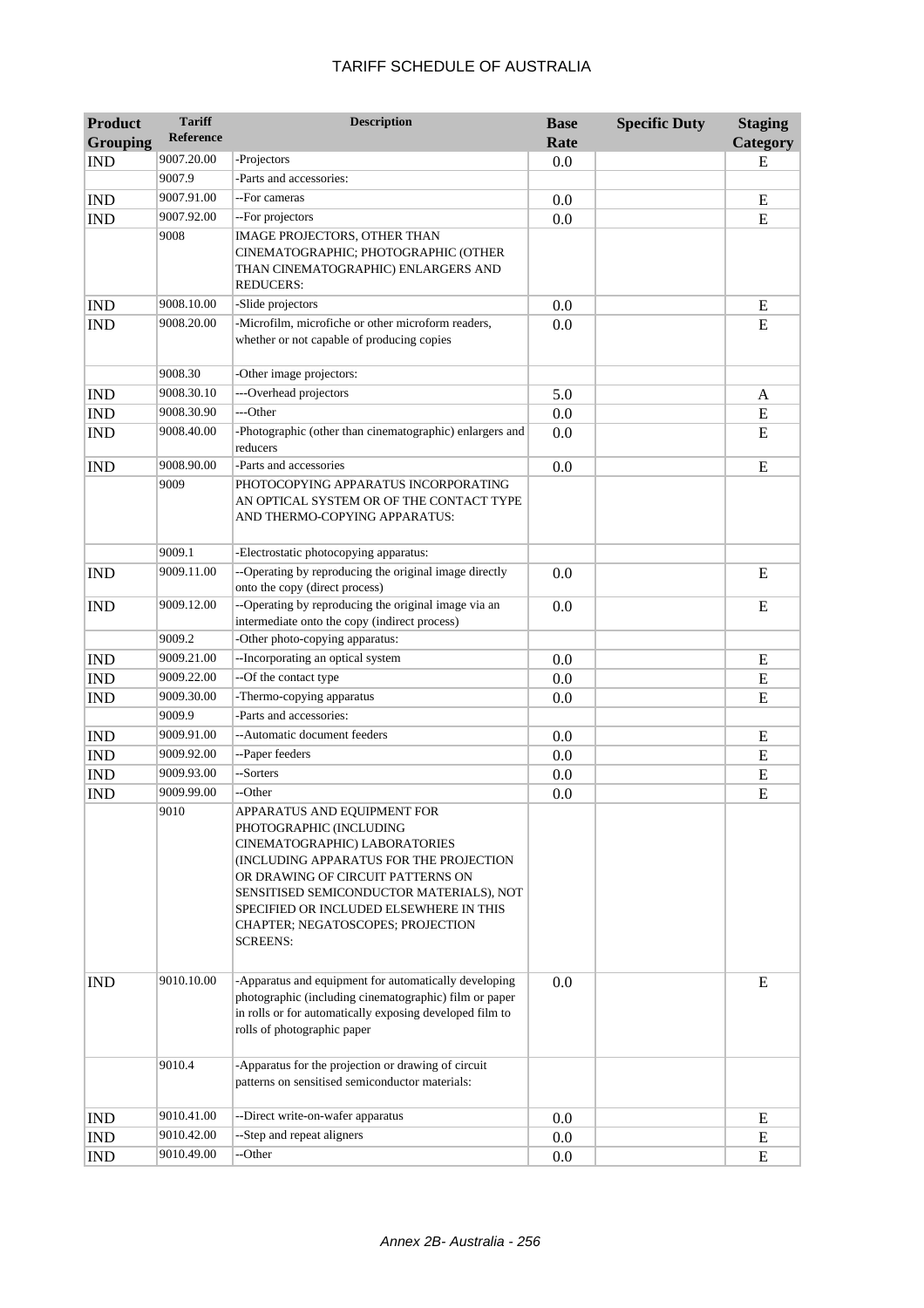# TARIFF SCHEDULE OF AUSTRALIA

| Product Grouping | Tariff Reference | Description | Base Rate | Specific Duty | Staging Category |
|---|---|---|---|---|---|
| IND | 9007.20.00 | -Projectors | 0.0 | | E |
| | 9007.9 | -Parts and accessories: | | | |
| IND | 9007.91.00 | --For cameras | 0.0 | | E |
| IND | 9007.92.00 | --For projectors | 0.0 | | E |
| | 9008 | IMAGE PROJECTORS, OTHER THAN CINEMATOGRAPHIC; PHOTOGRAPHIC (OTHER THAN CINEMATOGRAPHIC) ENLARGERS AND REDUCERS: | | | |
| IND | 9008.10.00 | -Slide projectors | 0.0 | | E |
| IND | 9008.20.00 | -Microfilm, microfiche or other microform readers, whether or not capable of producing copies | 0.0 | | E |
| | 9008.30 | -Other image projectors: | | | |
| IND | 9008.30.10 | ---Overhead projectors | 5.0 | | A |
| IND | 9008.30.90 | ---Other | 0.0 | | E |
| IND | 9008.40.00 | -Photographic (other than cinematographic) enlargers and reducers | 0.0 | | E |
| IND | 9008.90.00 | -Parts and accessories | 0.0 | | E |
| | 9009 | PHOTOCOPYING APPARATUS INCORPORATING AN OPTICAL SYSTEM OR OF THE CONTACT TYPE AND THERMO-COPYING APPARATUS: | | | |
| | 9009.1 | -Electrostatic photocopying apparatus: | | | |
| IND | 9009.11.00 | --Operating by reproducing the original image directly onto the copy (direct process) | 0.0 | | E |
| IND | 9009.12.00 | --Operating by reproducing the original image via an intermediate onto the copy (indirect process) | 0.0 | | E |
| | 9009.2 | -Other photo-copying apparatus: | | | |
| IND | 9009.21.00 | --Incorporating an optical system | 0.0 | | E |
| IND | 9009.22.00 | --Of the contact type | 0.0 | | E |
| IND | 9009.30.00 | -Thermo-copying apparatus | 0.0 | | E |
| | 9009.9 | -Parts and accessories: | | | |
| IND | 9009.91.00 | --Automatic document feeders | 0.0 | | E |
| IND | 9009.92.00 | --Paper feeders | 0.0 | | E |
| IND | 9009.93.00 | --Sorters | 0.0 | | E |
| IND | 9009.99.00 | --Other | 0.0 | | E |
| | 9010 | APPARATUS AND EQUIPMENT FOR PHOTOGRAPHIC (INCLUDING CINEMATOGRAPHIC) LABORATORIES (INCLUDING APPARATUS FOR THE PROJECTION OR DRAWING OF CIRCUIT PATTERNS ON SENSITISED SEMICONDUCTOR MATERIALS), NOT SPECIFIED OR INCLUDED ELSEWHERE IN THIS CHAPTER; NEGATOSCOPES; PROJECTION SCREENS: | | | |
| IND | 9010.10.00 | -Apparatus and equipment for automatically developing photographic (including cinematographic) film or paper in rolls or for automatically exposing developed film to rolls of photographic paper | 0.0 | | E |
| | 9010.4 | -Apparatus for the projection or drawing of circuit patterns on sensitised semiconductor materials: | | | |
| IND | 9010.41.00 | --Direct write-on-wafer apparatus | 0.0 | | E |
| IND | 9010.42.00 | --Step and repeat aligners | 0.0 | | E |
| IND | 9010.49.00 | --Other | 0.0 | | E |

*Annex 2B- Australia - 256*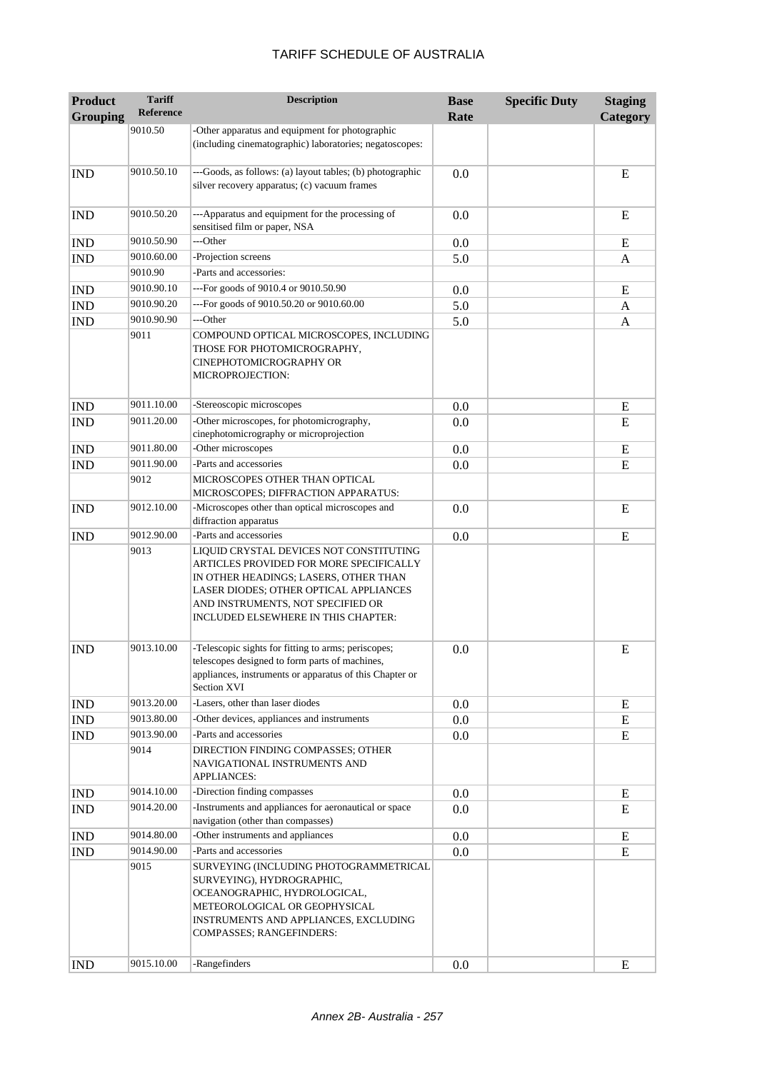# TARIFF SCHEDULE OF AUSTRALIA

| Product Grouping | Tariff Reference | Description | Base Rate | Specific Duty | Staging Category |
|---|---|---|---|---|---|
| | 9010.50 | -Other apparatus and equipment for photographic (including cinematographic) laboratories; negatoscopes: | | | |
| IND | 9010.50.10 | ---Goods, as follows: (a) layout tables; (b) photographic silver recovery apparatus; (c) vacuum frames | 0.0 | | E |
| IND | 9010.50.20 | ---Apparatus and equipment for the processing of sensitised film or paper, NSA | 0.0 | | E |
| IND | 9010.50.90 | ---Other | 0.0 | | E |
| IND | 9010.60.00 | -Projection screens | 5.0 | | A |
| | 9010.90 | -Parts and accessories: | | | |
| IND | 9010.90.10 | ---For goods of 9010.4 or 9010.50.90 | 0.0 | | E |
| IND | 9010.90.20 | ---For goods of 9010.50.20 or 9010.60.00 | 5.0 | | A |
| IND | 9010.90.90 | ---Other | 5.0 | | A |
| | 9011 | COMPOUND OPTICAL MICROSCOPES, INCLUDING THOSE FOR PHOTOMICROGRAPHY, CINEPHOTOMICROGRAPHY OR MICROPROJECTION: | | | |
| IND | 9011.10.00 | -Stereoscopic microscopes | 0.0 | | E |
| IND | 9011.20.00 | -Other microscopes, for photomicrography, cinephotomicrography or microprojection | 0.0 | | E |
| IND | 9011.80.00 | -Other microscopes | 0.0 | | E |
| IND | 9011.90.00 | -Parts and accessories | 0.0 | | E |
| | 9012 | MICROSCOPES OTHER THAN OPTICAL MICROSCOPES; DIFFRACTION APPARATUS: | | | |
| IND | 9012.10.00 | -Microscopes other than optical microscopes and diffraction apparatus | 0.0 | | E |
| IND | 9012.90.00 | -Parts and accessories | 0.0 | | E |
| | 9013 | LIQUID CRYSTAL DEVICES NOT CONSTITUTING ARTICLES PROVIDED FOR MORE SPECIFICALLY IN OTHER HEADINGS; LASERS, OTHER THAN LASER DIODES; OTHER OPTICAL APPLIANCES AND INSTRUMENTS, NOT SPECIFIED OR INCLUDED ELSEWHERE IN THIS CHAPTER: | | | |
| IND | 9013.10.00 | -Telescopic sights for fitting to arms; periscopes; telescopes designed to form parts of machines, appliances, instruments or apparatus of this Chapter or Section XVI | 0.0 | | E |
| IND | 9013.20.00 | -Lasers, other than laser diodes | 0.0 | | E |
| IND | 9013.80.00 | -Other devices, appliances and instruments | 0.0 | | E |
| IND | 9013.90.00 | -Parts and accessories | 0.0 | | E |
| | 9014 | DIRECTION FINDING COMPASSES; OTHER NAVIGATIONAL INSTRUMENTS AND APPLIANCES: | | | |
| IND | 9014.10.00 | -Direction finding compasses | 0.0 | | E |
| IND | 9014.20.00 | -Instruments and appliances for aeronautical or space navigation (other than compasses) | 0.0 | | E |
| IND | 9014.80.00 | -Other instruments and appliances | 0.0 | | E |
| IND | 9014.90.00 | -Parts and accessories | 0.0 | | E |
| | 9015 | SURVEYING (INCLUDING PHOTOGRAMMETRICAL SURVEYING), HYDROGRAPHIC, OCEANOGRAPHIC, HYDROLOGICAL, METEOROLOGICAL OR GEOPHYSICAL INSTRUMENTS AND APPLIANCES, EXCLUDING COMPASSES; RANGEFINDERS: | | | |
| IND | 9015.10.00 | -Rangefinders | 0.0 | | E |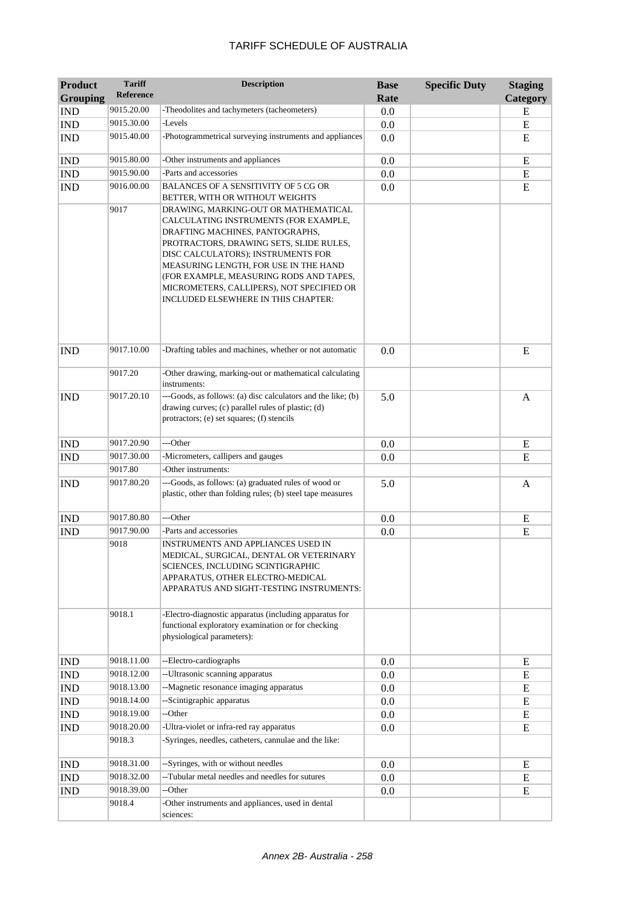# TARIFF SCHEDULE OF AUSTRALIA

| Product Grouping | Tariff Reference | Description | Base Rate | Specific Duty | Staging Category |
|---|---|---|---|---|---|
| IND | 9015.20.00 | -Theodolites and tachymeters (tacheometers) | 0.0 | | E |
| IND | 9015.30.00 | -Levels | 0.0 | | E |
| IND | 9015.40.00 | -Photogrammetrical surveying instruments and appliances | 0.0 | | E |
| IND | 9015.80.00 | -Other instruments and appliances | 0.0 | | E |
| IND | 9015.90.00 | -Parts and accessories | 0.0 | | E |
| IND | 9016.00.00 | BALANCES OF A SENSITIVITY OF 5 CG OR BETTER, WITH OR WITHOUT WEIGHTS | 0.0 | | E |
| | 9017 | DRAWING, MARKING-OUT OR MATHEMATICAL CALCULATING INSTRUMENTS (FOR EXAMPLE, DRAFTING MACHINES, PANTOGRAPHS, PROTRACTORS, DRAWING SETS, SLIDE RULES, DISC CALCULATORS); INSTRUMENTS FOR MEASURING LENGTH, FOR USE IN THE HAND (FOR EXAMPLE, MEASURING RODS AND TAPES, MICROMETERS, CALLIPERS), NOT SPECIFIED OR INCLUDED ELSEWHERE IN THIS CHAPTER: | | | |
| IND | 9017.10.00 | -Drafting tables and machines, whether or not automatic | 0.0 | | E |
| | 9017.20 | -Other drawing, marking-out or mathematical calculating instruments: | | | |
| IND | 9017.20.10 | ---Goods, as follows: (a) disc calculators and the like; (b) drawing curves; (c) parallel rules of plastic; (d) protractors; (e) set squares; (f) stencils | 5.0 | | A |
| IND | 9017.20.90 | ---Other | 0.0 | | E |
| IND | 9017.30.00 | -Micrometers, callipers and gauges | 0.0 | | E |
| | 9017.80 | -Other instruments: | | | |
| IND | 9017.80.20 | ---Goods, as follows: (a) graduated rules of wood or plastic, other than folding rules; (b) steel tape measures | 5.0 | | A |
| IND | 9017.80.80 | ---Other | 0.0 | | E |
| IND | 9017.90.00 | -Parts and accessories | 0.0 | | E |
| | 9018 | INSTRUMENTS AND APPLIANCES USED IN MEDICAL, SURGICAL, DENTAL OR VETERINARY SCIENCES, INCLUDING SCINTIGRAPHIC APPARATUS, OTHER ELECTRO-MEDICAL APPARATUS AND SIGHT-TESTING INSTRUMENTS: | | | |
| | 9018.1 | -Electro-diagnostic apparatus (including apparatus for functional exploratory examination or for checking physiological parameters): | | | |
| IND | 9018.11.00 | --Electro-cardiographs | 0.0 | | E |
| IND | 9018.12.00 | --Ultrasonic scanning apparatus | 0.0 | | E |
| IND | 9018.13.00 | --Magnetic resonance imaging apparatus | 0.0 | | E |
| IND | 9018.14.00 | --Scintigraphic apparatus | 0.0 | | E |
| IND | 9018.19.00 | --Other | 0.0 | | E |
| IND | 9018.20.00 | -Ultra-violet or infra-red ray apparatus | 0.0 | | E |
| | 9018.3 | -Syringes, needles, catheters, cannulae and the like: | | | |
| IND | 9018.31.00 | --Syringes, with or without needles | 0.0 | | E |
| IND | 9018.32.00 | --Tubular metal needles and needles for sutures | 0.0 | | E |
| IND | 9018.39.00 | --Other | 0.0 | | E |
| | 9018.4 | -Other instruments and appliances, used in dental sciences: | | | |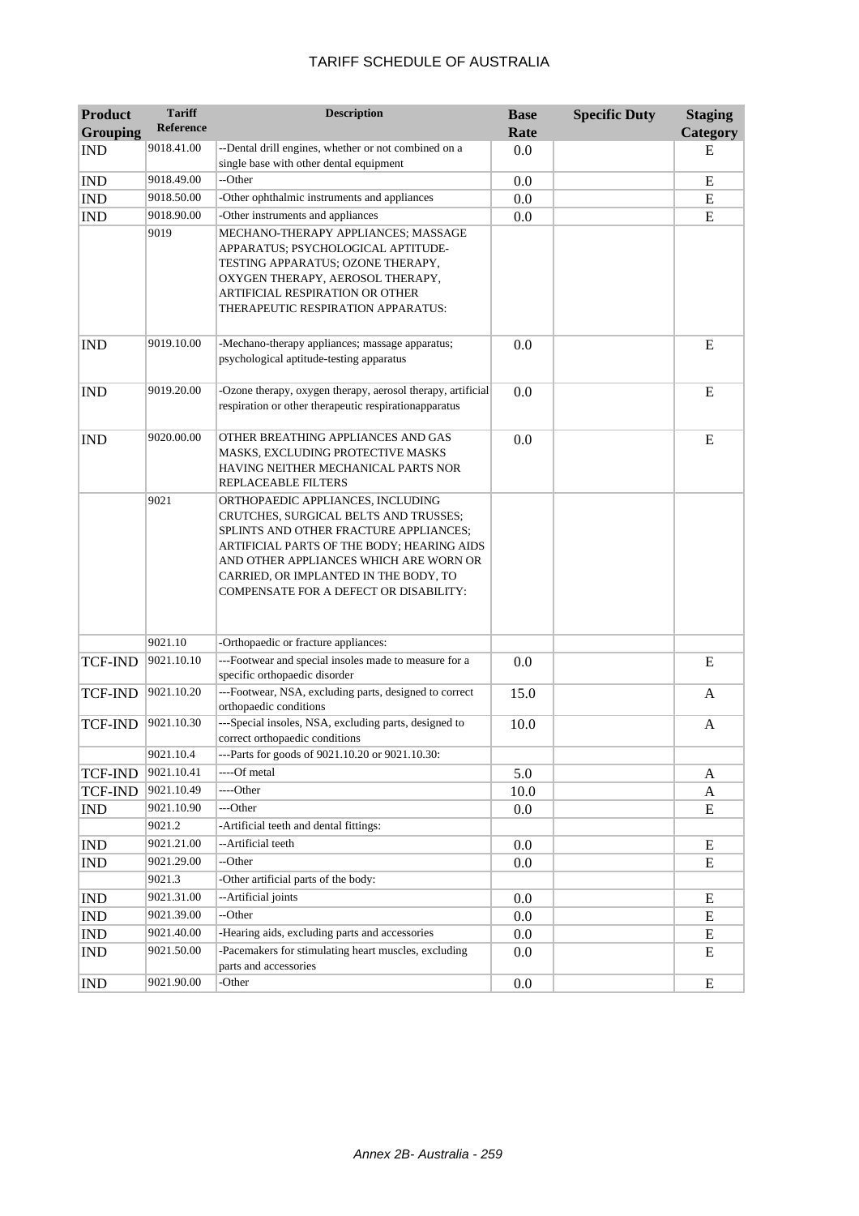| Product Grouping | Tariff Reference | Description | Base Rate | Specific Duty | Staging Category |
|---|---|---|---|---|---|
| IND | 9018.41.00 | --Dental drill engines, whether or not combined on a single base with other dental equipment | 0.0 | | E |
| IND | 9018.49.00 | --Other | 0.0 | | E |
| IND | 9018.50.00 | -Other ophthalmic instruments and appliances | 0.0 | | E |
| IND | 9018.90.00 | -Other instruments and appliances | 0.0 | | E |
| | 9019 | MECHANO-THERAPY APPLIANCES; MASSAGE APPARATUS; PSYCHOLOGICAL APTITUDE-TESTING APPARATUS; OZONE THERAPY, OXYGEN THERAPY, AEROSOL THERAPY, ARTIFICIAL RESPIRATION OR OTHER THERAPEUTIC RESPIRATION APPARATUS: | | | |
| IND | 9019.10.00 | -Mechano-therapy appliances; massage apparatus; psychological aptitude-testing apparatus | 0.0 | | E |
| IND | 9019.20.00 | -Ozone therapy, oxygen therapy, aerosol therapy, artificial respiration or other therapeutic respirationapparatus | 0.0 | | E |
| IND | 9020.00.00 | OTHER BREATHING APPLIANCES AND GAS MASKS, EXCLUDING PROTECTIVE MASKS HAVING NEITHER MECHANICAL PARTS NOR REPLACEABLE FILTERS | 0.0 | | E |
| | 9021 | ORTHOPAEDIC APPLIANCES, INCLUDING CRUTCHES, SURGICAL BELTS AND TRUSSES; SPLINTS AND OTHER FRACTURE APPLIANCES; ARTIFICIAL PARTS OF THE BODY; HEARING AIDS AND OTHER APPLIANCES WHICH ARE WORN OR CARRIED, OR IMPLANTED IN THE BODY, TO COMPENSATE FOR A DEFECT OR DISABILITY: | | | |
| | 9021.10 | -Orthopaedic or fracture appliances: | | | |
| TCF-IND | 9021.10.10 | ---Footwear and special insoles made to measure for a specific orthopaedic disorder | 0.0 | | E |
| TCF-IND | 9021.10.20 | ---Footwear, NSA, excluding parts, designed to correct orthopaedic conditions | 15.0 | | A |
| TCF-IND | 9021.10.30 | ---Special insoles, NSA, excluding parts, designed to correct orthopaedic conditions | 10.0 | | A |
| | 9021.10.4 | ---Parts for goods of 9021.10.20 or 9021.10.30: | | | |
| TCF-IND | 9021.10.41 | ----Of metal | 5.0 | | A |
| TCF-IND | 9021.10.49 | ----Other | 10.0 | | A |
| IND | 9021.10.90 | ---Other | 0.0 | | E |
| | 9021.2 | -Artificial teeth and dental fittings: | | | |
| IND | 9021.21.00 | --Artificial teeth | 0.0 | | E |
| IND | 9021.29.00 | --Other | 0.0 | | E |
| | 9021.3 | -Other artificial parts of the body: | | | |
| IND | 9021.31.00 | --Artificial joints | 0.0 | | E |
| IND | 9021.39.00 | --Other | 0.0 | | E |
| IND | 9021.40.00 | -Hearing aids, excluding parts and accessories | 0.0 | | E |
| IND | 9021.50.00 | -Pacemakers for stimulating heart muscles, excluding parts and accessories | 0.0 | | E |
| IND | 9021.90.00 | -Other | 0.0 | | E |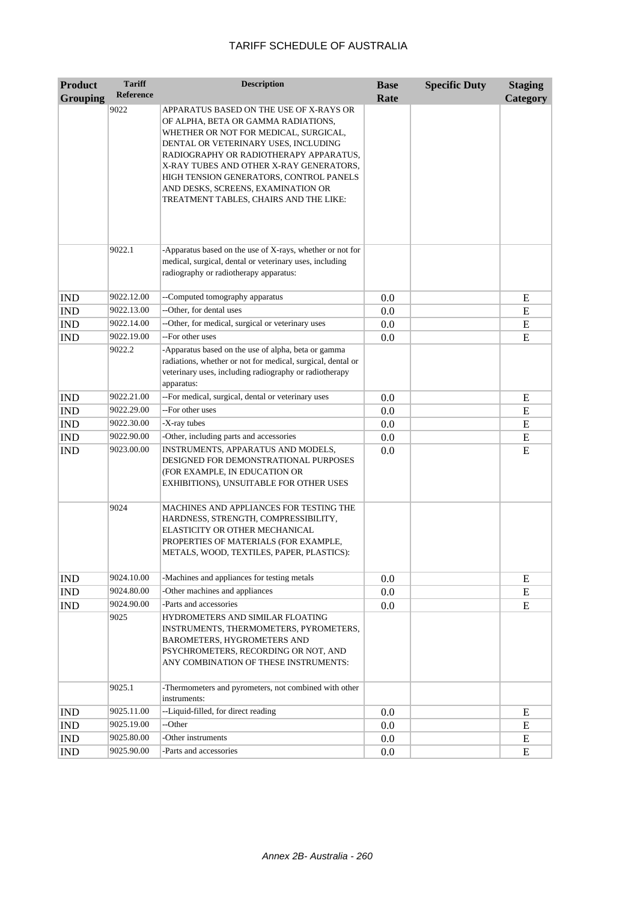# TARIFF SCHEDULE OF AUSTRALIA

| Product Grouping | Tariff Reference | Description | Base Rate | Specific Duty | Staging Category |
|---|---|---|---|---|---|
| | 9022 | APPARATUS BASED ON THE USE OF X-RAYS OR OF ALPHA, BETA OR GAMMA RADIATIONS, WHETHER OR NOT FOR MEDICAL, SURGICAL, DENTAL OR VETERINARY USES, INCLUDING RADIOGRAPHY OR RADIOTHERAPY APPARATUS, X-RAY TUBES AND OTHER X-RAY GENERATORS, HIGH TENSION GENERATORS, CONTROL PANELS AND DESKS, SCREENS, EXAMINATION OR TREATMENT TABLES, CHAIRS AND THE LIKE: | | | |
| | 9022.1 | -Apparatus based on the use of X-rays, whether or not for medical, surgical, dental or veterinary uses, including radiography or radiotherapy apparatus: | | | |
| IND | 9022.12.00 | --Computed tomography apparatus | 0.0 | | E |
| IND | 9022.13.00 | --Other, for dental uses | 0.0 | | E |
| IND | 9022.14.00 | --Other, for medical, surgical or veterinary uses | 0.0 | | E |
| IND | 9022.19.00 | --For other uses | 0.0 | | E |
| | 9022.2 | -Apparatus based on the use of alpha, beta or gamma radiations, whether or not for medical, surgical, dental or veterinary uses, including radiography or radiotherapy apparatus: | | | |
| IND | 9022.21.00 | --For medical, surgical, dental or veterinary uses | 0.0 | | E |
| IND | 9022.29.00 | --For other uses | 0.0 | | E |
| IND | 9022.30.00 | -X-ray tubes | 0.0 | | E |
| IND | 9022.90.00 | -Other, including parts and accessories | 0.0 | | E |
| IND | 9023.00.00 | INSTRUMENTS, APPARATUS AND MODELS, DESIGNED FOR DEMONSTRATIONAL PURPOSES (FOR EXAMPLE, IN EDUCATION OR EXHIBITIONS), UNSUITABLE FOR OTHER USES | 0.0 | | E |
| | 9024 | MACHINES AND APPLIANCES FOR TESTING THE HARDNESS, STRENGTH, COMPRESSIBILITY, ELASTICITY OR OTHER MECHANICAL PROPERTIES OF MATERIALS (FOR EXAMPLE, METALS, WOOD, TEXTILES, PAPER, PLASTICS): | | | |
| IND | 9024.10.00 | -Machines and appliances for testing metals | 0.0 | | E |
| IND | 9024.80.00 | -Other machines and appliances | 0.0 | | E |
| IND | 9024.90.00 | -Parts and accessories | 0.0 | | E |
| | 9025 | HYDROMETERS AND SIMILAR FLOATING INSTRUMENTS, THERMOMETERS, PYROMETERS, BAROMETERS, HYGROMETERS AND PSYCHROMETERS, RECORDING OR NOT, AND ANY COMBINATION OF THESE INSTRUMENTS: | | | |
| | 9025.1 | -Thermometers and pyrometers, not combined with other instruments: | | | |
| IND | 9025.11.00 | --Liquid-filled, for direct reading | 0.0 | | E |
| IND | 9025.19.00 | --Other | 0.0 | | E |
| IND | 9025.80.00 | -Other instruments | 0.0 | | E |
| IND | 9025.90.00 | -Parts and accessories | 0.0 | | E |

*Annex 2B- Australia - 260*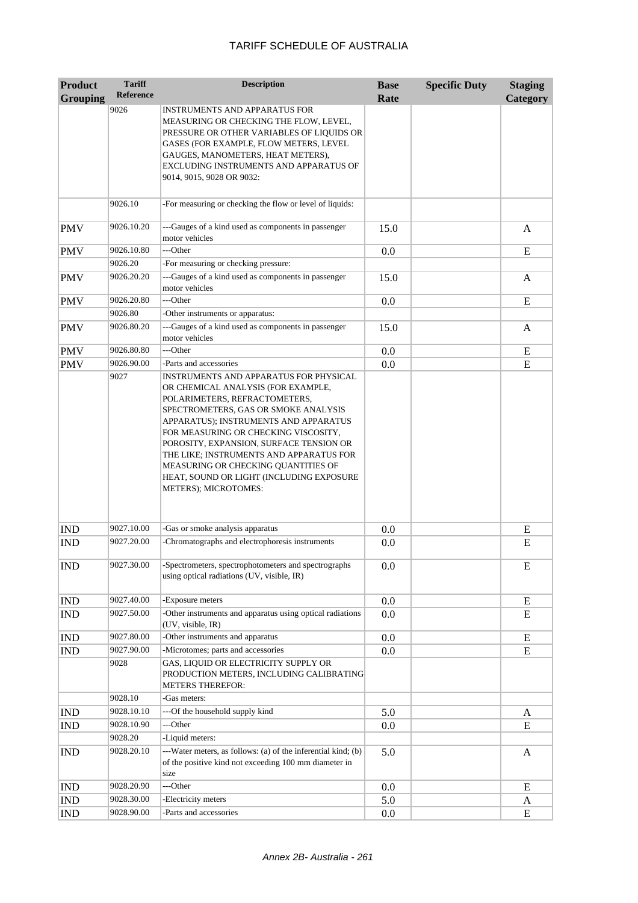| Product Grouping | Tariff Reference | Description | Base Rate | Specific Duty | Staging Category |
|---|---|---|---|---|---|
| | 9026 | INSTRUMENTS AND APPARATUS FOR MEASURING OR CHECKING THE FLOW, LEVEL, PRESSURE OR OTHER VARIABLES OF LIQUIDS OR GASES (FOR EXAMPLE, FLOW METERS, LEVEL GAUGES, MANOMETERS, HEAT METERS), EXCLUDING INSTRUMENTS AND APPARATUS OF 9014, 9015, 9028 OR 9032: | | | |
| | 9026.10 | -For measuring or checking the flow or level of liquids: | | | |
| PMV | 9026.10.20 | ---Gauges of a kind used as components in passenger motor vehicles | 15.0 | | A |
| PMV | 9026.10.80 | ---Other | 0.0 | | E |
| | 9026.20 | -For measuring or checking pressure: | | | |
| PMV | 9026.20.20 | ---Gauges of a kind used as components in passenger motor vehicles | 15.0 | | A |
| PMV | 9026.20.80 | ---Other | 0.0 | | E |
| | 9026.80 | -Other instruments or apparatus: | | | |
| PMV | 9026.80.20 | ---Gauges of a kind used as components in passenger motor vehicles | 15.0 | | A |
| PMV | 9026.80.80 | ---Other | 0.0 | | E |
| PMV | 9026.90.00 | -Parts and accessories | 0.0 | | E |
| | 9027 | INSTRUMENTS AND APPARATUS FOR PHYSICAL OR CHEMICAL ANALYSIS (FOR EXAMPLE, POLARIMETERS, REFRACTOMETERS, SPECTROMETERS, GAS OR SMOKE ANALYSIS APPARATUS); INSTRUMENTS AND APPARATUS FOR MEASURING OR CHECKING VISCOSITY, POROSITY, EXPANSION, SURFACE TENSION OR THE LIKE; INSTRUMENTS AND APPARATUS FOR MEASURING OR CHECKING QUANTITIES OF HEAT, SOUND OR LIGHT (INCLUDING EXPOSURE METERS); MICROTOMES: | | | |
| IND | 9027.10.00 | -Gas or smoke analysis apparatus | 0.0 | | E |
| IND | 9027.20.00 | -Chromatographs and electrophoresis instruments | 0.0 | | E |
| IND | 9027.30.00 | -Spectrometers, spectrophotometers and spectrographs using optical radiations (UV, visible, IR) | 0.0 | | E |
| IND | 9027.40.00 | -Exposure meters | 0.0 | | E |
| IND | 9027.50.00 | -Other instruments and apparatus using optical radiations (UV, visible, IR) | 0.0 | | E |
| IND | 9027.80.00 | -Other instruments and apparatus | 0.0 | | E |
| IND | 9027.90.00 | -Microtomes; parts and accessories | 0.0 | | E |
| | 9028 | GAS, LIQUID OR ELECTRICITY SUPPLY OR PRODUCTION METERS, INCLUDING CALIBRATING METERS THEREFOR: | | | |
| | 9028.10 | -Gas meters: | | | |
| IND | 9028.10.10 | ---Of the household supply kind | 5.0 | | A |
| IND | 9028.10.90 | ---Other | 0.0 | | E |
| | 9028.20 | -Liquid meters: | | | |
| IND | 9028.20.10 | ---Water meters, as follows: (a) of the inferential kind; (b) of the positive kind not exceeding 100 mm diameter in size | 5.0 | | A |
| IND | 9028.20.90 | ---Other | 0.0 | | E |
| IND | 9028.30.00 | -Electricity meters | 5.0 | | A |
| IND | 9028.90.00 | -Parts and accessories | 0.0 | | E |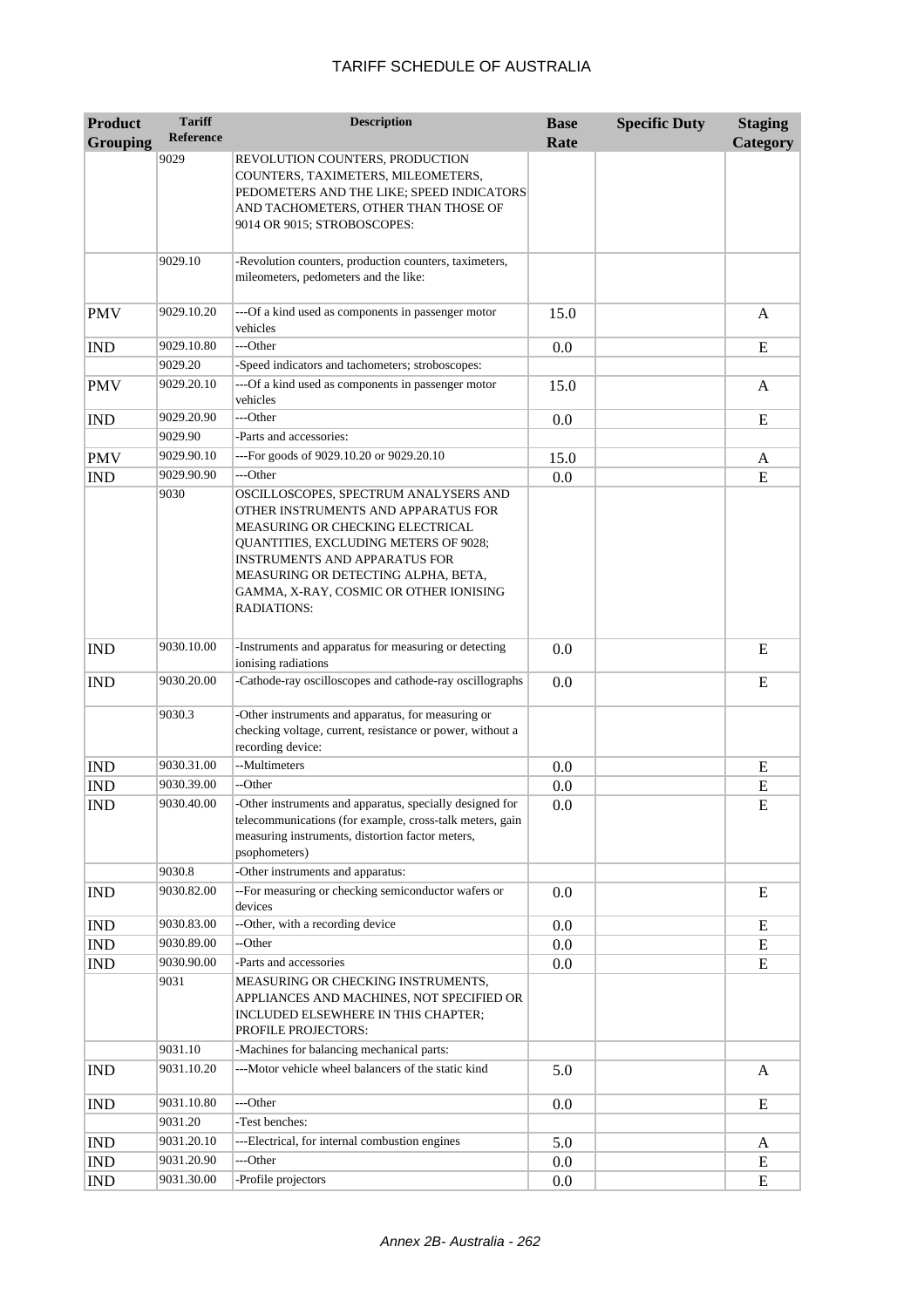# TARIFF SCHEDULE OF AUSTRALIA

| Product Grouping | Tariff Reference | Description | Base Rate | Specific Duty | Staging Category |
|---|---|---|---|---|---|
| | 9029 | REVOLUTION COUNTERS, PRODUCTION COUNTERS, TAXIMETERS, MILEOMETERS, PEDOMETERS AND THE LIKE; SPEED INDICATORS AND TACHOMETERS, OTHER THAN THOSE OF 9014 OR 9015; STROBOSCOPES: | | | |
| | 9029.10 | -Revolution counters, production counters, taximeters, mileometers, pedometers and the like: | | | |
| PMV | 9029.10.20 | ---Of a kind used as components in passenger motor vehicles | 15.0 | | A |
| IND | 9029.10.80 | ---Other | 0.0 | | E |
| | 9029.20 | -Speed indicators and tachometers; stroboscopes: | | | |
| PMV | 9029.20.10 | ---Of a kind used as components in passenger motor vehicles | 15.0 | | A |
| IND | 9029.20.90 | ---Other | 0.0 | | E |
| | 9029.90 | -Parts and accessories: | | | |
| PMV | 9029.90.10 | ---For goods of 9029.10.20 or 9029.20.10 | 15.0 | | A |
| IND | 9029.90.90 | ---Other | 0.0 | | E |
| | 9030 | OSCILLOSCOPES, SPECTRUM ANALYSERS AND OTHER INSTRUMENTS AND APPARATUS FOR MEASURING OR CHECKING ELECTRICAL QUANTITIES, EXCLUDING METERS OF 9028; INSTRUMENTS AND APPARATUS FOR MEASURING OR DETECTING ALPHA, BETA, GAMMA, X-RAY, COSMIC OR OTHER IONISING RADIATIONS: | | | |
| IND | 9030.10.00 | -Instruments and apparatus for measuring or detecting ionising radiations | 0.0 | | E |
| IND | 9030.20.00 | -Cathode-ray oscilloscopes and cathode-ray oscillographs | 0.0 | | E |
| | 9030.3 | -Other instruments and apparatus, for measuring or checking voltage, current, resistance or power, without a recording device: | | | |
| IND | 9030.31.00 | --Multimeters | 0.0 | | E |
| IND | 9030.39.00 | --Other | 0.0 | | E |
| IND | 9030.40.00 | -Other instruments and apparatus, specially designed for telecommunications (for example, cross-talk meters, gain measuring instruments, distortion factor meters, psophometers) | 0.0 | | E |
| | 9030.8 | -Other instruments and apparatus: | | | |
| IND | 9030.82.00 | --For measuring or checking semiconductor wafers or devices | 0.0 | | E |
| IND | 9030.83.00 | --Other, with a recording device | 0.0 | | E |
| IND | 9030.89.00 | --Other | 0.0 | | E |
| IND | 9030.90.00 | -Parts and accessories | 0.0 | | E |
| | 9031 | MEASURING OR CHECKING INSTRUMENTS, APPLIANCES AND MACHINES, NOT SPECIFIED OR INCLUDED ELSEWHERE IN THIS CHAPTER; PROFILE PROJECTORS: | | | |
| | 9031.10 | -Machines for balancing mechanical parts: | | | |
| IND | 9031.10.20 | ---Motor vehicle wheel balancers of the static kind | 5.0 | | A |
| IND | 9031.10.80 | ---Other | 0.0 | | E |
| | 9031.20 | -Test benches: | | | |
| IND | 9031.20.10 | ---Electrical, for internal combustion engines | 5.0 | | A |
| IND | 9031.20.90 | ---Other | 0.0 | | E |
| IND | 9031.30.00 | -Profile projectors | 0.0 | | E |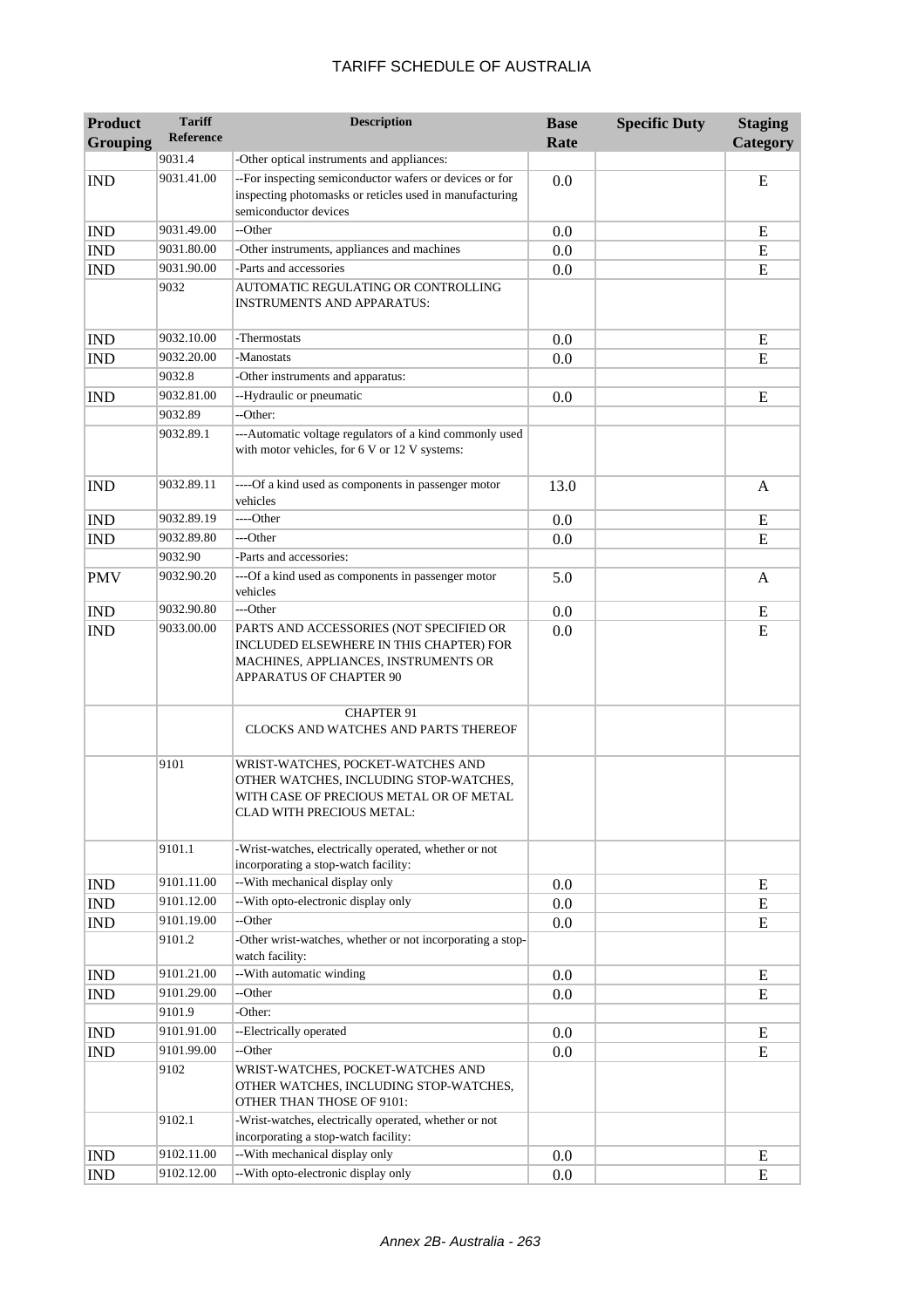| Product Grouping | Tariff Reference | Description | Base Rate | Specific Duty | Staging Category |
|---|---|---|---|---|---|
| | 9031.4 | -Other optical instruments and appliances: | | | |
| IND | 9031.41.00 | --For inspecting semiconductor wafers or devices or for inspecting photomasks or reticles used in manufacturing semiconductor devices | 0.0 | | E |
| IND | 9031.49.00 | --Other | 0.0 | | E |
| IND | 9031.80.00 | -Other instruments, appliances and machines | 0.0 | | E |
| IND | 9031.90.00 | -Parts and accessories | 0.0 | | E |
| | 9032 | AUTOMATIC REGULATING OR CONTROLLING INSTRUMENTS AND APPARATUS: | | | |
| IND | 9032.10.00 | -Thermostats | 0.0 | | E |
| IND | 9032.20.00 | -Manostats | 0.0 | | E |
| | 9032.8 | -Other instruments and apparatus: | | | |
| IND | 9032.81.00 | --Hydraulic or pneumatic | 0.0 | | E |
| | 9032.89 | --Other: | | | |
| | 9032.89.1 | ---Automatic voltage regulators of a kind commonly used with motor vehicles, for 6 V or 12 V systems: | | | |
| IND | 9032.89.11 | ----Of a kind used as components in passenger motor vehicles | 13.0 | | A |
| IND | 9032.89.19 | ----Other | 0.0 | | E |
| IND | 9032.89.80 | ---Other | 0.0 | | E |
| | 9032.90 | -Parts and accessories: | | | |
| PMV | 9032.90.20 | ---Of a kind used as components in passenger motor vehicles | 5.0 | | A |
| IND | 9032.90.80 | ---Other | 0.0 | | E |
| IND | 9033.00.00 | PARTS AND ACCESSORIES (NOT SPECIFIED OR INCLUDED ELSEWHERE IN THIS CHAPTER) FOR MACHINES, APPLIANCES, INSTRUMENTS OR APPARATUS OF CHAPTER 90 | 0.0 | | E |
| | | CHAPTER 91<br>CLOCKS AND WATCHES AND PARTS THEREOF | | | |
| | 9101 | WRIST-WATCHES, POCKET-WATCHES AND OTHER WATCHES, INCLUDING STOP-WATCHES, WITH CASE OF PRECIOUS METAL OR OF METAL CLAD WITH PRECIOUS METAL: | | | |
| | 9101.1 | -Wrist-watches, electrically operated, whether or not incorporating a stop-watch facility: | | | |
| IND | 9101.11.00 | --With mechanical display only | 0.0 | | E |
| IND | 9101.12.00 | --With opto-electronic display only | 0.0 | | E |
| IND | 9101.19.00 | --Other | 0.0 | | E |
| | 9101.2 | -Other wrist-watches, whether or not incorporating a stop-watch facility: | | | |
| IND | 9101.21.00 | --With automatic winding | 0.0 | | E |
| IND | 9101.29.00 | --Other | 0.0 | | E |
| | 9101.9 | -Other: | | | |
| IND | 9101.91.00 | --Electrically operated | 0.0 | | E |
| IND | 9101.99.00 | --Other | 0.0 | | E |
| | 9102 | WRIST-WATCHES, POCKET-WATCHES AND OTHER WATCHES, INCLUDING STOP-WATCHES, OTHER THAN THOSE OF 9101: | | | |
| | 9102.1 | -Wrist-watches, electrically operated, whether or not incorporating a stop-watch facility: | | | |
| IND | 9102.11.00 | --With mechanical display only | 0.0 | | E |
| IND | 9102.12.00 | --With opto-electronic display only | 0.0 | | E |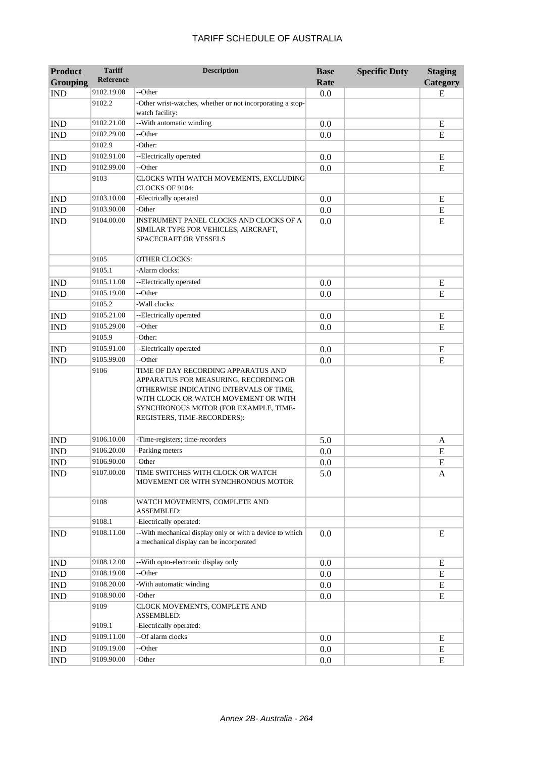| Product Grouping | Tariff Reference | Description | Base Rate | Specific Duty | Staging Category |
|---|---|---|---|---|---|
| IND | 9102.19.00 | --Other | 0.0 | | E |
| | 9102.2 | -Other wrist-watches, whether or not incorporating a stop-watch facility: | | | |
| IND | 9102.21.00 | --With automatic winding | 0.0 | | E |
| IND | 9102.29.00 | --Other | 0.0 | | E |
| | 9102.9 | -Other: | | | |
| IND | 9102.91.00 | --Electrically operated | 0.0 | | E |
| IND | 9102.99.00 | --Other | 0.0 | | E |
| | 9103 | CLOCKS WITH WATCH MOVEMENTS, EXCLUDING CLOCKS OF 9104: | | | |
| IND | 9103.10.00 | -Electrically operated | 0.0 | | E |
| IND | 9103.90.00 | -Other | 0.0 | | E |
| IND | 9104.00.00 | INSTRUMENT PANEL CLOCKS AND CLOCKS OF A SIMILAR TYPE FOR VEHICLES, AIRCRAFT, SPACECRAFT OR VESSELS | 0.0 | | E |
| | 9105 | OTHER CLOCKS: | | | |
| | 9105.1 | -Alarm clocks: | | | |
| IND | 9105.11.00 | --Electrically operated | 0.0 | | E |
| IND | 9105.19.00 | --Other | 0.0 | | E |
| | 9105.2 | -Wall clocks: | | | |
| IND | 9105.21.00 | --Electrically operated | 0.0 | | E |
| IND | 9105.29.00 | --Other | 0.0 | | E |
| | 9105.9 | -Other: | | | |
| IND | 9105.91.00 | --Electrically operated | 0.0 | | E |
| IND | 9105.99.00 | --Other | 0.0 | | E |
| | 9106 | TIME OF DAY RECORDING APPARATUS AND APPARATUS FOR MEASURING, RECORDING OR OTHERWISE INDICATING INTERVALS OF TIME, WITH CLOCK OR WATCH MOVEMENT OR WITH SYNCHRONOUS MOTOR (FOR EXAMPLE, TIME-REGISTERS, TIME-RECORDERS): | | | |
| IND | 9106.10.00 | -Time-registers; time-recorders | 5.0 | | A |
| IND | 9106.20.00 | -Parking meters | 0.0 | | E |
| IND | 9106.90.00 | -Other | 0.0 | | E |
| IND | 9107.00.00 | TIME SWITCHES WITH CLOCK OR WATCH MOVEMENT OR WITH SYNCHRONOUS MOTOR | 5.0 | | A |
| | 9108 | WATCH MOVEMENTS, COMPLETE AND ASSEMBLED: | | | |
| | 9108.1 | -Electrically operated: | | | |
| IND | 9108.11.00 | --With mechanical display only or with a device to which a mechanical display can be incorporated | 0.0 | | E |
| IND | 9108.12.00 | --With opto-electronic display only | 0.0 | | E |
| IND | 9108.19.00 | --Other | 0.0 | | E |
| IND | 9108.20.00 | -With automatic winding | 0.0 | | E |
| IND | 9108.90.00 | -Other | 0.0 | | E |
| | 9109 | CLOCK MOVEMENTS, COMPLETE AND ASSEMBLED: | | | |
| | 9109.1 | -Electrically operated: | | | |
| IND | 9109.11.00 | --Of alarm clocks | 0.0 | | E |
| IND | 9109.19.00 | --Other | 0.0 | | E |
| IND | 9109.90.00 | -Other | 0.0 | | E |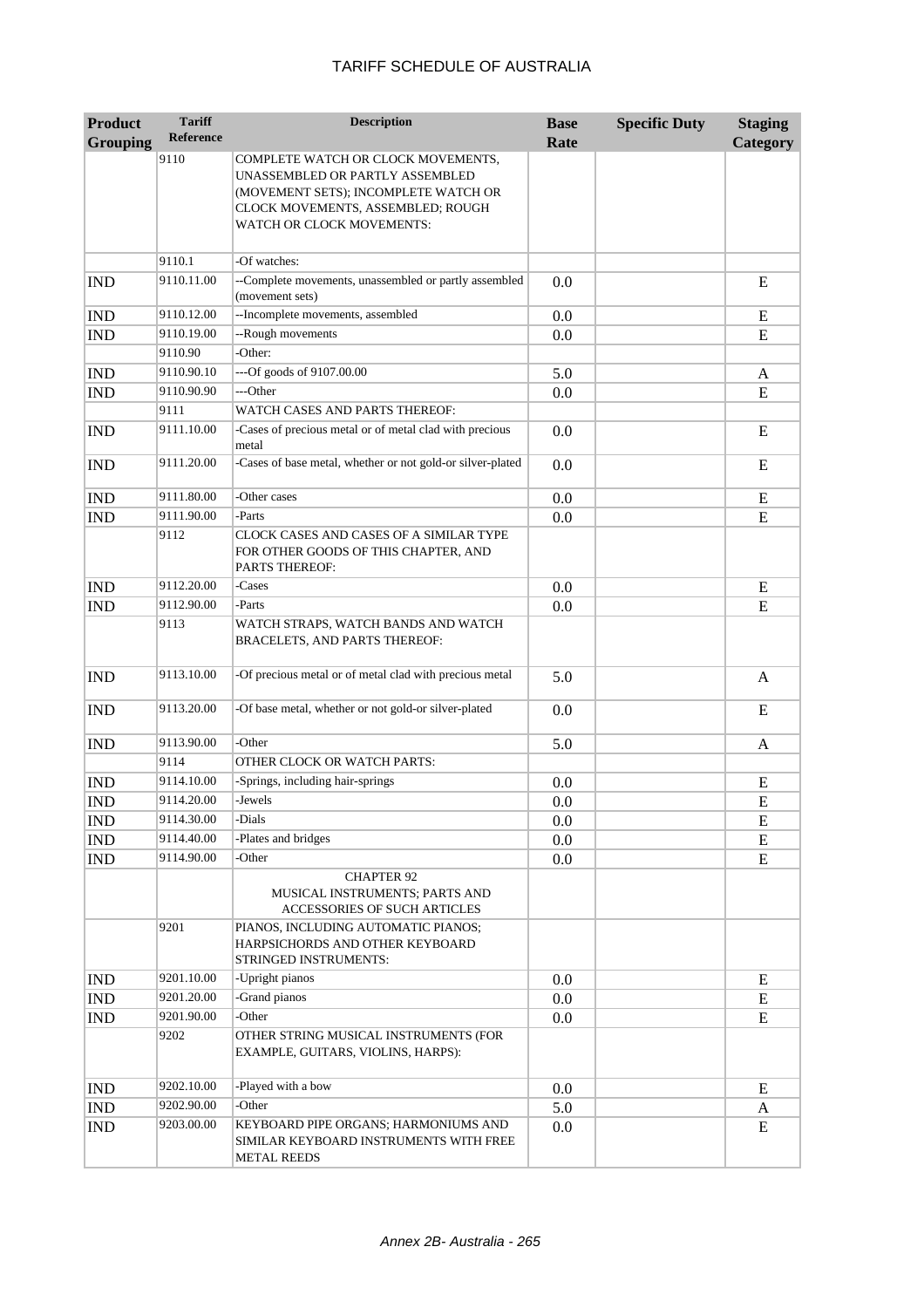| Product Grouping | Tariff Reference | Description | Base Rate | Specific Duty | Staging Category |
|---|---|---|---|---|---|
| | 9110 | COMPLETE WATCH OR CLOCK MOVEMENTS, UNASSEMBLED OR PARTLY ASSEMBLED (MOVEMENT SETS); INCOMPLETE WATCH OR CLOCK MOVEMENTS, ASSEMBLED; ROUGH WATCH OR CLOCK MOVEMENTS: | | | |
| | 9110.1 | -Of watches: | | | |
| IND | 9110.11.00 | --Complete movements, unassembled or partly assembled (movement sets) | 0.0 | | E |
| IND | 9110.12.00 | --Incomplete movements, assembled | 0.0 | | E |
| IND | 9110.19.00 | --Rough movements | 0.0 | | E |
| | 9110.90 | -Other: | | | |
| IND | 9110.90.10 | ---Of goods of 9107.00.00 | 5.0 | | A |
| IND | 9110.90.90 | ---Other | 0.0 | | E |
| | 9111 | WATCH CASES AND PARTS THEREOF: | | | |
| IND | 9111.10.00 | -Cases of precious metal or of metal clad with precious metal | 0.0 | | E |
| IND | 9111.20.00 | -Cases of base metal, whether or not gold-or silver-plated | 0.0 | | E |
| IND | 9111.80.00 | -Other cases | 0.0 | | E |
| IND | 9111.90.00 | -Parts | 0.0 | | E |
| | 9112 | CLOCK CASES AND CASES OF A SIMILAR TYPE FOR OTHER GOODS OF THIS CHAPTER, AND PARTS THEREOF: | | | |
| IND | 9112.20.00 | -Cases | 0.0 | | E |
| IND | 9112.90.00 | -Parts | 0.0 | | E |
| | 9113 | WATCH STRAPS, WATCH BANDS AND WATCH BRACELETS, AND PARTS THEREOF: | | | |
| IND | 9113.10.00 | -Of precious metal or of metal clad with precious metal | 5.0 | | A |
| IND | 9113.20.00 | -Of base metal, whether or not gold-or silver-plated | 0.0 | | E |
| IND | 9113.90.00 | -Other | 5.0 | | A |
| | 9114 | OTHER CLOCK OR WATCH PARTS: | | | |
| IND | 9114.10.00 | -Springs, including hair-springs | 0.0 | | E |
| IND | 9114.20.00 | -Jewels | 0.0 | | E |
| IND | 9114.30.00 | -Dials | 0.0 | | E |
| IND | 9114.40.00 | -Plates and bridges | 0.0 | | E |
| IND | 9114.90.00 | -Other | 0.0 | | E |
| | | CHAPTER 92 MUSICAL INSTRUMENTS; PARTS AND ACCESSORIES OF SUCH ARTICLES | | | |
| | 9201 | PIANOS, INCLUDING AUTOMATIC PIANOS; HARPSICHORDS AND OTHER KEYBOARD STRINGED INSTRUMENTS: | | | |
| IND | 9201.10.00 | -Upright pianos | 0.0 | | E |
| IND | 9201.20.00 | -Grand pianos | 0.0 | | E |
| IND | 9201.90.00 | -Other | 0.0 | | E |
| | 9202 | OTHER STRING MUSICAL INSTRUMENTS (FOR EXAMPLE, GUITARS, VIOLINS, HARPS): | | | |
| IND | 9202.10.00 | -Played with a bow | 0.0 | | E |
| IND | 9202.90.00 | -Other | 5.0 | | A |
| IND | 9203.00.00 | KEYBOARD PIPE ORGANS; HARMONIUMS AND SIMILAR KEYBOARD INSTRUMENTS WITH FREE METAL REEDS | 0.0 | | E |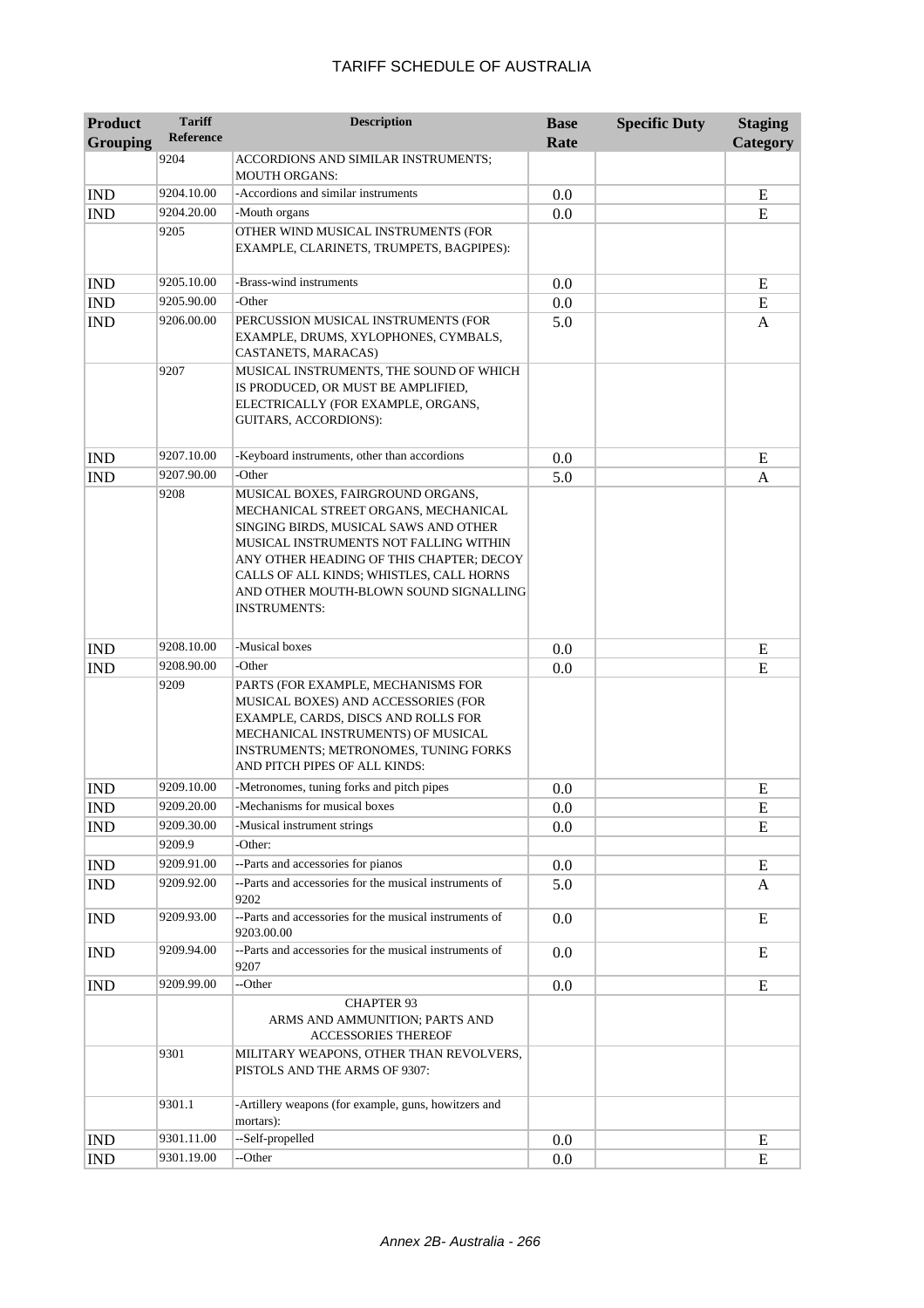# TARIFF SCHEDULE OF AUSTRALIA

| Product Grouping | Tariff Reference | Description | Base Rate | Specific Duty | Staging Category |
|---|---|---|---|---|---|
| | 9204 | ACCORDIONS AND SIMILAR INSTRUMENTS; MOUTH ORGANS: | | | |
| IND | 9204.10.00 | -Accordions and similar instruments | 0.0 | | E |
| IND | 9204.20.00 | -Mouth organs | 0.0 | | E |
| | 9205 | OTHER WIND MUSICAL INSTRUMENTS (FOR EXAMPLE, CLARINETS, TRUMPETS, BAGPIPES): | | | |
| IND | 9205.10.00 | -Brass-wind instruments | 0.0 | | E |
| IND | 9205.90.00 | -Other | 0.0 | | E |
| IND | 9206.00.00 | PERCUSSION MUSICAL INSTRUMENTS (FOR EXAMPLE, DRUMS, XYLOPHONES, CYMBALS, CASTANETS, MARACAS) | 5.0 | | A |
| | 9207 | MUSICAL INSTRUMENTS, THE SOUND OF WHICH IS PRODUCED, OR MUST BE AMPLIFIED, ELECTRICALLY (FOR EXAMPLE, ORGANS, GUITARS, ACCORDIONS): | | | |
| IND | 9207.10.00 | -Keyboard instruments, other than accordions | 0.0 | | E |
| IND | 9207.90.00 | -Other | 5.0 | | A |
| | 9208 | MUSICAL BOXES, FAIRGROUND ORGANS, MECHANICAL STREET ORGANS, MECHANICAL SINGING BIRDS, MUSICAL SAWS AND OTHER MUSICAL INSTRUMENTS NOT FALLING WITHIN ANY OTHER HEADING OF THIS CHAPTER; DECOY CALLS OF ALL KINDS; WHISTLES, CALL HORNS AND OTHER MOUTH-BLOWN SOUND SIGNALLING INSTRUMENTS: | | | |
| IND | 9208.10.00 | -Musical boxes | 0.0 | | E |
| IND | 9208.90.00 | -Other | 0.0 | | E |
| | 9209 | PARTS (FOR EXAMPLE, MECHANISMS FOR MUSICAL BOXES) AND ACCESSORIES (FOR EXAMPLE, CARDS, DISCS AND ROLLS FOR MECHANICAL INSTRUMENTS) OF MUSICAL INSTRUMENTS; METRONOMES, TUNING FORKS AND PITCH PIPES OF ALL KINDS: | | | |
| IND | 9209.10.00 | -Metronomes, tuning forks and pitch pipes | 0.0 | | E |
| IND | 9209.20.00 | -Mechanisms for musical boxes | 0.0 | | E |
| IND | 9209.30.00 | -Musical instrument strings | 0.0 | | E |
| | 9209.9 | -Other: | | | |
| IND | 9209.91.00 | --Parts and accessories for pianos | 0.0 | | E |
| IND | 9209.92.00 | --Parts and accessories for the musical instruments of 9202 | 5.0 | | A |
| IND | 9209.93.00 | --Parts and accessories for the musical instruments of 9203.00.00 | 0.0 | | E |
| IND | 9209.94.00 | --Parts and accessories for the musical instruments of 9207 | 0.0 | | E |
| IND | 9209.99.00 | --Other | 0.0 | | E |
| | | CHAPTER 93<br>ARMS AND AMMUNITION; PARTS AND ACCESSORIES THEREOF | | | |
| | 9301 | MILITARY WEAPONS, OTHER THAN REVOLVERS, PISTOLS AND THE ARMS OF 9307: | | | |
| | 9301.1 | -Artillery weapons (for example, guns, howitzers and mortars): | | | |
| IND | 9301.11.00 | --Self-propelled | 0.0 | | E |
| IND | 9301.19.00 | --Other | 0.0 | | E |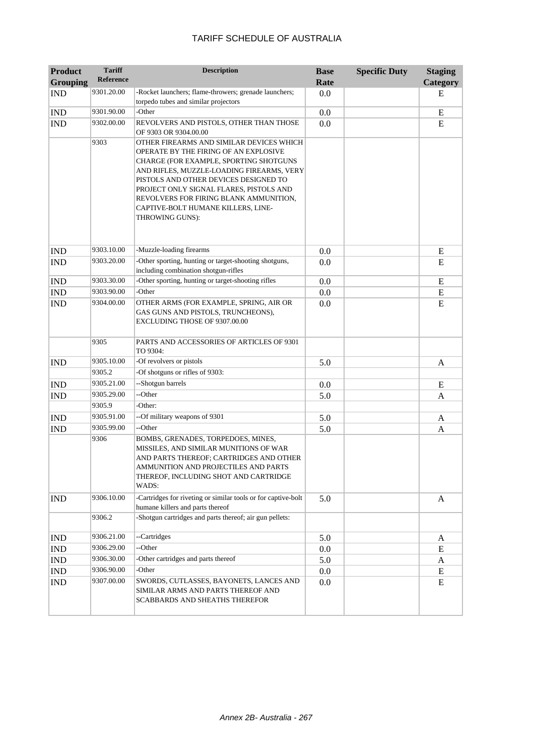# TARIFF SCHEDULE OF AUSTRALIA

| Product Grouping | Tariff Reference | Description | Base Rate | Specific Duty | Staging Category |
|---|---|---|---|---|---|
| IND | 9301.20.00 | -Rocket launchers; flame-throwers; grenade launchers; torpedo tubes and similar projectors | 0.0 | | E |
| IND | 9301.90.00 | -Other | 0.0 | | E |
| IND | 9302.00.00 | REVOLVERS AND PISTOLS, OTHER THAN THOSE OF 9303 OR 9304.00.00 | 0.0 | | E |
| | 9303 | OTHER FIREARMS AND SIMILAR DEVICES WHICH OPERATE BY THE FIRING OF AN EXPLOSIVE CHARGE (FOR EXAMPLE, SPORTING SHOTGUNS AND RIFLES, MUZZLE-LOADING FIREARMS, VERY PISTOLS AND OTHER DEVICES DESIGNED TO PROJECT ONLY SIGNAL FLARES, PISTOLS AND REVOLVERS FOR FIRING BLANK AMMUNITION, CAPTIVE-BOLT HUMANE KILLERS, LINE-THROWING GUNS): | | | |
| IND | 9303.10.00 | -Muzzle-loading firearms | 0.0 | | E |
| IND | 9303.20.00 | -Other sporting, hunting or target-shooting shotguns, including combination shotgun-rifles | 0.0 | | E |
| IND | 9303.30.00 | -Other sporting, hunting or target-shooting rifles | 0.0 | | E |
| IND | 9303.90.00 | -Other | 0.0 | | E |
| IND | 9304.00.00 | OTHER ARMS (FOR EXAMPLE, SPRING, AIR OR GAS GUNS AND PISTOLS, TRUNCHEONS), EXCLUDING THOSE OF 9307.00.00 | 0.0 | | E |
| | 9305 | PARTS AND ACCESSORIES OF ARTICLES OF 9301 TO 9304: | | | |
| IND | 9305.10.00 | -Of revolvers or pistols | 5.0 | | A |
| | 9305.2 | -Of shotguns or rifles of 9303: | | | |
| IND | 9305.21.00 | --Shotgun barrels | 0.0 | | E |
| IND | 9305.29.00 | --Other | 5.0 | | A |
| | 9305.9 | -Other: | | | |
| IND | 9305.91.00 | --Of military weapons of 9301 | 5.0 | | A |
| IND | 9305.99.00 | --Other | 5.0 | | A |
| | 9306 | BOMBS, GRENADES, TORPEDOES, MINES, MISSILES, AND SIMILAR MUNITIONS OF WAR AND PARTS THEREOF; CARTRIDGES AND OTHER AMMUNITION AND PROJECTILES AND PARTS THEREOF, INCLUDING SHOT AND CARTRIDGE WADS: | | | |
| IND | 9306.10.00 | -Cartridges for riveting or similar tools or for captive-bolt humane killers and parts thereof | 5.0 | | A |
| | 9306.2 | -Shotgun cartridges and parts thereof; air gun pellets: | | | |
| IND | 9306.21.00 | --Cartridges | 5.0 | | A |
| IND | 9306.29.00 | --Other | 0.0 | | E |
| IND | 9306.30.00 | -Other cartridges and parts thereof | 5.0 | | A |
| IND | 9306.90.00 | -Other | 0.0 | | E |
| IND | 9307.00.00 | SWORDS, CUTLASSES, BAYONETS, LANCES AND SIMILAR ARMS AND PARTS THEREOF AND SCABBARDS AND SHEATHS THEREFOR | 0.0 | | E |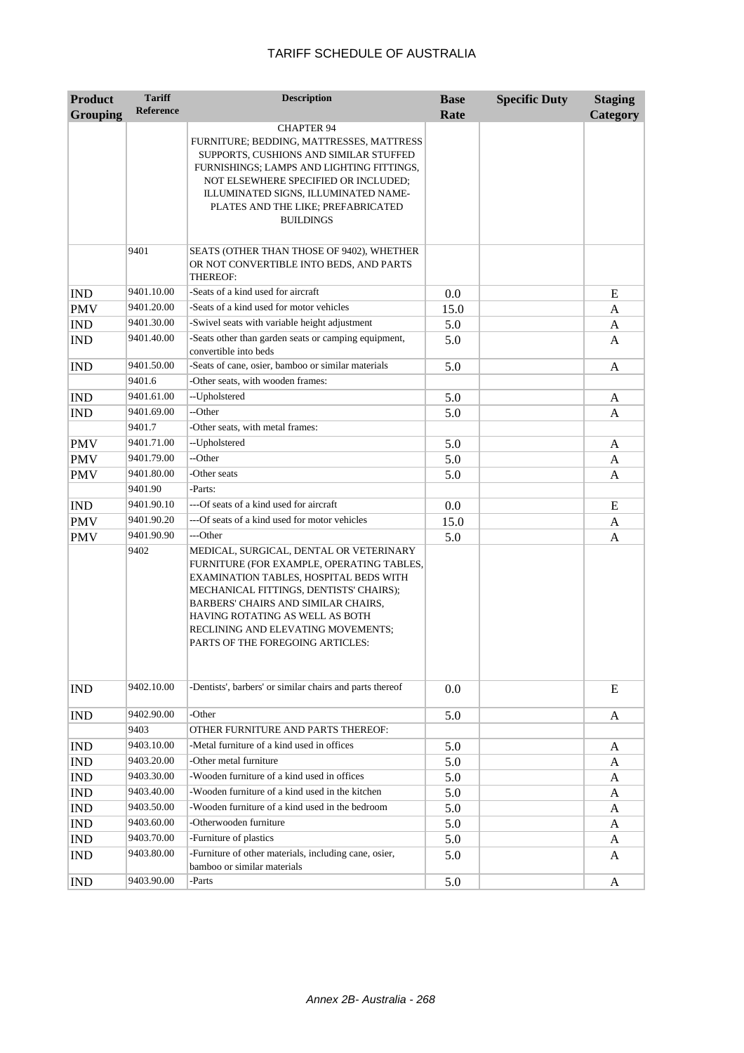| Product Grouping | Tariff Reference | Description | Base Rate | Specific Duty | Staging Category |
|---|---|---|---|---|---|
| | | CHAPTER 94 FURNITURE; BEDDING, MATTRESSES, MATTRESS SUPPORTS, CUSHIONS AND SIMILAR STUFFED FURNISHINGS; LAMPS AND LIGHTING FITTINGS, NOT ELSEWHERE SPECIFIED OR INCLUDED; ILLUMINATED SIGNS, ILLUMINATED NAME-PLATES AND THE LIKE; PREFABRICATED BUILDINGS | | | |
| | 9401 | SEATS (OTHER THAN THOSE OF 9402), WHETHER OR NOT CONVERTIBLE INTO BEDS, AND PARTS THEREOF: | | | |
| IND | 9401.10.00 | -Seats of a kind used for aircraft | 0.0 | | E |
| PMV | 9401.20.00 | -Seats of a kind used for motor vehicles | 15.0 | | A |
| IND | 9401.30.00 | -Swivel seats with variable height adjustment | 5.0 | | A |
| IND | 9401.40.00 | -Seats other than garden seats or camping equipment, convertible into beds | 5.0 | | A |
| IND | 9401.50.00 | -Seats of cane, osier, bamboo or similar materials | 5.0 | | A |
| | 9401.6 | -Other seats, with wooden frames: | | | |
| IND | 9401.61.00 | --Upholstered | 5.0 | | A |
| IND | 9401.69.00 | --Other | 5.0 | | A |
| | 9401.7 | -Other seats, with metal frames: | | | |
| PMV | 9401.71.00 | --Upholstered | 5.0 | | A |
| PMV | 9401.79.00 | --Other | 5.0 | | A |
| PMV | 9401.80.00 | -Other seats | 5.0 | | A |
| | 9401.90 | -Parts: | | | |
| IND | 9401.90.10 | ---Of seats of a kind used for aircraft | 0.0 | | E |
| PMV | 9401.90.20 | ---Of seats of a kind used for motor vehicles | 15.0 | | A |
| PMV | 9401.90.90 | ---Other | 5.0 | | A |
| | 9402 | MEDICAL, SURGICAL, DENTAL OR VETERINARY FURNITURE (FOR EXAMPLE, OPERATING TABLES, EXAMINATION TABLES, HOSPITAL BEDS WITH MECHANICAL FITTINGS, DENTISTS' CHAIRS); BARBERS' CHAIRS AND SIMILAR CHAIRS, HAVING ROTATING AS WELL AS BOTH RECLINING AND ELEVATING MOVEMENTS; PARTS OF THE FOREGOING ARTICLES: | | | |
| IND | 9402.10.00 | -Dentists', barbers' or similar chairs and parts thereof | 0.0 | | E |
| IND | 9402.90.00 | -Other | 5.0 | | A |
| | 9403 | OTHER FURNITURE AND PARTS THEREOF: | | | |
| IND | 9403.10.00 | -Metal furniture of a kind used in offices | 5.0 | | A |
| IND | 9403.20.00 | -Other metal furniture | 5.0 | | A |
| IND | 9403.30.00 | -Wooden furniture of a kind used in offices | 5.0 | | A |
| IND | 9403.40.00 | -Wooden furniture of a kind used in the kitchen | 5.0 | | A |
| IND | 9403.50.00 | -Wooden furniture of a kind used in the bedroom | 5.0 | | A |
| IND | 9403.60.00 | -Otherwooden furniture | 5.0 | | A |
| IND | 9403.70.00 | -Furniture of plastics | 5.0 | | A |
| IND | 9403.80.00 | -Furniture of other materials, including cane, osier, bamboo or similar materials | 5.0 | | A |
| IND | 9403.90.00 | -Parts | 5.0 | | A |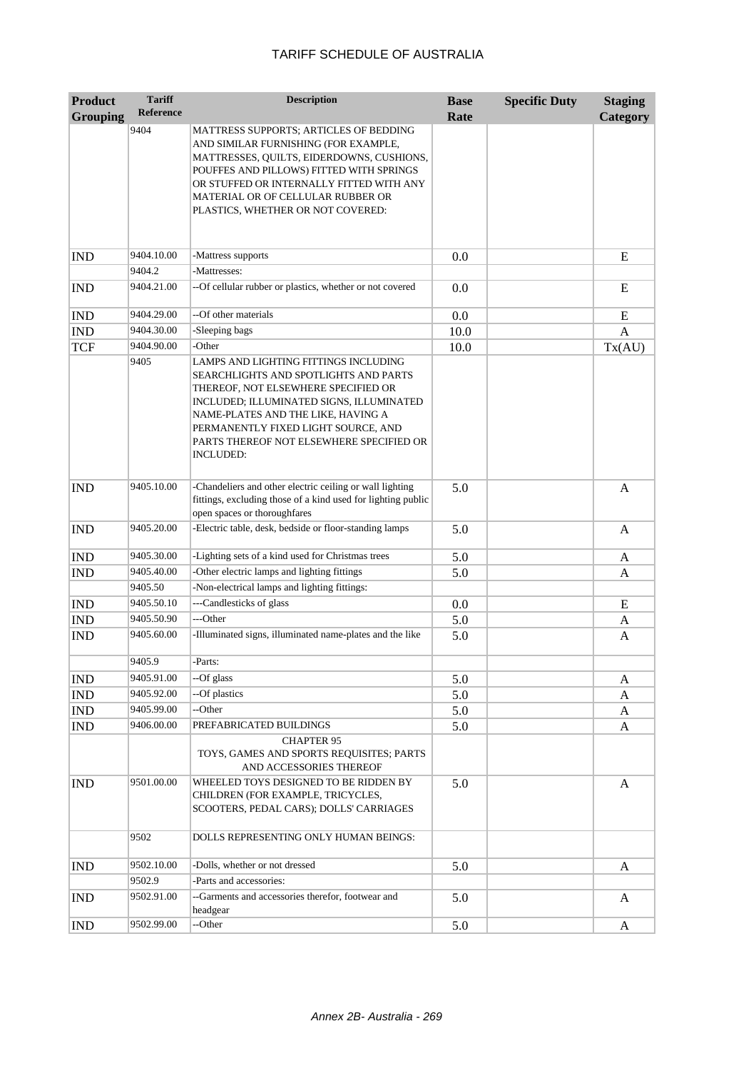# TARIFF SCHEDULE OF AUSTRALIA

| Product Grouping | Tariff Reference | Description | Base Rate | Specific Duty | Staging Category |
|---|---|---|---|---|---|
| | 9404 | MATTRESS SUPPORTS; ARTICLES OF BEDDING AND SIMILAR FURNISHING (FOR EXAMPLE, MATTRESSES, QUILTS, EIDERDOWNS, CUSHIONS, POUFFES AND PILLOWS) FITTED WITH SPRINGS OR STUFFED OR INTERNALLY FITTED WITH ANY MATERIAL OR OF CELLULAR RUBBER OR PLASTICS, WHETHER OR NOT COVERED: | | | |
| IND | 9404.10.00 | -Mattress supports | 0.0 | | E |
| | 9404.2 | -Mattresses: | | | |
| IND | 9404.21.00 | --Of cellular rubber or plastics, whether or not covered | 0.0 | | E |
| IND | 9404.29.00 | --Of other materials | 0.0 | | E |
| IND | 9404.30.00 | -Sleeping bags | 10.0 | | A |
| TCF | 9404.90.00 | -Other | 10.0 | | Tx(AU) |
| | 9405 | LAMPS AND LIGHTING FITTINGS INCLUDING SEARCHLIGHTS AND SPOTLIGHTS AND PARTS THEREOF, NOT ELSEWHERE SPECIFIED OR INCLUDED; ILLUMINATED SIGNS, ILLUMINATED NAME-PLATES AND THE LIKE, HAVING A PERMANENTLY FIXED LIGHT SOURCE, AND PARTS THEREOF NOT ELSEWHERE SPECIFIED OR INCLUDED: | | | |
| IND | 9405.10.00 | -Chandeliers and other electric ceiling or wall lighting fittings, excluding those of a kind used for lighting public open spaces or thoroughfares | 5.0 | | A |
| IND | 9405.20.00 | -Electric table, desk, bedside or floor-standing lamps | 5.0 | | A |
| IND | 9405.30.00 | -Lighting sets of a kind used for Christmas trees | 5.0 | | A |
| IND | 9405.40.00 | -Other electric lamps and lighting fittings | 5.0 | | A |
| | 9405.50 | -Non-electrical lamps and lighting fittings: | | | |
| IND | 9405.50.10 | ---Candlesticks of glass | 0.0 | | E |
| IND | 9405.50.90 | ---Other | 5.0 | | A |
| IND | 9405.60.00 | -Illuminated signs, illuminated name-plates and the like | 5.0 | | A |
| | 9405.9 | -Parts: | | | |
| IND | 9405.91.00 | --Of glass | 5.0 | | A |
| IND | 9405.92.00 | --Of plastics | 5.0 | | A |
| IND | 9405.99.00 | --Other | 5.0 | | A |
| IND | 9406.00.00 | PREFABRICATED BUILDINGS | 5.0 | | A |
| | | CHAPTER 95<br>TOYS, GAMES AND SPORTS REQUISITES; PARTS AND ACCESSORIES THEREOF | | | |
| IND | 9501.00.00 | WHEELED TOYS DESIGNED TO BE RIDDEN BY CHILDREN (FOR EXAMPLE, TRICYCLES, SCOOTERS, PEDAL CARS); DOLLS' CARRIAGES | 5.0 | | A |
| | 9502 | DOLLS REPRESENTING ONLY HUMAN BEINGS: | | | |
| IND | 9502.10.00 | -Dolls, whether or not dressed | 5.0 | | A |
| | 9502.9 | -Parts and accessories: | | | |
| IND | 9502.91.00 | --Garments and accessories therefor, footwear and headgear | 5.0 | | A |
| IND | 9502.99.00 | --Other | 5.0 | | A |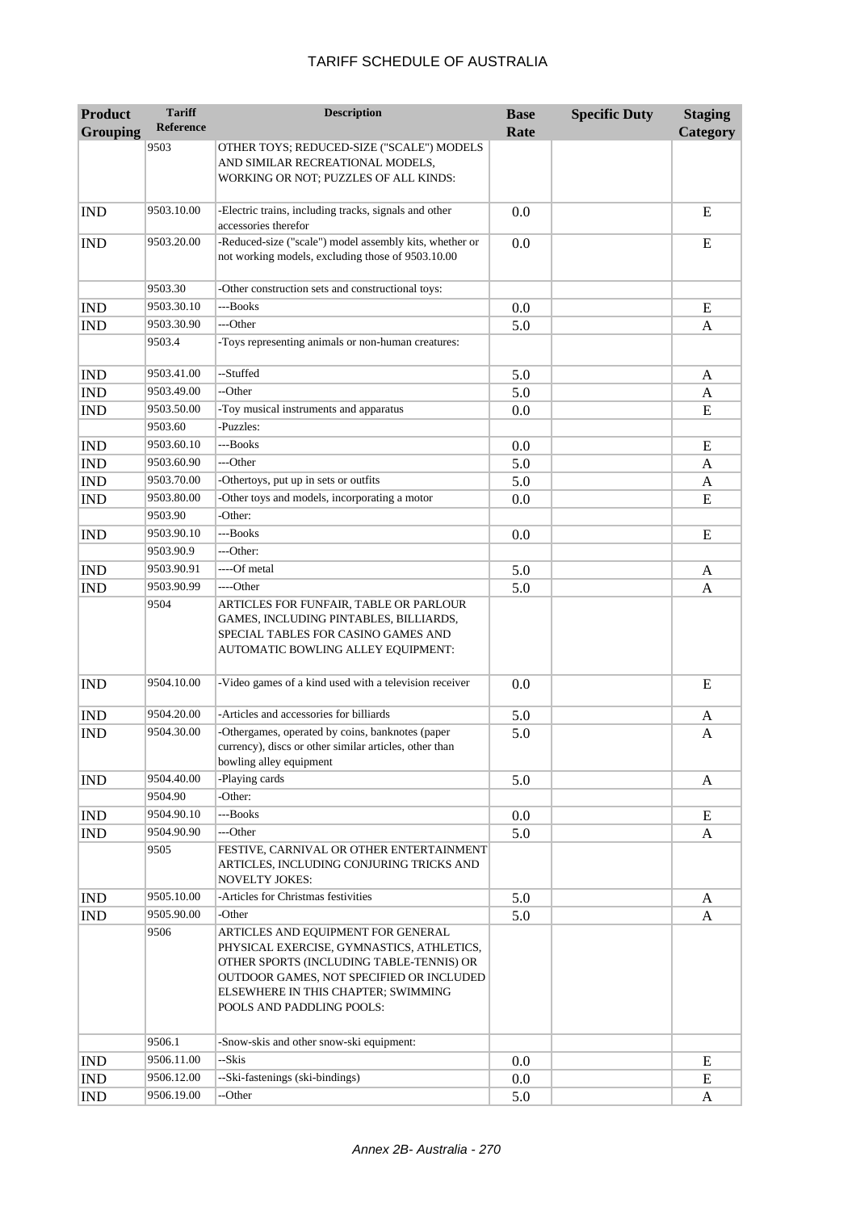# TARIFF SCHEDULE OF AUSTRALIA

| Product Grouping | Tariff Reference | Description | Base Rate | Specific Duty | Staging Category |
|---|---|---|---|---|---|
| | 9503 | OTHER TOYS; REDUCED-SIZE ("SCALE") MODELS AND SIMILAR RECREATIONAL MODELS, WORKING OR NOT; PUZZLES OF ALL KINDS: | | | |
| IND | 9503.10.00 | -Electric trains, including tracks, signals and other accessories therefor | 0.0 | | E |
| IND | 9503.20.00 | -Reduced-size ("scale") model assembly kits, whether or not working models, excluding those of 9503.10.00 | 0.0 | | E |
| | 9503.30 | -Other construction sets and constructional toys: | | | |
| IND | 9503.30.10 | ---Books | 0.0 | | E |
| IND | 9503.30.90 | ---Other | 5.0 | | A |
| | 9503.4 | -Toys representing animals or non-human creatures: | | | |
| IND | 9503.41.00 | --Stuffed | 5.0 | | A |
| IND | 9503.49.00 | --Other | 5.0 | | A |
| IND | 9503.50.00 | -Toy musical instruments and apparatus | 0.0 | | E |
| | 9503.60 | -Puzzles: | | | |
| IND | 9503.60.10 | ---Books | 0.0 | | E |
| IND | 9503.60.90 | ---Other | 5.0 | | A |
| IND | 9503.70.00 | -Othertoys, put up in sets or outfits | 5.0 | | A |
| IND | 9503.80.00 | -Other toys and models, incorporating a motor | 0.0 | | E |
| | 9503.90 | -Other: | | | |
| IND | 9503.90.10 | ---Books | 0.0 | | E |
| | 9503.90.9 | ---Other: | | | |
| IND | 9503.90.91 | ----Of metal | 5.0 | | A |
| IND | 9503.90.99 | ----Other | 5.0 | | A |
| | 9504 | ARTICLES FOR FUNFAIR, TABLE OR PARLOUR GAMES, INCLUDING PINTABLES, BILLIARDS, SPECIAL TABLES FOR CASINO GAMES AND AUTOMATIC BOWLING ALLEY EQUIPMENT: | | | |
| IND | 9504.10.00 | -Video games of a kind used with a television receiver | 0.0 | | E |
| IND | 9504.20.00 | -Articles and accessories for billiards | 5.0 | | A |
| IND | 9504.30.00 | -Othergames, operated by coins, banknotes (paper currency), discs or other similar articles, other than bowling alley equipment | 5.0 | | A |
| IND | 9504.40.00 | -Playing cards | 5.0 | | A |
| | 9504.90 | -Other: | | | |
| IND | 9504.90.10 | ---Books | 0.0 | | E |
| IND | 9504.90.90 | ---Other | 5.0 | | A |
| | 9505 | FESTIVE, CARNIVAL OR OTHER ENTERTAINMENT ARTICLES, INCLUDING CONJURING TRICKS AND NOVELTY JOKES: | | | |
| IND | 9505.10.00 | -Articles for Christmas festivities | 5.0 | | A |
| IND | 9505.90.00 | -Other | 5.0 | | A |
| | 9506 | ARTICLES AND EQUIPMENT FOR GENERAL PHYSICAL EXERCISE, GYMNASTICS, ATHLETICS, OTHER SPORTS (INCLUDING TABLE-TENNIS) OR OUTDOOR GAMES, NOT SPECIFIED OR INCLUDED ELSEWHERE IN THIS CHAPTER; SWIMMING POOLS AND PADDLING POOLS: | | | |
| | 9506.1 | -Snow-skis and other snow-ski equipment: | | | |
| IND | 9506.11.00 | --Skis | 0.0 | | E |
| IND | 9506.12.00 | --Ski-fastenings (ski-bindings) | 0.0 | | E |
| IND | 9506.19.00 | --Other | 5.0 | | A |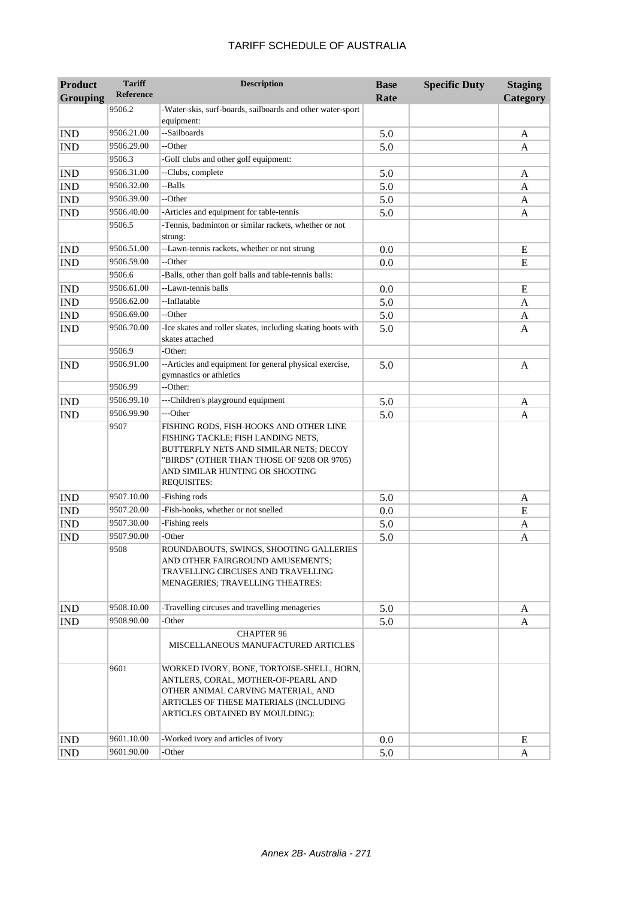# TARIFF SCHEDULE OF AUSTRALIA

| Product Grouping | Tariff Reference | Description | Base Rate | Specific Duty | Staging Category |
|---|---|---|---|---|---|
| | 9506.2 | -Water-skis, surf-boards, sailboards and other water-sport equipment: | | | |
| IND | 9506.21.00 | --Sailboards | 5.0 | | A |
| IND | 9506.29.00 | --Other | 5.0 | | A |
| | 9506.3 | -Golf clubs and other golf equipment: | | | |
| IND | 9506.31.00 | --Clubs, complete | 5.0 | | A |
| IND | 9506.32.00 | --Balls | 5.0 | | A |
| IND | 9506.39.00 | --Other | 5.0 | | A |
| IND | 9506.40.00 | -Articles and equipment for table-tennis | 5.0 | | A |
| | 9506.5 | -Tennis, badminton or similar rackets, whether or not strung: | | | |
| IND | 9506.51.00 | --Lawn-tennis rackets, whether or not strung | 0.0 | | E |
| IND | 9506.59.00 | --Other | 0.0 | | E |
| | 9506.6 | -Balls, other than golf balls and table-tennis balls: | | | |
| IND | 9506.61.00 | --Lawn-tennis balls | 0.0 | | E |
| IND | 9506.62.00 | --Inflatable | 5.0 | | A |
| IND | 9506.69.00 | --Other | 5.0 | | A |
| IND | 9506.70.00 | -Ice skates and roller skates, including skating boots with skates attached | 5.0 | | A |
| | 9506.9 | -Other: | | | |
| IND | 9506.91.00 | --Articles and equipment for general physical exercise, gymnastics or athletics | 5.0 | | A |
| | 9506.99 | --Other: | | | |
| IND | 9506.99.10 | ---Children's playground equipment | 5.0 | | A |
| IND | 9506.99.90 | ---Other | 5.0 | | A |
| | 9507 | FISHING RODS, FISH-HOOKS AND OTHER LINE FISHING TACKLE; FISH LANDING NETS, BUTTERFLY NETS AND SIMILAR NETS; DECOY "BIRDS" (OTHER THAN THOSE OF 9208 OR 9705) AND SIMILAR HUNTING OR SHOOTING REQUISITES: | | | |
| IND | 9507.10.00 | -Fishing rods | 5.0 | | A |
| IND | 9507.20.00 | -Fish-hooks, whether or not snelled | 0.0 | | E |
| IND | 9507.30.00 | -Fishing reels | 5.0 | | A |
| IND | 9507.90.00 | -Other | 5.0 | | A |
| | 9508 | ROUNDABOUTS, SWINGS, SHOOTING GALLERIES AND OTHER FAIRGROUND AMUSEMENTS; TRAVELLING CIRCUSES AND TRAVELLING MENAGERIES; TRAVELLING THEATRES: | | | |
| IND | 9508.10.00 | -Travelling circuses and travelling menageries | 5.0 | | A |
| IND | 9508.90.00 | -Other | 5.0 | | A |
| | | CHAPTER 96 MISCELLANEOUS MANUFACTURED ARTICLES | | | |
| | 9601 | WORKED IVORY, BONE, TORTOISE-SHELL, HORN, ANTLERS, CORAL, MOTHER-OF-PEARL AND OTHER ANIMAL CARVING MATERIAL, AND ARTICLES OF THESE MATERIALS (INCLUDING ARTICLES OBTAINED BY MOULDING): | | | |
| IND | 9601.10.00 | -Worked ivory and articles of ivory | 0.0 | | E |
| IND | 9601.90.00 | -Other | 5.0 | | A |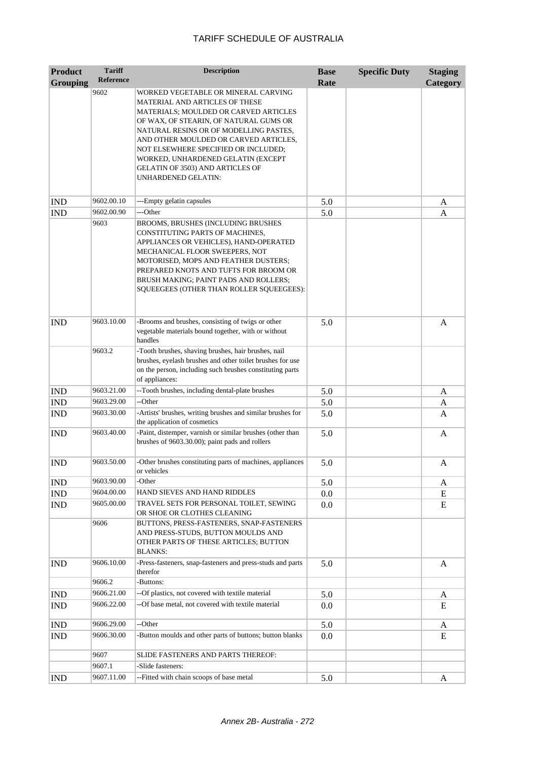# TARIFF SCHEDULE OF AUSTRALIA

| Product Grouping | Tariff Reference | Description | Base Rate | Specific Duty | Staging Category |
|---|---|---|---|---|---|
| | 9602 | WORKED VEGETABLE OR MINERAL CARVING MATERIAL AND ARTICLES OF THESE MATERIALS; MOULDED OR CARVED ARTICLES OF WAX, OF STEARIN, OF NATURAL GUMS OR NATURAL RESINS OR OF MODELLING PASTES, AND OTHER MOULDED OR CARVED ARTICLES, NOT ELSEWHERE SPECIFIED OR INCLUDED; WORKED, UNHARDENED GELATIN (EXCEPT GELATIN OF 3503) AND ARTICLES OF UNHARDENED GELATIN: | | | |
| IND | 9602.00.10 | ---Empty gelatin capsules | 5.0 | | A |
| IND | 9602.00.90 | ---Other | 5.0 | | A |
| | 9603 | BROOMS, BRUSHES (INCLUDING BRUSHES CONSTITUTING PARTS OF MACHINES, APPLIANCES OR VEHICLES), HAND-OPERATED MECHANICAL FLOOR SWEEPERS, NOT MOTORISED, MOPS AND FEATHER DUSTERS; PREPARED KNOTS AND TUFTS FOR BROOM OR BRUSH MAKING; PAINT PADS AND ROLLERS; SQUEEGEES (OTHER THAN ROLLER SQUEEGEES): | | | |
| IND | 9603.10.00 | -Brooms and brushes, consisting of twigs or other vegetable materials bound together, with or without handles | 5.0 | | A |
| | 9603.2 | -Tooth brushes, shaving brushes, hair brushes, nail brushes, eyelash brushes and other toilet brushes for use on the person, including such brushes constituting parts of appliances: | | | |
| IND | 9603.21.00 | --Tooth brushes, including dental-plate brushes | 5.0 | | A |
| IND | 9603.29.00 | --Other | 5.0 | | A |
| IND | 9603.30.00 | -Artists' brushes, writing brushes and similar brushes for the application of cosmetics | 5.0 | | A |
| IND | 9603.40.00 | -Paint, distemper, varnish or similar brushes (other than brushes of 9603.30.00); paint pads and rollers | 5.0 | | A |
| IND | 9603.50.00 | -Other brushes constituting parts of machines, appliances or vehicles | 5.0 | | A |
| IND | 9603.90.00 | -Other | 5.0 | | A |
| IND | 9604.00.00 | HAND SIEVES AND HAND RIDDLES | 0.0 | | E |
| IND | 9605.00.00 | TRAVEL SETS FOR PERSONAL TOILET, SEWING OR SHOE OR CLOTHES CLEANING | 0.0 | | E |
| | 9606 | BUTTONS, PRESS-FASTENERS, SNAP-FASTENERS AND PRESS-STUDS, BUTTON MOULDS AND OTHER PARTS OF THESE ARTICLES; BUTTON BLANKS: | | | |
| IND | 9606.10.00 | -Press-fasteners, snap-fasteners and press-studs and parts therefor | 5.0 | | A |
| | 9606.2 | -Buttons: | | | |
| IND | 9606.21.00 | --Of plastics, not covered with textile material | 5.0 | | A |
| IND | 9606.22.00 | --Of base metal, not covered with textile material | 0.0 | | E |
| IND | 9606.29.00 | --Other | 5.0 | | A |
| IND | 9606.30.00 | -Button moulds and other parts of buttons; button blanks | 0.0 | | E |
| | 9607 | SLIDE FASTENERS AND PARTS THEREOF: | | | |
| | 9607.1 | -Slide fasteners: | | | |
| IND | 9607.11.00 | --Fitted with chain scoops of base metal | 5.0 | | A |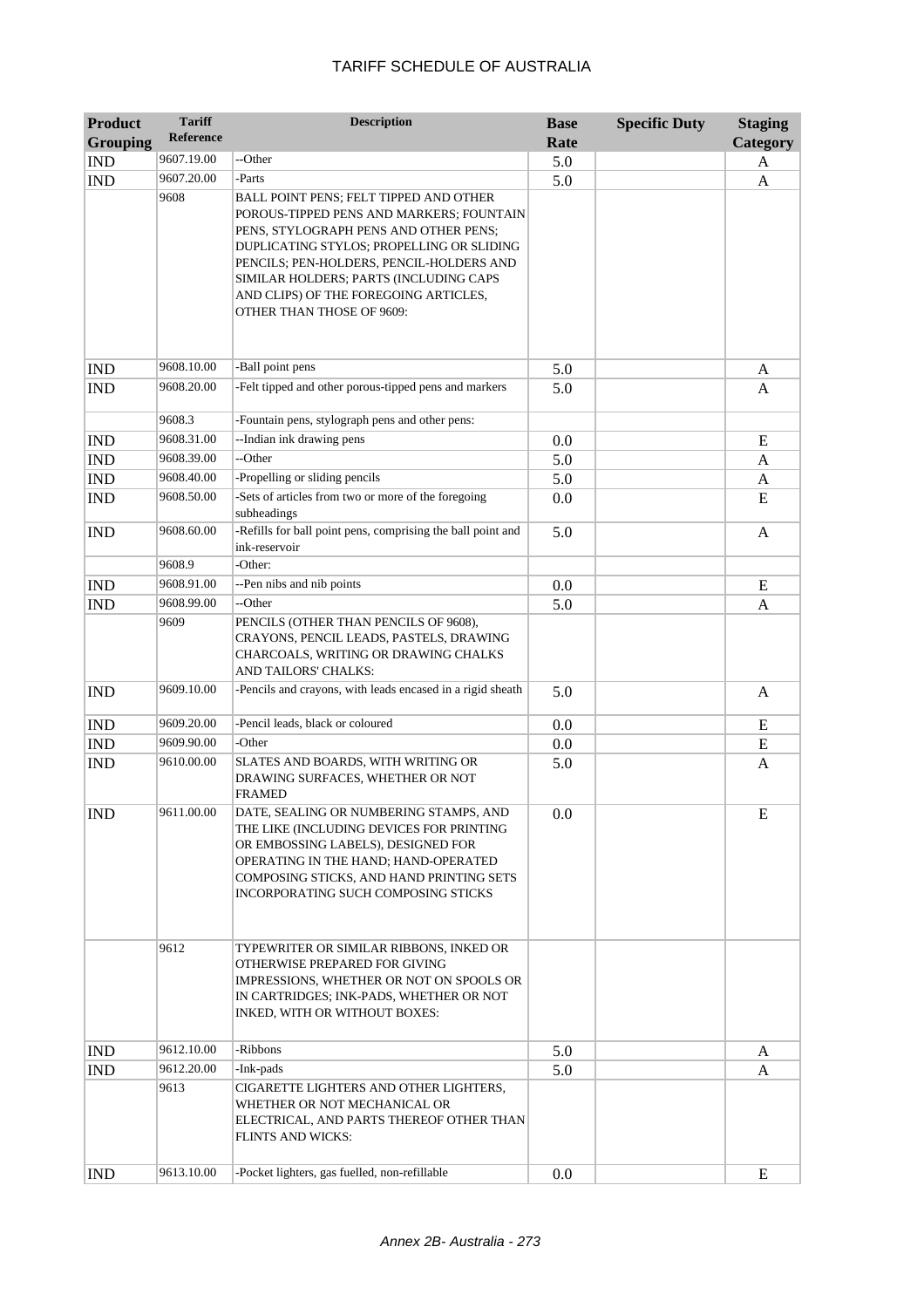# TARIFF SCHEDULE OF AUSTRALIA

| Product Grouping | Tariff Reference | Description | Base Rate | Specific Duty | Staging Category |
|---|---|---|---|---|---|
| IND | 9607.19.00 | --Other | 5.0 | | A |
| IND | 9607.20.00 | -Parts | 5.0 | | A |
| | 9608 | BALL POINT PENS; FELT TIPPED AND OTHER POROUS-TIPPED PENS AND MARKERS; FOUNTAIN PENS, STYLOGRAPH PENS AND OTHER PENS; DUPLICATING STYLOS; PROPELLING OR SLIDING PENCILS; PEN-HOLDERS, PENCIL-HOLDERS AND SIMILAR HOLDERS; PARTS (INCLUDING CAPS AND CLIPS) OF THE FOREGOING ARTICLES, OTHER THAN THOSE OF 9609: | | | |
| IND | 9608.10.00 | -Ball point pens | 5.0 | | A |
| IND | 9608.20.00 | -Felt tipped and other porous-tipped pens and markers | 5.0 | | A |
| | 9608.3 | -Fountain pens, stylograph pens and other pens: | | | |
| IND | 9608.31.00 | --Indian ink drawing pens | 0.0 | | E |
| IND | 9608.39.00 | --Other | 5.0 | | A |
| IND | 9608.40.00 | -Propelling or sliding pencils | 5.0 | | A |
| IND | 9608.50.00 | -Sets of articles from two or more of the foregoing subheadings | 0.0 | | E |
| IND | 9608.60.00 | -Refills for ball point pens, comprising the ball point and ink-reservoir | 5.0 | | A |
| | 9608.9 | -Other: | | | |
| IND | 9608.91.00 | --Pen nibs and nib points | 0.0 | | E |
| IND | 9608.99.00 | --Other | 5.0 | | A |
| | 9609 | PENCILS (OTHER THAN PENCILS OF 9608), CRAYONS, PENCIL LEADS, PASTELS, DRAWING CHARCOALS, WRITING OR DRAWING CHALKS AND TAILORS' CHALKS: | | | |
| IND | 9609.10.00 | -Pencils and crayons, with leads encased in a rigid sheath | 5.0 | | A |
| IND | 9609.20.00 | -Pencil leads, black or coloured | 0.0 | | E |
| IND | 9609.90.00 | -Other | 0.0 | | E |
| IND | 9610.00.00 | SLATES AND BOARDS, WITH WRITING OR DRAWING SURFACES, WHETHER OR NOT FRAMED | 5.0 | | A |
| IND | 9611.00.00 | DATE, SEALING OR NUMBERING STAMPS, AND THE LIKE (INCLUDING DEVICES FOR PRINTING OR EMBOSSING LABELS), DESIGNED FOR OPERATING IN THE HAND; HAND-OPERATED COMPOSING STICKS, AND HAND PRINTING SETS INCORPORATING SUCH COMPOSING STICKS | 0.0 | | E |
| | 9612 | TYPEWRITER OR SIMILAR RIBBONS, INKED OR OTHERWISE PREPARED FOR GIVING IMPRESSIONS, WHETHER OR NOT ON SPOOLS OR IN CARTRIDGES; INK-PADS, WHETHER OR NOT INKED, WITH OR WITHOUT BOXES: | | | |
| IND | 9612.10.00 | -Ribbons | 5.0 | | A |
| IND | 9612.20.00 | -Ink-pads | 5.0 | | A |
| | 9613 | CIGARETTE LIGHTERS AND OTHER LIGHTERS, WHETHER OR NOT MECHANICAL OR ELECTRICAL, AND PARTS THEREOF OTHER THAN FLINTS AND WICKS: | | | |
| IND | 9613.10.00 | -Pocket lighters, gas fuelled, non-refillable | 0.0 | | E |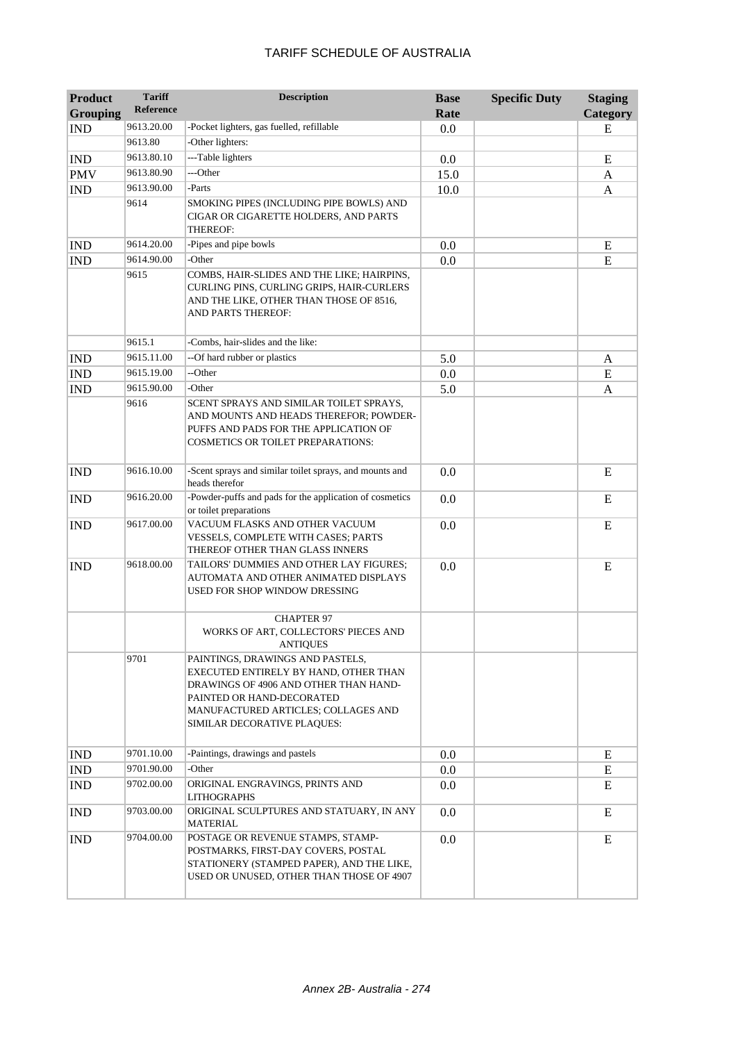# TARIFF SCHEDULE OF AUSTRALIA

| Product Grouping | Tariff Reference | Description | Base Rate | Specific Duty | Staging Category |
|---|---|---|---|---|---|
| IND | 9613.20.00 | -Pocket lighters, gas fuelled, refillable | 0.0 | | E |
| | 9613.80 | -Other lighters: | | | |
| IND | 9613.80.10 | ---Table lighters | 0.0 | | E |
| PMV | 9613.80.90 | ---Other | 15.0 | | A |
| IND | 9613.90.00 | -Parts | 10.0 | | A |
| | 9614 | SMOKING PIPES (INCLUDING PIPE BOWLS) AND CIGAR OR CIGARETTE HOLDERS, AND PARTS THEREOF: | | | |
| IND | 9614.20.00 | -Pipes and pipe bowls | 0.0 | | E |
| IND | 9614.90.00 | -Other | 0.0 | | E |
| | 9615 | COMBS, HAIR-SLIDES AND THE LIKE; HAIRPINS, CURLING PINS, CURLING GRIPS, HAIR-CURLERS AND THE LIKE, OTHER THAN THOSE OF 8516, AND PARTS THEREOF: | | | |
| | 9615.1 | -Combs, hair-slides and the like: | | | |
| IND | 9615.11.00 | --Of hard rubber or plastics | 5.0 | | A |
| IND | 9615.19.00 | --Other | 0.0 | | E |
| IND | 9615.90.00 | -Other | 5.0 | | A |
| | 9616 | SCENT SPRAYS AND SIMILAR TOILET SPRAYS, AND MOUNTS AND HEADS THEREFOR; POWDER-PUFFS AND PADS FOR THE APPLICATION OF COSMETICS OR TOILET PREPARATIONS: | | | |
| IND | 9616.10.00 | -Scent sprays and similar toilet sprays, and mounts and heads therefor | 0.0 | | E |
| IND | 9616.20.00 | -Powder-puffs and pads for the application of cosmetics or toilet preparations | 0.0 | | E |
| IND | 9617.00.00 | VACUUM FLASKS AND OTHER VACUUM VESSELS, COMPLETE WITH CASES; PARTS THEREOF OTHER THAN GLASS INNERS | 0.0 | | E |
| IND | 9618.00.00 | TAILORS' DUMMIES AND OTHER LAY FIGURES; AUTOMATA AND OTHER ANIMATED DISPLAYS USED FOR SHOP WINDOW DRESSING | 0.0 | | E |
| | | CHAPTER 97 WORKS OF ART, COLLECTORS' PIECES AND ANTIQUES | | | |
| | 9701 | PAINTINGS, DRAWINGS AND PASTELS, EXECUTED ENTIRELY BY HAND, OTHER THAN DRAWINGS OF 4906 AND OTHER THAN HAND-PAINTED OR HAND-DECORATED MANUFACTURED ARTICLES; COLLAGES AND SIMILAR DECORATIVE PLAQUES: | | | |
| IND | 9701.10.00 | -Paintings, drawings and pastels | 0.0 | | E |
| IND | 9701.90.00 | -Other | 0.0 | | E |
| IND | 9702.00.00 | ORIGINAL ENGRAVINGS, PRINTS AND LITHOGRAPHS | 0.0 | | E |
| IND | 9703.00.00 | ORIGINAL SCULPTURES AND STATUARY, IN ANY MATERIAL | 0.0 | | E |
| IND | 9704.00.00 | POSTAGE OR REVENUE STAMPS, STAMP-POSTMARKS, FIRST-DAY COVERS, POSTAL STATIONERY (STAMPED PAPER), AND THE LIKE, USED OR UNUSED, OTHER THAN THOSE OF 4907 | 0.0 | | E |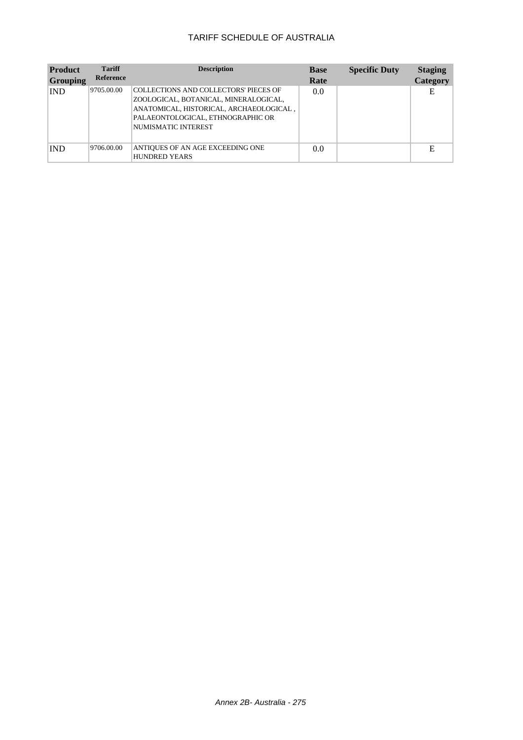# TARIFF SCHEDULE OF AUSTRALIA

| Product Grouping | Tariff Reference | Description | Base Rate | Specific Duty | Staging Category |
|---|---|---|---|---|---|
| IND | 9705.00.00 | COLLECTIONS AND COLLECTORS' PIECES OF ZOOLOGICAL, BOTANICAL, MINERALOGICAL, ANATOMICAL, HISTORICAL, ARCHAEOLOGICAL , PALAEONTOLOGICAL, ETHNOGRAPHIC OR NUMISMATIC INTEREST | 0.0 | | E |
| IND | 9706.00.00 | ANTIQUES OF AN AGE EXCEEDING ONE HUNDRED YEARS | 0.0 | | E |